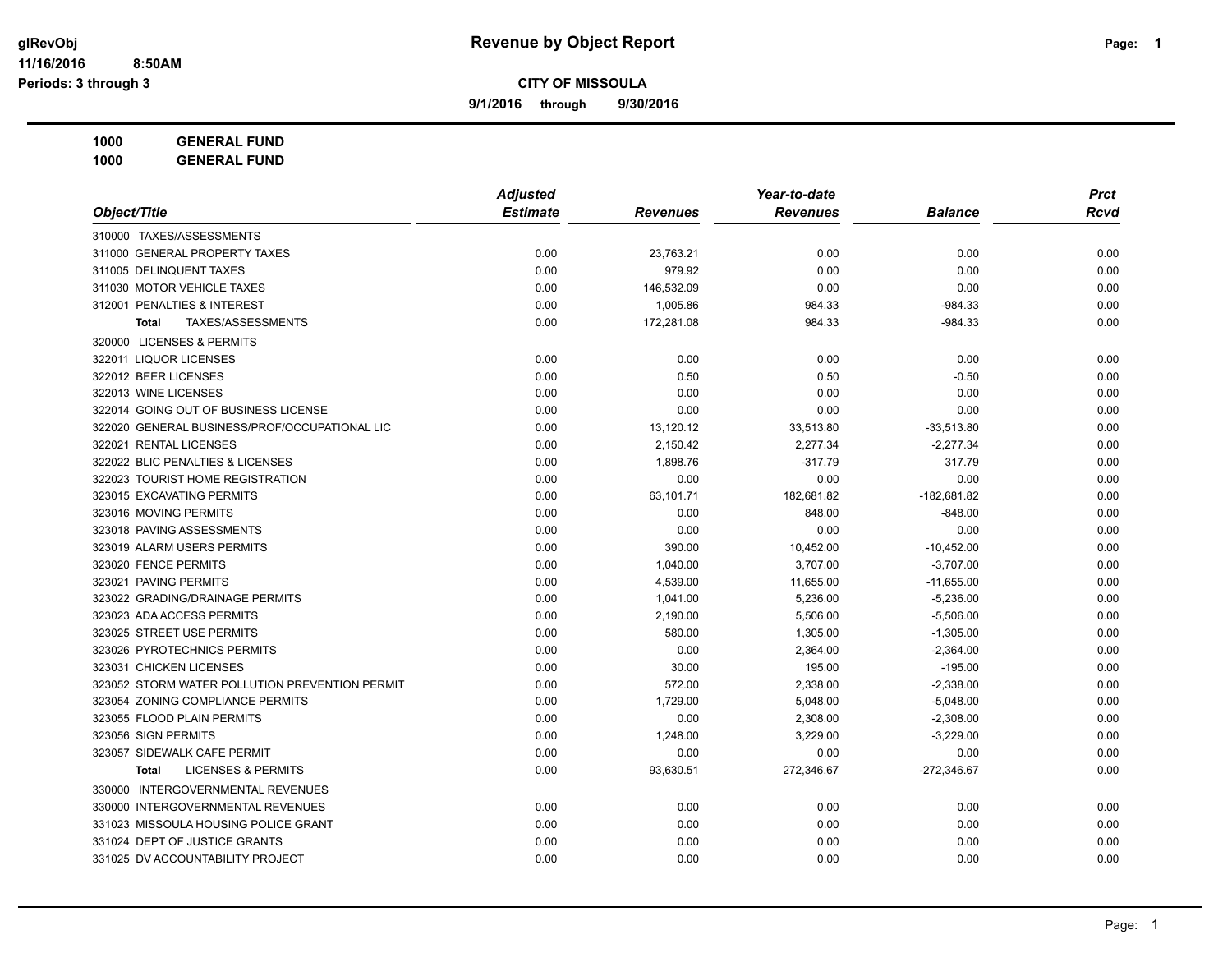glRevObj
11/16/2016 8:50AM
Periods: 3 through 3

# Revenue by Object Report

**CITY OF MISSOULA**

**9/1/2016 through 9/30/2016**

**1000 GENERAL FUND**
**1000 GENERAL FUND**

| Object/Title | Adjusted Estimate | Revenues | Year-to-date Revenues | Balance | Prct Rcvd |
|---|---|---|---|---|---|
| 310000 TAXES/ASSESSMENTS | | | | | |
| 311000 GENERAL PROPERTY TAXES | 0.00 | 23,763.21 | 0.00 | 0.00 | 0.00 |
| 311005 DELINQUENT TAXES | 0.00 | 979.92 | 0.00 | 0.00 | 0.00 |
| 311030 MOTOR VEHICLE TAXES | 0.00 | 146,532.09 | 0.00 | 0.00 | 0.00 |
| 312001 PENALTIES & INTEREST | 0.00 | 1,005.86 | 984.33 | -984.33 | 0.00 |
| **Total** TAXES/ASSESSMENTS | 0.00 | 172,281.08 | 984.33 | -984.33 | 0.00 |
| 320000 LICENSES & PERMITS | | | | | |
| 322011 LIQUOR LICENSES | 0.00 | 0.00 | 0.00 | 0.00 | 0.00 |
| 322012 BEER LICENSES | 0.00 | 0.50 | 0.50 | -0.50 | 0.00 |
| 322013 WINE LICENSES | 0.00 | 0.00 | 0.00 | 0.00 | 0.00 |
| 322014 GOING OUT OF BUSINESS LICENSE | 0.00 | 0.00 | 0.00 | 0.00 | 0.00 |
| 322020 GENERAL BUSINESS/PROF/OCCUPATIONAL LIC | 0.00 | 13,120.12 | 33,513.80 | -33,513.80 | 0.00 |
| 322021 RENTAL LICENSES | 0.00 | 2,150.42 | 2,277.34 | -2,277.34 | 0.00 |
| 322022 BLIC PENALTIES & LICENSES | 0.00 | 1,898.76 | -317.79 | 317.79 | 0.00 |
| 322023 TOURIST HOME REGISTRATION | 0.00 | 0.00 | 0.00 | 0.00 | 0.00 |
| 323015 EXCAVATING PERMITS | 0.00 | 63,101.71 | 182,681.82 | -182,681.82 | 0.00 |
| 323016 MOVING PERMITS | 0.00 | 0.00 | 848.00 | -848.00 | 0.00 |
| 323018 PAVING ASSESSMENTS | 0.00 | 0.00 | 0.00 | 0.00 | 0.00 |
| 323019 ALARM USERS PERMITS | 0.00 | 390.00 | 10,452.00 | -10,452.00 | 0.00 |
| 323020 FENCE PERMITS | 0.00 | 1,040.00 | 3,707.00 | -3,707.00 | 0.00 |
| 323021 PAVING PERMITS | 0.00 | 4,539.00 | 11,655.00 | -11,655.00 | 0.00 |
| 323022 GRADING/DRAINAGE PERMITS | 0.00 | 1,041.00 | 5,236.00 | -5,236.00 | 0.00 |
| 323023 ADA ACCESS PERMITS | 0.00 | 2,190.00 | 5,506.00 | -5,506.00 | 0.00 |
| 323025 STREET USE PERMITS | 0.00 | 580.00 | 1,305.00 | -1,305.00 | 0.00 |
| 323026 PYROTECHNICS PERMITS | 0.00 | 0.00 | 2,364.00 | -2,364.00 | 0.00 |
| 323031 CHICKEN LICENSES | 0.00 | 30.00 | 195.00 | -195.00 | 0.00 |
| 323052 STORM WATER POLLUTION PREVENTION PERMIT | 0.00 | 572.00 | 2,338.00 | -2,338.00 | 0.00 |
| 323054 ZONING COMPLIANCE PERMITS | 0.00 | 1,729.00 | 5,048.00 | -5,048.00 | 0.00 |
| 323055 FLOOD PLAIN PERMITS | 0.00 | 0.00 | 2,308.00 | -2,308.00 | 0.00 |
| 323056 SIGN PERMITS | 0.00 | 1,248.00 | 3,229.00 | -3,229.00 | 0.00 |
| 323057 SIDEWALK CAFE PERMIT | 0.00 | 0.00 | 0.00 | 0.00 | 0.00 |
| **Total** LICENSES & PERMITS | 0.00 | 93,630.51 | 272,346.67 | -272,346.67 | 0.00 |
| 330000 INTERGOVERNMENTAL REVENUES | | | | | |
| 330000 INTERGOVERNMENTAL REVENUES | 0.00 | 0.00 | 0.00 | 0.00 | 0.00 |
| 331023 MISSOULA HOUSING POLICE GRANT | 0.00 | 0.00 | 0.00 | 0.00 | 0.00 |
| 331024 DEPT OF JUSTICE GRANTS | 0.00 | 0.00 | 0.00 | 0.00 | 0.00 |
| 331025 DV ACCOUNTABILITY PROJECT | 0.00 | 0.00 | 0.00 | 0.00 | 0.00 |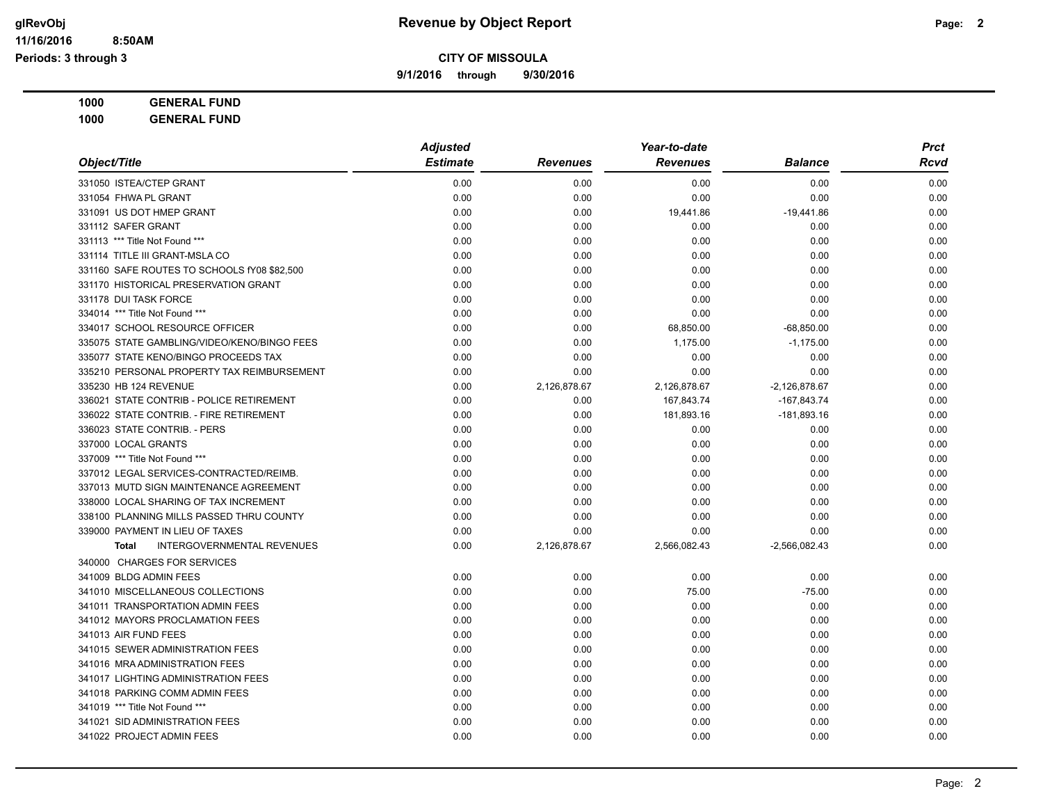**Revenue by Object Report**

**CITY OF MISSOULA**

**9/1/2016 through 9/30/2016**

glRevObj
11/16/2016 8:50AM
Periods: 3 through 3

**1000 GENERAL FUND**

**1000 GENERAL FUND**

| Object/Title | Adjusted Estimate | Revenues | Year-to-date Revenues | Balance | Prct Rcvd |
|---|---|---|---|---|---|
| 331050 ISTEA/CTEP GRANT | 0.00 | 0.00 | 0.00 | 0.00 | 0.00 |
| 331054 FHWA PL GRANT | 0.00 | 0.00 | 0.00 | 0.00 | 0.00 |
| 331091 US DOT HMEP GRANT | 0.00 | 0.00 | 19,441.86 | -19,441.86 | 0.00 |
| 331112 SAFER GRANT | 0.00 | 0.00 | 0.00 | 0.00 | 0.00 |
| 331113 *** Title Not Found *** | 0.00 | 0.00 | 0.00 | 0.00 | 0.00 |
| 331114 TITLE III GRANT-MSLA CO | 0.00 | 0.00 | 0.00 | 0.00 | 0.00 |
| 331160 SAFE ROUTES TO SCHOOLS fY08 $82,500 | 0.00 | 0.00 | 0.00 | 0.00 | 0.00 |
| 331170 HISTORICAL PRESERVATION GRANT | 0.00 | 0.00 | 0.00 | 0.00 | 0.00 |
| 331178 DUI TASK FORCE | 0.00 | 0.00 | 0.00 | 0.00 | 0.00 |
| 334014 *** Title Not Found *** | 0.00 | 0.00 | 0.00 | 0.00 | 0.00 |
| 334017 SCHOOL RESOURCE OFFICER | 0.00 | 0.00 | 68,850.00 | -68,850.00 | 0.00 |
| 335075 STATE GAMBLING/VIDEO/KENO/BINGO FEES | 0.00 | 0.00 | 1,175.00 | -1,175.00 | 0.00 |
| 335077 STATE KENO/BINGO PROCEEDS TAX | 0.00 | 0.00 | 0.00 | 0.00 | 0.00 |
| 335210 PERSONAL PROPERTY TAX REIMBURSEMENT | 0.00 | 0.00 | 0.00 | 0.00 | 0.00 |
| 335230 HB 124 REVENUE | 0.00 | 2,126,878.67 | 2,126,878.67 | -2,126,878.67 | 0.00 |
| 336021 STATE CONTRIB - POLICE RETIREMENT | 0.00 | 0.00 | 167,843.74 | -167,843.74 | 0.00 |
| 336022 STATE CONTRIB. - FIRE RETIREMENT | 0.00 | 0.00 | 181,893.16 | -181,893.16 | 0.00 |
| 336023 STATE CONTRIB. - PERS | 0.00 | 0.00 | 0.00 | 0.00 | 0.00 |
| 337000 LOCAL GRANTS | 0.00 | 0.00 | 0.00 | 0.00 | 0.00 |
| 337009 *** Title Not Found *** | 0.00 | 0.00 | 0.00 | 0.00 | 0.00 |
| 337012 LEGAL SERVICES-CONTRACTED/REIMB. | 0.00 | 0.00 | 0.00 | 0.00 | 0.00 |
| 337013 MUTD SIGN MAINTENANCE AGREEMENT | 0.00 | 0.00 | 0.00 | 0.00 | 0.00 |
| 338000 LOCAL SHARING OF TAX INCREMENT | 0.00 | 0.00 | 0.00 | 0.00 | 0.00 |
| 338100 PLANNING MILLS PASSED THRU COUNTY | 0.00 | 0.00 | 0.00 | 0.00 | 0.00 |
| 339000 PAYMENT IN LIEU OF TAXES | 0.00 | 0.00 | 0.00 | 0.00 | 0.00 |
| **Total** INTERGOVERNMENTAL REVENUES | 0.00 | 2,126,878.67 | 2,566,082.43 | -2,566,082.43 | 0.00 |
| 340000 CHARGES FOR SERVICES | | | | | |
| 341009 BLDG ADMIN FEES | 0.00 | 0.00 | 0.00 | 0.00 | 0.00 |
| 341010 MISCELLANEOUS COLLECTIONS | 0.00 | 0.00 | 75.00 | -75.00 | 0.00 |
| 341011 TRANSPORTATION ADMIN FEES | 0.00 | 0.00 | 0.00 | 0.00 | 0.00 |
| 341012 MAYORS PROCLAMATION FEES | 0.00 | 0.00 | 0.00 | 0.00 | 0.00 |
| 341013 AIR FUND FEES | 0.00 | 0.00 | 0.00 | 0.00 | 0.00 |
| 341015 SEWER ADMINISTRATION FEES | 0.00 | 0.00 | 0.00 | 0.00 | 0.00 |
| 341016 MRA ADMINISTRATION FEES | 0.00 | 0.00 | 0.00 | 0.00 | 0.00 |
| 341017 LIGHTING ADMINISTRATION FEES | 0.00 | 0.00 | 0.00 | 0.00 | 0.00 |
| 341018 PARKING COMM ADMIN FEES | 0.00 | 0.00 | 0.00 | 0.00 | 0.00 |
| 341019 *** Title Not Found *** | 0.00 | 0.00 | 0.00 | 0.00 | 0.00 |
| 341021 SID ADMINISTRATION FEES | 0.00 | 0.00 | 0.00 | 0.00 | 0.00 |
| 341022 PROJECT ADMIN FEES | 0.00 | 0.00 | 0.00 | 0.00 | 0.00 |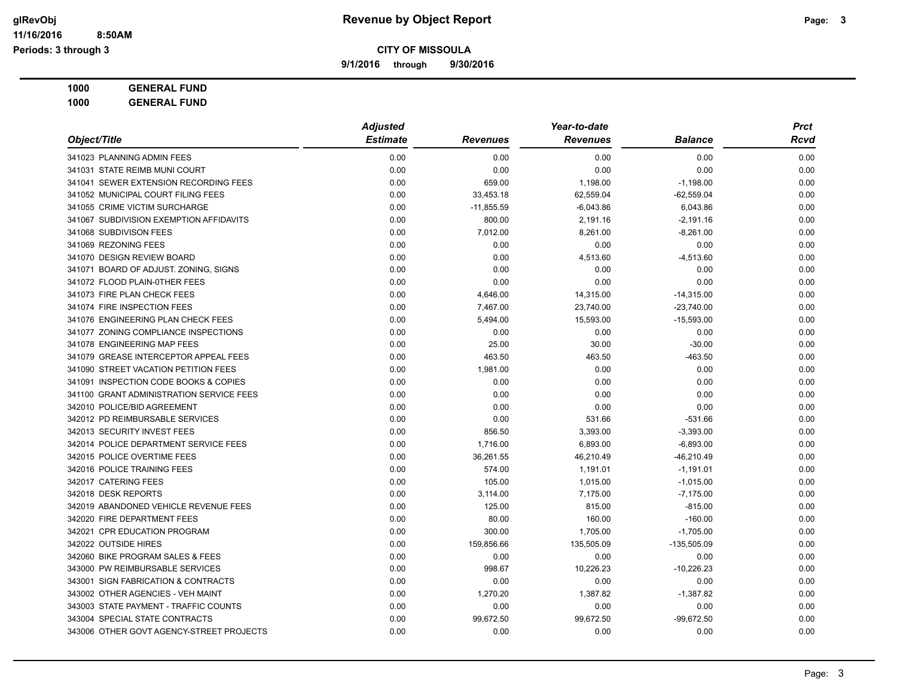**CITY OF MISSOULA**

**9/1/2016 through 9/30/2016**

**Revenue by Object Report**

Periods: 3 through 3

**1000 GENERAL FUND**

**1000 GENERAL FUND**

| Object/Title | Adjusted Estimate | Revenues | Year-to-date Revenues | Balance | Prct Rcvd |
|---|---|---|---|---|---|
| 341023 PLANNING ADMIN FEES | 0.00 | 0.00 | 0.00 | 0.00 | 0.00 |
| 341031 STATE REIMB MUNI COURT | 0.00 | 0.00 | 0.00 | 0.00 | 0.00 |
| 341041 SEWER EXTENSION RECORDING FEES | 0.00 | 659.00 | 1,198.00 | -1,198.00 | 0.00 |
| 341052 MUNICIPAL COURT FILING FEES | 0.00 | 33,453.18 | 62,559.04 | -62,559.04 | 0.00 |
| 341055 CRIME VICTIM SURCHARGE | 0.00 | -11,855.59 | -6,043.86 | 6,043.86 | 0.00 |
| 341067 SUBDIVISION EXEMPTION AFFIDAVITS | 0.00 | 800.00 | 2,191.16 | -2,191.16 | 0.00 |
| 341068 SUBDIVISON FEES | 0.00 | 7,012.00 | 8,261.00 | -8,261.00 | 0.00 |
| 341069 REZONING FEES | 0.00 | 0.00 | 0.00 | 0.00 | 0.00 |
| 341070 DESIGN REVIEW BOARD | 0.00 | 0.00 | 4,513.60 | -4,513.60 | 0.00 |
| 341071 BOARD OF ADJUST. ZONING, SIGNS | 0.00 | 0.00 | 0.00 | 0.00 | 0.00 |
| 341072 FLOOD PLAIN-0THER FEES | 0.00 | 0.00 | 0.00 | 0.00 | 0.00 |
| 341073 FIRE PLAN CHECK FEES | 0.00 | 4,646.00 | 14,315.00 | -14,315.00 | 0.00 |
| 341074 FIRE INSPECTION FEES | 0.00 | 7,467.00 | 23,740.00 | -23,740.00 | 0.00 |
| 341076 ENGINEERING PLAN CHECK FEES | 0.00 | 5,494.00 | 15,593.00 | -15,593.00 | 0.00 |
| 341077 ZONING COMPLIANCE INSPECTIONS | 0.00 | 0.00 | 0.00 | 0.00 | 0.00 |
| 341078 ENGINEERING MAP FEES | 0.00 | 25.00 | 30.00 | -30.00 | 0.00 |
| 341079 GREASE INTERCEPTOR APPEAL FEES | 0.00 | 463.50 | 463.50 | -463.50 | 0.00 |
| 341090 STREET VACATION PETITION FEES | 0.00 | 1,981.00 | 0.00 | 0.00 | 0.00 |
| 341091 INSPECTION CODE BOOKS & COPIES | 0.00 | 0.00 | 0.00 | 0.00 | 0.00 |
| 341100 GRANT ADMINISTRATION SERVICE FEES | 0.00 | 0.00 | 0.00 | 0.00 | 0.00 |
| 342010 POLICE/BID AGREEMENT | 0.00 | 0.00 | 0.00 | 0.00 | 0.00 |
| 342012 PD REIMBURSABLE SERVICES | 0.00 | 0.00 | 531.66 | -531.66 | 0.00 |
| 342013 SECURITY INVEST FEES | 0.00 | 856.50 | 3,393.00 | -3,393.00 | 0.00 |
| 342014 POLICE DEPARTMENT SERVICE FEES | 0.00 | 1,716.00 | 6,893.00 | -6,893.00 | 0.00 |
| 342015 POLICE OVERTIME FEES | 0.00 | 36,261.55 | 46,210.49 | -46,210.49 | 0.00 |
| 342016 POLICE TRAINING FEES | 0.00 | 574.00 | 1,191.01 | -1,191.01 | 0.00 |
| 342017 CATERING FEES | 0.00 | 105.00 | 1,015.00 | -1,015.00 | 0.00 |
| 342018 DESK REPORTS | 0.00 | 3,114.00 | 7,175.00 | -7,175.00 | 0.00 |
| 342019 ABANDONED VEHICLE REVENUE FEES | 0.00 | 125.00 | 815.00 | -815.00 | 0.00 |
| 342020 FIRE DEPARTMENT FEES | 0.00 | 80.00 | 160.00 | -160.00 | 0.00 |
| 342021 CPR EDUCATION PROGRAM | 0.00 | 300.00 | 1,705.00 | -1,705.00 | 0.00 |
| 342022 OUTSIDE HIRES | 0.00 | 159,856.66 | 135,505.09 | -135,505.09 | 0.00 |
| 342060 BIKE PROGRAM SALES & FEES | 0.00 | 0.00 | 0.00 | 0.00 | 0.00 |
| 343000 PW REIMBURSABLE SERVICES | 0.00 | 998.67 | 10,226.23 | -10,226.23 | 0.00 |
| 343001 SIGN FABRICATION & CONTRACTS | 0.00 | 0.00 | 0.00 | 0.00 | 0.00 |
| 343002 OTHER AGENCIES - VEH MAINT | 0.00 | 1,270.20 | 1,387.82 | -1,387.82 | 0.00 |
| 343003 STATE PAYMENT - TRAFFIC COUNTS | 0.00 | 0.00 | 0.00 | 0.00 | 0.00 |
| 343004 SPECIAL STATE CONTRACTS | 0.00 | 99,672.50 | 99,672.50 | -99,672.50 | 0.00 |
| 343006 OTHER GOVT AGENCY-STREET PROJECTS | 0.00 | 0.00 | 0.00 | 0.00 | 0.00 |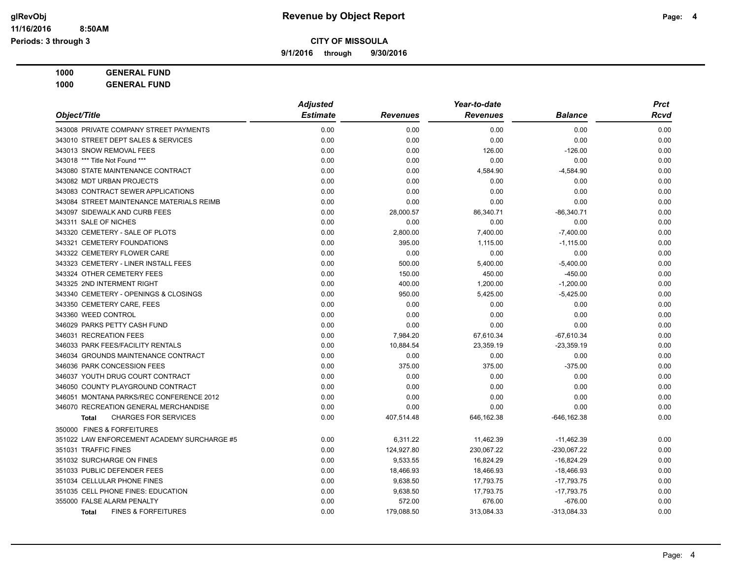**CITY OF MISSOULA**

**9/1/2016 through 9/30/2016**

**1000 GENERAL FUND**

**1000 GENERAL FUND**

| Object/Title | Adjusted Estimate | Revenues | Year-to-date Revenues | Balance | Prct Rcvd |
|---|---|---|---|---|---|
| 343008 PRIVATE COMPANY STREET PAYMENTS | 0.00 | 0.00 | 0.00 | 0.00 | 0.00 |
| 343010 STREET DEPT SALES & SERVICES | 0.00 | 0.00 | 0.00 | 0.00 | 0.00 |
| 343013 SNOW REMOVAL FEES | 0.00 | 0.00 | 126.00 | -126.00 | 0.00 |
| 343018 *** Title Not Found *** | 0.00 | 0.00 | 0.00 | 0.00 | 0.00 |
| 343080 STATE MAINTENANCE CONTRACT | 0.00 | 0.00 | 4,584.90 | -4,584.90 | 0.00 |
| 343082 MDT URBAN PROJECTS | 0.00 | 0.00 | 0.00 | 0.00 | 0.00 |
| 343083 CONTRACT SEWER APPLICATIONS | 0.00 | 0.00 | 0.00 | 0.00 | 0.00 |
| 343084 STREET MAINTENANCE MATERIALS REIMB | 0.00 | 0.00 | 0.00 | 0.00 | 0.00 |
| 343097 SIDEWALK AND CURB FEES | 0.00 | 28,000.57 | 86,340.71 | -86,340.71 | 0.00 |
| 343311 SALE OF NICHES | 0.00 | 0.00 | 0.00 | 0.00 | 0.00 |
| 343320 CEMETERY - SALE OF PLOTS | 0.00 | 2,800.00 | 7,400.00 | -7,400.00 | 0.00 |
| 343321 CEMETERY FOUNDATIONS | 0.00 | 395.00 | 1,115.00 | -1,115.00 | 0.00 |
| 343322 CEMETERY FLOWER CARE | 0.00 | 0.00 | 0.00 | 0.00 | 0.00 |
| 343323 CEMETERY - LINER INSTALL FEES | 0.00 | 500.00 | 5,400.00 | -5,400.00 | 0.00 |
| 343324 OTHER CEMETERY FEES | 0.00 | 150.00 | 450.00 | -450.00 | 0.00 |
| 343325 2ND INTERMENT RIGHT | 0.00 | 400.00 | 1,200.00 | -1,200.00 | 0.00 |
| 343340 CEMETERY - OPENINGS & CLOSINGS | 0.00 | 950.00 | 5,425.00 | -5,425.00 | 0.00 |
| 343350 CEMETERY CARE, FEES | 0.00 | 0.00 | 0.00 | 0.00 | 0.00 |
| 343360 WEED CONTROL | 0.00 | 0.00 | 0.00 | 0.00 | 0.00 |
| 346029 PARKS PETTY CASH FUND | 0.00 | 0.00 | 0.00 | 0.00 | 0.00 |
| 346031 RECREATION FEES | 0.00 | 7,984.20 | 67,610.34 | -67,610.34 | 0.00 |
| 346033 PARK FEES/FACILITY RENTALS | 0.00 | 10,884.54 | 23,359.19 | -23,359.19 | 0.00 |
| 346034 GROUNDS MAINTENANCE CONTRACT | 0.00 | 0.00 | 0.00 | 0.00 | 0.00 |
| 346036 PARK CONCESSION FEES | 0.00 | 375.00 | 375.00 | -375.00 | 0.00 |
| 346037 YOUTH DRUG COURT CONTRACT | 0.00 | 0.00 | 0.00 | 0.00 | 0.00 |
| 346050 COUNTY PLAYGROUND CONTRACT | 0.00 | 0.00 | 0.00 | 0.00 | 0.00 |
| 346051 MONTANA PARKS/REC CONFERENCE 2012 | 0.00 | 0.00 | 0.00 | 0.00 | 0.00 |
| 346070 RECREATION GENERAL MERCHANDISE | 0.00 | 0.00 | 0.00 | 0.00 | 0.00 |
| **Total** CHARGES FOR SERVICES | 0.00 | 407,514.48 | 646,162.38 | -646,162.38 | 0.00 |
| 350000 FINES & FORFEITURES | | | | | |
| 351022 LAW ENFORCEMENT ACADEMY SURCHARGE #5 | 0.00 | 6,311.22 | 11,462.39 | -11,462.39 | 0.00 |
| 351031 TRAFFIC FINES | 0.00 | 124,927.80 | 230,067.22 | -230,067.22 | 0.00 |
| 351032 SURCHARGE ON FINES | 0.00 | 9,533.55 | 16,824.29 | -16,824.29 | 0.00 |
| 351033 PUBLIC DEFENDER FEES | 0.00 | 18,466.93 | 18,466.93 | -18,466.93 | 0.00 |
| 351034 CELLULAR PHONE FINES | 0.00 | 9,638.50 | 17,793.75 | -17,793.75 | 0.00 |
| 351035 CELL PHONE FINES: EDUCATION | 0.00 | 9,638.50 | 17,793.75 | -17,793.75 | 0.00 |
| 355000 FALSE ALARM PENALTY | 0.00 | 572.00 | 676.00 | -676.00 | 0.00 |
| **Total** FINES & FORFEITURES | 0.00 | 179,088.50 | 313,084.33 | -313,084.33 | 0.00 |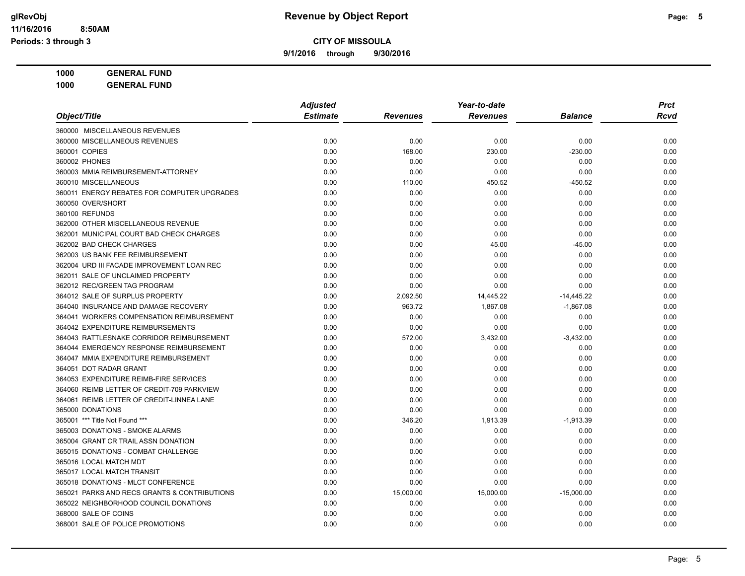# Revenue by Object Report

**CITY OF MISSOULA**

**9/1/2016 through 9/30/2016**

glRevObj
11/16/2016 8:50AM
Periods: 3 through 3

**1000 GENERAL FUND**

**1000 GENERAL FUND**

| Object/Title | Adjusted Estimate | Revenues | Year-to-date Revenues | Balance | Prct Rcvd |
|---|---|---|---|---|---|
| 360000 MISCELLANEOUS REVENUES | | | | | |
| 360000 MISCELLANEOUS REVENUES | 0.00 | 0.00 | 0.00 | 0.00 | 0.00 |
| 360001 COPIES | 0.00 | 168.00 | 230.00 | -230.00 | 0.00 |
| 360002 PHONES | 0.00 | 0.00 | 0.00 | 0.00 | 0.00 |
| 360003 MMIA REIMBURSEMENT-ATTORNEY | 0.00 | 0.00 | 0.00 | 0.00 | 0.00 |
| 360010 MISCELLANEOUS | 0.00 | 110.00 | 450.52 | -450.52 | 0.00 |
| 360011 ENERGY REBATES FOR COMPUTER UPGRADES | 0.00 | 0.00 | 0.00 | 0.00 | 0.00 |
| 360050 OVER/SHORT | 0.00 | 0.00 | 0.00 | 0.00 | 0.00 |
| 360100 REFUNDS | 0.00 | 0.00 | 0.00 | 0.00 | 0.00 |
| 362000 OTHER MISCELLANEOUS REVENUE | 0.00 | 0.00 | 0.00 | 0.00 | 0.00 |
| 362001 MUNICIPAL COURT BAD CHECK CHARGES | 0.00 | 0.00 | 0.00 | 0.00 | 0.00 |
| 362002 BAD CHECK CHARGES | 0.00 | 0.00 | 45.00 | -45.00 | 0.00 |
| 362003 US BANK FEE REIMBURSEMENT | 0.00 | 0.00 | 0.00 | 0.00 | 0.00 |
| 362004 URD III FACADE IMPROVEMENT LOAN REC | 0.00 | 0.00 | 0.00 | 0.00 | 0.00 |
| 362011 SALE OF UNCLAIMED PROPERTY | 0.00 | 0.00 | 0.00 | 0.00 | 0.00 |
| 362012 REC/GREEN TAG PROGRAM | 0.00 | 0.00 | 0.00 | 0.00 | 0.00 |
| 364012 SALE OF SURPLUS PROPERTY | 0.00 | 2,092.50 | 14,445.22 | -14,445.22 | 0.00 |
| 364040 INSURANCE AND DAMAGE RECOVERY | 0.00 | 963.72 | 1,867.08 | -1,867.08 | 0.00 |
| 364041 WORKERS COMPENSATION REIMBURSEMENT | 0.00 | 0.00 | 0.00 | 0.00 | 0.00 |
| 364042 EXPENDITURE REIMBURSEMENTS | 0.00 | 0.00 | 0.00 | 0.00 | 0.00 |
| 364043 RATTLESNAKE CORRIDOR REIMBURSEMENT | 0.00 | 572.00 | 3,432.00 | -3,432.00 | 0.00 |
| 364044 EMERGENCY RESPONSE REIMBURSEMENT | 0.00 | 0.00 | 0.00 | 0.00 | 0.00 |
| 364047 MMIA EXPENDITURE REIMBURSEMENT | 0.00 | 0.00 | 0.00 | 0.00 | 0.00 |
| 364051 DOT RADAR GRANT | 0.00 | 0.00 | 0.00 | 0.00 | 0.00 |
| 364053 EXPENDITURE REIMB-FIRE SERVICES | 0.00 | 0.00 | 0.00 | 0.00 | 0.00 |
| 364060 REIMB LETTER OF CREDIT-709 PARKVIEW | 0.00 | 0.00 | 0.00 | 0.00 | 0.00 |
| 364061 REIMB LETTER OF CREDIT-LINNEA LANE | 0.00 | 0.00 | 0.00 | 0.00 | 0.00 |
| 365000 DONATIONS | 0.00 | 0.00 | 0.00 | 0.00 | 0.00 |
| 365001 *** Title Not Found *** | 0.00 | 346.20 | 1,913.39 | -1,913.39 | 0.00 |
| 365003 DONATIONS - SMOKE ALARMS | 0.00 | 0.00 | 0.00 | 0.00 | 0.00 |
| 365004 GRANT CR TRAIL ASSN DONATION | 0.00 | 0.00 | 0.00 | 0.00 | 0.00 |
| 365015 DONATIONS - COMBAT CHALLENGE | 0.00 | 0.00 | 0.00 | 0.00 | 0.00 |
| 365016 LOCAL MATCH MDT | 0.00 | 0.00 | 0.00 | 0.00 | 0.00 |
| 365017 LOCAL MATCH TRANSIT | 0.00 | 0.00 | 0.00 | 0.00 | 0.00 |
| 365018 DONATIONS - MLCT CONFERENCE | 0.00 | 0.00 | 0.00 | 0.00 | 0.00 |
| 365021 PARKS AND RECS GRANTS & CONTRIBUTIONS | 0.00 | 15,000.00 | 15,000.00 | -15,000.00 | 0.00 |
| 365022 NEIGHBORHOOD COUNCIL DONATIONS | 0.00 | 0.00 | 0.00 | 0.00 | 0.00 |
| 368000 SALE OF COINS | 0.00 | 0.00 | 0.00 | 0.00 | 0.00 |
| 368001 SALE OF POLICE PROMOTIONS | 0.00 | 0.00 | 0.00 | 0.00 | 0.00 |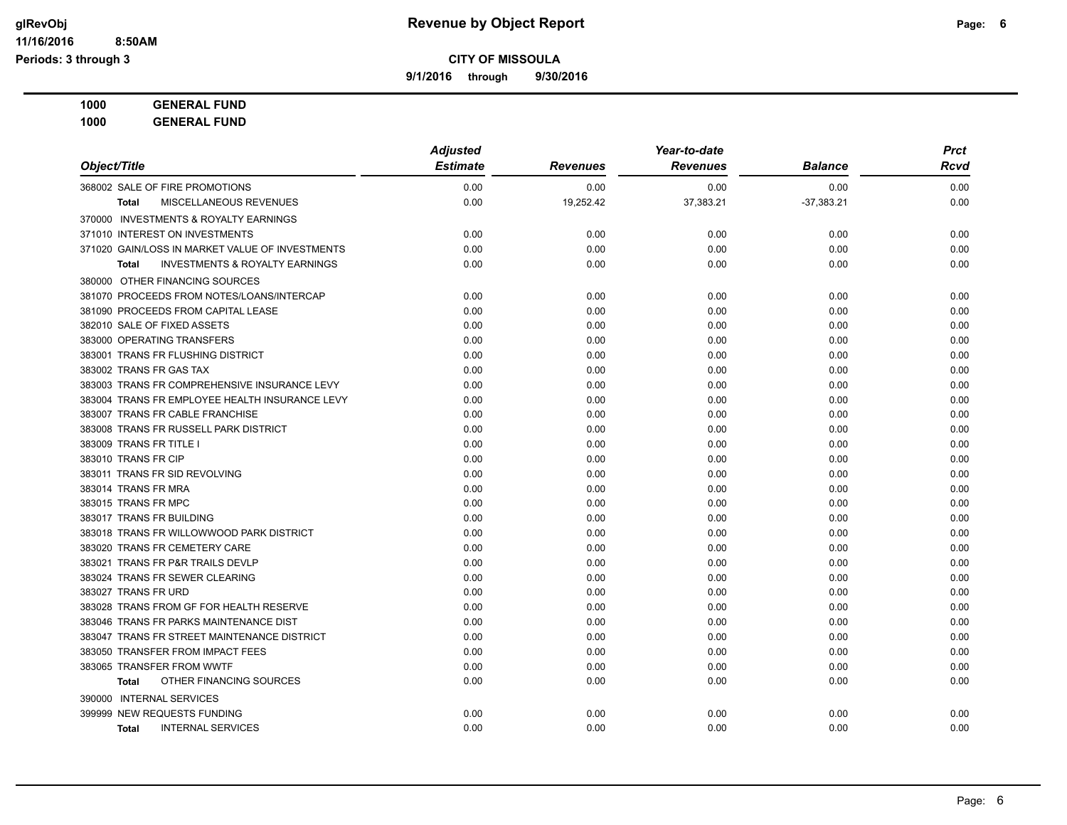**CITY OF MISSOULA**

**9/1/2016 through 9/30/2016**

**1000 GENERAL FUND**

**1000 GENERAL FUND**

| Object/Title | Adjusted Estimate | Revenues | Year-to-date Revenues | Balance | Prct Rcvd |
|---|---|---|---|---|---|
| 368002 SALE OF FIRE PROMOTIONS | 0.00 | 0.00 | 0.00 | 0.00 | 0.00 |
| **Total** MISCELLANEOUS REVENUES | 0.00 | 19,252.42 | 37,383.21 | -37,383.21 | 0.00 |
| 370000 INVESTMENTS & ROYALTY EARNINGS | | | | | |
| 371010 INTEREST ON INVESTMENTS | 0.00 | 0.00 | 0.00 | 0.00 | 0.00 |
| 371020 GAIN/LOSS IN MARKET VALUE OF INVESTMENTS | 0.00 | 0.00 | 0.00 | 0.00 | 0.00 |
| **Total** INVESTMENTS & ROYALTY EARNINGS | 0.00 | 0.00 | 0.00 | 0.00 | 0.00 |
| 380000 OTHER FINANCING SOURCES | | | | | |
| 381070 PROCEEDS FROM NOTES/LOANS/INTERCAP | 0.00 | 0.00 | 0.00 | 0.00 | 0.00 |
| 381090 PROCEEDS FROM CAPITAL LEASE | 0.00 | 0.00 | 0.00 | 0.00 | 0.00 |
| 382010 SALE OF FIXED ASSETS | 0.00 | 0.00 | 0.00 | 0.00 | 0.00 |
| 383000 OPERATING TRANSFERS | 0.00 | 0.00 | 0.00 | 0.00 | 0.00 |
| 383001 TRANS FR FLUSHING DISTRICT | 0.00 | 0.00 | 0.00 | 0.00 | 0.00 |
| 383002 TRANS FR GAS TAX | 0.00 | 0.00 | 0.00 | 0.00 | 0.00 |
| 383003 TRANS FR COMPREHENSIVE INSURANCE LEVY | 0.00 | 0.00 | 0.00 | 0.00 | 0.00 |
| 383004 TRANS FR EMPLOYEE HEALTH INSURANCE LEVY | 0.00 | 0.00 | 0.00 | 0.00 | 0.00 |
| 383007 TRANS FR CABLE FRANCHISE | 0.00 | 0.00 | 0.00 | 0.00 | 0.00 |
| 383008 TRANS FR RUSSELL PARK DISTRICT | 0.00 | 0.00 | 0.00 | 0.00 | 0.00 |
| 383009 TRANS FR TITLE I | 0.00 | 0.00 | 0.00 | 0.00 | 0.00 |
| 383010 TRANS FR CIP | 0.00 | 0.00 | 0.00 | 0.00 | 0.00 |
| 383011 TRANS FR SID REVOLVING | 0.00 | 0.00 | 0.00 | 0.00 | 0.00 |
| 383014 TRANS FR MRA | 0.00 | 0.00 | 0.00 | 0.00 | 0.00 |
| 383015 TRANS FR MPC | 0.00 | 0.00 | 0.00 | 0.00 | 0.00 |
| 383017 TRANS FR BUILDING | 0.00 | 0.00 | 0.00 | 0.00 | 0.00 |
| 383018 TRANS FR WILLOWWOOD PARK DISTRICT | 0.00 | 0.00 | 0.00 | 0.00 | 0.00 |
| 383020 TRANS FR CEMETERY CARE | 0.00 | 0.00 | 0.00 | 0.00 | 0.00 |
| 383021 TRANS FR P&R TRAILS DEVLP | 0.00 | 0.00 | 0.00 | 0.00 | 0.00 |
| 383024 TRANS FR SEWER CLEARING | 0.00 | 0.00 | 0.00 | 0.00 | 0.00 |
| 383027 TRANS FR URD | 0.00 | 0.00 | 0.00 | 0.00 | 0.00 |
| 383028 TRANS FROM GF FOR HEALTH RESERVE | 0.00 | 0.00 | 0.00 | 0.00 | 0.00 |
| 383046 TRANS FR PARKS MAINTENANCE DIST | 0.00 | 0.00 | 0.00 | 0.00 | 0.00 |
| 383047 TRANS FR STREET MAINTENANCE DISTRICT | 0.00 | 0.00 | 0.00 | 0.00 | 0.00 |
| 383050 TRANSFER FROM IMPACT FEES | 0.00 | 0.00 | 0.00 | 0.00 | 0.00 |
| 383065 TRANSFER FROM WWTF | 0.00 | 0.00 | 0.00 | 0.00 | 0.00 |
| **Total** OTHER FINANCING SOURCES | 0.00 | 0.00 | 0.00 | 0.00 | 0.00 |
| 390000 INTERNAL SERVICES | | | | | |
| 399999 NEW REQUESTS FUNDING | 0.00 | 0.00 | 0.00 | 0.00 | 0.00 |
| **Total** INTERNAL SERVICES | 0.00 | 0.00 | 0.00 | 0.00 | 0.00 |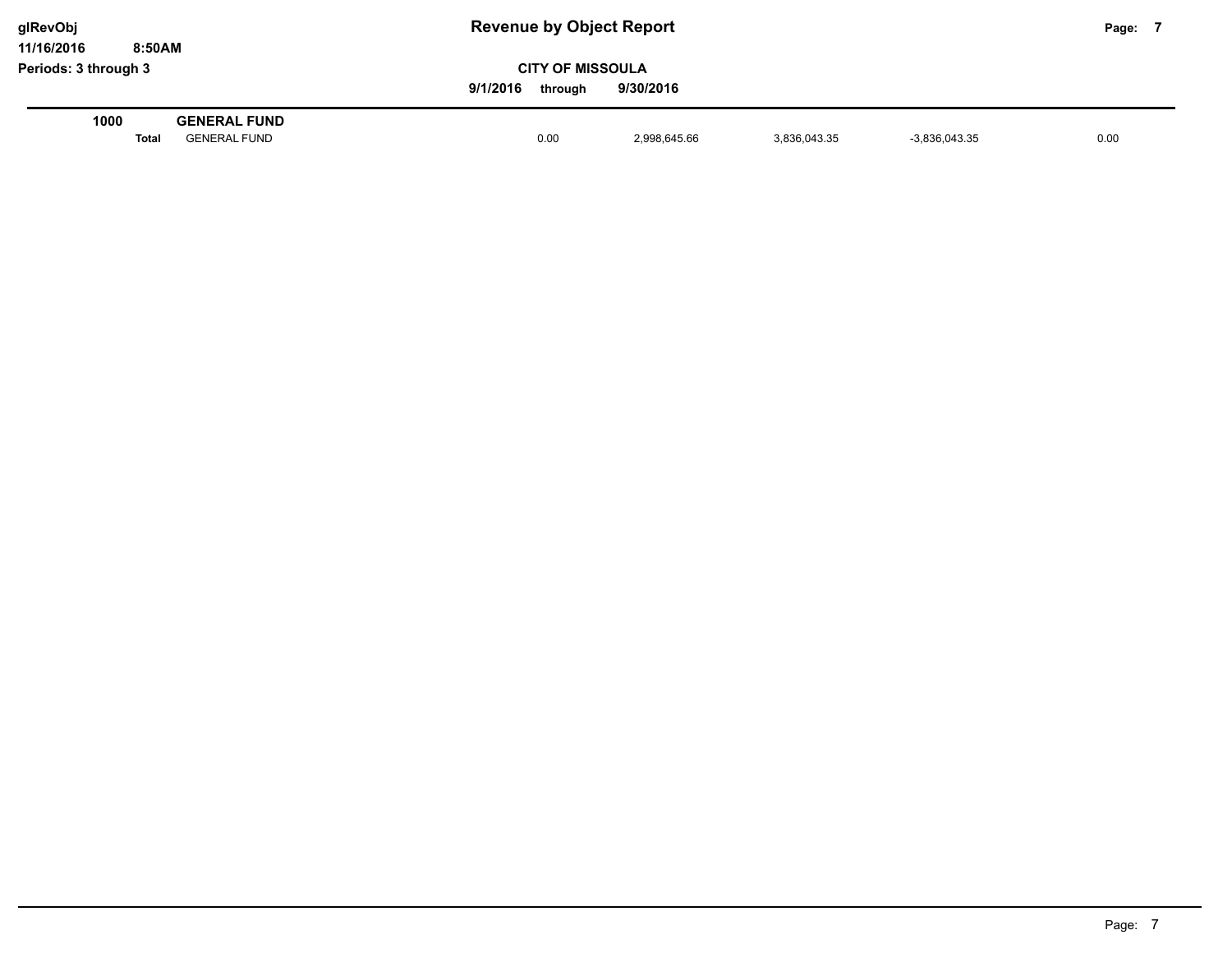# Revenue by Object Report

glRevObj
11/16/2016 8:50AM
Periods: 3 through 3

**CITY OF MISSOULA**

**9/1/2016 through 9/30/2016**

| | | | | | | |
|---|---|---|---|---|---|---|
| **1000** | **GENERAL FUND** | | | | | |
| **Total** | GENERAL FUND | 0.00 | 2,998,645.66 | 3,836,043.35 | -3,836,043.35 | 0.00 |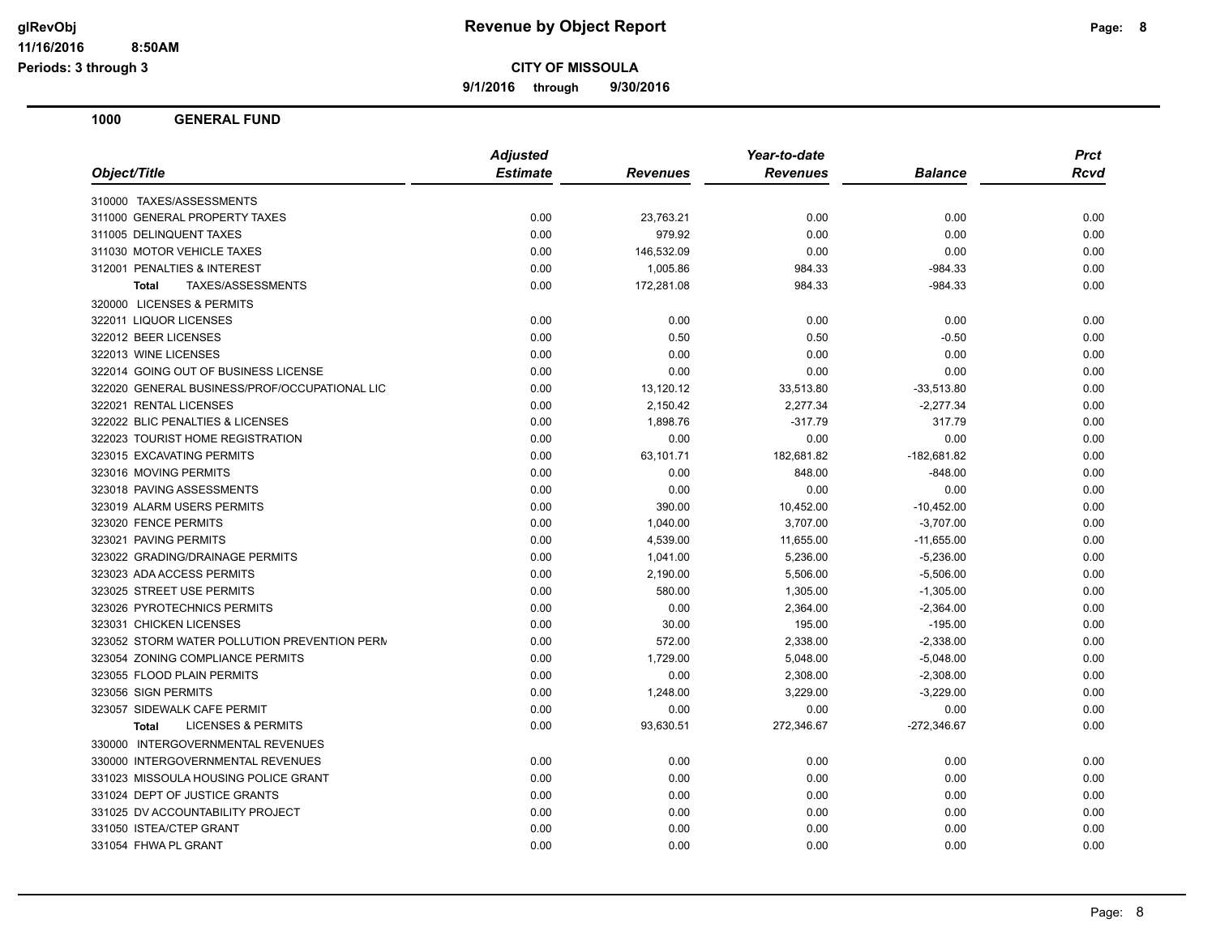# Revenue by Object Report

**CITY OF MISSOULA**

**9/1/2016 through 9/30/2016**

glRevObj
11/16/2016 8:50AM
Periods: 3 through 3

## 1000 GENERAL FUND

| Object/Title | Adjusted Estimate | Revenues | Year-to-date Revenues | Balance | Prct Rcvd |
|---|---|---|---|---|---|
| 310000 TAXES/ASSESSMENTS | | | | | |
| 311000 GENERAL PROPERTY TAXES | 0.00 | 23,763.21 | 0.00 | 0.00 | 0.00 |
| 311005 DELINQUENT TAXES | 0.00 | 979.92 | 0.00 | 0.00 | 0.00 |
| 311030 MOTOR VEHICLE TAXES | 0.00 | 146,532.09 | 0.00 | 0.00 | 0.00 |
| 312001 PENALTIES & INTEREST | 0.00 | 1,005.86 | 984.33 | -984.33 | 0.00 |
| **Total** TAXES/ASSESSMENTS | 0.00 | 172,281.08 | 984.33 | -984.33 | 0.00 |
| 320000 LICENSES & PERMITS | | | | | |
| 322011 LIQUOR LICENSES | 0.00 | 0.00 | 0.00 | 0.00 | 0.00 |
| 322012 BEER LICENSES | 0.00 | 0.50 | 0.50 | -0.50 | 0.00 |
| 322013 WINE LICENSES | 0.00 | 0.00 | 0.00 | 0.00 | 0.00 |
| 322014 GOING OUT OF BUSINESS LICENSE | 0.00 | 0.00 | 0.00 | 0.00 | 0.00 |
| 322020 GENERAL BUSINESS/PROF/OCCUPATIONAL LIC | 0.00 | 13,120.12 | 33,513.80 | -33,513.80 | 0.00 |
| 322021 RENTAL LICENSES | 0.00 | 2,150.42 | 2,277.34 | -2,277.34 | 0.00 |
| 322022 BLIC PENALTIES & LICENSES | 0.00 | 1,898.76 | -317.79 | 317.79 | 0.00 |
| 322023 TOURIST HOME REGISTRATION | 0.00 | 0.00 | 0.00 | 0.00 | 0.00 |
| 323015 EXCAVATING PERMITS | 0.00 | 63,101.71 | 182,681.82 | -182,681.82 | 0.00 |
| 323016 MOVING PERMITS | 0.00 | 0.00 | 848.00 | -848.00 | 0.00 |
| 323018 PAVING ASSESSMENTS | 0.00 | 0.00 | 0.00 | 0.00 | 0.00 |
| 323019 ALARM USERS PERMITS | 0.00 | 390.00 | 10,452.00 | -10,452.00 | 0.00 |
| 323020 FENCE PERMITS | 0.00 | 1,040.00 | 3,707.00 | -3,707.00 | 0.00 |
| 323021 PAVING PERMITS | 0.00 | 4,539.00 | 11,655.00 | -11,655.00 | 0.00 |
| 323022 GRADING/DRAINAGE PERMITS | 0.00 | 1,041.00 | 5,236.00 | -5,236.00 | 0.00 |
| 323023 ADA ACCESS PERMITS | 0.00 | 2,190.00 | 5,506.00 | -5,506.00 | 0.00 |
| 323025 STREET USE PERMITS | 0.00 | 580.00 | 1,305.00 | -1,305.00 | 0.00 |
| 323026 PYROTECHNICS PERMITS | 0.00 | 0.00 | 2,364.00 | -2,364.00 | 0.00 |
| 323031 CHICKEN LICENSES | 0.00 | 30.00 | 195.00 | -195.00 | 0.00 |
| 323052 STORM WATER POLLUTION PREVENTION PERM | 0.00 | 572.00 | 2,338.00 | -2,338.00 | 0.00 |
| 323054 ZONING COMPLIANCE PERMITS | 0.00 | 1,729.00 | 5,048.00 | -5,048.00 | 0.00 |
| 323055 FLOOD PLAIN PERMITS | 0.00 | 0.00 | 2,308.00 | -2,308.00 | 0.00 |
| 323056 SIGN PERMITS | 0.00 | 1,248.00 | 3,229.00 | -3,229.00 | 0.00 |
| 323057 SIDEWALK CAFE PERMIT | 0.00 | 0.00 | 0.00 | 0.00 | 0.00 |
| **Total** LICENSES & PERMITS | 0.00 | 93,630.51 | 272,346.67 | -272,346.67 | 0.00 |
| 330000 INTERGOVERNMENTAL REVENUES | | | | | |
| 330000 INTERGOVERNMENTAL REVENUES | 0.00 | 0.00 | 0.00 | 0.00 | 0.00 |
| 331023 MISSOULA HOUSING POLICE GRANT | 0.00 | 0.00 | 0.00 | 0.00 | 0.00 |
| 331024 DEPT OF JUSTICE GRANTS | 0.00 | 0.00 | 0.00 | 0.00 | 0.00 |
| 331025 DV ACCOUNTABILITY PROJECT | 0.00 | 0.00 | 0.00 | 0.00 | 0.00 |
| 331050 ISTEA/CTEP GRANT | 0.00 | 0.00 | 0.00 | 0.00 | 0.00 |
| 331054 FHWA PL GRANT | 0.00 | 0.00 | 0.00 | 0.00 | 0.00 |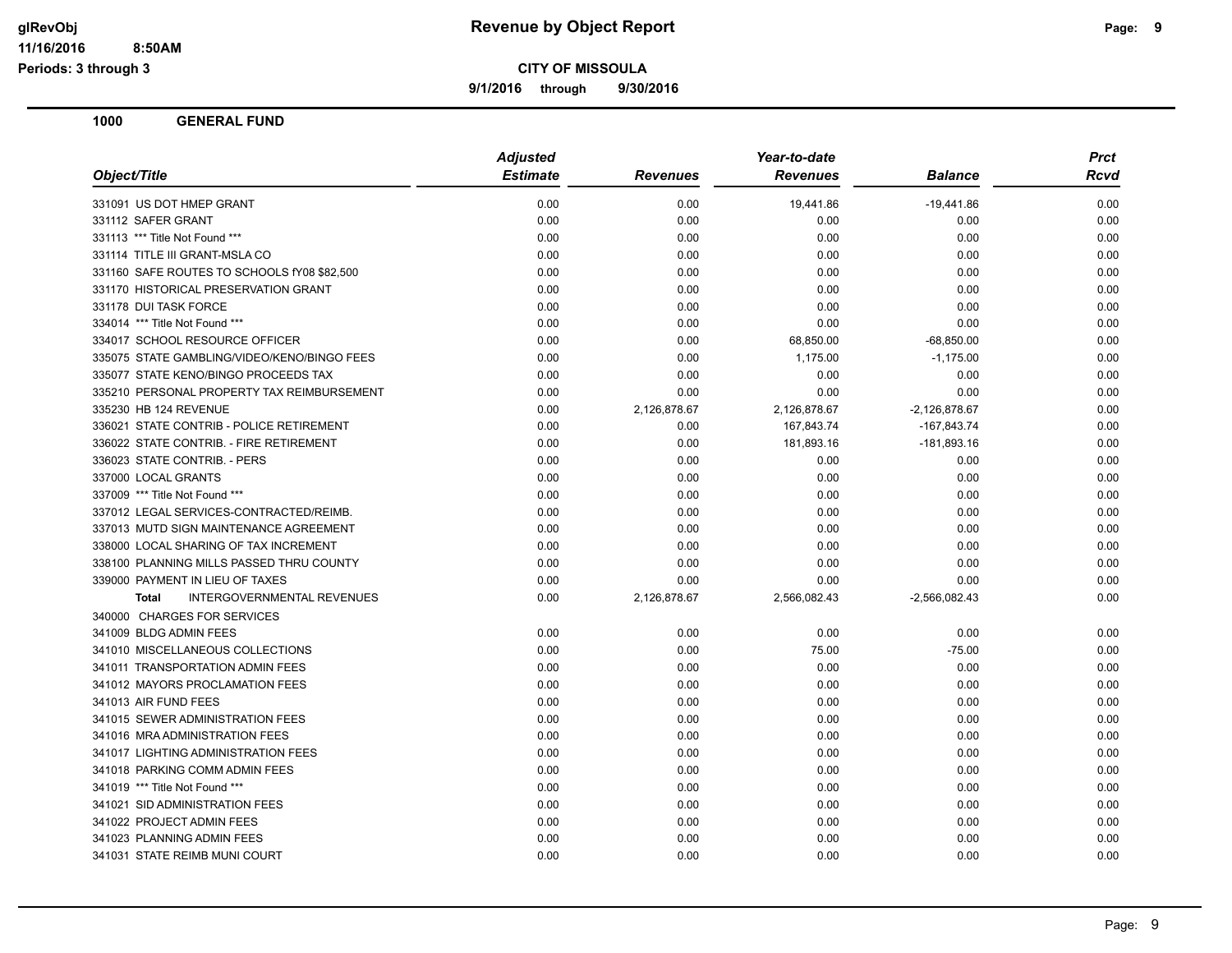**glRevObj** | **Revenue by Object Report**
**11/16/2016 8:50AM**
**Periods: 3 through 3**

**CITY OF MISSOULA**

**9/1/2016 through 9/30/2016**

## 1000 GENERAL FUND

| Object/Title | Adjusted Estimate | Revenues | Year-to-date Revenues | Balance | Prct Rcvd |
|---|---|---|---|---|---|
| 331091 US DOT HMEP GRANT | 0.00 | 0.00 | 19,441.86 | -19,441.86 | 0.00 |
| 331112 SAFER GRANT | 0.00 | 0.00 | 0.00 | 0.00 | 0.00 |
| 331113 *** Title Not Found *** | 0.00 | 0.00 | 0.00 | 0.00 | 0.00 |
| 331114 TITLE III GRANT-MSLA CO | 0.00 | 0.00 | 0.00 | 0.00 | 0.00 |
| 331160 SAFE ROUTES TO SCHOOLS fY08 $82,500 | 0.00 | 0.00 | 0.00 | 0.00 | 0.00 |
| 331170 HISTORICAL PRESERVATION GRANT | 0.00 | 0.00 | 0.00 | 0.00 | 0.00 |
| 331178 DUI TASK FORCE | 0.00 | 0.00 | 0.00 | 0.00 | 0.00 |
| 334014 *** Title Not Found *** | 0.00 | 0.00 | 0.00 | 0.00 | 0.00 |
| 334017 SCHOOL RESOURCE OFFICER | 0.00 | 0.00 | 68,850.00 | -68,850.00 | 0.00 |
| 335075 STATE GAMBLING/VIDEO/KENO/BINGO FEES | 0.00 | 0.00 | 1,175.00 | -1,175.00 | 0.00 |
| 335077 STATE KENO/BINGO PROCEEDS TAX | 0.00 | 0.00 | 0.00 | 0.00 | 0.00 |
| 335210 PERSONAL PROPERTY TAX REIMBURSEMENT | 0.00 | 0.00 | 0.00 | 0.00 | 0.00 |
| 335230 HB 124 REVENUE | 0.00 | 2,126,878.67 | 2,126,878.67 | -2,126,878.67 | 0.00 |
| 336021 STATE CONTRIB - POLICE RETIREMENT | 0.00 | 0.00 | 167,843.74 | -167,843.74 | 0.00 |
| 336022 STATE CONTRIB. - FIRE RETIREMENT | 0.00 | 0.00 | 181,893.16 | -181,893.16 | 0.00 |
| 336023 STATE CONTRIB. - PERS | 0.00 | 0.00 | 0.00 | 0.00 | 0.00 |
| 337000 LOCAL GRANTS | 0.00 | 0.00 | 0.00 | 0.00 | 0.00 |
| 337009 *** Title Not Found *** | 0.00 | 0.00 | 0.00 | 0.00 | 0.00 |
| 337012 LEGAL SERVICES-CONTRACTED/REIMB. | 0.00 | 0.00 | 0.00 | 0.00 | 0.00 |
| 337013 MUTD SIGN MAINTENANCE AGREEMENT | 0.00 | 0.00 | 0.00 | 0.00 | 0.00 |
| 338000 LOCAL SHARING OF TAX INCREMENT | 0.00 | 0.00 | 0.00 | 0.00 | 0.00 |
| 338100 PLANNING MILLS PASSED THRU COUNTY | 0.00 | 0.00 | 0.00 | 0.00 | 0.00 |
| 339000 PAYMENT IN LIEU OF TAXES | 0.00 | 0.00 | 0.00 | 0.00 | 0.00 |
| **Total** INTERGOVERNMENTAL REVENUES | 0.00 | 2,126,878.67 | 2,566,082.43 | -2,566,082.43 | 0.00 |
| 340000 CHARGES FOR SERVICES | | | | | |
| 341009 BLDG ADMIN FEES | 0.00 | 0.00 | 0.00 | 0.00 | 0.00 |
| 341010 MISCELLANEOUS COLLECTIONS | 0.00 | 0.00 | 75.00 | -75.00 | 0.00 |
| 341011 TRANSPORTATION ADMIN FEES | 0.00 | 0.00 | 0.00 | 0.00 | 0.00 |
| 341012 MAYORS PROCLAMATION FEES | 0.00 | 0.00 | 0.00 | 0.00 | 0.00 |
| 341013 AIR FUND FEES | 0.00 | 0.00 | 0.00 | 0.00 | 0.00 |
| 341015 SEWER ADMINISTRATION FEES | 0.00 | 0.00 | 0.00 | 0.00 | 0.00 |
| 341016 MRA ADMINISTRATION FEES | 0.00 | 0.00 | 0.00 | 0.00 | 0.00 |
| 341017 LIGHTING ADMINISTRATION FEES | 0.00 | 0.00 | 0.00 | 0.00 | 0.00 |
| 341018 PARKING COMM ADMIN FEES | 0.00 | 0.00 | 0.00 | 0.00 | 0.00 |
| 341019 *** Title Not Found *** | 0.00 | 0.00 | 0.00 | 0.00 | 0.00 |
| 341021 SID ADMINISTRATION FEES | 0.00 | 0.00 | 0.00 | 0.00 | 0.00 |
| 341022 PROJECT ADMIN FEES | 0.00 | 0.00 | 0.00 | 0.00 | 0.00 |
| 341023 PLANNING ADMIN FEES | 0.00 | 0.00 | 0.00 | 0.00 | 0.00 |
| 341031 STATE REIMB MUNI COURT | 0.00 | 0.00 | 0.00 | 0.00 | 0.00 |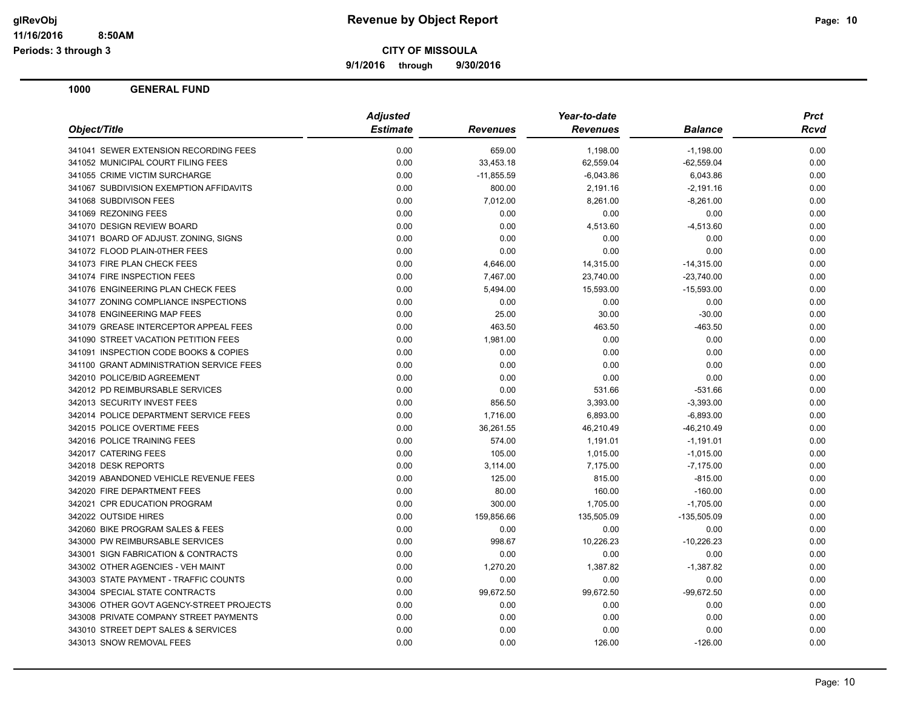# Revenue by Object Report

**CITY OF MISSOULA**

**9/1/2016 through 9/30/2016**

glRevObj
11/16/2016 8:50AM
Periods: 3 through 3

**1000 GENERAL FUND**

| Object/Title | Adjusted Estimate | Revenues | Year-to-date Revenues | Balance | Prct Rcvd |
|---|---|---|---|---|---|
| 341041 SEWER EXTENSION RECORDING FEES | 0.00 | 659.00 | 1,198.00 | -1,198.00 | 0.00 |
| 341052 MUNICIPAL COURT FILING FEES | 0.00 | 33,453.18 | 62,559.04 | -62,559.04 | 0.00 |
| 341055 CRIME VICTIM SURCHARGE | 0.00 | -11,855.59 | -6,043.86 | 6,043.86 | 0.00 |
| 341067 SUBDIVISION EXEMPTION AFFIDAVITS | 0.00 | 800.00 | 2,191.16 | -2,191.16 | 0.00 |
| 341068 SUBDIVISON FEES | 0.00 | 7,012.00 | 8,261.00 | -8,261.00 | 0.00 |
| 341069 REZONING FEES | 0.00 | 0.00 | 0.00 | 0.00 | 0.00 |
| 341070 DESIGN REVIEW BOARD | 0.00 | 0.00 | 4,513.60 | -4,513.60 | 0.00 |
| 341071 BOARD OF ADJUST. ZONING, SIGNS | 0.00 | 0.00 | 0.00 | 0.00 | 0.00 |
| 341072 FLOOD PLAIN-0THER FEES | 0.00 | 0.00 | 0.00 | 0.00 | 0.00 |
| 341073 FIRE PLAN CHECK FEES | 0.00 | 4,646.00 | 14,315.00 | -14,315.00 | 0.00 |
| 341074 FIRE INSPECTION FEES | 0.00 | 7,467.00 | 23,740.00 | -23,740.00 | 0.00 |
| 341076 ENGINEERING PLAN CHECK FEES | 0.00 | 5,494.00 | 15,593.00 | -15,593.00 | 0.00 |
| 341077 ZONING COMPLIANCE INSPECTIONS | 0.00 | 0.00 | 0.00 | 0.00 | 0.00 |
| 341078 ENGINEERING MAP FEES | 0.00 | 25.00 | 30.00 | -30.00 | 0.00 |
| 341079 GREASE INTERCEPTOR APPEAL FEES | 0.00 | 463.50 | 463.50 | -463.50 | 0.00 |
| 341090 STREET VACATION PETITION FEES | 0.00 | 1,981.00 | 0.00 | 0.00 | 0.00 |
| 341091 INSPECTION CODE BOOKS & COPIES | 0.00 | 0.00 | 0.00 | 0.00 | 0.00 |
| 341100 GRANT ADMINISTRATION SERVICE FEES | 0.00 | 0.00 | 0.00 | 0.00 | 0.00 |
| 342010 POLICE/BID AGREEMENT | 0.00 | 0.00 | 0.00 | 0.00 | 0.00 |
| 342012 PD REIMBURSABLE SERVICES | 0.00 | 0.00 | 531.66 | -531.66 | 0.00 |
| 342013 SECURITY INVEST FEES | 0.00 | 856.50 | 3,393.00 | -3,393.00 | 0.00 |
| 342014 POLICE DEPARTMENT SERVICE FEES | 0.00 | 1,716.00 | 6,893.00 | -6,893.00 | 0.00 |
| 342015 POLICE OVERTIME FEES | 0.00 | 36,261.55 | 46,210.49 | -46,210.49 | 0.00 |
| 342016 POLICE TRAINING FEES | 0.00 | 574.00 | 1,191.01 | -1,191.01 | 0.00 |
| 342017 CATERING FEES | 0.00 | 105.00 | 1,015.00 | -1,015.00 | 0.00 |
| 342018 DESK REPORTS | 0.00 | 3,114.00 | 7,175.00 | -7,175.00 | 0.00 |
| 342019 ABANDONED VEHICLE REVENUE FEES | 0.00 | 125.00 | 815.00 | -815.00 | 0.00 |
| 342020 FIRE DEPARTMENT FEES | 0.00 | 80.00 | 160.00 | -160.00 | 0.00 |
| 342021 CPR EDUCATION PROGRAM | 0.00 | 300.00 | 1,705.00 | -1,705.00 | 0.00 |
| 342022 OUTSIDE HIRES | 0.00 | 159,856.66 | 135,505.09 | -135,505.09 | 0.00 |
| 342060 BIKE PROGRAM SALES & FEES | 0.00 | 0.00 | 0.00 | 0.00 | 0.00 |
| 343000 PW REIMBURSABLE SERVICES | 0.00 | 998.67 | 10,226.23 | -10,226.23 | 0.00 |
| 343001 SIGN FABRICATION & CONTRACTS | 0.00 | 0.00 | 0.00 | 0.00 | 0.00 |
| 343002 OTHER AGENCIES - VEH MAINT | 0.00 | 1,270.20 | 1,387.82 | -1,387.82 | 0.00 |
| 343003 STATE PAYMENT - TRAFFIC COUNTS | 0.00 | 0.00 | 0.00 | 0.00 | 0.00 |
| 343004 SPECIAL STATE CONTRACTS | 0.00 | 99,672.50 | 99,672.50 | -99,672.50 | 0.00 |
| 343006 OTHER GOVT AGENCY-STREET PROJECTS | 0.00 | 0.00 | 0.00 | 0.00 | 0.00 |
| 343008 PRIVATE COMPANY STREET PAYMENTS | 0.00 | 0.00 | 0.00 | 0.00 | 0.00 |
| 343010 STREET DEPT SALES & SERVICES | 0.00 | 0.00 | 0.00 | 0.00 | 0.00 |
| 343013 SNOW REMOVAL FEES | 0.00 | 0.00 | 126.00 | -126.00 | 0.00 |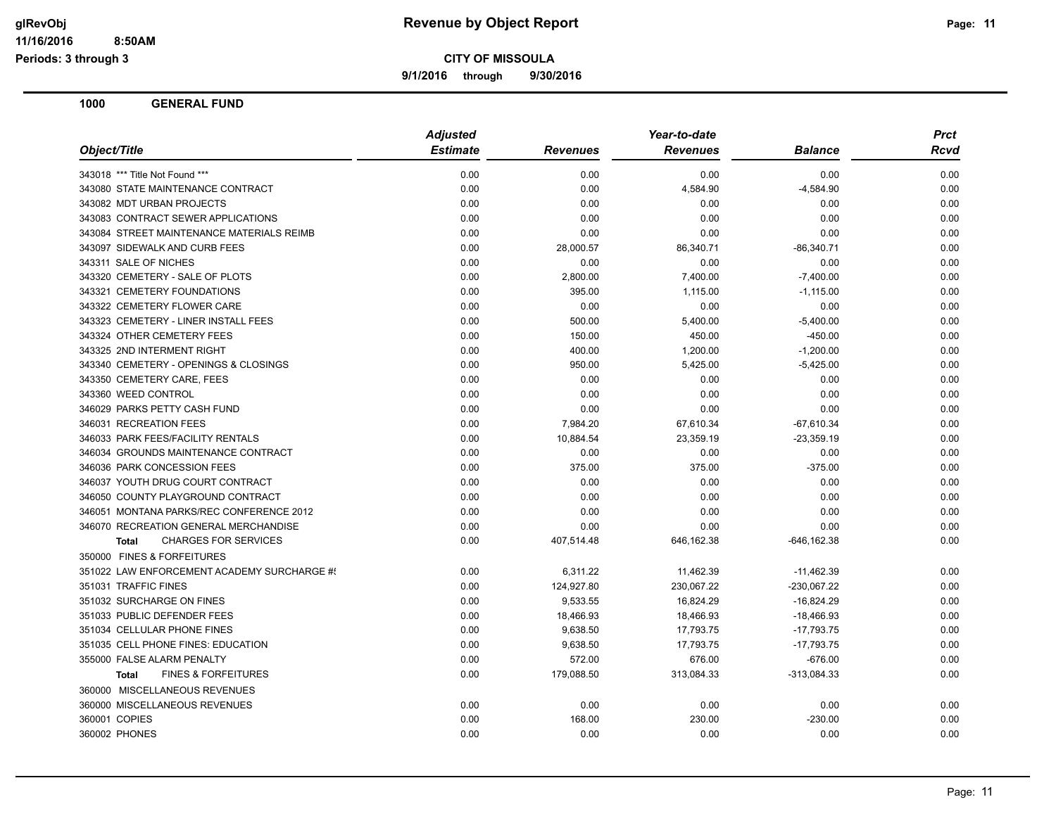**Revenue by Object Report**

**CITY OF MISSOULA**

**9/1/2016 through 9/30/2016**

glRevObj
11/16/2016 8:50AM
Periods: 3 through 3

## 1000 GENERAL FUND

| Object/Title | Adjusted Estimate | Revenues | Year-to-date Revenues | Balance | Prct Rcvd |
|---|---|---|---|---|---|
| 343018 *** Title Not Found *** | 0.00 | 0.00 | 0.00 | 0.00 | 0.00 |
| 343080 STATE MAINTENANCE CONTRACT | 0.00 | 0.00 | 4,584.90 | -4,584.90 | 0.00 |
| 343082 MDT URBAN PROJECTS | 0.00 | 0.00 | 0.00 | 0.00 | 0.00 |
| 343083 CONTRACT SEWER APPLICATIONS | 0.00 | 0.00 | 0.00 | 0.00 | 0.00 |
| 343084 STREET MAINTENANCE MATERIALS REIMB | 0.00 | 0.00 | 0.00 | 0.00 | 0.00 |
| 343097 SIDEWALK AND CURB FEES | 0.00 | 28,000.57 | 86,340.71 | -86,340.71 | 0.00 |
| 343311 SALE OF NICHES | 0.00 | 0.00 | 0.00 | 0.00 | 0.00 |
| 343320 CEMETERY - SALE OF PLOTS | 0.00 | 2,800.00 | 7,400.00 | -7,400.00 | 0.00 |
| 343321 CEMETERY FOUNDATIONS | 0.00 | 395.00 | 1,115.00 | -1,115.00 | 0.00 |
| 343322 CEMETERY FLOWER CARE | 0.00 | 0.00 | 0.00 | 0.00 | 0.00 |
| 343323 CEMETERY - LINER INSTALL FEES | 0.00 | 500.00 | 5,400.00 | -5,400.00 | 0.00 |
| 343324 OTHER CEMETERY FEES | 0.00 | 150.00 | 450.00 | -450.00 | 0.00 |
| 343325 2ND INTERMENT RIGHT | 0.00 | 400.00 | 1,200.00 | -1,200.00 | 0.00 |
| 343340 CEMETERY - OPENINGS & CLOSINGS | 0.00 | 950.00 | 5,425.00 | -5,425.00 | 0.00 |
| 343350 CEMETERY CARE, FEES | 0.00 | 0.00 | 0.00 | 0.00 | 0.00 |
| 343360 WEED CONTROL | 0.00 | 0.00 | 0.00 | 0.00 | 0.00 |
| 346029 PARKS PETTY CASH FUND | 0.00 | 0.00 | 0.00 | 0.00 | 0.00 |
| 346031 RECREATION FEES | 0.00 | 7,984.20 | 67,610.34 | -67,610.34 | 0.00 |
| 346033 PARK FEES/FACILITY RENTALS | 0.00 | 10,884.54 | 23,359.19 | -23,359.19 | 0.00 |
| 346034 GROUNDS MAINTENANCE CONTRACT | 0.00 | 0.00 | 0.00 | 0.00 | 0.00 |
| 346036 PARK CONCESSION FEES | 0.00 | 375.00 | 375.00 | -375.00 | 0.00 |
| 346037 YOUTH DRUG COURT CONTRACT | 0.00 | 0.00 | 0.00 | 0.00 | 0.00 |
| 346050 COUNTY PLAYGROUND CONTRACT | 0.00 | 0.00 | 0.00 | 0.00 | 0.00 |
| 346051 MONTANA PARKS/REC CONFERENCE 2012 | 0.00 | 0.00 | 0.00 | 0.00 | 0.00 |
| 346070 RECREATION GENERAL MERCHANDISE | 0.00 | 0.00 | 0.00 | 0.00 | 0.00 |
| **Total** CHARGES FOR SERVICES | 0.00 | 407,514.48 | 646,162.38 | -646,162.38 | 0.00 |
| 350000 FINES & FORFEITURES | | | | | |
| 351022 LAW ENFORCEMENT ACADEMY SURCHARGE #! | 0.00 | 6,311.22 | 11,462.39 | -11,462.39 | 0.00 |
| 351031 TRAFFIC FINES | 0.00 | 124,927.80 | 230,067.22 | -230,067.22 | 0.00 |
| 351032 SURCHARGE ON FINES | 0.00 | 9,533.55 | 16,824.29 | -16,824.29 | 0.00 |
| 351033 PUBLIC DEFENDER FEES | 0.00 | 18,466.93 | 18,466.93 | -18,466.93 | 0.00 |
| 351034 CELLULAR PHONE FINES | 0.00 | 9,638.50 | 17,793.75 | -17,793.75 | 0.00 |
| 351035 CELL PHONE FINES: EDUCATION | 0.00 | 9,638.50 | 17,793.75 | -17,793.75 | 0.00 |
| 355000 FALSE ALARM PENALTY | 0.00 | 572.00 | 676.00 | -676.00 | 0.00 |
| **Total** FINES & FORFEITURES | 0.00 | 179,088.50 | 313,084.33 | -313,084.33 | 0.00 |
| 360000 MISCELLANEOUS REVENUES | | | | | |
| 360000 MISCELLANEOUS REVENUES | 0.00 | 0.00 | 0.00 | 0.00 | 0.00 |
| 360001 COPIES | 0.00 | 168.00 | 230.00 | -230.00 | 0.00 |
| 360002 PHONES | 0.00 | 0.00 | 0.00 | 0.00 | 0.00 |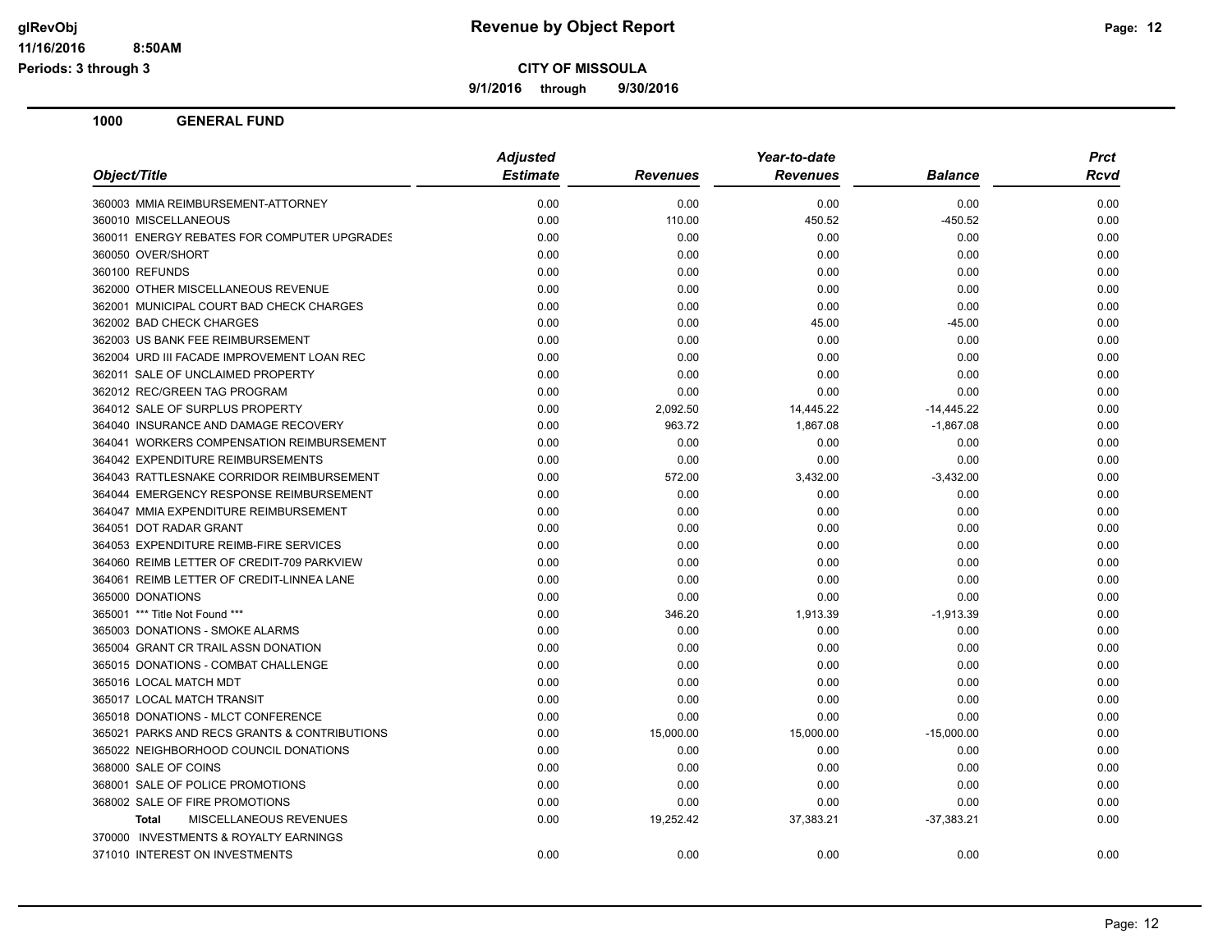**CITY OF MISSOULA**

**9/1/2016 through 9/30/2016**

**Revenue by Object Report**

glRevObj
11/16/2016 8:50AM
Periods: 3 through 3

## 1000 GENERAL FUND

| Object/Title | Adjusted Estimate | Revenues | Year-to-date Revenues | Balance | Prct Rcvd |
|---|---|---|---|---|---|
| 360003 MMIA REIMBURSEMENT-ATTORNEY | 0.00 | 0.00 | 0.00 | 0.00 | 0.00 |
| 360010 MISCELLANEOUS | 0.00 | 110.00 | 450.52 | -450.52 | 0.00 |
| 360011 ENERGY REBATES FOR COMPUTER UPGRADES | 0.00 | 0.00 | 0.00 | 0.00 | 0.00 |
| 360050 OVER/SHORT | 0.00 | 0.00 | 0.00 | 0.00 | 0.00 |
| 360100 REFUNDS | 0.00 | 0.00 | 0.00 | 0.00 | 0.00 |
| 362000 OTHER MISCELLANEOUS REVENUE | 0.00 | 0.00 | 0.00 | 0.00 | 0.00 |
| 362001 MUNICIPAL COURT BAD CHECK CHARGES | 0.00 | 0.00 | 0.00 | 0.00 | 0.00 |
| 362002 BAD CHECK CHARGES | 0.00 | 0.00 | 45.00 | -45.00 | 0.00 |
| 362003 US BANK FEE REIMBURSEMENT | 0.00 | 0.00 | 0.00 | 0.00 | 0.00 |
| 362004 URD III FACADE IMPROVEMENT LOAN REC | 0.00 | 0.00 | 0.00 | 0.00 | 0.00 |
| 362011 SALE OF UNCLAIMED PROPERTY | 0.00 | 0.00 | 0.00 | 0.00 | 0.00 |
| 362012 REC/GREEN TAG PROGRAM | 0.00 | 0.00 | 0.00 | 0.00 | 0.00 |
| 364012 SALE OF SURPLUS PROPERTY | 0.00 | 2,092.50 | 14,445.22 | -14,445.22 | 0.00 |
| 364040 INSURANCE AND DAMAGE RECOVERY | 0.00 | 963.72 | 1,867.08 | -1,867.08 | 0.00 |
| 364041 WORKERS COMPENSATION REIMBURSEMENT | 0.00 | 0.00 | 0.00 | 0.00 | 0.00 |
| 364042 EXPENDITURE REIMBURSEMENTS | 0.00 | 0.00 | 0.00 | 0.00 | 0.00 |
| 364043 RATTLESNAKE CORRIDOR REIMBURSEMENT | 0.00 | 572.00 | 3,432.00 | -3,432.00 | 0.00 |
| 364044 EMERGENCY RESPONSE REIMBURSEMENT | 0.00 | 0.00 | 0.00 | 0.00 | 0.00 |
| 364047 MMIA EXPENDITURE REIMBURSEMENT | 0.00 | 0.00 | 0.00 | 0.00 | 0.00 |
| 364051 DOT RADAR GRANT | 0.00 | 0.00 | 0.00 | 0.00 | 0.00 |
| 364053 EXPENDITURE REIMB-FIRE SERVICES | 0.00 | 0.00 | 0.00 | 0.00 | 0.00 |
| 364060 REIMB LETTER OF CREDIT-709 PARKVIEW | 0.00 | 0.00 | 0.00 | 0.00 | 0.00 |
| 364061 REIMB LETTER OF CREDIT-LINNEA LANE | 0.00 | 0.00 | 0.00 | 0.00 | 0.00 |
| 365000 DONATIONS | 0.00 | 0.00 | 0.00 | 0.00 | 0.00 |
| 365001 *** Title Not Found *** | 0.00 | 346.20 | 1,913.39 | -1,913.39 | 0.00 |
| 365003 DONATIONS - SMOKE ALARMS | 0.00 | 0.00 | 0.00 | 0.00 | 0.00 |
| 365004 GRANT CR TRAIL ASSN DONATION | 0.00 | 0.00 | 0.00 | 0.00 | 0.00 |
| 365015 DONATIONS - COMBAT CHALLENGE | 0.00 | 0.00 | 0.00 | 0.00 | 0.00 |
| 365016 LOCAL MATCH MDT | 0.00 | 0.00 | 0.00 | 0.00 | 0.00 |
| 365017 LOCAL MATCH TRANSIT | 0.00 | 0.00 | 0.00 | 0.00 | 0.00 |
| 365018 DONATIONS - MLCT CONFERENCE | 0.00 | 0.00 | 0.00 | 0.00 | 0.00 |
| 365021 PARKS AND RECS GRANTS & CONTRIBUTIONS | 0.00 | 15,000.00 | 15,000.00 | -15,000.00 | 0.00 |
| 365022 NEIGHBORHOOD COUNCIL DONATIONS | 0.00 | 0.00 | 0.00 | 0.00 | 0.00 |
| 368000 SALE OF COINS | 0.00 | 0.00 | 0.00 | 0.00 | 0.00 |
| 368001 SALE OF POLICE PROMOTIONS | 0.00 | 0.00 | 0.00 | 0.00 | 0.00 |
| 368002 SALE OF FIRE PROMOTIONS | 0.00 | 0.00 | 0.00 | 0.00 | 0.00 |
| **Total** MISCELLANEOUS REVENUES | 0.00 | 19,252.42 | 37,383.21 | -37,383.21 | 0.00 |
| 370000 INVESTMENTS & ROYALTY EARNINGS | | | | | |
| 371010 INTEREST ON INVESTMENTS | 0.00 | 0.00 | 0.00 | 0.00 | 0.00 |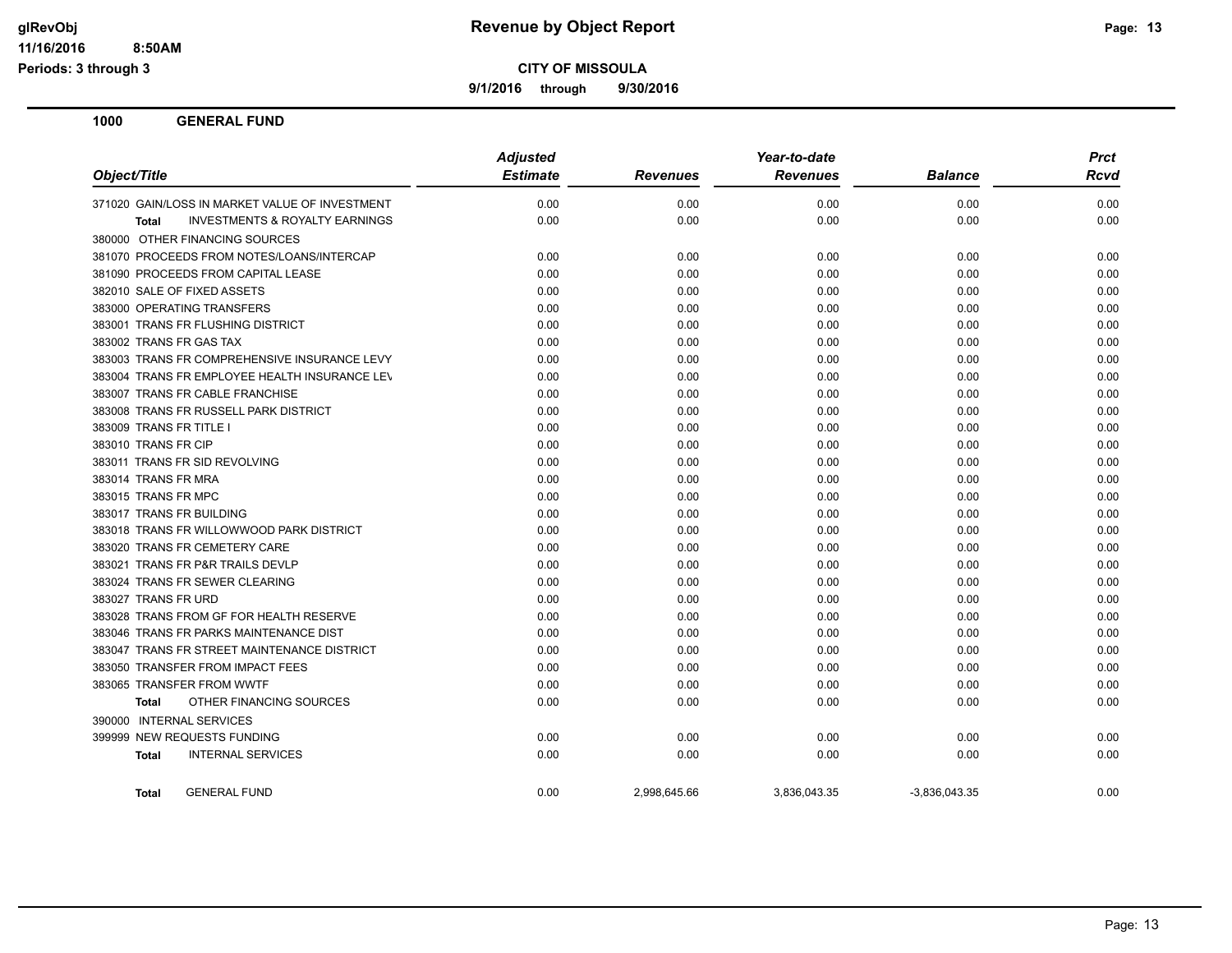**Revenue by Object Report**

**CITY OF MISSOULA**

**9/1/2016 through 9/30/2016**

glRevObj
11/16/2016 8:50AM
Periods: 3 through 3

## 1000 GENERAL FUND

| Object/Title | Adjusted Estimate | Revenues | Year-to-date Revenues | Balance | Prct Rcvd |
|---|---|---|---|---|---|
| 371020 GAIN/LOSS IN MARKET VALUE OF INVESTMENT | 0.00 | 0.00 | 0.00 | 0.00 | 0.00 |
| **Total** INVESTMENTS & ROYALTY EARNINGS | 0.00 | 0.00 | 0.00 | 0.00 | 0.00 |
| 380000 OTHER FINANCING SOURCES | | | | | |
| 381070 PROCEEDS FROM NOTES/LOANS/INTERCAP | 0.00 | 0.00 | 0.00 | 0.00 | 0.00 |
| 381090 PROCEEDS FROM CAPITAL LEASE | 0.00 | 0.00 | 0.00 | 0.00 | 0.00 |
| 382010 SALE OF FIXED ASSETS | 0.00 | 0.00 | 0.00 | 0.00 | 0.00 |
| 383000 OPERATING TRANSFERS | 0.00 | 0.00 | 0.00 | 0.00 | 0.00 |
| 383001 TRANS FR FLUSHING DISTRICT | 0.00 | 0.00 | 0.00 | 0.00 | 0.00 |
| 383002 TRANS FR GAS TAX | 0.00 | 0.00 | 0.00 | 0.00 | 0.00 |
| 383003 TRANS FR COMPREHENSIVE INSURANCE LEVY | 0.00 | 0.00 | 0.00 | 0.00 | 0.00 |
| 383004 TRANS FR EMPLOYEE HEALTH INSURANCE LEV | 0.00 | 0.00 | 0.00 | 0.00 | 0.00 |
| 383007 TRANS FR CABLE FRANCHISE | 0.00 | 0.00 | 0.00 | 0.00 | 0.00 |
| 383008 TRANS FR RUSSELL PARK DISTRICT | 0.00 | 0.00 | 0.00 | 0.00 | 0.00 |
| 383009 TRANS FR TITLE I | 0.00 | 0.00 | 0.00 | 0.00 | 0.00 |
| 383010 TRANS FR CIP | 0.00 | 0.00 | 0.00 | 0.00 | 0.00 |
| 383011 TRANS FR SID REVOLVING | 0.00 | 0.00 | 0.00 | 0.00 | 0.00 |
| 383014 TRANS FR MRA | 0.00 | 0.00 | 0.00 | 0.00 | 0.00 |
| 383015 TRANS FR MPC | 0.00 | 0.00 | 0.00 | 0.00 | 0.00 |
| 383017 TRANS FR BUILDING | 0.00 | 0.00 | 0.00 | 0.00 | 0.00 |
| 383018 TRANS FR WILLOWWOOD PARK DISTRICT | 0.00 | 0.00 | 0.00 | 0.00 | 0.00 |
| 383020 TRANS FR CEMETERY CARE | 0.00 | 0.00 | 0.00 | 0.00 | 0.00 |
| 383021 TRANS FR P&R TRAILS DEVLP | 0.00 | 0.00 | 0.00 | 0.00 | 0.00 |
| 383024 TRANS FR SEWER CLEARING | 0.00 | 0.00 | 0.00 | 0.00 | 0.00 |
| 383027 TRANS FR URD | 0.00 | 0.00 | 0.00 | 0.00 | 0.00 |
| 383028 TRANS FROM GF FOR HEALTH RESERVE | 0.00 | 0.00 | 0.00 | 0.00 | 0.00 |
| 383046 TRANS FR PARKS MAINTENANCE DIST | 0.00 | 0.00 | 0.00 | 0.00 | 0.00 |
| 383047 TRANS FR STREET MAINTENANCE DISTRICT | 0.00 | 0.00 | 0.00 | 0.00 | 0.00 |
| 383050 TRANSFER FROM IMPACT FEES | 0.00 | 0.00 | 0.00 | 0.00 | 0.00 |
| 383065 TRANSFER FROM WWTF | 0.00 | 0.00 | 0.00 | 0.00 | 0.00 |
| **Total** OTHER FINANCING SOURCES | 0.00 | 0.00 | 0.00 | 0.00 | 0.00 |
| 390000 INTERNAL SERVICES | | | | | |
| 399999 NEW REQUESTS FUNDING | 0.00 | 0.00 | 0.00 | 0.00 | 0.00 |
| **Total** INTERNAL SERVICES | 0.00 | 0.00 | 0.00 | 0.00 | 0.00 |
| **Total** GENERAL FUND | 0.00 | 2,998,645.66 | 3,836,043.35 | -3,836,043.35 | 0.00 |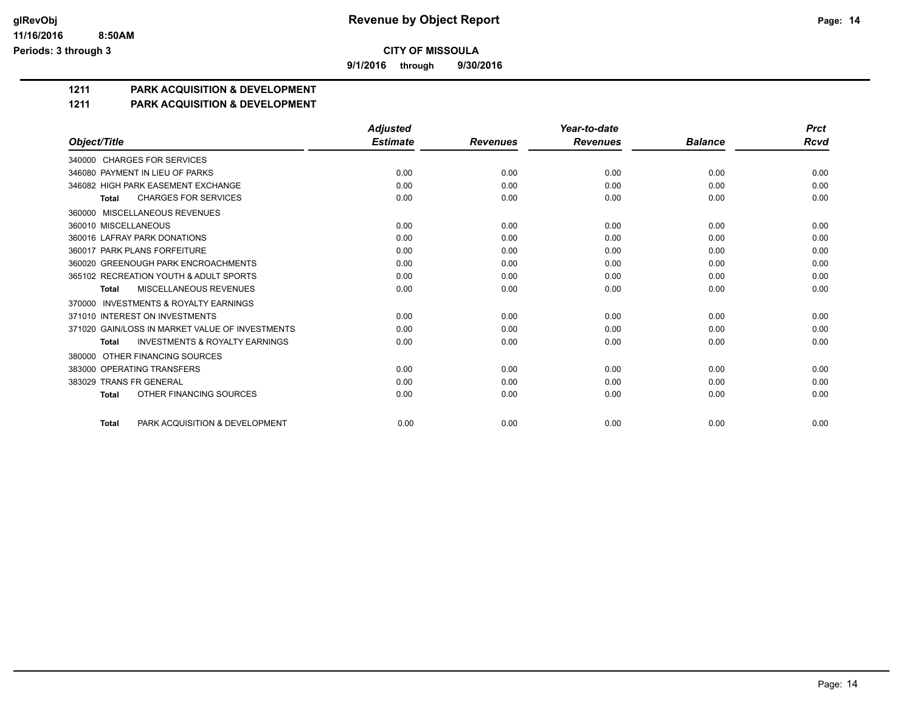**CITY OF MISSOULA**

**9/1/2016 through 9/30/2016**

**1211 PARK ACQUISITION & DEVELOPMENT**

**1211 PARK ACQUISITION & DEVELOPMENT**

| Object/Title | Adjusted Estimate | Revenues | Year-to-date Revenues | Balance | Prct Rcvd |
|---|---|---|---|---|---|
| 340000 CHARGES FOR SERVICES | | | | | |
| 346080 PAYMENT IN LIEU OF PARKS | 0.00 | 0.00 | 0.00 | 0.00 | 0.00 |
| 346082 HIGH PARK EASEMENT EXCHANGE | 0.00 | 0.00 | 0.00 | 0.00 | 0.00 |
| **Total** CHARGES FOR SERVICES | 0.00 | 0.00 | 0.00 | 0.00 | 0.00 |
| 360000 MISCELLANEOUS REVENUES | | | | | |
| 360010 MISCELLANEOUS | 0.00 | 0.00 | 0.00 | 0.00 | 0.00 |
| 360016 LAFRAY PARK DONATIONS | 0.00 | 0.00 | 0.00 | 0.00 | 0.00 |
| 360017 PARK PLANS FORFEITURE | 0.00 | 0.00 | 0.00 | 0.00 | 0.00 |
| 360020 GREENOUGH PARK ENCROACHMENTS | 0.00 | 0.00 | 0.00 | 0.00 | 0.00 |
| 365102 RECREATION YOUTH & ADULT SPORTS | 0.00 | 0.00 | 0.00 | 0.00 | 0.00 |
| **Total** MISCELLANEOUS REVENUES | 0.00 | 0.00 | 0.00 | 0.00 | 0.00 |
| 370000 INVESTMENTS & ROYALTY EARNINGS | | | | | |
| 371010 INTEREST ON INVESTMENTS | 0.00 | 0.00 | 0.00 | 0.00 | 0.00 |
| 371020 GAIN/LOSS IN MARKET VALUE OF INVESTMENTS | 0.00 | 0.00 | 0.00 | 0.00 | 0.00 |
| **Total** INVESTMENTS & ROYALTY EARNINGS | 0.00 | 0.00 | 0.00 | 0.00 | 0.00 |
| 380000 OTHER FINANCING SOURCES | | | | | |
| 383000 OPERATING TRANSFERS | 0.00 | 0.00 | 0.00 | 0.00 | 0.00 |
| 383029 TRANS FR GENERAL | 0.00 | 0.00 | 0.00 | 0.00 | 0.00 |
| **Total** OTHER FINANCING SOURCES | 0.00 | 0.00 | 0.00 | 0.00 | 0.00 |
| **Total** PARK ACQUISITION & DEVELOPMENT | 0.00 | 0.00 | 0.00 | 0.00 | 0.00 |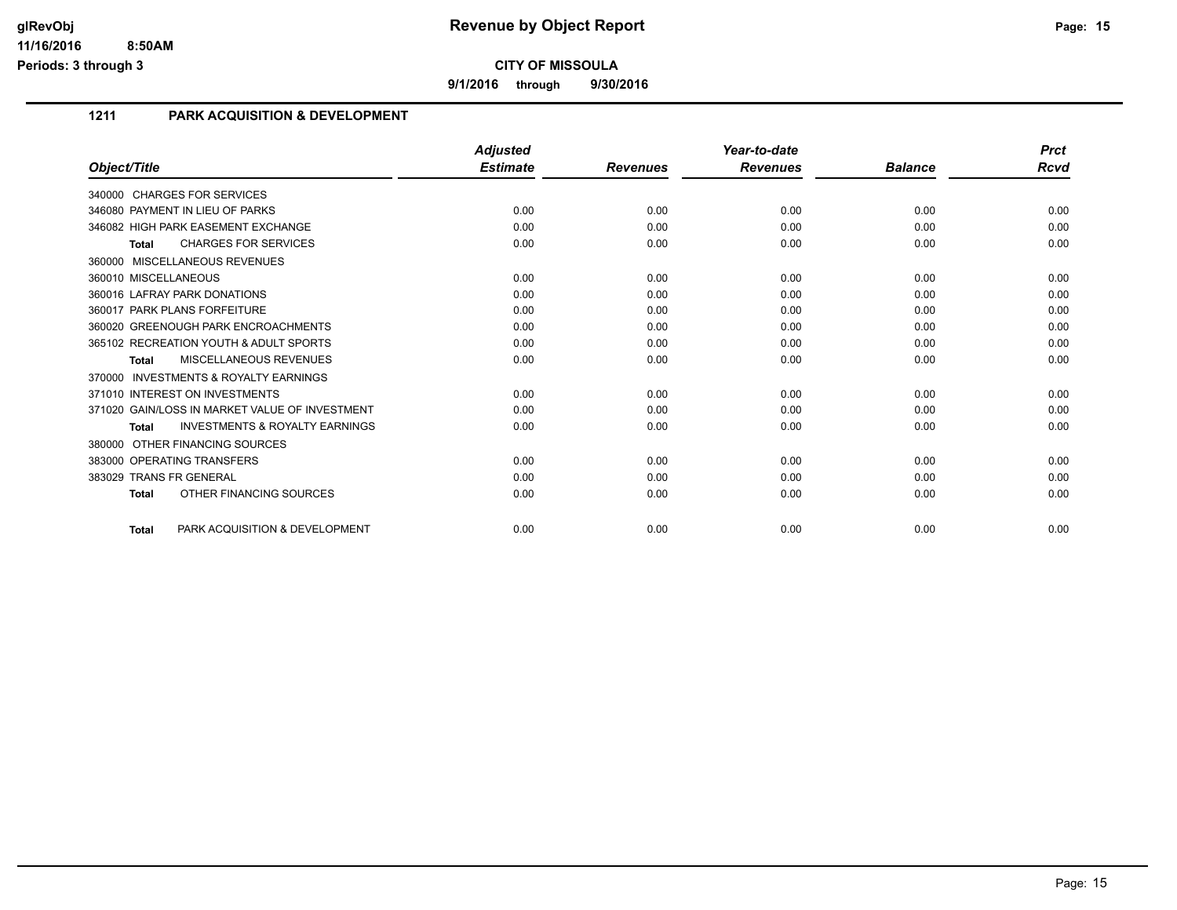**glRevObj** | **Revenue by Object Report**

**11/16/2016 8:50AM**

**Periods: 3 through 3**

**CITY OF MISSOULA**

**9/1/2016 through 9/30/2016**

## 1211 PARK ACQUISITION & DEVELOPMENT

| Object/Title | Adjusted Estimate | Revenues | Year-to-date Revenues | Balance | Prct Rcvd |
|---|---|---|---|---|---|
| 340000 CHARGES FOR SERVICES | | | | | |
| 346080 PAYMENT IN LIEU OF PARKS | 0.00 | 0.00 | 0.00 | 0.00 | 0.00 |
| 346082 HIGH PARK EASEMENT EXCHANGE | 0.00 | 0.00 | 0.00 | 0.00 | 0.00 |
| **Total** CHARGES FOR SERVICES | 0.00 | 0.00 | 0.00 | 0.00 | 0.00 |
| 360000 MISCELLANEOUS REVENUES | | | | | |
| 360010 MISCELLANEOUS | 0.00 | 0.00 | 0.00 | 0.00 | 0.00 |
| 360016 LAFRAY PARK DONATIONS | 0.00 | 0.00 | 0.00 | 0.00 | 0.00 |
| 360017 PARK PLANS FORFEITURE | 0.00 | 0.00 | 0.00 | 0.00 | 0.00 |
| 360020 GREENOUGH PARK ENCROACHMENTS | 0.00 | 0.00 | 0.00 | 0.00 | 0.00 |
| 365102 RECREATION YOUTH & ADULT SPORTS | 0.00 | 0.00 | 0.00 | 0.00 | 0.00 |
| **Total** MISCELLANEOUS REVENUES | 0.00 | 0.00 | 0.00 | 0.00 | 0.00 |
| 370000 INVESTMENTS & ROYALTY EARNINGS | | | | | |
| 371010 INTEREST ON INVESTMENTS | 0.00 | 0.00 | 0.00 | 0.00 | 0.00 |
| 371020 GAIN/LOSS IN MARKET VALUE OF INVESTMENT | 0.00 | 0.00 | 0.00 | 0.00 | 0.00 |
| **Total** INVESTMENTS & ROYALTY EARNINGS | 0.00 | 0.00 | 0.00 | 0.00 | 0.00 |
| 380000 OTHER FINANCING SOURCES | | | | | |
| 383000 OPERATING TRANSFERS | 0.00 | 0.00 | 0.00 | 0.00 | 0.00 |
| 383029 TRANS FR GENERAL | 0.00 | 0.00 | 0.00 | 0.00 | 0.00 |
| **Total** OTHER FINANCING SOURCES | 0.00 | 0.00 | 0.00 | 0.00 | 0.00 |
| **Total** PARK ACQUISITION & DEVELOPMENT | 0.00 | 0.00 | 0.00 | 0.00 | 0.00 |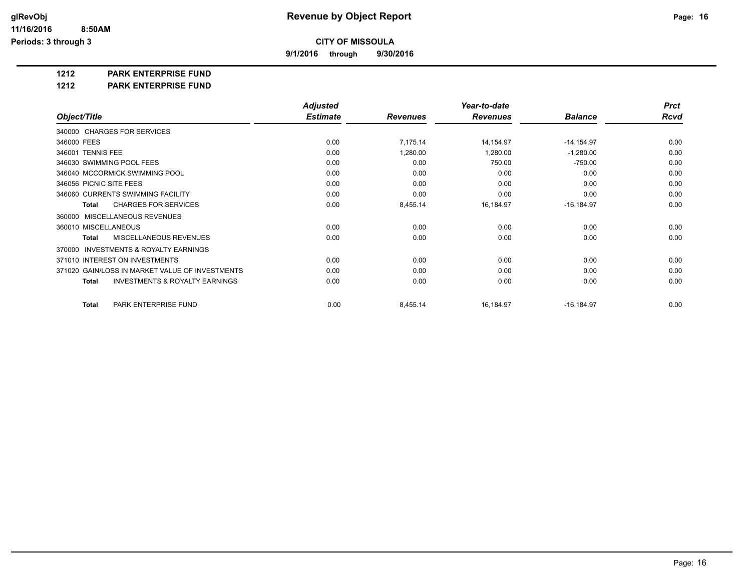**glRevObj** **Revenue by Object Report**

**11/16/2016 8:50AM**

**Periods: 3 through 3**

**CITY OF MISSOULA**

**9/1/2016 through 9/30/2016**

**1212 PARK ENTERPRISE FUND**

**1212 PARK ENTERPRISE FUND**

| Object/Title | Adjusted Estimate | Revenues | Year-to-date Revenues | Balance | Prct Rcvd |
|---|---|---|---|---|---|
| 340000 CHARGES FOR SERVICES | | | | | |
| 346000 FEES | 0.00 | 7,175.14 | 14,154.97 | -14,154.97 | 0.00 |
| 346001 TENNIS FEE | 0.00 | 1,280.00 | 1,280.00 | -1,280.00 | 0.00 |
| 346030 SWIMMING POOL FEES | 0.00 | 0.00 | 750.00 | -750.00 | 0.00 |
| 346040 MCCORMICK SWIMMING POOL | 0.00 | 0.00 | 0.00 | 0.00 | 0.00 |
| 346056 PICNIC SITE FEES | 0.00 | 0.00 | 0.00 | 0.00 | 0.00 |
| 346060 CURRENTS SWIMMING FACILITY | 0.00 | 0.00 | 0.00 | 0.00 | 0.00 |
| **Total** CHARGES FOR SERVICES | 0.00 | 8,455.14 | 16,184.97 | -16,184.97 | 0.00 |
| 360000 MISCELLANEOUS REVENUES | | | | | |
| 360010 MISCELLANEOUS | 0.00 | 0.00 | 0.00 | 0.00 | 0.00 |
| **Total** MISCELLANEOUS REVENUES | 0.00 | 0.00 | 0.00 | 0.00 | 0.00 |
| 370000 INVESTMENTS & ROYALTY EARNINGS | | | | | |
| 371010 INTEREST ON INVESTMENTS | 0.00 | 0.00 | 0.00 | 0.00 | 0.00 |
| 371020 GAIN/LOSS IN MARKET VALUE OF INVESTMENTS | 0.00 | 0.00 | 0.00 | 0.00 | 0.00 |
| **Total** INVESTMENTS & ROYALTY EARNINGS | 0.00 | 0.00 | 0.00 | 0.00 | 0.00 |
| **Total** PARK ENTERPRISE FUND | 0.00 | 8,455.14 | 16,184.97 | -16,184.97 | 0.00 |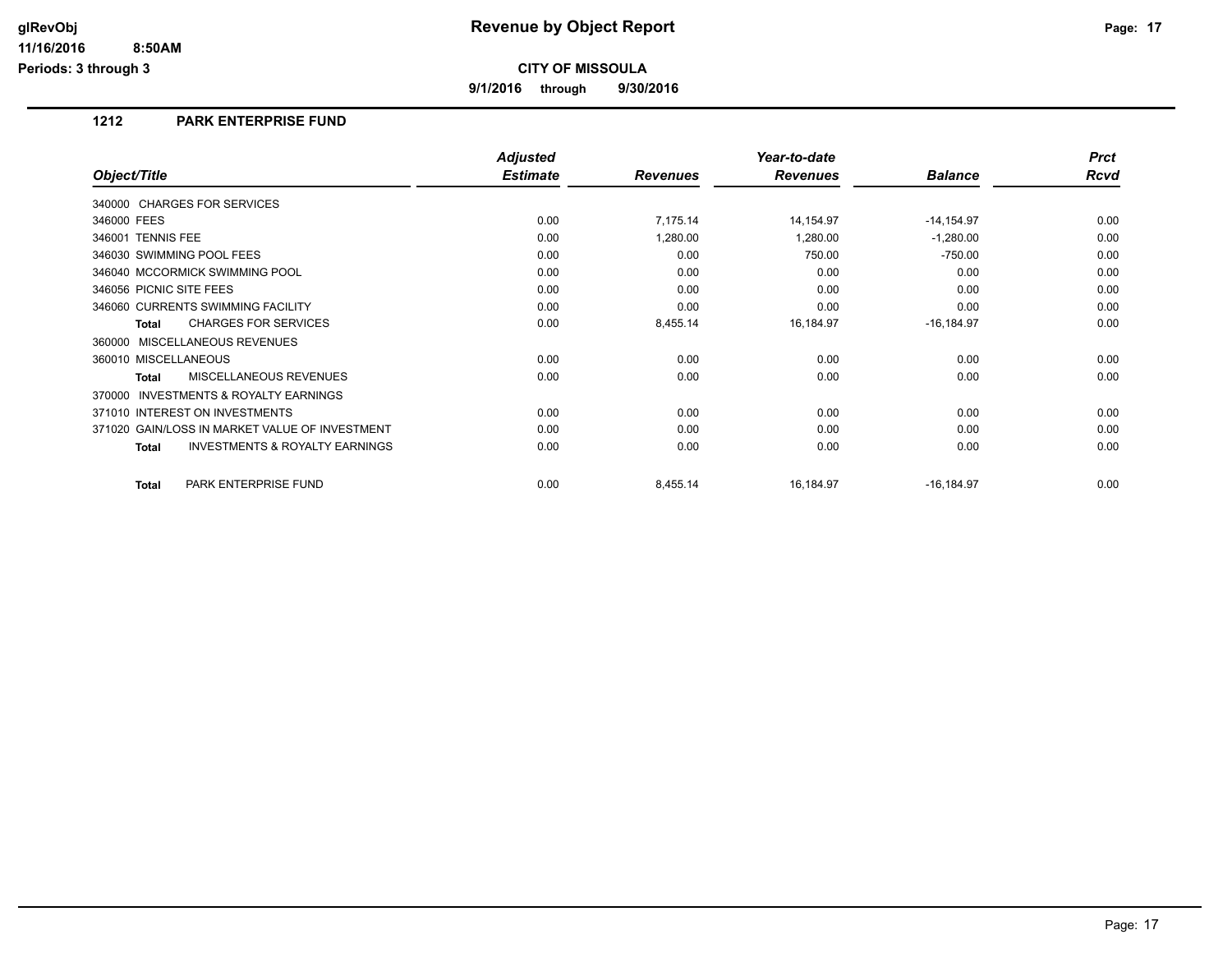# Revenue by Object Report

**CITY OF MISSOULA**

**9/1/2016 through 9/30/2016**

glRevObj
11/16/2016 8:50AM
Periods: 3 through 3

## 1212 PARK ENTERPRISE FUND

| Object/Title | Adjusted Estimate | Revenues | Year-to-date Revenues | Balance | Prct Rcvd |
|---|---|---|---|---|---|
| 340000 CHARGES FOR SERVICES | | | | | |
| 346000 FEES | 0.00 | 7,175.14 | 14,154.97 | -14,154.97 | 0.00 |
| 346001 TENNIS FEE | 0.00 | 1,280.00 | 1,280.00 | -1,280.00 | 0.00 |
| 346030 SWIMMING POOL FEES | 0.00 | 0.00 | 750.00 | -750.00 | 0.00 |
| 346040 MCCORMICK SWIMMING POOL | 0.00 | 0.00 | 0.00 | 0.00 | 0.00 |
| 346056 PICNIC SITE FEES | 0.00 | 0.00 | 0.00 | 0.00 | 0.00 |
| 346060 CURRENTS SWIMMING FACILITY | 0.00 | 0.00 | 0.00 | 0.00 | 0.00 |
| **Total** CHARGES FOR SERVICES | 0.00 | 8,455.14 | 16,184.97 | -16,184.97 | 0.00 |
| 360000 MISCELLANEOUS REVENUES | | | | | |
| 360010 MISCELLANEOUS | 0.00 | 0.00 | 0.00 | 0.00 | 0.00 |
| **Total** MISCELLANEOUS REVENUES | 0.00 | 0.00 | 0.00 | 0.00 | 0.00 |
| 370000 INVESTMENTS & ROYALTY EARNINGS | | | | | |
| 371010 INTEREST ON INVESTMENTS | 0.00 | 0.00 | 0.00 | 0.00 | 0.00 |
| 371020 GAIN/LOSS IN MARKET VALUE OF INVESTMENT | 0.00 | 0.00 | 0.00 | 0.00 | 0.00 |
| **Total** INVESTMENTS & ROYALTY EARNINGS | 0.00 | 0.00 | 0.00 | 0.00 | 0.00 |
| **Total** PARK ENTERPRISE FUND | 0.00 | 8,455.14 | 16,184.97 | -16,184.97 | 0.00 |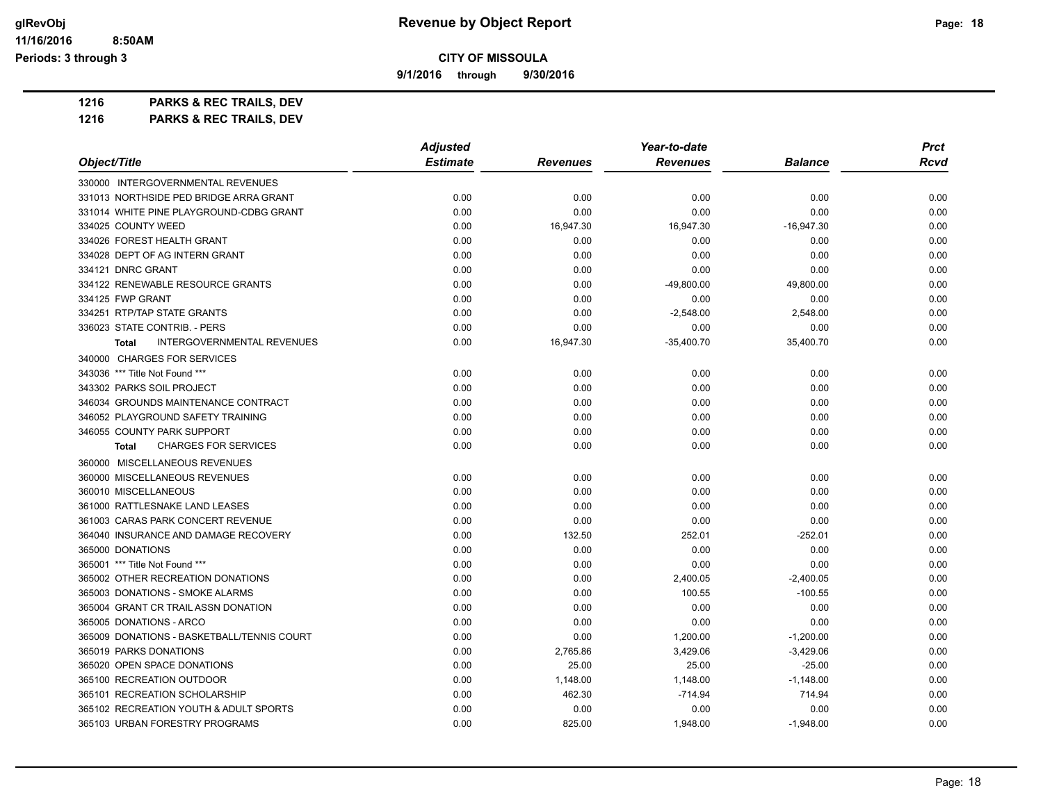# Revenue by Object Report

**CITY OF MISSOULA**

**9/1/2016 through 9/30/2016**

glRevObj
11/16/2016 8:50AM
Periods: 3 through 3

**1216 PARKS & REC TRAILS, DEV**

**1216 PARKS & REC TRAILS, DEV**

| Object/Title | Adjusted Estimate | Revenues | Year-to-date Revenues | Balance | Prct Rcvd |
|---|---|---|---|---|---|
| 330000 INTERGOVERNMENTAL REVENUES | | | | | |
| 331013 NORTHSIDE PED BRIDGE ARRA GRANT | 0.00 | 0.00 | 0.00 | 0.00 | 0.00 |
| 331014 WHITE PINE PLAYGROUND-CDBG GRANT | 0.00 | 0.00 | 0.00 | 0.00 | 0.00 |
| 334025 COUNTY WEED | 0.00 | 16,947.30 | 16,947.30 | -16,947.30 | 0.00 |
| 334026 FOREST HEALTH GRANT | 0.00 | 0.00 | 0.00 | 0.00 | 0.00 |
| 334028 DEPT OF AG INTERN GRANT | 0.00 | 0.00 | 0.00 | 0.00 | 0.00 |
| 334121 DNRC GRANT | 0.00 | 0.00 | 0.00 | 0.00 | 0.00 |
| 334122 RENEWABLE RESOURCE GRANTS | 0.00 | 0.00 | -49,800.00 | 49,800.00 | 0.00 |
| 334125 FWP GRANT | 0.00 | 0.00 | 0.00 | 0.00 | 0.00 |
| 334251 RTP/TAP STATE GRANTS | 0.00 | 0.00 | -2,548.00 | 2,548.00 | 0.00 |
| 336023 STATE CONTRIB. - PERS | 0.00 | 0.00 | 0.00 | 0.00 | 0.00 |
| **Total** INTERGOVERNMENTAL REVENUES | 0.00 | 16,947.30 | -35,400.70 | 35,400.70 | 0.00 |
| 340000 CHARGES FOR SERVICES | | | | | |
| 343036 *** Title Not Found *** | 0.00 | 0.00 | 0.00 | 0.00 | 0.00 |
| 343302 PARKS SOIL PROJECT | 0.00 | 0.00 | 0.00 | 0.00 | 0.00 |
| 346034 GROUNDS MAINTENANCE CONTRACT | 0.00 | 0.00 | 0.00 | 0.00 | 0.00 |
| 346052 PLAYGROUND SAFETY TRAINING | 0.00 | 0.00 | 0.00 | 0.00 | 0.00 |
| 346055 COUNTY PARK SUPPORT | 0.00 | 0.00 | 0.00 | 0.00 | 0.00 |
| **Total** CHARGES FOR SERVICES | 0.00 | 0.00 | 0.00 | 0.00 | 0.00 |
| 360000 MISCELLANEOUS REVENUES | | | | | |
| 360000 MISCELLANEOUS REVENUES | 0.00 | 0.00 | 0.00 | 0.00 | 0.00 |
| 360010 MISCELLANEOUS | 0.00 | 0.00 | 0.00 | 0.00 | 0.00 |
| 361000 RATTLESNAKE LAND LEASES | 0.00 | 0.00 | 0.00 | 0.00 | 0.00 |
| 361003 CARAS PARK CONCERT REVENUE | 0.00 | 0.00 | 0.00 | 0.00 | 0.00 |
| 364040 INSURANCE AND DAMAGE RECOVERY | 0.00 | 132.50 | 252.01 | -252.01 | 0.00 |
| 365000 DONATIONS | 0.00 | 0.00 | 0.00 | 0.00 | 0.00 |
| 365001 *** Title Not Found *** | 0.00 | 0.00 | 0.00 | 0.00 | 0.00 |
| 365002 OTHER RECREATION DONATIONS | 0.00 | 0.00 | 2,400.05 | -2,400.05 | 0.00 |
| 365003 DONATIONS - SMOKE ALARMS | 0.00 | 0.00 | 100.55 | -100.55 | 0.00 |
| 365004 GRANT CR TRAIL ASSN DONATION | 0.00 | 0.00 | 0.00 | 0.00 | 0.00 |
| 365005 DONATIONS - ARCO | 0.00 | 0.00 | 0.00 | 0.00 | 0.00 |
| 365009 DONATIONS - BASKETBALL/TENNIS COURT | 0.00 | 0.00 | 1,200.00 | -1,200.00 | 0.00 |
| 365019 PARKS DONATIONS | 0.00 | 2,765.86 | 3,429.06 | -3,429.06 | 0.00 |
| 365020 OPEN SPACE DONATIONS | 0.00 | 25.00 | 25.00 | -25.00 | 0.00 |
| 365100 RECREATION OUTDOOR | 0.00 | 1,148.00 | 1,148.00 | -1,148.00 | 0.00 |
| 365101 RECREATION SCHOLARSHIP | 0.00 | 462.30 | -714.94 | 714.94 | 0.00 |
| 365102 RECREATION YOUTH & ADULT SPORTS | 0.00 | 0.00 | 0.00 | 0.00 | 0.00 |
| 365103 URBAN FORESTRY PROGRAMS | 0.00 | 825.00 | 1,948.00 | -1,948.00 | 0.00 |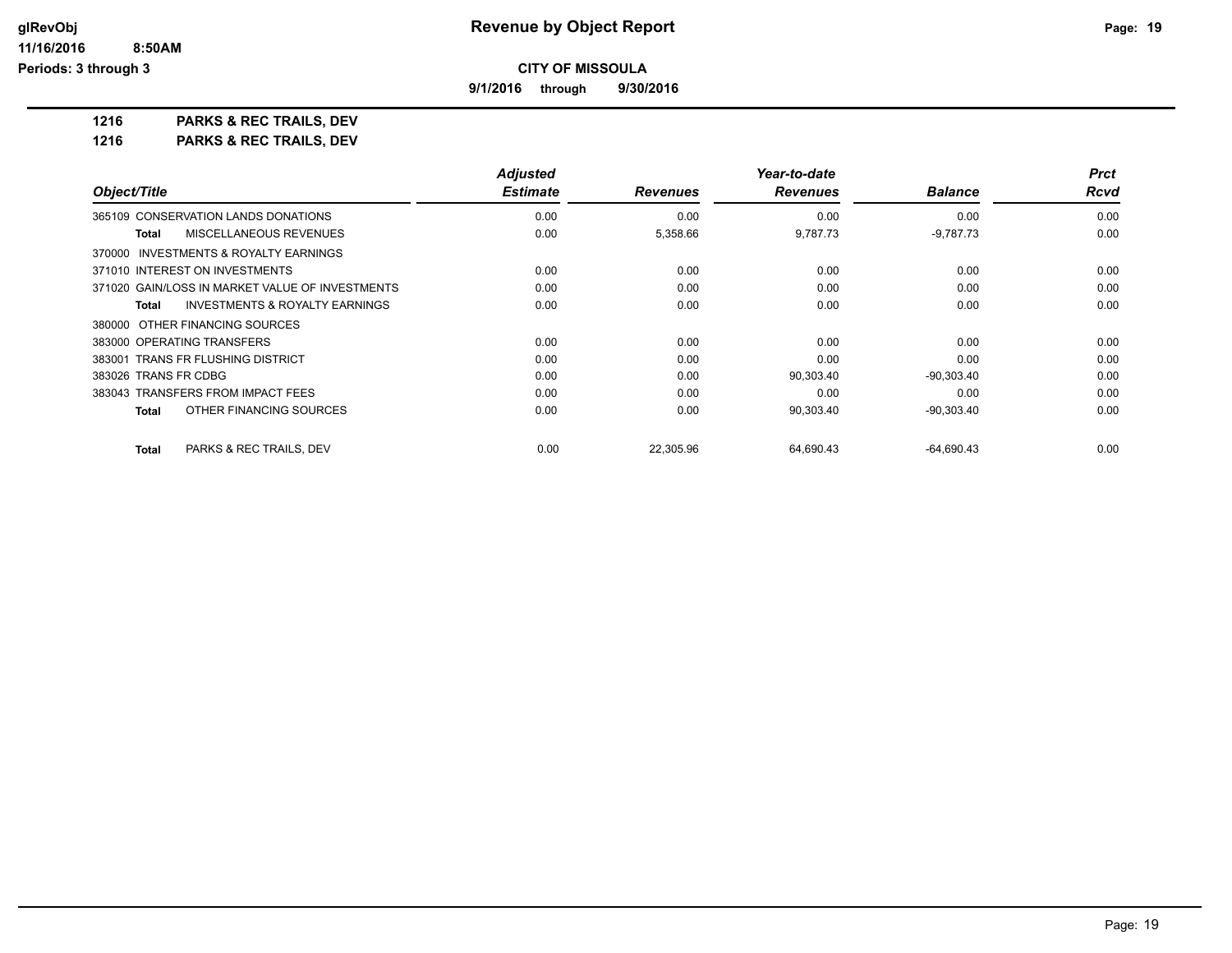**glRevObj** — **Revenue by Object Report**

**11/16/2016 8:50AM**

**Periods: 3 through 3**

**CITY OF MISSOULA**

**9/1/2016 through 9/30/2016**

**1216 PARKS & REC TRAILS, DEV**

**1216 PARKS & REC TRAILS, DEV**

| Object/Title | Adjusted Estimate | Revenues | Year-to-date Revenues | Balance | Prct Rcvd |
|---|---|---|---|---|---|
| 365109 CONSERVATION LANDS DONATIONS | 0.00 | 0.00 | 0.00 | 0.00 | 0.00 |
| **Total** MISCELLANEOUS REVENUES | 0.00 | 5,358.66 | 9,787.73 | -9,787.73 | 0.00 |
| 370000 INVESTMENTS & ROYALTY EARNINGS | | | | | |
| 371010 INTEREST ON INVESTMENTS | 0.00 | 0.00 | 0.00 | 0.00 | 0.00 |
| 371020 GAIN/LOSS IN MARKET VALUE OF INVESTMENTS | 0.00 | 0.00 | 0.00 | 0.00 | 0.00 |
| **Total** INVESTMENTS & ROYALTY EARNINGS | 0.00 | 0.00 | 0.00 | 0.00 | 0.00 |
| 380000 OTHER FINANCING SOURCES | | | | | |
| 383000 OPERATING TRANSFERS | 0.00 | 0.00 | 0.00 | 0.00 | 0.00 |
| 383001 TRANS FR FLUSHING DISTRICT | 0.00 | 0.00 | 0.00 | 0.00 | 0.00 |
| 383026 TRANS FR CDBG | 0.00 | 0.00 | 90,303.40 | -90,303.40 | 0.00 |
| 383043 TRANSFERS FROM IMPACT FEES | 0.00 | 0.00 | 0.00 | 0.00 | 0.00 |
| **Total** OTHER FINANCING SOURCES | 0.00 | 0.00 | 90,303.40 | -90,303.40 | 0.00 |
| **Total** PARKS & REC TRAILS, DEV | 0.00 | 22,305.96 | 64,690.43 | -64,690.43 | 0.00 |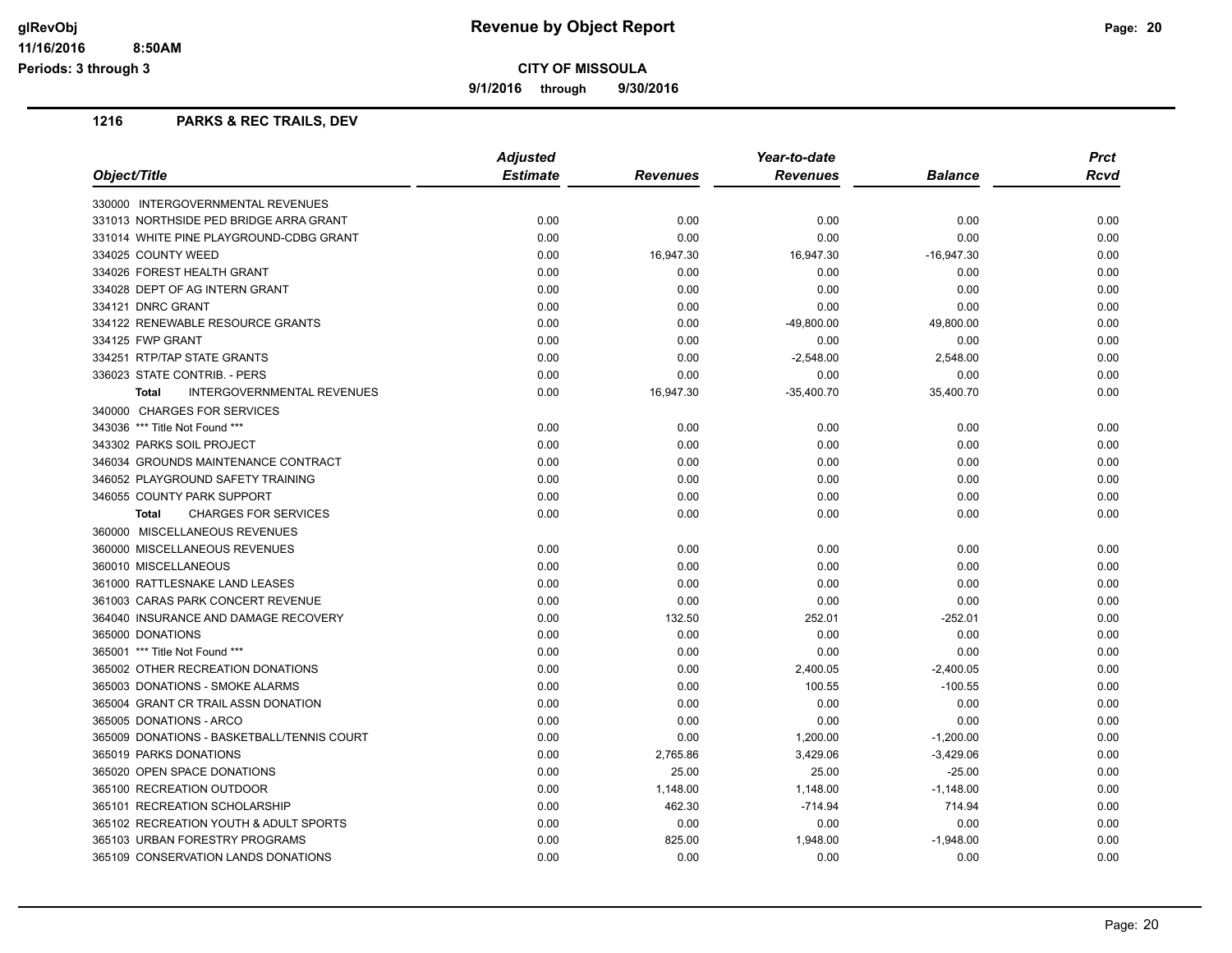**Revenue by Object Report**

**CITY OF MISSOULA**

**9/1/2016 through 9/30/2016**

## 1216 PARKS & REC TRAILS, DEV

| Object/Title | Adjusted Estimate | Revenues | Year-to-date Revenues | Balance | Prct Rcvd |
|---|---|---|---|---|---|
| 330000 INTERGOVERNMENTAL REVENUES | | | | | |
| 331013 NORTHSIDE PED BRIDGE ARRA GRANT | 0.00 | 0.00 | 0.00 | 0.00 | 0.00 |
| 331014 WHITE PINE PLAYGROUND-CDBG GRANT | 0.00 | 0.00 | 0.00 | 0.00 | 0.00 |
| 334025 COUNTY WEED | 0.00 | 16,947.30 | 16,947.30 | -16,947.30 | 0.00 |
| 334026 FOREST HEALTH GRANT | 0.00 | 0.00 | 0.00 | 0.00 | 0.00 |
| 334028 DEPT OF AG INTERN GRANT | 0.00 | 0.00 | 0.00 | 0.00 | 0.00 |
| 334121 DNRC GRANT | 0.00 | 0.00 | 0.00 | 0.00 | 0.00 |
| 334122 RENEWABLE RESOURCE GRANTS | 0.00 | 0.00 | -49,800.00 | 49,800.00 | 0.00 |
| 334125 FWP GRANT | 0.00 | 0.00 | 0.00 | 0.00 | 0.00 |
| 334251 RTP/TAP STATE GRANTS | 0.00 | 0.00 | -2,548.00 | 2,548.00 | 0.00 |
| 336023 STATE CONTRIB. - PERS | 0.00 | 0.00 | 0.00 | 0.00 | 0.00 |
| **Total** INTERGOVERNMENTAL REVENUES | 0.00 | 16,947.30 | -35,400.70 | 35,400.70 | 0.00 |
| 340000 CHARGES FOR SERVICES | | | | | |
| 343036 *** Title Not Found *** | 0.00 | 0.00 | 0.00 | 0.00 | 0.00 |
| 343302 PARKS SOIL PROJECT | 0.00 | 0.00 | 0.00 | 0.00 | 0.00 |
| 346034 GROUNDS MAINTENANCE CONTRACT | 0.00 | 0.00 | 0.00 | 0.00 | 0.00 |
| 346052 PLAYGROUND SAFETY TRAINING | 0.00 | 0.00 | 0.00 | 0.00 | 0.00 |
| 346055 COUNTY PARK SUPPORT | 0.00 | 0.00 | 0.00 | 0.00 | 0.00 |
| **Total** CHARGES FOR SERVICES | 0.00 | 0.00 | 0.00 | 0.00 | 0.00 |
| 360000 MISCELLANEOUS REVENUES | | | | | |
| 360000 MISCELLANEOUS REVENUES | 0.00 | 0.00 | 0.00 | 0.00 | 0.00 |
| 360010 MISCELLANEOUS | 0.00 | 0.00 | 0.00 | 0.00 | 0.00 |
| 361000 RATTLESNAKE LAND LEASES | 0.00 | 0.00 | 0.00 | 0.00 | 0.00 |
| 361003 CARAS PARK CONCERT REVENUE | 0.00 | 0.00 | 0.00 | 0.00 | 0.00 |
| 364040 INSURANCE AND DAMAGE RECOVERY | 0.00 | 132.50 | 252.01 | -252.01 | 0.00 |
| 365000 DONATIONS | 0.00 | 0.00 | 0.00 | 0.00 | 0.00 |
| 365001 *** Title Not Found *** | 0.00 | 0.00 | 0.00 | 0.00 | 0.00 |
| 365002 OTHER RECREATION DONATIONS | 0.00 | 0.00 | 2,400.05 | -2,400.05 | 0.00 |
| 365003 DONATIONS - SMOKE ALARMS | 0.00 | 0.00 | 100.55 | -100.55 | 0.00 |
| 365004 GRANT CR TRAIL ASSN DONATION | 0.00 | 0.00 | 0.00 | 0.00 | 0.00 |
| 365005 DONATIONS - ARCO | 0.00 | 0.00 | 0.00 | 0.00 | 0.00 |
| 365009 DONATIONS - BASKETBALL/TENNIS COURT | 0.00 | 0.00 | 1,200.00 | -1,200.00 | 0.00 |
| 365019 PARKS DONATIONS | 0.00 | 2,765.86 | 3,429.06 | -3,429.06 | 0.00 |
| 365020 OPEN SPACE DONATIONS | 0.00 | 25.00 | 25.00 | -25.00 | 0.00 |
| 365100 RECREATION OUTDOOR | 0.00 | 1,148.00 | 1,148.00 | -1,148.00 | 0.00 |
| 365101 RECREATION SCHOLARSHIP | 0.00 | 462.30 | -714.94 | 714.94 | 0.00 |
| 365102 RECREATION YOUTH & ADULT SPORTS | 0.00 | 0.00 | 0.00 | 0.00 | 0.00 |
| 365103 URBAN FORESTRY PROGRAMS | 0.00 | 825.00 | 1,948.00 | -1,948.00 | 0.00 |
| 365109 CONSERVATION LANDS DONATIONS | 0.00 | 0.00 | 0.00 | 0.00 | 0.00 |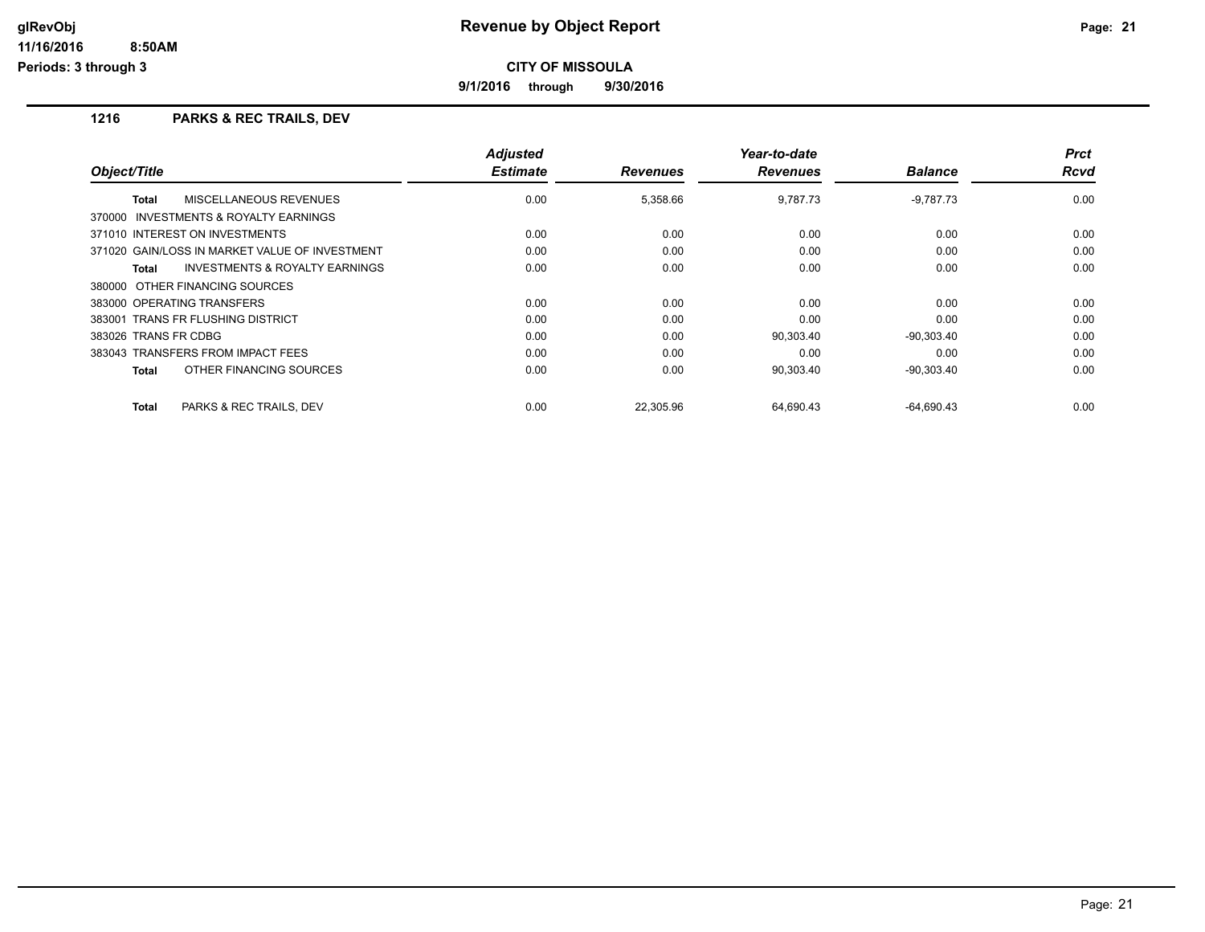# Revenue by Object Report

**CITY OF MISSOULA**

**9/1/2016 through 9/30/2016**

glRevObj
11/16/2016 8:50AM
Periods: 3 through 3

## 1216 PARKS & REC TRAILS, DEV

| Object/Title | Adjusted Estimate | Revenues | Year-to-date Revenues | Balance | Prct Rcvd |
|---|---|---|---|---|---|
| **Total** MISCELLANEOUS REVENUES | 0.00 | 5,358.66 | 9,787.73 | -9,787.73 | 0.00 |
| 370000 INVESTMENTS & ROYALTY EARNINGS | | | | | |
| 371010 INTEREST ON INVESTMENTS | 0.00 | 0.00 | 0.00 | 0.00 | 0.00 |
| 371020 GAIN/LOSS IN MARKET VALUE OF INVESTMENT | 0.00 | 0.00 | 0.00 | 0.00 | 0.00 |
| **Total** INVESTMENTS & ROYALTY EARNINGS | 0.00 | 0.00 | 0.00 | 0.00 | 0.00 |
| 380000 OTHER FINANCING SOURCES | | | | | |
| 383000 OPERATING TRANSFERS | 0.00 | 0.00 | 0.00 | 0.00 | 0.00 |
| 383001 TRANS FR FLUSHING DISTRICT | 0.00 | 0.00 | 0.00 | 0.00 | 0.00 |
| 383026 TRANS FR CDBG | 0.00 | 0.00 | 90,303.40 | -90,303.40 | 0.00 |
| 383043 TRANSFERS FROM IMPACT FEES | 0.00 | 0.00 | 0.00 | 0.00 | 0.00 |
| **Total** OTHER FINANCING SOURCES | 0.00 | 0.00 | 90,303.40 | -90,303.40 | 0.00 |
| **Total** PARKS & REC TRAILS, DEV | 0.00 | 22,305.96 | 64,690.43 | -64,690.43 | 0.00 |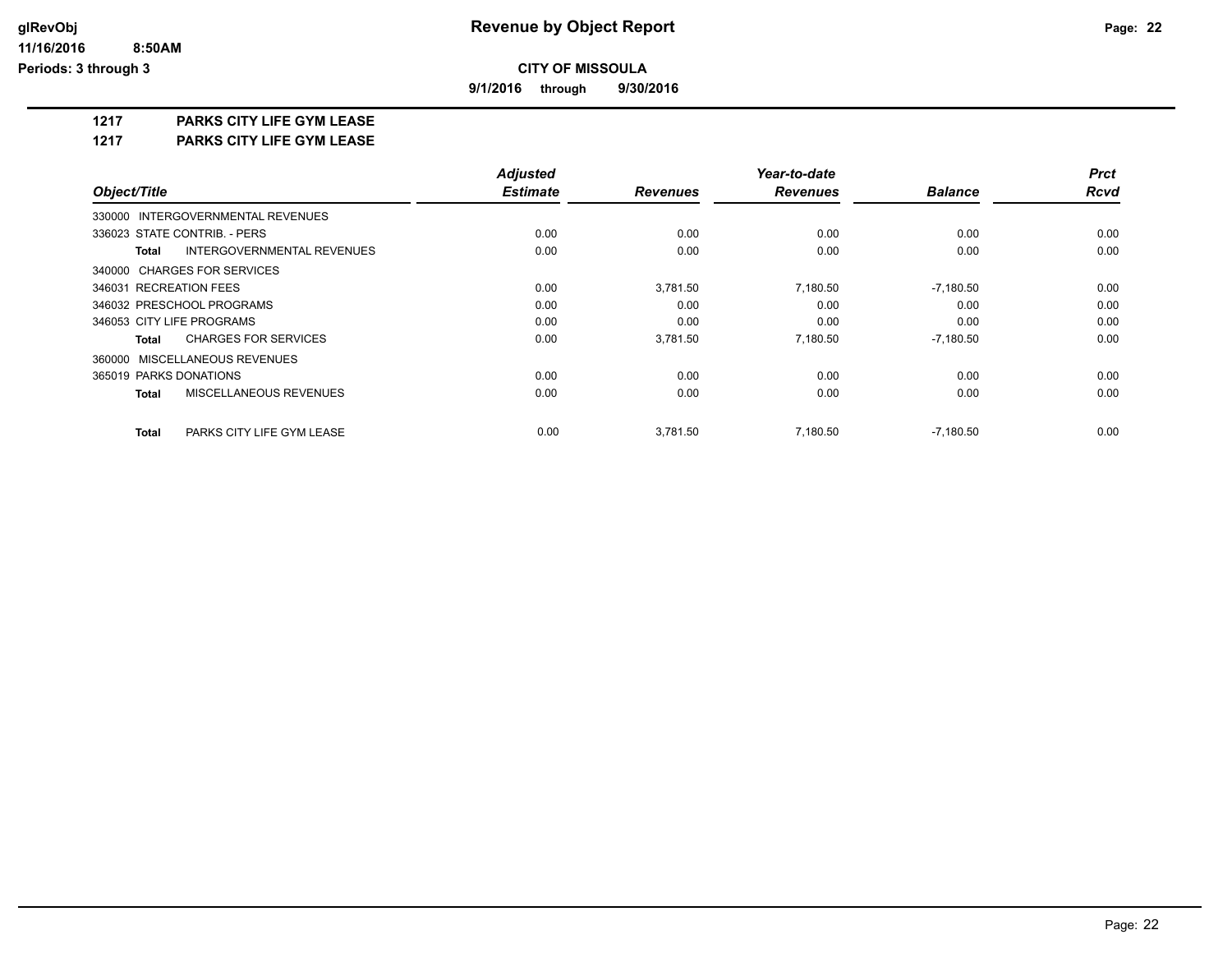# Revenue by Object Report

**CITY OF MISSOULA**

**9/1/2016 through 9/30/2016**

glRevObj
11/16/2016 8:50AM
Periods: 3 through 3

**1217 PARKS CITY LIFE GYM LEASE**

**1217 PARKS CITY LIFE GYM LEASE**

| Object/Title | Adjusted Estimate | Revenues | Year-to-date Revenues | Balance | Prct Rcvd |
|---|---|---|---|---|---|
| 330000 INTERGOVERNMENTAL REVENUES | | | | | |
| 336023 STATE CONTRIB. - PERS | 0.00 | 0.00 | 0.00 | 0.00 | 0.00 |
| **Total** INTERGOVERNMENTAL REVENUES | 0.00 | 0.00 | 0.00 | 0.00 | 0.00 |
| 340000 CHARGES FOR SERVICES | | | | | |
| 346031 RECREATION FEES | 0.00 | 3,781.50 | 7,180.50 | -7,180.50 | 0.00 |
| 346032 PRESCHOOL PROGRAMS | 0.00 | 0.00 | 0.00 | 0.00 | 0.00 |
| 346053 CITY LIFE PROGRAMS | 0.00 | 0.00 | 0.00 | 0.00 | 0.00 |
| **Total** CHARGES FOR SERVICES | 0.00 | 3,781.50 | 7,180.50 | -7,180.50 | 0.00 |
| 360000 MISCELLANEOUS REVENUES | | | | | |
| 365019 PARKS DONATIONS | 0.00 | 0.00 | 0.00 | 0.00 | 0.00 |
| **Total** MISCELLANEOUS REVENUES | 0.00 | 0.00 | 0.00 | 0.00 | 0.00 |
| **Total** PARKS CITY LIFE GYM LEASE | 0.00 | 3,781.50 | 7,180.50 | -7,180.50 | 0.00 |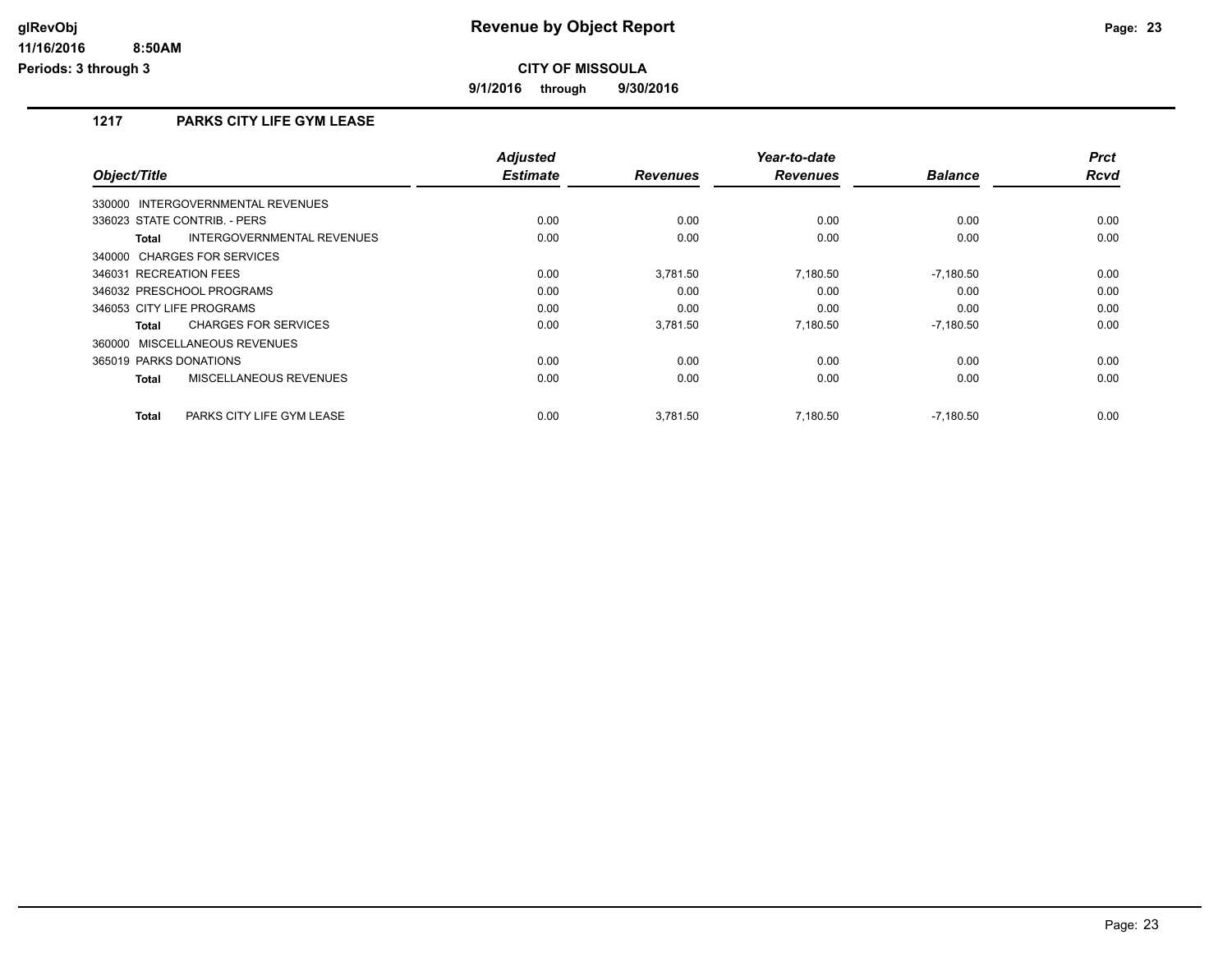# Revenue by Object Report

glRevObj
11/16/2016 8:50AM
Periods: 3 through 3

**CITY OF MISSOULA**

**9/1/2016 through 9/30/2016**

## 1217 PARKS CITY LIFE GYM LEASE

| Object/Title | Adjusted Estimate | Revenues | Year-to-date Revenues | Balance | Prct Rcvd |
|---|---|---|---|---|---|
| 330000 INTERGOVERNMENTAL REVENUES | | | | | |
| 336023 STATE CONTRIB. - PERS | 0.00 | 0.00 | 0.00 | 0.00 | 0.00 |
| **Total** INTERGOVERNMENTAL REVENUES | 0.00 | 0.00 | 0.00 | 0.00 | 0.00 |
| 340000 CHARGES FOR SERVICES | | | | | |
| 346031 RECREATION FEES | 0.00 | 3,781.50 | 7,180.50 | -7,180.50 | 0.00 |
| 346032 PRESCHOOL PROGRAMS | 0.00 | 0.00 | 0.00 | 0.00 | 0.00 |
| 346053 CITY LIFE PROGRAMS | 0.00 | 0.00 | 0.00 | 0.00 | 0.00 |
| **Total** CHARGES FOR SERVICES | 0.00 | 3,781.50 | 7,180.50 | -7,180.50 | 0.00 |
| 360000 MISCELLANEOUS REVENUES | | | | | |
| 365019 PARKS DONATIONS | 0.00 | 0.00 | 0.00 | 0.00 | 0.00 |
| **Total** MISCELLANEOUS REVENUES | 0.00 | 0.00 | 0.00 | 0.00 | 0.00 |
| **Total** PARKS CITY LIFE GYM LEASE | 0.00 | 3,781.50 | 7,180.50 | -7,180.50 | 0.00 |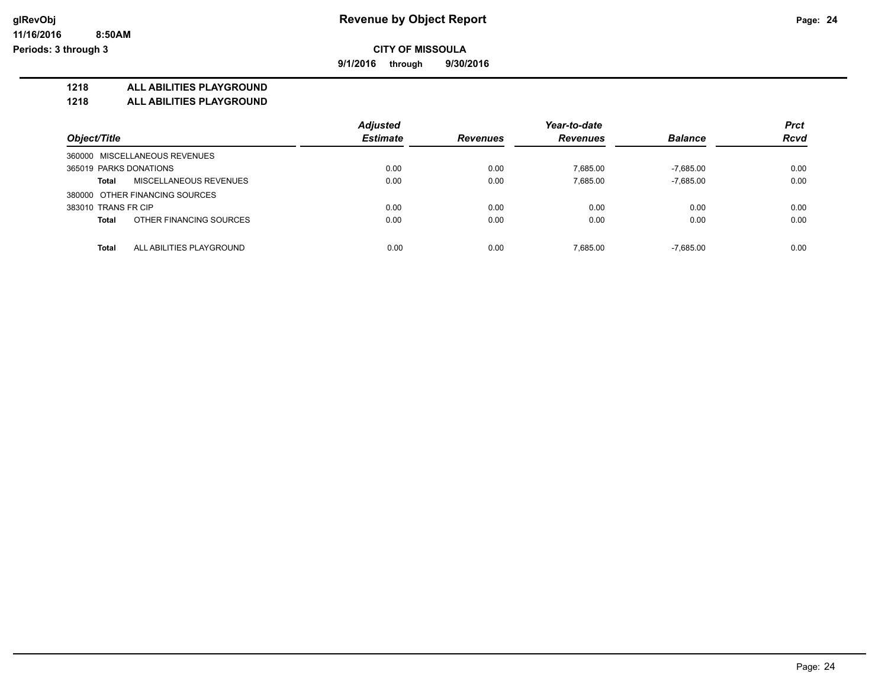**Revenue by Object Report**

**CITY OF MISSOULA**

**9/1/2016 through 9/30/2016**

glRevObj
11/16/2016 8:50AM
Periods: 3 through 3

**1218 ALL ABILITIES PLAYGROUND**

**1218 ALL ABILITIES PLAYGROUND**

| Object/Title | Adjusted Estimate | Revenues | Year-to-date Revenues | Balance | Prct Rcvd |
|---|---|---|---|---|---|
| 360000 MISCELLANEOUS REVENUES | | | | | |
| 365019 PARKS DONATIONS | 0.00 | 0.00 | 7,685.00 | -7,685.00 | 0.00 |
| **Total** MISCELLANEOUS REVENUES | 0.00 | 0.00 | 7,685.00 | -7,685.00 | 0.00 |
| 380000 OTHER FINANCING SOURCES | | | | | |
| 383010 TRANS FR CIP | 0.00 | 0.00 | 0.00 | 0.00 | 0.00 |
| **Total** OTHER FINANCING SOURCES | 0.00 | 0.00 | 0.00 | 0.00 | 0.00 |
| **Total** ALL ABILITIES PLAYGROUND | 0.00 | 0.00 | 7,685.00 | -7,685.00 | 0.00 |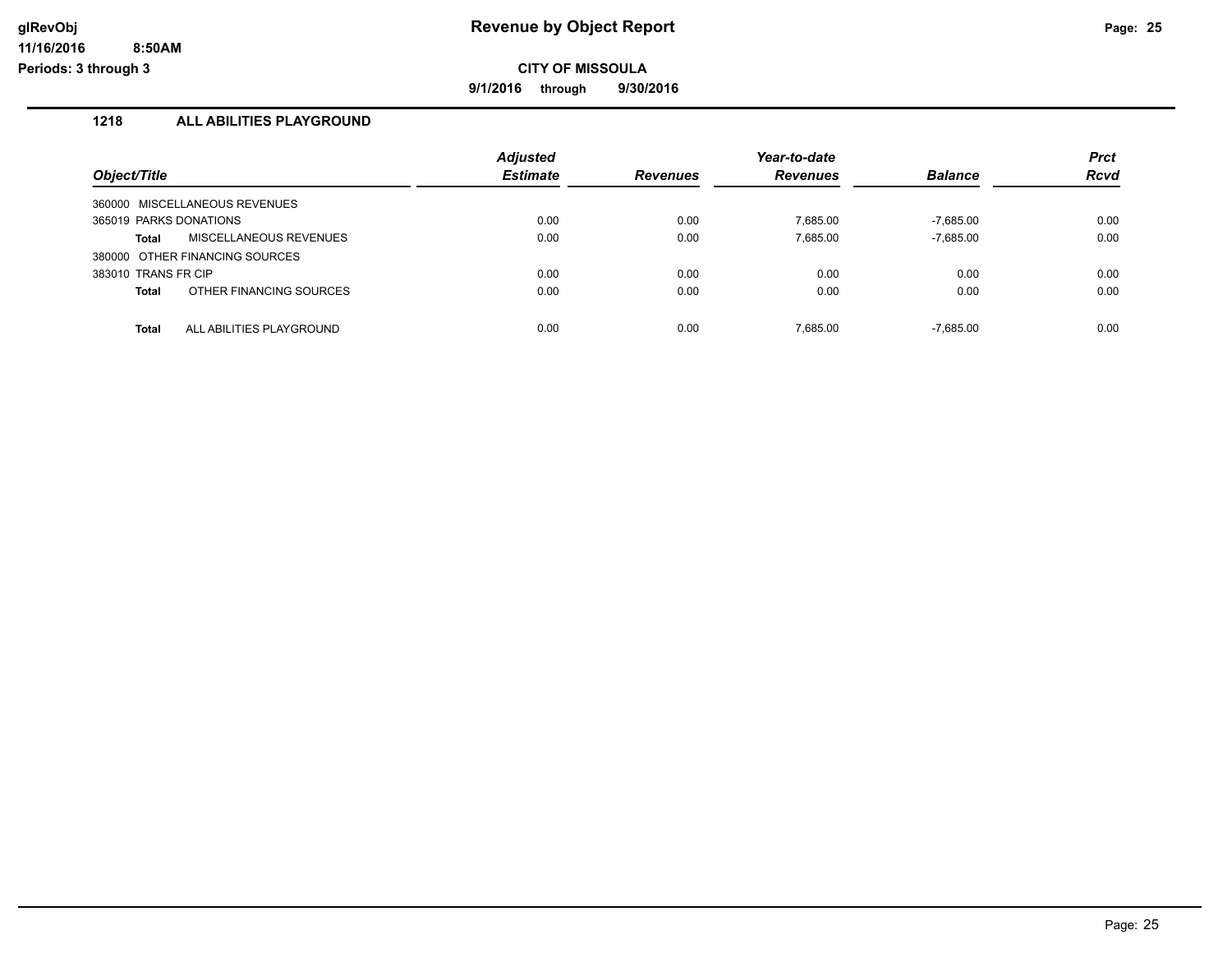# Revenue by Object Report

**CITY OF MISSOULA**

**9/1/2016 through 9/30/2016**

glRevObj
11/16/2016 8:50AM
Periods: 3 through 3

## 1218 ALL ABILITIES PLAYGROUND

| Object/Title | Adjusted Estimate | Revenues | Year-to-date Revenues | Balance | Prct Rcvd |
|---|---|---|---|---|---|
| 360000 MISCELLANEOUS REVENUES | | | | | |
| 365019 PARKS DONATIONS | 0.00 | 0.00 | 7,685.00 | -7,685.00 | 0.00 |
| **Total** MISCELLANEOUS REVENUES | 0.00 | 0.00 | 7,685.00 | -7,685.00 | 0.00 |
| 380000 OTHER FINANCING SOURCES | | | | | |
| 383010 TRANS FR CIP | 0.00 | 0.00 | 0.00 | 0.00 | 0.00 |
| **Total** OTHER FINANCING SOURCES | 0.00 | 0.00 | 0.00 | 0.00 | 0.00 |
| **Total** ALL ABILITIES PLAYGROUND | 0.00 | 0.00 | 7,685.00 | -7,685.00 | 0.00 |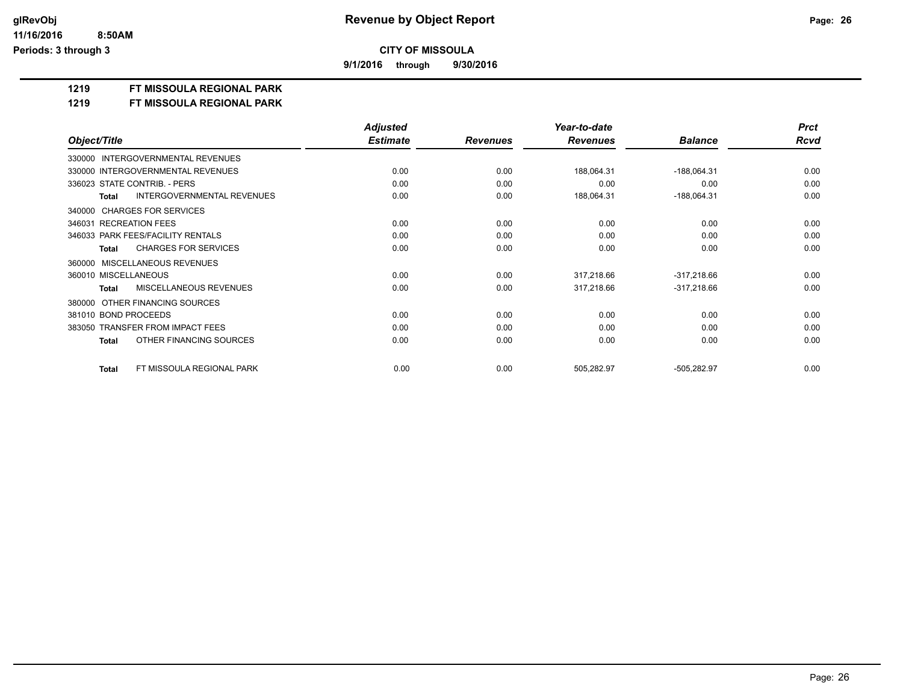**Revenue by Object Report**

**CITY OF MISSOULA**

**9/1/2016 through 9/30/2016**

glRevObj
11/16/2016 8:50AM
Periods: 3 through 3

**1219 FT MISSOULA REGIONAL PARK**

**1219 FT MISSOULA REGIONAL PARK**

| Object/Title | | Adjusted Estimate | Revenues | Year-to-date Revenues | Balance | Prct Rcvd |
|---|---|---|---|---|---|---|
| 330000 INTERGOVERNMENTAL REVENUES | | | | | | |
| 330000 INTERGOVERNMENTAL REVENUES | | 0.00 | 0.00 | 188,064.31 | -188,064.31 | 0.00 |
| 336023 STATE CONTRIB. - PERS | | 0.00 | 0.00 | 0.00 | 0.00 | 0.00 |
| **Total** | INTERGOVERNMENTAL REVENUES | 0.00 | 0.00 | 188,064.31 | -188,064.31 | 0.00 |
| 340000 CHARGES FOR SERVICES | | | | | | |
| 346031 RECREATION FEES | | 0.00 | 0.00 | 0.00 | 0.00 | 0.00 |
| 346033 PARK FEES/FACILITY RENTALS | | 0.00 | 0.00 | 0.00 | 0.00 | 0.00 |
| **Total** | CHARGES FOR SERVICES | 0.00 | 0.00 | 0.00 | 0.00 | 0.00 |
| 360000 MISCELLANEOUS REVENUES | | | | | | |
| 360010 MISCELLANEOUS | | 0.00 | 0.00 | 317,218.66 | -317,218.66 | 0.00 |
| **Total** | MISCELLANEOUS REVENUES | 0.00 | 0.00 | 317,218.66 | -317,218.66 | 0.00 |
| 380000 OTHER FINANCING SOURCES | | | | | | |
| 381010 BOND PROCEEDS | | 0.00 | 0.00 | 0.00 | 0.00 | 0.00 |
| 383050 TRANSFER FROM IMPACT FEES | | 0.00 | 0.00 | 0.00 | 0.00 | 0.00 |
| **Total** | OTHER FINANCING SOURCES | 0.00 | 0.00 | 0.00 | 0.00 | 0.00 |
| **Total** | FT MISSOULA REGIONAL PARK | 0.00 | 0.00 | 505,282.97 | -505,282.97 | 0.00 |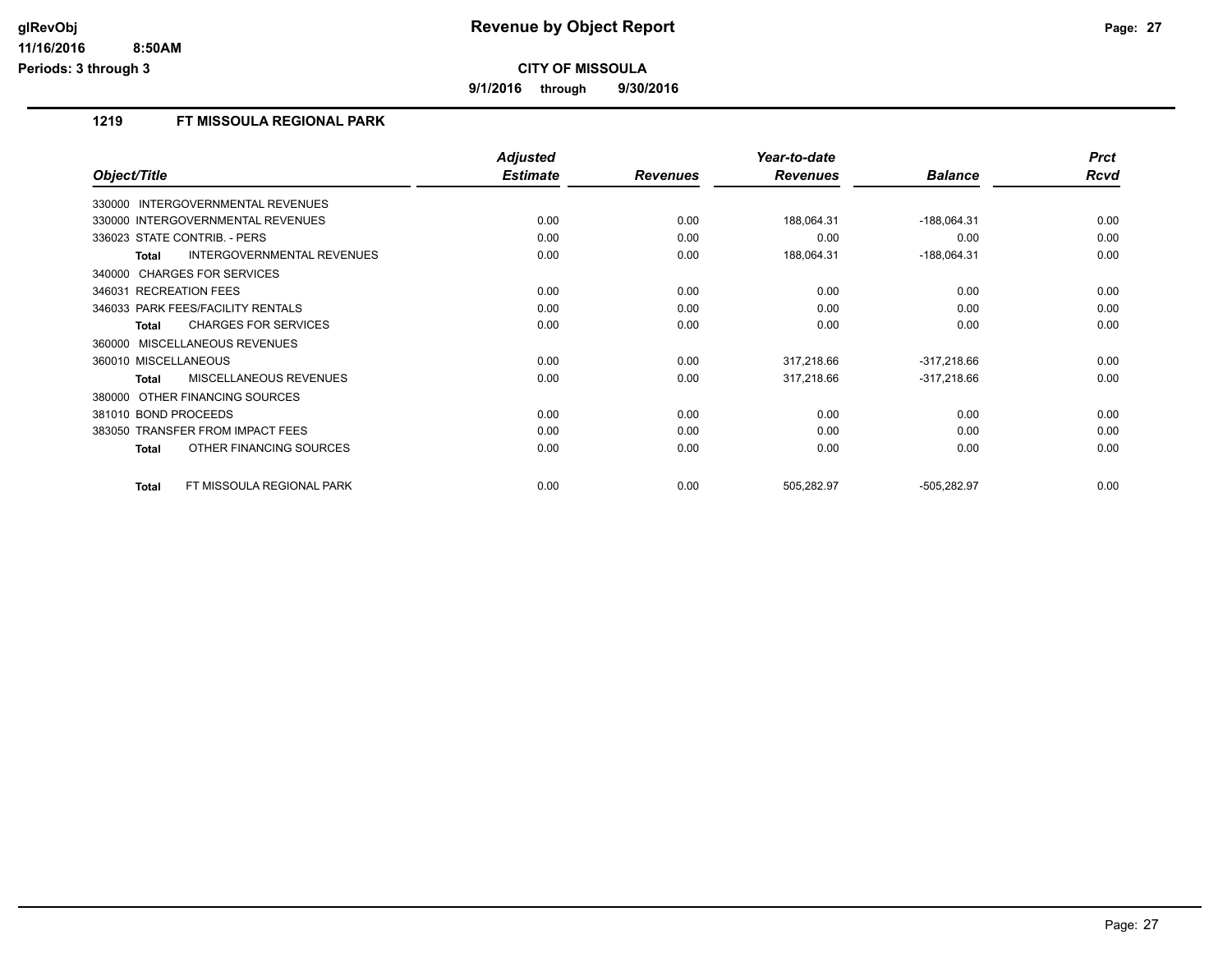# Revenue by Object Report

glRevObj
11/16/2016 8:50AM
Periods: 3 through 3

**CITY OF MISSOULA**

**9/1/2016 through 9/30/2016**

## 1219 FT MISSOULA REGIONAL PARK

| Object/Title | Adjusted Estimate | Revenues | Year-to-date Revenues | Balance | Prct Rcvd |
|---|---|---|---|---|---|
| 330000 INTERGOVERNMENTAL REVENUES | | | | | |
| 330000 INTERGOVERNMENTAL REVENUES | 0.00 | 0.00 | 188,064.31 | -188,064.31 | 0.00 |
| 336023 STATE CONTRIB. - PERS | 0.00 | 0.00 | 0.00 | 0.00 | 0.00 |
| **Total** INTERGOVERNMENTAL REVENUES | 0.00 | 0.00 | 188,064.31 | -188,064.31 | 0.00 |
| 340000 CHARGES FOR SERVICES | | | | | |
| 346031 RECREATION FEES | 0.00 | 0.00 | 0.00 | 0.00 | 0.00 |
| 346033 PARK FEES/FACILITY RENTALS | 0.00 | 0.00 | 0.00 | 0.00 | 0.00 |
| **Total** CHARGES FOR SERVICES | 0.00 | 0.00 | 0.00 | 0.00 | 0.00 |
| 360000 MISCELLANEOUS REVENUES | | | | | |
| 360010 MISCELLANEOUS | 0.00 | 0.00 | 317,218.66 | -317,218.66 | 0.00 |
| **Total** MISCELLANEOUS REVENUES | 0.00 | 0.00 | 317,218.66 | -317,218.66 | 0.00 |
| 380000 OTHER FINANCING SOURCES | | | | | |
| 381010 BOND PROCEEDS | 0.00 | 0.00 | 0.00 | 0.00 | 0.00 |
| 383050 TRANSFER FROM IMPACT FEES | 0.00 | 0.00 | 0.00 | 0.00 | 0.00 |
| **Total** OTHER FINANCING SOURCES | 0.00 | 0.00 | 0.00 | 0.00 | 0.00 |
| **Total** FT MISSOULA REGIONAL PARK | 0.00 | 0.00 | 505,282.97 | -505,282.97 | 0.00 |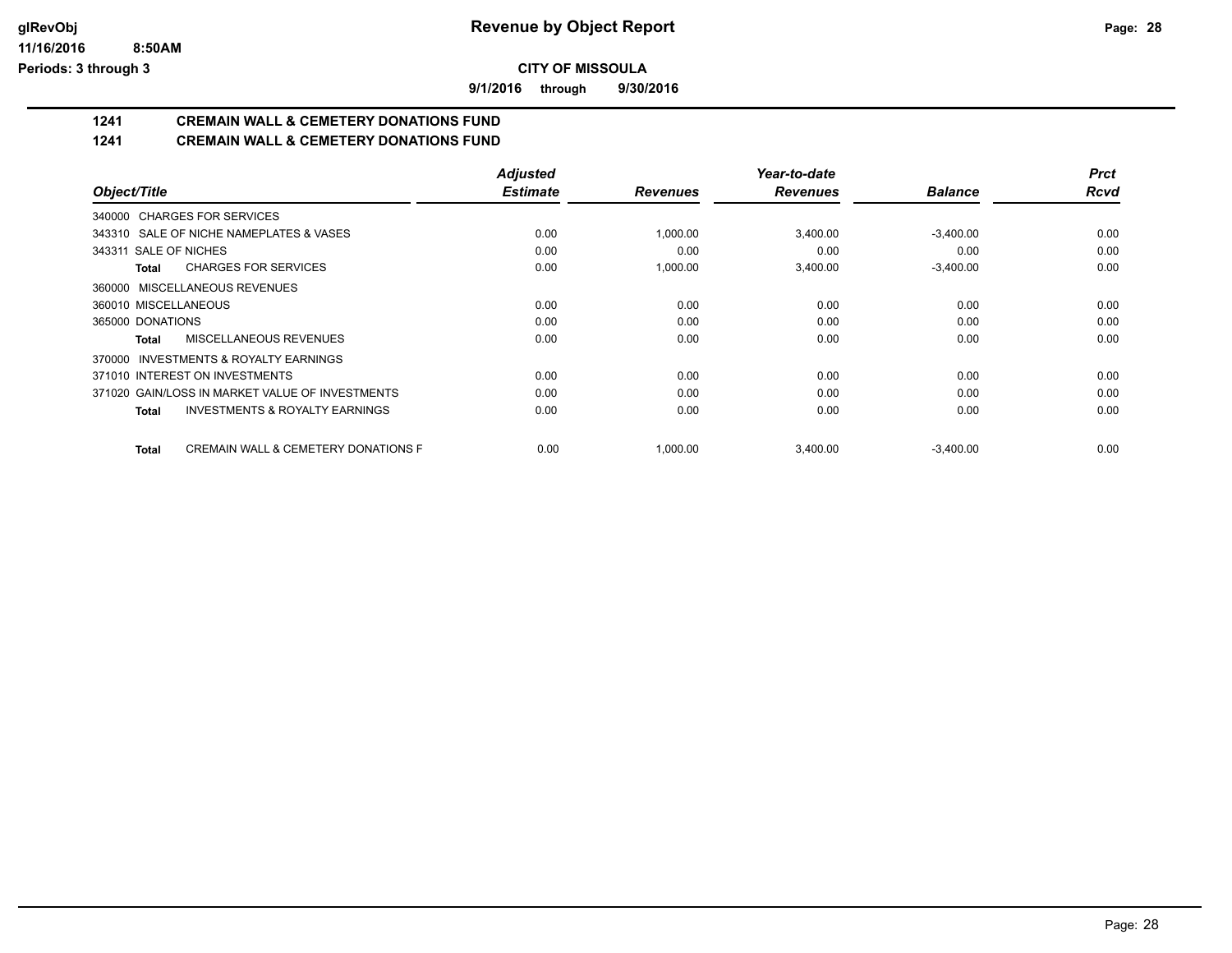**CITY OF MISSOULA**

**9/1/2016 through 9/30/2016**

## 1241 CREMAIN WALL & CEMETERY DONATIONS FUND

## 1241 CREMAIN WALL & CEMETERY DONATIONS FUND

| Object/Title | Adjusted Estimate | Revenues | Year-to-date Revenues | Balance | Prct Rcvd |
|---|---|---|---|---|---|
| 340000 CHARGES FOR SERVICES | | | | | |
| 343310 SALE OF NICHE NAMEPLATES & VASES | 0.00 | 1,000.00 | 3,400.00 | -3,400.00 | 0.00 |
| 343311 SALE OF NICHES | 0.00 | 0.00 | 0.00 | 0.00 | 0.00 |
| **Total** CHARGES FOR SERVICES | 0.00 | 1,000.00 | 3,400.00 | -3,400.00 | 0.00 |
| 360000 MISCELLANEOUS REVENUES | | | | | |
| 360010 MISCELLANEOUS | 0.00 | 0.00 | 0.00 | 0.00 | 0.00 |
| 365000 DONATIONS | 0.00 | 0.00 | 0.00 | 0.00 | 0.00 |
| **Total** MISCELLANEOUS REVENUES | 0.00 | 0.00 | 0.00 | 0.00 | 0.00 |
| 370000 INVESTMENTS & ROYALTY EARNINGS | | | | | |
| 371010 INTEREST ON INVESTMENTS | 0.00 | 0.00 | 0.00 | 0.00 | 0.00 |
| 371020 GAIN/LOSS IN MARKET VALUE OF INVESTMENTS | 0.00 | 0.00 | 0.00 | 0.00 | 0.00 |
| **Total** INVESTMENTS & ROYALTY EARNINGS | 0.00 | 0.00 | 0.00 | 0.00 | 0.00 |
| **Total** CREMAIN WALL & CEMETERY DONATIONS F | 0.00 | 1,000.00 | 3,400.00 | -3,400.00 | 0.00 |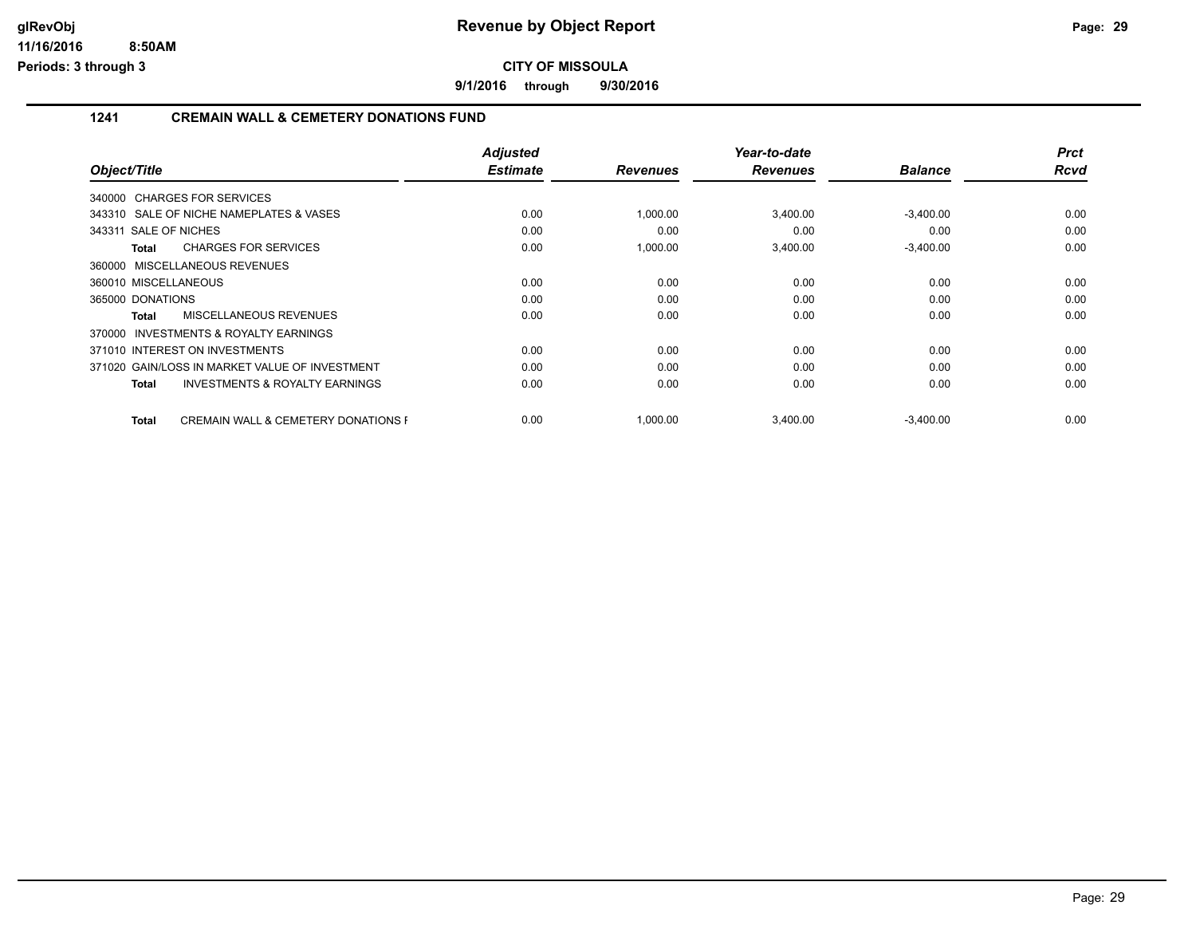# Revenue by Object Report

glRevObj
11/16/2016 8:50AM
Periods: 3 through 3

**CITY OF MISSOULA**

**9/1/2016 through 9/30/2016**

## 1241 CREMAIN WALL & CEMETERY DONATIONS FUND

| Object/Title | Adjusted Estimate | Revenues | Year-to-date Revenues | Balance | Prct Rcvd |
|---|---|---|---|---|---|
| 340000 CHARGES FOR SERVICES | | | | | |
| 343310 SALE OF NICHE NAMEPLATES & VASES | 0.00 | 1,000.00 | 3,400.00 | -3,400.00 | 0.00 |
| 343311 SALE OF NICHES | 0.00 | 0.00 | 0.00 | 0.00 | 0.00 |
| **Total** CHARGES FOR SERVICES | 0.00 | 1,000.00 | 3,400.00 | -3,400.00 | 0.00 |
| 360000 MISCELLANEOUS REVENUES | | | | | |
| 360010 MISCELLANEOUS | 0.00 | 0.00 | 0.00 | 0.00 | 0.00 |
| 365000 DONATIONS | 0.00 | 0.00 | 0.00 | 0.00 | 0.00 |
| **Total** MISCELLANEOUS REVENUES | 0.00 | 0.00 | 0.00 | 0.00 | 0.00 |
| 370000 INVESTMENTS & ROYALTY EARNINGS | | | | | |
| 371010 INTEREST ON INVESTMENTS | 0.00 | 0.00 | 0.00 | 0.00 | 0.00 |
| 371020 GAIN/LOSS IN MARKET VALUE OF INVESTMENT | 0.00 | 0.00 | 0.00 | 0.00 | 0.00 |
| **Total** INVESTMENTS & ROYALTY EARNINGS | 0.00 | 0.00 | 0.00 | 0.00 | 0.00 |
| **Total** CREMAIN WALL & CEMETERY DONATIONS F | 0.00 | 1,000.00 | 3,400.00 | -3,400.00 | 0.00 |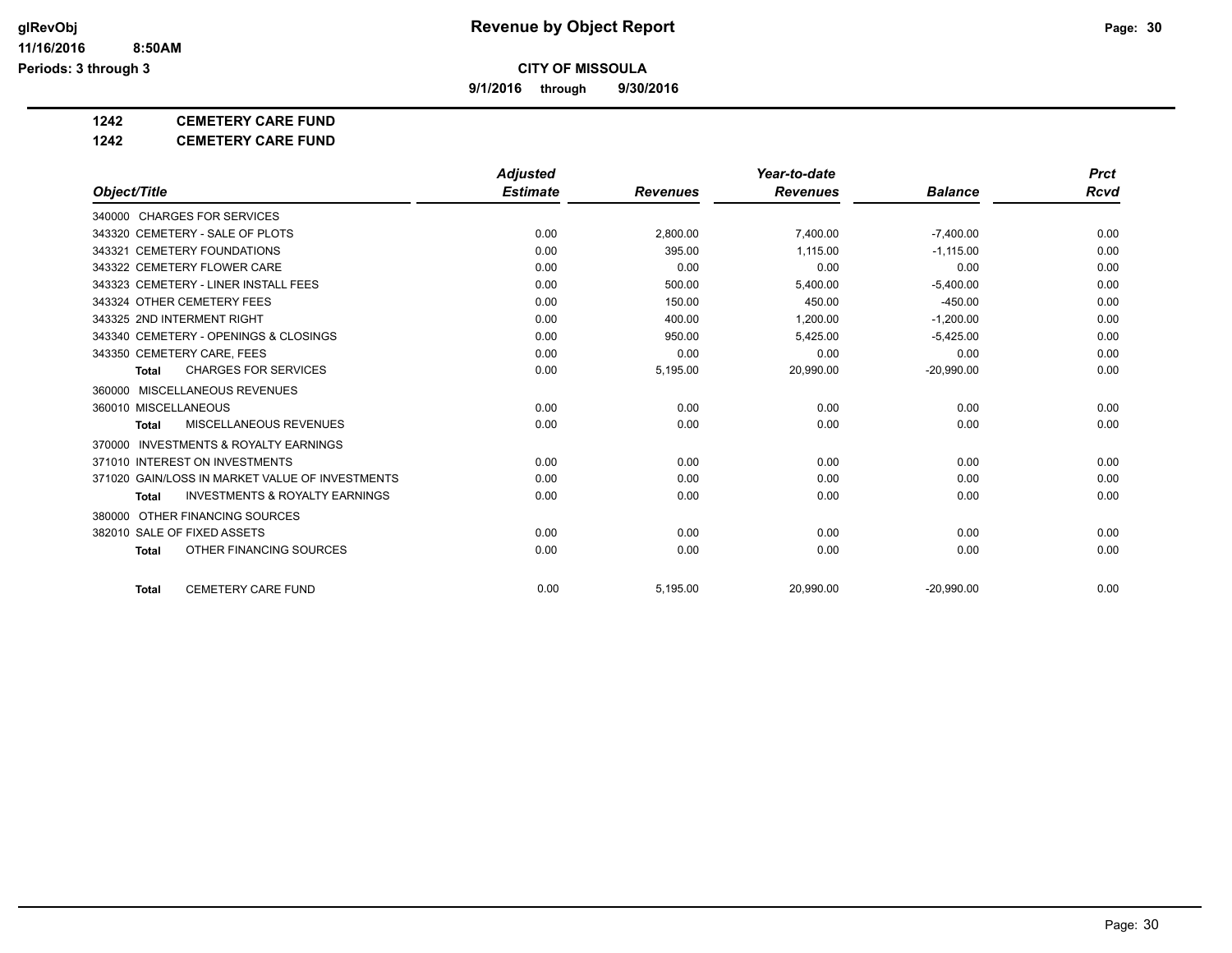**glRevObj** **Revenue by Object Report**

**11/16/2016 8:50AM**

**Periods: 3 through 3**

**CITY OF MISSOULA**

**9/1/2016 through 9/30/2016**

**1242 CEMETERY CARE FUND**

**1242 CEMETERY CARE FUND**

| Object/Title | Adjusted Estimate | Revenues | Year-to-date Revenues | Balance | Prct Rcvd |
|---|---|---|---|---|---|
| 340000 CHARGES FOR SERVICES | | | | | |
| 343320 CEMETERY - SALE OF PLOTS | 0.00 | 2,800.00 | 7,400.00 | -7,400.00 | 0.00 |
| 343321 CEMETERY FOUNDATIONS | 0.00 | 395.00 | 1,115.00 | -1,115.00 | 0.00 |
| 343322 CEMETERY FLOWER CARE | 0.00 | 0.00 | 0.00 | 0.00 | 0.00 |
| 343323 CEMETERY - LINER INSTALL FEES | 0.00 | 500.00 | 5,400.00 | -5,400.00 | 0.00 |
| 343324 OTHER CEMETERY FEES | 0.00 | 150.00 | 450.00 | -450.00 | 0.00 |
| 343325 2ND INTERMENT RIGHT | 0.00 | 400.00 | 1,200.00 | -1,200.00 | 0.00 |
| 343340 CEMETERY - OPENINGS & CLOSINGS | 0.00 | 950.00 | 5,425.00 | -5,425.00 | 0.00 |
| 343350 CEMETERY CARE, FEES | 0.00 | 0.00 | 0.00 | 0.00 | 0.00 |
| **Total** CHARGES FOR SERVICES | 0.00 | 5,195.00 | 20,990.00 | -20,990.00 | 0.00 |
| 360000 MISCELLANEOUS REVENUES | | | | | |
| 360010 MISCELLANEOUS | 0.00 | 0.00 | 0.00 | 0.00 | 0.00 |
| **Total** MISCELLANEOUS REVENUES | 0.00 | 0.00 | 0.00 | 0.00 | 0.00 |
| 370000 INVESTMENTS & ROYALTY EARNINGS | | | | | |
| 371010 INTEREST ON INVESTMENTS | 0.00 | 0.00 | 0.00 | 0.00 | 0.00 |
| 371020 GAIN/LOSS IN MARKET VALUE OF INVESTMENTS | 0.00 | 0.00 | 0.00 | 0.00 | 0.00 |
| **Total** INVESTMENTS & ROYALTY EARNINGS | 0.00 | 0.00 | 0.00 | 0.00 | 0.00 |
| 380000 OTHER FINANCING SOURCES | | | | | |
| 382010 SALE OF FIXED ASSETS | 0.00 | 0.00 | 0.00 | 0.00 | 0.00 |
| **Total** OTHER FINANCING SOURCES | 0.00 | 0.00 | 0.00 | 0.00 | 0.00 |
| **Total** CEMETERY CARE FUND | 0.00 | 5,195.00 | 20,990.00 | -20,990.00 | 0.00 |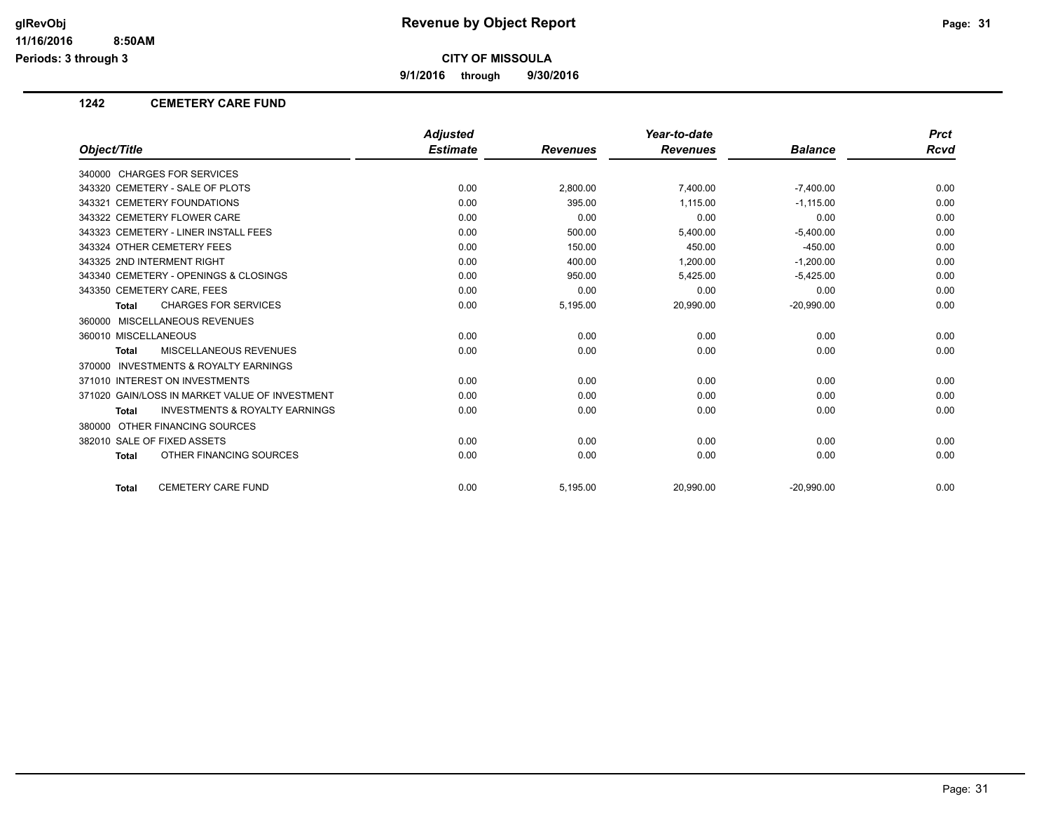# Revenue by Object Report

glRevObj
11/16/2016 8:50AM
Periods: 3 through 3

**CITY OF MISSOULA**

**9/1/2016 through 9/30/2016**

## 1242 CEMETERY CARE FUND

| Object/Title | Adjusted Estimate | Revenues | Year-to-date Revenues | Balance | Prct Rcvd |
|---|---|---|---|---|---|
| 340000 CHARGES FOR SERVICES | | | | | |
| 343320 CEMETERY - SALE OF PLOTS | 0.00 | 2,800.00 | 7,400.00 | -7,400.00 | 0.00 |
| 343321 CEMETERY FOUNDATIONS | 0.00 | 395.00 | 1,115.00 | -1,115.00 | 0.00 |
| 343322 CEMETERY FLOWER CARE | 0.00 | 0.00 | 0.00 | 0.00 | 0.00 |
| 343323 CEMETERY - LINER INSTALL FEES | 0.00 | 500.00 | 5,400.00 | -5,400.00 | 0.00 |
| 343324 OTHER CEMETERY FEES | 0.00 | 150.00 | 450.00 | -450.00 | 0.00 |
| 343325 2ND INTERMENT RIGHT | 0.00 | 400.00 | 1,200.00 | -1,200.00 | 0.00 |
| 343340 CEMETERY - OPENINGS & CLOSINGS | 0.00 | 950.00 | 5,425.00 | -5,425.00 | 0.00 |
| 343350 CEMETERY CARE, FEES | 0.00 | 0.00 | 0.00 | 0.00 | 0.00 |
| **Total** CHARGES FOR SERVICES | 0.00 | 5,195.00 | 20,990.00 | -20,990.00 | 0.00 |
| 360000 MISCELLANEOUS REVENUES | | | | | |
| 360010 MISCELLANEOUS | 0.00 | 0.00 | 0.00 | 0.00 | 0.00 |
| **Total** MISCELLANEOUS REVENUES | 0.00 | 0.00 | 0.00 | 0.00 | 0.00 |
| 370000 INVESTMENTS & ROYALTY EARNINGS | | | | | |
| 371010 INTEREST ON INVESTMENTS | 0.00 | 0.00 | 0.00 | 0.00 | 0.00 |
| 371020 GAIN/LOSS IN MARKET VALUE OF INVESTMENT | 0.00 | 0.00 | 0.00 | 0.00 | 0.00 |
| **Total** INVESTMENTS & ROYALTY EARNINGS | 0.00 | 0.00 | 0.00 | 0.00 | 0.00 |
| 380000 OTHER FINANCING SOURCES | | | | | |
| 382010 SALE OF FIXED ASSETS | 0.00 | 0.00 | 0.00 | 0.00 | 0.00 |
| **Total** OTHER FINANCING SOURCES | 0.00 | 0.00 | 0.00 | 0.00 | 0.00 |
| **Total** CEMETERY CARE FUND | 0.00 | 5,195.00 | 20,990.00 | -20,990.00 | 0.00 |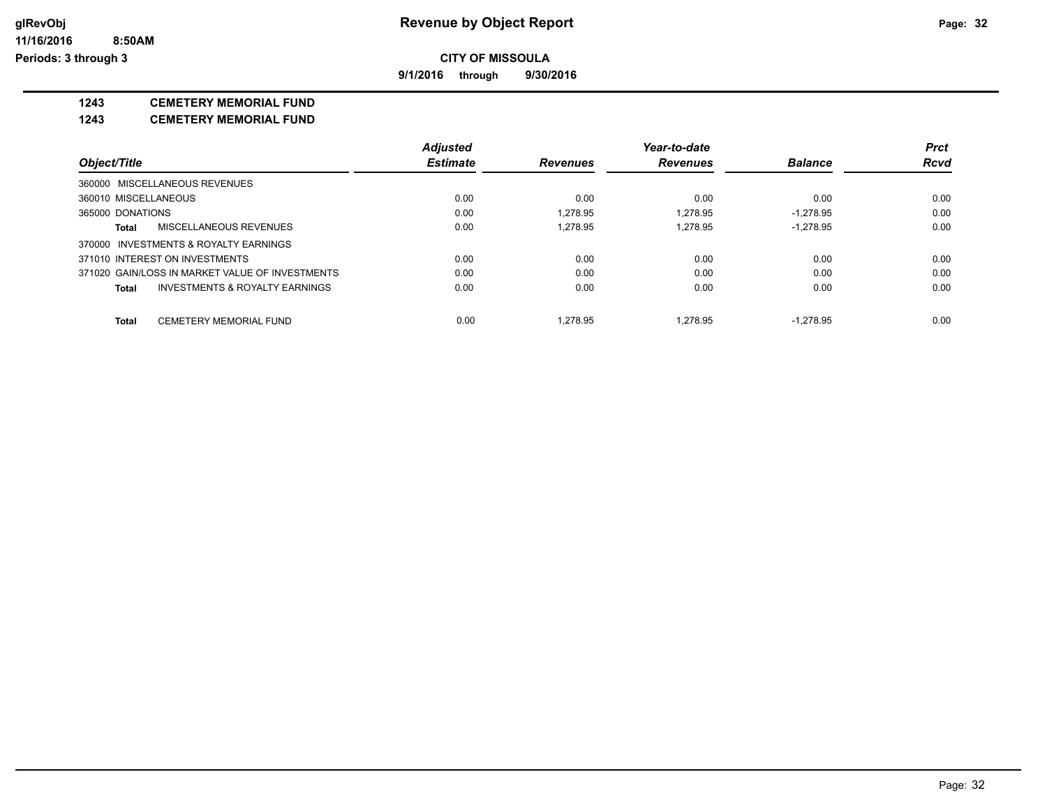# CITY OF MISSOULA

**9/1/2016 through 9/30/2016**

## 1243 CEMETERY MEMORIAL FUND

### 1243 CEMETERY MEMORIAL FUND

| Object/Title | Adjusted Estimate | Revenues | Year-to-date Revenues | Balance | Prct Rcvd |
|---|---|---|---|---|---|
| 360000 MISCELLANEOUS REVENUES | | | | | |
| 360010 MISCELLANEOUS | 0.00 | 0.00 | 0.00 | 0.00 | 0.00 |
| 365000 DONATIONS | 0.00 | 1,278.95 | 1,278.95 | -1,278.95 | 0.00 |
| **Total** MISCELLANEOUS REVENUES | 0.00 | 1,278.95 | 1,278.95 | -1,278.95 | 0.00 |
| 370000 INVESTMENTS & ROYALTY EARNINGS | | | | | |
| 371010 INTEREST ON INVESTMENTS | 0.00 | 0.00 | 0.00 | 0.00 | 0.00 |
| 371020 GAIN/LOSS IN MARKET VALUE OF INVESTMENTS | 0.00 | 0.00 | 0.00 | 0.00 | 0.00 |
| **Total** INVESTMENTS & ROYALTY EARNINGS | 0.00 | 0.00 | 0.00 | 0.00 | 0.00 |
| **Total** CEMETERY MEMORIAL FUND | 0.00 | 1,278.95 | 1,278.95 | -1,278.95 | 0.00 |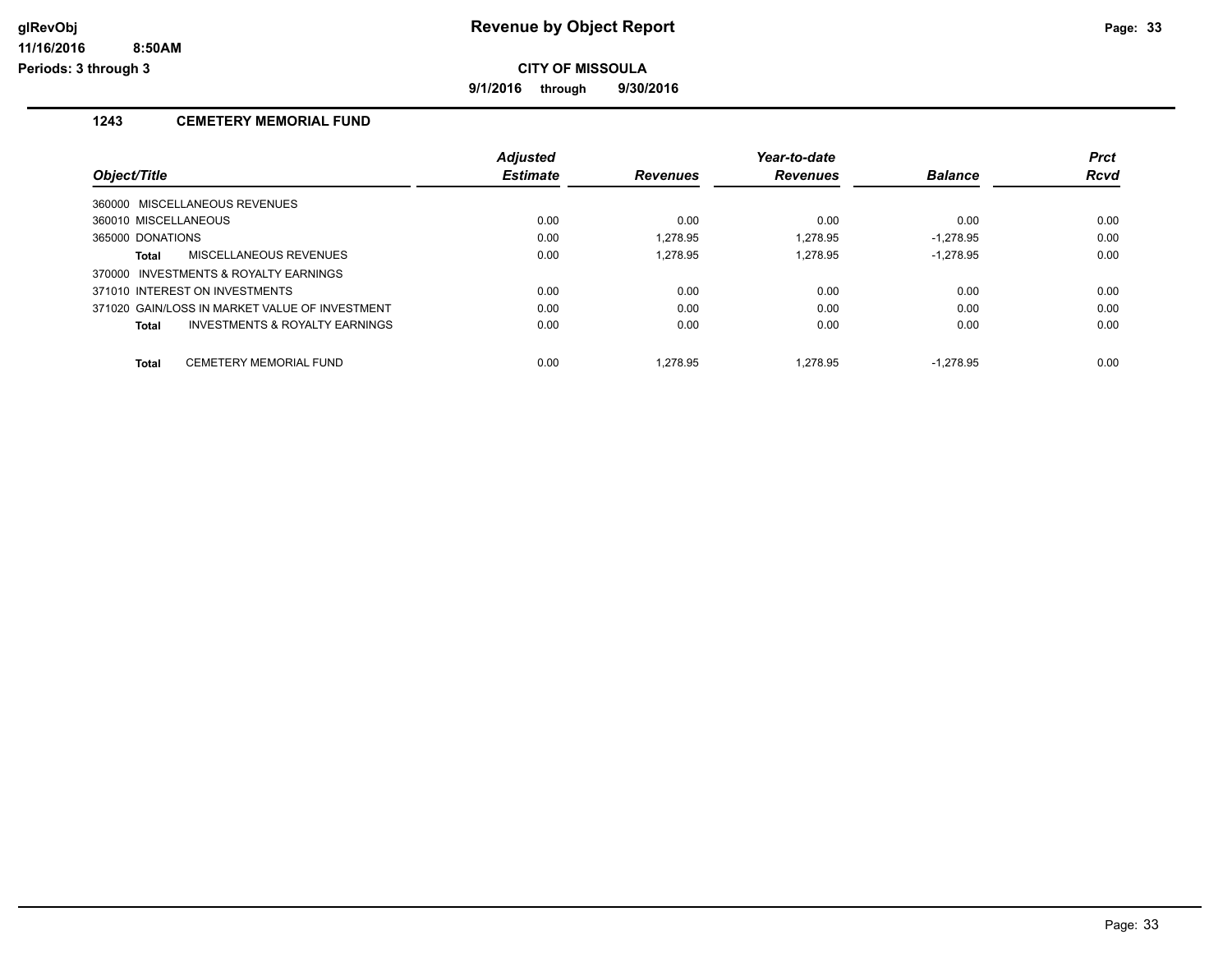# Revenue by Object Report

glRevObj
11/16/2016 8:50AM
Periods: 3 through 3

**CITY OF MISSOULA**

**9/1/2016 through 9/30/2016**

## 1243 CEMETERY MEMORIAL FUND

| Object/Title | Adjusted Estimate | Revenues | Year-to-date Revenues | Balance | Prct Rcvd |
|---|---|---|---|---|---|
| 360000 MISCELLANEOUS REVENUES | | | | | |
| 360010 MISCELLANEOUS | 0.00 | 0.00 | 0.00 | 0.00 | 0.00 |
| 365000 DONATIONS | 0.00 | 1,278.95 | 1,278.95 | -1,278.95 | 0.00 |
| **Total** MISCELLANEOUS REVENUES | 0.00 | 1,278.95 | 1,278.95 | -1,278.95 | 0.00 |
| 370000 INVESTMENTS & ROYALTY EARNINGS | | | | | |
| 371010 INTEREST ON INVESTMENTS | 0.00 | 0.00 | 0.00 | 0.00 | 0.00 |
| 371020 GAIN/LOSS IN MARKET VALUE OF INVESTMENT | 0.00 | 0.00 | 0.00 | 0.00 | 0.00 |
| **Total** INVESTMENTS & ROYALTY EARNINGS | 0.00 | 0.00 | 0.00 | 0.00 | 0.00 |
| **Total** CEMETERY MEMORIAL FUND | 0.00 | 1,278.95 | 1,278.95 | -1,278.95 | 0.00 |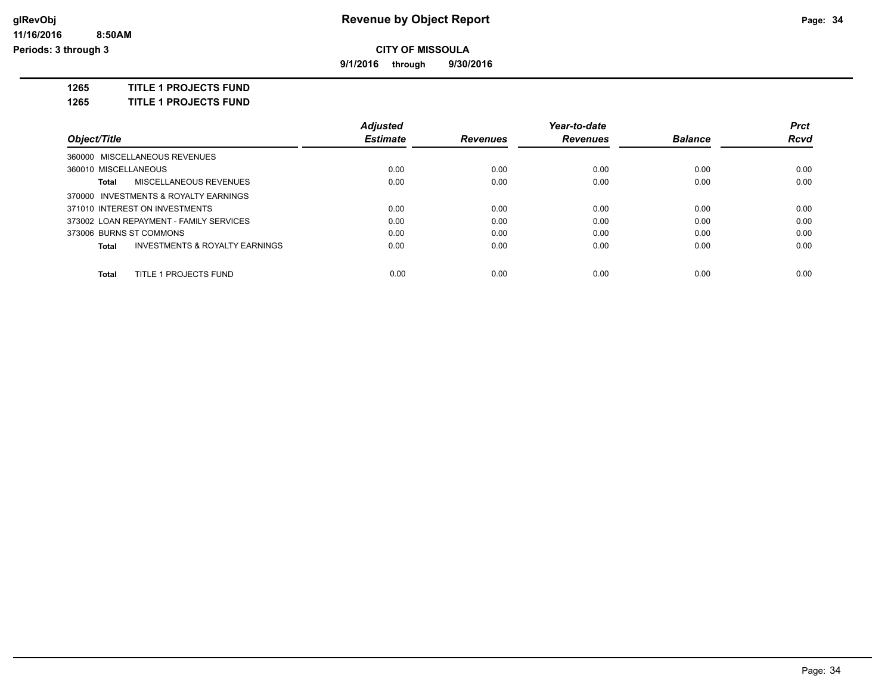**Revenue by Object Report**

**CITY OF MISSOULA**

**9/1/2016 through 9/30/2016**

glRevObj
11/16/2016 8:50AM
Periods: 3 through 3

## 1265 TITLE 1 PROJECTS FUND
## 1265 TITLE 1 PROJECTS FUND

| Object/Title | Adjusted Estimate | Revenues | Year-to-date Revenues | Balance | Prct Rcvd |
|---|---|---|---|---|---|
| 360000 MISCELLANEOUS REVENUES | | | | | |
| 360010 MISCELLANEOUS | 0.00 | 0.00 | 0.00 | 0.00 | 0.00 |
| **Total** MISCELLANEOUS REVENUES | 0.00 | 0.00 | 0.00 | 0.00 | 0.00 |
| 370000 INVESTMENTS & ROYALTY EARNINGS | | | | | |
| 371010 INTEREST ON INVESTMENTS | 0.00 | 0.00 | 0.00 | 0.00 | 0.00 |
| 373002 LOAN REPAYMENT - FAMILY SERVICES | 0.00 | 0.00 | 0.00 | 0.00 | 0.00 |
| 373006 BURNS ST COMMONS | 0.00 | 0.00 | 0.00 | 0.00 | 0.00 |
| **Total** INVESTMENTS & ROYALTY EARNINGS | 0.00 | 0.00 | 0.00 | 0.00 | 0.00 |
| **Total** TITLE 1 PROJECTS FUND | 0.00 | 0.00 | 0.00 | 0.00 | 0.00 |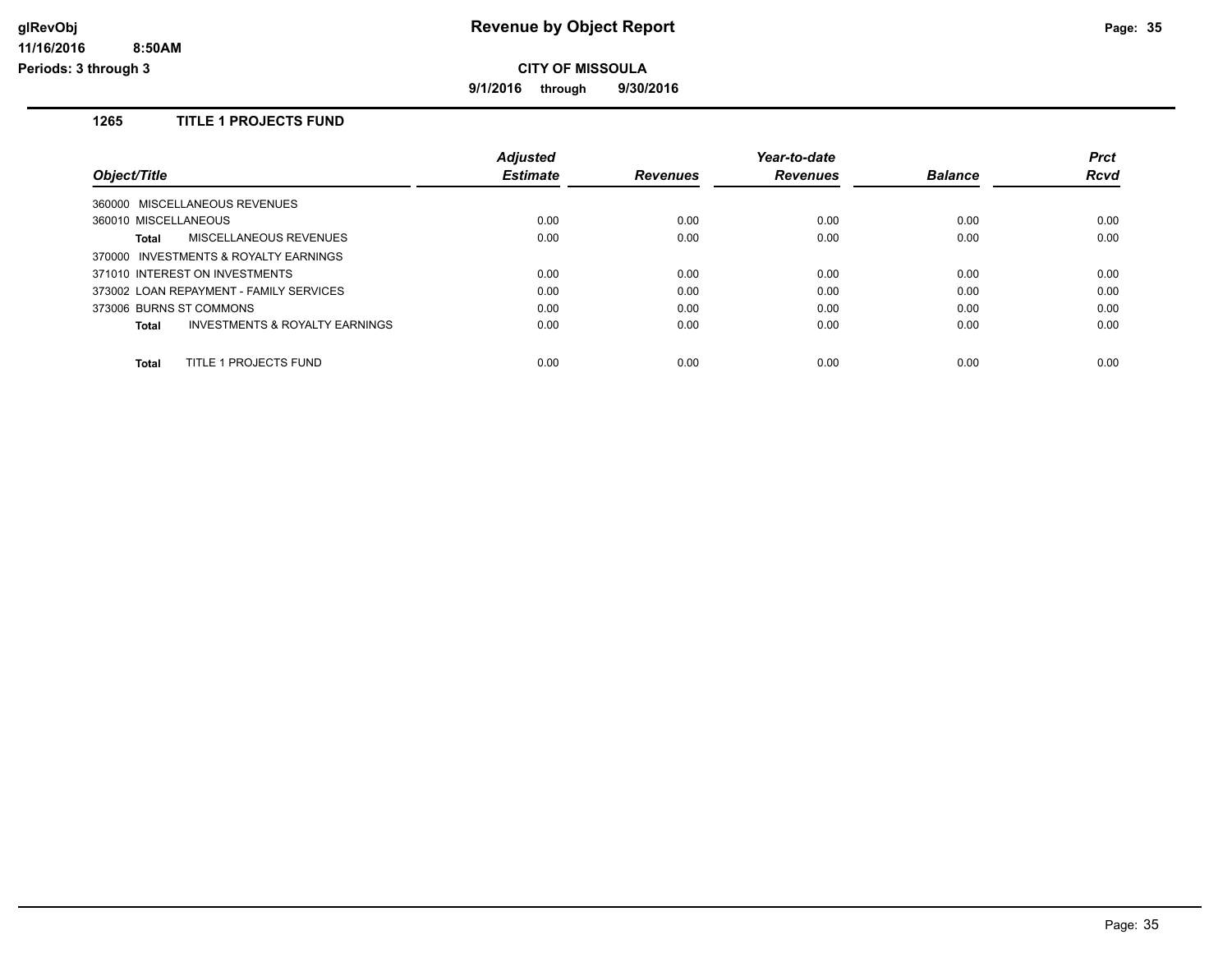**Revenue by Object Report**

glRevObj
11/16/2016 8:50AM
Periods: 3 through 3

**CITY OF MISSOULA**

**9/1/2016 through 9/30/2016**

## 1265 TITLE 1 PROJECTS FUND

| Object/Title | Adjusted Estimate | Revenues | Year-to-date Revenues | Balance | Prct Rcvd |
|---|---|---|---|---|---|
| 360000 MISCELLANEOUS REVENUES | | | | | |
| 360010 MISCELLANEOUS | 0.00 | 0.00 | 0.00 | 0.00 | 0.00 |
| **Total** MISCELLANEOUS REVENUES | 0.00 | 0.00 | 0.00 | 0.00 | 0.00 |
| 370000 INVESTMENTS & ROYALTY EARNINGS | | | | | |
| 371010 INTEREST ON INVESTMENTS | 0.00 | 0.00 | 0.00 | 0.00 | 0.00 |
| 373002 LOAN REPAYMENT - FAMILY SERVICES | 0.00 | 0.00 | 0.00 | 0.00 | 0.00 |
| 373006 BURNS ST COMMONS | 0.00 | 0.00 | 0.00 | 0.00 | 0.00 |
| **Total** INVESTMENTS & ROYALTY EARNINGS | 0.00 | 0.00 | 0.00 | 0.00 | 0.00 |
| **Total** TITLE 1 PROJECTS FUND | 0.00 | 0.00 | 0.00 | 0.00 | 0.00 |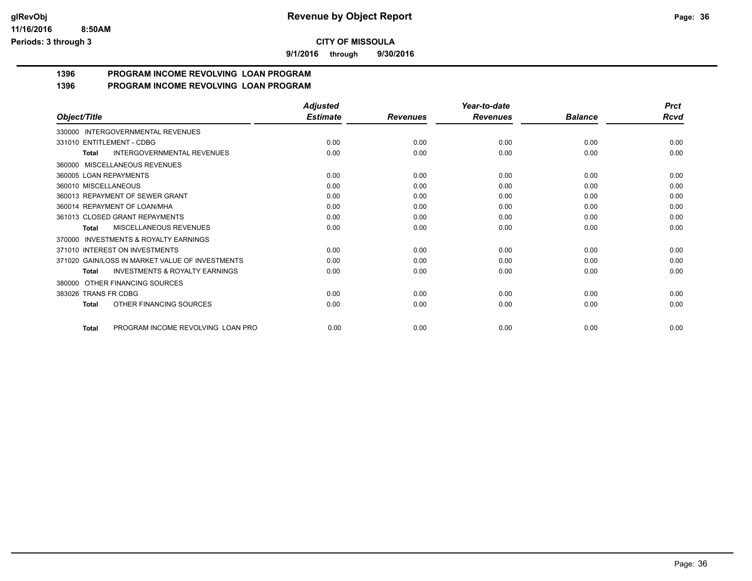**Revenue by Object Report**

**CITY OF MISSOULA**

**9/1/2016 through 9/30/2016**

glRevObj
11/16/2016 8:50AM
Periods: 3 through 3

## 1396 PROGRAM INCOME REVOLVING LOAN PROGRAM
## 1396 PROGRAM INCOME REVOLVING LOAN PROGRAM

| Object/Title | Adjusted Estimate | Revenues | Year-to-date Revenues | Balance | Prct Rcvd |
|---|---|---|---|---|---|
| 330000 INTERGOVERNMENTAL REVENUES | | | | | |
| 331010 ENTITLEMENT - CDBG | 0.00 | 0.00 | 0.00 | 0.00 | 0.00 |
| **Total** INTERGOVERNMENTAL REVENUES | 0.00 | 0.00 | 0.00 | 0.00 | 0.00 |
| 360000 MISCELLANEOUS REVENUES | | | | | |
| 360005 LOAN REPAYMENTS | 0.00 | 0.00 | 0.00 | 0.00 | 0.00 |
| 360010 MISCELLANEOUS | 0.00 | 0.00 | 0.00 | 0.00 | 0.00 |
| 360013 REPAYMENT OF SEWER GRANT | 0.00 | 0.00 | 0.00 | 0.00 | 0.00 |
| 360014 REPAYMENT OF LOAN/MHA | 0.00 | 0.00 | 0.00 | 0.00 | 0.00 |
| 361013 CLOSED GRANT REPAYMENTS | 0.00 | 0.00 | 0.00 | 0.00 | 0.00 |
| **Total** MISCELLANEOUS REVENUES | 0.00 | 0.00 | 0.00 | 0.00 | 0.00 |
| 370000 INVESTMENTS & ROYALTY EARNINGS | | | | | |
| 371010 INTEREST ON INVESTMENTS | 0.00 | 0.00 | 0.00 | 0.00 | 0.00 |
| 371020 GAIN/LOSS IN MARKET VALUE OF INVESTMENTS | 0.00 | 0.00 | 0.00 | 0.00 | 0.00 |
| **Total** INVESTMENTS & ROYALTY EARNINGS | 0.00 | 0.00 | 0.00 | 0.00 | 0.00 |
| 380000 OTHER FINANCING SOURCES | | | | | |
| 383026 TRANS FR CDBG | 0.00 | 0.00 | 0.00 | 0.00 | 0.00 |
| **Total** OTHER FINANCING SOURCES | 0.00 | 0.00 | 0.00 | 0.00 | 0.00 |
| **Total** PROGRAM INCOME REVOLVING LOAN PRO | 0.00 | 0.00 | 0.00 | 0.00 | 0.00 |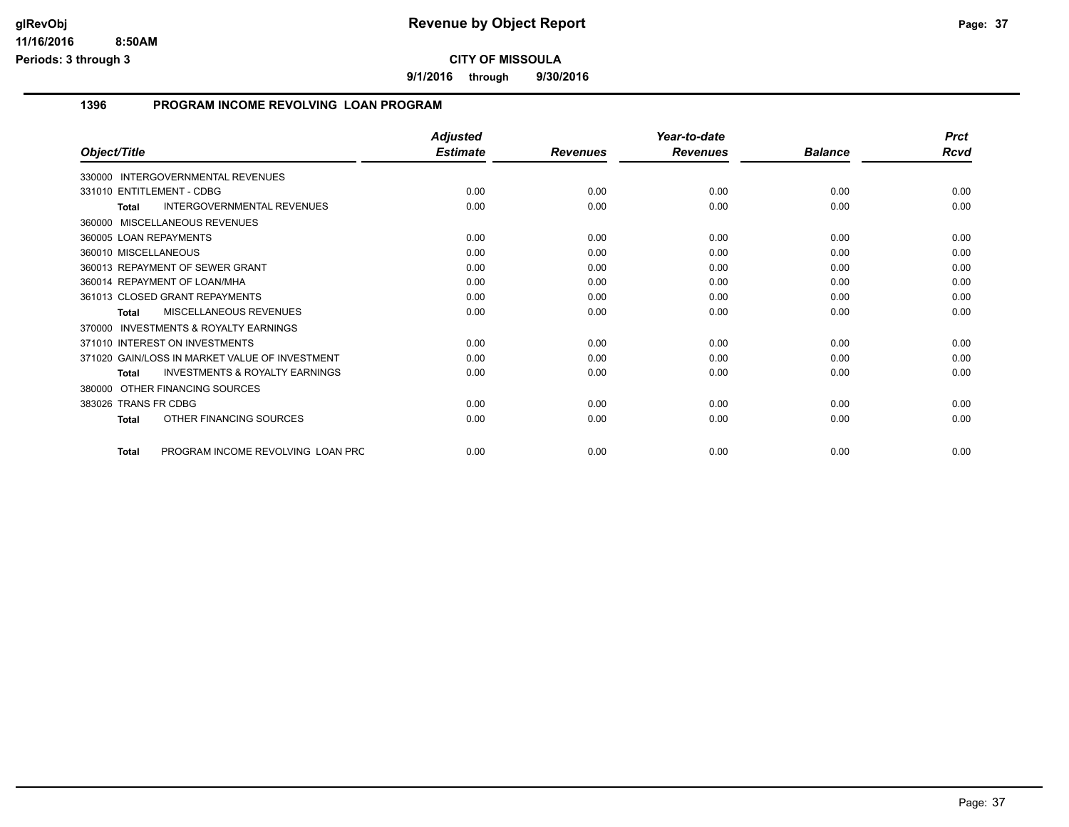# Revenue by Object Report

**CITY OF MISSOULA**

**9/1/2016 through 9/30/2016**

glRevObj
11/16/2016 8:50AM
Periods: 3 through 3

## 1396 PROGRAM INCOME REVOLVING LOAN PROGRAM

| Object/Title | Adjusted Estimate | Revenues | Year-to-date Revenues | Balance | Prct Rcvd |
|---|---|---|---|---|---|
| 330000 INTERGOVERNMENTAL REVENUES | | | | | |
| 331010 ENTITLEMENT - CDBG | 0.00 | 0.00 | 0.00 | 0.00 | 0.00 |
| **Total** INTERGOVERNMENTAL REVENUES | 0.00 | 0.00 | 0.00 | 0.00 | 0.00 |
| 360000 MISCELLANEOUS REVENUES | | | | | |
| 360005 LOAN REPAYMENTS | 0.00 | 0.00 | 0.00 | 0.00 | 0.00 |
| 360010 MISCELLANEOUS | 0.00 | 0.00 | 0.00 | 0.00 | 0.00 |
| 360013 REPAYMENT OF SEWER GRANT | 0.00 | 0.00 | 0.00 | 0.00 | 0.00 |
| 360014 REPAYMENT OF LOAN/MHA | 0.00 | 0.00 | 0.00 | 0.00 | 0.00 |
| 361013 CLOSED GRANT REPAYMENTS | 0.00 | 0.00 | 0.00 | 0.00 | 0.00 |
| **Total** MISCELLANEOUS REVENUES | 0.00 | 0.00 | 0.00 | 0.00 | 0.00 |
| 370000 INVESTMENTS & ROYALTY EARNINGS | | | | | |
| 371010 INTEREST ON INVESTMENTS | 0.00 | 0.00 | 0.00 | 0.00 | 0.00 |
| 371020 GAIN/LOSS IN MARKET VALUE OF INVESTMENT | 0.00 | 0.00 | 0.00 | 0.00 | 0.00 |
| **Total** INVESTMENTS & ROYALTY EARNINGS | 0.00 | 0.00 | 0.00 | 0.00 | 0.00 |
| 380000 OTHER FINANCING SOURCES | | | | | |
| 383026 TRANS FR CDBG | 0.00 | 0.00 | 0.00 | 0.00 | 0.00 |
| **Total** OTHER FINANCING SOURCES | 0.00 | 0.00 | 0.00 | 0.00 | 0.00 |
| **Total** PROGRAM INCOME REVOLVING LOAN PRC | 0.00 | 0.00 | 0.00 | 0.00 | 0.00 |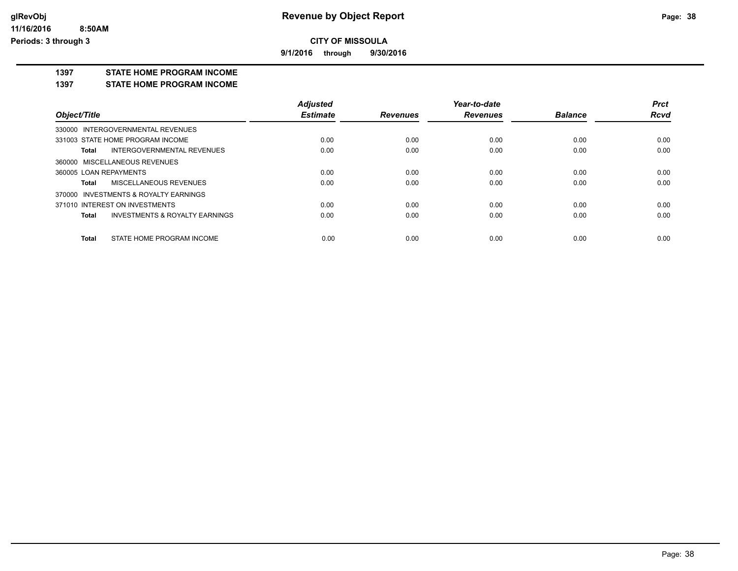**glRevObj** **Revenue by Object Report**

**11/16/2016 8:50AM**

**Periods: 3 through 3**

**CITY OF MISSOULA**

**9/1/2016 through 9/30/2016**

**1397 STATE HOME PROGRAM INCOME**

**1397 STATE HOME PROGRAM INCOME**

| Object/Title | Adjusted Estimate | Revenues | Year-to-date Revenues | Balance | Prct Rcvd |
|---|---|---|---|---|---|
| 330000 INTERGOVERNMENTAL REVENUES | | | | | |
| 331003 STATE HOME PROGRAM INCOME | 0.00 | 0.00 | 0.00 | 0.00 | 0.00 |
| **Total** INTERGOVERNMENTAL REVENUES | 0.00 | 0.00 | 0.00 | 0.00 | 0.00 |
| 360000 MISCELLANEOUS REVENUES | | | | | |
| 360005 LOAN REPAYMENTS | 0.00 | 0.00 | 0.00 | 0.00 | 0.00 |
| **Total** MISCELLANEOUS REVENUES | 0.00 | 0.00 | 0.00 | 0.00 | 0.00 |
| 370000 INVESTMENTS & ROYALTY EARNINGS | | | | | |
| 371010 INTEREST ON INVESTMENTS | 0.00 | 0.00 | 0.00 | 0.00 | 0.00 |
| **Total** INVESTMENTS & ROYALTY EARNINGS | 0.00 | 0.00 | 0.00 | 0.00 | 0.00 |
| **Total** STATE HOME PROGRAM INCOME | 0.00 | 0.00 | 0.00 | 0.00 | 0.00 |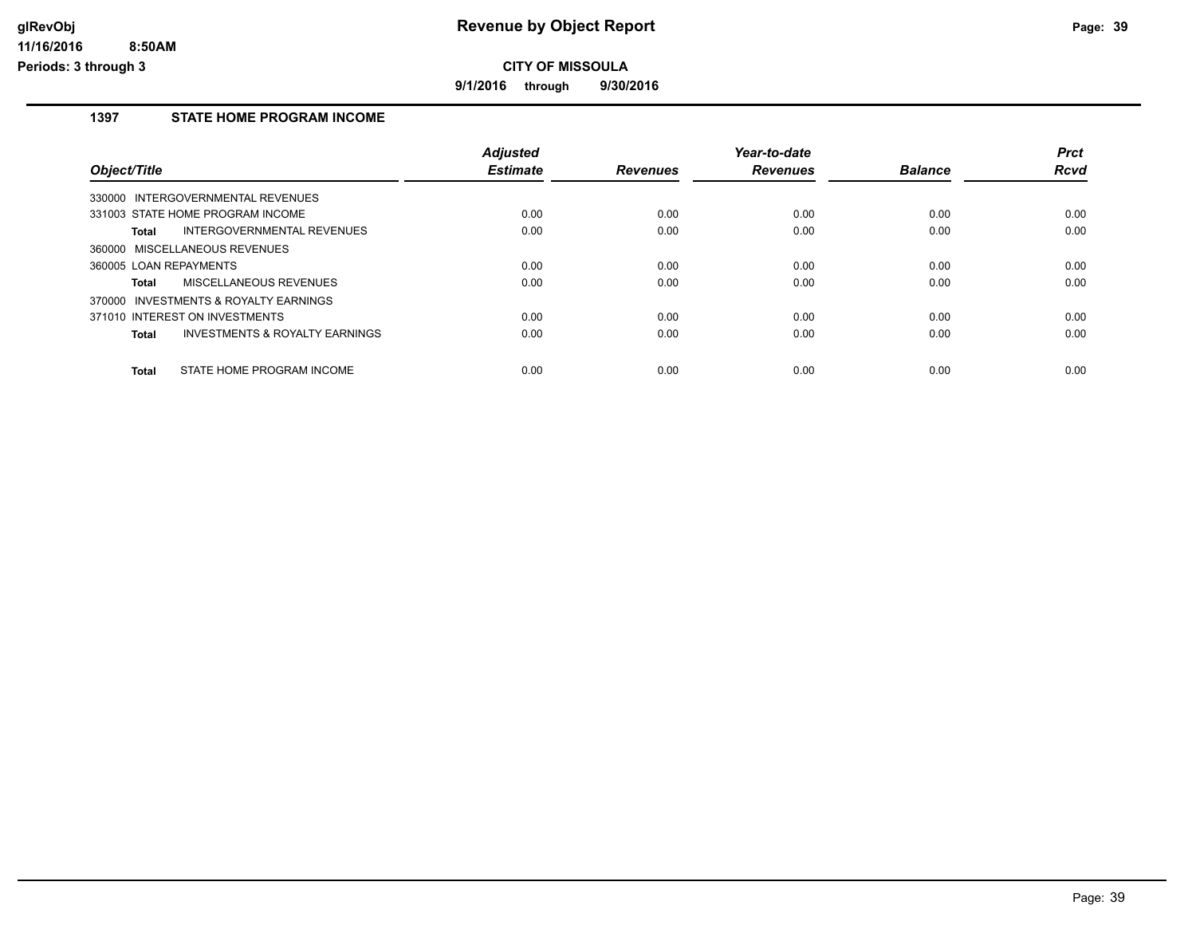# Revenue by Object Report

glRevObj
11/16/2016 8:50AM
Periods: 3 through 3

**CITY OF MISSOULA**

**9/1/2016 through 9/30/2016**

## 1397 STATE HOME PROGRAM INCOME

| Object/Title | Adjusted Estimate | Revenues | Year-to-date Revenues | Balance | Prct Rcvd |
|---|---|---|---|---|---|
| 330000 INTERGOVERNMENTAL REVENUES | | | | | |
| 331003 STATE HOME PROGRAM INCOME | 0.00 | 0.00 | 0.00 | 0.00 | 0.00 |
| **Total** INTERGOVERNMENTAL REVENUES | 0.00 | 0.00 | 0.00 | 0.00 | 0.00 |
| 360000 MISCELLANEOUS REVENUES | | | | | |
| 360005 LOAN REPAYMENTS | 0.00 | 0.00 | 0.00 | 0.00 | 0.00 |
| **Total** MISCELLANEOUS REVENUES | 0.00 | 0.00 | 0.00 | 0.00 | 0.00 |
| 370000 INVESTMENTS & ROYALTY EARNINGS | | | | | |
| 371010 INTEREST ON INVESTMENTS | 0.00 | 0.00 | 0.00 | 0.00 | 0.00 |
| **Total** INVESTMENTS & ROYALTY EARNINGS | 0.00 | 0.00 | 0.00 | 0.00 | 0.00 |
| **Total** STATE HOME PROGRAM INCOME | 0.00 | 0.00 | 0.00 | 0.00 | 0.00 |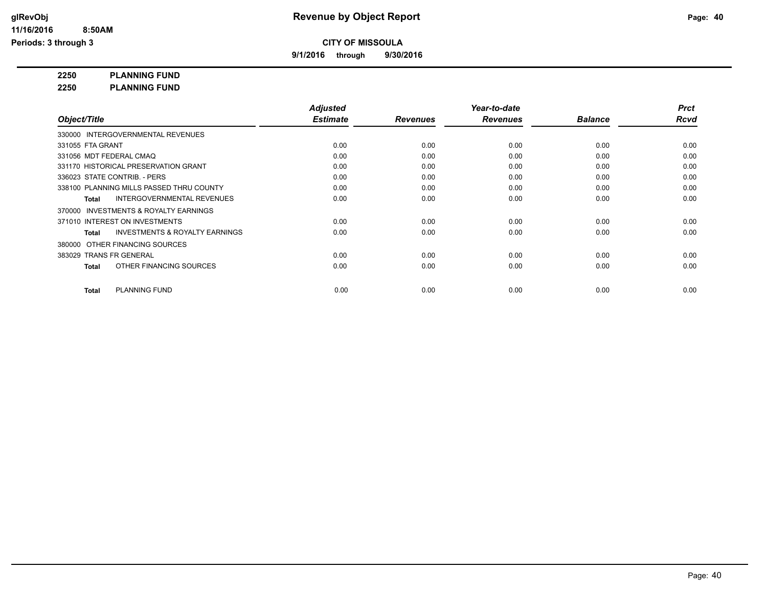# Revenue by Object Report

glRevObj
11/16/2016 8:50AM
Periods: 3 through 3

**CITY OF MISSOULA**

**9/1/2016 through 9/30/2016**

**2250 PLANNING FUND**

**2250 PLANNING FUND**

| Object/Title | Adjusted Estimate | Revenues | Year-to-date Revenues | Balance | Prct Rcvd |
|---|---|---|---|---|---|
| 330000 INTERGOVERNMENTAL REVENUES | | | | | |
| 331055 FTA GRANT | 0.00 | 0.00 | 0.00 | 0.00 | 0.00 |
| 331056 MDT FEDERAL CMAQ | 0.00 | 0.00 | 0.00 | 0.00 | 0.00 |
| 331170 HISTORICAL PRESERVATION GRANT | 0.00 | 0.00 | 0.00 | 0.00 | 0.00 |
| 336023 STATE CONTRIB. - PERS | 0.00 | 0.00 | 0.00 | 0.00 | 0.00 |
| 338100 PLANNING MILLS PASSED THRU COUNTY | 0.00 | 0.00 | 0.00 | 0.00 | 0.00 |
| **Total** INTERGOVERNMENTAL REVENUES | 0.00 | 0.00 | 0.00 | 0.00 | 0.00 |
| 370000 INVESTMENTS & ROYALTY EARNINGS | | | | | |
| 371010 INTEREST ON INVESTMENTS | 0.00 | 0.00 | 0.00 | 0.00 | 0.00 |
| **Total** INVESTMENTS & ROYALTY EARNINGS | 0.00 | 0.00 | 0.00 | 0.00 | 0.00 |
| 380000 OTHER FINANCING SOURCES | | | | | |
| 383029 TRANS FR GENERAL | 0.00 | 0.00 | 0.00 | 0.00 | 0.00 |
| **Total** OTHER FINANCING SOURCES | 0.00 | 0.00 | 0.00 | 0.00 | 0.00 |
| **Total** PLANNING FUND | 0.00 | 0.00 | 0.00 | 0.00 | 0.00 |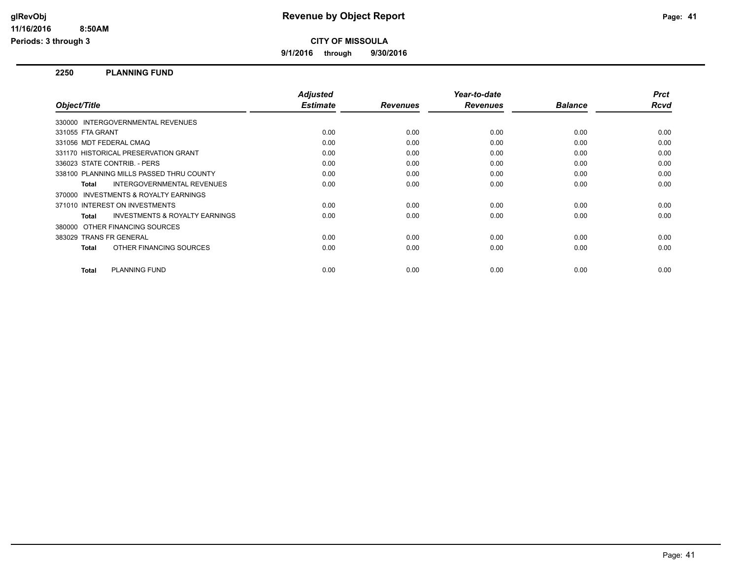# Revenue by Object Report

glRevObj
11/16/2016 8:50AM
Periods: 3 through 3

**CITY OF MISSOULA**

**9/1/2016 through 9/30/2016**

## 2250 PLANNING FUND

| Object/Title | Adjusted Estimate | Revenues | Year-to-date Revenues | Balance | Prct Rcvd |
|---|---|---|---|---|---|
| 330000 INTERGOVERNMENTAL REVENUES | | | | | |
| 331055 FTA GRANT | 0.00 | 0.00 | 0.00 | 0.00 | 0.00 |
| 331056 MDT FEDERAL CMAQ | 0.00 | 0.00 | 0.00 | 0.00 | 0.00 |
| 331170 HISTORICAL PRESERVATION GRANT | 0.00 | 0.00 | 0.00 | 0.00 | 0.00 |
| 336023 STATE CONTRIB. - PERS | 0.00 | 0.00 | 0.00 | 0.00 | 0.00 |
| 338100 PLANNING MILLS PASSED THRU COUNTY | 0.00 | 0.00 | 0.00 | 0.00 | 0.00 |
| **Total** INTERGOVERNMENTAL REVENUES | 0.00 | 0.00 | 0.00 | 0.00 | 0.00 |
| 370000 INVESTMENTS & ROYALTY EARNINGS | | | | | |
| 371010 INTEREST ON INVESTMENTS | 0.00 | 0.00 | 0.00 | 0.00 | 0.00 |
| **Total** INVESTMENTS & ROYALTY EARNINGS | 0.00 | 0.00 | 0.00 | 0.00 | 0.00 |
| 380000 OTHER FINANCING SOURCES | | | | | |
| 383029 TRANS FR GENERAL | 0.00 | 0.00 | 0.00 | 0.00 | 0.00 |
| **Total** OTHER FINANCING SOURCES | 0.00 | 0.00 | 0.00 | 0.00 | 0.00 |
| **Total** PLANNING FUND | 0.00 | 0.00 | 0.00 | 0.00 | 0.00 |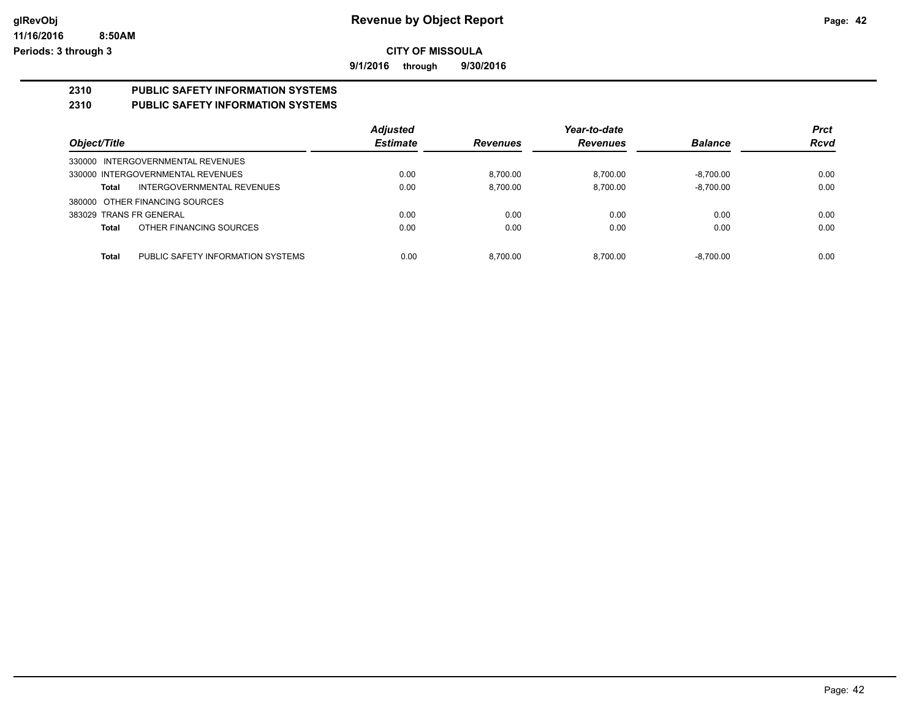# Revenue by Object Report

glRevObj
11/16/2016 8:50AM
Periods: 3 through 3

**CITY OF MISSOULA**

**9/1/2016 through 9/30/2016**

## 2310 PUBLIC SAFETY INFORMATION SYSTEMS
## 2310 PUBLIC SAFETY INFORMATION SYSTEMS

| Object/Title | | Adjusted Estimate | Revenues | Year-to-date Revenues | Balance | Prct Rcvd |
|---|---|---|---|---|---|---|
| 330000 INTERGOVERNMENTAL REVENUES | | | | | | |
| 330000 INTERGOVERNMENTAL REVENUES | | 0.00 | 8,700.00 | 8,700.00 | -8,700.00 | 0.00 |
| **Total** | INTERGOVERNMENTAL REVENUES | 0.00 | 8,700.00 | 8,700.00 | -8,700.00 | 0.00 |
| 380000 OTHER FINANCING SOURCES | | | | | | |
| 383029 TRANS FR GENERAL | | 0.00 | 0.00 | 0.00 | 0.00 | 0.00 |
| **Total** | OTHER FINANCING SOURCES | 0.00 | 0.00 | 0.00 | 0.00 | 0.00 |
| **Total** | PUBLIC SAFETY INFORMATION SYSTEMS | 0.00 | 8,700.00 | 8,700.00 | -8,700.00 | 0.00 |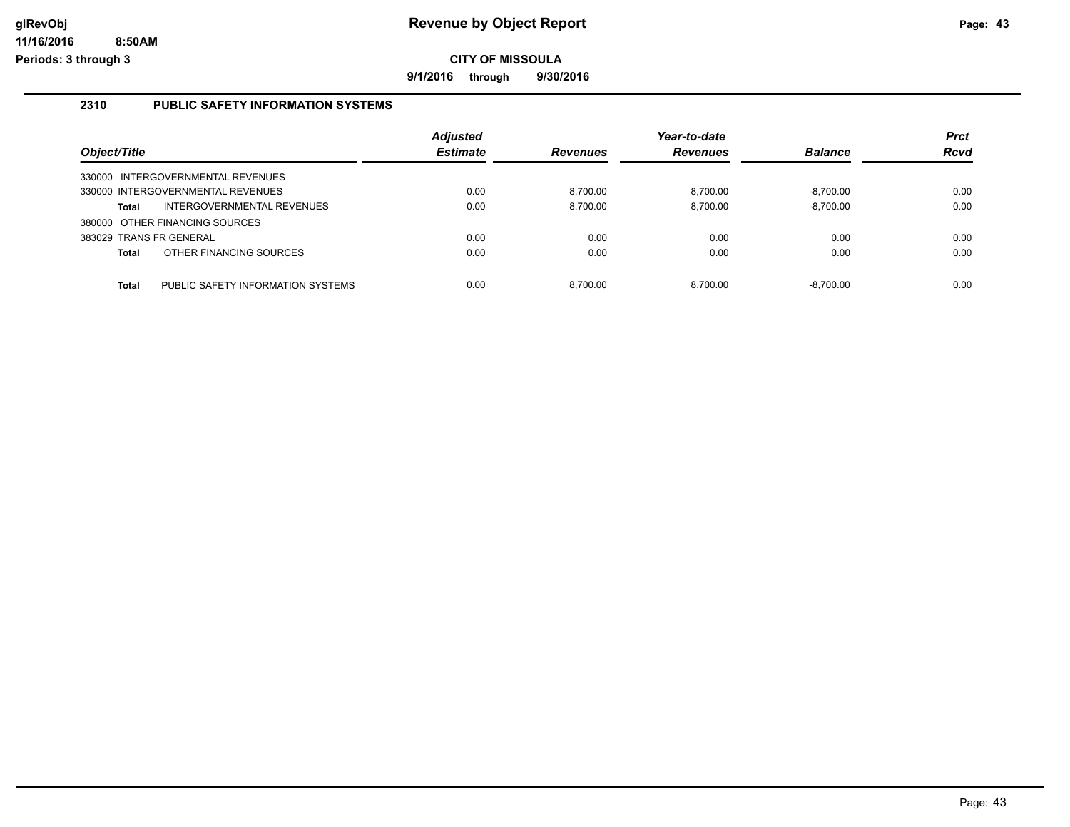**glRevObj** 11/16/2016 8:50AM
Periods: 3 through 3

# Revenue by Object Report

**CITY OF MISSOULA**

**9/1/2016 through 9/30/2016**

## 2310 PUBLIC SAFETY INFORMATION SYSTEMS

| Object/Title | Adjusted Estimate | Revenues | Year-to-date Revenues | Balance | Prct Rcvd |
|---|---|---|---|---|---|
| 330000 INTERGOVERNMENTAL REVENUES | | | | | |
| 330000 INTERGOVERNMENTAL REVENUES | 0.00 | 8,700.00 | 8,700.00 | -8,700.00 | 0.00 |
| **Total** INTERGOVERNMENTAL REVENUES | 0.00 | 8,700.00 | 8,700.00 | -8,700.00 | 0.00 |
| 380000 OTHER FINANCING SOURCES | | | | | |
| 383029 TRANS FR GENERAL | 0.00 | 0.00 | 0.00 | 0.00 | 0.00 |
| **Total** OTHER FINANCING SOURCES | 0.00 | 0.00 | 0.00 | 0.00 | 0.00 |
| **Total** PUBLIC SAFETY INFORMATION SYSTEMS | 0.00 | 8,700.00 | 8,700.00 | -8,700.00 | 0.00 |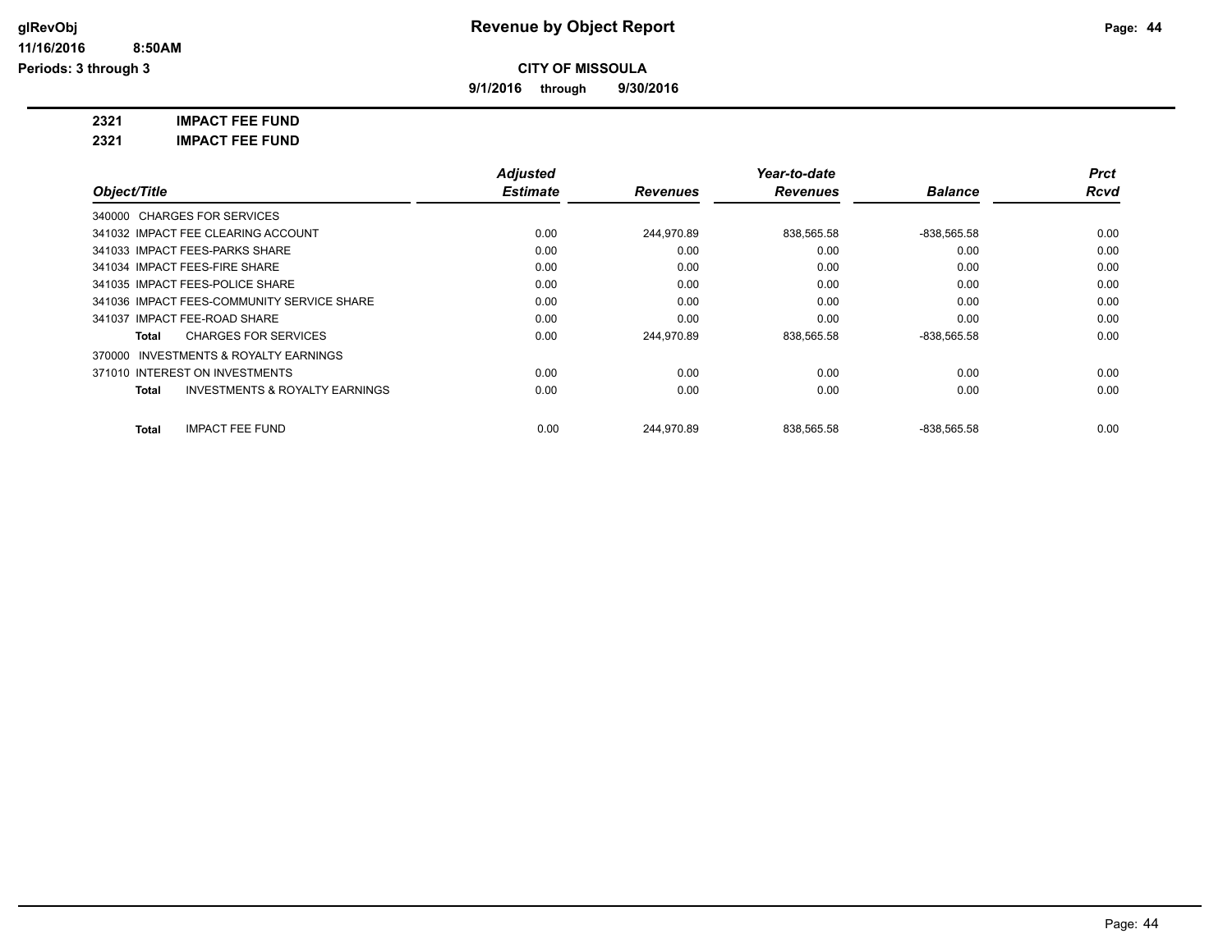# Revenue by Object Report

**CITY OF MISSOULA**

**9/1/2016 through 9/30/2016**

glRevObj
11/16/2016 8:50AM
Periods: 3 through 3

**2321 IMPACT FEE FUND**

**2321 IMPACT FEE FUND**

| Object/Title | Adjusted Estimate | Revenues | Year-to-date Revenues | Balance | Prct Rcvd |
|---|---|---|---|---|---|
| 340000 CHARGES FOR SERVICES | | | | | |
| 341032 IMPACT FEE CLEARING ACCOUNT | 0.00 | 244,970.89 | 838,565.58 | -838,565.58 | 0.00 |
| 341033 IMPACT FEES-PARKS SHARE | 0.00 | 0.00 | 0.00 | 0.00 | 0.00 |
| 341034 IMPACT FEES-FIRE SHARE | 0.00 | 0.00 | 0.00 | 0.00 | 0.00 |
| 341035 IMPACT FEES-POLICE SHARE | 0.00 | 0.00 | 0.00 | 0.00 | 0.00 |
| 341036 IMPACT FEES-COMMUNITY SERVICE SHARE | 0.00 | 0.00 | 0.00 | 0.00 | 0.00 |
| 341037 IMPACT FEE-ROAD SHARE | 0.00 | 0.00 | 0.00 | 0.00 | 0.00 |
| **Total** CHARGES FOR SERVICES | 0.00 | 244,970.89 | 838,565.58 | -838,565.58 | 0.00 |
| 370000 INVESTMENTS & ROYALTY EARNINGS | | | | | |
| 371010 INTEREST ON INVESTMENTS | 0.00 | 0.00 | 0.00 | 0.00 | 0.00 |
| **Total** INVESTMENTS & ROYALTY EARNINGS | 0.00 | 0.00 | 0.00 | 0.00 | 0.00 |
| **Total** IMPACT FEE FUND | 0.00 | 244,970.89 | 838,565.58 | -838,565.58 | 0.00 |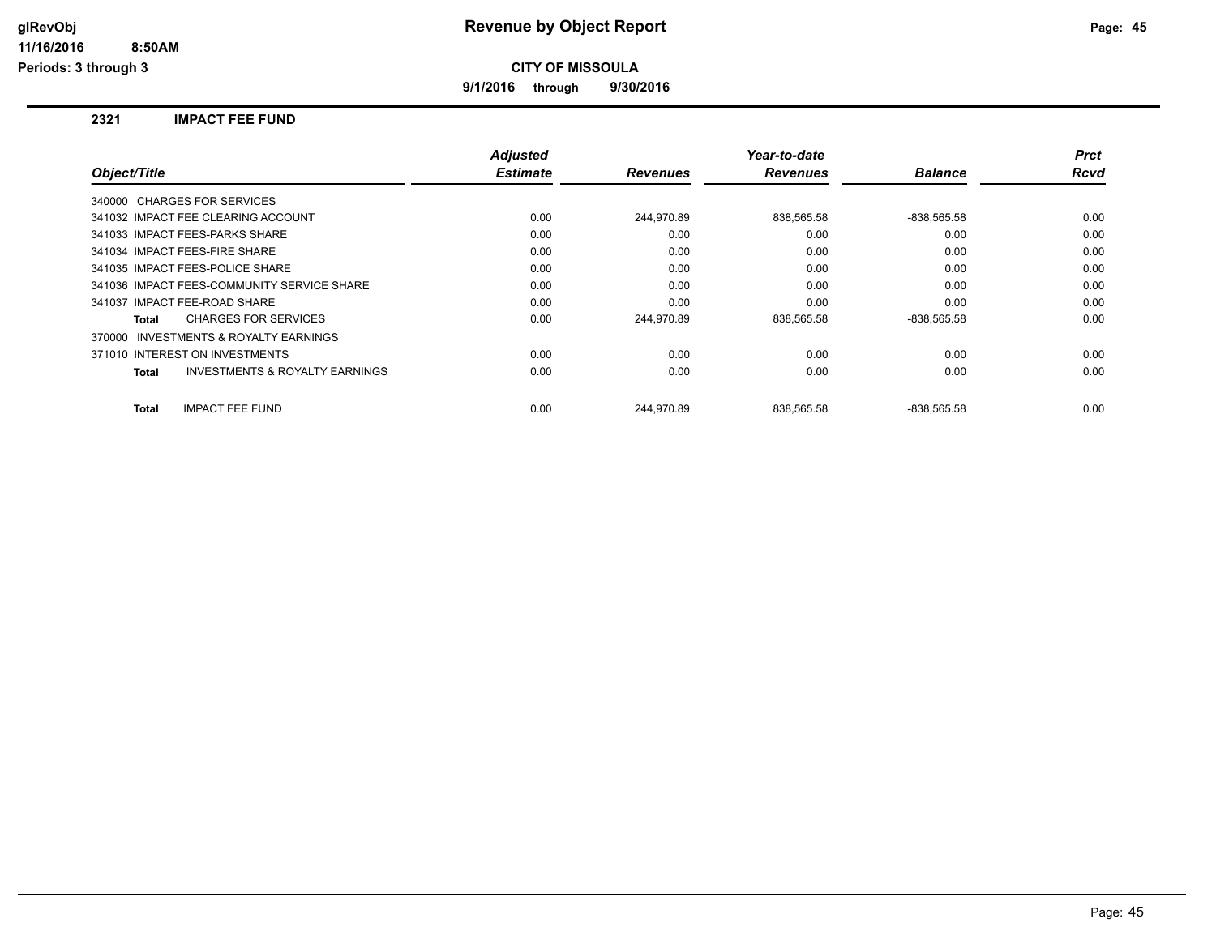**glRevObj**
**11/16/2016 8:50AM**
**Periods: 3 through 3**

# Revenue by Object Report

**CITY OF MISSOULA**

**9/1/2016 through 9/30/2016**

## 2321 IMPACT FEE FUND

| Object/Title | Adjusted Estimate | Revenues | Year-to-date Revenues | Balance | Prct Rcvd |
|---|---|---|---|---|---|
| 340000 CHARGES FOR SERVICES | | | | | |
| 341032 IMPACT FEE CLEARING ACCOUNT | 0.00 | 244,970.89 | 838,565.58 | -838,565.58 | 0.00 |
| 341033 IMPACT FEES-PARKS SHARE | 0.00 | 0.00 | 0.00 | 0.00 | 0.00 |
| 341034 IMPACT FEES-FIRE SHARE | 0.00 | 0.00 | 0.00 | 0.00 | 0.00 |
| 341035 IMPACT FEES-POLICE SHARE | 0.00 | 0.00 | 0.00 | 0.00 | 0.00 |
| 341036 IMPACT FEES-COMMUNITY SERVICE SHARE | 0.00 | 0.00 | 0.00 | 0.00 | 0.00 |
| 341037 IMPACT FEE-ROAD SHARE | 0.00 | 0.00 | 0.00 | 0.00 | 0.00 |
| **Total** CHARGES FOR SERVICES | 0.00 | 244,970.89 | 838,565.58 | -838,565.58 | 0.00 |
| 370000 INVESTMENTS & ROYALTY EARNINGS | | | | | |
| 371010 INTEREST ON INVESTMENTS | 0.00 | 0.00 | 0.00 | 0.00 | 0.00 |
| **Total** INVESTMENTS & ROYALTY EARNINGS | 0.00 | 0.00 | 0.00 | 0.00 | 0.00 |
| **Total** IMPACT FEE FUND | 0.00 | 244,970.89 | 838,565.58 | -838,565.58 | 0.00 |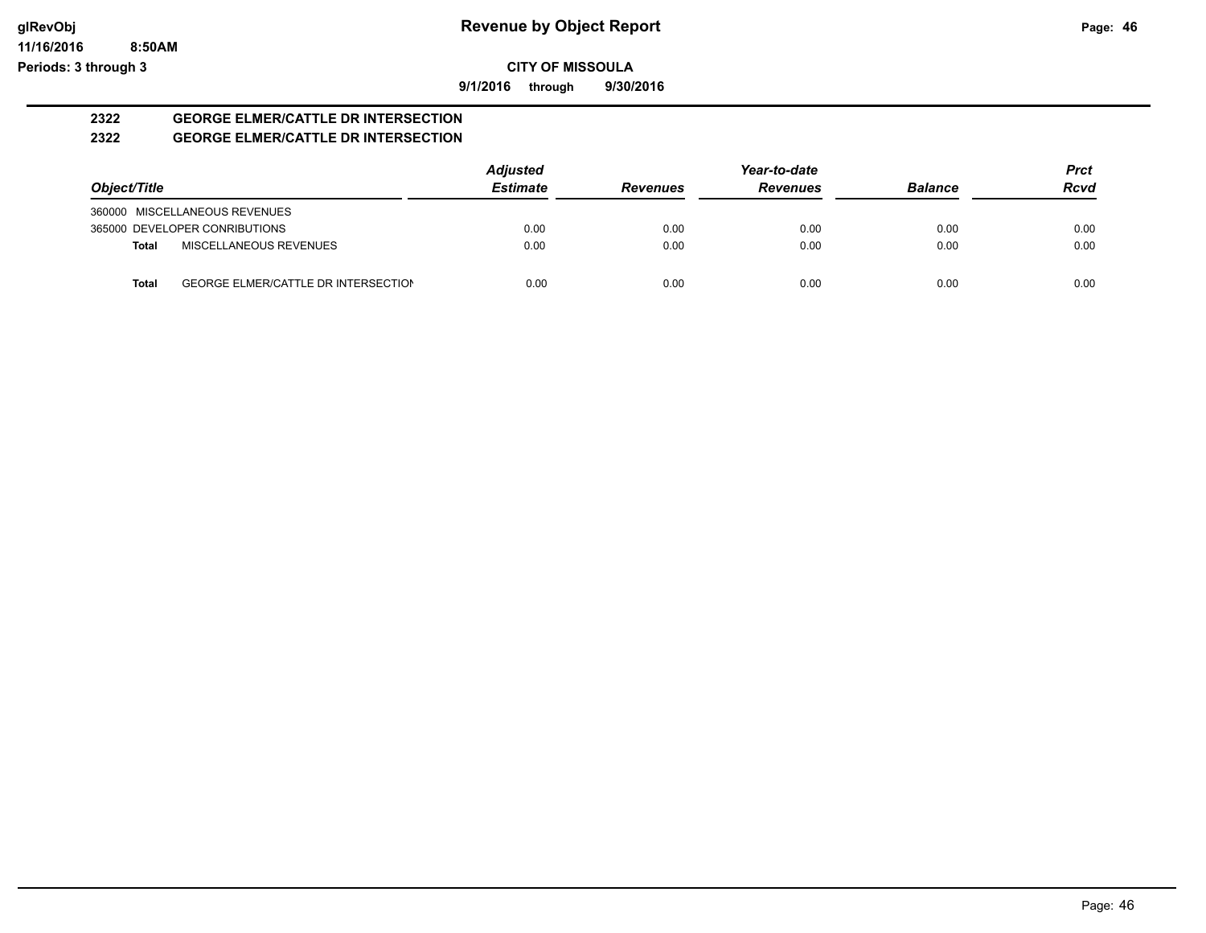**CITY OF MISSOULA**

**9/1/2016 through 9/30/2016**

## 2322 GEORGE ELMER/CATTLE DR INTERSECTION
## 2322 GEORGE ELMER/CATTLE DR INTERSECTION

| Object/Title | | Adjusted Estimate | Revenues | Year-to-date Revenues | Balance | Prct Rcvd |
|---|---|---|---|---|---|---|
| 360000 MISCELLANEOUS REVENUES | | | | | | |
| 365000 DEVELOPER CONRIBUTIONS | | 0.00 | 0.00 | 0.00 | 0.00 | 0.00 |
| **Total** | MISCELLANEOUS REVENUES | 0.00 | 0.00 | 0.00 | 0.00 | 0.00 |
| **Total** | GEORGE ELMER/CATTLE DR INTERSECTION | 0.00 | 0.00 | 0.00 | 0.00 | 0.00 |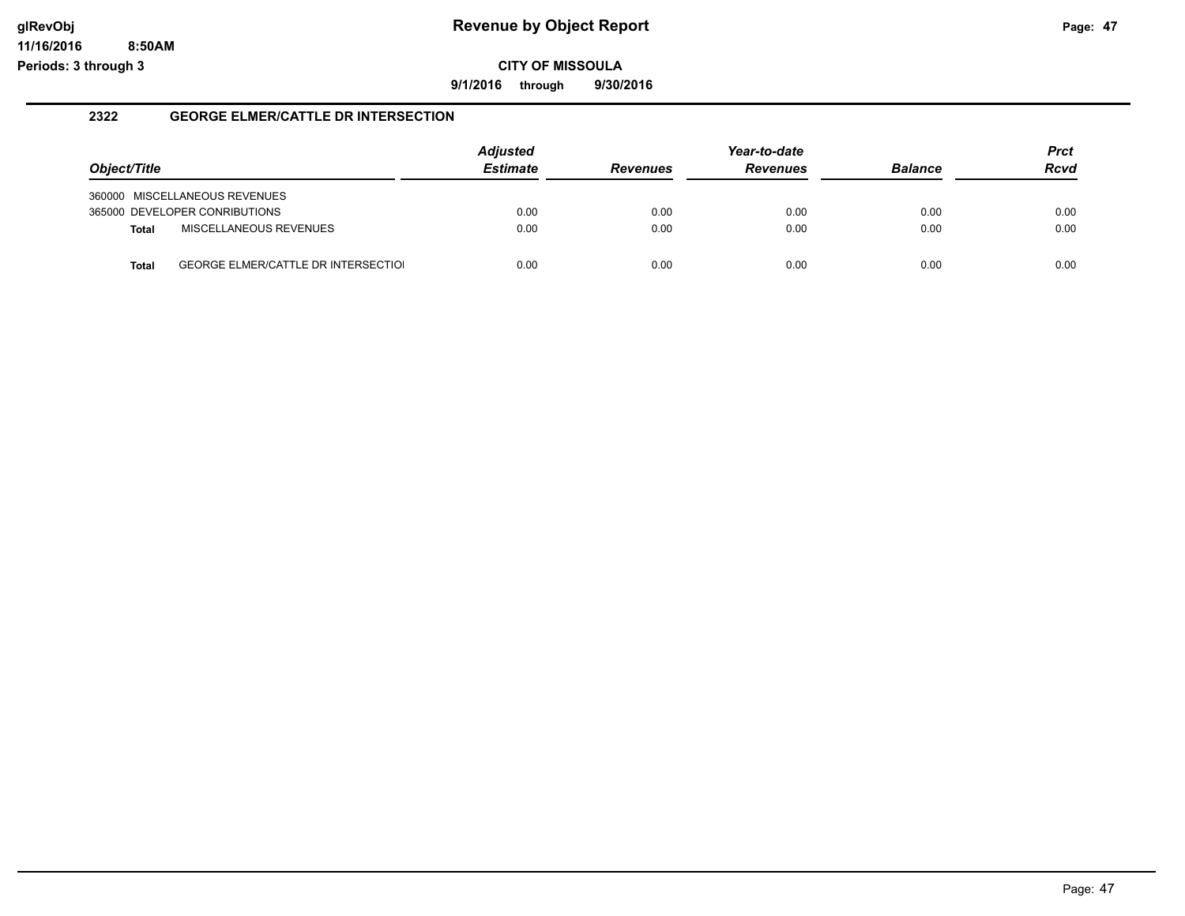**Revenue by Object Report**

**CITY OF MISSOULA**

**9/1/2016 through 9/30/2016**

glRevObj
11/16/2016 8:50AM
Periods: 3 through 3

## 2322 GEORGE ELMER/CATTLE DR INTERSECTION

| Object/Title | Adjusted Estimate | Revenues | Year-to-date Revenues | Balance | Prct Rcvd |
|---|---|---|---|---|---|
| 360000 MISCELLANEOUS REVENUES | | | | | |
| 365000 DEVELOPER CONRIBUTIONS | 0.00 | 0.00 | 0.00 | 0.00 | 0.00 |
| **Total** MISCELLANEOUS REVENUES | 0.00 | 0.00 | 0.00 | 0.00 | 0.00 |
| **Total** GEORGE ELMER/CATTLE DR INTERSECTIOI | 0.00 | 0.00 | 0.00 | 0.00 | 0.00 |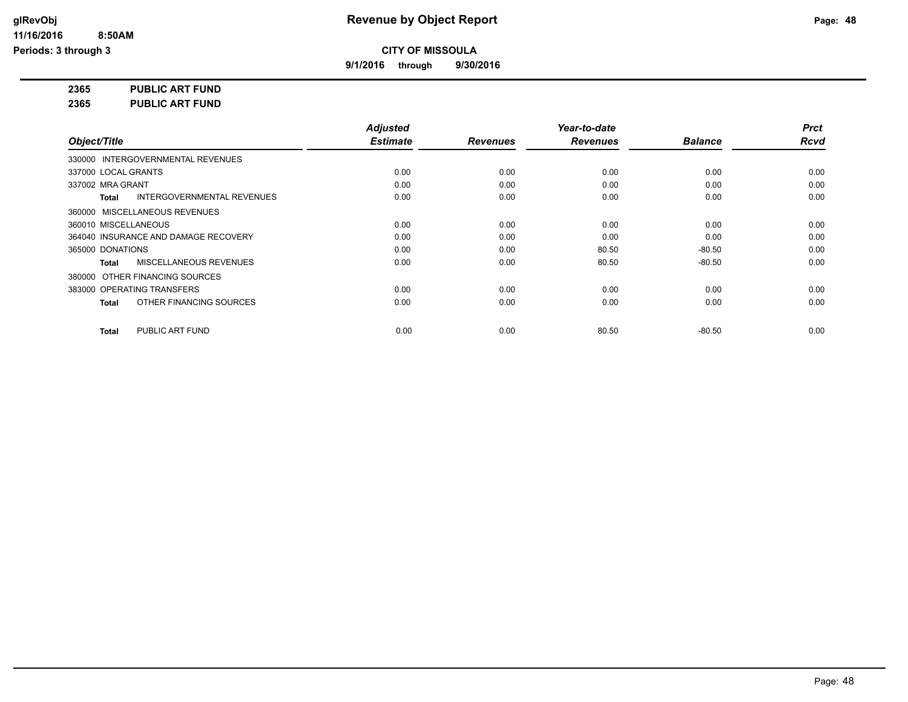**Revenue by Object Report**

**CITY OF MISSOULA**

**9/1/2016 through 9/30/2016**

glRevObj
11/16/2016 8:50AM
Periods: 3 through 3

**2365 PUBLIC ART FUND**
**2365 PUBLIC ART FUND**

| Object/Title | Adjusted Estimate | Revenues | Year-to-date Revenues | Balance | Prct Rcvd |
|---|---|---|---|---|---|
| 330000 INTERGOVERNMENTAL REVENUES | | | | | |
| 337000 LOCAL GRANTS | 0.00 | 0.00 | 0.00 | 0.00 | 0.00 |
| 337002 MRA GRANT | 0.00 | 0.00 | 0.00 | 0.00 | 0.00 |
| **Total** INTERGOVERNMENTAL REVENUES | 0.00 | 0.00 | 0.00 | 0.00 | 0.00 |
| 360000 MISCELLANEOUS REVENUES | | | | | |
| 360010 MISCELLANEOUS | 0.00 | 0.00 | 0.00 | 0.00 | 0.00 |
| 364040 INSURANCE AND DAMAGE RECOVERY | 0.00 | 0.00 | 0.00 | 0.00 | 0.00 |
| 365000 DONATIONS | 0.00 | 0.00 | 80.50 | -80.50 | 0.00 |
| **Total** MISCELLANEOUS REVENUES | 0.00 | 0.00 | 80.50 | -80.50 | 0.00 |
| 380000 OTHER FINANCING SOURCES | | | | | |
| 383000 OPERATING TRANSFERS | 0.00 | 0.00 | 0.00 | 0.00 | 0.00 |
| **Total** OTHER FINANCING SOURCES | 0.00 | 0.00 | 0.00 | 0.00 | 0.00 |
| **Total** PUBLIC ART FUND | 0.00 | 0.00 | 80.50 | -80.50 | 0.00 |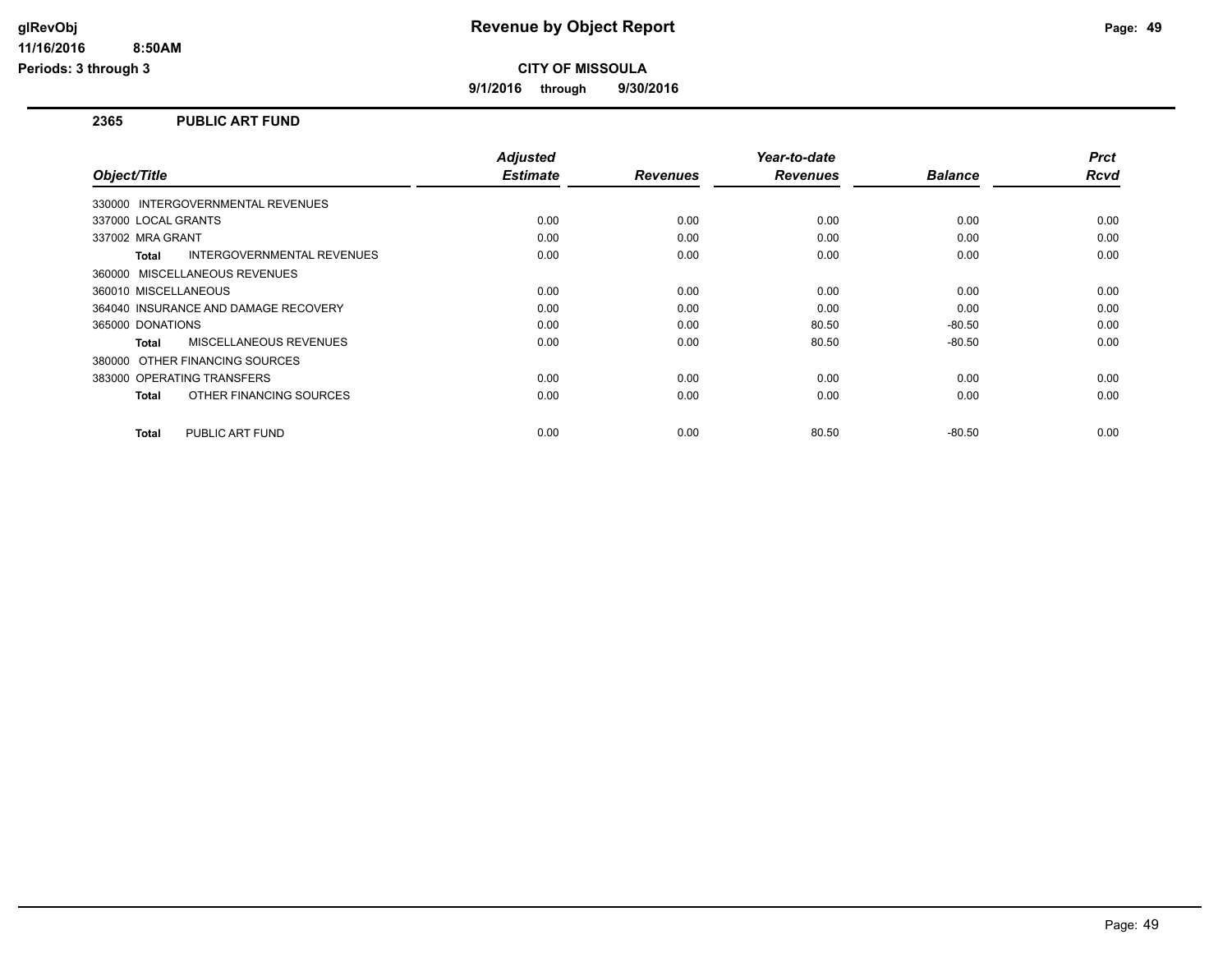**glRevObj**
**11/16/2016 8:50AM**
**Periods: 3 through 3**

# Revenue by Object Report

**CITY OF MISSOULA**

**9/1/2016 through 9/30/2016**

## 2365 PUBLIC ART FUND

| Object/Title | Adjusted Estimate | Revenues | Year-to-date Revenues | Balance | Prct Rcvd |
|---|---|---|---|---|---|
| 330000 INTERGOVERNMENTAL REVENUES | | | | | |
| 337000 LOCAL GRANTS | 0.00 | 0.00 | 0.00 | 0.00 | 0.00 |
| 337002 MRA GRANT | 0.00 | 0.00 | 0.00 | 0.00 | 0.00 |
| **Total** INTERGOVERNMENTAL REVENUES | 0.00 | 0.00 | 0.00 | 0.00 | 0.00 |
| 360000 MISCELLANEOUS REVENUES | | | | | |
| 360010 MISCELLANEOUS | 0.00 | 0.00 | 0.00 | 0.00 | 0.00 |
| 364040 INSURANCE AND DAMAGE RECOVERY | 0.00 | 0.00 | 0.00 | 0.00 | 0.00 |
| 365000 DONATIONS | 0.00 | 0.00 | 80.50 | -80.50 | 0.00 |
| **Total** MISCELLANEOUS REVENUES | 0.00 | 0.00 | 80.50 | -80.50 | 0.00 |
| 380000 OTHER FINANCING SOURCES | | | | | |
| 383000 OPERATING TRANSFERS | 0.00 | 0.00 | 0.00 | 0.00 | 0.00 |
| **Total** OTHER FINANCING SOURCES | 0.00 | 0.00 | 0.00 | 0.00 | 0.00 |
| **Total** PUBLIC ART FUND | 0.00 | 0.00 | 80.50 | -80.50 | 0.00 |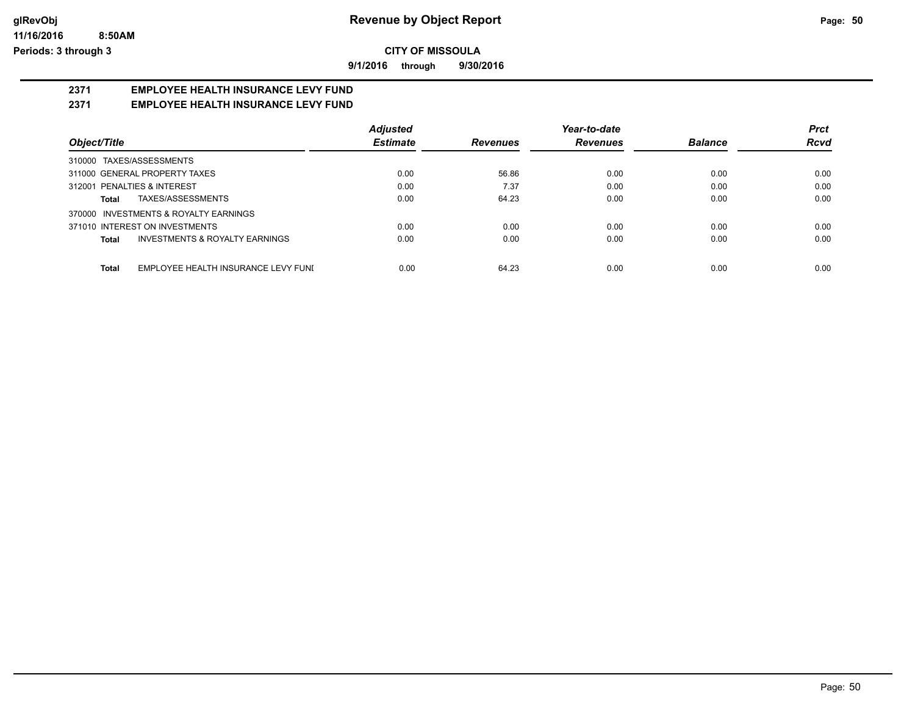# Revenue by Object Report

glRevObj
11/16/2016 8:50AM
Periods: 3 through 3

**CITY OF MISSOULA**

**9/1/2016 through 9/30/2016**

## 2371 EMPLOYEE HEALTH INSURANCE LEVY FUND
## 2371 EMPLOYEE HEALTH INSURANCE LEVY FUND

| Object/Title | Adjusted Estimate | Revenues | Year-to-date Revenues | Balance | Prct Rcvd |
|---|---|---|---|---|---|
| 310000 TAXES/ASSESSMENTS | | | | | |
| 311000 GENERAL PROPERTY TAXES | 0.00 | 56.86 | 0.00 | 0.00 | 0.00 |
| 312001 PENALTIES & INTEREST | 0.00 | 7.37 | 0.00 | 0.00 | 0.00 |
| **Total** TAXES/ASSESSMENTS | 0.00 | 64.23 | 0.00 | 0.00 | 0.00 |
| 370000 INVESTMENTS & ROYALTY EARNINGS | | | | | |
| 371010 INTEREST ON INVESTMENTS | 0.00 | 0.00 | 0.00 | 0.00 | 0.00 |
| **Total** INVESTMENTS & ROYALTY EARNINGS | 0.00 | 0.00 | 0.00 | 0.00 | 0.00 |
| **Total** EMPLOYEE HEALTH INSURANCE LEVY FUNI | 0.00 | 64.23 | 0.00 | 0.00 | 0.00 |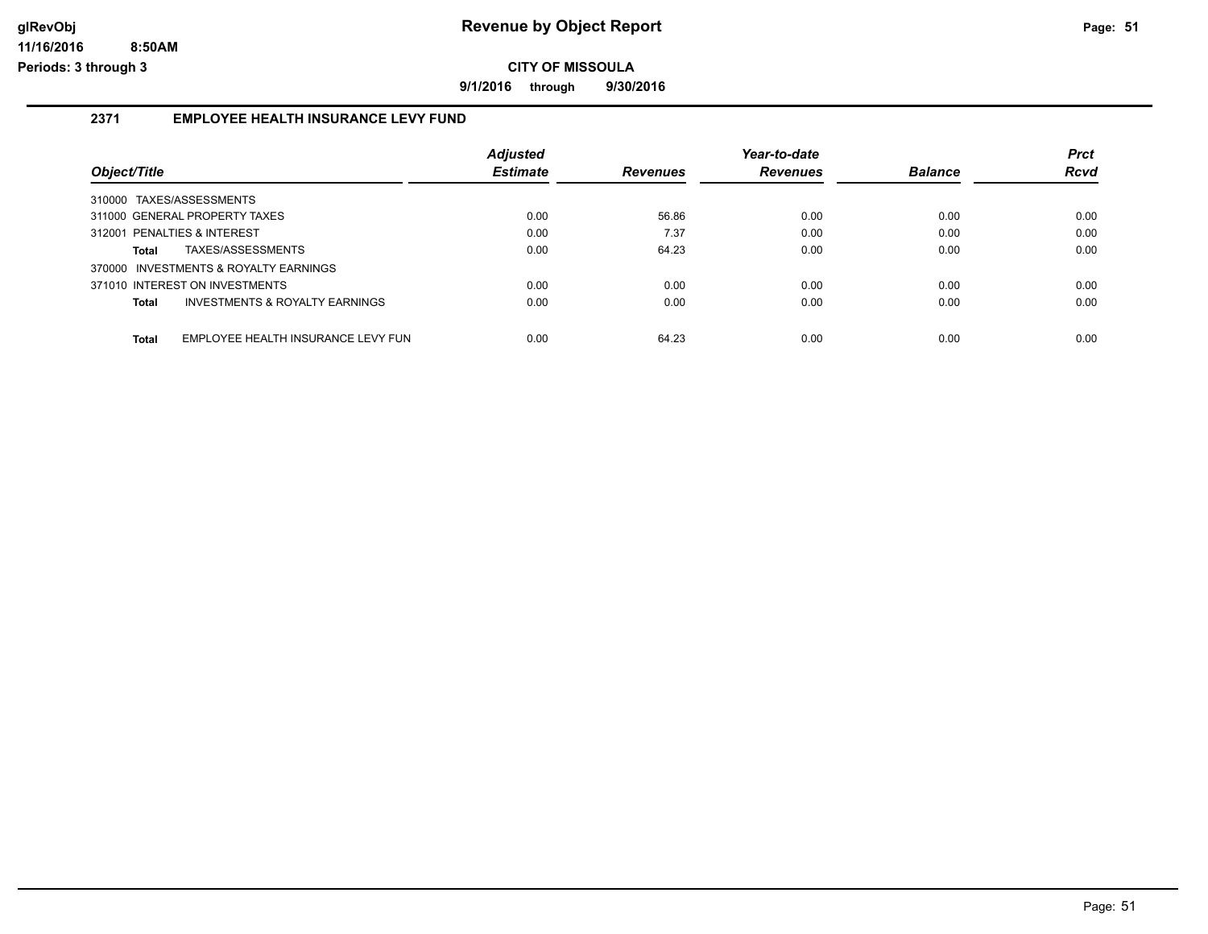# Revenue by Object Report

glRevObj
11/16/2016 8:50AM
Periods: 3 through 3

**CITY OF MISSOULA**

**9/1/2016 through 9/30/2016**

## 2371 EMPLOYEE HEALTH INSURANCE LEVY FUND

| Object/Title | Adjusted Estimate | Revenues | Year-to-date Revenues | Balance | Prct Rcvd |
|---|---|---|---|---|---|
| 310000 TAXES/ASSESSMENTS | | | | | |
| 311000 GENERAL PROPERTY TAXES | 0.00 | 56.86 | 0.00 | 0.00 | 0.00 |
| 312001 PENALTIES & INTEREST | 0.00 | 7.37 | 0.00 | 0.00 | 0.00 |
| **Total** TAXES/ASSESSMENTS | 0.00 | 64.23 | 0.00 | 0.00 | 0.00 |
| 370000 INVESTMENTS & ROYALTY EARNINGS | | | | | |
| 371010 INTEREST ON INVESTMENTS | 0.00 | 0.00 | 0.00 | 0.00 | 0.00 |
| **Total** INVESTMENTS & ROYALTY EARNINGS | 0.00 | 0.00 | 0.00 | 0.00 | 0.00 |
| **Total** EMPLOYEE HEALTH INSURANCE LEVY FUN | 0.00 | 64.23 | 0.00 | 0.00 | 0.00 |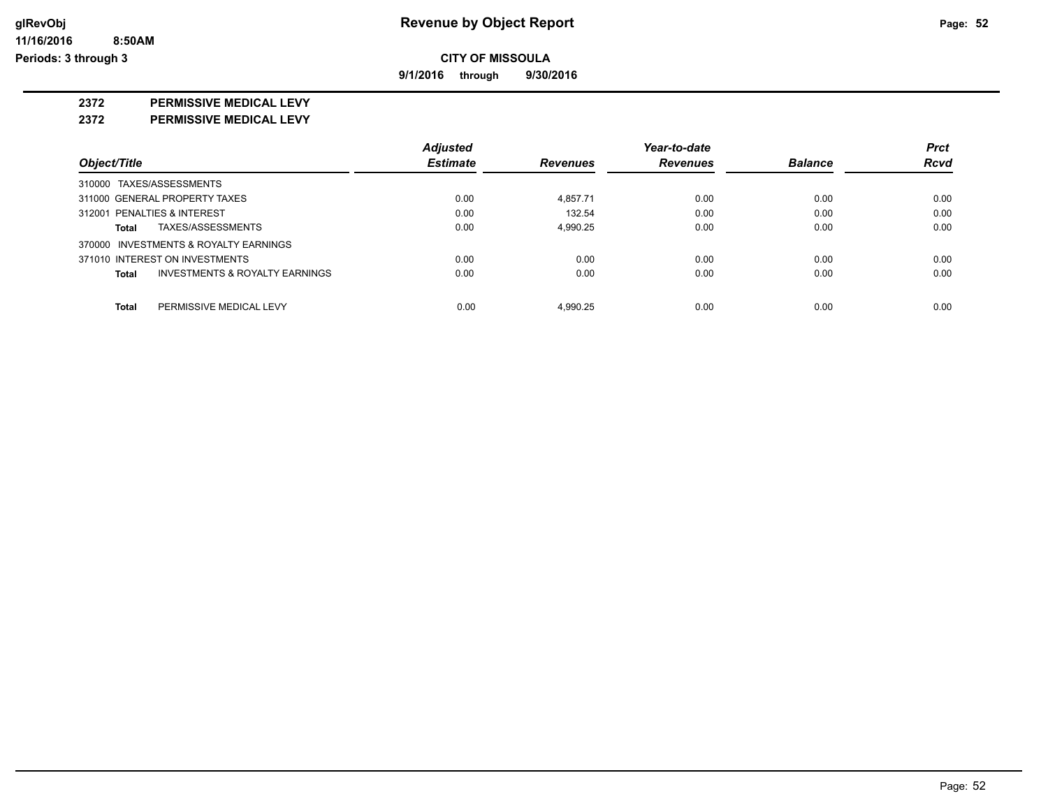# Revenue by Object Report

glRevObj
11/16/2016 8:50AM
Periods: 3 through 3

**CITY OF MISSOULA**

**9/1/2016 through 9/30/2016**

## 2372 PERMISSIVE MEDICAL LEVY
## 2372 PERMISSIVE MEDICAL LEVY

| Object/Title | Adjusted Estimate | Revenues | Year-to-date Revenues | Balance | Prct Rcvd |
|---|---|---|---|---|---|
| 310000 TAXES/ASSESSMENTS | | | | | |
| 311000 GENERAL PROPERTY TAXES | 0.00 | 4,857.71 | 0.00 | 0.00 | 0.00 |
| 312001 PENALTIES & INTEREST | 0.00 | 132.54 | 0.00 | 0.00 | 0.00 |
| **Total** TAXES/ASSESSMENTS | 0.00 | 4,990.25 | 0.00 | 0.00 | 0.00 |
| 370000 INVESTMENTS & ROYALTY EARNINGS | | | | | |
| 371010 INTEREST ON INVESTMENTS | 0.00 | 0.00 | 0.00 | 0.00 | 0.00 |
| **Total** INVESTMENTS & ROYALTY EARNINGS | 0.00 | 0.00 | 0.00 | 0.00 | 0.00 |
| **Total** PERMISSIVE MEDICAL LEVY | 0.00 | 4,990.25 | 0.00 | 0.00 | 0.00 |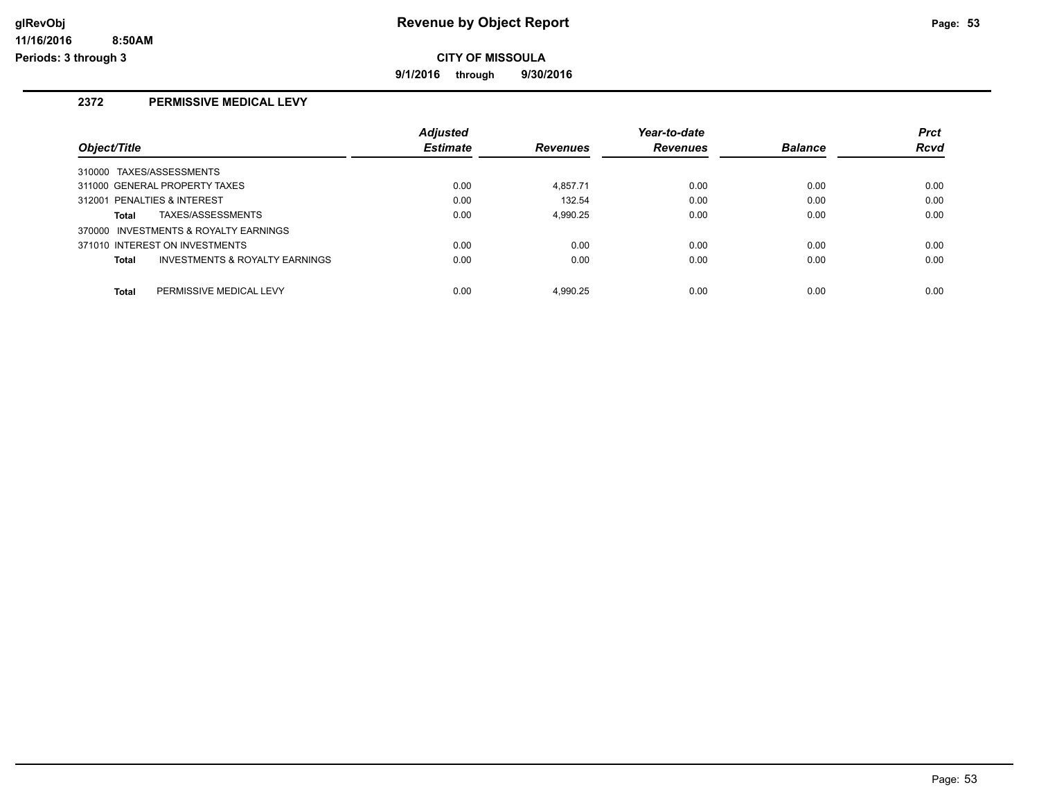# Revenue by Object Report

**CITY OF MISSOULA**

**9/1/2016 through 9/30/2016**

glRevObj
11/16/2016 8:50AM
Periods: 3 through 3

## 2372 PERMISSIVE MEDICAL LEVY

| Object/Title | Adjusted Estimate | Revenues | Year-to-date Revenues | Balance | Prct Rcvd |
|---|---|---|---|---|---|
| 310000 TAXES/ASSESSMENTS | | | | | |
| 311000 GENERAL PROPERTY TAXES | 0.00 | 4,857.71 | 0.00 | 0.00 | 0.00 |
| 312001 PENALTIES & INTEREST | 0.00 | 132.54 | 0.00 | 0.00 | 0.00 |
| **Total** TAXES/ASSESSMENTS | 0.00 | 4,990.25 | 0.00 | 0.00 | 0.00 |
| 370000 INVESTMENTS & ROYALTY EARNINGS | | | | | |
| 371010 INTEREST ON INVESTMENTS | 0.00 | 0.00 | 0.00 | 0.00 | 0.00 |
| **Total** INVESTMENTS & ROYALTY EARNINGS | 0.00 | 0.00 | 0.00 | 0.00 | 0.00 |
| **Total** PERMISSIVE MEDICAL LEVY | 0.00 | 4,990.25 | 0.00 | 0.00 | 0.00 |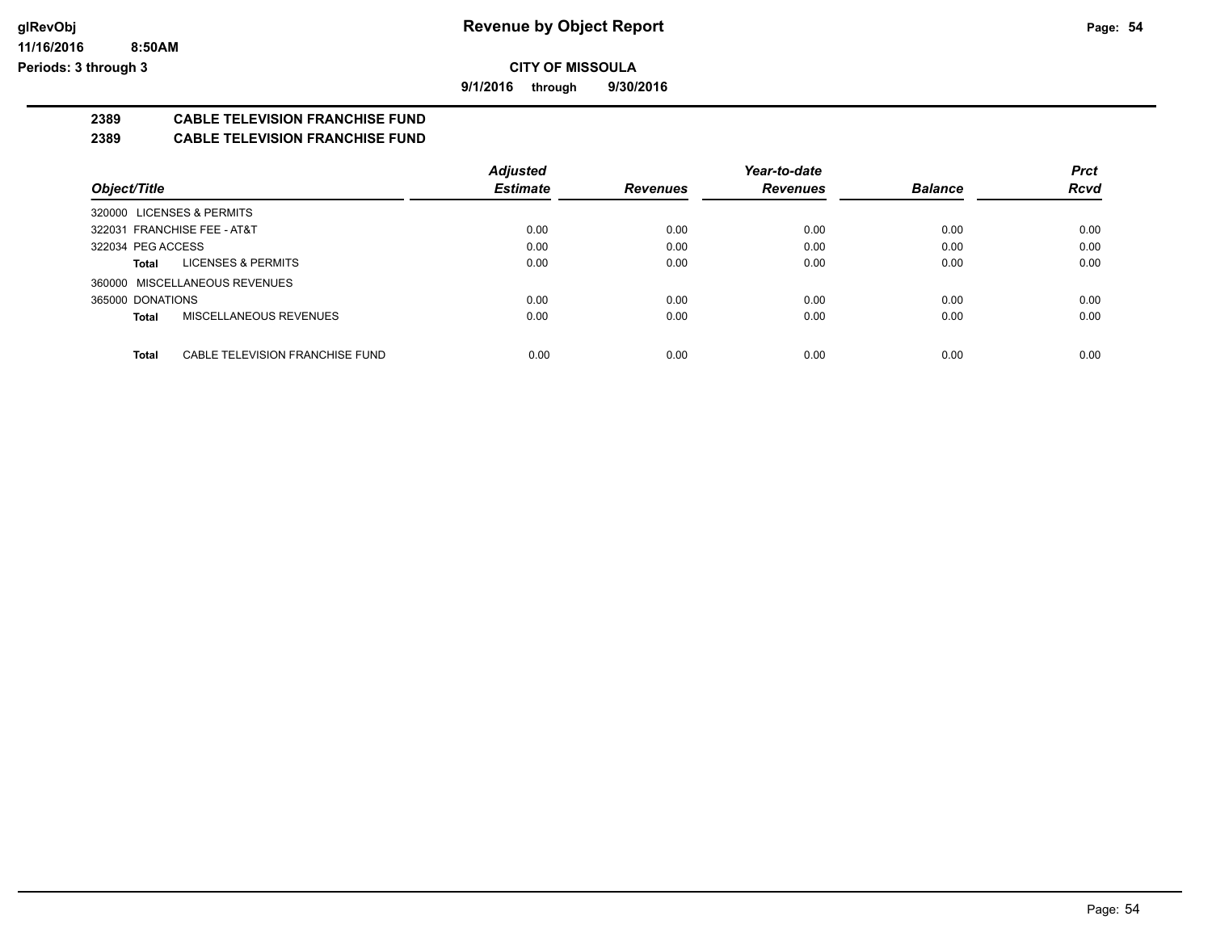# Revenue by Object Report

**CITY OF MISSOULA**

**9/1/2016 through 9/30/2016**

glRevObj
11/16/2016 8:50AM
Periods: 3 through 3

## 2389 CABLE TELEVISION FRANCHISE FUND
## 2389 CABLE TELEVISION FRANCHISE FUND

| Object/Title | Adjusted Estimate | Revenues | Year-to-date Revenues | Balance | Prct Rcvd |
|---|---|---|---|---|---|
| 320000 LICENSES & PERMITS | | | | | |
| 322031 FRANCHISE FEE - AT&T | 0.00 | 0.00 | 0.00 | 0.00 | 0.00 |
| 322034 PEG ACCESS | 0.00 | 0.00 | 0.00 | 0.00 | 0.00 |
| **Total** LICENSES & PERMITS | 0.00 | 0.00 | 0.00 | 0.00 | 0.00 |
| 360000 MISCELLANEOUS REVENUES | | | | | |
| 365000 DONATIONS | 0.00 | 0.00 | 0.00 | 0.00 | 0.00 |
| **Total** MISCELLANEOUS REVENUES | 0.00 | 0.00 | 0.00 | 0.00 | 0.00 |
| **Total** CABLE TELEVISION FRANCHISE FUND | 0.00 | 0.00 | 0.00 | 0.00 | 0.00 |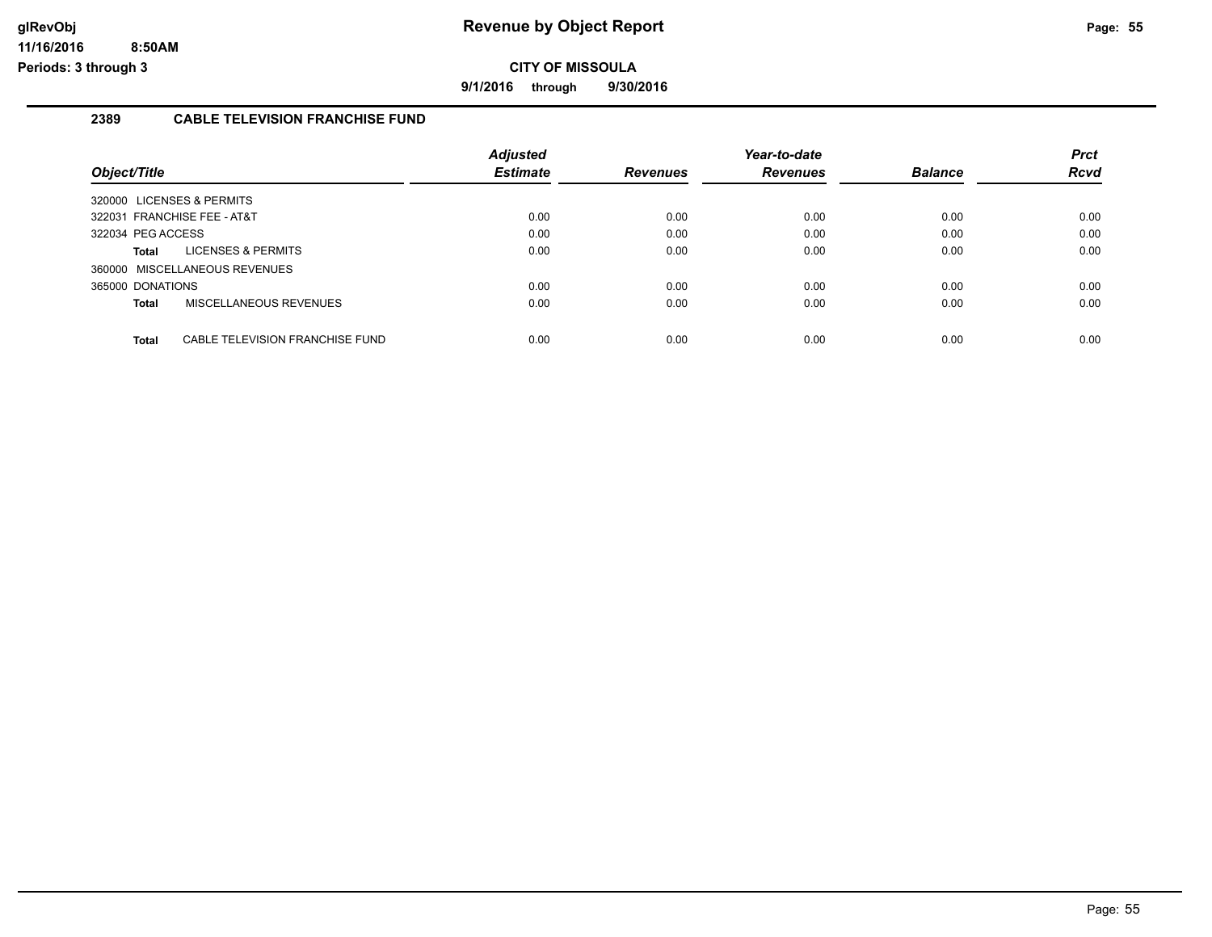# Revenue by Object Report

**CITY OF MISSOULA**

**9/1/2016 through 9/30/2016**

glRevObj
11/16/2016 8:50AM
Periods: 3 through 3

## 2389 CABLE TELEVISION FRANCHISE FUND

| Object/Title | Adjusted Estimate | Revenues | Year-to-date Revenues | Balance | Prct Rcvd |
|---|---|---|---|---|---|
| 320000 LICENSES & PERMITS | | | | | |
| 322031 FRANCHISE FEE - AT&T | 0.00 | 0.00 | 0.00 | 0.00 | 0.00 |
| 322034 PEG ACCESS | 0.00 | 0.00 | 0.00 | 0.00 | 0.00 |
| **Total** LICENSES & PERMITS | 0.00 | 0.00 | 0.00 | 0.00 | 0.00 |
| 360000 MISCELLANEOUS REVENUES | | | | | |
| 365000 DONATIONS | 0.00 | 0.00 | 0.00 | 0.00 | 0.00 |
| **Total** MISCELLANEOUS REVENUES | 0.00 | 0.00 | 0.00 | 0.00 | 0.00 |
| **Total** CABLE TELEVISION FRANCHISE FUND | 0.00 | 0.00 | 0.00 | 0.00 | 0.00 |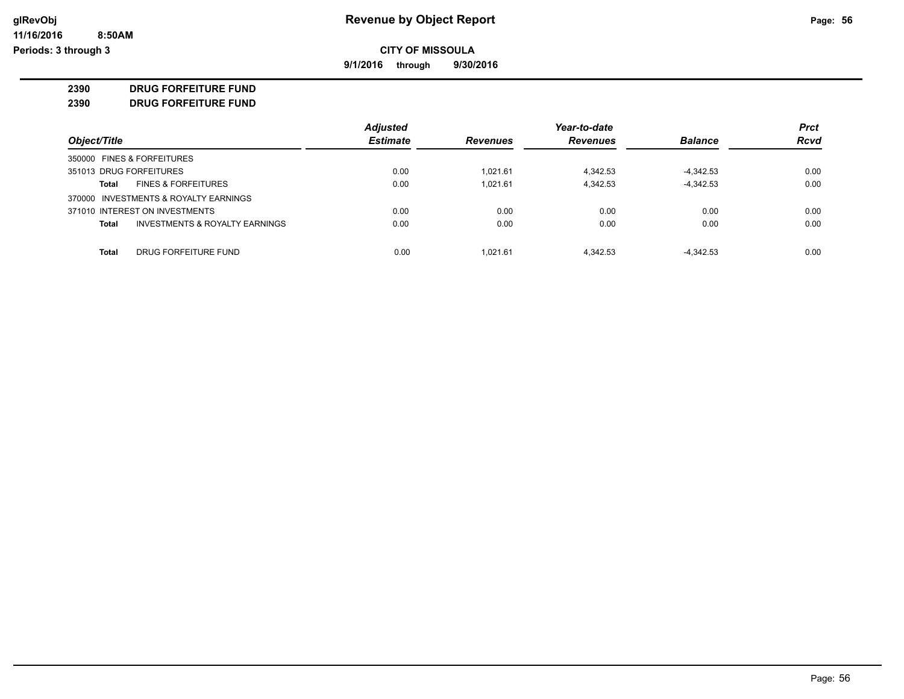**Revenue by Object Report**

**CITY OF MISSOULA**

**9/1/2016 through 9/30/2016**

glRevObj
11/16/2016 8:50AM
Periods: 3 through 3

**2390 DRUG FORFEITURE FUND**

**2390 DRUG FORFEITURE FUND**

| Object/Title | Adjusted Estimate | Revenues | Year-to-date Revenues | Balance | Prct Rcvd |
|---|---|---|---|---|---|
| 350000 FINES & FORFEITURES | | | | | |
| 351013 DRUG FORFEITURES | 0.00 | 1,021.61 | 4,342.53 | -4,342.53 | 0.00 |
| **Total** FINES & FORFEITURES | 0.00 | 1,021.61 | 4,342.53 | -4,342.53 | 0.00 |
| 370000 INVESTMENTS & ROYALTY EARNINGS | | | | | |
| 371010 INTEREST ON INVESTMENTS | 0.00 | 0.00 | 0.00 | 0.00 | 0.00 |
| **Total** INVESTMENTS & ROYALTY EARNINGS | 0.00 | 0.00 | 0.00 | 0.00 | 0.00 |
| **Total** DRUG FORFEITURE FUND | 0.00 | 1,021.61 | 4,342.53 | -4,342.53 | 0.00 |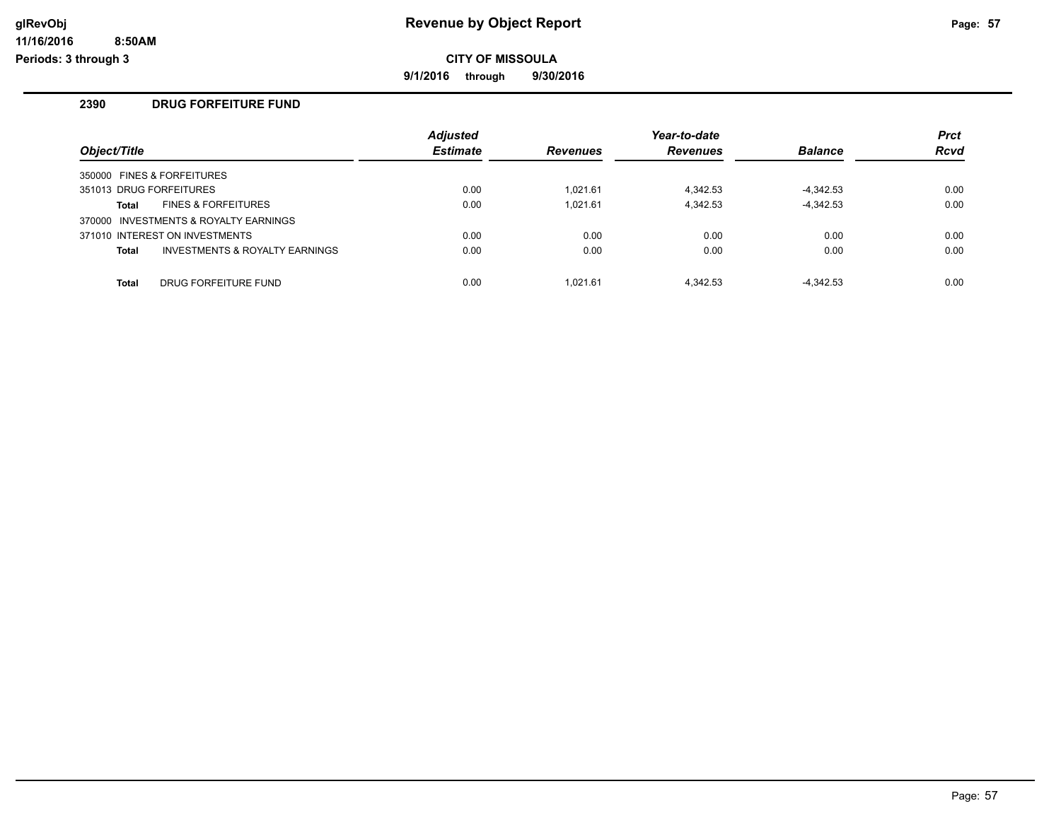**CITY OF MISSOULA**

**9/1/2016 through 9/30/2016**

## 2390 DRUG FORFEITURE FUND

| Object/Title | | Adjusted Estimate | Revenues | Year-to-date Revenues | Balance | Prct Rcvd |
|---|---|---|---|---|---|---|
| 350000 FINES & FORFEITURES | | | | | | |
| 351013 DRUG FORFEITURES | | 0.00 | 1,021.61 | 4,342.53 | -4,342.53 | 0.00 |
| **Total** | FINES & FORFEITURES | 0.00 | 1,021.61 | 4,342.53 | -4,342.53 | 0.00 |
| 370000 INVESTMENTS & ROYALTY EARNINGS | | | | | | |
| 371010 INTEREST ON INVESTMENTS | | 0.00 | 0.00 | 0.00 | 0.00 | 0.00 |
| **Total** | INVESTMENTS & ROYALTY EARNINGS | 0.00 | 0.00 | 0.00 | 0.00 | 0.00 |
| **Total** | DRUG FORFEITURE FUND | 0.00 | 1,021.61 | 4,342.53 | -4,342.53 | 0.00 |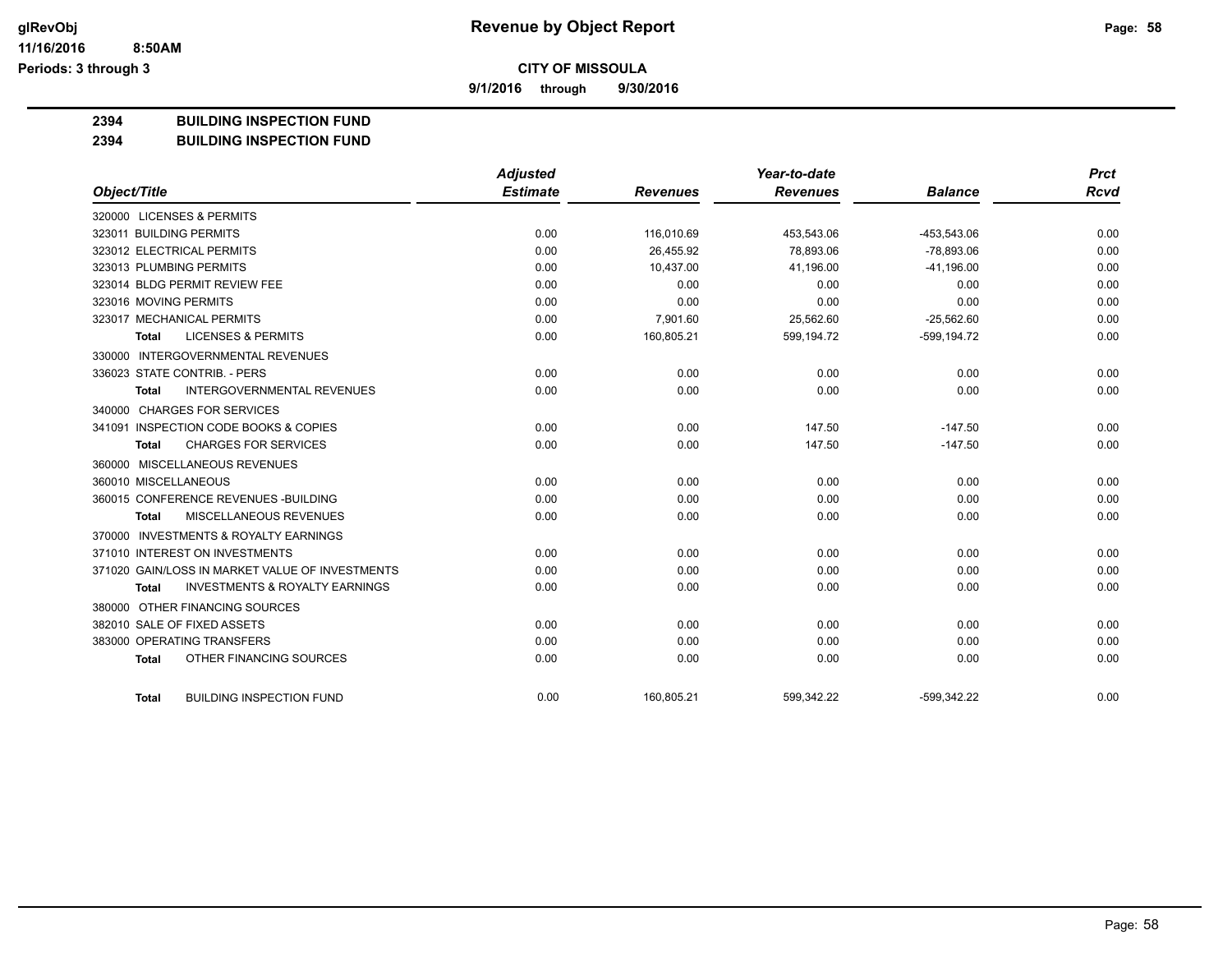**CITY OF MISSOULA**

**9/1/2016 through 9/30/2016**

**2394 BUILDING INSPECTION FUND**

**2394 BUILDING INSPECTION FUND**

| Object/Title | Adjusted Estimate | Revenues | Year-to-date Revenues | Balance | Prct Rcvd |
|---|---|---|---|---|---|
| 320000 LICENSES & PERMITS | | | | | |
| 323011 BUILDING PERMITS | 0.00 | 116,010.69 | 453,543.06 | -453,543.06 | 0.00 |
| 323012 ELECTRICAL PERMITS | 0.00 | 26,455.92 | 78,893.06 | -78,893.06 | 0.00 |
| 323013 PLUMBING PERMITS | 0.00 | 10,437.00 | 41,196.00 | -41,196.00 | 0.00 |
| 323014 BLDG PERMIT REVIEW FEE | 0.00 | 0.00 | 0.00 | 0.00 | 0.00 |
| 323016 MOVING PERMITS | 0.00 | 0.00 | 0.00 | 0.00 | 0.00 |
| 323017 MECHANICAL PERMITS | 0.00 | 7,901.60 | 25,562.60 | -25,562.60 | 0.00 |
| **Total** LICENSES & PERMITS | 0.00 | 160,805.21 | 599,194.72 | -599,194.72 | 0.00 |
| 330000 INTERGOVERNMENTAL REVENUES | | | | | |
| 336023 STATE CONTRIB. - PERS | 0.00 | 0.00 | 0.00 | 0.00 | 0.00 |
| **Total** INTERGOVERNMENTAL REVENUES | 0.00 | 0.00 | 0.00 | 0.00 | 0.00 |
| 340000 CHARGES FOR SERVICES | | | | | |
| 341091 INSPECTION CODE BOOKS & COPIES | 0.00 | 0.00 | 147.50 | -147.50 | 0.00 |
| **Total** CHARGES FOR SERVICES | 0.00 | 0.00 | 147.50 | -147.50 | 0.00 |
| 360000 MISCELLANEOUS REVENUES | | | | | |
| 360010 MISCELLANEOUS | 0.00 | 0.00 | 0.00 | 0.00 | 0.00 |
| 360015 CONFERENCE REVENUES -BUILDING | 0.00 | 0.00 | 0.00 | 0.00 | 0.00 |
| **Total** MISCELLANEOUS REVENUES | 0.00 | 0.00 | 0.00 | 0.00 | 0.00 |
| 370000 INVESTMENTS & ROYALTY EARNINGS | | | | | |
| 371010 INTEREST ON INVESTMENTS | 0.00 | 0.00 | 0.00 | 0.00 | 0.00 |
| 371020 GAIN/LOSS IN MARKET VALUE OF INVESTMENTS | 0.00 | 0.00 | 0.00 | 0.00 | 0.00 |
| **Total** INVESTMENTS & ROYALTY EARNINGS | 0.00 | 0.00 | 0.00 | 0.00 | 0.00 |
| 380000 OTHER FINANCING SOURCES | | | | | |
| 382010 SALE OF FIXED ASSETS | 0.00 | 0.00 | 0.00 | 0.00 | 0.00 |
| 383000 OPERATING TRANSFERS | 0.00 | 0.00 | 0.00 | 0.00 | 0.00 |
| **Total** OTHER FINANCING SOURCES | 0.00 | 0.00 | 0.00 | 0.00 | 0.00 |
| **Total** BUILDING INSPECTION FUND | 0.00 | 160,805.21 | 599,342.22 | -599,342.22 | 0.00 |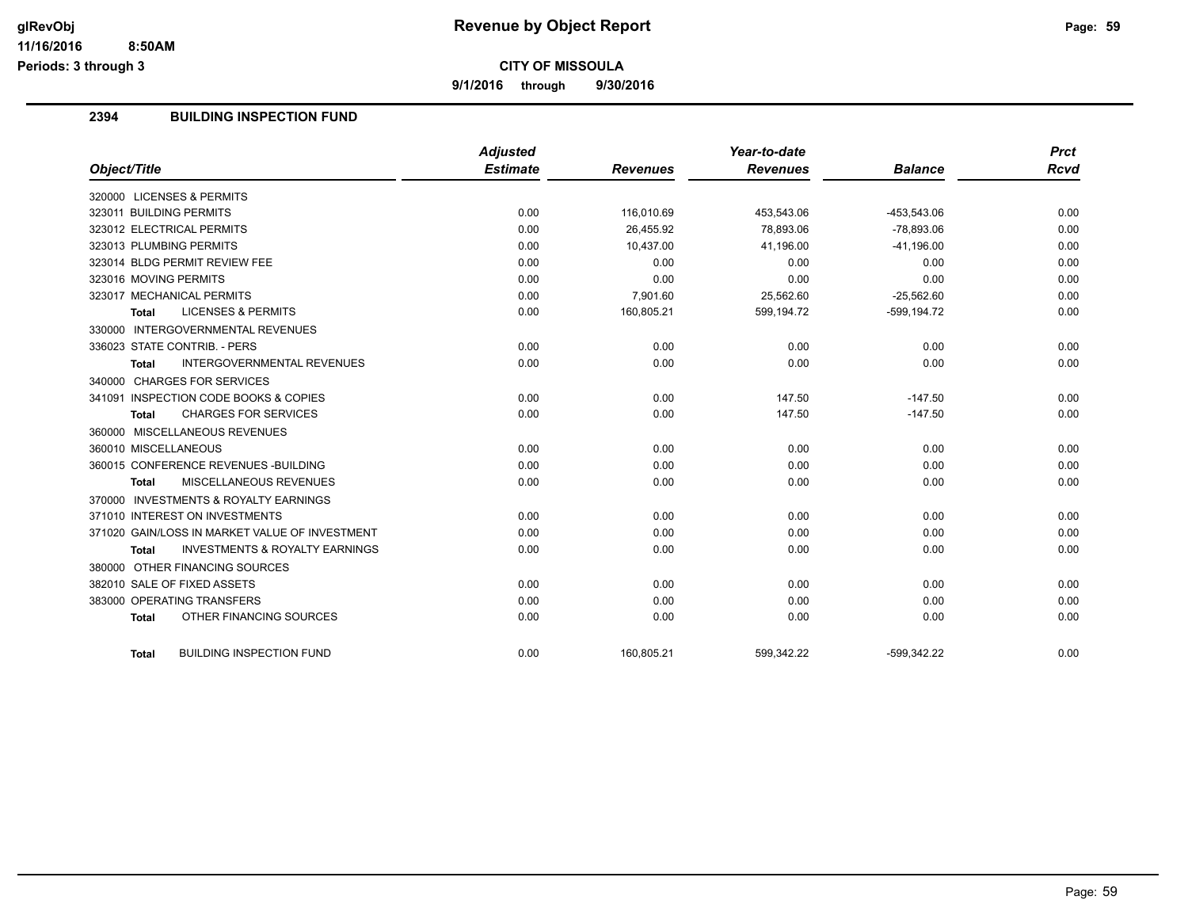# Revenue by Object Report

**CITY OF MISSOULA**

**9/1/2016 through 9/30/2016**

## 2394 BUILDING INSPECTION FUND

| Object/Title | Adjusted Estimate | Revenues | Year-to-date Revenues | Balance | Prct Rcvd |
|---|---|---|---|---|---|
| 320000 LICENSES & PERMITS | | | | | |
| 323011 BUILDING PERMITS | 0.00 | 116,010.69 | 453,543.06 | -453,543.06 | 0.00 |
| 323012 ELECTRICAL PERMITS | 0.00 | 26,455.92 | 78,893.06 | -78,893.06 | 0.00 |
| 323013 PLUMBING PERMITS | 0.00 | 10,437.00 | 41,196.00 | -41,196.00 | 0.00 |
| 323014 BLDG PERMIT REVIEW FEE | 0.00 | 0.00 | 0.00 | 0.00 | 0.00 |
| 323016 MOVING PERMITS | 0.00 | 0.00 | 0.00 | 0.00 | 0.00 |
| 323017 MECHANICAL PERMITS | 0.00 | 7,901.60 | 25,562.60 | -25,562.60 | 0.00 |
| **Total** LICENSES & PERMITS | 0.00 | 160,805.21 | 599,194.72 | -599,194.72 | 0.00 |
| 330000 INTERGOVERNMENTAL REVENUES | | | | | |
| 336023 STATE CONTRIB. - PERS | 0.00 | 0.00 | 0.00 | 0.00 | 0.00 |
| **Total** INTERGOVERNMENTAL REVENUES | 0.00 | 0.00 | 0.00 | 0.00 | 0.00 |
| 340000 CHARGES FOR SERVICES | | | | | |
| 341091 INSPECTION CODE BOOKS & COPIES | 0.00 | 0.00 | 147.50 | -147.50 | 0.00 |
| **Total** CHARGES FOR SERVICES | 0.00 | 0.00 | 147.50 | -147.50 | 0.00 |
| 360000 MISCELLANEOUS REVENUES | | | | | |
| 360010 MISCELLANEOUS | 0.00 | 0.00 | 0.00 | 0.00 | 0.00 |
| 360015 CONFERENCE REVENUES -BUILDING | 0.00 | 0.00 | 0.00 | 0.00 | 0.00 |
| **Total** MISCELLANEOUS REVENUES | 0.00 | 0.00 | 0.00 | 0.00 | 0.00 |
| 370000 INVESTMENTS & ROYALTY EARNINGS | | | | | |
| 371010 INTEREST ON INVESTMENTS | 0.00 | 0.00 | 0.00 | 0.00 | 0.00 |
| 371020 GAIN/LOSS IN MARKET VALUE OF INVESTMENT | 0.00 | 0.00 | 0.00 | 0.00 | 0.00 |
| **Total** INVESTMENTS & ROYALTY EARNINGS | 0.00 | 0.00 | 0.00 | 0.00 | 0.00 |
| 380000 OTHER FINANCING SOURCES | | | | | |
| 382010 SALE OF FIXED ASSETS | 0.00 | 0.00 | 0.00 | 0.00 | 0.00 |
| 383000 OPERATING TRANSFERS | 0.00 | 0.00 | 0.00 | 0.00 | 0.00 |
| **Total** OTHER FINANCING SOURCES | 0.00 | 0.00 | 0.00 | 0.00 | 0.00 |
| **Total** BUILDING INSPECTION FUND | 0.00 | 160,805.21 | 599,342.22 | -599,342.22 | 0.00 |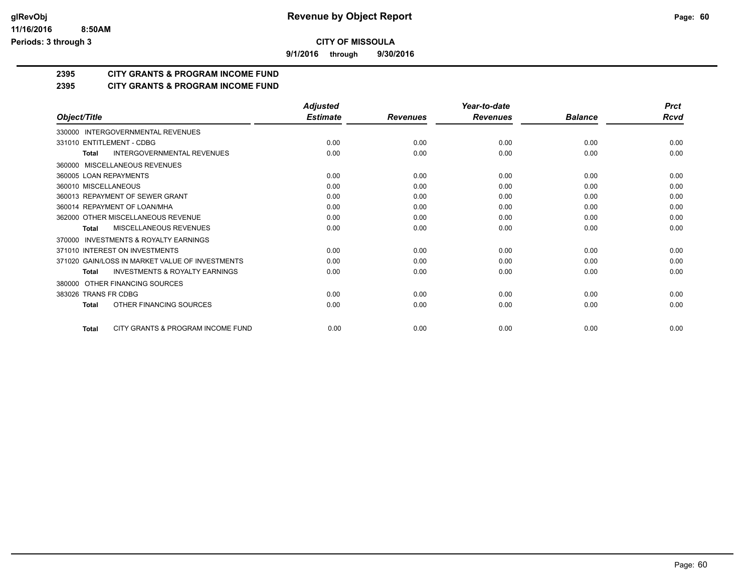**CITY OF MISSOULA**

**9/1/2016 through 9/30/2016**

**Revenue by Object Report**

## 2395 CITY GRANTS & PROGRAM INCOME FUND

## 2395 CITY GRANTS & PROGRAM INCOME FUND

| Object/Title | Adjusted Estimate | Revenues | Year-to-date Revenues | Balance | Prct Rcvd |
|---|---|---|---|---|---|
| 330000 INTERGOVERNMENTAL REVENUES | | | | | |
| 331010 ENTITLEMENT - CDBG | 0.00 | 0.00 | 0.00 | 0.00 | 0.00 |
| **Total** INTERGOVERNMENTAL REVENUES | 0.00 | 0.00 | 0.00 | 0.00 | 0.00 |
| 360000 MISCELLANEOUS REVENUES | | | | | |
| 360005 LOAN REPAYMENTS | 0.00 | 0.00 | 0.00 | 0.00 | 0.00 |
| 360010 MISCELLANEOUS | 0.00 | 0.00 | 0.00 | 0.00 | 0.00 |
| 360013 REPAYMENT OF SEWER GRANT | 0.00 | 0.00 | 0.00 | 0.00 | 0.00 |
| 360014 REPAYMENT OF LOAN/MHA | 0.00 | 0.00 | 0.00 | 0.00 | 0.00 |
| 362000 OTHER MISCELLANEOUS REVENUE | 0.00 | 0.00 | 0.00 | 0.00 | 0.00 |
| **Total** MISCELLANEOUS REVENUES | 0.00 | 0.00 | 0.00 | 0.00 | 0.00 |
| 370000 INVESTMENTS & ROYALTY EARNINGS | | | | | |
| 371010 INTEREST ON INVESTMENTS | 0.00 | 0.00 | 0.00 | 0.00 | 0.00 |
| 371020 GAIN/LOSS IN MARKET VALUE OF INVESTMENTS | 0.00 | 0.00 | 0.00 | 0.00 | 0.00 |
| **Total** INVESTMENTS & ROYALTY EARNINGS | 0.00 | 0.00 | 0.00 | 0.00 | 0.00 |
| 380000 OTHER FINANCING SOURCES | | | | | |
| 383026 TRANS FR CDBG | 0.00 | 0.00 | 0.00 | 0.00 | 0.00 |
| **Total** OTHER FINANCING SOURCES | 0.00 | 0.00 | 0.00 | 0.00 | 0.00 |
| **Total** CITY GRANTS & PROGRAM INCOME FUND | 0.00 | 0.00 | 0.00 | 0.00 | 0.00 |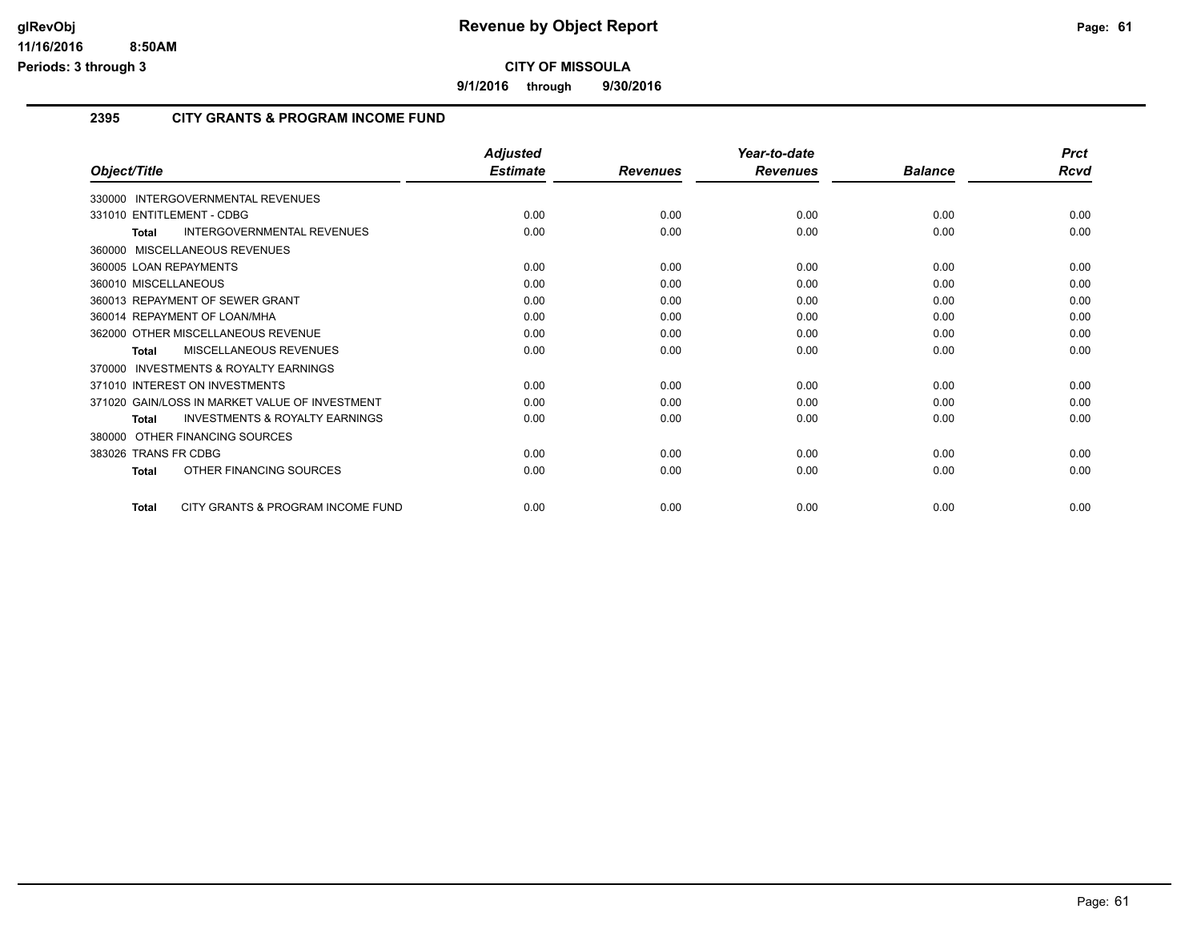# Revenue by Object Report

glRevObj
11/16/2016 8:50AM
Periods: 3 through 3

**CITY OF MISSOULA**

9/1/2016 through 9/30/2016

## 2395 CITY GRANTS & PROGRAM INCOME FUND

| Object/Title | Adjusted Estimate | Revenues | Year-to-date Revenues | Balance | Prct Rcvd |
|---|---|---|---|---|---|
| 330000 INTERGOVERNMENTAL REVENUES | | | | | |
| 331010 ENTITLEMENT - CDBG | 0.00 | 0.00 | 0.00 | 0.00 | 0.00 |
| **Total** INTERGOVERNMENTAL REVENUES | 0.00 | 0.00 | 0.00 | 0.00 | 0.00 |
| 360000 MISCELLANEOUS REVENUES | | | | | |
| 360005 LOAN REPAYMENTS | 0.00 | 0.00 | 0.00 | 0.00 | 0.00 |
| 360010 MISCELLANEOUS | 0.00 | 0.00 | 0.00 | 0.00 | 0.00 |
| 360013 REPAYMENT OF SEWER GRANT | 0.00 | 0.00 | 0.00 | 0.00 | 0.00 |
| 360014 REPAYMENT OF LOAN/MHA | 0.00 | 0.00 | 0.00 | 0.00 | 0.00 |
| 362000 OTHER MISCELLANEOUS REVENUE | 0.00 | 0.00 | 0.00 | 0.00 | 0.00 |
| **Total** MISCELLANEOUS REVENUES | 0.00 | 0.00 | 0.00 | 0.00 | 0.00 |
| 370000 INVESTMENTS & ROYALTY EARNINGS | | | | | |
| 371010 INTEREST ON INVESTMENTS | 0.00 | 0.00 | 0.00 | 0.00 | 0.00 |
| 371020 GAIN/LOSS IN MARKET VALUE OF INVESTMENT | 0.00 | 0.00 | 0.00 | 0.00 | 0.00 |
| **Total** INVESTMENTS & ROYALTY EARNINGS | 0.00 | 0.00 | 0.00 | 0.00 | 0.00 |
| 380000 OTHER FINANCING SOURCES | | | | | |
| 383026 TRANS FR CDBG | 0.00 | 0.00 | 0.00 | 0.00 | 0.00 |
| **Total** OTHER FINANCING SOURCES | 0.00 | 0.00 | 0.00 | 0.00 | 0.00 |
| **Total** CITY GRANTS & PROGRAM INCOME FUND | 0.00 | 0.00 | 0.00 | 0.00 | 0.00 |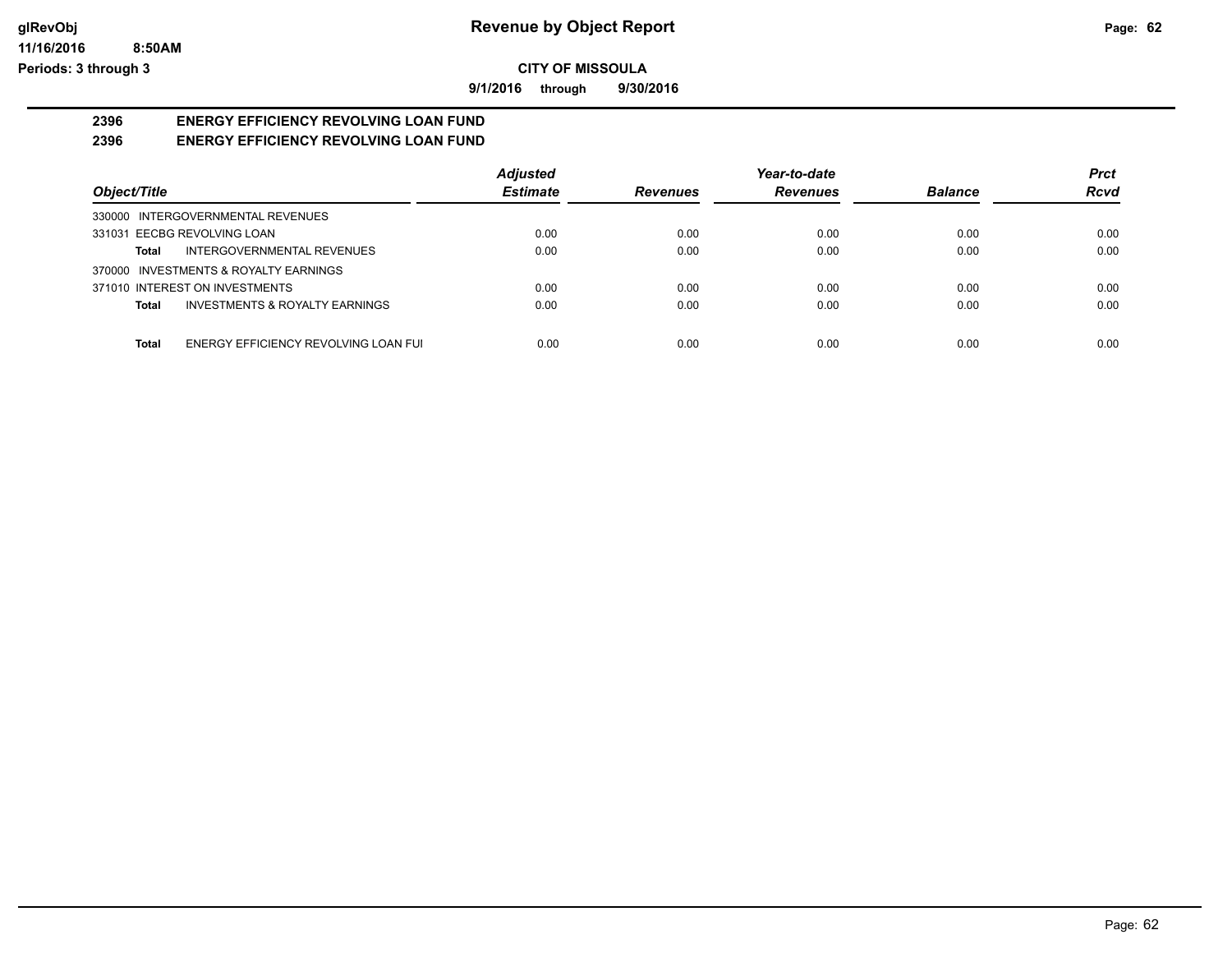# Revenue by Object Report

**CITY OF MISSOULA**

**9/1/2016 through 9/30/2016**

Periods: 3 through 3

## 2396 ENERGY EFFICIENCY REVOLVING LOAN FUND
## 2396 ENERGY EFFICIENCY REVOLVING LOAN FUND

| Object/Title | Adjusted Estimate | Revenues | Year-to-date Revenues | Balance | Prct Rcvd |
|---|---|---|---|---|---|
| 330000 INTERGOVERNMENTAL REVENUES | | | | | |
| 331031 EECBG REVOLVING LOAN | 0.00 | 0.00 | 0.00 | 0.00 | 0.00 |
| **Total** INTERGOVERNMENTAL REVENUES | 0.00 | 0.00 | 0.00 | 0.00 | 0.00 |
| 370000 INVESTMENTS & ROYALTY EARNINGS | | | | | |
| 371010 INTEREST ON INVESTMENTS | 0.00 | 0.00 | 0.00 | 0.00 | 0.00 |
| **Total** INVESTMENTS & ROYALTY EARNINGS | 0.00 | 0.00 | 0.00 | 0.00 | 0.00 |
| **Total** ENERGY EFFICIENCY REVOLVING LOAN FUI | 0.00 | 0.00 | 0.00 | 0.00 | 0.00 |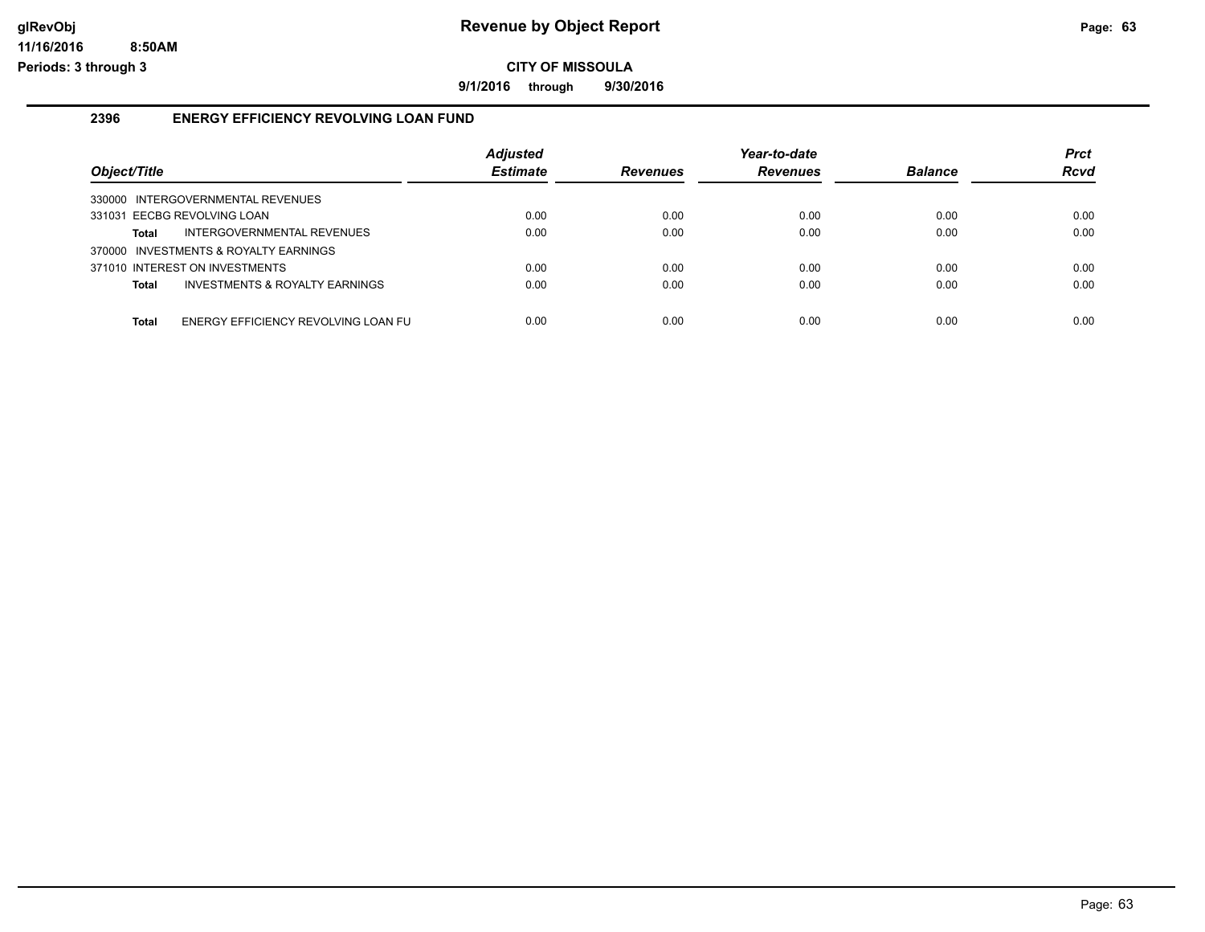# Revenue by Object Report

glRevObj
11/16/2016 8:50AM
Periods: 3 through 3

**CITY OF MISSOULA**

**9/1/2016 through 9/30/2016**

## 2396 ENERGY EFFICIENCY REVOLVING LOAN FUND

| Object/Title | Adjusted Estimate | Revenues | Year-to-date Revenues | Balance | Prct Rcvd |
|---|---|---|---|---|---|
| 330000 INTERGOVERNMENTAL REVENUES | | | | | |
| 331031 EECBG REVOLVING LOAN | 0.00 | 0.00 | 0.00 | 0.00 | 0.00 |
| **Total** INTERGOVERNMENTAL REVENUES | 0.00 | 0.00 | 0.00 | 0.00 | 0.00 |
| 370000 INVESTMENTS & ROYALTY EARNINGS | | | | | |
| 371010 INTEREST ON INVESTMENTS | 0.00 | 0.00 | 0.00 | 0.00 | 0.00 |
| **Total** INVESTMENTS & ROYALTY EARNINGS | 0.00 | 0.00 | 0.00 | 0.00 | 0.00 |
| **Total** ENERGY EFFICIENCY REVOLVING LOAN FU | 0.00 | 0.00 | 0.00 | 0.00 | 0.00 |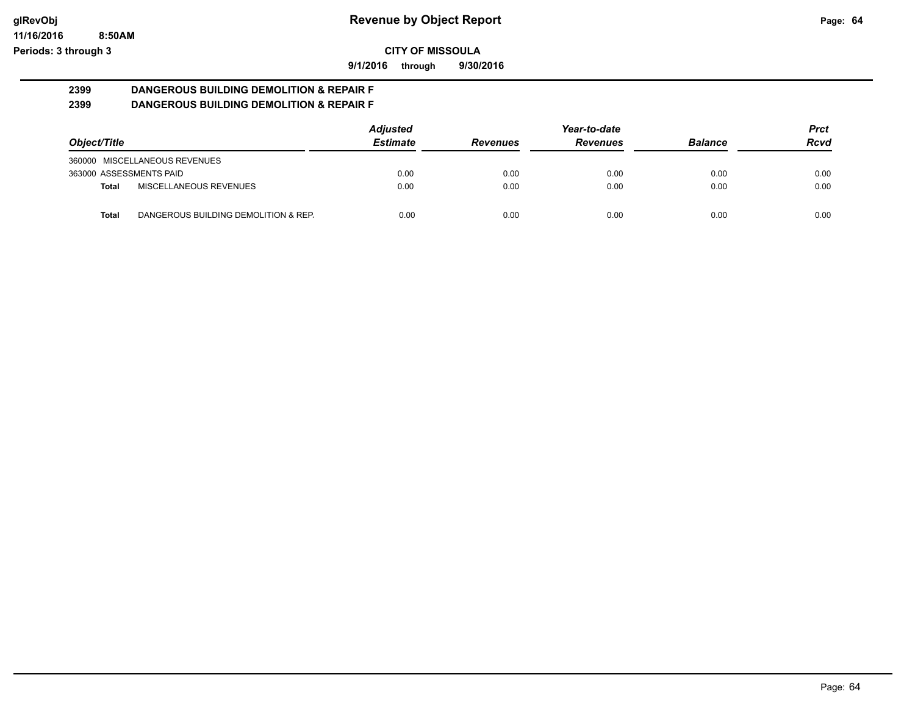# Revenue by Object Report

glRevObj
11/16/2016 8:50AM
Periods: 3 through 3

**CITY OF MISSOULA**

**9/1/2016 through 9/30/2016**

**2399 DANGEROUS BUILDING DEMOLITION & REPAIR F**
**2399 DANGEROUS BUILDING DEMOLITION & REPAIR F**

| Object/Title | | *Adjusted Estimate* | *Revenues* | *Year-to-date Revenues* | *Balance* | *Prct Rcvd* |
|---|---|---|---|---|---|---|
| 360000 MISCELLANEOUS REVENUES | | | | | | |
| 363000 ASSESSMENTS PAID | | 0.00 | 0.00 | 0.00 | 0.00 | 0.00 |
| **Total** | MISCELLANEOUS REVENUES | 0.00 | 0.00 | 0.00 | 0.00 | 0.00 |
| **Total** | DANGEROUS BUILDING DEMOLITION & REP. | 0.00 | 0.00 | 0.00 | 0.00 | 0.00 |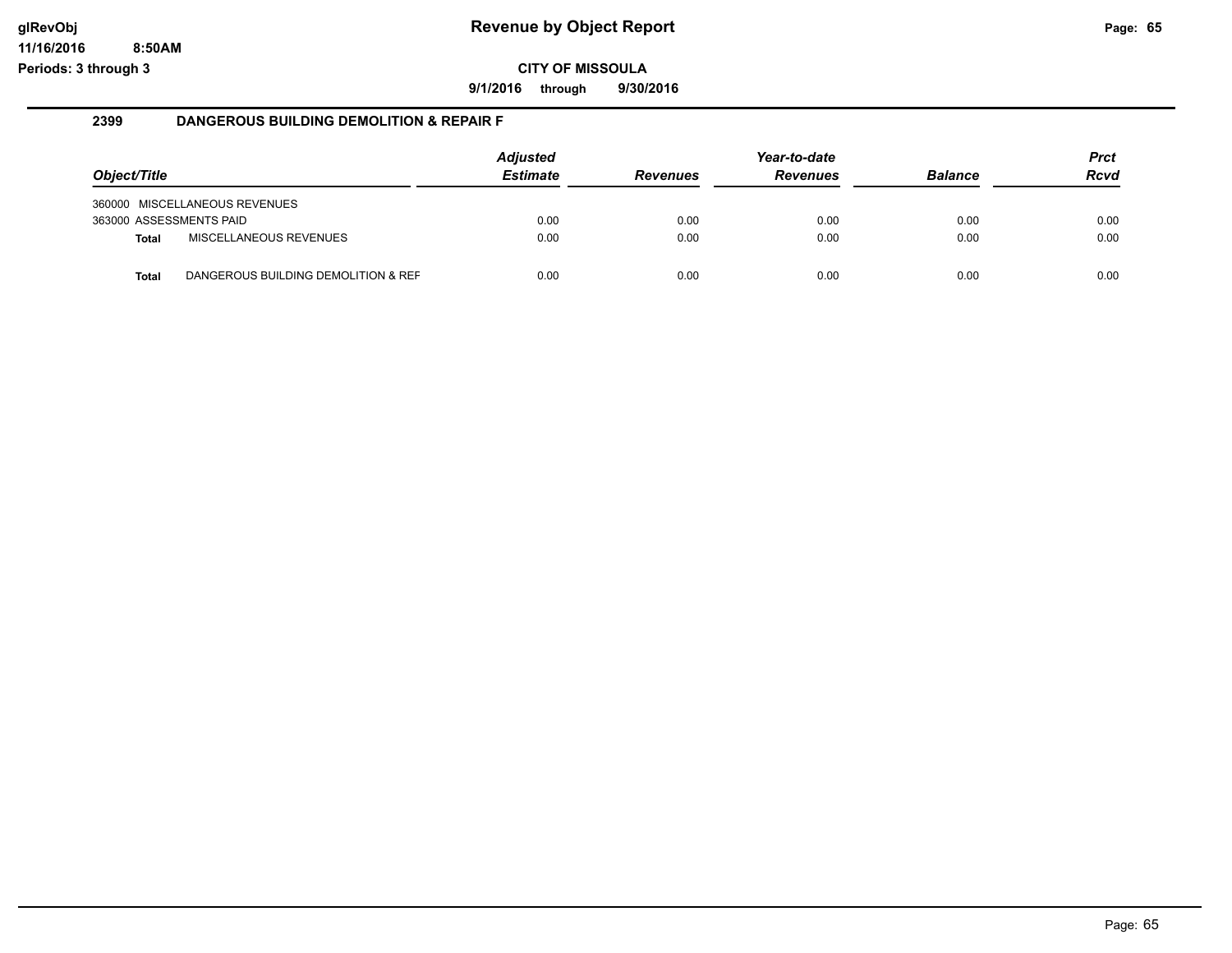# Revenue by Object Report

**CITY OF MISSOULA**

**9/1/2016 through 9/30/2016**

glRevObj
11/16/2016 8:50AM
Periods: 3 through 3

## 2399 DANGEROUS BUILDING DEMOLITION & REPAIR F

| Object/Title | Adjusted Estimate | Revenues | Year-to-date Revenues | Balance | Prct Rcvd |
|---|---|---|---|---|---|
| 360000 MISCELLANEOUS REVENUES | | | | | |
| 363000 ASSESSMENTS PAID | 0.00 | 0.00 | 0.00 | 0.00 | 0.00 |
| **Total** MISCELLANEOUS REVENUES | 0.00 | 0.00 | 0.00 | 0.00 | 0.00 |
| **Total** DANGEROUS BUILDING DEMOLITION & REF | 0.00 | 0.00 | 0.00 | 0.00 | 0.00 |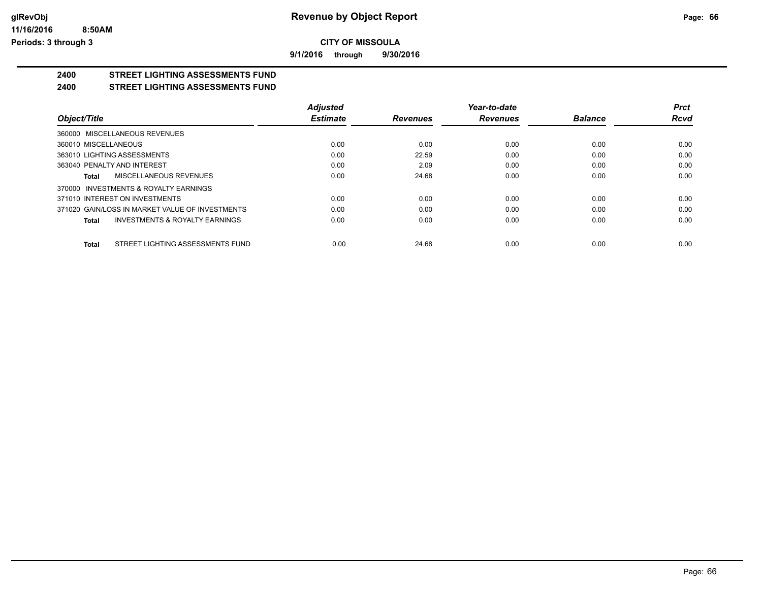**Revenue by Object Report**

glRevObj
11/16/2016 8:50AM
Periods: 3 through 3

**CITY OF MISSOULA**

9/1/2016 through 9/30/2016

**2400 STREET LIGHTING ASSESSMENTS FUND**

**2400 STREET LIGHTING ASSESSMENTS FUND**

| Object/Title | Adjusted Estimate | Revenues | Year-to-date Revenues | Balance | Prct Rcvd |
|---|---|---|---|---|---|
| 360000 MISCELLANEOUS REVENUES | | | | | |
| 360010 MISCELLANEOUS | 0.00 | 0.00 | 0.00 | 0.00 | 0.00 |
| 363010 LIGHTING ASSESSMENTS | 0.00 | 22.59 | 0.00 | 0.00 | 0.00 |
| 363040 PENALTY AND INTEREST | 0.00 | 2.09 | 0.00 | 0.00 | 0.00 |
| **Total** MISCELLANEOUS REVENUES | 0.00 | 24.68 | 0.00 | 0.00 | 0.00 |
| 370000 INVESTMENTS & ROYALTY EARNINGS | | | | | |
| 371010 INTEREST ON INVESTMENTS | 0.00 | 0.00 | 0.00 | 0.00 | 0.00 |
| 371020 GAIN/LOSS IN MARKET VALUE OF INVESTMENTS | 0.00 | 0.00 | 0.00 | 0.00 | 0.00 |
| **Total** INVESTMENTS & ROYALTY EARNINGS | 0.00 | 0.00 | 0.00 | 0.00 | 0.00 |
| **Total** STREET LIGHTING ASSESSMENTS FUND | 0.00 | 24.68 | 0.00 | 0.00 | 0.00 |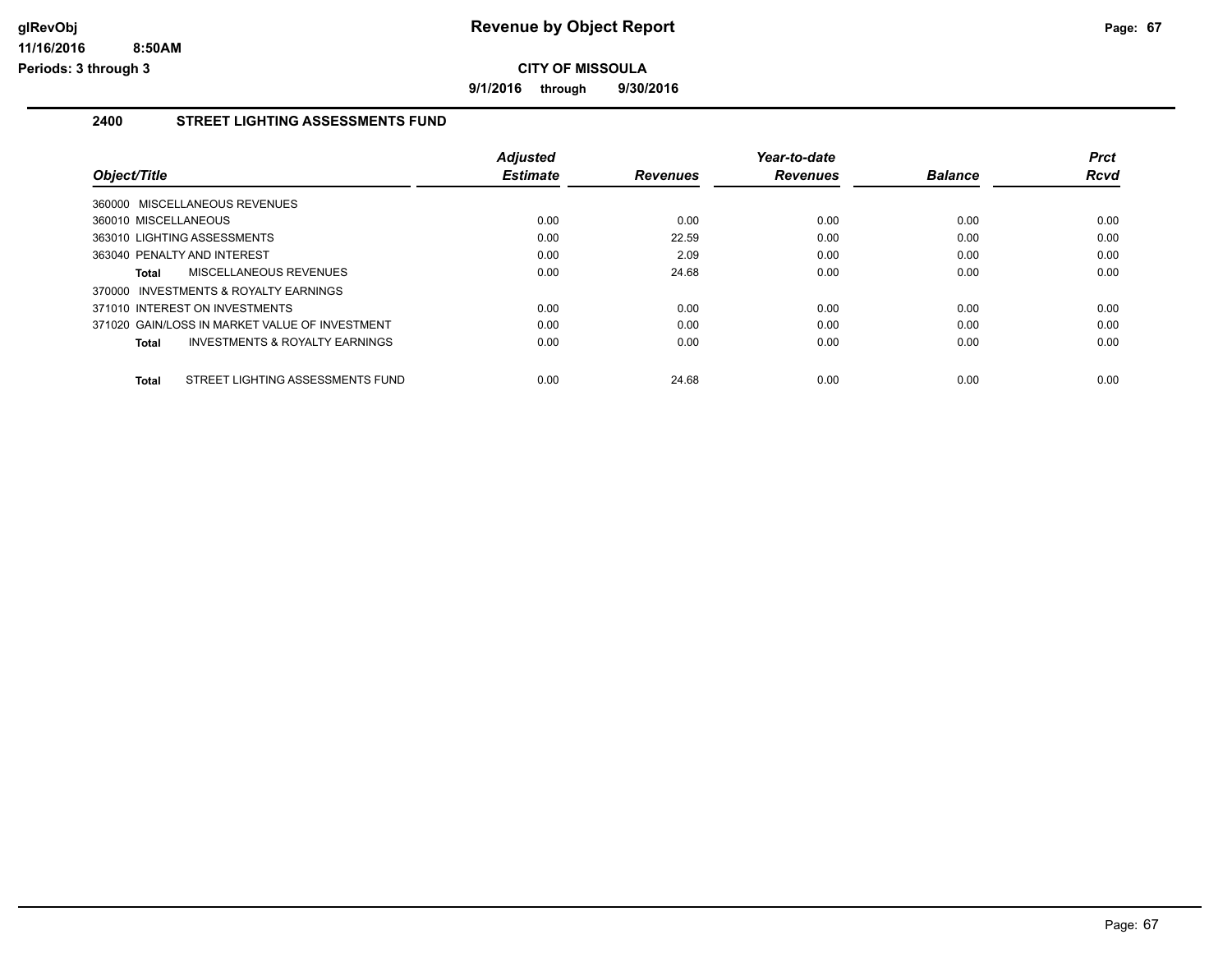# Revenue by Object Report

**CITY OF MISSOULA**

**9/1/2016 through 9/30/2016**

glRevObj
11/16/2016 8:50AM
Periods: 3 through 3

## 2400 STREET LIGHTING ASSESSMENTS FUND

| Object/Title | Adjusted Estimate | Revenues | Year-to-date Revenues | Balance | Prct Rcvd |
|---|---|---|---|---|---|
| 360000 MISCELLANEOUS REVENUES | | | | | |
| 360010 MISCELLANEOUS | 0.00 | 0.00 | 0.00 | 0.00 | 0.00 |
| 363010 LIGHTING ASSESSMENTS | 0.00 | 22.59 | 0.00 | 0.00 | 0.00 |
| 363040 PENALTY AND INTEREST | 0.00 | 2.09 | 0.00 | 0.00 | 0.00 |
| **Total** MISCELLANEOUS REVENUES | 0.00 | 24.68 | 0.00 | 0.00 | 0.00 |
| 370000 INVESTMENTS & ROYALTY EARNINGS | | | | | |
| 371010 INTEREST ON INVESTMENTS | 0.00 | 0.00 | 0.00 | 0.00 | 0.00 |
| 371020 GAIN/LOSS IN MARKET VALUE OF INVESTMENT | 0.00 | 0.00 | 0.00 | 0.00 | 0.00 |
| **Total** INVESTMENTS & ROYALTY EARNINGS | 0.00 | 0.00 | 0.00 | 0.00 | 0.00 |
| **Total** STREET LIGHTING ASSESSMENTS FUND | 0.00 | 24.68 | 0.00 | 0.00 | 0.00 |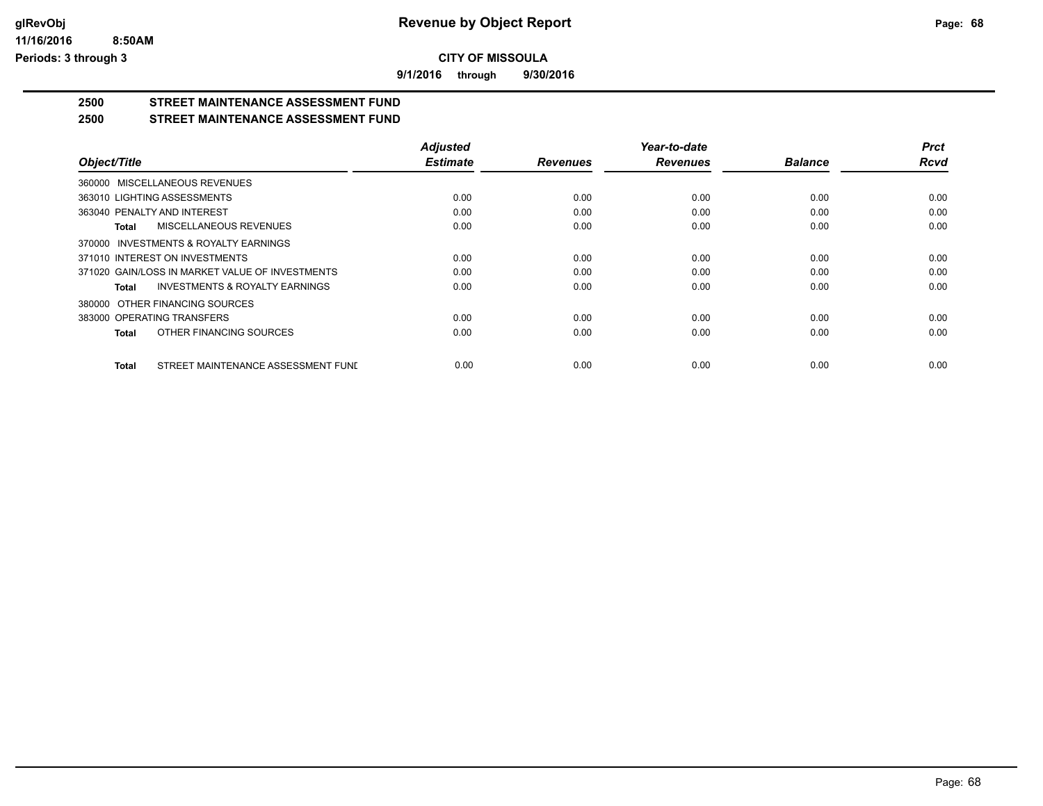# Revenue by Object Report

**CITY OF MISSOULA**

**9/1/2016 through 9/30/2016**

## 2500 STREET MAINTENANCE ASSESSMENT FUND

## 2500 STREET MAINTENANCE ASSESSMENT FUND

| Object/Title | Adjusted Estimate | Revenues | Year-to-date Revenues | Balance | Prct Rcvd |
|---|---|---|---|---|---|
| 360000 MISCELLANEOUS REVENUES | | | | | |
| 363010 LIGHTING ASSESSMENTS | 0.00 | 0.00 | 0.00 | 0.00 | 0.00 |
| 363040 PENALTY AND INTEREST | 0.00 | 0.00 | 0.00 | 0.00 | 0.00 |
| **Total** MISCELLANEOUS REVENUES | 0.00 | 0.00 | 0.00 | 0.00 | 0.00 |
| 370000 INVESTMENTS & ROYALTY EARNINGS | | | | | |
| 371010 INTEREST ON INVESTMENTS | 0.00 | 0.00 | 0.00 | 0.00 | 0.00 |
| 371020 GAIN/LOSS IN MARKET VALUE OF INVESTMENTS | 0.00 | 0.00 | 0.00 | 0.00 | 0.00 |
| **Total** INVESTMENTS & ROYALTY EARNINGS | 0.00 | 0.00 | 0.00 | 0.00 | 0.00 |
| 380000 OTHER FINANCING SOURCES | | | | | |
| 383000 OPERATING TRANSFERS | 0.00 | 0.00 | 0.00 | 0.00 | 0.00 |
| **Total** OTHER FINANCING SOURCES | 0.00 | 0.00 | 0.00 | 0.00 | 0.00 |
| **Total** STREET MAINTENANCE ASSESSMENT FUNI | 0.00 | 0.00 | 0.00 | 0.00 | 0.00 |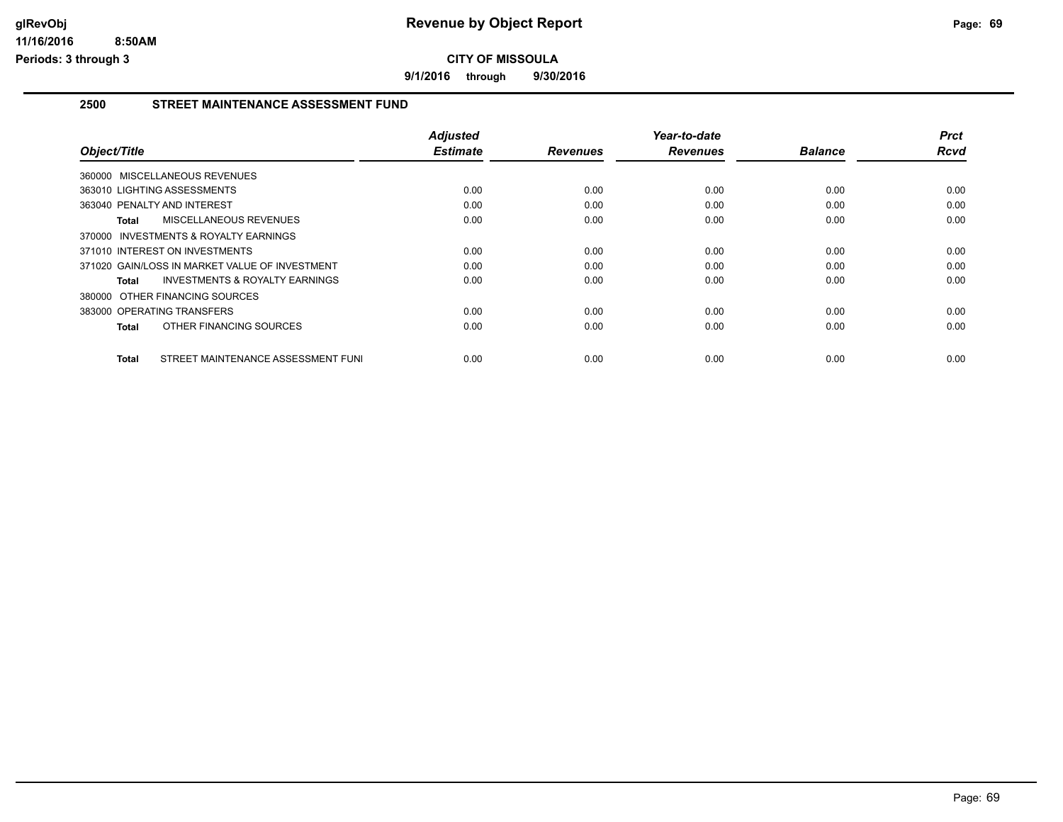# Revenue by Object Report

glRevObj
11/16/2016 8:50AM
Periods: 3 through 3

**CITY OF MISSOULA**

**9/1/2016 through 9/30/2016**

## 2500 STREET MAINTENANCE ASSESSMENT FUND

| Object/Title | Adjusted Estimate | Revenues | Year-to-date Revenues | Balance | Prct Rcvd |
|---|---|---|---|---|---|
| 360000 MISCELLANEOUS REVENUES | | | | | |
| 363010 LIGHTING ASSESSMENTS | 0.00 | 0.00 | 0.00 | 0.00 | 0.00 |
| 363040 PENALTY AND INTEREST | 0.00 | 0.00 | 0.00 | 0.00 | 0.00 |
| **Total** MISCELLANEOUS REVENUES | 0.00 | 0.00 | 0.00 | 0.00 | 0.00 |
| 370000 INVESTMENTS & ROYALTY EARNINGS | | | | | |
| 371010 INTEREST ON INVESTMENTS | 0.00 | 0.00 | 0.00 | 0.00 | 0.00 |
| 371020 GAIN/LOSS IN MARKET VALUE OF INVESTMENT | 0.00 | 0.00 | 0.00 | 0.00 | 0.00 |
| **Total** INVESTMENTS & ROYALTY EARNINGS | 0.00 | 0.00 | 0.00 | 0.00 | 0.00 |
| 380000 OTHER FINANCING SOURCES | | | | | |
| 383000 OPERATING TRANSFERS | 0.00 | 0.00 | 0.00 | 0.00 | 0.00 |
| **Total** OTHER FINANCING SOURCES | 0.00 | 0.00 | 0.00 | 0.00 | 0.00 |
| **Total** STREET MAINTENANCE ASSESSMENT FUNI | 0.00 | 0.00 | 0.00 | 0.00 | 0.00 |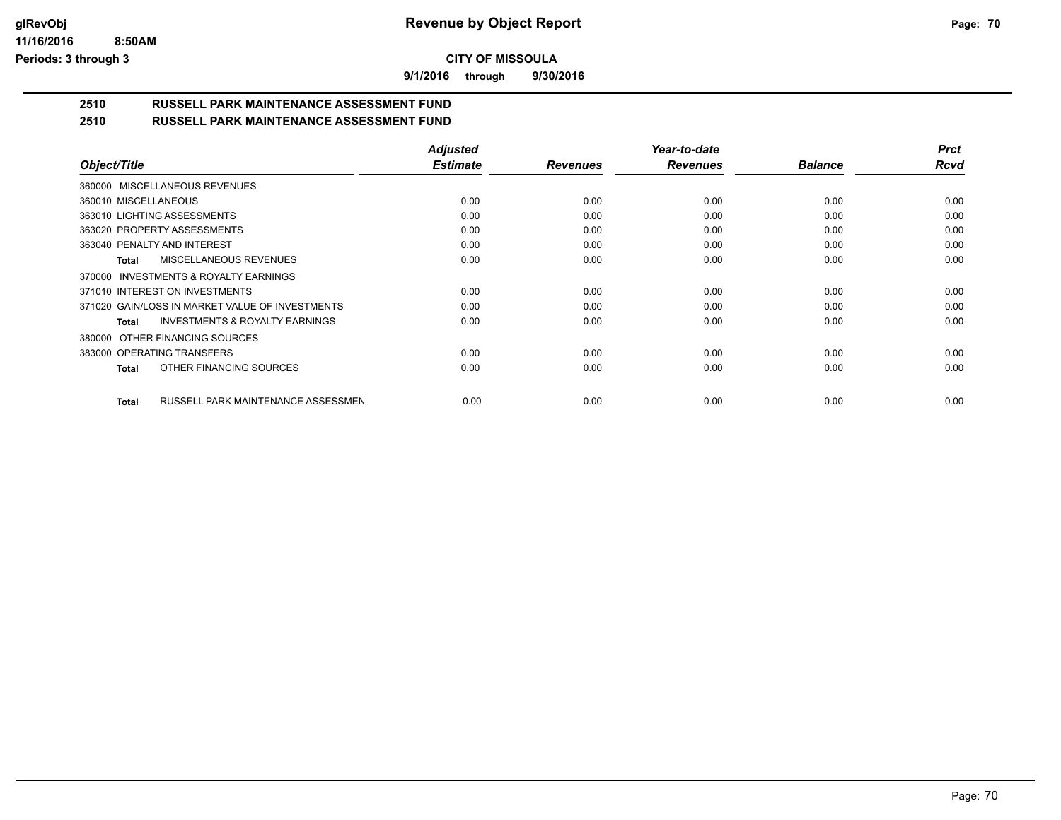**CITY OF MISSOULA**

**9/1/2016 through 9/30/2016**

## 2510 RUSSELL PARK MAINTENANCE ASSESSMENT FUND
## 2510 RUSSELL PARK MAINTENANCE ASSESSMENT FUND

| Object/Title | Adjusted Estimate | Revenues | Year-to-date Revenues | Balance | Prct Rcvd |
|---|---|---|---|---|---|
| 360000 MISCELLANEOUS REVENUES | | | | | |
| 360010 MISCELLANEOUS | 0.00 | 0.00 | 0.00 | 0.00 | 0.00 |
| 363010 LIGHTING ASSESSMENTS | 0.00 | 0.00 | 0.00 | 0.00 | 0.00 |
| 363020 PROPERTY ASSESSMENTS | 0.00 | 0.00 | 0.00 | 0.00 | 0.00 |
| 363040 PENALTY AND INTEREST | 0.00 | 0.00 | 0.00 | 0.00 | 0.00 |
| **Total** MISCELLANEOUS REVENUES | 0.00 | 0.00 | 0.00 | 0.00 | 0.00 |
| 370000 INVESTMENTS & ROYALTY EARNINGS | | | | | |
| 371010 INTEREST ON INVESTMENTS | 0.00 | 0.00 | 0.00 | 0.00 | 0.00 |
| 371020 GAIN/LOSS IN MARKET VALUE OF INVESTMENTS | 0.00 | 0.00 | 0.00 | 0.00 | 0.00 |
| **Total** INVESTMENTS & ROYALTY EARNINGS | 0.00 | 0.00 | 0.00 | 0.00 | 0.00 |
| 380000 OTHER FINANCING SOURCES | | | | | |
| 383000 OPERATING TRANSFERS | 0.00 | 0.00 | 0.00 | 0.00 | 0.00 |
| **Total** OTHER FINANCING SOURCES | 0.00 | 0.00 | 0.00 | 0.00 | 0.00 |
| **Total** RUSSELL PARK MAINTENANCE ASSESSMEN | 0.00 | 0.00 | 0.00 | 0.00 | 0.00 |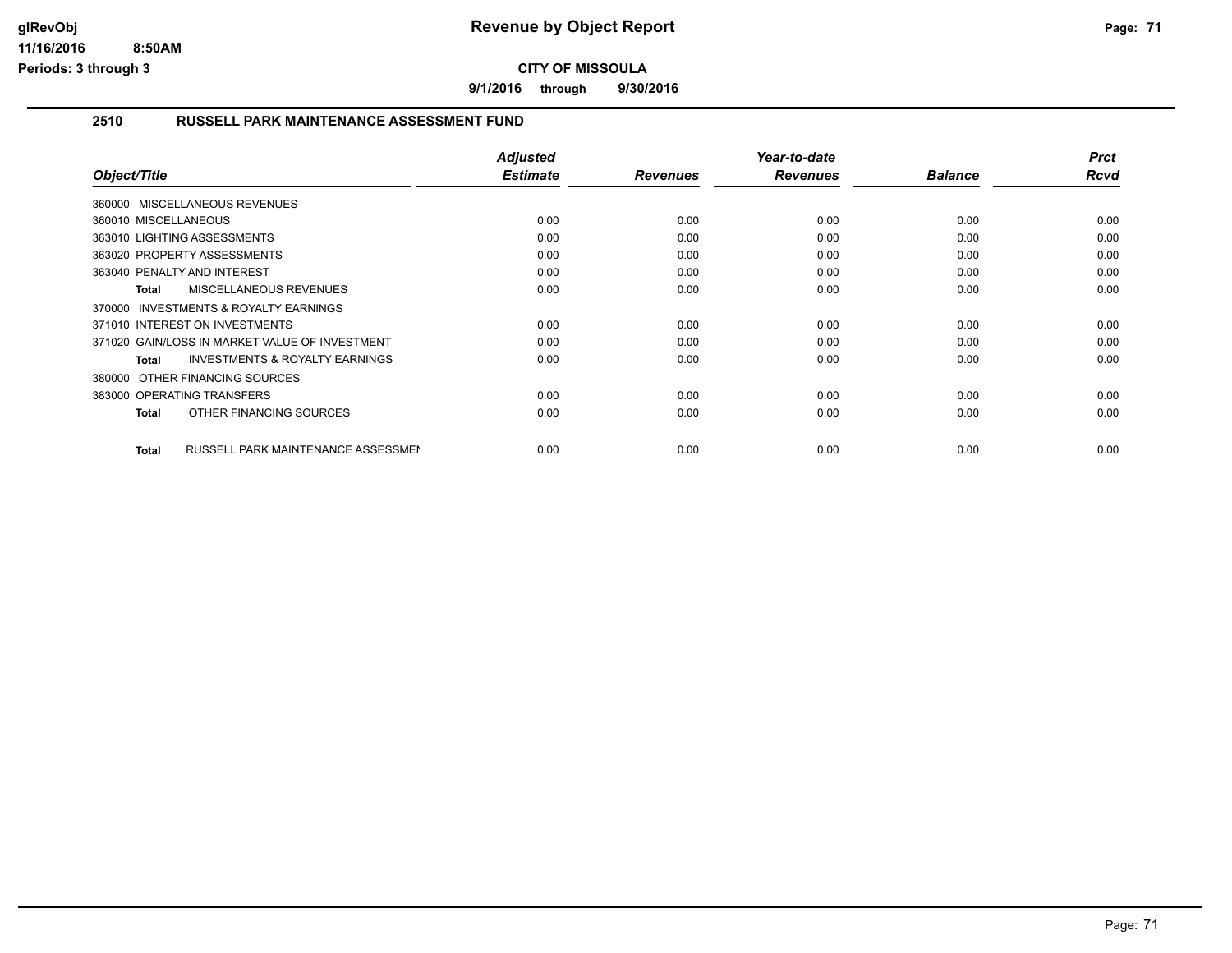# Revenue by Object Report

**CITY OF MISSOULA**

**9/1/2016 through 9/30/2016**

glRevObj
11/16/2016 8:50AM
Periods: 3 through 3

## 2510 RUSSELL PARK MAINTENANCE ASSESSMENT FUND

| Object/Title | Adjusted Estimate | Revenues | Year-to-date Revenues | Balance | Prct Rcvd |
|---|---|---|---|---|---|
| 360000 MISCELLANEOUS REVENUES | | | | | |
| 360010 MISCELLANEOUS | 0.00 | 0.00 | 0.00 | 0.00 | 0.00 |
| 363010 LIGHTING ASSESSMENTS | 0.00 | 0.00 | 0.00 | 0.00 | 0.00 |
| 363020 PROPERTY ASSESSMENTS | 0.00 | 0.00 | 0.00 | 0.00 | 0.00 |
| 363040 PENALTY AND INTEREST | 0.00 | 0.00 | 0.00 | 0.00 | 0.00 |
| **Total** MISCELLANEOUS REVENUES | 0.00 | 0.00 | 0.00 | 0.00 | 0.00 |
| 370000 INVESTMENTS & ROYALTY EARNINGS | | | | | |
| 371010 INTEREST ON INVESTMENTS | 0.00 | 0.00 | 0.00 | 0.00 | 0.00 |
| 371020 GAIN/LOSS IN MARKET VALUE OF INVESTMENT | 0.00 | 0.00 | 0.00 | 0.00 | 0.00 |
| **Total** INVESTMENTS & ROYALTY EARNINGS | 0.00 | 0.00 | 0.00 | 0.00 | 0.00 |
| 380000 OTHER FINANCING SOURCES | | | | | |
| 383000 OPERATING TRANSFERS | 0.00 | 0.00 | 0.00 | 0.00 | 0.00 |
| **Total** OTHER FINANCING SOURCES | 0.00 | 0.00 | 0.00 | 0.00 | 0.00 |
| **Total** RUSSELL PARK MAINTENANCE ASSESSMEN | 0.00 | 0.00 | 0.00 | 0.00 | 0.00 |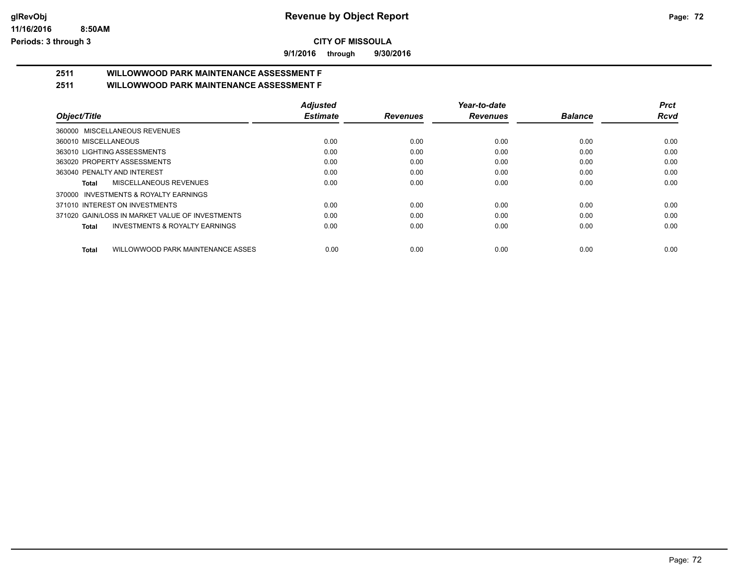# Revenue by Object Report

**CITY OF MISSOULA**

**9/1/2016 through 9/30/2016**

glRevObj
11/16/2016 8:50AM
Periods: 3 through 3

## 2511 WILLOWWOOD PARK MAINTENANCE ASSESSMENT F
## 2511 WILLOWWOOD PARK MAINTENANCE ASSESSMENT F

| Object/Title | Adjusted Estimate | Revenues | Year-to-date Revenues | Balance | Prct Rcvd |
|---|---|---|---|---|---|
| 360000 MISCELLANEOUS REVENUES | | | | | |
| 360010 MISCELLANEOUS | 0.00 | 0.00 | 0.00 | 0.00 | 0.00 |
| 363010 LIGHTING ASSESSMENTS | 0.00 | 0.00 | 0.00 | 0.00 | 0.00 |
| 363020 PROPERTY ASSESSMENTS | 0.00 | 0.00 | 0.00 | 0.00 | 0.00 |
| 363040 PENALTY AND INTEREST | 0.00 | 0.00 | 0.00 | 0.00 | 0.00 |
| **Total** MISCELLANEOUS REVENUES | 0.00 | 0.00 | 0.00 | 0.00 | 0.00 |
| 370000 INVESTMENTS & ROYALTY EARNINGS | | | | | |
| 371010 INTEREST ON INVESTMENTS | 0.00 | 0.00 | 0.00 | 0.00 | 0.00 |
| 371020 GAIN/LOSS IN MARKET VALUE OF INVESTMENTS | 0.00 | 0.00 | 0.00 | 0.00 | 0.00 |
| **Total** INVESTMENTS & ROYALTY EARNINGS | 0.00 | 0.00 | 0.00 | 0.00 | 0.00 |
| **Total** WILLOWWOOD PARK MAINTENANCE ASSES | 0.00 | 0.00 | 0.00 | 0.00 | 0.00 |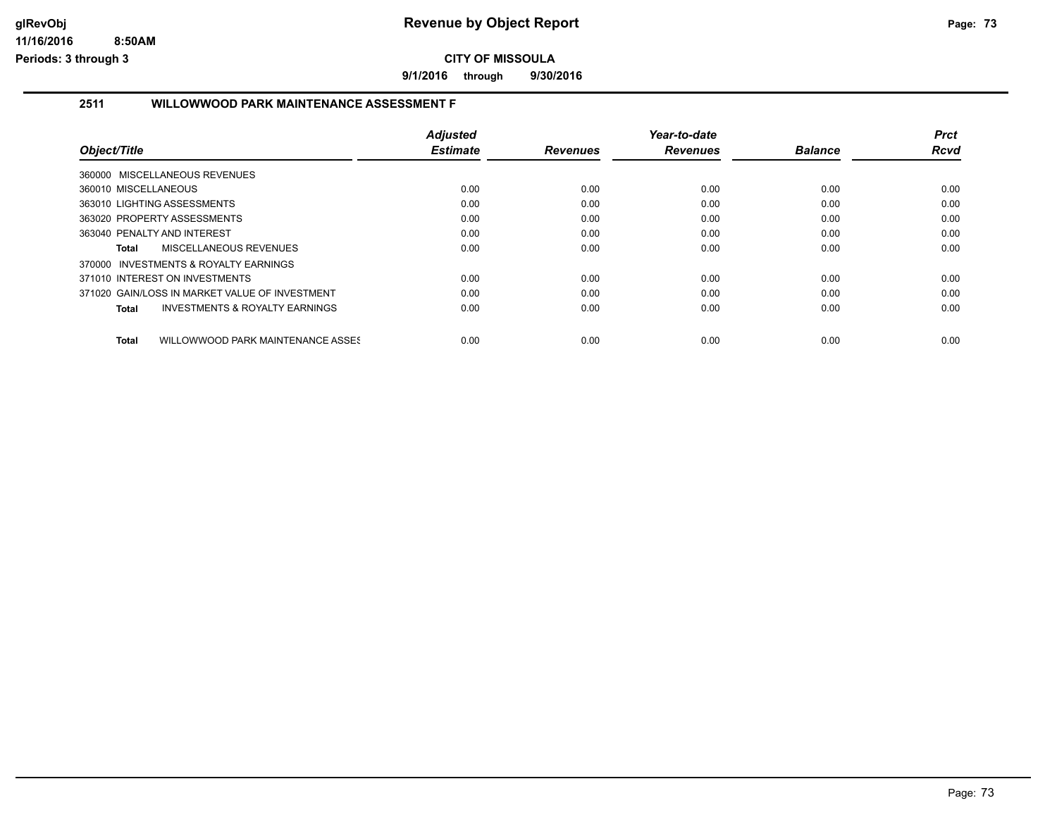# Revenue by Object Report

**CITY OF MISSOULA**

**9/1/2016 through 9/30/2016**

glRevObj
11/16/2016 8:50AM
Periods: 3 through 3

## 2511 WILLOWWOOD PARK MAINTENANCE ASSESSMENT F

| Object/Title | Adjusted Estimate | Revenues | Year-to-date Revenues | Balance | Prct Rcvd |
|---|---|---|---|---|---|
| 360000 MISCELLANEOUS REVENUES | | | | | |
| 360010 MISCELLANEOUS | 0.00 | 0.00 | 0.00 | 0.00 | 0.00 |
| 363010 LIGHTING ASSESSMENTS | 0.00 | 0.00 | 0.00 | 0.00 | 0.00 |
| 363020 PROPERTY ASSESSMENTS | 0.00 | 0.00 | 0.00 | 0.00 | 0.00 |
| 363040 PENALTY AND INTEREST | 0.00 | 0.00 | 0.00 | 0.00 | 0.00 |
| **Total** MISCELLANEOUS REVENUES | 0.00 | 0.00 | 0.00 | 0.00 | 0.00 |
| 370000 INVESTMENTS & ROYALTY EARNINGS | | | | | |
| 371010 INTEREST ON INVESTMENTS | 0.00 | 0.00 | 0.00 | 0.00 | 0.00 |
| 371020 GAIN/LOSS IN MARKET VALUE OF INVESTMENT | 0.00 | 0.00 | 0.00 | 0.00 | 0.00 |
| **Total** INVESTMENTS & ROYALTY EARNINGS | 0.00 | 0.00 | 0.00 | 0.00 | 0.00 |
| **Total** WILLOWWOOD PARK MAINTENANCE ASSES | 0.00 | 0.00 | 0.00 | 0.00 | 0.00 |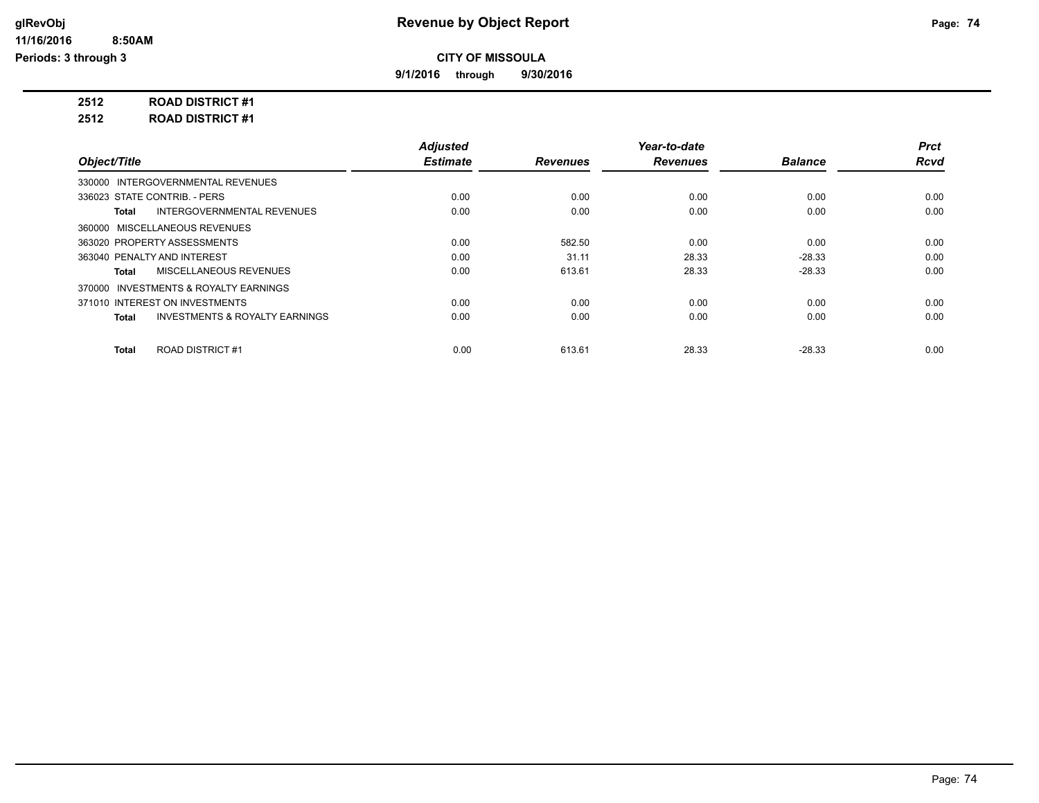# Revenue by Object Report

glRevObj
11/16/2016 8:50AM
Periods: 3 through 3

**CITY OF MISSOULA**

**9/1/2016 through 9/30/2016**

**2512 ROAD DISTRICT #1**

**2512 ROAD DISTRICT #1**

| Object/Title | Adjusted Estimate | Revenues | Year-to-date Revenues | Balance | Prct Rcvd |
|---|---|---|---|---|---|
| 330000 INTERGOVERNMENTAL REVENUES | | | | | |
| 336023 STATE CONTRIB. - PERS | 0.00 | 0.00 | 0.00 | 0.00 | 0.00 |
| **Total** INTERGOVERNMENTAL REVENUES | 0.00 | 0.00 | 0.00 | 0.00 | 0.00 |
| 360000 MISCELLANEOUS REVENUES | | | | | |
| 363020 PROPERTY ASSESSMENTS | 0.00 | 582.50 | 0.00 | 0.00 | 0.00 |
| 363040 PENALTY AND INTEREST | 0.00 | 31.11 | 28.33 | -28.33 | 0.00 |
| **Total** MISCELLANEOUS REVENUES | 0.00 | 613.61 | 28.33 | -28.33 | 0.00 |
| 370000 INVESTMENTS & ROYALTY EARNINGS | | | | | |
| 371010 INTEREST ON INVESTMENTS | 0.00 | 0.00 | 0.00 | 0.00 | 0.00 |
| **Total** INVESTMENTS & ROYALTY EARNINGS | 0.00 | 0.00 | 0.00 | 0.00 | 0.00 |
| **Total** ROAD DISTRICT #1 | 0.00 | 613.61 | 28.33 | -28.33 | 0.00 |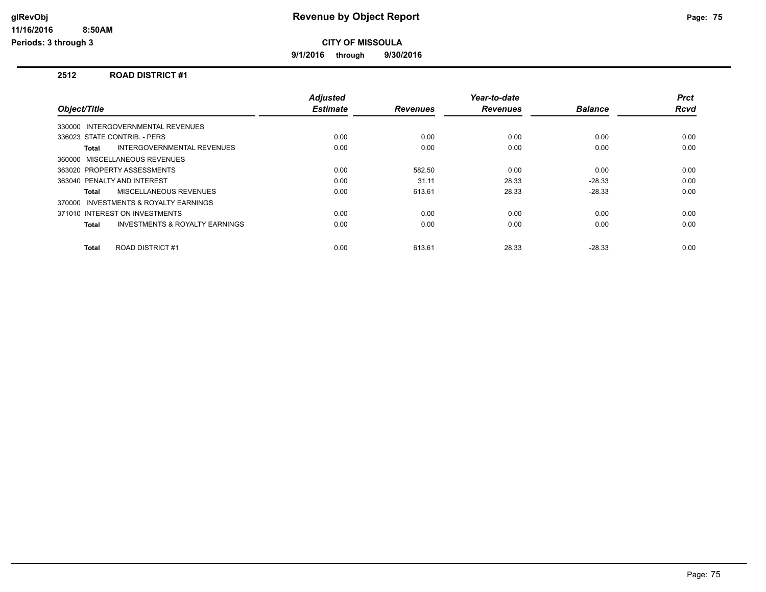# Revenue by Object Report

glRevObj
11/16/2016 8:50AM
Periods: 3 through 3

**CITY OF MISSOULA**

**9/1/2016 through 9/30/2016**

## 2512 ROAD DISTRICT #1

| Object/Title | Adjusted Estimate | Revenues | Year-to-date Revenues | Balance | Prct Rcvd |
|---|---|---|---|---|---|
| 330000 INTERGOVERNMENTAL REVENUES | | | | | |
| 336023 STATE CONTRIB. - PERS | 0.00 | 0.00 | 0.00 | 0.00 | 0.00 |
| **Total** INTERGOVERNMENTAL REVENUES | 0.00 | 0.00 | 0.00 | 0.00 | 0.00 |
| 360000 MISCELLANEOUS REVENUES | | | | | |
| 363020 PROPERTY ASSESSMENTS | 0.00 | 582.50 | 0.00 | 0.00 | 0.00 |
| 363040 PENALTY AND INTEREST | 0.00 | 31.11 | 28.33 | -28.33 | 0.00 |
| **Total** MISCELLANEOUS REVENUES | 0.00 | 613.61 | 28.33 | -28.33 | 0.00 |
| 370000 INVESTMENTS & ROYALTY EARNINGS | | | | | |
| 371010 INTEREST ON INVESTMENTS | 0.00 | 0.00 | 0.00 | 0.00 | 0.00 |
| **Total** INVESTMENTS & ROYALTY EARNINGS | 0.00 | 0.00 | 0.00 | 0.00 | 0.00 |
| **Total** ROAD DISTRICT #1 | 0.00 | 613.61 | 28.33 | -28.33 | 0.00 |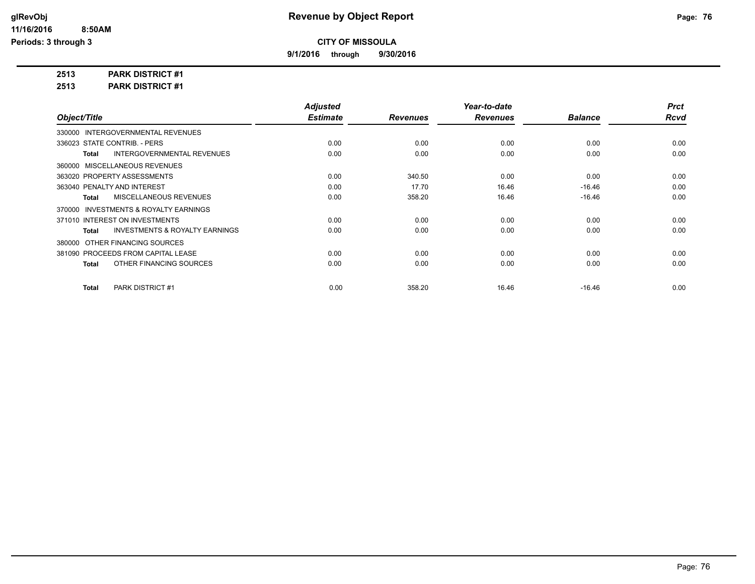# Revenue by Object Report

glRevObj
11/16/2016 8:50AM
Periods: 3 through 3

**CITY OF MISSOULA**

**9/1/2016 through 9/30/2016**

**2513 PARK DISTRICT #1**

**2513 PARK DISTRICT #1**

| Object/Title | Adjusted Estimate | Revenues | Year-to-date Revenues | Balance | Prct Rcvd |
|---|---|---|---|---|---|
| 330000 INTERGOVERNMENTAL REVENUES | | | | | |
| 336023 STATE CONTRIB. - PERS | 0.00 | 0.00 | 0.00 | 0.00 | 0.00 |
| **Total** INTERGOVERNMENTAL REVENUES | 0.00 | 0.00 | 0.00 | 0.00 | 0.00 |
| 360000 MISCELLANEOUS REVENUES | | | | | |
| 363020 PROPERTY ASSESSMENTS | 0.00 | 340.50 | 0.00 | 0.00 | 0.00 |
| 363040 PENALTY AND INTEREST | 0.00 | 17.70 | 16.46 | -16.46 | 0.00 |
| **Total** MISCELLANEOUS REVENUES | 0.00 | 358.20 | 16.46 | -16.46 | 0.00 |
| 370000 INVESTMENTS & ROYALTY EARNINGS | | | | | |
| 371010 INTEREST ON INVESTMENTS | 0.00 | 0.00 | 0.00 | 0.00 | 0.00 |
| **Total** INVESTMENTS & ROYALTY EARNINGS | 0.00 | 0.00 | 0.00 | 0.00 | 0.00 |
| 380000 OTHER FINANCING SOURCES | | | | | |
| 381090 PROCEEDS FROM CAPITAL LEASE | 0.00 | 0.00 | 0.00 | 0.00 | 0.00 |
| **Total** OTHER FINANCING SOURCES | 0.00 | 0.00 | 0.00 | 0.00 | 0.00 |
| **Total** PARK DISTRICT #1 | 0.00 | 358.20 | 16.46 | -16.46 | 0.00 |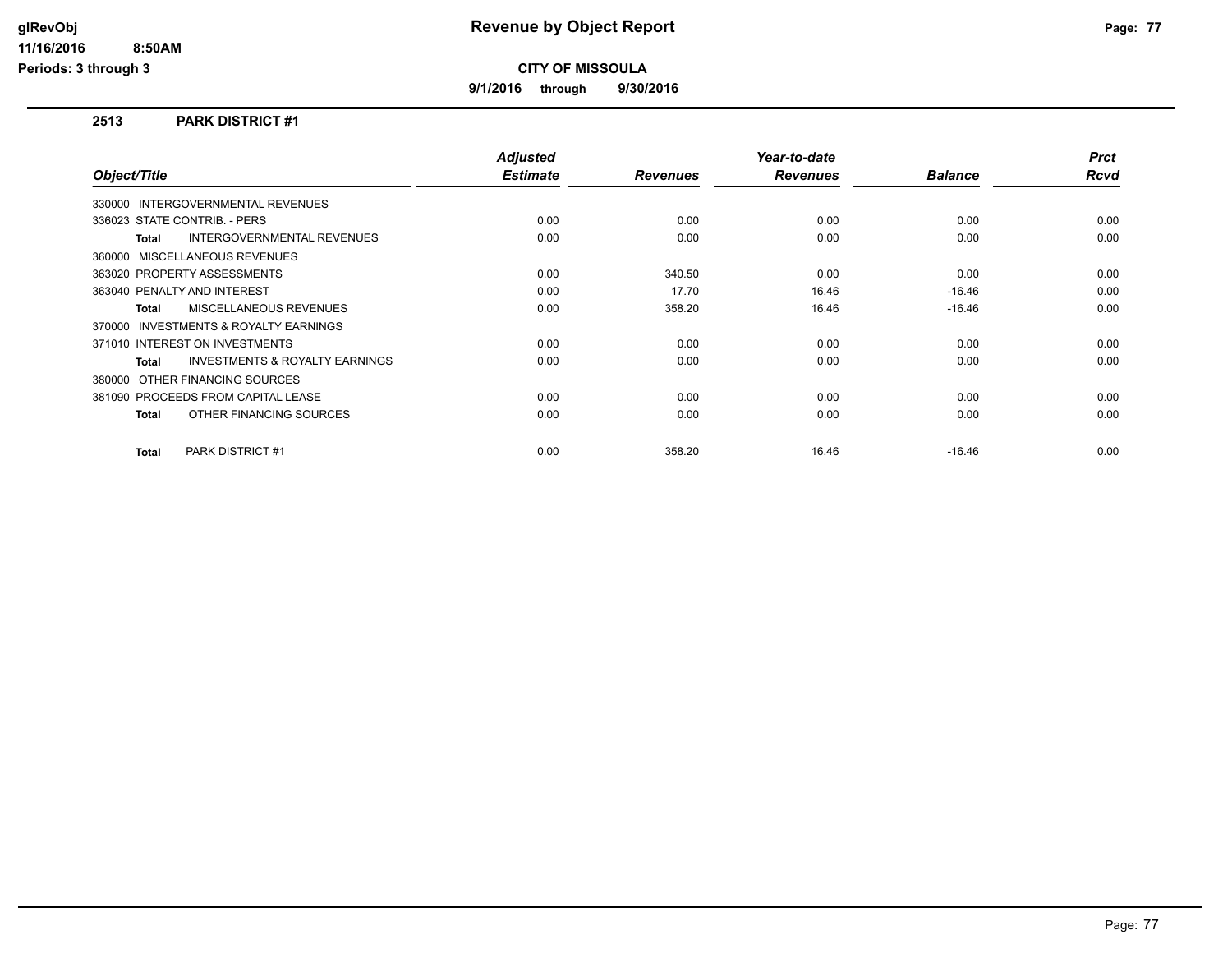# Revenue by Object Report

**CITY OF MISSOULA**

**9/1/2016 through 9/30/2016**

glRevObj
11/16/2016 8:50AM
Periods: 3 through 3

## 2513 PARK DISTRICT #1

| Object/Title | Adjusted Estimate | Revenues | Year-to-date Revenues | Balance | Prct Rcvd |
|---|---|---|---|---|---|
| 330000 INTERGOVERNMENTAL REVENUES | | | | | |
| 336023 STATE CONTRIB. - PERS | 0.00 | 0.00 | 0.00 | 0.00 | 0.00 |
| **Total** INTERGOVERNMENTAL REVENUES | 0.00 | 0.00 | 0.00 | 0.00 | 0.00 |
| 360000 MISCELLANEOUS REVENUES | | | | | |
| 363020 PROPERTY ASSESSMENTS | 0.00 | 340.50 | 0.00 | 0.00 | 0.00 |
| 363040 PENALTY AND INTEREST | 0.00 | 17.70 | 16.46 | -16.46 | 0.00 |
| **Total** MISCELLANEOUS REVENUES | 0.00 | 358.20 | 16.46 | -16.46 | 0.00 |
| 370000 INVESTMENTS & ROYALTY EARNINGS | | | | | |
| 371010 INTEREST ON INVESTMENTS | 0.00 | 0.00 | 0.00 | 0.00 | 0.00 |
| **Total** INVESTMENTS & ROYALTY EARNINGS | 0.00 | 0.00 | 0.00 | 0.00 | 0.00 |
| 380000 OTHER FINANCING SOURCES | | | | | |
| 381090 PROCEEDS FROM CAPITAL LEASE | 0.00 | 0.00 | 0.00 | 0.00 | 0.00 |
| **Total** OTHER FINANCING SOURCES | 0.00 | 0.00 | 0.00 | 0.00 | 0.00 |
| **Total** PARK DISTRICT #1 | 0.00 | 358.20 | 16.46 | -16.46 | 0.00 |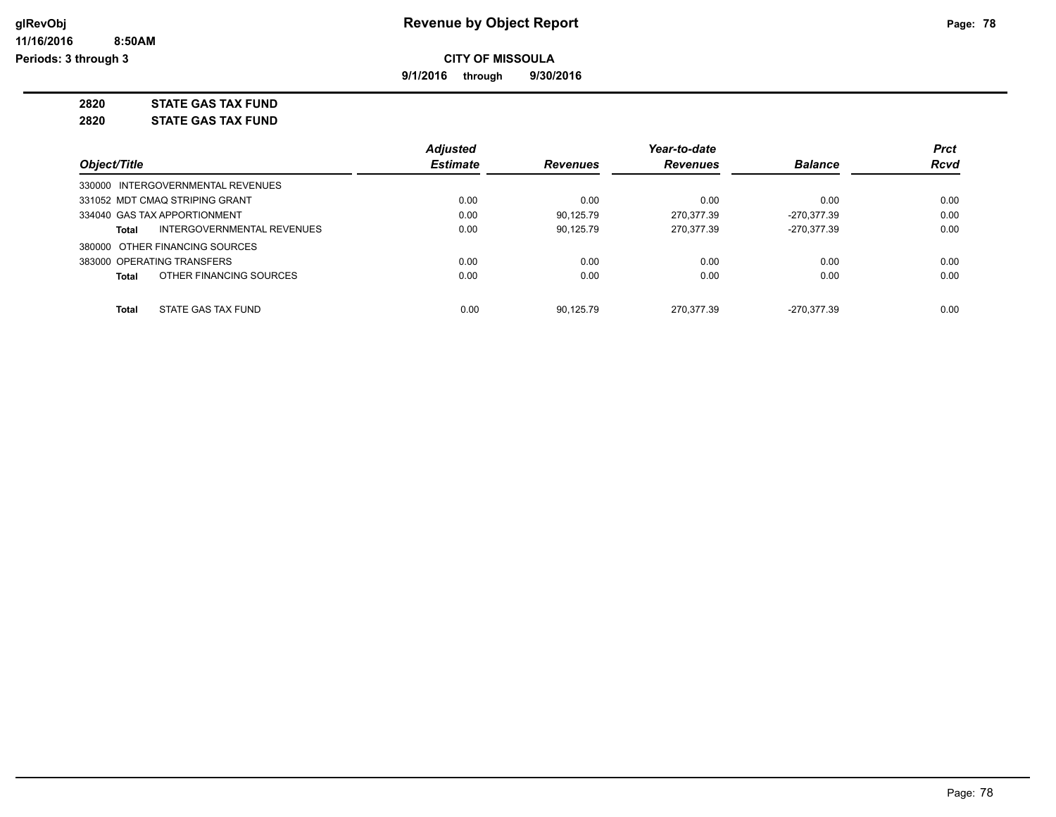**Revenue by Object Report**

**CITY OF MISSOULA**

**9/1/2016 through 9/30/2016**

glRevObj
11/16/2016 8:50AM
Periods: 3 through 3

**2820 STATE GAS TAX FUND**

**2820 STATE GAS TAX FUND**

| Object/Title | Adjusted Estimate | Revenues | Year-to-date Revenues | Balance | Prct Rcvd |
|---|---|---|---|---|---|
| 330000 INTERGOVERNMENTAL REVENUES | | | | | |
| 331052 MDT CMAQ STRIPING GRANT | 0.00 | 0.00 | 0.00 | 0.00 | 0.00 |
| 334040 GAS TAX APPORTIONMENT | 0.00 | 90,125.79 | 270,377.39 | -270,377.39 | 0.00 |
| **Total** INTERGOVERNMENTAL REVENUES | 0.00 | 90,125.79 | 270,377.39 | -270,377.39 | 0.00 |
| 380000 OTHER FINANCING SOURCES | | | | | |
| 383000 OPERATING TRANSFERS | 0.00 | 0.00 | 0.00 | 0.00 | 0.00 |
| **Total** OTHER FINANCING SOURCES | 0.00 | 0.00 | 0.00 | 0.00 | 0.00 |
| **Total** STATE GAS TAX FUND | 0.00 | 90,125.79 | 270,377.39 | -270,377.39 | 0.00 |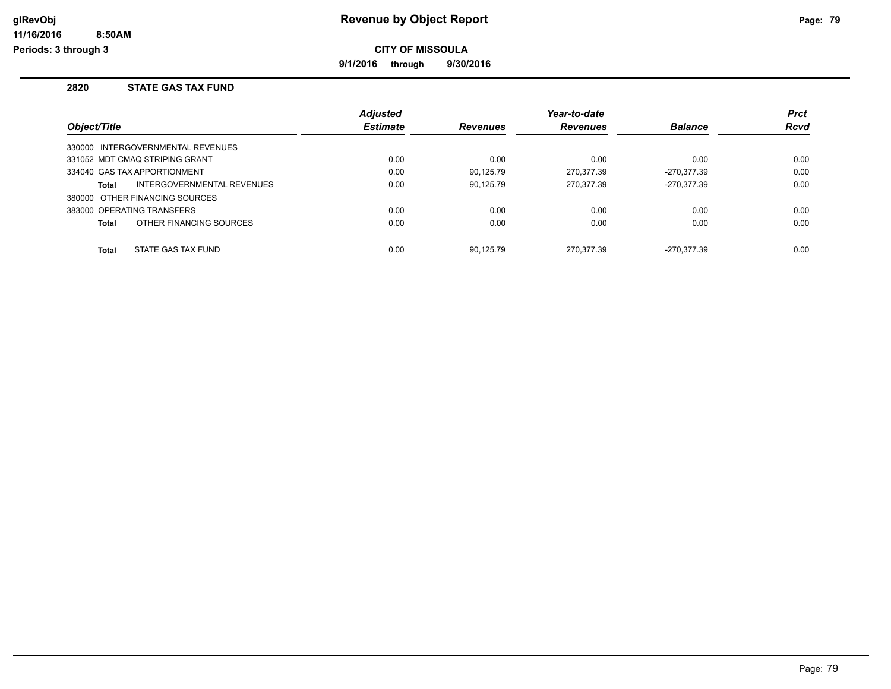# Revenue by Object Report

**CITY OF MISSOULA**

**9/1/2016 through 9/30/2016**

glRevObj
11/16/2016 8:50AM
Periods: 3 through 3

## 2820 STATE GAS TAX FUND

| Object/Title | Adjusted Estimate | Revenues | Year-to-date Revenues | Balance | Prct Rcvd |
|---|---|---|---|---|---|
| 330000 INTERGOVERNMENTAL REVENUES | | | | | |
| 331052 MDT CMAQ STRIPING GRANT | 0.00 | 0.00 | 0.00 | 0.00 | 0.00 |
| 334040 GAS TAX APPORTIONMENT | 0.00 | 90,125.79 | 270,377.39 | -270,377.39 | 0.00 |
| **Total** INTERGOVERNMENTAL REVENUES | 0.00 | 90,125.79 | 270,377.39 | -270,377.39 | 0.00 |
| 380000 OTHER FINANCING SOURCES | | | | | |
| 383000 OPERATING TRANSFERS | 0.00 | 0.00 | 0.00 | 0.00 | 0.00 |
| **Total** OTHER FINANCING SOURCES | 0.00 | 0.00 | 0.00 | 0.00 | 0.00 |
| **Total** STATE GAS TAX FUND | 0.00 | 90,125.79 | 270,377.39 | -270,377.39 | 0.00 |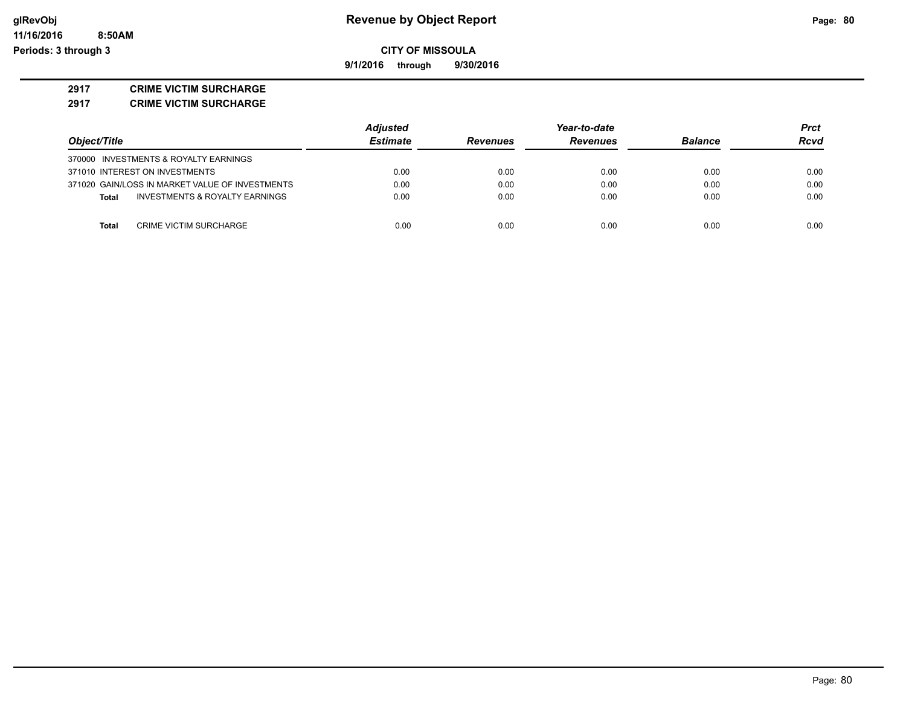# Revenue by Object Report

glRevObj
11/16/2016 8:50AM
Periods: 3 through 3

**CITY OF MISSOULA**

**9/1/2016 through 9/30/2016**

**2917 CRIME VICTIM SURCHARGE**

**2917 CRIME VICTIM SURCHARGE**

| Object/Title | Adjusted Estimate | Revenues | Year-to-date Revenues | Balance | Prct Rcvd |
|---|---|---|---|---|---|
| 370000 INVESTMENTS & ROYALTY EARNINGS | | | | | |
| 371010 INTEREST ON INVESTMENTS | 0.00 | 0.00 | 0.00 | 0.00 | 0.00 |
| 371020 GAIN/LOSS IN MARKET VALUE OF INVESTMENTS | 0.00 | 0.00 | 0.00 | 0.00 | 0.00 |
| **Total** INVESTMENTS & ROYALTY EARNINGS | 0.00 | 0.00 | 0.00 | 0.00 | 0.00 |
| **Total** CRIME VICTIM SURCHARGE | 0.00 | 0.00 | 0.00 | 0.00 | 0.00 |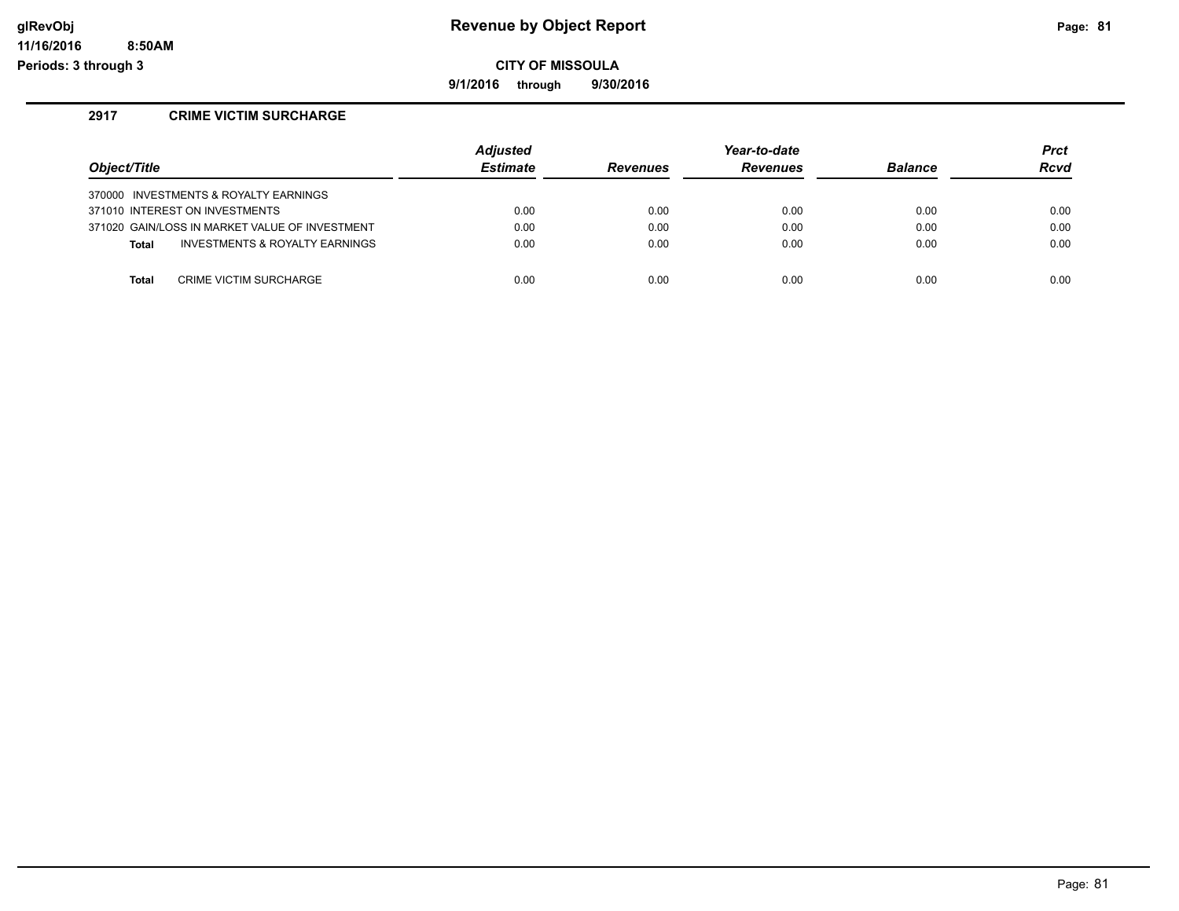**glRevObj**
**11/16/2016 8:50AM**
**Periods: 3 through 3**

# Revenue by Object Report

**CITY OF MISSOULA**

**9/1/2016 through 9/30/2016**

## 2917 CRIME VICTIM SURCHARGE

| Object/Title | Adjusted Estimate | Revenues | Year-to-date Revenues | Balance | Prct Rcvd |
|---|---|---|---|---|---|
| 370000 INVESTMENTS & ROYALTY EARNINGS | | | | | |
| 371010 INTEREST ON INVESTMENTS | 0.00 | 0.00 | 0.00 | 0.00 | 0.00 |
| 371020 GAIN/LOSS IN MARKET VALUE OF INVESTMENT | 0.00 | 0.00 | 0.00 | 0.00 | 0.00 |
| **Total** INVESTMENTS & ROYALTY EARNINGS | 0.00 | 0.00 | 0.00 | 0.00 | 0.00 |
| | | | | | |
| **Total** CRIME VICTIM SURCHARGE | 0.00 | 0.00 | 0.00 | 0.00 | 0.00 |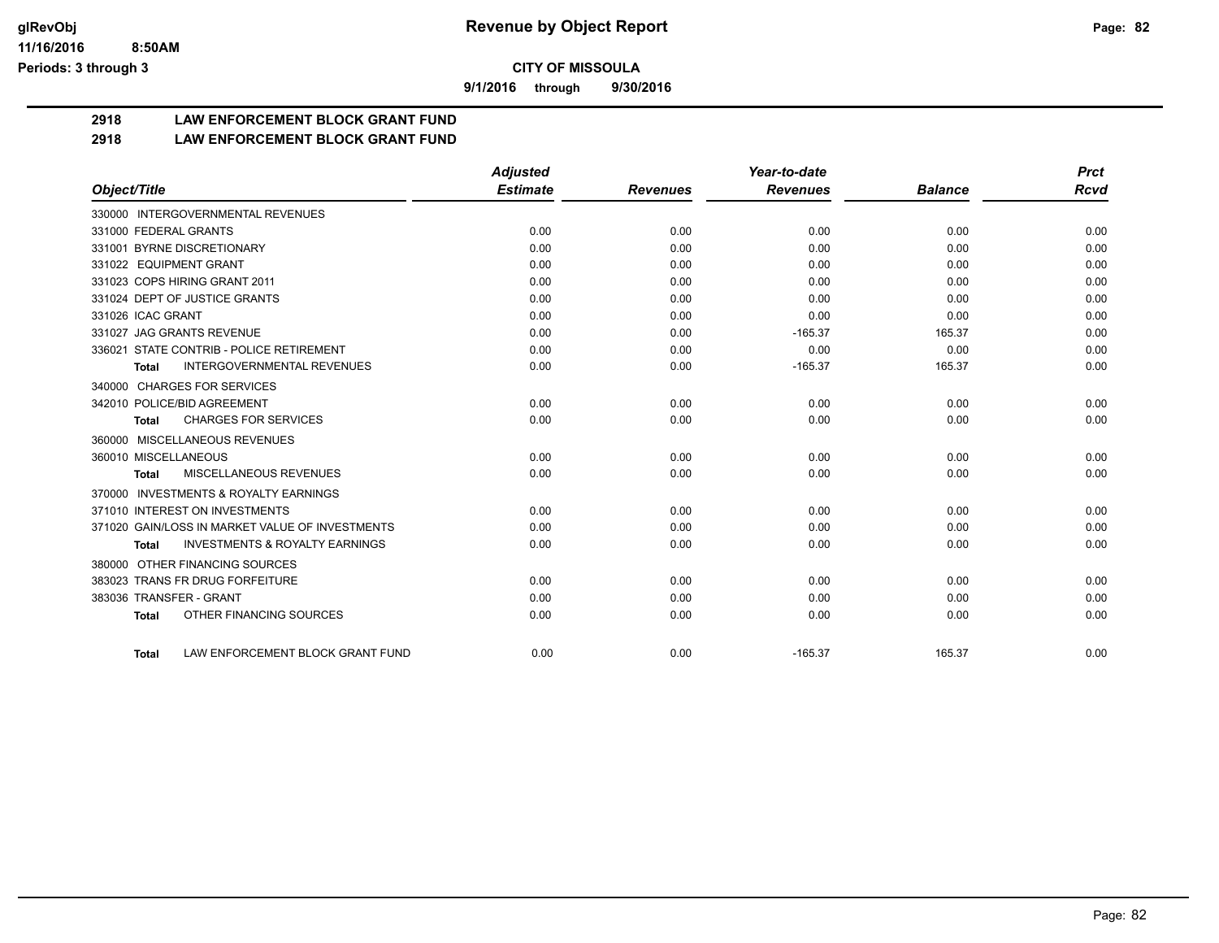# Revenue by Object Report

**CITY OF MISSOULA**

**9/1/2016 through 9/30/2016**

glRevObj
11/16/2016 8:50AM
Periods: 3 through 3

## 2918 LAW ENFORCEMENT BLOCK GRANT FUND

## 2918 LAW ENFORCEMENT BLOCK GRANT FUND

| Object/Title | Adjusted Estimate | Revenues | Year-to-date Revenues | Balance | Prct Rcvd |
|---|---|---|---|---|---|
| 330000 INTERGOVERNMENTAL REVENUES | | | | | |
| 331000 FEDERAL GRANTS | 0.00 | 0.00 | 0.00 | 0.00 | 0.00 |
| 331001 BYRNE DISCRETIONARY | 0.00 | 0.00 | 0.00 | 0.00 | 0.00 |
| 331022 EQUIPMENT GRANT | 0.00 | 0.00 | 0.00 | 0.00 | 0.00 |
| 331023 COPS HIRING GRANT 2011 | 0.00 | 0.00 | 0.00 | 0.00 | 0.00 |
| 331024 DEPT OF JUSTICE GRANTS | 0.00 | 0.00 | 0.00 | 0.00 | 0.00 |
| 331026 ICAC GRANT | 0.00 | 0.00 | 0.00 | 0.00 | 0.00 |
| 331027 JAG GRANTS REVENUE | 0.00 | 0.00 | -165.37 | 165.37 | 0.00 |
| 336021 STATE CONTRIB - POLICE RETIREMENT | 0.00 | 0.00 | 0.00 | 0.00 | 0.00 |
| **Total** INTERGOVERNMENTAL REVENUES | 0.00 | 0.00 | -165.37 | 165.37 | 0.00 |
| 340000 CHARGES FOR SERVICES | | | | | |
| 342010 POLICE/BID AGREEMENT | 0.00 | 0.00 | 0.00 | 0.00 | 0.00 |
| **Total** CHARGES FOR SERVICES | 0.00 | 0.00 | 0.00 | 0.00 | 0.00 |
| 360000 MISCELLANEOUS REVENUES | | | | | |
| 360010 MISCELLANEOUS | 0.00 | 0.00 | 0.00 | 0.00 | 0.00 |
| **Total** MISCELLANEOUS REVENUES | 0.00 | 0.00 | 0.00 | 0.00 | 0.00 |
| 370000 INVESTMENTS & ROYALTY EARNINGS | | | | | |
| 371010 INTEREST ON INVESTMENTS | 0.00 | 0.00 | 0.00 | 0.00 | 0.00 |
| 371020 GAIN/LOSS IN MARKET VALUE OF INVESTMENTS | 0.00 | 0.00 | 0.00 | 0.00 | 0.00 |
| **Total** INVESTMENTS & ROYALTY EARNINGS | 0.00 | 0.00 | 0.00 | 0.00 | 0.00 |
| 380000 OTHER FINANCING SOURCES | | | | | |
| 383023 TRANS FR DRUG FORFEITURE | 0.00 | 0.00 | 0.00 | 0.00 | 0.00 |
| 383036 TRANSFER - GRANT | 0.00 | 0.00 | 0.00 | 0.00 | 0.00 |
| **Total** OTHER FINANCING SOURCES | 0.00 | 0.00 | 0.00 | 0.00 | 0.00 |
| **Total** LAW ENFORCEMENT BLOCK GRANT FUND | 0.00 | 0.00 | -165.37 | 165.37 | 0.00 |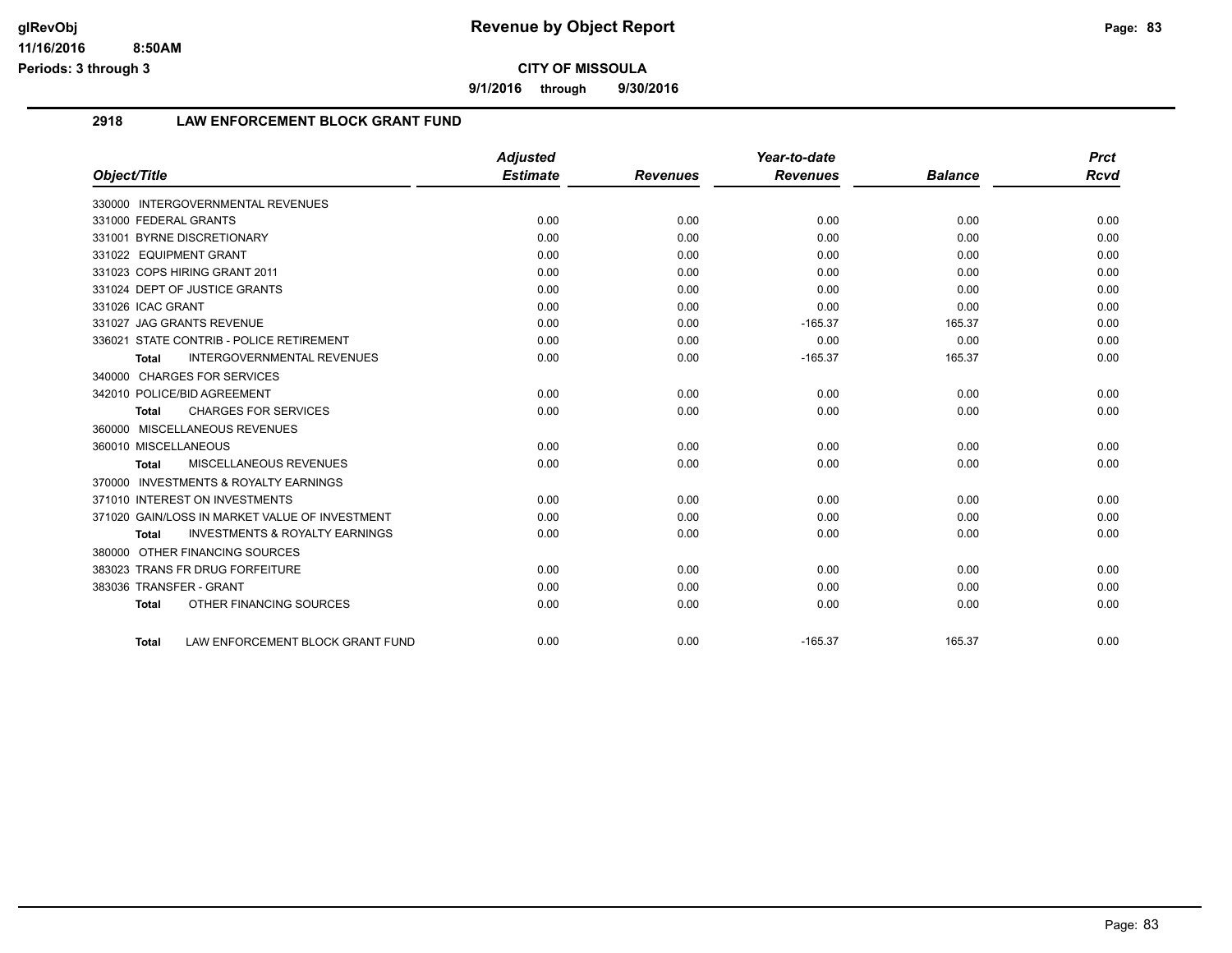**CITY OF MISSOULA**

**9/1/2016 through 9/30/2016**

## 2918 LAW ENFORCEMENT BLOCK GRANT FUND

| Object/Title | Adjusted Estimate | Revenues | Year-to-date Revenues | Balance | Prct Rcvd |
|---|---|---|---|---|---|
| 330000 INTERGOVERNMENTAL REVENUES | | | | | |
| 331000 FEDERAL GRANTS | 0.00 | 0.00 | 0.00 | 0.00 | 0.00 |
| 331001 BYRNE DISCRETIONARY | 0.00 | 0.00 | 0.00 | 0.00 | 0.00 |
| 331022 EQUIPMENT GRANT | 0.00 | 0.00 | 0.00 | 0.00 | 0.00 |
| 331023 COPS HIRING GRANT 2011 | 0.00 | 0.00 | 0.00 | 0.00 | 0.00 |
| 331024 DEPT OF JUSTICE GRANTS | 0.00 | 0.00 | 0.00 | 0.00 | 0.00 |
| 331026 ICAC GRANT | 0.00 | 0.00 | 0.00 | 0.00 | 0.00 |
| 331027 JAG GRANTS REVENUE | 0.00 | 0.00 | -165.37 | 165.37 | 0.00 |
| 336021 STATE CONTRIB - POLICE RETIREMENT | 0.00 | 0.00 | 0.00 | 0.00 | 0.00 |
| **Total** INTERGOVERNMENTAL REVENUES | 0.00 | 0.00 | -165.37 | 165.37 | 0.00 |
| 340000 CHARGES FOR SERVICES | | | | | |
| 342010 POLICE/BID AGREEMENT | 0.00 | 0.00 | 0.00 | 0.00 | 0.00 |
| **Total** CHARGES FOR SERVICES | 0.00 | 0.00 | 0.00 | 0.00 | 0.00 |
| 360000 MISCELLANEOUS REVENUES | | | | | |
| 360010 MISCELLANEOUS | 0.00 | 0.00 | 0.00 | 0.00 | 0.00 |
| **Total** MISCELLANEOUS REVENUES | 0.00 | 0.00 | 0.00 | 0.00 | 0.00 |
| 370000 INVESTMENTS & ROYALTY EARNINGS | | | | | |
| 371010 INTEREST ON INVESTMENTS | 0.00 | 0.00 | 0.00 | 0.00 | 0.00 |
| 371020 GAIN/LOSS IN MARKET VALUE OF INVESTMENT | 0.00 | 0.00 | 0.00 | 0.00 | 0.00 |
| **Total** INVESTMENTS & ROYALTY EARNINGS | 0.00 | 0.00 | 0.00 | 0.00 | 0.00 |
| 380000 OTHER FINANCING SOURCES | | | | | |
| 383023 TRANS FR DRUG FORFEITURE | 0.00 | 0.00 | 0.00 | 0.00 | 0.00 |
| 383036 TRANSFER - GRANT | 0.00 | 0.00 | 0.00 | 0.00 | 0.00 |
| **Total** OTHER FINANCING SOURCES | 0.00 | 0.00 | 0.00 | 0.00 | 0.00 |
| **Total** LAW ENFORCEMENT BLOCK GRANT FUND | 0.00 | 0.00 | -165.37 | 165.37 | 0.00 |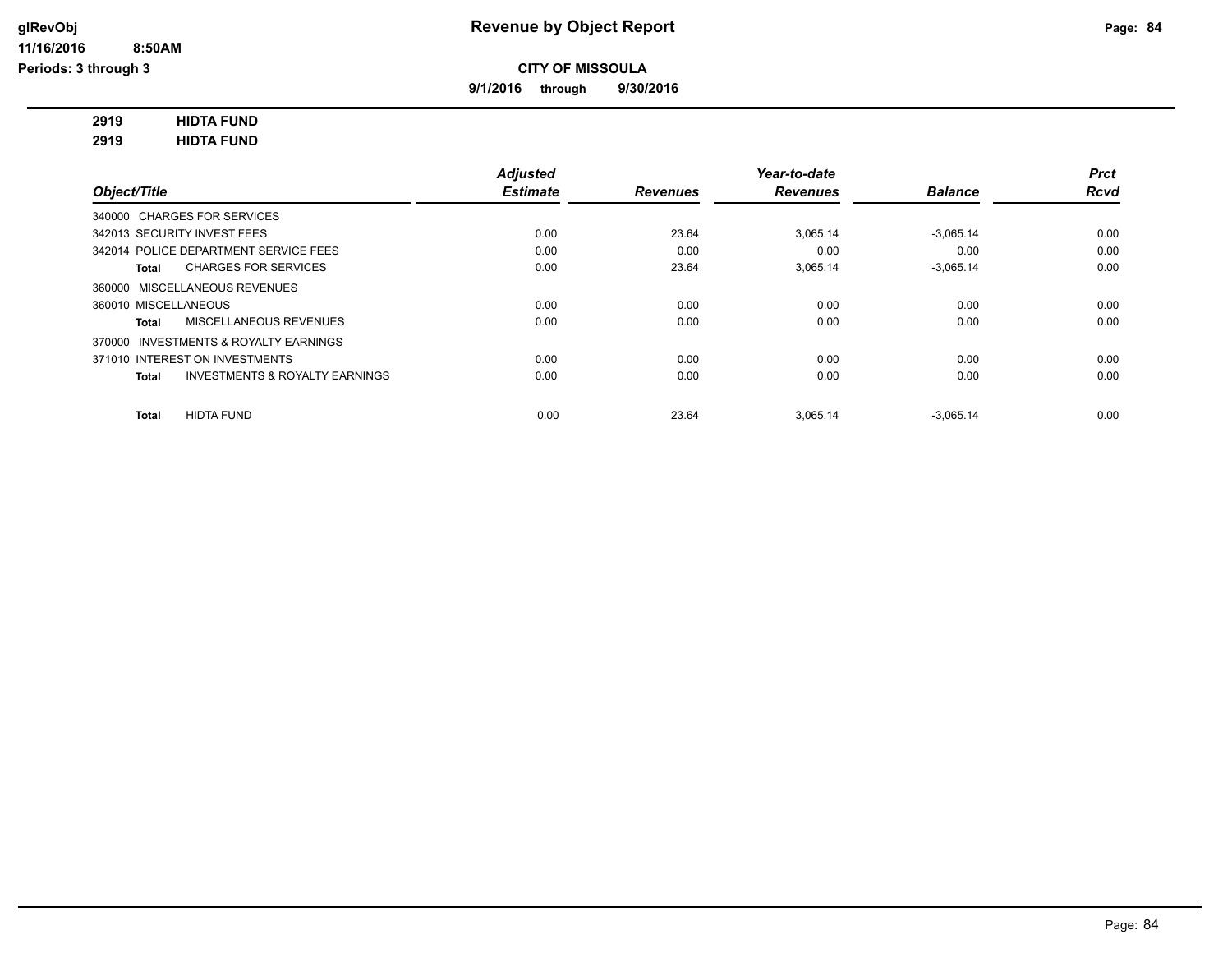**Revenue by Object Report**

**CITY OF MISSOULA**

**9/1/2016 through 9/30/2016**

glRevObj
11/16/2016 8:50AM
Periods: 3 through 3

**2919 HIDTA FUND**
**2919 HIDTA FUND**

| Object/Title | Adjusted Estimate | Revenues | Year-to-date Revenues | Balance | Prct Rcvd |
|---|---|---|---|---|---|
| 340000 CHARGES FOR SERVICES | | | | | |
| 342013 SECURITY INVEST FEES | 0.00 | 23.64 | 3,065.14 | -3,065.14 | 0.00 |
| 342014 POLICE DEPARTMENT SERVICE FEES | 0.00 | 0.00 | 0.00 | 0.00 | 0.00 |
| **Total** CHARGES FOR SERVICES | 0.00 | 23.64 | 3,065.14 | -3,065.14 | 0.00 |
| 360000 MISCELLANEOUS REVENUES | | | | | |
| 360010 MISCELLANEOUS | 0.00 | 0.00 | 0.00 | 0.00 | 0.00 |
| **Total** MISCELLANEOUS REVENUES | 0.00 | 0.00 | 0.00 | 0.00 | 0.00 |
| 370000 INVESTMENTS & ROYALTY EARNINGS | | | | | |
| 371010 INTEREST ON INVESTMENTS | 0.00 | 0.00 | 0.00 | 0.00 | 0.00 |
| **Total** INVESTMENTS & ROYALTY EARNINGS | 0.00 | 0.00 | 0.00 | 0.00 | 0.00 |
| **Total** HIDTA FUND | 0.00 | 23.64 | 3,065.14 | -3,065.14 | 0.00 |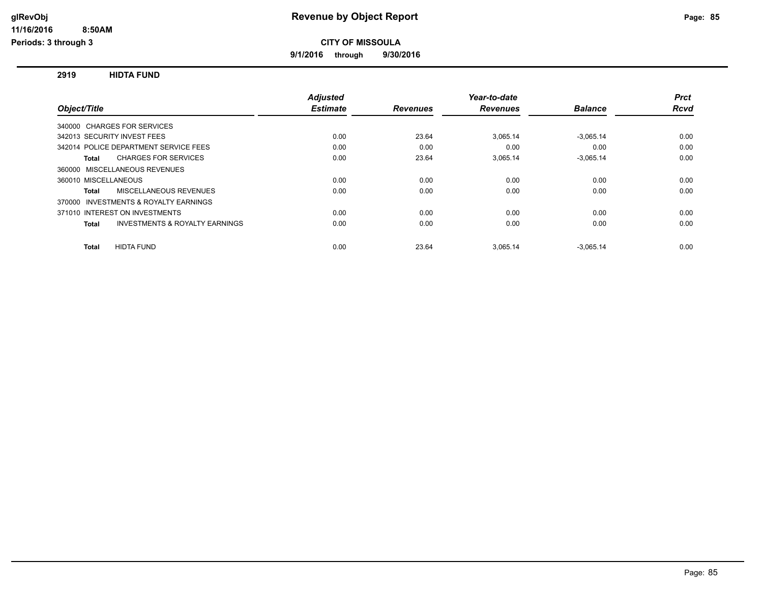glRevObj

11/16/2016 8:50AM

Periods: 3 through 3

# Revenue by Object Report

**CITY OF MISSOULA**

**9/1/2016 through 9/30/2016**

## 2919 HIDTA FUND

| Object/Title | Adjusted Estimate | Revenues | Year-to-date Revenues | Balance | Prct Rcvd |
|---|---|---|---|---|---|
| 340000 CHARGES FOR SERVICES | | | | | |
| 342013 SECURITY INVEST FEES | 0.00 | 23.64 | 3,065.14 | -3,065.14 | 0.00 |
| 342014 POLICE DEPARTMENT SERVICE FEES | 0.00 | 0.00 | 0.00 | 0.00 | 0.00 |
| **Total** CHARGES FOR SERVICES | 0.00 | 23.64 | 3,065.14 | -3,065.14 | 0.00 |
| 360000 MISCELLANEOUS REVENUES | | | | | |
| 360010 MISCELLANEOUS | 0.00 | 0.00 | 0.00 | 0.00 | 0.00 |
| **Total** MISCELLANEOUS REVENUES | 0.00 | 0.00 | 0.00 | 0.00 | 0.00 |
| 370000 INVESTMENTS & ROYALTY EARNINGS | | | | | |
| 371010 INTEREST ON INVESTMENTS | 0.00 | 0.00 | 0.00 | 0.00 | 0.00 |
| **Total** INVESTMENTS & ROYALTY EARNINGS | 0.00 | 0.00 | 0.00 | 0.00 | 0.00 |
| **Total** HIDTA FUND | 0.00 | 23.64 | 3,065.14 | -3,065.14 | 0.00 |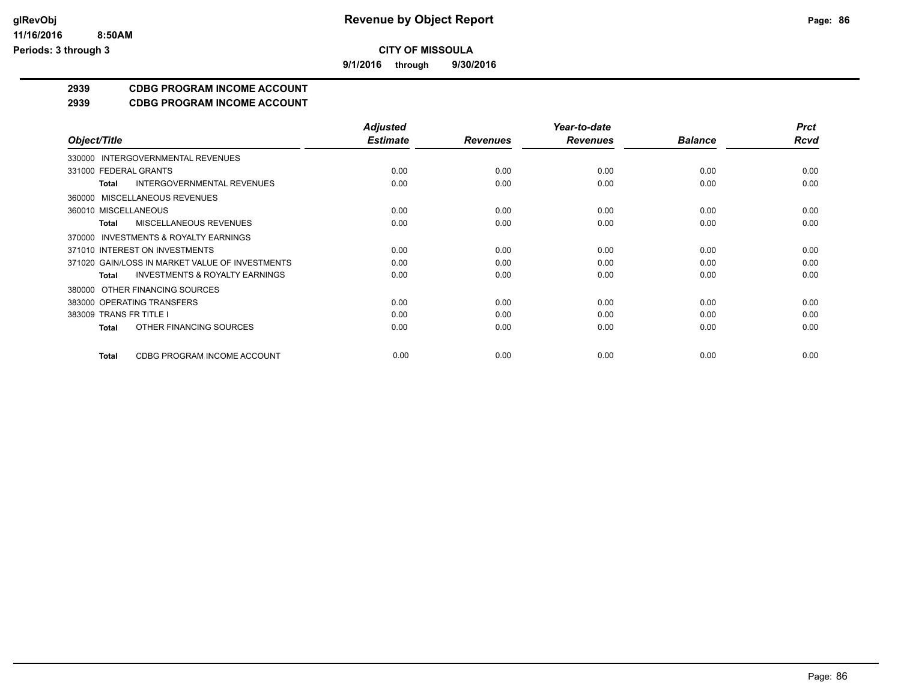# Revenue by Object Report

**CITY OF MISSOULA**

**9/1/2016 through 9/30/2016**

glRevObj
11/16/2016 8:50AM
Periods: 3 through 3

## 2939 CDBG PROGRAM INCOME ACCOUNT
## 2939 CDBG PROGRAM INCOME ACCOUNT

| Object/Title | Adjusted Estimate | Revenues | Year-to-date Revenues | Balance | Prct Rcvd |
|---|---|---|---|---|---|
| 330000 INTERGOVERNMENTAL REVENUES | | | | | |
| 331000 FEDERAL GRANTS | 0.00 | 0.00 | 0.00 | 0.00 | 0.00 |
| **Total** INTERGOVERNMENTAL REVENUES | 0.00 | 0.00 | 0.00 | 0.00 | 0.00 |
| 360000 MISCELLANEOUS REVENUES | | | | | |
| 360010 MISCELLANEOUS | 0.00 | 0.00 | 0.00 | 0.00 | 0.00 |
| **Total** MISCELLANEOUS REVENUES | 0.00 | 0.00 | 0.00 | 0.00 | 0.00 |
| 370000 INVESTMENTS & ROYALTY EARNINGS | | | | | |
| 371010 INTEREST ON INVESTMENTS | 0.00 | 0.00 | 0.00 | 0.00 | 0.00 |
| 371020 GAIN/LOSS IN MARKET VALUE OF INVESTMENTS | 0.00 | 0.00 | 0.00 | 0.00 | 0.00 |
| **Total** INVESTMENTS & ROYALTY EARNINGS | 0.00 | 0.00 | 0.00 | 0.00 | 0.00 |
| 380000 OTHER FINANCING SOURCES | | | | | |
| 383000 OPERATING TRANSFERS | 0.00 | 0.00 | 0.00 | 0.00 | 0.00 |
| 383009 TRANS FR TITLE I | 0.00 | 0.00 | 0.00 | 0.00 | 0.00 |
| **Total** OTHER FINANCING SOURCES | 0.00 | 0.00 | 0.00 | 0.00 | 0.00 |
| **Total** CDBG PROGRAM INCOME ACCOUNT | 0.00 | 0.00 | 0.00 | 0.00 | 0.00 |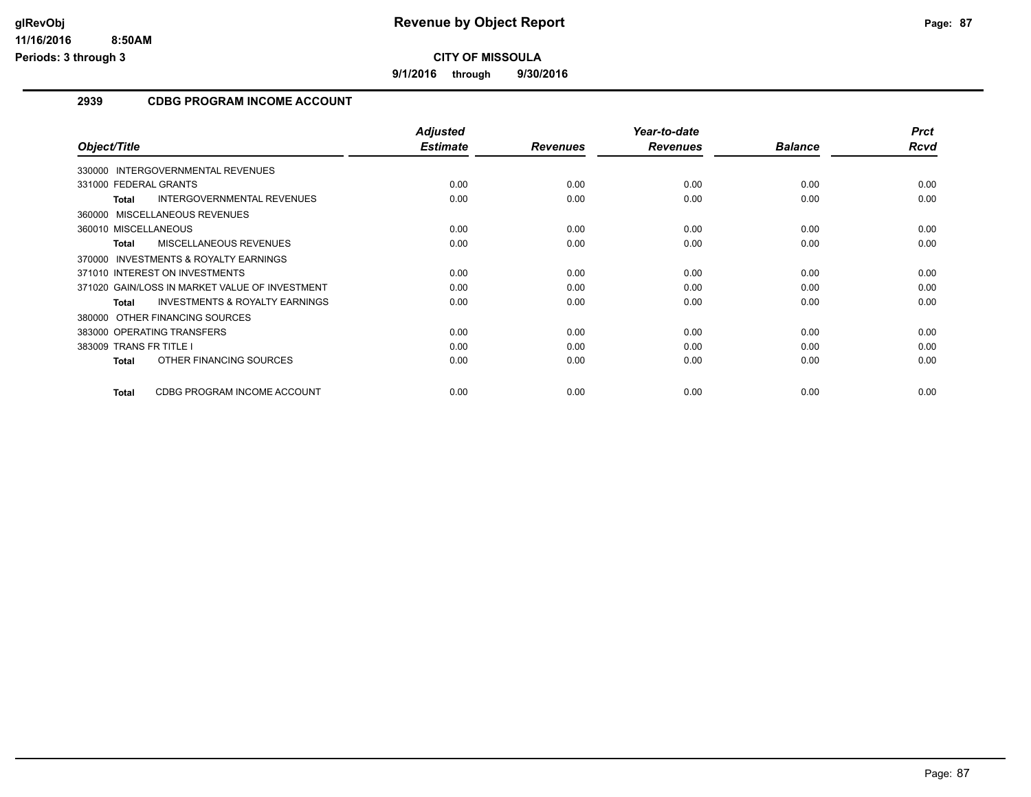# Revenue by Object Report

**CITY OF MISSOULA**

**9/1/2016 through 9/30/2016**

glRevObj
11/16/2016 8:50AM
Periods: 3 through 3

## 2939 CDBG PROGRAM INCOME ACCOUNT

| Object/Title | Adjusted Estimate | Revenues | Year-to-date Revenues | Balance | Prct Rcvd |
|---|---|---|---|---|---|
| 330000 INTERGOVERNMENTAL REVENUES | | | | | |
| 331000 FEDERAL GRANTS | 0.00 | 0.00 | 0.00 | 0.00 | 0.00 |
| **Total** INTERGOVERNMENTAL REVENUES | 0.00 | 0.00 | 0.00 | 0.00 | 0.00 |
| 360000 MISCELLANEOUS REVENUES | | | | | |
| 360010 MISCELLANEOUS | 0.00 | 0.00 | 0.00 | 0.00 | 0.00 |
| **Total** MISCELLANEOUS REVENUES | 0.00 | 0.00 | 0.00 | 0.00 | 0.00 |
| 370000 INVESTMENTS & ROYALTY EARNINGS | | | | | |
| 371010 INTEREST ON INVESTMENTS | 0.00 | 0.00 | 0.00 | 0.00 | 0.00 |
| 371020 GAIN/LOSS IN MARKET VALUE OF INVESTMENT | 0.00 | 0.00 | 0.00 | 0.00 | 0.00 |
| **Total** INVESTMENTS & ROYALTY EARNINGS | 0.00 | 0.00 | 0.00 | 0.00 | 0.00 |
| 380000 OTHER FINANCING SOURCES | | | | | |
| 383000 OPERATING TRANSFERS | 0.00 | 0.00 | 0.00 | 0.00 | 0.00 |
| 383009 TRANS FR TITLE I | 0.00 | 0.00 | 0.00 | 0.00 | 0.00 |
| **Total** OTHER FINANCING SOURCES | 0.00 | 0.00 | 0.00 | 0.00 | 0.00 |
| **Total** CDBG PROGRAM INCOME ACCOUNT | 0.00 | 0.00 | 0.00 | 0.00 | 0.00 |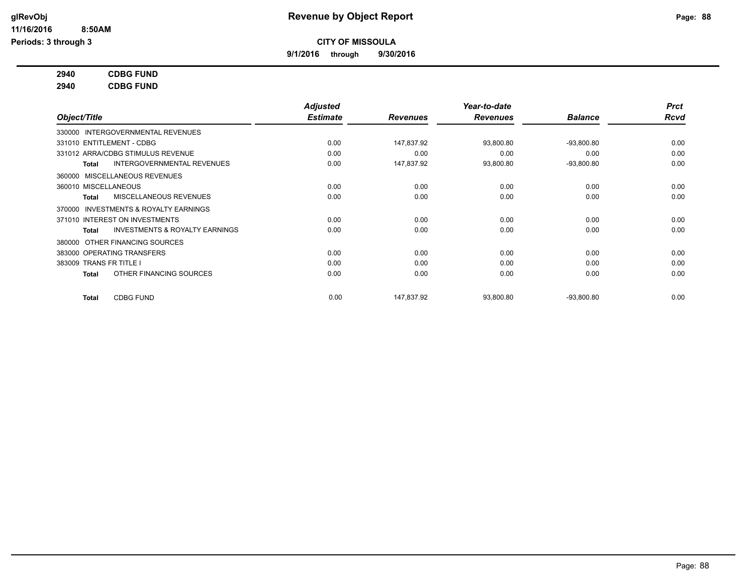# Revenue by Object Report

**CITY OF MISSOULA**

**9/1/2016 through 9/30/2016**

glRevObj
11/16/2016 8:50AM
Periods: 3 through 3

**2940 CDBG FUND**

**2940 CDBG FUND**

| Object/Title | Adjusted Estimate | Revenues | Year-to-date Revenues | Balance | Prct Rcvd |
|---|---|---|---|---|---|
| 330000 INTERGOVERNMENTAL REVENUES | | | | | |
| 331010 ENTITLEMENT - CDBG | 0.00 | 147,837.92 | 93,800.80 | -93,800.80 | 0.00 |
| 331012 ARRA/CDBG STIMULUS REVENUE | 0.00 | 0.00 | 0.00 | 0.00 | 0.00 |
| **Total** INTERGOVERNMENTAL REVENUES | 0.00 | 147,837.92 | 93,800.80 | -93,800.80 | 0.00 |
| 360000 MISCELLANEOUS REVENUES | | | | | |
| 360010 MISCELLANEOUS | 0.00 | 0.00 | 0.00 | 0.00 | 0.00 |
| **Total** MISCELLANEOUS REVENUES | 0.00 | 0.00 | 0.00 | 0.00 | 0.00 |
| 370000 INVESTMENTS & ROYALTY EARNINGS | | | | | |
| 371010 INTEREST ON INVESTMENTS | 0.00 | 0.00 | 0.00 | 0.00 | 0.00 |
| **Total** INVESTMENTS & ROYALTY EARNINGS | 0.00 | 0.00 | 0.00 | 0.00 | 0.00 |
| 380000 OTHER FINANCING SOURCES | | | | | |
| 383000 OPERATING TRANSFERS | 0.00 | 0.00 | 0.00 | 0.00 | 0.00 |
| 383009 TRANS FR TITLE I | 0.00 | 0.00 | 0.00 | 0.00 | 0.00 |
| **Total** OTHER FINANCING SOURCES | 0.00 | 0.00 | 0.00 | 0.00 | 0.00 |
| **Total** CDBG FUND | 0.00 | 147,837.92 | 93,800.80 | -93,800.80 | 0.00 |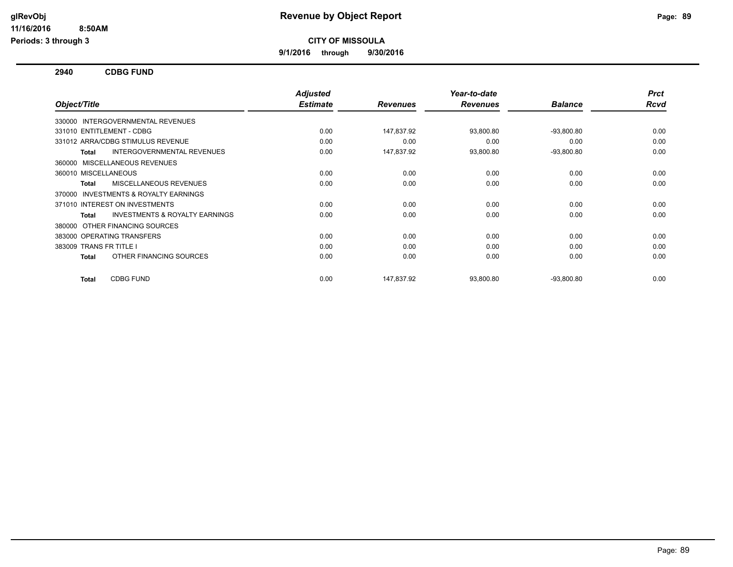**CITY OF MISSOULA**

**9/1/2016 through 9/30/2016**

**Revenue by Object Report**

glRevObj
11/16/2016 8:50AM
Periods: 3 through 3

## 2940 CDBG FUND

| Object/Title | Adjusted Estimate | Revenues | Year-to-date Revenues | Balance | Prct Rcvd |
|---|---|---|---|---|---|
| 330000 INTERGOVERNMENTAL REVENUES | | | | | |
| 331010 ENTITLEMENT - CDBG | 0.00 | 147,837.92 | 93,800.80 | -93,800.80 | 0.00 |
| 331012 ARRA/CDBG STIMULUS REVENUE | 0.00 | 0.00 | 0.00 | 0.00 | 0.00 |
| **Total** INTERGOVERNMENTAL REVENUES | 0.00 | 147,837.92 | 93,800.80 | -93,800.80 | 0.00 |
| 360000 MISCELLANEOUS REVENUES | | | | | |
| 360010 MISCELLANEOUS | 0.00 | 0.00 | 0.00 | 0.00 | 0.00 |
| **Total** MISCELLANEOUS REVENUES | 0.00 | 0.00 | 0.00 | 0.00 | 0.00 |
| 370000 INVESTMENTS & ROYALTY EARNINGS | | | | | |
| 371010 INTEREST ON INVESTMENTS | 0.00 | 0.00 | 0.00 | 0.00 | 0.00 |
| **Total** INVESTMENTS & ROYALTY EARNINGS | 0.00 | 0.00 | 0.00 | 0.00 | 0.00 |
| 380000 OTHER FINANCING SOURCES | | | | | |
| 383000 OPERATING TRANSFERS | 0.00 | 0.00 | 0.00 | 0.00 | 0.00 |
| 383009 TRANS FR TITLE I | 0.00 | 0.00 | 0.00 | 0.00 | 0.00 |
| **Total** OTHER FINANCING SOURCES | 0.00 | 0.00 | 0.00 | 0.00 | 0.00 |
| **Total** CDBG FUND | 0.00 | 147,837.92 | 93,800.80 | -93,800.80 | 0.00 |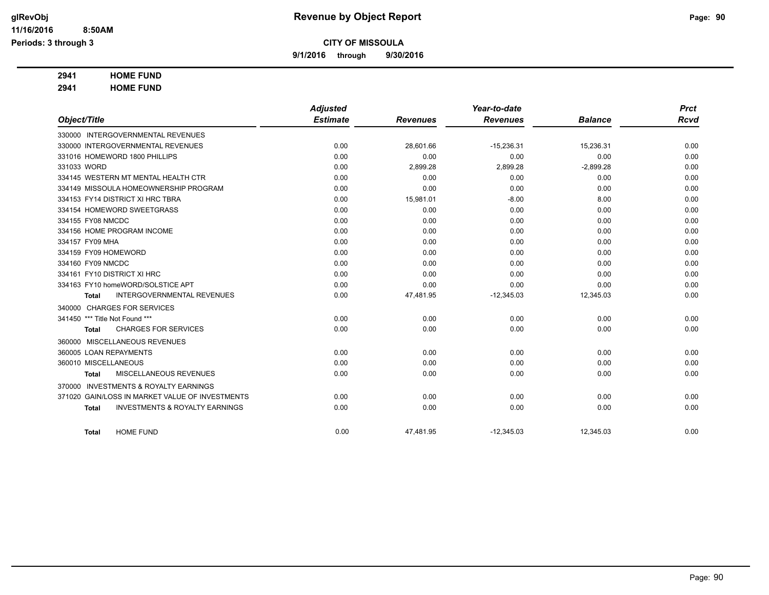# Revenue by Object Report

**CITY OF MISSOULA**

**9/1/2016 through 9/30/2016**

glRevObj
11/16/2016 8:50AM
Periods: 3 through 3

**2941 HOME FUND**

**2941 HOME FUND**

| Object/Title | Adjusted Estimate | Revenues | Year-to-date Revenues | Balance | Prct Rcvd |
|---|---|---|---|---|---|
| 330000 INTERGOVERNMENTAL REVENUES | | | | | |
| 330000 INTERGOVERNMENTAL REVENUES | 0.00 | 28,601.66 | -15,236.31 | 15,236.31 | 0.00 |
| 331016 HOMEWORD 1800 PHILLIPS | 0.00 | 0.00 | 0.00 | 0.00 | 0.00 |
| 331033 WORD | 0.00 | 2,899.28 | 2,899.28 | -2,899.28 | 0.00 |
| 334145 WESTERN MT MENTAL HEALTH CTR | 0.00 | 0.00 | 0.00 | 0.00 | 0.00 |
| 334149 MISSOULA HOMEOWNERSHIP PROGRAM | 0.00 | 0.00 | 0.00 | 0.00 | 0.00 |
| 334153 FY14 DISTRICT XI HRC TBRA | 0.00 | 15,981.01 | -8.00 | 8.00 | 0.00 |
| 334154 HOMEWORD SWEETGRASS | 0.00 | 0.00 | 0.00 | 0.00 | 0.00 |
| 334155 FY08 NMCDC | 0.00 | 0.00 | 0.00 | 0.00 | 0.00 |
| 334156 HOME PROGRAM INCOME | 0.00 | 0.00 | 0.00 | 0.00 | 0.00 |
| 334157 FY09 MHA | 0.00 | 0.00 | 0.00 | 0.00 | 0.00 |
| 334159 FY09 HOMEWORD | 0.00 | 0.00 | 0.00 | 0.00 | 0.00 |
| 334160 FY09 NMCDC | 0.00 | 0.00 | 0.00 | 0.00 | 0.00 |
| 334161 FY10 DISTRICT XI HRC | 0.00 | 0.00 | 0.00 | 0.00 | 0.00 |
| 334163 FY10 homeWORD/SOLSTICE APT | 0.00 | 0.00 | 0.00 | 0.00 | 0.00 |
| **Total** INTERGOVERNMENTAL REVENUES | 0.00 | 47,481.95 | -12,345.03 | 12,345.03 | 0.00 |
| 340000 CHARGES FOR SERVICES | | | | | |
| 341450 *** Title Not Found *** | 0.00 | 0.00 | 0.00 | 0.00 | 0.00 |
| **Total** CHARGES FOR SERVICES | 0.00 | 0.00 | 0.00 | 0.00 | 0.00 |
| 360000 MISCELLANEOUS REVENUES | | | | | |
| 360005 LOAN REPAYMENTS | 0.00 | 0.00 | 0.00 | 0.00 | 0.00 |
| 360010 MISCELLANEOUS | 0.00 | 0.00 | 0.00 | 0.00 | 0.00 |
| **Total** MISCELLANEOUS REVENUES | 0.00 | 0.00 | 0.00 | 0.00 | 0.00 |
| 370000 INVESTMENTS & ROYALTY EARNINGS | | | | | |
| 371020 GAIN/LOSS IN MARKET VALUE OF INVESTMENTS | 0.00 | 0.00 | 0.00 | 0.00 | 0.00 |
| **Total** INVESTMENTS & ROYALTY EARNINGS | 0.00 | 0.00 | 0.00 | 0.00 | 0.00 |
| **Total** HOME FUND | 0.00 | 47,481.95 | -12,345.03 | 12,345.03 | 0.00 |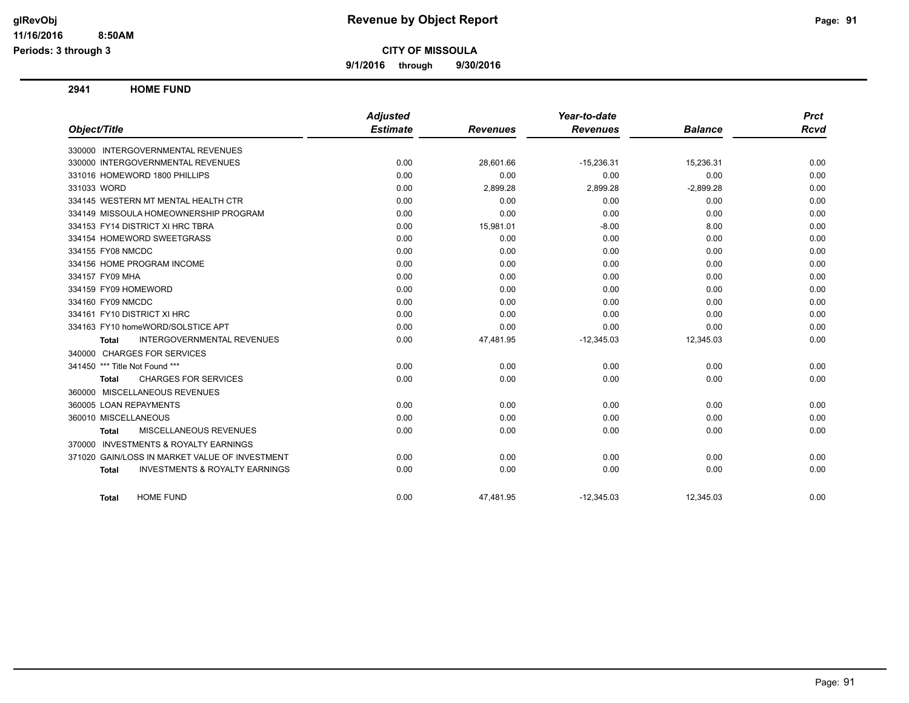# Revenue by Object Report

**CITY OF MISSOULA**

**9/1/2016 through 9/30/2016**

glRevObj
11/16/2016 8:50AM
Periods: 3 through 3

## 2941 HOME FUND

| Object/Title | Adjusted Estimate | Revenues | Year-to-date Revenues | Balance | Prct Rcvd |
|---|---|---|---|---|---|
| 330000 INTERGOVERNMENTAL REVENUES | | | | | |
| 330000 INTERGOVERNMENTAL REVENUES | 0.00 | 28,601.66 | -15,236.31 | 15,236.31 | 0.00 |
| 331016 HOMEWORD 1800 PHILLIPS | 0.00 | 0.00 | 0.00 | 0.00 | 0.00 |
| 331033 WORD | 0.00 | 2,899.28 | 2,899.28 | -2,899.28 | 0.00 |
| 334145 WESTERN MT MENTAL HEALTH CTR | 0.00 | 0.00 | 0.00 | 0.00 | 0.00 |
| 334149 MISSOULA HOMEOWNERSHIP PROGRAM | 0.00 | 0.00 | 0.00 | 0.00 | 0.00 |
| 334153 FY14 DISTRICT XI HRC TBRA | 0.00 | 15,981.01 | -8.00 | 8.00 | 0.00 |
| 334154 HOMEWORD SWEETGRASS | 0.00 | 0.00 | 0.00 | 0.00 | 0.00 |
| 334155 FY08 NMCDC | 0.00 | 0.00 | 0.00 | 0.00 | 0.00 |
| 334156 HOME PROGRAM INCOME | 0.00 | 0.00 | 0.00 | 0.00 | 0.00 |
| 334157 FY09 MHA | 0.00 | 0.00 | 0.00 | 0.00 | 0.00 |
| 334159 FY09 HOMEWORD | 0.00 | 0.00 | 0.00 | 0.00 | 0.00 |
| 334160 FY09 NMCDC | 0.00 | 0.00 | 0.00 | 0.00 | 0.00 |
| 334161 FY10 DISTRICT XI HRC | 0.00 | 0.00 | 0.00 | 0.00 | 0.00 |
| 334163 FY10 homeWORD/SOLSTICE APT | 0.00 | 0.00 | 0.00 | 0.00 | 0.00 |
| **Total** INTERGOVERNMENTAL REVENUES | 0.00 | 47,481.95 | -12,345.03 | 12,345.03 | 0.00 |
| 340000 CHARGES FOR SERVICES | | | | | |
| 341450 *** Title Not Found *** | 0.00 | 0.00 | 0.00 | 0.00 | 0.00 |
| **Total** CHARGES FOR SERVICES | 0.00 | 0.00 | 0.00 | 0.00 | 0.00 |
| 360000 MISCELLANEOUS REVENUES | | | | | |
| 360005 LOAN REPAYMENTS | 0.00 | 0.00 | 0.00 | 0.00 | 0.00 |
| 360010 MISCELLANEOUS | 0.00 | 0.00 | 0.00 | 0.00 | 0.00 |
| **Total** MISCELLANEOUS REVENUES | 0.00 | 0.00 | 0.00 | 0.00 | 0.00 |
| 370000 INVESTMENTS & ROYALTY EARNINGS | | | | | |
| 371020 GAIN/LOSS IN MARKET VALUE OF INVESTMENT | 0.00 | 0.00 | 0.00 | 0.00 | 0.00 |
| **Total** INVESTMENTS & ROYALTY EARNINGS | 0.00 | 0.00 | 0.00 | 0.00 | 0.00 |
| **Total** HOME FUND | 0.00 | 47,481.95 | -12,345.03 | 12,345.03 | 0.00 |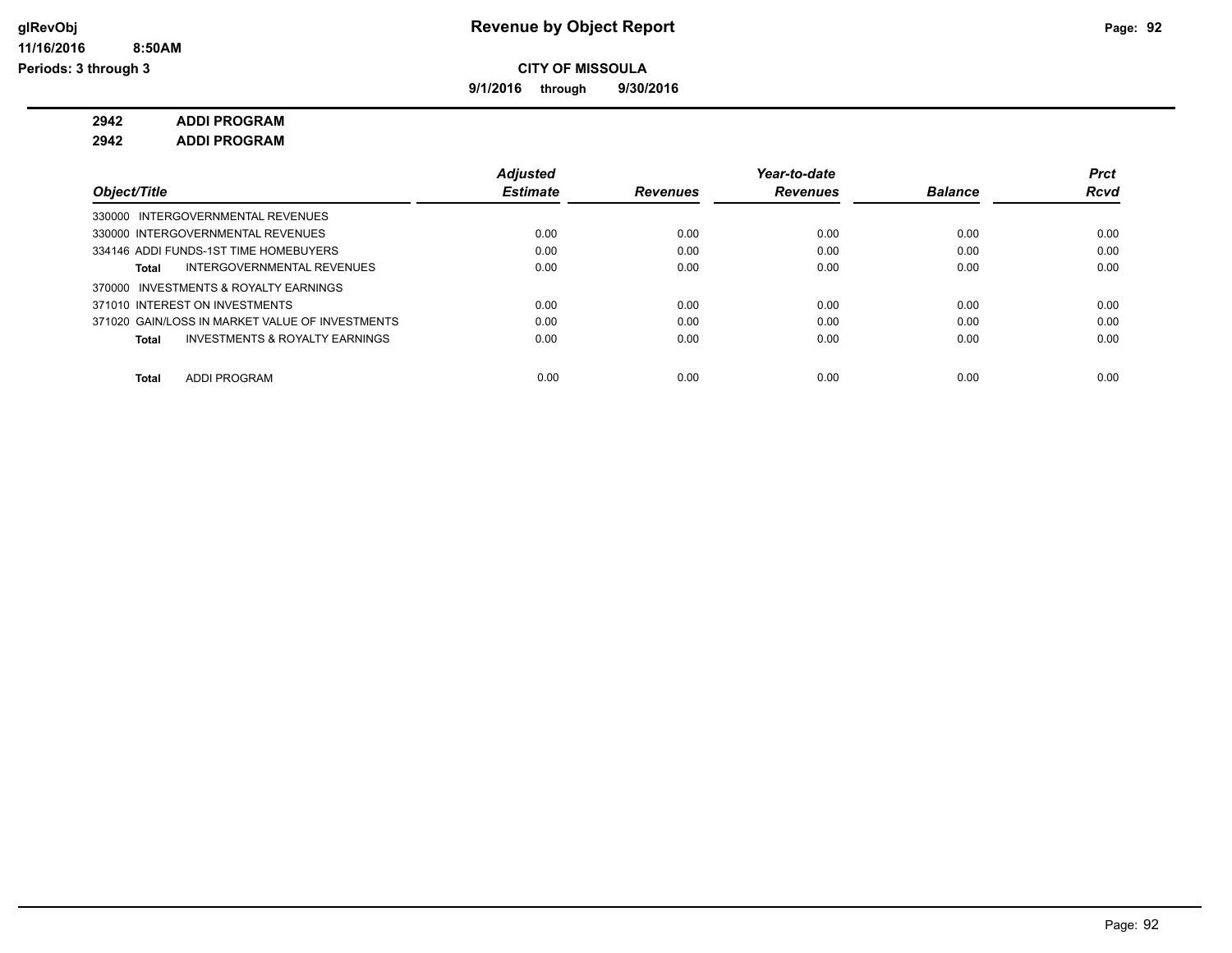# Revenue by Object Report

**CITY OF MISSOULA**

**9/1/2016 through 9/30/2016**

glRevObj
11/16/2016 8:50AM
Periods: 3 through 3

**2942 ADDI PROGRAM**

**2942 ADDI PROGRAM**

| Object/Title | Adjusted Estimate | Revenues | Year-to-date Revenues | Balance | Prct Rcvd |
|---|---|---|---|---|---|
| 330000 INTERGOVERNMENTAL REVENUES | | | | | |
| 330000 INTERGOVERNMENTAL REVENUES | 0.00 | 0.00 | 0.00 | 0.00 | 0.00 |
| 334146 ADDI FUNDS-1ST TIME HOMEBUYERS | 0.00 | 0.00 | 0.00 | 0.00 | 0.00 |
| **Total** INTERGOVERNMENTAL REVENUES | 0.00 | 0.00 | 0.00 | 0.00 | 0.00 |
| 370000 INVESTMENTS & ROYALTY EARNINGS | | | | | |
| 371010 INTEREST ON INVESTMENTS | 0.00 | 0.00 | 0.00 | 0.00 | 0.00 |
| 371020 GAIN/LOSS IN MARKET VALUE OF INVESTMENTS | 0.00 | 0.00 | 0.00 | 0.00 | 0.00 |
| **Total** INVESTMENTS & ROYALTY EARNINGS | 0.00 | 0.00 | 0.00 | 0.00 | 0.00 |
| **Total** ADDI PROGRAM | 0.00 | 0.00 | 0.00 | 0.00 | 0.00 |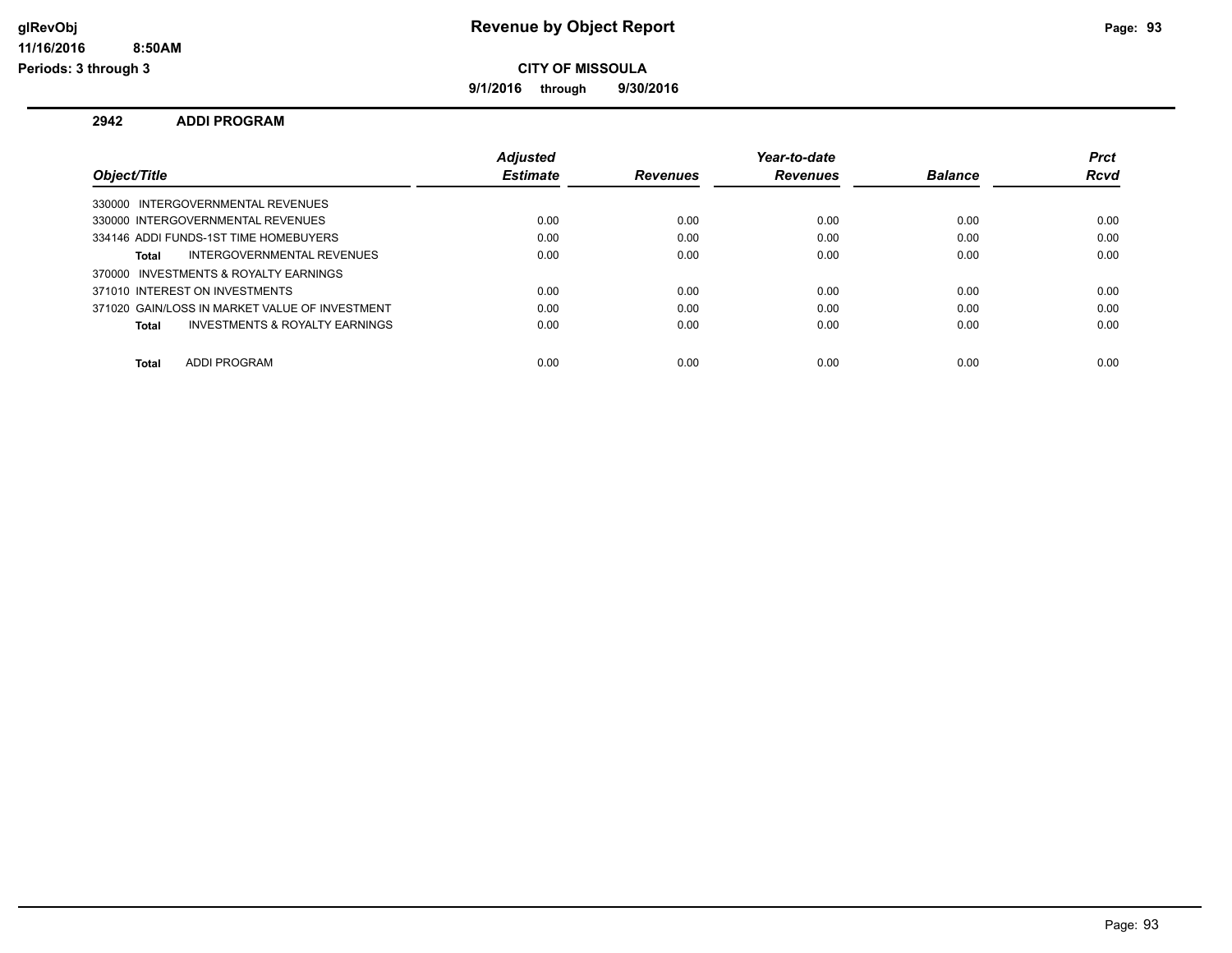**glRevObj** **Revenue by Object Report**
**11/16/2016 8:50AM**
**Periods: 3 through 3**

**CITY OF MISSOULA**

**9/1/2016 through 9/30/2016**

## 2942 ADDI PROGRAM

| Object/Title | Adjusted Estimate | Revenues | Year-to-date Revenues | Balance | Prct Rcvd |
|---|---|---|---|---|---|
| 330000 INTERGOVERNMENTAL REVENUES | | | | | |
| 330000 INTERGOVERNMENTAL REVENUES | 0.00 | 0.00 | 0.00 | 0.00 | 0.00 |
| 334146 ADDI FUNDS-1ST TIME HOMEBUYERS | 0.00 | 0.00 | 0.00 | 0.00 | 0.00 |
| **Total** INTERGOVERNMENTAL REVENUES | 0.00 | 0.00 | 0.00 | 0.00 | 0.00 |
| 370000 INVESTMENTS & ROYALTY EARNINGS | | | | | |
| 371010 INTEREST ON INVESTMENTS | 0.00 | 0.00 | 0.00 | 0.00 | 0.00 |
| 371020 GAIN/LOSS IN MARKET VALUE OF INVESTMENT | 0.00 | 0.00 | 0.00 | 0.00 | 0.00 |
| **Total** INVESTMENTS & ROYALTY EARNINGS | 0.00 | 0.00 | 0.00 | 0.00 | 0.00 |
| **Total** ADDI PROGRAM | 0.00 | 0.00 | 0.00 | 0.00 | 0.00 |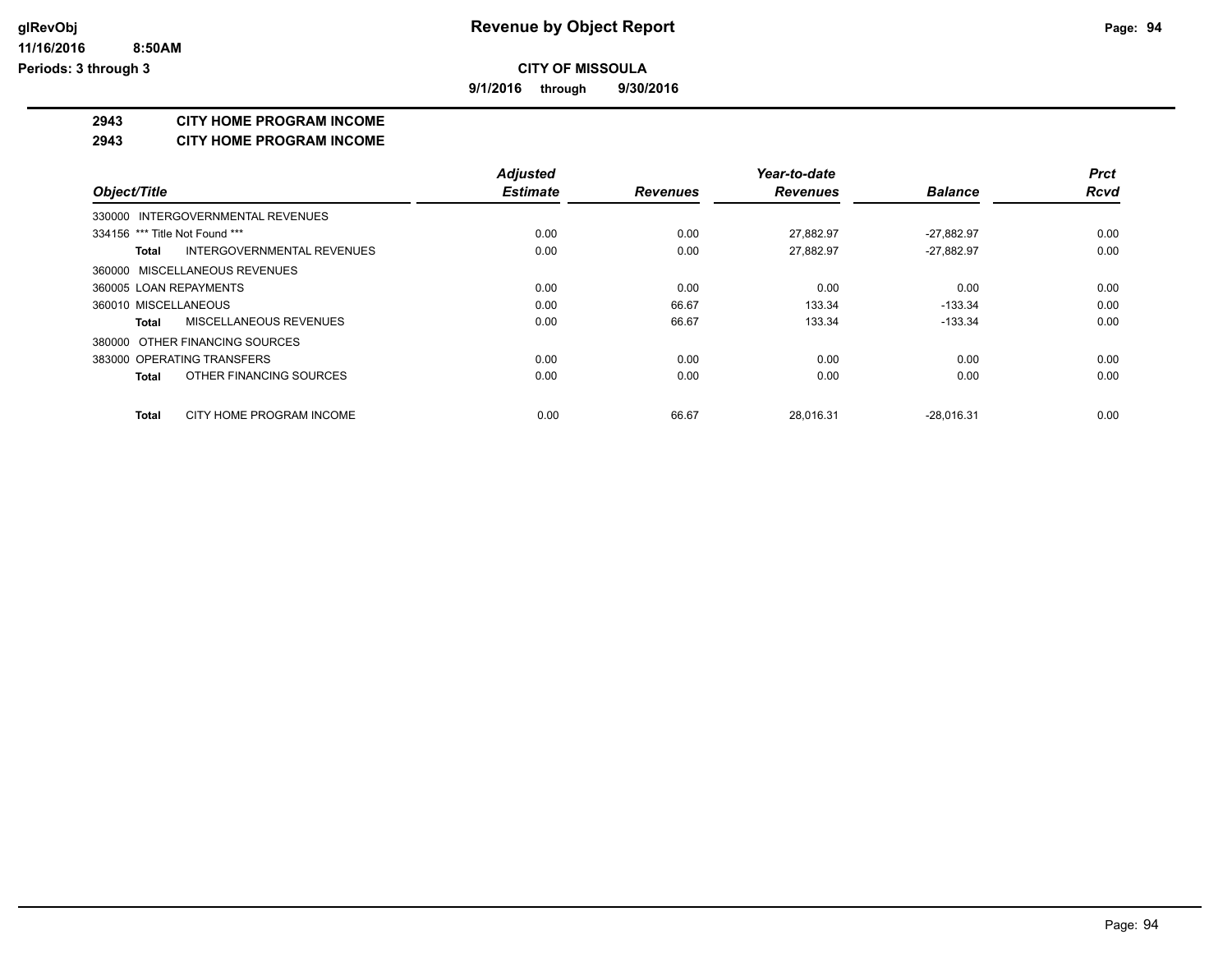# Revenue by Object Report

**CITY OF MISSOULA**

**9/1/2016 through 9/30/2016**

glRevObj
11/16/2016 8:50AM
Periods: 3 through 3

## 2943 CITY HOME PROGRAM INCOME

### 2943 CITY HOME PROGRAM INCOME

| Object/Title | Adjusted Estimate | Revenues | Year-to-date Revenues | Balance | Prct Rcvd |
|---|---|---|---|---|---|
| 330000 INTERGOVERNMENTAL REVENUES | | | | | |
| 334156 *** Title Not Found *** | 0.00 | 0.00 | 27,882.97 | -27,882.97 | 0.00 |
| **Total** INTERGOVERNMENTAL REVENUES | 0.00 | 0.00 | 27,882.97 | -27,882.97 | 0.00 |
| 360000 MISCELLANEOUS REVENUES | | | | | |
| 360005 LOAN REPAYMENTS | 0.00 | 0.00 | 0.00 | 0.00 | 0.00 |
| 360010 MISCELLANEOUS | 0.00 | 66.67 | 133.34 | -133.34 | 0.00 |
| **Total** MISCELLANEOUS REVENUES | 0.00 | 66.67 | 133.34 | -133.34 | 0.00 |
| 380000 OTHER FINANCING SOURCES | | | | | |
| 383000 OPERATING TRANSFERS | 0.00 | 0.00 | 0.00 | 0.00 | 0.00 |
| **Total** OTHER FINANCING SOURCES | 0.00 | 0.00 | 0.00 | 0.00 | 0.00 |
| **Total** CITY HOME PROGRAM INCOME | 0.00 | 66.67 | 28,016.31 | -28,016.31 | 0.00 |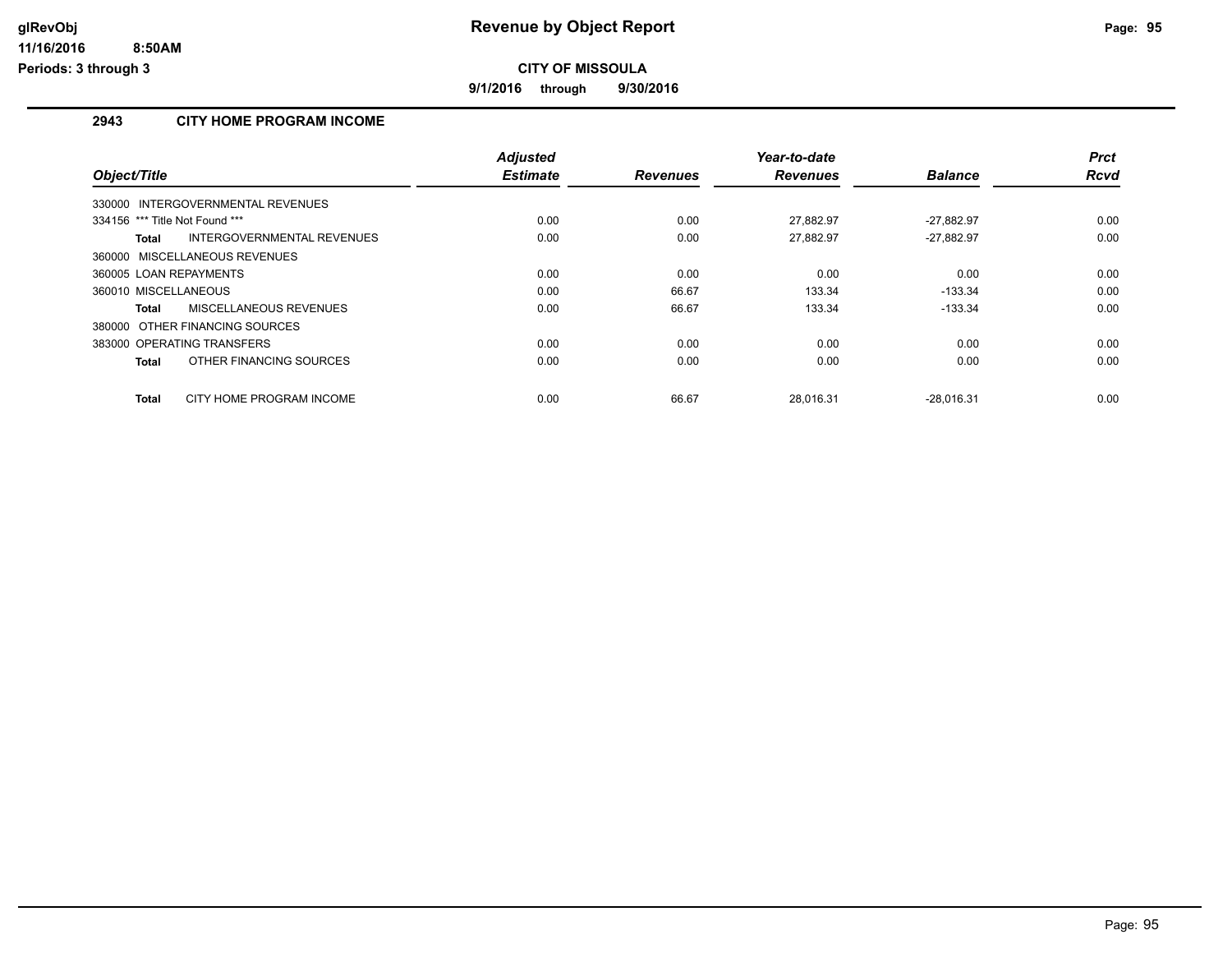# Revenue by Object Report

**CITY OF MISSOULA**

**9/1/2016 through 9/30/2016**

glRevObj
11/16/2016 8:50AM
Periods: 3 through 3

## 2943 CITY HOME PROGRAM INCOME

| Object/Title | Adjusted Estimate | Revenues | Year-to-date Revenues | Balance | Prct Rcvd |
|---|---|---|---|---|---|
| 330000 INTERGOVERNMENTAL REVENUES | | | | | |
| 334156 *** Title Not Found *** | 0.00 | 0.00 | 27,882.97 | -27,882.97 | 0.00 |
| **Total** INTERGOVERNMENTAL REVENUES | 0.00 | 0.00 | 27,882.97 | -27,882.97 | 0.00 |
| 360000 MISCELLANEOUS REVENUES | | | | | |
| 360005 LOAN REPAYMENTS | 0.00 | 0.00 | 0.00 | 0.00 | 0.00 |
| 360010 MISCELLANEOUS | 0.00 | 66.67 | 133.34 | -133.34 | 0.00 |
| **Total** MISCELLANEOUS REVENUES | 0.00 | 66.67 | 133.34 | -133.34 | 0.00 |
| 380000 OTHER FINANCING SOURCES | | | | | |
| 383000 OPERATING TRANSFERS | 0.00 | 0.00 | 0.00 | 0.00 | 0.00 |
| **Total** OTHER FINANCING SOURCES | 0.00 | 0.00 | 0.00 | 0.00 | 0.00 |
| **Total** CITY HOME PROGRAM INCOME | 0.00 | 66.67 | 28,016.31 | -28,016.31 | 0.00 |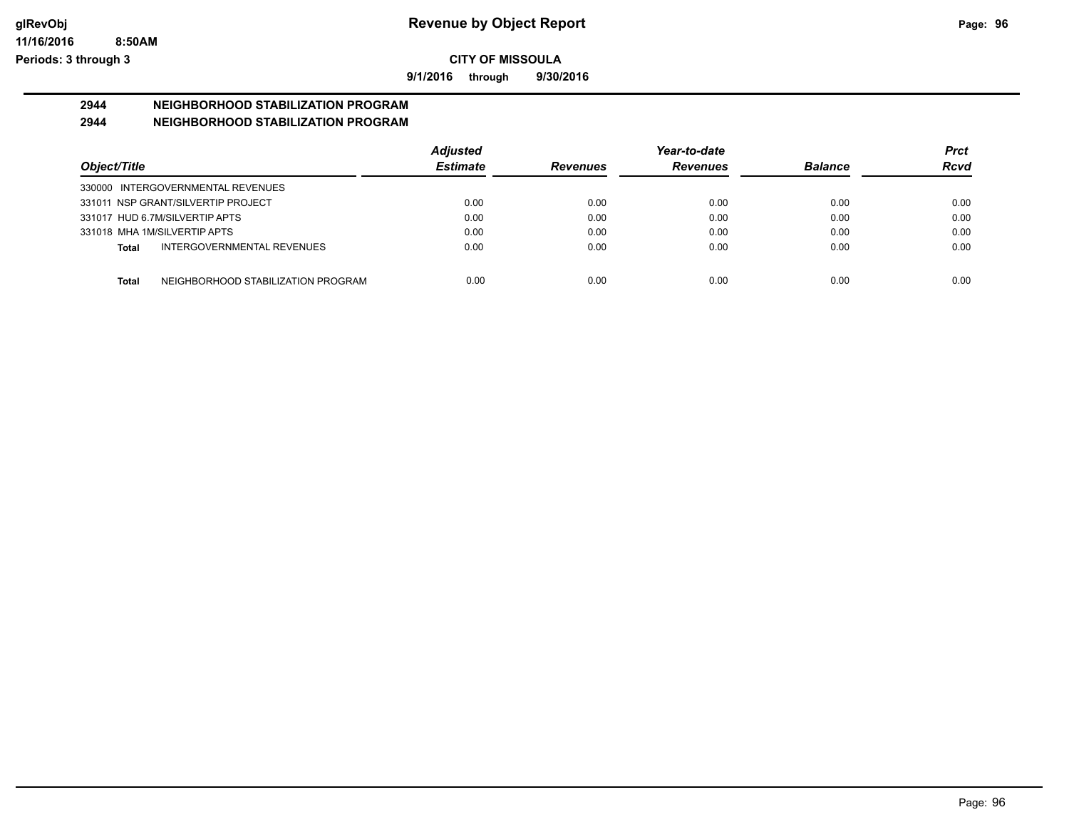# Revenue by Object Report

glRevObj
11/16/2016 8:50AM
Periods: 3 through 3

## CITY OF MISSOULA

9/1/2016 through 9/30/2016

### 2944 NEIGHBORHOOD STABILIZATION PROGRAM
### 2944 NEIGHBORHOOD STABILIZATION PROGRAM

| Object/Title | Adjusted Estimate | Revenues | Year-to-date Revenues | Balance | Prct Rcvd |
|---|---|---|---|---|---|
| 330000 INTERGOVERNMENTAL REVENUES | | | | | |
| 331011 NSP GRANT/SILVERTIP PROJECT | 0.00 | 0.00 | 0.00 | 0.00 | 0.00 |
| 331017 HUD 6.7M/SILVERTIP APTS | 0.00 | 0.00 | 0.00 | 0.00 | 0.00 |
| 331018 MHA 1M/SILVERTIP APTS | 0.00 | 0.00 | 0.00 | 0.00 | 0.00 |
| **Total** INTERGOVERNMENTAL REVENUES | 0.00 | 0.00 | 0.00 | 0.00 | 0.00 |
| **Total** NEIGHBORHOOD STABILIZATION PROGRAM | 0.00 | 0.00 | 0.00 | 0.00 | 0.00 |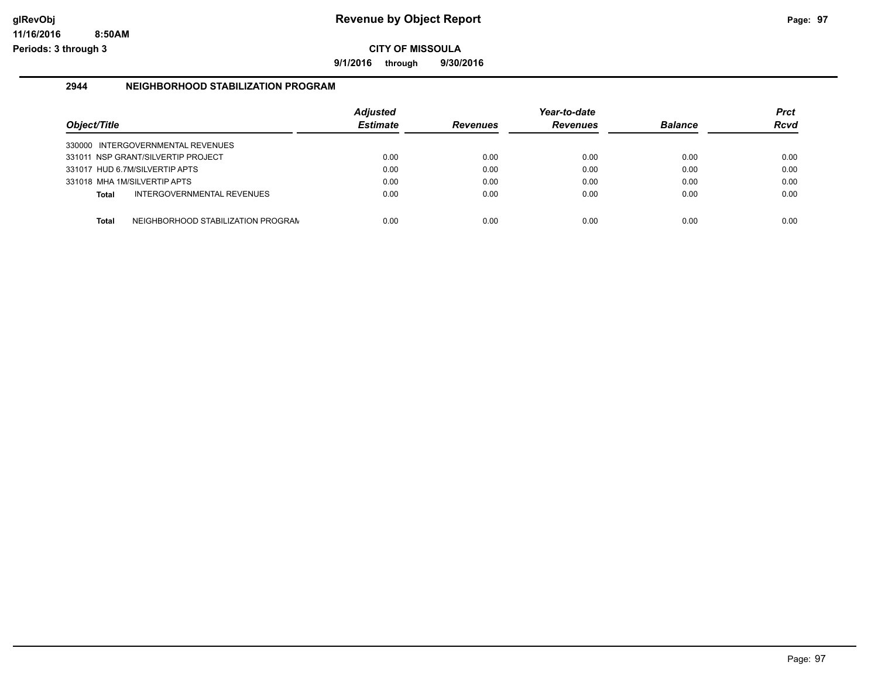**glRevObj** **Revenue by Object Report**

**11/16/2016 8:50AM**

**Periods: 3 through 3**

**CITY OF MISSOULA**

**9/1/2016 through 9/30/2016**

## 2944 NEIGHBORHOOD STABILIZATION PROGRAM

| Object/Title | Adjusted Estimate | Revenues | Year-to-date Revenues | Balance | Prct Rcvd |
|---|---|---|---|---|---|
| 330000 INTERGOVERNMENTAL REVENUES | | | | | |
| 331011 NSP GRANT/SILVERTIP PROJECT | 0.00 | 0.00 | 0.00 | 0.00 | 0.00 |
| 331017 HUD 6.7M/SILVERTIP APTS | 0.00 | 0.00 | 0.00 | 0.00 | 0.00 |
| 331018 MHA 1M/SILVERTIP APTS | 0.00 | 0.00 | 0.00 | 0.00 | 0.00 |
| **Total** INTERGOVERNMENTAL REVENUES | 0.00 | 0.00 | 0.00 | 0.00 | 0.00 |
| **Total** NEIGHBORHOOD STABILIZATION PROGRAM | 0.00 | 0.00 | 0.00 | 0.00 | 0.00 |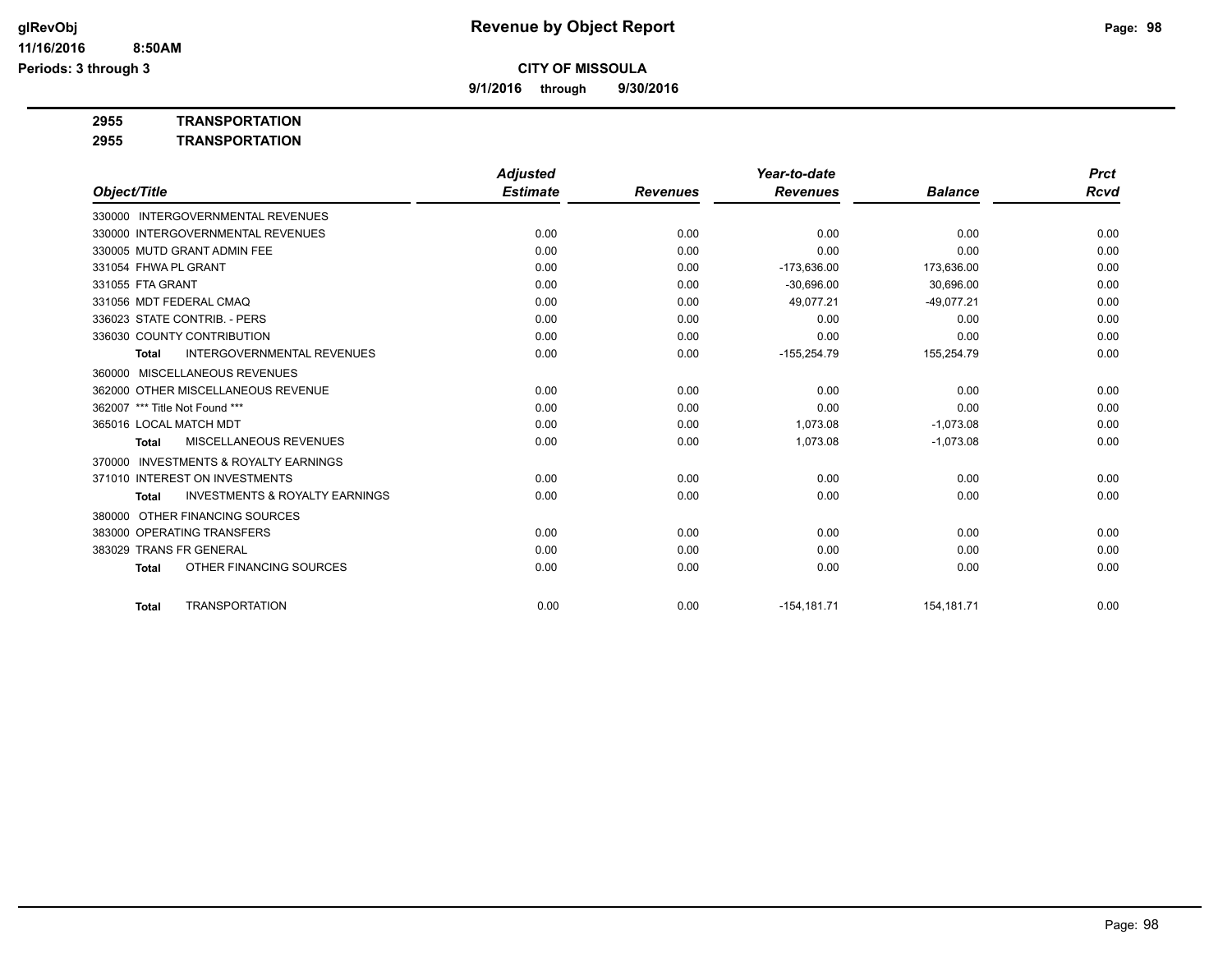# Revenue by Object Report

**CITY OF MISSOULA**

**9/1/2016 through 9/30/2016**

glRevObj
11/16/2016 8:50AM
Periods: 3 through 3

**2955 TRANSPORTATION**

**2955 TRANSPORTATION**

| Object/Title | Adjusted Estimate | Revenues | Year-to-date Revenues | Balance | Prct Rcvd |
|---|---|---|---|---|---|
| 330000 INTERGOVERNMENTAL REVENUES | | | | | |
| 330000 INTERGOVERNMENTAL REVENUES | 0.00 | 0.00 | 0.00 | 0.00 | 0.00 |
| 330005 MUTD GRANT ADMIN FEE | 0.00 | 0.00 | 0.00 | 0.00 | 0.00 |
| 331054 FHWA PL GRANT | 0.00 | 0.00 | -173,636.00 | 173,636.00 | 0.00 |
| 331055 FTA GRANT | 0.00 | 0.00 | -30,696.00 | 30,696.00 | 0.00 |
| 331056 MDT FEDERAL CMAQ | 0.00 | 0.00 | 49,077.21 | -49,077.21 | 0.00 |
| 336023 STATE CONTRIB. - PERS | 0.00 | 0.00 | 0.00 | 0.00 | 0.00 |
| 336030 COUNTY CONTRIBUTION | 0.00 | 0.00 | 0.00 | 0.00 | 0.00 |
| **Total** INTERGOVERNMENTAL REVENUES | 0.00 | 0.00 | -155,254.79 | 155,254.79 | 0.00 |
| 360000 MISCELLANEOUS REVENUES | | | | | |
| 362000 OTHER MISCELLANEOUS REVENUE | 0.00 | 0.00 | 0.00 | 0.00 | 0.00 |
| 362007 *** Title Not Found *** | 0.00 | 0.00 | 0.00 | 0.00 | 0.00 |
| 365016 LOCAL MATCH MDT | 0.00 | 0.00 | 1,073.08 | -1,073.08 | 0.00 |
| **Total** MISCELLANEOUS REVENUES | 0.00 | 0.00 | 1,073.08 | -1,073.08 | 0.00 |
| 370000 INVESTMENTS & ROYALTY EARNINGS | | | | | |
| 371010 INTEREST ON INVESTMENTS | 0.00 | 0.00 | 0.00 | 0.00 | 0.00 |
| **Total** INVESTMENTS & ROYALTY EARNINGS | 0.00 | 0.00 | 0.00 | 0.00 | 0.00 |
| 380000 OTHER FINANCING SOURCES | | | | | |
| 383000 OPERATING TRANSFERS | 0.00 | 0.00 | 0.00 | 0.00 | 0.00 |
| 383029 TRANS FR GENERAL | 0.00 | 0.00 | 0.00 | 0.00 | 0.00 |
| **Total** OTHER FINANCING SOURCES | 0.00 | 0.00 | 0.00 | 0.00 | 0.00 |
| **Total** TRANSPORTATION | 0.00 | 0.00 | -154,181.71 | 154,181.71 | 0.00 |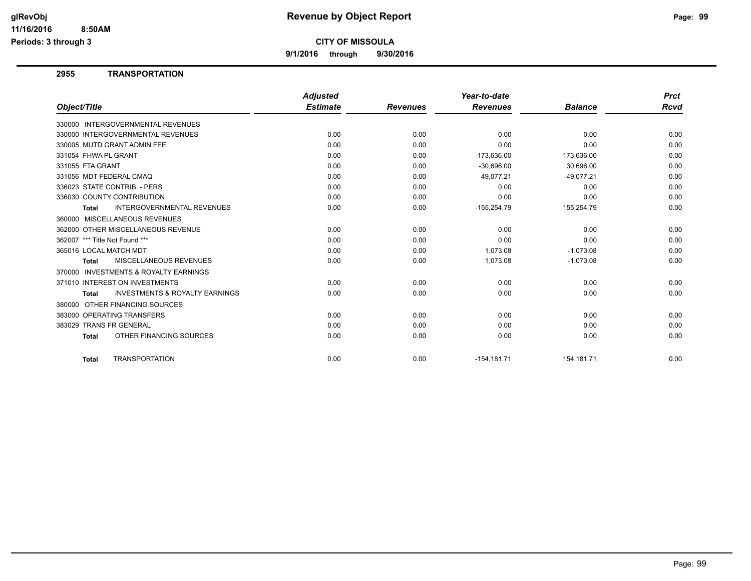# Revenue by Object Report

**CITY OF MISSOULA**

**9/1/2016 through 9/30/2016**

glRevObj
11/16/2016 8:50AM
Periods: 3 through 3

## 2955 TRANSPORTATION

| Object/Title | Adjusted Estimate | Revenues | Year-to-date Revenues | Balance | Prct Rcvd |
|---|---|---|---|---|---|
| 330000 INTERGOVERNMENTAL REVENUES | | | | | |
| 330000 INTERGOVERNMENTAL REVENUES | 0.00 | 0.00 | 0.00 | 0.00 | 0.00 |
| 330005 MUTD GRANT ADMIN FEE | 0.00 | 0.00 | 0.00 | 0.00 | 0.00 |
| 331054 FHWA PL GRANT | 0.00 | 0.00 | -173,636.00 | 173,636.00 | 0.00 |
| 331055 FTA GRANT | 0.00 | 0.00 | -30,696.00 | 30,696.00 | 0.00 |
| 331056 MDT FEDERAL CMAQ | 0.00 | 0.00 | 49,077.21 | -49,077.21 | 0.00 |
| 336023 STATE CONTRIB. - PERS | 0.00 | 0.00 | 0.00 | 0.00 | 0.00 |
| 336030 COUNTY CONTRIBUTION | 0.00 | 0.00 | 0.00 | 0.00 | 0.00 |
| **Total** INTERGOVERNMENTAL REVENUES | 0.00 | 0.00 | -155,254.79 | 155,254.79 | 0.00 |
| 360000 MISCELLANEOUS REVENUES | | | | | |
| 362000 OTHER MISCELLANEOUS REVENUE | 0.00 | 0.00 | 0.00 | 0.00 | 0.00 |
| 362007 *** Title Not Found *** | 0.00 | 0.00 | 0.00 | 0.00 | 0.00 |
| 365016 LOCAL MATCH MDT | 0.00 | 0.00 | 1,073.08 | -1,073.08 | 0.00 |
| **Total** MISCELLANEOUS REVENUES | 0.00 | 0.00 | 1,073.08 | -1,073.08 | 0.00 |
| 370000 INVESTMENTS & ROYALTY EARNINGS | | | | | |
| 371010 INTEREST ON INVESTMENTS | 0.00 | 0.00 | 0.00 | 0.00 | 0.00 |
| **Total** INVESTMENTS & ROYALTY EARNINGS | 0.00 | 0.00 | 0.00 | 0.00 | 0.00 |
| 380000 OTHER FINANCING SOURCES | | | | | |
| 383000 OPERATING TRANSFERS | 0.00 | 0.00 | 0.00 | 0.00 | 0.00 |
| 383029 TRANS FR GENERAL | 0.00 | 0.00 | 0.00 | 0.00 | 0.00 |
| **Total** OTHER FINANCING SOURCES | 0.00 | 0.00 | 0.00 | 0.00 | 0.00 |
| **Total** TRANSPORTATION | 0.00 | 0.00 | -154,181.71 | 154,181.71 | 0.00 |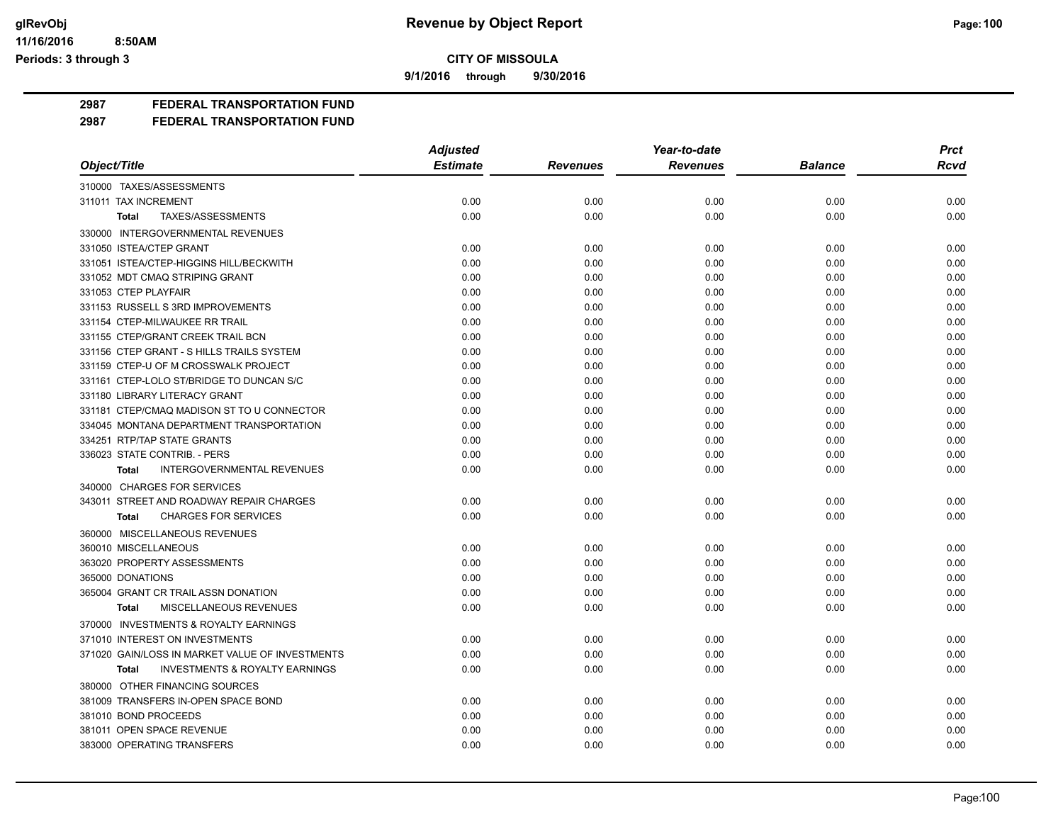**CITY OF MISSOULA**

**9/1/2016 through 9/30/2016**

**Revenue by Object Report**

glRevObj
11/16/2016 8:50AM
Periods: 3 through 3

## 2987 FEDERAL TRANSPORTATION FUND

## 2987 FEDERAL TRANSPORTATION FUND

| Object/Title | Adjusted Estimate | Revenues | Year-to-date Revenues | Balance | Prct Rcvd |
|---|---|---|---|---|---|
| 310000 TAXES/ASSESSMENTS | | | | | |
| 311011 TAX INCREMENT | 0.00 | 0.00 | 0.00 | 0.00 | 0.00 |
| **Total** TAXES/ASSESSMENTS | 0.00 | 0.00 | 0.00 | 0.00 | 0.00 |
| 330000 INTERGOVERNMENTAL REVENUES | | | | | |
| 331050 ISTEA/CTEP GRANT | 0.00 | 0.00 | 0.00 | 0.00 | 0.00 |
| 331051 ISTEA/CTEP-HIGGINS HILL/BECKWITH | 0.00 | 0.00 | 0.00 | 0.00 | 0.00 |
| 331052 MDT CMAQ STRIPING GRANT | 0.00 | 0.00 | 0.00 | 0.00 | 0.00 |
| 331053 CTEP PLAYFAIR | 0.00 | 0.00 | 0.00 | 0.00 | 0.00 |
| 331153 RUSSELL S 3RD IMPROVEMENTS | 0.00 | 0.00 | 0.00 | 0.00 | 0.00 |
| 331154 CTEP-MILWAUKEE RR TRAIL | 0.00 | 0.00 | 0.00 | 0.00 | 0.00 |
| 331155 CTEP/GRANT CREEK TRAIL BCN | 0.00 | 0.00 | 0.00 | 0.00 | 0.00 |
| 331156 CTEP GRANT - S HILLS TRAILS SYSTEM | 0.00 | 0.00 | 0.00 | 0.00 | 0.00 |
| 331159 CTEP-U OF M CROSSWALK PROJECT | 0.00 | 0.00 | 0.00 | 0.00 | 0.00 |
| 331161 CTEP-LOLO ST/BRIDGE TO DUNCAN S/C | 0.00 | 0.00 | 0.00 | 0.00 | 0.00 |
| 331180 LIBRARY LITERACY GRANT | 0.00 | 0.00 | 0.00 | 0.00 | 0.00 |
| 331181 CTEP/CMAQ MADISON ST TO U CONNECTOR | 0.00 | 0.00 | 0.00 | 0.00 | 0.00 |
| 334045 MONTANA DEPARTMENT TRANSPORTATION | 0.00 | 0.00 | 0.00 | 0.00 | 0.00 |
| 334251 RTP/TAP STATE GRANTS | 0.00 | 0.00 | 0.00 | 0.00 | 0.00 |
| 336023 STATE CONTRIB. - PERS | 0.00 | 0.00 | 0.00 | 0.00 | 0.00 |
| **Total** INTERGOVERNMENTAL REVENUES | 0.00 | 0.00 | 0.00 | 0.00 | 0.00 |
| 340000 CHARGES FOR SERVICES | | | | | |
| 343011 STREET AND ROADWAY REPAIR CHARGES | 0.00 | 0.00 | 0.00 | 0.00 | 0.00 |
| **Total** CHARGES FOR SERVICES | 0.00 | 0.00 | 0.00 | 0.00 | 0.00 |
| 360000 MISCELLANEOUS REVENUES | | | | | |
| 360010 MISCELLANEOUS | 0.00 | 0.00 | 0.00 | 0.00 | 0.00 |
| 363020 PROPERTY ASSESSMENTS | 0.00 | 0.00 | 0.00 | 0.00 | 0.00 |
| 365000 DONATIONS | 0.00 | 0.00 | 0.00 | 0.00 | 0.00 |
| 365004 GRANT CR TRAIL ASSN DONATION | 0.00 | 0.00 | 0.00 | 0.00 | 0.00 |
| **Total** MISCELLANEOUS REVENUES | 0.00 | 0.00 | 0.00 | 0.00 | 0.00 |
| 370000 INVESTMENTS & ROYALTY EARNINGS | | | | | |
| 371010 INTEREST ON INVESTMENTS | 0.00 | 0.00 | 0.00 | 0.00 | 0.00 |
| 371020 GAIN/LOSS IN MARKET VALUE OF INVESTMENTS | 0.00 | 0.00 | 0.00 | 0.00 | 0.00 |
| **Total** INVESTMENTS & ROYALTY EARNINGS | 0.00 | 0.00 | 0.00 | 0.00 | 0.00 |
| 380000 OTHER FINANCING SOURCES | | | | | |
| 381009 TRANSFERS IN-OPEN SPACE BOND | 0.00 | 0.00 | 0.00 | 0.00 | 0.00 |
| 381010 BOND PROCEEDS | 0.00 | 0.00 | 0.00 | 0.00 | 0.00 |
| 381011 OPEN SPACE REVENUE | 0.00 | 0.00 | 0.00 | 0.00 | 0.00 |
| 383000 OPERATING TRANSFERS | 0.00 | 0.00 | 0.00 | 0.00 | 0.00 |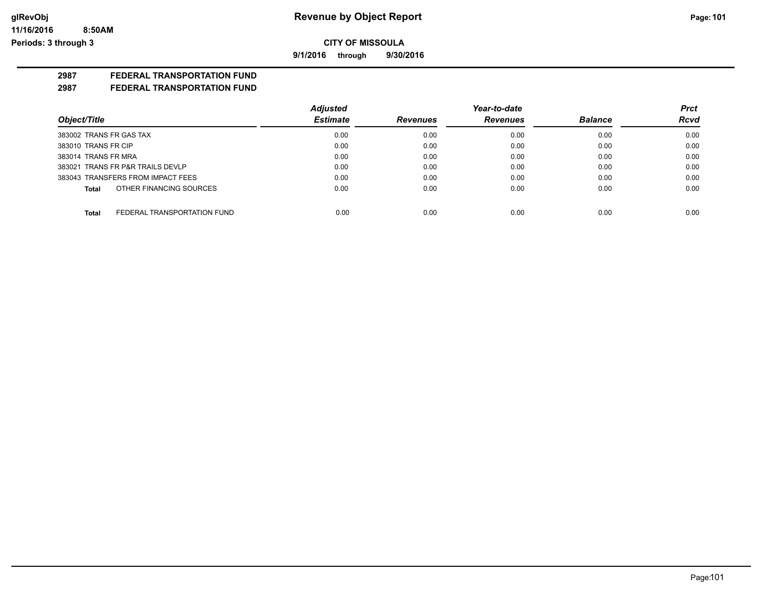# Revenue by Object Report

**CITY OF MISSOULA**

**9/1/2016 through 9/30/2016**

glRevObj
11/16/2016 8:50AM
Periods: 3 through 3

**2987 FEDERAL TRANSPORTATION FUND**

**2987 FEDERAL TRANSPORTATION FUND**

| Object/Title | Adjusted Estimate | Revenues | Year-to-date Revenues | Balance | Prct Rcvd |
|---|---|---|---|---|---|
| 383002 TRANS FR GAS TAX | 0.00 | 0.00 | 0.00 | 0.00 | 0.00 |
| 383010 TRANS FR CIP | 0.00 | 0.00 | 0.00 | 0.00 | 0.00 |
| 383014 TRANS FR MRA | 0.00 | 0.00 | 0.00 | 0.00 | 0.00 |
| 383021 TRANS FR P&R TRAILS DEVLP | 0.00 | 0.00 | 0.00 | 0.00 | 0.00 |
| 383043 TRANSFERS FROM IMPACT FEES | 0.00 | 0.00 | 0.00 | 0.00 | 0.00 |
| **Total** OTHER FINANCING SOURCES | 0.00 | 0.00 | 0.00 | 0.00 | 0.00 |
| **Total** FEDERAL TRANSPORTATION FUND | 0.00 | 0.00 | 0.00 | 0.00 | 0.00 |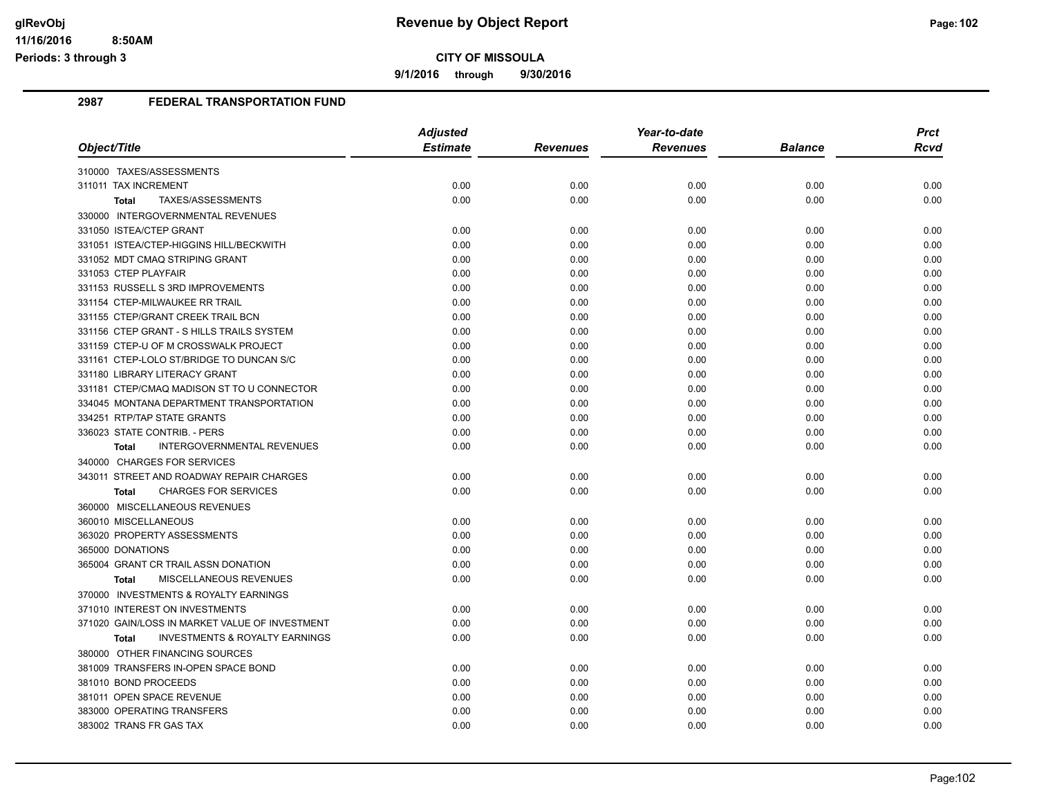# Revenue by Object Report

**CITY OF MISSOULA**

9/1/2016 through 9/30/2016

Periods: 3 through 3

## 2987 FEDERAL TRANSPORTATION FUND

| Object/Title | Adjusted Estimate | Revenues | Year-to-date Revenues | Balance | Prct Rcvd |
|---|---|---|---|---|---|
| 310000 TAXES/ASSESSMENTS | | | | | |
| 311011 TAX INCREMENT | 0.00 | 0.00 | 0.00 | 0.00 | 0.00 |
| **Total** TAXES/ASSESSMENTS | 0.00 | 0.00 | 0.00 | 0.00 | 0.00 |
| 330000 INTERGOVERNMENTAL REVENUES | | | | | |
| 331050 ISTEA/CTEP GRANT | 0.00 | 0.00 | 0.00 | 0.00 | 0.00 |
| 331051 ISTEA/CTEP-HIGGINS HILL/BECKWITH | 0.00 | 0.00 | 0.00 | 0.00 | 0.00 |
| 331052 MDT CMAQ STRIPING GRANT | 0.00 | 0.00 | 0.00 | 0.00 | 0.00 |
| 331053 CTEP PLAYFAIR | 0.00 | 0.00 | 0.00 | 0.00 | 0.00 |
| 331153 RUSSELL S 3RD IMPROVEMENTS | 0.00 | 0.00 | 0.00 | 0.00 | 0.00 |
| 331154 CTEP-MILWAUKEE RR TRAIL | 0.00 | 0.00 | 0.00 | 0.00 | 0.00 |
| 331155 CTEP/GRANT CREEK TRAIL BCN | 0.00 | 0.00 | 0.00 | 0.00 | 0.00 |
| 331156 CTEP GRANT - S HILLS TRAILS SYSTEM | 0.00 | 0.00 | 0.00 | 0.00 | 0.00 |
| 331159 CTEP-U OF M CROSSWALK PROJECT | 0.00 | 0.00 | 0.00 | 0.00 | 0.00 |
| 331161 CTEP-LOLO ST/BRIDGE TO DUNCAN S/C | 0.00 | 0.00 | 0.00 | 0.00 | 0.00 |
| 331180 LIBRARY LITERACY GRANT | 0.00 | 0.00 | 0.00 | 0.00 | 0.00 |
| 331181 CTEP/CMAQ MADISON ST TO U CONNECTOR | 0.00 | 0.00 | 0.00 | 0.00 | 0.00 |
| 334045 MONTANA DEPARTMENT TRANSPORTATION | 0.00 | 0.00 | 0.00 | 0.00 | 0.00 |
| 334251 RTP/TAP STATE GRANTS | 0.00 | 0.00 | 0.00 | 0.00 | 0.00 |
| 336023 STATE CONTRIB. - PERS | 0.00 | 0.00 | 0.00 | 0.00 | 0.00 |
| **Total** INTERGOVERNMENTAL REVENUES | 0.00 | 0.00 | 0.00 | 0.00 | 0.00 |
| 340000 CHARGES FOR SERVICES | | | | | |
| 343011 STREET AND ROADWAY REPAIR CHARGES | 0.00 | 0.00 | 0.00 | 0.00 | 0.00 |
| **Total** CHARGES FOR SERVICES | 0.00 | 0.00 | 0.00 | 0.00 | 0.00 |
| 360000 MISCELLANEOUS REVENUES | | | | | |
| 360010 MISCELLANEOUS | 0.00 | 0.00 | 0.00 | 0.00 | 0.00 |
| 363020 PROPERTY ASSESSMENTS | 0.00 | 0.00 | 0.00 | 0.00 | 0.00 |
| 365000 DONATIONS | 0.00 | 0.00 | 0.00 | 0.00 | 0.00 |
| 365004 GRANT CR TRAIL ASSN DONATION | 0.00 | 0.00 | 0.00 | 0.00 | 0.00 |
| **Total** MISCELLANEOUS REVENUES | 0.00 | 0.00 | 0.00 | 0.00 | 0.00 |
| 370000 INVESTMENTS & ROYALTY EARNINGS | | | | | |
| 371010 INTEREST ON INVESTMENTS | 0.00 | 0.00 | 0.00 | 0.00 | 0.00 |
| 371020 GAIN/LOSS IN MARKET VALUE OF INVESTMENT | 0.00 | 0.00 | 0.00 | 0.00 | 0.00 |
| **Total** INVESTMENTS & ROYALTY EARNINGS | 0.00 | 0.00 | 0.00 | 0.00 | 0.00 |
| 380000 OTHER FINANCING SOURCES | | | | | |
| 381009 TRANSFERS IN-OPEN SPACE BOND | 0.00 | 0.00 | 0.00 | 0.00 | 0.00 |
| 381010 BOND PROCEEDS | 0.00 | 0.00 | 0.00 | 0.00 | 0.00 |
| 381011 OPEN SPACE REVENUE | 0.00 | 0.00 | 0.00 | 0.00 | 0.00 |
| 383000 OPERATING TRANSFERS | 0.00 | 0.00 | 0.00 | 0.00 | 0.00 |
| 383002 TRANS FR GAS TAX | 0.00 | 0.00 | 0.00 | 0.00 | 0.00 |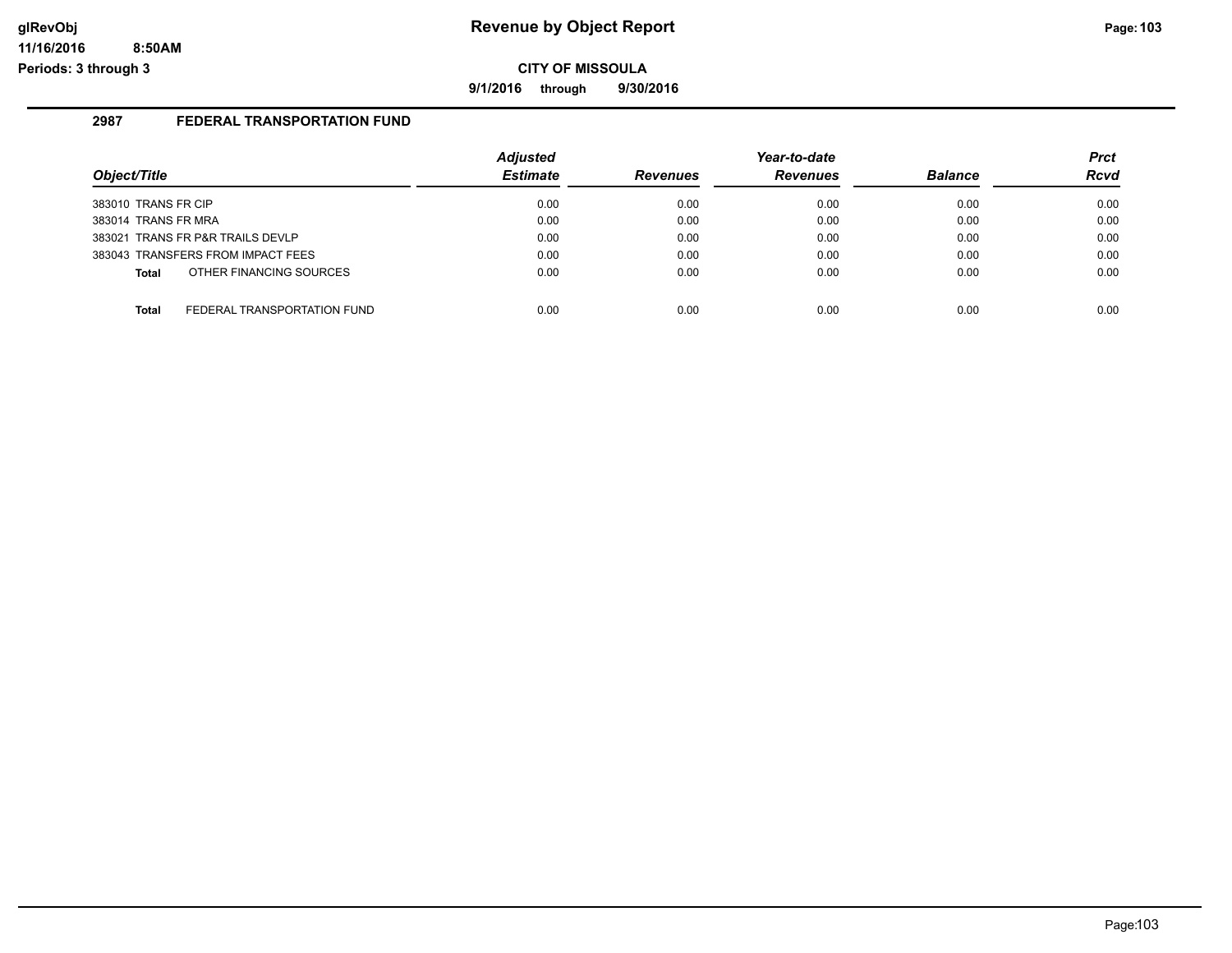# Revenue by Object Report

**CITY OF MISSOULA**

**9/1/2016 through 9/30/2016**

glRevObj
11/16/2016 8:50AM
Periods: 3 through 3

## 2987 FEDERAL TRANSPORTATION FUND

| Object/Title | Adjusted Estimate | Revenues | Year-to-date Revenues | Balance | Prct Rcvd |
|---|---|---|---|---|---|
| 383010 TRANS FR CIP | 0.00 | 0.00 | 0.00 | 0.00 | 0.00 |
| 383014 TRANS FR MRA | 0.00 | 0.00 | 0.00 | 0.00 | 0.00 |
| 383021 TRANS FR P&R TRAILS DEVLP | 0.00 | 0.00 | 0.00 | 0.00 | 0.00 |
| 383043 TRANSFERS FROM IMPACT FEES | 0.00 | 0.00 | 0.00 | 0.00 | 0.00 |
| **Total** OTHER FINANCING SOURCES | 0.00 | 0.00 | 0.00 | 0.00 | 0.00 |
| | | | | | |
| **Total** FEDERAL TRANSPORTATION FUND | 0.00 | 0.00 | 0.00 | 0.00 | 0.00 |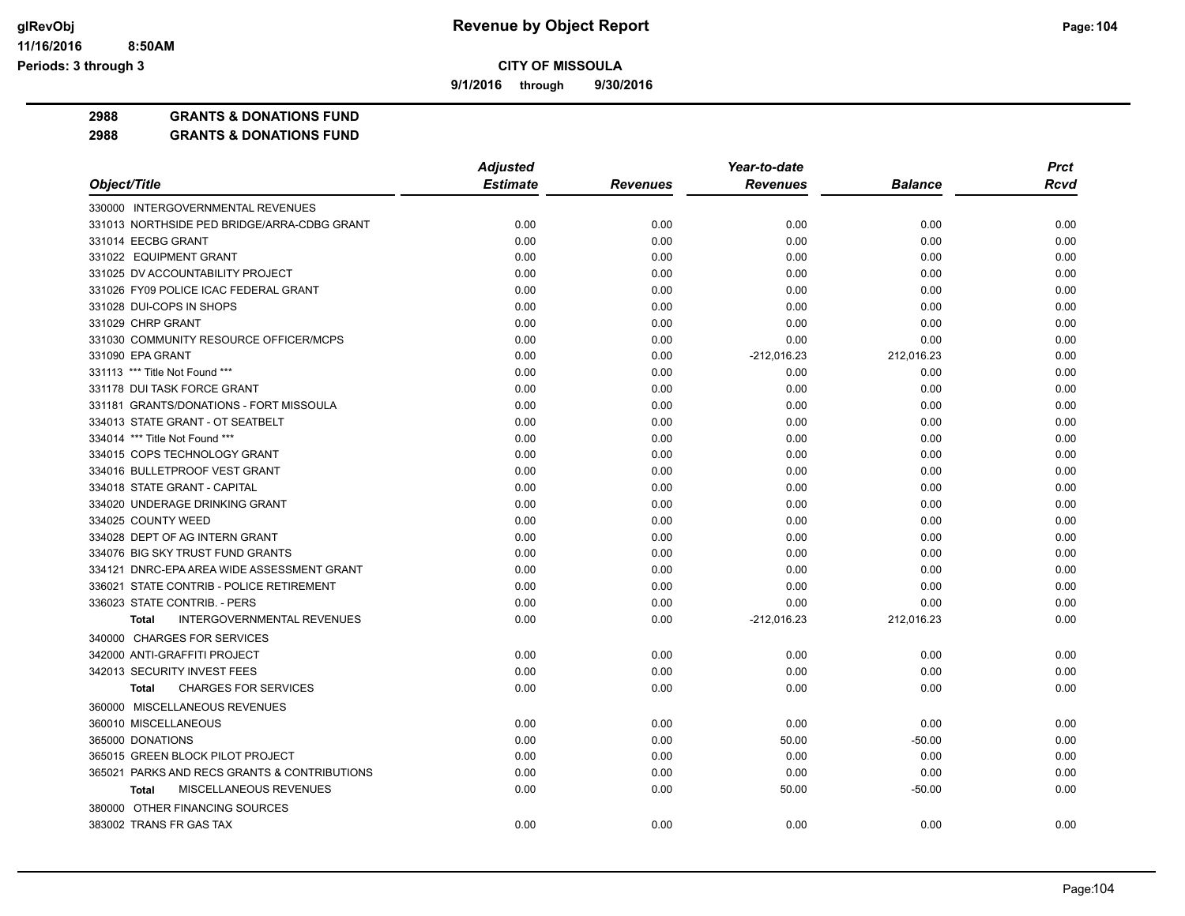**CITY OF MISSOULA**

**9/1/2016 through 9/30/2016**

**Revenue by Object Report**

glRevObj
11/16/2016 8:50AM
Periods: 3 through 3

**2988 GRANTS & DONATIONS FUND**

**2988 GRANTS & DONATIONS FUND**

| Object/Title | Adjusted Estimate | Revenues | Year-to-date Revenues | Balance | Prct Rcvd |
|---|---|---|---|---|---|
| 330000 INTERGOVERNMENTAL REVENUES | | | | | |
| 331013 NORTHSIDE PED BRIDGE/ARRA-CDBG GRANT | 0.00 | 0.00 | 0.00 | 0.00 | 0.00 |
| 331014 EECBG GRANT | 0.00 | 0.00 | 0.00 | 0.00 | 0.00 |
| 331022 EQUIPMENT GRANT | 0.00 | 0.00 | 0.00 | 0.00 | 0.00 |
| 331025 DV ACCOUNTABILITY PROJECT | 0.00 | 0.00 | 0.00 | 0.00 | 0.00 |
| 331026 FY09 POLICE ICAC FEDERAL GRANT | 0.00 | 0.00 | 0.00 | 0.00 | 0.00 |
| 331028 DUI-COPS IN SHOPS | 0.00 | 0.00 | 0.00 | 0.00 | 0.00 |
| 331029 CHRP GRANT | 0.00 | 0.00 | 0.00 | 0.00 | 0.00 |
| 331030 COMMUNITY RESOURCE OFFICER/MCPS | 0.00 | 0.00 | 0.00 | 0.00 | 0.00 |
| 331090 EPA GRANT | 0.00 | 0.00 | -212,016.23 | 212,016.23 | 0.00 |
| 331113 *** Title Not Found *** | 0.00 | 0.00 | 0.00 | 0.00 | 0.00 |
| 331178 DUI TASK FORCE GRANT | 0.00 | 0.00 | 0.00 | 0.00 | 0.00 |
| 331181 GRANTS/DONATIONS - FORT MISSOULA | 0.00 | 0.00 | 0.00 | 0.00 | 0.00 |
| 334013 STATE GRANT - OT SEATBELT | 0.00 | 0.00 | 0.00 | 0.00 | 0.00 |
| 334014 *** Title Not Found *** | 0.00 | 0.00 | 0.00 | 0.00 | 0.00 |
| 334015 COPS TECHNOLOGY GRANT | 0.00 | 0.00 | 0.00 | 0.00 | 0.00 |
| 334016 BULLETPROOF VEST GRANT | 0.00 | 0.00 | 0.00 | 0.00 | 0.00 |
| 334018 STATE GRANT - CAPITAL | 0.00 | 0.00 | 0.00 | 0.00 | 0.00 |
| 334020 UNDERAGE DRINKING GRANT | 0.00 | 0.00 | 0.00 | 0.00 | 0.00 |
| 334025 COUNTY WEED | 0.00 | 0.00 | 0.00 | 0.00 | 0.00 |
| 334028 DEPT OF AG INTERN GRANT | 0.00 | 0.00 | 0.00 | 0.00 | 0.00 |
| 334076 BIG SKY TRUST FUND GRANTS | 0.00 | 0.00 | 0.00 | 0.00 | 0.00 |
| 334121 DNRC-EPA AREA WIDE ASSESSMENT GRANT | 0.00 | 0.00 | 0.00 | 0.00 | 0.00 |
| 336021 STATE CONTRIB - POLICE RETIREMENT | 0.00 | 0.00 | 0.00 | 0.00 | 0.00 |
| 336023 STATE CONTRIB. - PERS | 0.00 | 0.00 | 0.00 | 0.00 | 0.00 |
| **Total** INTERGOVERNMENTAL REVENUES | 0.00 | 0.00 | -212,016.23 | 212,016.23 | 0.00 |
| 340000 CHARGES FOR SERVICES | | | | | |
| 342000 ANTI-GRAFFITI PROJECT | 0.00 | 0.00 | 0.00 | 0.00 | 0.00 |
| 342013 SECURITY INVEST FEES | 0.00 | 0.00 | 0.00 | 0.00 | 0.00 |
| **Total** CHARGES FOR SERVICES | 0.00 | 0.00 | 0.00 | 0.00 | 0.00 |
| 360000 MISCELLANEOUS REVENUES | | | | | |
| 360010 MISCELLANEOUS | 0.00 | 0.00 | 0.00 | 0.00 | 0.00 |
| 365000 DONATIONS | 0.00 | 0.00 | 50.00 | -50.00 | 0.00 |
| 365015 GREEN BLOCK PILOT PROJECT | 0.00 | 0.00 | 0.00 | 0.00 | 0.00 |
| 365021 PARKS AND RECS GRANTS & CONTRIBUTIONS | 0.00 | 0.00 | 0.00 | 0.00 | 0.00 |
| **Total** MISCELLANEOUS REVENUES | 0.00 | 0.00 | 50.00 | -50.00 | 0.00 |
| 380000 OTHER FINANCING SOURCES | | | | | |
| 383002 TRANS FR GAS TAX | 0.00 | 0.00 | 0.00 | 0.00 | 0.00 |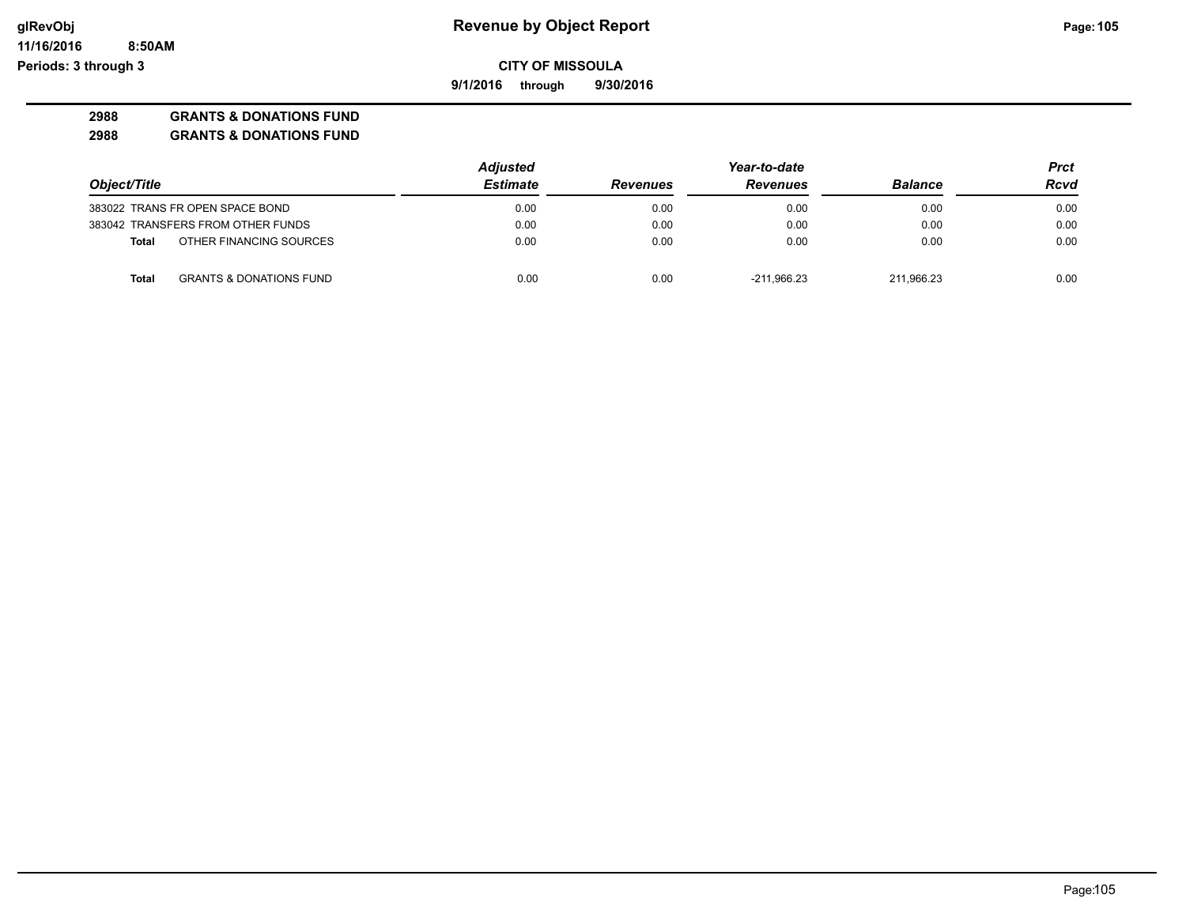**Revenue by Object Report**

**CITY OF MISSOULA**

**9/1/2016 through 9/30/2016**

glRevObj
11/16/2016 8:50AM
Periods: 3 through 3

**2988 GRANTS & DONATIONS FUND**
**2988 GRANTS & DONATIONS FUND**

| Object/Title | Adjusted Estimate | Revenues | Year-to-date Revenues | Balance | Prct Rcvd |
|---|---|---|---|---|---|
| 383022 TRANS FR OPEN SPACE BOND | 0.00 | 0.00 | 0.00 | 0.00 | 0.00 |
| 383042 TRANSFERS FROM OTHER FUNDS | 0.00 | 0.00 | 0.00 | 0.00 | 0.00 |
| **Total** OTHER FINANCING SOURCES | 0.00 | 0.00 | 0.00 | 0.00 | 0.00 |
| **Total** GRANTS & DONATIONS FUND | 0.00 | 0.00 | -211,966.23 | 211,966.23 | 0.00 |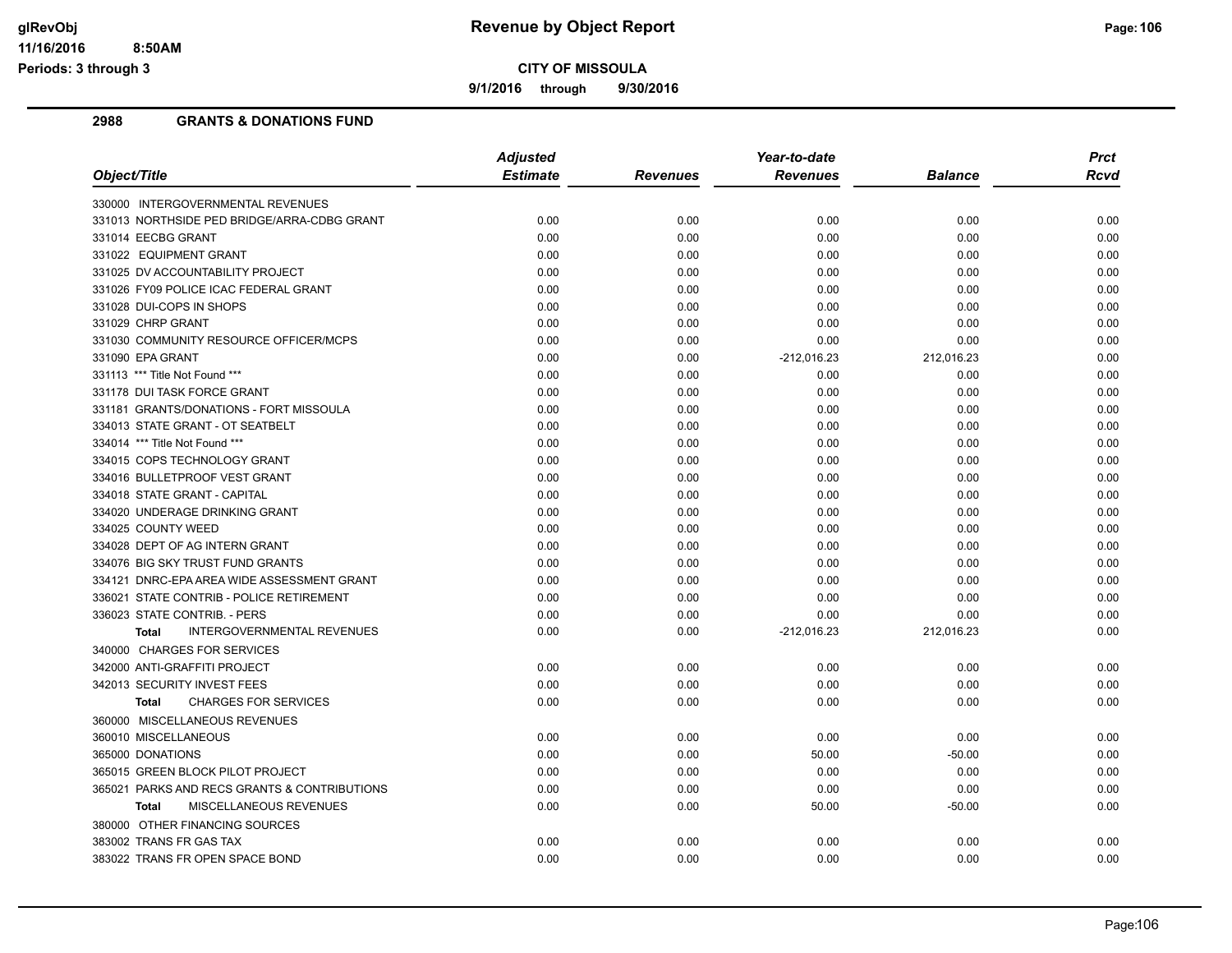# Revenue by Object Report

**CITY OF MISSOULA**

**9/1/2016 through 9/30/2016**

glRevObj
11/16/2016 8:50AM
Periods: 3 through 3

## 2988 GRANTS & DONATIONS FUND

| Object/Title | Adjusted Estimate | Revenues | Year-to-date Revenues | Balance | Prct Rcvd |
|---|---|---|---|---|---|
| 330000 INTERGOVERNMENTAL REVENUES | | | | | |
| 331013 NORTHSIDE PED BRIDGE/ARRA-CDBG GRANT | 0.00 | 0.00 | 0.00 | 0.00 | 0.00 |
| 331014 EECBG GRANT | 0.00 | 0.00 | 0.00 | 0.00 | 0.00 |
| 331022 EQUIPMENT GRANT | 0.00 | 0.00 | 0.00 | 0.00 | 0.00 |
| 331025 DV ACCOUNTABILITY PROJECT | 0.00 | 0.00 | 0.00 | 0.00 | 0.00 |
| 331026 FY09 POLICE ICAC FEDERAL GRANT | 0.00 | 0.00 | 0.00 | 0.00 | 0.00 |
| 331028 DUI-COPS IN SHOPS | 0.00 | 0.00 | 0.00 | 0.00 | 0.00 |
| 331029 CHRP GRANT | 0.00 | 0.00 | 0.00 | 0.00 | 0.00 |
| 331030 COMMUNITY RESOURCE OFFICER/MCPS | 0.00 | 0.00 | 0.00 | 0.00 | 0.00 |
| 331090 EPA GRANT | 0.00 | 0.00 | -212,016.23 | 212,016.23 | 0.00 |
| 331113 *** Title Not Found *** | 0.00 | 0.00 | 0.00 | 0.00 | 0.00 |
| 331178 DUI TASK FORCE GRANT | 0.00 | 0.00 | 0.00 | 0.00 | 0.00 |
| 331181 GRANTS/DONATIONS - FORT MISSOULA | 0.00 | 0.00 | 0.00 | 0.00 | 0.00 |
| 334013 STATE GRANT - OT SEATBELT | 0.00 | 0.00 | 0.00 | 0.00 | 0.00 |
| 334014 *** Title Not Found *** | 0.00 | 0.00 | 0.00 | 0.00 | 0.00 |
| 334015 COPS TECHNOLOGY GRANT | 0.00 | 0.00 | 0.00 | 0.00 | 0.00 |
| 334016 BULLETPROOF VEST GRANT | 0.00 | 0.00 | 0.00 | 0.00 | 0.00 |
| 334018 STATE GRANT - CAPITAL | 0.00 | 0.00 | 0.00 | 0.00 | 0.00 |
| 334020 UNDERAGE DRINKING GRANT | 0.00 | 0.00 | 0.00 | 0.00 | 0.00 |
| 334025 COUNTY WEED | 0.00 | 0.00 | 0.00 | 0.00 | 0.00 |
| 334028 DEPT OF AG INTERN GRANT | 0.00 | 0.00 | 0.00 | 0.00 | 0.00 |
| 334076 BIG SKY TRUST FUND GRANTS | 0.00 | 0.00 | 0.00 | 0.00 | 0.00 |
| 334121 DNRC-EPA AREA WIDE ASSESSMENT GRANT | 0.00 | 0.00 | 0.00 | 0.00 | 0.00 |
| 336021 STATE CONTRIB - POLICE RETIREMENT | 0.00 | 0.00 | 0.00 | 0.00 | 0.00 |
| 336023 STATE CONTRIB. - PERS | 0.00 | 0.00 | 0.00 | 0.00 | 0.00 |
| **Total** INTERGOVERNMENTAL REVENUES | 0.00 | 0.00 | -212,016.23 | 212,016.23 | 0.00 |
| 340000 CHARGES FOR SERVICES | | | | | |
| 342000 ANTI-GRAFFITI PROJECT | 0.00 | 0.00 | 0.00 | 0.00 | 0.00 |
| 342013 SECURITY INVEST FEES | 0.00 | 0.00 | 0.00 | 0.00 | 0.00 |
| **Total** CHARGES FOR SERVICES | 0.00 | 0.00 | 0.00 | 0.00 | 0.00 |
| 360000 MISCELLANEOUS REVENUES | | | | | |
| 360010 MISCELLANEOUS | 0.00 | 0.00 | 0.00 | 0.00 | 0.00 |
| 365000 DONATIONS | 0.00 | 0.00 | 50.00 | -50.00 | 0.00 |
| 365015 GREEN BLOCK PILOT PROJECT | 0.00 | 0.00 | 0.00 | 0.00 | 0.00 |
| 365021 PARKS AND RECS GRANTS & CONTRIBUTIONS | 0.00 | 0.00 | 0.00 | 0.00 | 0.00 |
| **Total** MISCELLANEOUS REVENUES | 0.00 | 0.00 | 50.00 | -50.00 | 0.00 |
| 380000 OTHER FINANCING SOURCES | | | | | |
| 383002 TRANS FR GAS TAX | 0.00 | 0.00 | 0.00 | 0.00 | 0.00 |
| 383022 TRANS FR OPEN SPACE BOND | 0.00 | 0.00 | 0.00 | 0.00 | 0.00 |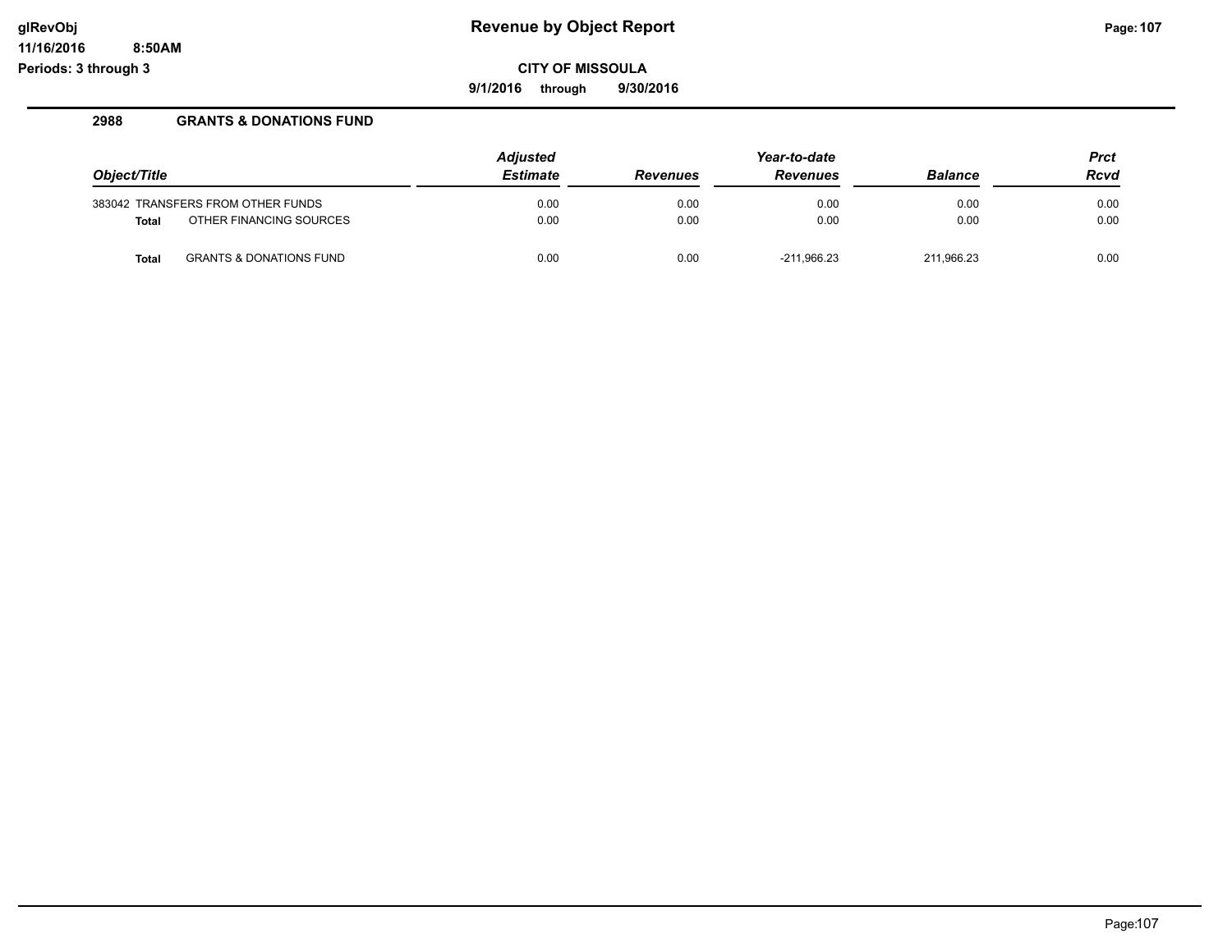**Revenue by Object Report**

**CITY OF MISSOULA**

**9/1/2016 through 9/30/2016**

glRevObj
11/16/2016 8:50AM
Periods: 3 through 3

## 2988 GRANTS & DONATIONS FUND

| Object/Title | Adjusted Estimate | Revenues | Year-to-date Revenues | Balance | Prct Rcvd |
|---|---|---|---|---|---|
| 383042 TRANSFERS FROM OTHER FUNDS | 0.00 | 0.00 | 0.00 | 0.00 | 0.00 |
| **Total** OTHER FINANCING SOURCES | 0.00 | 0.00 | 0.00 | 0.00 | 0.00 |
| **Total** GRANTS & DONATIONS FUND | 0.00 | 0.00 | -211,966.23 | 211,966.23 | 0.00 |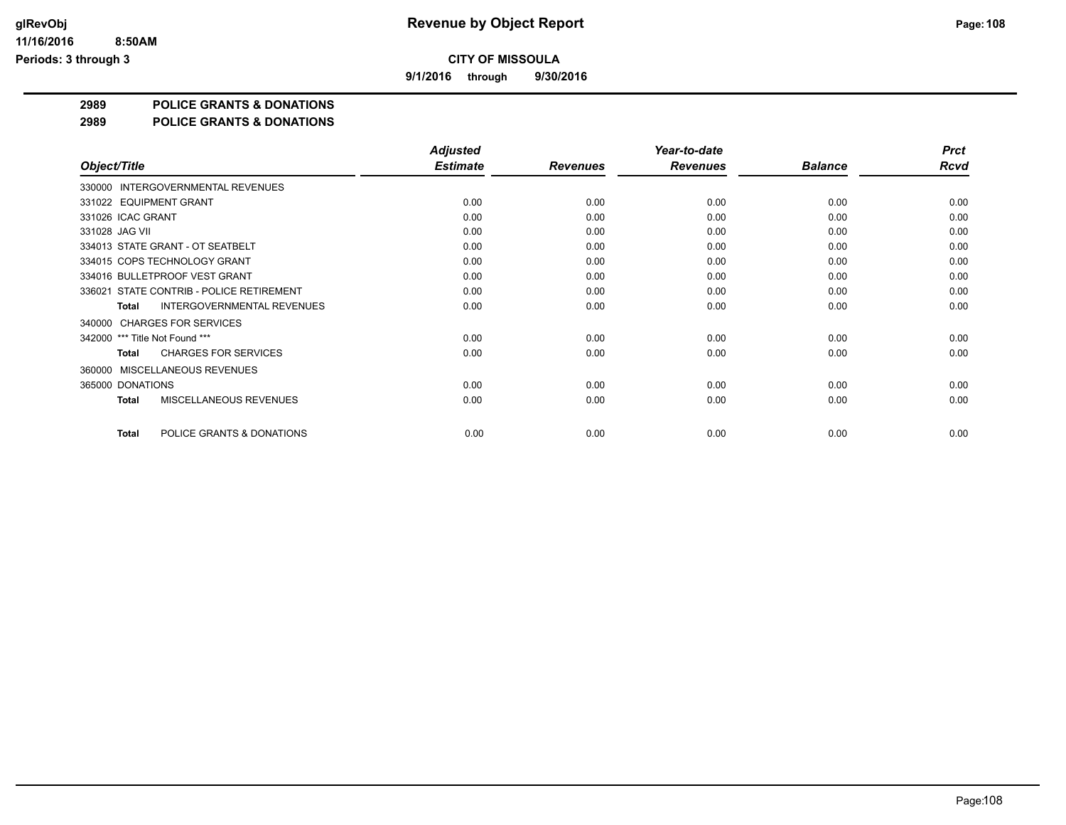# Revenue by Object Report

**CITY OF MISSOULA**

**9/1/2016 through 9/30/2016**

glRevObj
11/16/2016 8:50AM
Periods: 3 through 3

**2989 POLICE GRANTS & DONATIONS**

**2989 POLICE GRANTS & DONATIONS**

| Object/Title | Adjusted Estimate | Revenues | Year-to-date Revenues | Balance | Prct Rcvd |
|---|---|---|---|---|---|
| 330000 INTERGOVERNMENTAL REVENUES | | | | | |
| 331022 EQUIPMENT GRANT | 0.00 | 0.00 | 0.00 | 0.00 | 0.00 |
| 331026 ICAC GRANT | 0.00 | 0.00 | 0.00 | 0.00 | 0.00 |
| 331028 JAG VII | 0.00 | 0.00 | 0.00 | 0.00 | 0.00 |
| 334013 STATE GRANT - OT SEATBELT | 0.00 | 0.00 | 0.00 | 0.00 | 0.00 |
| 334015 COPS TECHNOLOGY GRANT | 0.00 | 0.00 | 0.00 | 0.00 | 0.00 |
| 334016 BULLETPROOF VEST GRANT | 0.00 | 0.00 | 0.00 | 0.00 | 0.00 |
| 336021 STATE CONTRIB - POLICE RETIREMENT | 0.00 | 0.00 | 0.00 | 0.00 | 0.00 |
| **Total** INTERGOVERNMENTAL REVENUES | 0.00 | 0.00 | 0.00 | 0.00 | 0.00 |
| 340000 CHARGES FOR SERVICES | | | | | |
| 342000 *** Title Not Found *** | 0.00 | 0.00 | 0.00 | 0.00 | 0.00 |
| **Total** CHARGES FOR SERVICES | 0.00 | 0.00 | 0.00 | 0.00 | 0.00 |
| 360000 MISCELLANEOUS REVENUES | | | | | |
| 365000 DONATIONS | 0.00 | 0.00 | 0.00 | 0.00 | 0.00 |
| **Total** MISCELLANEOUS REVENUES | 0.00 | 0.00 | 0.00 | 0.00 | 0.00 |
| **Total** POLICE GRANTS & DONATIONS | 0.00 | 0.00 | 0.00 | 0.00 | 0.00 |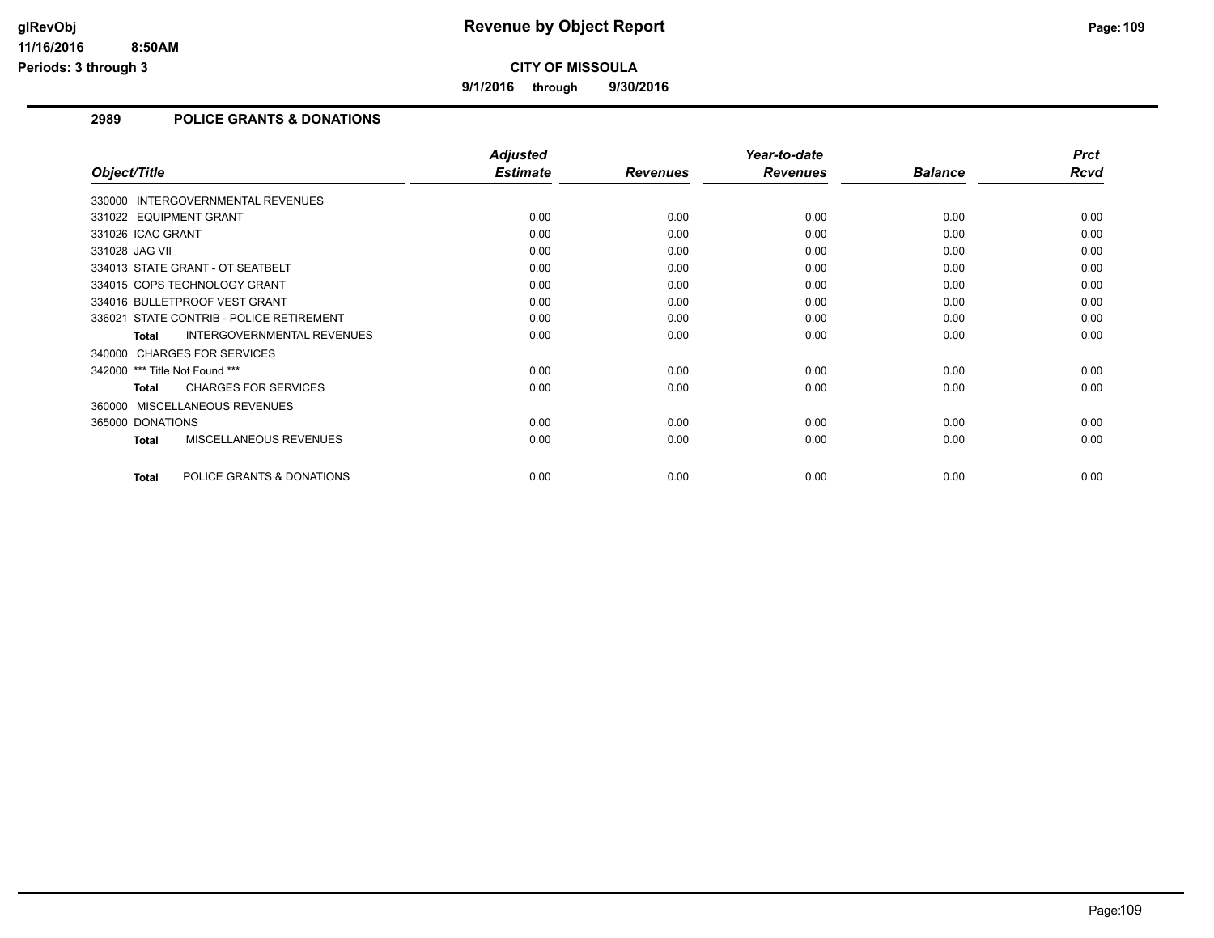**CITY OF MISSOULA**

**9/1/2016 through 9/30/2016**

## 2989 POLICE GRANTS & DONATIONS

| Object/Title | Adjusted Estimate | Revenues | Year-to-date Revenues | Balance | Prct Rcvd |
|---|---|---|---|---|---|
| 330000 INTERGOVERNMENTAL REVENUES | | | | | |
| 331022 EQUIPMENT GRANT | 0.00 | 0.00 | 0.00 | 0.00 | 0.00 |
| 331026 ICAC GRANT | 0.00 | 0.00 | 0.00 | 0.00 | 0.00 |
| 331028 JAG VII | 0.00 | 0.00 | 0.00 | 0.00 | 0.00 |
| 334013 STATE GRANT - OT SEATBELT | 0.00 | 0.00 | 0.00 | 0.00 | 0.00 |
| 334015 COPS TECHNOLOGY GRANT | 0.00 | 0.00 | 0.00 | 0.00 | 0.00 |
| 334016 BULLETPROOF VEST GRANT | 0.00 | 0.00 | 0.00 | 0.00 | 0.00 |
| 336021 STATE CONTRIB - POLICE RETIREMENT | 0.00 | 0.00 | 0.00 | 0.00 | 0.00 |
| **Total** INTERGOVERNMENTAL REVENUES | 0.00 | 0.00 | 0.00 | 0.00 | 0.00 |
| 340000 CHARGES FOR SERVICES | | | | | |
| 342000 *** Title Not Found *** | 0.00 | 0.00 | 0.00 | 0.00 | 0.00 |
| **Total** CHARGES FOR SERVICES | 0.00 | 0.00 | 0.00 | 0.00 | 0.00 |
| 360000 MISCELLANEOUS REVENUES | | | | | |
| 365000 DONATIONS | 0.00 | 0.00 | 0.00 | 0.00 | 0.00 |
| **Total** MISCELLANEOUS REVENUES | 0.00 | 0.00 | 0.00 | 0.00 | 0.00 |
| **Total** POLICE GRANTS & DONATIONS | 0.00 | 0.00 | 0.00 | 0.00 | 0.00 |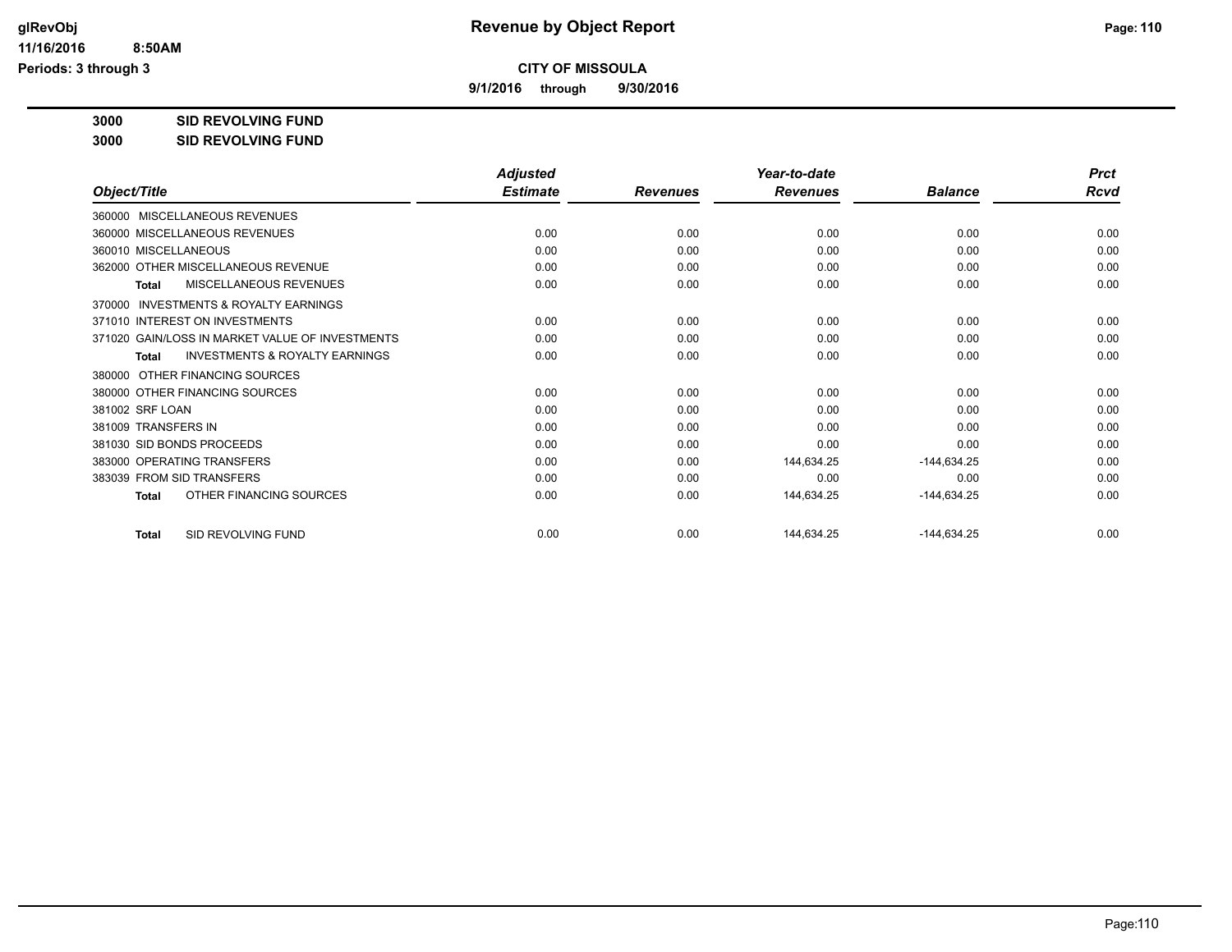**glRevObj**
**11/16/2016 8:50AM**
**Periods: 3 through 3**

# Revenue by Object Report

**CITY OF MISSOULA**

**9/1/2016 through 9/30/2016**

**3000 SID REVOLVING FUND**

**3000 SID REVOLVING FUND**

| Object/Title | Adjusted Estimate | Revenues | Year-to-date Revenues | Balance | Prct Rcvd |
|---|---|---|---|---|---|
| 360000 MISCELLANEOUS REVENUES | | | | | |
| 360000 MISCELLANEOUS REVENUES | 0.00 | 0.00 | 0.00 | 0.00 | 0.00 |
| 360010 MISCELLANEOUS | 0.00 | 0.00 | 0.00 | 0.00 | 0.00 |
| 362000 OTHER MISCELLANEOUS REVENUE | 0.00 | 0.00 | 0.00 | 0.00 | 0.00 |
| **Total** MISCELLANEOUS REVENUES | 0.00 | 0.00 | 0.00 | 0.00 | 0.00 |
| 370000 INVESTMENTS & ROYALTY EARNINGS | | | | | |
| 371010 INTEREST ON INVESTMENTS | 0.00 | 0.00 | 0.00 | 0.00 | 0.00 |
| 371020 GAIN/LOSS IN MARKET VALUE OF INVESTMENTS | 0.00 | 0.00 | 0.00 | 0.00 | 0.00 |
| **Total** INVESTMENTS & ROYALTY EARNINGS | 0.00 | 0.00 | 0.00 | 0.00 | 0.00 |
| 380000 OTHER FINANCING SOURCES | | | | | |
| 380000 OTHER FINANCING SOURCES | 0.00 | 0.00 | 0.00 | 0.00 | 0.00 |
| 381002 SRF LOAN | 0.00 | 0.00 | 0.00 | 0.00 | 0.00 |
| 381009 TRANSFERS IN | 0.00 | 0.00 | 0.00 | 0.00 | 0.00 |
| 381030 SID BONDS PROCEEDS | 0.00 | 0.00 | 0.00 | 0.00 | 0.00 |
| 383000 OPERATING TRANSFERS | 0.00 | 0.00 | 144,634.25 | -144,634.25 | 0.00 |
| 383039 FROM SID TRANSFERS | 0.00 | 0.00 | 0.00 | 0.00 | 0.00 |
| **Total** OTHER FINANCING SOURCES | 0.00 | 0.00 | 144,634.25 | -144,634.25 | 0.00 |
| **Total** SID REVOLVING FUND | 0.00 | 0.00 | 144,634.25 | -144,634.25 | 0.00 |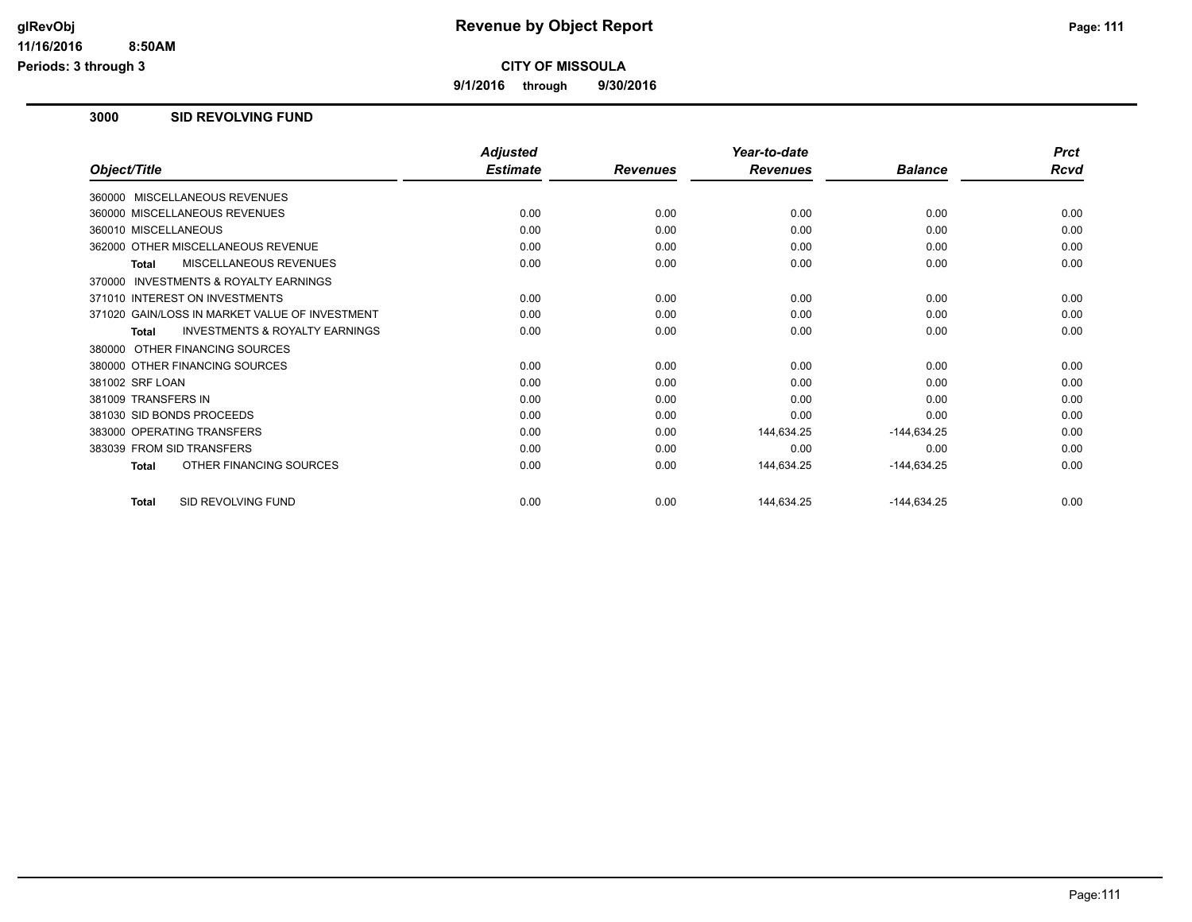## CITY OF MISSOULA

**9/1/2016 through 9/30/2016**

### 3000 SID REVOLVING FUND

| Object/Title | Adjusted Estimate | Revenues | Year-to-date Revenues | Balance | Prct Rcvd |
|---|---|---|---|---|---|
| 360000 MISCELLANEOUS REVENUES | | | | | |
| 360000 MISCELLANEOUS REVENUES | 0.00 | 0.00 | 0.00 | 0.00 | 0.00 |
| 360010 MISCELLANEOUS | 0.00 | 0.00 | 0.00 | 0.00 | 0.00 |
| 362000 OTHER MISCELLANEOUS REVENUE | 0.00 | 0.00 | 0.00 | 0.00 | 0.00 |
| **Total** MISCELLANEOUS REVENUES | 0.00 | 0.00 | 0.00 | 0.00 | 0.00 |
| 370000 INVESTMENTS & ROYALTY EARNINGS | | | | | |
| 371010 INTEREST ON INVESTMENTS | 0.00 | 0.00 | 0.00 | 0.00 | 0.00 |
| 371020 GAIN/LOSS IN MARKET VALUE OF INVESTMENT | 0.00 | 0.00 | 0.00 | 0.00 | 0.00 |
| **Total** INVESTMENTS & ROYALTY EARNINGS | 0.00 | 0.00 | 0.00 | 0.00 | 0.00 |
| 380000 OTHER FINANCING SOURCES | | | | | |
| 380000 OTHER FINANCING SOURCES | 0.00 | 0.00 | 0.00 | 0.00 | 0.00 |
| 381002 SRF LOAN | 0.00 | 0.00 | 0.00 | 0.00 | 0.00 |
| 381009 TRANSFERS IN | 0.00 | 0.00 | 0.00 | 0.00 | 0.00 |
| 381030 SID BONDS PROCEEDS | 0.00 | 0.00 | 0.00 | 0.00 | 0.00 |
| 383000 OPERATING TRANSFERS | 0.00 | 0.00 | 144,634.25 | -144,634.25 | 0.00 |
| 383039 FROM SID TRANSFERS | 0.00 | 0.00 | 0.00 | 0.00 | 0.00 |
| **Total** OTHER FINANCING SOURCES | 0.00 | 0.00 | 144,634.25 | -144,634.25 | 0.00 |
| **Total** SID REVOLVING FUND | 0.00 | 0.00 | 144,634.25 | -144,634.25 | 0.00 |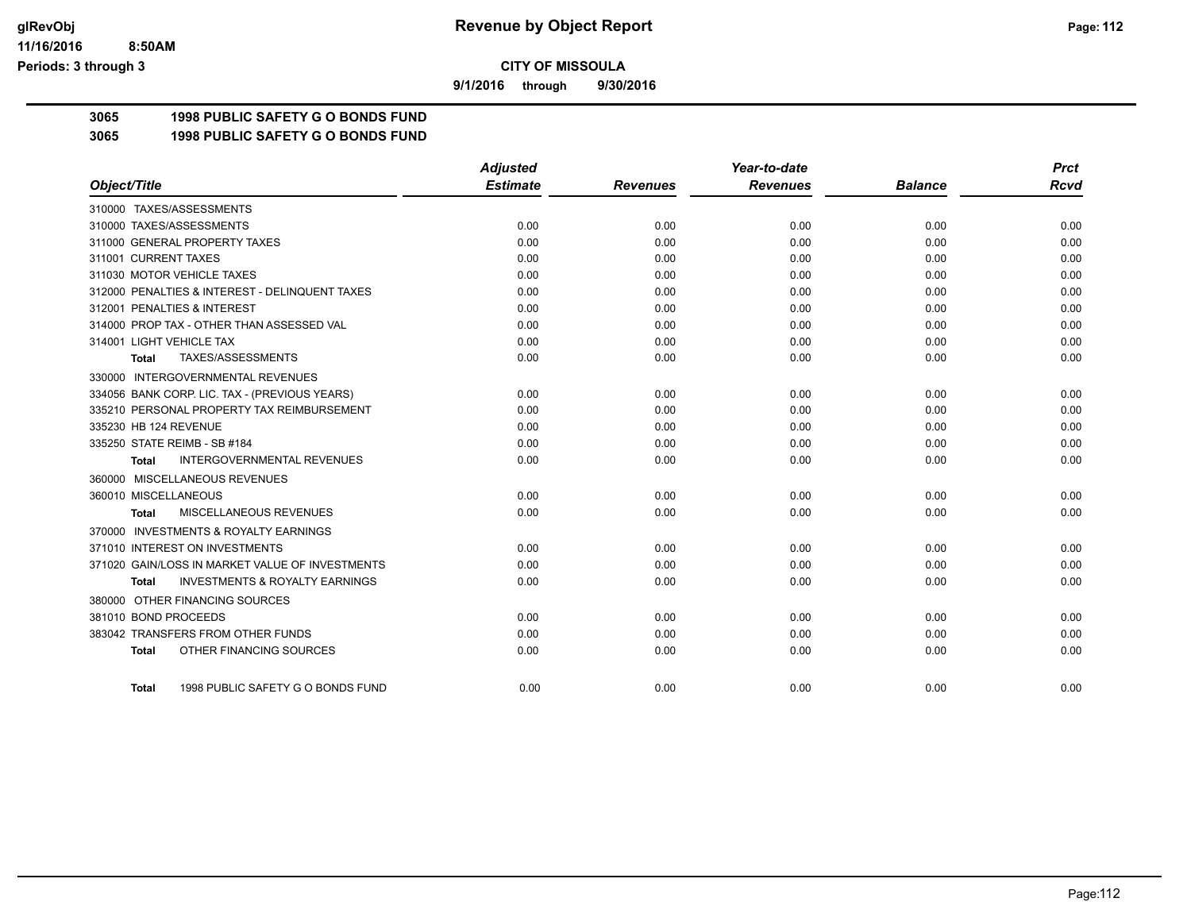**glRevObj**
**11/16/2016 8:50AM**
**Periods: 3 through 3**

# Revenue by Object Report

**CITY OF MISSOULA**

**9/1/2016 through 9/30/2016**

## 3065 1998 PUBLIC SAFETY G O BONDS FUND
## 3065 1998 PUBLIC SAFETY G O BONDS FUND

| Object/Title | Adjusted Estimate | Revenues | Year-to-date Revenues | Balance | Prct Rcvd |
|---|---|---|---|---|---|
| 310000 TAXES/ASSESSMENTS | | | | | |
| 310000 TAXES/ASSESSMENTS | 0.00 | 0.00 | 0.00 | 0.00 | 0.00 |
| 311000 GENERAL PROPERTY TAXES | 0.00 | 0.00 | 0.00 | 0.00 | 0.00 |
| 311001 CURRENT TAXES | 0.00 | 0.00 | 0.00 | 0.00 | 0.00 |
| 311030 MOTOR VEHICLE TAXES | 0.00 | 0.00 | 0.00 | 0.00 | 0.00 |
| 312000 PENALTIES & INTEREST - DELINQUENT TAXES | 0.00 | 0.00 | 0.00 | 0.00 | 0.00 |
| 312001 PENALTIES & INTEREST | 0.00 | 0.00 | 0.00 | 0.00 | 0.00 |
| 314000 PROP TAX - OTHER THAN ASSESSED VAL | 0.00 | 0.00 | 0.00 | 0.00 | 0.00 |
| 314001 LIGHT VEHICLE TAX | 0.00 | 0.00 | 0.00 | 0.00 | 0.00 |
| **Total** TAXES/ASSESSMENTS | 0.00 | 0.00 | 0.00 | 0.00 | 0.00 |
| 330000 INTERGOVERNMENTAL REVENUES | | | | | |
| 334056 BANK CORP. LIC. TAX - (PREVIOUS YEARS) | 0.00 | 0.00 | 0.00 | 0.00 | 0.00 |
| 335210 PERSONAL PROPERTY TAX REIMBURSEMENT | 0.00 | 0.00 | 0.00 | 0.00 | 0.00 |
| 335230 HB 124 REVENUE | 0.00 | 0.00 | 0.00 | 0.00 | 0.00 |
| 335250 STATE REIMB - SB #184 | 0.00 | 0.00 | 0.00 | 0.00 | 0.00 |
| **Total** INTERGOVERNMENTAL REVENUES | 0.00 | 0.00 | 0.00 | 0.00 | 0.00 |
| 360000 MISCELLANEOUS REVENUES | | | | | |
| 360010 MISCELLANEOUS | 0.00 | 0.00 | 0.00 | 0.00 | 0.00 |
| **Total** MISCELLANEOUS REVENUES | 0.00 | 0.00 | 0.00 | 0.00 | 0.00 |
| 370000 INVESTMENTS & ROYALTY EARNINGS | | | | | |
| 371010 INTEREST ON INVESTMENTS | 0.00 | 0.00 | 0.00 | 0.00 | 0.00 |
| 371020 GAIN/LOSS IN MARKET VALUE OF INVESTMENTS | 0.00 | 0.00 | 0.00 | 0.00 | 0.00 |
| **Total** INVESTMENTS & ROYALTY EARNINGS | 0.00 | 0.00 | 0.00 | 0.00 | 0.00 |
| 380000 OTHER FINANCING SOURCES | | | | | |
| 381010 BOND PROCEEDS | 0.00 | 0.00 | 0.00 | 0.00 | 0.00 |
| 383042 TRANSFERS FROM OTHER FUNDS | 0.00 | 0.00 | 0.00 | 0.00 | 0.00 |
| **Total** OTHER FINANCING SOURCES | 0.00 | 0.00 | 0.00 | 0.00 | 0.00 |
| **Total** 1998 PUBLIC SAFETY G O BONDS FUND | 0.00 | 0.00 | 0.00 | 0.00 | 0.00 |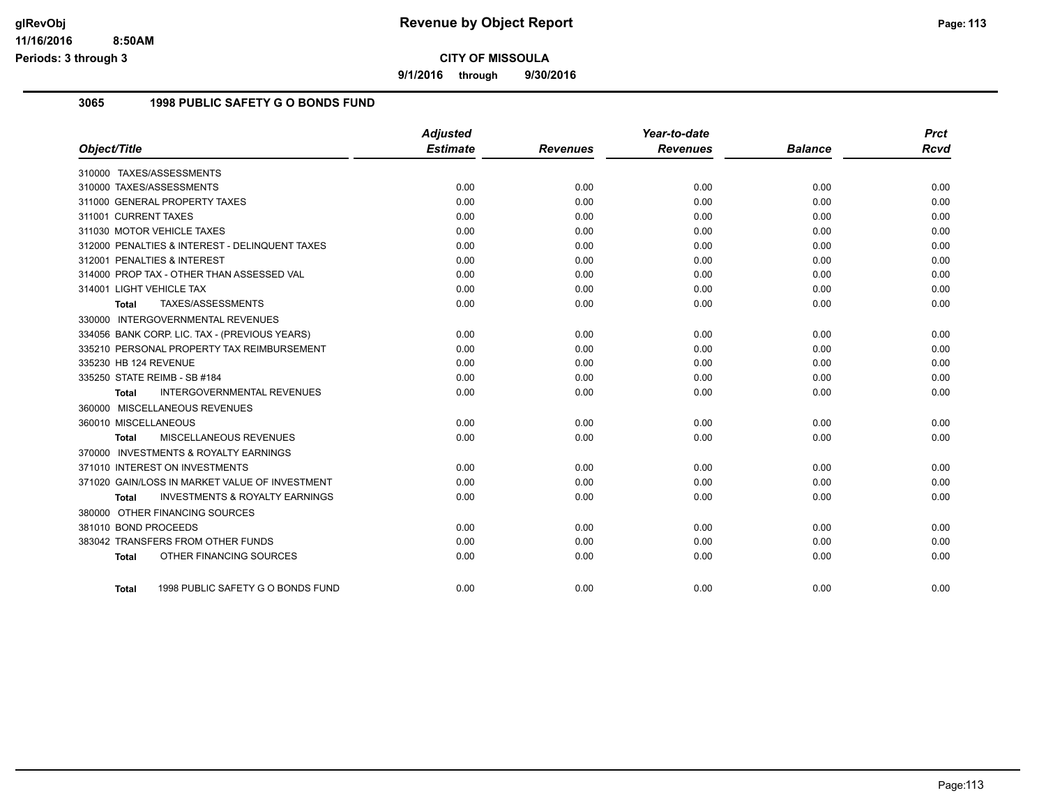# Revenue by Object Report

**CITY OF MISSOULA**

**9/1/2016 through 9/30/2016**

glRevObj
11/16/2016 8:50AM
Periods: 3 through 3

## 3065 1998 PUBLIC SAFETY G O BONDS FUND

| Object/Title | Adjusted Estimate | Revenues | Year-to-date Revenues | Balance | Prct Rcvd |
|---|---|---|---|---|---|
| 310000 TAXES/ASSESSMENTS | | | | | |
| 310000 TAXES/ASSESSMENTS | 0.00 | 0.00 | 0.00 | 0.00 | 0.00 |
| 311000 GENERAL PROPERTY TAXES | 0.00 | 0.00 | 0.00 | 0.00 | 0.00 |
| 311001 CURRENT TAXES | 0.00 | 0.00 | 0.00 | 0.00 | 0.00 |
| 311030 MOTOR VEHICLE TAXES | 0.00 | 0.00 | 0.00 | 0.00 | 0.00 |
| 312000 PENALTIES & INTEREST - DELINQUENT TAXES | 0.00 | 0.00 | 0.00 | 0.00 | 0.00 |
| 312001 PENALTIES & INTEREST | 0.00 | 0.00 | 0.00 | 0.00 | 0.00 |
| 314000 PROP TAX - OTHER THAN ASSESSED VAL | 0.00 | 0.00 | 0.00 | 0.00 | 0.00 |
| 314001 LIGHT VEHICLE TAX | 0.00 | 0.00 | 0.00 | 0.00 | 0.00 |
| **Total** TAXES/ASSESSMENTS | 0.00 | 0.00 | 0.00 | 0.00 | 0.00 |
| 330000 INTERGOVERNMENTAL REVENUES | | | | | |
| 334056 BANK CORP. LIC. TAX - (PREVIOUS YEARS) | 0.00 | 0.00 | 0.00 | 0.00 | 0.00 |
| 335210 PERSONAL PROPERTY TAX REIMBURSEMENT | 0.00 | 0.00 | 0.00 | 0.00 | 0.00 |
| 335230 HB 124 REVENUE | 0.00 | 0.00 | 0.00 | 0.00 | 0.00 |
| 335250 STATE REIMB - SB #184 | 0.00 | 0.00 | 0.00 | 0.00 | 0.00 |
| **Total** INTERGOVERNMENTAL REVENUES | 0.00 | 0.00 | 0.00 | 0.00 | 0.00 |
| 360000 MISCELLANEOUS REVENUES | | | | | |
| 360010 MISCELLANEOUS | 0.00 | 0.00 | 0.00 | 0.00 | 0.00 |
| **Total** MISCELLANEOUS REVENUES | 0.00 | 0.00 | 0.00 | 0.00 | 0.00 |
| 370000 INVESTMENTS & ROYALTY EARNINGS | | | | | |
| 371010 INTEREST ON INVESTMENTS | 0.00 | 0.00 | 0.00 | 0.00 | 0.00 |
| 371020 GAIN/LOSS IN MARKET VALUE OF INVESTMENT | 0.00 | 0.00 | 0.00 | 0.00 | 0.00 |
| **Total** INVESTMENTS & ROYALTY EARNINGS | 0.00 | 0.00 | 0.00 | 0.00 | 0.00 |
| 380000 OTHER FINANCING SOURCES | | | | | |
| 381010 BOND PROCEEDS | 0.00 | 0.00 | 0.00 | 0.00 | 0.00 |
| 383042 TRANSFERS FROM OTHER FUNDS | 0.00 | 0.00 | 0.00 | 0.00 | 0.00 |
| **Total** OTHER FINANCING SOURCES | 0.00 | 0.00 | 0.00 | 0.00 | 0.00 |
| **Total** 1998 PUBLIC SAFETY G O BONDS FUND | 0.00 | 0.00 | 0.00 | 0.00 | 0.00 |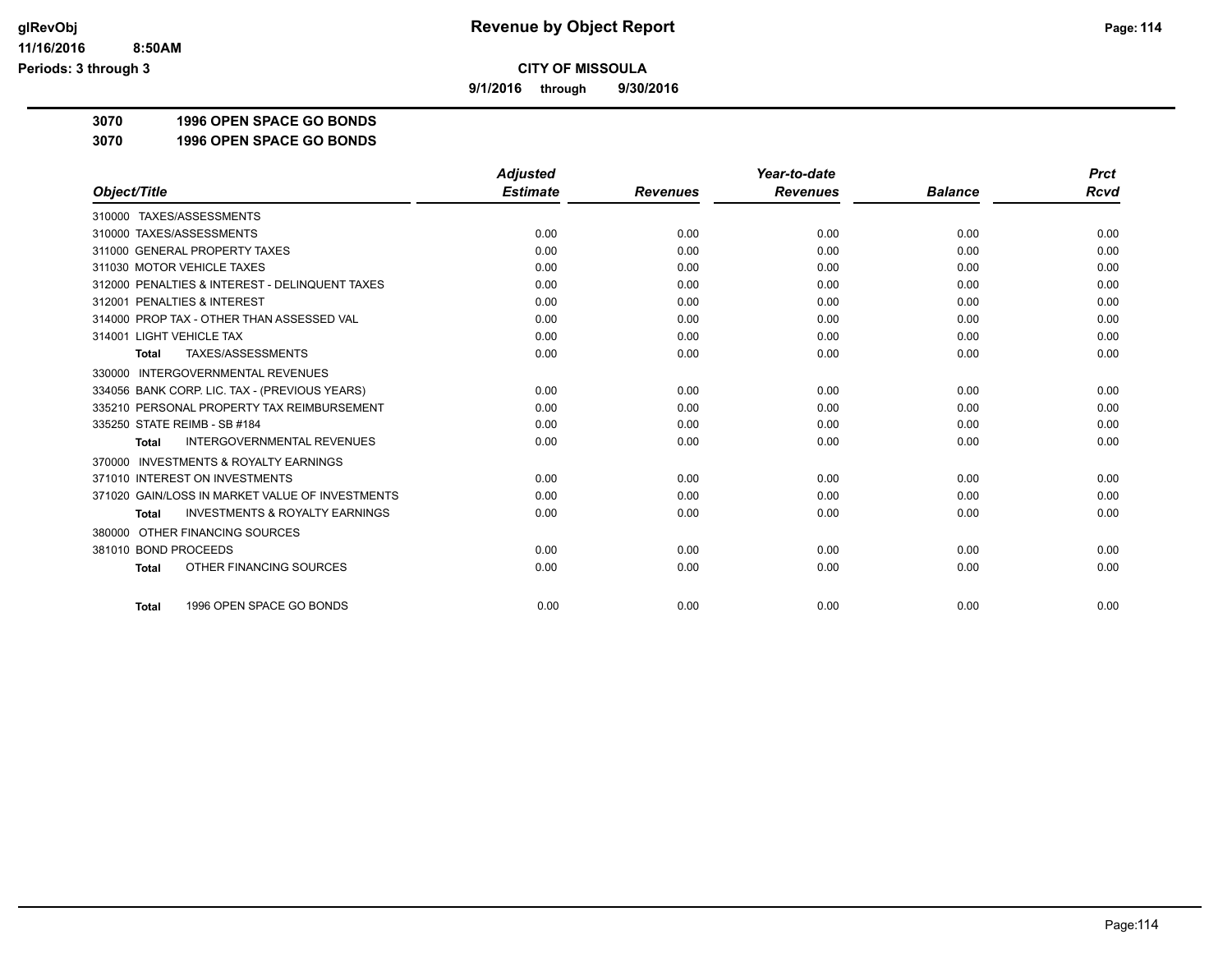**CITY OF MISSOULA**

**9/1/2016 through 9/30/2016**

**3070 1996 OPEN SPACE GO BONDS**

**3070 1996 OPEN SPACE GO BONDS**

| Object/Title | Adjusted Estimate | Revenues | Year-to-date Revenues | Balance | Prct Rcvd |
|---|---|---|---|---|---|
| 310000 TAXES/ASSESSMENTS | | | | | |
| 310000 TAXES/ASSESSMENTS | 0.00 | 0.00 | 0.00 | 0.00 | 0.00 |
| 311000 GENERAL PROPERTY TAXES | 0.00 | 0.00 | 0.00 | 0.00 | 0.00 |
| 311030 MOTOR VEHICLE TAXES | 0.00 | 0.00 | 0.00 | 0.00 | 0.00 |
| 312000 PENALTIES & INTEREST - DELINQUENT TAXES | 0.00 | 0.00 | 0.00 | 0.00 | 0.00 |
| 312001 PENALTIES & INTEREST | 0.00 | 0.00 | 0.00 | 0.00 | 0.00 |
| 314000 PROP TAX - OTHER THAN ASSESSED VAL | 0.00 | 0.00 | 0.00 | 0.00 | 0.00 |
| 314001 LIGHT VEHICLE TAX | 0.00 | 0.00 | 0.00 | 0.00 | 0.00 |
| **Total** TAXES/ASSESSMENTS | 0.00 | 0.00 | 0.00 | 0.00 | 0.00 |
| 330000 INTERGOVERNMENTAL REVENUES | | | | | |
| 334056 BANK CORP. LIC. TAX - (PREVIOUS YEARS) | 0.00 | 0.00 | 0.00 | 0.00 | 0.00 |
| 335210 PERSONAL PROPERTY TAX REIMBURSEMENT | 0.00 | 0.00 | 0.00 | 0.00 | 0.00 |
| 335250 STATE REIMB - SB #184 | 0.00 | 0.00 | 0.00 | 0.00 | 0.00 |
| **Total** INTERGOVERNMENTAL REVENUES | 0.00 | 0.00 | 0.00 | 0.00 | 0.00 |
| 370000 INVESTMENTS & ROYALTY EARNINGS | | | | | |
| 371010 INTEREST ON INVESTMENTS | 0.00 | 0.00 | 0.00 | 0.00 | 0.00 |
| 371020 GAIN/LOSS IN MARKET VALUE OF INVESTMENTS | 0.00 | 0.00 | 0.00 | 0.00 | 0.00 |
| **Total** INVESTMENTS & ROYALTY EARNINGS | 0.00 | 0.00 | 0.00 | 0.00 | 0.00 |
| 380000 OTHER FINANCING SOURCES | | | | | |
| 381010 BOND PROCEEDS | 0.00 | 0.00 | 0.00 | 0.00 | 0.00 |
| **Total** OTHER FINANCING SOURCES | 0.00 | 0.00 | 0.00 | 0.00 | 0.00 |
| **Total** 1996 OPEN SPACE GO BONDS | 0.00 | 0.00 | 0.00 | 0.00 | 0.00 |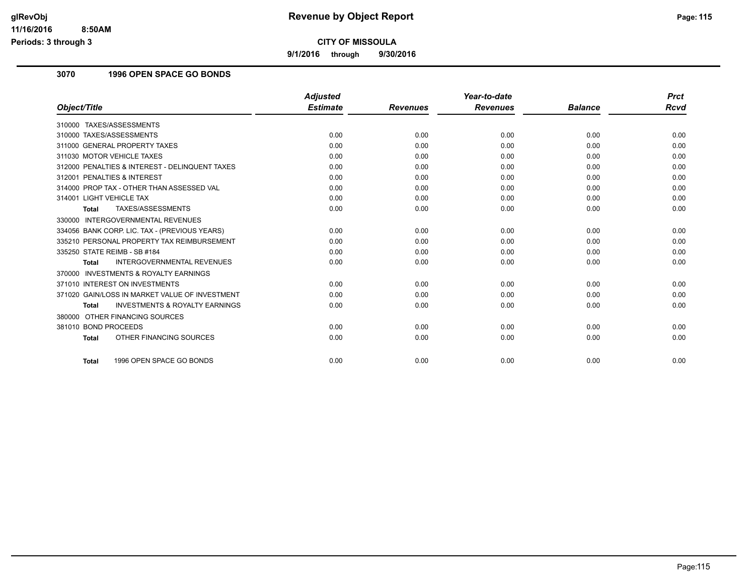# Revenue by Object Report

**CITY OF MISSOULA**

**9/1/2016 through 9/30/2016**

glRevObj
11/16/2016 8:50AM
Periods: 3 through 3

## 3070 1996 OPEN SPACE GO BONDS

| Object/Title | Adjusted Estimate | Revenues | Year-to-date Revenues | Balance | Prct Rcvd |
|---|---|---|---|---|---|
| 310000 TAXES/ASSESSMENTS | | | | | |
| 310000 TAXES/ASSESSMENTS | 0.00 | 0.00 | 0.00 | 0.00 | 0.00 |
| 311000 GENERAL PROPERTY TAXES | 0.00 | 0.00 | 0.00 | 0.00 | 0.00 |
| 311030 MOTOR VEHICLE TAXES | 0.00 | 0.00 | 0.00 | 0.00 | 0.00 |
| 312000 PENALTIES & INTEREST - DELINQUENT TAXES | 0.00 | 0.00 | 0.00 | 0.00 | 0.00 |
| 312001 PENALTIES & INTEREST | 0.00 | 0.00 | 0.00 | 0.00 | 0.00 |
| 314000 PROP TAX - OTHER THAN ASSESSED VAL | 0.00 | 0.00 | 0.00 | 0.00 | 0.00 |
| 314001 LIGHT VEHICLE TAX | 0.00 | 0.00 | 0.00 | 0.00 | 0.00 |
| **Total** TAXES/ASSESSMENTS | 0.00 | 0.00 | 0.00 | 0.00 | 0.00 |
| 330000 INTERGOVERNMENTAL REVENUES | | | | | |
| 334056 BANK CORP. LIC. TAX - (PREVIOUS YEARS) | 0.00 | 0.00 | 0.00 | 0.00 | 0.00 |
| 335210 PERSONAL PROPERTY TAX REIMBURSEMENT | 0.00 | 0.00 | 0.00 | 0.00 | 0.00 |
| 335250 STATE REIMB - SB #184 | 0.00 | 0.00 | 0.00 | 0.00 | 0.00 |
| **Total** INTERGOVERNMENTAL REVENUES | 0.00 | 0.00 | 0.00 | 0.00 | 0.00 |
| 370000 INVESTMENTS & ROYALTY EARNINGS | | | | | |
| 371010 INTEREST ON INVESTMENTS | 0.00 | 0.00 | 0.00 | 0.00 | 0.00 |
| 371020 GAIN/LOSS IN MARKET VALUE OF INVESTMENT | 0.00 | 0.00 | 0.00 | 0.00 | 0.00 |
| **Total** INVESTMENTS & ROYALTY EARNINGS | 0.00 | 0.00 | 0.00 | 0.00 | 0.00 |
| 380000 OTHER FINANCING SOURCES | | | | | |
| 381010 BOND PROCEEDS | 0.00 | 0.00 | 0.00 | 0.00 | 0.00 |
| **Total** OTHER FINANCING SOURCES | 0.00 | 0.00 | 0.00 | 0.00 | 0.00 |
| **Total** 1996 OPEN SPACE GO BONDS | 0.00 | 0.00 | 0.00 | 0.00 | 0.00 |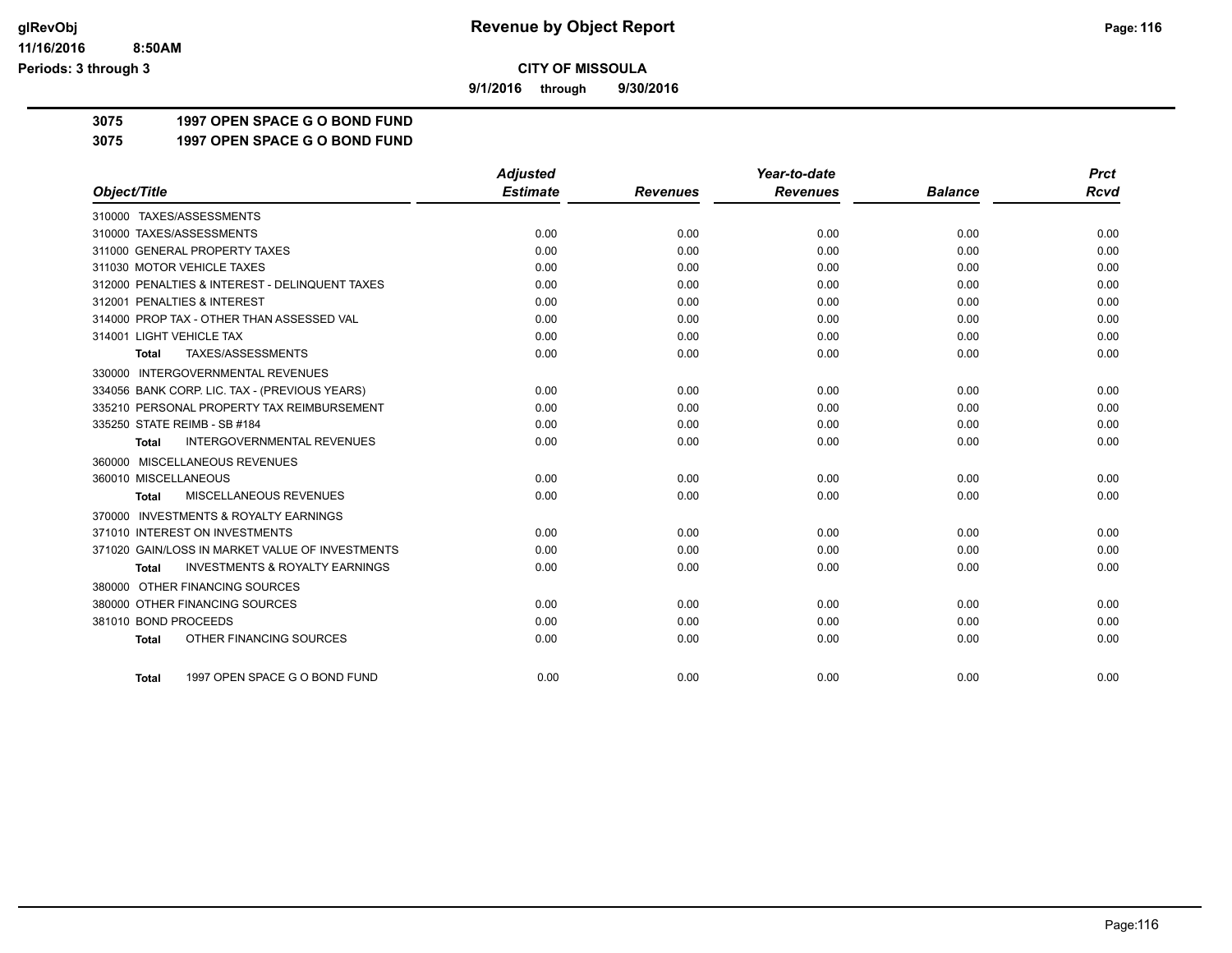**CITY OF MISSOULA**

**9/1/2016 through 9/30/2016**

**3075 1997 OPEN SPACE G O BOND FUND**

**3075 1997 OPEN SPACE G O BOND FUND**

| Object/Title | Adjusted Estimate | Revenues | Year-to-date Revenues | Balance | Prct Rcvd |
|---|---|---|---|---|---|
| 310000 TAXES/ASSESSMENTS | | | | | |
| 310000 TAXES/ASSESSMENTS | 0.00 | 0.00 | 0.00 | 0.00 | 0.00 |
| 311000 GENERAL PROPERTY TAXES | 0.00 | 0.00 | 0.00 | 0.00 | 0.00 |
| 311030 MOTOR VEHICLE TAXES | 0.00 | 0.00 | 0.00 | 0.00 | 0.00 |
| 312000 PENALTIES & INTEREST - DELINQUENT TAXES | 0.00 | 0.00 | 0.00 | 0.00 | 0.00 |
| 312001 PENALTIES & INTEREST | 0.00 | 0.00 | 0.00 | 0.00 | 0.00 |
| 314000 PROP TAX - OTHER THAN ASSESSED VAL | 0.00 | 0.00 | 0.00 | 0.00 | 0.00 |
| 314001 LIGHT VEHICLE TAX | 0.00 | 0.00 | 0.00 | 0.00 | 0.00 |
| **Total** TAXES/ASSESSMENTS | 0.00 | 0.00 | 0.00 | 0.00 | 0.00 |
| 330000 INTERGOVERNMENTAL REVENUES | | | | | |
| 334056 BANK CORP. LIC. TAX - (PREVIOUS YEARS) | 0.00 | 0.00 | 0.00 | 0.00 | 0.00 |
| 335210 PERSONAL PROPERTY TAX REIMBURSEMENT | 0.00 | 0.00 | 0.00 | 0.00 | 0.00 |
| 335250 STATE REIMB - SB #184 | 0.00 | 0.00 | 0.00 | 0.00 | 0.00 |
| **Total** INTERGOVERNMENTAL REVENUES | 0.00 | 0.00 | 0.00 | 0.00 | 0.00 |
| 360000 MISCELLANEOUS REVENUES | | | | | |
| 360010 MISCELLANEOUS | 0.00 | 0.00 | 0.00 | 0.00 | 0.00 |
| **Total** MISCELLANEOUS REVENUES | 0.00 | 0.00 | 0.00 | 0.00 | 0.00 |
| 370000 INVESTMENTS & ROYALTY EARNINGS | | | | | |
| 371010 INTEREST ON INVESTMENTS | 0.00 | 0.00 | 0.00 | 0.00 | 0.00 |
| 371020 GAIN/LOSS IN MARKET VALUE OF INVESTMENTS | 0.00 | 0.00 | 0.00 | 0.00 | 0.00 |
| **Total** INVESTMENTS & ROYALTY EARNINGS | 0.00 | 0.00 | 0.00 | 0.00 | 0.00 |
| 380000 OTHER FINANCING SOURCES | | | | | |
| 380000 OTHER FINANCING SOURCES | 0.00 | 0.00 | 0.00 | 0.00 | 0.00 |
| 381010 BOND PROCEEDS | 0.00 | 0.00 | 0.00 | 0.00 | 0.00 |
| **Total** OTHER FINANCING SOURCES | 0.00 | 0.00 | 0.00 | 0.00 | 0.00 |
| **Total** 1997 OPEN SPACE G O BOND FUND | 0.00 | 0.00 | 0.00 | 0.00 | 0.00 |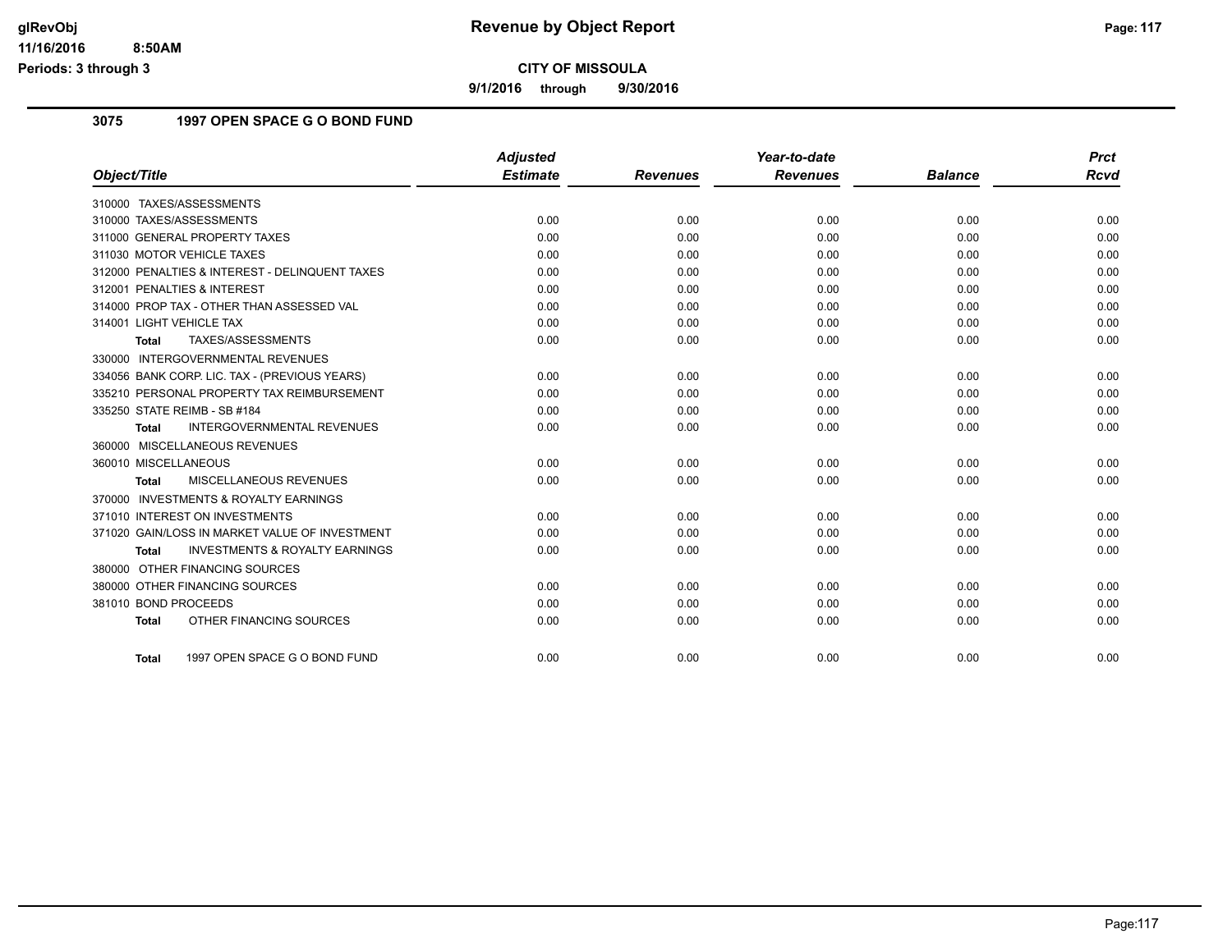# Revenue by Object Report

**CITY OF MISSOULA**

**9/1/2016 through 9/30/2016**

glRevObj
11/16/2016 8:50AM
Periods: 3 through 3

## 3075 1997 OPEN SPACE G O BOND FUND

| Object/Title | Adjusted Estimate | Revenues | Year-to-date Revenues | Balance | Prct Rcvd |
|---|---|---|---|---|---|
| 310000 TAXES/ASSESSMENTS | | | | | |
| 310000 TAXES/ASSESSMENTS | 0.00 | 0.00 | 0.00 | 0.00 | 0.00 |
| 311000 GENERAL PROPERTY TAXES | 0.00 | 0.00 | 0.00 | 0.00 | 0.00 |
| 311030 MOTOR VEHICLE TAXES | 0.00 | 0.00 | 0.00 | 0.00 | 0.00 |
| 312000 PENALTIES & INTEREST - DELINQUENT TAXES | 0.00 | 0.00 | 0.00 | 0.00 | 0.00 |
| 312001 PENALTIES & INTEREST | 0.00 | 0.00 | 0.00 | 0.00 | 0.00 |
| 314000 PROP TAX - OTHER THAN ASSESSED VAL | 0.00 | 0.00 | 0.00 | 0.00 | 0.00 |
| 314001 LIGHT VEHICLE TAX | 0.00 | 0.00 | 0.00 | 0.00 | 0.00 |
| **Total** TAXES/ASSESSMENTS | 0.00 | 0.00 | 0.00 | 0.00 | 0.00 |
| 330000 INTERGOVERNMENTAL REVENUES | | | | | |
| 334056 BANK CORP. LIC. TAX - (PREVIOUS YEARS) | 0.00 | 0.00 | 0.00 | 0.00 | 0.00 |
| 335210 PERSONAL PROPERTY TAX REIMBURSEMENT | 0.00 | 0.00 | 0.00 | 0.00 | 0.00 |
| 335250 STATE REIMB - SB #184 | 0.00 | 0.00 | 0.00 | 0.00 | 0.00 |
| **Total** INTERGOVERNMENTAL REVENUES | 0.00 | 0.00 | 0.00 | 0.00 | 0.00 |
| 360000 MISCELLANEOUS REVENUES | | | | | |
| 360010 MISCELLANEOUS | 0.00 | 0.00 | 0.00 | 0.00 | 0.00 |
| **Total** MISCELLANEOUS REVENUES | 0.00 | 0.00 | 0.00 | 0.00 | 0.00 |
| 370000 INVESTMENTS & ROYALTY EARNINGS | | | | | |
| 371010 INTEREST ON INVESTMENTS | 0.00 | 0.00 | 0.00 | 0.00 | 0.00 |
| 371020 GAIN/LOSS IN MARKET VALUE OF INVESTMENT | 0.00 | 0.00 | 0.00 | 0.00 | 0.00 |
| **Total** INVESTMENTS & ROYALTY EARNINGS | 0.00 | 0.00 | 0.00 | 0.00 | 0.00 |
| 380000 OTHER FINANCING SOURCES | | | | | |
| 380000 OTHER FINANCING SOURCES | 0.00 | 0.00 | 0.00 | 0.00 | 0.00 |
| 381010 BOND PROCEEDS | 0.00 | 0.00 | 0.00 | 0.00 | 0.00 |
| **Total** OTHER FINANCING SOURCES | 0.00 | 0.00 | 0.00 | 0.00 | 0.00 |
| **Total** 1997 OPEN SPACE G O BOND FUND | 0.00 | 0.00 | 0.00 | 0.00 | 0.00 |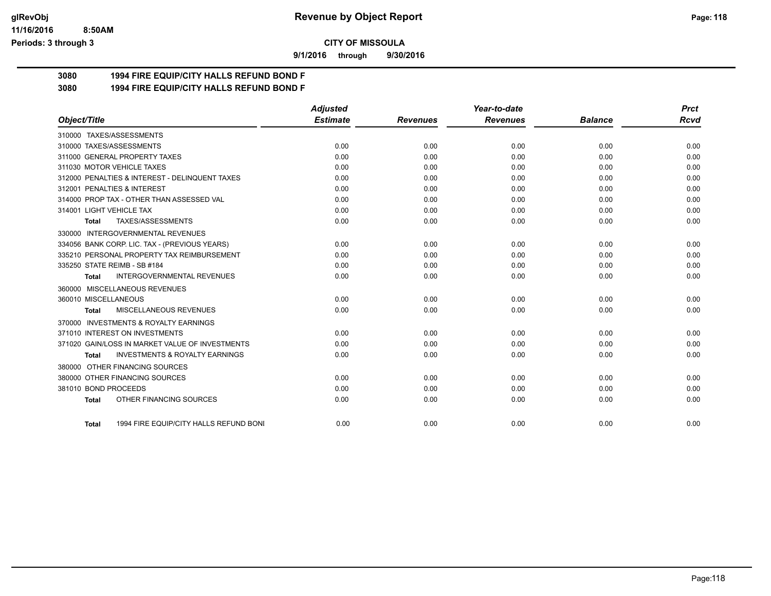**CITY OF MISSOULA**

**9/1/2016 through 9/30/2016**

## 3080 1994 FIRE EQUIP/CITY HALLS REFUND BOND F

## 3080 1994 FIRE EQUIP/CITY HALLS REFUND BOND F

| Object/Title | Adjusted Estimate | Revenues | Year-to-date Revenues | Balance | Prct Rcvd |
|---|---|---|---|---|---|
| 310000 TAXES/ASSESSMENTS | | | | | |
| 310000 TAXES/ASSESSMENTS | 0.00 | 0.00 | 0.00 | 0.00 | 0.00 |
| 311000 GENERAL PROPERTY TAXES | 0.00 | 0.00 | 0.00 | 0.00 | 0.00 |
| 311030 MOTOR VEHICLE TAXES | 0.00 | 0.00 | 0.00 | 0.00 | 0.00 |
| 312000 PENALTIES & INTEREST - DELINQUENT TAXES | 0.00 | 0.00 | 0.00 | 0.00 | 0.00 |
| 312001 PENALTIES & INTEREST | 0.00 | 0.00 | 0.00 | 0.00 | 0.00 |
| 314000 PROP TAX - OTHER THAN ASSESSED VAL | 0.00 | 0.00 | 0.00 | 0.00 | 0.00 |
| 314001 LIGHT VEHICLE TAX | 0.00 | 0.00 | 0.00 | 0.00 | 0.00 |
| **Total** TAXES/ASSESSMENTS | 0.00 | 0.00 | 0.00 | 0.00 | 0.00 |
| 330000 INTERGOVERNMENTAL REVENUES | | | | | |
| 334056 BANK CORP. LIC. TAX - (PREVIOUS YEARS) | 0.00 | 0.00 | 0.00 | 0.00 | 0.00 |
| 335210 PERSONAL PROPERTY TAX REIMBURSEMENT | 0.00 | 0.00 | 0.00 | 0.00 | 0.00 |
| 335250 STATE REIMB - SB #184 | 0.00 | 0.00 | 0.00 | 0.00 | 0.00 |
| **Total** INTERGOVERNMENTAL REVENUES | 0.00 | 0.00 | 0.00 | 0.00 | 0.00 |
| 360000 MISCELLANEOUS REVENUES | | | | | |
| 360010 MISCELLANEOUS | 0.00 | 0.00 | 0.00 | 0.00 | 0.00 |
| **Total** MISCELLANEOUS REVENUES | 0.00 | 0.00 | 0.00 | 0.00 | 0.00 |
| 370000 INVESTMENTS & ROYALTY EARNINGS | | | | | |
| 371010 INTEREST ON INVESTMENTS | 0.00 | 0.00 | 0.00 | 0.00 | 0.00 |
| 371020 GAIN/LOSS IN MARKET VALUE OF INVESTMENTS | 0.00 | 0.00 | 0.00 | 0.00 | 0.00 |
| **Total** INVESTMENTS & ROYALTY EARNINGS | 0.00 | 0.00 | 0.00 | 0.00 | 0.00 |
| 380000 OTHER FINANCING SOURCES | | | | | |
| 380000 OTHER FINANCING SOURCES | 0.00 | 0.00 | 0.00 | 0.00 | 0.00 |
| 381010 BOND PROCEEDS | 0.00 | 0.00 | 0.00 | 0.00 | 0.00 |
| **Total** OTHER FINANCING SOURCES | 0.00 | 0.00 | 0.00 | 0.00 | 0.00 |
| **Total** 1994 FIRE EQUIP/CITY HALLS REFUND BONI | 0.00 | 0.00 | 0.00 | 0.00 | 0.00 |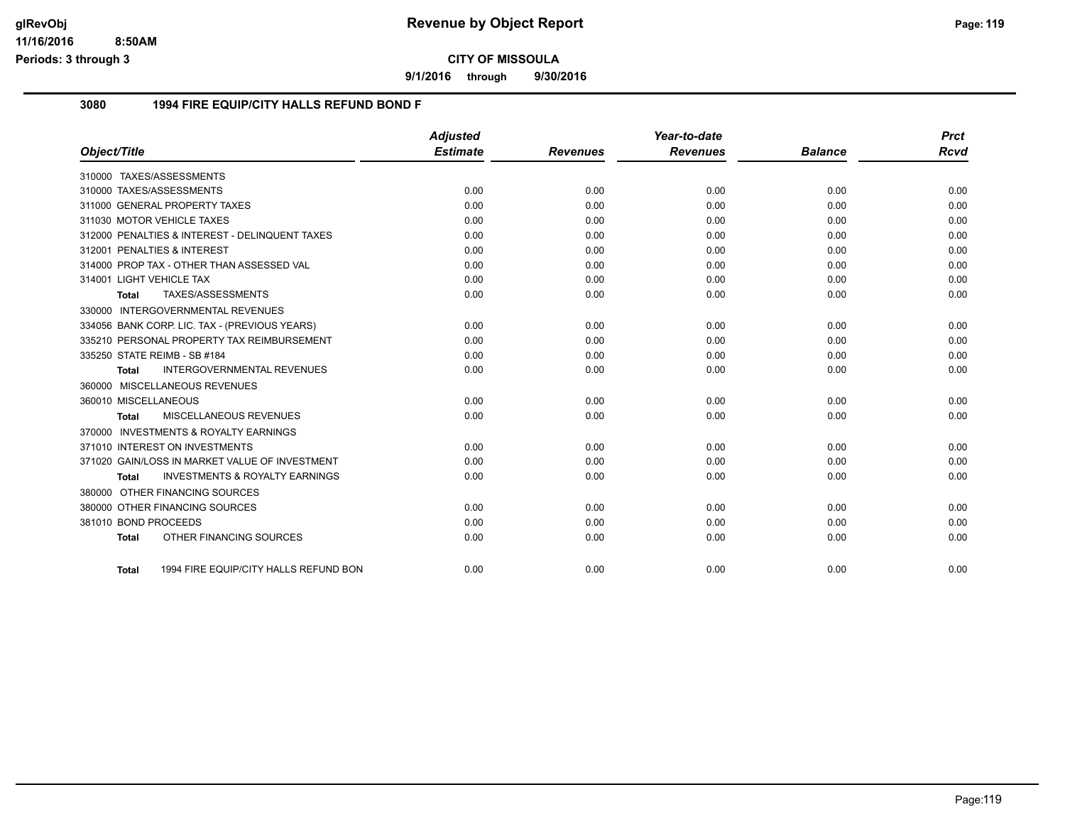# Revenue by Object Report

## CITY OF MISSOULA

**9/1/2016 through 9/30/2016**

### 3080 1994 FIRE EQUIP/CITY HALLS REFUND BOND F

| Object/Title | Adjusted Estimate | Revenues | Year-to-date Revenues | Balance | Prct Rcvd |
|---|---|---|---|---|---|
| 310000 TAXES/ASSESSMENTS | | | | | |
| 310000 TAXES/ASSESSMENTS | 0.00 | 0.00 | 0.00 | 0.00 | 0.00 |
| 311000 GENERAL PROPERTY TAXES | 0.00 | 0.00 | 0.00 | 0.00 | 0.00 |
| 311030 MOTOR VEHICLE TAXES | 0.00 | 0.00 | 0.00 | 0.00 | 0.00 |
| 312000 PENALTIES & INTEREST - DELINQUENT TAXES | 0.00 | 0.00 | 0.00 | 0.00 | 0.00 |
| 312001 PENALTIES & INTEREST | 0.00 | 0.00 | 0.00 | 0.00 | 0.00 |
| 314000 PROP TAX - OTHER THAN ASSESSED VAL | 0.00 | 0.00 | 0.00 | 0.00 | 0.00 |
| 314001 LIGHT VEHICLE TAX | 0.00 | 0.00 | 0.00 | 0.00 | 0.00 |
| **Total** TAXES/ASSESSMENTS | 0.00 | 0.00 | 0.00 | 0.00 | 0.00 |
| 330000 INTERGOVERNMENTAL REVENUES | | | | | |
| 334056 BANK CORP. LIC. TAX - (PREVIOUS YEARS) | 0.00 | 0.00 | 0.00 | 0.00 | 0.00 |
| 335210 PERSONAL PROPERTY TAX REIMBURSEMENT | 0.00 | 0.00 | 0.00 | 0.00 | 0.00 |
| 335250 STATE REIMB - SB #184 | 0.00 | 0.00 | 0.00 | 0.00 | 0.00 |
| **Total** INTERGOVERNMENTAL REVENUES | 0.00 | 0.00 | 0.00 | 0.00 | 0.00 |
| 360000 MISCELLANEOUS REVENUES | | | | | |
| 360010 MISCELLANEOUS | 0.00 | 0.00 | 0.00 | 0.00 | 0.00 |
| **Total** MISCELLANEOUS REVENUES | 0.00 | 0.00 | 0.00 | 0.00 | 0.00 |
| 370000 INVESTMENTS & ROYALTY EARNINGS | | | | | |
| 371010 INTEREST ON INVESTMENTS | 0.00 | 0.00 | 0.00 | 0.00 | 0.00 |
| 371020 GAIN/LOSS IN MARKET VALUE OF INVESTMENT | 0.00 | 0.00 | 0.00 | 0.00 | 0.00 |
| **Total** INVESTMENTS & ROYALTY EARNINGS | 0.00 | 0.00 | 0.00 | 0.00 | 0.00 |
| 380000 OTHER FINANCING SOURCES | | | | | |
| 380000 OTHER FINANCING SOURCES | 0.00 | 0.00 | 0.00 | 0.00 | 0.00 |
| 381010 BOND PROCEEDS | 0.00 | 0.00 | 0.00 | 0.00 | 0.00 |
| **Total** OTHER FINANCING SOURCES | 0.00 | 0.00 | 0.00 | 0.00 | 0.00 |
| **Total** 1994 FIRE EQUIP/CITY HALLS REFUND BON | 0.00 | 0.00 | 0.00 | 0.00 | 0.00 |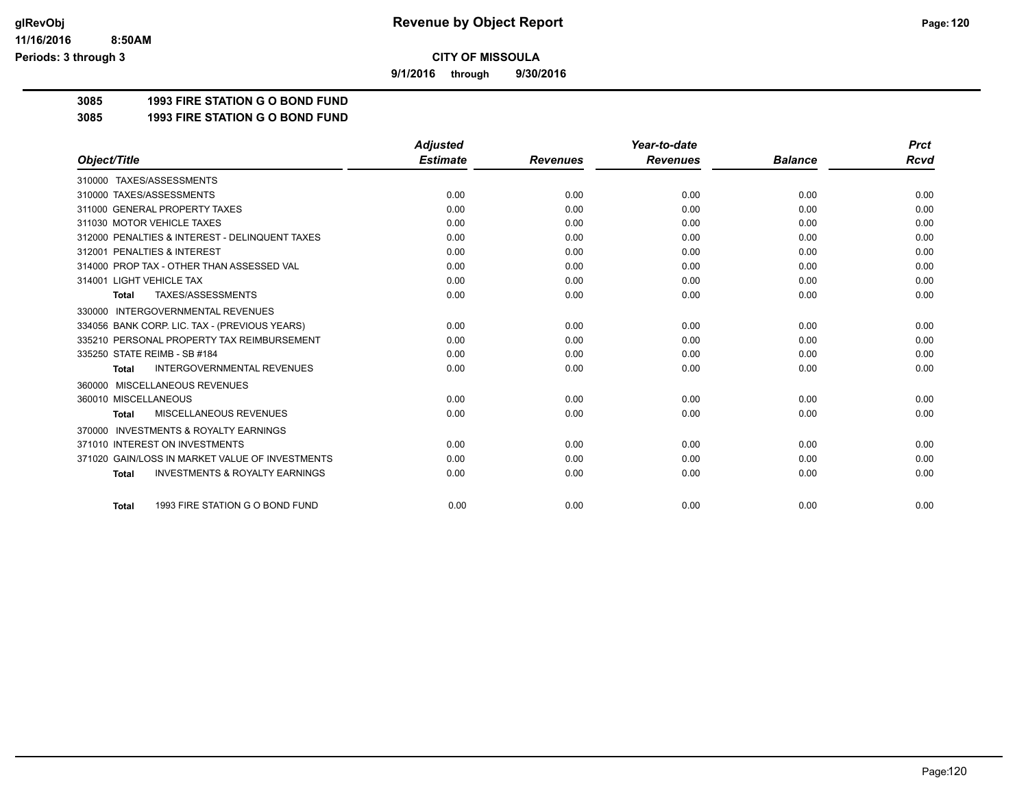**CITY OF MISSOULA**

**9/1/2016 through 9/30/2016**

**3085 1993 FIRE STATION G O BOND FUND**

**3085 1993 FIRE STATION G O BOND FUND**

| Object/Title | Adjusted Estimate | Revenues | Year-to-date Revenues | Balance | Prct Rcvd |
|---|---|---|---|---|---|
| 310000 TAXES/ASSESSMENTS | | | | | |
| 310000 TAXES/ASSESSMENTS | 0.00 | 0.00 | 0.00 | 0.00 | 0.00 |
| 311000 GENERAL PROPERTY TAXES | 0.00 | 0.00 | 0.00 | 0.00 | 0.00 |
| 311030 MOTOR VEHICLE TAXES | 0.00 | 0.00 | 0.00 | 0.00 | 0.00 |
| 312000 PENALTIES & INTEREST - DELINQUENT TAXES | 0.00 | 0.00 | 0.00 | 0.00 | 0.00 |
| 312001 PENALTIES & INTEREST | 0.00 | 0.00 | 0.00 | 0.00 | 0.00 |
| 314000 PROP TAX - OTHER THAN ASSESSED VAL | 0.00 | 0.00 | 0.00 | 0.00 | 0.00 |
| 314001 LIGHT VEHICLE TAX | 0.00 | 0.00 | 0.00 | 0.00 | 0.00 |
| **Total** TAXES/ASSESSMENTS | 0.00 | 0.00 | 0.00 | 0.00 | 0.00 |
| 330000 INTERGOVERNMENTAL REVENUES | | | | | |
| 334056 BANK CORP. LIC. TAX - (PREVIOUS YEARS) | 0.00 | 0.00 | 0.00 | 0.00 | 0.00 |
| 335210 PERSONAL PROPERTY TAX REIMBURSEMENT | 0.00 | 0.00 | 0.00 | 0.00 | 0.00 |
| 335250 STATE REIMB - SB #184 | 0.00 | 0.00 | 0.00 | 0.00 | 0.00 |
| **Total** INTERGOVERNMENTAL REVENUES | 0.00 | 0.00 | 0.00 | 0.00 | 0.00 |
| 360000 MISCELLANEOUS REVENUES | | | | | |
| 360010 MISCELLANEOUS | 0.00 | 0.00 | 0.00 | 0.00 | 0.00 |
| **Total** MISCELLANEOUS REVENUES | 0.00 | 0.00 | 0.00 | 0.00 | 0.00 |
| 370000 INVESTMENTS & ROYALTY EARNINGS | | | | | |
| 371010 INTEREST ON INVESTMENTS | 0.00 | 0.00 | 0.00 | 0.00 | 0.00 |
| 371020 GAIN/LOSS IN MARKET VALUE OF INVESTMENTS | 0.00 | 0.00 | 0.00 | 0.00 | 0.00 |
| **Total** INVESTMENTS & ROYALTY EARNINGS | 0.00 | 0.00 | 0.00 | 0.00 | 0.00 |
| **Total** 1993 FIRE STATION G O BOND FUND | 0.00 | 0.00 | 0.00 | 0.00 | 0.00 |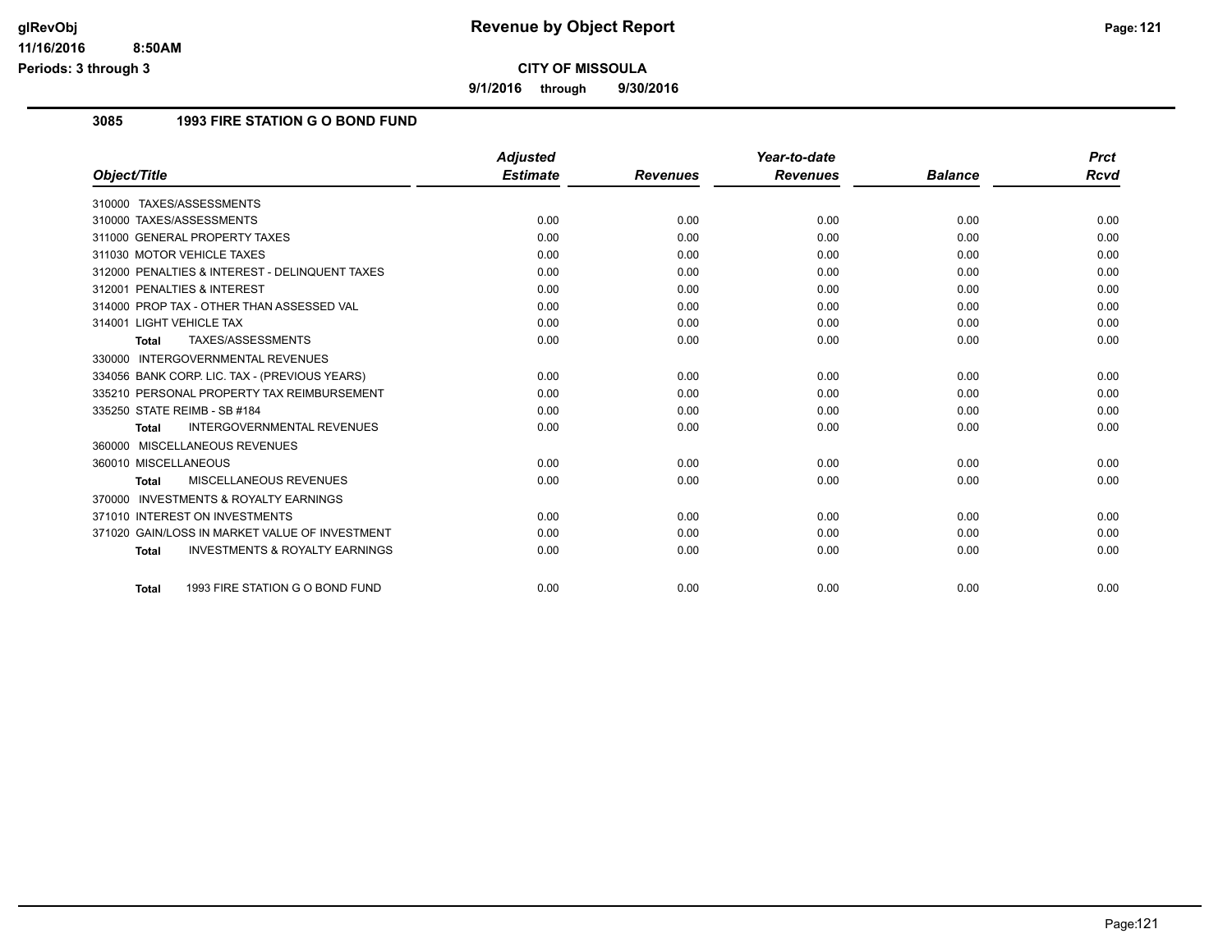**Revenue by Object Report**

**CITY OF MISSOULA**

**9/1/2016 through 9/30/2016**

glRevObj
11/16/2016 8:50AM
Periods: 3 through 3

## 3085 1993 FIRE STATION G O BOND FUND

| Object/Title | Adjusted Estimate | Revenues | Year-to-date Revenues | Balance | Prct Rcvd |
|---|---|---|---|---|---|
| 310000 TAXES/ASSESSMENTS | | | | | |
| 310000 TAXES/ASSESSMENTS | 0.00 | 0.00 | 0.00 | 0.00 | 0.00 |
| 311000 GENERAL PROPERTY TAXES | 0.00 | 0.00 | 0.00 | 0.00 | 0.00 |
| 311030 MOTOR VEHICLE TAXES | 0.00 | 0.00 | 0.00 | 0.00 | 0.00 |
| 312000 PENALTIES & INTEREST - DELINQUENT TAXES | 0.00 | 0.00 | 0.00 | 0.00 | 0.00 |
| 312001 PENALTIES & INTEREST | 0.00 | 0.00 | 0.00 | 0.00 | 0.00 |
| 314000 PROP TAX - OTHER THAN ASSESSED VAL | 0.00 | 0.00 | 0.00 | 0.00 | 0.00 |
| 314001 LIGHT VEHICLE TAX | 0.00 | 0.00 | 0.00 | 0.00 | 0.00 |
| **Total** TAXES/ASSESSMENTS | 0.00 | 0.00 | 0.00 | 0.00 | 0.00 |
| 330000 INTERGOVERNMENTAL REVENUES | | | | | |
| 334056 BANK CORP. LIC. TAX - (PREVIOUS YEARS) | 0.00 | 0.00 | 0.00 | 0.00 | 0.00 |
| 335210 PERSONAL PROPERTY TAX REIMBURSEMENT | 0.00 | 0.00 | 0.00 | 0.00 | 0.00 |
| 335250 STATE REIMB - SB #184 | 0.00 | 0.00 | 0.00 | 0.00 | 0.00 |
| **Total** INTERGOVERNMENTAL REVENUES | 0.00 | 0.00 | 0.00 | 0.00 | 0.00 |
| 360000 MISCELLANEOUS REVENUES | | | | | |
| 360010 MISCELLANEOUS | 0.00 | 0.00 | 0.00 | 0.00 | 0.00 |
| **Total** MISCELLANEOUS REVENUES | 0.00 | 0.00 | 0.00 | 0.00 | 0.00 |
| 370000 INVESTMENTS & ROYALTY EARNINGS | | | | | |
| 371010 INTEREST ON INVESTMENTS | 0.00 | 0.00 | 0.00 | 0.00 | 0.00 |
| 371020 GAIN/LOSS IN MARKET VALUE OF INVESTMENT | 0.00 | 0.00 | 0.00 | 0.00 | 0.00 |
| **Total** INVESTMENTS & ROYALTY EARNINGS | 0.00 | 0.00 | 0.00 | 0.00 | 0.00 |
| **Total** 1993 FIRE STATION G O BOND FUND | 0.00 | 0.00 | 0.00 | 0.00 | 0.00 |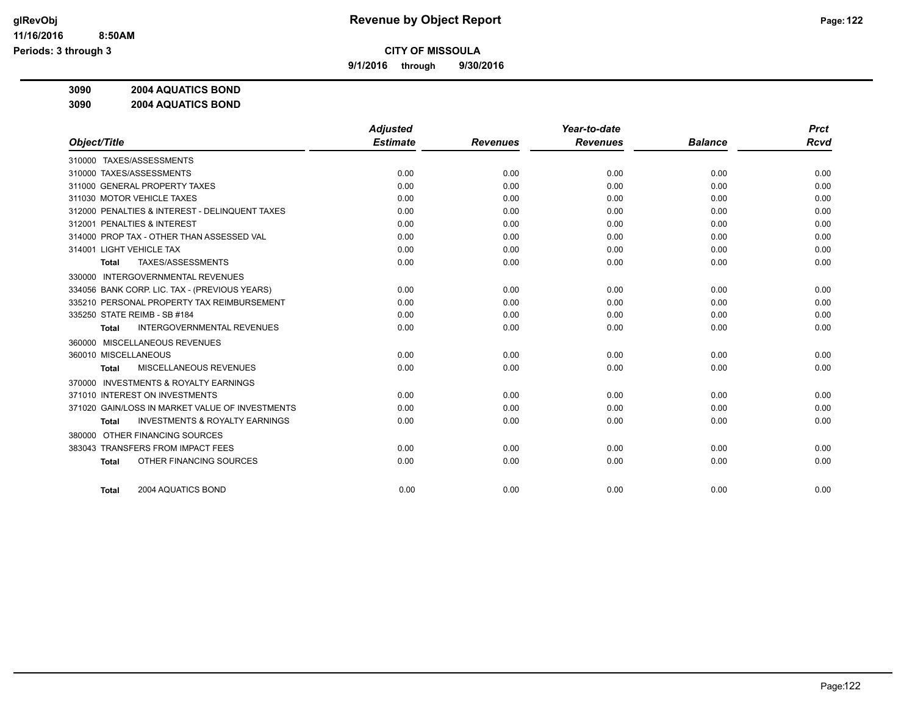**Revenue by Object Report**

**CITY OF MISSOULA**

**9/1/2016 through 9/30/2016**

glRevObj
11/16/2016 8:50AM
Periods: 3 through 3

**3090 2004 AQUATICS BOND**

**3090 2004 AQUATICS BOND**

| Object/Title | Adjusted Estimate | Revenues | Year-to-date Revenues | Balance | Prct Rcvd |
|---|---|---|---|---|---|
| 310000 TAXES/ASSESSMENTS | | | | | |
| 310000 TAXES/ASSESSMENTS | 0.00 | 0.00 | 0.00 | 0.00 | 0.00 |
| 311000 GENERAL PROPERTY TAXES | 0.00 | 0.00 | 0.00 | 0.00 | 0.00 |
| 311030 MOTOR VEHICLE TAXES | 0.00 | 0.00 | 0.00 | 0.00 | 0.00 |
| 312000 PENALTIES & INTEREST - DELINQUENT TAXES | 0.00 | 0.00 | 0.00 | 0.00 | 0.00 |
| 312001 PENALTIES & INTEREST | 0.00 | 0.00 | 0.00 | 0.00 | 0.00 |
| 314000 PROP TAX - OTHER THAN ASSESSED VAL | 0.00 | 0.00 | 0.00 | 0.00 | 0.00 |
| 314001 LIGHT VEHICLE TAX | 0.00 | 0.00 | 0.00 | 0.00 | 0.00 |
| **Total** TAXES/ASSESSMENTS | 0.00 | 0.00 | 0.00 | 0.00 | 0.00 |
| 330000 INTERGOVERNMENTAL REVENUES | | | | | |
| 334056 BANK CORP. LIC. TAX - (PREVIOUS YEARS) | 0.00 | 0.00 | 0.00 | 0.00 | 0.00 |
| 335210 PERSONAL PROPERTY TAX REIMBURSEMENT | 0.00 | 0.00 | 0.00 | 0.00 | 0.00 |
| 335250 STATE REIMB - SB #184 | 0.00 | 0.00 | 0.00 | 0.00 | 0.00 |
| **Total** INTERGOVERNMENTAL REVENUES | 0.00 | 0.00 | 0.00 | 0.00 | 0.00 |
| 360000 MISCELLANEOUS REVENUES | | | | | |
| 360010 MISCELLANEOUS | 0.00 | 0.00 | 0.00 | 0.00 | 0.00 |
| **Total** MISCELLANEOUS REVENUES | 0.00 | 0.00 | 0.00 | 0.00 | 0.00 |
| 370000 INVESTMENTS & ROYALTY EARNINGS | | | | | |
| 371010 INTEREST ON INVESTMENTS | 0.00 | 0.00 | 0.00 | 0.00 | 0.00 |
| 371020 GAIN/LOSS IN MARKET VALUE OF INVESTMENTS | 0.00 | 0.00 | 0.00 | 0.00 | 0.00 |
| **Total** INVESTMENTS & ROYALTY EARNINGS | 0.00 | 0.00 | 0.00 | 0.00 | 0.00 |
| 380000 OTHER FINANCING SOURCES | | | | | |
| 383043 TRANSFERS FROM IMPACT FEES | 0.00 | 0.00 | 0.00 | 0.00 | 0.00 |
| **Total** OTHER FINANCING SOURCES | 0.00 | 0.00 | 0.00 | 0.00 | 0.00 |
| **Total** 2004 AQUATICS BOND | 0.00 | 0.00 | 0.00 | 0.00 | 0.00 |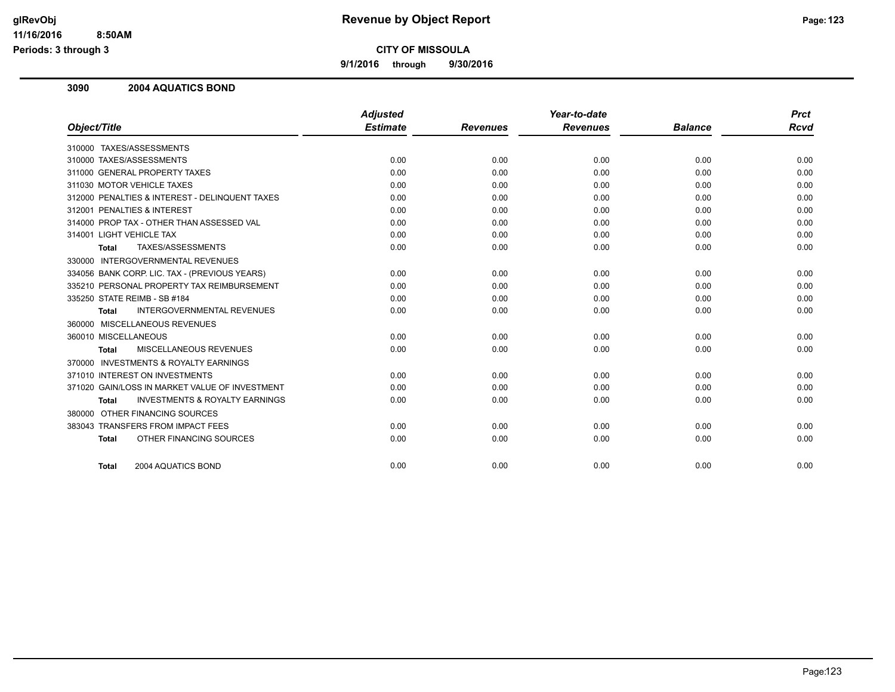# Revenue by Object Report

**CITY OF MISSOULA**

**9/1/2016 through 9/30/2016**

glRevObj
11/16/2016 8:50AM
Periods: 3 through 3

## 3090 2004 AQUATICS BOND

| Object/Title | Adjusted Estimate | Revenues | Year-to-date Revenues | Balance | Prct Rcvd |
|---|---|---|---|---|---|
| 310000 TAXES/ASSESSMENTS | | | | | |
| 310000 TAXES/ASSESSMENTS | 0.00 | 0.00 | 0.00 | 0.00 | 0.00 |
| 311000 GENERAL PROPERTY TAXES | 0.00 | 0.00 | 0.00 | 0.00 | 0.00 |
| 311030 MOTOR VEHICLE TAXES | 0.00 | 0.00 | 0.00 | 0.00 | 0.00 |
| 312000 PENALTIES & INTEREST - DELINQUENT TAXES | 0.00 | 0.00 | 0.00 | 0.00 | 0.00 |
| 312001 PENALTIES & INTEREST | 0.00 | 0.00 | 0.00 | 0.00 | 0.00 |
| 314000 PROP TAX - OTHER THAN ASSESSED VAL | 0.00 | 0.00 | 0.00 | 0.00 | 0.00 |
| 314001 LIGHT VEHICLE TAX | 0.00 | 0.00 | 0.00 | 0.00 | 0.00 |
| **Total** TAXES/ASSESSMENTS | 0.00 | 0.00 | 0.00 | 0.00 | 0.00 |
| 330000 INTERGOVERNMENTAL REVENUES | | | | | |
| 334056 BANK CORP. LIC. TAX - (PREVIOUS YEARS) | 0.00 | 0.00 | 0.00 | 0.00 | 0.00 |
| 335210 PERSONAL PROPERTY TAX REIMBURSEMENT | 0.00 | 0.00 | 0.00 | 0.00 | 0.00 |
| 335250 STATE REIMB - SB #184 | 0.00 | 0.00 | 0.00 | 0.00 | 0.00 |
| **Total** INTERGOVERNMENTAL REVENUES | 0.00 | 0.00 | 0.00 | 0.00 | 0.00 |
| 360000 MISCELLANEOUS REVENUES | | | | | |
| 360010 MISCELLANEOUS | 0.00 | 0.00 | 0.00 | 0.00 | 0.00 |
| **Total** MISCELLANEOUS REVENUES | 0.00 | 0.00 | 0.00 | 0.00 | 0.00 |
| 370000 INVESTMENTS & ROYALTY EARNINGS | | | | | |
| 371010 INTEREST ON INVESTMENTS | 0.00 | 0.00 | 0.00 | 0.00 | 0.00 |
| 371020 GAIN/LOSS IN MARKET VALUE OF INVESTMENT | 0.00 | 0.00 | 0.00 | 0.00 | 0.00 |
| **Total** INVESTMENTS & ROYALTY EARNINGS | 0.00 | 0.00 | 0.00 | 0.00 | 0.00 |
| 380000 OTHER FINANCING SOURCES | | | | | |
| 383043 TRANSFERS FROM IMPACT FEES | 0.00 | 0.00 | 0.00 | 0.00 | 0.00 |
| **Total** OTHER FINANCING SOURCES | 0.00 | 0.00 | 0.00 | 0.00 | 0.00 |
| **Total** 2004 AQUATICS BOND | 0.00 | 0.00 | 0.00 | 0.00 | 0.00 |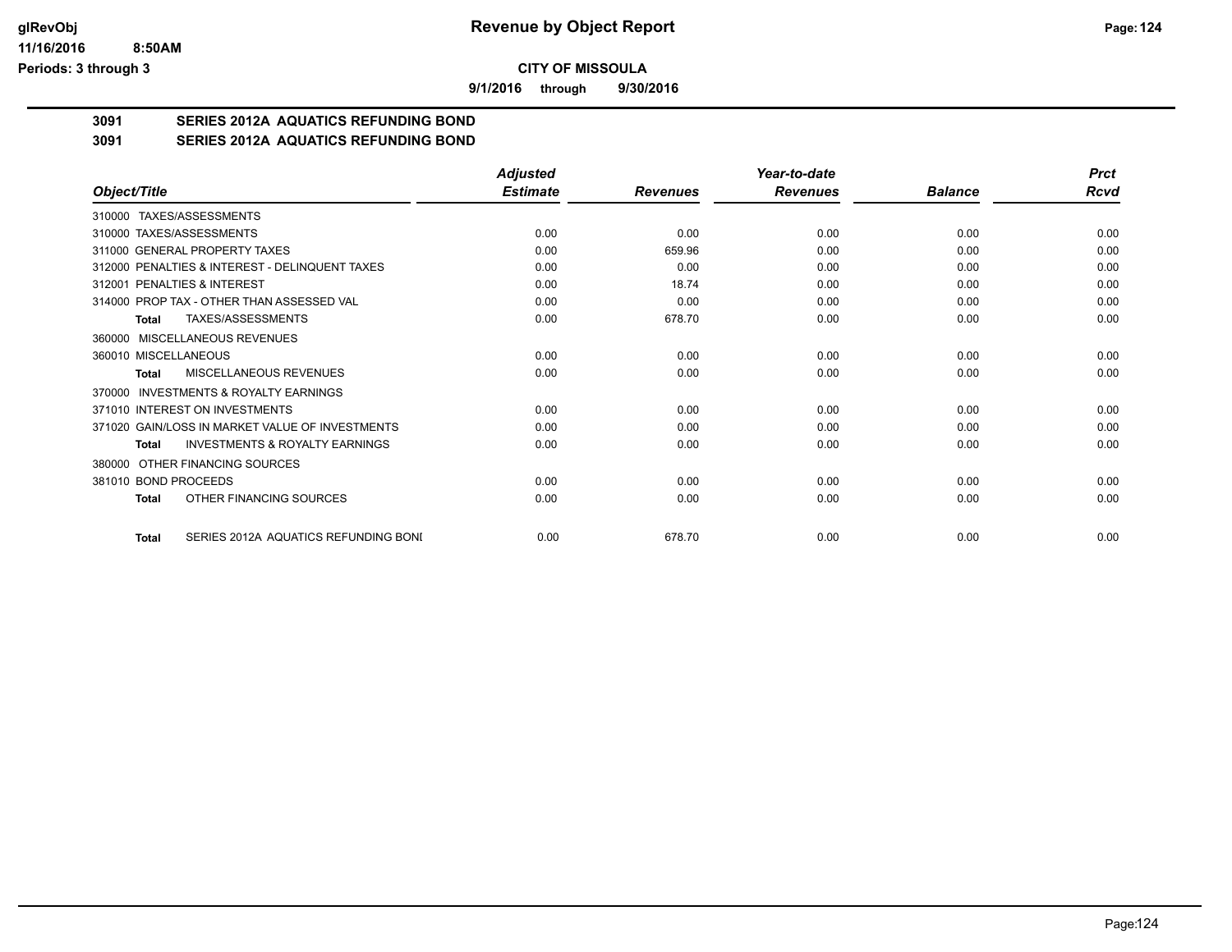**glRevObj**
**11/16/2016 8:50AM**
**Periods: 3 through 3**

# Revenue by Object Report

**CITY OF MISSOULA**

**9/1/2016 through 9/30/2016**

## 3091 SERIES 2012A AQUATICS REFUNDING BOND

## 3091 SERIES 2012A AQUATICS REFUNDING BOND

| Object/Title | Adjusted Estimate | Revenues | Year-to-date Revenues | Balance | Prct Rcvd |
|---|---|---|---|---|---|
| 310000 TAXES/ASSESSMENTS | | | | | |
| 310000 TAXES/ASSESSMENTS | 0.00 | 0.00 | 0.00 | 0.00 | 0.00 |
| 311000 GENERAL PROPERTY TAXES | 0.00 | 659.96 | 0.00 | 0.00 | 0.00 |
| 312000 PENALTIES & INTEREST - DELINQUENT TAXES | 0.00 | 0.00 | 0.00 | 0.00 | 0.00 |
| 312001 PENALTIES & INTEREST | 0.00 | 18.74 | 0.00 | 0.00 | 0.00 |
| 314000 PROP TAX - OTHER THAN ASSESSED VAL | 0.00 | 0.00 | 0.00 | 0.00 | 0.00 |
| **Total** TAXES/ASSESSMENTS | 0.00 | 678.70 | 0.00 | 0.00 | 0.00 |
| 360000 MISCELLANEOUS REVENUES | | | | | |
| 360010 MISCELLANEOUS | 0.00 | 0.00 | 0.00 | 0.00 | 0.00 |
| **Total** MISCELLANEOUS REVENUES | 0.00 | 0.00 | 0.00 | 0.00 | 0.00 |
| 370000 INVESTMENTS & ROYALTY EARNINGS | | | | | |
| 371010 INTEREST ON INVESTMENTS | 0.00 | 0.00 | 0.00 | 0.00 | 0.00 |
| 371020 GAIN/LOSS IN MARKET VALUE OF INVESTMENTS | 0.00 | 0.00 | 0.00 | 0.00 | 0.00 |
| **Total** INVESTMENTS & ROYALTY EARNINGS | 0.00 | 0.00 | 0.00 | 0.00 | 0.00 |
| 380000 OTHER FINANCING SOURCES | | | | | |
| 381010 BOND PROCEEDS | 0.00 | 0.00 | 0.00 | 0.00 | 0.00 |
| **Total** OTHER FINANCING SOURCES | 0.00 | 0.00 | 0.00 | 0.00 | 0.00 |
| **Total** SERIES 2012A AQUATICS REFUNDING BONI | 0.00 | 678.70 | 0.00 | 0.00 | 0.00 |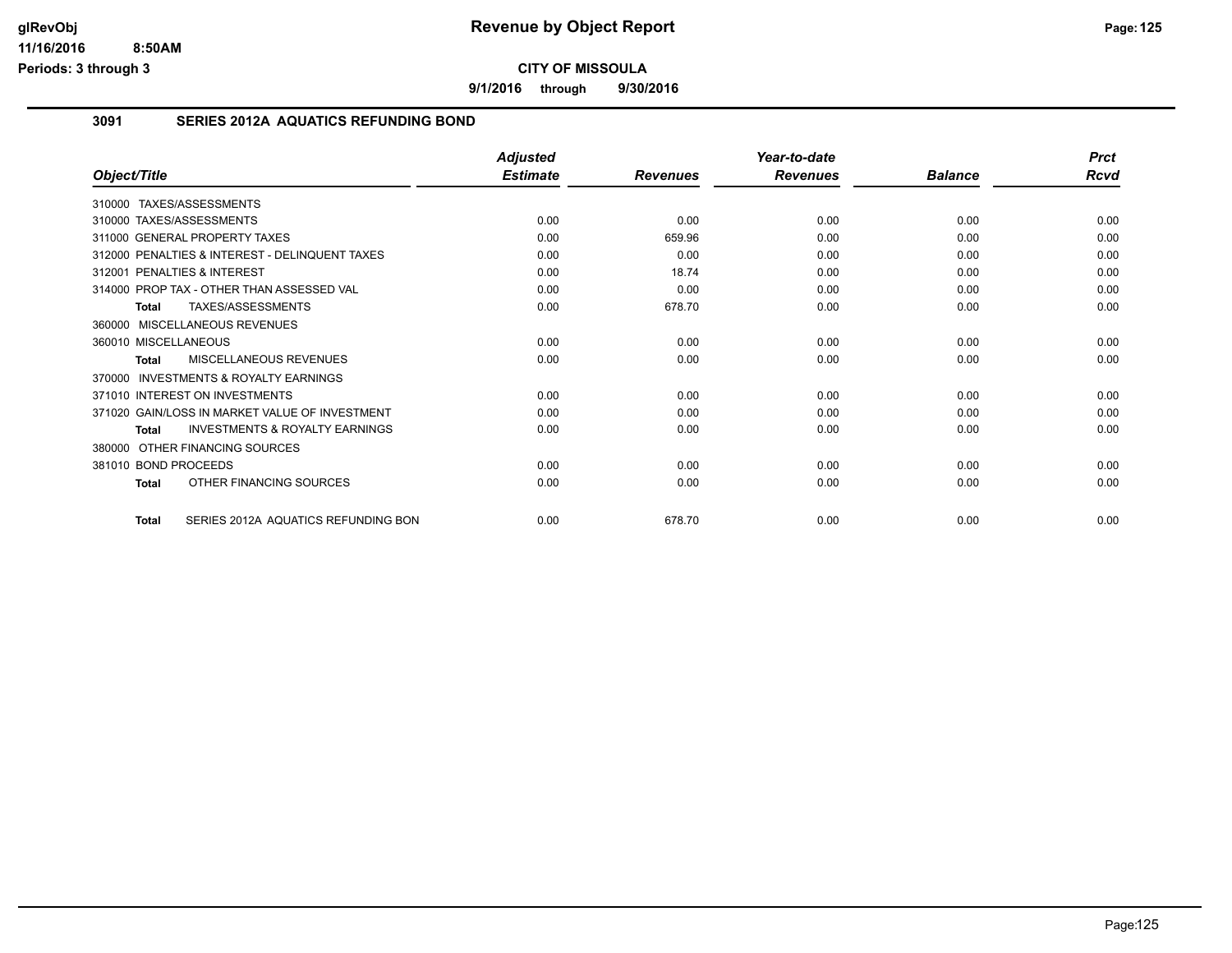**CITY OF MISSOULA**

**9/1/2016 through 9/30/2016**

## 3091 SERIES 2012A AQUATICS REFUNDING BOND

| Object/Title | Adjusted Estimate | Revenues | Year-to-date Revenues | Balance | Prct Rcvd |
|---|---|---|---|---|---|
| 310000 TAXES/ASSESSMENTS | | | | | |
| 310000 TAXES/ASSESSMENTS | 0.00 | 0.00 | 0.00 | 0.00 | 0.00 |
| 311000 GENERAL PROPERTY TAXES | 0.00 | 659.96 | 0.00 | 0.00 | 0.00 |
| 312000 PENALTIES & INTEREST - DELINQUENT TAXES | 0.00 | 0.00 | 0.00 | 0.00 | 0.00 |
| 312001 PENALTIES & INTEREST | 0.00 | 18.74 | 0.00 | 0.00 | 0.00 |
| 314000 PROP TAX - OTHER THAN ASSESSED VAL | 0.00 | 0.00 | 0.00 | 0.00 | 0.00 |
| **Total** TAXES/ASSESSMENTS | 0.00 | 678.70 | 0.00 | 0.00 | 0.00 |
| 360000 MISCELLANEOUS REVENUES | | | | | |
| 360010 MISCELLANEOUS | 0.00 | 0.00 | 0.00 | 0.00 | 0.00 |
| **Total** MISCELLANEOUS REVENUES | 0.00 | 0.00 | 0.00 | 0.00 | 0.00 |
| 370000 INVESTMENTS & ROYALTY EARNINGS | | | | | |
| 371010 INTEREST ON INVESTMENTS | 0.00 | 0.00 | 0.00 | 0.00 | 0.00 |
| 371020 GAIN/LOSS IN MARKET VALUE OF INVESTMENT | 0.00 | 0.00 | 0.00 | 0.00 | 0.00 |
| **Total** INVESTMENTS & ROYALTY EARNINGS | 0.00 | 0.00 | 0.00 | 0.00 | 0.00 |
| 380000 OTHER FINANCING SOURCES | | | | | |
| 381010 BOND PROCEEDS | 0.00 | 0.00 | 0.00 | 0.00 | 0.00 |
| **Total** OTHER FINANCING SOURCES | 0.00 | 0.00 | 0.00 | 0.00 | 0.00 |
| **Total** SERIES 2012A AQUATICS REFUNDING BON | 0.00 | 678.70 | 0.00 | 0.00 | 0.00 |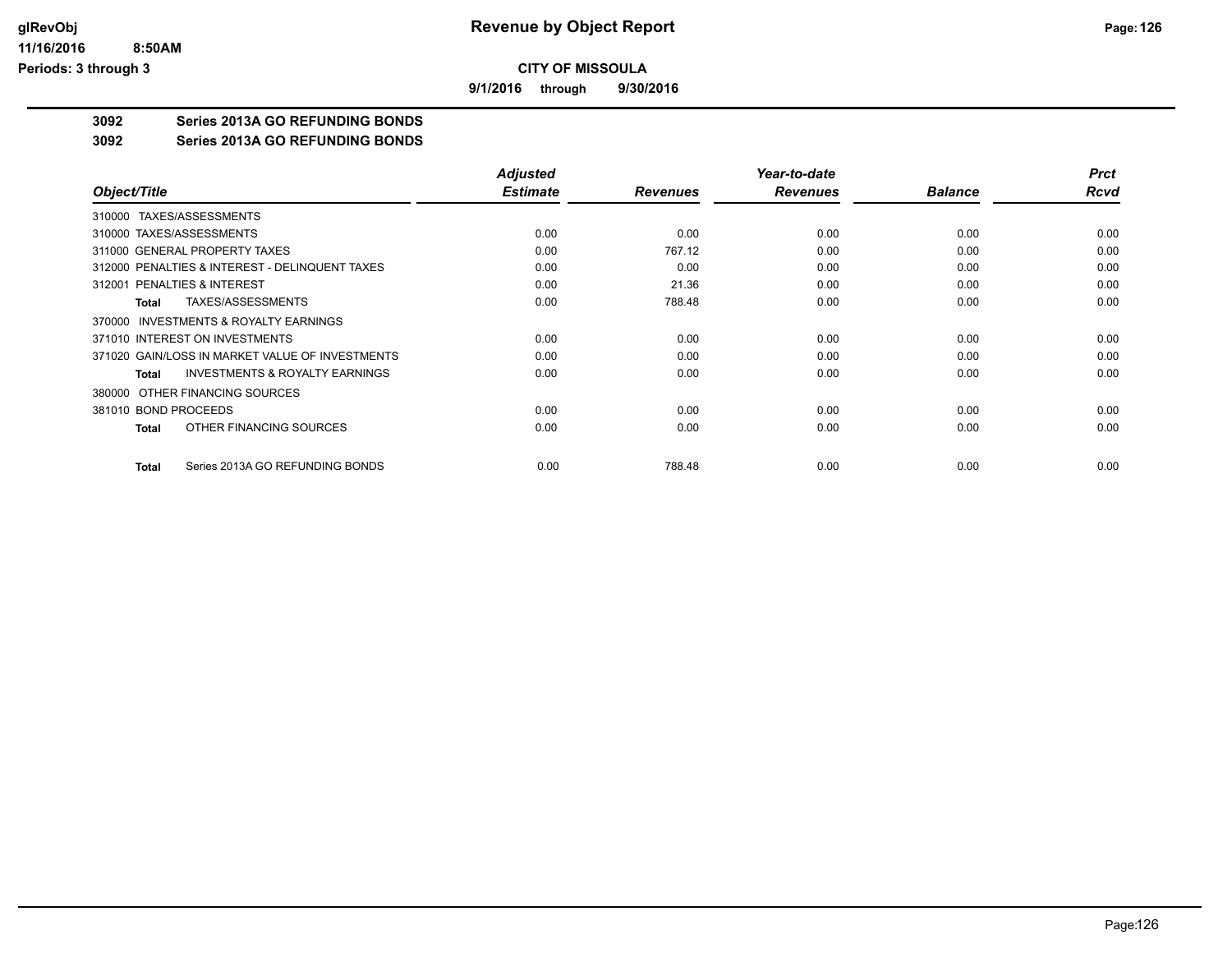## Revenue by Object Report

**CITY OF MISSOULA**

**9/1/2016 through 9/30/2016**

glRevObj
11/16/2016 8:50AM
Periods: 3 through 3

**3092 Series 2013A GO REFUNDING BONDS**

**3092 Series 2013A GO REFUNDING BONDS**

| Object/Title | Adjusted Estimate | Revenues | Year-to-date Revenues | Balance | Prct Rcvd |
|---|---|---|---|---|---|
| 310000 TAXES/ASSESSMENTS | | | | | |
| 310000 TAXES/ASSESSMENTS | 0.00 | 0.00 | 0.00 | 0.00 | 0.00 |
| 311000 GENERAL PROPERTY TAXES | 0.00 | 767.12 | 0.00 | 0.00 | 0.00 |
| 312000 PENALTIES & INTEREST - DELINQUENT TAXES | 0.00 | 0.00 | 0.00 | 0.00 | 0.00 |
| 312001 PENALTIES & INTEREST | 0.00 | 21.36 | 0.00 | 0.00 | 0.00 |
| **Total** TAXES/ASSESSMENTS | 0.00 | 788.48 | 0.00 | 0.00 | 0.00 |
| 370000 INVESTMENTS & ROYALTY EARNINGS | | | | | |
| 371010 INTEREST ON INVESTMENTS | 0.00 | 0.00 | 0.00 | 0.00 | 0.00 |
| 371020 GAIN/LOSS IN MARKET VALUE OF INVESTMENTS | 0.00 | 0.00 | 0.00 | 0.00 | 0.00 |
| **Total** INVESTMENTS & ROYALTY EARNINGS | 0.00 | 0.00 | 0.00 | 0.00 | 0.00 |
| 380000 OTHER FINANCING SOURCES | | | | | |
| 381010 BOND PROCEEDS | 0.00 | 0.00 | 0.00 | 0.00 | 0.00 |
| **Total** OTHER FINANCING SOURCES | 0.00 | 0.00 | 0.00 | 0.00 | 0.00 |
| **Total** Series 2013A GO REFUNDING BONDS | 0.00 | 788.48 | 0.00 | 0.00 | 0.00 |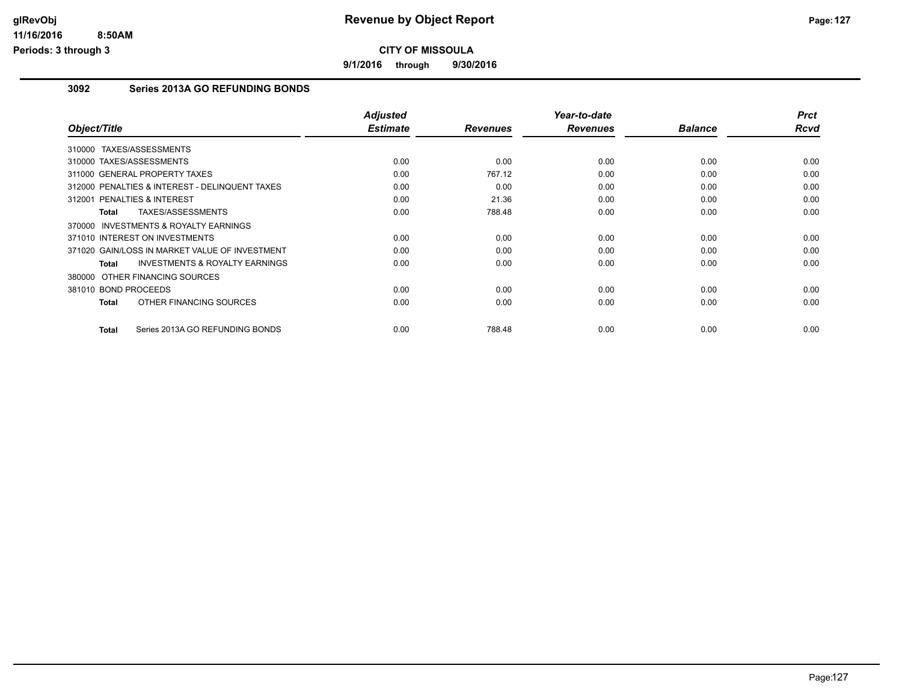**glRevObj** | **Revenue by Object Report**

**11/16/2016 8:50AM**

**Periods: 3 through 3**

**CITY OF MISSOULA**

**9/1/2016 through 9/30/2016**

## 3092 Series 2013A GO REFUNDING BONDS

| Object/Title | Adjusted Estimate | Revenues | Year-to-date Revenues | Balance | Prct Rcvd |
|---|---|---|---|---|---|
| 310000 TAXES/ASSESSMENTS | | | | | |
| 310000 TAXES/ASSESSMENTS | 0.00 | 0.00 | 0.00 | 0.00 | 0.00 |
| 311000 GENERAL PROPERTY TAXES | 0.00 | 767.12 | 0.00 | 0.00 | 0.00 |
| 312000 PENALTIES & INTEREST - DELINQUENT TAXES | 0.00 | 0.00 | 0.00 | 0.00 | 0.00 |
| 312001 PENALTIES & INTEREST | 0.00 | 21.36 | 0.00 | 0.00 | 0.00 |
| **Total** TAXES/ASSESSMENTS | 0.00 | 788.48 | 0.00 | 0.00 | 0.00 |
| 370000 INVESTMENTS & ROYALTY EARNINGS | | | | | |
| 371010 INTEREST ON INVESTMENTS | 0.00 | 0.00 | 0.00 | 0.00 | 0.00 |
| 371020 GAIN/LOSS IN MARKET VALUE OF INVESTMENT | 0.00 | 0.00 | 0.00 | 0.00 | 0.00 |
| **Total** INVESTMENTS & ROYALTY EARNINGS | 0.00 | 0.00 | 0.00 | 0.00 | 0.00 |
| 380000 OTHER FINANCING SOURCES | | | | | |
| 381010 BOND PROCEEDS | 0.00 | 0.00 | 0.00 | 0.00 | 0.00 |
| **Total** OTHER FINANCING SOURCES | 0.00 | 0.00 | 0.00 | 0.00 | 0.00 |
| **Total** Series 2013A GO REFUNDING BONDS | 0.00 | 788.48 | 0.00 | 0.00 | 0.00 |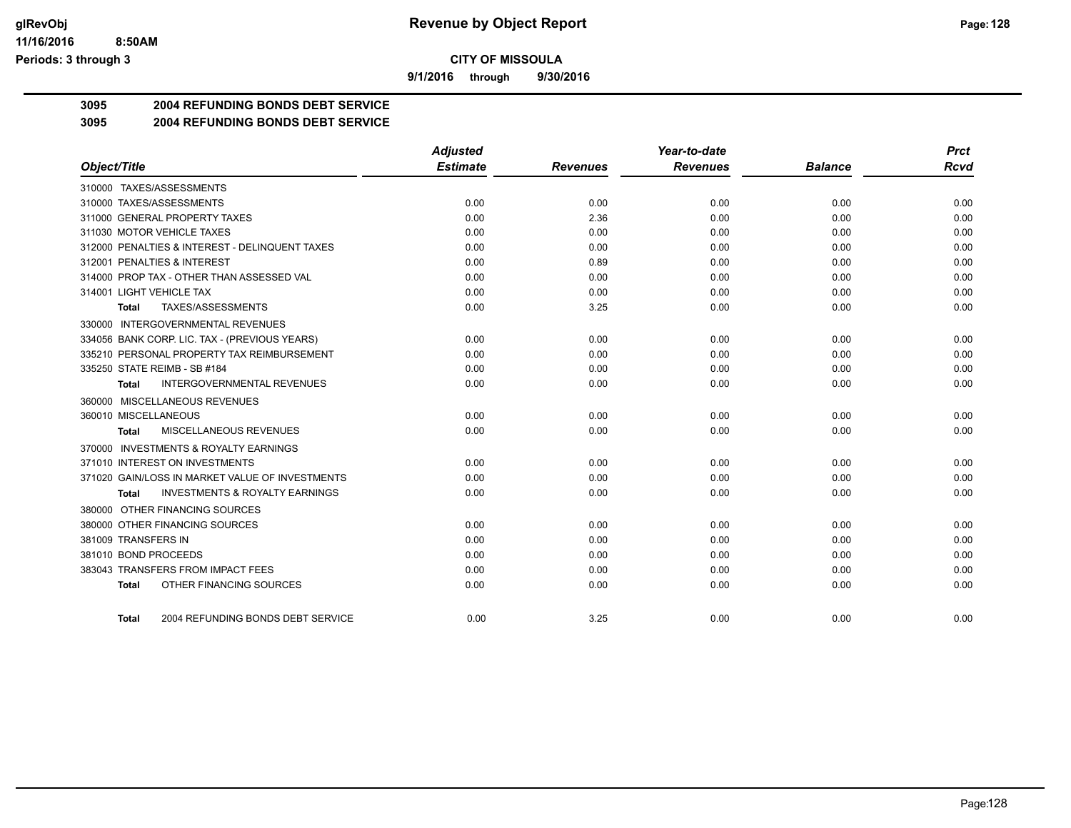**CITY OF MISSOULA**

**9/1/2016 through 9/30/2016**

## 3095 2004 REFUNDING BONDS DEBT SERVICE

### 3095 2004 REFUNDING BONDS DEBT SERVICE

| Object/Title | Adjusted Estimate | Revenues | Year-to-date Revenues | Balance | Prct Rcvd |
|---|---|---|---|---|---|
| 310000 TAXES/ASSESSMENTS | | | | | |
| 310000 TAXES/ASSESSMENTS | 0.00 | 0.00 | 0.00 | 0.00 | 0.00 |
| 311000 GENERAL PROPERTY TAXES | 0.00 | 2.36 | 0.00 | 0.00 | 0.00 |
| 311030 MOTOR VEHICLE TAXES | 0.00 | 0.00 | 0.00 | 0.00 | 0.00 |
| 312000 PENALTIES & INTEREST - DELINQUENT TAXES | 0.00 | 0.00 | 0.00 | 0.00 | 0.00 |
| 312001 PENALTIES & INTEREST | 0.00 | 0.89 | 0.00 | 0.00 | 0.00 |
| 314000 PROP TAX - OTHER THAN ASSESSED VAL | 0.00 | 0.00 | 0.00 | 0.00 | 0.00 |
| 314001 LIGHT VEHICLE TAX | 0.00 | 0.00 | 0.00 | 0.00 | 0.00 |
| **Total** TAXES/ASSESSMENTS | 0.00 | 3.25 | 0.00 | 0.00 | 0.00 |
| 330000 INTERGOVERNMENTAL REVENUES | | | | | |
| 334056 BANK CORP. LIC. TAX - (PREVIOUS YEARS) | 0.00 | 0.00 | 0.00 | 0.00 | 0.00 |
| 335210 PERSONAL PROPERTY TAX REIMBURSEMENT | 0.00 | 0.00 | 0.00 | 0.00 | 0.00 |
| 335250 STATE REIMB - SB #184 | 0.00 | 0.00 | 0.00 | 0.00 | 0.00 |
| **Total** INTERGOVERNMENTAL REVENUES | 0.00 | 0.00 | 0.00 | 0.00 | 0.00 |
| 360000 MISCELLANEOUS REVENUES | | | | | |
| 360010 MISCELLANEOUS | 0.00 | 0.00 | 0.00 | 0.00 | 0.00 |
| **Total** MISCELLANEOUS REVENUES | 0.00 | 0.00 | 0.00 | 0.00 | 0.00 |
| 370000 INVESTMENTS & ROYALTY EARNINGS | | | | | |
| 371010 INTEREST ON INVESTMENTS | 0.00 | 0.00 | 0.00 | 0.00 | 0.00 |
| 371020 GAIN/LOSS IN MARKET VALUE OF INVESTMENTS | 0.00 | 0.00 | 0.00 | 0.00 | 0.00 |
| **Total** INVESTMENTS & ROYALTY EARNINGS | 0.00 | 0.00 | 0.00 | 0.00 | 0.00 |
| 380000 OTHER FINANCING SOURCES | | | | | |
| 380000 OTHER FINANCING SOURCES | 0.00 | 0.00 | 0.00 | 0.00 | 0.00 |
| 381009 TRANSFERS IN | 0.00 | 0.00 | 0.00 | 0.00 | 0.00 |
| 381010 BOND PROCEEDS | 0.00 | 0.00 | 0.00 | 0.00 | 0.00 |
| 383043 TRANSFERS FROM IMPACT FEES | 0.00 | 0.00 | 0.00 | 0.00 | 0.00 |
| **Total** OTHER FINANCING SOURCES | 0.00 | 0.00 | 0.00 | 0.00 | 0.00 |
| **Total** 2004 REFUNDING BONDS DEBT SERVICE | 0.00 | 3.25 | 0.00 | 0.00 | 0.00 |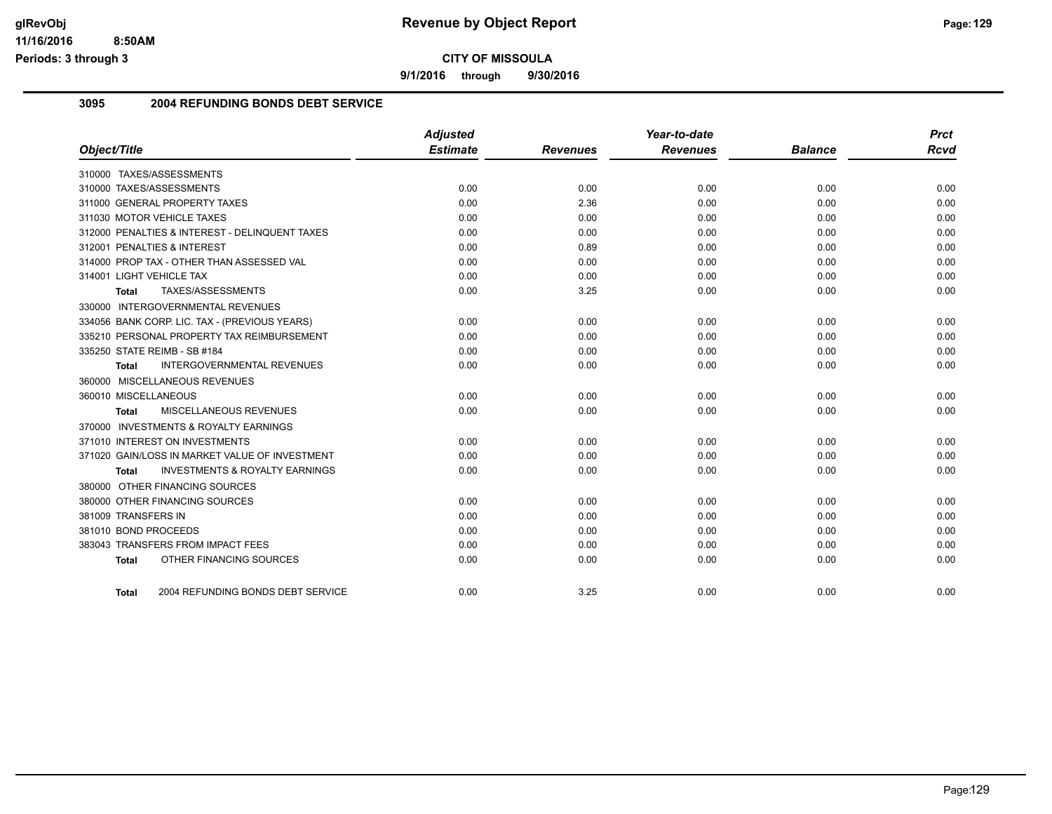# Revenue by Object Report

**CITY OF MISSOULA**

**9/1/2016 through 9/30/2016**

glRevObj
11/16/2016 8:50AM
Periods: 3 through 3

## 3095 2004 REFUNDING BONDS DEBT SERVICE

| Object/Title | Adjusted Estimate | Revenues | Year-to-date Revenues | Balance | Prct Rcvd |
|---|---|---|---|---|---|
| 310000 TAXES/ASSESSMENTS | | | | | |
| 310000 TAXES/ASSESSMENTS | 0.00 | 0.00 | 0.00 | 0.00 | 0.00 |
| 311000 GENERAL PROPERTY TAXES | 0.00 | 2.36 | 0.00 | 0.00 | 0.00 |
| 311030 MOTOR VEHICLE TAXES | 0.00 | 0.00 | 0.00 | 0.00 | 0.00 |
| 312000 PENALTIES & INTEREST - DELINQUENT TAXES | 0.00 | 0.00 | 0.00 | 0.00 | 0.00 |
| 312001 PENALTIES & INTEREST | 0.00 | 0.89 | 0.00 | 0.00 | 0.00 |
| 314000 PROP TAX - OTHER THAN ASSESSED VAL | 0.00 | 0.00 | 0.00 | 0.00 | 0.00 |
| 314001 LIGHT VEHICLE TAX | 0.00 | 0.00 | 0.00 | 0.00 | 0.00 |
| **Total** TAXES/ASSESSMENTS | 0.00 | 3.25 | 0.00 | 0.00 | 0.00 |
| 330000 INTERGOVERNMENTAL REVENUES | | | | | |
| 334056 BANK CORP. LIC. TAX - (PREVIOUS YEARS) | 0.00 | 0.00 | 0.00 | 0.00 | 0.00 |
| 335210 PERSONAL PROPERTY TAX REIMBURSEMENT | 0.00 | 0.00 | 0.00 | 0.00 | 0.00 |
| 335250 STATE REIMB - SB #184 | 0.00 | 0.00 | 0.00 | 0.00 | 0.00 |
| **Total** INTERGOVERNMENTAL REVENUES | 0.00 | 0.00 | 0.00 | 0.00 | 0.00 |
| 360000 MISCELLANEOUS REVENUES | | | | | |
| 360010 MISCELLANEOUS | 0.00 | 0.00 | 0.00 | 0.00 | 0.00 |
| **Total** MISCELLANEOUS REVENUES | 0.00 | 0.00 | 0.00 | 0.00 | 0.00 |
| 370000 INVESTMENTS & ROYALTY EARNINGS | | | | | |
| 371010 INTEREST ON INVESTMENTS | 0.00 | 0.00 | 0.00 | 0.00 | 0.00 |
| 371020 GAIN/LOSS IN MARKET VALUE OF INVESTMENT | 0.00 | 0.00 | 0.00 | 0.00 | 0.00 |
| **Total** INVESTMENTS & ROYALTY EARNINGS | 0.00 | 0.00 | 0.00 | 0.00 | 0.00 |
| 380000 OTHER FINANCING SOURCES | | | | | |
| 380000 OTHER FINANCING SOURCES | 0.00 | 0.00 | 0.00 | 0.00 | 0.00 |
| 381009 TRANSFERS IN | 0.00 | 0.00 | 0.00 | 0.00 | 0.00 |
| 381010 BOND PROCEEDS | 0.00 | 0.00 | 0.00 | 0.00 | 0.00 |
| 383043 TRANSFERS FROM IMPACT FEES | 0.00 | 0.00 | 0.00 | 0.00 | 0.00 |
| **Total** OTHER FINANCING SOURCES | 0.00 | 0.00 | 0.00 | 0.00 | 0.00 |
| **Total** 2004 REFUNDING BONDS DEBT SERVICE | 0.00 | 3.25 | 0.00 | 0.00 | 0.00 |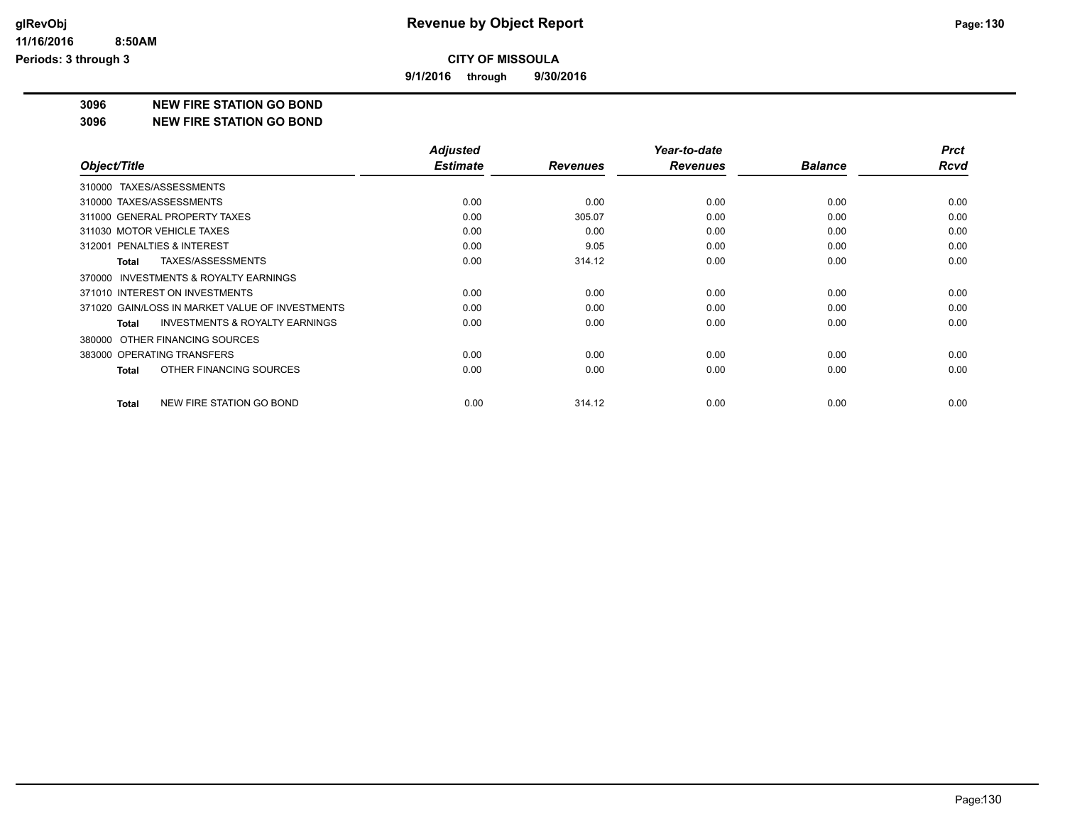# Revenue by Object Report

glRevObj
11/16/2016 8:50AM
Periods: 3 through 3

**CITY OF MISSOULA**

**9/1/2016 through 9/30/2016**

**3096 NEW FIRE STATION GO BOND**

**3096 NEW FIRE STATION GO BOND**

| Object/Title | Adjusted Estimate | Revenues | Year-to-date Revenues | Balance | Prct Rcvd |
|---|---|---|---|---|---|
| 310000 TAXES/ASSESSMENTS | | | | | |
| 310000 TAXES/ASSESSMENTS | 0.00 | 0.00 | 0.00 | 0.00 | 0.00 |
| 311000 GENERAL PROPERTY TAXES | 0.00 | 305.07 | 0.00 | 0.00 | 0.00 |
| 311030 MOTOR VEHICLE TAXES | 0.00 | 0.00 | 0.00 | 0.00 | 0.00 |
| 312001 PENALTIES & INTEREST | 0.00 | 9.05 | 0.00 | 0.00 | 0.00 |
| **Total** TAXES/ASSESSMENTS | 0.00 | 314.12 | 0.00 | 0.00 | 0.00 |
| 370000 INVESTMENTS & ROYALTY EARNINGS | | | | | |
| 371010 INTEREST ON INVESTMENTS | 0.00 | 0.00 | 0.00 | 0.00 | 0.00 |
| 371020 GAIN/LOSS IN MARKET VALUE OF INVESTMENTS | 0.00 | 0.00 | 0.00 | 0.00 | 0.00 |
| **Total** INVESTMENTS & ROYALTY EARNINGS | 0.00 | 0.00 | 0.00 | 0.00 | 0.00 |
| 380000 OTHER FINANCING SOURCES | | | | | |
| 383000 OPERATING TRANSFERS | 0.00 | 0.00 | 0.00 | 0.00 | 0.00 |
| **Total** OTHER FINANCING SOURCES | 0.00 | 0.00 | 0.00 | 0.00 | 0.00 |
| **Total** NEW FIRE STATION GO BOND | 0.00 | 314.12 | 0.00 | 0.00 | 0.00 |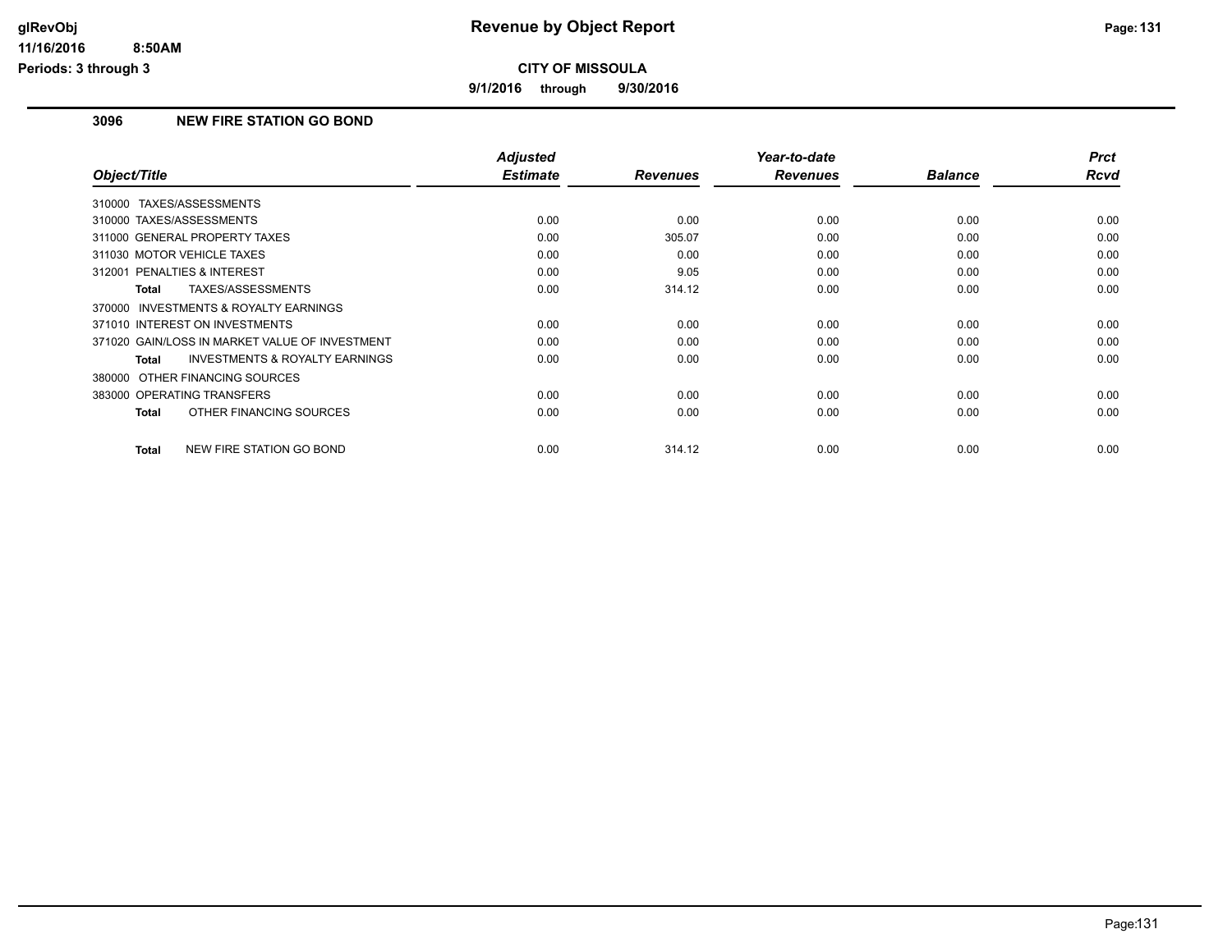# Revenue by Object Report

glRevObj
11/16/2016 8:50AM
Periods: 3 through 3

**CITY OF MISSOULA**

**9/1/2016 through 9/30/2016**

## 3096 NEW FIRE STATION GO BOND

| Object/Title | Adjusted Estimate | Revenues | Year-to-date Revenues | Balance | Prct Rcvd |
|---|---|---|---|---|---|
| 310000 TAXES/ASSESSMENTS | | | | | |
| 310000 TAXES/ASSESSMENTS | 0.00 | 0.00 | 0.00 | 0.00 | 0.00 |
| 311000 GENERAL PROPERTY TAXES | 0.00 | 305.07 | 0.00 | 0.00 | 0.00 |
| 311030 MOTOR VEHICLE TAXES | 0.00 | 0.00 | 0.00 | 0.00 | 0.00 |
| 312001 PENALTIES & INTEREST | 0.00 | 9.05 | 0.00 | 0.00 | 0.00 |
| **Total** TAXES/ASSESSMENTS | 0.00 | 314.12 | 0.00 | 0.00 | 0.00 |
| 370000 INVESTMENTS & ROYALTY EARNINGS | | | | | |
| 371010 INTEREST ON INVESTMENTS | 0.00 | 0.00 | 0.00 | 0.00 | 0.00 |
| 371020 GAIN/LOSS IN MARKET VALUE OF INVESTMENT | 0.00 | 0.00 | 0.00 | 0.00 | 0.00 |
| **Total** INVESTMENTS & ROYALTY EARNINGS | 0.00 | 0.00 | 0.00 | 0.00 | 0.00 |
| 380000 OTHER FINANCING SOURCES | | | | | |
| 383000 OPERATING TRANSFERS | 0.00 | 0.00 | 0.00 | 0.00 | 0.00 |
| **Total** OTHER FINANCING SOURCES | 0.00 | 0.00 | 0.00 | 0.00 | 0.00 |
| **Total** NEW FIRE STATION GO BOND | 0.00 | 314.12 | 0.00 | 0.00 | 0.00 |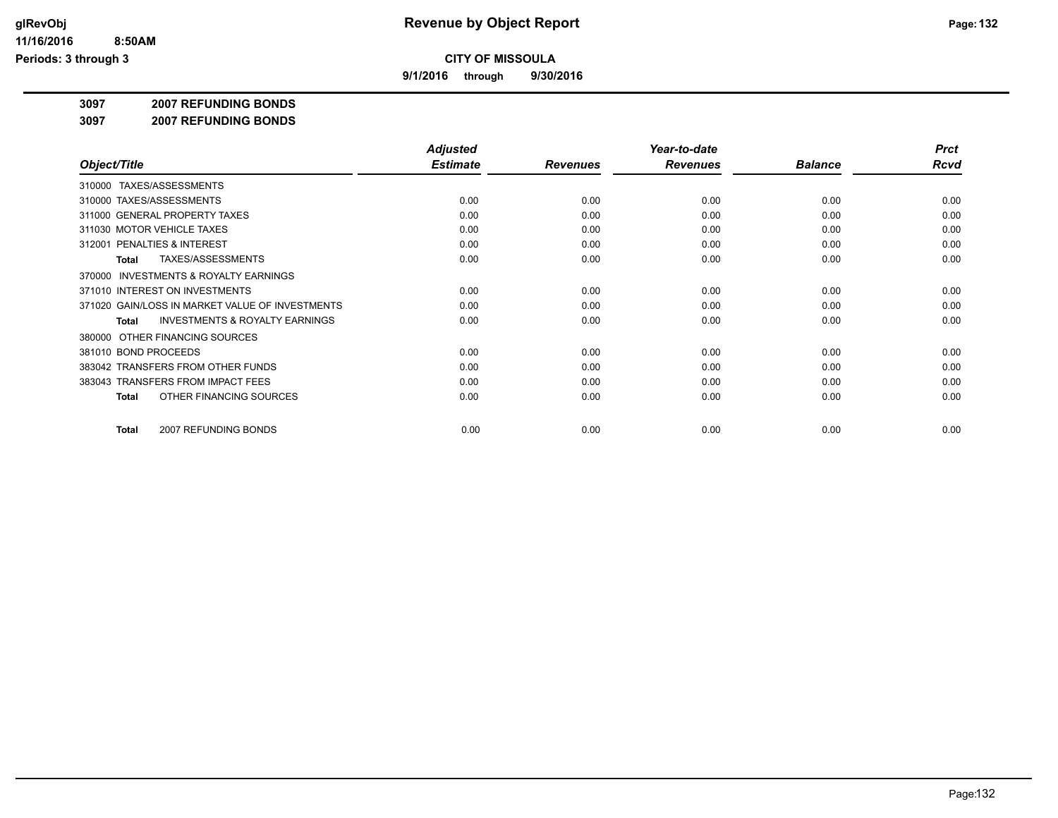# CITY OF MISSOULA

**9/1/2016 through 9/30/2016**

**3097 2007 REFUNDING BONDS**

**3097 2007 REFUNDING BONDS**

| Object/Title | Adjusted Estimate | Revenues | Year-to-date Revenues | Balance | Prct Rcvd |
|---|---|---|---|---|---|
| 310000 TAXES/ASSESSMENTS | | | | | |
| 310000 TAXES/ASSESSMENTS | 0.00 | 0.00 | 0.00 | 0.00 | 0.00 |
| 311000 GENERAL PROPERTY TAXES | 0.00 | 0.00 | 0.00 | 0.00 | 0.00 |
| 311030 MOTOR VEHICLE TAXES | 0.00 | 0.00 | 0.00 | 0.00 | 0.00 |
| 312001 PENALTIES & INTEREST | 0.00 | 0.00 | 0.00 | 0.00 | 0.00 |
| **Total** TAXES/ASSESSMENTS | 0.00 | 0.00 | 0.00 | 0.00 | 0.00 |
| 370000 INVESTMENTS & ROYALTY EARNINGS | | | | | |
| 371010 INTEREST ON INVESTMENTS | 0.00 | 0.00 | 0.00 | 0.00 | 0.00 |
| 371020 GAIN/LOSS IN MARKET VALUE OF INVESTMENTS | 0.00 | 0.00 | 0.00 | 0.00 | 0.00 |
| **Total** INVESTMENTS & ROYALTY EARNINGS | 0.00 | 0.00 | 0.00 | 0.00 | 0.00 |
| 380000 OTHER FINANCING SOURCES | | | | | |
| 381010 BOND PROCEEDS | 0.00 | 0.00 | 0.00 | 0.00 | 0.00 |
| 383042 TRANSFERS FROM OTHER FUNDS | 0.00 | 0.00 | 0.00 | 0.00 | 0.00 |
| 383043 TRANSFERS FROM IMPACT FEES | 0.00 | 0.00 | 0.00 | 0.00 | 0.00 |
| **Total** OTHER FINANCING SOURCES | 0.00 | 0.00 | 0.00 | 0.00 | 0.00 |
| **Total** 2007 REFUNDING BONDS | 0.00 | 0.00 | 0.00 | 0.00 | 0.00 |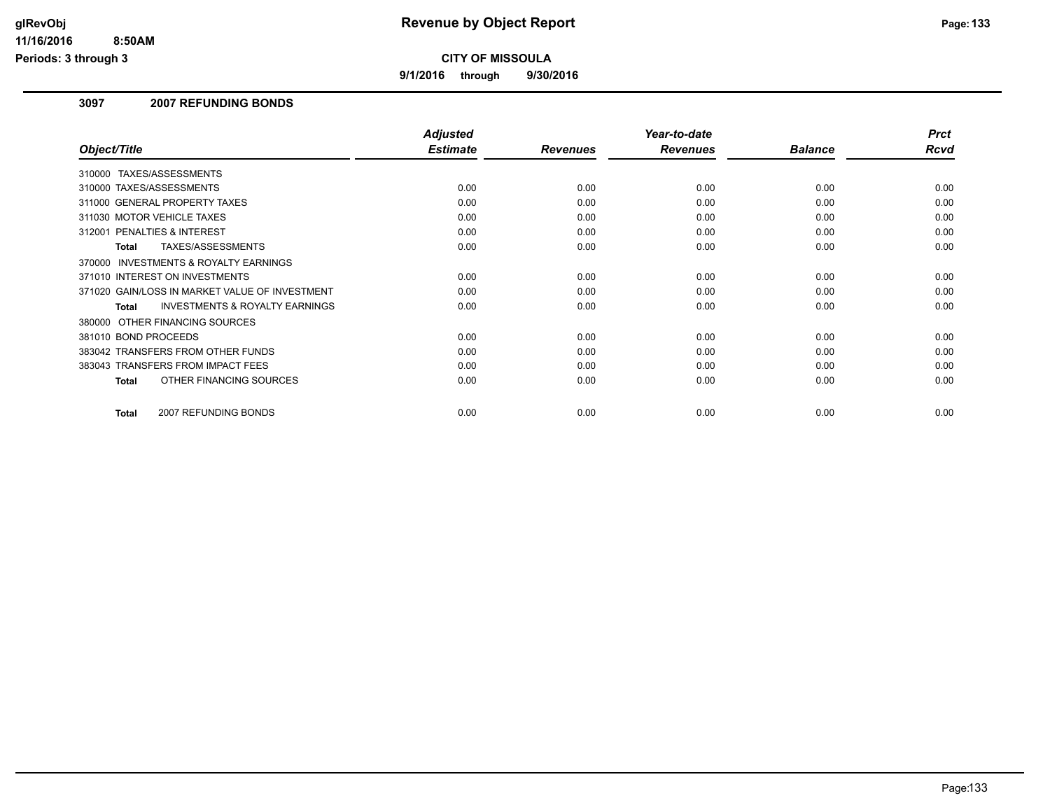# Revenue by Object Report

**CITY OF MISSOULA**

**9/1/2016 through 9/30/2016**

glRevObj
11/16/2016 8:50AM
Periods: 3 through 3

## 3097 2007 REFUNDING BONDS

| Object/Title | Adjusted Estimate | Revenues | Year-to-date Revenues | Balance | Prct Rcvd |
|---|---|---|---|---|---|
| 310000 TAXES/ASSESSMENTS | | | | | |
| 310000 TAXES/ASSESSMENTS | 0.00 | 0.00 | 0.00 | 0.00 | 0.00 |
| 311000 GENERAL PROPERTY TAXES | 0.00 | 0.00 | 0.00 | 0.00 | 0.00 |
| 311030 MOTOR VEHICLE TAXES | 0.00 | 0.00 | 0.00 | 0.00 | 0.00 |
| 312001 PENALTIES & INTEREST | 0.00 | 0.00 | 0.00 | 0.00 | 0.00 |
| **Total** TAXES/ASSESSMENTS | 0.00 | 0.00 | 0.00 | 0.00 | 0.00 |
| 370000 INVESTMENTS & ROYALTY EARNINGS | | | | | |
| 371010 INTEREST ON INVESTMENTS | 0.00 | 0.00 | 0.00 | 0.00 | 0.00 |
| 371020 GAIN/LOSS IN MARKET VALUE OF INVESTMENT | 0.00 | 0.00 | 0.00 | 0.00 | 0.00 |
| **Total** INVESTMENTS & ROYALTY EARNINGS | 0.00 | 0.00 | 0.00 | 0.00 | 0.00 |
| 380000 OTHER FINANCING SOURCES | | | | | |
| 381010 BOND PROCEEDS | 0.00 | 0.00 | 0.00 | 0.00 | 0.00 |
| 383042 TRANSFERS FROM OTHER FUNDS | 0.00 | 0.00 | 0.00 | 0.00 | 0.00 |
| 383043 TRANSFERS FROM IMPACT FEES | 0.00 | 0.00 | 0.00 | 0.00 | 0.00 |
| **Total** OTHER FINANCING SOURCES | 0.00 | 0.00 | 0.00 | 0.00 | 0.00 |
| **Total** 2007 REFUNDING BONDS | 0.00 | 0.00 | 0.00 | 0.00 | 0.00 |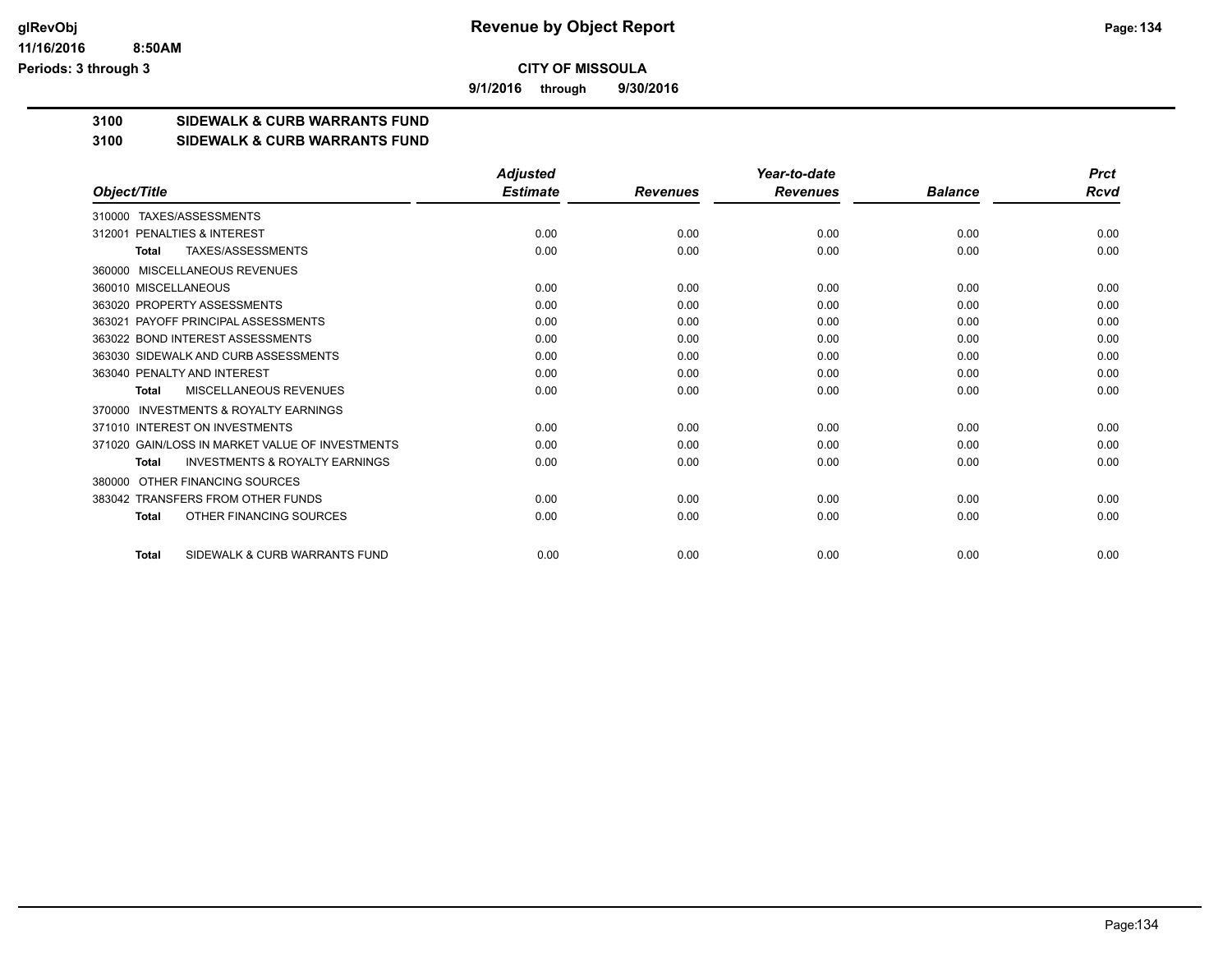**CITY OF MISSOULA**

**9/1/2016 through 9/30/2016**

**3100 SIDEWALK & CURB WARRANTS FUND**

**3100 SIDEWALK & CURB WARRANTS FUND**

| Object/Title | Adjusted Estimate | Revenues | Year-to-date Revenues | Balance | Prct Rcvd |
|---|---|---|---|---|---|
| 310000 TAXES/ASSESSMENTS | | | | | |
| 312001 PENALTIES & INTEREST | 0.00 | 0.00 | 0.00 | 0.00 | 0.00 |
| **Total** TAXES/ASSESSMENTS | 0.00 | 0.00 | 0.00 | 0.00 | 0.00 |
| 360000 MISCELLANEOUS REVENUES | | | | | |
| 360010 MISCELLANEOUS | 0.00 | 0.00 | 0.00 | 0.00 | 0.00 |
| 363020 PROPERTY ASSESSMENTS | 0.00 | 0.00 | 0.00 | 0.00 | 0.00 |
| 363021 PAYOFF PRINCIPAL ASSESSMENTS | 0.00 | 0.00 | 0.00 | 0.00 | 0.00 |
| 363022 BOND INTEREST ASSESSMENTS | 0.00 | 0.00 | 0.00 | 0.00 | 0.00 |
| 363030 SIDEWALK AND CURB ASSESSMENTS | 0.00 | 0.00 | 0.00 | 0.00 | 0.00 |
| 363040 PENALTY AND INTEREST | 0.00 | 0.00 | 0.00 | 0.00 | 0.00 |
| **Total** MISCELLANEOUS REVENUES | 0.00 | 0.00 | 0.00 | 0.00 | 0.00 |
| 370000 INVESTMENTS & ROYALTY EARNINGS | | | | | |
| 371010 INTEREST ON INVESTMENTS | 0.00 | 0.00 | 0.00 | 0.00 | 0.00 |
| 371020 GAIN/LOSS IN MARKET VALUE OF INVESTMENTS | 0.00 | 0.00 | 0.00 | 0.00 | 0.00 |
| **Total** INVESTMENTS & ROYALTY EARNINGS | 0.00 | 0.00 | 0.00 | 0.00 | 0.00 |
| 380000 OTHER FINANCING SOURCES | | | | | |
| 383042 TRANSFERS FROM OTHER FUNDS | 0.00 | 0.00 | 0.00 | 0.00 | 0.00 |
| **Total** OTHER FINANCING SOURCES | 0.00 | 0.00 | 0.00 | 0.00 | 0.00 |
| **Total** SIDEWALK & CURB WARRANTS FUND | 0.00 | 0.00 | 0.00 | 0.00 | 0.00 |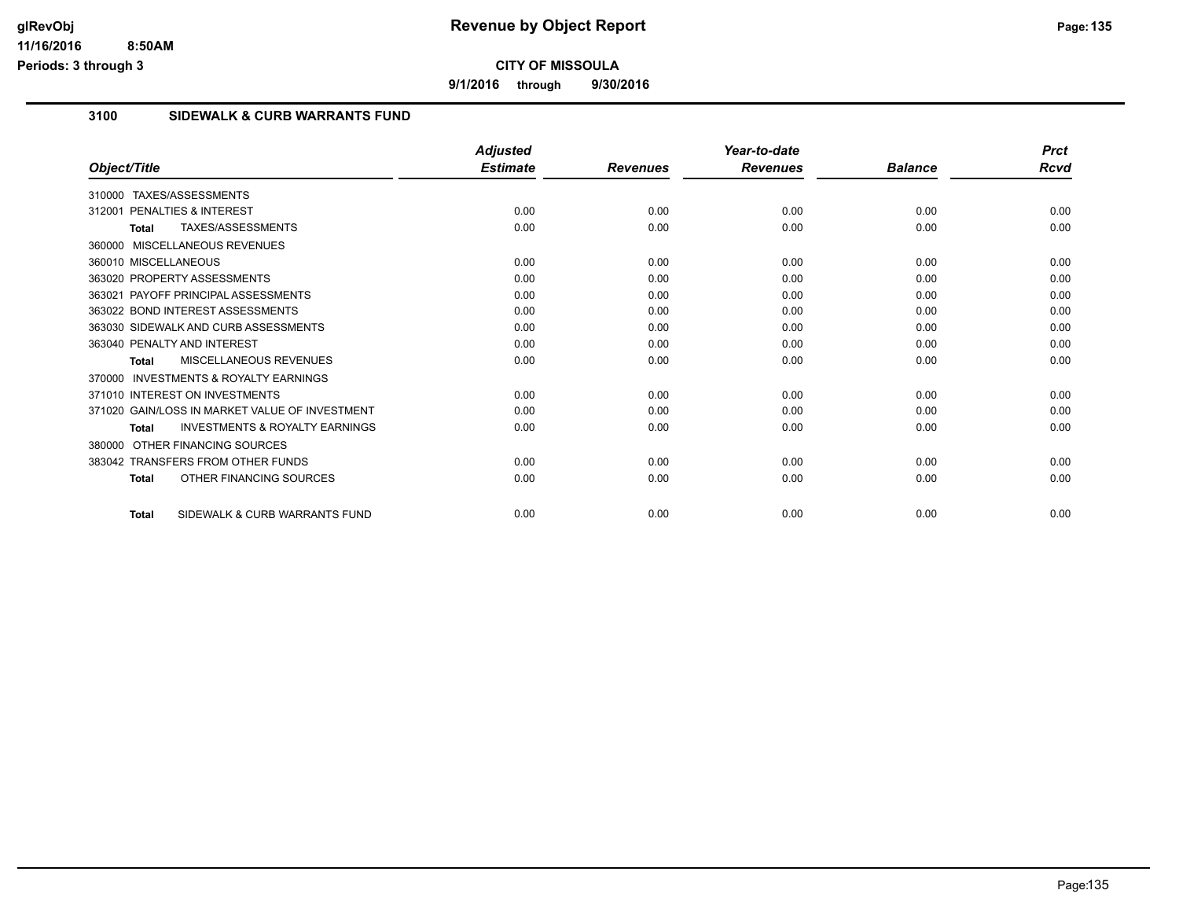**CITY OF MISSOULA**

**9/1/2016 through 9/30/2016**

## 3100 SIDEWALK & CURB WARRANTS FUND

| Object/Title | Adjusted Estimate | Revenues | Year-to-date Revenues | Balance | Prct Rcvd |
|---|---|---|---|---|---|
| 310000 TAXES/ASSESSMENTS | | | | | |
| 312001 PENALTIES & INTEREST | 0.00 | 0.00 | 0.00 | 0.00 | 0.00 |
| **Total** TAXES/ASSESSMENTS | 0.00 | 0.00 | 0.00 | 0.00 | 0.00 |
| 360000 MISCELLANEOUS REVENUES | | | | | |
| 360010 MISCELLANEOUS | 0.00 | 0.00 | 0.00 | 0.00 | 0.00 |
| 363020 PROPERTY ASSESSMENTS | 0.00 | 0.00 | 0.00 | 0.00 | 0.00 |
| 363021 PAYOFF PRINCIPAL ASSESSMENTS | 0.00 | 0.00 | 0.00 | 0.00 | 0.00 |
| 363022 BOND INTEREST ASSESSMENTS | 0.00 | 0.00 | 0.00 | 0.00 | 0.00 |
| 363030 SIDEWALK AND CURB ASSESSMENTS | 0.00 | 0.00 | 0.00 | 0.00 | 0.00 |
| 363040 PENALTY AND INTEREST | 0.00 | 0.00 | 0.00 | 0.00 | 0.00 |
| **Total** MISCELLANEOUS REVENUES | 0.00 | 0.00 | 0.00 | 0.00 | 0.00 |
| 370000 INVESTMENTS & ROYALTY EARNINGS | | | | | |
| 371010 INTEREST ON INVESTMENTS | 0.00 | 0.00 | 0.00 | 0.00 | 0.00 |
| 371020 GAIN/LOSS IN MARKET VALUE OF INVESTMENT | 0.00 | 0.00 | 0.00 | 0.00 | 0.00 |
| **Total** INVESTMENTS & ROYALTY EARNINGS | 0.00 | 0.00 | 0.00 | 0.00 | 0.00 |
| 380000 OTHER FINANCING SOURCES | | | | | |
| 383042 TRANSFERS FROM OTHER FUNDS | 0.00 | 0.00 | 0.00 | 0.00 | 0.00 |
| **Total** OTHER FINANCING SOURCES | 0.00 | 0.00 | 0.00 | 0.00 | 0.00 |
| **Total** SIDEWALK & CURB WARRANTS FUND | 0.00 | 0.00 | 0.00 | 0.00 | 0.00 |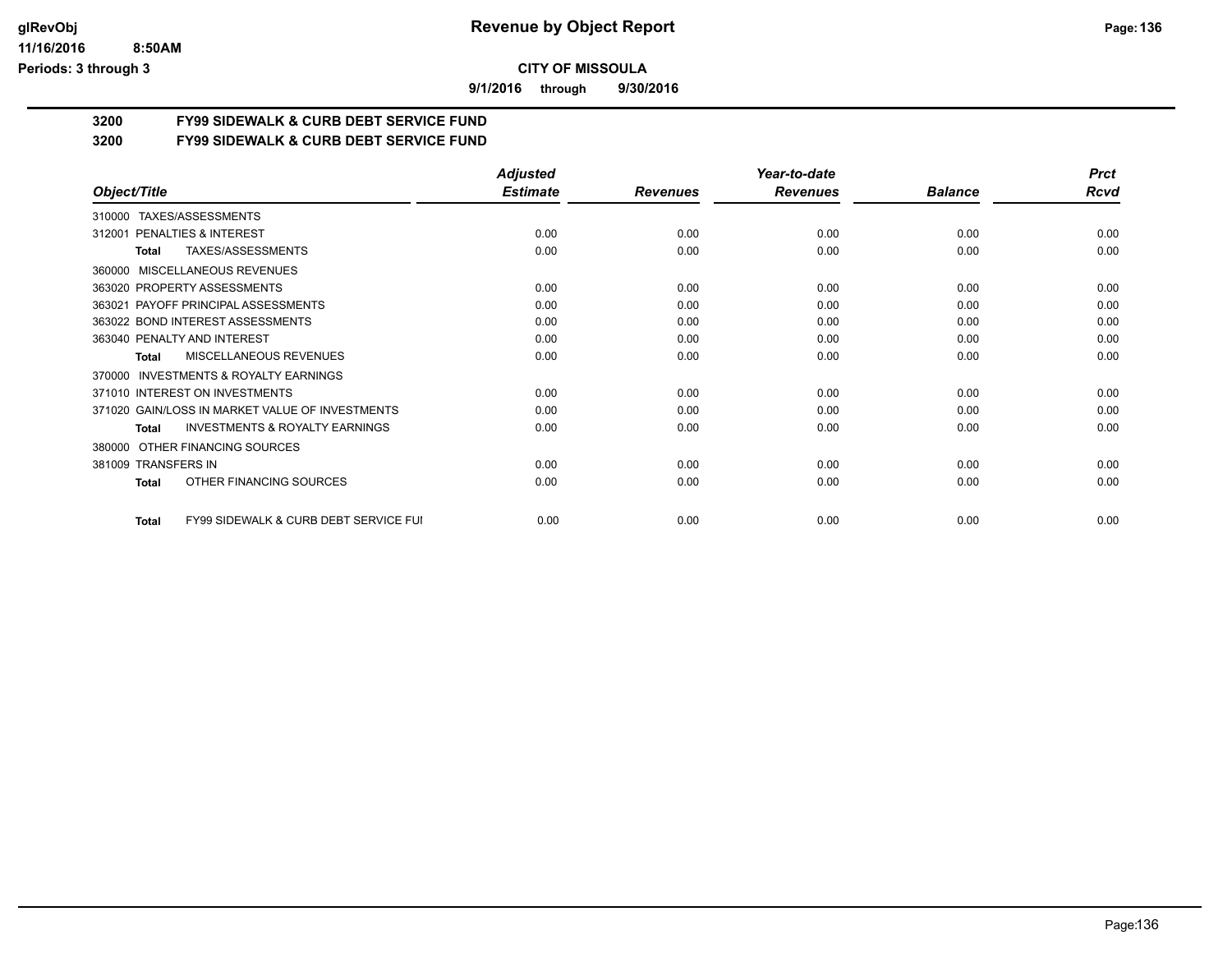# Revenue by Object Report

**CITY OF MISSOULA**

**9/1/2016 through 9/30/2016**

glRevObj
11/16/2016 8:50AM
Periods: 3 through 3

## 3200 FY99 SIDEWALK & CURB DEBT SERVICE FUND
## 3200 FY99 SIDEWALK & CURB DEBT SERVICE FUND

| Object/Title | Adjusted Estimate | Revenues | Year-to-date Revenues | Balance | Prct Rcvd |
|---|---|---|---|---|---|
| 310000 TAXES/ASSESSMENTS | | | | | |
| 312001 PENALTIES & INTEREST | 0.00 | 0.00 | 0.00 | 0.00 | 0.00 |
| **Total** TAXES/ASSESSMENTS | 0.00 | 0.00 | 0.00 | 0.00 | 0.00 |
| 360000 MISCELLANEOUS REVENUES | | | | | |
| 363020 PROPERTY ASSESSMENTS | 0.00 | 0.00 | 0.00 | 0.00 | 0.00 |
| 363021 PAYOFF PRINCIPAL ASSESSMENTS | 0.00 | 0.00 | 0.00 | 0.00 | 0.00 |
| 363022 BOND INTEREST ASSESSMENTS | 0.00 | 0.00 | 0.00 | 0.00 | 0.00 |
| 363040 PENALTY AND INTEREST | 0.00 | 0.00 | 0.00 | 0.00 | 0.00 |
| **Total** MISCELLANEOUS REVENUES | 0.00 | 0.00 | 0.00 | 0.00 | 0.00 |
| 370000 INVESTMENTS & ROYALTY EARNINGS | | | | | |
| 371010 INTEREST ON INVESTMENTS | 0.00 | 0.00 | 0.00 | 0.00 | 0.00 |
| 371020 GAIN/LOSS IN MARKET VALUE OF INVESTMENTS | 0.00 | 0.00 | 0.00 | 0.00 | 0.00 |
| **Total** INVESTMENTS & ROYALTY EARNINGS | 0.00 | 0.00 | 0.00 | 0.00 | 0.00 |
| 380000 OTHER FINANCING SOURCES | | | | | |
| 381009 TRANSFERS IN | 0.00 | 0.00 | 0.00 | 0.00 | 0.00 |
| **Total** OTHER FINANCING SOURCES | 0.00 | 0.00 | 0.00 | 0.00 | 0.00 |
| **Total** FY99 SIDEWALK & CURB DEBT SERVICE FUI | 0.00 | 0.00 | 0.00 | 0.00 | 0.00 |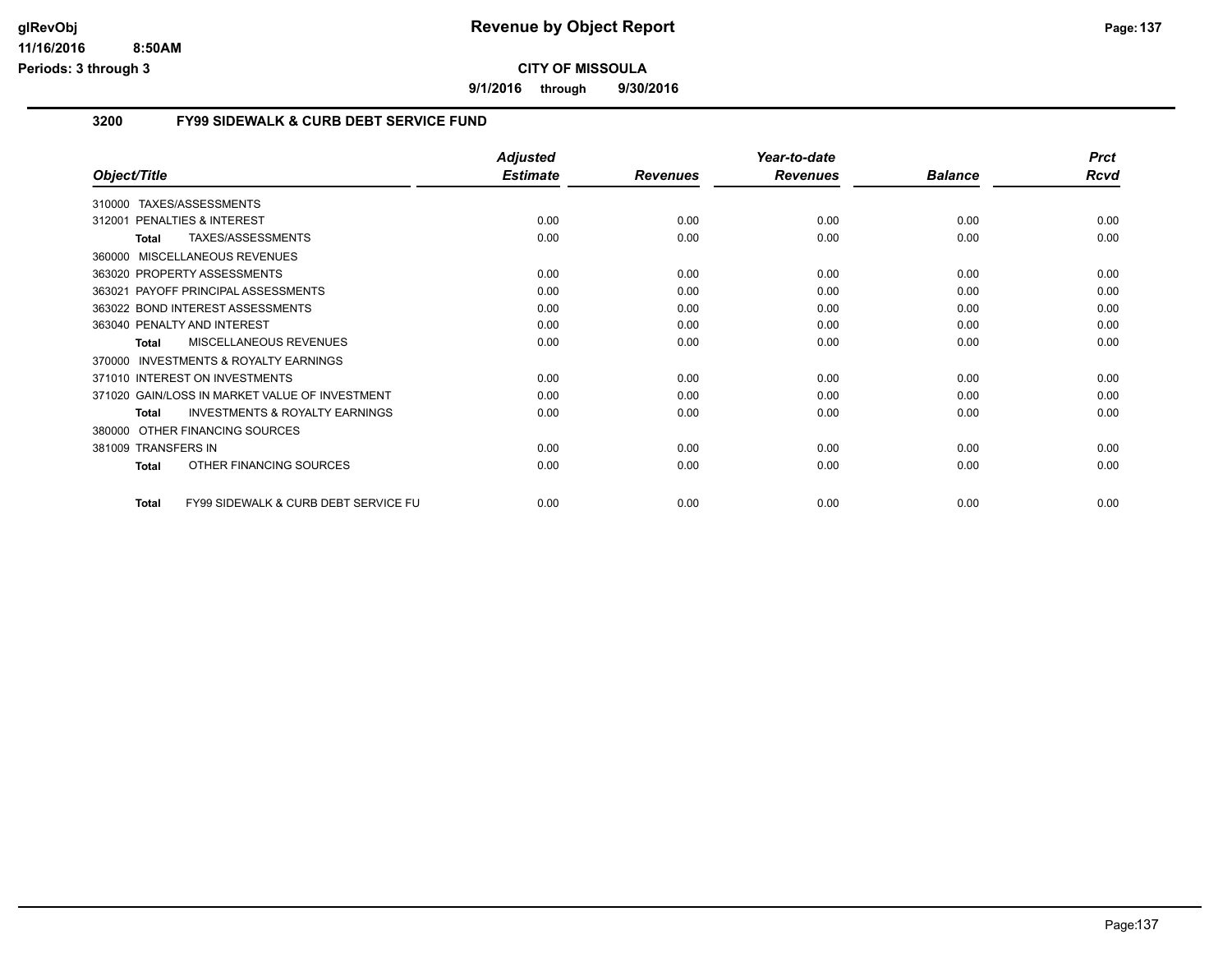# Revenue by Object Report

glRevObj
11/16/2016 8:50AM
Periods: 3 through 3

**CITY OF MISSOULA**

**9/1/2016 through 9/30/2016**

## 3200 FY99 SIDEWALK & CURB DEBT SERVICE FUND

| Object/Title | Adjusted Estimate | Revenues | Year-to-date Revenues | Balance | Prct Rcvd |
|---|---|---|---|---|---|
| 310000 TAXES/ASSESSMENTS | | | | | |
| 312001 PENALTIES & INTEREST | 0.00 | 0.00 | 0.00 | 0.00 | 0.00 |
| **Total** TAXES/ASSESSMENTS | 0.00 | 0.00 | 0.00 | 0.00 | 0.00 |
| 360000 MISCELLANEOUS REVENUES | | | | | |
| 363020 PROPERTY ASSESSMENTS | 0.00 | 0.00 | 0.00 | 0.00 | 0.00 |
| 363021 PAYOFF PRINCIPAL ASSESSMENTS | 0.00 | 0.00 | 0.00 | 0.00 | 0.00 |
| 363022 BOND INTEREST ASSESSMENTS | 0.00 | 0.00 | 0.00 | 0.00 | 0.00 |
| 363040 PENALTY AND INTEREST | 0.00 | 0.00 | 0.00 | 0.00 | 0.00 |
| **Total** MISCELLANEOUS REVENUES | 0.00 | 0.00 | 0.00 | 0.00 | 0.00 |
| 370000 INVESTMENTS & ROYALTY EARNINGS | | | | | |
| 371010 INTEREST ON INVESTMENTS | 0.00 | 0.00 | 0.00 | 0.00 | 0.00 |
| 371020 GAIN/LOSS IN MARKET VALUE OF INVESTMENT | 0.00 | 0.00 | 0.00 | 0.00 | 0.00 |
| **Total** INVESTMENTS & ROYALTY EARNINGS | 0.00 | 0.00 | 0.00 | 0.00 | 0.00 |
| 380000 OTHER FINANCING SOURCES | | | | | |
| 381009 TRANSFERS IN | 0.00 | 0.00 | 0.00 | 0.00 | 0.00 |
| **Total** OTHER FINANCING SOURCES | 0.00 | 0.00 | 0.00 | 0.00 | 0.00 |
| **Total** FY99 SIDEWALK & CURB DEBT SERVICE FU | 0.00 | 0.00 | 0.00 | 0.00 | 0.00 |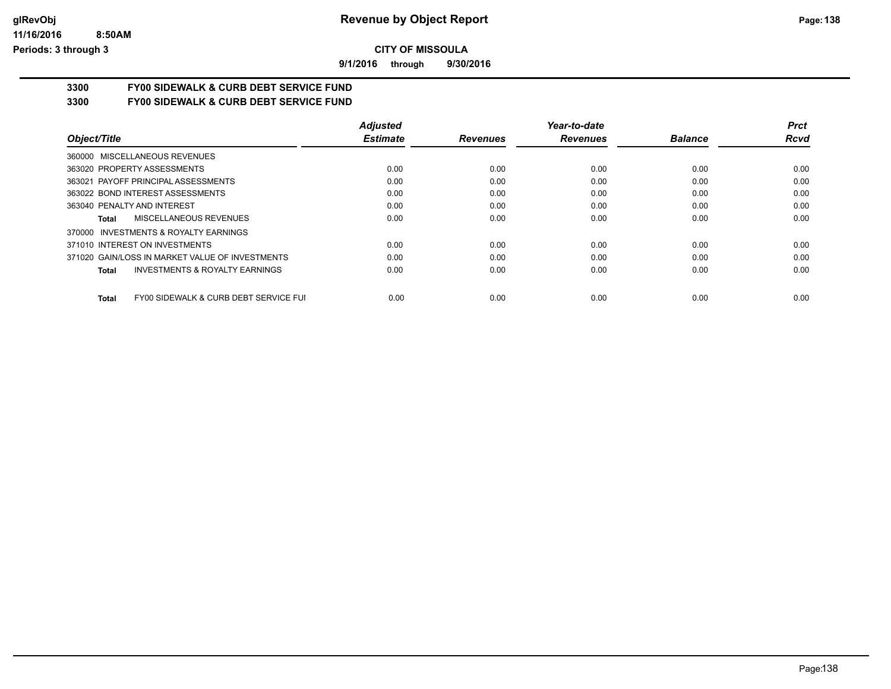**CITY OF MISSOULA**

**9/1/2016 through 9/30/2016**

**3300 FY00 SIDEWALK & CURB DEBT SERVICE FUND**

**3300 FY00 SIDEWALK & CURB DEBT SERVICE FUND**

| Object/Title | Adjusted Estimate | Revenues | Year-to-date Revenues | Balance | Prct Rcvd |
|---|---|---|---|---|---|
| 360000 MISCELLANEOUS REVENUES | | | | | |
| 363020 PROPERTY ASSESSMENTS | 0.00 | 0.00 | 0.00 | 0.00 | 0.00 |
| 363021 PAYOFF PRINCIPAL ASSESSMENTS | 0.00 | 0.00 | 0.00 | 0.00 | 0.00 |
| 363022 BOND INTEREST ASSESSMENTS | 0.00 | 0.00 | 0.00 | 0.00 | 0.00 |
| 363040 PENALTY AND INTEREST | 0.00 | 0.00 | 0.00 | 0.00 | 0.00 |
| **Total** MISCELLANEOUS REVENUES | 0.00 | 0.00 | 0.00 | 0.00 | 0.00 |
| 370000 INVESTMENTS & ROYALTY EARNINGS | | | | | |
| 371010 INTEREST ON INVESTMENTS | 0.00 | 0.00 | 0.00 | 0.00 | 0.00 |
| 371020 GAIN/LOSS IN MARKET VALUE OF INVESTMENTS | 0.00 | 0.00 | 0.00 | 0.00 | 0.00 |
| **Total** INVESTMENTS & ROYALTY EARNINGS | 0.00 | 0.00 | 0.00 | 0.00 | 0.00 |
| **Total** FY00 SIDEWALK & CURB DEBT SERVICE FUI | 0.00 | 0.00 | 0.00 | 0.00 | 0.00 |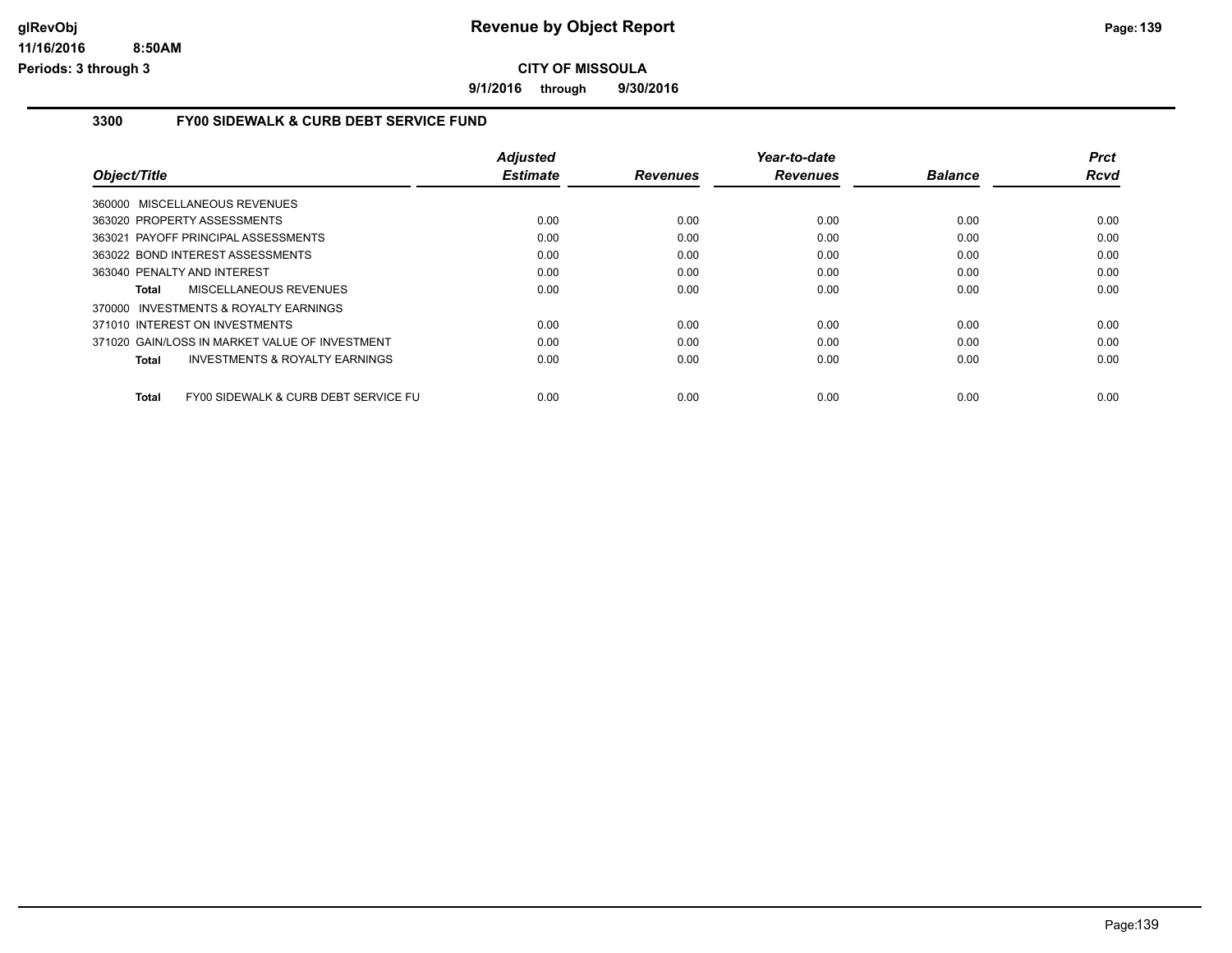## Revenue by Object Report

**CITY OF MISSOULA**

**9/1/2016 through 9/30/2016**

### 3300 FY00 SIDEWALK & CURB DEBT SERVICE FUND

| Object/Title | Adjusted Estimate | Revenues | Year-to-date Revenues | Balance | Prct Rcvd |
|---|---|---|---|---|---|
| 360000 MISCELLANEOUS REVENUES | | | | | |
| 363020 PROPERTY ASSESSMENTS | 0.00 | 0.00 | 0.00 | 0.00 | 0.00 |
| 363021 PAYOFF PRINCIPAL ASSESSMENTS | 0.00 | 0.00 | 0.00 | 0.00 | 0.00 |
| 363022 BOND INTEREST ASSESSMENTS | 0.00 | 0.00 | 0.00 | 0.00 | 0.00 |
| 363040 PENALTY AND INTEREST | 0.00 | 0.00 | 0.00 | 0.00 | 0.00 |
| **Total** MISCELLANEOUS REVENUES | 0.00 | 0.00 | 0.00 | 0.00 | 0.00 |
| 370000 INVESTMENTS & ROYALTY EARNINGS | | | | | |
| 371010 INTEREST ON INVESTMENTS | 0.00 | 0.00 | 0.00 | 0.00 | 0.00 |
| 371020 GAIN/LOSS IN MARKET VALUE OF INVESTMENT | 0.00 | 0.00 | 0.00 | 0.00 | 0.00 |
| **Total** INVESTMENTS & ROYALTY EARNINGS | 0.00 | 0.00 | 0.00 | 0.00 | 0.00 |
| **Total** FY00 SIDEWALK & CURB DEBT SERVICE FU | 0.00 | 0.00 | 0.00 | 0.00 | 0.00 |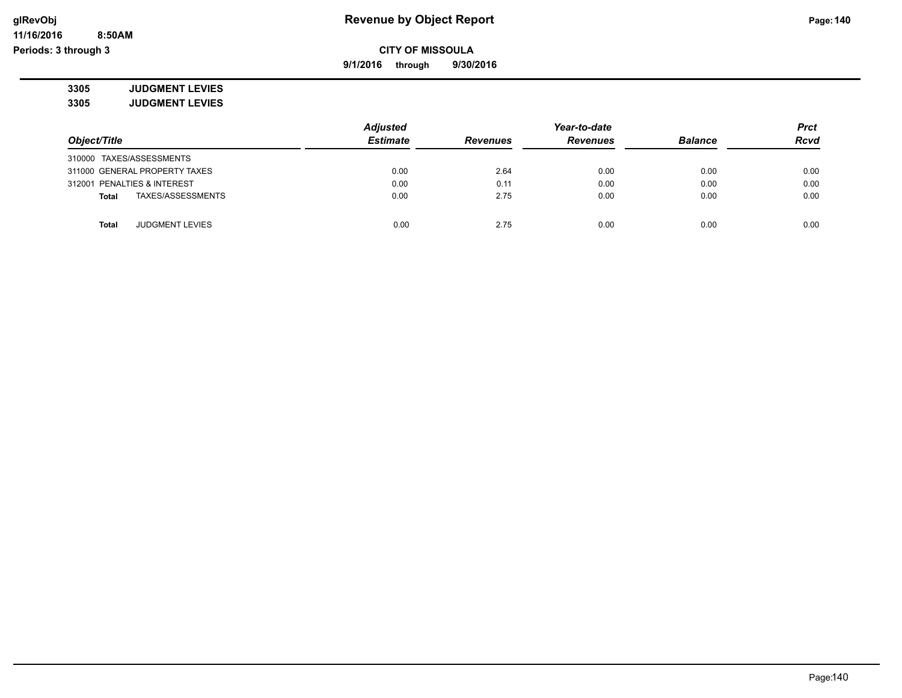**glRevObj**
**11/16/2016 8:50AM**
**Periods: 3 through 3**

# Revenue by Object Report

**CITY OF MISSOULA**

**9/1/2016 through 9/30/2016**

**3305 JUDGMENT LEVIES**

**3305 JUDGMENT LEVIES**

| Object/Title | Adjusted Estimate | Revenues | Year-to-date Revenues | Balance | Prct Rcvd |
|---|---|---|---|---|---|
| 310000 TAXES/ASSESSMENTS | | | | | |
| 311000 GENERAL PROPERTY TAXES | 0.00 | 2.64 | 0.00 | 0.00 | 0.00 |
| 312001 PENALTIES & INTEREST | 0.00 | 0.11 | 0.00 | 0.00 | 0.00 |
| **Total** TAXES/ASSESSMENTS | 0.00 | 2.75 | 0.00 | 0.00 | 0.00 |
| **Total** JUDGMENT LEVIES | 0.00 | 2.75 | 0.00 | 0.00 | 0.00 |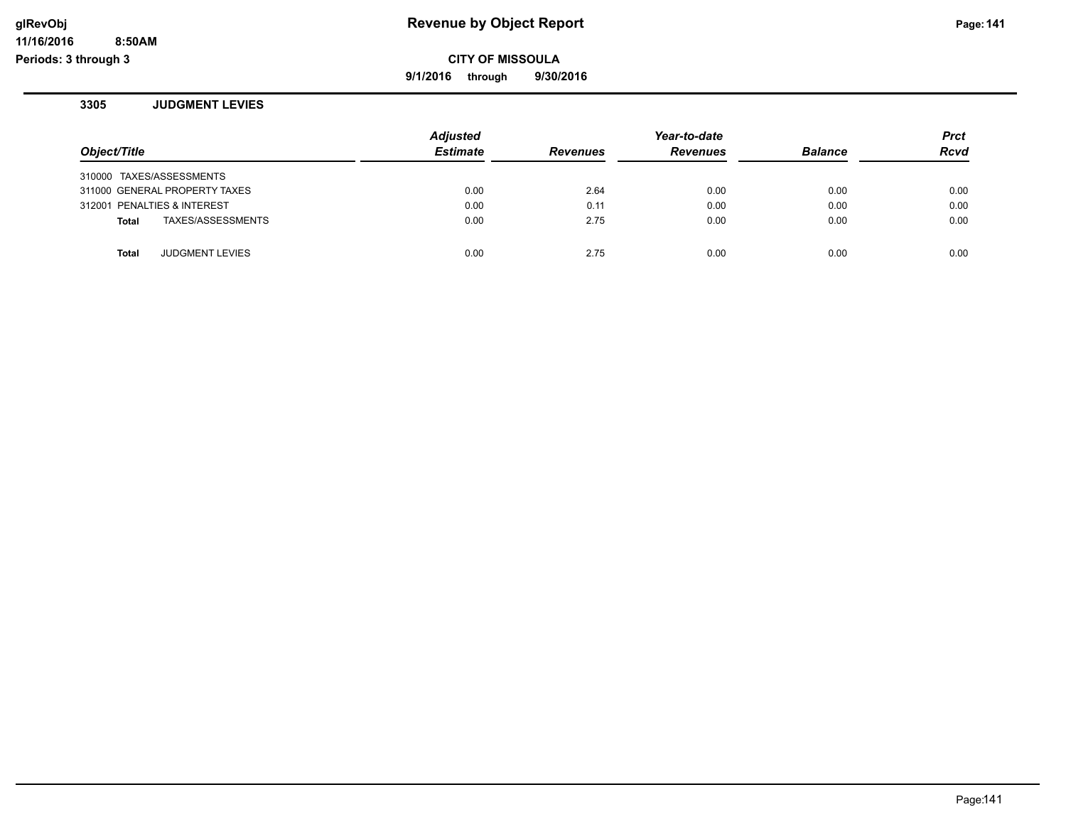**Revenue by Object Report**

**CITY OF MISSOULA**

**9/1/2016 through 9/30/2016**

glRevObj
11/16/2016 8:50AM
Periods: 3 through 3

## 3305 JUDGMENT LEVIES

| Object/Title | Adjusted Estimate | Revenues | Year-to-date Revenues | Balance | Prct Rcvd |
|---|---|---|---|---|---|
| 310000 TAXES/ASSESSMENTS | | | | | |
| 311000 GENERAL PROPERTY TAXES | 0.00 | 2.64 | 0.00 | 0.00 | 0.00 |
| 312001 PENALTIES & INTEREST | 0.00 | 0.11 | 0.00 | 0.00 | 0.00 |
| **Total** TAXES/ASSESSMENTS | 0.00 | 2.75 | 0.00 | 0.00 | 0.00 |
| | | | | | |
| **Total** JUDGMENT LEVIES | 0.00 | 2.75 | 0.00 | 0.00 | 0.00 |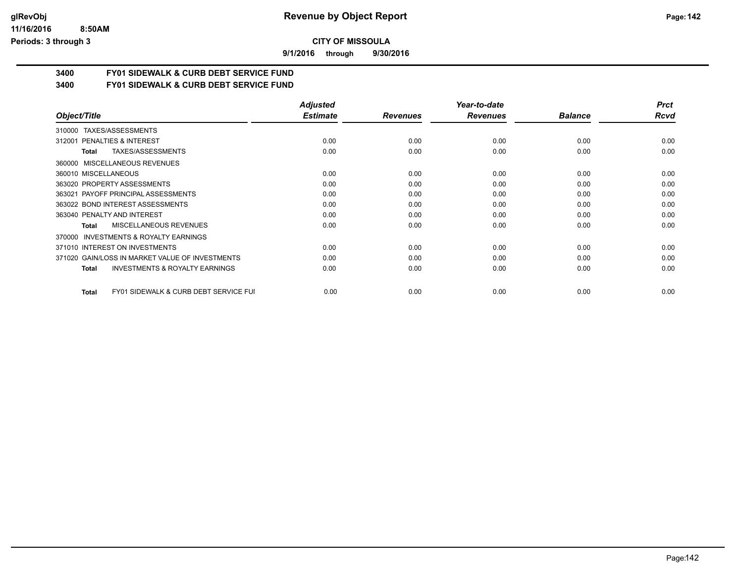**CITY OF MISSOULA**

**9/1/2016 through 9/30/2016**

**3400 FY01 SIDEWALK & CURB DEBT SERVICE FUND**

**3400 FY01 SIDEWALK & CURB DEBT SERVICE FUND**

| Object/Title | Adjusted Estimate | Revenues | Year-to-date Revenues | Balance | Prct Rcvd |
|---|---|---|---|---|---|
| 310000 TAXES/ASSESSMENTS | | | | | |
| 312001 PENALTIES & INTEREST | 0.00 | 0.00 | 0.00 | 0.00 | 0.00 |
| **Total** TAXES/ASSESSMENTS | 0.00 | 0.00 | 0.00 | 0.00 | 0.00 |
| 360000 MISCELLANEOUS REVENUES | | | | | |
| 360010 MISCELLANEOUS | 0.00 | 0.00 | 0.00 | 0.00 | 0.00 |
| 363020 PROPERTY ASSESSMENTS | 0.00 | 0.00 | 0.00 | 0.00 | 0.00 |
| 363021 PAYOFF PRINCIPAL ASSESSMENTS | 0.00 | 0.00 | 0.00 | 0.00 | 0.00 |
| 363022 BOND INTEREST ASSESSMENTS | 0.00 | 0.00 | 0.00 | 0.00 | 0.00 |
| 363040 PENALTY AND INTEREST | 0.00 | 0.00 | 0.00 | 0.00 | 0.00 |
| **Total** MISCELLANEOUS REVENUES | 0.00 | 0.00 | 0.00 | 0.00 | 0.00 |
| 370000 INVESTMENTS & ROYALTY EARNINGS | | | | | |
| 371010 INTEREST ON INVESTMENTS | 0.00 | 0.00 | 0.00 | 0.00 | 0.00 |
| 371020 GAIN/LOSS IN MARKET VALUE OF INVESTMENTS | 0.00 | 0.00 | 0.00 | 0.00 | 0.00 |
| **Total** INVESTMENTS & ROYALTY EARNINGS | 0.00 | 0.00 | 0.00 | 0.00 | 0.00 |
| **Total** FY01 SIDEWALK & CURB DEBT SERVICE FUI | 0.00 | 0.00 | 0.00 | 0.00 | 0.00 |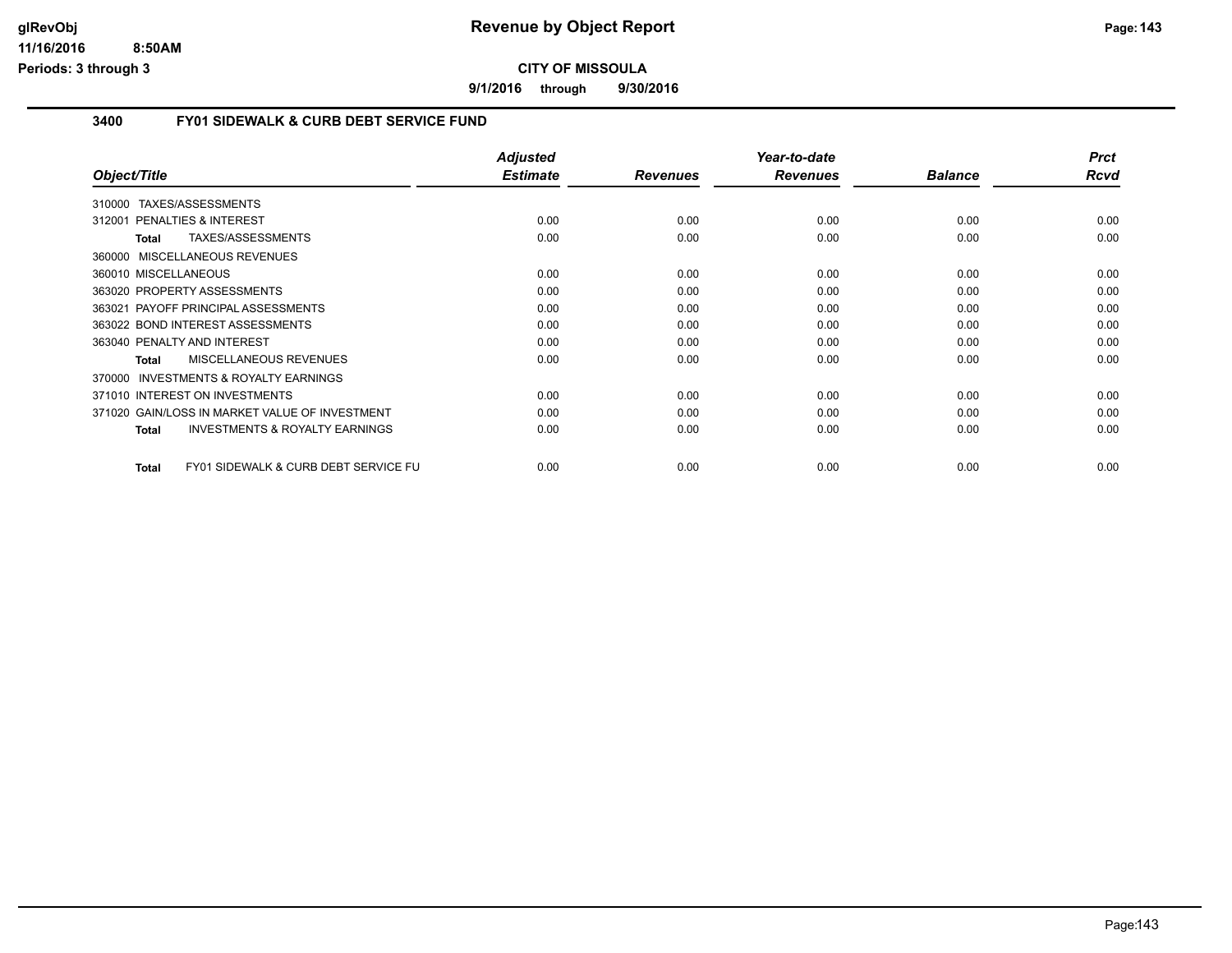**CITY OF MISSOULA**

**9/1/2016 through 9/30/2016**

## 3400 FY01 SIDEWALK & CURB DEBT SERVICE FUND

| Object/Title | Adjusted Estimate | Revenues | Year-to-date Revenues | Balance | Prct Rcvd |
|---|---|---|---|---|---|
| 310000 TAXES/ASSESSMENTS | | | | | |
| 312001 PENALTIES & INTEREST | 0.00 | 0.00 | 0.00 | 0.00 | 0.00 |
| **Total** TAXES/ASSESSMENTS | 0.00 | 0.00 | 0.00 | 0.00 | 0.00 |
| 360000 MISCELLANEOUS REVENUES | | | | | |
| 360010 MISCELLANEOUS | 0.00 | 0.00 | 0.00 | 0.00 | 0.00 |
| 363020 PROPERTY ASSESSMENTS | 0.00 | 0.00 | 0.00 | 0.00 | 0.00 |
| 363021 PAYOFF PRINCIPAL ASSESSMENTS | 0.00 | 0.00 | 0.00 | 0.00 | 0.00 |
| 363022 BOND INTEREST ASSESSMENTS | 0.00 | 0.00 | 0.00 | 0.00 | 0.00 |
| 363040 PENALTY AND INTEREST | 0.00 | 0.00 | 0.00 | 0.00 | 0.00 |
| **Total** MISCELLANEOUS REVENUES | 0.00 | 0.00 | 0.00 | 0.00 | 0.00 |
| 370000 INVESTMENTS & ROYALTY EARNINGS | | | | | |
| 371010 INTEREST ON INVESTMENTS | 0.00 | 0.00 | 0.00 | 0.00 | 0.00 |
| 371020 GAIN/LOSS IN MARKET VALUE OF INVESTMENT | 0.00 | 0.00 | 0.00 | 0.00 | 0.00 |
| **Total** INVESTMENTS & ROYALTY EARNINGS | 0.00 | 0.00 | 0.00 | 0.00 | 0.00 |
| **Total** FY01 SIDEWALK & CURB DEBT SERVICE FU | 0.00 | 0.00 | 0.00 | 0.00 | 0.00 |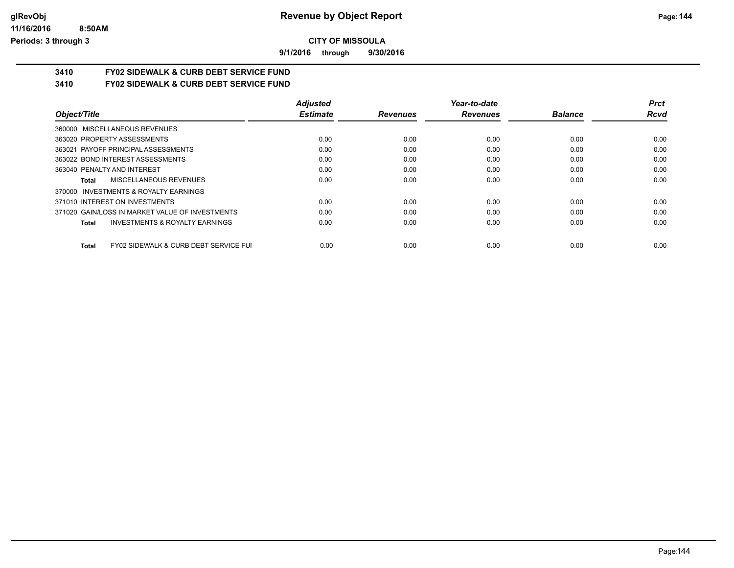**CITY OF MISSOULA**

**9/1/2016 through 9/30/2016**

## 3410 FY02 SIDEWALK & CURB DEBT SERVICE FUND

## 3410 FY02 SIDEWALK & CURB DEBT SERVICE FUND

| Object/Title | Adjusted Estimate | Revenues | Year-to-date Revenues | Balance | Prct Rcvd |
|---|---|---|---|---|---|
| 360000 MISCELLANEOUS REVENUES | | | | | |
| 363020 PROPERTY ASSESSMENTS | 0.00 | 0.00 | 0.00 | 0.00 | 0.00 |
| 363021 PAYOFF PRINCIPAL ASSESSMENTS | 0.00 | 0.00 | 0.00 | 0.00 | 0.00 |
| 363022 BOND INTEREST ASSESSMENTS | 0.00 | 0.00 | 0.00 | 0.00 | 0.00 |
| 363040 PENALTY AND INTEREST | 0.00 | 0.00 | 0.00 | 0.00 | 0.00 |
| **Total** MISCELLANEOUS REVENUES | 0.00 | 0.00 | 0.00 | 0.00 | 0.00 |
| 370000 INVESTMENTS & ROYALTY EARNINGS | | | | | |
| 371010 INTEREST ON INVESTMENTS | 0.00 | 0.00 | 0.00 | 0.00 | 0.00 |
| 371020 GAIN/LOSS IN MARKET VALUE OF INVESTMENTS | 0.00 | 0.00 | 0.00 | 0.00 | 0.00 |
| **Total** INVESTMENTS & ROYALTY EARNINGS | 0.00 | 0.00 | 0.00 | 0.00 | 0.00 |
| **Total** FY02 SIDEWALK & CURB DEBT SERVICE FUI | 0.00 | 0.00 | 0.00 | 0.00 | 0.00 |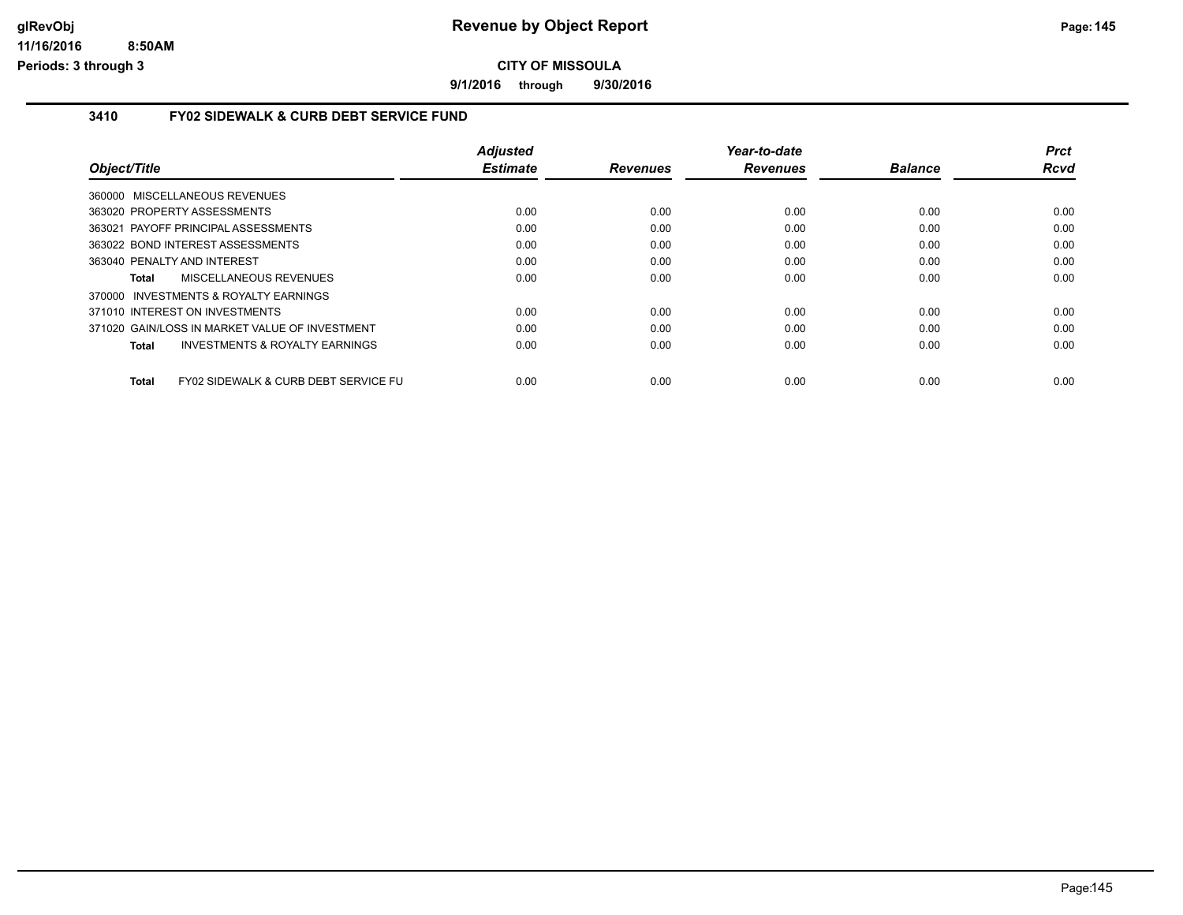CITY OF MISSOULA

9/1/2016 through 9/30/2016

### 3410 FY02 SIDEWALK & CURB DEBT SERVICE FUND

| Object/Title | Adjusted Estimate | Revenues | Year-to-date Revenues | Balance | Prct Rcvd |
|---|---|---|---|---|---|
| 360000 MISCELLANEOUS REVENUES | | | | | |
| 363020 PROPERTY ASSESSMENTS | 0.00 | 0.00 | 0.00 | 0.00 | 0.00 |
| 363021 PAYOFF PRINCIPAL ASSESSMENTS | 0.00 | 0.00 | 0.00 | 0.00 | 0.00 |
| 363022 BOND INTEREST ASSESSMENTS | 0.00 | 0.00 | 0.00 | 0.00 | 0.00 |
| 363040 PENALTY AND INTEREST | 0.00 | 0.00 | 0.00 | 0.00 | 0.00 |
| **Total** MISCELLANEOUS REVENUES | 0.00 | 0.00 | 0.00 | 0.00 | 0.00 |
| 370000 INVESTMENTS & ROYALTY EARNINGS | | | | | |
| 371010 INTEREST ON INVESTMENTS | 0.00 | 0.00 | 0.00 | 0.00 | 0.00 |
| 371020 GAIN/LOSS IN MARKET VALUE OF INVESTMENT | 0.00 | 0.00 | 0.00 | 0.00 | 0.00 |
| **Total** INVESTMENTS & ROYALTY EARNINGS | 0.00 | 0.00 | 0.00 | 0.00 | 0.00 |
| **Total** FY02 SIDEWALK & CURB DEBT SERVICE FU | 0.00 | 0.00 | 0.00 | 0.00 | 0.00 |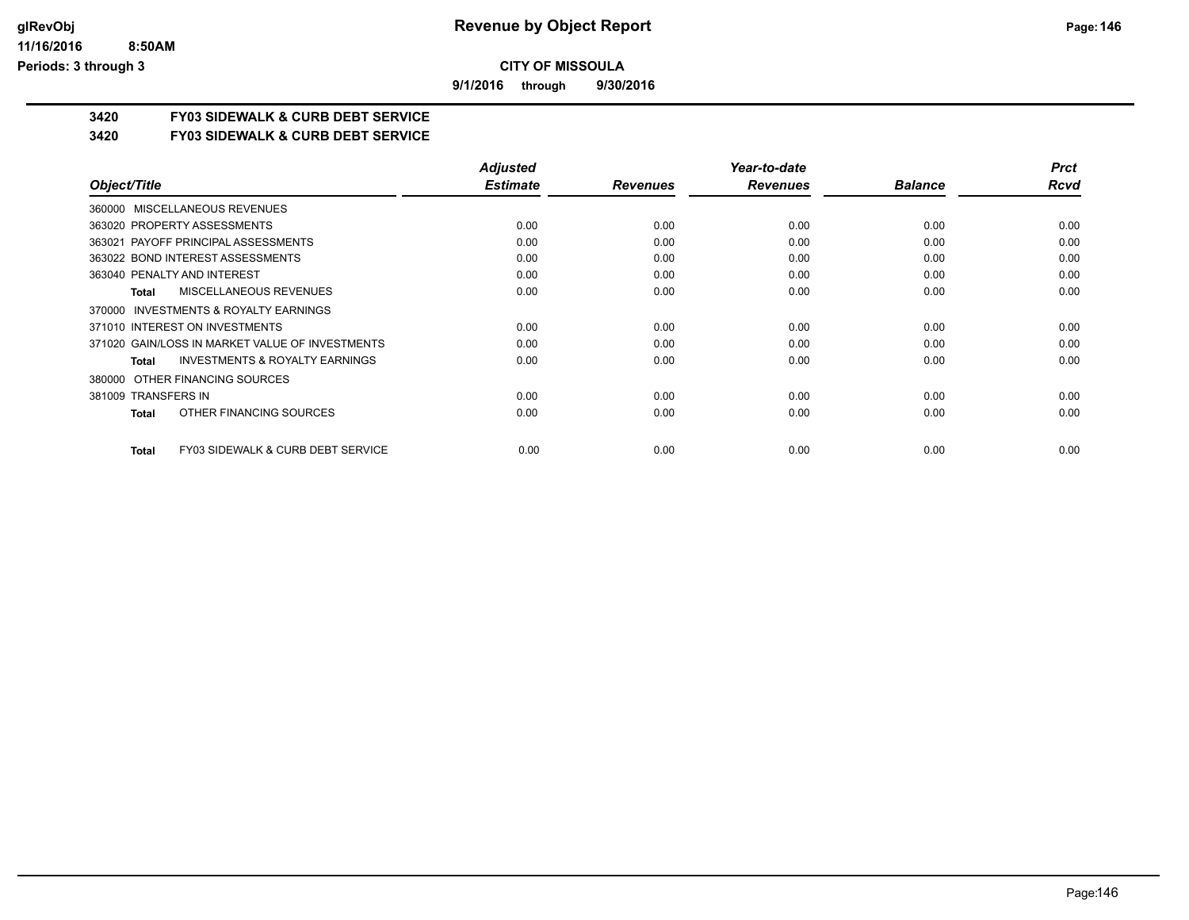**Revenue by Object Report**

**CITY OF MISSOULA**

**9/1/2016 through 9/30/2016**

glRevObj
11/16/2016 8:50AM
Periods: 3 through 3

## 3420 FY03 SIDEWALK & CURB DEBT SERVICE

### 3420 FY03 SIDEWALK & CURB DEBT SERVICE

| Object/Title | Adjusted Estimate | Revenues | Year-to-date Revenues | Balance | Prct Rcvd |
|---|---|---|---|---|---|
| 360000 MISCELLANEOUS REVENUES | | | | | |
| 363020 PROPERTY ASSESSMENTS | 0.00 | 0.00 | 0.00 | 0.00 | 0.00 |
| 363021 PAYOFF PRINCIPAL ASSESSMENTS | 0.00 | 0.00 | 0.00 | 0.00 | 0.00 |
| 363022 BOND INTEREST ASSESSMENTS | 0.00 | 0.00 | 0.00 | 0.00 | 0.00 |
| 363040 PENALTY AND INTEREST | 0.00 | 0.00 | 0.00 | 0.00 | 0.00 |
| **Total** MISCELLANEOUS REVENUES | 0.00 | 0.00 | 0.00 | 0.00 | 0.00 |
| 370000 INVESTMENTS & ROYALTY EARNINGS | | | | | |
| 371010 INTEREST ON INVESTMENTS | 0.00 | 0.00 | 0.00 | 0.00 | 0.00 |
| 371020 GAIN/LOSS IN MARKET VALUE OF INVESTMENTS | 0.00 | 0.00 | 0.00 | 0.00 | 0.00 |
| **Total** INVESTMENTS & ROYALTY EARNINGS | 0.00 | 0.00 | 0.00 | 0.00 | 0.00 |
| 380000 OTHER FINANCING SOURCES | | | | | |
| 381009 TRANSFERS IN | 0.00 | 0.00 | 0.00 | 0.00 | 0.00 |
| **Total** OTHER FINANCING SOURCES | 0.00 | 0.00 | 0.00 | 0.00 | 0.00 |
| **Total** FY03 SIDEWALK & CURB DEBT SERVICE | 0.00 | 0.00 | 0.00 | 0.00 | 0.00 |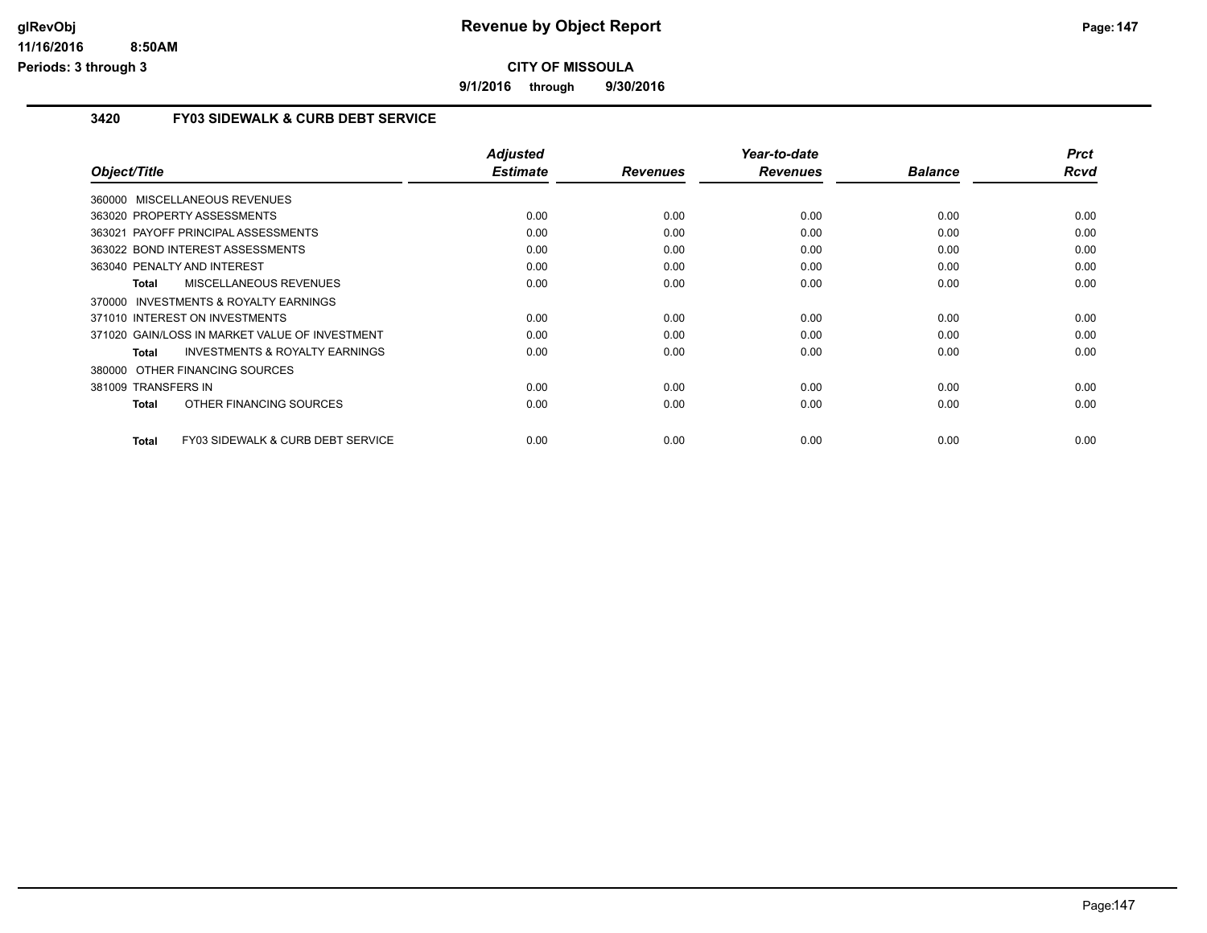# Revenue by Object Report

**CITY OF MISSOULA**

**9/1/2016 through 9/30/2016**

glRevObj
11/16/2016 8:50AM
Periods: 3 through 3

## 3420 FY03 SIDEWALK & CURB DEBT SERVICE

| Object/Title | Adjusted Estimate | Revenues | Year-to-date Revenues | Balance | Prct Rcvd |
|---|---|---|---|---|---|
| 360000 MISCELLANEOUS REVENUES | | | | | |
| 363020 PROPERTY ASSESSMENTS | 0.00 | 0.00 | 0.00 | 0.00 | 0.00 |
| 363021 PAYOFF PRINCIPAL ASSESSMENTS | 0.00 | 0.00 | 0.00 | 0.00 | 0.00 |
| 363022 BOND INTEREST ASSESSMENTS | 0.00 | 0.00 | 0.00 | 0.00 | 0.00 |
| 363040 PENALTY AND INTEREST | 0.00 | 0.00 | 0.00 | 0.00 | 0.00 |
| **Total** MISCELLANEOUS REVENUES | 0.00 | 0.00 | 0.00 | 0.00 | 0.00 |
| 370000 INVESTMENTS & ROYALTY EARNINGS | | | | | |
| 371010 INTEREST ON INVESTMENTS | 0.00 | 0.00 | 0.00 | 0.00 | 0.00 |
| 371020 GAIN/LOSS IN MARKET VALUE OF INVESTMENT | 0.00 | 0.00 | 0.00 | 0.00 | 0.00 |
| **Total** INVESTMENTS & ROYALTY EARNINGS | 0.00 | 0.00 | 0.00 | 0.00 | 0.00 |
| 380000 OTHER FINANCING SOURCES | | | | | |
| 381009 TRANSFERS IN | 0.00 | 0.00 | 0.00 | 0.00 | 0.00 |
| **Total** OTHER FINANCING SOURCES | 0.00 | 0.00 | 0.00 | 0.00 | 0.00 |
| **Total** FY03 SIDEWALK & CURB DEBT SERVICE | 0.00 | 0.00 | 0.00 | 0.00 | 0.00 |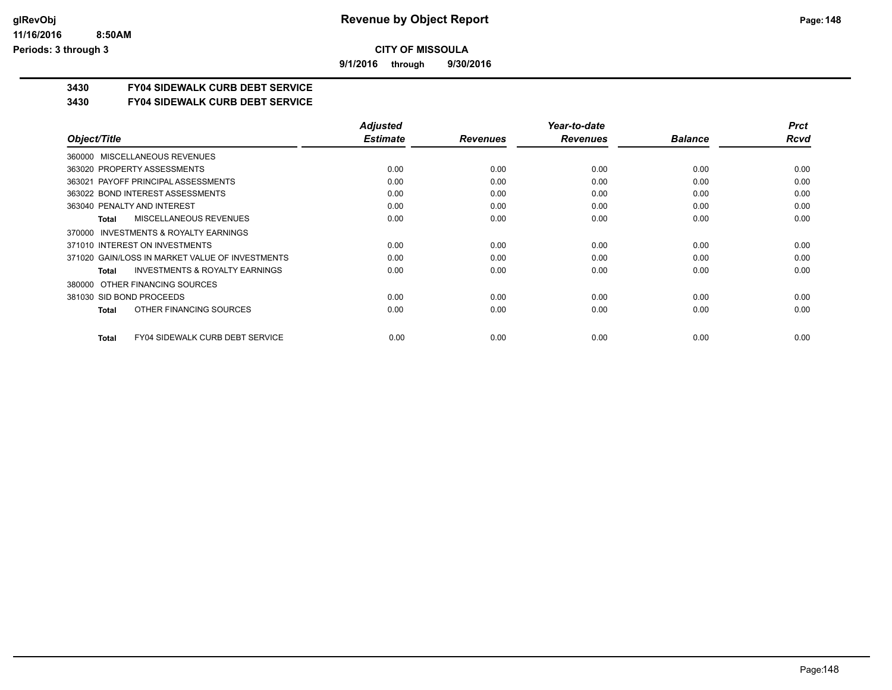# Revenue by Object Report

**CITY OF MISSOULA**

**9/1/2016 through 9/30/2016**

glRevObj
11/16/2016 8:50AM
Periods: 3 through 3

## 3430 FY04 SIDEWALK CURB DEBT SERVICE

### 3430 FY04 SIDEWALK CURB DEBT SERVICE

| Object/Title | Adjusted Estimate | Revenues | Year-to-date Revenues | Balance | Prct Rcvd |
|---|---|---|---|---|---|
| 360000 MISCELLANEOUS REVENUES | | | | | |
| 363020 PROPERTY ASSESSMENTS | 0.00 | 0.00 | 0.00 | 0.00 | 0.00 |
| 363021 PAYOFF PRINCIPAL ASSESSMENTS | 0.00 | 0.00 | 0.00 | 0.00 | 0.00 |
| 363022 BOND INTEREST ASSESSMENTS | 0.00 | 0.00 | 0.00 | 0.00 | 0.00 |
| 363040 PENALTY AND INTEREST | 0.00 | 0.00 | 0.00 | 0.00 | 0.00 |
| **Total** MISCELLANEOUS REVENUES | 0.00 | 0.00 | 0.00 | 0.00 | 0.00 |
| 370000 INVESTMENTS & ROYALTY EARNINGS | | | | | |
| 371010 INTEREST ON INVESTMENTS | 0.00 | 0.00 | 0.00 | 0.00 | 0.00 |
| 371020 GAIN/LOSS IN MARKET VALUE OF INVESTMENTS | 0.00 | 0.00 | 0.00 | 0.00 | 0.00 |
| **Total** INVESTMENTS & ROYALTY EARNINGS | 0.00 | 0.00 | 0.00 | 0.00 | 0.00 |
| 380000 OTHER FINANCING SOURCES | | | | | |
| 381030 SID BOND PROCEEDS | 0.00 | 0.00 | 0.00 | 0.00 | 0.00 |
| **Total** OTHER FINANCING SOURCES | 0.00 | 0.00 | 0.00 | 0.00 | 0.00 |
| **Total** FY04 SIDEWALK CURB DEBT SERVICE | 0.00 | 0.00 | 0.00 | 0.00 | 0.00 |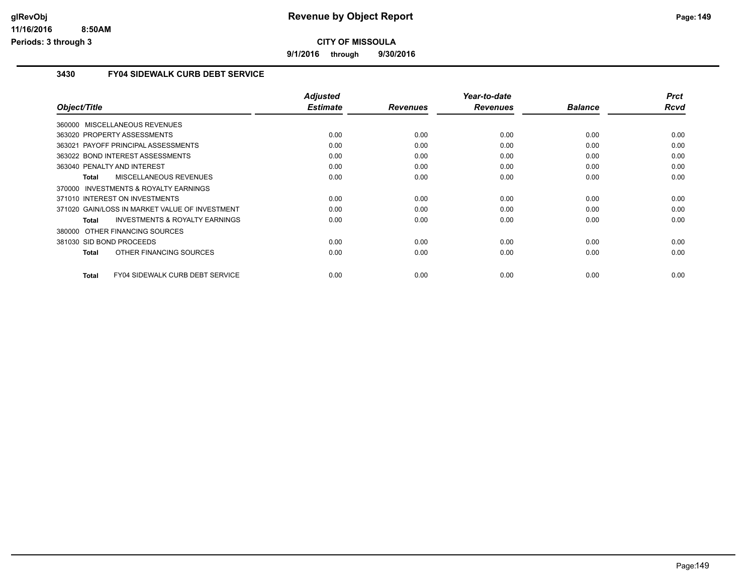**CITY OF MISSOULA**

**9/1/2016 through 9/30/2016**

## 3430 FY04 SIDEWALK CURB DEBT SERVICE

| Object/Title | Adjusted Estimate | Revenues | Year-to-date Revenues | Balance | Prct Rcvd |
|---|---|---|---|---|---|
| 360000 MISCELLANEOUS REVENUES | | | | | |
| 363020 PROPERTY ASSESSMENTS | 0.00 | 0.00 | 0.00 | 0.00 | 0.00 |
| 363021 PAYOFF PRINCIPAL ASSESSMENTS | 0.00 | 0.00 | 0.00 | 0.00 | 0.00 |
| 363022 BOND INTEREST ASSESSMENTS | 0.00 | 0.00 | 0.00 | 0.00 | 0.00 |
| 363040 PENALTY AND INTEREST | 0.00 | 0.00 | 0.00 | 0.00 | 0.00 |
| **Total** MISCELLANEOUS REVENUES | 0.00 | 0.00 | 0.00 | 0.00 | 0.00 |
| 370000 INVESTMENTS & ROYALTY EARNINGS | | | | | |
| 371010 INTEREST ON INVESTMENTS | 0.00 | 0.00 | 0.00 | 0.00 | 0.00 |
| 371020 GAIN/LOSS IN MARKET VALUE OF INVESTMENT | 0.00 | 0.00 | 0.00 | 0.00 | 0.00 |
| **Total** INVESTMENTS & ROYALTY EARNINGS | 0.00 | 0.00 | 0.00 | 0.00 | 0.00 |
| 380000 OTHER FINANCING SOURCES | | | | | |
| 381030 SID BOND PROCEEDS | 0.00 | 0.00 | 0.00 | 0.00 | 0.00 |
| **Total** OTHER FINANCING SOURCES | 0.00 | 0.00 | 0.00 | 0.00 | 0.00 |
| **Total** FY04 SIDEWALK CURB DEBT SERVICE | 0.00 | 0.00 | 0.00 | 0.00 | 0.00 |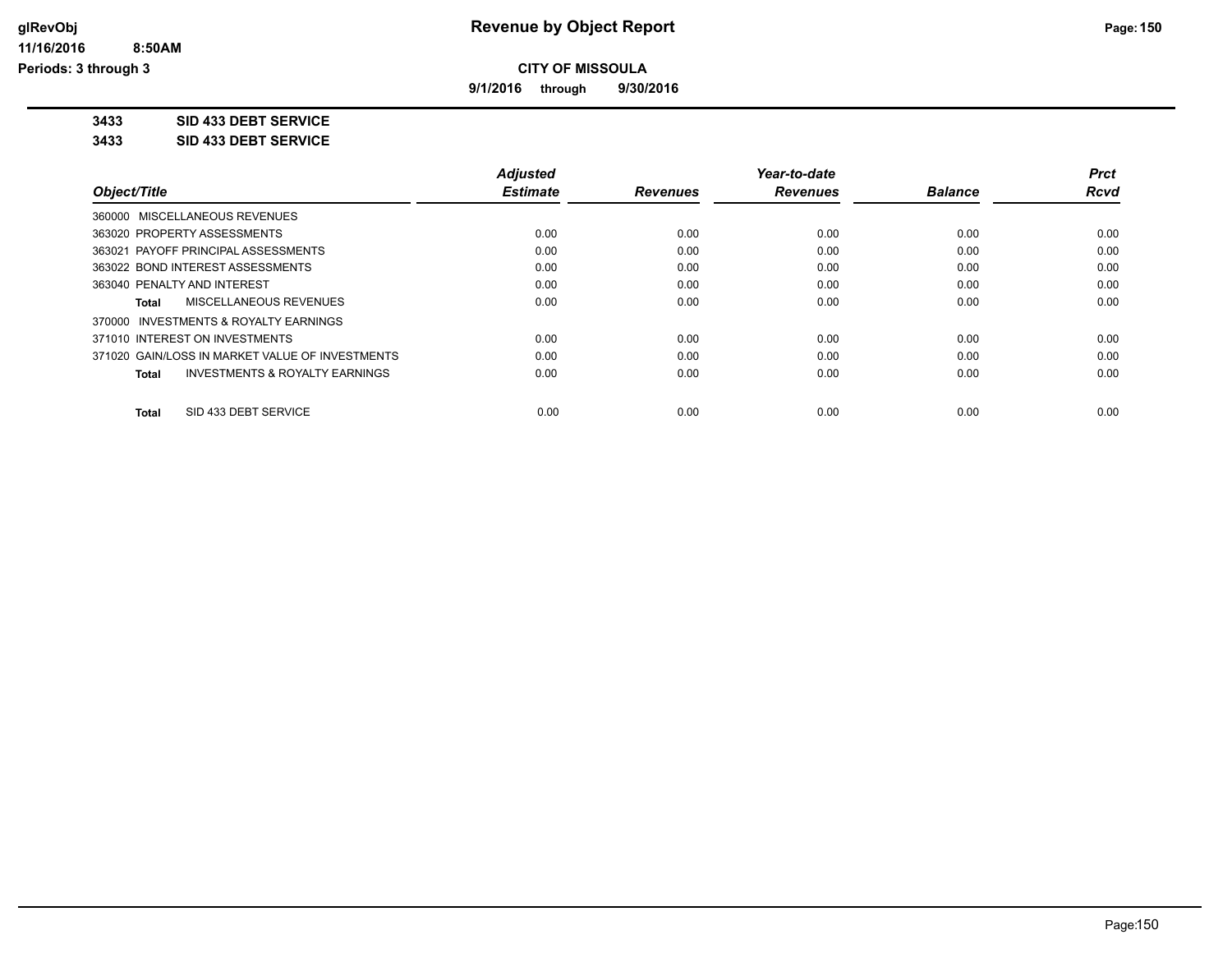**CITY OF MISSOULA**

**9/1/2016 through 9/30/2016**

**3433 SID 433 DEBT SERVICE**

**3433 SID 433 DEBT SERVICE**

| Object/Title | Adjusted Estimate | Revenues | Year-to-date Revenues | Balance | Prct Rcvd |
|---|---|---|---|---|---|
| 360000 MISCELLANEOUS REVENUES | | | | | |
| 363020 PROPERTY ASSESSMENTS | 0.00 | 0.00 | 0.00 | 0.00 | 0.00 |
| 363021 PAYOFF PRINCIPAL ASSESSMENTS | 0.00 | 0.00 | 0.00 | 0.00 | 0.00 |
| 363022 BOND INTEREST ASSESSMENTS | 0.00 | 0.00 | 0.00 | 0.00 | 0.00 |
| 363040 PENALTY AND INTEREST | 0.00 | 0.00 | 0.00 | 0.00 | 0.00 |
| **Total** MISCELLANEOUS REVENUES | 0.00 | 0.00 | 0.00 | 0.00 | 0.00 |
| 370000 INVESTMENTS & ROYALTY EARNINGS | | | | | |
| 371010 INTEREST ON INVESTMENTS | 0.00 | 0.00 | 0.00 | 0.00 | 0.00 |
| 371020 GAIN/LOSS IN MARKET VALUE OF INVESTMENTS | 0.00 | 0.00 | 0.00 | 0.00 | 0.00 |
| **Total** INVESTMENTS & ROYALTY EARNINGS | 0.00 | 0.00 | 0.00 | 0.00 | 0.00 |
| **Total** SID 433 DEBT SERVICE | 0.00 | 0.00 | 0.00 | 0.00 | 0.00 |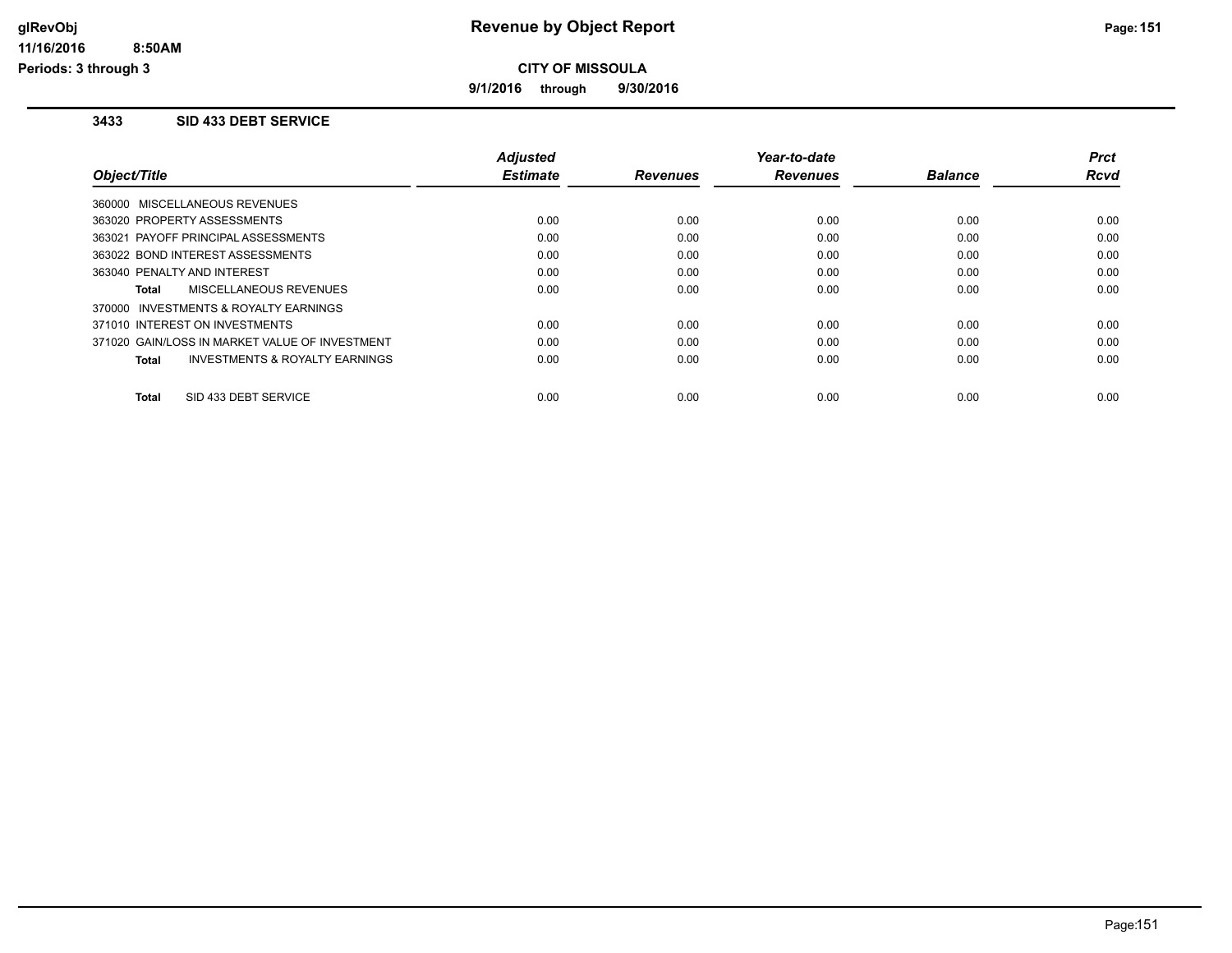**CITY OF MISSOULA**

**9/1/2016 through 9/30/2016**

## 3433 SID 433 DEBT SERVICE

| Object/Title | Adjusted Estimate | Revenues | Year-to-date Revenues | Balance | Prct Rcvd |
|---|---|---|---|---|---|
| 360000 MISCELLANEOUS REVENUES | | | | | |
| 363020 PROPERTY ASSESSMENTS | 0.00 | 0.00 | 0.00 | 0.00 | 0.00 |
| 363021 PAYOFF PRINCIPAL ASSESSMENTS | 0.00 | 0.00 | 0.00 | 0.00 | 0.00 |
| 363022 BOND INTEREST ASSESSMENTS | 0.00 | 0.00 | 0.00 | 0.00 | 0.00 |
| 363040 PENALTY AND INTEREST | 0.00 | 0.00 | 0.00 | 0.00 | 0.00 |
| **Total** MISCELLANEOUS REVENUES | 0.00 | 0.00 | 0.00 | 0.00 | 0.00 |
| 370000 INVESTMENTS & ROYALTY EARNINGS | | | | | |
| 371010 INTEREST ON INVESTMENTS | 0.00 | 0.00 | 0.00 | 0.00 | 0.00 |
| 371020 GAIN/LOSS IN MARKET VALUE OF INVESTMENT | 0.00 | 0.00 | 0.00 | 0.00 | 0.00 |
| **Total** INVESTMENTS & ROYALTY EARNINGS | 0.00 | 0.00 | 0.00 | 0.00 | 0.00 |
| **Total** SID 433 DEBT SERVICE | 0.00 | 0.00 | 0.00 | 0.00 | 0.00 |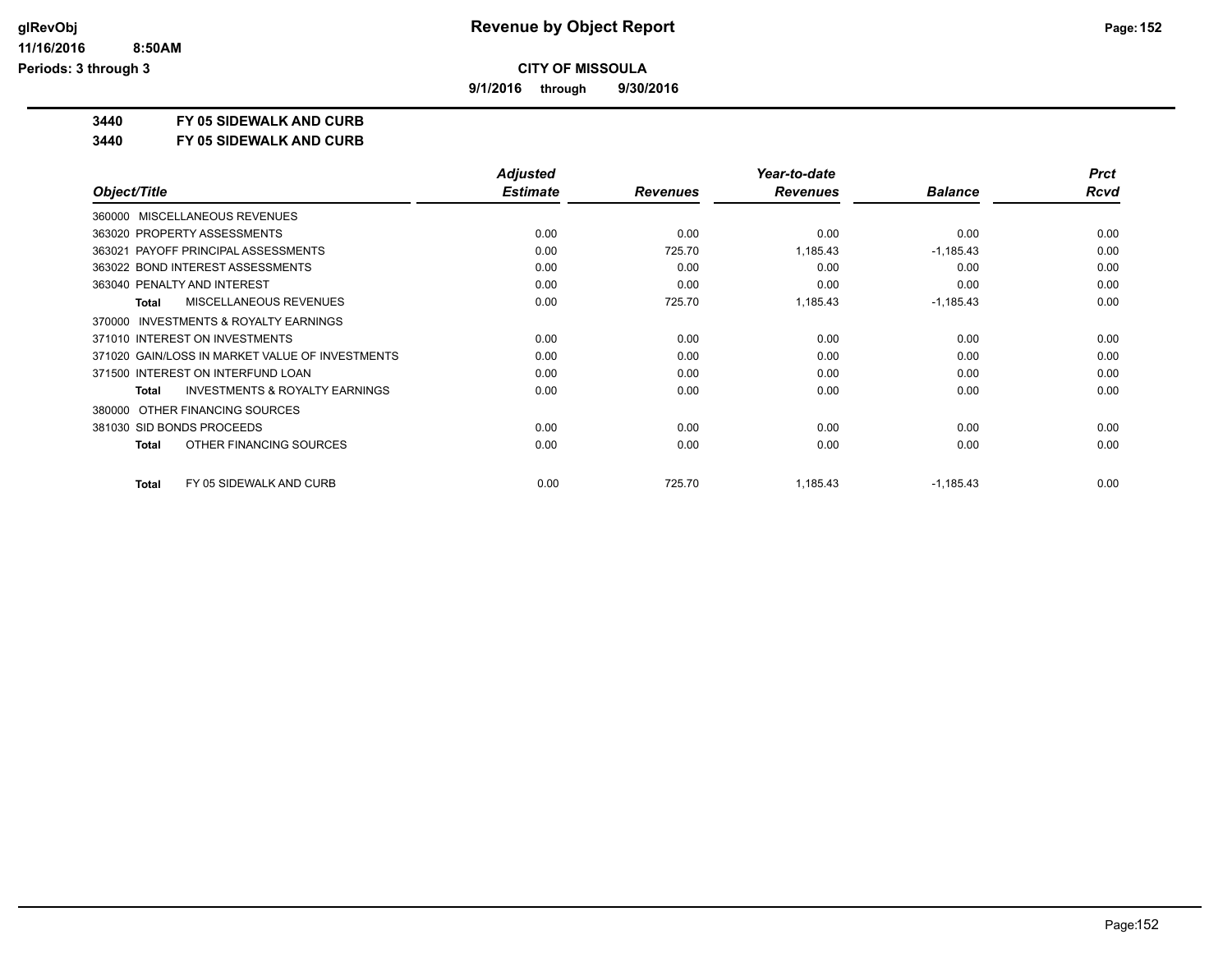# CITY OF MISSOULA

**Revenue by Object Report**

**9/1/2016 through 9/30/2016**

glRevObj
11/16/2016 8:50AM
Periods: 3 through 3

**3440 FY 05 SIDEWALK AND CURB**

**3440 FY 05 SIDEWALK AND CURB**

| Object/Title | Adjusted Estimate | Revenues | Year-to-date Revenues | Balance | Prct Rcvd |
|---|---|---|---|---|---|
| 360000 MISCELLANEOUS REVENUES | | | | | |
| 363020 PROPERTY ASSESSMENTS | 0.00 | 0.00 | 0.00 | 0.00 | 0.00 |
| 363021 PAYOFF PRINCIPAL ASSESSMENTS | 0.00 | 725.70 | 1,185.43 | -1,185.43 | 0.00 |
| 363022 BOND INTEREST ASSESSMENTS | 0.00 | 0.00 | 0.00 | 0.00 | 0.00 |
| 363040 PENALTY AND INTEREST | 0.00 | 0.00 | 0.00 | 0.00 | 0.00 |
| **Total** MISCELLANEOUS REVENUES | 0.00 | 725.70 | 1,185.43 | -1,185.43 | 0.00 |
| 370000 INVESTMENTS & ROYALTY EARNINGS | | | | | |
| 371010 INTEREST ON INVESTMENTS | 0.00 | 0.00 | 0.00 | 0.00 | 0.00 |
| 371020 GAIN/LOSS IN MARKET VALUE OF INVESTMENTS | 0.00 | 0.00 | 0.00 | 0.00 | 0.00 |
| 371500 INTEREST ON INTERFUND LOAN | 0.00 | 0.00 | 0.00 | 0.00 | 0.00 |
| **Total** INVESTMENTS & ROYALTY EARNINGS | 0.00 | 0.00 | 0.00 | 0.00 | 0.00 |
| 380000 OTHER FINANCING SOURCES | | | | | |
| 381030 SID BONDS PROCEEDS | 0.00 | 0.00 | 0.00 | 0.00 | 0.00 |
| **Total** OTHER FINANCING SOURCES | 0.00 | 0.00 | 0.00 | 0.00 | 0.00 |
| **Total** FY 05 SIDEWALK AND CURB | 0.00 | 725.70 | 1,185.43 | -1,185.43 | 0.00 |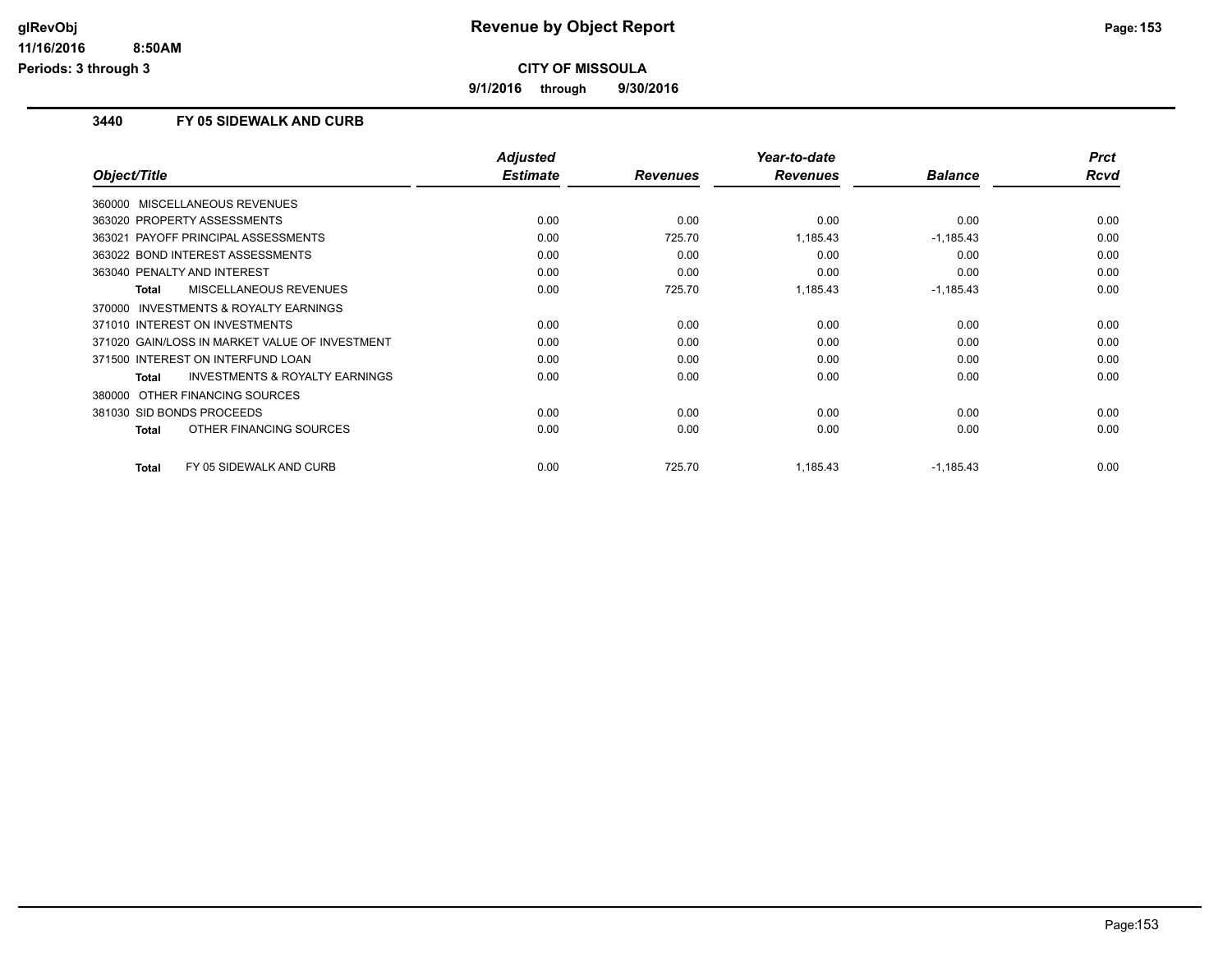**CITY OF MISSOULA**

**9/1/2016 through 9/30/2016**

## 3440 FY 05 SIDEWALK AND CURB

| Object/Title | Adjusted Estimate | Revenues | Year-to-date Revenues | Balance | Prct Rcvd |
|---|---|---|---|---|---|
| 360000 MISCELLANEOUS REVENUES | | | | | |
| 363020 PROPERTY ASSESSMENTS | 0.00 | 0.00 | 0.00 | 0.00 | 0.00 |
| 363021 PAYOFF PRINCIPAL ASSESSMENTS | 0.00 | 725.70 | 1,185.43 | -1,185.43 | 0.00 |
| 363022 BOND INTEREST ASSESSMENTS | 0.00 | 0.00 | 0.00 | 0.00 | 0.00 |
| 363040 PENALTY AND INTEREST | 0.00 | 0.00 | 0.00 | 0.00 | 0.00 |
| **Total** MISCELLANEOUS REVENUES | 0.00 | 725.70 | 1,185.43 | -1,185.43 | 0.00 |
| 370000 INVESTMENTS & ROYALTY EARNINGS | | | | | |
| 371010 INTEREST ON INVESTMENTS | 0.00 | 0.00 | 0.00 | 0.00 | 0.00 |
| 371020 GAIN/LOSS IN MARKET VALUE OF INVESTMENT | 0.00 | 0.00 | 0.00 | 0.00 | 0.00 |
| 371500 INTEREST ON INTERFUND LOAN | 0.00 | 0.00 | 0.00 | 0.00 | 0.00 |
| **Total** INVESTMENTS & ROYALTY EARNINGS | 0.00 | 0.00 | 0.00 | 0.00 | 0.00 |
| 380000 OTHER FINANCING SOURCES | | | | | |
| 381030 SID BONDS PROCEEDS | 0.00 | 0.00 | 0.00 | 0.00 | 0.00 |
| **Total** OTHER FINANCING SOURCES | 0.00 | 0.00 | 0.00 | 0.00 | 0.00 |
| **Total** FY 05 SIDEWALK AND CURB | 0.00 | 725.70 | 1,185.43 | -1,185.43 | 0.00 |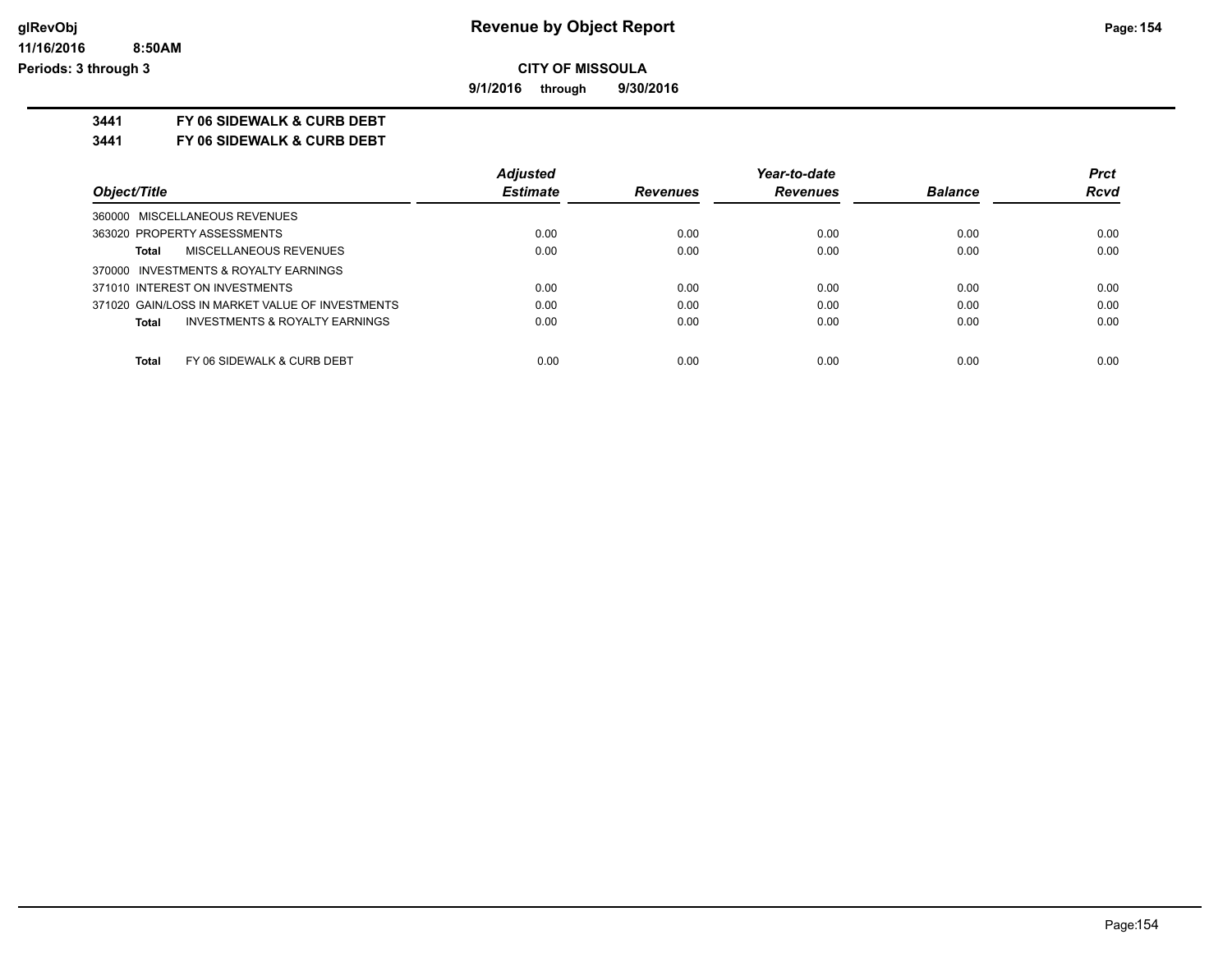**CITY OF MISSOULA**

**9/1/2016 through 9/30/2016**

**3441 FY 06 SIDEWALK & CURB DEBT**

**3441 FY 06 SIDEWALK & CURB DEBT**

| Object/Title | Adjusted Estimate | Revenues | Year-to-date Revenues | Balance | Prct Rcvd |
|---|---|---|---|---|---|
| 360000 MISCELLANEOUS REVENUES | | | | | |
| 363020 PROPERTY ASSESSMENTS | 0.00 | 0.00 | 0.00 | 0.00 | 0.00 |
| **Total** MISCELLANEOUS REVENUES | 0.00 | 0.00 | 0.00 | 0.00 | 0.00 |
| 370000 INVESTMENTS & ROYALTY EARNINGS | | | | | |
| 371010 INTEREST ON INVESTMENTS | 0.00 | 0.00 | 0.00 | 0.00 | 0.00 |
| 371020 GAIN/LOSS IN MARKET VALUE OF INVESTMENTS | 0.00 | 0.00 | 0.00 | 0.00 | 0.00 |
| **Total** INVESTMENTS & ROYALTY EARNINGS | 0.00 | 0.00 | 0.00 | 0.00 | 0.00 |
| **Total** FY 06 SIDEWALK & CURB DEBT | 0.00 | 0.00 | 0.00 | 0.00 | 0.00 |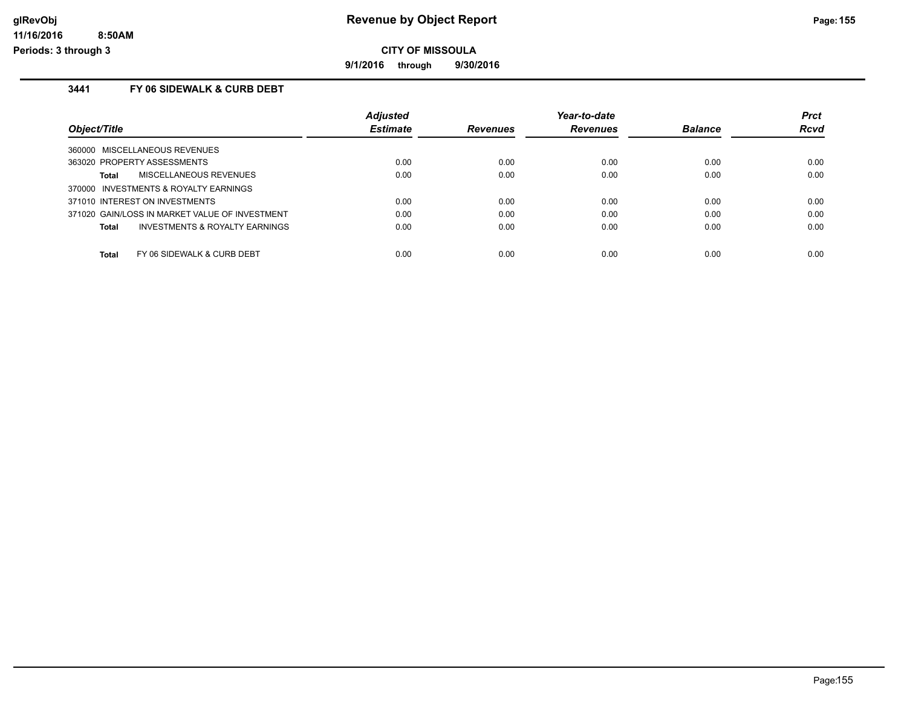**Revenue by Object Report**

**CITY OF MISSOULA**

**9/1/2016 through 9/30/2016**

glRevObj
11/16/2016 8:50AM
Periods: 3 through 3

### 3441 FY 06 SIDEWALK & CURB DEBT

| Object/Title | Adjusted Estimate | Revenues | Year-to-date Revenues | Balance | Prct Rcvd |
|---|---|---|---|---|---|
| 360000 MISCELLANEOUS REVENUES | | | | | |
| 363020 PROPERTY ASSESSMENTS | 0.00 | 0.00 | 0.00 | 0.00 | 0.00 |
| **Total** MISCELLANEOUS REVENUES | 0.00 | 0.00 | 0.00 | 0.00 | 0.00 |
| 370000 INVESTMENTS & ROYALTY EARNINGS | | | | | |
| 371010 INTEREST ON INVESTMENTS | 0.00 | 0.00 | 0.00 | 0.00 | 0.00 |
| 371020 GAIN/LOSS IN MARKET VALUE OF INVESTMENT | 0.00 | 0.00 | 0.00 | 0.00 | 0.00 |
| **Total** INVESTMENTS & ROYALTY EARNINGS | 0.00 | 0.00 | 0.00 | 0.00 | 0.00 |
| **Total** FY 06 SIDEWALK & CURB DEBT | 0.00 | 0.00 | 0.00 | 0.00 | 0.00 |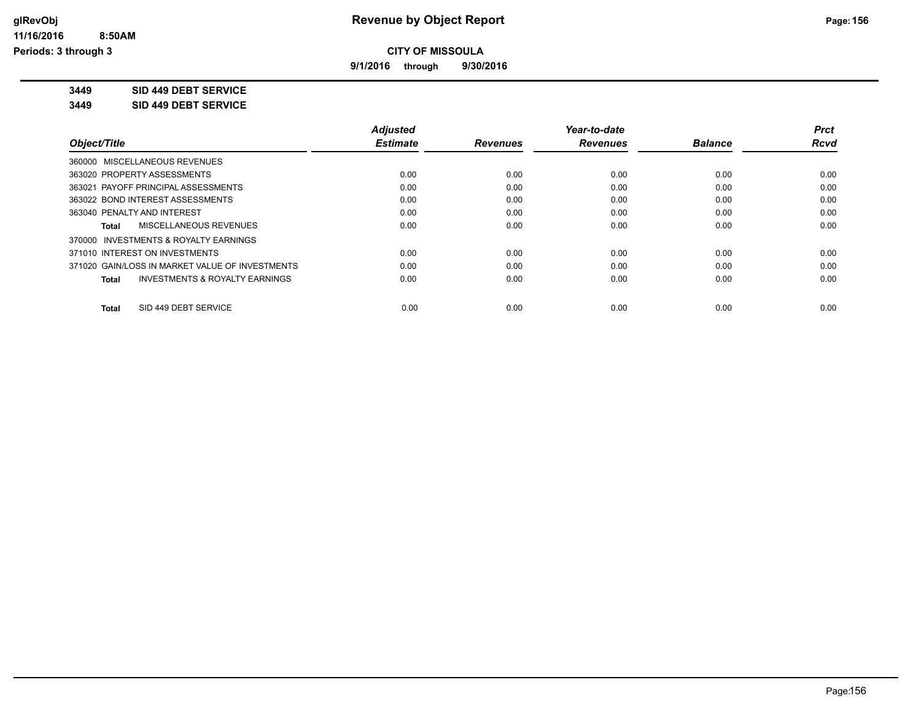# Revenue by Object Report

## CITY OF MISSOULA

**9/1/2016 through 9/30/2016**

glRevObj
11/16/2016 8:50AM
Periods: 3 through 3

**3449 SID 449 DEBT SERVICE**

**3449 SID 449 DEBT SERVICE**

| Object/Title | Adjusted Estimate | Revenues | Year-to-date Revenues | Balance | Prct Rcvd |
|---|---|---|---|---|---|
| 360000 MISCELLANEOUS REVENUES | | | | | |
| 363020 PROPERTY ASSESSMENTS | 0.00 | 0.00 | 0.00 | 0.00 | 0.00 |
| 363021 PAYOFF PRINCIPAL ASSESSMENTS | 0.00 | 0.00 | 0.00 | 0.00 | 0.00 |
| 363022 BOND INTEREST ASSESSMENTS | 0.00 | 0.00 | 0.00 | 0.00 | 0.00 |
| 363040 PENALTY AND INTEREST | 0.00 | 0.00 | 0.00 | 0.00 | 0.00 |
| **Total** MISCELLANEOUS REVENUES | 0.00 | 0.00 | 0.00 | 0.00 | 0.00 |
| 370000 INVESTMENTS & ROYALTY EARNINGS | | | | | |
| 371010 INTEREST ON INVESTMENTS | 0.00 | 0.00 | 0.00 | 0.00 | 0.00 |
| 371020 GAIN/LOSS IN MARKET VALUE OF INVESTMENTS | 0.00 | 0.00 | 0.00 | 0.00 | 0.00 |
| **Total** INVESTMENTS & ROYALTY EARNINGS | 0.00 | 0.00 | 0.00 | 0.00 | 0.00 |
| **Total** SID 449 DEBT SERVICE | 0.00 | 0.00 | 0.00 | 0.00 | 0.00 |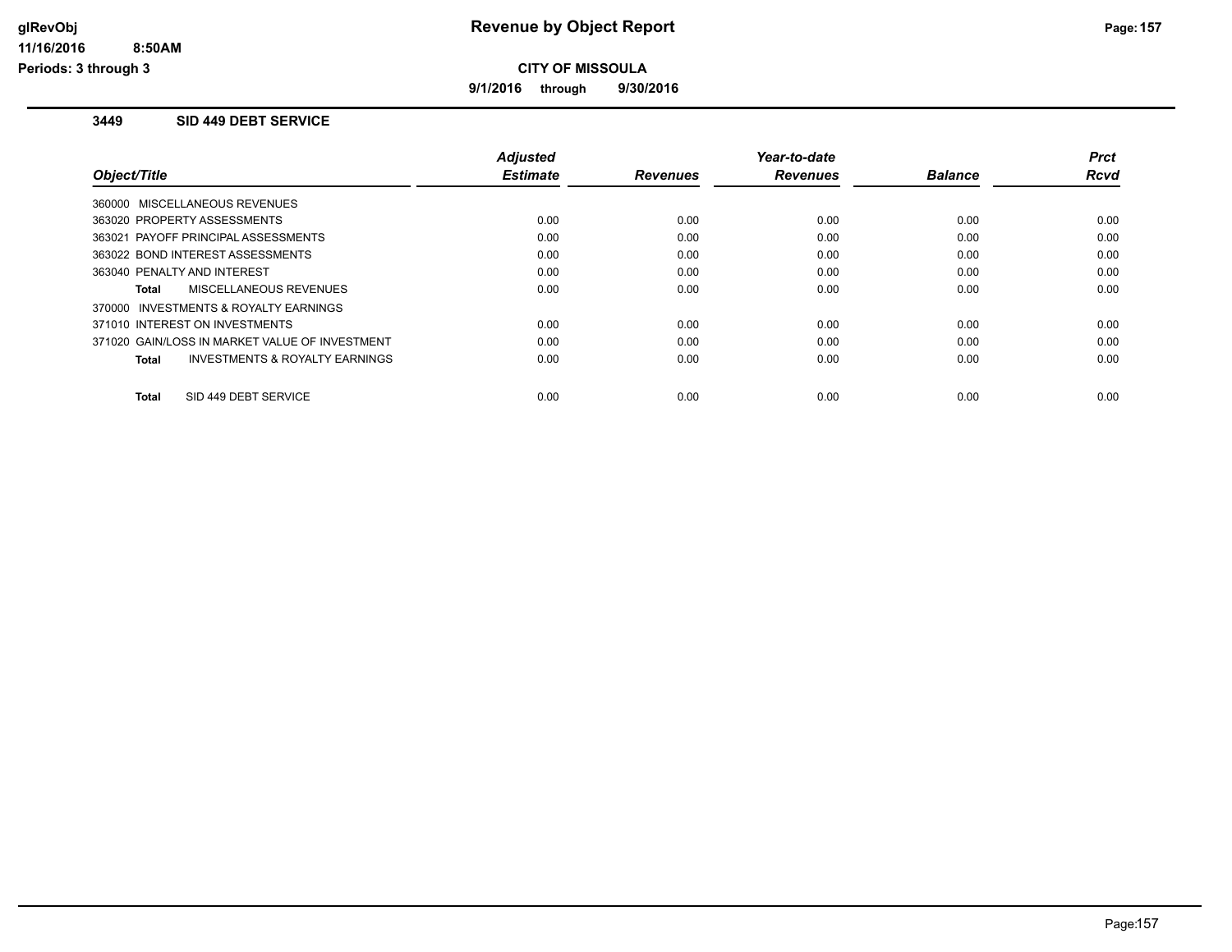# Revenue by Object Report

**CITY OF MISSOULA**

**9/1/2016 through 9/30/2016**

glRevObj
11/16/2016 8:50AM
Periods: 3 through 3

### 3449 SID 449 DEBT SERVICE

| Object/Title | Adjusted Estimate | Revenues | Year-to-date Revenues | Balance | Prct Rcvd |
|---|---|---|---|---|---|
| 360000 MISCELLANEOUS REVENUES | | | | | |
| 363020 PROPERTY ASSESSMENTS | 0.00 | 0.00 | 0.00 | 0.00 | 0.00 |
| 363021 PAYOFF PRINCIPAL ASSESSMENTS | 0.00 | 0.00 | 0.00 | 0.00 | 0.00 |
| 363022 BOND INTEREST ASSESSMENTS | 0.00 | 0.00 | 0.00 | 0.00 | 0.00 |
| 363040 PENALTY AND INTEREST | 0.00 | 0.00 | 0.00 | 0.00 | 0.00 |
| **Total** MISCELLANEOUS REVENUES | 0.00 | 0.00 | 0.00 | 0.00 | 0.00 |
| 370000 INVESTMENTS & ROYALTY EARNINGS | | | | | |
| 371010 INTEREST ON INVESTMENTS | 0.00 | 0.00 | 0.00 | 0.00 | 0.00 |
| 371020 GAIN/LOSS IN MARKET VALUE OF INVESTMENT | 0.00 | 0.00 | 0.00 | 0.00 | 0.00 |
| **Total** INVESTMENTS & ROYALTY EARNINGS | 0.00 | 0.00 | 0.00 | 0.00 | 0.00 |
| **Total** SID 449 DEBT SERVICE | 0.00 | 0.00 | 0.00 | 0.00 | 0.00 |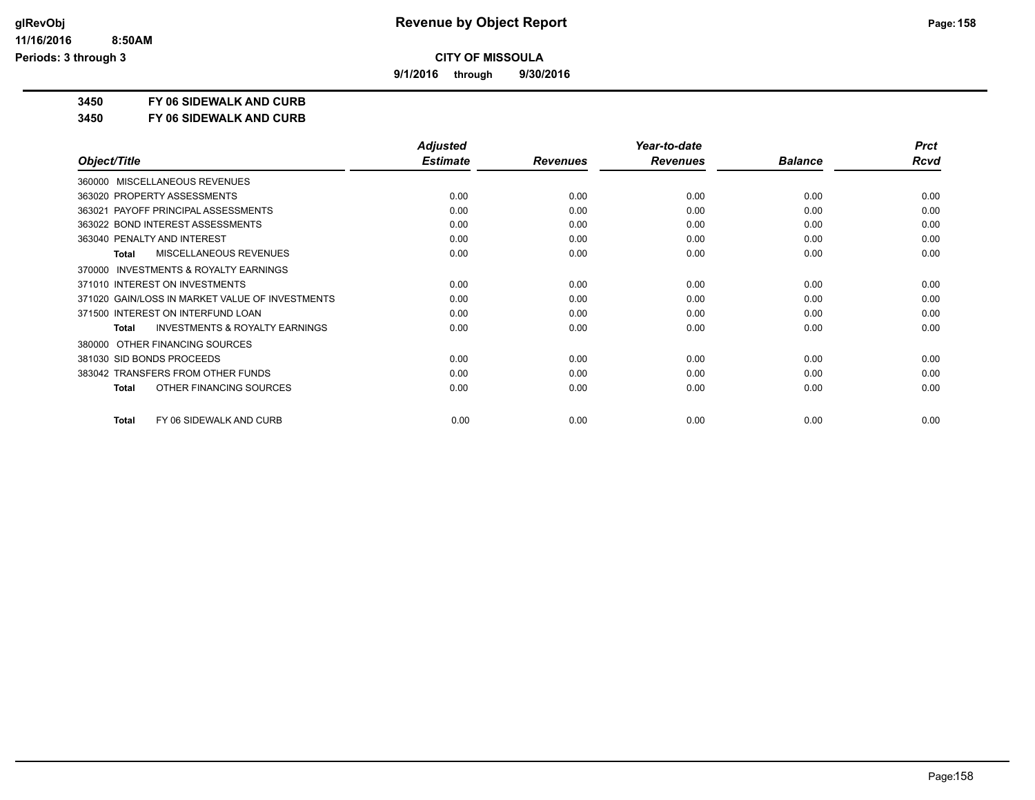**CITY OF MISSOULA**

**9/1/2016 through 9/30/2016**

**3450 FY 06 SIDEWALK AND CURB**

**3450 FY 06 SIDEWALK AND CURB**

| Object/Title | Adjusted Estimate | Revenues | Year-to-date Revenues | Balance | Prct Rcvd |
|---|---|---|---|---|---|
| 360000 MISCELLANEOUS REVENUES | | | | | |
| 363020 PROPERTY ASSESSMENTS | 0.00 | 0.00 | 0.00 | 0.00 | 0.00 |
| 363021 PAYOFF PRINCIPAL ASSESSMENTS | 0.00 | 0.00 | 0.00 | 0.00 | 0.00 |
| 363022 BOND INTEREST ASSESSMENTS | 0.00 | 0.00 | 0.00 | 0.00 | 0.00 |
| 363040 PENALTY AND INTEREST | 0.00 | 0.00 | 0.00 | 0.00 | 0.00 |
| **Total** MISCELLANEOUS REVENUES | 0.00 | 0.00 | 0.00 | 0.00 | 0.00 |
| 370000 INVESTMENTS & ROYALTY EARNINGS | | | | | |
| 371010 INTEREST ON INVESTMENTS | 0.00 | 0.00 | 0.00 | 0.00 | 0.00 |
| 371020 GAIN/LOSS IN MARKET VALUE OF INVESTMENTS | 0.00 | 0.00 | 0.00 | 0.00 | 0.00 |
| 371500 INTEREST ON INTERFUND LOAN | 0.00 | 0.00 | 0.00 | 0.00 | 0.00 |
| **Total** INVESTMENTS & ROYALTY EARNINGS | 0.00 | 0.00 | 0.00 | 0.00 | 0.00 |
| 380000 OTHER FINANCING SOURCES | | | | | |
| 381030 SID BONDS PROCEEDS | 0.00 | 0.00 | 0.00 | 0.00 | 0.00 |
| 383042 TRANSFERS FROM OTHER FUNDS | 0.00 | 0.00 | 0.00 | 0.00 | 0.00 |
| **Total** OTHER FINANCING SOURCES | 0.00 | 0.00 | 0.00 | 0.00 | 0.00 |
| **Total** FY 06 SIDEWALK AND CURB | 0.00 | 0.00 | 0.00 | 0.00 | 0.00 |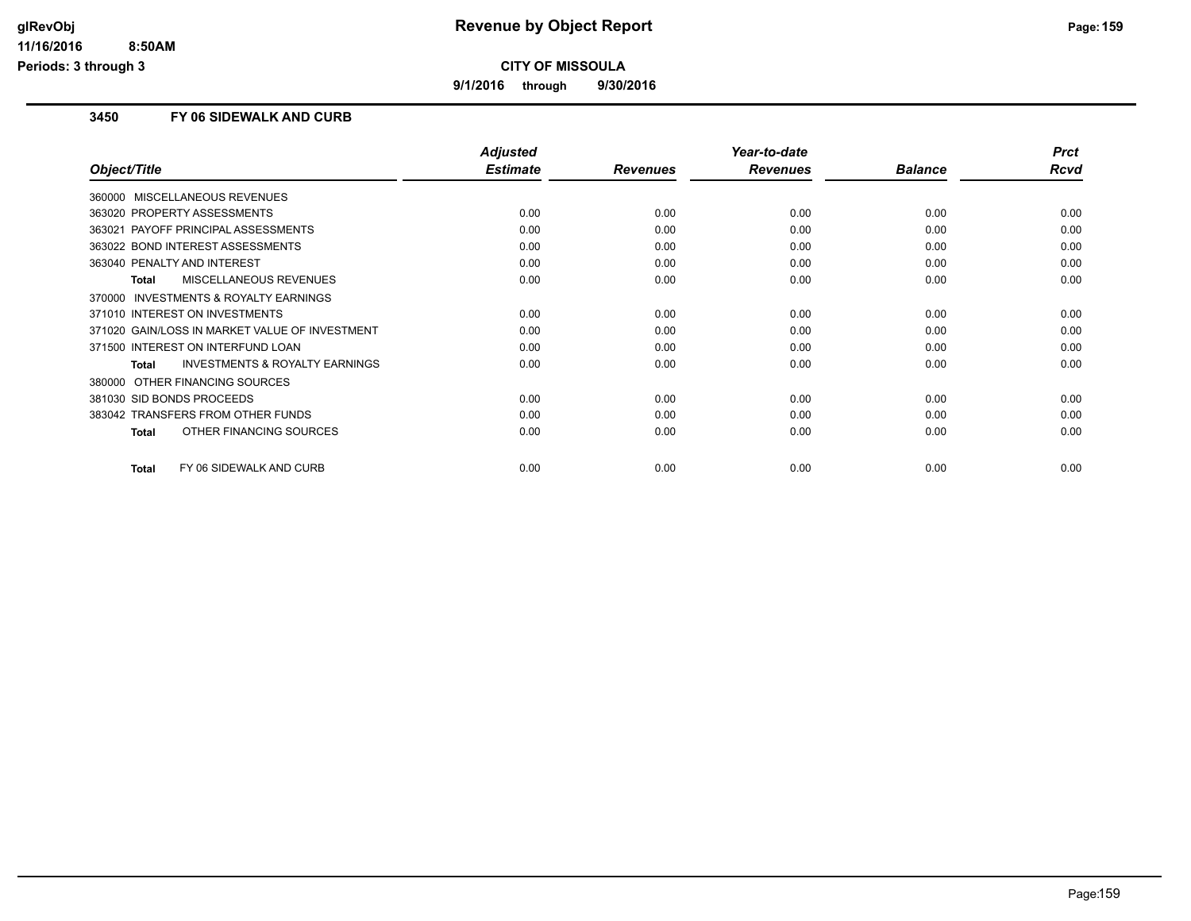**CITY OF MISSOULA**

**9/1/2016 through 9/30/2016**

### 3450 FY 06 SIDEWALK AND CURB

| Object/Title | Adjusted Estimate | Revenues | Year-to-date Revenues | Balance | Prct Rcvd |
|---|---|---|---|---|---|
| 360000 MISCELLANEOUS REVENUES | | | | | |
| 363020 PROPERTY ASSESSMENTS | 0.00 | 0.00 | 0.00 | 0.00 | 0.00 |
| 363021 PAYOFF PRINCIPAL ASSESSMENTS | 0.00 | 0.00 | 0.00 | 0.00 | 0.00 |
| 363022 BOND INTEREST ASSESSMENTS | 0.00 | 0.00 | 0.00 | 0.00 | 0.00 |
| 363040 PENALTY AND INTEREST | 0.00 | 0.00 | 0.00 | 0.00 | 0.00 |
| **Total** MISCELLANEOUS REVENUES | 0.00 | 0.00 | 0.00 | 0.00 | 0.00 |
| 370000 INVESTMENTS & ROYALTY EARNINGS | | | | | |
| 371010 INTEREST ON INVESTMENTS | 0.00 | 0.00 | 0.00 | 0.00 | 0.00 |
| 371020 GAIN/LOSS IN MARKET VALUE OF INVESTMENT | 0.00 | 0.00 | 0.00 | 0.00 | 0.00 |
| 371500 INTEREST ON INTERFUND LOAN | 0.00 | 0.00 | 0.00 | 0.00 | 0.00 |
| **Total** INVESTMENTS & ROYALTY EARNINGS | 0.00 | 0.00 | 0.00 | 0.00 | 0.00 |
| 380000 OTHER FINANCING SOURCES | | | | | |
| 381030 SID BONDS PROCEEDS | 0.00 | 0.00 | 0.00 | 0.00 | 0.00 |
| 383042 TRANSFERS FROM OTHER FUNDS | 0.00 | 0.00 | 0.00 | 0.00 | 0.00 |
| **Total** OTHER FINANCING SOURCES | 0.00 | 0.00 | 0.00 | 0.00 | 0.00 |
| **Total** FY 06 SIDEWALK AND CURB | 0.00 | 0.00 | 0.00 | 0.00 | 0.00 |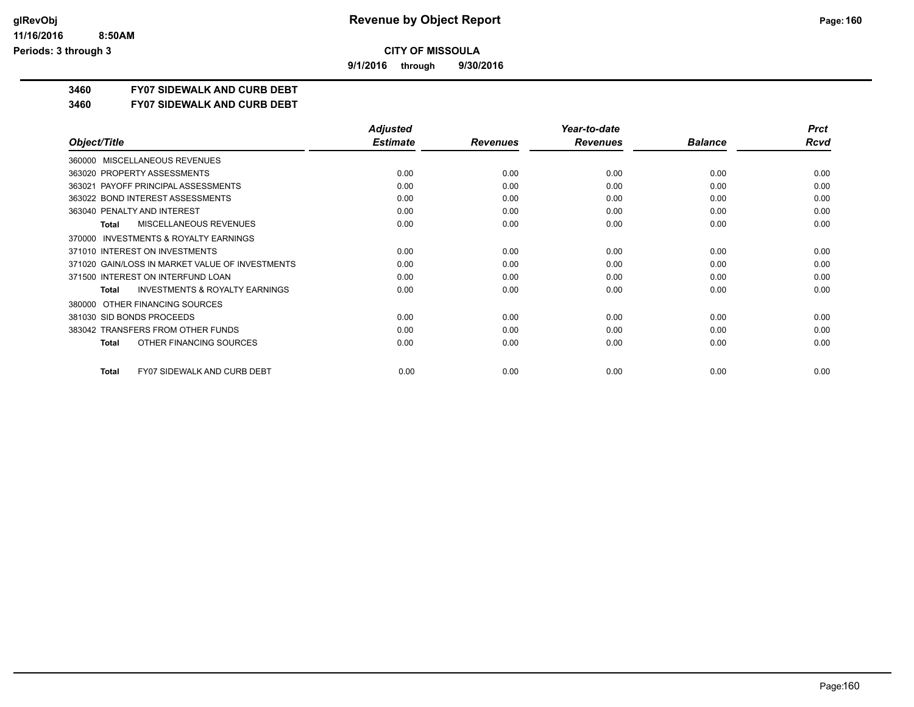# CITY OF MISSOULA

**9/1/2016 through 9/30/2016**

## 3460 FY07 SIDEWALK AND CURB DEBT

### 3460 FY07 SIDEWALK AND CURB DEBT

| Object/Title | Adjusted Estimate | Revenues | Year-to-date Revenues | Balance | Prct Rcvd |
|---|---|---|---|---|---|
| 360000 MISCELLANEOUS REVENUES | | | | | |
| 363020 PROPERTY ASSESSMENTS | 0.00 | 0.00 | 0.00 | 0.00 | 0.00 |
| 363021 PAYOFF PRINCIPAL ASSESSMENTS | 0.00 | 0.00 | 0.00 | 0.00 | 0.00 |
| 363022 BOND INTEREST ASSESSMENTS | 0.00 | 0.00 | 0.00 | 0.00 | 0.00 |
| 363040 PENALTY AND INTEREST | 0.00 | 0.00 | 0.00 | 0.00 | 0.00 |
| **Total** MISCELLANEOUS REVENUES | 0.00 | 0.00 | 0.00 | 0.00 | 0.00 |
| 370000 INVESTMENTS & ROYALTY EARNINGS | | | | | |
| 371010 INTEREST ON INVESTMENTS | 0.00 | 0.00 | 0.00 | 0.00 | 0.00 |
| 371020 GAIN/LOSS IN MARKET VALUE OF INVESTMENTS | 0.00 | 0.00 | 0.00 | 0.00 | 0.00 |
| 371500 INTEREST ON INTERFUND LOAN | 0.00 | 0.00 | 0.00 | 0.00 | 0.00 |
| **Total** INVESTMENTS & ROYALTY EARNINGS | 0.00 | 0.00 | 0.00 | 0.00 | 0.00 |
| 380000 OTHER FINANCING SOURCES | | | | | |
| 381030 SID BONDS PROCEEDS | 0.00 | 0.00 | 0.00 | 0.00 | 0.00 |
| 383042 TRANSFERS FROM OTHER FUNDS | 0.00 | 0.00 | 0.00 | 0.00 | 0.00 |
| **Total** OTHER FINANCING SOURCES | 0.00 | 0.00 | 0.00 | 0.00 | 0.00 |
| **Total** FY07 SIDEWALK AND CURB DEBT | 0.00 | 0.00 | 0.00 | 0.00 | 0.00 |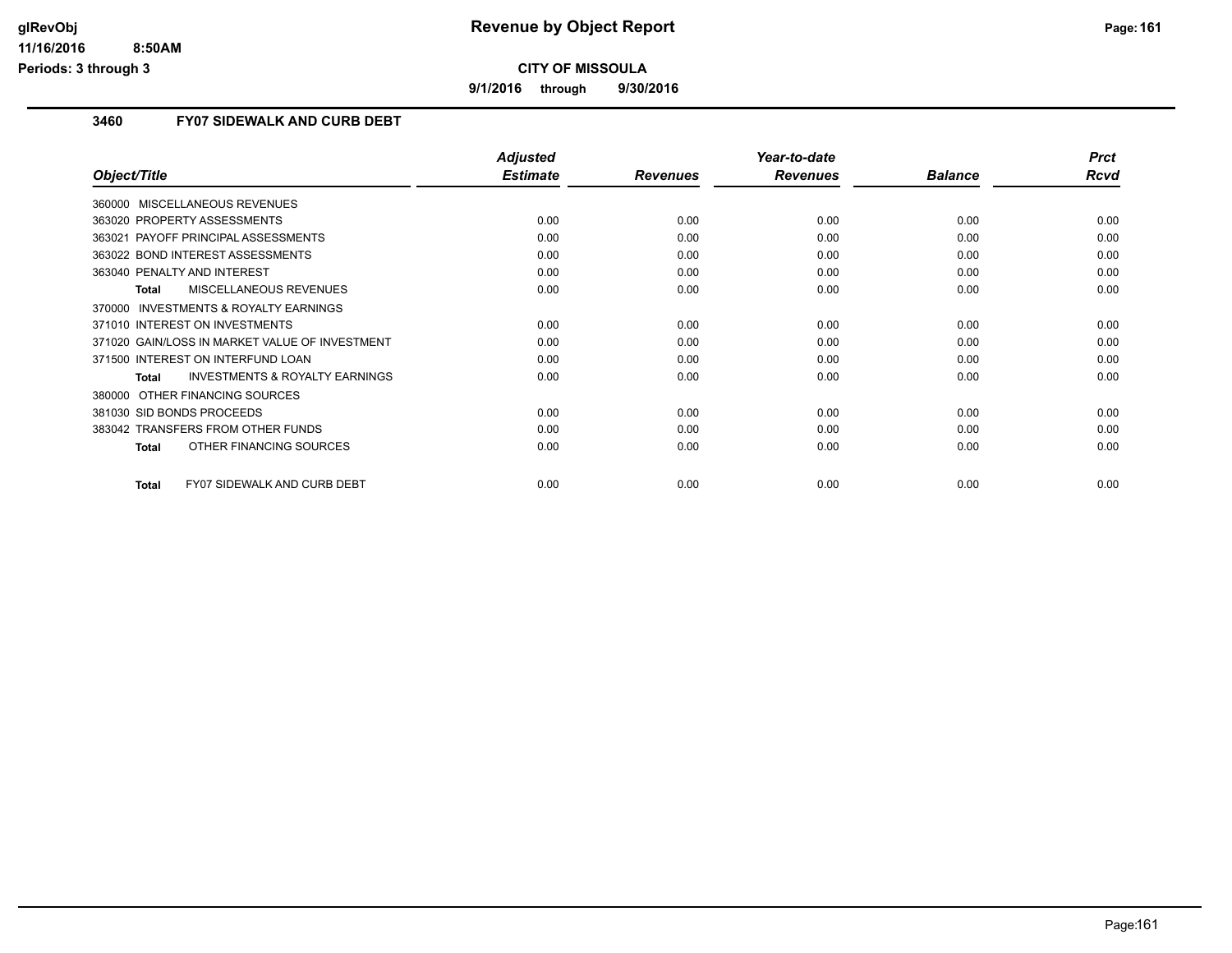**CITY OF MISSOULA**

**9/1/2016 through 9/30/2016**

### 3460 FY07 SIDEWALK AND CURB DEBT

| Object/Title | Adjusted Estimate | Revenues | Year-to-date Revenues | Balance | Prct Rcvd |
|---|---|---|---|---|---|
| 360000 MISCELLANEOUS REVENUES | | | | | |
| 363020 PROPERTY ASSESSMENTS | 0.00 | 0.00 | 0.00 | 0.00 | 0.00 |
| 363021 PAYOFF PRINCIPAL ASSESSMENTS | 0.00 | 0.00 | 0.00 | 0.00 | 0.00 |
| 363022 BOND INTEREST ASSESSMENTS | 0.00 | 0.00 | 0.00 | 0.00 | 0.00 |
| 363040 PENALTY AND INTEREST | 0.00 | 0.00 | 0.00 | 0.00 | 0.00 |
| **Total** MISCELLANEOUS REVENUES | 0.00 | 0.00 | 0.00 | 0.00 | 0.00 |
| 370000 INVESTMENTS & ROYALTY EARNINGS | | | | | |
| 371010 INTEREST ON INVESTMENTS | 0.00 | 0.00 | 0.00 | 0.00 | 0.00 |
| 371020 GAIN/LOSS IN MARKET VALUE OF INVESTMENT | 0.00 | 0.00 | 0.00 | 0.00 | 0.00 |
| 371500 INTEREST ON INTERFUND LOAN | 0.00 | 0.00 | 0.00 | 0.00 | 0.00 |
| **Total** INVESTMENTS & ROYALTY EARNINGS | 0.00 | 0.00 | 0.00 | 0.00 | 0.00 |
| 380000 OTHER FINANCING SOURCES | | | | | |
| 381030 SID BONDS PROCEEDS | 0.00 | 0.00 | 0.00 | 0.00 | 0.00 |
| 383042 TRANSFERS FROM OTHER FUNDS | 0.00 | 0.00 | 0.00 | 0.00 | 0.00 |
| **Total** OTHER FINANCING SOURCES | 0.00 | 0.00 | 0.00 | 0.00 | 0.00 |
| **Total** FY07 SIDEWALK AND CURB DEBT | 0.00 | 0.00 | 0.00 | 0.00 | 0.00 |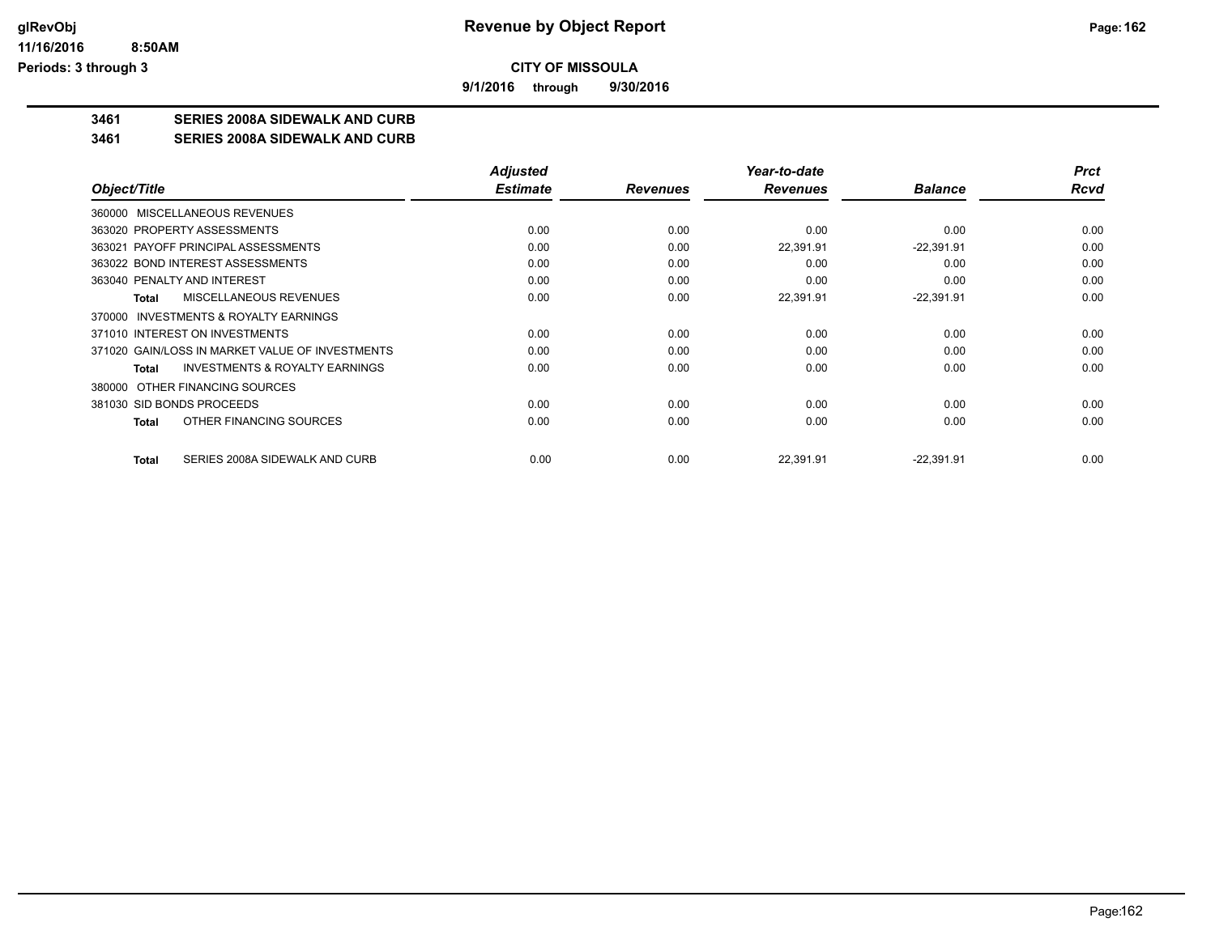**CITY OF MISSOULA**

**9/1/2016 through 9/30/2016**

## 3461 SERIES 2008A SIDEWALK AND CURB

## 3461 SERIES 2008A SIDEWALK AND CURB

| Object/Title | Adjusted Estimate | Revenues | Year-to-date Revenues | Balance | Prct Rcvd |
|---|---|---|---|---|---|
| 360000 MISCELLANEOUS REVENUES | | | | | |
| 363020 PROPERTY ASSESSMENTS | 0.00 | 0.00 | 0.00 | 0.00 | 0.00 |
| 363021 PAYOFF PRINCIPAL ASSESSMENTS | 0.00 | 0.00 | 22,391.91 | -22,391.91 | 0.00 |
| 363022 BOND INTEREST ASSESSMENTS | 0.00 | 0.00 | 0.00 | 0.00 | 0.00 |
| 363040 PENALTY AND INTEREST | 0.00 | 0.00 | 0.00 | 0.00 | 0.00 |
| **Total** MISCELLANEOUS REVENUES | 0.00 | 0.00 | 22,391.91 | -22,391.91 | 0.00 |
| 370000 INVESTMENTS & ROYALTY EARNINGS | | | | | |
| 371010 INTEREST ON INVESTMENTS | 0.00 | 0.00 | 0.00 | 0.00 | 0.00 |
| 371020 GAIN/LOSS IN MARKET VALUE OF INVESTMENTS | 0.00 | 0.00 | 0.00 | 0.00 | 0.00 |
| **Total** INVESTMENTS & ROYALTY EARNINGS | 0.00 | 0.00 | 0.00 | 0.00 | 0.00 |
| 380000 OTHER FINANCING SOURCES | | | | | |
| 381030 SID BONDS PROCEEDS | 0.00 | 0.00 | 0.00 | 0.00 | 0.00 |
| **Total** OTHER FINANCING SOURCES | 0.00 | 0.00 | 0.00 | 0.00 | 0.00 |
| **Total** SERIES 2008A SIDEWALK AND CURB | 0.00 | 0.00 | 22,391.91 | -22,391.91 | 0.00 |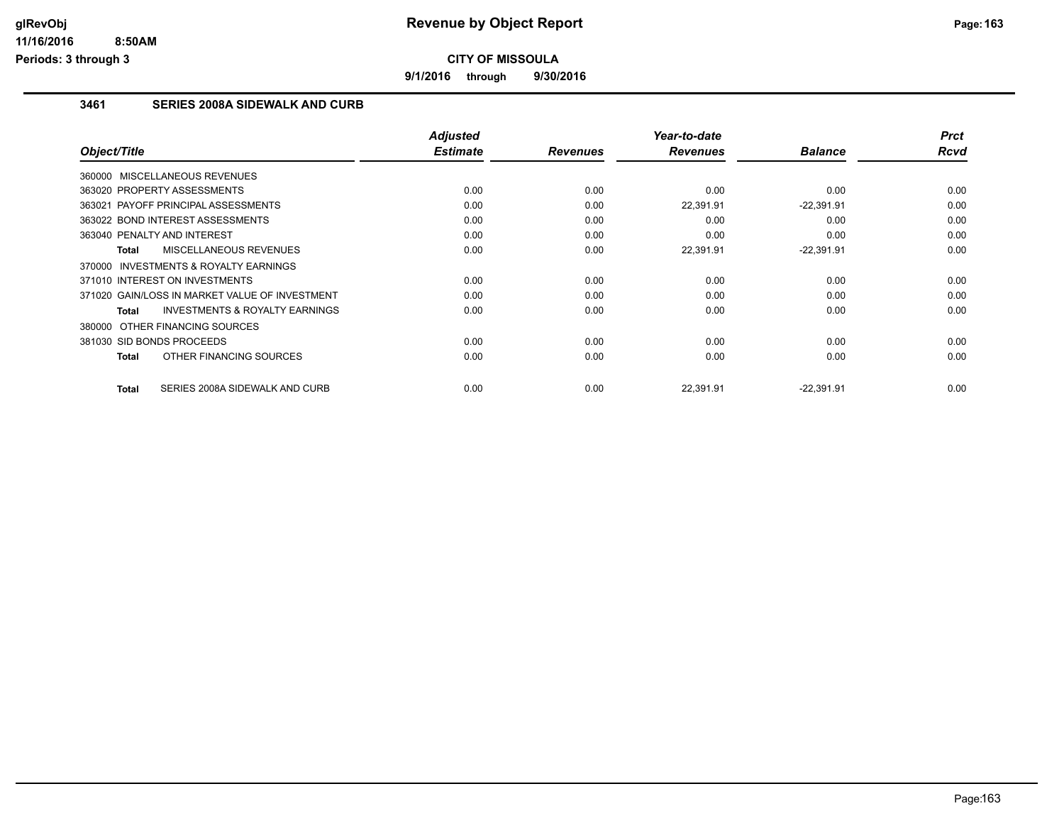# Revenue by Object Report

**CITY OF MISSOULA**

**9/1/2016 through 9/30/2016**

glRevObj
11/16/2016 8:50AM
Periods: 3 through 3

## 3461 SERIES 2008A SIDEWALK AND CURB

| Object/Title | Adjusted Estimate | Revenues | Year-to-date Revenues | Balance | Prct Rcvd |
|---|---|---|---|---|---|
| 360000 MISCELLANEOUS REVENUES | | | | | |
| 363020 PROPERTY ASSESSMENTS | 0.00 | 0.00 | 0.00 | 0.00 | 0.00 |
| 363021 PAYOFF PRINCIPAL ASSESSMENTS | 0.00 | 0.00 | 22,391.91 | -22,391.91 | 0.00 |
| 363022 BOND INTEREST ASSESSMENTS | 0.00 | 0.00 | 0.00 | 0.00 | 0.00 |
| 363040 PENALTY AND INTEREST | 0.00 | 0.00 | 0.00 | 0.00 | 0.00 |
| **Total** MISCELLANEOUS REVENUES | 0.00 | 0.00 | 22,391.91 | -22,391.91 | 0.00 |
| 370000 INVESTMENTS & ROYALTY EARNINGS | | | | | |
| 371010 INTEREST ON INVESTMENTS | 0.00 | 0.00 | 0.00 | 0.00 | 0.00 |
| 371020 GAIN/LOSS IN MARKET VALUE OF INVESTMENT | 0.00 | 0.00 | 0.00 | 0.00 | 0.00 |
| **Total** INVESTMENTS & ROYALTY EARNINGS | 0.00 | 0.00 | 0.00 | 0.00 | 0.00 |
| 380000 OTHER FINANCING SOURCES | | | | | |
| 381030 SID BONDS PROCEEDS | 0.00 | 0.00 | 0.00 | 0.00 | 0.00 |
| **Total** OTHER FINANCING SOURCES | 0.00 | 0.00 | 0.00 | 0.00 | 0.00 |
| **Total** SERIES 2008A SIDEWALK AND CURB | 0.00 | 0.00 | 22,391.91 | -22,391.91 | 0.00 |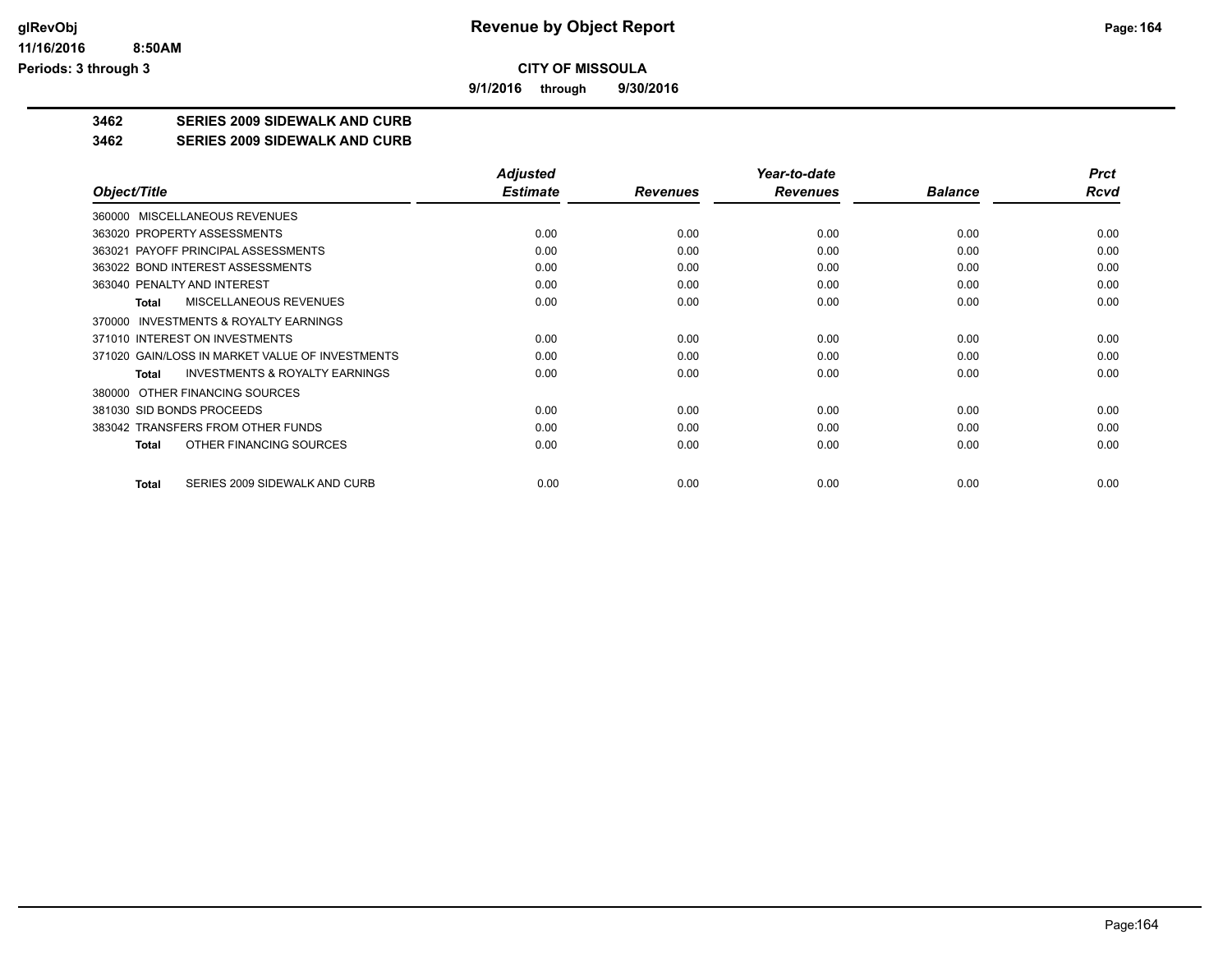# Revenue by Object Report

## CITY OF MISSOULA

**9/1/2016 through 9/30/2016**

### 3462 SERIES 2009 SIDEWALK AND CURB
### 3462 SERIES 2009 SIDEWALK AND CURB

| Object/Title | Adjusted Estimate | Revenues | Year-to-date Revenues | Balance | Prct Rcvd |
|---|---|---|---|---|---|
| 360000 MISCELLANEOUS REVENUES | | | | | |
| 363020 PROPERTY ASSESSMENTS | 0.00 | 0.00 | 0.00 | 0.00 | 0.00 |
| 363021 PAYOFF PRINCIPAL ASSESSMENTS | 0.00 | 0.00 | 0.00 | 0.00 | 0.00 |
| 363022 BOND INTEREST ASSESSMENTS | 0.00 | 0.00 | 0.00 | 0.00 | 0.00 |
| 363040 PENALTY AND INTEREST | 0.00 | 0.00 | 0.00 | 0.00 | 0.00 |
| **Total** MISCELLANEOUS REVENUES | 0.00 | 0.00 | 0.00 | 0.00 | 0.00 |
| 370000 INVESTMENTS & ROYALTY EARNINGS | | | | | |
| 371010 INTEREST ON INVESTMENTS | 0.00 | 0.00 | 0.00 | 0.00 | 0.00 |
| 371020 GAIN/LOSS IN MARKET VALUE OF INVESTMENTS | 0.00 | 0.00 | 0.00 | 0.00 | 0.00 |
| **Total** INVESTMENTS & ROYALTY EARNINGS | 0.00 | 0.00 | 0.00 | 0.00 | 0.00 |
| 380000 OTHER FINANCING SOURCES | | | | | |
| 381030 SID BONDS PROCEEDS | 0.00 | 0.00 | 0.00 | 0.00 | 0.00 |
| 383042 TRANSFERS FROM OTHER FUNDS | 0.00 | 0.00 | 0.00 | 0.00 | 0.00 |
| **Total** OTHER FINANCING SOURCES | 0.00 | 0.00 | 0.00 | 0.00 | 0.00 |
| **Total** SERIES 2009 SIDEWALK AND CURB | 0.00 | 0.00 | 0.00 | 0.00 | 0.00 |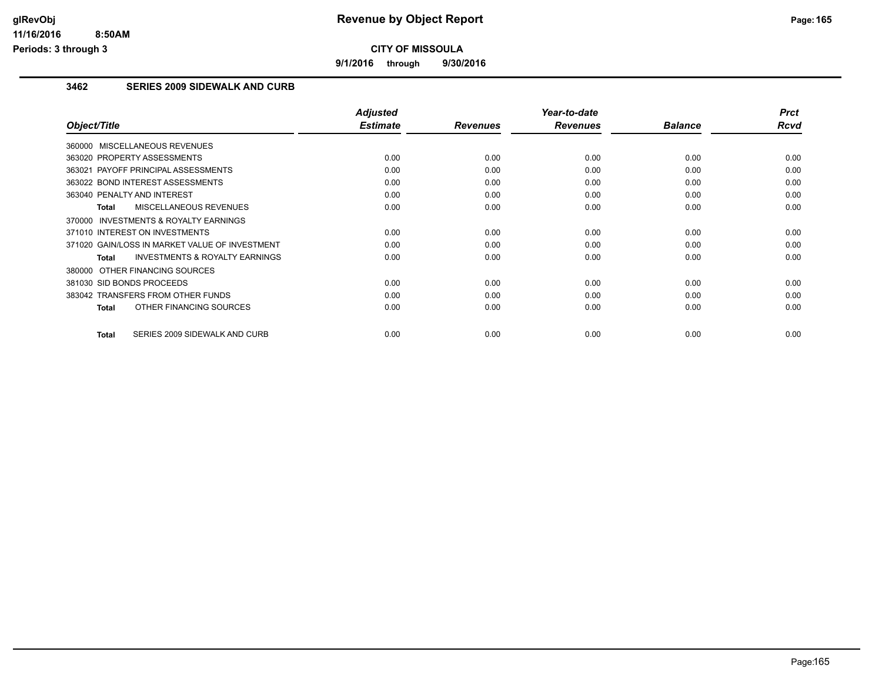# Revenue by Object Report

**CITY OF MISSOULA**

**9/1/2016 through 9/30/2016**

glRevObj
11/16/2016 8:50AM
Periods: 3 through 3

### 3462 SERIES 2009 SIDEWALK AND CURB

| Object/Title | Adjusted Estimate | Revenues | Year-to-date Revenues | Balance | Prct Rcvd |
|---|---|---|---|---|---|
| 360000 MISCELLANEOUS REVENUES | | | | | |
| 363020 PROPERTY ASSESSMENTS | 0.00 | 0.00 | 0.00 | 0.00 | 0.00 |
| 363021 PAYOFF PRINCIPAL ASSESSMENTS | 0.00 | 0.00 | 0.00 | 0.00 | 0.00 |
| 363022 BOND INTEREST ASSESSMENTS | 0.00 | 0.00 | 0.00 | 0.00 | 0.00 |
| 363040 PENALTY AND INTEREST | 0.00 | 0.00 | 0.00 | 0.00 | 0.00 |
| **Total** MISCELLANEOUS REVENUES | 0.00 | 0.00 | 0.00 | 0.00 | 0.00 |
| 370000 INVESTMENTS & ROYALTY EARNINGS | | | | | |
| 371010 INTEREST ON INVESTMENTS | 0.00 | 0.00 | 0.00 | 0.00 | 0.00 |
| 371020 GAIN/LOSS IN MARKET VALUE OF INVESTMENT | 0.00 | 0.00 | 0.00 | 0.00 | 0.00 |
| **Total** INVESTMENTS & ROYALTY EARNINGS | 0.00 | 0.00 | 0.00 | 0.00 | 0.00 |
| 380000 OTHER FINANCING SOURCES | | | | | |
| 381030 SID BONDS PROCEEDS | 0.00 | 0.00 | 0.00 | 0.00 | 0.00 |
| 383042 TRANSFERS FROM OTHER FUNDS | 0.00 | 0.00 | 0.00 | 0.00 | 0.00 |
| **Total** OTHER FINANCING SOURCES | 0.00 | 0.00 | 0.00 | 0.00 | 0.00 |
| **Total** SERIES 2009 SIDEWALK AND CURB | 0.00 | 0.00 | 0.00 | 0.00 | 0.00 |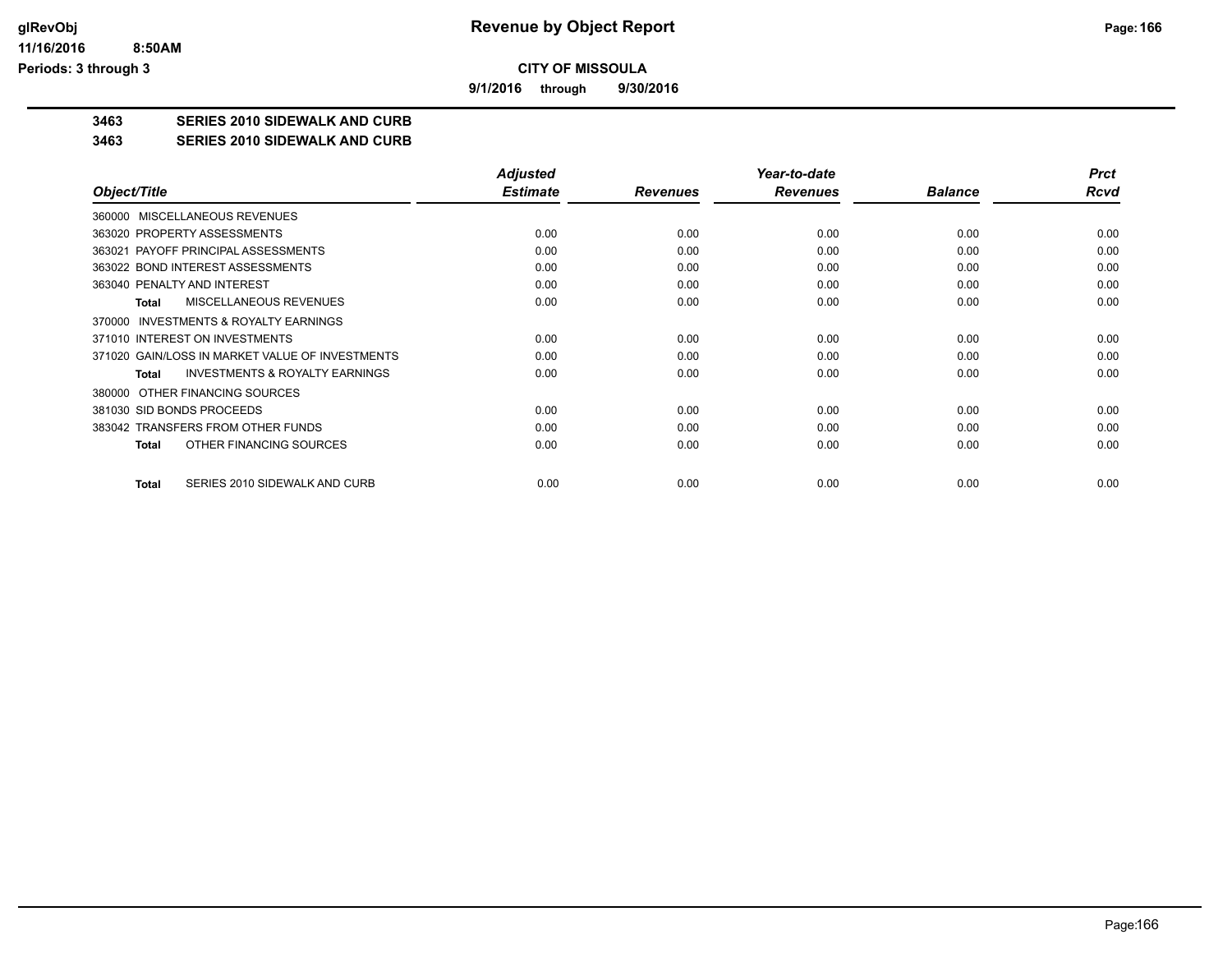# Revenue by Object Report

**CITY OF MISSOULA**

**9/1/2016 through 9/30/2016**

glRevObj
11/16/2016 8:50AM
Periods: 3 through 3

**3463 SERIES 2010 SIDEWALK AND CURB**

**3463 SERIES 2010 SIDEWALK AND CURB**

| Object/Title | Adjusted Estimate | Revenues | Year-to-date Revenues | Balance | Prct Rcvd |
|---|---|---|---|---|---|
| 360000 MISCELLANEOUS REVENUES | | | | | |
| 363020 PROPERTY ASSESSMENTS | 0.00 | 0.00 | 0.00 | 0.00 | 0.00 |
| 363021 PAYOFF PRINCIPAL ASSESSMENTS | 0.00 | 0.00 | 0.00 | 0.00 | 0.00 |
| 363022 BOND INTEREST ASSESSMENTS | 0.00 | 0.00 | 0.00 | 0.00 | 0.00 |
| 363040 PENALTY AND INTEREST | 0.00 | 0.00 | 0.00 | 0.00 | 0.00 |
| **Total** MISCELLANEOUS REVENUES | 0.00 | 0.00 | 0.00 | 0.00 | 0.00 |
| 370000 INVESTMENTS & ROYALTY EARNINGS | | | | | |
| 371010 INTEREST ON INVESTMENTS | 0.00 | 0.00 | 0.00 | 0.00 | 0.00 |
| 371020 GAIN/LOSS IN MARKET VALUE OF INVESTMENTS | 0.00 | 0.00 | 0.00 | 0.00 | 0.00 |
| **Total** INVESTMENTS & ROYALTY EARNINGS | 0.00 | 0.00 | 0.00 | 0.00 | 0.00 |
| 380000 OTHER FINANCING SOURCES | | | | | |
| 381030 SID BONDS PROCEEDS | 0.00 | 0.00 | 0.00 | 0.00 | 0.00 |
| 383042 TRANSFERS FROM OTHER FUNDS | 0.00 | 0.00 | 0.00 | 0.00 | 0.00 |
| **Total** OTHER FINANCING SOURCES | 0.00 | 0.00 | 0.00 | 0.00 | 0.00 |
| **Total** SERIES 2010 SIDEWALK AND CURB | 0.00 | 0.00 | 0.00 | 0.00 | 0.00 |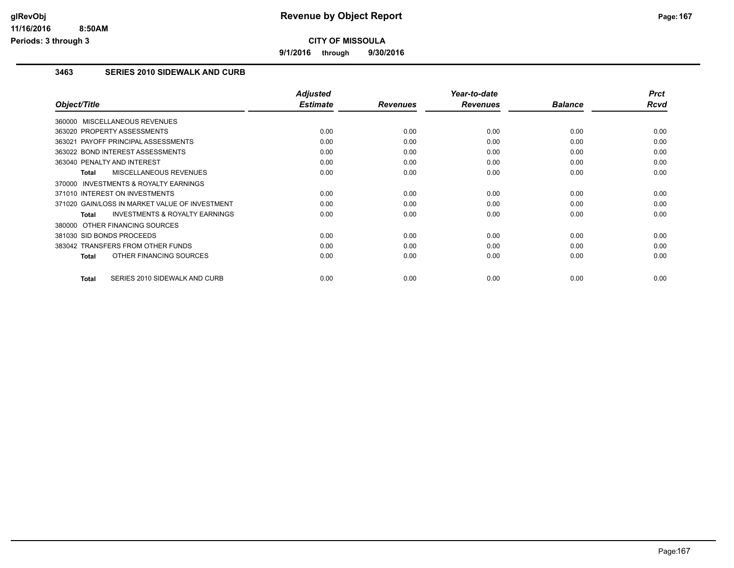## Revenue by Object Report

**CITY OF MISSOULA**

**9/1/2016 through 9/30/2016**

### 3463 SERIES 2010 SIDEWALK AND CURB

| Object/Title | Adjusted Estimate | Revenues | Year-to-date Revenues | Balance | Prct Rcvd |
|---|---|---|---|---|---|
| 360000 MISCELLANEOUS REVENUES | | | | | |
| 363020 PROPERTY ASSESSMENTS | 0.00 | 0.00 | 0.00 | 0.00 | 0.00 |
| 363021 PAYOFF PRINCIPAL ASSESSMENTS | 0.00 | 0.00 | 0.00 | 0.00 | 0.00 |
| 363022 BOND INTEREST ASSESSMENTS | 0.00 | 0.00 | 0.00 | 0.00 | 0.00 |
| 363040 PENALTY AND INTEREST | 0.00 | 0.00 | 0.00 | 0.00 | 0.00 |
| **Total** MISCELLANEOUS REVENUES | 0.00 | 0.00 | 0.00 | 0.00 | 0.00 |
| 370000 INVESTMENTS & ROYALTY EARNINGS | | | | | |
| 371010 INTEREST ON INVESTMENTS | 0.00 | 0.00 | 0.00 | 0.00 | 0.00 |
| 371020 GAIN/LOSS IN MARKET VALUE OF INVESTMENT | 0.00 | 0.00 | 0.00 | 0.00 | 0.00 |
| **Total** INVESTMENTS & ROYALTY EARNINGS | 0.00 | 0.00 | 0.00 | 0.00 | 0.00 |
| 380000 OTHER FINANCING SOURCES | | | | | |
| 381030 SID BONDS PROCEEDS | 0.00 | 0.00 | 0.00 | 0.00 | 0.00 |
| 383042 TRANSFERS FROM OTHER FUNDS | 0.00 | 0.00 | 0.00 | 0.00 | 0.00 |
| **Total** OTHER FINANCING SOURCES | 0.00 | 0.00 | 0.00 | 0.00 | 0.00 |
| **Total** SERIES 2010 SIDEWALK AND CURB | 0.00 | 0.00 | 0.00 | 0.00 | 0.00 |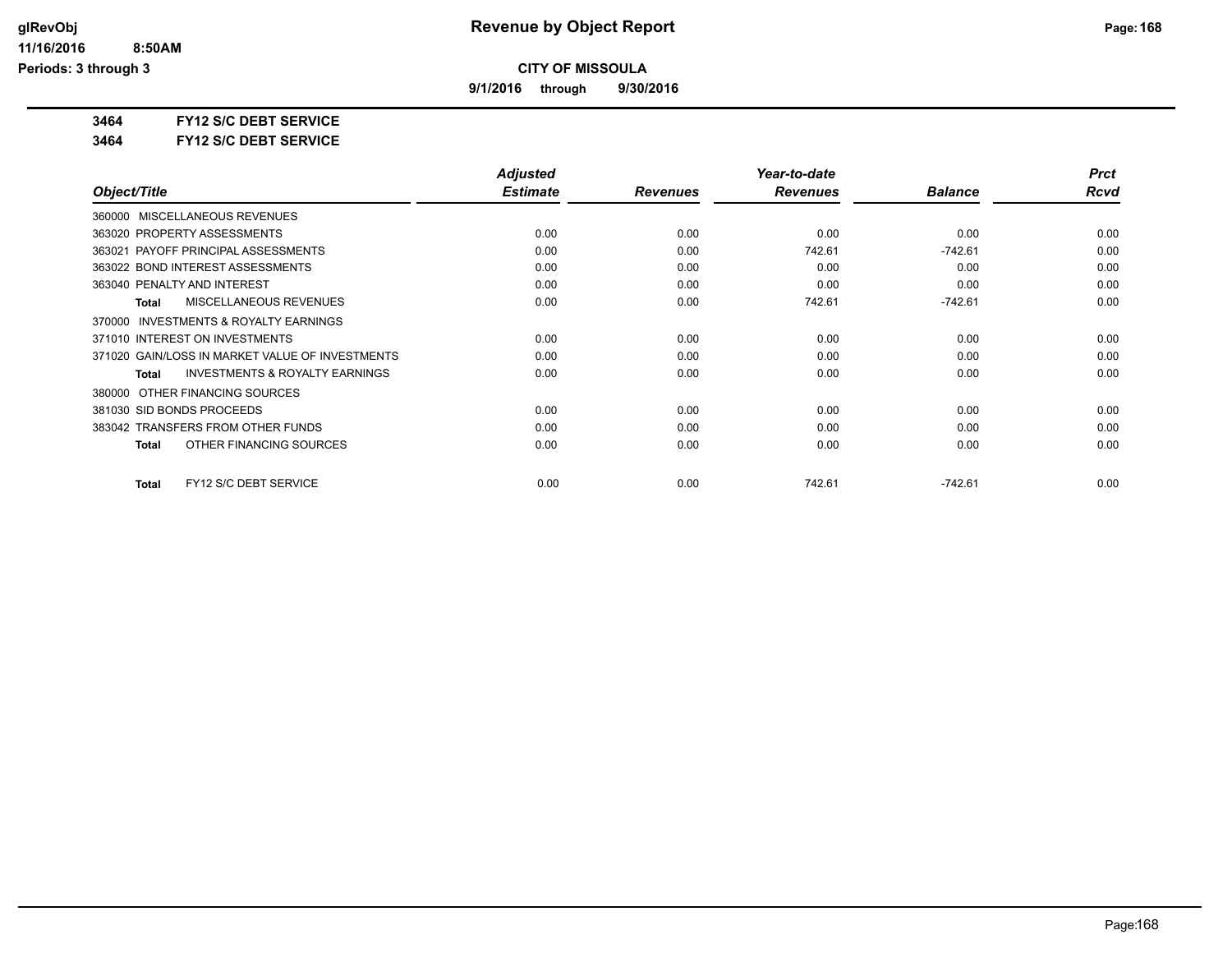**CITY OF MISSOULA**

**9/1/2016 through 9/30/2016**

**3464 FY12 S/C DEBT SERVICE**

**3464 FY12 S/C DEBT SERVICE**

| Object/Title | Adjusted Estimate | Revenues | Year-to-date Revenues | Balance | Prct Rcvd |
|---|---|---|---|---|---|
| 360000 MISCELLANEOUS REVENUES | | | | | |
| 363020 PROPERTY ASSESSMENTS | 0.00 | 0.00 | 0.00 | 0.00 | 0.00 |
| 363021 PAYOFF PRINCIPAL ASSESSMENTS | 0.00 | 0.00 | 742.61 | -742.61 | 0.00 |
| 363022 BOND INTEREST ASSESSMENTS | 0.00 | 0.00 | 0.00 | 0.00 | 0.00 |
| 363040 PENALTY AND INTEREST | 0.00 | 0.00 | 0.00 | 0.00 | 0.00 |
| **Total** MISCELLANEOUS REVENUES | 0.00 | 0.00 | 742.61 | -742.61 | 0.00 |
| 370000 INVESTMENTS & ROYALTY EARNINGS | | | | | |
| 371010 INTEREST ON INVESTMENTS | 0.00 | 0.00 | 0.00 | 0.00 | 0.00 |
| 371020 GAIN/LOSS IN MARKET VALUE OF INVESTMENTS | 0.00 | 0.00 | 0.00 | 0.00 | 0.00 |
| **Total** INVESTMENTS & ROYALTY EARNINGS | 0.00 | 0.00 | 0.00 | 0.00 | 0.00 |
| 380000 OTHER FINANCING SOURCES | | | | | |
| 381030 SID BONDS PROCEEDS | 0.00 | 0.00 | 0.00 | 0.00 | 0.00 |
| 383042 TRANSFERS FROM OTHER FUNDS | 0.00 | 0.00 | 0.00 | 0.00 | 0.00 |
| **Total** OTHER FINANCING SOURCES | 0.00 | 0.00 | 0.00 | 0.00 | 0.00 |
| **Total** FY12 S/C DEBT SERVICE | 0.00 | 0.00 | 742.61 | -742.61 | 0.00 |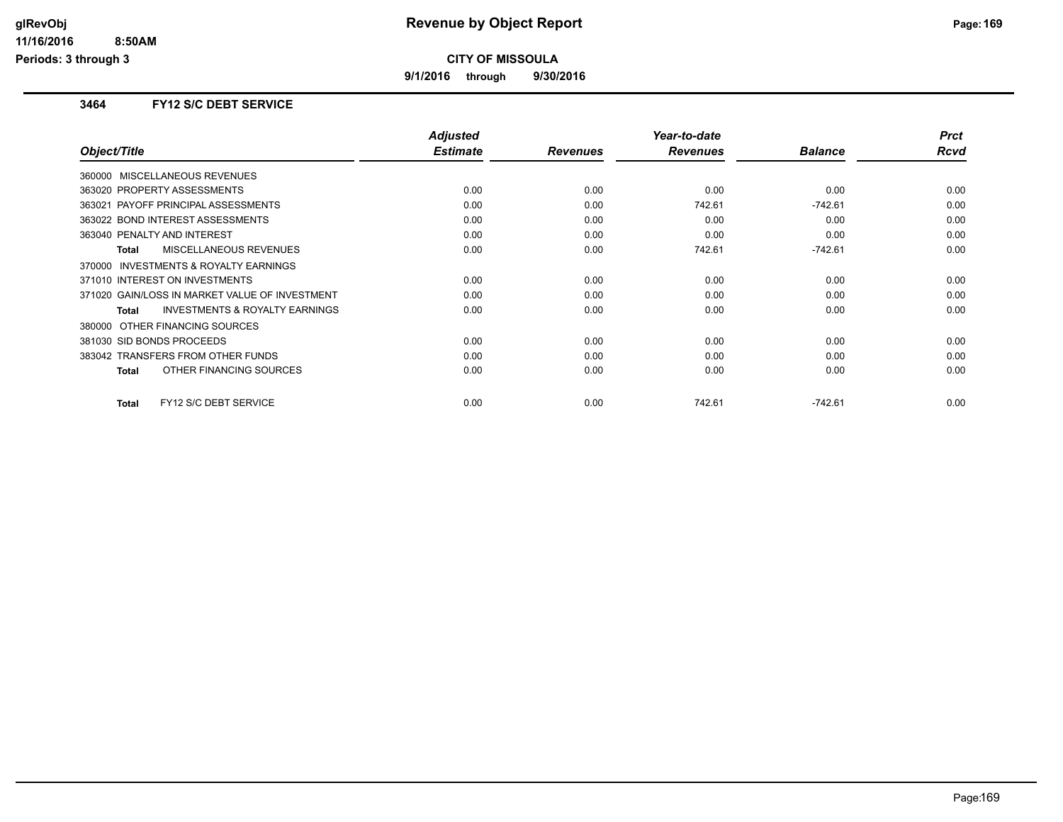# Revenue by Object Report

**CITY OF MISSOULA**

**9/1/2016 through 9/30/2016**

glRevObj
11/16/2016 8:50AM
Periods: 3 through 3

### 3464 FY12 S/C DEBT SERVICE

| Object/Title | Adjusted Estimate | Revenues | Year-to-date Revenues | Balance | Prct Rcvd |
|---|---|---|---|---|---|
| 360000 MISCELLANEOUS REVENUES | | | | | |
| 363020 PROPERTY ASSESSMENTS | 0.00 | 0.00 | 0.00 | 0.00 | 0.00 |
| 363021 PAYOFF PRINCIPAL ASSESSMENTS | 0.00 | 0.00 | 742.61 | -742.61 | 0.00 |
| 363022 BOND INTEREST ASSESSMENTS | 0.00 | 0.00 | 0.00 | 0.00 | 0.00 |
| 363040 PENALTY AND INTEREST | 0.00 | 0.00 | 0.00 | 0.00 | 0.00 |
| **Total** MISCELLANEOUS REVENUES | 0.00 | 0.00 | 742.61 | -742.61 | 0.00 |
| 370000 INVESTMENTS & ROYALTY EARNINGS | | | | | |
| 371010 INTEREST ON INVESTMENTS | 0.00 | 0.00 | 0.00 | 0.00 | 0.00 |
| 371020 GAIN/LOSS IN MARKET VALUE OF INVESTMENT | 0.00 | 0.00 | 0.00 | 0.00 | 0.00 |
| **Total** INVESTMENTS & ROYALTY EARNINGS | 0.00 | 0.00 | 0.00 | 0.00 | 0.00 |
| 380000 OTHER FINANCING SOURCES | | | | | |
| 381030 SID BONDS PROCEEDS | 0.00 | 0.00 | 0.00 | 0.00 | 0.00 |
| 383042 TRANSFERS FROM OTHER FUNDS | 0.00 | 0.00 | 0.00 | 0.00 | 0.00 |
| **Total** OTHER FINANCING SOURCES | 0.00 | 0.00 | 0.00 | 0.00 | 0.00 |
| **Total** FY12 S/C DEBT SERVICE | 0.00 | 0.00 | 742.61 | -742.61 | 0.00 |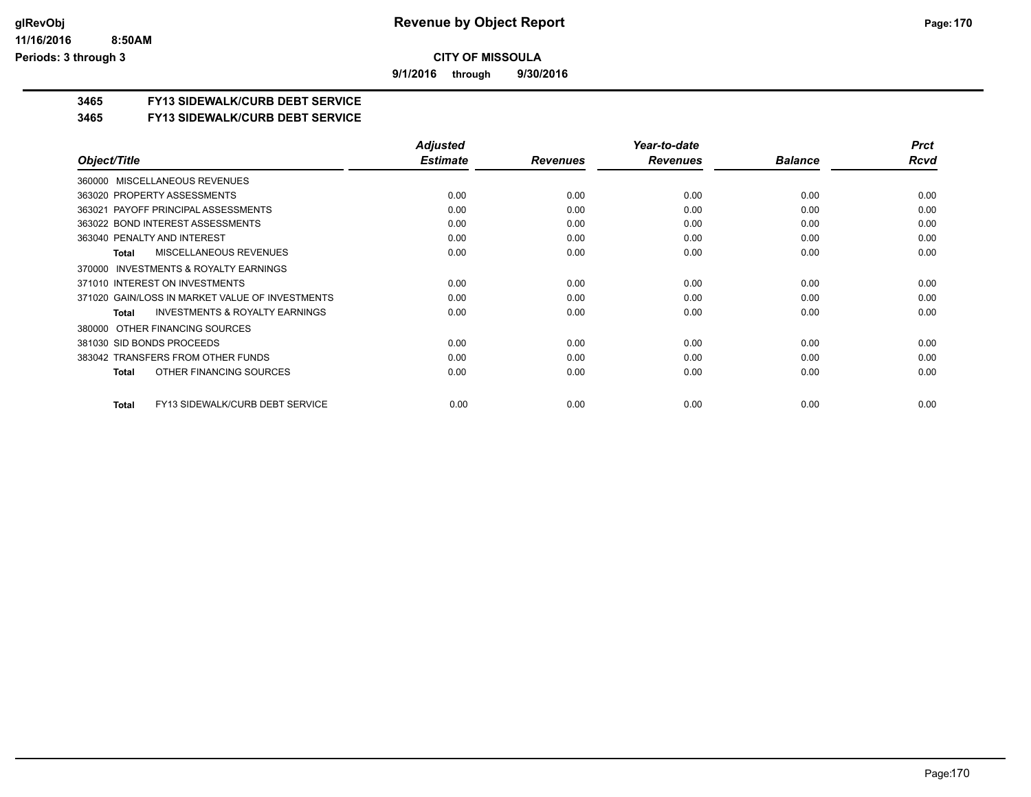**CITY OF MISSOULA**

**9/1/2016 through 9/30/2016**

## 3465 FY13 SIDEWALK/CURB DEBT SERVICE

### 3465 FY13 SIDEWALK/CURB DEBT SERVICE

| Object/Title | Adjusted Estimate | Revenues | Year-to-date Revenues | Balance | Prct Rcvd |
|---|---|---|---|---|---|
| 360000 MISCELLANEOUS REVENUES | | | | | |
| 363020 PROPERTY ASSESSMENTS | 0.00 | 0.00 | 0.00 | 0.00 | 0.00 |
| 363021 PAYOFF PRINCIPAL ASSESSMENTS | 0.00 | 0.00 | 0.00 | 0.00 | 0.00 |
| 363022 BOND INTEREST ASSESSMENTS | 0.00 | 0.00 | 0.00 | 0.00 | 0.00 |
| 363040 PENALTY AND INTEREST | 0.00 | 0.00 | 0.00 | 0.00 | 0.00 |
| **Total** MISCELLANEOUS REVENUES | 0.00 | 0.00 | 0.00 | 0.00 | 0.00 |
| 370000 INVESTMENTS & ROYALTY EARNINGS | | | | | |
| 371010 INTEREST ON INVESTMENTS | 0.00 | 0.00 | 0.00 | 0.00 | 0.00 |
| 371020 GAIN/LOSS IN MARKET VALUE OF INVESTMENTS | 0.00 | 0.00 | 0.00 | 0.00 | 0.00 |
| **Total** INVESTMENTS & ROYALTY EARNINGS | 0.00 | 0.00 | 0.00 | 0.00 | 0.00 |
| 380000 OTHER FINANCING SOURCES | | | | | |
| 381030 SID BONDS PROCEEDS | 0.00 | 0.00 | 0.00 | 0.00 | 0.00 |
| 383042 TRANSFERS FROM OTHER FUNDS | 0.00 | 0.00 | 0.00 | 0.00 | 0.00 |
| **Total** OTHER FINANCING SOURCES | 0.00 | 0.00 | 0.00 | 0.00 | 0.00 |
| **Total** FY13 SIDEWALK/CURB DEBT SERVICE | 0.00 | 0.00 | 0.00 | 0.00 | 0.00 |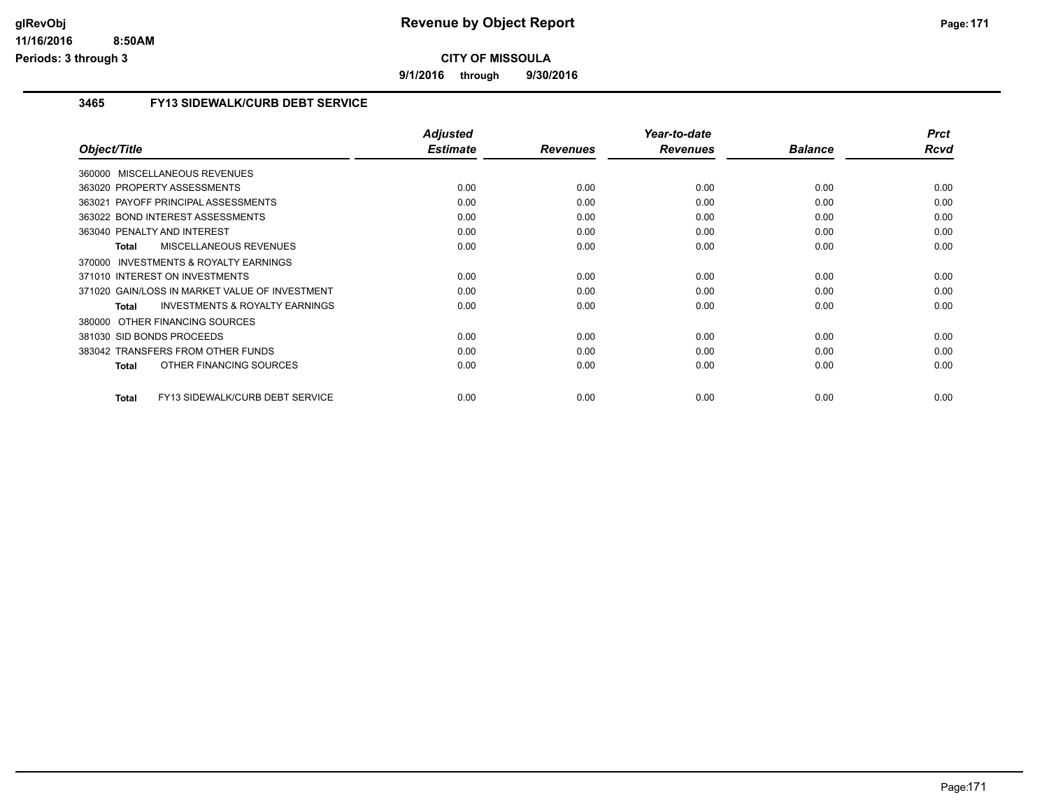**CITY OF MISSOULA**

**9/1/2016 through 9/30/2016**

### 3465 FY13 SIDEWALK/CURB DEBT SERVICE

| Object/Title | Adjusted Estimate | Revenues | Year-to-date Revenues | Balance | Prct Rcvd |
|---|---|---|---|---|---|
| 360000 MISCELLANEOUS REVENUES | | | | | |
| 363020 PROPERTY ASSESSMENTS | 0.00 | 0.00 | 0.00 | 0.00 | 0.00 |
| 363021 PAYOFF PRINCIPAL ASSESSMENTS | 0.00 | 0.00 | 0.00 | 0.00 | 0.00 |
| 363022 BOND INTEREST ASSESSMENTS | 0.00 | 0.00 | 0.00 | 0.00 | 0.00 |
| 363040 PENALTY AND INTEREST | 0.00 | 0.00 | 0.00 | 0.00 | 0.00 |
| **Total** MISCELLANEOUS REVENUES | 0.00 | 0.00 | 0.00 | 0.00 | 0.00 |
| 370000 INVESTMENTS & ROYALTY EARNINGS | | | | | |
| 371010 INTEREST ON INVESTMENTS | 0.00 | 0.00 | 0.00 | 0.00 | 0.00 |
| 371020 GAIN/LOSS IN MARKET VALUE OF INVESTMENT | 0.00 | 0.00 | 0.00 | 0.00 | 0.00 |
| **Total** INVESTMENTS & ROYALTY EARNINGS | 0.00 | 0.00 | 0.00 | 0.00 | 0.00 |
| 380000 OTHER FINANCING SOURCES | | | | | |
| 381030 SID BONDS PROCEEDS | 0.00 | 0.00 | 0.00 | 0.00 | 0.00 |
| 383042 TRANSFERS FROM OTHER FUNDS | 0.00 | 0.00 | 0.00 | 0.00 | 0.00 |
| **Total** OTHER FINANCING SOURCES | 0.00 | 0.00 | 0.00 | 0.00 | 0.00 |
| **Total** FY13 SIDEWALK/CURB DEBT SERVICE | 0.00 | 0.00 | 0.00 | 0.00 | 0.00 |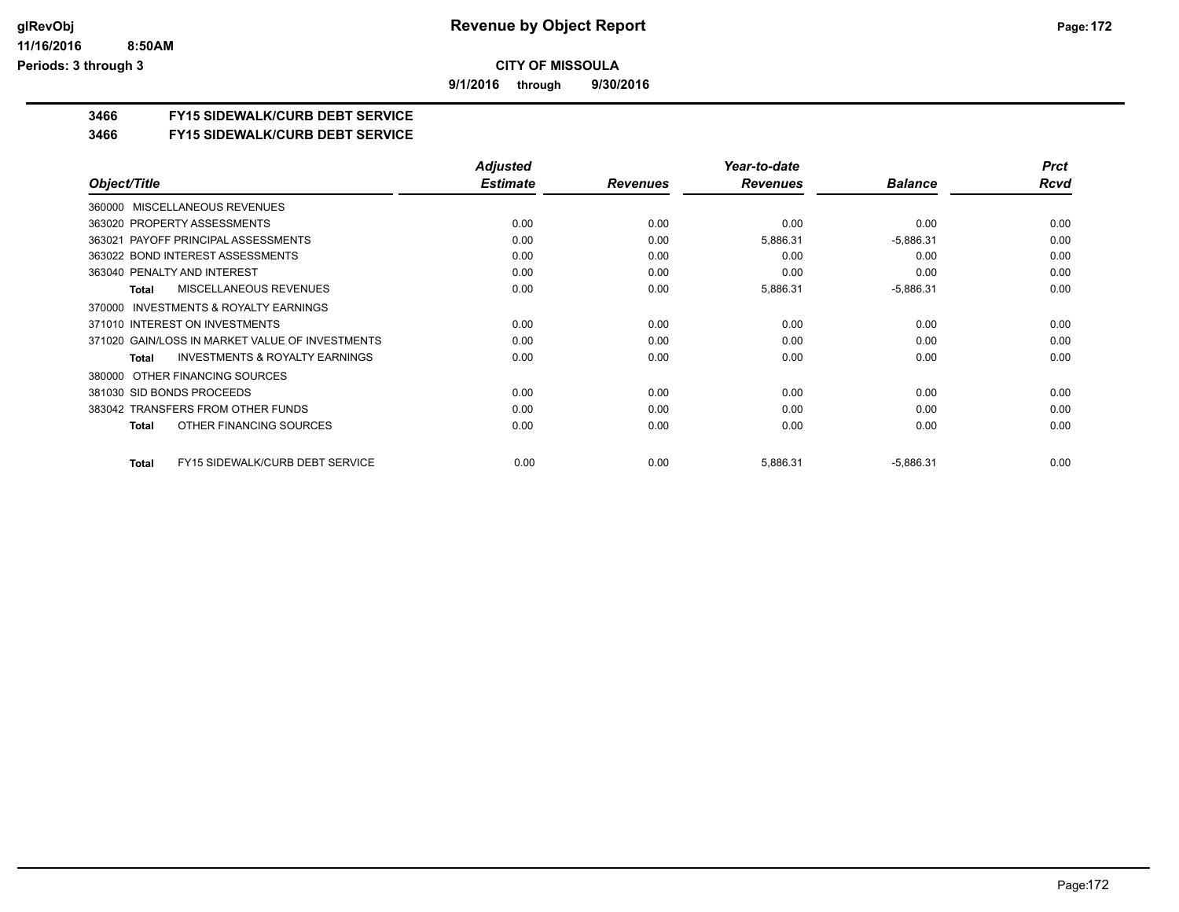# Revenue by Object Report

## CITY OF MISSOULA

**9/1/2016 through 9/30/2016**

glRevObj
11/16/2016 8:50AM
Periods: 3 through 3

### 3466 FY15 SIDEWALK/CURB DEBT SERVICE
### 3466 FY15 SIDEWALK/CURB DEBT SERVICE

| Object/Title | Adjusted Estimate | Revenues | Year-to-date Revenues | Balance | Prct Rcvd |
|---|---|---|---|---|---|
| 360000 MISCELLANEOUS REVENUES | | | | | |
| 363020 PROPERTY ASSESSMENTS | 0.00 | 0.00 | 0.00 | 0.00 | 0.00 |
| 363021 PAYOFF PRINCIPAL ASSESSMENTS | 0.00 | 0.00 | 5,886.31 | -5,886.31 | 0.00 |
| 363022 BOND INTEREST ASSESSMENTS | 0.00 | 0.00 | 0.00 | 0.00 | 0.00 |
| 363040 PENALTY AND INTEREST | 0.00 | 0.00 | 0.00 | 0.00 | 0.00 |
| **Total** MISCELLANEOUS REVENUES | 0.00 | 0.00 | 5,886.31 | -5,886.31 | 0.00 |
| 370000 INVESTMENTS & ROYALTY EARNINGS | | | | | |
| 371010 INTEREST ON INVESTMENTS | 0.00 | 0.00 | 0.00 | 0.00 | 0.00 |
| 371020 GAIN/LOSS IN MARKET VALUE OF INVESTMENTS | 0.00 | 0.00 | 0.00 | 0.00 | 0.00 |
| **Total** INVESTMENTS & ROYALTY EARNINGS | 0.00 | 0.00 | 0.00 | 0.00 | 0.00 |
| 380000 OTHER FINANCING SOURCES | | | | | |
| 381030 SID BONDS PROCEEDS | 0.00 | 0.00 | 0.00 | 0.00 | 0.00 |
| 383042 TRANSFERS FROM OTHER FUNDS | 0.00 | 0.00 | 0.00 | 0.00 | 0.00 |
| **Total** OTHER FINANCING SOURCES | 0.00 | 0.00 | 0.00 | 0.00 | 0.00 |
| **Total** FY15 SIDEWALK/CURB DEBT SERVICE | 0.00 | 0.00 | 5,886.31 | -5,886.31 | 0.00 |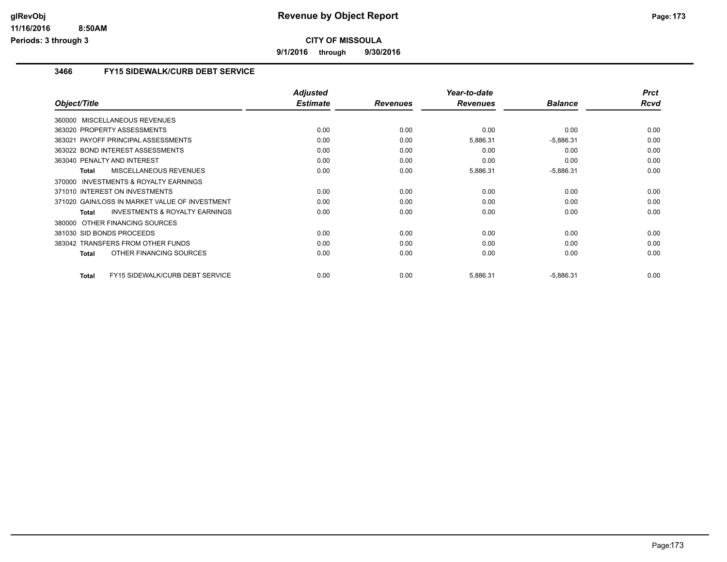# Revenue by Object Report

**CITY OF MISSOULA**

**9/1/2016 through 9/30/2016**

glRevObj
11/16/2016 8:50AM
Periods: 3 through 3

## 3466 FY15 SIDEWALK/CURB DEBT SERVICE

| Object/Title | Adjusted Estimate | Revenues | Year-to-date Revenues | Balance | Prct Rcvd |
|---|---|---|---|---|---|
| 360000 MISCELLANEOUS REVENUES | | | | | |
| 363020 PROPERTY ASSESSMENTS | 0.00 | 0.00 | 0.00 | 0.00 | 0.00 |
| 363021 PAYOFF PRINCIPAL ASSESSMENTS | 0.00 | 0.00 | 5,886.31 | -5,886.31 | 0.00 |
| 363022 BOND INTEREST ASSESSMENTS | 0.00 | 0.00 | 0.00 | 0.00 | 0.00 |
| 363040 PENALTY AND INTEREST | 0.00 | 0.00 | 0.00 | 0.00 | 0.00 |
| **Total** MISCELLANEOUS REVENUES | 0.00 | 0.00 | 5,886.31 | -5,886.31 | 0.00 |
| 370000 INVESTMENTS & ROYALTY EARNINGS | | | | | |
| 371010 INTEREST ON INVESTMENTS | 0.00 | 0.00 | 0.00 | 0.00 | 0.00 |
| 371020 GAIN/LOSS IN MARKET VALUE OF INVESTMENT | 0.00 | 0.00 | 0.00 | 0.00 | 0.00 |
| **Total** INVESTMENTS & ROYALTY EARNINGS | 0.00 | 0.00 | 0.00 | 0.00 | 0.00 |
| 380000 OTHER FINANCING SOURCES | | | | | |
| 381030 SID BONDS PROCEEDS | 0.00 | 0.00 | 0.00 | 0.00 | 0.00 |
| 383042 TRANSFERS FROM OTHER FUNDS | 0.00 | 0.00 | 0.00 | 0.00 | 0.00 |
| **Total** OTHER FINANCING SOURCES | 0.00 | 0.00 | 0.00 | 0.00 | 0.00 |
| **Total** FY15 SIDEWALK/CURB DEBT SERVICE | 0.00 | 0.00 | 5,886.31 | -5,886.31 | 0.00 |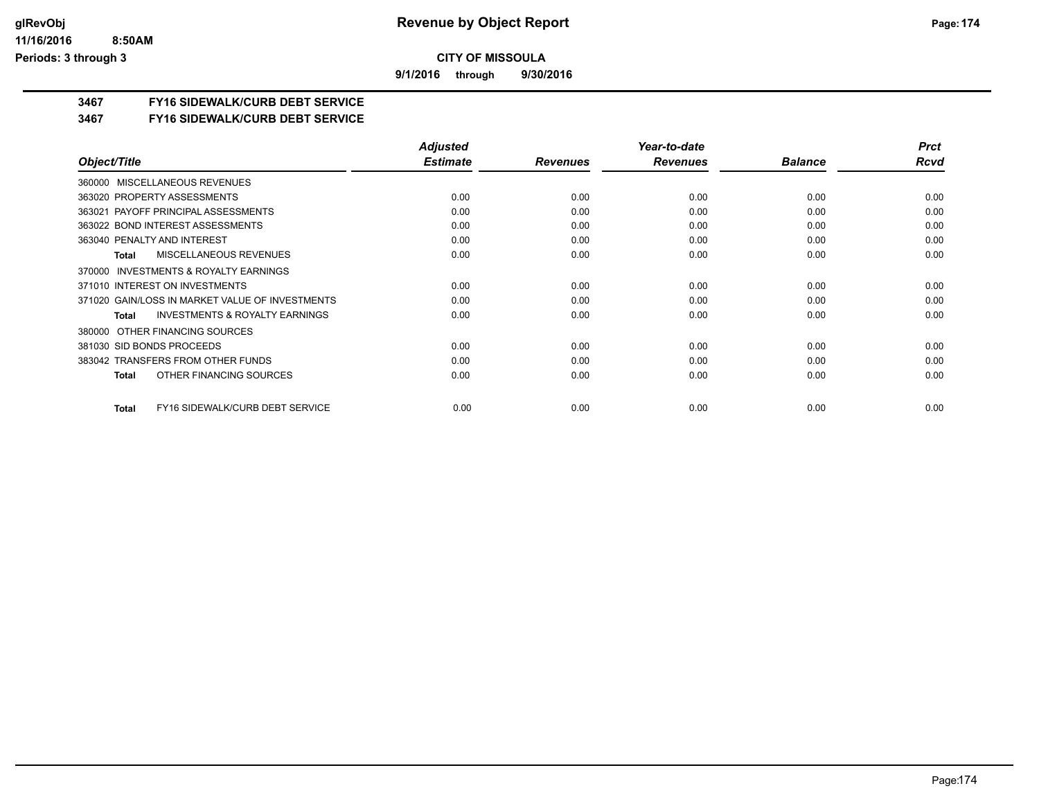**Revenue by Object Report**

**CITY OF MISSOULA**

**9/1/2016 through 9/30/2016**

**3467 FY16 SIDEWALK/CURB DEBT SERVICE**

**3467 FY16 SIDEWALK/CURB DEBT SERVICE**

| Object/Title | Adjusted Estimate | Revenues | Year-to-date Revenues | Balance | Prct Rcvd |
|---|---|---|---|---|---|
| 360000 MISCELLANEOUS REVENUES | | | | | |
| 363020 PROPERTY ASSESSMENTS | 0.00 | 0.00 | 0.00 | 0.00 | 0.00 |
| 363021 PAYOFF PRINCIPAL ASSESSMENTS | 0.00 | 0.00 | 0.00 | 0.00 | 0.00 |
| 363022 BOND INTEREST ASSESSMENTS | 0.00 | 0.00 | 0.00 | 0.00 | 0.00 |
| 363040 PENALTY AND INTEREST | 0.00 | 0.00 | 0.00 | 0.00 | 0.00 |
| **Total** MISCELLANEOUS REVENUES | 0.00 | 0.00 | 0.00 | 0.00 | 0.00 |
| 370000 INVESTMENTS & ROYALTY EARNINGS | | | | | |
| 371010 INTEREST ON INVESTMENTS | 0.00 | 0.00 | 0.00 | 0.00 | 0.00 |
| 371020 GAIN/LOSS IN MARKET VALUE OF INVESTMENTS | 0.00 | 0.00 | 0.00 | 0.00 | 0.00 |
| **Total** INVESTMENTS & ROYALTY EARNINGS | 0.00 | 0.00 | 0.00 | 0.00 | 0.00 |
| 380000 OTHER FINANCING SOURCES | | | | | |
| 381030 SID BONDS PROCEEDS | 0.00 | 0.00 | 0.00 | 0.00 | 0.00 |
| 383042 TRANSFERS FROM OTHER FUNDS | 0.00 | 0.00 | 0.00 | 0.00 | 0.00 |
| **Total** OTHER FINANCING SOURCES | 0.00 | 0.00 | 0.00 | 0.00 | 0.00 |
| **Total** FY16 SIDEWALK/CURB DEBT SERVICE | 0.00 | 0.00 | 0.00 | 0.00 | 0.00 |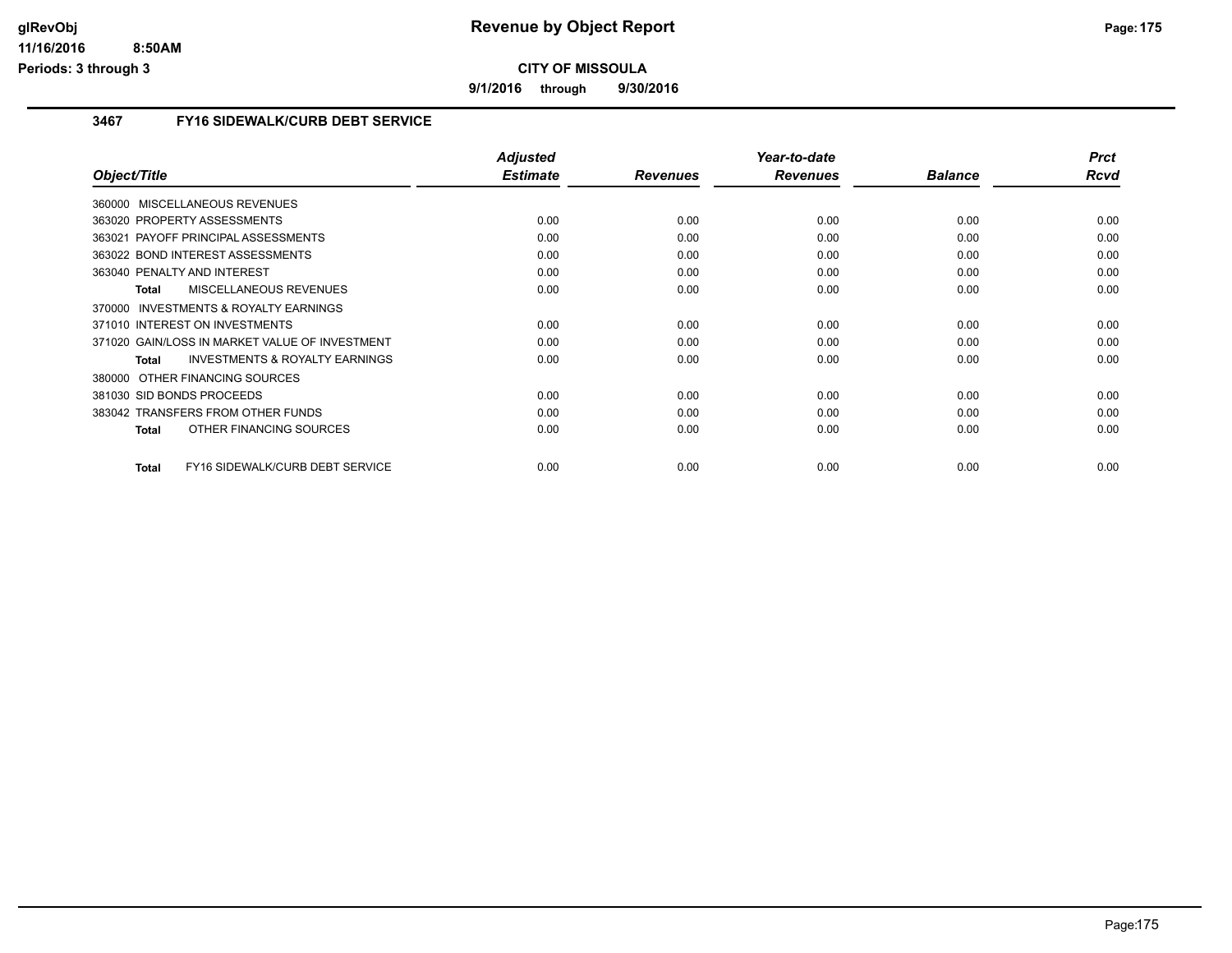**CITY OF MISSOULA**

**9/1/2016 through 9/30/2016**

### 3467 FY16 SIDEWALK/CURB DEBT SERVICE

| Object/Title | Adjusted Estimate | Revenues | Year-to-date Revenues | Balance | Prct Rcvd |
|---|---|---|---|---|---|
| 360000 MISCELLANEOUS REVENUES | | | | | |
| 363020 PROPERTY ASSESSMENTS | 0.00 | 0.00 | 0.00 | 0.00 | 0.00 |
| 363021 PAYOFF PRINCIPAL ASSESSMENTS | 0.00 | 0.00 | 0.00 | 0.00 | 0.00 |
| 363022 BOND INTEREST ASSESSMENTS | 0.00 | 0.00 | 0.00 | 0.00 | 0.00 |
| 363040 PENALTY AND INTEREST | 0.00 | 0.00 | 0.00 | 0.00 | 0.00 |
| **Total** MISCELLANEOUS REVENUES | 0.00 | 0.00 | 0.00 | 0.00 | 0.00 |
| 370000 INVESTMENTS & ROYALTY EARNINGS | | | | | |
| 371010 INTEREST ON INVESTMENTS | 0.00 | 0.00 | 0.00 | 0.00 | 0.00 |
| 371020 GAIN/LOSS IN MARKET VALUE OF INVESTMENT | 0.00 | 0.00 | 0.00 | 0.00 | 0.00 |
| **Total** INVESTMENTS & ROYALTY EARNINGS | 0.00 | 0.00 | 0.00 | 0.00 | 0.00 |
| 380000 OTHER FINANCING SOURCES | | | | | |
| 381030 SID BONDS PROCEEDS | 0.00 | 0.00 | 0.00 | 0.00 | 0.00 |
| 383042 TRANSFERS FROM OTHER FUNDS | 0.00 | 0.00 | 0.00 | 0.00 | 0.00 |
| **Total** OTHER FINANCING SOURCES | 0.00 | 0.00 | 0.00 | 0.00 | 0.00 |
| **Total** FY16 SIDEWALK/CURB DEBT SERVICE | 0.00 | 0.00 | 0.00 | 0.00 | 0.00 |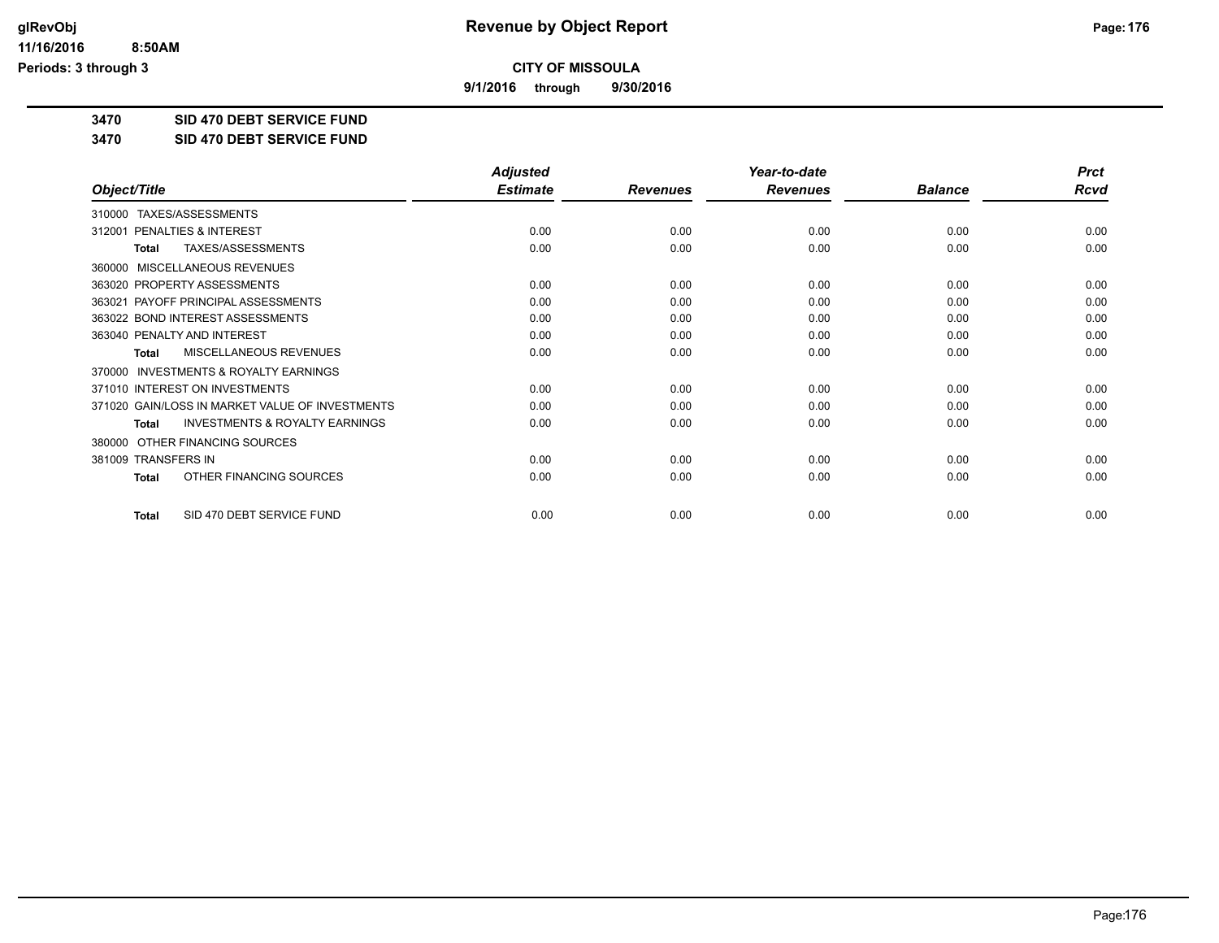**Revenue by Object Report**

**CITY OF MISSOULA**

**9/1/2016 through 9/30/2016**

glRevObj
11/16/2016 8:50AM
Periods: 3 through 3

**3470 SID 470 DEBT SERVICE FUND**

**3470 SID 470 DEBT SERVICE FUND**

| Object/Title | Adjusted Estimate | Revenues | Year-to-date Revenues | Balance | Prct Rcvd |
|---|---|---|---|---|---|
| 310000 TAXES/ASSESSMENTS | | | | | |
| 312001 PENALTIES & INTEREST | 0.00 | 0.00 | 0.00 | 0.00 | 0.00 |
| **Total** TAXES/ASSESSMENTS | 0.00 | 0.00 | 0.00 | 0.00 | 0.00 |
| 360000 MISCELLANEOUS REVENUES | | | | | |
| 363020 PROPERTY ASSESSMENTS | 0.00 | 0.00 | 0.00 | 0.00 | 0.00 |
| 363021 PAYOFF PRINCIPAL ASSESSMENTS | 0.00 | 0.00 | 0.00 | 0.00 | 0.00 |
| 363022 BOND INTEREST ASSESSMENTS | 0.00 | 0.00 | 0.00 | 0.00 | 0.00 |
| 363040 PENALTY AND INTEREST | 0.00 | 0.00 | 0.00 | 0.00 | 0.00 |
| **Total** MISCELLANEOUS REVENUES | 0.00 | 0.00 | 0.00 | 0.00 | 0.00 |
| 370000 INVESTMENTS & ROYALTY EARNINGS | | | | | |
| 371010 INTEREST ON INVESTMENTS | 0.00 | 0.00 | 0.00 | 0.00 | 0.00 |
| 371020 GAIN/LOSS IN MARKET VALUE OF INVESTMENTS | 0.00 | 0.00 | 0.00 | 0.00 | 0.00 |
| **Total** INVESTMENTS & ROYALTY EARNINGS | 0.00 | 0.00 | 0.00 | 0.00 | 0.00 |
| 380000 OTHER FINANCING SOURCES | | | | | |
| 381009 TRANSFERS IN | 0.00 | 0.00 | 0.00 | 0.00 | 0.00 |
| **Total** OTHER FINANCING SOURCES | 0.00 | 0.00 | 0.00 | 0.00 | 0.00 |
| **Total** SID 470 DEBT SERVICE FUND | 0.00 | 0.00 | 0.00 | 0.00 | 0.00 |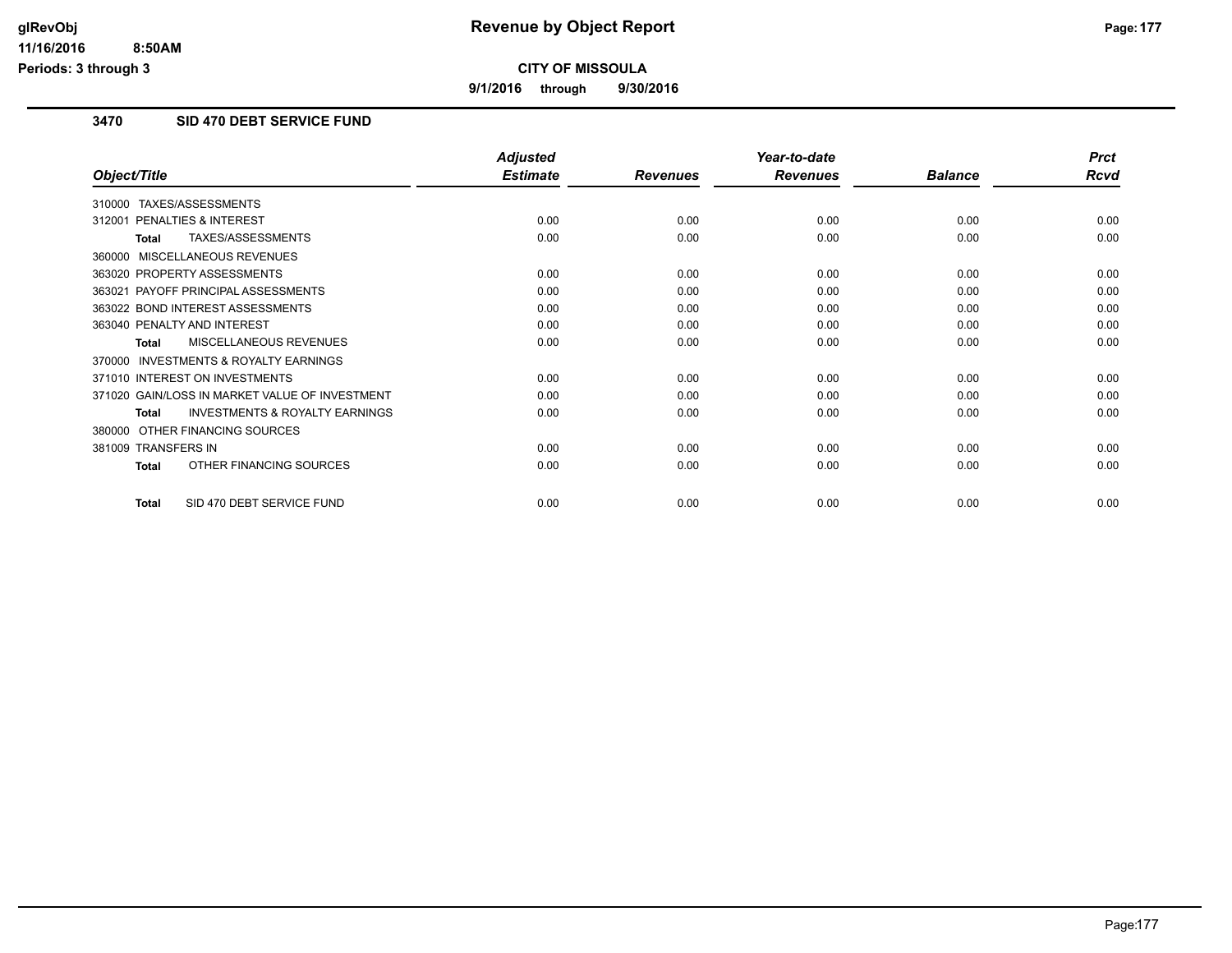# Revenue by Object Report

**CITY OF MISSOULA**

**9/1/2016 through 9/30/2016**

glRevObj
11/16/2016 8:50AM
Periods: 3 through 3

## 3470 SID 470 DEBT SERVICE FUND

| Object/Title | Adjusted Estimate | Revenues | Year-to-date Revenues | Balance | Prct Rcvd |
|---|---|---|---|---|---|
| 310000 TAXES/ASSESSMENTS | | | | | |
| 312001 PENALTIES & INTEREST | 0.00 | 0.00 | 0.00 | 0.00 | 0.00 |
| **Total** TAXES/ASSESSMENTS | 0.00 | 0.00 | 0.00 | 0.00 | 0.00 |
| 360000 MISCELLANEOUS REVENUES | | | | | |
| 363020 PROPERTY ASSESSMENTS | 0.00 | 0.00 | 0.00 | 0.00 | 0.00 |
| 363021 PAYOFF PRINCIPAL ASSESSMENTS | 0.00 | 0.00 | 0.00 | 0.00 | 0.00 |
| 363022 BOND INTEREST ASSESSMENTS | 0.00 | 0.00 | 0.00 | 0.00 | 0.00 |
| 363040 PENALTY AND INTEREST | 0.00 | 0.00 | 0.00 | 0.00 | 0.00 |
| **Total** MISCELLANEOUS REVENUES | 0.00 | 0.00 | 0.00 | 0.00 | 0.00 |
| 370000 INVESTMENTS & ROYALTY EARNINGS | | | | | |
| 371010 INTEREST ON INVESTMENTS | 0.00 | 0.00 | 0.00 | 0.00 | 0.00 |
| 371020 GAIN/LOSS IN MARKET VALUE OF INVESTMENT | 0.00 | 0.00 | 0.00 | 0.00 | 0.00 |
| **Total** INVESTMENTS & ROYALTY EARNINGS | 0.00 | 0.00 | 0.00 | 0.00 | 0.00 |
| 380000 OTHER FINANCING SOURCES | | | | | |
| 381009 TRANSFERS IN | 0.00 | 0.00 | 0.00 | 0.00 | 0.00 |
| **Total** OTHER FINANCING SOURCES | 0.00 | 0.00 | 0.00 | 0.00 | 0.00 |
| **Total** SID 470 DEBT SERVICE FUND | 0.00 | 0.00 | 0.00 | 0.00 | 0.00 |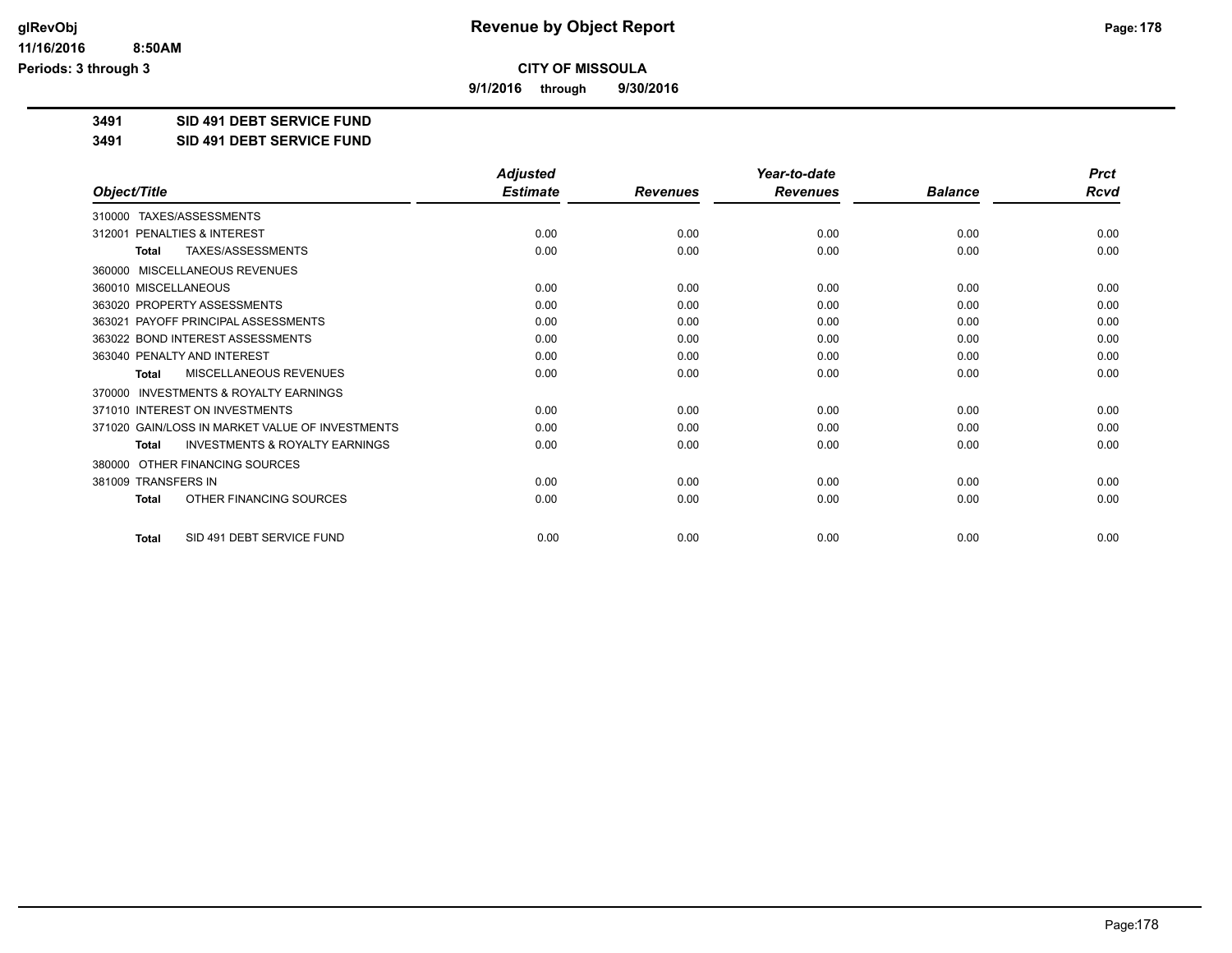**glRevObj**
**11/16/2016 8:50AM**
**Periods: 3 through 3**

# Revenue by Object Report

**CITY OF MISSOULA**

**9/1/2016 through 9/30/2016**

**3491 SID 491 DEBT SERVICE FUND**

**3491 SID 491 DEBT SERVICE FUND**

| Object/Title | Adjusted Estimate | Revenues | Year-to-date Revenues | Balance | Prct Rcvd |
|---|---|---|---|---|---|
| 310000 TAXES/ASSESSMENTS | | | | | |
| 312001 PENALTIES & INTEREST | 0.00 | 0.00 | 0.00 | 0.00 | 0.00 |
| **Total** TAXES/ASSESSMENTS | 0.00 | 0.00 | 0.00 | 0.00 | 0.00 |
| 360000 MISCELLANEOUS REVENUES | | | | | |
| 360010 MISCELLANEOUS | 0.00 | 0.00 | 0.00 | 0.00 | 0.00 |
| 363020 PROPERTY ASSESSMENTS | 0.00 | 0.00 | 0.00 | 0.00 | 0.00 |
| 363021 PAYOFF PRINCIPAL ASSESSMENTS | 0.00 | 0.00 | 0.00 | 0.00 | 0.00 |
| 363022 BOND INTEREST ASSESSMENTS | 0.00 | 0.00 | 0.00 | 0.00 | 0.00 |
| 363040 PENALTY AND INTEREST | 0.00 | 0.00 | 0.00 | 0.00 | 0.00 |
| **Total** MISCELLANEOUS REVENUES | 0.00 | 0.00 | 0.00 | 0.00 | 0.00 |
| 370000 INVESTMENTS & ROYALTY EARNINGS | | | | | |
| 371010 INTEREST ON INVESTMENTS | 0.00 | 0.00 | 0.00 | 0.00 | 0.00 |
| 371020 GAIN/LOSS IN MARKET VALUE OF INVESTMENTS | 0.00 | 0.00 | 0.00 | 0.00 | 0.00 |
| **Total** INVESTMENTS & ROYALTY EARNINGS | 0.00 | 0.00 | 0.00 | 0.00 | 0.00 |
| 380000 OTHER FINANCING SOURCES | | | | | |
| 381009 TRANSFERS IN | 0.00 | 0.00 | 0.00 | 0.00 | 0.00 |
| **Total** OTHER FINANCING SOURCES | 0.00 | 0.00 | 0.00 | 0.00 | 0.00 |
| **Total** SID 491 DEBT SERVICE FUND | 0.00 | 0.00 | 0.00 | 0.00 | 0.00 |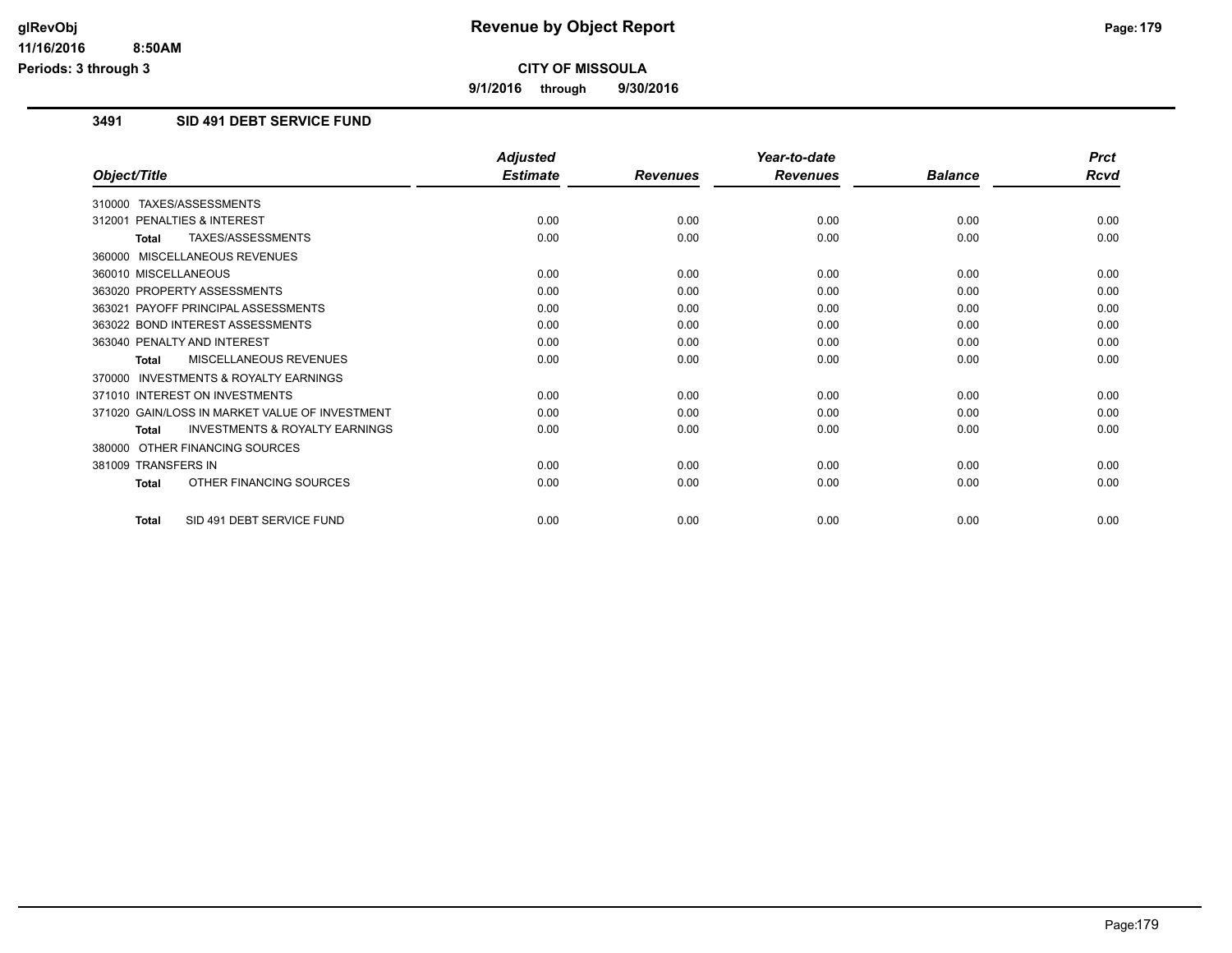# Revenue by Object Report

**CITY OF MISSOULA**

**9/1/2016 through 9/30/2016**

glRevObj
11/16/2016 8:50AM
Periods: 3 through 3

## 3491 SID 491 DEBT SERVICE FUND

| Object/Title | Adjusted Estimate | Revenues | Year-to-date Revenues | Balance | Prct Rcvd |
|---|---|---|---|---|---|
| 310000 TAXES/ASSESSMENTS | | | | | |
| 312001 PENALTIES & INTEREST | 0.00 | 0.00 | 0.00 | 0.00 | 0.00 |
| **Total** TAXES/ASSESSMENTS | 0.00 | 0.00 | 0.00 | 0.00 | 0.00 |
| 360000 MISCELLANEOUS REVENUES | | | | | |
| 360010 MISCELLANEOUS | 0.00 | 0.00 | 0.00 | 0.00 | 0.00 |
| 363020 PROPERTY ASSESSMENTS | 0.00 | 0.00 | 0.00 | 0.00 | 0.00 |
| 363021 PAYOFF PRINCIPAL ASSESSMENTS | 0.00 | 0.00 | 0.00 | 0.00 | 0.00 |
| 363022 BOND INTEREST ASSESSMENTS | 0.00 | 0.00 | 0.00 | 0.00 | 0.00 |
| 363040 PENALTY AND INTEREST | 0.00 | 0.00 | 0.00 | 0.00 | 0.00 |
| **Total** MISCELLANEOUS REVENUES | 0.00 | 0.00 | 0.00 | 0.00 | 0.00 |
| 370000 INVESTMENTS & ROYALTY EARNINGS | | | | | |
| 371010 INTEREST ON INVESTMENTS | 0.00 | 0.00 | 0.00 | 0.00 | 0.00 |
| 371020 GAIN/LOSS IN MARKET VALUE OF INVESTMENT | 0.00 | 0.00 | 0.00 | 0.00 | 0.00 |
| **Total** INVESTMENTS & ROYALTY EARNINGS | 0.00 | 0.00 | 0.00 | 0.00 | 0.00 |
| 380000 OTHER FINANCING SOURCES | | | | | |
| 381009 TRANSFERS IN | 0.00 | 0.00 | 0.00 | 0.00 | 0.00 |
| **Total** OTHER FINANCING SOURCES | 0.00 | 0.00 | 0.00 | 0.00 | 0.00 |
| **Total** SID 491 DEBT SERVICE FUND | 0.00 | 0.00 | 0.00 | 0.00 | 0.00 |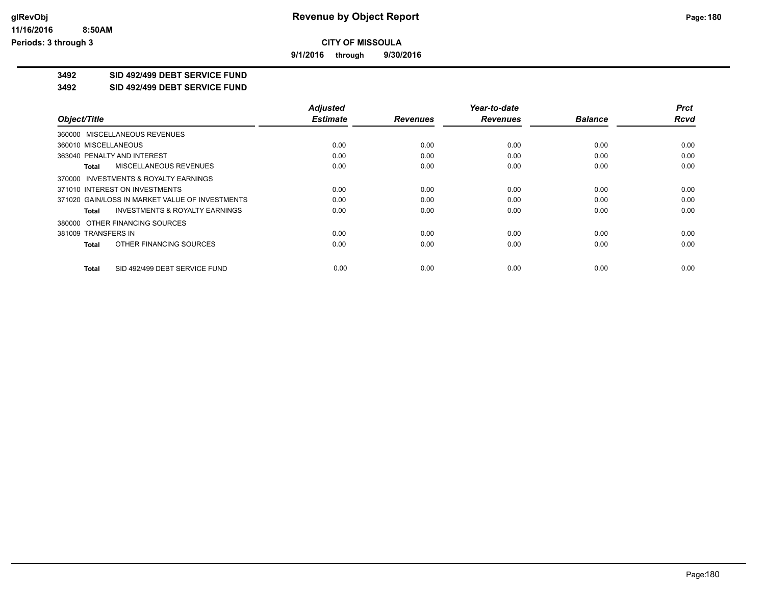# Revenue by Object Report

**CITY OF MISSOULA**

**9/1/2016 through 9/30/2016**

glRevObj
11/16/2016 8:50AM
Periods: 3 through 3

**3492 SID 492/499 DEBT SERVICE FUND**

**3492 SID 492/499 DEBT SERVICE FUND**

| Object/Title | Adjusted Estimate | Revenues | Year-to-date Revenues | Balance | Prct Rcvd |
|---|---|---|---|---|---|
| 360000 MISCELLANEOUS REVENUES | | | | | |
| 360010 MISCELLANEOUS | 0.00 | 0.00 | 0.00 | 0.00 | 0.00 |
| 363040 PENALTY AND INTEREST | 0.00 | 0.00 | 0.00 | 0.00 | 0.00 |
| **Total** MISCELLANEOUS REVENUES | 0.00 | 0.00 | 0.00 | 0.00 | 0.00 |
| 370000 INVESTMENTS & ROYALTY EARNINGS | | | | | |
| 371010 INTEREST ON INVESTMENTS | 0.00 | 0.00 | 0.00 | 0.00 | 0.00 |
| 371020 GAIN/LOSS IN MARKET VALUE OF INVESTMENTS | 0.00 | 0.00 | 0.00 | 0.00 | 0.00 |
| **Total** INVESTMENTS & ROYALTY EARNINGS | 0.00 | 0.00 | 0.00 | 0.00 | 0.00 |
| 380000 OTHER FINANCING SOURCES | | | | | |
| 381009 TRANSFERS IN | 0.00 | 0.00 | 0.00 | 0.00 | 0.00 |
| **Total** OTHER FINANCING SOURCES | 0.00 | 0.00 | 0.00 | 0.00 | 0.00 |
| **Total** SID 492/499 DEBT SERVICE FUND | 0.00 | 0.00 | 0.00 | 0.00 | 0.00 |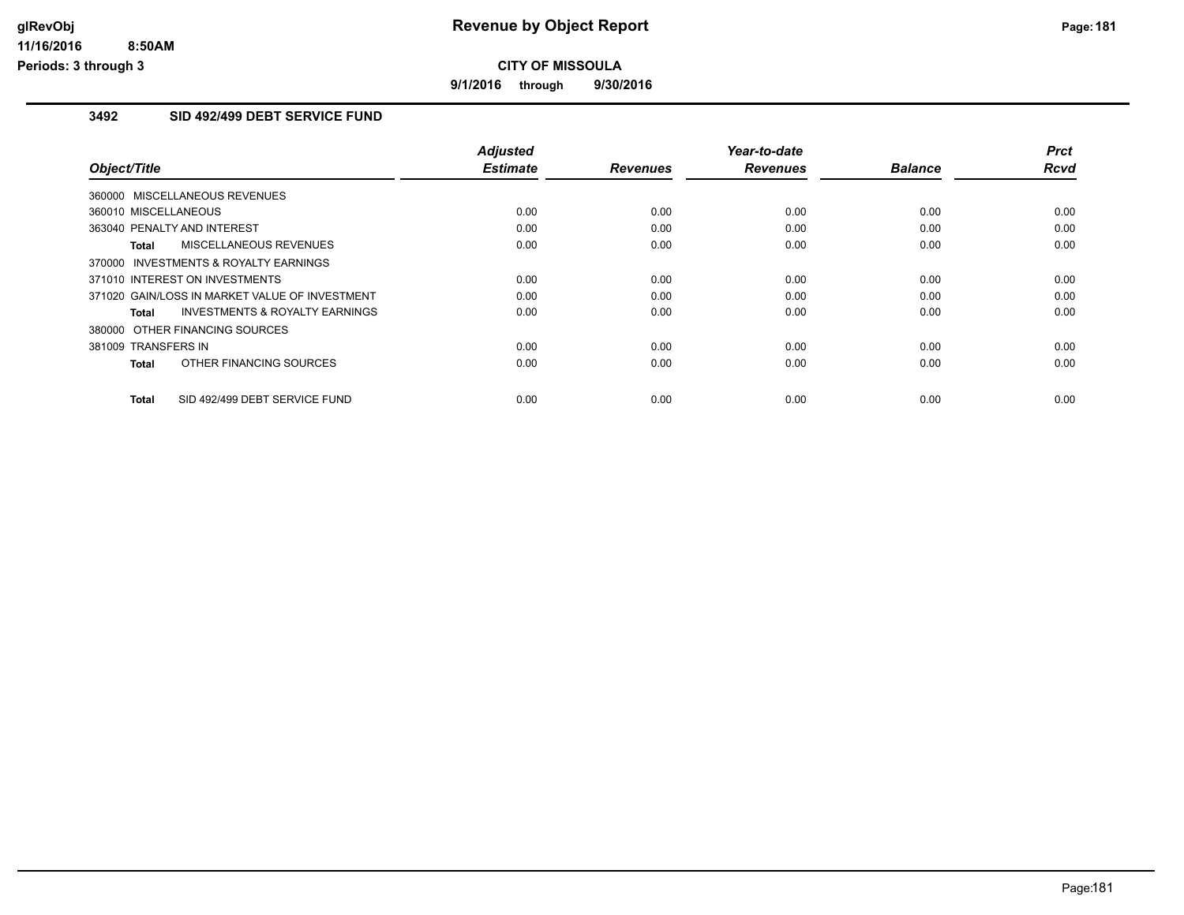# Revenue by Object Report

**CITY OF MISSOULA**

**9/1/2016 through 9/30/2016**

glRevObj
11/16/2016 8:50AM
Periods: 3 through 3

## 3492 SID 492/499 DEBT SERVICE FUND

| Object/Title | Adjusted Estimate | Revenues | Year-to-date Revenues | Balance | Prct Rcvd |
|---|---|---|---|---|---|
| 360000 MISCELLANEOUS REVENUES | | | | | |
| 360010 MISCELLANEOUS | 0.00 | 0.00 | 0.00 | 0.00 | 0.00 |
| 363040 PENALTY AND INTEREST | 0.00 | 0.00 | 0.00 | 0.00 | 0.00 |
| **Total** MISCELLANEOUS REVENUES | 0.00 | 0.00 | 0.00 | 0.00 | 0.00 |
| 370000 INVESTMENTS & ROYALTY EARNINGS | | | | | |
| 371010 INTEREST ON INVESTMENTS | 0.00 | 0.00 | 0.00 | 0.00 | 0.00 |
| 371020 GAIN/LOSS IN MARKET VALUE OF INVESTMENT | 0.00 | 0.00 | 0.00 | 0.00 | 0.00 |
| **Total** INVESTMENTS & ROYALTY EARNINGS | 0.00 | 0.00 | 0.00 | 0.00 | 0.00 |
| 380000 OTHER FINANCING SOURCES | | | | | |
| 381009 TRANSFERS IN | 0.00 | 0.00 | 0.00 | 0.00 | 0.00 |
| **Total** OTHER FINANCING SOURCES | 0.00 | 0.00 | 0.00 | 0.00 | 0.00 |
| **Total** SID 492/499 DEBT SERVICE FUND | 0.00 | 0.00 | 0.00 | 0.00 | 0.00 |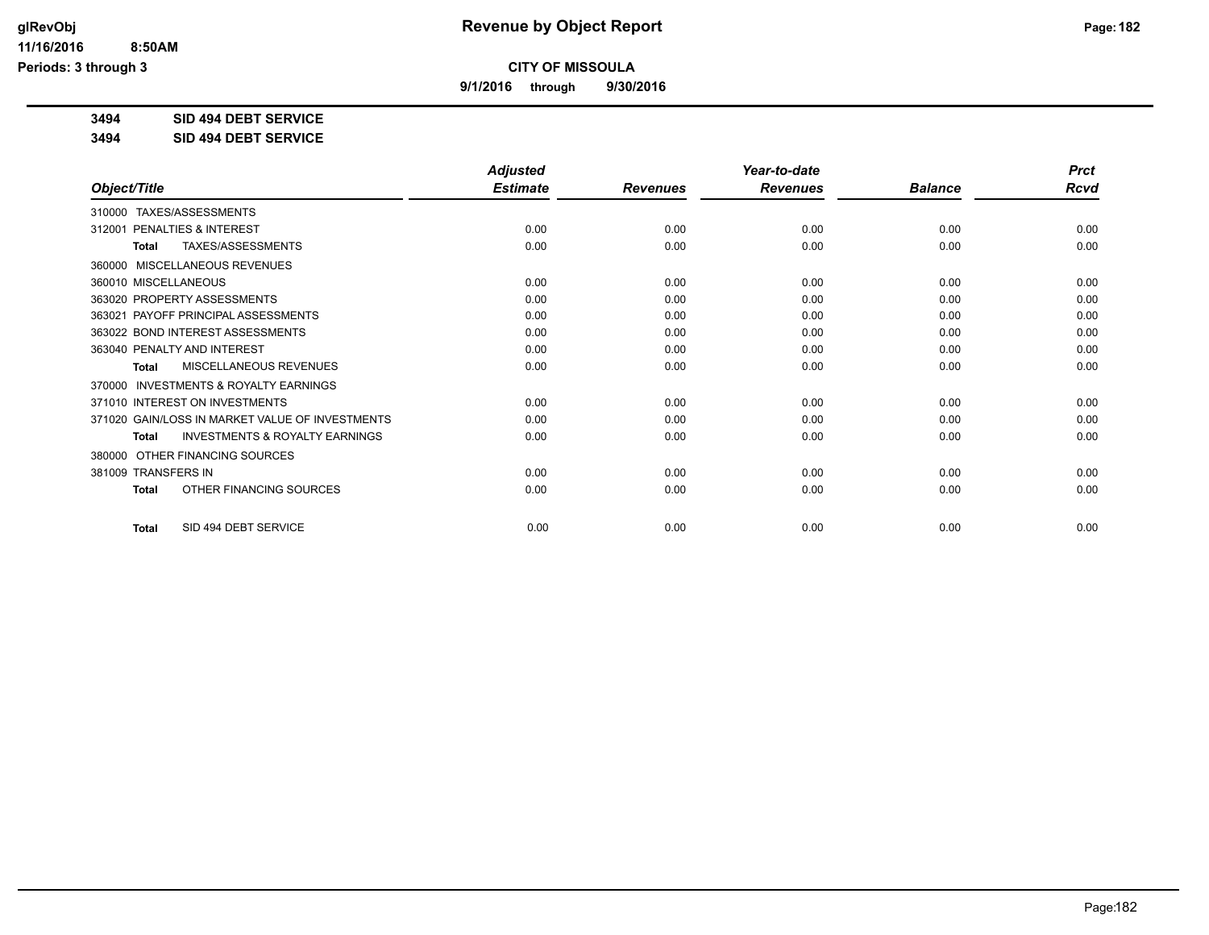**CITY OF MISSOULA**

**9/1/2016 through 9/30/2016**

**3494 SID 494 DEBT SERVICE**

**3494 SID 494 DEBT SERVICE**

| Object/Title | Adjusted Estimate | Revenues | Year-to-date Revenues | Balance | Prct Rcvd |
|---|---|---|---|---|---|
| 310000 TAXES/ASSESSMENTS | | | | | |
| 312001 PENALTIES & INTEREST | 0.00 | 0.00 | 0.00 | 0.00 | 0.00 |
| **Total** TAXES/ASSESSMENTS | 0.00 | 0.00 | 0.00 | 0.00 | 0.00 |
| 360000 MISCELLANEOUS REVENUES | | | | | |
| 360010 MISCELLANEOUS | 0.00 | 0.00 | 0.00 | 0.00 | 0.00 |
| 363020 PROPERTY ASSESSMENTS | 0.00 | 0.00 | 0.00 | 0.00 | 0.00 |
| 363021 PAYOFF PRINCIPAL ASSESSMENTS | 0.00 | 0.00 | 0.00 | 0.00 | 0.00 |
| 363022 BOND INTEREST ASSESSMENTS | 0.00 | 0.00 | 0.00 | 0.00 | 0.00 |
| 363040 PENALTY AND INTEREST | 0.00 | 0.00 | 0.00 | 0.00 | 0.00 |
| **Total** MISCELLANEOUS REVENUES | 0.00 | 0.00 | 0.00 | 0.00 | 0.00 |
| 370000 INVESTMENTS & ROYALTY EARNINGS | | | | | |
| 371010 INTEREST ON INVESTMENTS | 0.00 | 0.00 | 0.00 | 0.00 | 0.00 |
| 371020 GAIN/LOSS IN MARKET VALUE OF INVESTMENTS | 0.00 | 0.00 | 0.00 | 0.00 | 0.00 |
| **Total** INVESTMENTS & ROYALTY EARNINGS | 0.00 | 0.00 | 0.00 | 0.00 | 0.00 |
| 380000 OTHER FINANCING SOURCES | | | | | |
| 381009 TRANSFERS IN | 0.00 | 0.00 | 0.00 | 0.00 | 0.00 |
| **Total** OTHER FINANCING SOURCES | 0.00 | 0.00 | 0.00 | 0.00 | 0.00 |
| **Total** SID 494 DEBT SERVICE | 0.00 | 0.00 | 0.00 | 0.00 | 0.00 |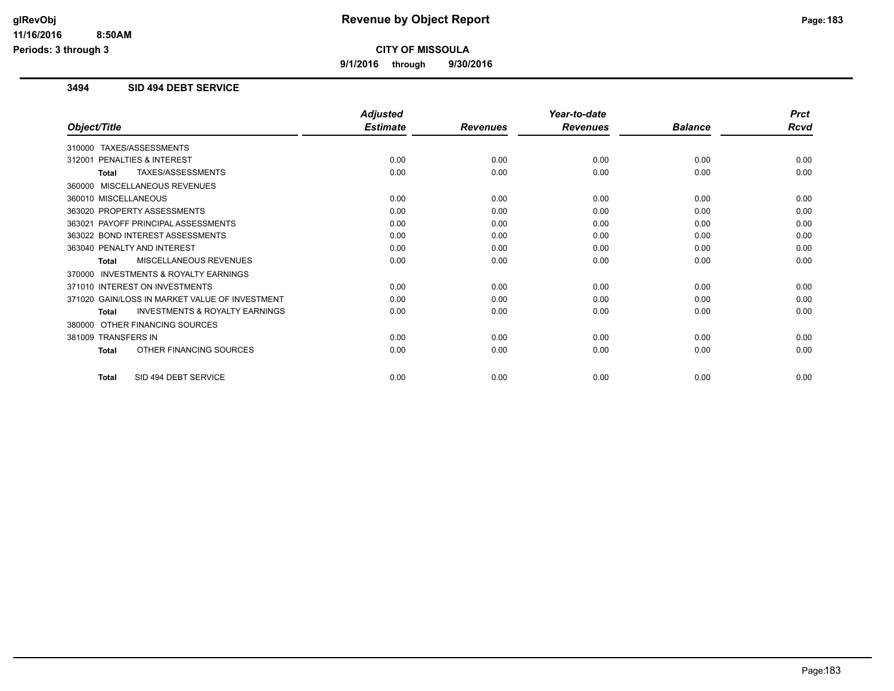# Revenue by Object Report

**CITY OF MISSOULA**

**9/1/2016 through 9/30/2016**

glRevObj
11/16/2016 8:50AM
Periods: 3 through 3

## 3494 SID 494 DEBT SERVICE

| Object/Title | Adjusted Estimate | Revenues | Year-to-date Revenues | Balance | Prct Rcvd |
|---|---|---|---|---|---|
| 310000 TAXES/ASSESSMENTS | | | | | |
| 312001 PENALTIES & INTEREST | 0.00 | 0.00 | 0.00 | 0.00 | 0.00 |
| **Total** TAXES/ASSESSMENTS | 0.00 | 0.00 | 0.00 | 0.00 | 0.00 |
| 360000 MISCELLANEOUS REVENUES | | | | | |
| 360010 MISCELLANEOUS | 0.00 | 0.00 | 0.00 | 0.00 | 0.00 |
| 363020 PROPERTY ASSESSMENTS | 0.00 | 0.00 | 0.00 | 0.00 | 0.00 |
| 363021 PAYOFF PRINCIPAL ASSESSMENTS | 0.00 | 0.00 | 0.00 | 0.00 | 0.00 |
| 363022 BOND INTEREST ASSESSMENTS | 0.00 | 0.00 | 0.00 | 0.00 | 0.00 |
| 363040 PENALTY AND INTEREST | 0.00 | 0.00 | 0.00 | 0.00 | 0.00 |
| **Total** MISCELLANEOUS REVENUES | 0.00 | 0.00 | 0.00 | 0.00 | 0.00 |
| 370000 INVESTMENTS & ROYALTY EARNINGS | | | | | |
| 371010 INTEREST ON INVESTMENTS | 0.00 | 0.00 | 0.00 | 0.00 | 0.00 |
| 371020 GAIN/LOSS IN MARKET VALUE OF INVESTMENT | 0.00 | 0.00 | 0.00 | 0.00 | 0.00 |
| **Total** INVESTMENTS & ROYALTY EARNINGS | 0.00 | 0.00 | 0.00 | 0.00 | 0.00 |
| 380000 OTHER FINANCING SOURCES | | | | | |
| 381009 TRANSFERS IN | 0.00 | 0.00 | 0.00 | 0.00 | 0.00 |
| **Total** OTHER FINANCING SOURCES | 0.00 | 0.00 | 0.00 | 0.00 | 0.00 |
| **Total** SID 494 DEBT SERVICE | 0.00 | 0.00 | 0.00 | 0.00 | 0.00 |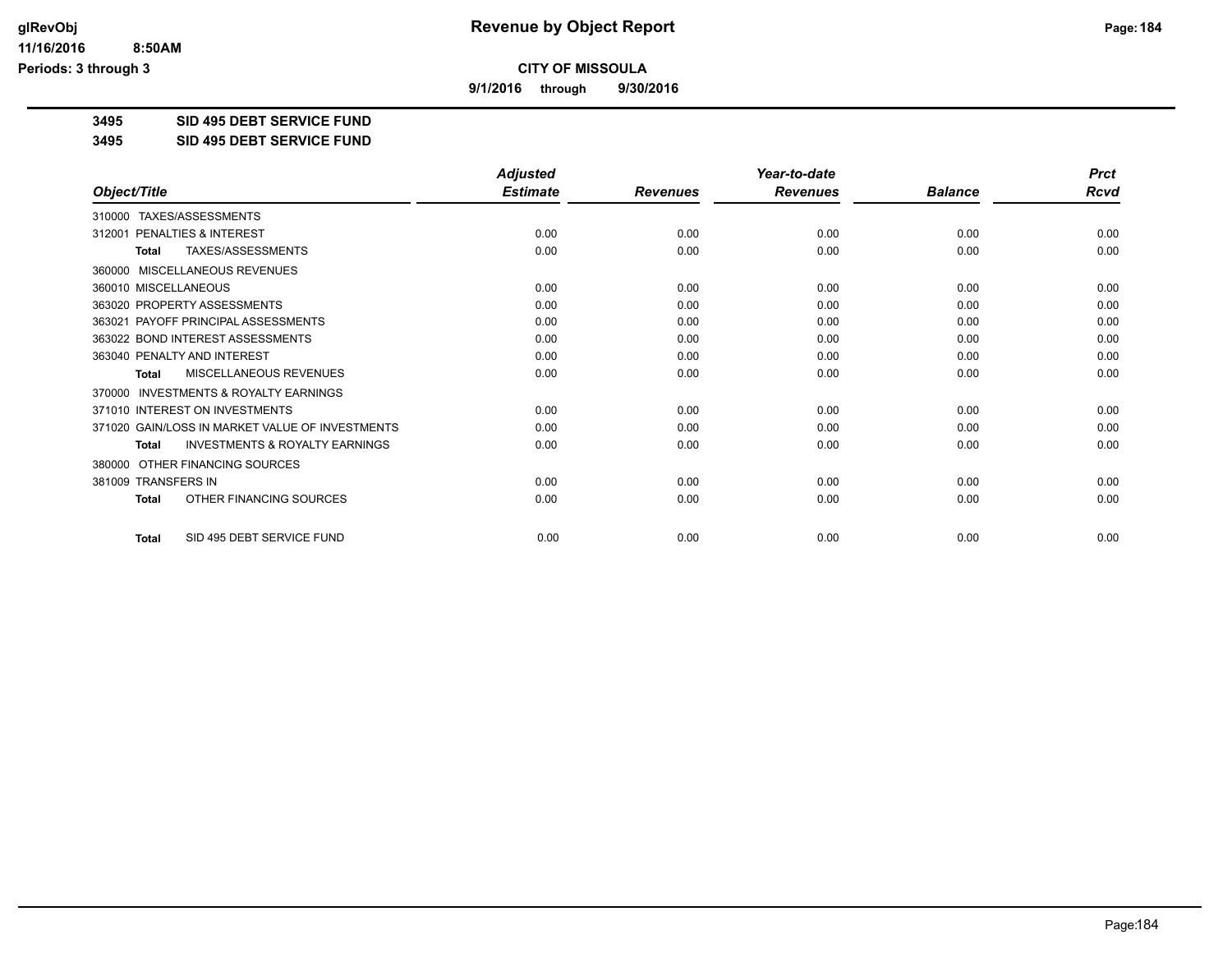# Revenue by Object Report

glRevObj
11/16/2016 8:50AM
Periods: 3 through 3

## CITY OF MISSOULA

**9/1/2016 through 9/30/2016**

**3495 SID 495 DEBT SERVICE FUND**

**3495 SID 495 DEBT SERVICE FUND**

| Object/Title | Adjusted Estimate | Revenues | Year-to-date Revenues | Balance | Prct Rcvd |
|---|---|---|---|---|---|
| 310000 TAXES/ASSESSMENTS | | | | | |
| 312001 PENALTIES & INTEREST | 0.00 | 0.00 | 0.00 | 0.00 | 0.00 |
| **Total** TAXES/ASSESSMENTS | 0.00 | 0.00 | 0.00 | 0.00 | 0.00 |
| 360000 MISCELLANEOUS REVENUES | | | | | |
| 360010 MISCELLANEOUS | 0.00 | 0.00 | 0.00 | 0.00 | 0.00 |
| 363020 PROPERTY ASSESSMENTS | 0.00 | 0.00 | 0.00 | 0.00 | 0.00 |
| 363021 PAYOFF PRINCIPAL ASSESSMENTS | 0.00 | 0.00 | 0.00 | 0.00 | 0.00 |
| 363022 BOND INTEREST ASSESSMENTS | 0.00 | 0.00 | 0.00 | 0.00 | 0.00 |
| 363040 PENALTY AND INTEREST | 0.00 | 0.00 | 0.00 | 0.00 | 0.00 |
| **Total** MISCELLANEOUS REVENUES | 0.00 | 0.00 | 0.00 | 0.00 | 0.00 |
| 370000 INVESTMENTS & ROYALTY EARNINGS | | | | | |
| 371010 INTEREST ON INVESTMENTS | 0.00 | 0.00 | 0.00 | 0.00 | 0.00 |
| 371020 GAIN/LOSS IN MARKET VALUE OF INVESTMENTS | 0.00 | 0.00 | 0.00 | 0.00 | 0.00 |
| **Total** INVESTMENTS & ROYALTY EARNINGS | 0.00 | 0.00 | 0.00 | 0.00 | 0.00 |
| 380000 OTHER FINANCING SOURCES | | | | | |
| 381009 TRANSFERS IN | 0.00 | 0.00 | 0.00 | 0.00 | 0.00 |
| **Total** OTHER FINANCING SOURCES | 0.00 | 0.00 | 0.00 | 0.00 | 0.00 |
| **Total** SID 495 DEBT SERVICE FUND | 0.00 | 0.00 | 0.00 | 0.00 | 0.00 |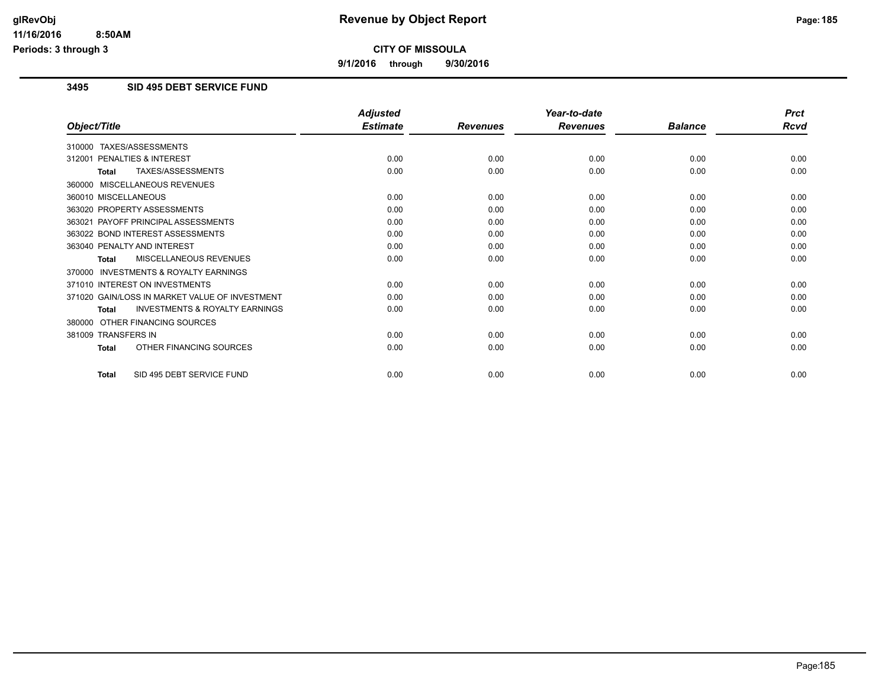# Revenue by Object Report

**CITY OF MISSOULA**

**9/1/2016 through 9/30/2016**

glRevObj
11/16/2016 8:50AM
Periods: 3 through 3

## 3495 SID 495 DEBT SERVICE FUND

| Object/Title | Adjusted Estimate | Revenues | Year-to-date Revenues | Balance | Prct Rcvd |
|---|---|---|---|---|---|
| 310000 TAXES/ASSESSMENTS | | | | | |
| 312001 PENALTIES & INTEREST | 0.00 | 0.00 | 0.00 | 0.00 | 0.00 |
| **Total** TAXES/ASSESSMENTS | 0.00 | 0.00 | 0.00 | 0.00 | 0.00 |
| 360000 MISCELLANEOUS REVENUES | | | | | |
| 360010 MISCELLANEOUS | 0.00 | 0.00 | 0.00 | 0.00 | 0.00 |
| 363020 PROPERTY ASSESSMENTS | 0.00 | 0.00 | 0.00 | 0.00 | 0.00 |
| 363021 PAYOFF PRINCIPAL ASSESSMENTS | 0.00 | 0.00 | 0.00 | 0.00 | 0.00 |
| 363022 BOND INTEREST ASSESSMENTS | 0.00 | 0.00 | 0.00 | 0.00 | 0.00 |
| 363040 PENALTY AND INTEREST | 0.00 | 0.00 | 0.00 | 0.00 | 0.00 |
| **Total** MISCELLANEOUS REVENUES | 0.00 | 0.00 | 0.00 | 0.00 | 0.00 |
| 370000 INVESTMENTS & ROYALTY EARNINGS | | | | | |
| 371010 INTEREST ON INVESTMENTS | 0.00 | 0.00 | 0.00 | 0.00 | 0.00 |
| 371020 GAIN/LOSS IN MARKET VALUE OF INVESTMENT | 0.00 | 0.00 | 0.00 | 0.00 | 0.00 |
| **Total** INVESTMENTS & ROYALTY EARNINGS | 0.00 | 0.00 | 0.00 | 0.00 | 0.00 |
| 380000 OTHER FINANCING SOURCES | | | | | |
| 381009 TRANSFERS IN | 0.00 | 0.00 | 0.00 | 0.00 | 0.00 |
| **Total** OTHER FINANCING SOURCES | 0.00 | 0.00 | 0.00 | 0.00 | 0.00 |
| **Total** SID 495 DEBT SERVICE FUND | 0.00 | 0.00 | 0.00 | 0.00 | 0.00 |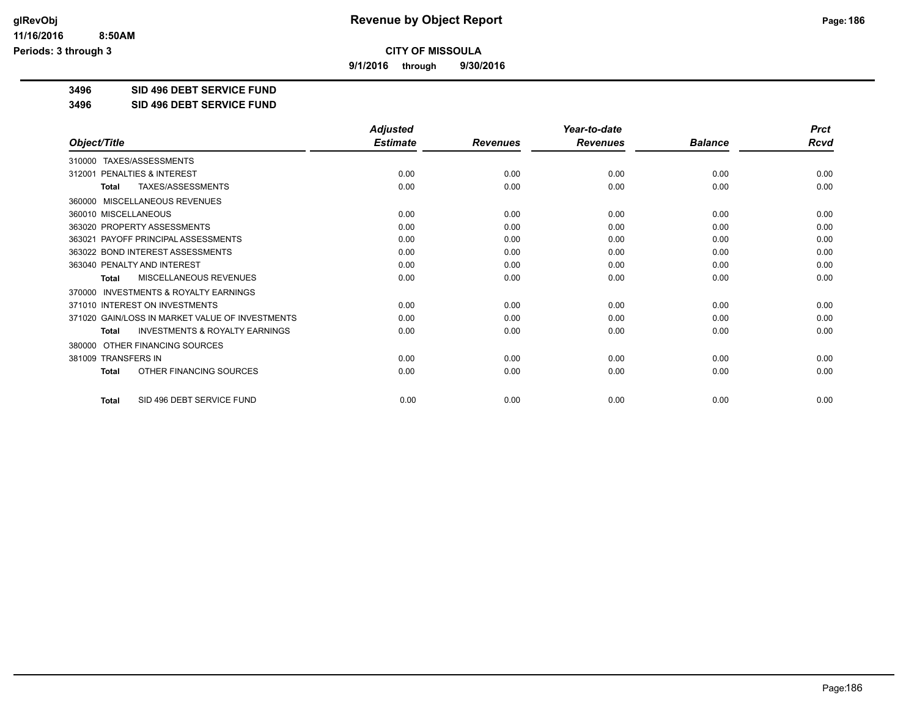**CITY OF MISSOULA**

**9/1/2016 through 9/30/2016**

**3496 SID 496 DEBT SERVICE FUND**

**3496 SID 496 DEBT SERVICE FUND**

| Object/Title | Adjusted Estimate | Revenues | Year-to-date Revenues | Balance | Prct Rcvd |
|---|---|---|---|---|---|
| 310000 TAXES/ASSESSMENTS | | | | | |
| 312001 PENALTIES & INTEREST | 0.00 | 0.00 | 0.00 | 0.00 | 0.00 |
| **Total** TAXES/ASSESSMENTS | 0.00 | 0.00 | 0.00 | 0.00 | 0.00 |
| 360000 MISCELLANEOUS REVENUES | | | | | |
| 360010 MISCELLANEOUS | 0.00 | 0.00 | 0.00 | 0.00 | 0.00 |
| 363020 PROPERTY ASSESSMENTS | 0.00 | 0.00 | 0.00 | 0.00 | 0.00 |
| 363021 PAYOFF PRINCIPAL ASSESSMENTS | 0.00 | 0.00 | 0.00 | 0.00 | 0.00 |
| 363022 BOND INTEREST ASSESSMENTS | 0.00 | 0.00 | 0.00 | 0.00 | 0.00 |
| 363040 PENALTY AND INTEREST | 0.00 | 0.00 | 0.00 | 0.00 | 0.00 |
| **Total** MISCELLANEOUS REVENUES | 0.00 | 0.00 | 0.00 | 0.00 | 0.00 |
| 370000 INVESTMENTS & ROYALTY EARNINGS | | | | | |
| 371010 INTEREST ON INVESTMENTS | 0.00 | 0.00 | 0.00 | 0.00 | 0.00 |
| 371020 GAIN/LOSS IN MARKET VALUE OF INVESTMENTS | 0.00 | 0.00 | 0.00 | 0.00 | 0.00 |
| **Total** INVESTMENTS & ROYALTY EARNINGS | 0.00 | 0.00 | 0.00 | 0.00 | 0.00 |
| 380000 OTHER FINANCING SOURCES | | | | | |
| 381009 TRANSFERS IN | 0.00 | 0.00 | 0.00 | 0.00 | 0.00 |
| **Total** OTHER FINANCING SOURCES | 0.00 | 0.00 | 0.00 | 0.00 | 0.00 |
| **Total** SID 496 DEBT SERVICE FUND | 0.00 | 0.00 | 0.00 | 0.00 | 0.00 |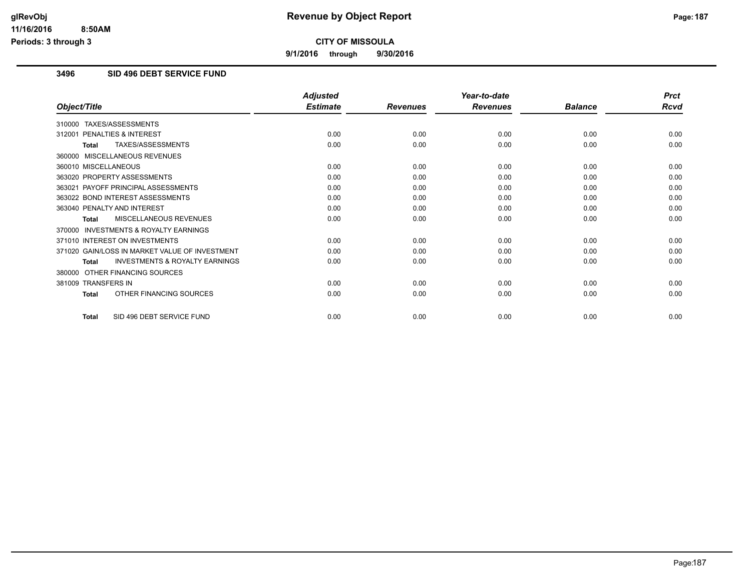**CITY OF MISSOULA**

**9/1/2016 through 9/30/2016**

## 3496 SID 496 DEBT SERVICE FUND

| Object/Title | Adjusted Estimate | Revenues | Year-to-date Revenues | Balance | Prct Rcvd |
|---|---|---|---|---|---|
| 310000 TAXES/ASSESSMENTS | | | | | |
| 312001 PENALTIES & INTEREST | 0.00 | 0.00 | 0.00 | 0.00 | 0.00 |
| **Total** TAXES/ASSESSMENTS | 0.00 | 0.00 | 0.00 | 0.00 | 0.00 |
| 360000 MISCELLANEOUS REVENUES | | | | | |
| 360010 MISCELLANEOUS | 0.00 | 0.00 | 0.00 | 0.00 | 0.00 |
| 363020 PROPERTY ASSESSMENTS | 0.00 | 0.00 | 0.00 | 0.00 | 0.00 |
| 363021 PAYOFF PRINCIPAL ASSESSMENTS | 0.00 | 0.00 | 0.00 | 0.00 | 0.00 |
| 363022 BOND INTEREST ASSESSMENTS | 0.00 | 0.00 | 0.00 | 0.00 | 0.00 |
| 363040 PENALTY AND INTEREST | 0.00 | 0.00 | 0.00 | 0.00 | 0.00 |
| **Total** MISCELLANEOUS REVENUES | 0.00 | 0.00 | 0.00 | 0.00 | 0.00 |
| 370000 INVESTMENTS & ROYALTY EARNINGS | | | | | |
| 371010 INTEREST ON INVESTMENTS | 0.00 | 0.00 | 0.00 | 0.00 | 0.00 |
| 371020 GAIN/LOSS IN MARKET VALUE OF INVESTMENT | 0.00 | 0.00 | 0.00 | 0.00 | 0.00 |
| **Total** INVESTMENTS & ROYALTY EARNINGS | 0.00 | 0.00 | 0.00 | 0.00 | 0.00 |
| 380000 OTHER FINANCING SOURCES | | | | | |
| 381009 TRANSFERS IN | 0.00 | 0.00 | 0.00 | 0.00 | 0.00 |
| **Total** OTHER FINANCING SOURCES | 0.00 | 0.00 | 0.00 | 0.00 | 0.00 |
| **Total** SID 496 DEBT SERVICE FUND | 0.00 | 0.00 | 0.00 | 0.00 | 0.00 |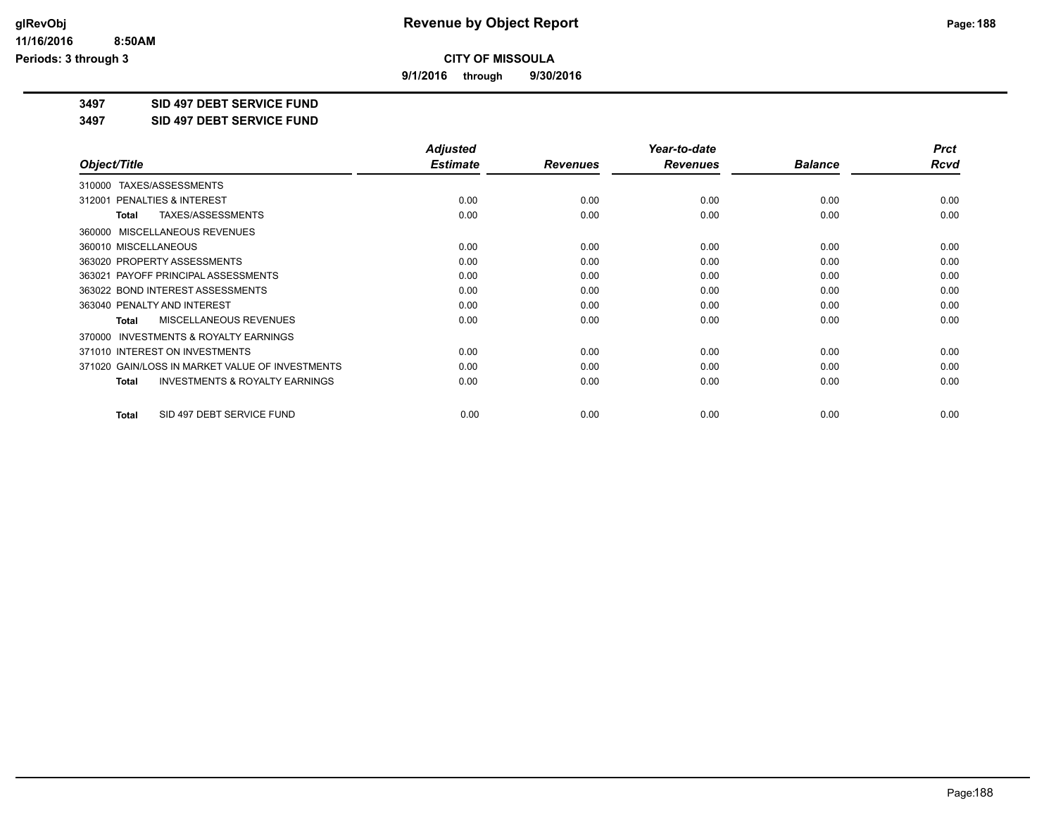**CITY OF MISSOULA**

**9/1/2016 through 9/30/2016**

**3497 SID 497 DEBT SERVICE FUND**

**3497 SID 497 DEBT SERVICE FUND**

| Object/Title | Adjusted Estimate | Revenues | Year-to-date Revenues | Balance | Prct Rcvd |
|---|---|---|---|---|---|
| 310000 TAXES/ASSESSMENTS | | | | | |
| 312001 PENALTIES & INTEREST | 0.00 | 0.00 | 0.00 | 0.00 | 0.00 |
| **Total** TAXES/ASSESSMENTS | 0.00 | 0.00 | 0.00 | 0.00 | 0.00 |
| 360000 MISCELLANEOUS REVENUES | | | | | |
| 360010 MISCELLANEOUS | 0.00 | 0.00 | 0.00 | 0.00 | 0.00 |
| 363020 PROPERTY ASSESSMENTS | 0.00 | 0.00 | 0.00 | 0.00 | 0.00 |
| 363021 PAYOFF PRINCIPAL ASSESSMENTS | 0.00 | 0.00 | 0.00 | 0.00 | 0.00 |
| 363022 BOND INTEREST ASSESSMENTS | 0.00 | 0.00 | 0.00 | 0.00 | 0.00 |
| 363040 PENALTY AND INTEREST | 0.00 | 0.00 | 0.00 | 0.00 | 0.00 |
| **Total** MISCELLANEOUS REVENUES | 0.00 | 0.00 | 0.00 | 0.00 | 0.00 |
| 370000 INVESTMENTS & ROYALTY EARNINGS | | | | | |
| 371010 INTEREST ON INVESTMENTS | 0.00 | 0.00 | 0.00 | 0.00 | 0.00 |
| 371020 GAIN/LOSS IN MARKET VALUE OF INVESTMENTS | 0.00 | 0.00 | 0.00 | 0.00 | 0.00 |
| **Total** INVESTMENTS & ROYALTY EARNINGS | 0.00 | 0.00 | 0.00 | 0.00 | 0.00 |
| **Total** SID 497 DEBT SERVICE FUND | 0.00 | 0.00 | 0.00 | 0.00 | 0.00 |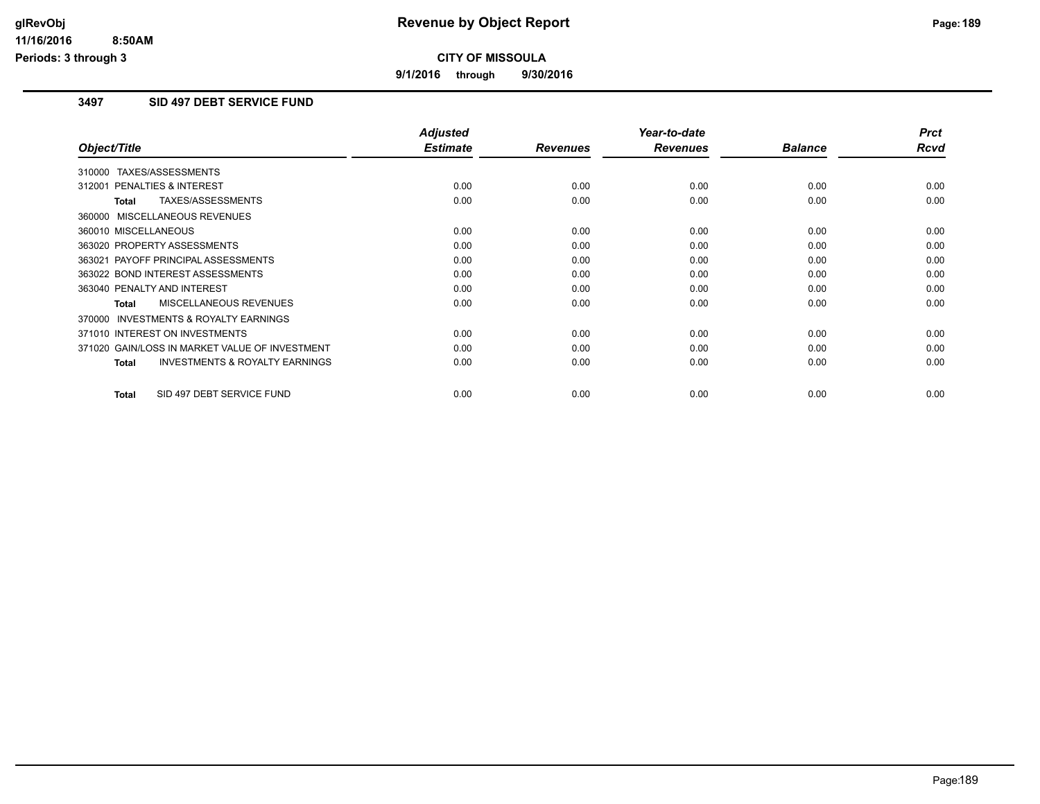# Revenue by Object Report

**CITY OF MISSOULA**

**9/1/2016 through 9/30/2016**

glRevObj
11/16/2016 8:50AM
Periods: 3 through 3

## 3497 SID 497 DEBT SERVICE FUND

| Object/Title | Adjusted Estimate | Revenues | Year-to-date Revenues | Balance | Prct Rcvd |
|---|---|---|---|---|---|
| 310000 TAXES/ASSESSMENTS | | | | | |
| 312001 PENALTIES & INTEREST | 0.00 | 0.00 | 0.00 | 0.00 | 0.00 |
| **Total** TAXES/ASSESSMENTS | 0.00 | 0.00 | 0.00 | 0.00 | 0.00 |
| 360000 MISCELLANEOUS REVENUES | | | | | |
| 360010 MISCELLANEOUS | 0.00 | 0.00 | 0.00 | 0.00 | 0.00 |
| 363020 PROPERTY ASSESSMENTS | 0.00 | 0.00 | 0.00 | 0.00 | 0.00 |
| 363021 PAYOFF PRINCIPAL ASSESSMENTS | 0.00 | 0.00 | 0.00 | 0.00 | 0.00 |
| 363022 BOND INTEREST ASSESSMENTS | 0.00 | 0.00 | 0.00 | 0.00 | 0.00 |
| 363040 PENALTY AND INTEREST | 0.00 | 0.00 | 0.00 | 0.00 | 0.00 |
| **Total** MISCELLANEOUS REVENUES | 0.00 | 0.00 | 0.00 | 0.00 | 0.00 |
| 370000 INVESTMENTS & ROYALTY EARNINGS | | | | | |
| 371010 INTEREST ON INVESTMENTS | 0.00 | 0.00 | 0.00 | 0.00 | 0.00 |
| 371020 GAIN/LOSS IN MARKET VALUE OF INVESTMENT | 0.00 | 0.00 | 0.00 | 0.00 | 0.00 |
| **Total** INVESTMENTS & ROYALTY EARNINGS | 0.00 | 0.00 | 0.00 | 0.00 | 0.00 |
| **Total** SID 497 DEBT SERVICE FUND | 0.00 | 0.00 | 0.00 | 0.00 | 0.00 |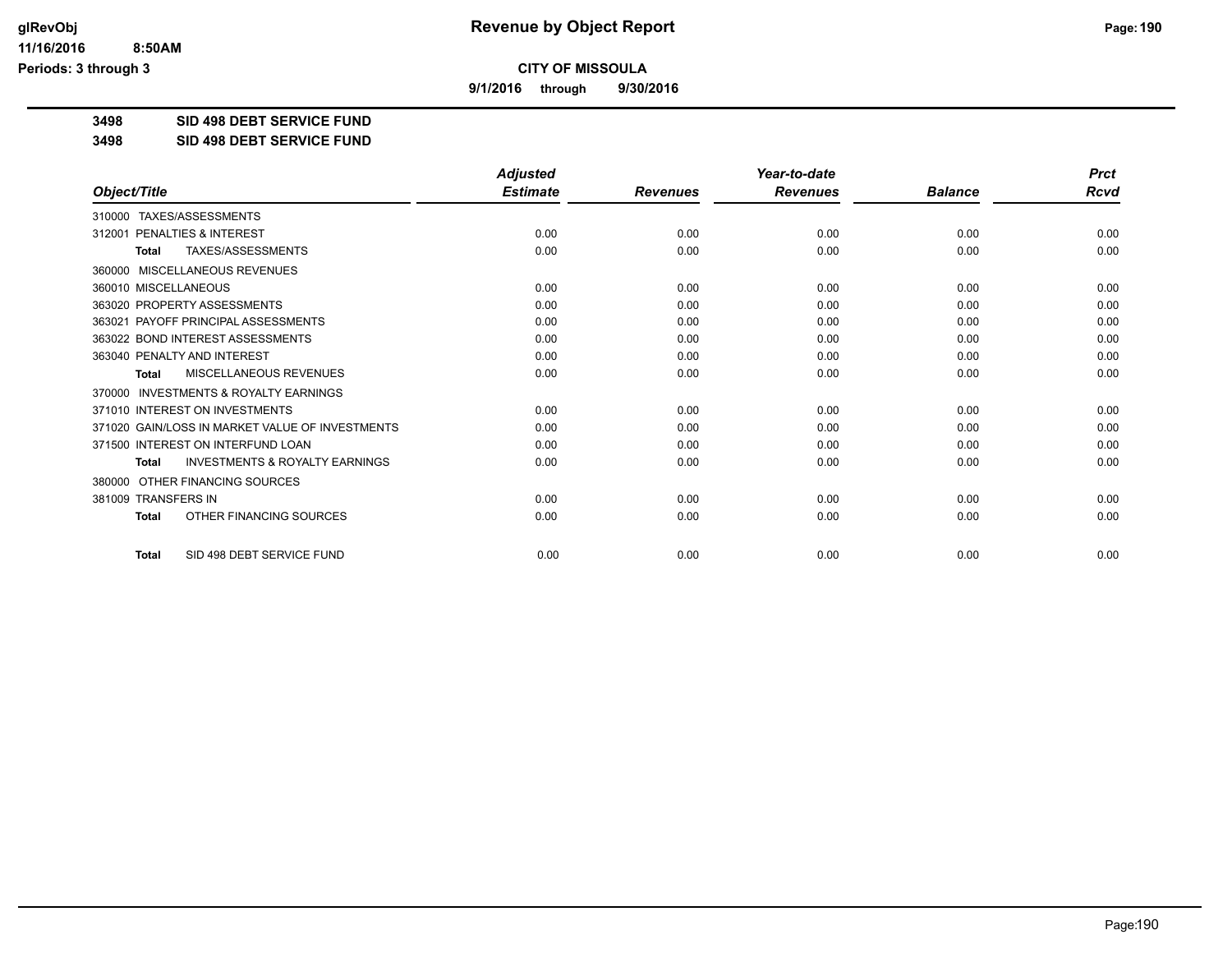# Revenue by Object Report

## CITY OF MISSOULA

**9/1/2016 through 9/30/2016**

glRevObj
11/16/2016 8:50AM
Periods: 3 through 3

**3498 SID 498 DEBT SERVICE FUND**

**3498 SID 498 DEBT SERVICE FUND**

| Object/Title | Adjusted Estimate | Revenues | Year-to-date Revenues | Balance | Prct Rcvd |
|---|---|---|---|---|---|
| 310000 TAXES/ASSESSMENTS | | | | | |
| 312001 PENALTIES & INTEREST | 0.00 | 0.00 | 0.00 | 0.00 | 0.00 |
| **Total** TAXES/ASSESSMENTS | 0.00 | 0.00 | 0.00 | 0.00 | 0.00 |
| 360000 MISCELLANEOUS REVENUES | | | | | |
| 360010 MISCELLANEOUS | 0.00 | 0.00 | 0.00 | 0.00 | 0.00 |
| 363020 PROPERTY ASSESSMENTS | 0.00 | 0.00 | 0.00 | 0.00 | 0.00 |
| 363021 PAYOFF PRINCIPAL ASSESSMENTS | 0.00 | 0.00 | 0.00 | 0.00 | 0.00 |
| 363022 BOND INTEREST ASSESSMENTS | 0.00 | 0.00 | 0.00 | 0.00 | 0.00 |
| 363040 PENALTY AND INTEREST | 0.00 | 0.00 | 0.00 | 0.00 | 0.00 |
| **Total** MISCELLANEOUS REVENUES | 0.00 | 0.00 | 0.00 | 0.00 | 0.00 |
| 370000 INVESTMENTS & ROYALTY EARNINGS | | | | | |
| 371010 INTEREST ON INVESTMENTS | 0.00 | 0.00 | 0.00 | 0.00 | 0.00 |
| 371020 GAIN/LOSS IN MARKET VALUE OF INVESTMENTS | 0.00 | 0.00 | 0.00 | 0.00 | 0.00 |
| 371500 INTEREST ON INTERFUND LOAN | 0.00 | 0.00 | 0.00 | 0.00 | 0.00 |
| **Total** INVESTMENTS & ROYALTY EARNINGS | 0.00 | 0.00 | 0.00 | 0.00 | 0.00 |
| 380000 OTHER FINANCING SOURCES | | | | | |
| 381009 TRANSFERS IN | 0.00 | 0.00 | 0.00 | 0.00 | 0.00 |
| **Total** OTHER FINANCING SOURCES | 0.00 | 0.00 | 0.00 | 0.00 | 0.00 |
| **Total** SID 498 DEBT SERVICE FUND | 0.00 | 0.00 | 0.00 | 0.00 | 0.00 |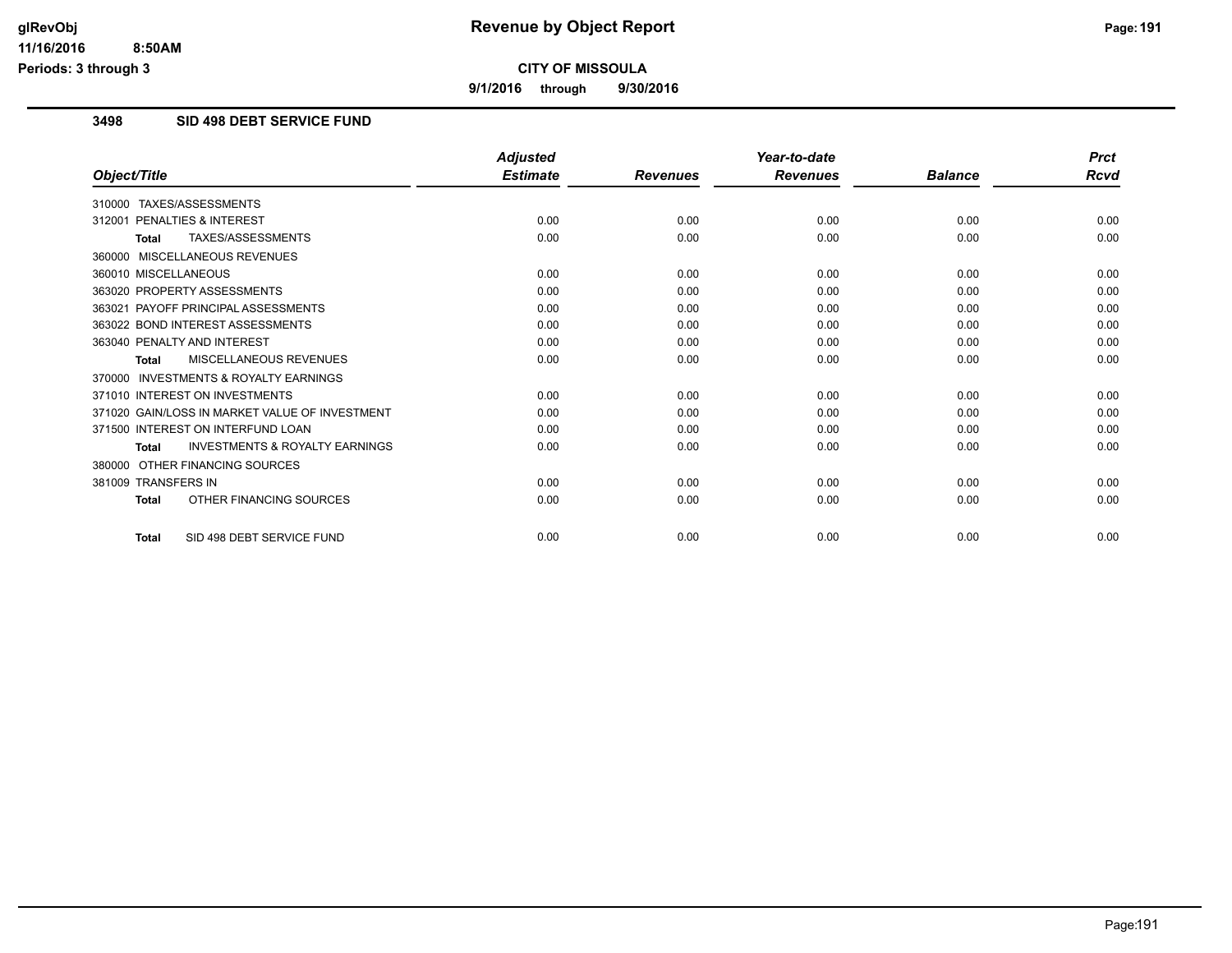**CITY OF MISSOULA**

**9/1/2016 through 9/30/2016**

## 3498 SID 498 DEBT SERVICE FUND

| Object/Title | Adjusted Estimate | Revenues | Year-to-date Revenues | Balance | Prct Rcvd |
|---|---|---|---|---|---|
| 310000 TAXES/ASSESSMENTS | | | | | |
| 312001 PENALTIES & INTEREST | 0.00 | 0.00 | 0.00 | 0.00 | 0.00 |
| **Total** TAXES/ASSESSMENTS | 0.00 | 0.00 | 0.00 | 0.00 | 0.00 |
| 360000 MISCELLANEOUS REVENUES | | | | | |
| 360010 MISCELLANEOUS | 0.00 | 0.00 | 0.00 | 0.00 | 0.00 |
| 363020 PROPERTY ASSESSMENTS | 0.00 | 0.00 | 0.00 | 0.00 | 0.00 |
| 363021 PAYOFF PRINCIPAL ASSESSMENTS | 0.00 | 0.00 | 0.00 | 0.00 | 0.00 |
| 363022 BOND INTEREST ASSESSMENTS | 0.00 | 0.00 | 0.00 | 0.00 | 0.00 |
| 363040 PENALTY AND INTEREST | 0.00 | 0.00 | 0.00 | 0.00 | 0.00 |
| **Total** MISCELLANEOUS REVENUES | 0.00 | 0.00 | 0.00 | 0.00 | 0.00 |
| 370000 INVESTMENTS & ROYALTY EARNINGS | | | | | |
| 371010 INTEREST ON INVESTMENTS | 0.00 | 0.00 | 0.00 | 0.00 | 0.00 |
| 371020 GAIN/LOSS IN MARKET VALUE OF INVESTMENT | 0.00 | 0.00 | 0.00 | 0.00 | 0.00 |
| 371500 INTEREST ON INTERFUND LOAN | 0.00 | 0.00 | 0.00 | 0.00 | 0.00 |
| **Total** INVESTMENTS & ROYALTY EARNINGS | 0.00 | 0.00 | 0.00 | 0.00 | 0.00 |
| 380000 OTHER FINANCING SOURCES | | | | | |
| 381009 TRANSFERS IN | 0.00 | 0.00 | 0.00 | 0.00 | 0.00 |
| **Total** OTHER FINANCING SOURCES | 0.00 | 0.00 | 0.00 | 0.00 | 0.00 |
| **Total** SID 498 DEBT SERVICE FUND | 0.00 | 0.00 | 0.00 | 0.00 | 0.00 |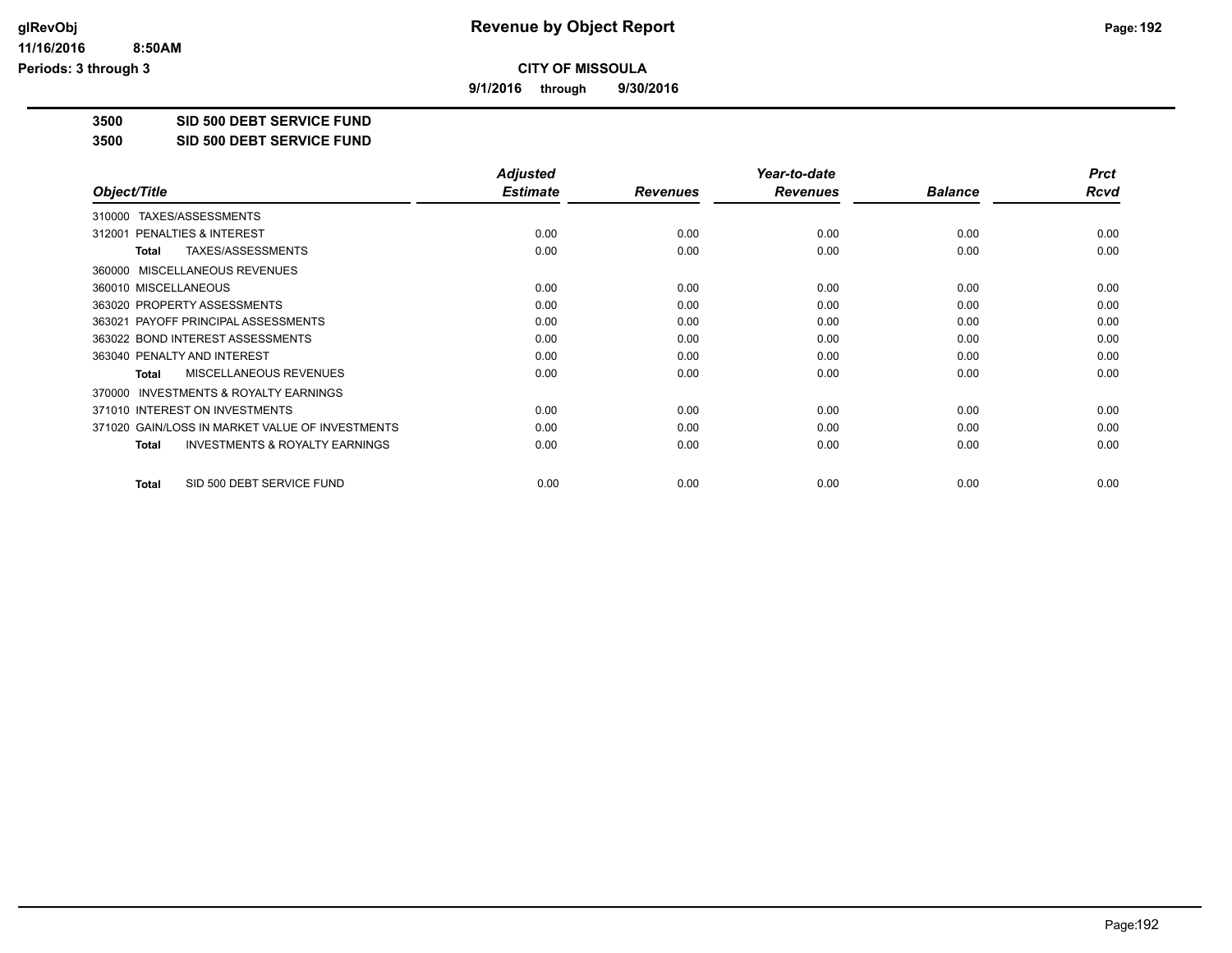glRevObj
11/16/2016 8:50AM
Periods: 3 through 3

# Revenue by Object Report

**CITY OF MISSOULA**

**9/1/2016 through 9/30/2016**

**3500 SID 500 DEBT SERVICE FUND**

**3500 SID 500 DEBT SERVICE FUND**

| Object/Title | Adjusted Estimate | Revenues | Year-to-date Revenues | Balance | Prct Rcvd |
|---|---|---|---|---|---|
| 310000 TAXES/ASSESSMENTS | | | | | |
| 312001 PENALTIES & INTEREST | 0.00 | 0.00 | 0.00 | 0.00 | 0.00 |
| **Total** TAXES/ASSESSMENTS | 0.00 | 0.00 | 0.00 | 0.00 | 0.00 |
| 360000 MISCELLANEOUS REVENUES | | | | | |
| 360010 MISCELLANEOUS | 0.00 | 0.00 | 0.00 | 0.00 | 0.00 |
| 363020 PROPERTY ASSESSMENTS | 0.00 | 0.00 | 0.00 | 0.00 | 0.00 |
| 363021 PAYOFF PRINCIPAL ASSESSMENTS | 0.00 | 0.00 | 0.00 | 0.00 | 0.00 |
| 363022 BOND INTEREST ASSESSMENTS | 0.00 | 0.00 | 0.00 | 0.00 | 0.00 |
| 363040 PENALTY AND INTEREST | 0.00 | 0.00 | 0.00 | 0.00 | 0.00 |
| **Total** MISCELLANEOUS REVENUES | 0.00 | 0.00 | 0.00 | 0.00 | 0.00 |
| 370000 INVESTMENTS & ROYALTY EARNINGS | | | | | |
| 371010 INTEREST ON INVESTMENTS | 0.00 | 0.00 | 0.00 | 0.00 | 0.00 |
| 371020 GAIN/LOSS IN MARKET VALUE OF INVESTMENTS | 0.00 | 0.00 | 0.00 | 0.00 | 0.00 |
| **Total** INVESTMENTS & ROYALTY EARNINGS | 0.00 | 0.00 | 0.00 | 0.00 | 0.00 |
| **Total** SID 500 DEBT SERVICE FUND | 0.00 | 0.00 | 0.00 | 0.00 | 0.00 |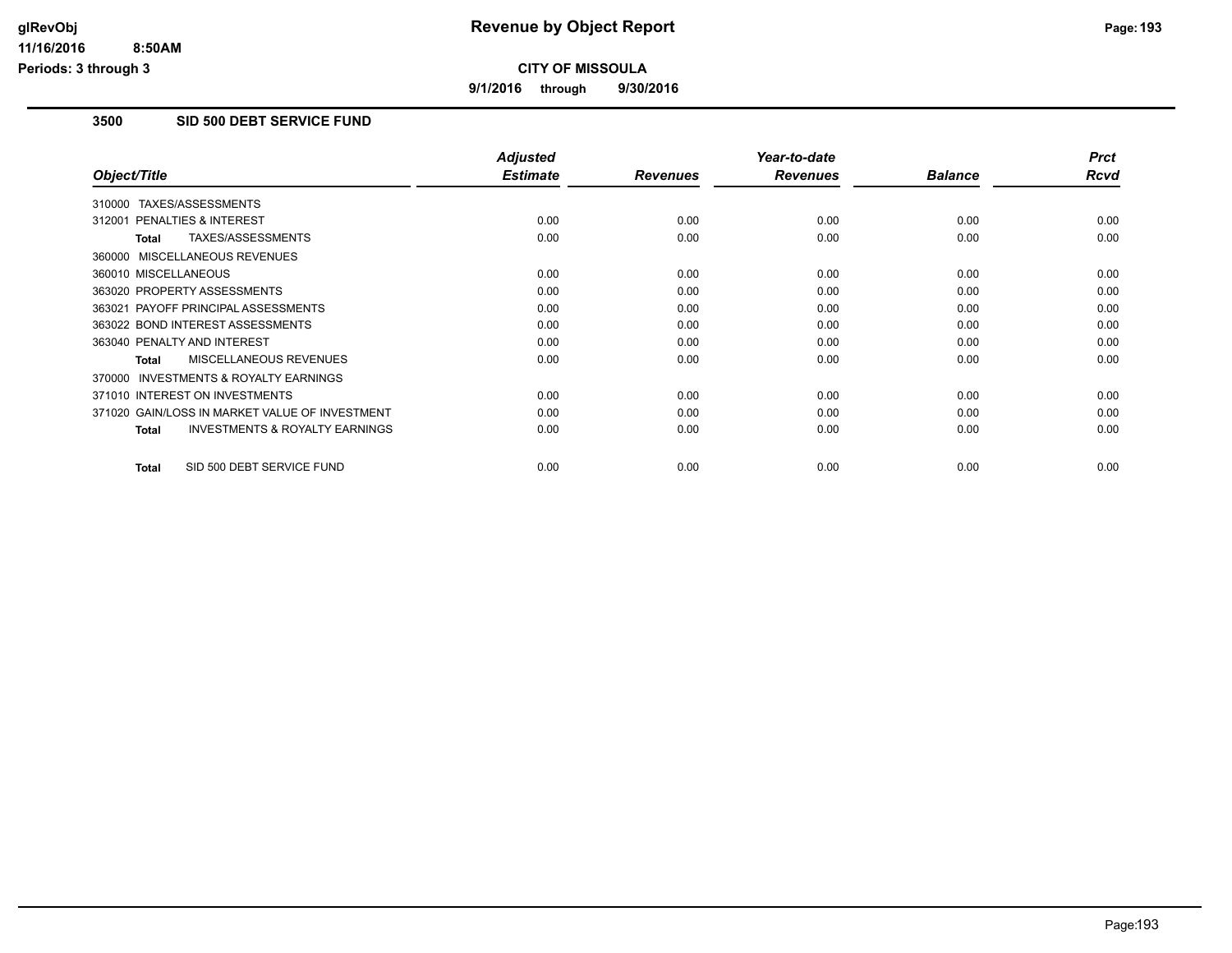# Revenue by Object Report

**CITY OF MISSOULA**

**9/1/2016 through 9/30/2016**

glRevObj
11/16/2016 8:50AM
Periods: 3 through 3

## 3500 SID 500 DEBT SERVICE FUND

| Object/Title | Adjusted Estimate | Revenues | Year-to-date Revenues | Balance | Prct Rcvd |
|---|---|---|---|---|---|
| 310000 TAXES/ASSESSMENTS | | | | | |
| 312001 PENALTIES & INTEREST | 0.00 | 0.00 | 0.00 | 0.00 | 0.00 |
| **Total** TAXES/ASSESSMENTS | 0.00 | 0.00 | 0.00 | 0.00 | 0.00 |
| 360000 MISCELLANEOUS REVENUES | | | | | |
| 360010 MISCELLANEOUS | 0.00 | 0.00 | 0.00 | 0.00 | 0.00 |
| 363020 PROPERTY ASSESSMENTS | 0.00 | 0.00 | 0.00 | 0.00 | 0.00 |
| 363021 PAYOFF PRINCIPAL ASSESSMENTS | 0.00 | 0.00 | 0.00 | 0.00 | 0.00 |
| 363022 BOND INTEREST ASSESSMENTS | 0.00 | 0.00 | 0.00 | 0.00 | 0.00 |
| 363040 PENALTY AND INTEREST | 0.00 | 0.00 | 0.00 | 0.00 | 0.00 |
| **Total** MISCELLANEOUS REVENUES | 0.00 | 0.00 | 0.00 | 0.00 | 0.00 |
| 370000 INVESTMENTS & ROYALTY EARNINGS | | | | | |
| 371010 INTEREST ON INVESTMENTS | 0.00 | 0.00 | 0.00 | 0.00 | 0.00 |
| 371020 GAIN/LOSS IN MARKET VALUE OF INVESTMENT | 0.00 | 0.00 | 0.00 | 0.00 | 0.00 |
| **Total** INVESTMENTS & ROYALTY EARNINGS | 0.00 | 0.00 | 0.00 | 0.00 | 0.00 |
| **Total** SID 500 DEBT SERVICE FUND | 0.00 | 0.00 | 0.00 | 0.00 | 0.00 |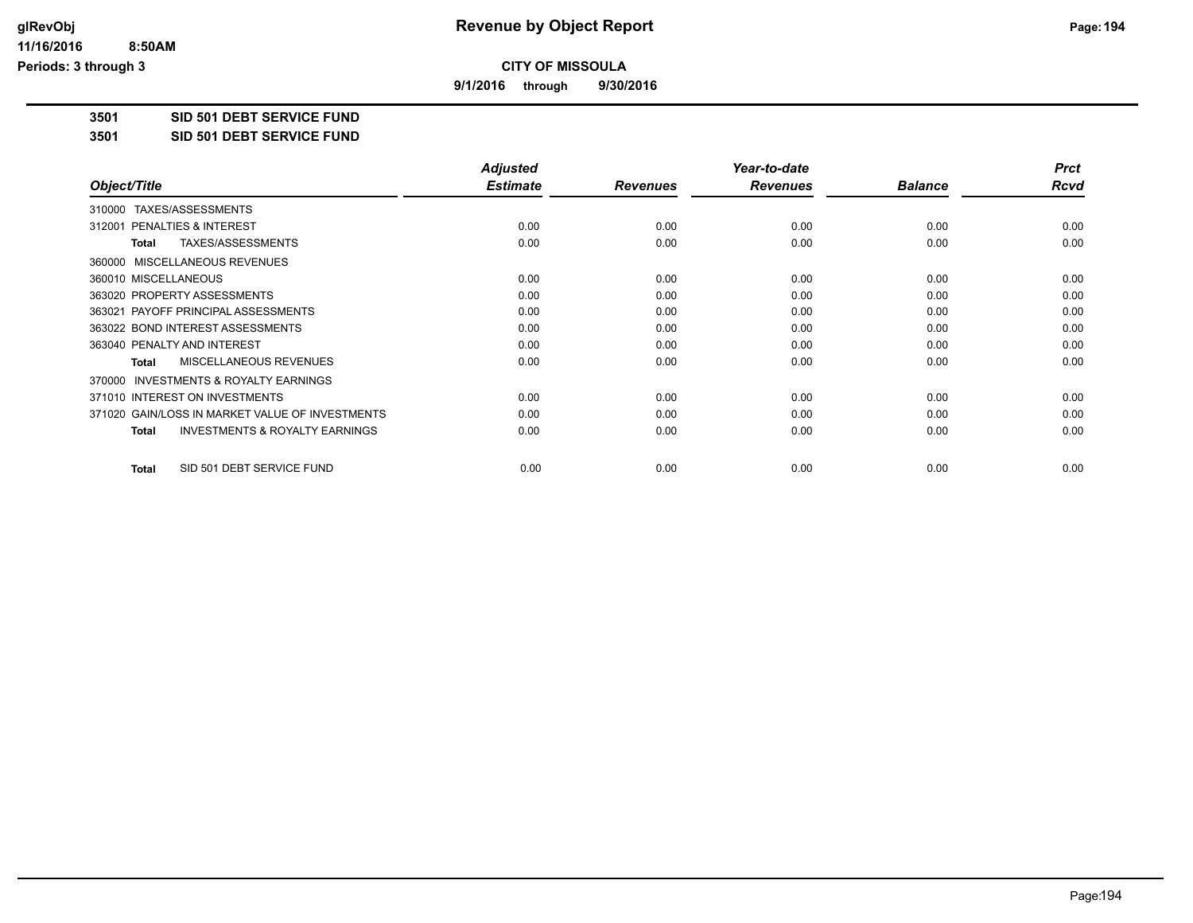**CITY OF MISSOULA**

**9/1/2016 through 9/30/2016**

**3501 SID 501 DEBT SERVICE FUND**

**3501 SID 501 DEBT SERVICE FUND**

| Object/Title | Adjusted Estimate | Revenues | Year-to-date Revenues | Balance | Prct Rcvd |
|---|---|---|---|---|---|
| 310000 TAXES/ASSESSMENTS | | | | | |
| 312001 PENALTIES & INTEREST | 0.00 | 0.00 | 0.00 | 0.00 | 0.00 |
| **Total** TAXES/ASSESSMENTS | 0.00 | 0.00 | 0.00 | 0.00 | 0.00 |
| 360000 MISCELLANEOUS REVENUES | | | | | |
| 360010 MISCELLANEOUS | 0.00 | 0.00 | 0.00 | 0.00 | 0.00 |
| 363020 PROPERTY ASSESSMENTS | 0.00 | 0.00 | 0.00 | 0.00 | 0.00 |
| 363021 PAYOFF PRINCIPAL ASSESSMENTS | 0.00 | 0.00 | 0.00 | 0.00 | 0.00 |
| 363022 BOND INTEREST ASSESSMENTS | 0.00 | 0.00 | 0.00 | 0.00 | 0.00 |
| 363040 PENALTY AND INTEREST | 0.00 | 0.00 | 0.00 | 0.00 | 0.00 |
| **Total** MISCELLANEOUS REVENUES | 0.00 | 0.00 | 0.00 | 0.00 | 0.00 |
| 370000 INVESTMENTS & ROYALTY EARNINGS | | | | | |
| 371010 INTEREST ON INVESTMENTS | 0.00 | 0.00 | 0.00 | 0.00 | 0.00 |
| 371020 GAIN/LOSS IN MARKET VALUE OF INVESTMENTS | 0.00 | 0.00 | 0.00 | 0.00 | 0.00 |
| **Total** INVESTMENTS & ROYALTY EARNINGS | 0.00 | 0.00 | 0.00 | 0.00 | 0.00 |
| **Total** SID 501 DEBT SERVICE FUND | 0.00 | 0.00 | 0.00 | 0.00 | 0.00 |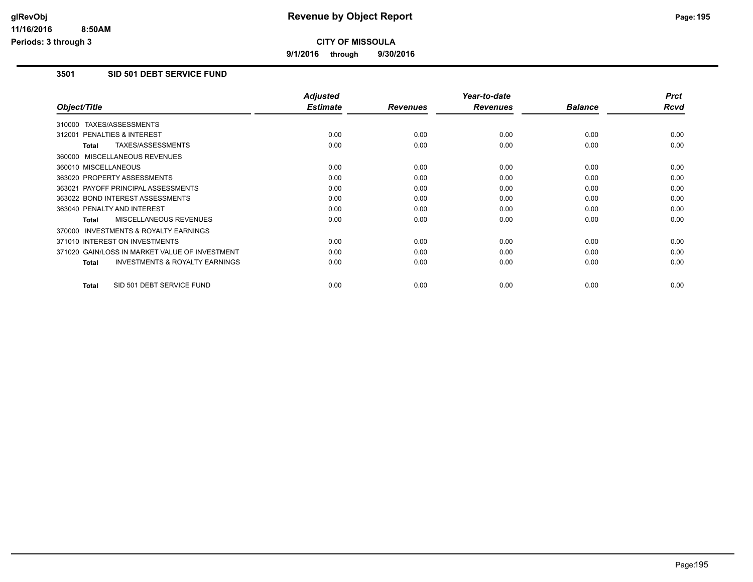# Revenue by Object Report

**CITY OF MISSOULA**

**9/1/2016 through 9/30/2016**

glRevObj
11/16/2016 8:50AM
Periods: 3 through 3

## 3501 SID 501 DEBT SERVICE FUND

| Object/Title | Adjusted Estimate | Revenues | Year-to-date Revenues | Balance | Prct Rcvd |
|---|---|---|---|---|---|
| 310000 TAXES/ASSESSMENTS | | | | | |
| 312001 PENALTIES & INTEREST | 0.00 | 0.00 | 0.00 | 0.00 | 0.00 |
| **Total** TAXES/ASSESSMENTS | 0.00 | 0.00 | 0.00 | 0.00 | 0.00 |
| 360000 MISCELLANEOUS REVENUES | | | | | |
| 360010 MISCELLANEOUS | 0.00 | 0.00 | 0.00 | 0.00 | 0.00 |
| 363020 PROPERTY ASSESSMENTS | 0.00 | 0.00 | 0.00 | 0.00 | 0.00 |
| 363021 PAYOFF PRINCIPAL ASSESSMENTS | 0.00 | 0.00 | 0.00 | 0.00 | 0.00 |
| 363022 BOND INTEREST ASSESSMENTS | 0.00 | 0.00 | 0.00 | 0.00 | 0.00 |
| 363040 PENALTY AND INTEREST | 0.00 | 0.00 | 0.00 | 0.00 | 0.00 |
| **Total** MISCELLANEOUS REVENUES | 0.00 | 0.00 | 0.00 | 0.00 | 0.00 |
| 370000 INVESTMENTS & ROYALTY EARNINGS | | | | | |
| 371010 INTEREST ON INVESTMENTS | 0.00 | 0.00 | 0.00 | 0.00 | 0.00 |
| 371020 GAIN/LOSS IN MARKET VALUE OF INVESTMENT | 0.00 | 0.00 | 0.00 | 0.00 | 0.00 |
| **Total** INVESTMENTS & ROYALTY EARNINGS | 0.00 | 0.00 | 0.00 | 0.00 | 0.00 |
| **Total** SID 501 DEBT SERVICE FUND | 0.00 | 0.00 | 0.00 | 0.00 | 0.00 |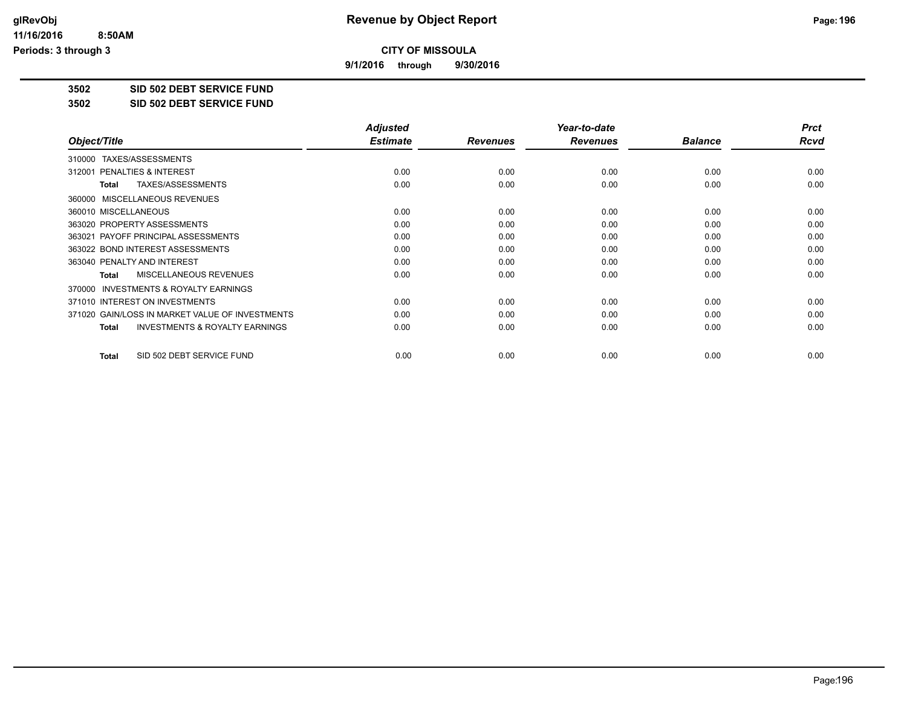# Revenue by Object Report

## CITY OF MISSOULA

9/1/2016 through 9/30/2016

glRevObj
11/16/2016 8:50AM
Periods: 3 through 3

**3502 SID 502 DEBT SERVICE FUND**

**3502 SID 502 DEBT SERVICE FUND**

| Object/Title | Adjusted Estimate | Revenues | Year-to-date Revenues | Balance | Prct Rcvd |
|---|---|---|---|---|---|
| 310000 TAXES/ASSESSMENTS | | | | | |
| 312001 PENALTIES & INTEREST | 0.00 | 0.00 | 0.00 | 0.00 | 0.00 |
| **Total** TAXES/ASSESSMENTS | 0.00 | 0.00 | 0.00 | 0.00 | 0.00 |
| 360000 MISCELLANEOUS REVENUES | | | | | |
| 360010 MISCELLANEOUS | 0.00 | 0.00 | 0.00 | 0.00 | 0.00 |
| 363020 PROPERTY ASSESSMENTS | 0.00 | 0.00 | 0.00 | 0.00 | 0.00 |
| 363021 PAYOFF PRINCIPAL ASSESSMENTS | 0.00 | 0.00 | 0.00 | 0.00 | 0.00 |
| 363022 BOND INTEREST ASSESSMENTS | 0.00 | 0.00 | 0.00 | 0.00 | 0.00 |
| 363040 PENALTY AND INTEREST | 0.00 | 0.00 | 0.00 | 0.00 | 0.00 |
| **Total** MISCELLANEOUS REVENUES | 0.00 | 0.00 | 0.00 | 0.00 | 0.00 |
| 370000 INVESTMENTS & ROYALTY EARNINGS | | | | | |
| 371010 INTEREST ON INVESTMENTS | 0.00 | 0.00 | 0.00 | 0.00 | 0.00 |
| 371020 GAIN/LOSS IN MARKET VALUE OF INVESTMENTS | 0.00 | 0.00 | 0.00 | 0.00 | 0.00 |
| **Total** INVESTMENTS & ROYALTY EARNINGS | 0.00 | 0.00 | 0.00 | 0.00 | 0.00 |
| **Total** SID 502 DEBT SERVICE FUND | 0.00 | 0.00 | 0.00 | 0.00 | 0.00 |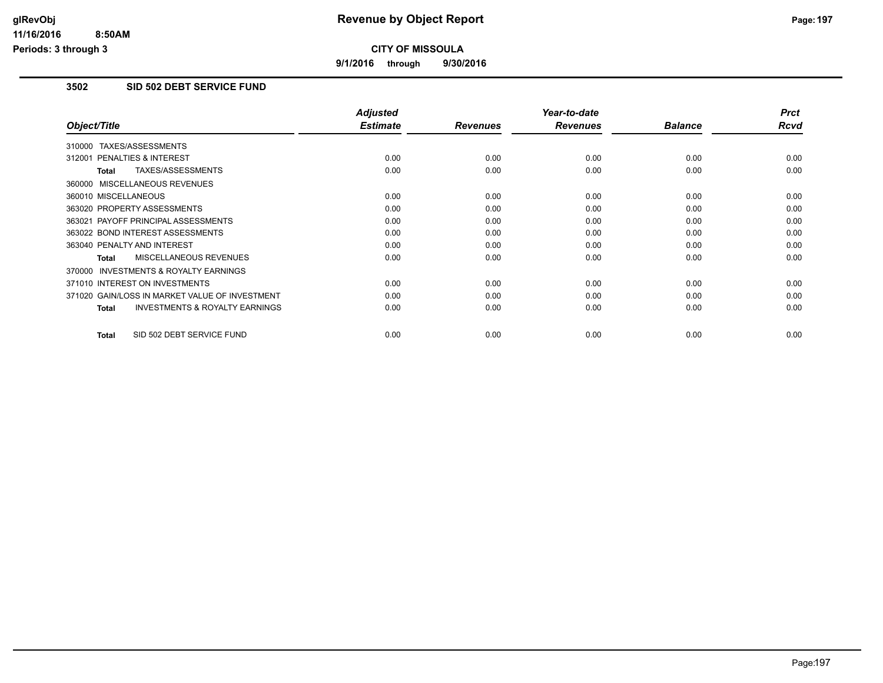# Revenue by Object Report

**CITY OF MISSOULA**

**9/1/2016 through 9/30/2016**

glRevObj
11/16/2016 8:50AM
Periods: 3 through 3

## 3502 SID 502 DEBT SERVICE FUND

| Object/Title | Adjusted Estimate | Revenues | Year-to-date Revenues | Balance | Prct Rcvd |
|---|---|---|---|---|---|
| 310000 TAXES/ASSESSMENTS | | | | | |
| 312001 PENALTIES & INTEREST | 0.00 | 0.00 | 0.00 | 0.00 | 0.00 |
| **Total** TAXES/ASSESSMENTS | 0.00 | 0.00 | 0.00 | 0.00 | 0.00 |
| 360000 MISCELLANEOUS REVENUES | | | | | |
| 360010 MISCELLANEOUS | 0.00 | 0.00 | 0.00 | 0.00 | 0.00 |
| 363020 PROPERTY ASSESSMENTS | 0.00 | 0.00 | 0.00 | 0.00 | 0.00 |
| 363021 PAYOFF PRINCIPAL ASSESSMENTS | 0.00 | 0.00 | 0.00 | 0.00 | 0.00 |
| 363022 BOND INTEREST ASSESSMENTS | 0.00 | 0.00 | 0.00 | 0.00 | 0.00 |
| 363040 PENALTY AND INTEREST | 0.00 | 0.00 | 0.00 | 0.00 | 0.00 |
| **Total** MISCELLANEOUS REVENUES | 0.00 | 0.00 | 0.00 | 0.00 | 0.00 |
| 370000 INVESTMENTS & ROYALTY EARNINGS | | | | | |
| 371010 INTEREST ON INVESTMENTS | 0.00 | 0.00 | 0.00 | 0.00 | 0.00 |
| 371020 GAIN/LOSS IN MARKET VALUE OF INVESTMENT | 0.00 | 0.00 | 0.00 | 0.00 | 0.00 |
| **Total** INVESTMENTS & ROYALTY EARNINGS | 0.00 | 0.00 | 0.00 | 0.00 | 0.00 |
| **Total** SID 502 DEBT SERVICE FUND | 0.00 | 0.00 | 0.00 | 0.00 | 0.00 |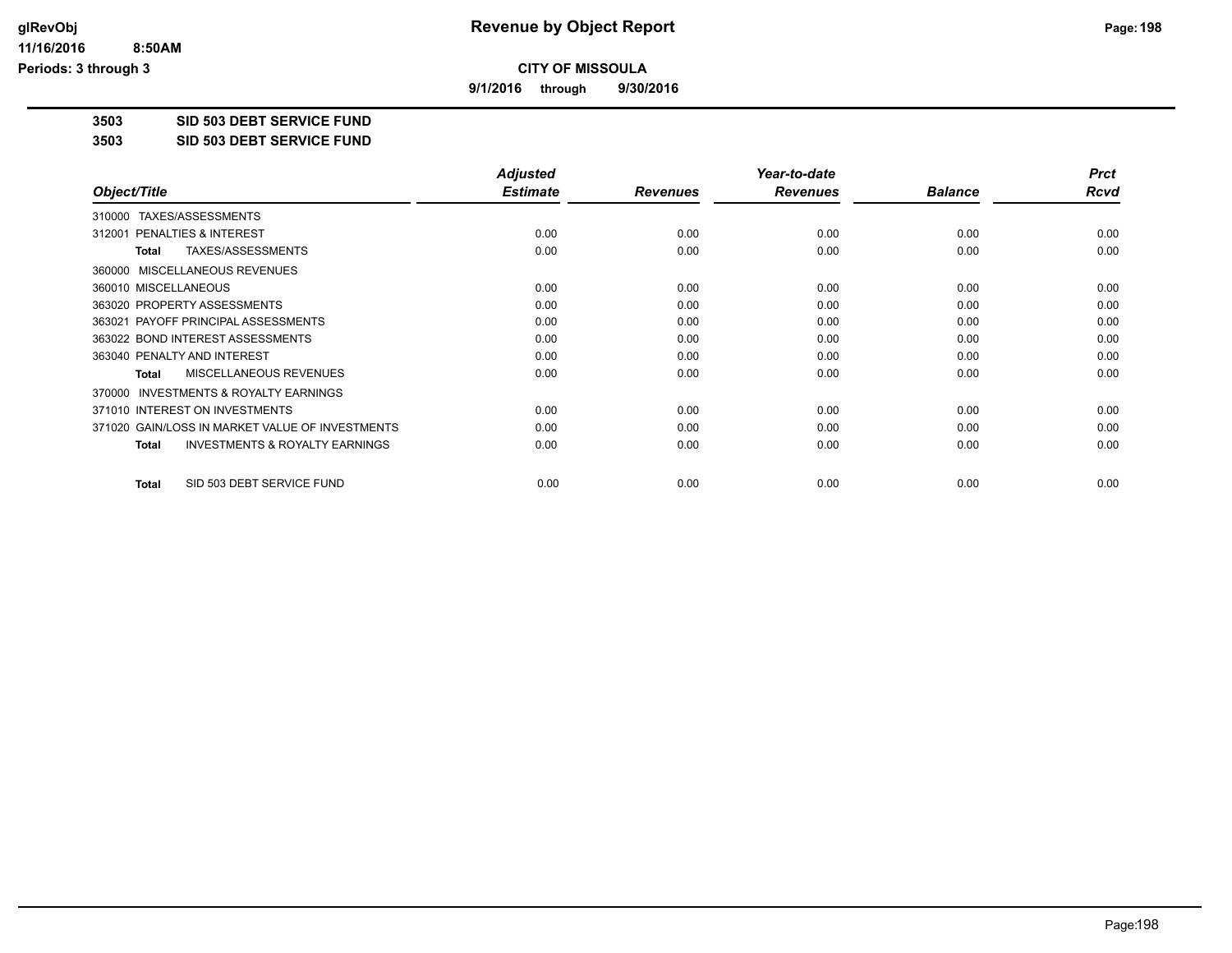**CITY OF MISSOULA**

**9/1/2016 through 9/30/2016**

**Revenue by Object Report**

**3503 SID 503 DEBT SERVICE FUND**

**3503 SID 503 DEBT SERVICE FUND**

| Object/Title | Adjusted Estimate | Revenues | Year-to-date Revenues | Balance | Prct Rcvd |
|---|---|---|---|---|---|
| 310000 TAXES/ASSESSMENTS | | | | | |
| 312001 PENALTIES & INTEREST | 0.00 | 0.00 | 0.00 | 0.00 | 0.00 |
| **Total** TAXES/ASSESSMENTS | 0.00 | 0.00 | 0.00 | 0.00 | 0.00 |
| 360000 MISCELLANEOUS REVENUES | | | | | |
| 360010 MISCELLANEOUS | 0.00 | 0.00 | 0.00 | 0.00 | 0.00 |
| 363020 PROPERTY ASSESSMENTS | 0.00 | 0.00 | 0.00 | 0.00 | 0.00 |
| 363021 PAYOFF PRINCIPAL ASSESSMENTS | 0.00 | 0.00 | 0.00 | 0.00 | 0.00 |
| 363022 BOND INTEREST ASSESSMENTS | 0.00 | 0.00 | 0.00 | 0.00 | 0.00 |
| 363040 PENALTY AND INTEREST | 0.00 | 0.00 | 0.00 | 0.00 | 0.00 |
| **Total** MISCELLANEOUS REVENUES | 0.00 | 0.00 | 0.00 | 0.00 | 0.00 |
| 370000 INVESTMENTS & ROYALTY EARNINGS | | | | | |
| 371010 INTEREST ON INVESTMENTS | 0.00 | 0.00 | 0.00 | 0.00 | 0.00 |
| 371020 GAIN/LOSS IN MARKET VALUE OF INVESTMENTS | 0.00 | 0.00 | 0.00 | 0.00 | 0.00 |
| **Total** INVESTMENTS & ROYALTY EARNINGS | 0.00 | 0.00 | 0.00 | 0.00 | 0.00 |
| **Total** SID 503 DEBT SERVICE FUND | 0.00 | 0.00 | 0.00 | 0.00 | 0.00 |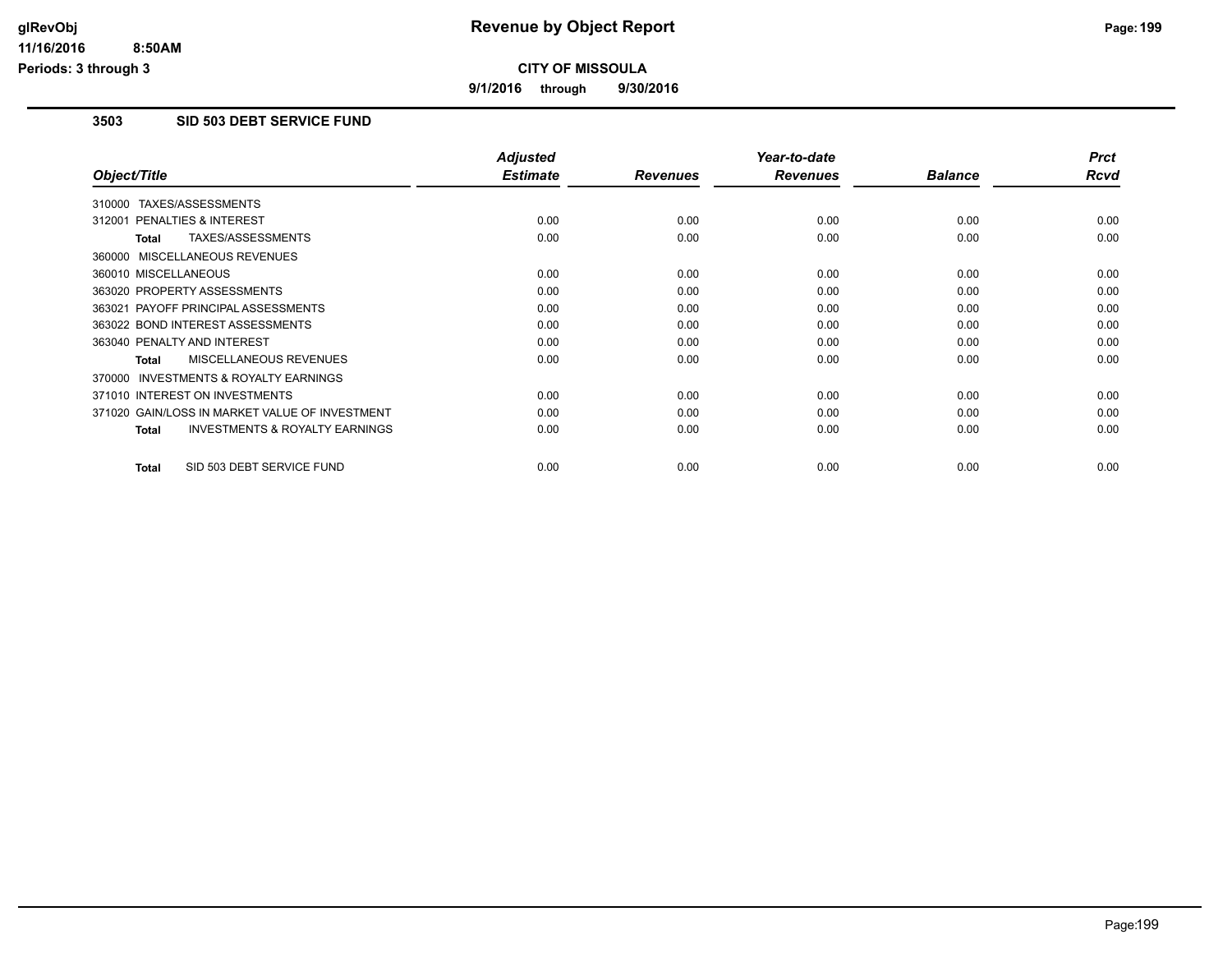# Revenue by Object Report

**CITY OF MISSOULA**

**9/1/2016 through 9/30/2016**

glRevObj
11/16/2016 8:50AM
Periods: 3 through 3

## 3503 SID 503 DEBT SERVICE FUND

| Object/Title | Adjusted Estimate | Revenues | Year-to-date Revenues | Balance | Prct Rcvd |
|---|---|---|---|---|---|
| 310000 TAXES/ASSESSMENTS | | | | | |
| 312001 PENALTIES & INTEREST | 0.00 | 0.00 | 0.00 | 0.00 | 0.00 |
| **Total** TAXES/ASSESSMENTS | 0.00 | 0.00 | 0.00 | 0.00 | 0.00 |
| 360000 MISCELLANEOUS REVENUES | | | | | |
| 360010 MISCELLANEOUS | 0.00 | 0.00 | 0.00 | 0.00 | 0.00 |
| 363020 PROPERTY ASSESSMENTS | 0.00 | 0.00 | 0.00 | 0.00 | 0.00 |
| 363021 PAYOFF PRINCIPAL ASSESSMENTS | 0.00 | 0.00 | 0.00 | 0.00 | 0.00 |
| 363022 BOND INTEREST ASSESSMENTS | 0.00 | 0.00 | 0.00 | 0.00 | 0.00 |
| 363040 PENALTY AND INTEREST | 0.00 | 0.00 | 0.00 | 0.00 | 0.00 |
| **Total** MISCELLANEOUS REVENUES | 0.00 | 0.00 | 0.00 | 0.00 | 0.00 |
| 370000 INVESTMENTS & ROYALTY EARNINGS | | | | | |
| 371010 INTEREST ON INVESTMENTS | 0.00 | 0.00 | 0.00 | 0.00 | 0.00 |
| 371020 GAIN/LOSS IN MARKET VALUE OF INVESTMENT | 0.00 | 0.00 | 0.00 | 0.00 | 0.00 |
| **Total** INVESTMENTS & ROYALTY EARNINGS | 0.00 | 0.00 | 0.00 | 0.00 | 0.00 |
| **Total** SID 503 DEBT SERVICE FUND | 0.00 | 0.00 | 0.00 | 0.00 | 0.00 |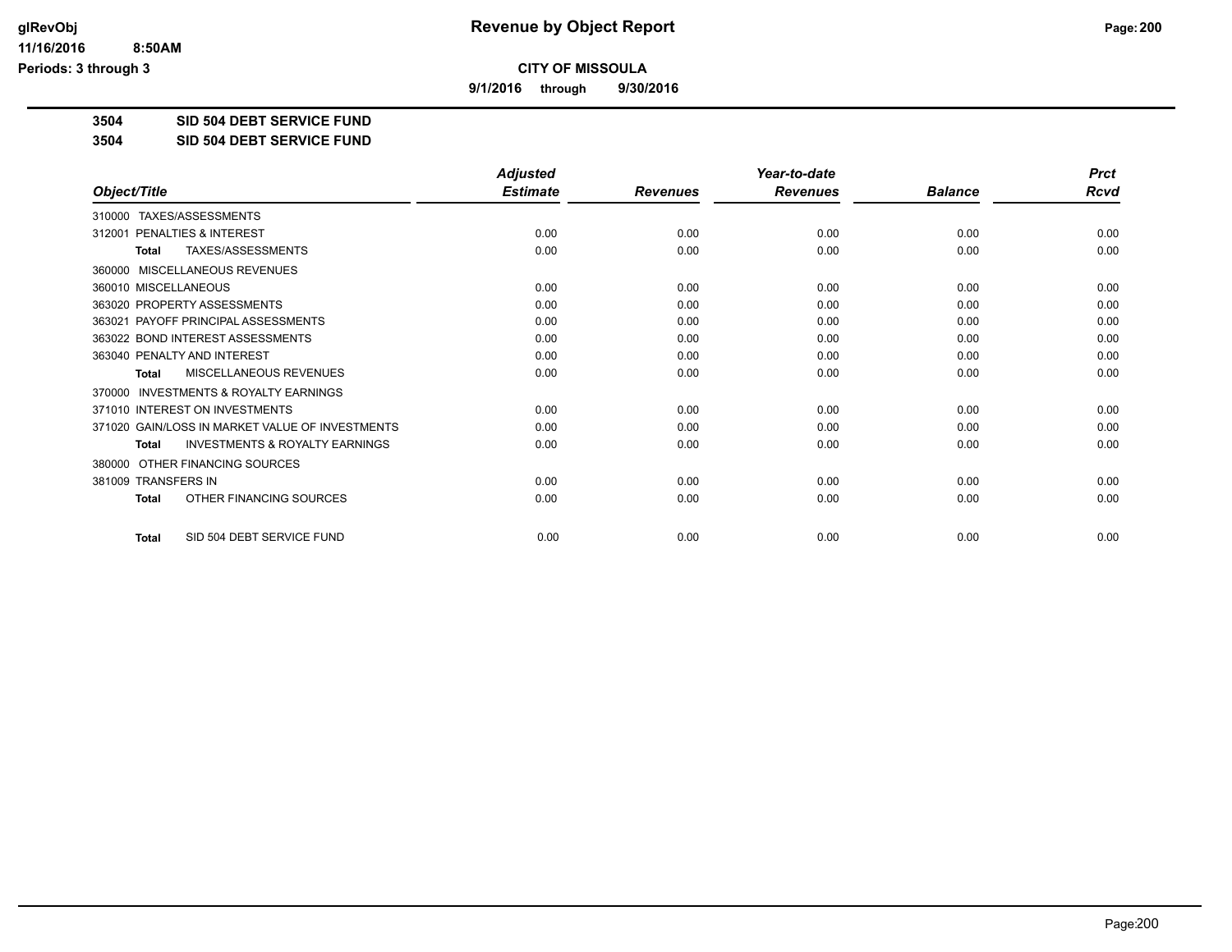**CITY OF MISSOULA**

**9/1/2016 through 9/30/2016**

**3504 SID 504 DEBT SERVICE FUND**

**3504 SID 504 DEBT SERVICE FUND**

| Object/Title | Adjusted Estimate | Revenues | Year-to-date Revenues | Balance | Prct Rcvd |
|---|---|---|---|---|---|
| 310000 TAXES/ASSESSMENTS | | | | | |
| 312001 PENALTIES & INTEREST | 0.00 | 0.00 | 0.00 | 0.00 | 0.00 |
| **Total** TAXES/ASSESSMENTS | 0.00 | 0.00 | 0.00 | 0.00 | 0.00 |
| 360000 MISCELLANEOUS REVENUES | | | | | |
| 360010 MISCELLANEOUS | 0.00 | 0.00 | 0.00 | 0.00 | 0.00 |
| 363020 PROPERTY ASSESSMENTS | 0.00 | 0.00 | 0.00 | 0.00 | 0.00 |
| 363021 PAYOFF PRINCIPAL ASSESSMENTS | 0.00 | 0.00 | 0.00 | 0.00 | 0.00 |
| 363022 BOND INTEREST ASSESSMENTS | 0.00 | 0.00 | 0.00 | 0.00 | 0.00 |
| 363040 PENALTY AND INTEREST | 0.00 | 0.00 | 0.00 | 0.00 | 0.00 |
| **Total** MISCELLANEOUS REVENUES | 0.00 | 0.00 | 0.00 | 0.00 | 0.00 |
| 370000 INVESTMENTS & ROYALTY EARNINGS | | | | | |
| 371010 INTEREST ON INVESTMENTS | 0.00 | 0.00 | 0.00 | 0.00 | 0.00 |
| 371020 GAIN/LOSS IN MARKET VALUE OF INVESTMENTS | 0.00 | 0.00 | 0.00 | 0.00 | 0.00 |
| **Total** INVESTMENTS & ROYALTY EARNINGS | 0.00 | 0.00 | 0.00 | 0.00 | 0.00 |
| 380000 OTHER FINANCING SOURCES | | | | | |
| 381009 TRANSFERS IN | 0.00 | 0.00 | 0.00 | 0.00 | 0.00 |
| **Total** OTHER FINANCING SOURCES | 0.00 | 0.00 | 0.00 | 0.00 | 0.00 |
| **Total** SID 504 DEBT SERVICE FUND | 0.00 | 0.00 | 0.00 | 0.00 | 0.00 |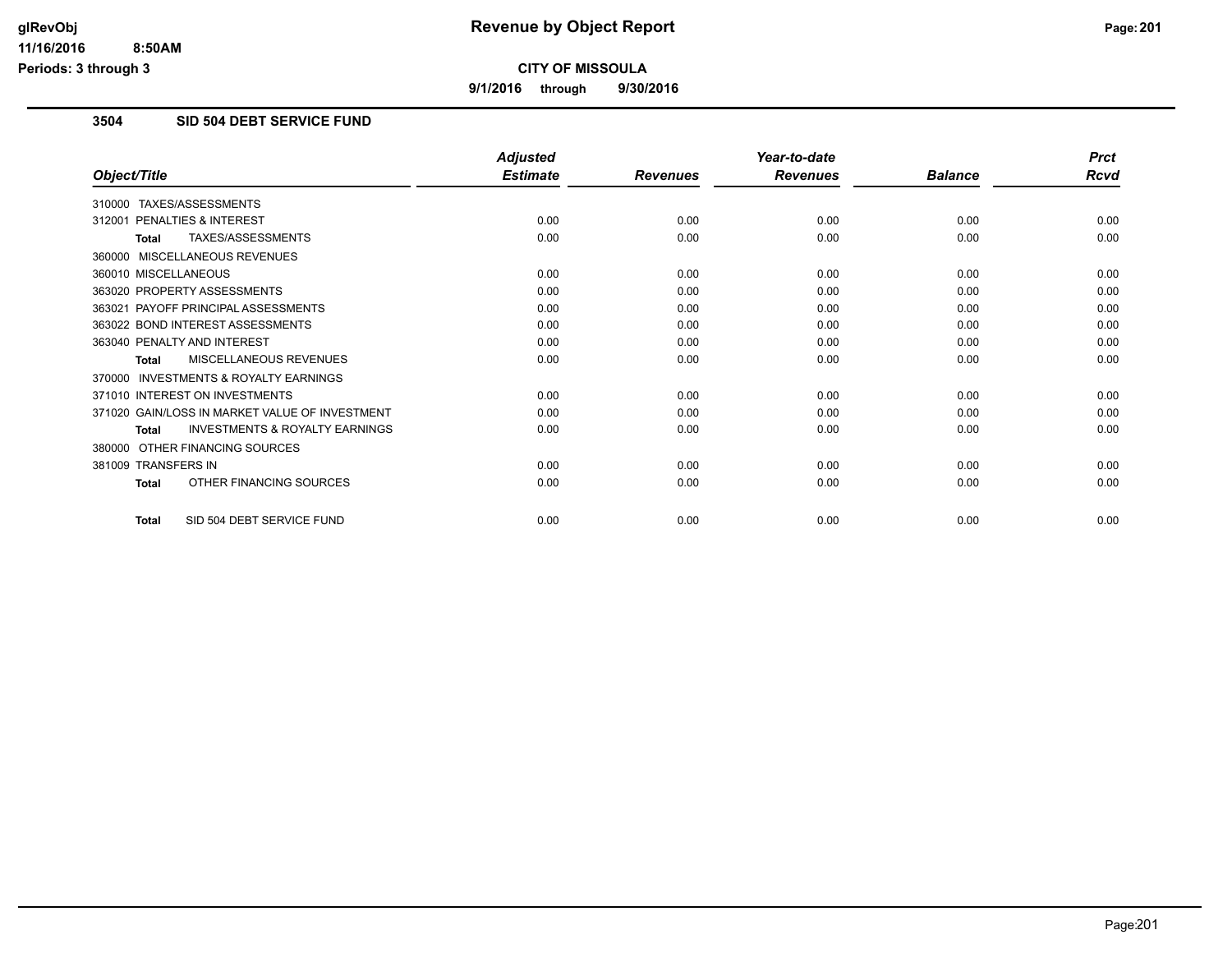# CITY OF MISSOULA

**9/1/2016 through 9/30/2016**

## 3504 SID 504 DEBT SERVICE FUND

| Object/Title | Adjusted Estimate | Revenues | Year-to-date Revenues | Balance | Prct Rcvd |
|---|---|---|---|---|---|
| 310000 TAXES/ASSESSMENTS | | | | | |
| 312001 PENALTIES & INTEREST | 0.00 | 0.00 | 0.00 | 0.00 | 0.00 |
| **Total** TAXES/ASSESSMENTS | 0.00 | 0.00 | 0.00 | 0.00 | 0.00 |
| 360000 MISCELLANEOUS REVENUES | | | | | |
| 360010 MISCELLANEOUS | 0.00 | 0.00 | 0.00 | 0.00 | 0.00 |
| 363020 PROPERTY ASSESSMENTS | 0.00 | 0.00 | 0.00 | 0.00 | 0.00 |
| 363021 PAYOFF PRINCIPAL ASSESSMENTS | 0.00 | 0.00 | 0.00 | 0.00 | 0.00 |
| 363022 BOND INTEREST ASSESSMENTS | 0.00 | 0.00 | 0.00 | 0.00 | 0.00 |
| 363040 PENALTY AND INTEREST | 0.00 | 0.00 | 0.00 | 0.00 | 0.00 |
| **Total** MISCELLANEOUS REVENUES | 0.00 | 0.00 | 0.00 | 0.00 | 0.00 |
| 370000 INVESTMENTS & ROYALTY EARNINGS | | | | | |
| 371010 INTEREST ON INVESTMENTS | 0.00 | 0.00 | 0.00 | 0.00 | 0.00 |
| 371020 GAIN/LOSS IN MARKET VALUE OF INVESTMENT | 0.00 | 0.00 | 0.00 | 0.00 | 0.00 |
| **Total** INVESTMENTS & ROYALTY EARNINGS | 0.00 | 0.00 | 0.00 | 0.00 | 0.00 |
| 380000 OTHER FINANCING SOURCES | | | | | |
| 381009 TRANSFERS IN | 0.00 | 0.00 | 0.00 | 0.00 | 0.00 |
| **Total** OTHER FINANCING SOURCES | 0.00 | 0.00 | 0.00 | 0.00 | 0.00 |
| **Total** SID 504 DEBT SERVICE FUND | 0.00 | 0.00 | 0.00 | 0.00 | 0.00 |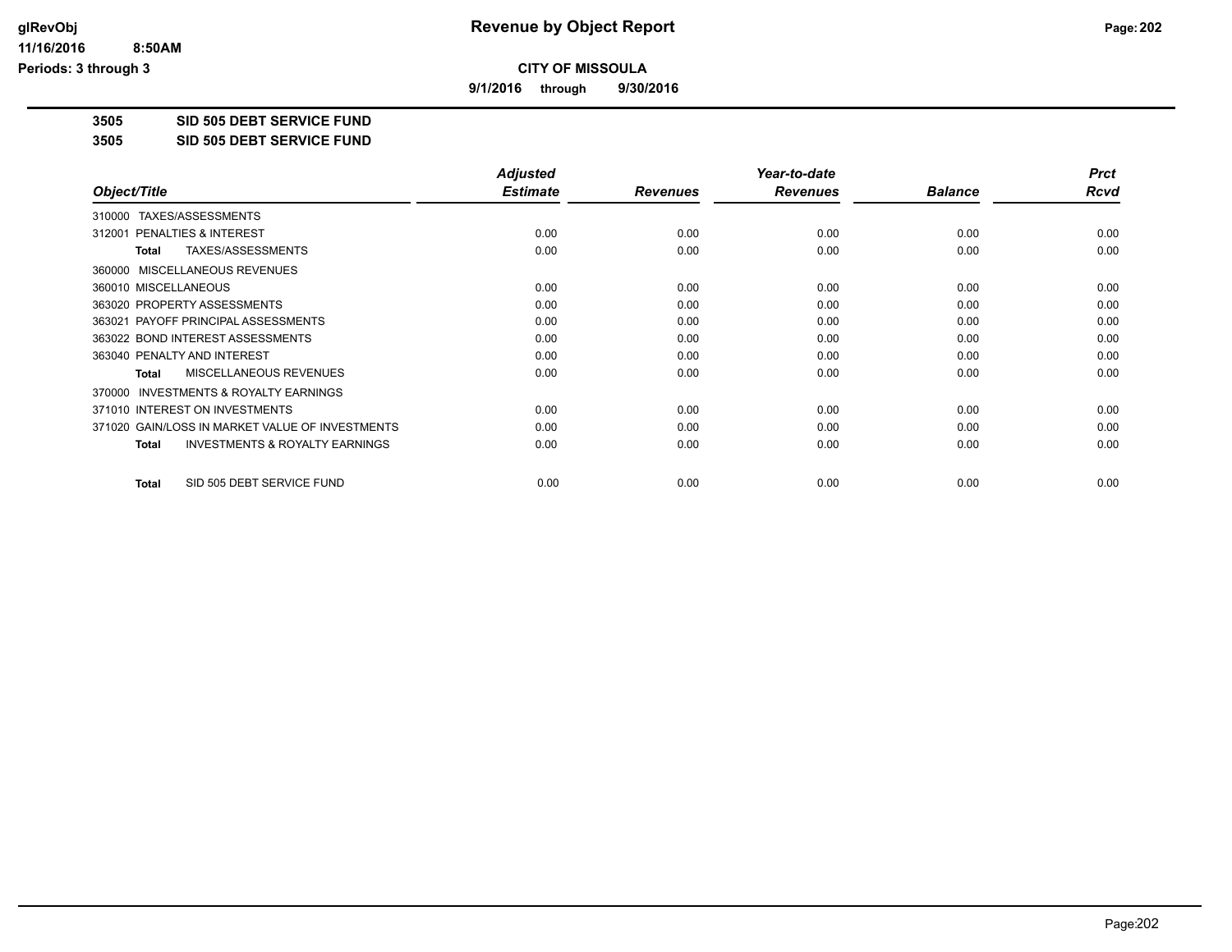# Revenue by Object Report

glRevObj
11/16/2016 8:50AM
Periods: 3 through 3

**CITY OF MISSOULA**

**9/1/2016 through 9/30/2016**

**3505 SID 505 DEBT SERVICE FUND**

**3505 SID 505 DEBT SERVICE FUND**

| Object/Title | Adjusted Estimate | Revenues | Year-to-date Revenues | Balance | Prct Rcvd |
|---|---|---|---|---|---|
| 310000 TAXES/ASSESSMENTS | | | | | |
| 312001 PENALTIES & INTEREST | 0.00 | 0.00 | 0.00 | 0.00 | 0.00 |
| **Total** TAXES/ASSESSMENTS | 0.00 | 0.00 | 0.00 | 0.00 | 0.00 |
| 360000 MISCELLANEOUS REVENUES | | | | | |
| 360010 MISCELLANEOUS | 0.00 | 0.00 | 0.00 | 0.00 | 0.00 |
| 363020 PROPERTY ASSESSMENTS | 0.00 | 0.00 | 0.00 | 0.00 | 0.00 |
| 363021 PAYOFF PRINCIPAL ASSESSMENTS | 0.00 | 0.00 | 0.00 | 0.00 | 0.00 |
| 363022 BOND INTEREST ASSESSMENTS | 0.00 | 0.00 | 0.00 | 0.00 | 0.00 |
| 363040 PENALTY AND INTEREST | 0.00 | 0.00 | 0.00 | 0.00 | 0.00 |
| **Total** MISCELLANEOUS REVENUES | 0.00 | 0.00 | 0.00 | 0.00 | 0.00 |
| 370000 INVESTMENTS & ROYALTY EARNINGS | | | | | |
| 371010 INTEREST ON INVESTMENTS | 0.00 | 0.00 | 0.00 | 0.00 | 0.00 |
| 371020 GAIN/LOSS IN MARKET VALUE OF INVESTMENTS | 0.00 | 0.00 | 0.00 | 0.00 | 0.00 |
| **Total** INVESTMENTS & ROYALTY EARNINGS | 0.00 | 0.00 | 0.00 | 0.00 | 0.00 |
| **Total** SID 505 DEBT SERVICE FUND | 0.00 | 0.00 | 0.00 | 0.00 | 0.00 |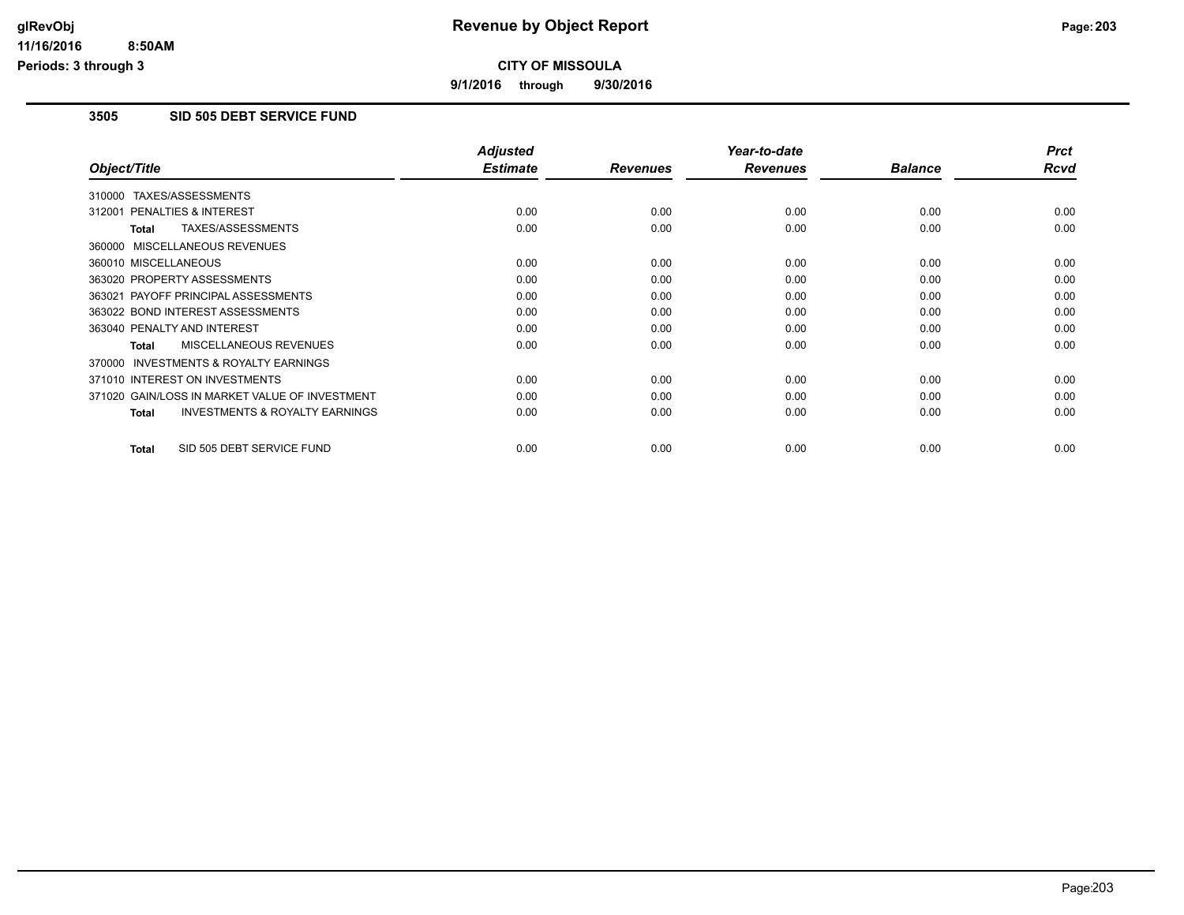# Revenue by Object Report

**CITY OF MISSOULA**

**9/1/2016 through 9/30/2016**

glRevObj
11/16/2016 8:50AM
Periods: 3 through 3

## 3505 SID 505 DEBT SERVICE FUND

| Object/Title | Adjusted Estimate | Revenues | Year-to-date Revenues | Balance | Prct Rcvd |
|---|---|---|---|---|---|
| 310000 TAXES/ASSESSMENTS | | | | | |
| 312001 PENALTIES & INTEREST | 0.00 | 0.00 | 0.00 | 0.00 | 0.00 |
| **Total** TAXES/ASSESSMENTS | 0.00 | 0.00 | 0.00 | 0.00 | 0.00 |
| 360000 MISCELLANEOUS REVENUES | | | | | |
| 360010 MISCELLANEOUS | 0.00 | 0.00 | 0.00 | 0.00 | 0.00 |
| 363020 PROPERTY ASSESSMENTS | 0.00 | 0.00 | 0.00 | 0.00 | 0.00 |
| 363021 PAYOFF PRINCIPAL ASSESSMENTS | 0.00 | 0.00 | 0.00 | 0.00 | 0.00 |
| 363022 BOND INTEREST ASSESSMENTS | 0.00 | 0.00 | 0.00 | 0.00 | 0.00 |
| 363040 PENALTY AND INTEREST | 0.00 | 0.00 | 0.00 | 0.00 | 0.00 |
| **Total** MISCELLANEOUS REVENUES | 0.00 | 0.00 | 0.00 | 0.00 | 0.00 |
| 370000 INVESTMENTS & ROYALTY EARNINGS | | | | | |
| 371010 INTEREST ON INVESTMENTS | 0.00 | 0.00 | 0.00 | 0.00 | 0.00 |
| 371020 GAIN/LOSS IN MARKET VALUE OF INVESTMENT | 0.00 | 0.00 | 0.00 | 0.00 | 0.00 |
| **Total** INVESTMENTS & ROYALTY EARNINGS | 0.00 | 0.00 | 0.00 | 0.00 | 0.00 |
| **Total** SID 505 DEBT SERVICE FUND | 0.00 | 0.00 | 0.00 | 0.00 | 0.00 |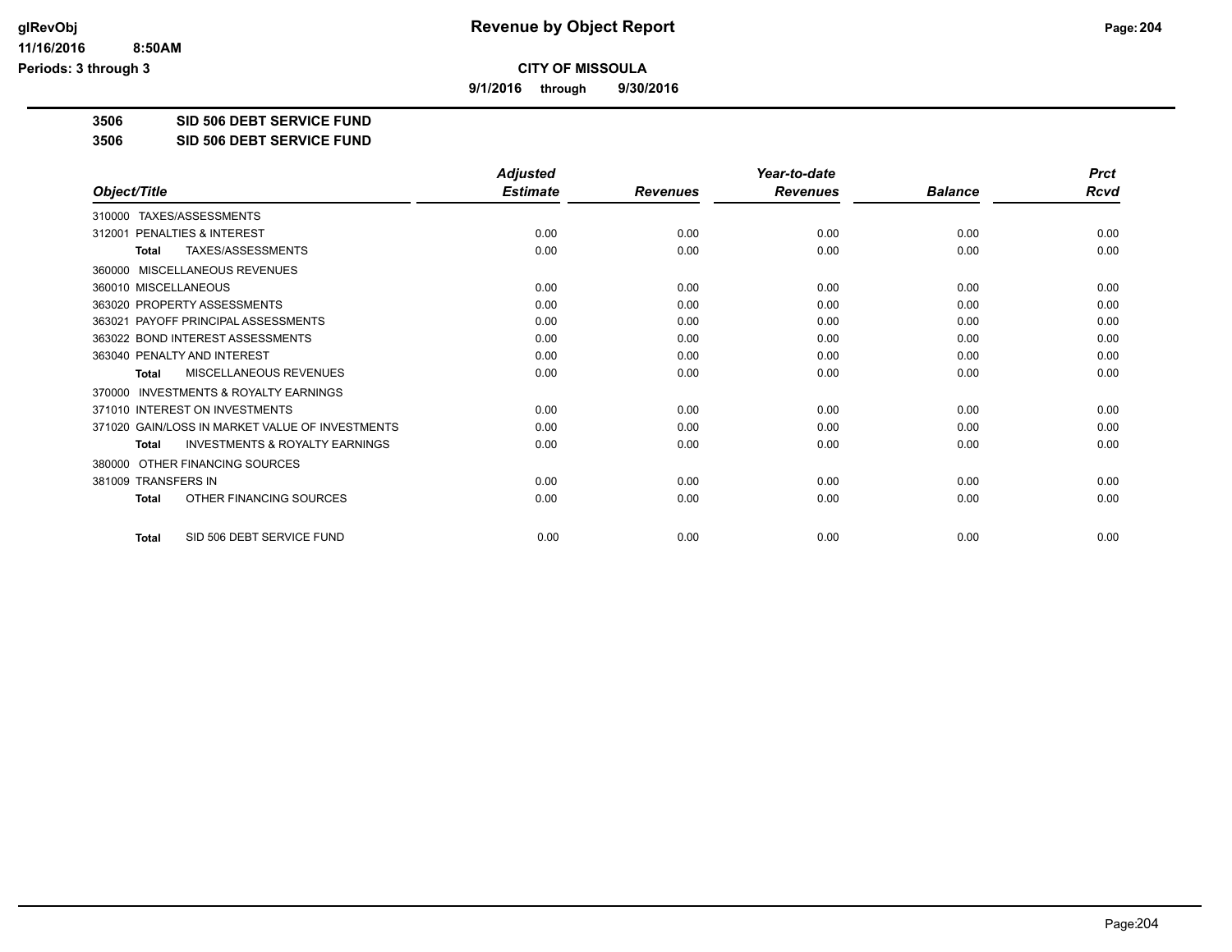# Revenue by Object Report

**CITY OF MISSOULA**

**9/1/2016 through 9/30/2016**

glRevObj
11/16/2016 8:50AM
Periods: 3 through 3

**3506 SID 506 DEBT SERVICE FUND**

**3506 SID 506 DEBT SERVICE FUND**

| Object/Title | Adjusted Estimate | Revenues | Year-to-date Revenues | Balance | Prct Rcvd |
|---|---|---|---|---|---|
| 310000 TAXES/ASSESSMENTS | | | | | |
| 312001 PENALTIES & INTEREST | 0.00 | 0.00 | 0.00 | 0.00 | 0.00 |
| **Total** TAXES/ASSESSMENTS | 0.00 | 0.00 | 0.00 | 0.00 | 0.00 |
| 360000 MISCELLANEOUS REVENUES | | | | | |
| 360010 MISCELLANEOUS | 0.00 | 0.00 | 0.00 | 0.00 | 0.00 |
| 363020 PROPERTY ASSESSMENTS | 0.00 | 0.00 | 0.00 | 0.00 | 0.00 |
| 363021 PAYOFF PRINCIPAL ASSESSMENTS | 0.00 | 0.00 | 0.00 | 0.00 | 0.00 |
| 363022 BOND INTEREST ASSESSMENTS | 0.00 | 0.00 | 0.00 | 0.00 | 0.00 |
| 363040 PENALTY AND INTEREST | 0.00 | 0.00 | 0.00 | 0.00 | 0.00 |
| **Total** MISCELLANEOUS REVENUES | 0.00 | 0.00 | 0.00 | 0.00 | 0.00 |
| 370000 INVESTMENTS & ROYALTY EARNINGS | | | | | |
| 371010 INTEREST ON INVESTMENTS | 0.00 | 0.00 | 0.00 | 0.00 | 0.00 |
| 371020 GAIN/LOSS IN MARKET VALUE OF INVESTMENTS | 0.00 | 0.00 | 0.00 | 0.00 | 0.00 |
| **Total** INVESTMENTS & ROYALTY EARNINGS | 0.00 | 0.00 | 0.00 | 0.00 | 0.00 |
| 380000 OTHER FINANCING SOURCES | | | | | |
| 381009 TRANSFERS IN | 0.00 | 0.00 | 0.00 | 0.00 | 0.00 |
| **Total** OTHER FINANCING SOURCES | 0.00 | 0.00 | 0.00 | 0.00 | 0.00 |
| **Total** SID 506 DEBT SERVICE FUND | 0.00 | 0.00 | 0.00 | 0.00 | 0.00 |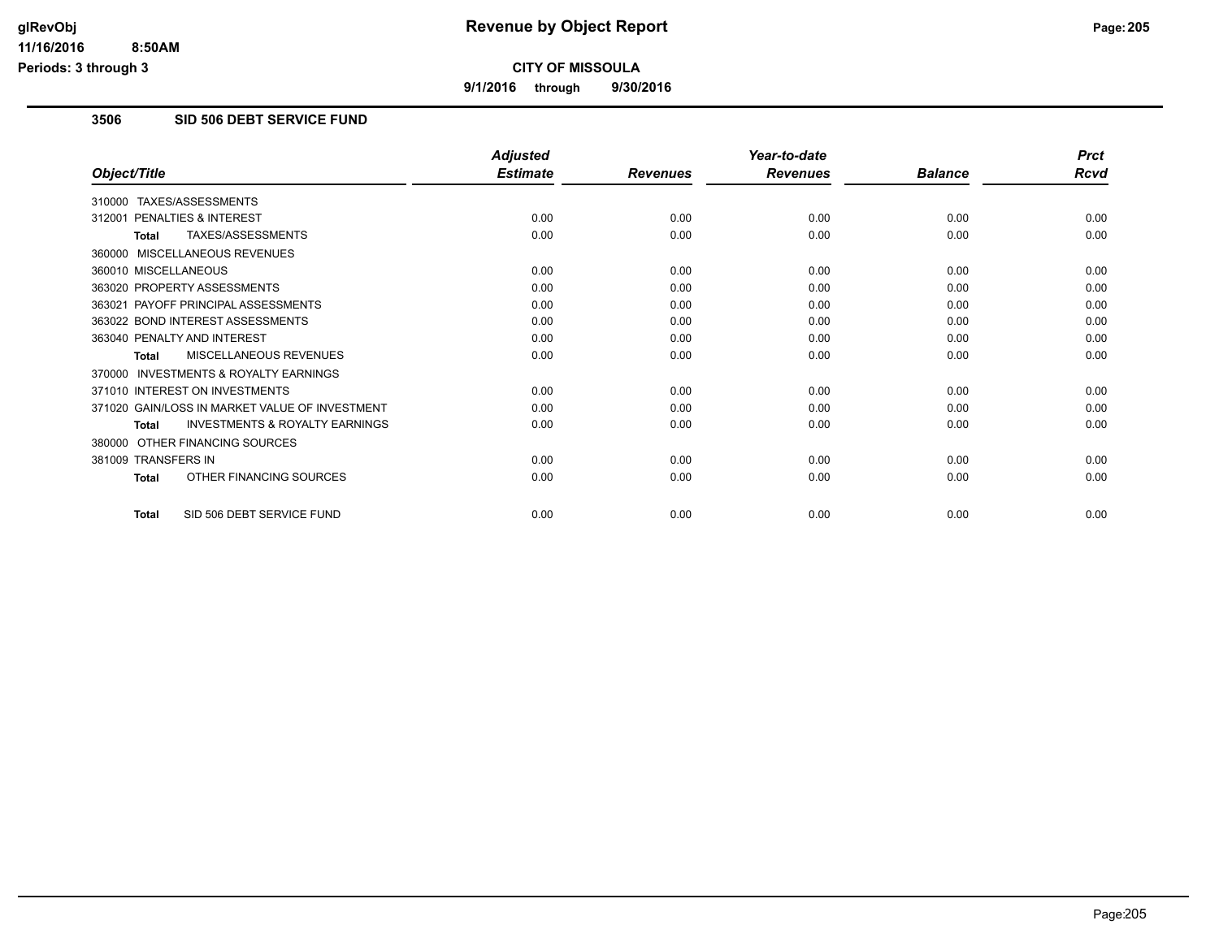# Revenue by Object Report

**CITY OF MISSOULA**

**9/1/2016 through 9/30/2016**

glRevObj
11/16/2016 8:50AM
Periods: 3 through 3

## 3506 SID 506 DEBT SERVICE FUND

| Object/Title | Adjusted Estimate | Revenues | Year-to-date Revenues | Balance | Prct Rcvd |
|---|---|---|---|---|---|
| 310000 TAXES/ASSESSMENTS | | | | | |
| 312001 PENALTIES & INTEREST | 0.00 | 0.00 | 0.00 | 0.00 | 0.00 |
| **Total** TAXES/ASSESSMENTS | 0.00 | 0.00 | 0.00 | 0.00 | 0.00 |
| 360000 MISCELLANEOUS REVENUES | | | | | |
| 360010 MISCELLANEOUS | 0.00 | 0.00 | 0.00 | 0.00 | 0.00 |
| 363020 PROPERTY ASSESSMENTS | 0.00 | 0.00 | 0.00 | 0.00 | 0.00 |
| 363021 PAYOFF PRINCIPAL ASSESSMENTS | 0.00 | 0.00 | 0.00 | 0.00 | 0.00 |
| 363022 BOND INTEREST ASSESSMENTS | 0.00 | 0.00 | 0.00 | 0.00 | 0.00 |
| 363040 PENALTY AND INTEREST | 0.00 | 0.00 | 0.00 | 0.00 | 0.00 |
| **Total** MISCELLANEOUS REVENUES | 0.00 | 0.00 | 0.00 | 0.00 | 0.00 |
| 370000 INVESTMENTS & ROYALTY EARNINGS | | | | | |
| 371010 INTEREST ON INVESTMENTS | 0.00 | 0.00 | 0.00 | 0.00 | 0.00 |
| 371020 GAIN/LOSS IN MARKET VALUE OF INVESTMENT | 0.00 | 0.00 | 0.00 | 0.00 | 0.00 |
| **Total** INVESTMENTS & ROYALTY EARNINGS | 0.00 | 0.00 | 0.00 | 0.00 | 0.00 |
| 380000 OTHER FINANCING SOURCES | | | | | |
| 381009 TRANSFERS IN | 0.00 | 0.00 | 0.00 | 0.00 | 0.00 |
| **Total** OTHER FINANCING SOURCES | 0.00 | 0.00 | 0.00 | 0.00 | 0.00 |
| **Total** SID 506 DEBT SERVICE FUND | 0.00 | 0.00 | 0.00 | 0.00 | 0.00 |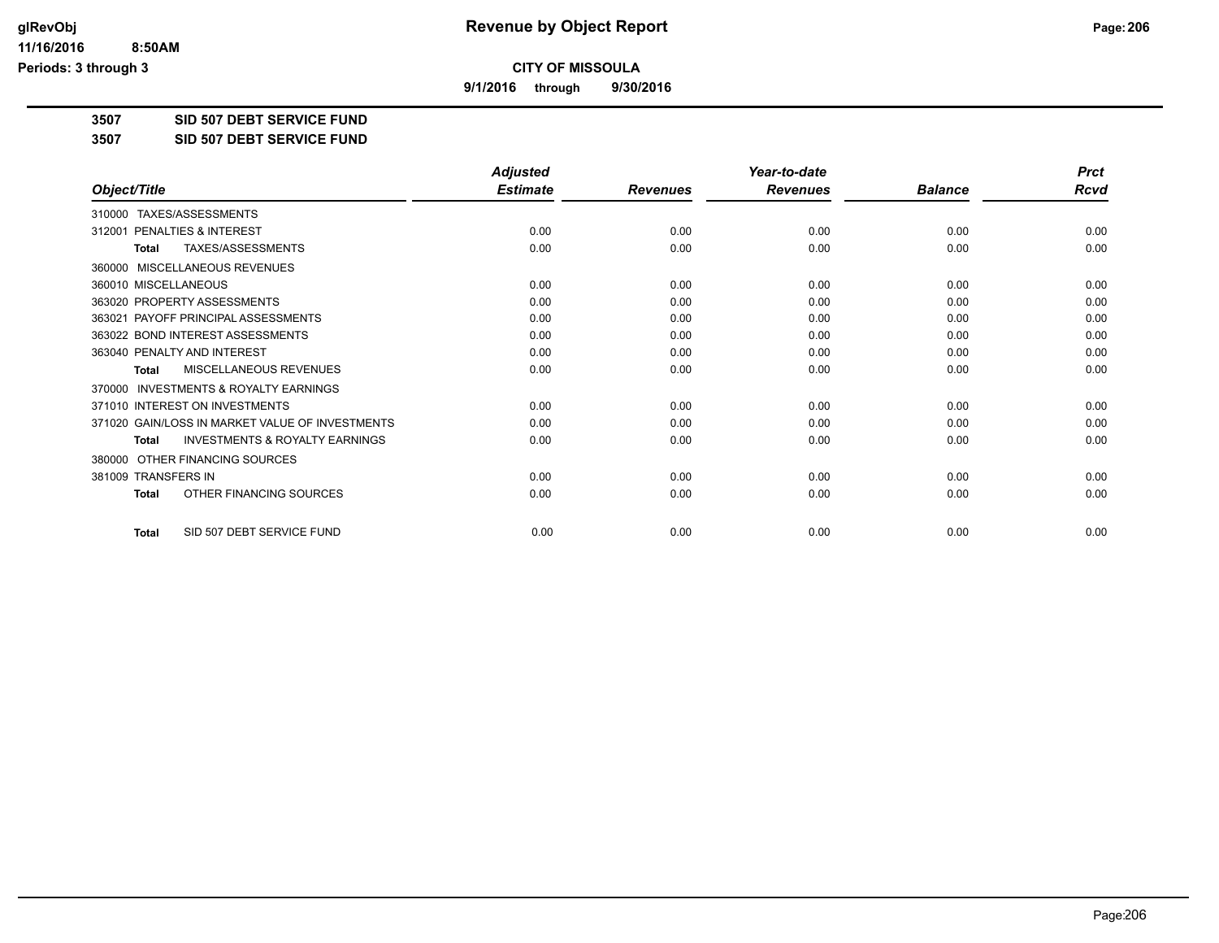# Revenue by Object Report

**CITY OF MISSOULA**

**9/1/2016 through 9/30/2016**

glRevObj
11/16/2016 8:50AM
Periods: 3 through 3

**3507 SID 507 DEBT SERVICE FUND**

**3507 SID 507 DEBT SERVICE FUND**

| Object/Title | Adjusted Estimate | Revenues | Year-to-date Revenues | Balance | Prct Rcvd |
|---|---|---|---|---|---|
| 310000 TAXES/ASSESSMENTS | | | | | |
| 312001 PENALTIES & INTEREST | 0.00 | 0.00 | 0.00 | 0.00 | 0.00 |
| **Total** TAXES/ASSESSMENTS | 0.00 | 0.00 | 0.00 | 0.00 | 0.00 |
| 360000 MISCELLANEOUS REVENUES | | | | | |
| 360010 MISCELLANEOUS | 0.00 | 0.00 | 0.00 | 0.00 | 0.00 |
| 363020 PROPERTY ASSESSMENTS | 0.00 | 0.00 | 0.00 | 0.00 | 0.00 |
| 363021 PAYOFF PRINCIPAL ASSESSMENTS | 0.00 | 0.00 | 0.00 | 0.00 | 0.00 |
| 363022 BOND INTEREST ASSESSMENTS | 0.00 | 0.00 | 0.00 | 0.00 | 0.00 |
| 363040 PENALTY AND INTEREST | 0.00 | 0.00 | 0.00 | 0.00 | 0.00 |
| **Total** MISCELLANEOUS REVENUES | 0.00 | 0.00 | 0.00 | 0.00 | 0.00 |
| 370000 INVESTMENTS & ROYALTY EARNINGS | | | | | |
| 371010 INTEREST ON INVESTMENTS | 0.00 | 0.00 | 0.00 | 0.00 | 0.00 |
| 371020 GAIN/LOSS IN MARKET VALUE OF INVESTMENTS | 0.00 | 0.00 | 0.00 | 0.00 | 0.00 |
| **Total** INVESTMENTS & ROYALTY EARNINGS | 0.00 | 0.00 | 0.00 | 0.00 | 0.00 |
| 380000 OTHER FINANCING SOURCES | | | | | |
| 381009 TRANSFERS IN | 0.00 | 0.00 | 0.00 | 0.00 | 0.00 |
| **Total** OTHER FINANCING SOURCES | 0.00 | 0.00 | 0.00 | 0.00 | 0.00 |
| **Total** SID 507 DEBT SERVICE FUND | 0.00 | 0.00 | 0.00 | 0.00 | 0.00 |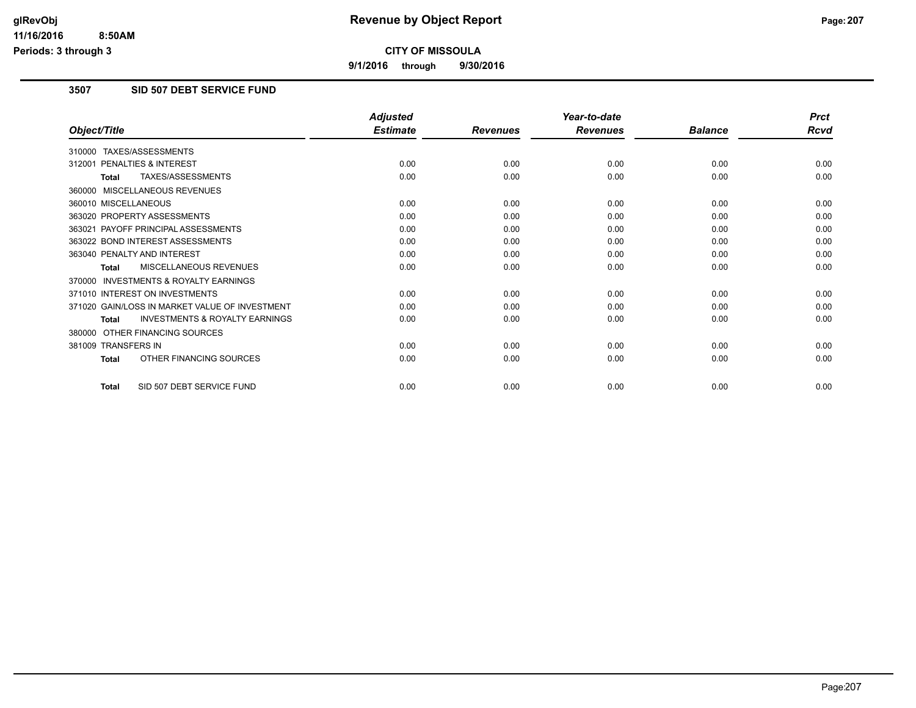# Revenue by Object Report

**CITY OF MISSOULA**

**9/1/2016 through 9/30/2016**

glRevObj
11/16/2016 8:50AM
Periods: 3 through 3

## 3507 SID 507 DEBT SERVICE FUND

| Object/Title | Adjusted Estimate | Revenues | Year-to-date Revenues | Balance | Prct Rcvd |
|---|---|---|---|---|---|
| 310000 TAXES/ASSESSMENTS | | | | | |
| 312001 PENALTIES & INTEREST | 0.00 | 0.00 | 0.00 | 0.00 | 0.00 |
| **Total** TAXES/ASSESSMENTS | 0.00 | 0.00 | 0.00 | 0.00 | 0.00 |
| 360000 MISCELLANEOUS REVENUES | | | | | |
| 360010 MISCELLANEOUS | 0.00 | 0.00 | 0.00 | 0.00 | 0.00 |
| 363020 PROPERTY ASSESSMENTS | 0.00 | 0.00 | 0.00 | 0.00 | 0.00 |
| 363021 PAYOFF PRINCIPAL ASSESSMENTS | 0.00 | 0.00 | 0.00 | 0.00 | 0.00 |
| 363022 BOND INTEREST ASSESSMENTS | 0.00 | 0.00 | 0.00 | 0.00 | 0.00 |
| 363040 PENALTY AND INTEREST | 0.00 | 0.00 | 0.00 | 0.00 | 0.00 |
| **Total** MISCELLANEOUS REVENUES | 0.00 | 0.00 | 0.00 | 0.00 | 0.00 |
| 370000 INVESTMENTS & ROYALTY EARNINGS | | | | | |
| 371010 INTEREST ON INVESTMENTS | 0.00 | 0.00 | 0.00 | 0.00 | 0.00 |
| 371020 GAIN/LOSS IN MARKET VALUE OF INVESTMENT | 0.00 | 0.00 | 0.00 | 0.00 | 0.00 |
| **Total** INVESTMENTS & ROYALTY EARNINGS | 0.00 | 0.00 | 0.00 | 0.00 | 0.00 |
| 380000 OTHER FINANCING SOURCES | | | | | |
| 381009 TRANSFERS IN | 0.00 | 0.00 | 0.00 | 0.00 | 0.00 |
| **Total** OTHER FINANCING SOURCES | 0.00 | 0.00 | 0.00 | 0.00 | 0.00 |
| **Total** SID 507 DEBT SERVICE FUND | 0.00 | 0.00 | 0.00 | 0.00 | 0.00 |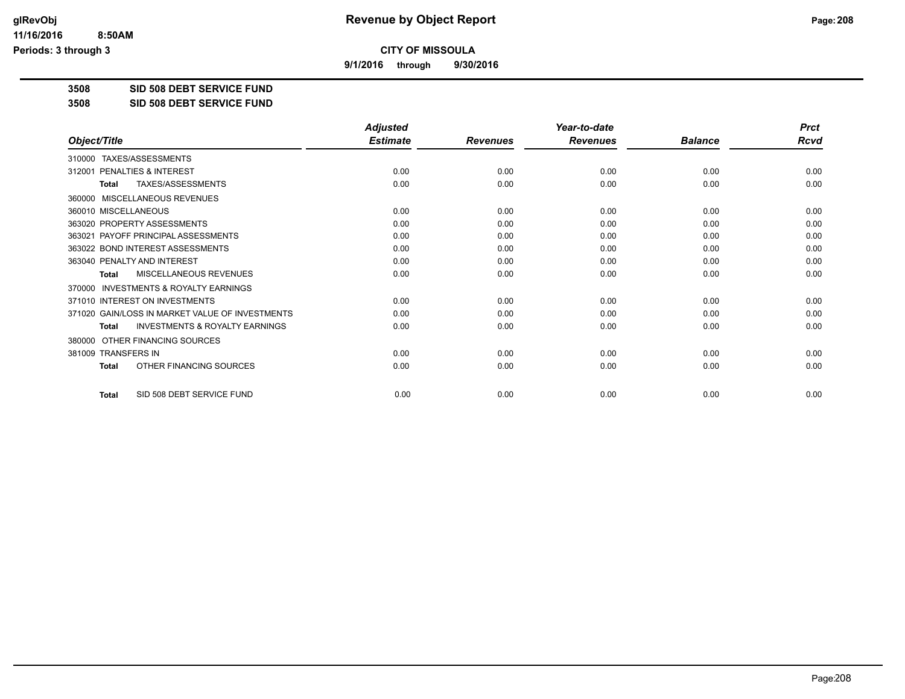# Revenue by Object Report

**CITY OF MISSOULA**

**9/1/2016 through 9/30/2016**

glRevObj
11/16/2016 8:50AM
Periods: 3 through 3

**3508 SID 508 DEBT SERVICE FUND**

**3508 SID 508 DEBT SERVICE FUND**

| Object/Title | Adjusted Estimate | Revenues | Year-to-date Revenues | Balance | Prct Rcvd |
|---|---|---|---|---|---|
| 310000 TAXES/ASSESSMENTS | | | | | |
| 312001 PENALTIES & INTEREST | 0.00 | 0.00 | 0.00 | 0.00 | 0.00 |
| **Total** TAXES/ASSESSMENTS | 0.00 | 0.00 | 0.00 | 0.00 | 0.00 |
| 360000 MISCELLANEOUS REVENUES | | | | | |
| 360010 MISCELLANEOUS | 0.00 | 0.00 | 0.00 | 0.00 | 0.00 |
| 363020 PROPERTY ASSESSMENTS | 0.00 | 0.00 | 0.00 | 0.00 | 0.00 |
| 363021 PAYOFF PRINCIPAL ASSESSMENTS | 0.00 | 0.00 | 0.00 | 0.00 | 0.00 |
| 363022 BOND INTEREST ASSESSMENTS | 0.00 | 0.00 | 0.00 | 0.00 | 0.00 |
| 363040 PENALTY AND INTEREST | 0.00 | 0.00 | 0.00 | 0.00 | 0.00 |
| **Total** MISCELLANEOUS REVENUES | 0.00 | 0.00 | 0.00 | 0.00 | 0.00 |
| 370000 INVESTMENTS & ROYALTY EARNINGS | | | | | |
| 371010 INTEREST ON INVESTMENTS | 0.00 | 0.00 | 0.00 | 0.00 | 0.00 |
| 371020 GAIN/LOSS IN MARKET VALUE OF INVESTMENTS | 0.00 | 0.00 | 0.00 | 0.00 | 0.00 |
| **Total** INVESTMENTS & ROYALTY EARNINGS | 0.00 | 0.00 | 0.00 | 0.00 | 0.00 |
| 380000 OTHER FINANCING SOURCES | | | | | |
| 381009 TRANSFERS IN | 0.00 | 0.00 | 0.00 | 0.00 | 0.00 |
| **Total** OTHER FINANCING SOURCES | 0.00 | 0.00 | 0.00 | 0.00 | 0.00 |
| **Total** SID 508 DEBT SERVICE FUND | 0.00 | 0.00 | 0.00 | 0.00 | 0.00 |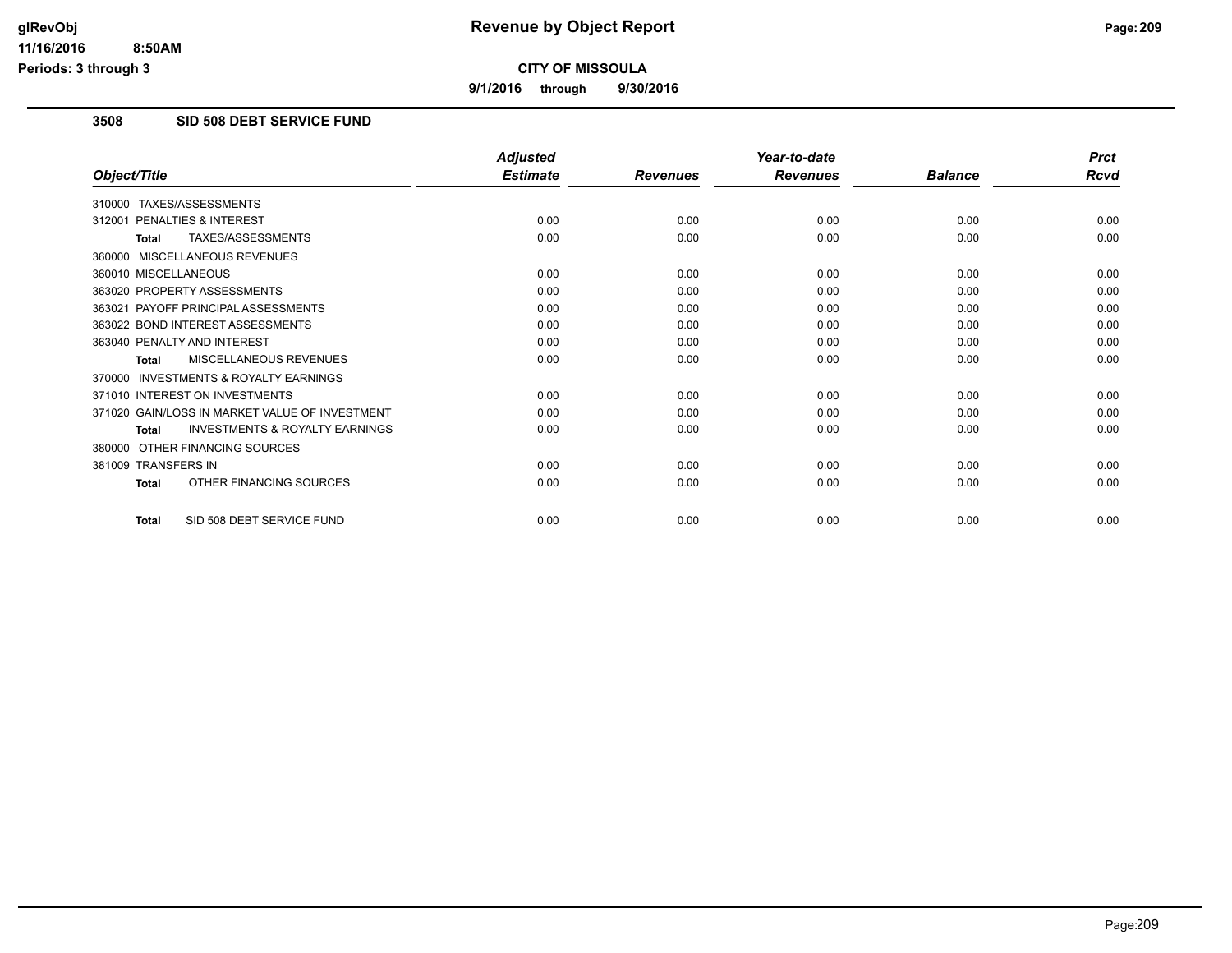**CITY OF MISSOULA**

**9/1/2016 through 9/30/2016**

## 3508 SID 508 DEBT SERVICE FUND

| Object/Title | Adjusted Estimate | Revenues | Year-to-date Revenues | Balance | Prct Rcvd |
|---|---|---|---|---|---|
| 310000 TAXES/ASSESSMENTS | | | | | |
| 312001 PENALTIES & INTEREST | 0.00 | 0.00 | 0.00 | 0.00 | 0.00 |
| **Total** TAXES/ASSESSMENTS | 0.00 | 0.00 | 0.00 | 0.00 | 0.00 |
| 360000 MISCELLANEOUS REVENUES | | | | | |
| 360010 MISCELLANEOUS | 0.00 | 0.00 | 0.00 | 0.00 | 0.00 |
| 363020 PROPERTY ASSESSMENTS | 0.00 | 0.00 | 0.00 | 0.00 | 0.00 |
| 363021 PAYOFF PRINCIPAL ASSESSMENTS | 0.00 | 0.00 | 0.00 | 0.00 | 0.00 |
| 363022 BOND INTEREST ASSESSMENTS | 0.00 | 0.00 | 0.00 | 0.00 | 0.00 |
| 363040 PENALTY AND INTEREST | 0.00 | 0.00 | 0.00 | 0.00 | 0.00 |
| **Total** MISCELLANEOUS REVENUES | 0.00 | 0.00 | 0.00 | 0.00 | 0.00 |
| 370000 INVESTMENTS & ROYALTY EARNINGS | | | | | |
| 371010 INTEREST ON INVESTMENTS | 0.00 | 0.00 | 0.00 | 0.00 | 0.00 |
| 371020 GAIN/LOSS IN MARKET VALUE OF INVESTMENT | 0.00 | 0.00 | 0.00 | 0.00 | 0.00 |
| **Total** INVESTMENTS & ROYALTY EARNINGS | 0.00 | 0.00 | 0.00 | 0.00 | 0.00 |
| 380000 OTHER FINANCING SOURCES | | | | | |
| 381009 TRANSFERS IN | 0.00 | 0.00 | 0.00 | 0.00 | 0.00 |
| **Total** OTHER FINANCING SOURCES | 0.00 | 0.00 | 0.00 | 0.00 | 0.00 |
| **Total** SID 508 DEBT SERVICE FUND | 0.00 | 0.00 | 0.00 | 0.00 | 0.00 |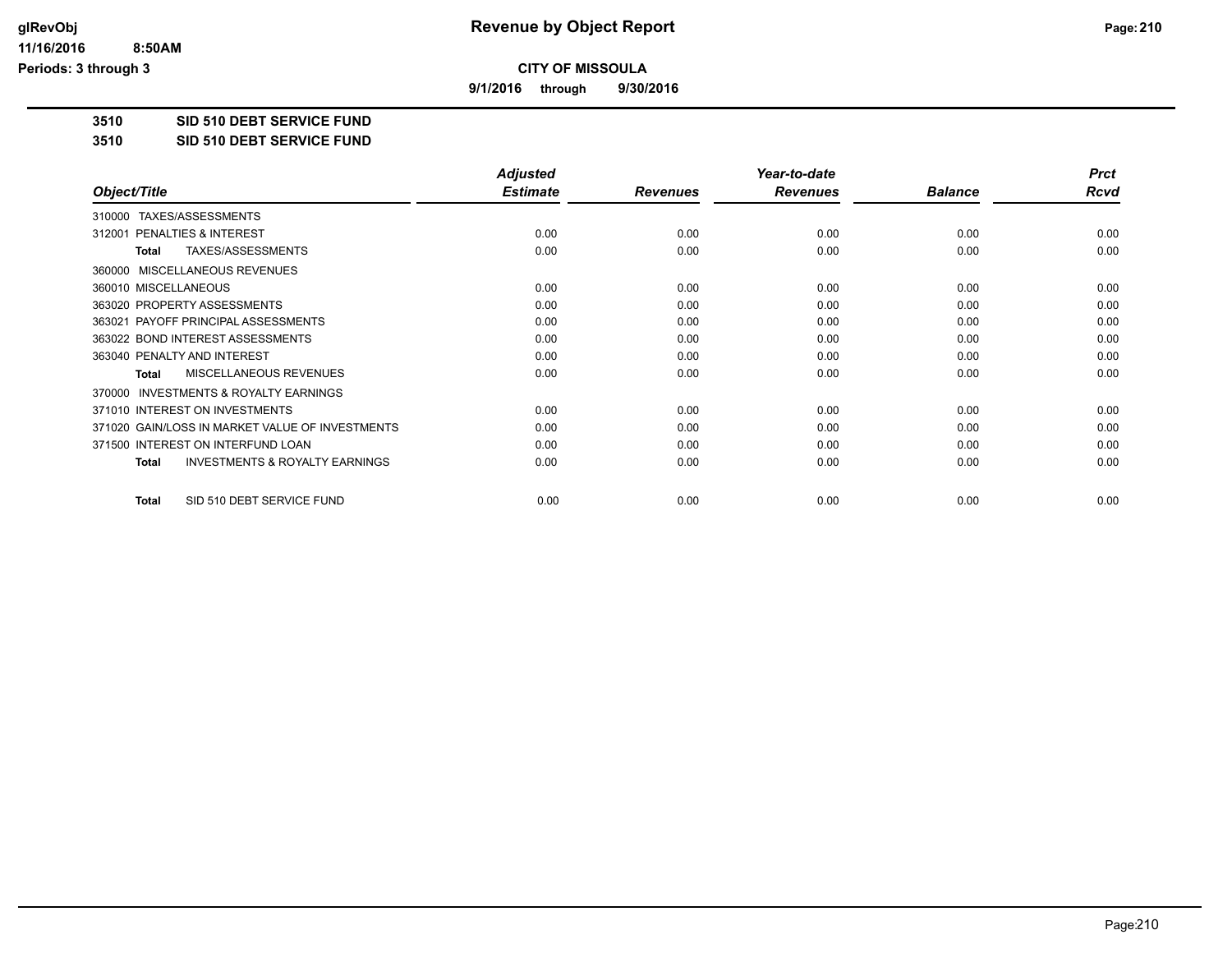# CITY OF MISSOULA

**Revenue by Object Report**

**9/1/2016 through 9/30/2016**

**3510 SID 510 DEBT SERVICE FUND**

**3510 SID 510 DEBT SERVICE FUND**

| Object/Title | Adjusted Estimate | Revenues | Year-to-date Revenues | Balance | Prct Rcvd |
|---|---|---|---|---|---|
| 310000 TAXES/ASSESSMENTS | | | | | |
| 312001 PENALTIES & INTEREST | 0.00 | 0.00 | 0.00 | 0.00 | 0.00 |
| **Total** TAXES/ASSESSMENTS | 0.00 | 0.00 | 0.00 | 0.00 | 0.00 |
| 360000 MISCELLANEOUS REVENUES | | | | | |
| 360010 MISCELLANEOUS | 0.00 | 0.00 | 0.00 | 0.00 | 0.00 |
| 363020 PROPERTY ASSESSMENTS | 0.00 | 0.00 | 0.00 | 0.00 | 0.00 |
| 363021 PAYOFF PRINCIPAL ASSESSMENTS | 0.00 | 0.00 | 0.00 | 0.00 | 0.00 |
| 363022 BOND INTEREST ASSESSMENTS | 0.00 | 0.00 | 0.00 | 0.00 | 0.00 |
| 363040 PENALTY AND INTEREST | 0.00 | 0.00 | 0.00 | 0.00 | 0.00 |
| **Total** MISCELLANEOUS REVENUES | 0.00 | 0.00 | 0.00 | 0.00 | 0.00 |
| 370000 INVESTMENTS & ROYALTY EARNINGS | | | | | |
| 371010 INTEREST ON INVESTMENTS | 0.00 | 0.00 | 0.00 | 0.00 | 0.00 |
| 371020 GAIN/LOSS IN MARKET VALUE OF INVESTMENTS | 0.00 | 0.00 | 0.00 | 0.00 | 0.00 |
| 371500 INTEREST ON INTERFUND LOAN | 0.00 | 0.00 | 0.00 | 0.00 | 0.00 |
| **Total** INVESTMENTS & ROYALTY EARNINGS | 0.00 | 0.00 | 0.00 | 0.00 | 0.00 |
| **Total** SID 510 DEBT SERVICE FUND | 0.00 | 0.00 | 0.00 | 0.00 | 0.00 |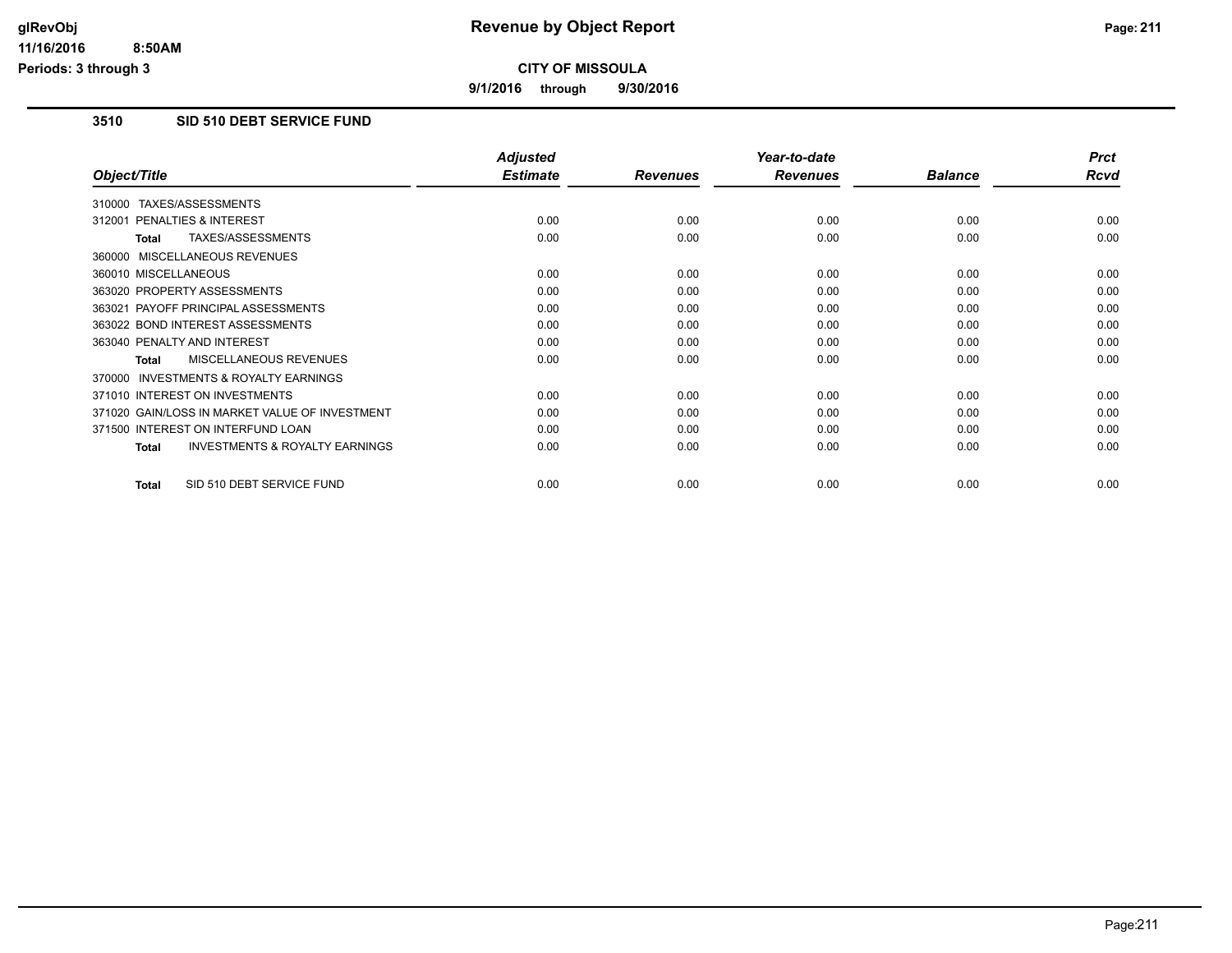## Revenue by Object Report

**CITY OF MISSOULA**

**9/1/2016 through 9/30/2016**

glRevObj
11/16/2016 8:50AM
Periods: 3 through 3

### 3510 SID 510 DEBT SERVICE FUND

| Object/Title | Adjusted Estimate | Revenues | Year-to-date Revenues | Balance | Prct Rcvd |
|---|---|---|---|---|---|
| 310000 TAXES/ASSESSMENTS | | | | | |
| 312001 PENALTIES & INTEREST | 0.00 | 0.00 | 0.00 | 0.00 | 0.00 |
| **Total** TAXES/ASSESSMENTS | 0.00 | 0.00 | 0.00 | 0.00 | 0.00 |
| 360000 MISCELLANEOUS REVENUES | | | | | |
| 360010 MISCELLANEOUS | 0.00 | 0.00 | 0.00 | 0.00 | 0.00 |
| 363020 PROPERTY ASSESSMENTS | 0.00 | 0.00 | 0.00 | 0.00 | 0.00 |
| 363021 PAYOFF PRINCIPAL ASSESSMENTS | 0.00 | 0.00 | 0.00 | 0.00 | 0.00 |
| 363022 BOND INTEREST ASSESSMENTS | 0.00 | 0.00 | 0.00 | 0.00 | 0.00 |
| 363040 PENALTY AND INTEREST | 0.00 | 0.00 | 0.00 | 0.00 | 0.00 |
| **Total** MISCELLANEOUS REVENUES | 0.00 | 0.00 | 0.00 | 0.00 | 0.00 |
| 370000 INVESTMENTS & ROYALTY EARNINGS | | | | | |
| 371010 INTEREST ON INVESTMENTS | 0.00 | 0.00 | 0.00 | 0.00 | 0.00 |
| 371020 GAIN/LOSS IN MARKET VALUE OF INVESTMENT | 0.00 | 0.00 | 0.00 | 0.00 | 0.00 |
| 371500 INTEREST ON INTERFUND LOAN | 0.00 | 0.00 | 0.00 | 0.00 | 0.00 |
| **Total** INVESTMENTS & ROYALTY EARNINGS | 0.00 | 0.00 | 0.00 | 0.00 | 0.00 |
| **Total** SID 510 DEBT SERVICE FUND | 0.00 | 0.00 | 0.00 | 0.00 | 0.00 |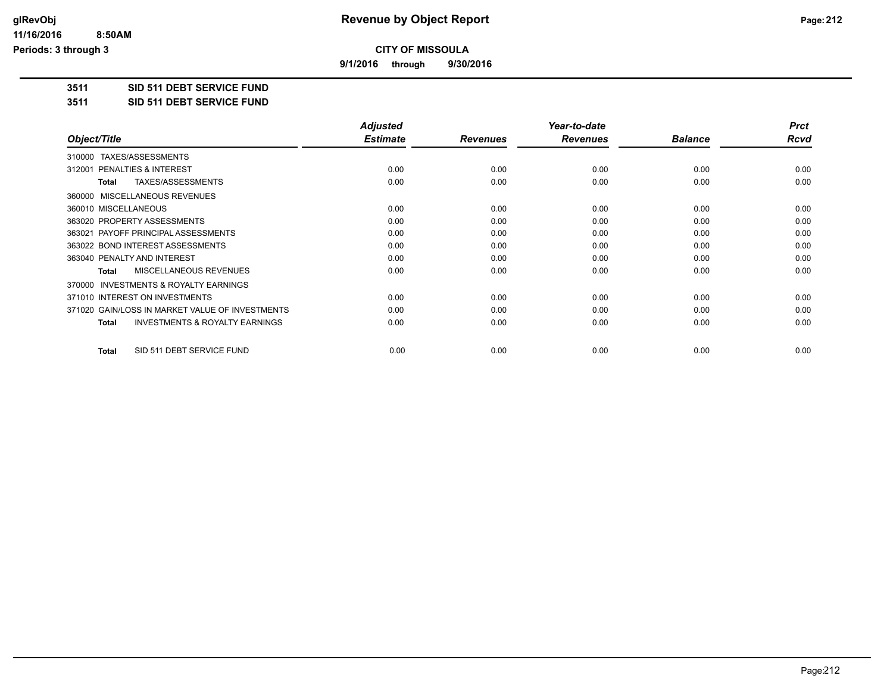# Revenue by Object Report

**CITY OF MISSOULA**

**9/1/2016 through 9/30/2016**

glRevObj
11/16/2016 8:50AM
Periods: 3 through 3

**3511 SID 511 DEBT SERVICE FUND**

**3511 SID 511 DEBT SERVICE FUND**

| Object/Title | Adjusted Estimate | Revenues | Year-to-date Revenues | Balance | Prct Rcvd |
|---|---|---|---|---|---|
| 310000 TAXES/ASSESSMENTS | | | | | |
| 312001 PENALTIES & INTEREST | 0.00 | 0.00 | 0.00 | 0.00 | 0.00 |
| **Total** TAXES/ASSESSMENTS | 0.00 | 0.00 | 0.00 | 0.00 | 0.00 |
| 360000 MISCELLANEOUS REVENUES | | | | | |
| 360010 MISCELLANEOUS | 0.00 | 0.00 | 0.00 | 0.00 | 0.00 |
| 363020 PROPERTY ASSESSMENTS | 0.00 | 0.00 | 0.00 | 0.00 | 0.00 |
| 363021 PAYOFF PRINCIPAL ASSESSMENTS | 0.00 | 0.00 | 0.00 | 0.00 | 0.00 |
| 363022 BOND INTEREST ASSESSMENTS | 0.00 | 0.00 | 0.00 | 0.00 | 0.00 |
| 363040 PENALTY AND INTEREST | 0.00 | 0.00 | 0.00 | 0.00 | 0.00 |
| **Total** MISCELLANEOUS REVENUES | 0.00 | 0.00 | 0.00 | 0.00 | 0.00 |
| 370000 INVESTMENTS & ROYALTY EARNINGS | | | | | |
| 371010 INTEREST ON INVESTMENTS | 0.00 | 0.00 | 0.00 | 0.00 | 0.00 |
| 371020 GAIN/LOSS IN MARKET VALUE OF INVESTMENTS | 0.00 | 0.00 | 0.00 | 0.00 | 0.00 |
| **Total** INVESTMENTS & ROYALTY EARNINGS | 0.00 | 0.00 | 0.00 | 0.00 | 0.00 |
| **Total** SID 511 DEBT SERVICE FUND | 0.00 | 0.00 | 0.00 | 0.00 | 0.00 |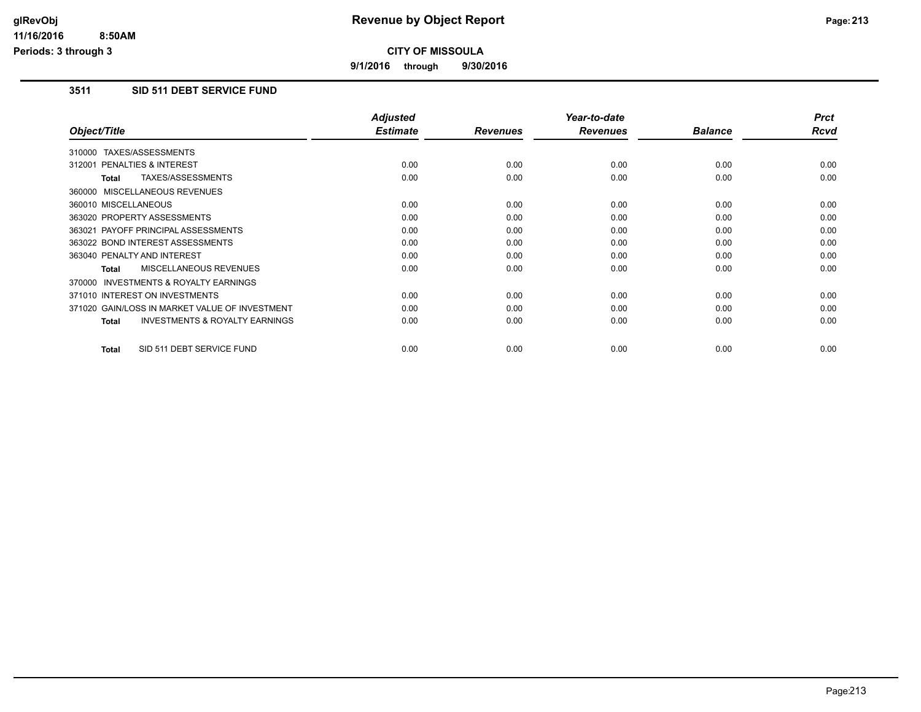# Revenue by Object Report

**CITY OF MISSOULA**

**9/1/2016 through 9/30/2016**

glRevObj
11/16/2016 8:50AM
Periods: 3 through 3

## 3511 SID 511 DEBT SERVICE FUND

| Object/Title | Adjusted Estimate | Revenues | Year-to-date Revenues | Balance | Prct Rcvd |
|---|---|---|---|---|---|
| 310000 TAXES/ASSESSMENTS | | | | | |
| 312001 PENALTIES & INTEREST | 0.00 | 0.00 | 0.00 | 0.00 | 0.00 |
| **Total** TAXES/ASSESSMENTS | 0.00 | 0.00 | 0.00 | 0.00 | 0.00 |
| 360000 MISCELLANEOUS REVENUES | | | | | |
| 360010 MISCELLANEOUS | 0.00 | 0.00 | 0.00 | 0.00 | 0.00 |
| 363020 PROPERTY ASSESSMENTS | 0.00 | 0.00 | 0.00 | 0.00 | 0.00 |
| 363021 PAYOFF PRINCIPAL ASSESSMENTS | 0.00 | 0.00 | 0.00 | 0.00 | 0.00 |
| 363022 BOND INTEREST ASSESSMENTS | 0.00 | 0.00 | 0.00 | 0.00 | 0.00 |
| 363040 PENALTY AND INTEREST | 0.00 | 0.00 | 0.00 | 0.00 | 0.00 |
| **Total** MISCELLANEOUS REVENUES | 0.00 | 0.00 | 0.00 | 0.00 | 0.00 |
| 370000 INVESTMENTS & ROYALTY EARNINGS | | | | | |
| 371010 INTEREST ON INVESTMENTS | 0.00 | 0.00 | 0.00 | 0.00 | 0.00 |
| 371020 GAIN/LOSS IN MARKET VALUE OF INVESTMENT | 0.00 | 0.00 | 0.00 | 0.00 | 0.00 |
| **Total** INVESTMENTS & ROYALTY EARNINGS | 0.00 | 0.00 | 0.00 | 0.00 | 0.00 |
| **Total** SID 511 DEBT SERVICE FUND | 0.00 | 0.00 | 0.00 | 0.00 | 0.00 |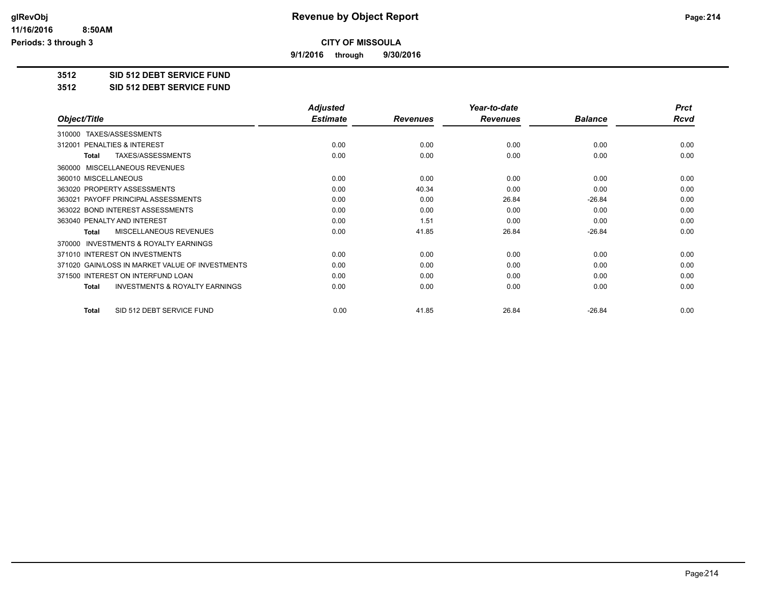glRevObj
11/16/2016 8:50AM
Periods: 3 through 3

# Revenue by Object Report

**CITY OF MISSOULA**

**9/1/2016 through 9/30/2016**

**3512 SID 512 DEBT SERVICE FUND**

**3512 SID 512 DEBT SERVICE FUND**

| Object/Title | Adjusted Estimate | Revenues | Year-to-date Revenues | Balance | Prct Rcvd |
|---|---|---|---|---|---|
| 310000 TAXES/ASSESSMENTS | | | | | |
| 312001 PENALTIES & INTEREST | 0.00 | 0.00 | 0.00 | 0.00 | 0.00 |
| **Total** TAXES/ASSESSMENTS | 0.00 | 0.00 | 0.00 | 0.00 | 0.00 |
| 360000 MISCELLANEOUS REVENUES | | | | | |
| 360010 MISCELLANEOUS | 0.00 | 0.00 | 0.00 | 0.00 | 0.00 |
| 363020 PROPERTY ASSESSMENTS | 0.00 | 40.34 | 0.00 | 0.00 | 0.00 |
| 363021 PAYOFF PRINCIPAL ASSESSMENTS | 0.00 | 0.00 | 26.84 | -26.84 | 0.00 |
| 363022 BOND INTEREST ASSESSMENTS | 0.00 | 0.00 | 0.00 | 0.00 | 0.00 |
| 363040 PENALTY AND INTEREST | 0.00 | 1.51 | 0.00 | 0.00 | 0.00 |
| **Total** MISCELLANEOUS REVENUES | 0.00 | 41.85 | 26.84 | -26.84 | 0.00 |
| 370000 INVESTMENTS & ROYALTY EARNINGS | | | | | |
| 371010 INTEREST ON INVESTMENTS | 0.00 | 0.00 | 0.00 | 0.00 | 0.00 |
| 371020 GAIN/LOSS IN MARKET VALUE OF INVESTMENTS | 0.00 | 0.00 | 0.00 | 0.00 | 0.00 |
| 371500 INTEREST ON INTERFUND LOAN | 0.00 | 0.00 | 0.00 | 0.00 | 0.00 |
| **Total** INVESTMENTS & ROYALTY EARNINGS | 0.00 | 0.00 | 0.00 | 0.00 | 0.00 |
| **Total** SID 512 DEBT SERVICE FUND | 0.00 | 41.85 | 26.84 | -26.84 | 0.00 |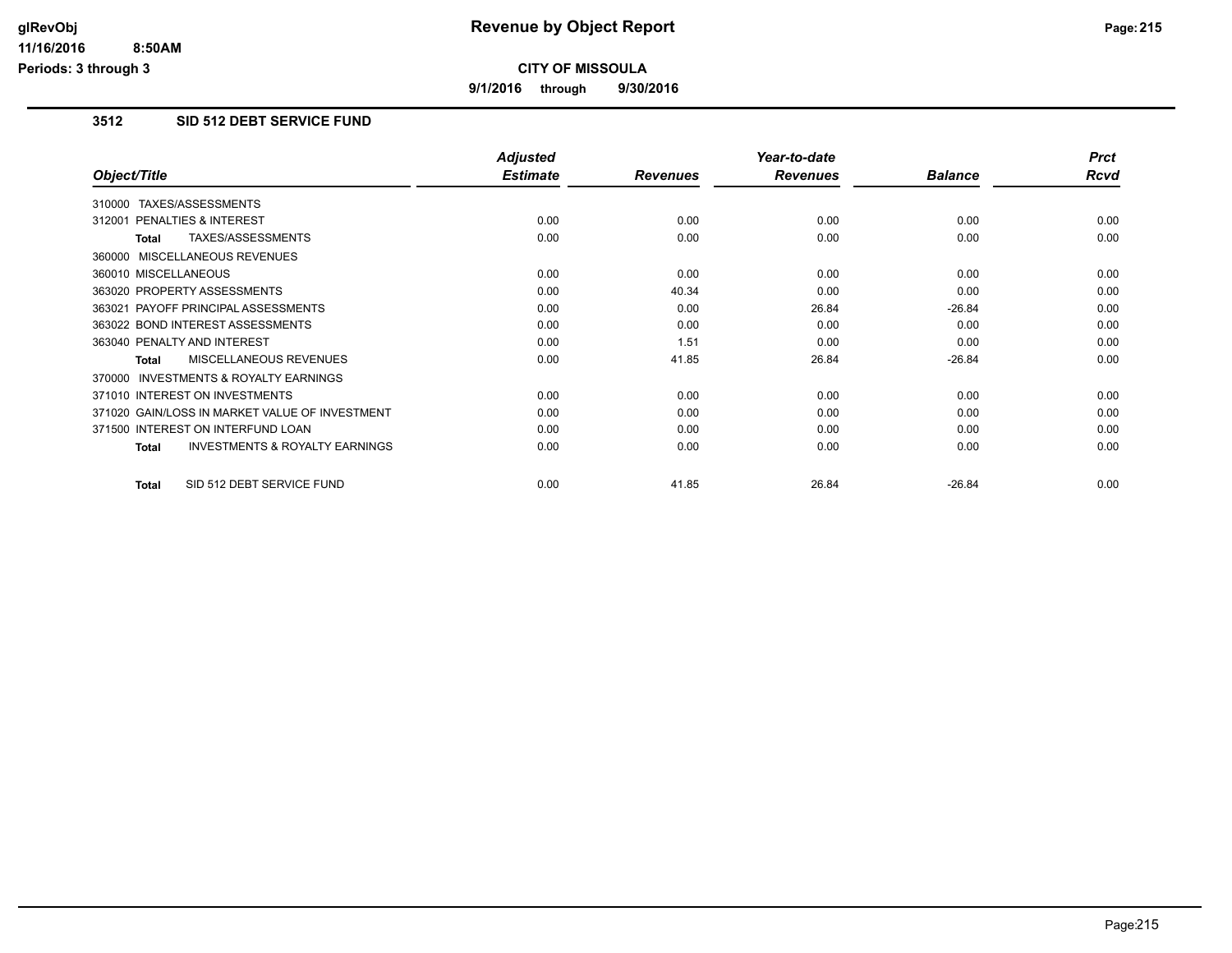**CITY OF MISSOULA**

**9/1/2016 through 9/30/2016**

## 3512 SID 512 DEBT SERVICE FUND

| Object/Title | Adjusted Estimate | Revenues | Year-to-date Revenues | Balance | Prct Rcvd |
|---|---|---|---|---|---|
| 310000 TAXES/ASSESSMENTS | | | | | |
| 312001 PENALTIES & INTEREST | 0.00 | 0.00 | 0.00 | 0.00 | 0.00 |
| **Total** TAXES/ASSESSMENTS | 0.00 | 0.00 | 0.00 | 0.00 | 0.00 |
| 360000 MISCELLANEOUS REVENUES | | | | | |
| 360010 MISCELLANEOUS | 0.00 | 0.00 | 0.00 | 0.00 | 0.00 |
| 363020 PROPERTY ASSESSMENTS | 0.00 | 40.34 | 0.00 | 0.00 | 0.00 |
| 363021 PAYOFF PRINCIPAL ASSESSMENTS | 0.00 | 0.00 | 26.84 | -26.84 | 0.00 |
| 363022 BOND INTEREST ASSESSMENTS | 0.00 | 0.00 | 0.00 | 0.00 | 0.00 |
| 363040 PENALTY AND INTEREST | 0.00 | 1.51 | 0.00 | 0.00 | 0.00 |
| **Total** MISCELLANEOUS REVENUES | 0.00 | 41.85 | 26.84 | -26.84 | 0.00 |
| 370000 INVESTMENTS & ROYALTY EARNINGS | | | | | |
| 371010 INTEREST ON INVESTMENTS | 0.00 | 0.00 | 0.00 | 0.00 | 0.00 |
| 371020 GAIN/LOSS IN MARKET VALUE OF INVESTMENT | 0.00 | 0.00 | 0.00 | 0.00 | 0.00 |
| 371500 INTEREST ON INTERFUND LOAN | 0.00 | 0.00 | 0.00 | 0.00 | 0.00 |
| **Total** INVESTMENTS & ROYALTY EARNINGS | 0.00 | 0.00 | 0.00 | 0.00 | 0.00 |
| **Total** SID 512 DEBT SERVICE FUND | 0.00 | 41.85 | 26.84 | -26.84 | 0.00 |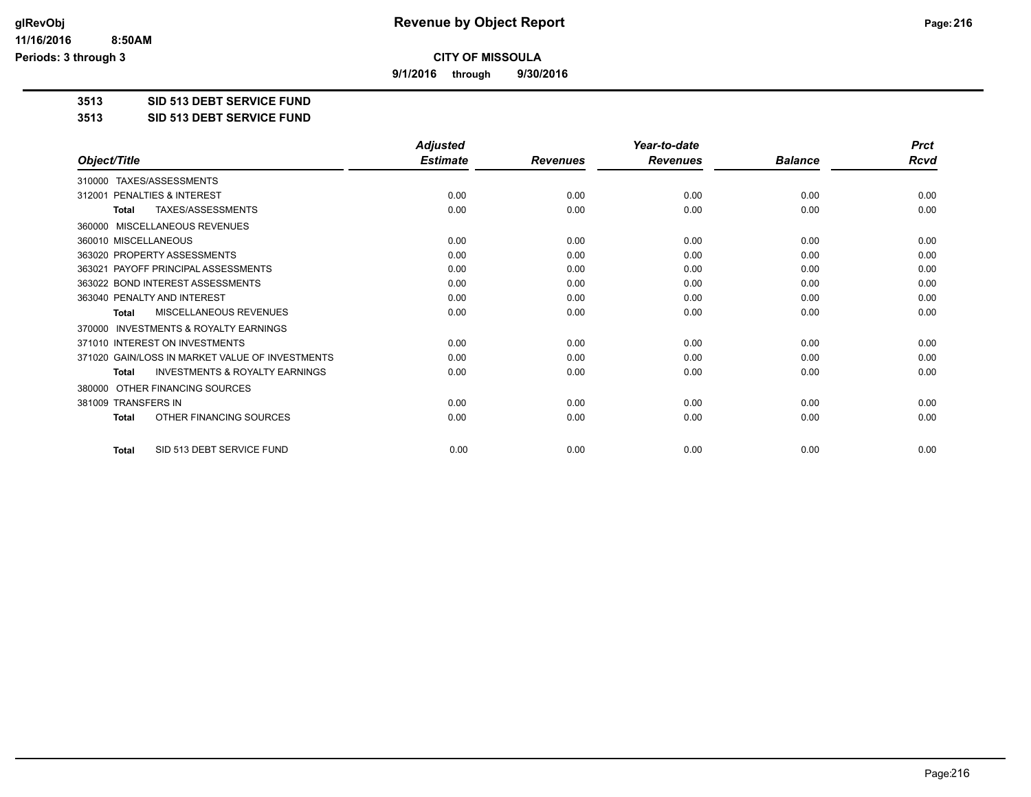# Revenue by Object Report

## CITY OF MISSOULA

**9/1/2016 through 9/30/2016**

glRevObj
11/16/2016 8:50AM
Periods: 3 through 3

### 3513 SID 513 DEBT SERVICE FUND
### 3513 SID 513 DEBT SERVICE FUND

| Object/Title | Adjusted Estimate | Revenues | Year-to-date Revenues | Balance | Prct Rcvd |
|---|---|---|---|---|---|
| 310000 TAXES/ASSESSMENTS | | | | | |
| 312001 PENALTIES & INTEREST | 0.00 | 0.00 | 0.00 | 0.00 | 0.00 |
| **Total** TAXES/ASSESSMENTS | 0.00 | 0.00 | 0.00 | 0.00 | 0.00 |
| 360000 MISCELLANEOUS REVENUES | | | | | |
| 360010 MISCELLANEOUS | 0.00 | 0.00 | 0.00 | 0.00 | 0.00 |
| 363020 PROPERTY ASSESSMENTS | 0.00 | 0.00 | 0.00 | 0.00 | 0.00 |
| 363021 PAYOFF PRINCIPAL ASSESSMENTS | 0.00 | 0.00 | 0.00 | 0.00 | 0.00 |
| 363022 BOND INTEREST ASSESSMENTS | 0.00 | 0.00 | 0.00 | 0.00 | 0.00 |
| 363040 PENALTY AND INTEREST | 0.00 | 0.00 | 0.00 | 0.00 | 0.00 |
| **Total** MISCELLANEOUS REVENUES | 0.00 | 0.00 | 0.00 | 0.00 | 0.00 |
| 370000 INVESTMENTS & ROYALTY EARNINGS | | | | | |
| 371010 INTEREST ON INVESTMENTS | 0.00 | 0.00 | 0.00 | 0.00 | 0.00 |
| 371020 GAIN/LOSS IN MARKET VALUE OF INVESTMENTS | 0.00 | 0.00 | 0.00 | 0.00 | 0.00 |
| **Total** INVESTMENTS & ROYALTY EARNINGS | 0.00 | 0.00 | 0.00 | 0.00 | 0.00 |
| 380000 OTHER FINANCING SOURCES | | | | | |
| 381009 TRANSFERS IN | 0.00 | 0.00 | 0.00 | 0.00 | 0.00 |
| **Total** OTHER FINANCING SOURCES | 0.00 | 0.00 | 0.00 | 0.00 | 0.00 |
| **Total** SID 513 DEBT SERVICE FUND | 0.00 | 0.00 | 0.00 | 0.00 | 0.00 |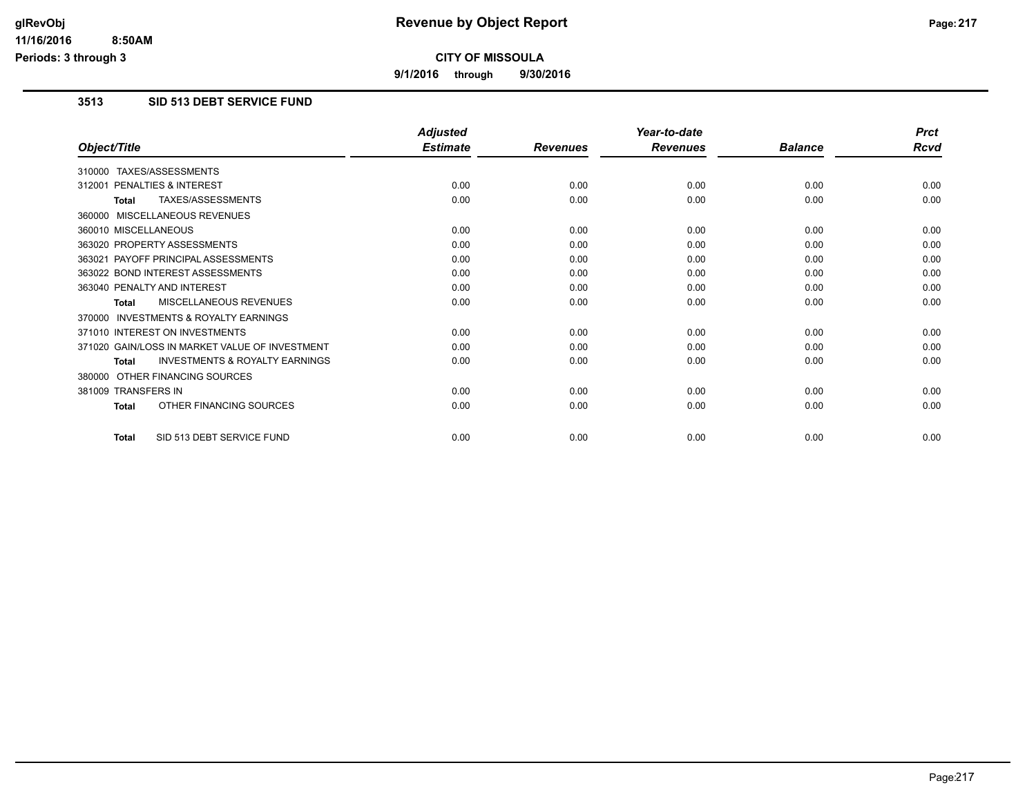**CITY OF MISSOULA**

**9/1/2016 through 9/30/2016**

**Periods: 3 through 3**

## 3513 SID 513 DEBT SERVICE FUND

| Object/Title | Adjusted Estimate | Revenues | Year-to-date Revenues | Balance | Prct Rcvd |
|---|---|---|---|---|---|
| 310000 TAXES/ASSESSMENTS | | | | | |
| 312001 PENALTIES & INTEREST | 0.00 | 0.00 | 0.00 | 0.00 | 0.00 |
| **Total** TAXES/ASSESSMENTS | 0.00 | 0.00 | 0.00 | 0.00 | 0.00 |
| 360000 MISCELLANEOUS REVENUES | | | | | |
| 360010 MISCELLANEOUS | 0.00 | 0.00 | 0.00 | 0.00 | 0.00 |
| 363020 PROPERTY ASSESSMENTS | 0.00 | 0.00 | 0.00 | 0.00 | 0.00 |
| 363021 PAYOFF PRINCIPAL ASSESSMENTS | 0.00 | 0.00 | 0.00 | 0.00 | 0.00 |
| 363022 BOND INTEREST ASSESSMENTS | 0.00 | 0.00 | 0.00 | 0.00 | 0.00 |
| 363040 PENALTY AND INTEREST | 0.00 | 0.00 | 0.00 | 0.00 | 0.00 |
| **Total** MISCELLANEOUS REVENUES | 0.00 | 0.00 | 0.00 | 0.00 | 0.00 |
| 370000 INVESTMENTS & ROYALTY EARNINGS | | | | | |
| 371010 INTEREST ON INVESTMENTS | 0.00 | 0.00 | 0.00 | 0.00 | 0.00 |
| 371020 GAIN/LOSS IN MARKET VALUE OF INVESTMENT | 0.00 | 0.00 | 0.00 | 0.00 | 0.00 |
| **Total** INVESTMENTS & ROYALTY EARNINGS | 0.00 | 0.00 | 0.00 | 0.00 | 0.00 |
| 380000 OTHER FINANCING SOURCES | | | | | |
| 381009 TRANSFERS IN | 0.00 | 0.00 | 0.00 | 0.00 | 0.00 |
| **Total** OTHER FINANCING SOURCES | 0.00 | 0.00 | 0.00 | 0.00 | 0.00 |
| **Total** SID 513 DEBT SERVICE FUND | 0.00 | 0.00 | 0.00 | 0.00 | 0.00 |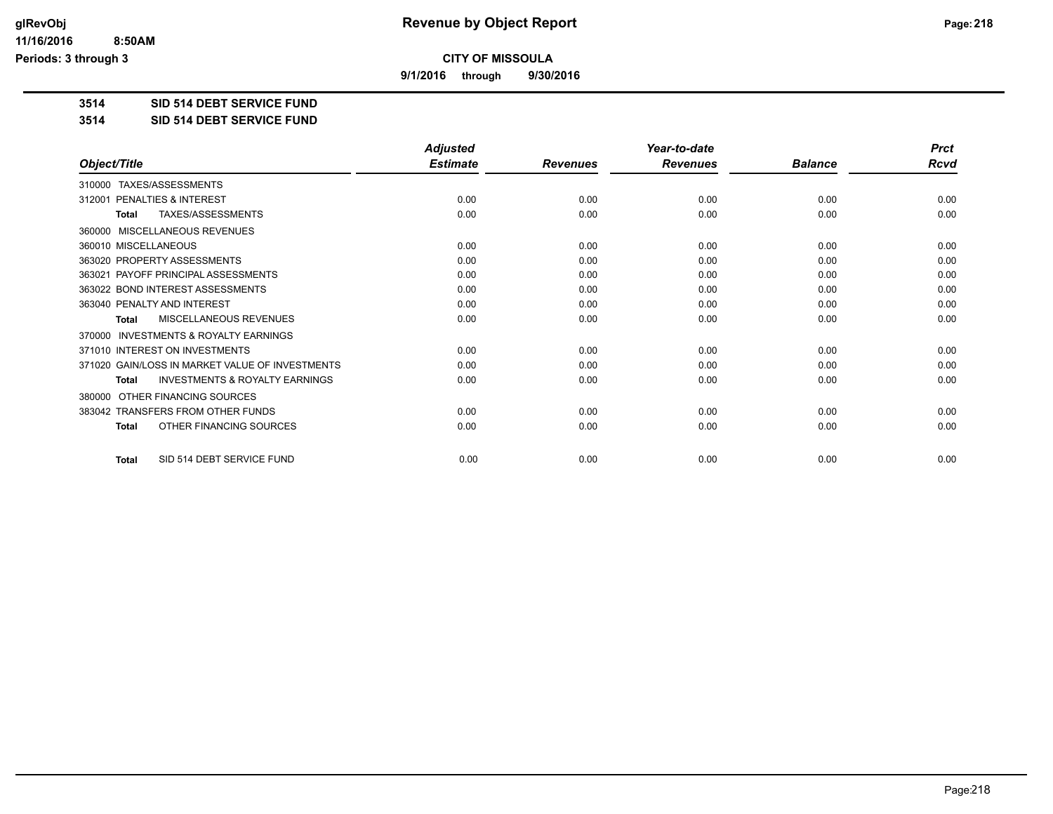# Revenue by Object Report

**CITY OF MISSOULA**

**9/1/2016 through 9/30/2016**

**3514 SID 514 DEBT SERVICE FUND**

**3514 SID 514 DEBT SERVICE FUND**

| Object/Title | Adjusted Estimate | Revenues | Year-to-date Revenues | Balance | Prct Rcvd |
|---|---|---|---|---|---|
| 310000 TAXES/ASSESSMENTS | | | | | |
| 312001 PENALTIES & INTEREST | 0.00 | 0.00 | 0.00 | 0.00 | 0.00 |
| **Total** TAXES/ASSESSMENTS | 0.00 | 0.00 | 0.00 | 0.00 | 0.00 |
| 360000 MISCELLANEOUS REVENUES | | | | | |
| 360010 MISCELLANEOUS | 0.00 | 0.00 | 0.00 | 0.00 | 0.00 |
| 363020 PROPERTY ASSESSMENTS | 0.00 | 0.00 | 0.00 | 0.00 | 0.00 |
| 363021 PAYOFF PRINCIPAL ASSESSMENTS | 0.00 | 0.00 | 0.00 | 0.00 | 0.00 |
| 363022 BOND INTEREST ASSESSMENTS | 0.00 | 0.00 | 0.00 | 0.00 | 0.00 |
| 363040 PENALTY AND INTEREST | 0.00 | 0.00 | 0.00 | 0.00 | 0.00 |
| **Total** MISCELLANEOUS REVENUES | 0.00 | 0.00 | 0.00 | 0.00 | 0.00 |
| 370000 INVESTMENTS & ROYALTY EARNINGS | | | | | |
| 371010 INTEREST ON INVESTMENTS | 0.00 | 0.00 | 0.00 | 0.00 | 0.00 |
| 371020 GAIN/LOSS IN MARKET VALUE OF INVESTMENTS | 0.00 | 0.00 | 0.00 | 0.00 | 0.00 |
| **Total** INVESTMENTS & ROYALTY EARNINGS | 0.00 | 0.00 | 0.00 | 0.00 | 0.00 |
| 380000 OTHER FINANCING SOURCES | | | | | |
| 383042 TRANSFERS FROM OTHER FUNDS | 0.00 | 0.00 | 0.00 | 0.00 | 0.00 |
| **Total** OTHER FINANCING SOURCES | 0.00 | 0.00 | 0.00 | 0.00 | 0.00 |
| **Total** SID 514 DEBT SERVICE FUND | 0.00 | 0.00 | 0.00 | 0.00 | 0.00 |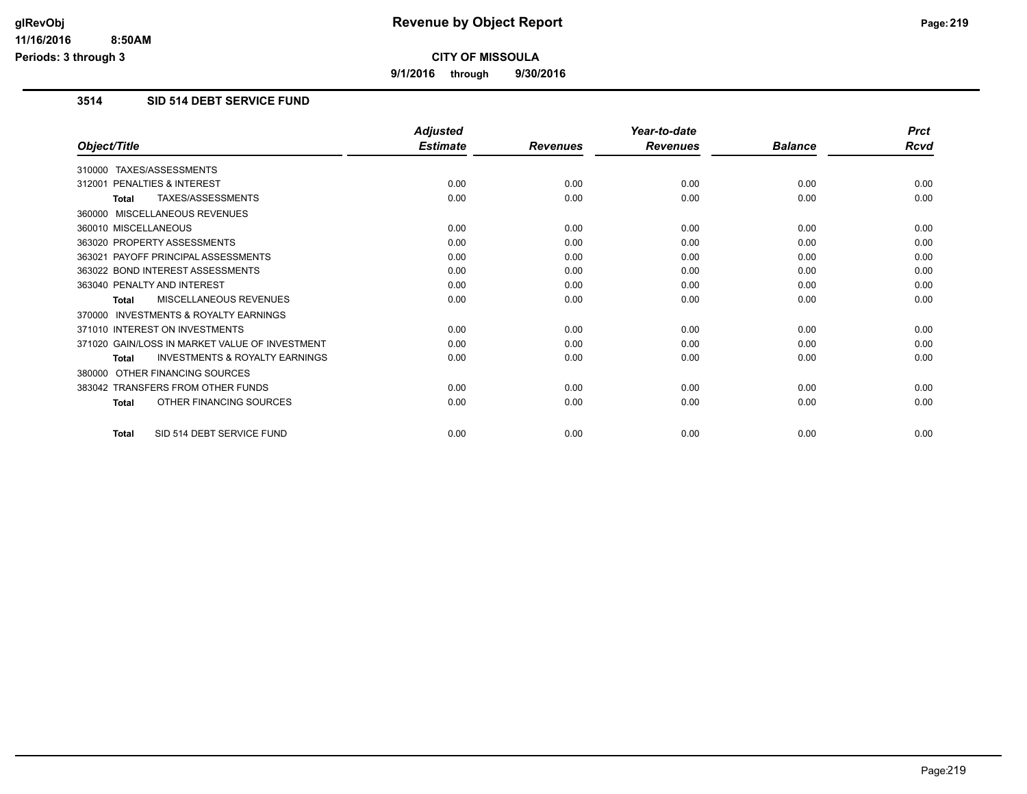# Revenue by Object Report

**CITY OF MISSOULA**

**9/1/2016 through 9/30/2016**

glRevObj
11/16/2016 8:50AM
Periods: 3 through 3

## 3514 SID 514 DEBT SERVICE FUND

| Object/Title | Adjusted Estimate | Revenues | Year-to-date Revenues | Balance | Prct Rcvd |
|---|---|---|---|---|---|
| 310000 TAXES/ASSESSMENTS | | | | | |
| 312001 PENALTIES & INTEREST | 0.00 | 0.00 | 0.00 | 0.00 | 0.00 |
| **Total** TAXES/ASSESSMENTS | 0.00 | 0.00 | 0.00 | 0.00 | 0.00 |
| 360000 MISCELLANEOUS REVENUES | | | | | |
| 360010 MISCELLANEOUS | 0.00 | 0.00 | 0.00 | 0.00 | 0.00 |
| 363020 PROPERTY ASSESSMENTS | 0.00 | 0.00 | 0.00 | 0.00 | 0.00 |
| 363021 PAYOFF PRINCIPAL ASSESSMENTS | 0.00 | 0.00 | 0.00 | 0.00 | 0.00 |
| 363022 BOND INTEREST ASSESSMENTS | 0.00 | 0.00 | 0.00 | 0.00 | 0.00 |
| 363040 PENALTY AND INTEREST | 0.00 | 0.00 | 0.00 | 0.00 | 0.00 |
| **Total** MISCELLANEOUS REVENUES | 0.00 | 0.00 | 0.00 | 0.00 | 0.00 |
| 370000 INVESTMENTS & ROYALTY EARNINGS | | | | | |
| 371010 INTEREST ON INVESTMENTS | 0.00 | 0.00 | 0.00 | 0.00 | 0.00 |
| 371020 GAIN/LOSS IN MARKET VALUE OF INVESTMENT | 0.00 | 0.00 | 0.00 | 0.00 | 0.00 |
| **Total** INVESTMENTS & ROYALTY EARNINGS | 0.00 | 0.00 | 0.00 | 0.00 | 0.00 |
| 380000 OTHER FINANCING SOURCES | | | | | |
| 383042 TRANSFERS FROM OTHER FUNDS | 0.00 | 0.00 | 0.00 | 0.00 | 0.00 |
| **Total** OTHER FINANCING SOURCES | 0.00 | 0.00 | 0.00 | 0.00 | 0.00 |
| **Total** SID 514 DEBT SERVICE FUND | 0.00 | 0.00 | 0.00 | 0.00 | 0.00 |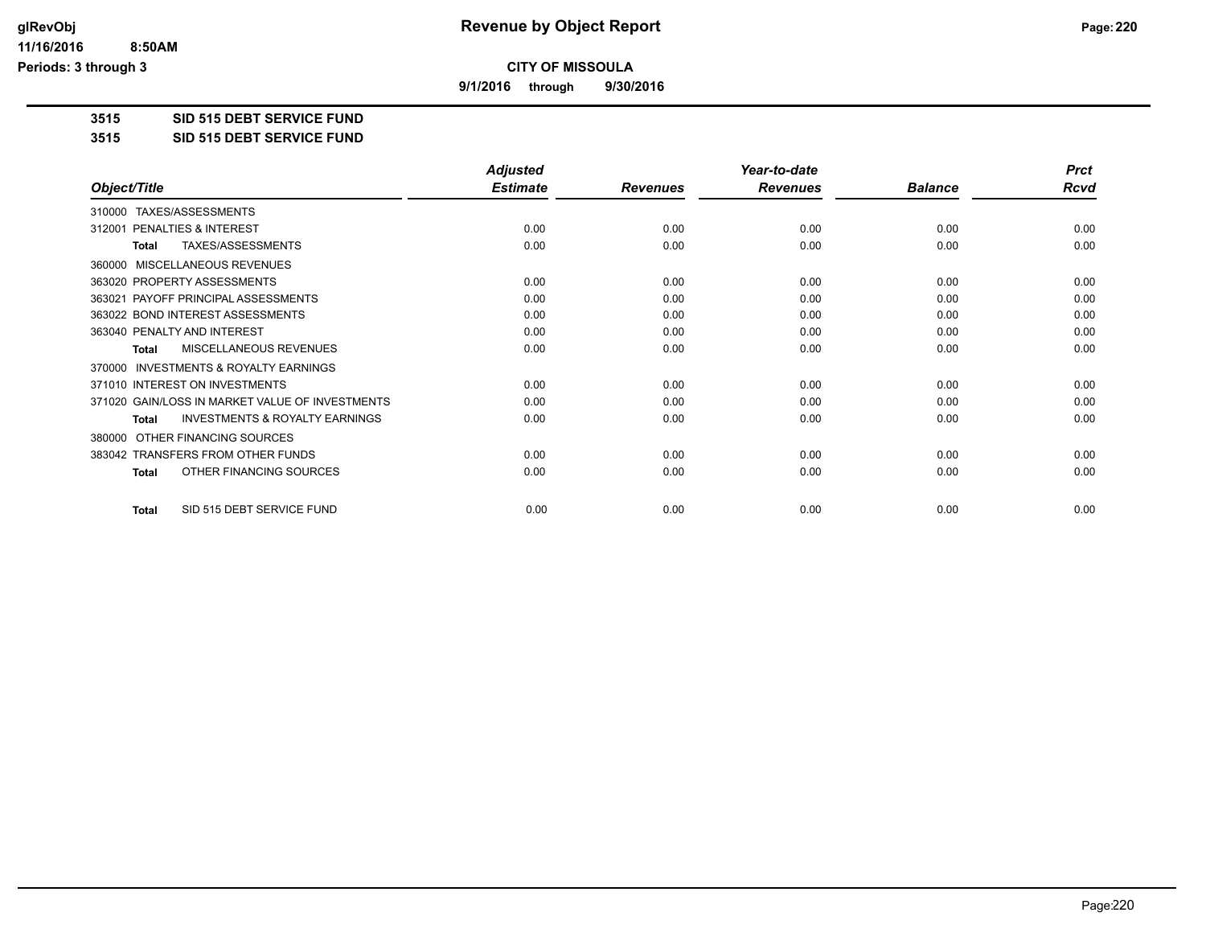glRevObj
11/16/2016 8:50AM
Periods: 3 through 3

# Revenue by Object Report

**CITY OF MISSOULA**

**9/1/2016 through 9/30/2016**

**3515 SID 515 DEBT SERVICE FUND**

**3515 SID 515 DEBT SERVICE FUND**

| Object/Title | Adjusted Estimate | Revenues | Year-to-date Revenues | Balance | Prct Rcvd |
|---|---|---|---|---|---|
| 310000 TAXES/ASSESSMENTS | | | | | |
| 312001 PENALTIES & INTEREST | 0.00 | 0.00 | 0.00 | 0.00 | 0.00 |
| **Total** TAXES/ASSESSMENTS | 0.00 | 0.00 | 0.00 | 0.00 | 0.00 |
| 360000 MISCELLANEOUS REVENUES | | | | | |
| 363020 PROPERTY ASSESSMENTS | 0.00 | 0.00 | 0.00 | 0.00 | 0.00 |
| 363021 PAYOFF PRINCIPAL ASSESSMENTS | 0.00 | 0.00 | 0.00 | 0.00 | 0.00 |
| 363022 BOND INTEREST ASSESSMENTS | 0.00 | 0.00 | 0.00 | 0.00 | 0.00 |
| 363040 PENALTY AND INTEREST | 0.00 | 0.00 | 0.00 | 0.00 | 0.00 |
| **Total** MISCELLANEOUS REVENUES | 0.00 | 0.00 | 0.00 | 0.00 | 0.00 |
| 370000 INVESTMENTS & ROYALTY EARNINGS | | | | | |
| 371010 INTEREST ON INVESTMENTS | 0.00 | 0.00 | 0.00 | 0.00 | 0.00 |
| 371020 GAIN/LOSS IN MARKET VALUE OF INVESTMENTS | 0.00 | 0.00 | 0.00 | 0.00 | 0.00 |
| **Total** INVESTMENTS & ROYALTY EARNINGS | 0.00 | 0.00 | 0.00 | 0.00 | 0.00 |
| 380000 OTHER FINANCING SOURCES | | | | | |
| 383042 TRANSFERS FROM OTHER FUNDS | 0.00 | 0.00 | 0.00 | 0.00 | 0.00 |
| **Total** OTHER FINANCING SOURCES | 0.00 | 0.00 | 0.00 | 0.00 | 0.00 |
| **Total** SID 515 DEBT SERVICE FUND | 0.00 | 0.00 | 0.00 | 0.00 | 0.00 |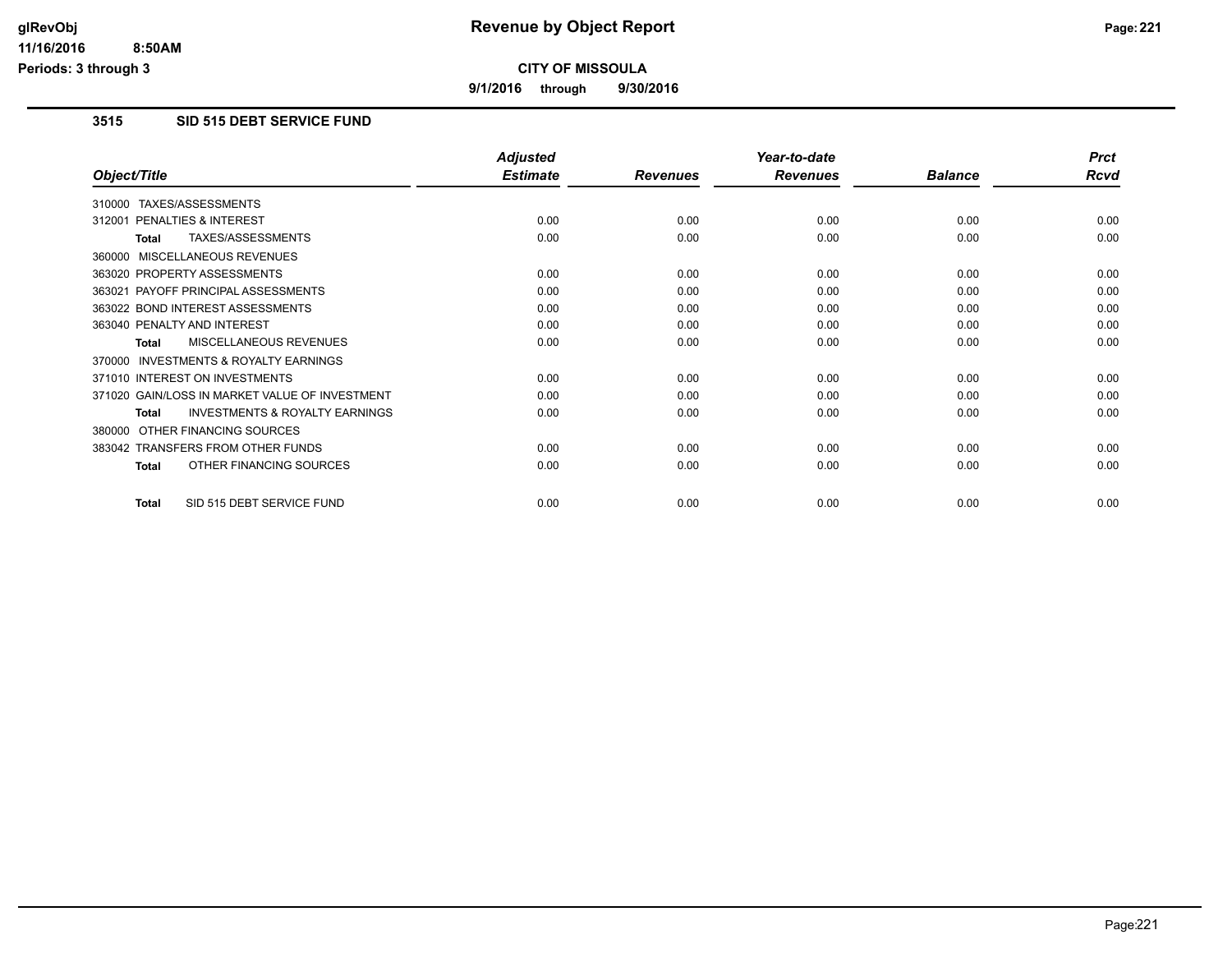# Revenue by Object Report

**CITY OF MISSOULA**

**9/1/2016 through 9/30/2016**

glRevObj
11/16/2016 8:50AM
Periods: 3 through 3

### 3515 SID 515 DEBT SERVICE FUND

| Object/Title | Adjusted Estimate | Revenues | Year-to-date Revenues | Balance | Prct Rcvd |
|---|---|---|---|---|---|
| 310000 TAXES/ASSESSMENTS | | | | | |
| 312001 PENALTIES & INTEREST | 0.00 | 0.00 | 0.00 | 0.00 | 0.00 |
| **Total** TAXES/ASSESSMENTS | 0.00 | 0.00 | 0.00 | 0.00 | 0.00 |
| 360000 MISCELLANEOUS REVENUES | | | | | |
| 363020 PROPERTY ASSESSMENTS | 0.00 | 0.00 | 0.00 | 0.00 | 0.00 |
| 363021 PAYOFF PRINCIPAL ASSESSMENTS | 0.00 | 0.00 | 0.00 | 0.00 | 0.00 |
| 363022 BOND INTEREST ASSESSMENTS | 0.00 | 0.00 | 0.00 | 0.00 | 0.00 |
| 363040 PENALTY AND INTEREST | 0.00 | 0.00 | 0.00 | 0.00 | 0.00 |
| **Total** MISCELLANEOUS REVENUES | 0.00 | 0.00 | 0.00 | 0.00 | 0.00 |
| 370000 INVESTMENTS & ROYALTY EARNINGS | | | | | |
| 371010 INTEREST ON INVESTMENTS | 0.00 | 0.00 | 0.00 | 0.00 | 0.00 |
| 371020 GAIN/LOSS IN MARKET VALUE OF INVESTMENT | 0.00 | 0.00 | 0.00 | 0.00 | 0.00 |
| **Total** INVESTMENTS & ROYALTY EARNINGS | 0.00 | 0.00 | 0.00 | 0.00 | 0.00 |
| 380000 OTHER FINANCING SOURCES | | | | | |
| 383042 TRANSFERS FROM OTHER FUNDS | 0.00 | 0.00 | 0.00 | 0.00 | 0.00 |
| **Total** OTHER FINANCING SOURCES | 0.00 | 0.00 | 0.00 | 0.00 | 0.00 |
| **Total** SID 515 DEBT SERVICE FUND | 0.00 | 0.00 | 0.00 | 0.00 | 0.00 |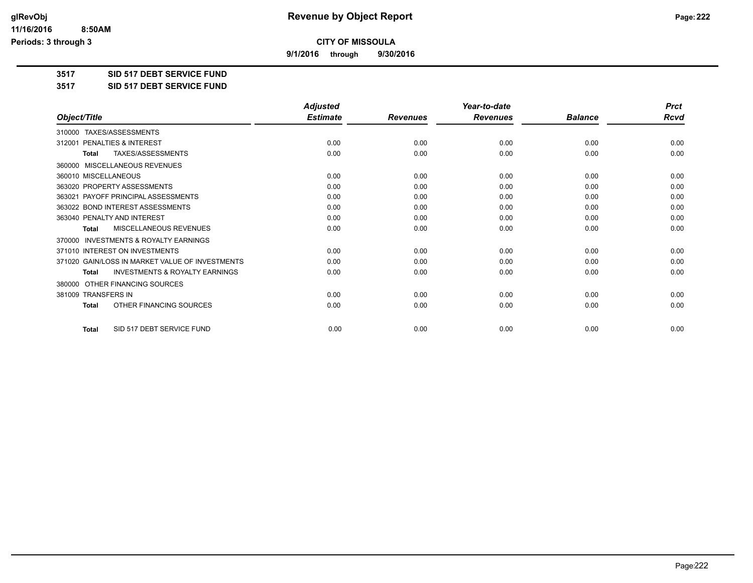# CITY OF MISSOULA

**9/1/2016 through 9/30/2016**

**3517 SID 517 DEBT SERVICE FUND**

**3517 SID 517 DEBT SERVICE FUND**

| Object/Title | Adjusted Estimate | Revenues | Year-to-date Revenues | Balance | Prct Rcvd |
|---|---|---|---|---|---|
| 310000 TAXES/ASSESSMENTS | | | | | |
| 312001 PENALTIES & INTEREST | 0.00 | 0.00 | 0.00 | 0.00 | 0.00 |
| **Total** TAXES/ASSESSMENTS | 0.00 | 0.00 | 0.00 | 0.00 | 0.00 |
| 360000 MISCELLANEOUS REVENUES | | | | | |
| 360010 MISCELLANEOUS | 0.00 | 0.00 | 0.00 | 0.00 | 0.00 |
| 363020 PROPERTY ASSESSMENTS | 0.00 | 0.00 | 0.00 | 0.00 | 0.00 |
| 363021 PAYOFF PRINCIPAL ASSESSMENTS | 0.00 | 0.00 | 0.00 | 0.00 | 0.00 |
| 363022 BOND INTEREST ASSESSMENTS | 0.00 | 0.00 | 0.00 | 0.00 | 0.00 |
| 363040 PENALTY AND INTEREST | 0.00 | 0.00 | 0.00 | 0.00 | 0.00 |
| **Total** MISCELLANEOUS REVENUES | 0.00 | 0.00 | 0.00 | 0.00 | 0.00 |
| 370000 INVESTMENTS & ROYALTY EARNINGS | | | | | |
| 371010 INTEREST ON INVESTMENTS | 0.00 | 0.00 | 0.00 | 0.00 | 0.00 |
| 371020 GAIN/LOSS IN MARKET VALUE OF INVESTMENTS | 0.00 | 0.00 | 0.00 | 0.00 | 0.00 |
| **Total** INVESTMENTS & ROYALTY EARNINGS | 0.00 | 0.00 | 0.00 | 0.00 | 0.00 |
| 380000 OTHER FINANCING SOURCES | | | | | |
| 381009 TRANSFERS IN | 0.00 | 0.00 | 0.00 | 0.00 | 0.00 |
| **Total** OTHER FINANCING SOURCES | 0.00 | 0.00 | 0.00 | 0.00 | 0.00 |
| **Total** SID 517 DEBT SERVICE FUND | 0.00 | 0.00 | 0.00 | 0.00 | 0.00 |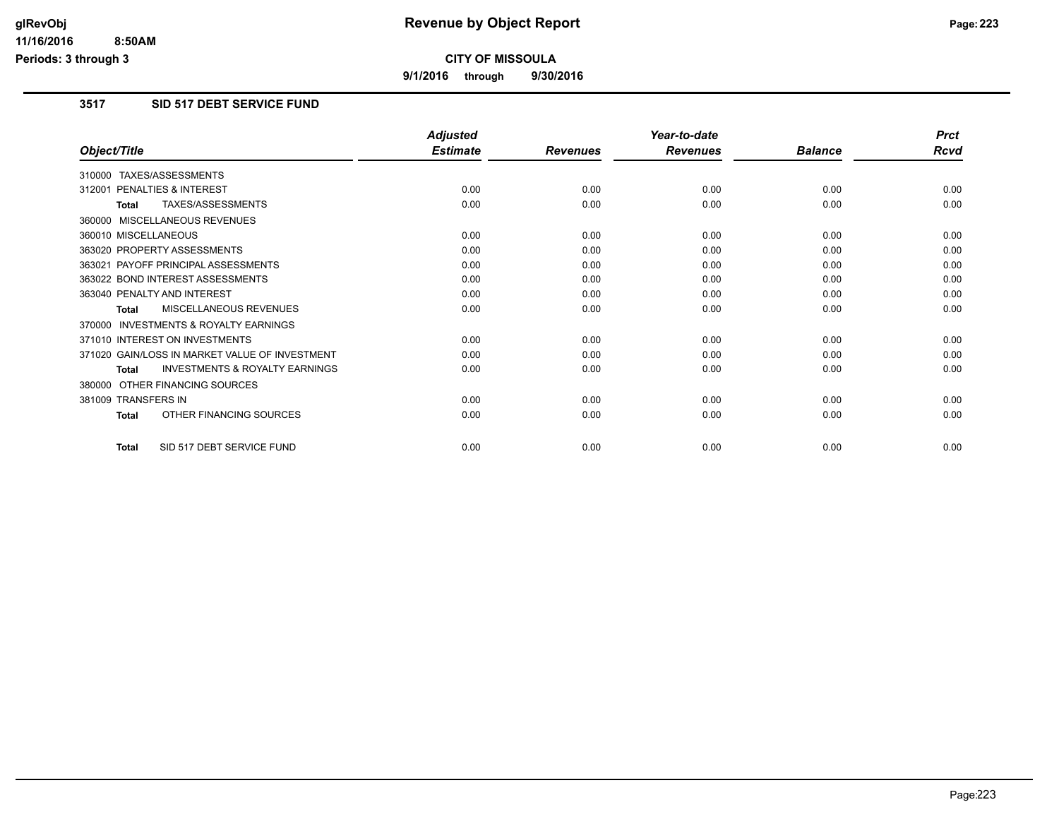# Revenue by Object Report

glRevObj
11/16/2016 8:50AM
Periods: 3 through 3

**CITY OF MISSOULA**

**9/1/2016 through 9/30/2016**

## 3517 SID 517 DEBT SERVICE FUND

| Object/Title | Adjusted Estimate | Revenues | Year-to-date Revenues | Balance | Prct Rcvd |
|---|---|---|---|---|---|
| 310000 TAXES/ASSESSMENTS | | | | | |
| 312001 PENALTIES & INTEREST | 0.00 | 0.00 | 0.00 | 0.00 | 0.00 |
| **Total** TAXES/ASSESSMENTS | 0.00 | 0.00 | 0.00 | 0.00 | 0.00 |
| 360000 MISCELLANEOUS REVENUES | | | | | |
| 360010 MISCELLANEOUS | 0.00 | 0.00 | 0.00 | 0.00 | 0.00 |
| 363020 PROPERTY ASSESSMENTS | 0.00 | 0.00 | 0.00 | 0.00 | 0.00 |
| 363021 PAYOFF PRINCIPAL ASSESSMENTS | 0.00 | 0.00 | 0.00 | 0.00 | 0.00 |
| 363022 BOND INTEREST ASSESSMENTS | 0.00 | 0.00 | 0.00 | 0.00 | 0.00 |
| 363040 PENALTY AND INTEREST | 0.00 | 0.00 | 0.00 | 0.00 | 0.00 |
| **Total** MISCELLANEOUS REVENUES | 0.00 | 0.00 | 0.00 | 0.00 | 0.00 |
| 370000 INVESTMENTS & ROYALTY EARNINGS | | | | | |
| 371010 INTEREST ON INVESTMENTS | 0.00 | 0.00 | 0.00 | 0.00 | 0.00 |
| 371020 GAIN/LOSS IN MARKET VALUE OF INVESTMENT | 0.00 | 0.00 | 0.00 | 0.00 | 0.00 |
| **Total** INVESTMENTS & ROYALTY EARNINGS | 0.00 | 0.00 | 0.00 | 0.00 | 0.00 |
| 380000 OTHER FINANCING SOURCES | | | | | |
| 381009 TRANSFERS IN | 0.00 | 0.00 | 0.00 | 0.00 | 0.00 |
| **Total** OTHER FINANCING SOURCES | 0.00 | 0.00 | 0.00 | 0.00 | 0.00 |
| **Total** SID 517 DEBT SERVICE FUND | 0.00 | 0.00 | 0.00 | 0.00 | 0.00 |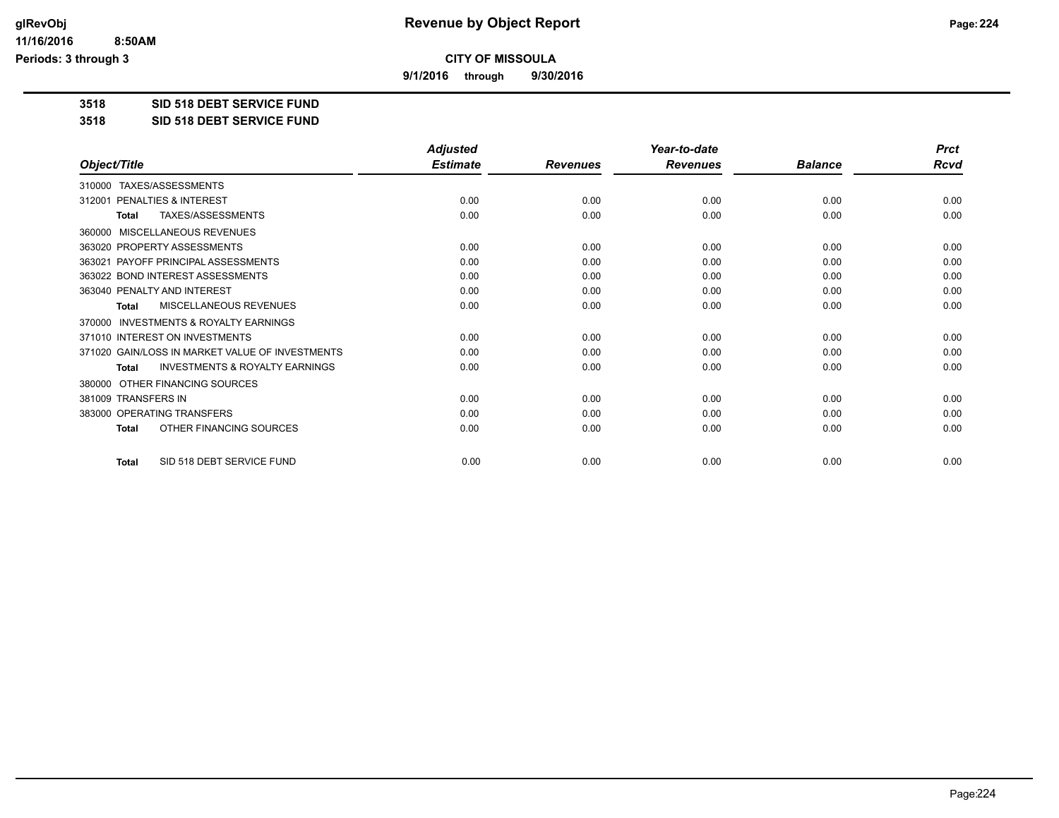# Revenue by Object Report

**CITY OF MISSOULA**

**9/1/2016 through 9/30/2016**

glRevObj
11/16/2016 8:50AM
Periods: 3 through 3

**3518 SID 518 DEBT SERVICE FUND**

**3518 SID 518 DEBT SERVICE FUND**

| Object/Title | Adjusted Estimate | Revenues | Year-to-date Revenues | Balance | Prct Rcvd |
|---|---|---|---|---|---|
| 310000 TAXES/ASSESSMENTS | | | | | |
| 312001 PENALTIES & INTEREST | 0.00 | 0.00 | 0.00 | 0.00 | 0.00 |
| **Total** TAXES/ASSESSMENTS | 0.00 | 0.00 | 0.00 | 0.00 | 0.00 |
| 360000 MISCELLANEOUS REVENUES | | | | | |
| 363020 PROPERTY ASSESSMENTS | 0.00 | 0.00 | 0.00 | 0.00 | 0.00 |
| 363021 PAYOFF PRINCIPAL ASSESSMENTS | 0.00 | 0.00 | 0.00 | 0.00 | 0.00 |
| 363022 BOND INTEREST ASSESSMENTS | 0.00 | 0.00 | 0.00 | 0.00 | 0.00 |
| 363040 PENALTY AND INTEREST | 0.00 | 0.00 | 0.00 | 0.00 | 0.00 |
| **Total** MISCELLANEOUS REVENUES | 0.00 | 0.00 | 0.00 | 0.00 | 0.00 |
| 370000 INVESTMENTS & ROYALTY EARNINGS | | | | | |
| 371010 INTEREST ON INVESTMENTS | 0.00 | 0.00 | 0.00 | 0.00 | 0.00 |
| 371020 GAIN/LOSS IN MARKET VALUE OF INVESTMENTS | 0.00 | 0.00 | 0.00 | 0.00 | 0.00 |
| **Total** INVESTMENTS & ROYALTY EARNINGS | 0.00 | 0.00 | 0.00 | 0.00 | 0.00 |
| 380000 OTHER FINANCING SOURCES | | | | | |
| 381009 TRANSFERS IN | 0.00 | 0.00 | 0.00 | 0.00 | 0.00 |
| 383000 OPERATING TRANSFERS | 0.00 | 0.00 | 0.00 | 0.00 | 0.00 |
| **Total** OTHER FINANCING SOURCES | 0.00 | 0.00 | 0.00 | 0.00 | 0.00 |
| **Total** SID 518 DEBT SERVICE FUND | 0.00 | 0.00 | 0.00 | 0.00 | 0.00 |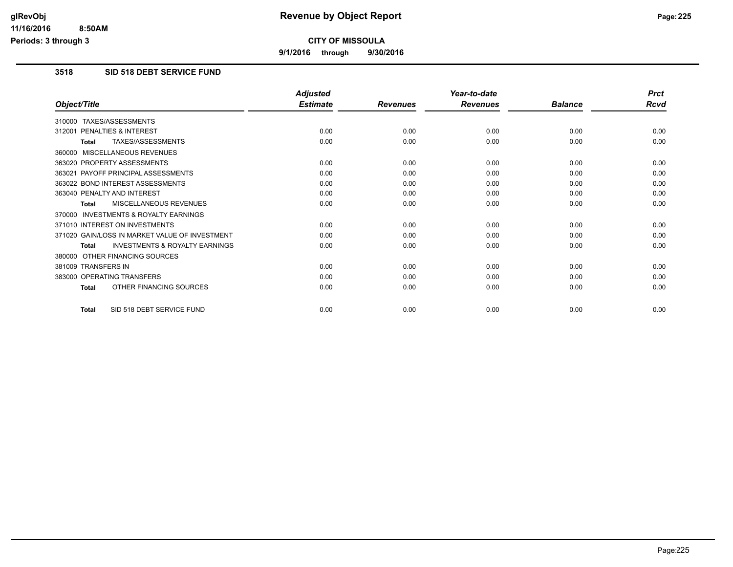# Revenue by Object Report

**CITY OF MISSOULA**

**9/1/2016 through 9/30/2016**

glRevObj
11/16/2016 8:50AM
Periods: 3 through 3

## 3518 SID 518 DEBT SERVICE FUND

| Object/Title | Adjusted Estimate | Revenues | Year-to-date Revenues | Balance | Prct Rcvd |
|---|---|---|---|---|---|
| 310000 TAXES/ASSESSMENTS | | | | | |
| 312001 PENALTIES & INTEREST | 0.00 | 0.00 | 0.00 | 0.00 | 0.00 |
| **Total** TAXES/ASSESSMENTS | 0.00 | 0.00 | 0.00 | 0.00 | 0.00 |
| 360000 MISCELLANEOUS REVENUES | | | | | |
| 363020 PROPERTY ASSESSMENTS | 0.00 | 0.00 | 0.00 | 0.00 | 0.00 |
| 363021 PAYOFF PRINCIPAL ASSESSMENTS | 0.00 | 0.00 | 0.00 | 0.00 | 0.00 |
| 363022 BOND INTEREST ASSESSMENTS | 0.00 | 0.00 | 0.00 | 0.00 | 0.00 |
| 363040 PENALTY AND INTEREST | 0.00 | 0.00 | 0.00 | 0.00 | 0.00 |
| **Total** MISCELLANEOUS REVENUES | 0.00 | 0.00 | 0.00 | 0.00 | 0.00 |
| 370000 INVESTMENTS & ROYALTY EARNINGS | | | | | |
| 371010 INTEREST ON INVESTMENTS | 0.00 | 0.00 | 0.00 | 0.00 | 0.00 |
| 371020 GAIN/LOSS IN MARKET VALUE OF INVESTMENT | 0.00 | 0.00 | 0.00 | 0.00 | 0.00 |
| **Total** INVESTMENTS & ROYALTY EARNINGS | 0.00 | 0.00 | 0.00 | 0.00 | 0.00 |
| 380000 OTHER FINANCING SOURCES | | | | | |
| 381009 TRANSFERS IN | 0.00 | 0.00 | 0.00 | 0.00 | 0.00 |
| 383000 OPERATING TRANSFERS | 0.00 | 0.00 | 0.00 | 0.00 | 0.00 |
| **Total** OTHER FINANCING SOURCES | 0.00 | 0.00 | 0.00 | 0.00 | 0.00 |
| **Total** SID 518 DEBT SERVICE FUND | 0.00 | 0.00 | 0.00 | 0.00 | 0.00 |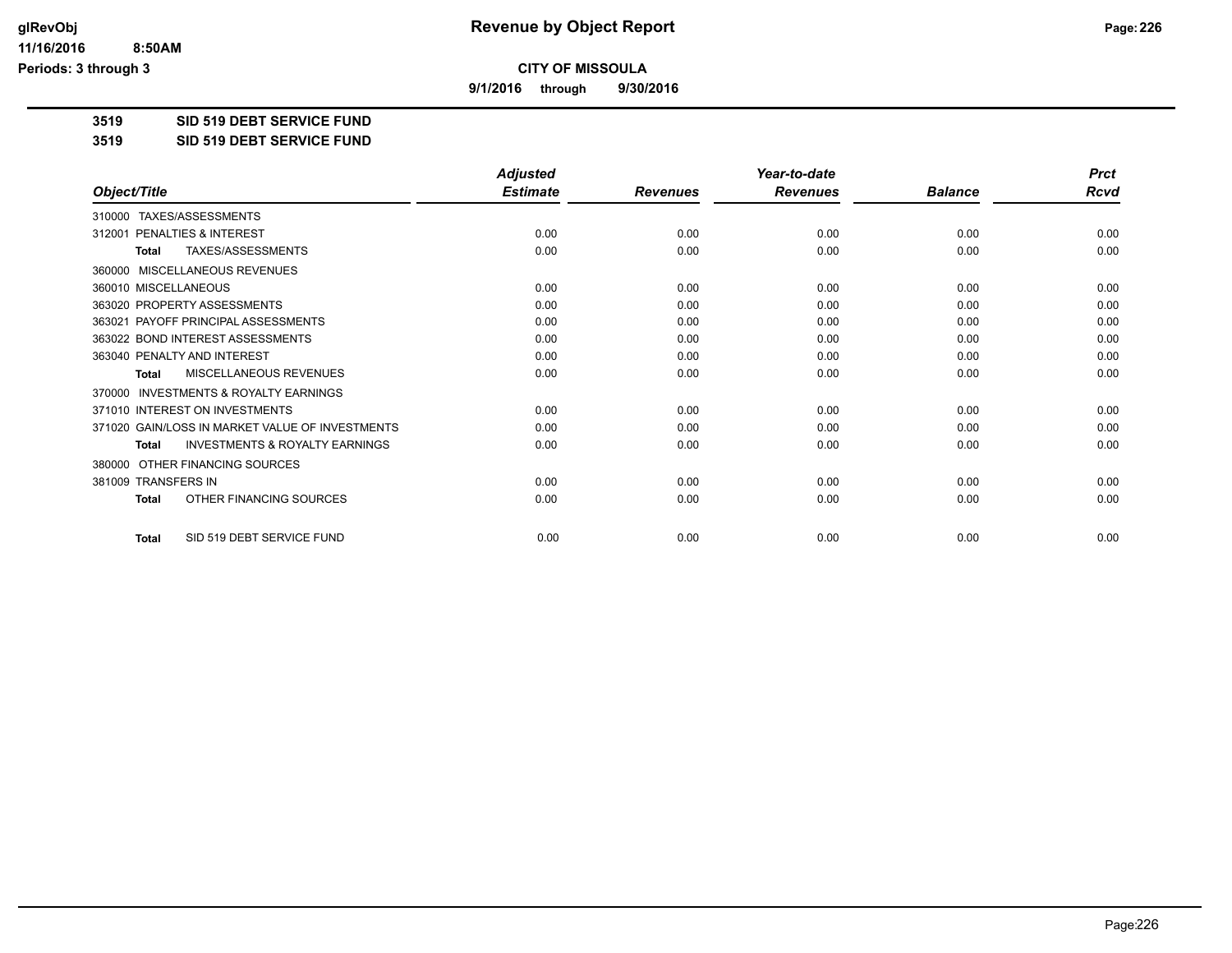# Revenue by Object Report

**CITY OF MISSOULA**

**9/1/2016 through 9/30/2016**

glRevObj
11/16/2016 8:50AM
Periods: 3 through 3

**3519 SID 519 DEBT SERVICE FUND**

**3519 SID 519 DEBT SERVICE FUND**

| Object/Title | Adjusted Estimate | Revenues | Year-to-date Revenues | Balance | Prct Rcvd |
|---|---|---|---|---|---|
| 310000 TAXES/ASSESSMENTS | | | | | |
| 312001 PENALTIES & INTEREST | 0.00 | 0.00 | 0.00 | 0.00 | 0.00 |
| **Total** TAXES/ASSESSMENTS | 0.00 | 0.00 | 0.00 | 0.00 | 0.00 |
| 360000 MISCELLANEOUS REVENUES | | | | | |
| 360010 MISCELLANEOUS | 0.00 | 0.00 | 0.00 | 0.00 | 0.00 |
| 363020 PROPERTY ASSESSMENTS | 0.00 | 0.00 | 0.00 | 0.00 | 0.00 |
| 363021 PAYOFF PRINCIPAL ASSESSMENTS | 0.00 | 0.00 | 0.00 | 0.00 | 0.00 |
| 363022 BOND INTEREST ASSESSMENTS | 0.00 | 0.00 | 0.00 | 0.00 | 0.00 |
| 363040 PENALTY AND INTEREST | 0.00 | 0.00 | 0.00 | 0.00 | 0.00 |
| **Total** MISCELLANEOUS REVENUES | 0.00 | 0.00 | 0.00 | 0.00 | 0.00 |
| 370000 INVESTMENTS & ROYALTY EARNINGS | | | | | |
| 371010 INTEREST ON INVESTMENTS | 0.00 | 0.00 | 0.00 | 0.00 | 0.00 |
| 371020 GAIN/LOSS IN MARKET VALUE OF INVESTMENTS | 0.00 | 0.00 | 0.00 | 0.00 | 0.00 |
| **Total** INVESTMENTS & ROYALTY EARNINGS | 0.00 | 0.00 | 0.00 | 0.00 | 0.00 |
| 380000 OTHER FINANCING SOURCES | | | | | |
| 381009 TRANSFERS IN | 0.00 | 0.00 | 0.00 | 0.00 | 0.00 |
| **Total** OTHER FINANCING SOURCES | 0.00 | 0.00 | 0.00 | 0.00 | 0.00 |
| **Total** SID 519 DEBT SERVICE FUND | 0.00 | 0.00 | 0.00 | 0.00 | 0.00 |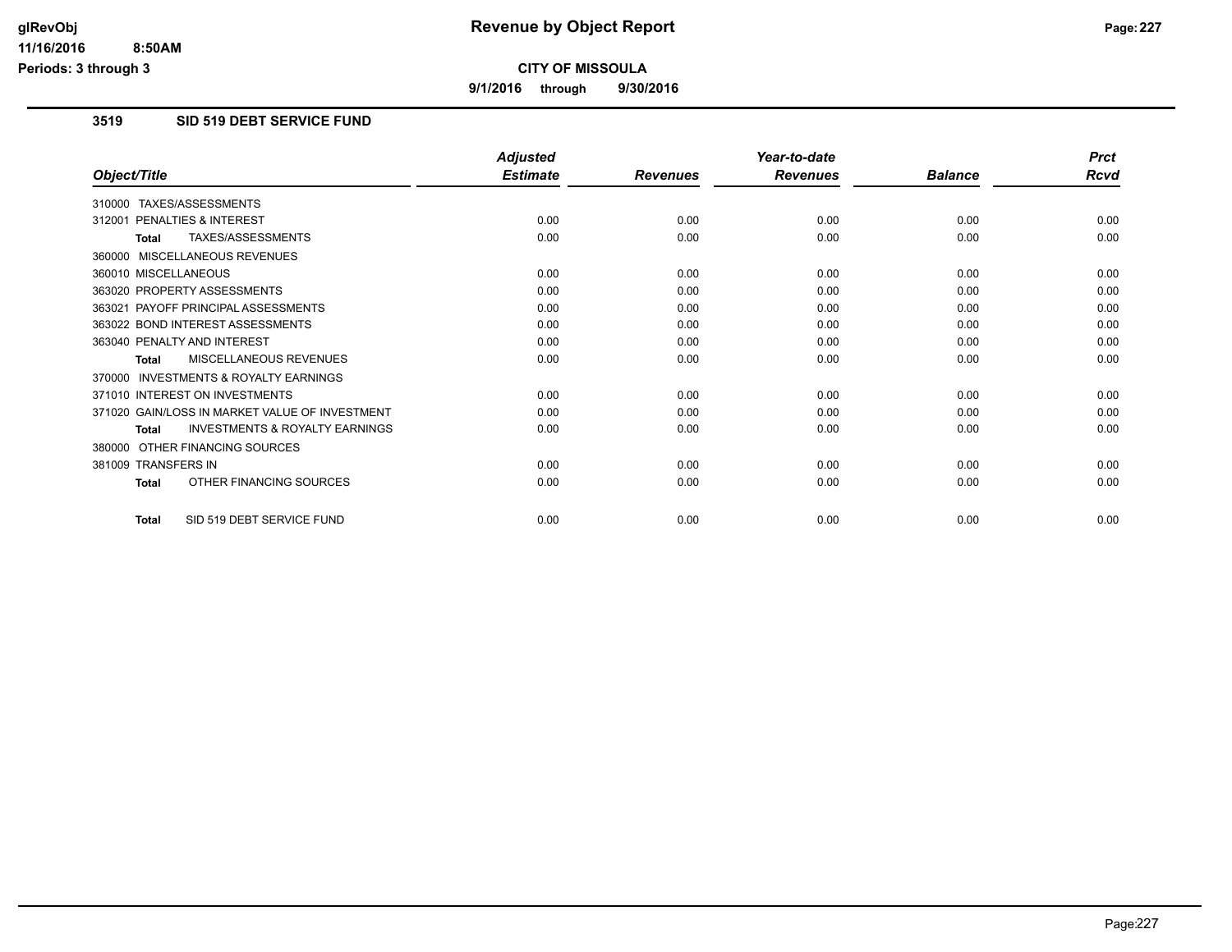# Revenue by Object Report

**CITY OF MISSOULA**

**9/1/2016 through 9/30/2016**

glRevObj
11/16/2016 8:50AM
Periods: 3 through 3

## 3519 SID 519 DEBT SERVICE FUND

| Object/Title | Adjusted Estimate | Revenues | Year-to-date Revenues | Balance | Prct Rcvd |
|---|---|---|---|---|---|
| 310000 TAXES/ASSESSMENTS | | | | | |
| 312001 PENALTIES & INTEREST | 0.00 | 0.00 | 0.00 | 0.00 | 0.00 |
| **Total** TAXES/ASSESSMENTS | 0.00 | 0.00 | 0.00 | 0.00 | 0.00 |
| 360000 MISCELLANEOUS REVENUES | | | | | |
| 360010 MISCELLANEOUS | 0.00 | 0.00 | 0.00 | 0.00 | 0.00 |
| 363020 PROPERTY ASSESSMENTS | 0.00 | 0.00 | 0.00 | 0.00 | 0.00 |
| 363021 PAYOFF PRINCIPAL ASSESSMENTS | 0.00 | 0.00 | 0.00 | 0.00 | 0.00 |
| 363022 BOND INTEREST ASSESSMENTS | 0.00 | 0.00 | 0.00 | 0.00 | 0.00 |
| 363040 PENALTY AND INTEREST | 0.00 | 0.00 | 0.00 | 0.00 | 0.00 |
| **Total** MISCELLANEOUS REVENUES | 0.00 | 0.00 | 0.00 | 0.00 | 0.00 |
| 370000 INVESTMENTS & ROYALTY EARNINGS | | | | | |
| 371010 INTEREST ON INVESTMENTS | 0.00 | 0.00 | 0.00 | 0.00 | 0.00 |
| 371020 GAIN/LOSS IN MARKET VALUE OF INVESTMENT | 0.00 | 0.00 | 0.00 | 0.00 | 0.00 |
| **Total** INVESTMENTS & ROYALTY EARNINGS | 0.00 | 0.00 | 0.00 | 0.00 | 0.00 |
| 380000 OTHER FINANCING SOURCES | | | | | |
| 381009 TRANSFERS IN | 0.00 | 0.00 | 0.00 | 0.00 | 0.00 |
| **Total** OTHER FINANCING SOURCES | 0.00 | 0.00 | 0.00 | 0.00 | 0.00 |
| **Total** SID 519 DEBT SERVICE FUND | 0.00 | 0.00 | 0.00 | 0.00 | 0.00 |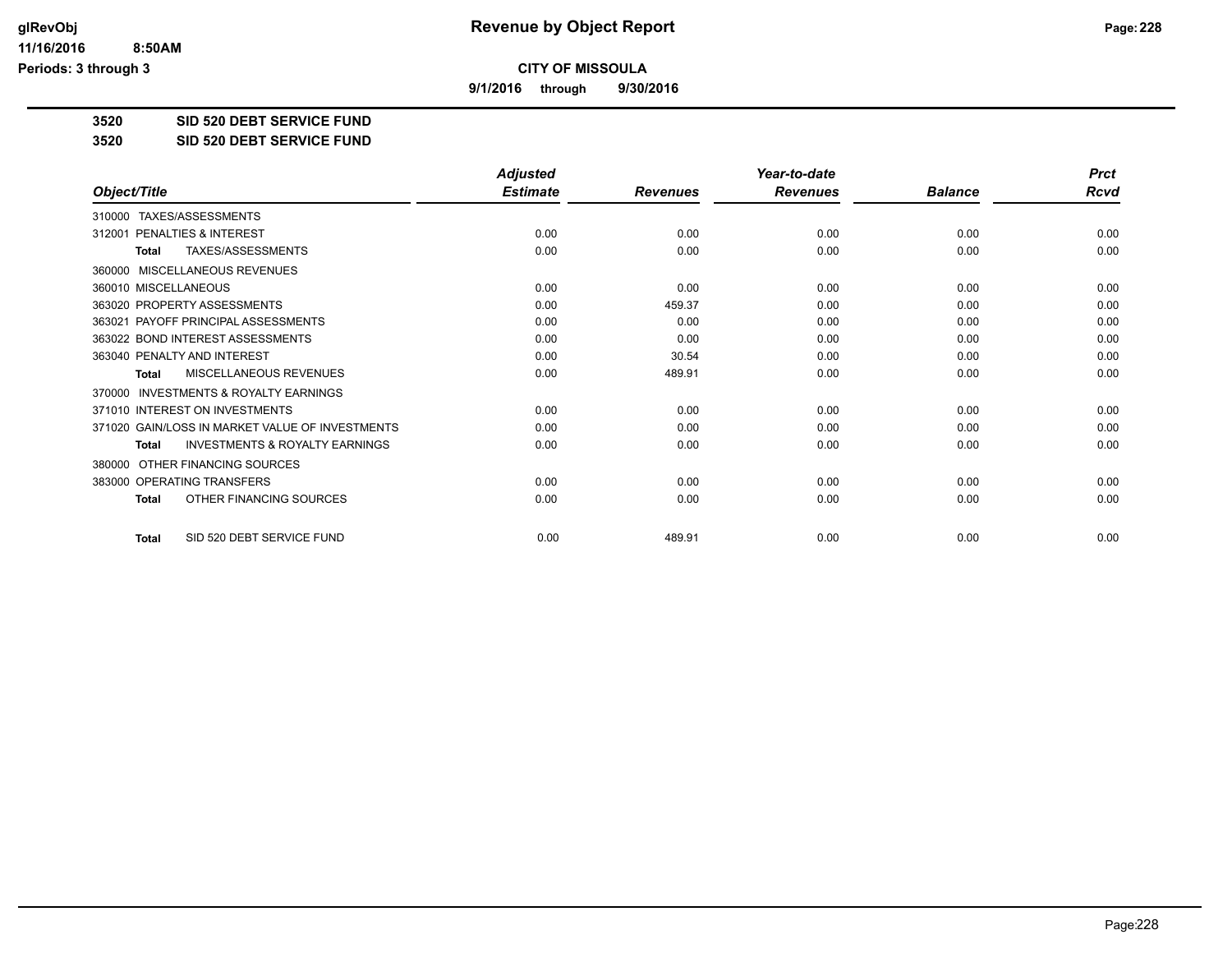# Revenue by Object Report

**CITY OF MISSOULA**

**9/1/2016 through 9/30/2016**

glRevObj
11/16/2016 8:50AM
Periods: 3 through 3

**3520 SID 520 DEBT SERVICE FUND**

**3520 SID 520 DEBT SERVICE FUND**

| Object/Title | Adjusted Estimate | Revenues | Year-to-date Revenues | Balance | Prct Rcvd |
|---|---|---|---|---|---|
| 310000 TAXES/ASSESSMENTS | | | | | |
| 312001 PENALTIES & INTEREST | 0.00 | 0.00 | 0.00 | 0.00 | 0.00 |
| **Total** TAXES/ASSESSMENTS | 0.00 | 0.00 | 0.00 | 0.00 | 0.00 |
| 360000 MISCELLANEOUS REVENUES | | | | | |
| 360010 MISCELLANEOUS | 0.00 | 0.00 | 0.00 | 0.00 | 0.00 |
| 363020 PROPERTY ASSESSMENTS | 0.00 | 459.37 | 0.00 | 0.00 | 0.00 |
| 363021 PAYOFF PRINCIPAL ASSESSMENTS | 0.00 | 0.00 | 0.00 | 0.00 | 0.00 |
| 363022 BOND INTEREST ASSESSMENTS | 0.00 | 0.00 | 0.00 | 0.00 | 0.00 |
| 363040 PENALTY AND INTEREST | 0.00 | 30.54 | 0.00 | 0.00 | 0.00 |
| **Total** MISCELLANEOUS REVENUES | 0.00 | 489.91 | 0.00 | 0.00 | 0.00 |
| 370000 INVESTMENTS & ROYALTY EARNINGS | | | | | |
| 371010 INTEREST ON INVESTMENTS | 0.00 | 0.00 | 0.00 | 0.00 | 0.00 |
| 371020 GAIN/LOSS IN MARKET VALUE OF INVESTMENTS | 0.00 | 0.00 | 0.00 | 0.00 | 0.00 |
| **Total** INVESTMENTS & ROYALTY EARNINGS | 0.00 | 0.00 | 0.00 | 0.00 | 0.00 |
| 380000 OTHER FINANCING SOURCES | | | | | |
| 383000 OPERATING TRANSFERS | 0.00 | 0.00 | 0.00 | 0.00 | 0.00 |
| **Total** OTHER FINANCING SOURCES | 0.00 | 0.00 | 0.00 | 0.00 | 0.00 |
| **Total** SID 520 DEBT SERVICE FUND | 0.00 | 489.91 | 0.00 | 0.00 | 0.00 |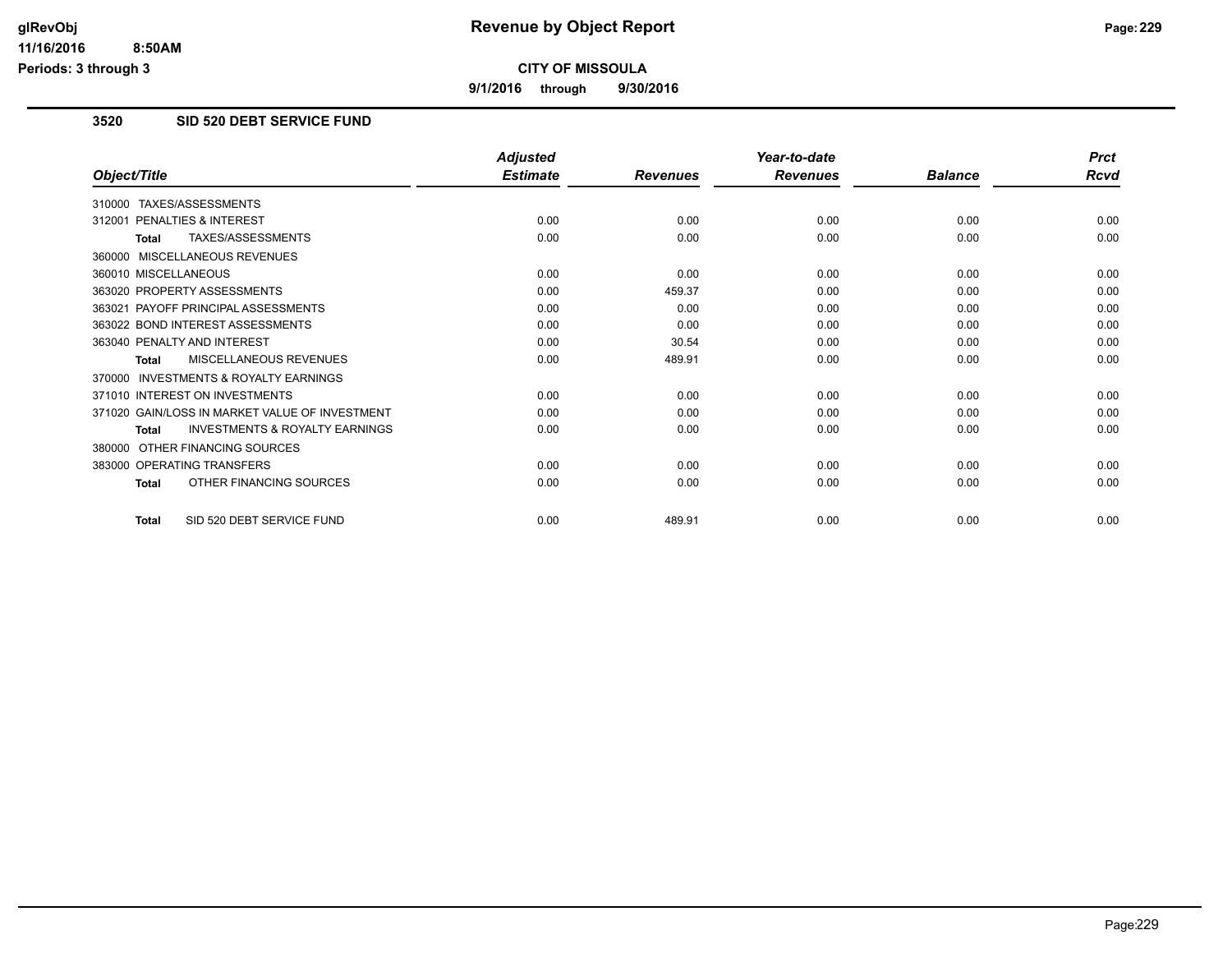# Revenue by Object Report

**CITY OF MISSOULA**

**9/1/2016 through 9/30/2016**

glRevObj
11/16/2016 8:50AM
Periods: 3 through 3

## 3520 SID 520 DEBT SERVICE FUND

| Object/Title | Adjusted Estimate | Revenues | Year-to-date Revenues | Balance | Prct Rcvd |
|---|---|---|---|---|---|
| 310000 TAXES/ASSESSMENTS | | | | | |
| 312001 PENALTIES & INTEREST | 0.00 | 0.00 | 0.00 | 0.00 | 0.00 |
| **Total** TAXES/ASSESSMENTS | 0.00 | 0.00 | 0.00 | 0.00 | 0.00 |
| 360000 MISCELLANEOUS REVENUES | | | | | |
| 360010 MISCELLANEOUS | 0.00 | 0.00 | 0.00 | 0.00 | 0.00 |
| 363020 PROPERTY ASSESSMENTS | 0.00 | 459.37 | 0.00 | 0.00 | 0.00 |
| 363021 PAYOFF PRINCIPAL ASSESSMENTS | 0.00 | 0.00 | 0.00 | 0.00 | 0.00 |
| 363022 BOND INTEREST ASSESSMENTS | 0.00 | 0.00 | 0.00 | 0.00 | 0.00 |
| 363040 PENALTY AND INTEREST | 0.00 | 30.54 | 0.00 | 0.00 | 0.00 |
| **Total** MISCELLANEOUS REVENUES | 0.00 | 489.91 | 0.00 | 0.00 | 0.00 |
| 370000 INVESTMENTS & ROYALTY EARNINGS | | | | | |
| 371010 INTEREST ON INVESTMENTS | 0.00 | 0.00 | 0.00 | 0.00 | 0.00 |
| 371020 GAIN/LOSS IN MARKET VALUE OF INVESTMENT | 0.00 | 0.00 | 0.00 | 0.00 | 0.00 |
| **Total** INVESTMENTS & ROYALTY EARNINGS | 0.00 | 0.00 | 0.00 | 0.00 | 0.00 |
| 380000 OTHER FINANCING SOURCES | | | | | |
| 383000 OPERATING TRANSFERS | 0.00 | 0.00 | 0.00 | 0.00 | 0.00 |
| **Total** OTHER FINANCING SOURCES | 0.00 | 0.00 | 0.00 | 0.00 | 0.00 |
| **Total** SID 520 DEBT SERVICE FUND | 0.00 | 489.91 | 0.00 | 0.00 | 0.00 |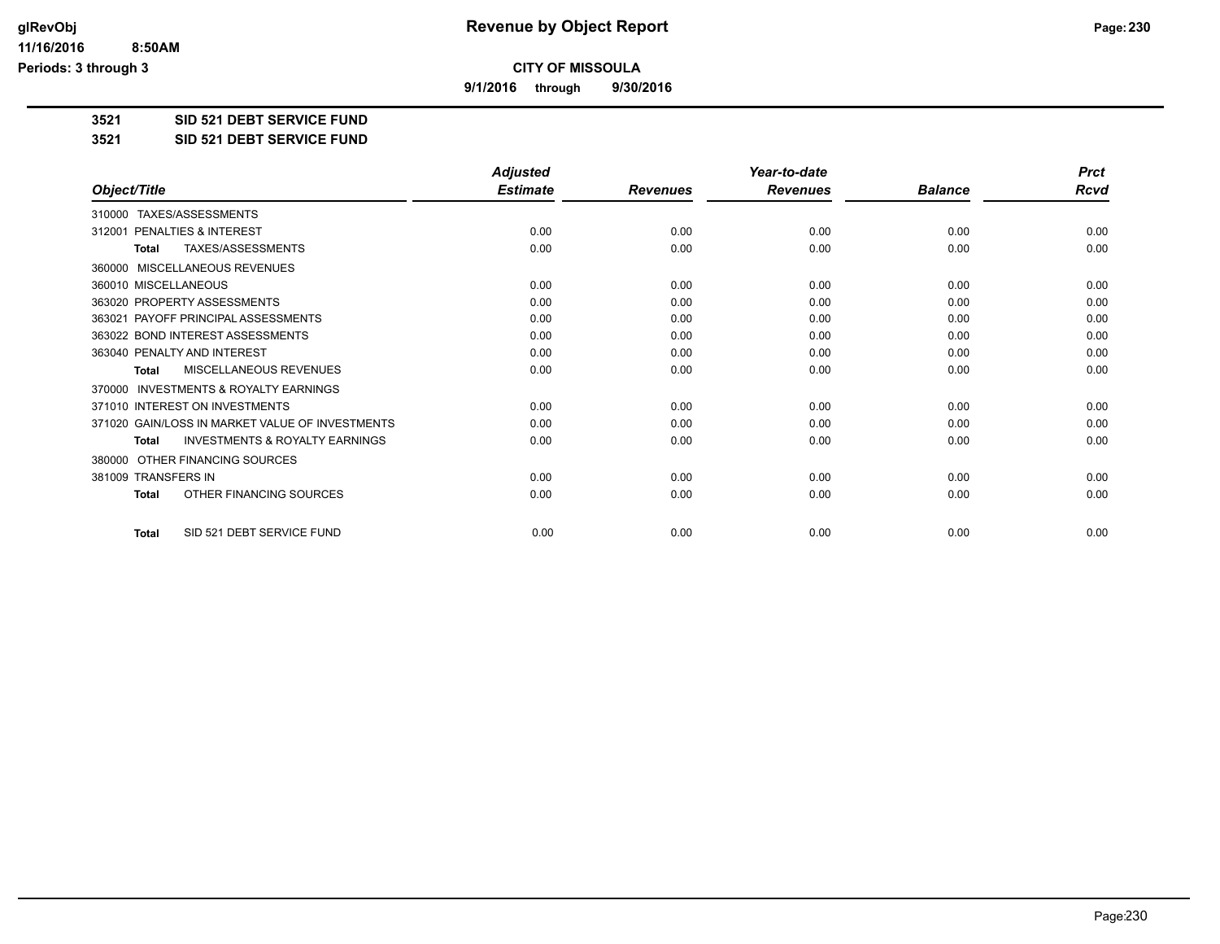# Revenue by Object Report

## CITY OF MISSOULA

**9/1/2016 through 9/30/2016**

**3521 SID 521 DEBT SERVICE FUND**

**3521 SID 521 DEBT SERVICE FUND**

| Object/Title | Adjusted Estimate | Revenues | Year-to-date Revenues | Balance | Prct Rcvd |
|---|---|---|---|---|---|
| 310000 TAXES/ASSESSMENTS | | | | | |
| 312001 PENALTIES & INTEREST | 0.00 | 0.00 | 0.00 | 0.00 | 0.00 |
| **Total** TAXES/ASSESSMENTS | 0.00 | 0.00 | 0.00 | 0.00 | 0.00 |
| 360000 MISCELLANEOUS REVENUES | | | | | |
| 360010 MISCELLANEOUS | 0.00 | 0.00 | 0.00 | 0.00 | 0.00 |
| 363020 PROPERTY ASSESSMENTS | 0.00 | 0.00 | 0.00 | 0.00 | 0.00 |
| 363021 PAYOFF PRINCIPAL ASSESSMENTS | 0.00 | 0.00 | 0.00 | 0.00 | 0.00 |
| 363022 BOND INTEREST ASSESSMENTS | 0.00 | 0.00 | 0.00 | 0.00 | 0.00 |
| 363040 PENALTY AND INTEREST | 0.00 | 0.00 | 0.00 | 0.00 | 0.00 |
| **Total** MISCELLANEOUS REVENUES | 0.00 | 0.00 | 0.00 | 0.00 | 0.00 |
| 370000 INVESTMENTS & ROYALTY EARNINGS | | | | | |
| 371010 INTEREST ON INVESTMENTS | 0.00 | 0.00 | 0.00 | 0.00 | 0.00 |
| 371020 GAIN/LOSS IN MARKET VALUE OF INVESTMENTS | 0.00 | 0.00 | 0.00 | 0.00 | 0.00 |
| **Total** INVESTMENTS & ROYALTY EARNINGS | 0.00 | 0.00 | 0.00 | 0.00 | 0.00 |
| 380000 OTHER FINANCING SOURCES | | | | | |
| 381009 TRANSFERS IN | 0.00 | 0.00 | 0.00 | 0.00 | 0.00 |
| **Total** OTHER FINANCING SOURCES | 0.00 | 0.00 | 0.00 | 0.00 | 0.00 |
| **Total** SID 521 DEBT SERVICE FUND | 0.00 | 0.00 | 0.00 | 0.00 | 0.00 |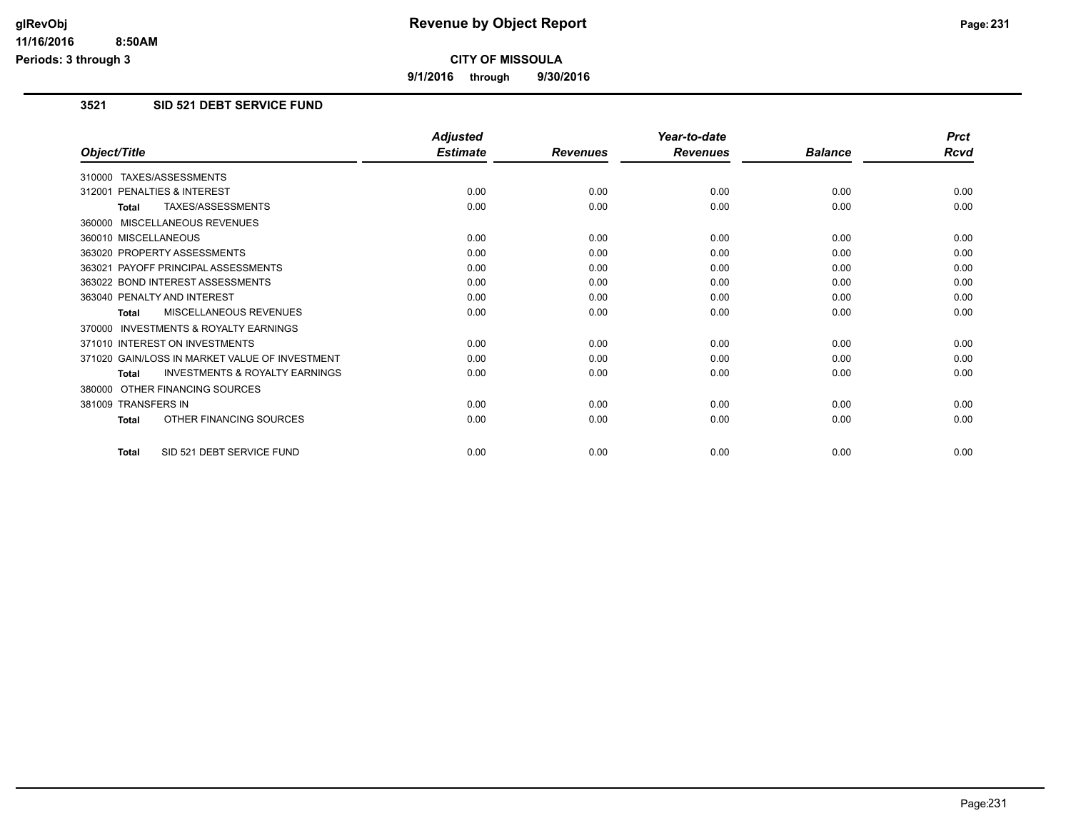# Revenue by Object Report

**CITY OF MISSOULA**

**9/1/2016 through 9/30/2016**

glRevObj
11/16/2016 8:50AM
Periods: 3 through 3

## 3521 SID 521 DEBT SERVICE FUND

| Object/Title | Adjusted Estimate | Revenues | Year-to-date Revenues | Balance | Prct Rcvd |
|---|---|---|---|---|---|
| 310000 TAXES/ASSESSMENTS | | | | | |
| 312001 PENALTIES & INTEREST | 0.00 | 0.00 | 0.00 | 0.00 | 0.00 |
| **Total** TAXES/ASSESSMENTS | 0.00 | 0.00 | 0.00 | 0.00 | 0.00 |
| 360000 MISCELLANEOUS REVENUES | | | | | |
| 360010 MISCELLANEOUS | 0.00 | 0.00 | 0.00 | 0.00 | 0.00 |
| 363020 PROPERTY ASSESSMENTS | 0.00 | 0.00 | 0.00 | 0.00 | 0.00 |
| 363021 PAYOFF PRINCIPAL ASSESSMENTS | 0.00 | 0.00 | 0.00 | 0.00 | 0.00 |
| 363022 BOND INTEREST ASSESSMENTS | 0.00 | 0.00 | 0.00 | 0.00 | 0.00 |
| 363040 PENALTY AND INTEREST | 0.00 | 0.00 | 0.00 | 0.00 | 0.00 |
| **Total** MISCELLANEOUS REVENUES | 0.00 | 0.00 | 0.00 | 0.00 | 0.00 |
| 370000 INVESTMENTS & ROYALTY EARNINGS | | | | | |
| 371010 INTEREST ON INVESTMENTS | 0.00 | 0.00 | 0.00 | 0.00 | 0.00 |
| 371020 GAIN/LOSS IN MARKET VALUE OF INVESTMENT | 0.00 | 0.00 | 0.00 | 0.00 | 0.00 |
| **Total** INVESTMENTS & ROYALTY EARNINGS | 0.00 | 0.00 | 0.00 | 0.00 | 0.00 |
| 380000 OTHER FINANCING SOURCES | | | | | |
| 381009 TRANSFERS IN | 0.00 | 0.00 | 0.00 | 0.00 | 0.00 |
| **Total** OTHER FINANCING SOURCES | 0.00 | 0.00 | 0.00 | 0.00 | 0.00 |
| **Total** SID 521 DEBT SERVICE FUND | 0.00 | 0.00 | 0.00 | 0.00 | 0.00 |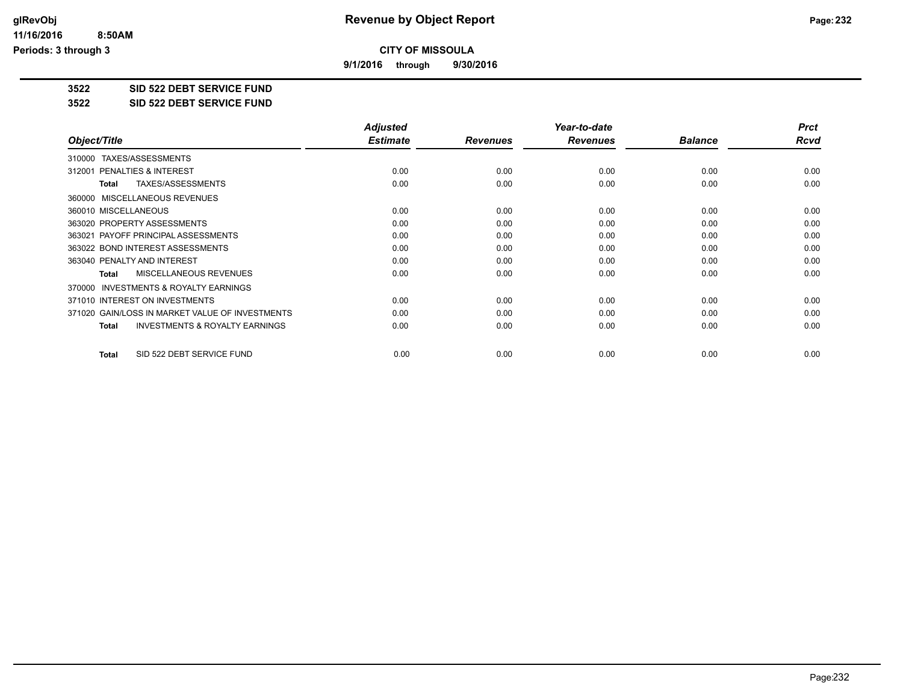# Revenue by Object Report

## CITY OF MISSOULA

**9/1/2016 through 9/30/2016**

**3522 SID 522 DEBT SERVICE FUND**

**3522 SID 522 DEBT SERVICE FUND**

| Object/Title | Adjusted Estimate | Revenues | Year-to-date Revenues | Balance | Prct Rcvd |
|---|---|---|---|---|---|
| 310000 TAXES/ASSESSMENTS | | | | | |
| 312001 PENALTIES & INTEREST | 0.00 | 0.00 | 0.00 | 0.00 | 0.00 |
| **Total** TAXES/ASSESSMENTS | 0.00 | 0.00 | 0.00 | 0.00 | 0.00 |
| 360000 MISCELLANEOUS REVENUES | | | | | |
| 360010 MISCELLANEOUS | 0.00 | 0.00 | 0.00 | 0.00 | 0.00 |
| 363020 PROPERTY ASSESSMENTS | 0.00 | 0.00 | 0.00 | 0.00 | 0.00 |
| 363021 PAYOFF PRINCIPAL ASSESSMENTS | 0.00 | 0.00 | 0.00 | 0.00 | 0.00 |
| 363022 BOND INTEREST ASSESSMENTS | 0.00 | 0.00 | 0.00 | 0.00 | 0.00 |
| 363040 PENALTY AND INTEREST | 0.00 | 0.00 | 0.00 | 0.00 | 0.00 |
| **Total** MISCELLANEOUS REVENUES | 0.00 | 0.00 | 0.00 | 0.00 | 0.00 |
| 370000 INVESTMENTS & ROYALTY EARNINGS | | | | | |
| 371010 INTEREST ON INVESTMENTS | 0.00 | 0.00 | 0.00 | 0.00 | 0.00 |
| 371020 GAIN/LOSS IN MARKET VALUE OF INVESTMENTS | 0.00 | 0.00 | 0.00 | 0.00 | 0.00 |
| **Total** INVESTMENTS & ROYALTY EARNINGS | 0.00 | 0.00 | 0.00 | 0.00 | 0.00 |
| **Total** SID 522 DEBT SERVICE FUND | 0.00 | 0.00 | 0.00 | 0.00 | 0.00 |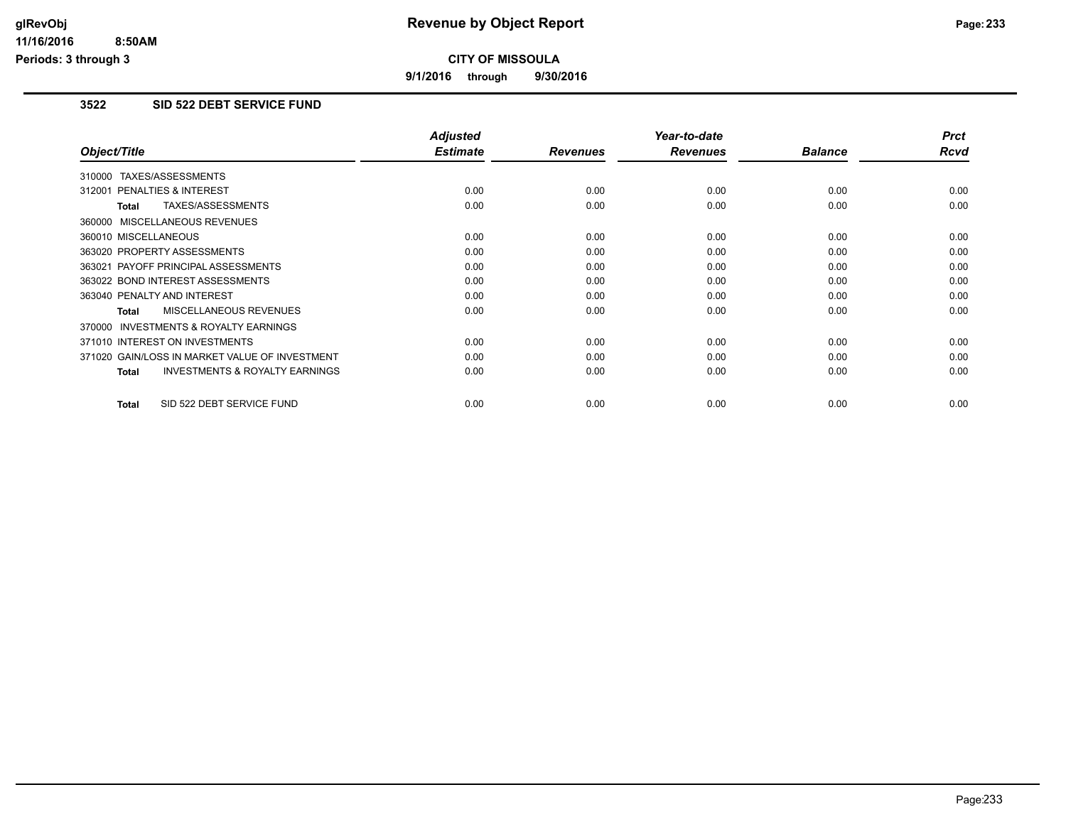# Revenue by Object Report

**CITY OF MISSOULA**

**9/1/2016 through 9/30/2016**

glRevObj
11/16/2016 8:50AM
Periods: 3 through 3

## 3522 SID 522 DEBT SERVICE FUND

| Object/Title | Adjusted Estimate | Revenues | Year-to-date Revenues | Balance | Prct Rcvd |
|---|---|---|---|---|---|
| 310000 TAXES/ASSESSMENTS | | | | | |
| 312001 PENALTIES & INTEREST | 0.00 | 0.00 | 0.00 | 0.00 | 0.00 |
| **Total** TAXES/ASSESSMENTS | 0.00 | 0.00 | 0.00 | 0.00 | 0.00 |
| 360000 MISCELLANEOUS REVENUES | | | | | |
| 360010 MISCELLANEOUS | 0.00 | 0.00 | 0.00 | 0.00 | 0.00 |
| 363020 PROPERTY ASSESSMENTS | 0.00 | 0.00 | 0.00 | 0.00 | 0.00 |
| 363021 PAYOFF PRINCIPAL ASSESSMENTS | 0.00 | 0.00 | 0.00 | 0.00 | 0.00 |
| 363022 BOND INTEREST ASSESSMENTS | 0.00 | 0.00 | 0.00 | 0.00 | 0.00 |
| 363040 PENALTY AND INTEREST | 0.00 | 0.00 | 0.00 | 0.00 | 0.00 |
| **Total** MISCELLANEOUS REVENUES | 0.00 | 0.00 | 0.00 | 0.00 | 0.00 |
| 370000 INVESTMENTS & ROYALTY EARNINGS | | | | | |
| 371010 INTEREST ON INVESTMENTS | 0.00 | 0.00 | 0.00 | 0.00 | 0.00 |
| 371020 GAIN/LOSS IN MARKET VALUE OF INVESTMENT | 0.00 | 0.00 | 0.00 | 0.00 | 0.00 |
| **Total** INVESTMENTS & ROYALTY EARNINGS | 0.00 | 0.00 | 0.00 | 0.00 | 0.00 |
| **Total** SID 522 DEBT SERVICE FUND | 0.00 | 0.00 | 0.00 | 0.00 | 0.00 |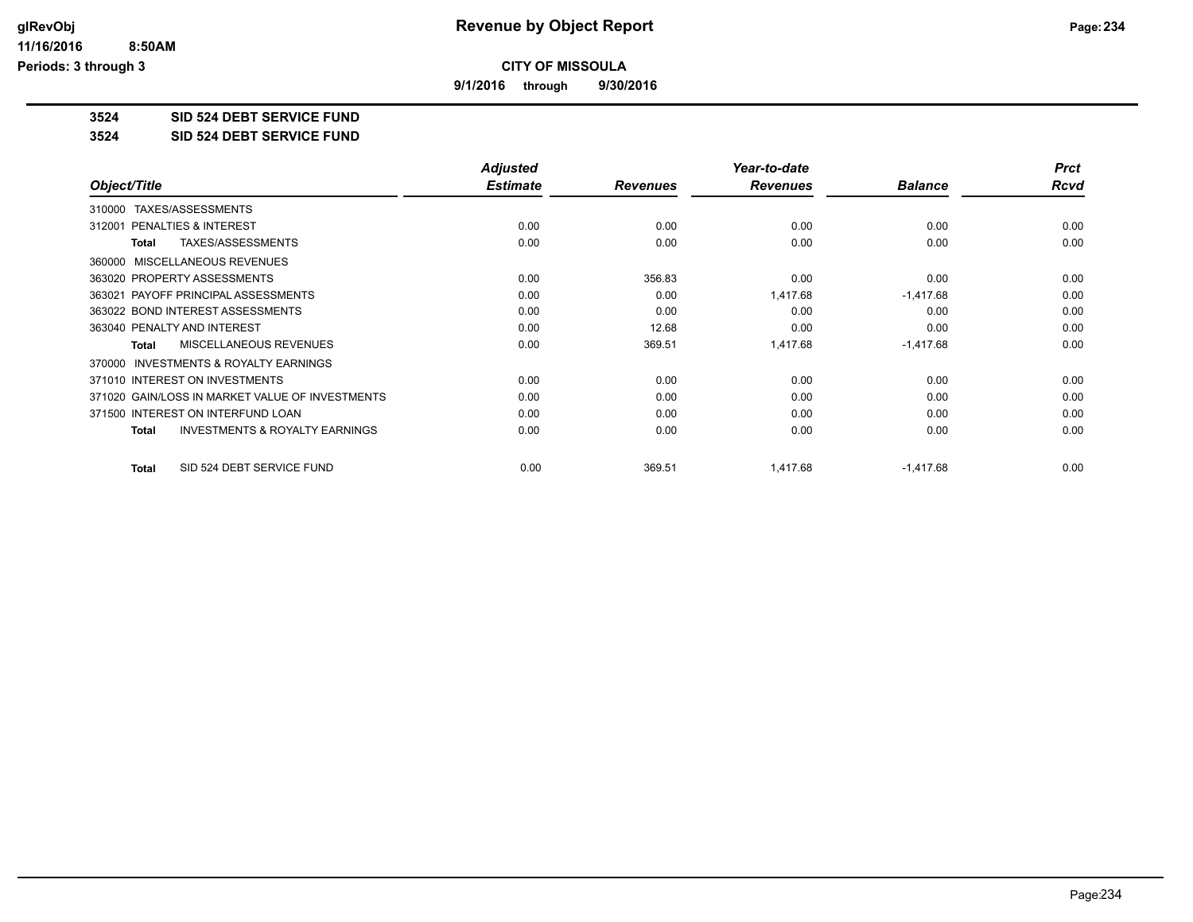**CITY OF MISSOULA**

**9/1/2016 through 9/30/2016**

**3524 SID 524 DEBT SERVICE FUND**

**3524 SID 524 DEBT SERVICE FUND**

| Object/Title | Adjusted Estimate | Revenues | Year-to-date Revenues | Balance | Prct Rcvd |
|---|---|---|---|---|---|
| 310000 TAXES/ASSESSMENTS | | | | | |
| 312001 PENALTIES & INTEREST | 0.00 | 0.00 | 0.00 | 0.00 | 0.00 |
| Total TAXES/ASSESSMENTS | 0.00 | 0.00 | 0.00 | 0.00 | 0.00 |
| 360000 MISCELLANEOUS REVENUES | | | | | |
| 363020 PROPERTY ASSESSMENTS | 0.00 | 356.83 | 0.00 | 0.00 | 0.00 |
| 363021 PAYOFF PRINCIPAL ASSESSMENTS | 0.00 | 0.00 | 1,417.68 | -1,417.68 | 0.00 |
| 363022 BOND INTEREST ASSESSMENTS | 0.00 | 0.00 | 0.00 | 0.00 | 0.00 |
| 363040 PENALTY AND INTEREST | 0.00 | 12.68 | 0.00 | 0.00 | 0.00 |
| Total MISCELLANEOUS REVENUES | 0.00 | 369.51 | 1,417.68 | -1,417.68 | 0.00 |
| 370000 INVESTMENTS & ROYALTY EARNINGS | | | | | |
| 371010 INTEREST ON INVESTMENTS | 0.00 | 0.00 | 0.00 | 0.00 | 0.00 |
| 371020 GAIN/LOSS IN MARKET VALUE OF INVESTMENTS | 0.00 | 0.00 | 0.00 | 0.00 | 0.00 |
| 371500 INTEREST ON INTERFUND LOAN | 0.00 | 0.00 | 0.00 | 0.00 | 0.00 |
| Total INVESTMENTS & ROYALTY EARNINGS | 0.00 | 0.00 | 0.00 | 0.00 | 0.00 |
| Total SID 524 DEBT SERVICE FUND | 0.00 | 369.51 | 1,417.68 | -1,417.68 | 0.00 |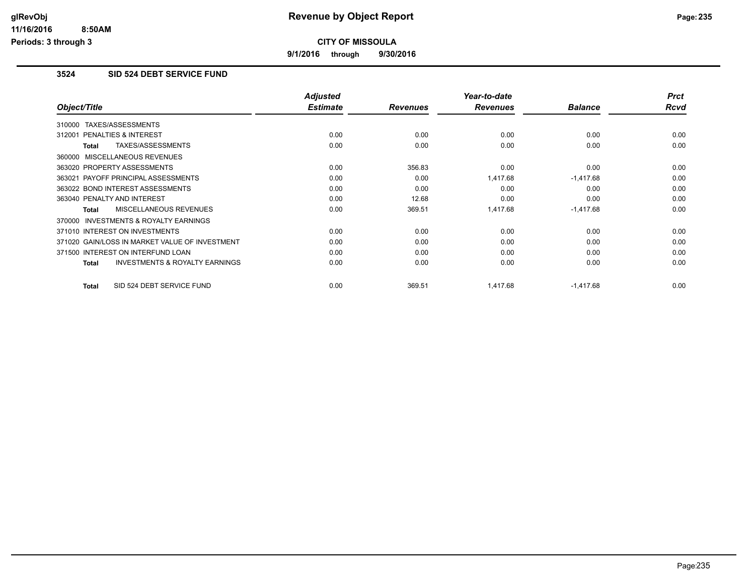# Revenue by Object Report

**CITY OF MISSOULA**

**9/1/2016 through 9/30/2016**

glRevObj
11/16/2016 8:50AM
Periods: 3 through 3

## 3524 SID 524 DEBT SERVICE FUND

| Object/Title | Adjusted Estimate | Revenues | Year-to-date Revenues | Balance | Prct Rcvd |
|---|---|---|---|---|---|
| 310000 TAXES/ASSESSMENTS | | | | | |
| 312001 PENALTIES & INTEREST | 0.00 | 0.00 | 0.00 | 0.00 | 0.00 |
| **Total** TAXES/ASSESSMENTS | 0.00 | 0.00 | 0.00 | 0.00 | 0.00 |
| 360000 MISCELLANEOUS REVENUES | | | | | |
| 363020 PROPERTY ASSESSMENTS | 0.00 | 356.83 | 0.00 | 0.00 | 0.00 |
| 363021 PAYOFF PRINCIPAL ASSESSMENTS | 0.00 | 0.00 | 1,417.68 | -1,417.68 | 0.00 |
| 363022 BOND INTEREST ASSESSMENTS | 0.00 | 0.00 | 0.00 | 0.00 | 0.00 |
| 363040 PENALTY AND INTEREST | 0.00 | 12.68 | 0.00 | 0.00 | 0.00 |
| **Total** MISCELLANEOUS REVENUES | 0.00 | 369.51 | 1,417.68 | -1,417.68 | 0.00 |
| 370000 INVESTMENTS & ROYALTY EARNINGS | | | | | |
| 371010 INTEREST ON INVESTMENTS | 0.00 | 0.00 | 0.00 | 0.00 | 0.00 |
| 371020 GAIN/LOSS IN MARKET VALUE OF INVESTMENT | 0.00 | 0.00 | 0.00 | 0.00 | 0.00 |
| 371500 INTEREST ON INTERFUND LOAN | 0.00 | 0.00 | 0.00 | 0.00 | 0.00 |
| **Total** INVESTMENTS & ROYALTY EARNINGS | 0.00 | 0.00 | 0.00 | 0.00 | 0.00 |
| **Total** SID 524 DEBT SERVICE FUND | 0.00 | 369.51 | 1,417.68 | -1,417.68 | 0.00 |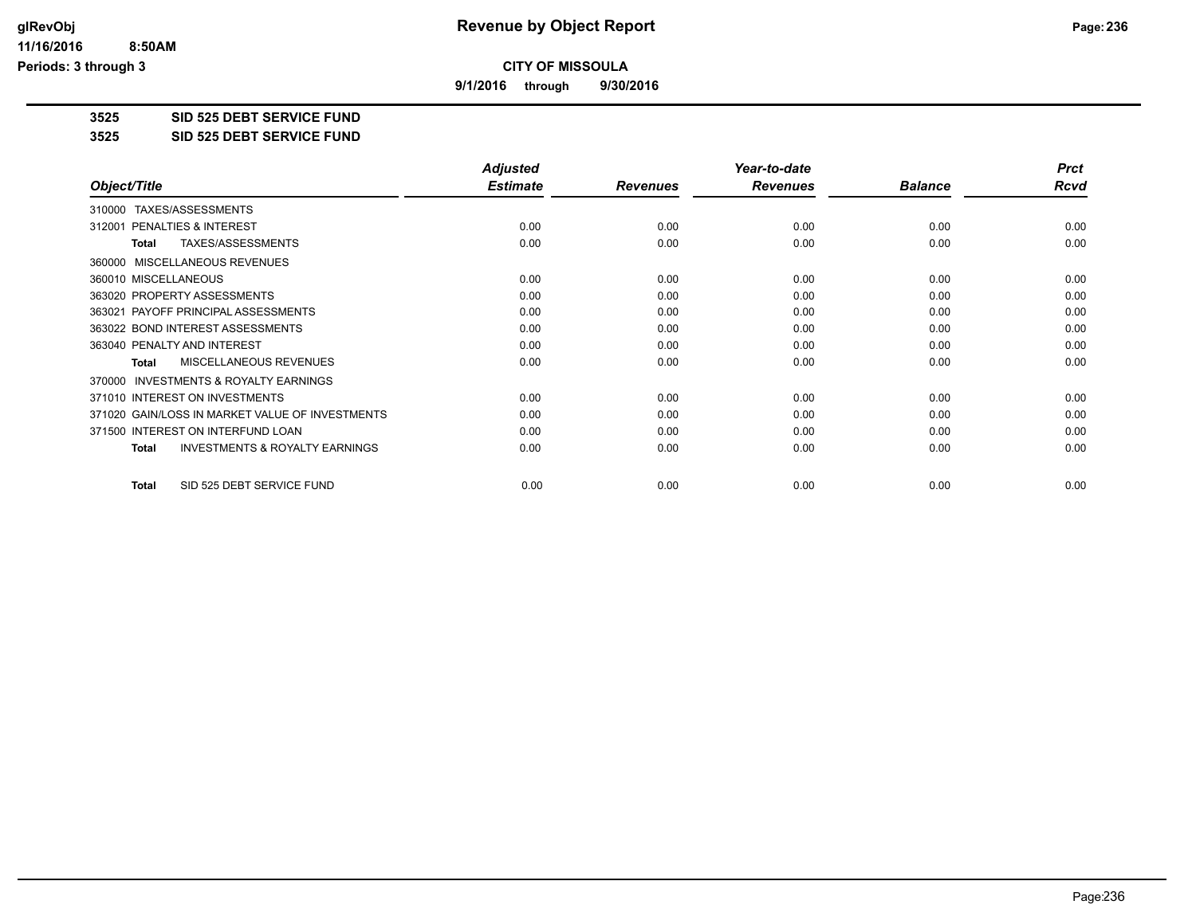# Revenue by Object Report

**CITY OF MISSOULA**

**9/1/2016 through 9/30/2016**

glRevObj
11/16/2016 8:50AM
Periods: 3 through 3

**3525 SID 525 DEBT SERVICE FUND**

**3525 SID 525 DEBT SERVICE FUND**

| Object/Title | Adjusted Estimate | Revenues | Year-to-date Revenues | Balance | Prct Rcvd |
|---|---|---|---|---|---|
| 310000 TAXES/ASSESSMENTS | | | | | |
| 312001 PENALTIES & INTEREST | 0.00 | 0.00 | 0.00 | 0.00 | 0.00 |
| **Total** TAXES/ASSESSMENTS | 0.00 | 0.00 | 0.00 | 0.00 | 0.00 |
| 360000 MISCELLANEOUS REVENUES | | | | | |
| 360010 MISCELLANEOUS | 0.00 | 0.00 | 0.00 | 0.00 | 0.00 |
| 363020 PROPERTY ASSESSMENTS | 0.00 | 0.00 | 0.00 | 0.00 | 0.00 |
| 363021 PAYOFF PRINCIPAL ASSESSMENTS | 0.00 | 0.00 | 0.00 | 0.00 | 0.00 |
| 363022 BOND INTEREST ASSESSMENTS | 0.00 | 0.00 | 0.00 | 0.00 | 0.00 |
| 363040 PENALTY AND INTEREST | 0.00 | 0.00 | 0.00 | 0.00 | 0.00 |
| **Total** MISCELLANEOUS REVENUES | 0.00 | 0.00 | 0.00 | 0.00 | 0.00 |
| 370000 INVESTMENTS & ROYALTY EARNINGS | | | | | |
| 371010 INTEREST ON INVESTMENTS | 0.00 | 0.00 | 0.00 | 0.00 | 0.00 |
| 371020 GAIN/LOSS IN MARKET VALUE OF INVESTMENTS | 0.00 | 0.00 | 0.00 | 0.00 | 0.00 |
| 371500 INTEREST ON INTERFUND LOAN | 0.00 | 0.00 | 0.00 | 0.00 | 0.00 |
| **Total** INVESTMENTS & ROYALTY EARNINGS | 0.00 | 0.00 | 0.00 | 0.00 | 0.00 |
| **Total** SID 525 DEBT SERVICE FUND | 0.00 | 0.00 | 0.00 | 0.00 | 0.00 |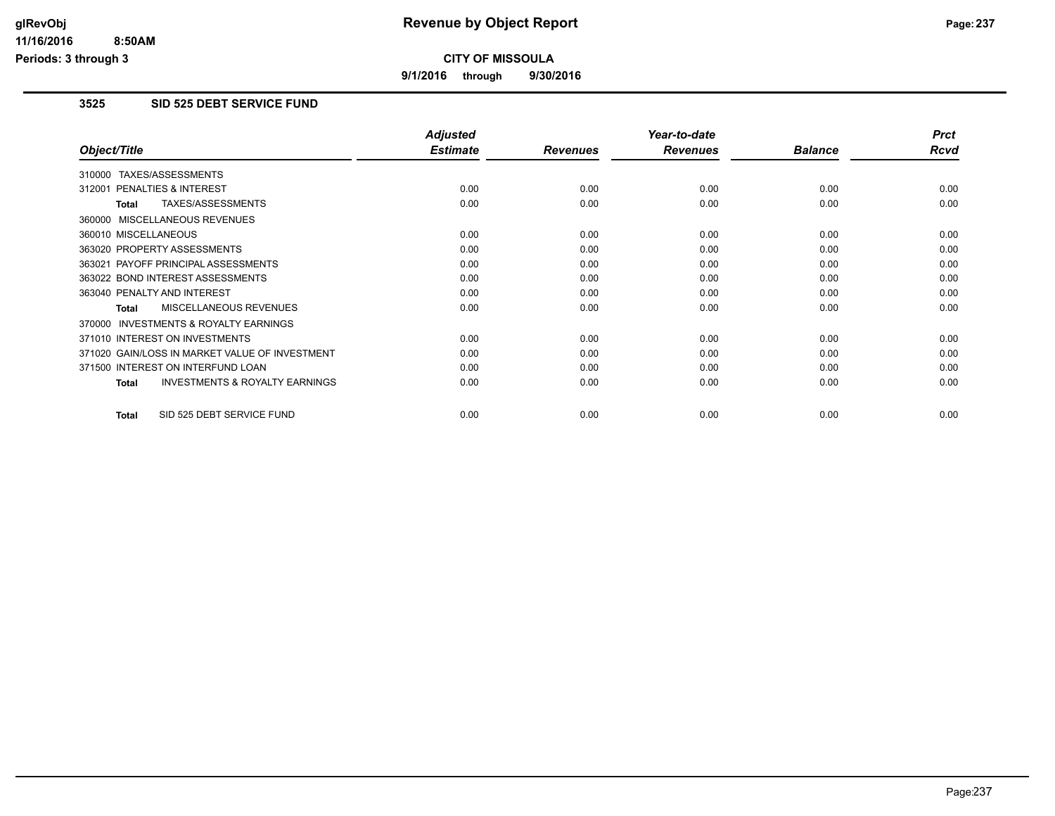**glRevObj**
**11/16/2016 8:50AM**
**Periods: 3 through 3**

# Revenue by Object Report

**CITY OF MISSOULA**

**9/1/2016 through 9/30/2016**

## 3525 SID 525 DEBT SERVICE FUND

| Object/Title | Adjusted Estimate | Revenues | Year-to-date Revenues | Balance | Prct Rcvd |
|---|---|---|---|---|---|
| 310000 TAXES/ASSESSMENTS | | | | | |
| 312001 PENALTIES & INTEREST | 0.00 | 0.00 | 0.00 | 0.00 | 0.00 |
| **Total** TAXES/ASSESSMENTS | 0.00 | 0.00 | 0.00 | 0.00 | 0.00 |
| 360000 MISCELLANEOUS REVENUES | | | | | |
| 360010 MISCELLANEOUS | 0.00 | 0.00 | 0.00 | 0.00 | 0.00 |
| 363020 PROPERTY ASSESSMENTS | 0.00 | 0.00 | 0.00 | 0.00 | 0.00 |
| 363021 PAYOFF PRINCIPAL ASSESSMENTS | 0.00 | 0.00 | 0.00 | 0.00 | 0.00 |
| 363022 BOND INTEREST ASSESSMENTS | 0.00 | 0.00 | 0.00 | 0.00 | 0.00 |
| 363040 PENALTY AND INTEREST | 0.00 | 0.00 | 0.00 | 0.00 | 0.00 |
| **Total** MISCELLANEOUS REVENUES | 0.00 | 0.00 | 0.00 | 0.00 | 0.00 |
| 370000 INVESTMENTS & ROYALTY EARNINGS | | | | | |
| 371010 INTEREST ON INVESTMENTS | 0.00 | 0.00 | 0.00 | 0.00 | 0.00 |
| 371020 GAIN/LOSS IN MARKET VALUE OF INVESTMENT | 0.00 | 0.00 | 0.00 | 0.00 | 0.00 |
| 371500 INTEREST ON INTERFUND LOAN | 0.00 | 0.00 | 0.00 | 0.00 | 0.00 |
| **Total** INVESTMENTS & ROYALTY EARNINGS | 0.00 | 0.00 | 0.00 | 0.00 | 0.00 |
| **Total** SID 525 DEBT SERVICE FUND | 0.00 | 0.00 | 0.00 | 0.00 | 0.00 |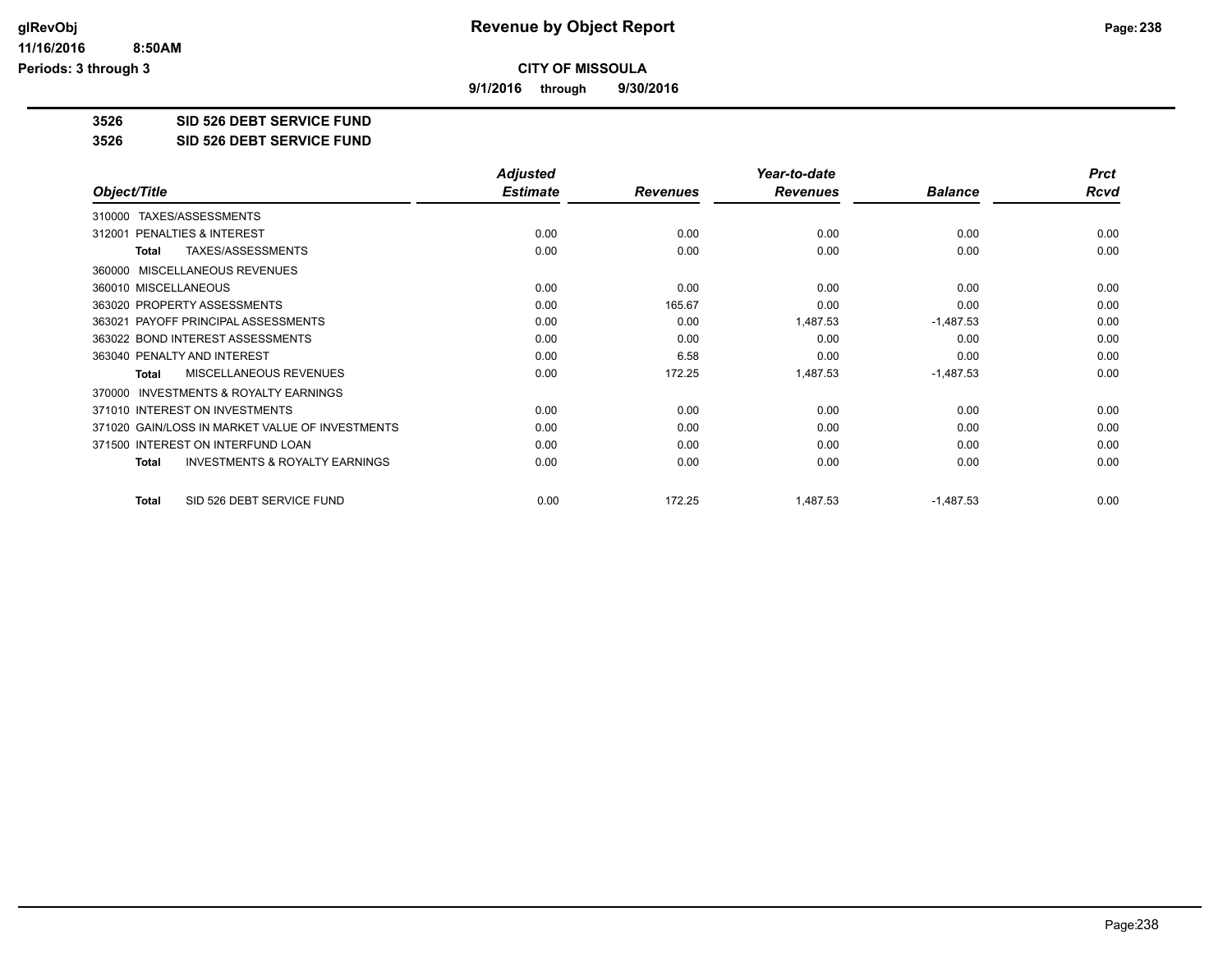**CITY OF MISSOULA**

**9/1/2016 through 9/30/2016**

## 3526 SID 526 DEBT SERVICE FUND

## 3526 SID 526 DEBT SERVICE FUND

| Object/Title | Adjusted Estimate | Revenues | Year-to-date Revenues | Balance | Prct Rcvd |
|---|---|---|---|---|---|
| 310000 TAXES/ASSESSMENTS | | | | | |
| 312001 PENALTIES & INTEREST | 0.00 | 0.00 | 0.00 | 0.00 | 0.00 |
| **Total** TAXES/ASSESSMENTS | 0.00 | 0.00 | 0.00 | 0.00 | 0.00 |
| 360000 MISCELLANEOUS REVENUES | | | | | |
| 360010 MISCELLANEOUS | 0.00 | 0.00 | 0.00 | 0.00 | 0.00 |
| 363020 PROPERTY ASSESSMENTS | 0.00 | 165.67 | 0.00 | 0.00 | 0.00 |
| 363021 PAYOFF PRINCIPAL ASSESSMENTS | 0.00 | 0.00 | 1,487.53 | -1,487.53 | 0.00 |
| 363022 BOND INTEREST ASSESSMENTS | 0.00 | 0.00 | 0.00 | 0.00 | 0.00 |
| 363040 PENALTY AND INTEREST | 0.00 | 6.58 | 0.00 | 0.00 | 0.00 |
| **Total** MISCELLANEOUS REVENUES | 0.00 | 172.25 | 1,487.53 | -1,487.53 | 0.00 |
| 370000 INVESTMENTS & ROYALTY EARNINGS | | | | | |
| 371010 INTEREST ON INVESTMENTS | 0.00 | 0.00 | 0.00 | 0.00 | 0.00 |
| 371020 GAIN/LOSS IN MARKET VALUE OF INVESTMENTS | 0.00 | 0.00 | 0.00 | 0.00 | 0.00 |
| 371500 INTEREST ON INTERFUND LOAN | 0.00 | 0.00 | 0.00 | 0.00 | 0.00 |
| **Total** INVESTMENTS & ROYALTY EARNINGS | 0.00 | 0.00 | 0.00 | 0.00 | 0.00 |
| **Total** SID 526 DEBT SERVICE FUND | 0.00 | 172.25 | 1,487.53 | -1,487.53 | 0.00 |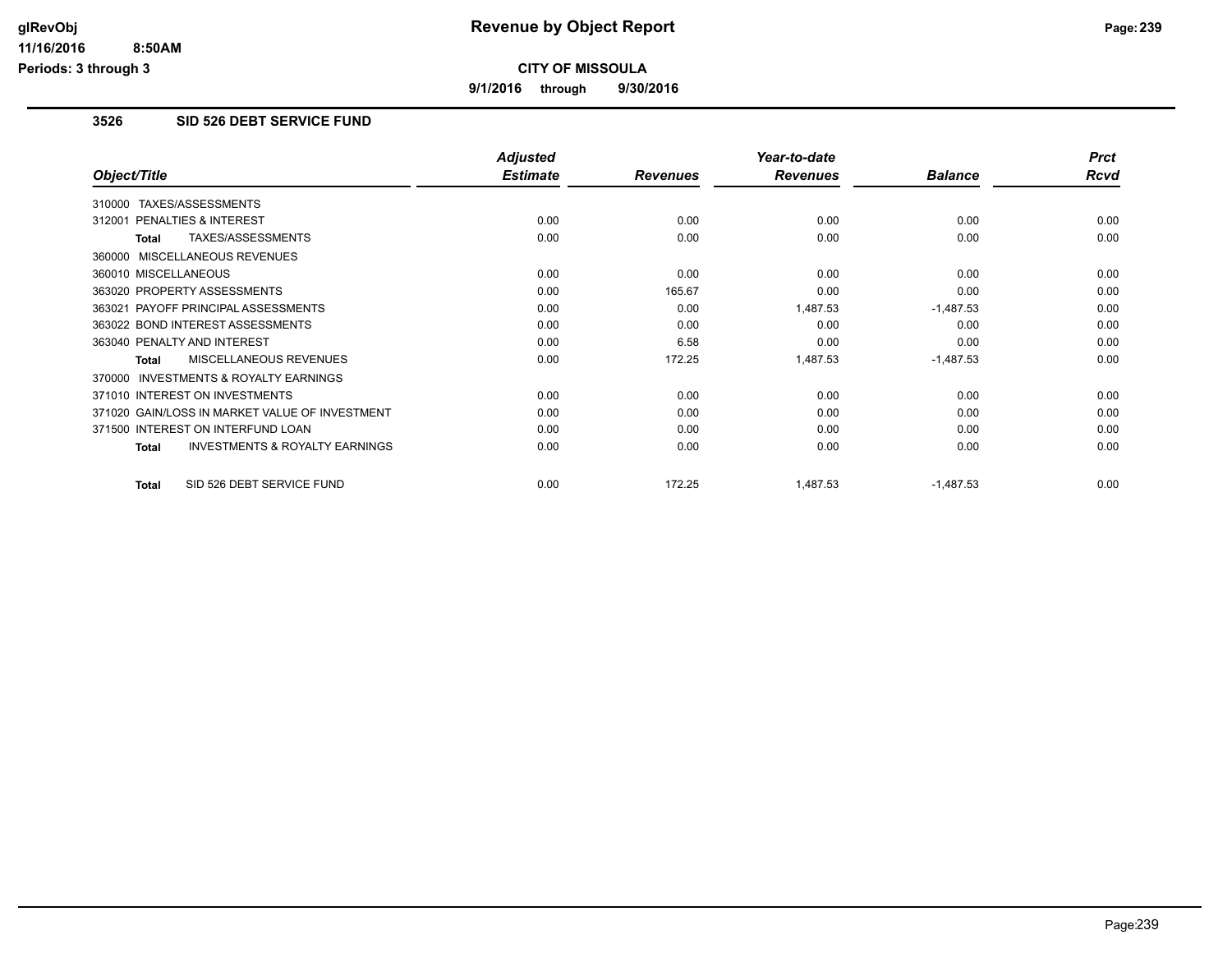**Revenue by Object Report**

**CITY OF MISSOULA**

**9/1/2016 through 9/30/2016**

glRevObj
11/16/2016 8:50AM
Periods: 3 through 3

## 3526 SID 526 DEBT SERVICE FUND

| Object/Title | Adjusted Estimate | Revenues | Year-to-date Revenues | Balance | Prct Rcvd |
|---|---|---|---|---|---|
| 310000 TAXES/ASSESSMENTS | | | | | |
| 312001 PENALTIES & INTEREST | 0.00 | 0.00 | 0.00 | 0.00 | 0.00 |
| **Total** TAXES/ASSESSMENTS | 0.00 | 0.00 | 0.00 | 0.00 | 0.00 |
| 360000 MISCELLANEOUS REVENUES | | | | | |
| 360010 MISCELLANEOUS | 0.00 | 0.00 | 0.00 | 0.00 | 0.00 |
| 363020 PROPERTY ASSESSMENTS | 0.00 | 165.67 | 0.00 | 0.00 | 0.00 |
| 363021 PAYOFF PRINCIPAL ASSESSMENTS | 0.00 | 0.00 | 1,487.53 | -1,487.53 | 0.00 |
| 363022 BOND INTEREST ASSESSMENTS | 0.00 | 0.00 | 0.00 | 0.00 | 0.00 |
| 363040 PENALTY AND INTEREST | 0.00 | 6.58 | 0.00 | 0.00 | 0.00 |
| **Total** MISCELLANEOUS REVENUES | 0.00 | 172.25 | 1,487.53 | -1,487.53 | 0.00 |
| 370000 INVESTMENTS & ROYALTY EARNINGS | | | | | |
| 371010 INTEREST ON INVESTMENTS | 0.00 | 0.00 | 0.00 | 0.00 | 0.00 |
| 371020 GAIN/LOSS IN MARKET VALUE OF INVESTMENT | 0.00 | 0.00 | 0.00 | 0.00 | 0.00 |
| 371500 INTEREST ON INTERFUND LOAN | 0.00 | 0.00 | 0.00 | 0.00 | 0.00 |
| **Total** INVESTMENTS & ROYALTY EARNINGS | 0.00 | 0.00 | 0.00 | 0.00 | 0.00 |
| **Total** SID 526 DEBT SERVICE FUND | 0.00 | 172.25 | 1,487.53 | -1,487.53 | 0.00 |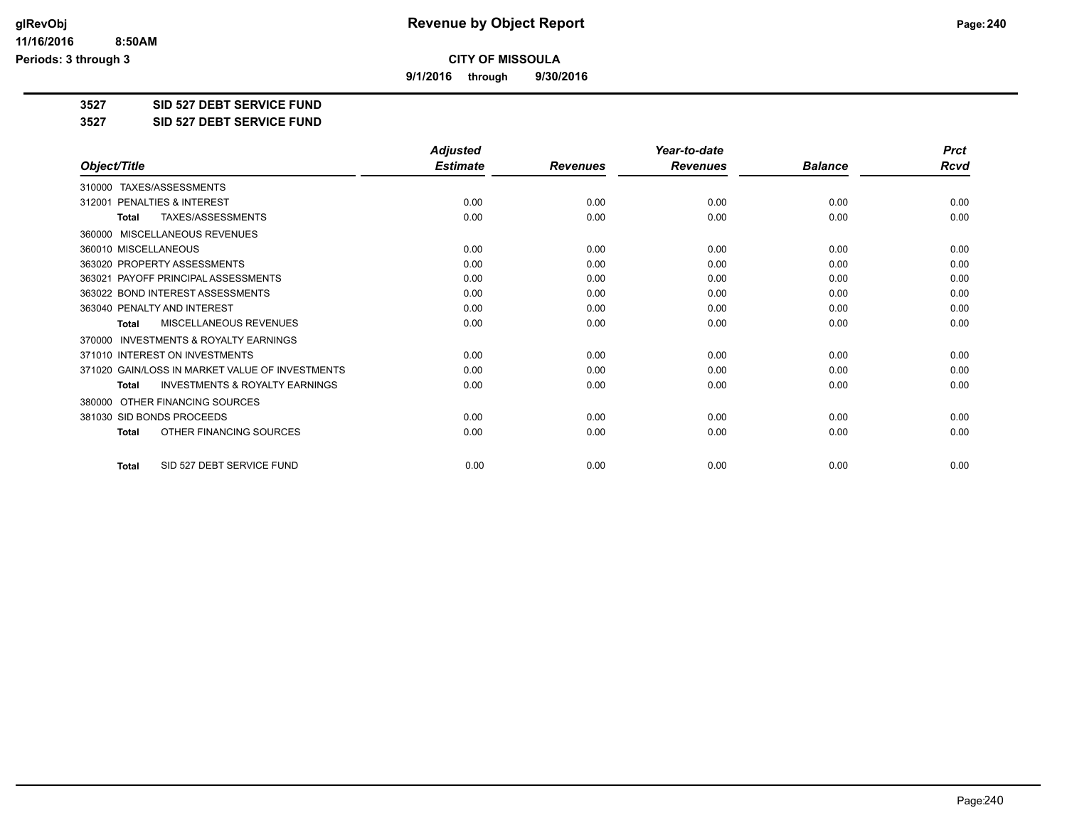# Revenue by Object Report

glRevObj
11/16/2016 8:50AM
Periods: 3 through 3

**CITY OF MISSOULA**

**9/1/2016 through 9/30/2016**

## 3527 SID 527 DEBT SERVICE FUND

## 3527 SID 527 DEBT SERVICE FUND

| Object/Title | Adjusted Estimate | Revenues | Year-to-date Revenues | Balance | Prct Rcvd |
|---|---|---|---|---|---|
| 310000 TAXES/ASSESSMENTS | | | | | |
| 312001 PENALTIES & INTEREST | 0.00 | 0.00 | 0.00 | 0.00 | 0.00 |
| **Total** TAXES/ASSESSMENTS | 0.00 | 0.00 | 0.00 | 0.00 | 0.00 |
| 360000 MISCELLANEOUS REVENUES | | | | | |
| 360010 MISCELLANEOUS | 0.00 | 0.00 | 0.00 | 0.00 | 0.00 |
| 363020 PROPERTY ASSESSMENTS | 0.00 | 0.00 | 0.00 | 0.00 | 0.00 |
| 363021 PAYOFF PRINCIPAL ASSESSMENTS | 0.00 | 0.00 | 0.00 | 0.00 | 0.00 |
| 363022 BOND INTEREST ASSESSMENTS | 0.00 | 0.00 | 0.00 | 0.00 | 0.00 |
| 363040 PENALTY AND INTEREST | 0.00 | 0.00 | 0.00 | 0.00 | 0.00 |
| **Total** MISCELLANEOUS REVENUES | 0.00 | 0.00 | 0.00 | 0.00 | 0.00 |
| 370000 INVESTMENTS & ROYALTY EARNINGS | | | | | |
| 371010 INTEREST ON INVESTMENTS | 0.00 | 0.00 | 0.00 | 0.00 | 0.00 |
| 371020 GAIN/LOSS IN MARKET VALUE OF INVESTMENTS | 0.00 | 0.00 | 0.00 | 0.00 | 0.00 |
| **Total** INVESTMENTS & ROYALTY EARNINGS | 0.00 | 0.00 | 0.00 | 0.00 | 0.00 |
| 380000 OTHER FINANCING SOURCES | | | | | |
| 381030 SID BONDS PROCEEDS | 0.00 | 0.00 | 0.00 | 0.00 | 0.00 |
| **Total** OTHER FINANCING SOURCES | 0.00 | 0.00 | 0.00 | 0.00 | 0.00 |
| **Total** SID 527 DEBT SERVICE FUND | 0.00 | 0.00 | 0.00 | 0.00 | 0.00 |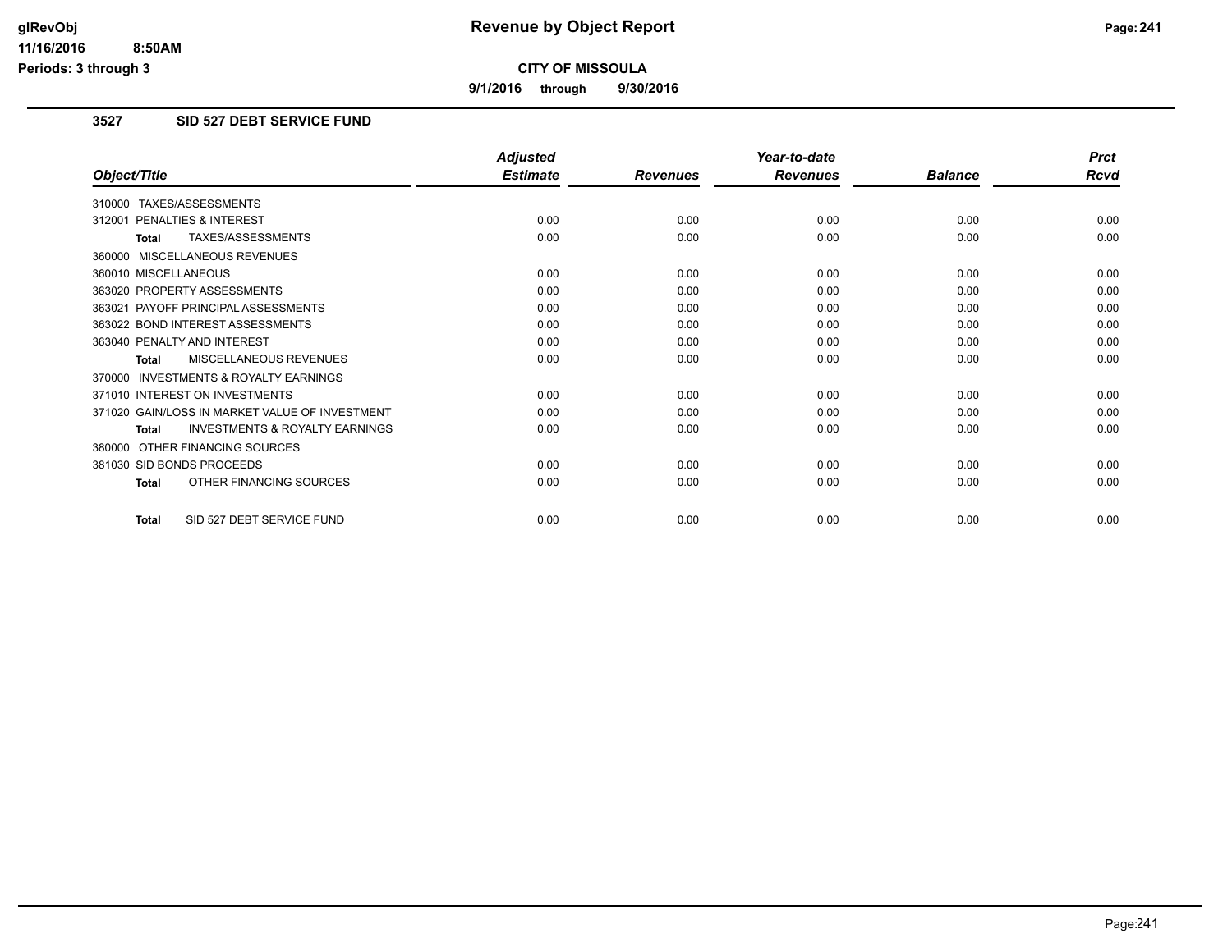# Revenue by Object Report

**CITY OF MISSOULA**

**9/1/2016 through 9/30/2016**

glRevObj
11/16/2016 8:50AM
Periods: 3 through 3

## 3527 SID 527 DEBT SERVICE FUND

| Object/Title | Adjusted Estimate | Revenues | Year-to-date Revenues | Balance | Prct Rcvd |
|---|---|---|---|---|---|
| 310000 TAXES/ASSESSMENTS | | | | | |
| 312001 PENALTIES & INTEREST | 0.00 | 0.00 | 0.00 | 0.00 | 0.00 |
| **Total** TAXES/ASSESSMENTS | 0.00 | 0.00 | 0.00 | 0.00 | 0.00 |
| 360000 MISCELLANEOUS REVENUES | | | | | |
| 360010 MISCELLANEOUS | 0.00 | 0.00 | 0.00 | 0.00 | 0.00 |
| 363020 PROPERTY ASSESSMENTS | 0.00 | 0.00 | 0.00 | 0.00 | 0.00 |
| 363021 PAYOFF PRINCIPAL ASSESSMENTS | 0.00 | 0.00 | 0.00 | 0.00 | 0.00 |
| 363022 BOND INTEREST ASSESSMENTS | 0.00 | 0.00 | 0.00 | 0.00 | 0.00 |
| 363040 PENALTY AND INTEREST | 0.00 | 0.00 | 0.00 | 0.00 | 0.00 |
| **Total** MISCELLANEOUS REVENUES | 0.00 | 0.00 | 0.00 | 0.00 | 0.00 |
| 370000 INVESTMENTS & ROYALTY EARNINGS | | | | | |
| 371010 INTEREST ON INVESTMENTS | 0.00 | 0.00 | 0.00 | 0.00 | 0.00 |
| 371020 GAIN/LOSS IN MARKET VALUE OF INVESTMENT | 0.00 | 0.00 | 0.00 | 0.00 | 0.00 |
| **Total** INVESTMENTS & ROYALTY EARNINGS | 0.00 | 0.00 | 0.00 | 0.00 | 0.00 |
| 380000 OTHER FINANCING SOURCES | | | | | |
| 381030 SID BONDS PROCEEDS | 0.00 | 0.00 | 0.00 | 0.00 | 0.00 |
| **Total** OTHER FINANCING SOURCES | 0.00 | 0.00 | 0.00 | 0.00 | 0.00 |
| **Total** SID 527 DEBT SERVICE FUND | 0.00 | 0.00 | 0.00 | 0.00 | 0.00 |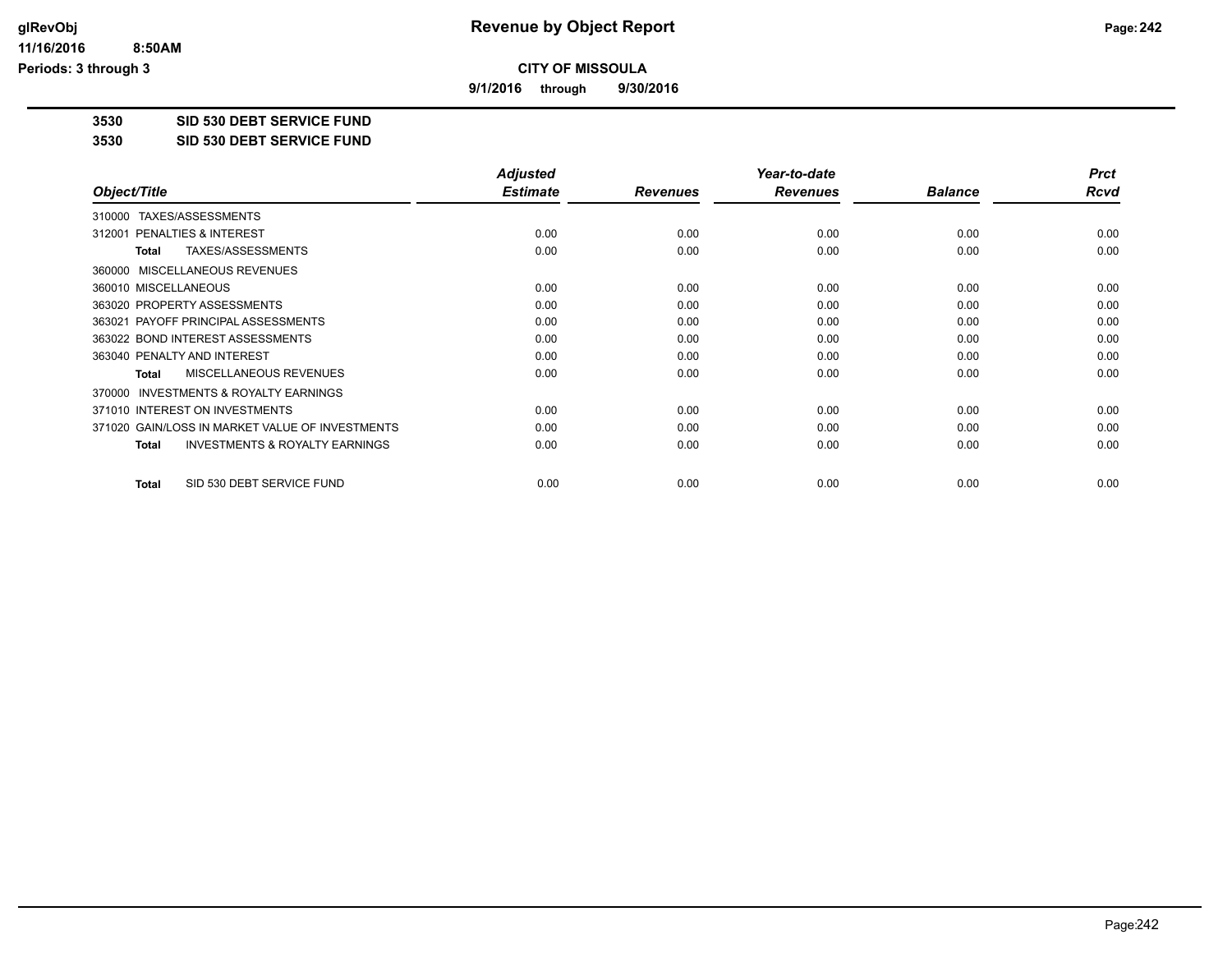# Revenue by Object Report

**CITY OF MISSOULA**

**9/1/2016 through 9/30/2016**

glRevObj
11/16/2016 8:50AM
Periods: 3 through 3

## 3530 SID 530 DEBT SERVICE FUND

## 3530 SID 530 DEBT SERVICE FUND

| Object/Title | Adjusted Estimate | Revenues | Year-to-date Revenues | Balance | Prct Rcvd |
|---|---|---|---|---|---|
| 310000 TAXES/ASSESSMENTS | | | | | |
| 312001 PENALTIES & INTEREST | 0.00 | 0.00 | 0.00 | 0.00 | 0.00 |
| **Total** TAXES/ASSESSMENTS | 0.00 | 0.00 | 0.00 | 0.00 | 0.00 |
| 360000 MISCELLANEOUS REVENUES | | | | | |
| 360010 MISCELLANEOUS | 0.00 | 0.00 | 0.00 | 0.00 | 0.00 |
| 363020 PROPERTY ASSESSMENTS | 0.00 | 0.00 | 0.00 | 0.00 | 0.00 |
| 363021 PAYOFF PRINCIPAL ASSESSMENTS | 0.00 | 0.00 | 0.00 | 0.00 | 0.00 |
| 363022 BOND INTEREST ASSESSMENTS | 0.00 | 0.00 | 0.00 | 0.00 | 0.00 |
| 363040 PENALTY AND INTEREST | 0.00 | 0.00 | 0.00 | 0.00 | 0.00 |
| **Total** MISCELLANEOUS REVENUES | 0.00 | 0.00 | 0.00 | 0.00 | 0.00 |
| 370000 INVESTMENTS & ROYALTY EARNINGS | | | | | |
| 371010 INTEREST ON INVESTMENTS | 0.00 | 0.00 | 0.00 | 0.00 | 0.00 |
| 371020 GAIN/LOSS IN MARKET VALUE OF INVESTMENTS | 0.00 | 0.00 | 0.00 | 0.00 | 0.00 |
| **Total** INVESTMENTS & ROYALTY EARNINGS | 0.00 | 0.00 | 0.00 | 0.00 | 0.00 |
| **Total** SID 530 DEBT SERVICE FUND | 0.00 | 0.00 | 0.00 | 0.00 | 0.00 |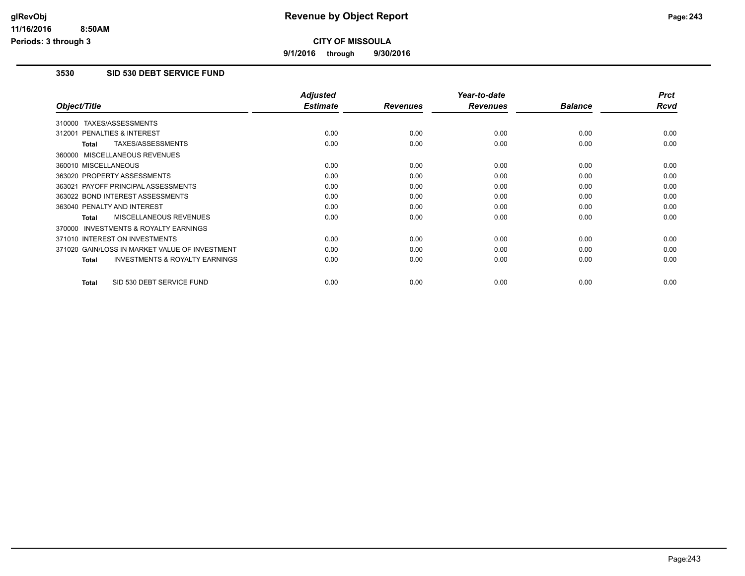# Revenue by Object Report

**CITY OF MISSOULA**

**9/1/2016 through 9/30/2016**

glRevObj
11/16/2016 8:50AM
Periods: 3 through 3

## 3530 SID 530 DEBT SERVICE FUND

| Object/Title | Adjusted Estimate | Revenues | Year-to-date Revenues | Balance | Prct Rcvd |
|---|---|---|---|---|---|
| 310000 TAXES/ASSESSMENTS | | | | | |
| 312001 PENALTIES & INTEREST | 0.00 | 0.00 | 0.00 | 0.00 | 0.00 |
| **Total** TAXES/ASSESSMENTS | 0.00 | 0.00 | 0.00 | 0.00 | 0.00 |
| 360000 MISCELLANEOUS REVENUES | | | | | |
| 360010 MISCELLANEOUS | 0.00 | 0.00 | 0.00 | 0.00 | 0.00 |
| 363020 PROPERTY ASSESSMENTS | 0.00 | 0.00 | 0.00 | 0.00 | 0.00 |
| 363021 PAYOFF PRINCIPAL ASSESSMENTS | 0.00 | 0.00 | 0.00 | 0.00 | 0.00 |
| 363022 BOND INTEREST ASSESSMENTS | 0.00 | 0.00 | 0.00 | 0.00 | 0.00 |
| 363040 PENALTY AND INTEREST | 0.00 | 0.00 | 0.00 | 0.00 | 0.00 |
| **Total** MISCELLANEOUS REVENUES | 0.00 | 0.00 | 0.00 | 0.00 | 0.00 |
| 370000 INVESTMENTS & ROYALTY EARNINGS | | | | | |
| 371010 INTEREST ON INVESTMENTS | 0.00 | 0.00 | 0.00 | 0.00 | 0.00 |
| 371020 GAIN/LOSS IN MARKET VALUE OF INVESTMENT | 0.00 | 0.00 | 0.00 | 0.00 | 0.00 |
| **Total** INVESTMENTS & ROYALTY EARNINGS | 0.00 | 0.00 | 0.00 | 0.00 | 0.00 |
| **Total** SID 530 DEBT SERVICE FUND | 0.00 | 0.00 | 0.00 | 0.00 | 0.00 |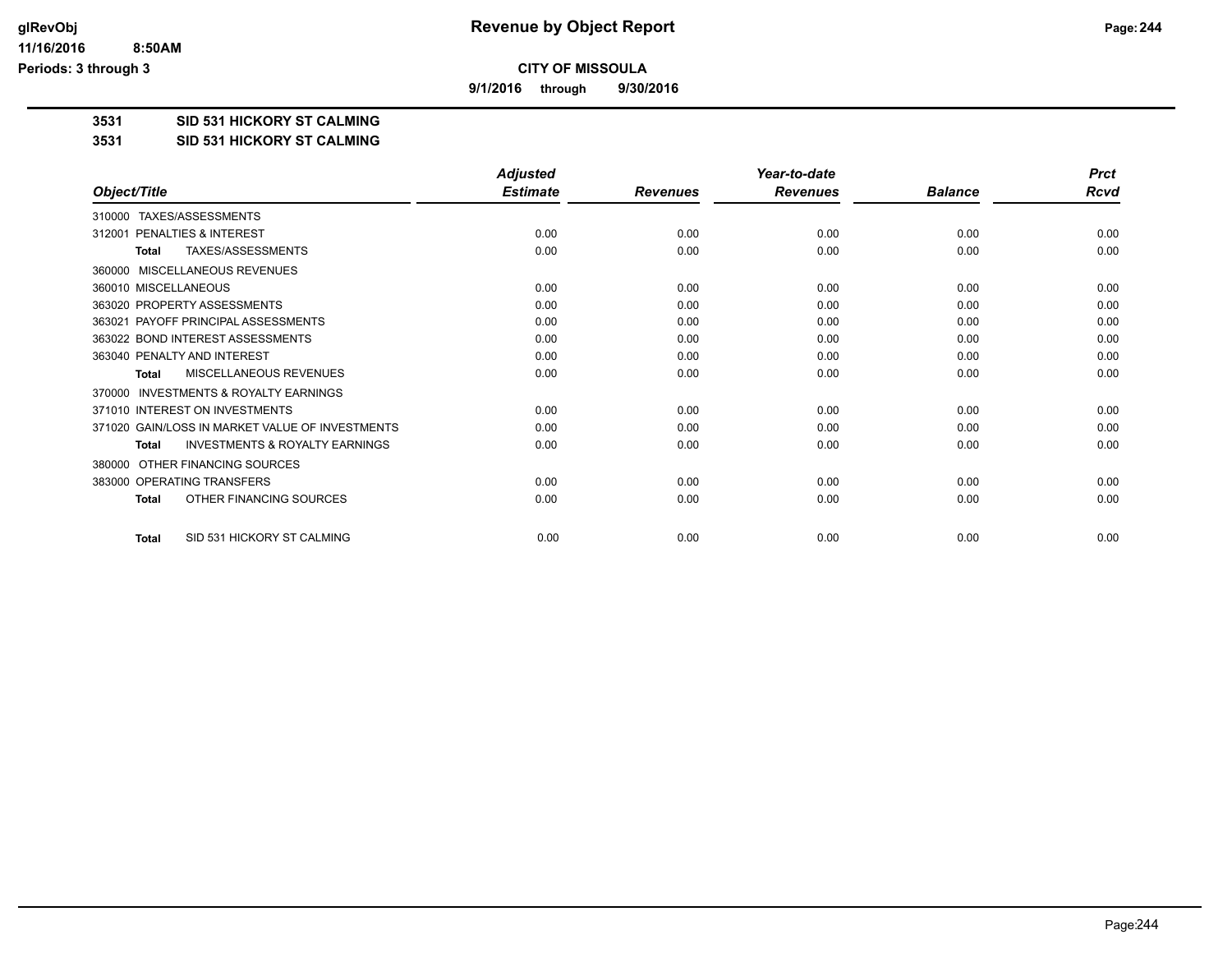# Revenue by Object Report

**CITY OF MISSOULA**

**9/1/2016 through 9/30/2016**

glRevObj
11/16/2016 8:50AM
Periods: 3 through 3

**3531 SID 531 HICKORY ST CALMING**

**3531 SID 531 HICKORY ST CALMING**

| Object/Title | Adjusted Estimate | Revenues | Year-to-date Revenues | Balance | Prct Rcvd |
|---|---|---|---|---|---|
| 310000 TAXES/ASSESSMENTS | | | | | |
| 312001 PENALTIES & INTEREST | 0.00 | 0.00 | 0.00 | 0.00 | 0.00 |
| **Total** TAXES/ASSESSMENTS | 0.00 | 0.00 | 0.00 | 0.00 | 0.00 |
| 360000 MISCELLANEOUS REVENUES | | | | | |
| 360010 MISCELLANEOUS | 0.00 | 0.00 | 0.00 | 0.00 | 0.00 |
| 363020 PROPERTY ASSESSMENTS | 0.00 | 0.00 | 0.00 | 0.00 | 0.00 |
| 363021 PAYOFF PRINCIPAL ASSESSMENTS | 0.00 | 0.00 | 0.00 | 0.00 | 0.00 |
| 363022 BOND INTEREST ASSESSMENTS | 0.00 | 0.00 | 0.00 | 0.00 | 0.00 |
| 363040 PENALTY AND INTEREST | 0.00 | 0.00 | 0.00 | 0.00 | 0.00 |
| **Total** MISCELLANEOUS REVENUES | 0.00 | 0.00 | 0.00 | 0.00 | 0.00 |
| 370000 INVESTMENTS & ROYALTY EARNINGS | | | | | |
| 371010 INTEREST ON INVESTMENTS | 0.00 | 0.00 | 0.00 | 0.00 | 0.00 |
| 371020 GAIN/LOSS IN MARKET VALUE OF INVESTMENTS | 0.00 | 0.00 | 0.00 | 0.00 | 0.00 |
| **Total** INVESTMENTS & ROYALTY EARNINGS | 0.00 | 0.00 | 0.00 | 0.00 | 0.00 |
| 380000 OTHER FINANCING SOURCES | | | | | |
| 383000 OPERATING TRANSFERS | 0.00 | 0.00 | 0.00 | 0.00 | 0.00 |
| **Total** OTHER FINANCING SOURCES | 0.00 | 0.00 | 0.00 | 0.00 | 0.00 |
| **Total** SID 531 HICKORY ST CALMING | 0.00 | 0.00 | 0.00 | 0.00 | 0.00 |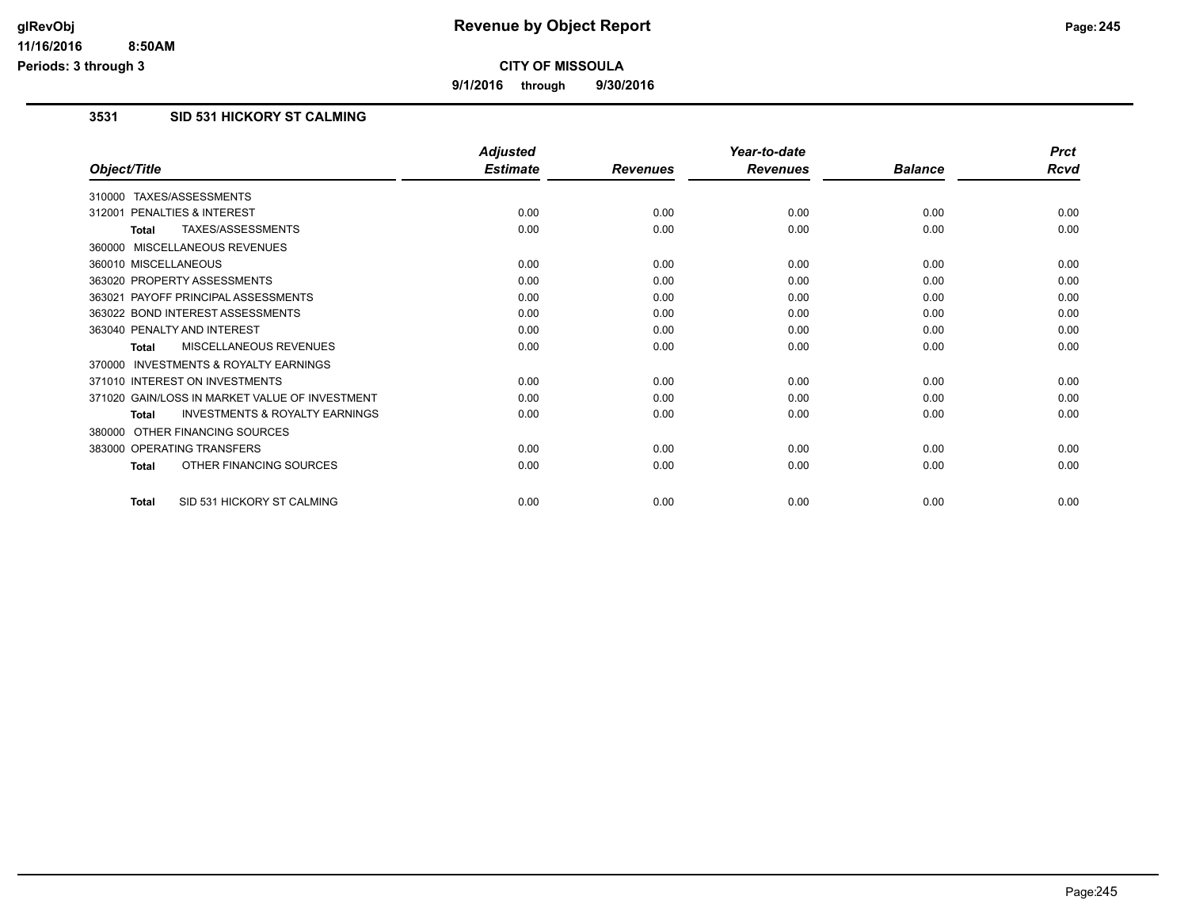**Revenue by Object Report**

**CITY OF MISSOULA**

**9/1/2016 through 9/30/2016**

## 3531 SID 531 HICKORY ST CALMING

| Object/Title | Adjusted Estimate | Revenues | Year-to-date Revenues | Balance | Prct Rcvd |
|---|---|---|---|---|---|
| 310000 TAXES/ASSESSMENTS | | | | | |
| 312001 PENALTIES & INTEREST | 0.00 | 0.00 | 0.00 | 0.00 | 0.00 |
| **Total** TAXES/ASSESSMENTS | 0.00 | 0.00 | 0.00 | 0.00 | 0.00 |
| 360000 MISCELLANEOUS REVENUES | | | | | |
| 360010 MISCELLANEOUS | 0.00 | 0.00 | 0.00 | 0.00 | 0.00 |
| 363020 PROPERTY ASSESSMENTS | 0.00 | 0.00 | 0.00 | 0.00 | 0.00 |
| 363021 PAYOFF PRINCIPAL ASSESSMENTS | 0.00 | 0.00 | 0.00 | 0.00 | 0.00 |
| 363022 BOND INTEREST ASSESSMENTS | 0.00 | 0.00 | 0.00 | 0.00 | 0.00 |
| 363040 PENALTY AND INTEREST | 0.00 | 0.00 | 0.00 | 0.00 | 0.00 |
| **Total** MISCELLANEOUS REVENUES | 0.00 | 0.00 | 0.00 | 0.00 | 0.00 |
| 370000 INVESTMENTS & ROYALTY EARNINGS | | | | | |
| 371010 INTEREST ON INVESTMENTS | 0.00 | 0.00 | 0.00 | 0.00 | 0.00 |
| 371020 GAIN/LOSS IN MARKET VALUE OF INVESTMENT | 0.00 | 0.00 | 0.00 | 0.00 | 0.00 |
| **Total** INVESTMENTS & ROYALTY EARNINGS | 0.00 | 0.00 | 0.00 | 0.00 | 0.00 |
| 380000 OTHER FINANCING SOURCES | | | | | |
| 383000 OPERATING TRANSFERS | 0.00 | 0.00 | 0.00 | 0.00 | 0.00 |
| **Total** OTHER FINANCING SOURCES | 0.00 | 0.00 | 0.00 | 0.00 | 0.00 |
| **Total** SID 531 HICKORY ST CALMING | 0.00 | 0.00 | 0.00 | 0.00 | 0.00 |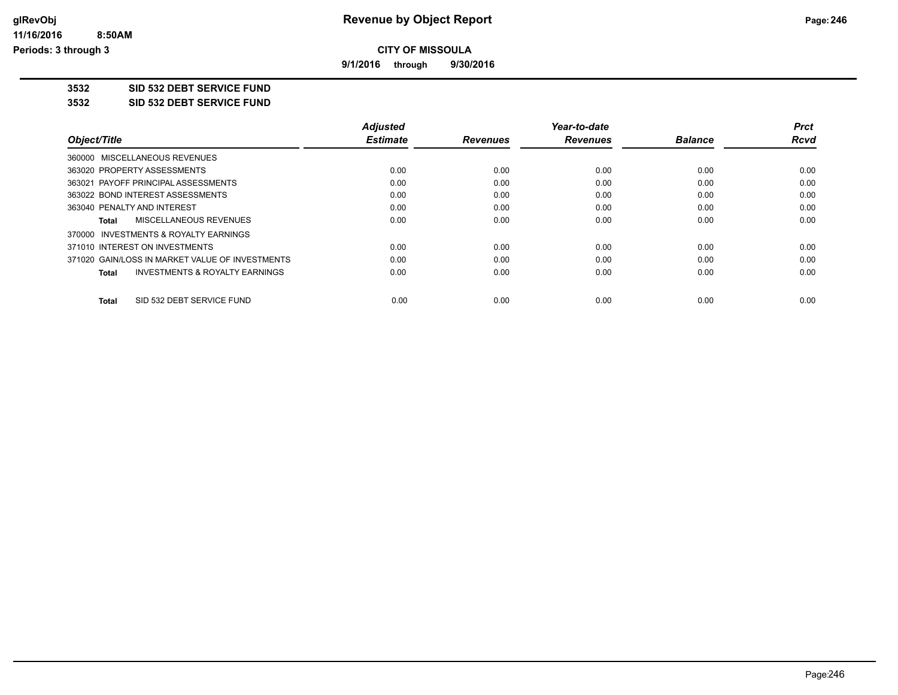# Revenue by Object Report

**CITY OF MISSOULA**

**9/1/2016 through 9/30/2016**

glRevObj
11/16/2016 8:50AM
Periods: 3 through 3

**3532 SID 532 DEBT SERVICE FUND**

**3532 SID 532 DEBT SERVICE FUND**

| Object/Title | Adjusted Estimate | Revenues | Year-to-date Revenues | Balance | Prct Rcvd |
|---|---|---|---|---|---|
| 360000 MISCELLANEOUS REVENUES | | | | | |
| 363020 PROPERTY ASSESSMENTS | 0.00 | 0.00 | 0.00 | 0.00 | 0.00 |
| 363021 PAYOFF PRINCIPAL ASSESSMENTS | 0.00 | 0.00 | 0.00 | 0.00 | 0.00 |
| 363022 BOND INTEREST ASSESSMENTS | 0.00 | 0.00 | 0.00 | 0.00 | 0.00 |
| 363040 PENALTY AND INTEREST | 0.00 | 0.00 | 0.00 | 0.00 | 0.00 |
| **Total** MISCELLANEOUS REVENUES | 0.00 | 0.00 | 0.00 | 0.00 | 0.00 |
| 370000 INVESTMENTS & ROYALTY EARNINGS | | | | | |
| 371010 INTEREST ON INVESTMENTS | 0.00 | 0.00 | 0.00 | 0.00 | 0.00 |
| 371020 GAIN/LOSS IN MARKET VALUE OF INVESTMENTS | 0.00 | 0.00 | 0.00 | 0.00 | 0.00 |
| **Total** INVESTMENTS & ROYALTY EARNINGS | 0.00 | 0.00 | 0.00 | 0.00 | 0.00 |
| **Total** SID 532 DEBT SERVICE FUND | 0.00 | 0.00 | 0.00 | 0.00 | 0.00 |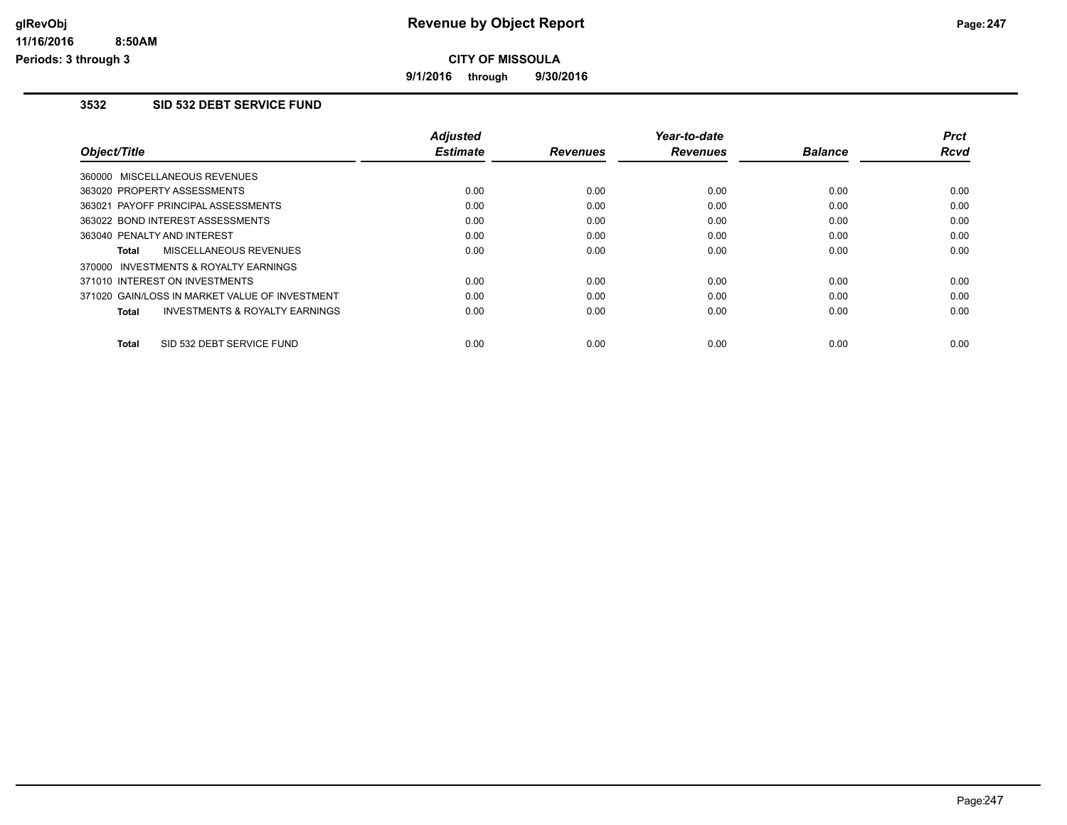**CITY OF MISSOULA**

**9/1/2016 through 9/30/2016**

### 3532 SID 532 DEBT SERVICE FUND

| Object/Title | Adjusted Estimate | Revenues | Year-to-date Revenues | Balance | Prct Rcvd |
|---|---|---|---|---|---|
| 360000 MISCELLANEOUS REVENUES | | | | | |
| 363020 PROPERTY ASSESSMENTS | 0.00 | 0.00 | 0.00 | 0.00 | 0.00 |
| 363021 PAYOFF PRINCIPAL ASSESSMENTS | 0.00 | 0.00 | 0.00 | 0.00 | 0.00 |
| 363022 BOND INTEREST ASSESSMENTS | 0.00 | 0.00 | 0.00 | 0.00 | 0.00 |
| 363040 PENALTY AND INTEREST | 0.00 | 0.00 | 0.00 | 0.00 | 0.00 |
| **Total** MISCELLANEOUS REVENUES | 0.00 | 0.00 | 0.00 | 0.00 | 0.00 |
| 370000 INVESTMENTS & ROYALTY EARNINGS | | | | | |
| 371010 INTEREST ON INVESTMENTS | 0.00 | 0.00 | 0.00 | 0.00 | 0.00 |
| 371020 GAIN/LOSS IN MARKET VALUE OF INVESTMENT | 0.00 | 0.00 | 0.00 | 0.00 | 0.00 |
| **Total** INVESTMENTS & ROYALTY EARNINGS | 0.00 | 0.00 | 0.00 | 0.00 | 0.00 |
| **Total** SID 532 DEBT SERVICE FUND | 0.00 | 0.00 | 0.00 | 0.00 | 0.00 |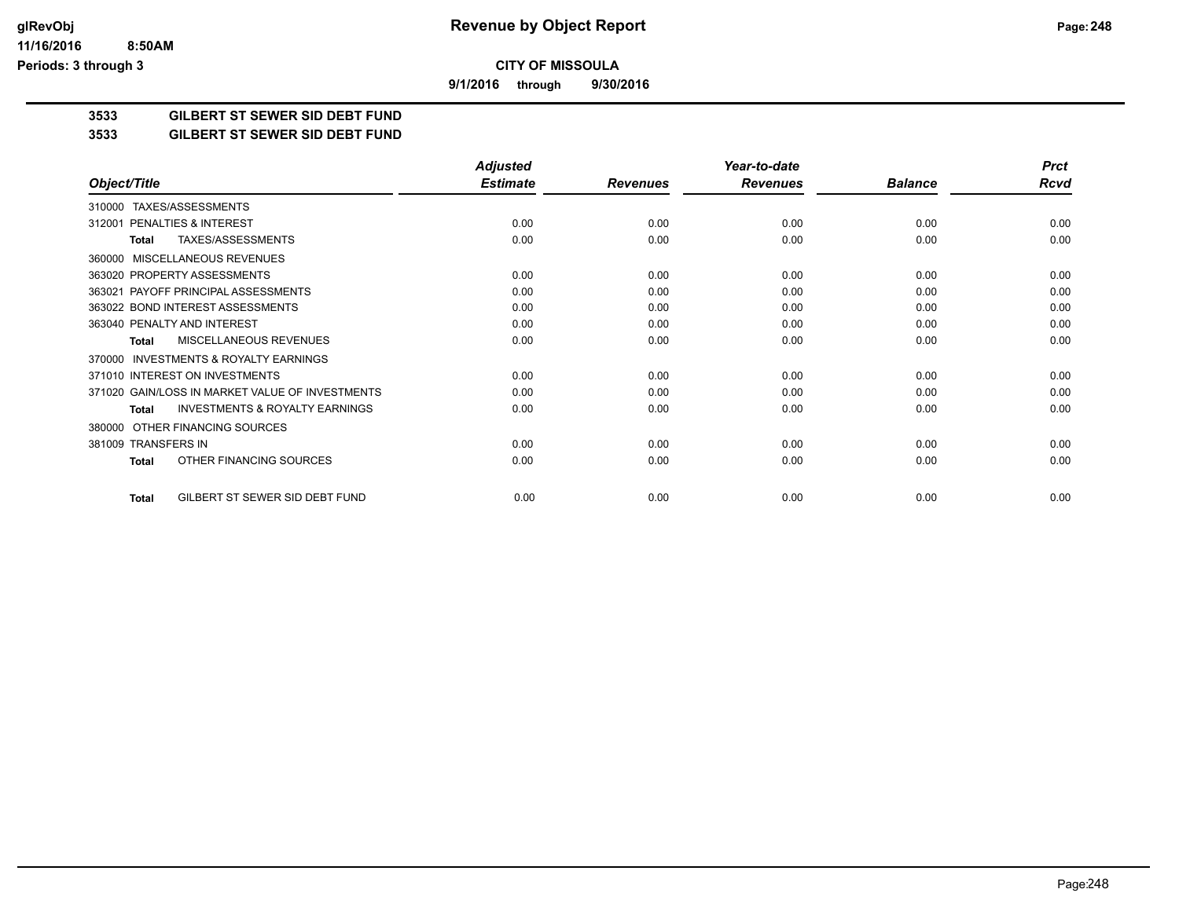# Revenue by Object Report

**CITY OF MISSOULA**

**9/1/2016 through 9/30/2016**

glRevObj
11/16/2016 8:50AM
Periods: 3 through 3

## 3533 GILBERT ST SEWER SID DEBT FUND

## 3533 GILBERT ST SEWER SID DEBT FUND

| Object/Title | Adjusted Estimate | Revenues | Year-to-date Revenues | Balance | Prct Rcvd |
|---|---|---|---|---|---|
| 310000 TAXES/ASSESSMENTS | | | | | |
| 312001 PENALTIES & INTEREST | 0.00 | 0.00 | 0.00 | 0.00 | 0.00 |
| **Total** TAXES/ASSESSMENTS | 0.00 | 0.00 | 0.00 | 0.00 | 0.00 |
| 360000 MISCELLANEOUS REVENUES | | | | | |
| 363020 PROPERTY ASSESSMENTS | 0.00 | 0.00 | 0.00 | 0.00 | 0.00 |
| 363021 PAYOFF PRINCIPAL ASSESSMENTS | 0.00 | 0.00 | 0.00 | 0.00 | 0.00 |
| 363022 BOND INTEREST ASSESSMENTS | 0.00 | 0.00 | 0.00 | 0.00 | 0.00 |
| 363040 PENALTY AND INTEREST | 0.00 | 0.00 | 0.00 | 0.00 | 0.00 |
| **Total** MISCELLANEOUS REVENUES | 0.00 | 0.00 | 0.00 | 0.00 | 0.00 |
| 370000 INVESTMENTS & ROYALTY EARNINGS | | | | | |
| 371010 INTEREST ON INVESTMENTS | 0.00 | 0.00 | 0.00 | 0.00 | 0.00 |
| 371020 GAIN/LOSS IN MARKET VALUE OF INVESTMENTS | 0.00 | 0.00 | 0.00 | 0.00 | 0.00 |
| **Total** INVESTMENTS & ROYALTY EARNINGS | 0.00 | 0.00 | 0.00 | 0.00 | 0.00 |
| 380000 OTHER FINANCING SOURCES | | | | | |
| 381009 TRANSFERS IN | 0.00 | 0.00 | 0.00 | 0.00 | 0.00 |
| **Total** OTHER FINANCING SOURCES | 0.00 | 0.00 | 0.00 | 0.00 | 0.00 |
| **Total** GILBERT ST SEWER SID DEBT FUND | 0.00 | 0.00 | 0.00 | 0.00 | 0.00 |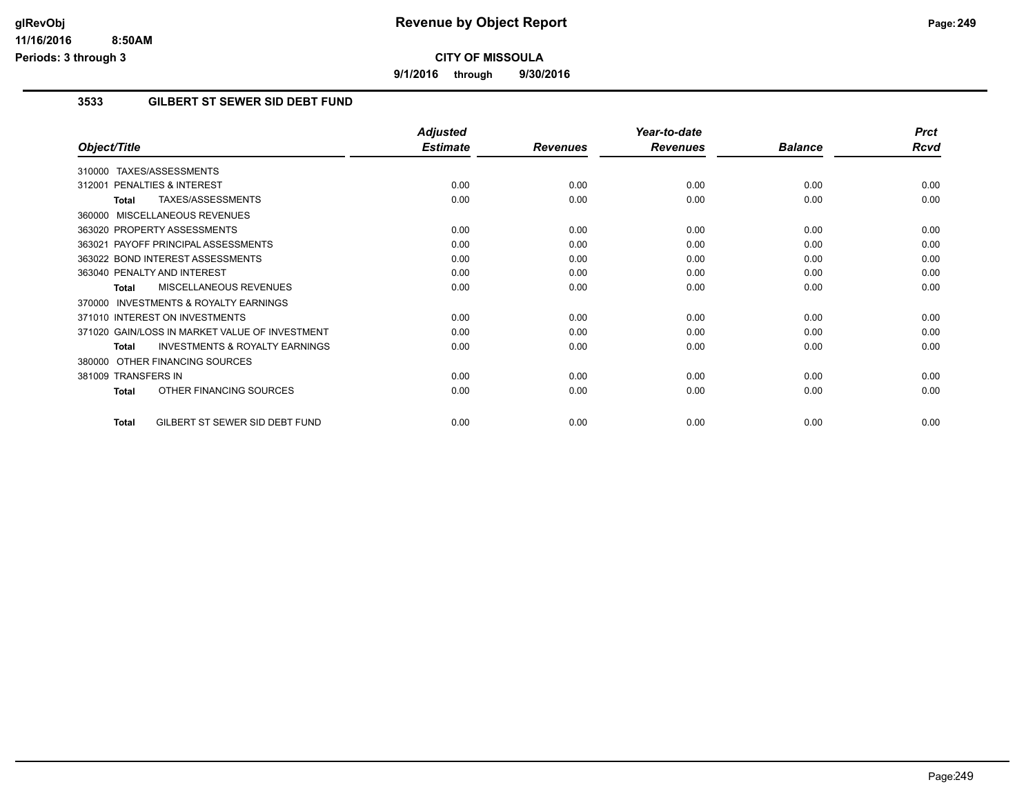# CITY OF MISSOULA

**9/1/2016 through 9/30/2016**

## 3533 GILBERT ST SEWER SID DEBT FUND

| Object/Title | Adjusted Estimate | Revenues | Year-to-date Revenues | Balance | Prct Rcvd |
|---|---|---|---|---|---|
| 310000 TAXES/ASSESSMENTS | | | | | |
| 312001 PENALTIES & INTEREST | 0.00 | 0.00 | 0.00 | 0.00 | 0.00 |
| **Total** TAXES/ASSESSMENTS | 0.00 | 0.00 | 0.00 | 0.00 | 0.00 |
| 360000 MISCELLANEOUS REVENUES | | | | | |
| 363020 PROPERTY ASSESSMENTS | 0.00 | 0.00 | 0.00 | 0.00 | 0.00 |
| 363021 PAYOFF PRINCIPAL ASSESSMENTS | 0.00 | 0.00 | 0.00 | 0.00 | 0.00 |
| 363022 BOND INTEREST ASSESSMENTS | 0.00 | 0.00 | 0.00 | 0.00 | 0.00 |
| 363040 PENALTY AND INTEREST | 0.00 | 0.00 | 0.00 | 0.00 | 0.00 |
| **Total** MISCELLANEOUS REVENUES | 0.00 | 0.00 | 0.00 | 0.00 | 0.00 |
| 370000 INVESTMENTS & ROYALTY EARNINGS | | | | | |
| 371010 INTEREST ON INVESTMENTS | 0.00 | 0.00 | 0.00 | 0.00 | 0.00 |
| 371020 GAIN/LOSS IN MARKET VALUE OF INVESTMENT | 0.00 | 0.00 | 0.00 | 0.00 | 0.00 |
| **Total** INVESTMENTS & ROYALTY EARNINGS | 0.00 | 0.00 | 0.00 | 0.00 | 0.00 |
| 380000 OTHER FINANCING SOURCES | | | | | |
| 381009 TRANSFERS IN | 0.00 | 0.00 | 0.00 | 0.00 | 0.00 |
| **Total** OTHER FINANCING SOURCES | 0.00 | 0.00 | 0.00 | 0.00 | 0.00 |
| **Total** GILBERT ST SEWER SID DEBT FUND | 0.00 | 0.00 | 0.00 | 0.00 | 0.00 |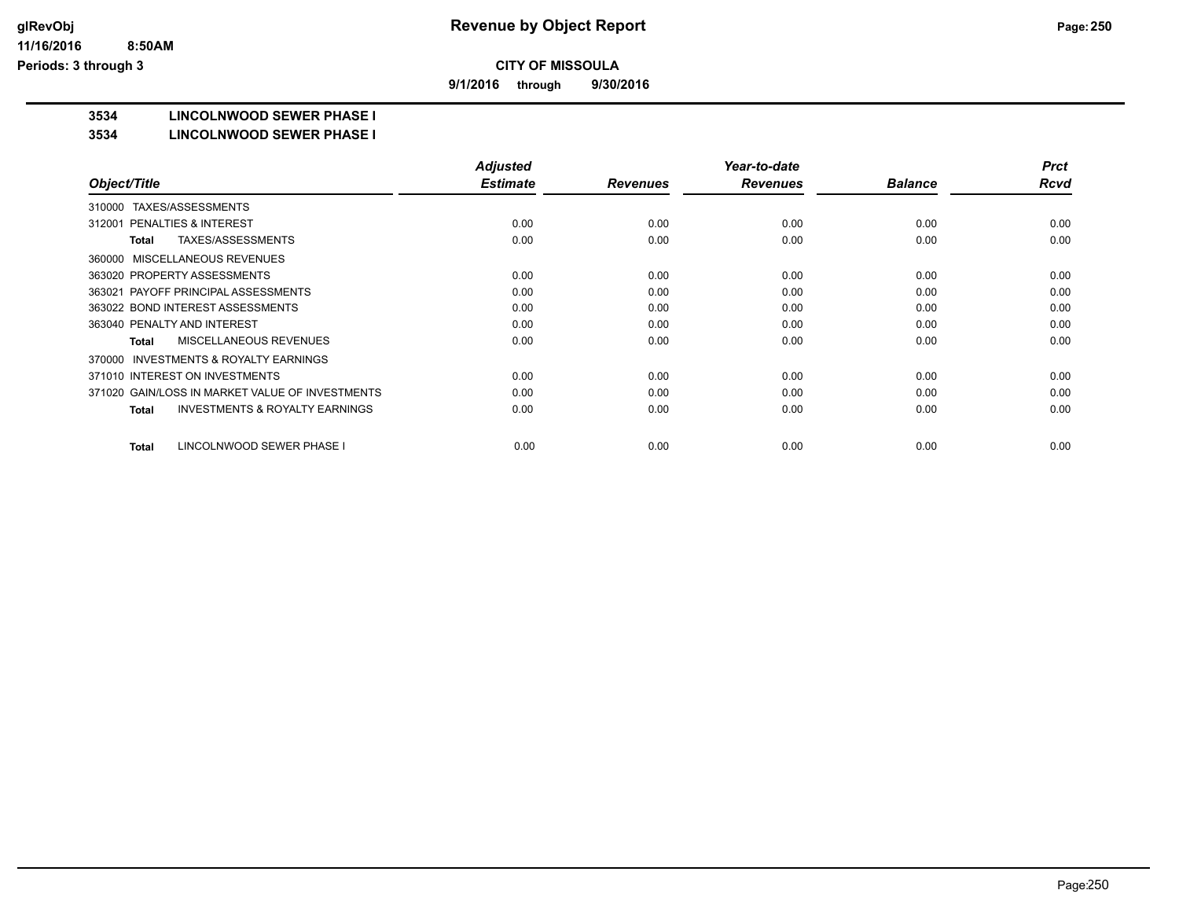# Revenue by Object Report

**CITY OF MISSOULA**

**9/1/2016 through 9/30/2016**

glRevObj
11/16/2016 8:50AM
Periods: 3 through 3

**3534 LINCOLNWOOD SEWER PHASE I**

**3534 LINCOLNWOOD SEWER PHASE I**

| Object/Title | Adjusted Estimate | Revenues | Year-to-date Revenues | Balance | Prct Rcvd |
|---|---|---|---|---|---|
| 310000 TAXES/ASSESSMENTS | | | | | |
| 312001 PENALTIES & INTEREST | 0.00 | 0.00 | 0.00 | 0.00 | 0.00 |
| **Total** TAXES/ASSESSMENTS | 0.00 | 0.00 | 0.00 | 0.00 | 0.00 |
| 360000 MISCELLANEOUS REVENUES | | | | | |
| 363020 PROPERTY ASSESSMENTS | 0.00 | 0.00 | 0.00 | 0.00 | 0.00 |
| 363021 PAYOFF PRINCIPAL ASSESSMENTS | 0.00 | 0.00 | 0.00 | 0.00 | 0.00 |
| 363022 BOND INTEREST ASSESSMENTS | 0.00 | 0.00 | 0.00 | 0.00 | 0.00 |
| 363040 PENALTY AND INTEREST | 0.00 | 0.00 | 0.00 | 0.00 | 0.00 |
| **Total** MISCELLANEOUS REVENUES | 0.00 | 0.00 | 0.00 | 0.00 | 0.00 |
| 370000 INVESTMENTS & ROYALTY EARNINGS | | | | | |
| 371010 INTEREST ON INVESTMENTS | 0.00 | 0.00 | 0.00 | 0.00 | 0.00 |
| 371020 GAIN/LOSS IN MARKET VALUE OF INVESTMENTS | 0.00 | 0.00 | 0.00 | 0.00 | 0.00 |
| **Total** INVESTMENTS & ROYALTY EARNINGS | 0.00 | 0.00 | 0.00 | 0.00 | 0.00 |
| **Total** LINCOLNWOOD SEWER PHASE I | 0.00 | 0.00 | 0.00 | 0.00 | 0.00 |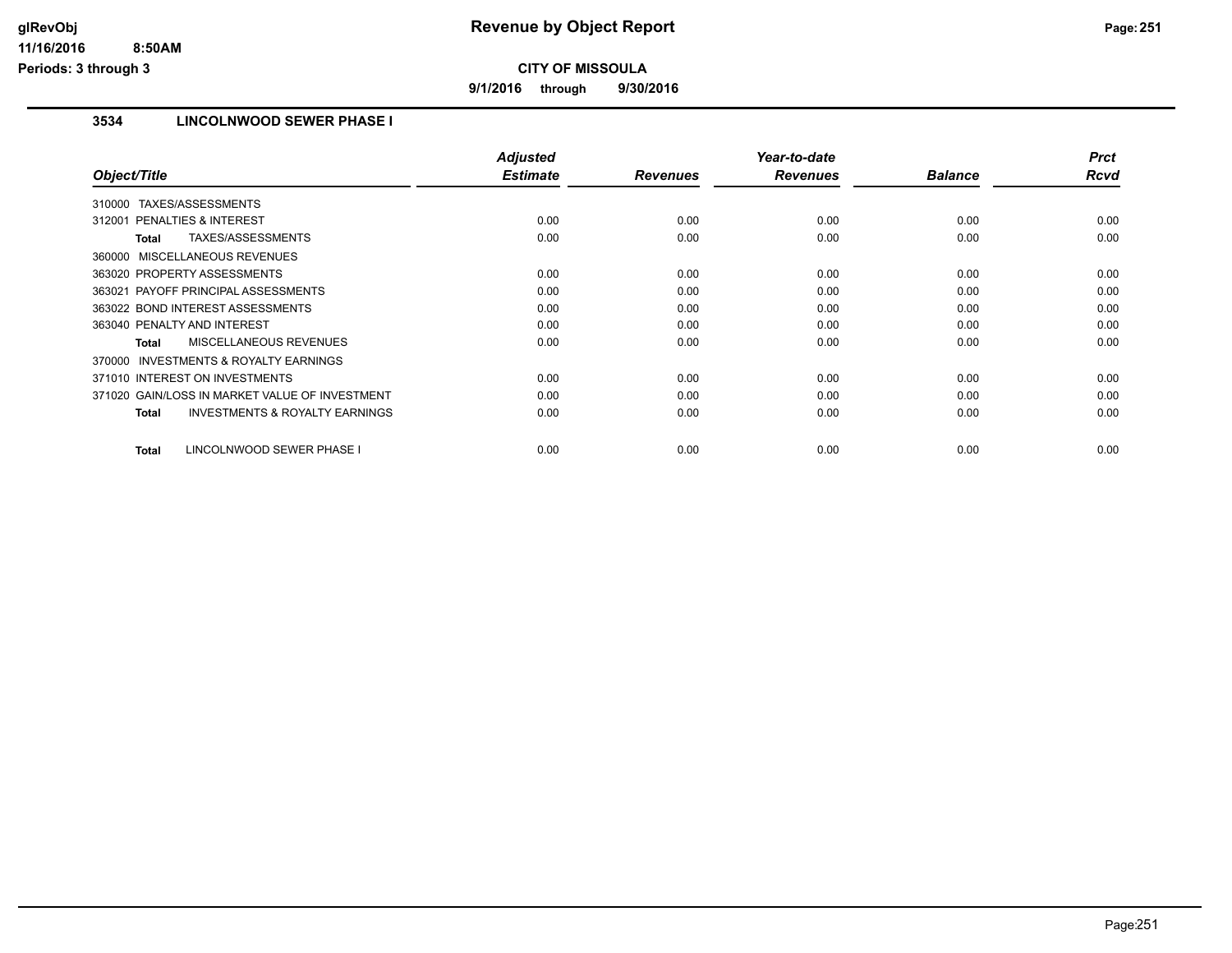# Revenue by Object Report

**CITY OF MISSOULA**

**9/1/2016 through 9/30/2016**

glRevObj
11/16/2016 8:50AM
Periods: 3 through 3

## 3534 LINCOLNWOOD SEWER PHASE I

| Object/Title | Adjusted Estimate | Revenues | Year-to-date Revenues | Balance | Prct Rcvd |
|---|---|---|---|---|---|
| 310000 TAXES/ASSESSMENTS | | | | | |
| 312001 PENALTIES & INTEREST | 0.00 | 0.00 | 0.00 | 0.00 | 0.00 |
| **Total** TAXES/ASSESSMENTS | 0.00 | 0.00 | 0.00 | 0.00 | 0.00 |
| 360000 MISCELLANEOUS REVENUES | | | | | |
| 363020 PROPERTY ASSESSMENTS | 0.00 | 0.00 | 0.00 | 0.00 | 0.00 |
| 363021 PAYOFF PRINCIPAL ASSESSMENTS | 0.00 | 0.00 | 0.00 | 0.00 | 0.00 |
| 363022 BOND INTEREST ASSESSMENTS | 0.00 | 0.00 | 0.00 | 0.00 | 0.00 |
| 363040 PENALTY AND INTEREST | 0.00 | 0.00 | 0.00 | 0.00 | 0.00 |
| **Total** MISCELLANEOUS REVENUES | 0.00 | 0.00 | 0.00 | 0.00 | 0.00 |
| 370000 INVESTMENTS & ROYALTY EARNINGS | | | | | |
| 371010 INTEREST ON INVESTMENTS | 0.00 | 0.00 | 0.00 | 0.00 | 0.00 |
| 371020 GAIN/LOSS IN MARKET VALUE OF INVESTMENT | 0.00 | 0.00 | 0.00 | 0.00 | 0.00 |
| **Total** INVESTMENTS & ROYALTY EARNINGS | 0.00 | 0.00 | 0.00 | 0.00 | 0.00 |
| **Total** LINCOLNWOOD SEWER PHASE I | 0.00 | 0.00 | 0.00 | 0.00 | 0.00 |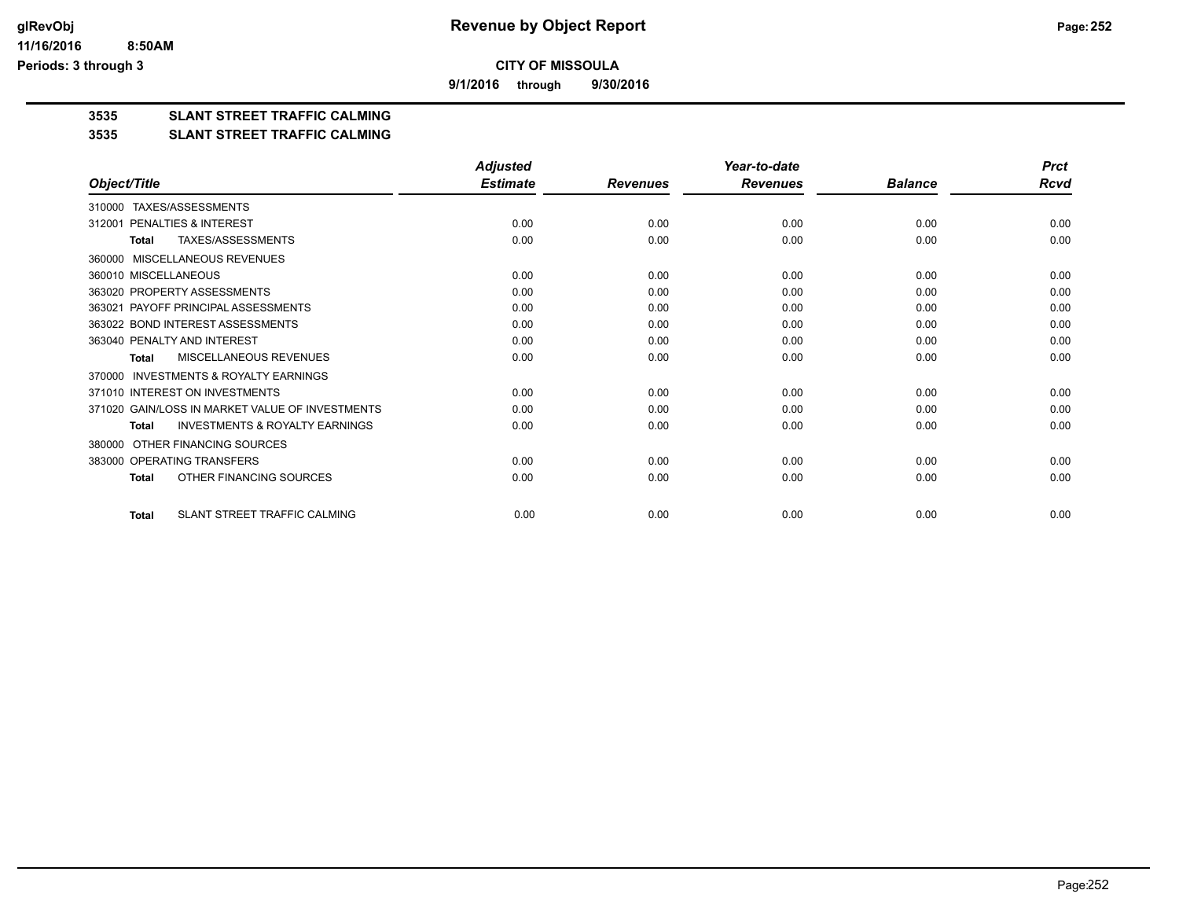# Revenue by Object Report

**CITY OF MISSOULA**

**9/1/2016 through 9/30/2016**

glRevObj
11/16/2016 8:50AM
Periods: 3 through 3

## 3535 SLANT STREET TRAFFIC CALMING
## 3535 SLANT STREET TRAFFIC CALMING

| Object/Title | Adjusted Estimate | Revenues | Year-to-date Revenues | Balance | Prct Rcvd |
|---|---|---|---|---|---|
| 310000 TAXES/ASSESSMENTS | | | | | |
| 312001 PENALTIES & INTEREST | 0.00 | 0.00 | 0.00 | 0.00 | 0.00 |
| **Total** TAXES/ASSESSMENTS | 0.00 | 0.00 | 0.00 | 0.00 | 0.00 |
| 360000 MISCELLANEOUS REVENUES | | | | | |
| 360010 MISCELLANEOUS | 0.00 | 0.00 | 0.00 | 0.00 | 0.00 |
| 363020 PROPERTY ASSESSMENTS | 0.00 | 0.00 | 0.00 | 0.00 | 0.00 |
| 363021 PAYOFF PRINCIPAL ASSESSMENTS | 0.00 | 0.00 | 0.00 | 0.00 | 0.00 |
| 363022 BOND INTEREST ASSESSMENTS | 0.00 | 0.00 | 0.00 | 0.00 | 0.00 |
| 363040 PENALTY AND INTEREST | 0.00 | 0.00 | 0.00 | 0.00 | 0.00 |
| **Total** MISCELLANEOUS REVENUES | 0.00 | 0.00 | 0.00 | 0.00 | 0.00 |
| 370000 INVESTMENTS & ROYALTY EARNINGS | | | | | |
| 371010 INTEREST ON INVESTMENTS | 0.00 | 0.00 | 0.00 | 0.00 | 0.00 |
| 371020 GAIN/LOSS IN MARKET VALUE OF INVESTMENTS | 0.00 | 0.00 | 0.00 | 0.00 | 0.00 |
| **Total** INVESTMENTS & ROYALTY EARNINGS | 0.00 | 0.00 | 0.00 | 0.00 | 0.00 |
| 380000 OTHER FINANCING SOURCES | | | | | |
| 383000 OPERATING TRANSFERS | 0.00 | 0.00 | 0.00 | 0.00 | 0.00 |
| **Total** OTHER FINANCING SOURCES | 0.00 | 0.00 | 0.00 | 0.00 | 0.00 |
| **Total** SLANT STREET TRAFFIC CALMING | 0.00 | 0.00 | 0.00 | 0.00 | 0.00 |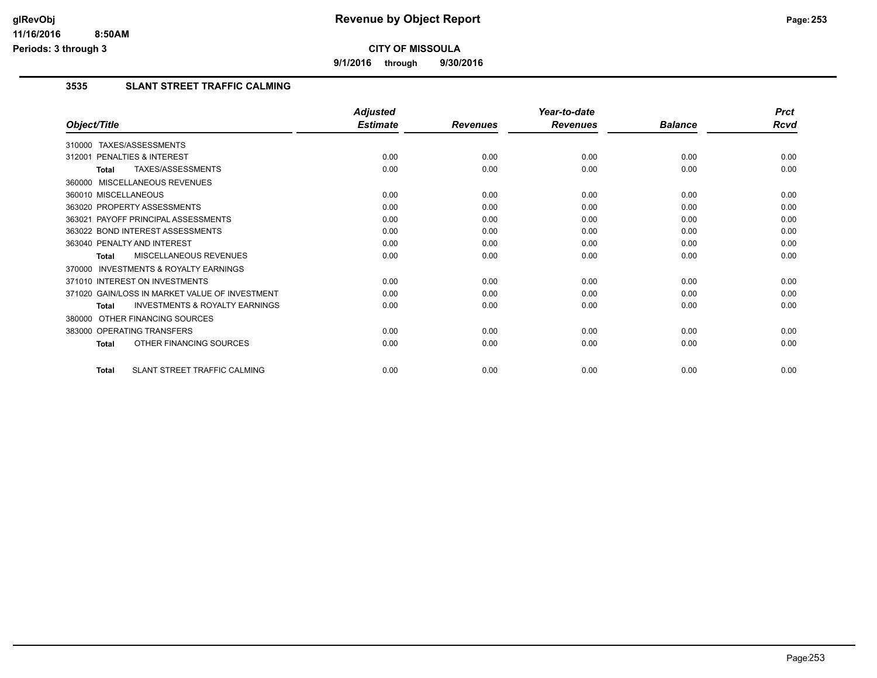# Revenue by Object Report

**CITY OF MISSOULA**

**9/1/2016 through 9/30/2016**

glRevObj
11/16/2016 8:50AM
Periods: 3 through 3

## 3535 SLANT STREET TRAFFIC CALMING

| Object/Title | Adjusted Estimate | Revenues | Year-to-date Revenues | Balance | Prct Rcvd |
|---|---|---|---|---|---|
| 310000 TAXES/ASSESSMENTS | | | | | |
| 312001 PENALTIES & INTEREST | 0.00 | 0.00 | 0.00 | 0.00 | 0.00 |
| **Total** TAXES/ASSESSMENTS | 0.00 | 0.00 | 0.00 | 0.00 | 0.00 |
| 360000 MISCELLANEOUS REVENUES | | | | | |
| 360010 MISCELLANEOUS | 0.00 | 0.00 | 0.00 | 0.00 | 0.00 |
| 363020 PROPERTY ASSESSMENTS | 0.00 | 0.00 | 0.00 | 0.00 | 0.00 |
| 363021 PAYOFF PRINCIPAL ASSESSMENTS | 0.00 | 0.00 | 0.00 | 0.00 | 0.00 |
| 363022 BOND INTEREST ASSESSMENTS | 0.00 | 0.00 | 0.00 | 0.00 | 0.00 |
| 363040 PENALTY AND INTEREST | 0.00 | 0.00 | 0.00 | 0.00 | 0.00 |
| **Total** MISCELLANEOUS REVENUES | 0.00 | 0.00 | 0.00 | 0.00 | 0.00 |
| 370000 INVESTMENTS & ROYALTY EARNINGS | | | | | |
| 371010 INTEREST ON INVESTMENTS | 0.00 | 0.00 | 0.00 | 0.00 | 0.00 |
| 371020 GAIN/LOSS IN MARKET VALUE OF INVESTMENT | 0.00 | 0.00 | 0.00 | 0.00 | 0.00 |
| **Total** INVESTMENTS & ROYALTY EARNINGS | 0.00 | 0.00 | 0.00 | 0.00 | 0.00 |
| 380000 OTHER FINANCING SOURCES | | | | | |
| 383000 OPERATING TRANSFERS | 0.00 | 0.00 | 0.00 | 0.00 | 0.00 |
| **Total** OTHER FINANCING SOURCES | 0.00 | 0.00 | 0.00 | 0.00 | 0.00 |
| **Total** SLANT STREET TRAFFIC CALMING | 0.00 | 0.00 | 0.00 | 0.00 | 0.00 |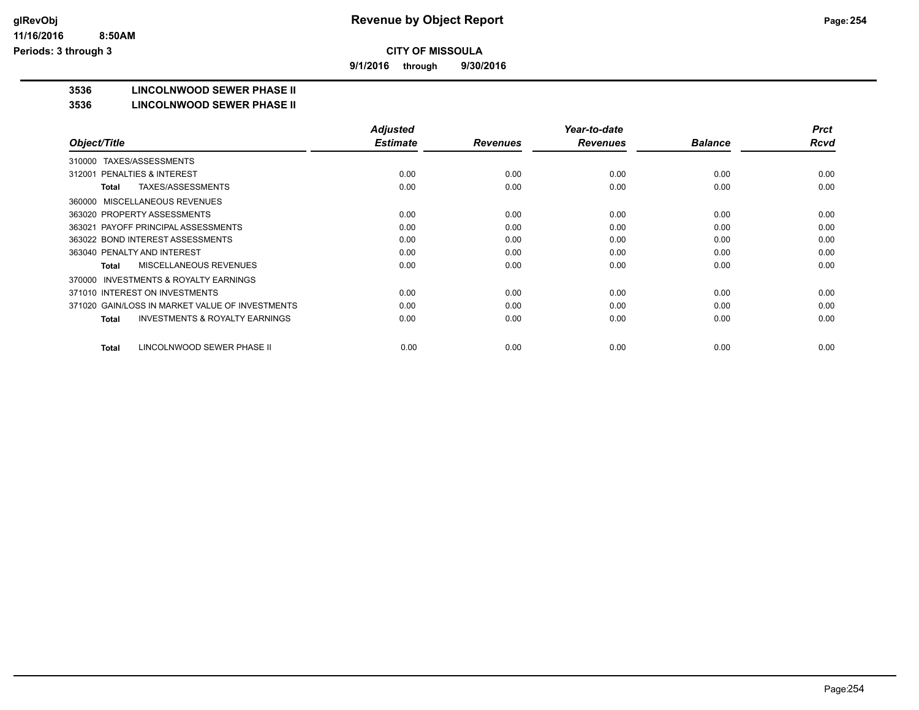# Revenue by Object Report

glRevObj
11/16/2016 8:50AM
Periods: 3 through 3

**CITY OF MISSOULA**

**9/1/2016 through 9/30/2016**

## 3536 LINCOLNWOOD SEWER PHASE II

### 3536 LINCOLNWOOD SEWER PHASE II

| Object/Title | Adjusted Estimate | Revenues | Year-to-date Revenues | Balance | Prct Rcvd |
|---|---|---|---|---|---|
| 310000 TAXES/ASSESSMENTS | | | | | |
| 312001 PENALTIES & INTEREST | 0.00 | 0.00 | 0.00 | 0.00 | 0.00 |
| **Total** TAXES/ASSESSMENTS | 0.00 | 0.00 | 0.00 | 0.00 | 0.00 |
| 360000 MISCELLANEOUS REVENUES | | | | | |
| 363020 PROPERTY ASSESSMENTS | 0.00 | 0.00 | 0.00 | 0.00 | 0.00 |
| 363021 PAYOFF PRINCIPAL ASSESSMENTS | 0.00 | 0.00 | 0.00 | 0.00 | 0.00 |
| 363022 BOND INTEREST ASSESSMENTS | 0.00 | 0.00 | 0.00 | 0.00 | 0.00 |
| 363040 PENALTY AND INTEREST | 0.00 | 0.00 | 0.00 | 0.00 | 0.00 |
| **Total** MISCELLANEOUS REVENUES | 0.00 | 0.00 | 0.00 | 0.00 | 0.00 |
| 370000 INVESTMENTS & ROYALTY EARNINGS | | | | | |
| 371010 INTEREST ON INVESTMENTS | 0.00 | 0.00 | 0.00 | 0.00 | 0.00 |
| 371020 GAIN/LOSS IN MARKET VALUE OF INVESTMENTS | 0.00 | 0.00 | 0.00 | 0.00 | 0.00 |
| **Total** INVESTMENTS & ROYALTY EARNINGS | 0.00 | 0.00 | 0.00 | 0.00 | 0.00 |
| **Total** LINCOLNWOOD SEWER PHASE II | 0.00 | 0.00 | 0.00 | 0.00 | 0.00 |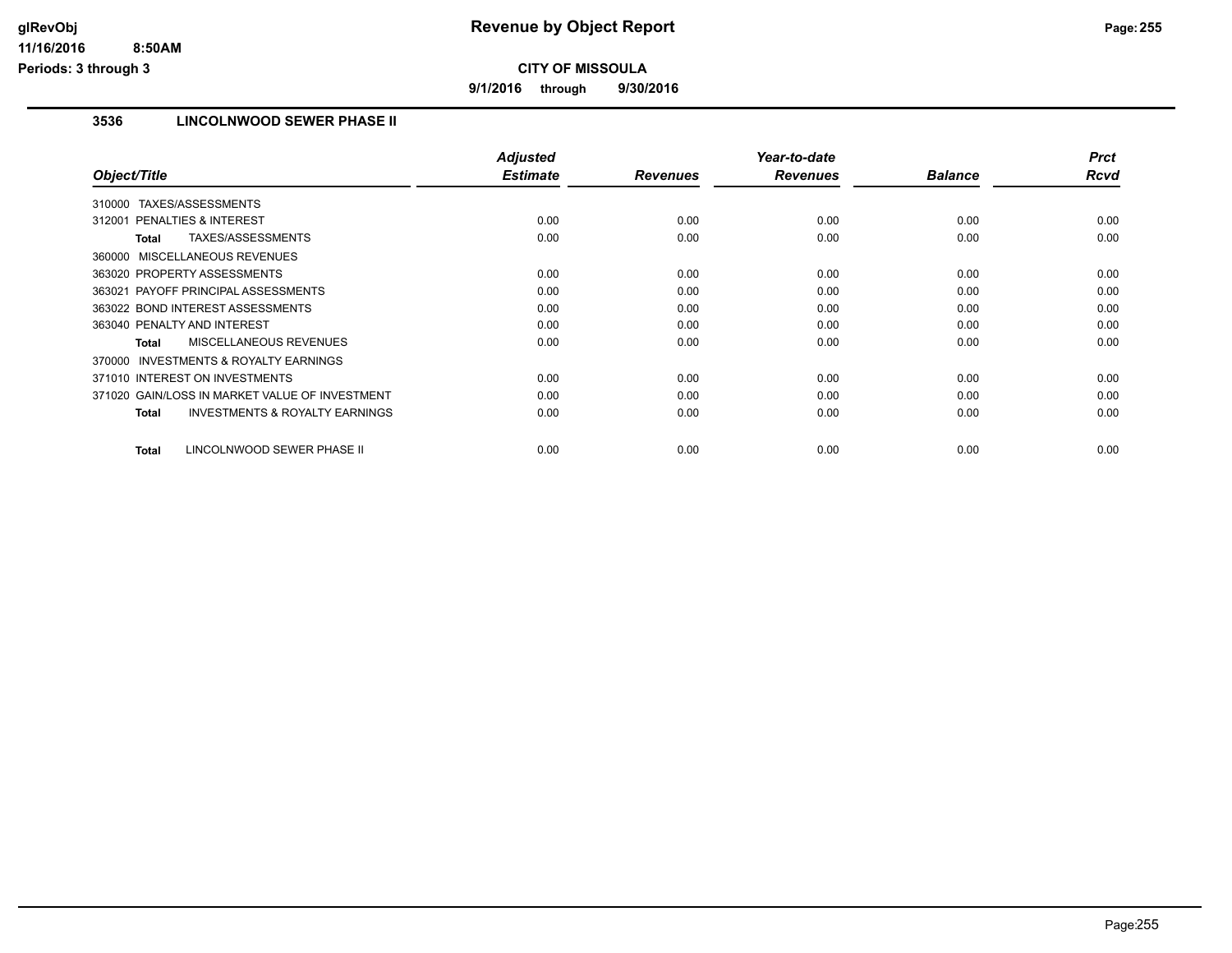# Revenue by Object Report

**CITY OF MISSOULA**

**9/1/2016 through 9/30/2016**

glRevObj
11/16/2016 8:50AM
Periods: 3 through 3

### 3536 LINCOLNWOOD SEWER PHASE II

| Object/Title | Adjusted Estimate | Revenues | Year-to-date Revenues | Balance | Prct Rcvd |
|---|---|---|---|---|---|
| 310000 TAXES/ASSESSMENTS | | | | | |
| 312001 PENALTIES & INTEREST | 0.00 | 0.00 | 0.00 | 0.00 | 0.00 |
| **Total** TAXES/ASSESSMENTS | 0.00 | 0.00 | 0.00 | 0.00 | 0.00 |
| 360000 MISCELLANEOUS REVENUES | | | | | |
| 363020 PROPERTY ASSESSMENTS | 0.00 | 0.00 | 0.00 | 0.00 | 0.00 |
| 363021 PAYOFF PRINCIPAL ASSESSMENTS | 0.00 | 0.00 | 0.00 | 0.00 | 0.00 |
| 363022 BOND INTEREST ASSESSMENTS | 0.00 | 0.00 | 0.00 | 0.00 | 0.00 |
| 363040 PENALTY AND INTEREST | 0.00 | 0.00 | 0.00 | 0.00 | 0.00 |
| **Total** MISCELLANEOUS REVENUES | 0.00 | 0.00 | 0.00 | 0.00 | 0.00 |
| 370000 INVESTMENTS & ROYALTY EARNINGS | | | | | |
| 371010 INTEREST ON INVESTMENTS | 0.00 | 0.00 | 0.00 | 0.00 | 0.00 |
| 371020 GAIN/LOSS IN MARKET VALUE OF INVESTMENT | 0.00 | 0.00 | 0.00 | 0.00 | 0.00 |
| **Total** INVESTMENTS & ROYALTY EARNINGS | 0.00 | 0.00 | 0.00 | 0.00 | 0.00 |
| **Total** LINCOLNWOOD SEWER PHASE II | 0.00 | 0.00 | 0.00 | 0.00 | 0.00 |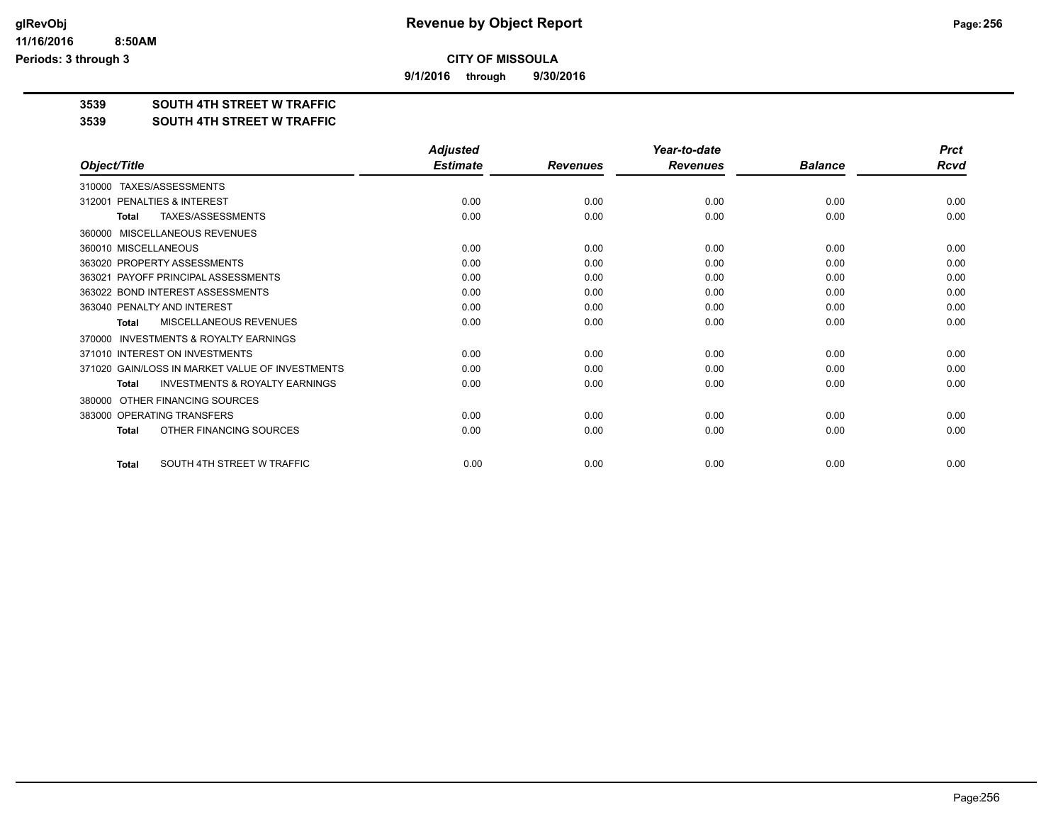**CITY OF MISSOULA**

**9/1/2016 through 9/30/2016**

**3539 SOUTH 4TH STREET W TRAFFIC**

**3539 SOUTH 4TH STREET W TRAFFIC**

| *Object/Title* | *Adjusted Estimate* | *Revenues* | *Year-to-date Revenues* | *Balance* | *Prct Rcvd* |
|---|---|---|---|---|---|
| 310000 TAXES/ASSESSMENTS | | | | | |
| 312001 PENALTIES & INTEREST | 0.00 | 0.00 | 0.00 | 0.00 | 0.00 |
| **Total** TAXES/ASSESSMENTS | 0.00 | 0.00 | 0.00 | 0.00 | 0.00 |
| 360000 MISCELLANEOUS REVENUES | | | | | |
| 360010 MISCELLANEOUS | 0.00 | 0.00 | 0.00 | 0.00 | 0.00 |
| 363020 PROPERTY ASSESSMENTS | 0.00 | 0.00 | 0.00 | 0.00 | 0.00 |
| 363021 PAYOFF PRINCIPAL ASSESSMENTS | 0.00 | 0.00 | 0.00 | 0.00 | 0.00 |
| 363022 BOND INTEREST ASSESSMENTS | 0.00 | 0.00 | 0.00 | 0.00 | 0.00 |
| 363040 PENALTY AND INTEREST | 0.00 | 0.00 | 0.00 | 0.00 | 0.00 |
| **Total** MISCELLANEOUS REVENUES | 0.00 | 0.00 | 0.00 | 0.00 | 0.00 |
| 370000 INVESTMENTS & ROYALTY EARNINGS | | | | | |
| 371010 INTEREST ON INVESTMENTS | 0.00 | 0.00 | 0.00 | 0.00 | 0.00 |
| 371020 GAIN/LOSS IN MARKET VALUE OF INVESTMENTS | 0.00 | 0.00 | 0.00 | 0.00 | 0.00 |
| **Total** INVESTMENTS & ROYALTY EARNINGS | 0.00 | 0.00 | 0.00 | 0.00 | 0.00 |
| 380000 OTHER FINANCING SOURCES | | | | | |
| 383000 OPERATING TRANSFERS | 0.00 | 0.00 | 0.00 | 0.00 | 0.00 |
| **Total** OTHER FINANCING SOURCES | 0.00 | 0.00 | 0.00 | 0.00 | 0.00 |
| **Total** SOUTH 4TH STREET W TRAFFIC | 0.00 | 0.00 | 0.00 | 0.00 | 0.00 |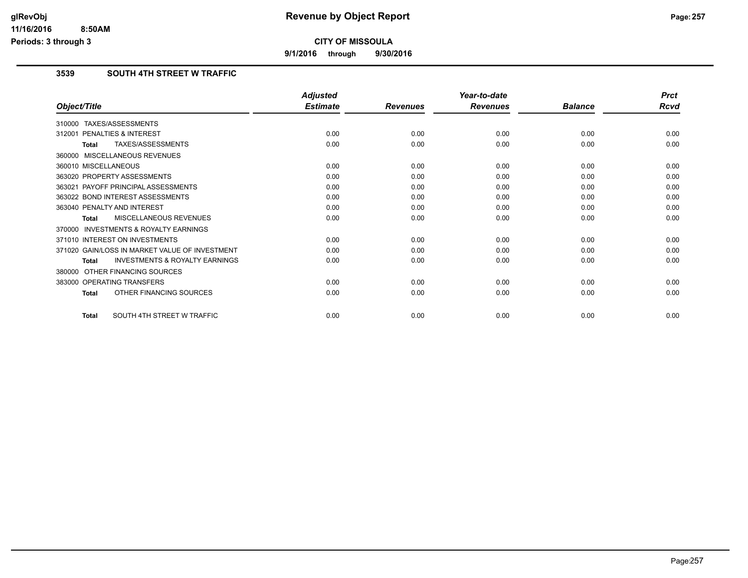# Revenue by Object Report

**CITY OF MISSOULA**

**9/1/2016 through 9/30/2016**

glRevObj
11/16/2016 8:50AM
Periods: 3 through 3

## 3539 SOUTH 4TH STREET W TRAFFIC

| Object/Title | Adjusted Estimate | Revenues | Year-to-date Revenues | Balance | Prct Rcvd |
|---|---|---|---|---|---|
| 310000 TAXES/ASSESSMENTS | | | | | |
| 312001 PENALTIES & INTEREST | 0.00 | 0.00 | 0.00 | 0.00 | 0.00 |
| **Total** TAXES/ASSESSMENTS | 0.00 | 0.00 | 0.00 | 0.00 | 0.00 |
| 360000 MISCELLANEOUS REVENUES | | | | | |
| 360010 MISCELLANEOUS | 0.00 | 0.00 | 0.00 | 0.00 | 0.00 |
| 363020 PROPERTY ASSESSMENTS | 0.00 | 0.00 | 0.00 | 0.00 | 0.00 |
| 363021 PAYOFF PRINCIPAL ASSESSMENTS | 0.00 | 0.00 | 0.00 | 0.00 | 0.00 |
| 363022 BOND INTEREST ASSESSMENTS | 0.00 | 0.00 | 0.00 | 0.00 | 0.00 |
| 363040 PENALTY AND INTEREST | 0.00 | 0.00 | 0.00 | 0.00 | 0.00 |
| **Total** MISCELLANEOUS REVENUES | 0.00 | 0.00 | 0.00 | 0.00 | 0.00 |
| 370000 INVESTMENTS & ROYALTY EARNINGS | | | | | |
| 371010 INTEREST ON INVESTMENTS | 0.00 | 0.00 | 0.00 | 0.00 | 0.00 |
| 371020 GAIN/LOSS IN MARKET VALUE OF INVESTMENT | 0.00 | 0.00 | 0.00 | 0.00 | 0.00 |
| **Total** INVESTMENTS & ROYALTY EARNINGS | 0.00 | 0.00 | 0.00 | 0.00 | 0.00 |
| 380000 OTHER FINANCING SOURCES | | | | | |
| 383000 OPERATING TRANSFERS | 0.00 | 0.00 | 0.00 | 0.00 | 0.00 |
| **Total** OTHER FINANCING SOURCES | 0.00 | 0.00 | 0.00 | 0.00 | 0.00 |
| **Total** SOUTH 4TH STREET W TRAFFIC | 0.00 | 0.00 | 0.00 | 0.00 | 0.00 |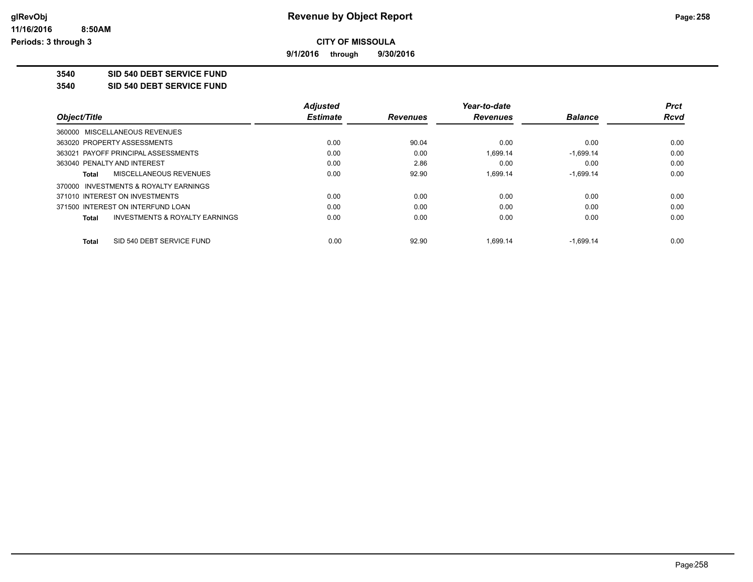# Revenue by Object Report

**CITY OF MISSOULA**

**9/1/2016 through 9/30/2016**

glRevObj
11/16/2016 8:50AM
Periods: 3 through 3

**3540 SID 540 DEBT SERVICE FUND**

**3540 SID 540 DEBT SERVICE FUND**

| Object/Title | Adjusted Estimate | Revenues | Year-to-date Revenues | Balance | Prct Rcvd |
|---|---|---|---|---|---|
| 360000 MISCELLANEOUS REVENUES | | | | | |
| 363020 PROPERTY ASSESSMENTS | 0.00 | 90.04 | 0.00 | 0.00 | 0.00 |
| 363021 PAYOFF PRINCIPAL ASSESSMENTS | 0.00 | 0.00 | 1,699.14 | -1,699.14 | 0.00 |
| 363040 PENALTY AND INTEREST | 0.00 | 2.86 | 0.00 | 0.00 | 0.00 |
| **Total** MISCELLANEOUS REVENUES | 0.00 | 92.90 | 1,699.14 | -1,699.14 | 0.00 |
| 370000 INVESTMENTS & ROYALTY EARNINGS | | | | | |
| 371010 INTEREST ON INVESTMENTS | 0.00 | 0.00 | 0.00 | 0.00 | 0.00 |
| 371500 INTEREST ON INTERFUND LOAN | 0.00 | 0.00 | 0.00 | 0.00 | 0.00 |
| **Total** INVESTMENTS & ROYALTY EARNINGS | 0.00 | 0.00 | 0.00 | 0.00 | 0.00 |
| **Total** SID 540 DEBT SERVICE FUND | 0.00 | 92.90 | 1,699.14 | -1,699.14 | 0.00 |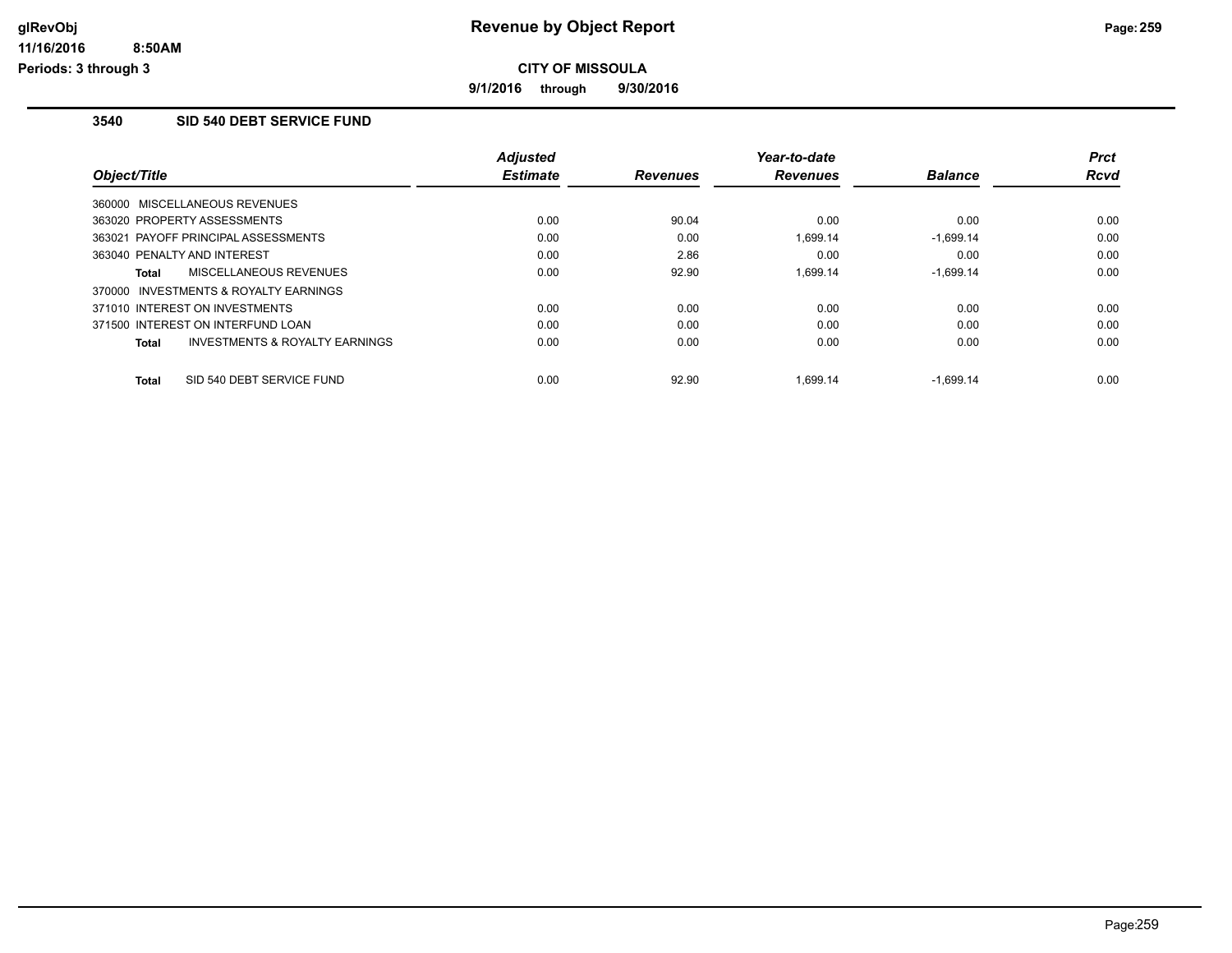**glRevObj**
**11/16/2016 8:50AM**
**Periods: 3 through 3**

# Revenue by Object Report

**CITY OF MISSOULA**

**9/1/2016 through 9/30/2016**

## 3540 SID 540 DEBT SERVICE FUND

| Object/Title | Adjusted Estimate | Revenues | Year-to-date Revenues | Balance | Prct Rcvd |
|---|---|---|---|---|---|
| 360000 MISCELLANEOUS REVENUES | | | | | |
| 363020 PROPERTY ASSESSMENTS | 0.00 | 90.04 | 0.00 | 0.00 | 0.00 |
| 363021 PAYOFF PRINCIPAL ASSESSMENTS | 0.00 | 0.00 | 1,699.14 | -1,699.14 | 0.00 |
| 363040 PENALTY AND INTEREST | 0.00 | 2.86 | 0.00 | 0.00 | 0.00 |
| **Total** MISCELLANEOUS REVENUES | 0.00 | 92.90 | 1,699.14 | -1,699.14 | 0.00 |
| 370000 INVESTMENTS & ROYALTY EARNINGS | | | | | |
| 371010 INTEREST ON INVESTMENTS | 0.00 | 0.00 | 0.00 | 0.00 | 0.00 |
| 371500 INTEREST ON INTERFUND LOAN | 0.00 | 0.00 | 0.00 | 0.00 | 0.00 |
| **Total** INVESTMENTS & ROYALTY EARNINGS | 0.00 | 0.00 | 0.00 | 0.00 | 0.00 |
| **Total** SID 540 DEBT SERVICE FUND | 0.00 | 92.90 | 1,699.14 | -1,699.14 | 0.00 |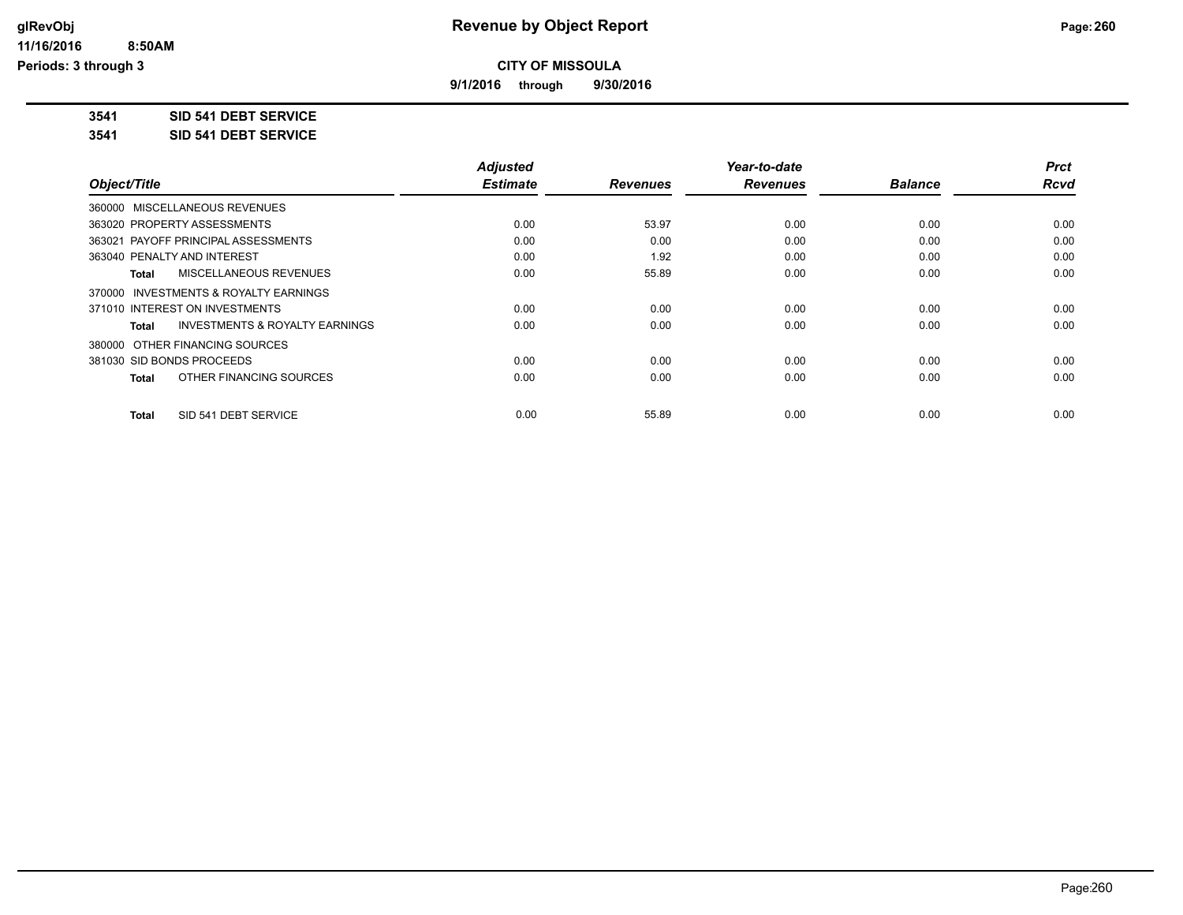glRevObj
11/16/2016 8:50AM
Periods: 3 through 3

# Revenue by Object Report

**CITY OF MISSOULA**

**9/1/2016 through 9/30/2016**

**3541 SID 541 DEBT SERVICE**

**3541 SID 541 DEBT SERVICE**

| Object/Title | Adjusted Estimate | Revenues | Year-to-date Revenues | Balance | Prct Rcvd |
|---|---|---|---|---|---|
| 360000 MISCELLANEOUS REVENUES | | | | | |
| 363020 PROPERTY ASSESSMENTS | 0.00 | 53.97 | 0.00 | 0.00 | 0.00 |
| 363021 PAYOFF PRINCIPAL ASSESSMENTS | 0.00 | 0.00 | 0.00 | 0.00 | 0.00 |
| 363040 PENALTY AND INTEREST | 0.00 | 1.92 | 0.00 | 0.00 | 0.00 |
| **Total** MISCELLANEOUS REVENUES | 0.00 | 55.89 | 0.00 | 0.00 | 0.00 |
| 370000 INVESTMENTS & ROYALTY EARNINGS | | | | | |
| 371010 INTEREST ON INVESTMENTS | 0.00 | 0.00 | 0.00 | 0.00 | 0.00 |
| **Total** INVESTMENTS & ROYALTY EARNINGS | 0.00 | 0.00 | 0.00 | 0.00 | 0.00 |
| 380000 OTHER FINANCING SOURCES | | | | | |
| 381030 SID BONDS PROCEEDS | 0.00 | 0.00 | 0.00 | 0.00 | 0.00 |
| **Total** OTHER FINANCING SOURCES | 0.00 | 0.00 | 0.00 | 0.00 | 0.00 |
| **Total** SID 541 DEBT SERVICE | 0.00 | 55.89 | 0.00 | 0.00 | 0.00 |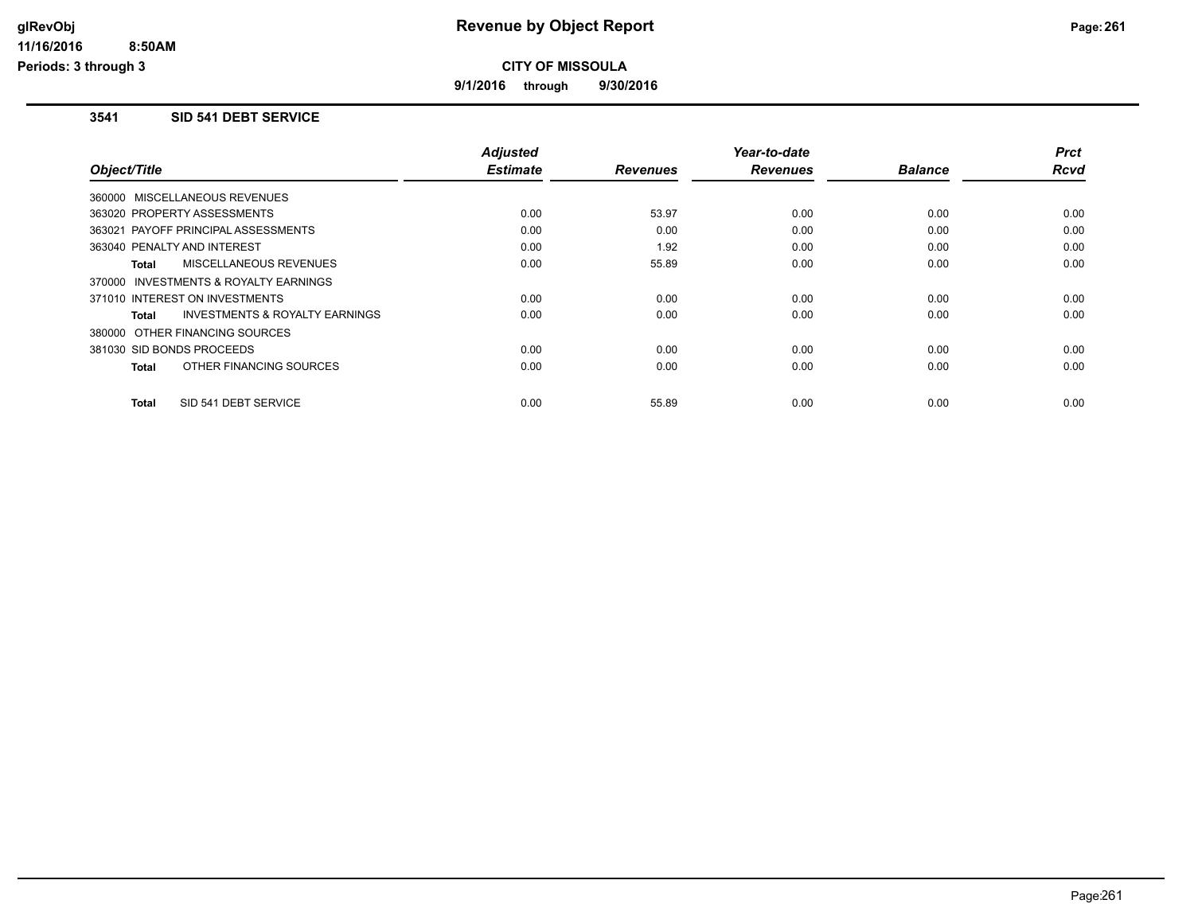# Revenue by Object Report

**CITY OF MISSOULA**

**9/1/2016 through 9/30/2016**

glRevObj
11/16/2016 8:50AM
Periods: 3 through 3

## 3541 SID 541 DEBT SERVICE

| Object/Title | Adjusted Estimate | Revenues | Year-to-date Revenues | Balance | Prct Rcvd |
|---|---|---|---|---|---|
| 360000 MISCELLANEOUS REVENUES | | | | | |
| 363020 PROPERTY ASSESSMENTS | 0.00 | 53.97 | 0.00 | 0.00 | 0.00 |
| 363021 PAYOFF PRINCIPAL ASSESSMENTS | 0.00 | 0.00 | 0.00 | 0.00 | 0.00 |
| 363040 PENALTY AND INTEREST | 0.00 | 1.92 | 0.00 | 0.00 | 0.00 |
| **Total** MISCELLANEOUS REVENUES | 0.00 | 55.89 | 0.00 | 0.00 | 0.00 |
| 370000 INVESTMENTS & ROYALTY EARNINGS | | | | | |
| 371010 INTEREST ON INVESTMENTS | 0.00 | 0.00 | 0.00 | 0.00 | 0.00 |
| **Total** INVESTMENTS & ROYALTY EARNINGS | 0.00 | 0.00 | 0.00 | 0.00 | 0.00 |
| 380000 OTHER FINANCING SOURCES | | | | | |
| 381030 SID BONDS PROCEEDS | 0.00 | 0.00 | 0.00 | 0.00 | 0.00 |
| **Total** OTHER FINANCING SOURCES | 0.00 | 0.00 | 0.00 | 0.00 | 0.00 |
| **Total** SID 541 DEBT SERVICE | 0.00 | 55.89 | 0.00 | 0.00 | 0.00 |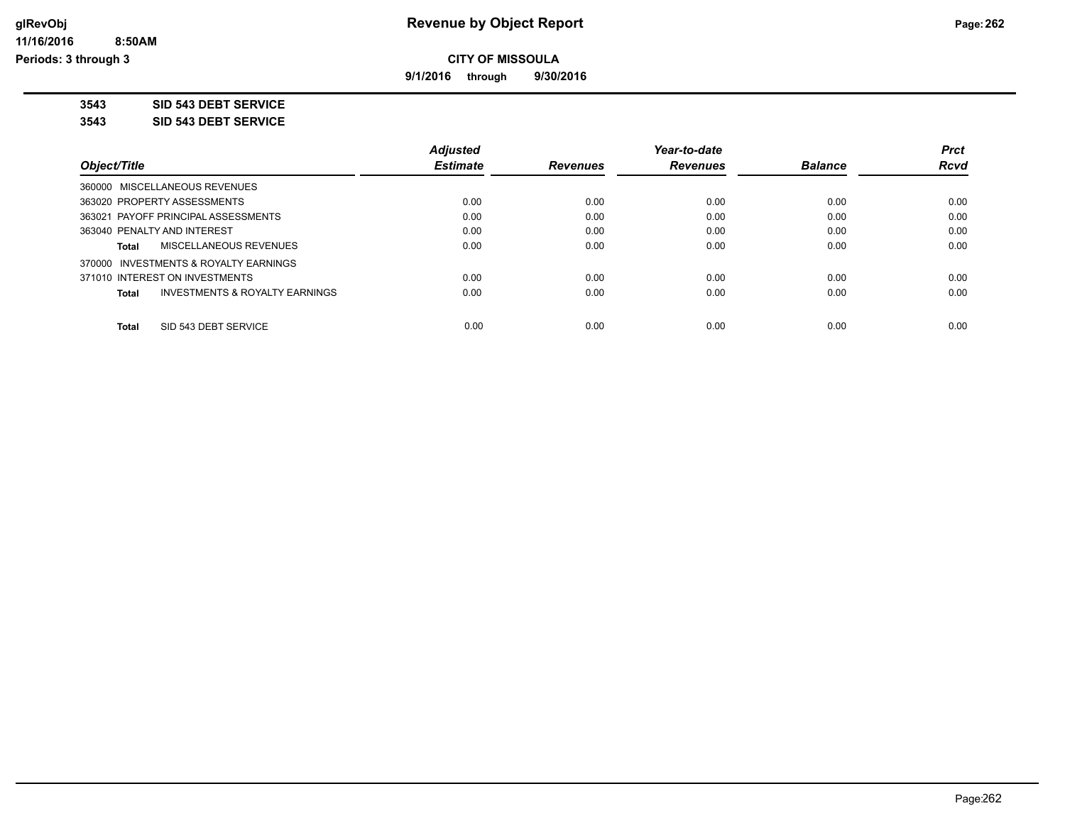# Revenue by Object Report

**CITY OF MISSOULA**

**9/1/2016 through 9/30/2016**

**3543 SID 543 DEBT SERVICE**

**3543 SID 543 DEBT SERVICE**

| Object/Title | Adjusted Estimate | Revenues | Year-to-date Revenues | Balance | Prct Rcvd |
|---|---|---|---|---|---|
| 360000 MISCELLANEOUS REVENUES | | | | | |
| 363020 PROPERTY ASSESSMENTS | 0.00 | 0.00 | 0.00 | 0.00 | 0.00 |
| 363021 PAYOFF PRINCIPAL ASSESSMENTS | 0.00 | 0.00 | 0.00 | 0.00 | 0.00 |
| 363040 PENALTY AND INTEREST | 0.00 | 0.00 | 0.00 | 0.00 | 0.00 |
| **Total** MISCELLANEOUS REVENUES | 0.00 | 0.00 | 0.00 | 0.00 | 0.00 |
| 370000 INVESTMENTS & ROYALTY EARNINGS | | | | | |
| 371010 INTEREST ON INVESTMENTS | 0.00 | 0.00 | 0.00 | 0.00 | 0.00 |
| **Total** INVESTMENTS & ROYALTY EARNINGS | 0.00 | 0.00 | 0.00 | 0.00 | 0.00 |
| **Total** SID 543 DEBT SERVICE | 0.00 | 0.00 | 0.00 | 0.00 | 0.00 |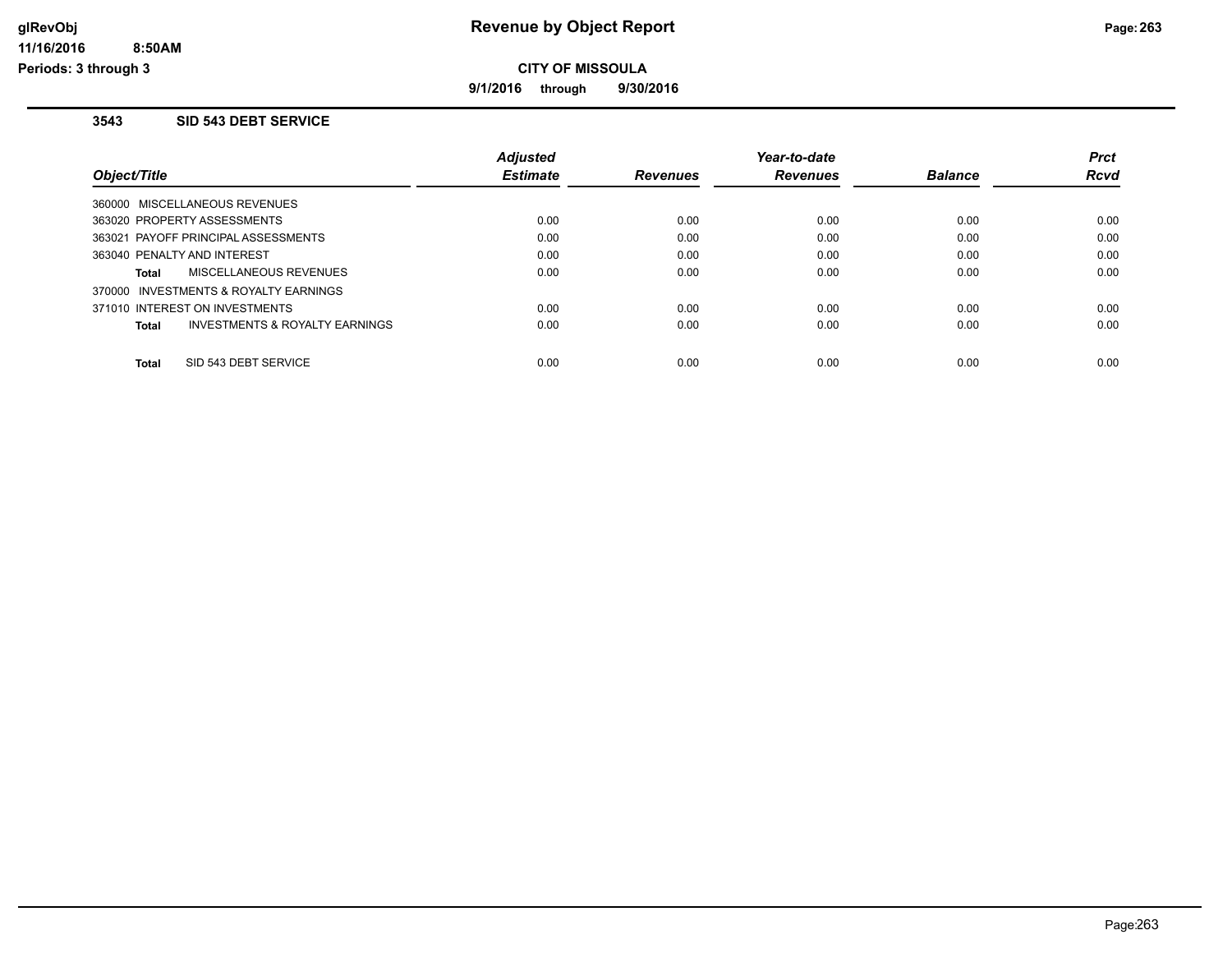**CITY OF MISSOULA**

**9/1/2016 through 9/30/2016**

### 3543 SID 543 DEBT SERVICE

| Object/Title | Adjusted Estimate | Revenues | Year-to-date Revenues | Balance | Prct Rcvd |
|---|---|---|---|---|---|
| 360000 MISCELLANEOUS REVENUES | | | | | |
| 363020 PROPERTY ASSESSMENTS | 0.00 | 0.00 | 0.00 | 0.00 | 0.00 |
| 363021 PAYOFF PRINCIPAL ASSESSMENTS | 0.00 | 0.00 | 0.00 | 0.00 | 0.00 |
| 363040 PENALTY AND INTEREST | 0.00 | 0.00 | 0.00 | 0.00 | 0.00 |
| **Total** MISCELLANEOUS REVENUES | 0.00 | 0.00 | 0.00 | 0.00 | 0.00 |
| 370000 INVESTMENTS & ROYALTY EARNINGS | | | | | |
| 371010 INTEREST ON INVESTMENTS | 0.00 | 0.00 | 0.00 | 0.00 | 0.00 |
| **Total** INVESTMENTS & ROYALTY EARNINGS | 0.00 | 0.00 | 0.00 | 0.00 | 0.00 |
| **Total** SID 543 DEBT SERVICE | 0.00 | 0.00 | 0.00 | 0.00 | 0.00 |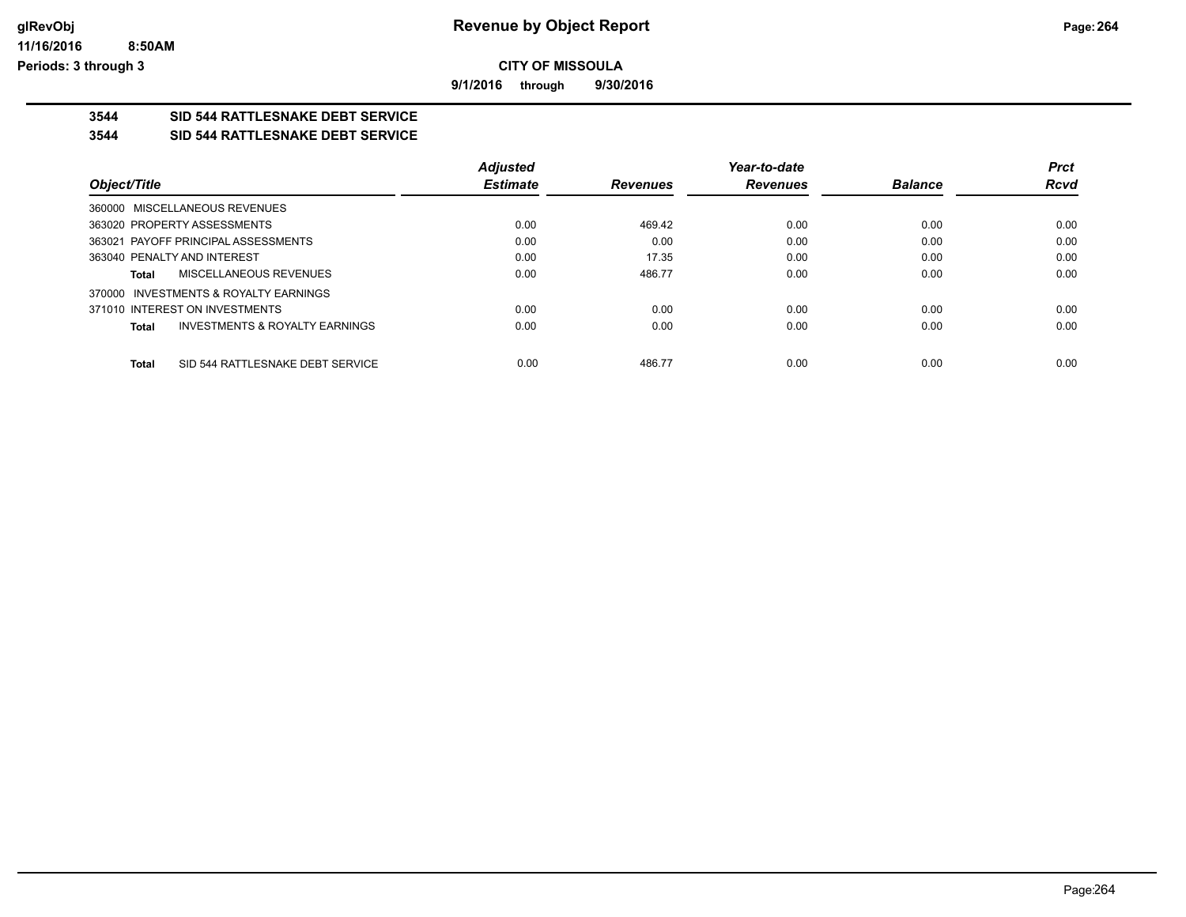# Revenue by Object Report

**CITY OF MISSOULA**

**9/1/2016 through 9/30/2016**

glRevObj
11/16/2016 8:50AM
Periods: 3 through 3

**3544 SID 544 RATTLESNAKE DEBT SERVICE**

**3544 SID 544 RATTLESNAKE DEBT SERVICE**

| Object/Title | Adjusted Estimate | Revenues | Year-to-date Revenues | Balance | Prct Rcvd |
|---|---|---|---|---|---|
| 360000 MISCELLANEOUS REVENUES | | | | | |
| 363020 PROPERTY ASSESSMENTS | 0.00 | 469.42 | 0.00 | 0.00 | 0.00 |
| 363021 PAYOFF PRINCIPAL ASSESSMENTS | 0.00 | 0.00 | 0.00 | 0.00 | 0.00 |
| 363040 PENALTY AND INTEREST | 0.00 | 17.35 | 0.00 | 0.00 | 0.00 |
| **Total** MISCELLANEOUS REVENUES | 0.00 | 486.77 | 0.00 | 0.00 | 0.00 |
| 370000 INVESTMENTS & ROYALTY EARNINGS | | | | | |
| 371010 INTEREST ON INVESTMENTS | 0.00 | 0.00 | 0.00 | 0.00 | 0.00 |
| **Total** INVESTMENTS & ROYALTY EARNINGS | 0.00 | 0.00 | 0.00 | 0.00 | 0.00 |
| **Total** SID 544 RATTLESNAKE DEBT SERVICE | 0.00 | 486.77 | 0.00 | 0.00 | 0.00 |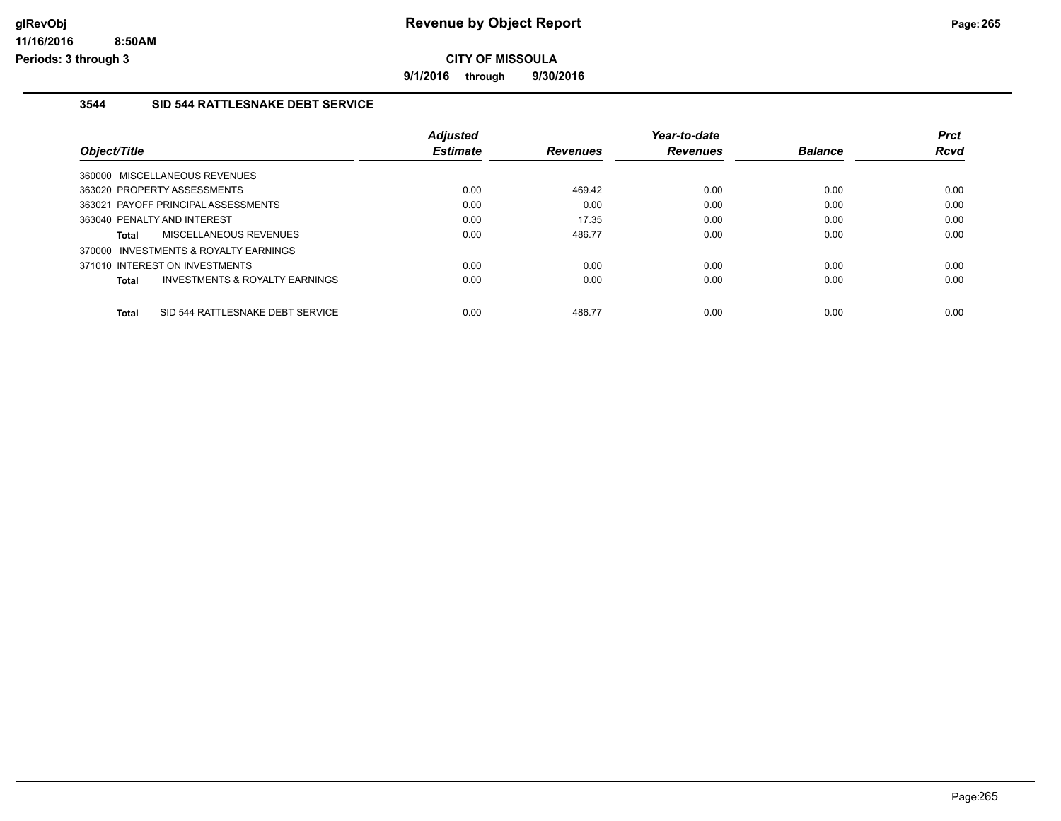# Revenue by Object Report

**CITY OF MISSOULA**

**9/1/2016 through 9/30/2016**

glRevObj
11/16/2016 8:50AM
Periods: 3 through 3

## 3544 SID 544 RATTLESNAKE DEBT SERVICE

| Object/Title | Adjusted Estimate | Revenues | Year-to-date Revenues | Balance | Prct Rcvd |
|---|---|---|---|---|---|
| 360000 MISCELLANEOUS REVENUES | | | | | |
| 363020 PROPERTY ASSESSMENTS | 0.00 | 469.42 | 0.00 | 0.00 | 0.00 |
| 363021 PAYOFF PRINCIPAL ASSESSMENTS | 0.00 | 0.00 | 0.00 | 0.00 | 0.00 |
| 363040 PENALTY AND INTEREST | 0.00 | 17.35 | 0.00 | 0.00 | 0.00 |
| **Total** MISCELLANEOUS REVENUES | 0.00 | 486.77 | 0.00 | 0.00 | 0.00 |
| 370000 INVESTMENTS & ROYALTY EARNINGS | | | | | |
| 371010 INTEREST ON INVESTMENTS | 0.00 | 0.00 | 0.00 | 0.00 | 0.00 |
| **Total** INVESTMENTS & ROYALTY EARNINGS | 0.00 | 0.00 | 0.00 | 0.00 | 0.00 |
| **Total** SID 544 RATTLESNAKE DEBT SERVICE | 0.00 | 486.77 | 0.00 | 0.00 | 0.00 |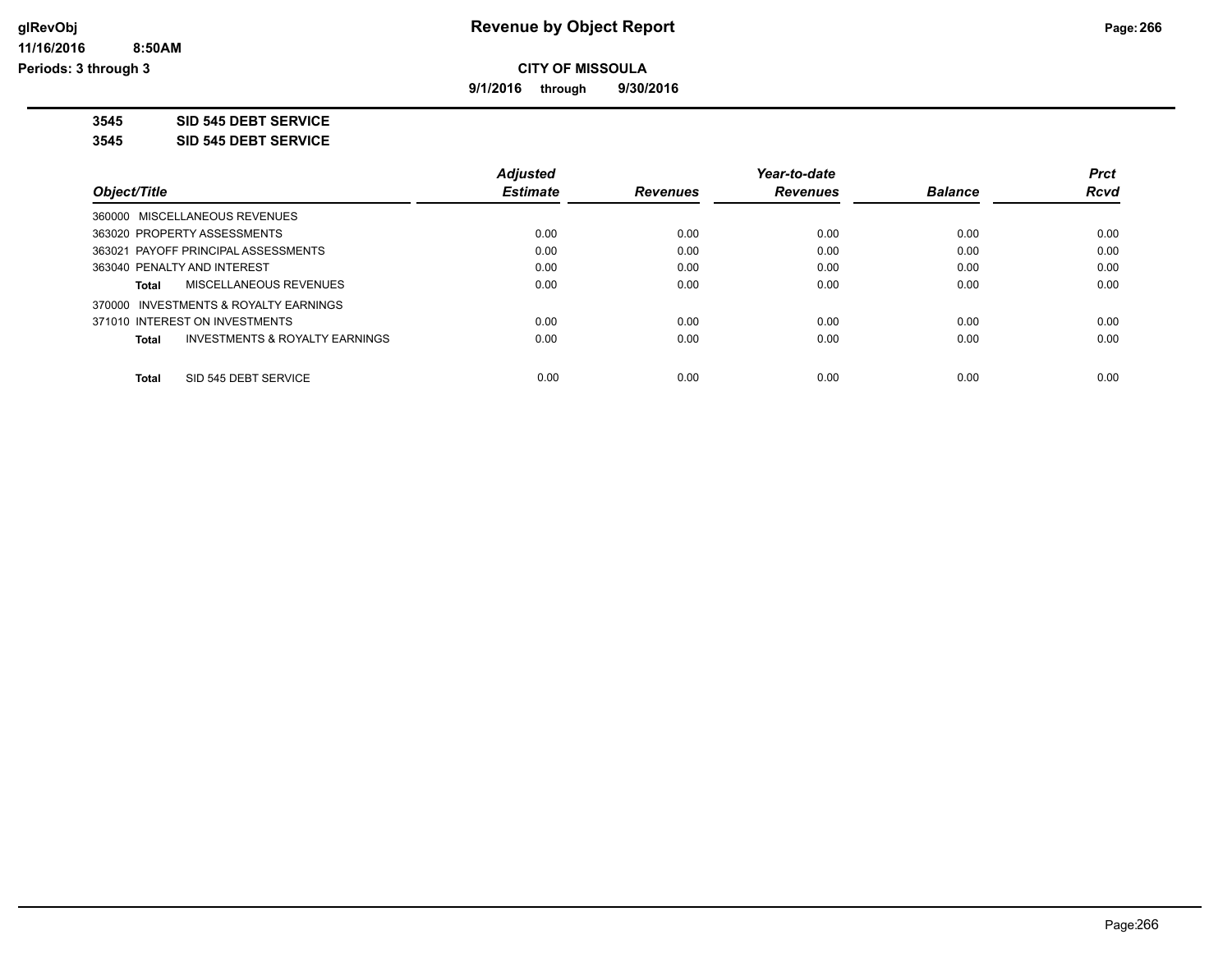**Revenue by Object Report**

**CITY OF MISSOULA**

**9/1/2016 through 9/30/2016**

glRevObj
11/16/2016 8:50AM
Periods: 3 through 3

**3545 SID 545 DEBT SERVICE**

**3545 SID 545 DEBT SERVICE**

| Object/Title | Adjusted Estimate | Revenues | Year-to-date Revenues | Balance | Prct Rcvd |
|---|---|---|---|---|---|
| 360000 MISCELLANEOUS REVENUES | | | | | |
| 363020 PROPERTY ASSESSMENTS | 0.00 | 0.00 | 0.00 | 0.00 | 0.00 |
| 363021 PAYOFF PRINCIPAL ASSESSMENTS | 0.00 | 0.00 | 0.00 | 0.00 | 0.00 |
| 363040 PENALTY AND INTEREST | 0.00 | 0.00 | 0.00 | 0.00 | 0.00 |
| **Total** MISCELLANEOUS REVENUES | 0.00 | 0.00 | 0.00 | 0.00 | 0.00 |
| 370000 INVESTMENTS & ROYALTY EARNINGS | | | | | |
| 371010 INTEREST ON INVESTMENTS | 0.00 | 0.00 | 0.00 | 0.00 | 0.00 |
| **Total** INVESTMENTS & ROYALTY EARNINGS | 0.00 | 0.00 | 0.00 | 0.00 | 0.00 |
| **Total** SID 545 DEBT SERVICE | 0.00 | 0.00 | 0.00 | 0.00 | 0.00 |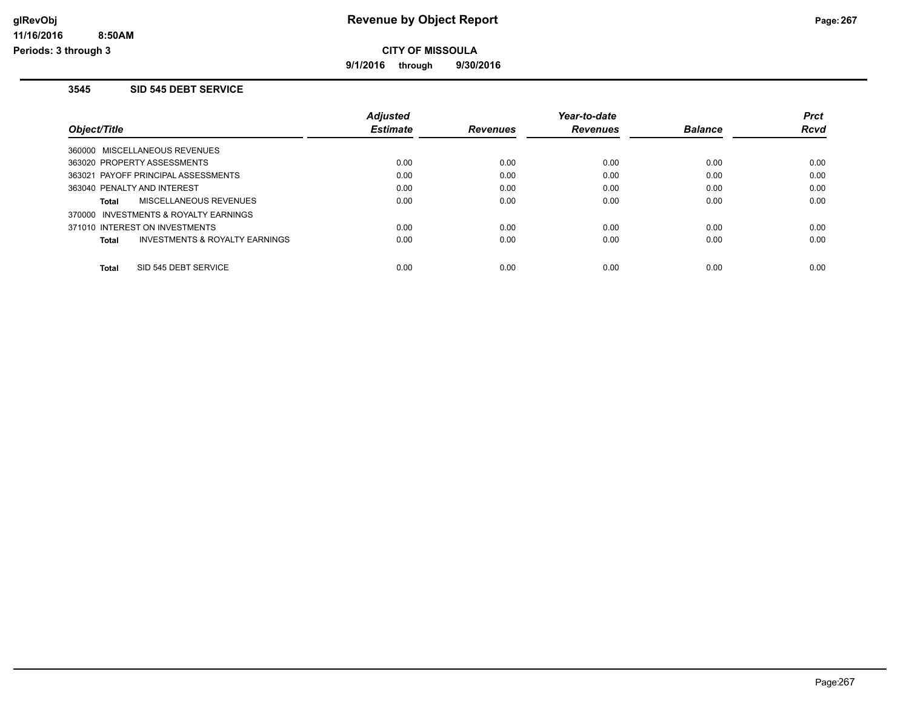# Revenue by Object Report

**CITY OF MISSOULA**

**9/1/2016 through 9/30/2016**

glRevObj
11/16/2016 8:50AM
Periods: 3 through 3

### 3545 SID 545 DEBT SERVICE

| Object/Title | Adjusted Estimate | Revenues | Year-to-date Revenues | Balance | Prct Rcvd |
|---|---|---|---|---|---|
| 360000 MISCELLANEOUS REVENUES | | | | | |
| 363020 PROPERTY ASSESSMENTS | 0.00 | 0.00 | 0.00 | 0.00 | 0.00 |
| 363021 PAYOFF PRINCIPAL ASSESSMENTS | 0.00 | 0.00 | 0.00 | 0.00 | 0.00 |
| 363040 PENALTY AND INTEREST | 0.00 | 0.00 | 0.00 | 0.00 | 0.00 |
| **Total** MISCELLANEOUS REVENUES | 0.00 | 0.00 | 0.00 | 0.00 | 0.00 |
| 370000 INVESTMENTS & ROYALTY EARNINGS | | | | | |
| 371010 INTEREST ON INVESTMENTS | 0.00 | 0.00 | 0.00 | 0.00 | 0.00 |
| **Total** INVESTMENTS & ROYALTY EARNINGS | 0.00 | 0.00 | 0.00 | 0.00 | 0.00 |
| **Total** SID 545 DEBT SERVICE | 0.00 | 0.00 | 0.00 | 0.00 | 0.00 |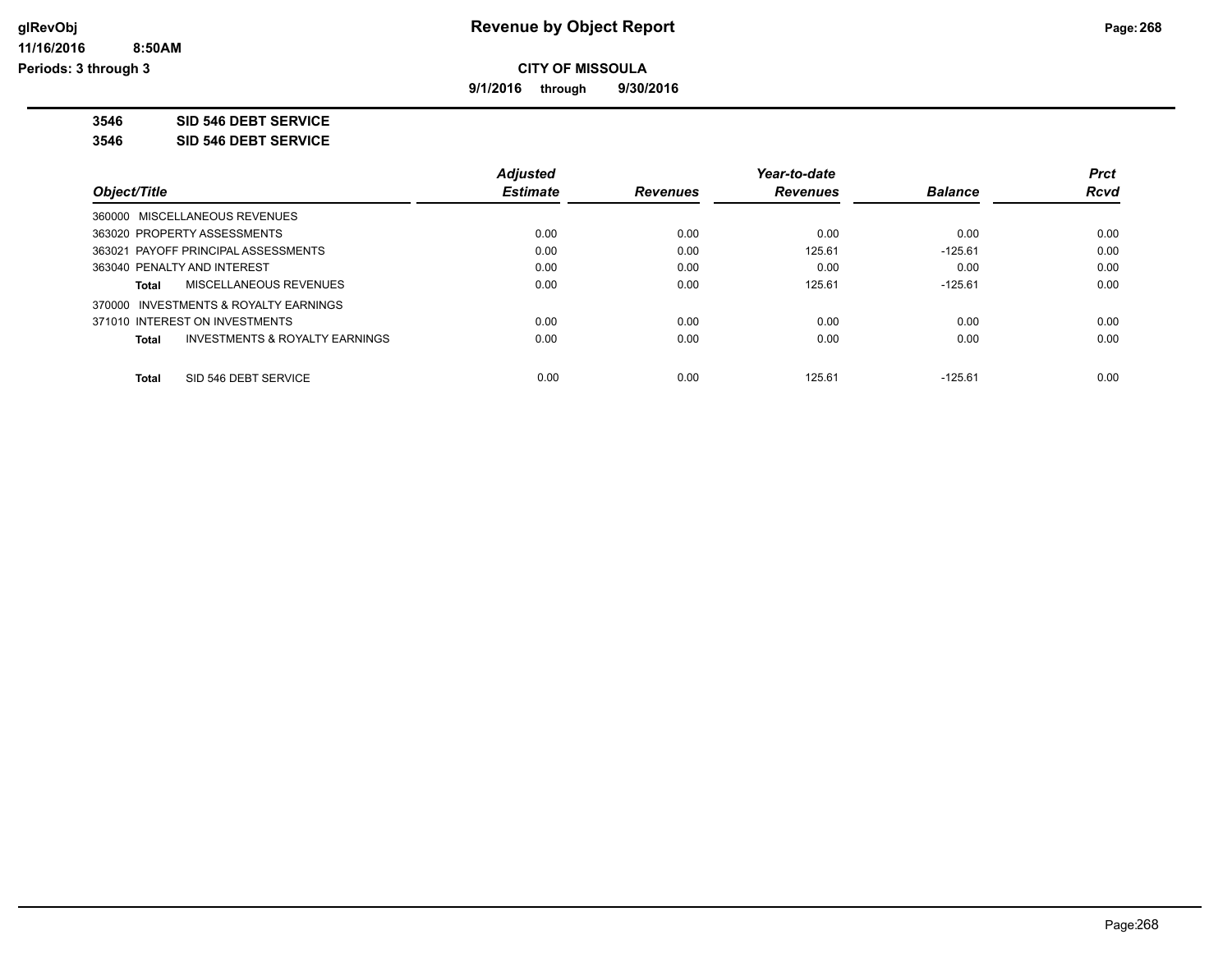# Revenue by Object Report

**CITY OF MISSOULA**

**9/1/2016 through 9/30/2016**

glRevObj
11/16/2016 8:50AM
Periods: 3 through 3

**3546 SID 546 DEBT SERVICE**

**3546 SID 546 DEBT SERVICE**

| Object/Title | Adjusted Estimate | Revenues | Year-to-date Revenues | Balance | Prct Rcvd |
|---|---|---|---|---|---|
| 360000 MISCELLANEOUS REVENUES | | | | | |
| 363020 PROPERTY ASSESSMENTS | 0.00 | 0.00 | 0.00 | 0.00 | 0.00 |
| 363021 PAYOFF PRINCIPAL ASSESSMENTS | 0.00 | 0.00 | 125.61 | -125.61 | 0.00 |
| 363040 PENALTY AND INTEREST | 0.00 | 0.00 | 0.00 | 0.00 | 0.00 |
| **Total** MISCELLANEOUS REVENUES | 0.00 | 0.00 | 125.61 | -125.61 | 0.00 |
| 370000 INVESTMENTS & ROYALTY EARNINGS | | | | | |
| 371010 INTEREST ON INVESTMENTS | 0.00 | 0.00 | 0.00 | 0.00 | 0.00 |
| **Total** INVESTMENTS & ROYALTY EARNINGS | 0.00 | 0.00 | 0.00 | 0.00 | 0.00 |
| **Total** SID 546 DEBT SERVICE | 0.00 | 0.00 | 125.61 | -125.61 | 0.00 |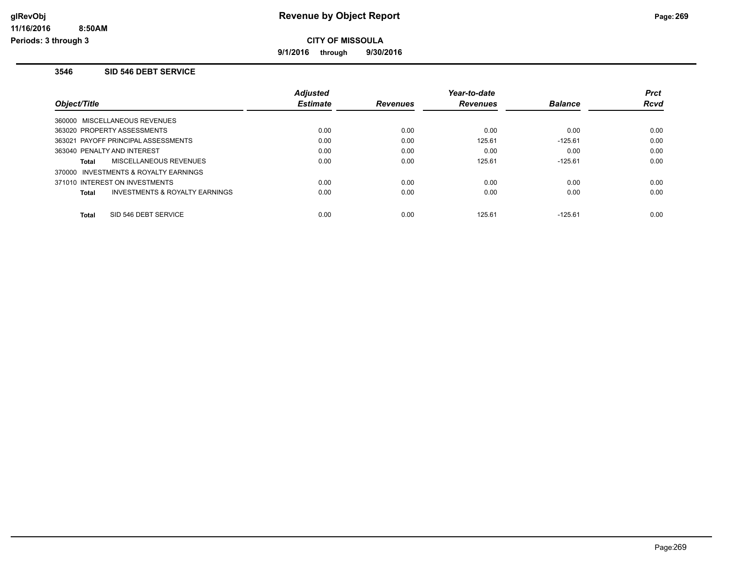**Revenue by Object Report**

**CITY OF MISSOULA**

**9/1/2016 through 9/30/2016**

glRevObj
11/16/2016 8:50AM
Periods: 3 through 3

### 3546 SID 546 DEBT SERVICE

| Object/Title | Adjusted Estimate | Revenues | Year-to-date Revenues | Balance | Prct Rcvd |
|---|---|---|---|---|---|
| 360000 MISCELLANEOUS REVENUES | | | | | |
| 363020 PROPERTY ASSESSMENTS | 0.00 | 0.00 | 0.00 | 0.00 | 0.00 |
| 363021 PAYOFF PRINCIPAL ASSESSMENTS | 0.00 | 0.00 | 125.61 | -125.61 | 0.00 |
| 363040 PENALTY AND INTEREST | 0.00 | 0.00 | 0.00 | 0.00 | 0.00 |
| **Total** MISCELLANEOUS REVENUES | 0.00 | 0.00 | 125.61 | -125.61 | 0.00 |
| 370000 INVESTMENTS & ROYALTY EARNINGS | | | | | |
| 371010 INTEREST ON INVESTMENTS | 0.00 | 0.00 | 0.00 | 0.00 | 0.00 |
| **Total** INVESTMENTS & ROYALTY EARNINGS | 0.00 | 0.00 | 0.00 | 0.00 | 0.00 |
| **Total** SID 546 DEBT SERVICE | 0.00 | 0.00 | 125.61 | -125.61 | 0.00 |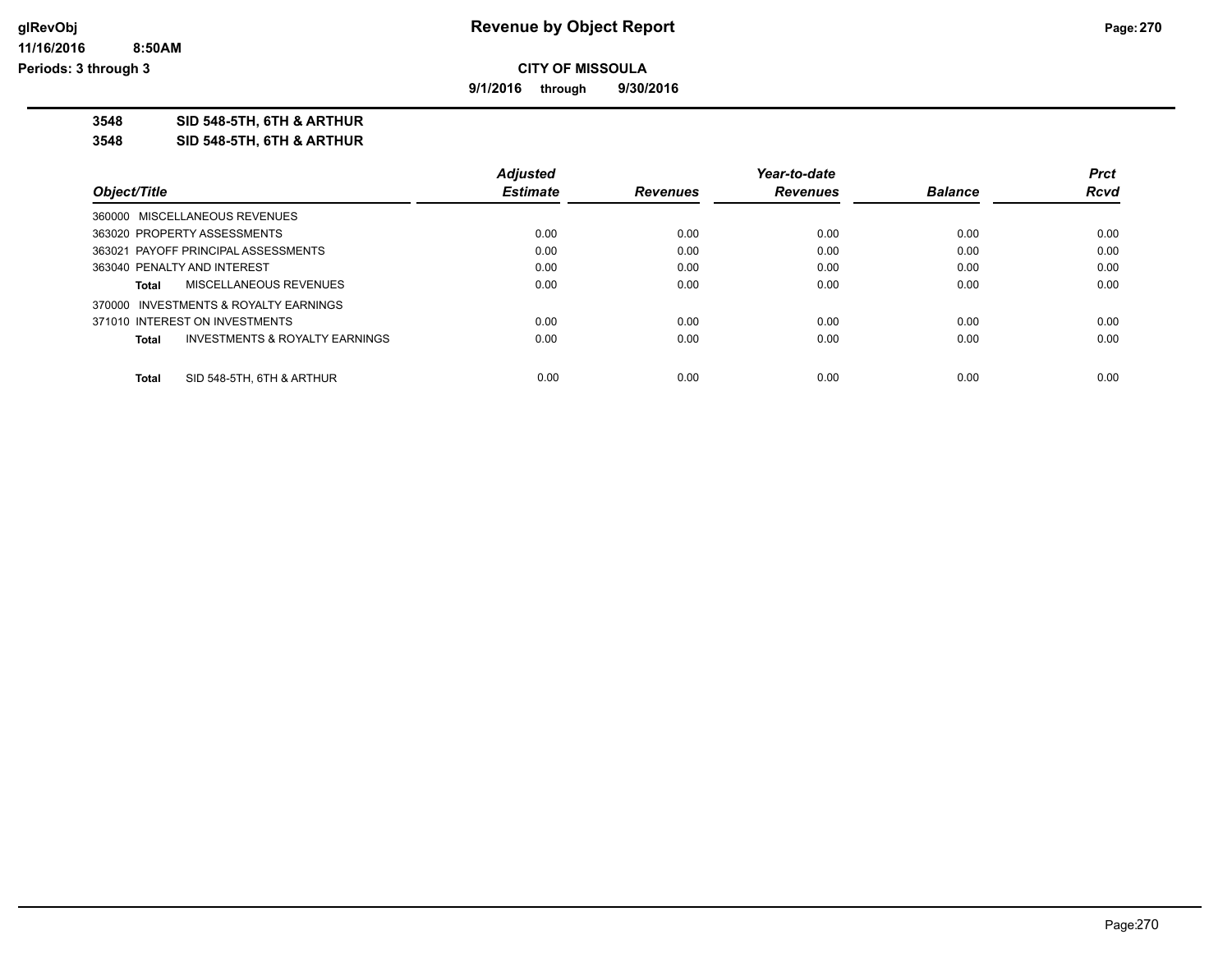**CITY OF MISSOULA**

**9/1/2016 through 9/30/2016**

**3548 SID 548-5TH, 6TH & ARTHUR**

**3548 SID 548-5TH, 6TH & ARTHUR**

| Object/Title | Adjusted Estimate | Revenues | Year-to-date Revenues | Balance | Prct Rcvd |
|---|---|---|---|---|---|
| 360000 MISCELLANEOUS REVENUES | | | | | |
| 363020 PROPERTY ASSESSMENTS | 0.00 | 0.00 | 0.00 | 0.00 | 0.00 |
| 363021 PAYOFF PRINCIPAL ASSESSMENTS | 0.00 | 0.00 | 0.00 | 0.00 | 0.00 |
| 363040 PENALTY AND INTEREST | 0.00 | 0.00 | 0.00 | 0.00 | 0.00 |
| **Total** MISCELLANEOUS REVENUES | 0.00 | 0.00 | 0.00 | 0.00 | 0.00 |
| 370000 INVESTMENTS & ROYALTY EARNINGS | | | | | |
| 371010 INTEREST ON INVESTMENTS | 0.00 | 0.00 | 0.00 | 0.00 | 0.00 |
| **Total** INVESTMENTS & ROYALTY EARNINGS | 0.00 | 0.00 | 0.00 | 0.00 | 0.00 |
| **Total** SID 548-5TH, 6TH & ARTHUR | 0.00 | 0.00 | 0.00 | 0.00 | 0.00 |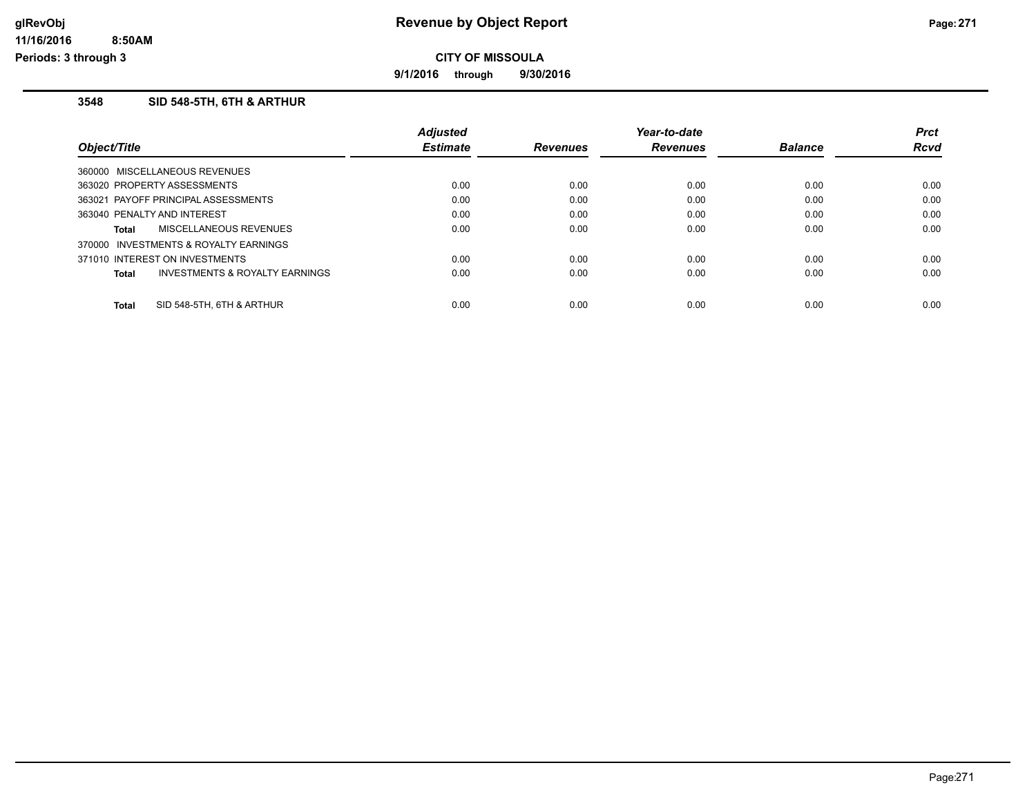# Revenue by Object Report

**CITY OF MISSOULA**

**9/1/2016 through 9/30/2016**

glRevObj
11/16/2016 8:50AM
Periods: 3 through 3

### 3548 SID 548-5TH, 6TH & ARTHUR

| Object/Title | Adjusted Estimate | Revenues | Year-to-date Revenues | Balance | Prct Rcvd |
|---|---|---|---|---|---|
| 360000 MISCELLANEOUS REVENUES | | | | | |
| 363020 PROPERTY ASSESSMENTS | 0.00 | 0.00 | 0.00 | 0.00 | 0.00 |
| 363021 PAYOFF PRINCIPAL ASSESSMENTS | 0.00 | 0.00 | 0.00 | 0.00 | 0.00 |
| 363040 PENALTY AND INTEREST | 0.00 | 0.00 | 0.00 | 0.00 | 0.00 |
| **Total** MISCELLANEOUS REVENUES | 0.00 | 0.00 | 0.00 | 0.00 | 0.00 |
| 370000 INVESTMENTS & ROYALTY EARNINGS | | | | | |
| 371010 INTEREST ON INVESTMENTS | 0.00 | 0.00 | 0.00 | 0.00 | 0.00 |
| **Total** INVESTMENTS & ROYALTY EARNINGS | 0.00 | 0.00 | 0.00 | 0.00 | 0.00 |
| **Total** SID 548-5TH, 6TH & ARTHUR | 0.00 | 0.00 | 0.00 | 0.00 | 0.00 |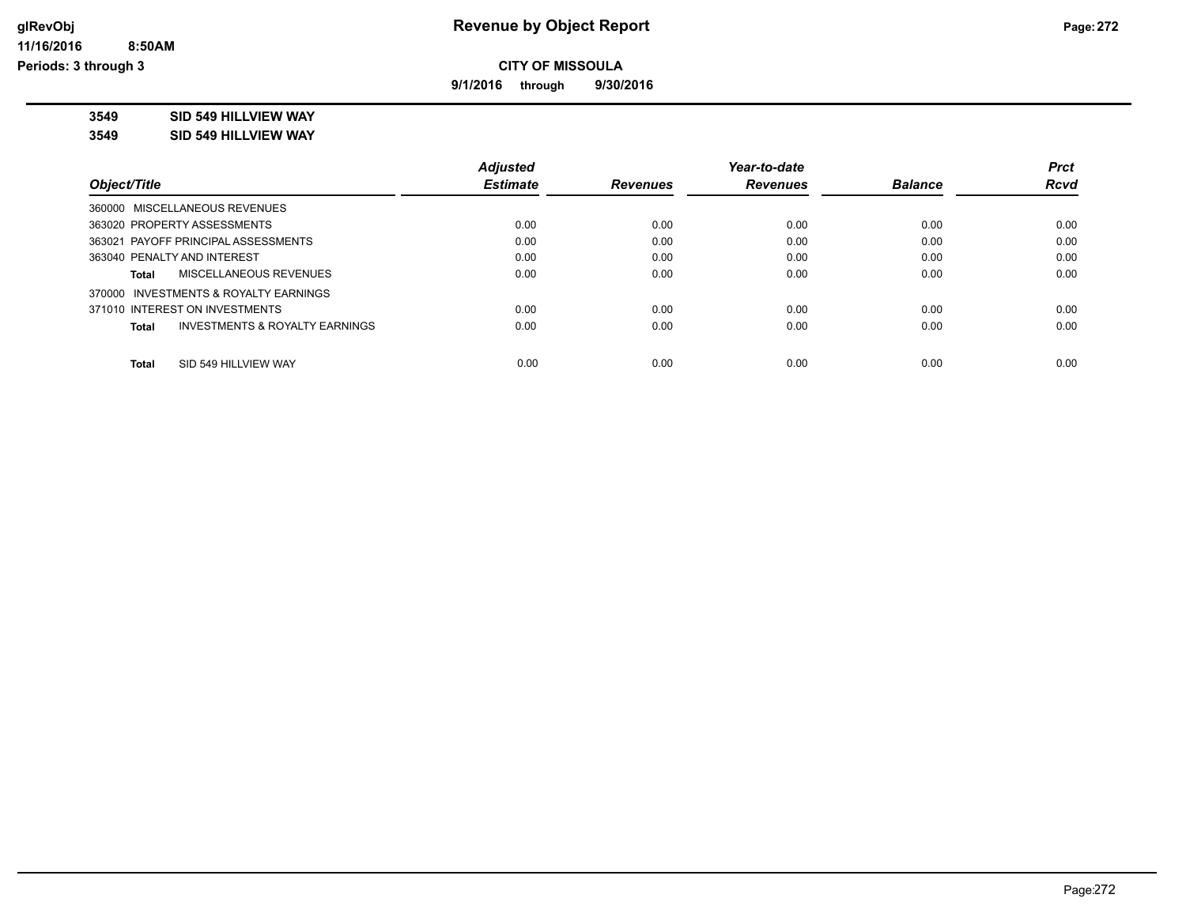# Revenue by Object Report

## CITY OF MISSOULA

**9/1/2016 through 9/30/2016**

glRevObj
11/16/2016 8:50AM
Periods: 3 through 3

**3549 SID 549 HILLVIEW WAY**

**3549 SID 549 HILLVIEW WAY**

| Object/Title | Adjusted Estimate | Revenues | Year-to-date Revenues | Balance | Prct Rcvd |
|---|---|---|---|---|---|
| 360000 MISCELLANEOUS REVENUES | | | | | |
| 363020 PROPERTY ASSESSMENTS | 0.00 | 0.00 | 0.00 | 0.00 | 0.00 |
| 363021 PAYOFF PRINCIPAL ASSESSMENTS | 0.00 | 0.00 | 0.00 | 0.00 | 0.00 |
| 363040 PENALTY AND INTEREST | 0.00 | 0.00 | 0.00 | 0.00 | 0.00 |
| **Total** MISCELLANEOUS REVENUES | 0.00 | 0.00 | 0.00 | 0.00 | 0.00 |
| 370000 INVESTMENTS & ROYALTY EARNINGS | | | | | |
| 371010 INTEREST ON INVESTMENTS | 0.00 | 0.00 | 0.00 | 0.00 | 0.00 |
| **Total** INVESTMENTS & ROYALTY EARNINGS | 0.00 | 0.00 | 0.00 | 0.00 | 0.00 |
| **Total** SID 549 HILLVIEW WAY | 0.00 | 0.00 | 0.00 | 0.00 | 0.00 |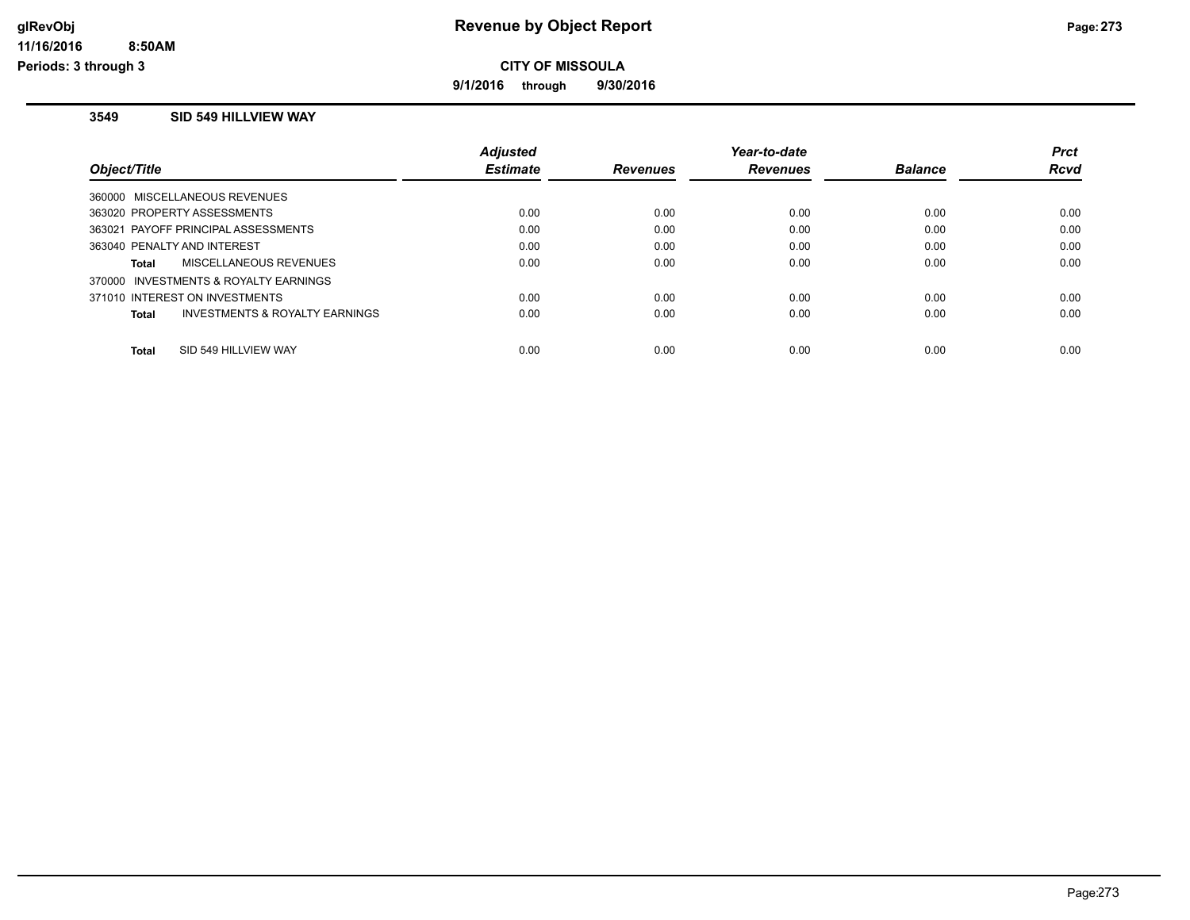# Revenue by Object Report

**CITY OF MISSOULA**

**9/1/2016 through 9/30/2016**

glRevObj
11/16/2016 8:50AM
Periods: 3 through 3

## 3549 SID 549 HILLVIEW WAY

| Object/Title | Adjusted Estimate | Revenues | Year-to-date Revenues | Balance | Prct Rcvd |
|---|---|---|---|---|---|
| 360000 MISCELLANEOUS REVENUES | | | | | |
| 363020 PROPERTY ASSESSMENTS | 0.00 | 0.00 | 0.00 | 0.00 | 0.00 |
| 363021 PAYOFF PRINCIPAL ASSESSMENTS | 0.00 | 0.00 | 0.00 | 0.00 | 0.00 |
| 363040 PENALTY AND INTEREST | 0.00 | 0.00 | 0.00 | 0.00 | 0.00 |
| **Total** MISCELLANEOUS REVENUES | 0.00 | 0.00 | 0.00 | 0.00 | 0.00 |
| 370000 INVESTMENTS & ROYALTY EARNINGS | | | | | |
| 371010 INTEREST ON INVESTMENTS | 0.00 | 0.00 | 0.00 | 0.00 | 0.00 |
| **Total** INVESTMENTS & ROYALTY EARNINGS | 0.00 | 0.00 | 0.00 | 0.00 | 0.00 |
| **Total** SID 549 HILLVIEW WAY | 0.00 | 0.00 | 0.00 | 0.00 | 0.00 |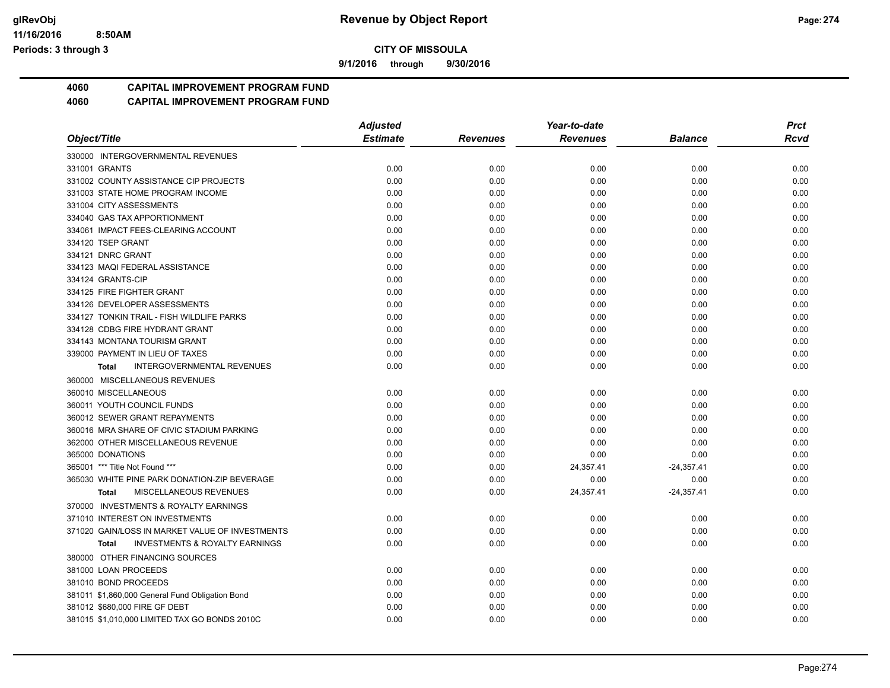# Revenue by Object Report

**CITY OF MISSOULA**

**9/1/2016 through 9/30/2016**

glRevObj
11/16/2016 8:50AM
Periods: 3 through 3

## 4060 CAPITAL IMPROVEMENT PROGRAM FUND
## 4060 CAPITAL IMPROVEMENT PROGRAM FUND

| Object/Title | Adjusted Estimate | Revenues | Year-to-date Revenues | Balance | Prct Rcvd |
|---|---|---|---|---|---|
| 330000 INTERGOVERNMENTAL REVENUES | | | | | |
| 331001 GRANTS | 0.00 | 0.00 | 0.00 | 0.00 | 0.00 |
| 331002 COUNTY ASSISTANCE CIP PROJECTS | 0.00 | 0.00 | 0.00 | 0.00 | 0.00 |
| 331003 STATE HOME PROGRAM INCOME | 0.00 | 0.00 | 0.00 | 0.00 | 0.00 |
| 331004 CITY ASSESSMENTS | 0.00 | 0.00 | 0.00 | 0.00 | 0.00 |
| 334040 GAS TAX APPORTIONMENT | 0.00 | 0.00 | 0.00 | 0.00 | 0.00 |
| 334061 IMPACT FEES-CLEARING ACCOUNT | 0.00 | 0.00 | 0.00 | 0.00 | 0.00 |
| 334120 TSEP GRANT | 0.00 | 0.00 | 0.00 | 0.00 | 0.00 |
| 334121 DNRC GRANT | 0.00 | 0.00 | 0.00 | 0.00 | 0.00 |
| 334123 MAQI FEDERAL ASSISTANCE | 0.00 | 0.00 | 0.00 | 0.00 | 0.00 |
| 334124 GRANTS-CIP | 0.00 | 0.00 | 0.00 | 0.00 | 0.00 |
| 334125 FIRE FIGHTER GRANT | 0.00 | 0.00 | 0.00 | 0.00 | 0.00 |
| 334126 DEVELOPER ASSESSMENTS | 0.00 | 0.00 | 0.00 | 0.00 | 0.00 |
| 334127 TONKIN TRAIL - FISH WILDLIFE PARKS | 0.00 | 0.00 | 0.00 | 0.00 | 0.00 |
| 334128 CDBG FIRE HYDRANT GRANT | 0.00 | 0.00 | 0.00 | 0.00 | 0.00 |
| 334143 MONTANA TOURISM GRANT | 0.00 | 0.00 | 0.00 | 0.00 | 0.00 |
| 339000 PAYMENT IN LIEU OF TAXES | 0.00 | 0.00 | 0.00 | 0.00 | 0.00 |
| **Total** INTERGOVERNMENTAL REVENUES | 0.00 | 0.00 | 0.00 | 0.00 | 0.00 |
| 360000 MISCELLANEOUS REVENUES | | | | | |
| 360010 MISCELLANEOUS | 0.00 | 0.00 | 0.00 | 0.00 | 0.00 |
| 360011 YOUTH COUNCIL FUNDS | 0.00 | 0.00 | 0.00 | 0.00 | 0.00 |
| 360012 SEWER GRANT REPAYMENTS | 0.00 | 0.00 | 0.00 | 0.00 | 0.00 |
| 360016 MRA SHARE OF CIVIC STADIUM PARKING | 0.00 | 0.00 | 0.00 | 0.00 | 0.00 |
| 362000 OTHER MISCELLANEOUS REVENUE | 0.00 | 0.00 | 0.00 | 0.00 | 0.00 |
| 365000 DONATIONS | 0.00 | 0.00 | 0.00 | 0.00 | 0.00 |
| 365001 *** Title Not Found *** | 0.00 | 0.00 | 24,357.41 | -24,357.41 | 0.00 |
| 365030 WHITE PINE PARK DONATION-ZIP BEVERAGE | 0.00 | 0.00 | 0.00 | 0.00 | 0.00 |
| **Total** MISCELLANEOUS REVENUES | 0.00 | 0.00 | 24,357.41 | -24,357.41 | 0.00 |
| 370000 INVESTMENTS & ROYALTY EARNINGS | | | | | |
| 371010 INTEREST ON INVESTMENTS | 0.00 | 0.00 | 0.00 | 0.00 | 0.00 |
| 371020 GAIN/LOSS IN MARKET VALUE OF INVESTMENTS | 0.00 | 0.00 | 0.00 | 0.00 | 0.00 |
| **Total** INVESTMENTS & ROYALTY EARNINGS | 0.00 | 0.00 | 0.00 | 0.00 | 0.00 |
| 380000 OTHER FINANCING SOURCES | | | | | |
| 381000 LOAN PROCEEDS | 0.00 | 0.00 | 0.00 | 0.00 | 0.00 |
| 381010 BOND PROCEEDS | 0.00 | 0.00 | 0.00 | 0.00 | 0.00 |
| 381011 $1,860,000 General Fund Obligation Bond | 0.00 | 0.00 | 0.00 | 0.00 | 0.00 |
| 381012 $680,000 FIRE GF DEBT | 0.00 | 0.00 | 0.00 | 0.00 | 0.00 |
| 381015 $1,010,000 LIMITED TAX GO BONDS 2010C | 0.00 | 0.00 | 0.00 | 0.00 | 0.00 |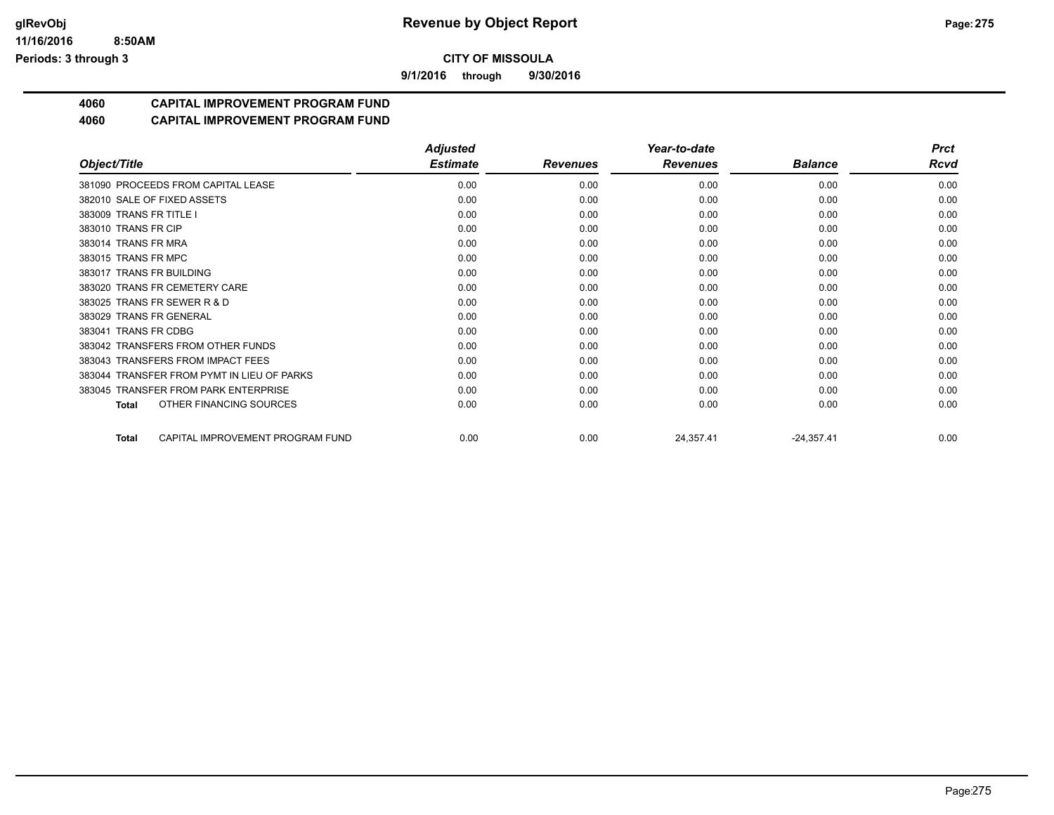**Revenue by Object Report**

**CITY OF MISSOULA**

**9/1/2016 through 9/30/2016**

glRevObj
11/16/2016 8:50AM
Periods: 3 through 3

## 4060 CAPITAL IMPROVEMENT PROGRAM FUND

## 4060 CAPITAL IMPROVEMENT PROGRAM FUND

| Object/Title | Adjusted Estimate | Revenues | Year-to-date Revenues | Balance | Prct Rcvd |
|---|---|---|---|---|---|
| 381090 PROCEEDS FROM CAPITAL LEASE | 0.00 | 0.00 | 0.00 | 0.00 | 0.00 |
| 382010 SALE OF FIXED ASSETS | 0.00 | 0.00 | 0.00 | 0.00 | 0.00 |
| 383009 TRANS FR TITLE I | 0.00 | 0.00 | 0.00 | 0.00 | 0.00 |
| 383010 TRANS FR CIP | 0.00 | 0.00 | 0.00 | 0.00 | 0.00 |
| 383014 TRANS FR MRA | 0.00 | 0.00 | 0.00 | 0.00 | 0.00 |
| 383015 TRANS FR MPC | 0.00 | 0.00 | 0.00 | 0.00 | 0.00 |
| 383017 TRANS FR BUILDING | 0.00 | 0.00 | 0.00 | 0.00 | 0.00 |
| 383020 TRANS FR CEMETERY CARE | 0.00 | 0.00 | 0.00 | 0.00 | 0.00 |
| 383025 TRANS FR SEWER R & D | 0.00 | 0.00 | 0.00 | 0.00 | 0.00 |
| 383029 TRANS FR GENERAL | 0.00 | 0.00 | 0.00 | 0.00 | 0.00 |
| 383041 TRANS FR CDBG | 0.00 | 0.00 | 0.00 | 0.00 | 0.00 |
| 383042 TRANSFERS FROM OTHER FUNDS | 0.00 | 0.00 | 0.00 | 0.00 | 0.00 |
| 383043 TRANSFERS FROM IMPACT FEES | 0.00 | 0.00 | 0.00 | 0.00 | 0.00 |
| 383044 TRANSFER FROM PYMT IN LIEU OF PARKS | 0.00 | 0.00 | 0.00 | 0.00 | 0.00 |
| 383045 TRANSFER FROM PARK ENTERPRISE | 0.00 | 0.00 | 0.00 | 0.00 | 0.00 |
| **Total** OTHER FINANCING SOURCES | 0.00 | 0.00 | 0.00 | 0.00 | 0.00 |
| | | | | | |
| **Total** CAPITAL IMPROVEMENT PROGRAM FUND | 0.00 | 0.00 | 24,357.41 | -24,357.41 | 0.00 |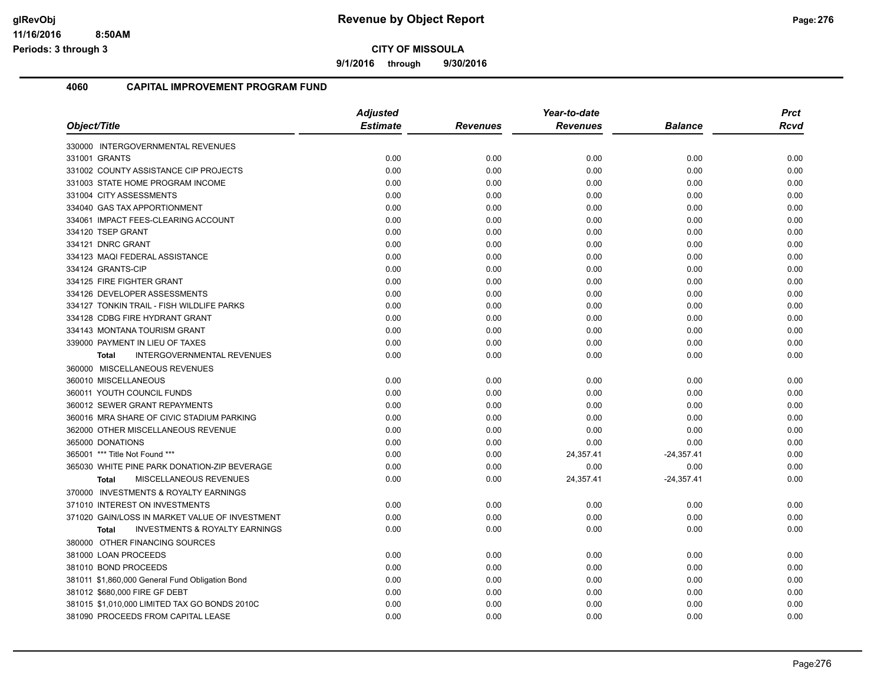# Revenue by Object Report

**CITY OF MISSOULA**

**9/1/2016 through 9/30/2016**

glRevObj
11/16/2016 8:50AM
Periods: 3 through 3

## 4060 CAPITAL IMPROVEMENT PROGRAM FUND

| Object/Title | Adjusted Estimate | Revenues | Year-to-date Revenues | Balance | Prct Rcvd |
|---|---|---|---|---|---|
| 330000 INTERGOVERNMENTAL REVENUES | | | | | |
| 331001 GRANTS | 0.00 | 0.00 | 0.00 | 0.00 | 0.00 |
| 331002 COUNTY ASSISTANCE CIP PROJECTS | 0.00 | 0.00 | 0.00 | 0.00 | 0.00 |
| 331003 STATE HOME PROGRAM INCOME | 0.00 | 0.00 | 0.00 | 0.00 | 0.00 |
| 331004 CITY ASSESSMENTS | 0.00 | 0.00 | 0.00 | 0.00 | 0.00 |
| 334040 GAS TAX APPORTIONMENT | 0.00 | 0.00 | 0.00 | 0.00 | 0.00 |
| 334061 IMPACT FEES-CLEARING ACCOUNT | 0.00 | 0.00 | 0.00 | 0.00 | 0.00 |
| 334120 TSEP GRANT | 0.00 | 0.00 | 0.00 | 0.00 | 0.00 |
| 334121 DNRC GRANT | 0.00 | 0.00 | 0.00 | 0.00 | 0.00 |
| 334123 MAQI FEDERAL ASSISTANCE | 0.00 | 0.00 | 0.00 | 0.00 | 0.00 |
| 334124 GRANTS-CIP | 0.00 | 0.00 | 0.00 | 0.00 | 0.00 |
| 334125 FIRE FIGHTER GRANT | 0.00 | 0.00 | 0.00 | 0.00 | 0.00 |
| 334126 DEVELOPER ASSESSMENTS | 0.00 | 0.00 | 0.00 | 0.00 | 0.00 |
| 334127 TONKIN TRAIL - FISH WILDLIFE PARKS | 0.00 | 0.00 | 0.00 | 0.00 | 0.00 |
| 334128 CDBG FIRE HYDRANT GRANT | 0.00 | 0.00 | 0.00 | 0.00 | 0.00 |
| 334143 MONTANA TOURISM GRANT | 0.00 | 0.00 | 0.00 | 0.00 | 0.00 |
| 339000 PAYMENT IN LIEU OF TAXES | 0.00 | 0.00 | 0.00 | 0.00 | 0.00 |
| **Total** INTERGOVERNMENTAL REVENUES | 0.00 | 0.00 | 0.00 | 0.00 | 0.00 |
| 360000 MISCELLANEOUS REVENUES | | | | | |
| 360010 MISCELLANEOUS | 0.00 | 0.00 | 0.00 | 0.00 | 0.00 |
| 360011 YOUTH COUNCIL FUNDS | 0.00 | 0.00 | 0.00 | 0.00 | 0.00 |
| 360012 SEWER GRANT REPAYMENTS | 0.00 | 0.00 | 0.00 | 0.00 | 0.00 |
| 360016 MRA SHARE OF CIVIC STADIUM PARKING | 0.00 | 0.00 | 0.00 | 0.00 | 0.00 |
| 362000 OTHER MISCELLANEOUS REVENUE | 0.00 | 0.00 | 0.00 | 0.00 | 0.00 |
| 365000 DONATIONS | 0.00 | 0.00 | 0.00 | 0.00 | 0.00 |
| 365001 *** Title Not Found *** | 0.00 | 0.00 | 24,357.41 | -24,357.41 | 0.00 |
| 365030 WHITE PINE PARK DONATION-ZIP BEVERAGE | 0.00 | 0.00 | 0.00 | 0.00 | 0.00 |
| **Total** MISCELLANEOUS REVENUES | 0.00 | 0.00 | 24,357.41 | -24,357.41 | 0.00 |
| 370000 INVESTMENTS & ROYALTY EARNINGS | | | | | |
| 371010 INTEREST ON INVESTMENTS | 0.00 | 0.00 | 0.00 | 0.00 | 0.00 |
| 371020 GAIN/LOSS IN MARKET VALUE OF INVESTMENT | 0.00 | 0.00 | 0.00 | 0.00 | 0.00 |
| **Total** INVESTMENTS & ROYALTY EARNINGS | 0.00 | 0.00 | 0.00 | 0.00 | 0.00 |
| 380000 OTHER FINANCING SOURCES | | | | | |
| 381000 LOAN PROCEEDS | 0.00 | 0.00 | 0.00 | 0.00 | 0.00 |
| 381010 BOND PROCEEDS | 0.00 | 0.00 | 0.00 | 0.00 | 0.00 |
| 381011 $1,860,000 General Fund Obligation Bond | 0.00 | 0.00 | 0.00 | 0.00 | 0.00 |
| 381012 $680,000 FIRE GF DEBT | 0.00 | 0.00 | 0.00 | 0.00 | 0.00 |
| 381015 $1,010,000 LIMITED TAX GO BONDS 2010C | 0.00 | 0.00 | 0.00 | 0.00 | 0.00 |
| 381090 PROCEEDS FROM CAPITAL LEASE | 0.00 | 0.00 | 0.00 | 0.00 | 0.00 |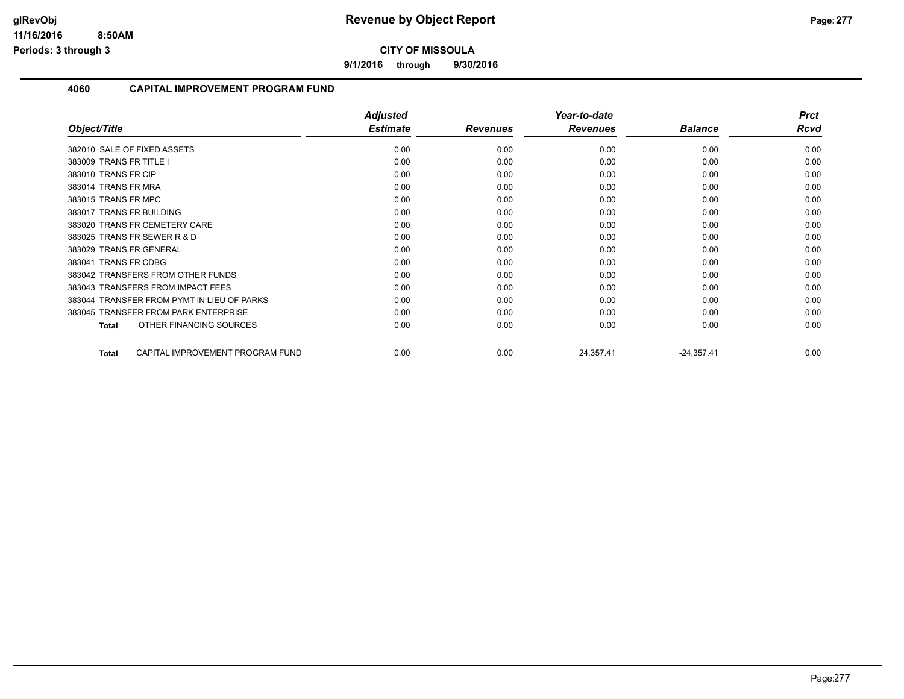# Revenue by Object Report

**CITY OF MISSOULA**

**9/1/2016 through 9/30/2016**

## 4060 CAPITAL IMPROVEMENT PROGRAM FUND

| Object/Title | Adjusted Estimate | Revenues | Year-to-date Revenues | Balance | Prct Rcvd |
|---|---|---|---|---|---|
| 382010 SALE OF FIXED ASSETS | 0.00 | 0.00 | 0.00 | 0.00 | 0.00 |
| 383009 TRANS FR TITLE I | 0.00 | 0.00 | 0.00 | 0.00 | 0.00 |
| 383010 TRANS FR CIP | 0.00 | 0.00 | 0.00 | 0.00 | 0.00 |
| 383014 TRANS FR MRA | 0.00 | 0.00 | 0.00 | 0.00 | 0.00 |
| 383015 TRANS FR MPC | 0.00 | 0.00 | 0.00 | 0.00 | 0.00 |
| 383017 TRANS FR BUILDING | 0.00 | 0.00 | 0.00 | 0.00 | 0.00 |
| 383020 TRANS FR CEMETERY CARE | 0.00 | 0.00 | 0.00 | 0.00 | 0.00 |
| 383025 TRANS FR SEWER R & D | 0.00 | 0.00 | 0.00 | 0.00 | 0.00 |
| 383029 TRANS FR GENERAL | 0.00 | 0.00 | 0.00 | 0.00 | 0.00 |
| 383041 TRANS FR CDBG | 0.00 | 0.00 | 0.00 | 0.00 | 0.00 |
| 383042 TRANSFERS FROM OTHER FUNDS | 0.00 | 0.00 | 0.00 | 0.00 | 0.00 |
| 383043 TRANSFERS FROM IMPACT FEES | 0.00 | 0.00 | 0.00 | 0.00 | 0.00 |
| 383044 TRANSFER FROM PYMT IN LIEU OF PARKS | 0.00 | 0.00 | 0.00 | 0.00 | 0.00 |
| 383045 TRANSFER FROM PARK ENTERPRISE | 0.00 | 0.00 | 0.00 | 0.00 | 0.00 |
| **Total** OTHER FINANCING SOURCES | 0.00 | 0.00 | 0.00 | 0.00 | 0.00 |
| **Total** CAPITAL IMPROVEMENT PROGRAM FUND | 0.00 | 0.00 | 24,357.41 | -24,357.41 | 0.00 |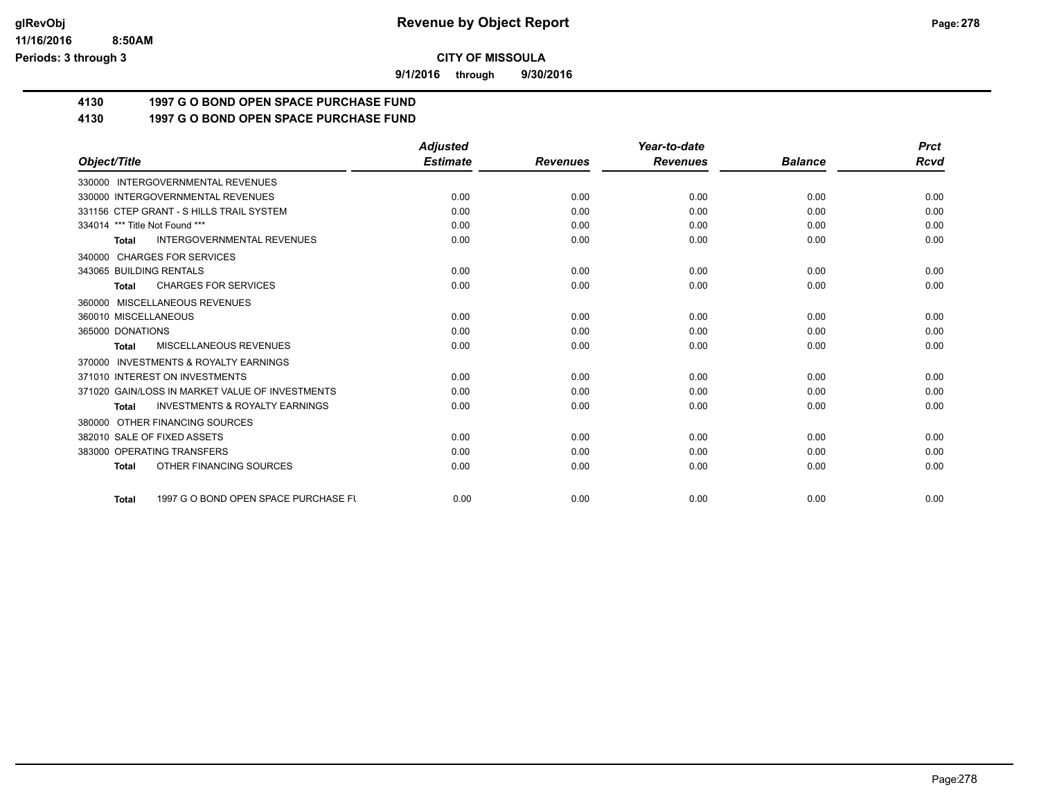# Revenue by Object Report

**CITY OF MISSOULA**

**9/1/2016 through 9/30/2016**

glRevObj
11/16/2016 8:50AM
Periods: 3 through 3

## 4130 1997 G O BOND OPEN SPACE PURCHASE FUND

## 4130 1997 G O BOND OPEN SPACE PURCHASE FUND

| Object/Title | Adjusted Estimate | Revenues | Year-to-date Revenues | Balance | Prct Rcvd |
|---|---|---|---|---|---|
| 330000 INTERGOVERNMENTAL REVENUES | | | | | |
| 330000 INTERGOVERNMENTAL REVENUES | 0.00 | 0.00 | 0.00 | 0.00 | 0.00 |
| 331156 CTEP GRANT - S HILLS TRAIL SYSTEM | 0.00 | 0.00 | 0.00 | 0.00 | 0.00 |
| 334014 *** Title Not Found *** | 0.00 | 0.00 | 0.00 | 0.00 | 0.00 |
| **Total** INTERGOVERNMENTAL REVENUES | 0.00 | 0.00 | 0.00 | 0.00 | 0.00 |
| 340000 CHARGES FOR SERVICES | | | | | |
| 343065 BUILDING RENTALS | 0.00 | 0.00 | 0.00 | 0.00 | 0.00 |
| **Total** CHARGES FOR SERVICES | 0.00 | 0.00 | 0.00 | 0.00 | 0.00 |
| 360000 MISCELLANEOUS REVENUES | | | | | |
| 360010 MISCELLANEOUS | 0.00 | 0.00 | 0.00 | 0.00 | 0.00 |
| 365000 DONATIONS | 0.00 | 0.00 | 0.00 | 0.00 | 0.00 |
| **Total** MISCELLANEOUS REVENUES | 0.00 | 0.00 | 0.00 | 0.00 | 0.00 |
| 370000 INVESTMENTS & ROYALTY EARNINGS | | | | | |
| 371010 INTEREST ON INVESTMENTS | 0.00 | 0.00 | 0.00 | 0.00 | 0.00 |
| 371020 GAIN/LOSS IN MARKET VALUE OF INVESTMENTS | 0.00 | 0.00 | 0.00 | 0.00 | 0.00 |
| **Total** INVESTMENTS & ROYALTY EARNINGS | 0.00 | 0.00 | 0.00 | 0.00 | 0.00 |
| 380000 OTHER FINANCING SOURCES | | | | | |
| 382010 SALE OF FIXED ASSETS | 0.00 | 0.00 | 0.00 | 0.00 | 0.00 |
| 383000 OPERATING TRANSFERS | 0.00 | 0.00 | 0.00 | 0.00 | 0.00 |
| **Total** OTHER FINANCING SOURCES | 0.00 | 0.00 | 0.00 | 0.00 | 0.00 |
| **Total** 1997 G O BOND OPEN SPACE PURCHASE FU | 0.00 | 0.00 | 0.00 | 0.00 | 0.00 |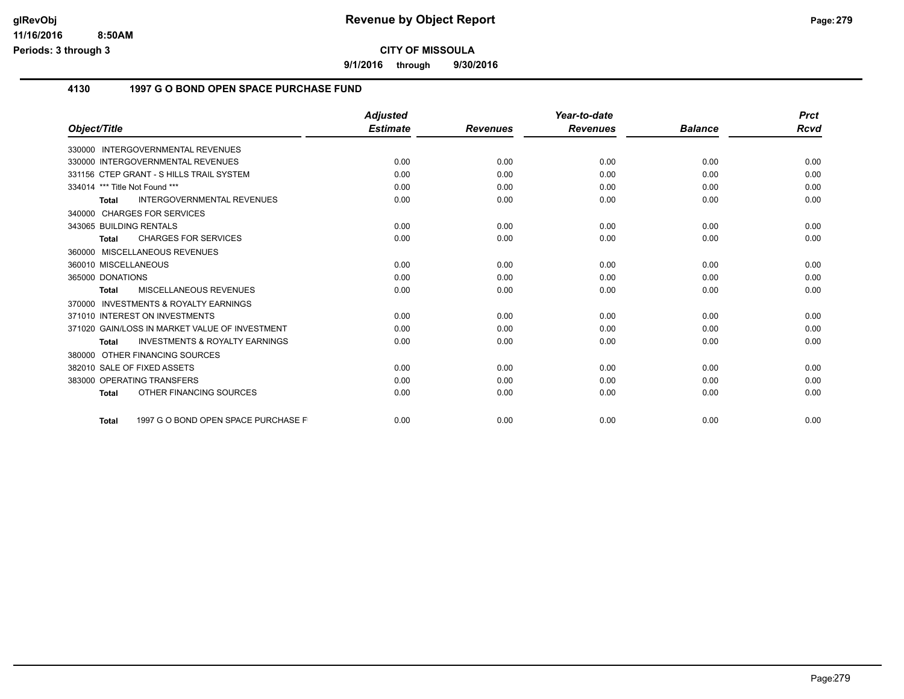# Revenue by Object Report

**CITY OF MISSOULA**

**9/1/2016 through 9/30/2016**

## 4130 1997 G O BOND OPEN SPACE PURCHASE FUND

| Object/Title | Adjusted Estimate | Revenues | Year-to-date Revenues | Balance | Prct Rcvd |
|---|---|---|---|---|---|
| 330000 INTERGOVERNMENTAL REVENUES | | | | | |
| 330000 INTERGOVERNMENTAL REVENUES | 0.00 | 0.00 | 0.00 | 0.00 | 0.00 |
| 331156 CTEP GRANT - S HILLS TRAIL SYSTEM | 0.00 | 0.00 | 0.00 | 0.00 | 0.00 |
| 334014 *** Title Not Found *** | 0.00 | 0.00 | 0.00 | 0.00 | 0.00 |
| **Total** INTERGOVERNMENTAL REVENUES | 0.00 | 0.00 | 0.00 | 0.00 | 0.00 |
| 340000 CHARGES FOR SERVICES | | | | | |
| 343065 BUILDING RENTALS | 0.00 | 0.00 | 0.00 | 0.00 | 0.00 |
| **Total** CHARGES FOR SERVICES | 0.00 | 0.00 | 0.00 | 0.00 | 0.00 |
| 360000 MISCELLANEOUS REVENUES | | | | | |
| 360010 MISCELLANEOUS | 0.00 | 0.00 | 0.00 | 0.00 | 0.00 |
| 365000 DONATIONS | 0.00 | 0.00 | 0.00 | 0.00 | 0.00 |
| **Total** MISCELLANEOUS REVENUES | 0.00 | 0.00 | 0.00 | 0.00 | 0.00 |
| 370000 INVESTMENTS & ROYALTY EARNINGS | | | | | |
| 371010 INTEREST ON INVESTMENTS | 0.00 | 0.00 | 0.00 | 0.00 | 0.00 |
| 371020 GAIN/LOSS IN MARKET VALUE OF INVESTMENT | 0.00 | 0.00 | 0.00 | 0.00 | 0.00 |
| **Total** INVESTMENTS & ROYALTY EARNINGS | 0.00 | 0.00 | 0.00 | 0.00 | 0.00 |
| 380000 OTHER FINANCING SOURCES | | | | | |
| 382010 SALE OF FIXED ASSETS | 0.00 | 0.00 | 0.00 | 0.00 | 0.00 |
| 383000 OPERATING TRANSFERS | 0.00 | 0.00 | 0.00 | 0.00 | 0.00 |
| **Total** OTHER FINANCING SOURCES | 0.00 | 0.00 | 0.00 | 0.00 | 0.00 |
| **Total** 1997 G O BOND OPEN SPACE PURCHASE F | 0.00 | 0.00 | 0.00 | 0.00 | 0.00 |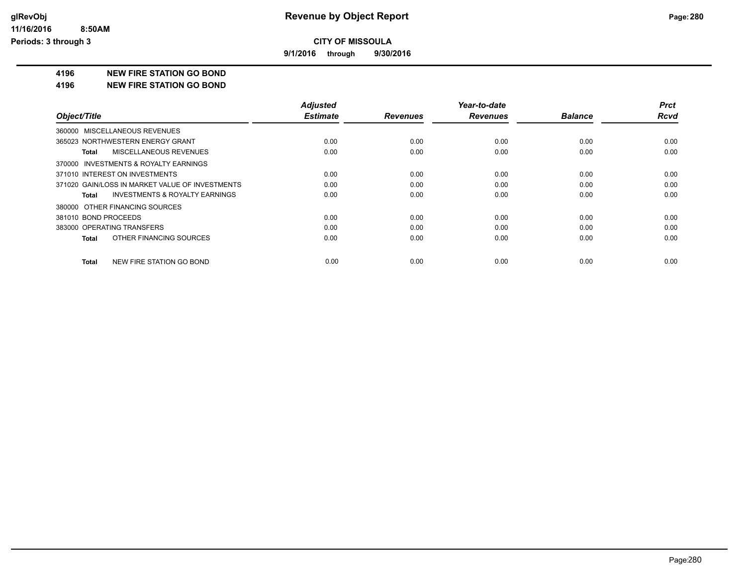**CITY OF MISSOULA**

**9/1/2016 through 9/30/2016**

**4196 NEW FIRE STATION GO BOND**

**4196 NEW FIRE STATION GO BOND**

| Object/Title | Adjusted Estimate | Revenues | Year-to-date Revenues | Balance | Prct Rcvd |
|---|---|---|---|---|---|
| 360000 MISCELLANEOUS REVENUES | | | | | |
| 365023 NORTHWESTERN ENERGY GRANT | 0.00 | 0.00 | 0.00 | 0.00 | 0.00 |
| **Total** MISCELLANEOUS REVENUES | 0.00 | 0.00 | 0.00 | 0.00 | 0.00 |
| 370000 INVESTMENTS & ROYALTY EARNINGS | | | | | |
| 371010 INTEREST ON INVESTMENTS | 0.00 | 0.00 | 0.00 | 0.00 | 0.00 |
| 371020 GAIN/LOSS IN MARKET VALUE OF INVESTMENTS | 0.00 | 0.00 | 0.00 | 0.00 | 0.00 |
| **Total** INVESTMENTS & ROYALTY EARNINGS | 0.00 | 0.00 | 0.00 | 0.00 | 0.00 |
| 380000 OTHER FINANCING SOURCES | | | | | |
| 381010 BOND PROCEEDS | 0.00 | 0.00 | 0.00 | 0.00 | 0.00 |
| 383000 OPERATING TRANSFERS | 0.00 | 0.00 | 0.00 | 0.00 | 0.00 |
| **Total** OTHER FINANCING SOURCES | 0.00 | 0.00 | 0.00 | 0.00 | 0.00 |
| **Total** NEW FIRE STATION GO BOND | 0.00 | 0.00 | 0.00 | 0.00 | 0.00 |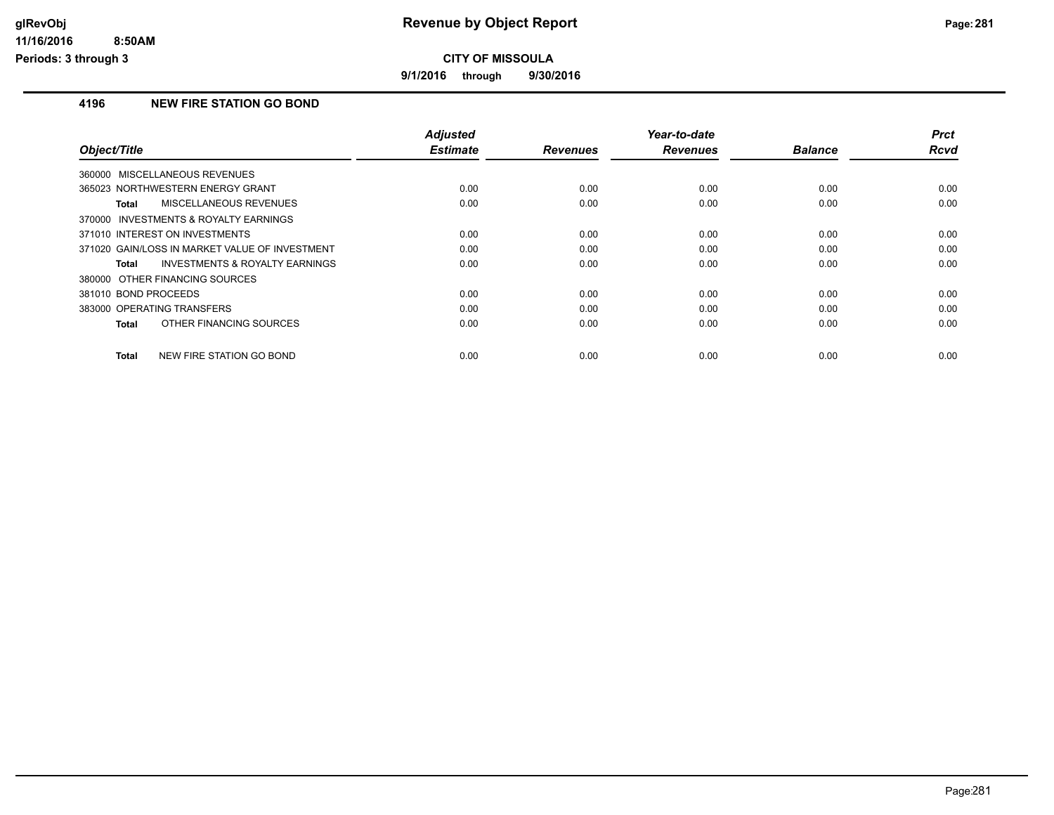**CITY OF MISSOULA**

**9/1/2016 through 9/30/2016**

## 4196 NEW FIRE STATION GO BOND

| Object/Title | Adjusted Estimate | Revenues | Year-to-date Revenues | Balance | Prct Rcvd |
|---|---|---|---|---|---|
| 360000 MISCELLANEOUS REVENUES | | | | | |
| 365023 NORTHWESTERN ENERGY GRANT | 0.00 | 0.00 | 0.00 | 0.00 | 0.00 |
| **Total** MISCELLANEOUS REVENUES | 0.00 | 0.00 | 0.00 | 0.00 | 0.00 |
| 370000 INVESTMENTS & ROYALTY EARNINGS | | | | | |
| 371010 INTEREST ON INVESTMENTS | 0.00 | 0.00 | 0.00 | 0.00 | 0.00 |
| 371020 GAIN/LOSS IN MARKET VALUE OF INVESTMENT | 0.00 | 0.00 | 0.00 | 0.00 | 0.00 |
| **Total** INVESTMENTS & ROYALTY EARNINGS | 0.00 | 0.00 | 0.00 | 0.00 | 0.00 |
| 380000 OTHER FINANCING SOURCES | | | | | |
| 381010 BOND PROCEEDS | 0.00 | 0.00 | 0.00 | 0.00 | 0.00 |
| 383000 OPERATING TRANSFERS | 0.00 | 0.00 | 0.00 | 0.00 | 0.00 |
| **Total** OTHER FINANCING SOURCES | 0.00 | 0.00 | 0.00 | 0.00 | 0.00 |
| **Total** NEW FIRE STATION GO BOND | 0.00 | 0.00 | 0.00 | 0.00 | 0.00 |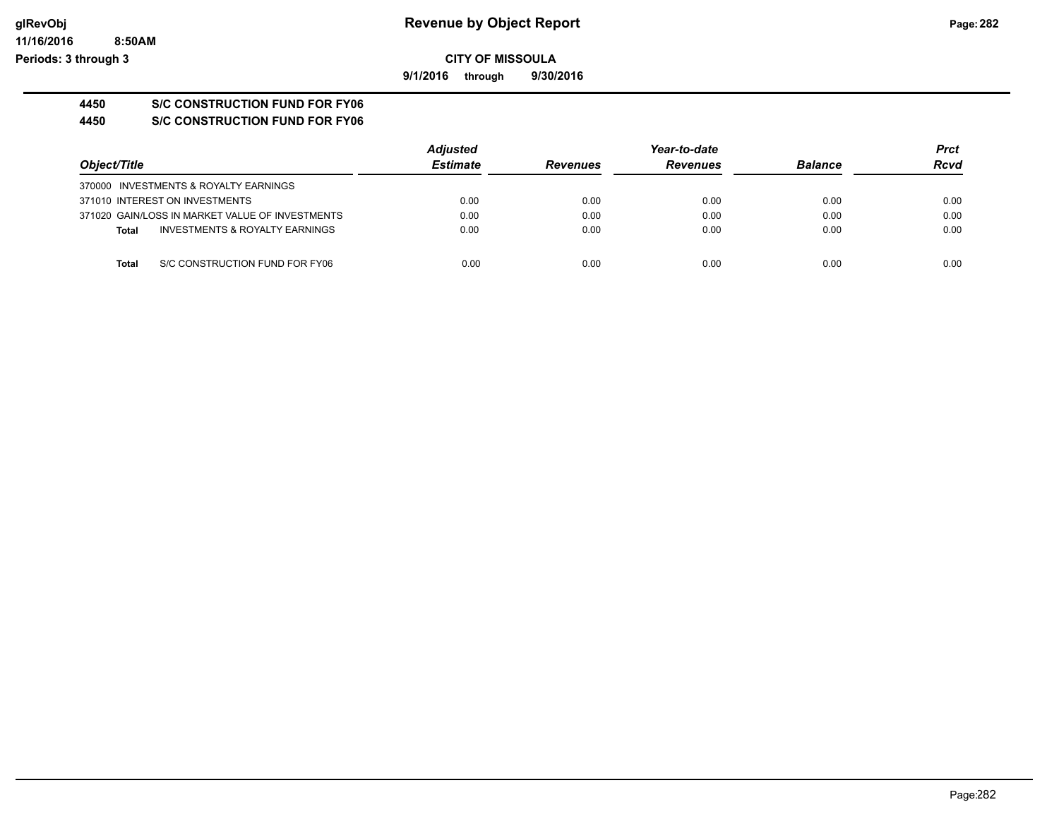**Revenue by Object Report**

**CITY OF MISSOULA**

**9/1/2016 through 9/30/2016**

glRevObj
11/16/2016 8:50AM
Periods: 3 through 3

## 4450 S/C CONSTRUCTION FUND FOR FY06

## 4450 S/C CONSTRUCTION FUND FOR FY06

| Object/Title | Adjusted Estimate | Revenues | Year-to-date Revenues | Balance | Prct Rcvd |
|---|---|---|---|---|---|
| 370000 INVESTMENTS & ROYALTY EARNINGS | | | | | |
| 371010 INTEREST ON INVESTMENTS | 0.00 | 0.00 | 0.00 | 0.00 | 0.00 |
| 371020 GAIN/LOSS IN MARKET VALUE OF INVESTMENTS | 0.00 | 0.00 | 0.00 | 0.00 | 0.00 |
| **Total** INVESTMENTS & ROYALTY EARNINGS | 0.00 | 0.00 | 0.00 | 0.00 | 0.00 |
| **Total** S/C CONSTRUCTION FUND FOR FY06 | 0.00 | 0.00 | 0.00 | 0.00 | 0.00 |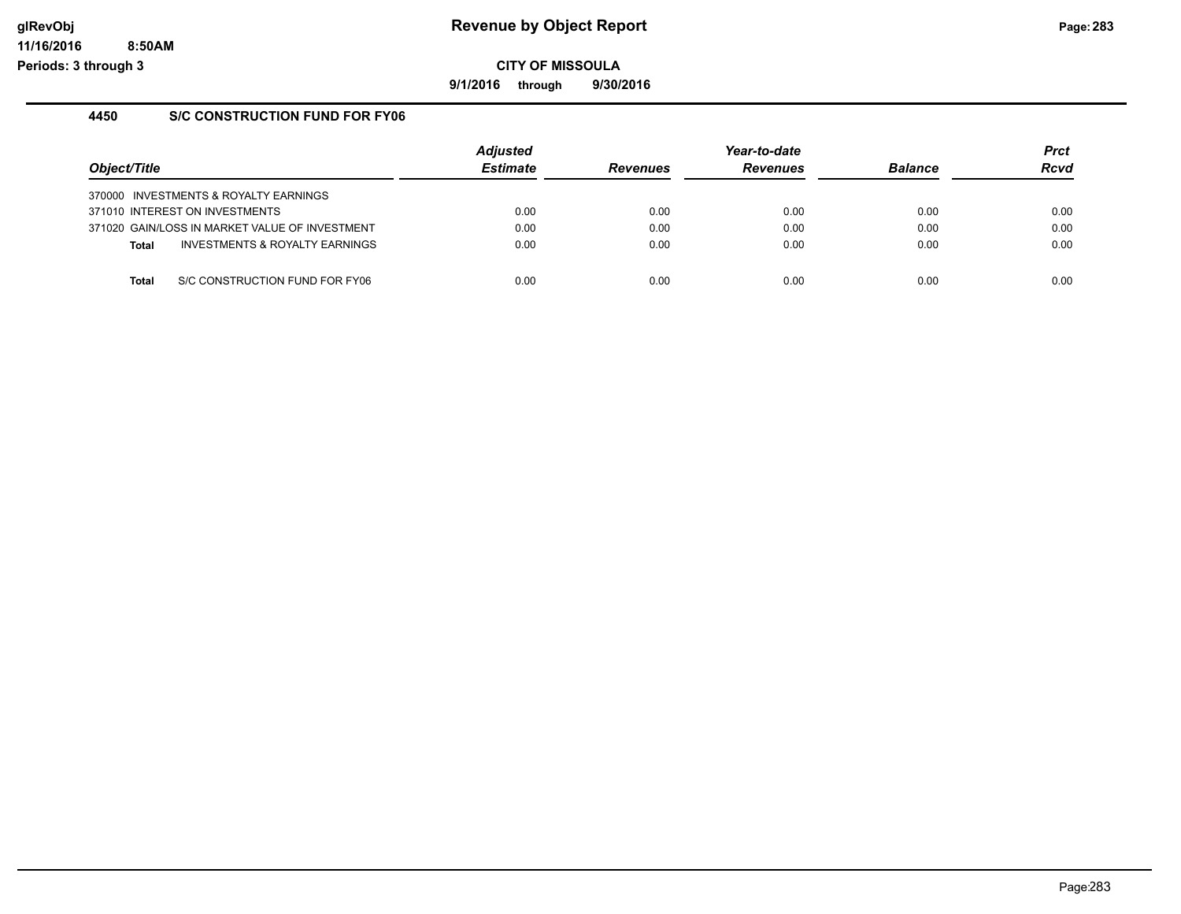# Revenue by Object Report

**CITY OF MISSOULA**

**9/1/2016 through 9/30/2016**

glRevObj
11/16/2016 8:50AM
Periods: 3 through 3

## 4450 S/C CONSTRUCTION FUND FOR FY06

| Object/Title | Adjusted Estimate | Revenues | Year-to-date Revenues | Balance | Prct Rcvd |
|---|---|---|---|---|---|
| 370000 INVESTMENTS & ROYALTY EARNINGS | | | | | |
| 371010 INTEREST ON INVESTMENTS | 0.00 | 0.00 | 0.00 | 0.00 | 0.00 |
| 371020 GAIN/LOSS IN MARKET VALUE OF INVESTMENT | 0.00 | 0.00 | 0.00 | 0.00 | 0.00 |
| **Total** INVESTMENTS & ROYALTY EARNINGS | 0.00 | 0.00 | 0.00 | 0.00 | 0.00 |
| **Total** S/C CONSTRUCTION FUND FOR FY06 | 0.00 | 0.00 | 0.00 | 0.00 | 0.00 |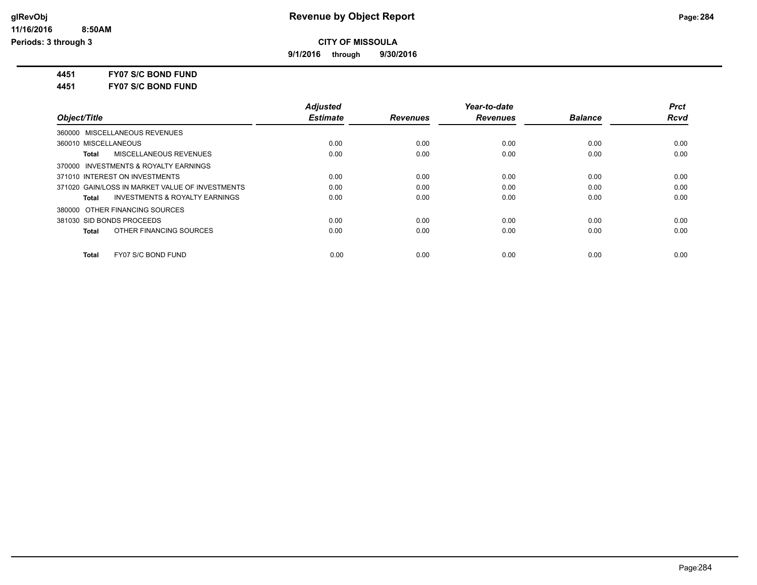**CITY OF MISSOULA**

**9/1/2016 through 9/30/2016**

**4451 FY07 S/C BOND FUND**

**4451 FY07 S/C BOND FUND**

| Object/Title | Adjusted Estimate | Revenues | Year-to-date Revenues | Balance | Prct Rcvd |
|---|---|---|---|---|---|
| 360000 MISCELLANEOUS REVENUES | | | | | |
| 360010 MISCELLANEOUS | 0.00 | 0.00 | 0.00 | 0.00 | 0.00 |
| **Total** MISCELLANEOUS REVENUES | 0.00 | 0.00 | 0.00 | 0.00 | 0.00 |
| 370000 INVESTMENTS & ROYALTY EARNINGS | | | | | |
| 371010 INTEREST ON INVESTMENTS | 0.00 | 0.00 | 0.00 | 0.00 | 0.00 |
| 371020 GAIN/LOSS IN MARKET VALUE OF INVESTMENTS | 0.00 | 0.00 | 0.00 | 0.00 | 0.00 |
| **Total** INVESTMENTS & ROYALTY EARNINGS | 0.00 | 0.00 | 0.00 | 0.00 | 0.00 |
| 380000 OTHER FINANCING SOURCES | | | | | |
| 381030 SID BONDS PROCEEDS | 0.00 | 0.00 | 0.00 | 0.00 | 0.00 |
| **Total** OTHER FINANCING SOURCES | 0.00 | 0.00 | 0.00 | 0.00 | 0.00 |
| **Total** FY07 S/C BOND FUND | 0.00 | 0.00 | 0.00 | 0.00 | 0.00 |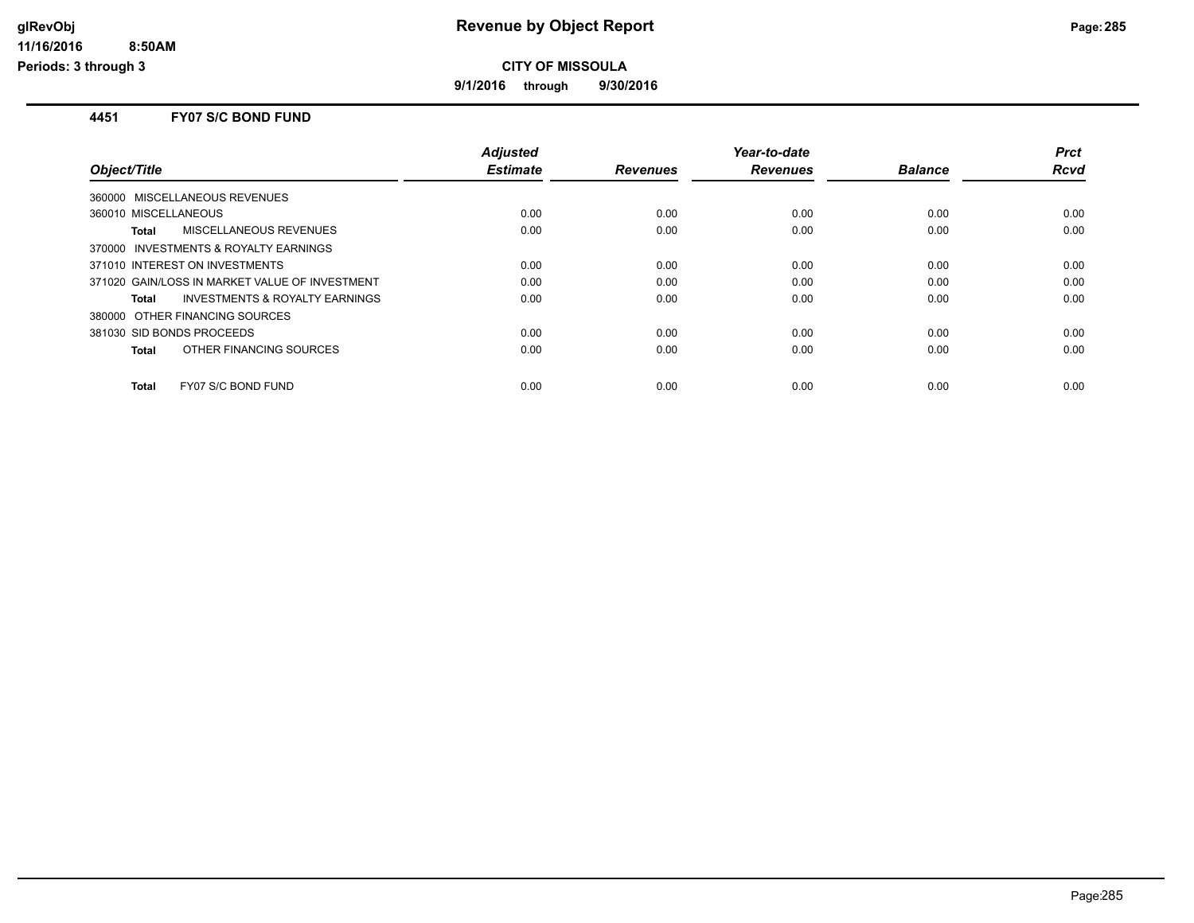# Revenue by Object Report

**CITY OF MISSOULA**

**9/1/2016 through 9/30/2016**

glRevObj
11/16/2016 8:50AM
Periods: 3 through 3

## 4451 FY07 S/C BOND FUND

| Object/Title | Adjusted Estimate | Revenues | Year-to-date Revenues | Balance | Prct Rcvd |
|---|---|---|---|---|---|
| 360000 MISCELLANEOUS REVENUES | | | | | |
| 360010 MISCELLANEOUS | 0.00 | 0.00 | 0.00 | 0.00 | 0.00 |
| **Total** MISCELLANEOUS REVENUES | 0.00 | 0.00 | 0.00 | 0.00 | 0.00 |
| 370000 INVESTMENTS & ROYALTY EARNINGS | | | | | |
| 371010 INTEREST ON INVESTMENTS | 0.00 | 0.00 | 0.00 | 0.00 | 0.00 |
| 371020 GAIN/LOSS IN MARKET VALUE OF INVESTMENT | 0.00 | 0.00 | 0.00 | 0.00 | 0.00 |
| **Total** INVESTMENTS & ROYALTY EARNINGS | 0.00 | 0.00 | 0.00 | 0.00 | 0.00 |
| 380000 OTHER FINANCING SOURCES | | | | | |
| 381030 SID BONDS PROCEEDS | 0.00 | 0.00 | 0.00 | 0.00 | 0.00 |
| **Total** OTHER FINANCING SOURCES | 0.00 | 0.00 | 0.00 | 0.00 | 0.00 |
| **Total** FY07 S/C BOND FUND | 0.00 | 0.00 | 0.00 | 0.00 | 0.00 |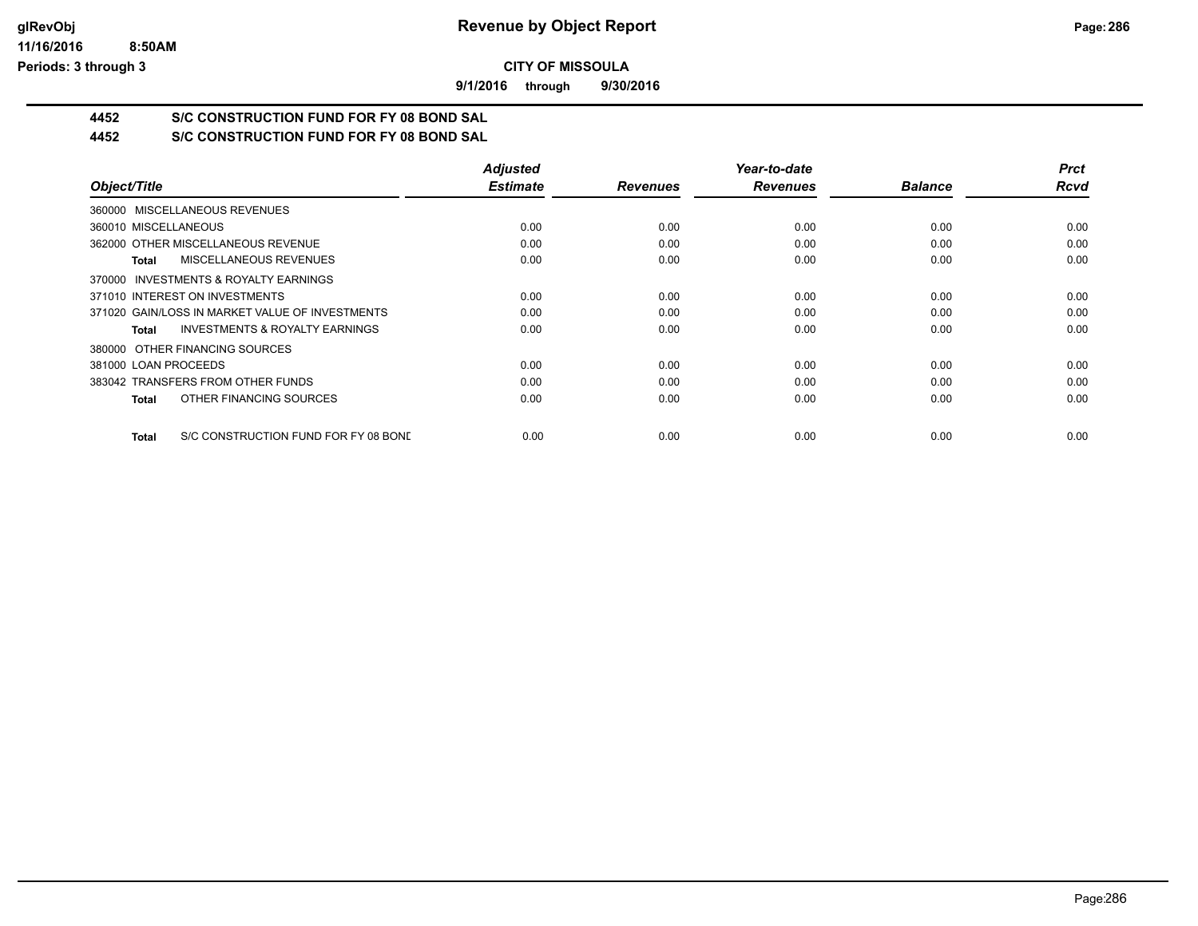**Revenue by Object Report**

**CITY OF MISSOULA**

**9/1/2016 through 9/30/2016**

glRevObj
11/16/2016 8:50AM
Periods: 3 through 3

## 4452 S/C CONSTRUCTION FUND FOR FY 08 BOND SAL

## 4452 S/C CONSTRUCTION FUND FOR FY 08 BOND SAL

| Object/Title | Adjusted Estimate | Revenues | Year-to-date Revenues | Balance | Prct Rcvd |
|---|---|---|---|---|---|
| 360000 MISCELLANEOUS REVENUES | | | | | |
| 360010 MISCELLANEOUS | 0.00 | 0.00 | 0.00 | 0.00 | 0.00 |
| 362000 OTHER MISCELLANEOUS REVENUE | 0.00 | 0.00 | 0.00 | 0.00 | 0.00 |
| **Total** MISCELLANEOUS REVENUES | 0.00 | 0.00 | 0.00 | 0.00 | 0.00 |
| 370000 INVESTMENTS & ROYALTY EARNINGS | | | | | |
| 371010 INTEREST ON INVESTMENTS | 0.00 | 0.00 | 0.00 | 0.00 | 0.00 |
| 371020 GAIN/LOSS IN MARKET VALUE OF INVESTMENTS | 0.00 | 0.00 | 0.00 | 0.00 | 0.00 |
| **Total** INVESTMENTS & ROYALTY EARNINGS | 0.00 | 0.00 | 0.00 | 0.00 | 0.00 |
| 380000 OTHER FINANCING SOURCES | | | | | |
| 381000 LOAN PROCEEDS | 0.00 | 0.00 | 0.00 | 0.00 | 0.00 |
| 383042 TRANSFERS FROM OTHER FUNDS | 0.00 | 0.00 | 0.00 | 0.00 | 0.00 |
| **Total** OTHER FINANCING SOURCES | 0.00 | 0.00 | 0.00 | 0.00 | 0.00 |
| **Total** S/C CONSTRUCTION FUND FOR FY 08 BOND | 0.00 | 0.00 | 0.00 | 0.00 | 0.00 |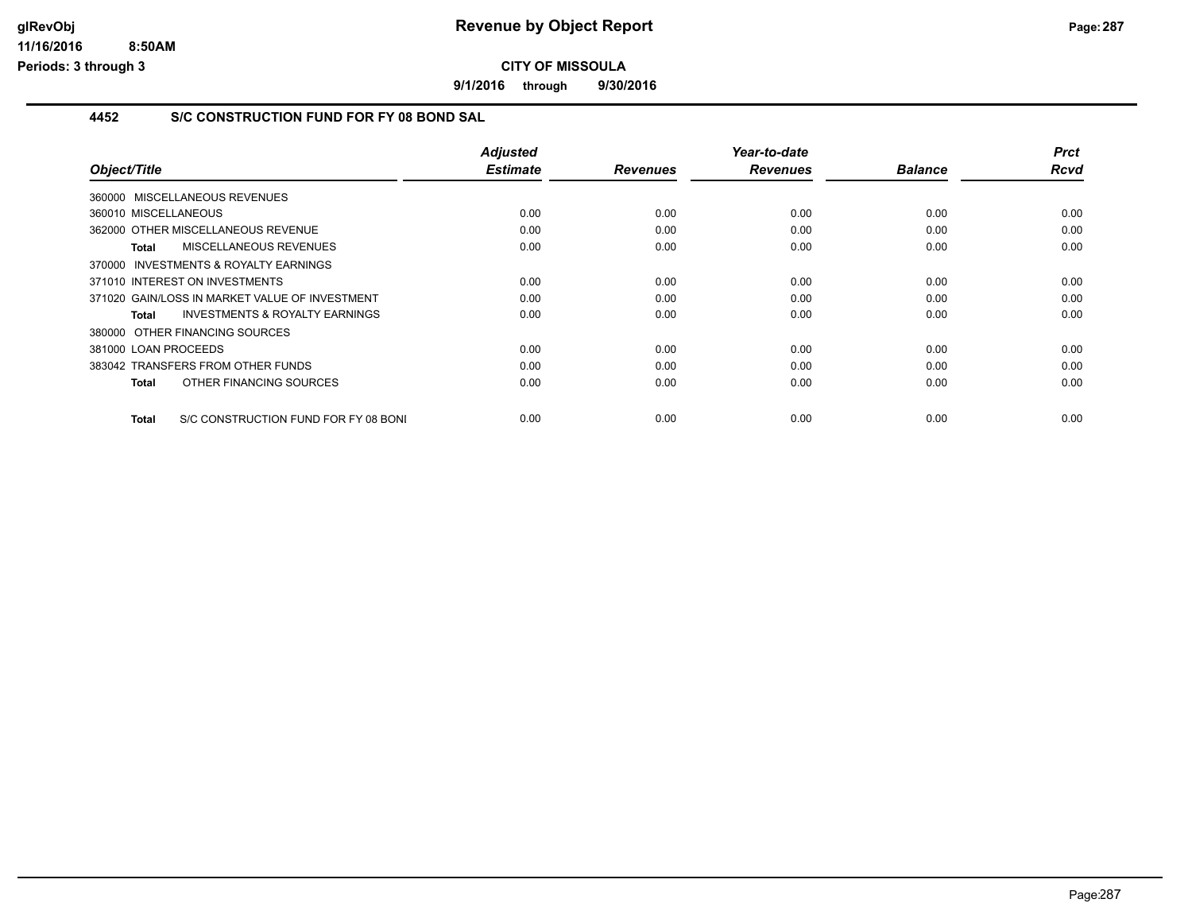# Revenue by Object Report

**CITY OF MISSOULA**

**9/1/2016 through 9/30/2016**

glRevObj
11/16/2016 8:50AM
Periods: 3 through 3

## 4452 S/C CONSTRUCTION FUND FOR FY 08 BOND SAL

| Object/Title | Adjusted Estimate | Revenues | Year-to-date Revenues | Balance | Prct Rcvd |
|---|---|---|---|---|---|
| 360000 MISCELLANEOUS REVENUES | | | | | |
| 360010 MISCELLANEOUS | 0.00 | 0.00 | 0.00 | 0.00 | 0.00 |
| 362000 OTHER MISCELLANEOUS REVENUE | 0.00 | 0.00 | 0.00 | 0.00 | 0.00 |
| **Total** MISCELLANEOUS REVENUES | 0.00 | 0.00 | 0.00 | 0.00 | 0.00 |
| 370000 INVESTMENTS & ROYALTY EARNINGS | | | | | |
| 371010 INTEREST ON INVESTMENTS | 0.00 | 0.00 | 0.00 | 0.00 | 0.00 |
| 371020 GAIN/LOSS IN MARKET VALUE OF INVESTMENT | 0.00 | 0.00 | 0.00 | 0.00 | 0.00 |
| **Total** INVESTMENTS & ROYALTY EARNINGS | 0.00 | 0.00 | 0.00 | 0.00 | 0.00 |
| 380000 OTHER FINANCING SOURCES | | | | | |
| 381000 LOAN PROCEEDS | 0.00 | 0.00 | 0.00 | 0.00 | 0.00 |
| 383042 TRANSFERS FROM OTHER FUNDS | 0.00 | 0.00 | 0.00 | 0.00 | 0.00 |
| **Total** OTHER FINANCING SOURCES | 0.00 | 0.00 | 0.00 | 0.00 | 0.00 |
| **Total** S/C CONSTRUCTION FUND FOR FY 08 BONI | 0.00 | 0.00 | 0.00 | 0.00 | 0.00 |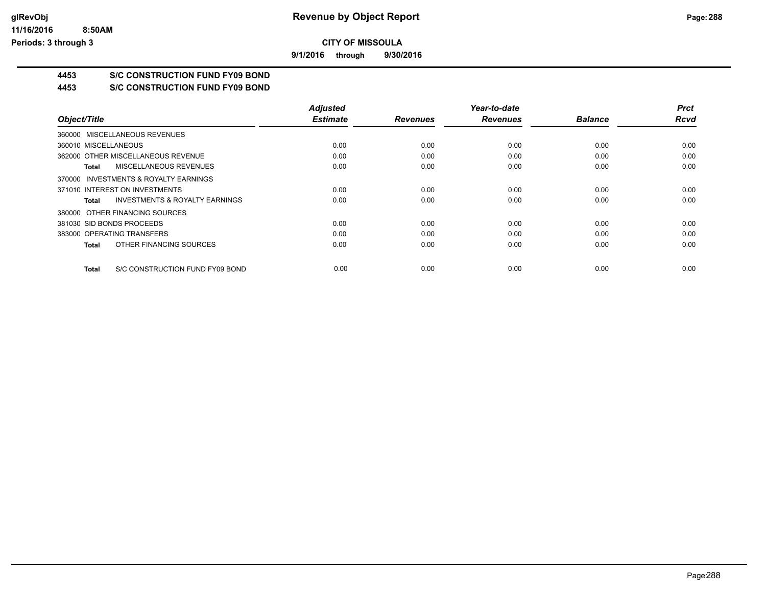# Revenue by Object Report

**CITY OF MISSOULA**

**9/1/2016 through 9/30/2016**

glRevObj
11/16/2016 8:50AM
Periods: 3 through 3

## 4453 S/C CONSTRUCTION FUND FY09 BOND

## 4453 S/C CONSTRUCTION FUND FY09 BOND

| Object/Title | Adjusted Estimate | Revenues | Year-to-date Revenues | Balance | Prct Rcvd |
|---|---|---|---|---|---|
| 360000 MISCELLANEOUS REVENUES | | | | | |
| 360010 MISCELLANEOUS | 0.00 | 0.00 | 0.00 | 0.00 | 0.00 |
| 362000 OTHER MISCELLANEOUS REVENUE | 0.00 | 0.00 | 0.00 | 0.00 | 0.00 |
| **Total** MISCELLANEOUS REVENUES | 0.00 | 0.00 | 0.00 | 0.00 | 0.00 |
| 370000 INVESTMENTS & ROYALTY EARNINGS | | | | | |
| 371010 INTEREST ON INVESTMENTS | 0.00 | 0.00 | 0.00 | 0.00 | 0.00 |
| **Total** INVESTMENTS & ROYALTY EARNINGS | 0.00 | 0.00 | 0.00 | 0.00 | 0.00 |
| 380000 OTHER FINANCING SOURCES | | | | | |
| 381030 SID BONDS PROCEEDS | 0.00 | 0.00 | 0.00 | 0.00 | 0.00 |
| 383000 OPERATING TRANSFERS | 0.00 | 0.00 | 0.00 | 0.00 | 0.00 |
| **Total** OTHER FINANCING SOURCES | 0.00 | 0.00 | 0.00 | 0.00 | 0.00 |
| **Total** S/C CONSTRUCTION FUND FY09 BOND | 0.00 | 0.00 | 0.00 | 0.00 | 0.00 |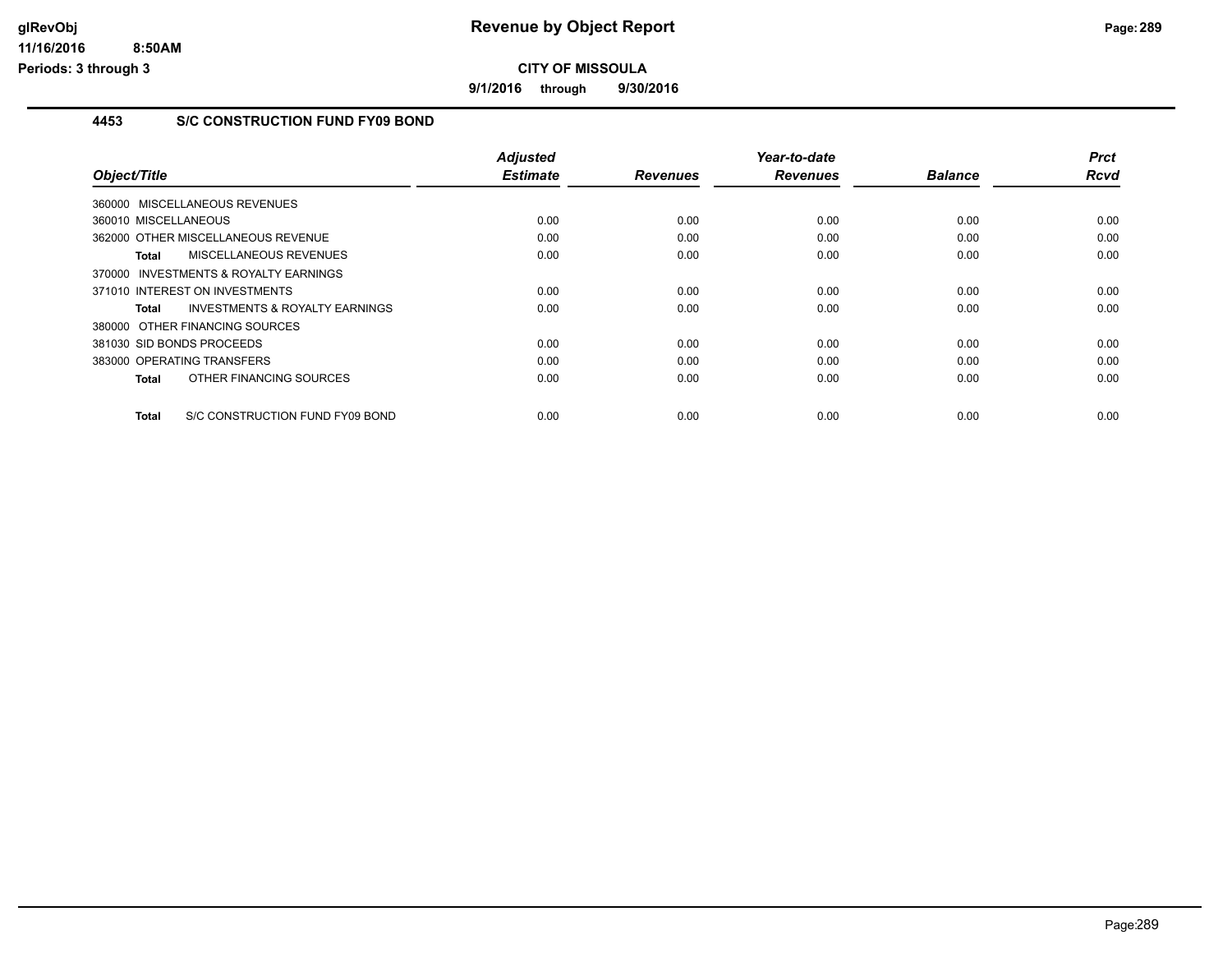# Revenue by Object Report

## CITY OF MISSOULA

**9/1/2016 through 9/30/2016**

### 4453 S/C CONSTRUCTION FUND FY09 BOND

| Object/Title | Adjusted Estimate | Revenues | Year-to-date Revenues | Balance | Prct Rcvd |
|---|---|---|---|---|---|
| 360000 MISCELLANEOUS REVENUES | | | | | |
| 360010 MISCELLANEOUS | 0.00 | 0.00 | 0.00 | 0.00 | 0.00 |
| 362000 OTHER MISCELLANEOUS REVENUE | 0.00 | 0.00 | 0.00 | 0.00 | 0.00 |
| **Total** MISCELLANEOUS REVENUES | 0.00 | 0.00 | 0.00 | 0.00 | 0.00 |
| 370000 INVESTMENTS & ROYALTY EARNINGS | | | | | |
| 371010 INTEREST ON INVESTMENTS | 0.00 | 0.00 | 0.00 | 0.00 | 0.00 |
| **Total** INVESTMENTS & ROYALTY EARNINGS | 0.00 | 0.00 | 0.00 | 0.00 | 0.00 |
| 380000 OTHER FINANCING SOURCES | | | | | |
| 381030 SID BONDS PROCEEDS | 0.00 | 0.00 | 0.00 | 0.00 | 0.00 |
| 383000 OPERATING TRANSFERS | 0.00 | 0.00 | 0.00 | 0.00 | 0.00 |
| **Total** OTHER FINANCING SOURCES | 0.00 | 0.00 | 0.00 | 0.00 | 0.00 |
| **Total** S/C CONSTRUCTION FUND FY09 BOND | 0.00 | 0.00 | 0.00 | 0.00 | 0.00 |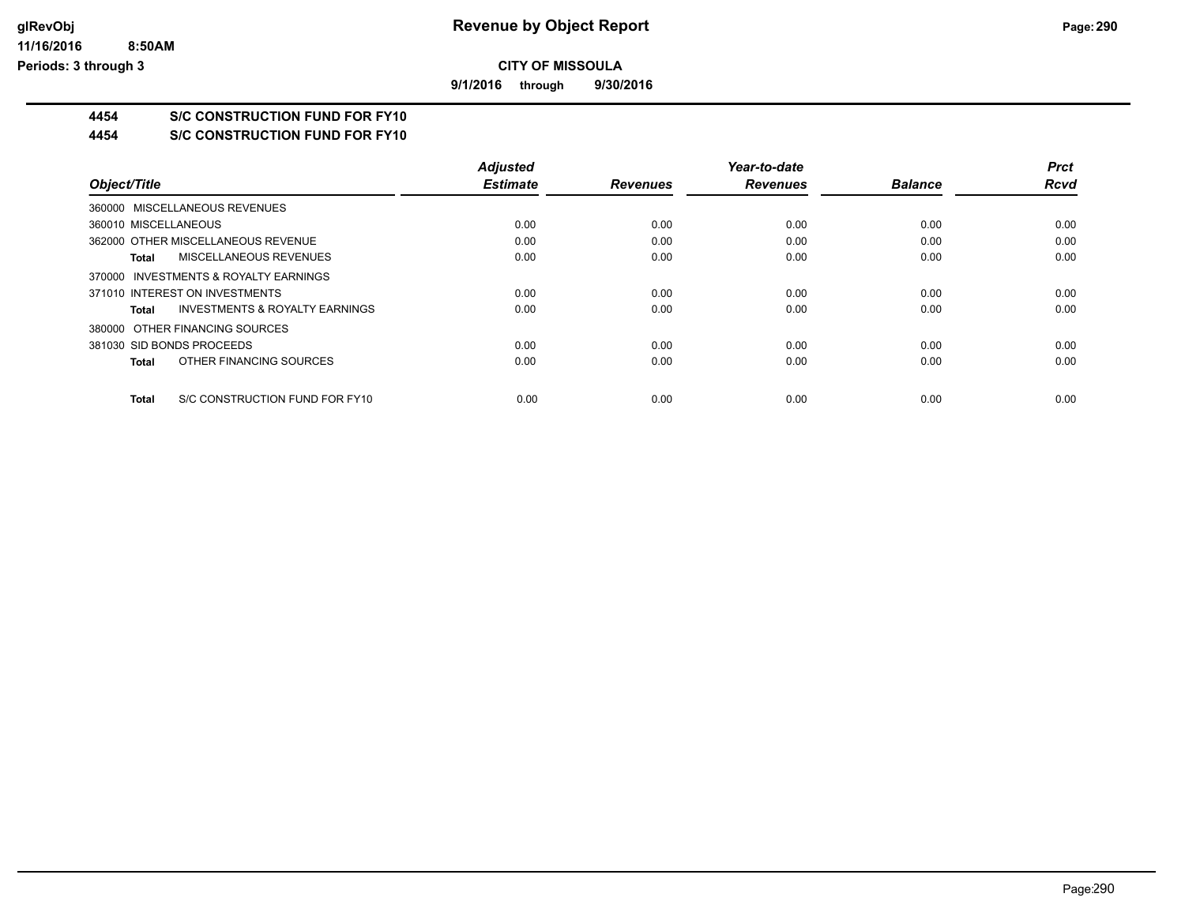# Revenue by Object Report

**CITY OF MISSOULA**

**9/1/2016 through 9/30/2016**

glRevObj
11/16/2016 8:50AM
Periods: 3 through 3

## 4454 S/C CONSTRUCTION FUND FOR FY10

## 4454 S/C CONSTRUCTION FUND FOR FY10

| Object/Title | Adjusted Estimate | Revenues | Year-to-date Revenues | Balance | Prct Rcvd |
|---|---|---|---|---|---|
| 360000 MISCELLANEOUS REVENUES | | | | | |
| 360010 MISCELLANEOUS | 0.00 | 0.00 | 0.00 | 0.00 | 0.00 |
| 362000 OTHER MISCELLANEOUS REVENUE | 0.00 | 0.00 | 0.00 | 0.00 | 0.00 |
| **Total** MISCELLANEOUS REVENUES | 0.00 | 0.00 | 0.00 | 0.00 | 0.00 |
| 370000 INVESTMENTS & ROYALTY EARNINGS | | | | | |
| 371010 INTEREST ON INVESTMENTS | 0.00 | 0.00 | 0.00 | 0.00 | 0.00 |
| **Total** INVESTMENTS & ROYALTY EARNINGS | 0.00 | 0.00 | 0.00 | 0.00 | 0.00 |
| 380000 OTHER FINANCING SOURCES | | | | | |
| 381030 SID BONDS PROCEEDS | 0.00 | 0.00 | 0.00 | 0.00 | 0.00 |
| **Total** OTHER FINANCING SOURCES | 0.00 | 0.00 | 0.00 | 0.00 | 0.00 |
| **Total** S/C CONSTRUCTION FUND FOR FY10 | 0.00 | 0.00 | 0.00 | 0.00 | 0.00 |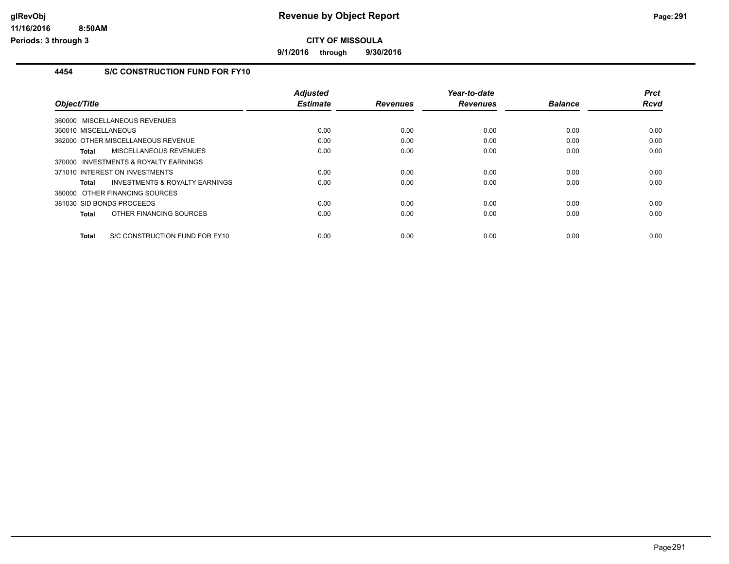# Revenue by Object Report

**CITY OF MISSOULA**

**9/1/2016 through 9/30/2016**

glRevObj
11/16/2016 8:50AM
Periods: 3 through 3

## 4454 S/C CONSTRUCTION FUND FOR FY10

| Object/Title | Adjusted Estimate | Revenues | Year-to-date Revenues | Balance | Prct Rcvd |
|---|---|---|---|---|---|
| 360000 MISCELLANEOUS REVENUES | | | | | |
| 360010 MISCELLANEOUS | 0.00 | 0.00 | 0.00 | 0.00 | 0.00 |
| 362000 OTHER MISCELLANEOUS REVENUE | 0.00 | 0.00 | 0.00 | 0.00 | 0.00 |
| **Total** MISCELLANEOUS REVENUES | 0.00 | 0.00 | 0.00 | 0.00 | 0.00 |
| 370000 INVESTMENTS & ROYALTY EARNINGS | | | | | |
| 371010 INTEREST ON INVESTMENTS | 0.00 | 0.00 | 0.00 | 0.00 | 0.00 |
| **Total** INVESTMENTS & ROYALTY EARNINGS | 0.00 | 0.00 | 0.00 | 0.00 | 0.00 |
| 380000 OTHER FINANCING SOURCES | | | | | |
| 381030 SID BONDS PROCEEDS | 0.00 | 0.00 | 0.00 | 0.00 | 0.00 |
| **Total** OTHER FINANCING SOURCES | 0.00 | 0.00 | 0.00 | 0.00 | 0.00 |
| **Total** S/C CONSTRUCTION FUND FOR FY10 | 0.00 | 0.00 | 0.00 | 0.00 | 0.00 |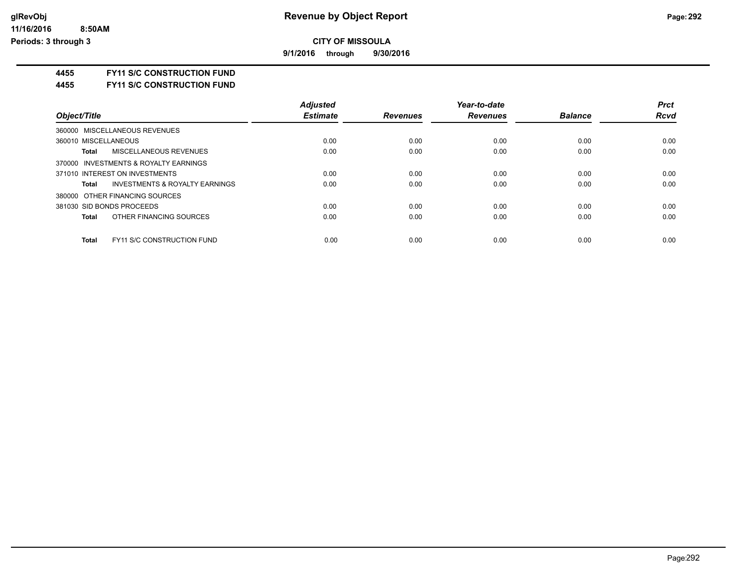**glRevObj**
**11/16/2016 8:50AM**
**Periods: 3 through 3**

# Revenue by Object Report

**CITY OF MISSOULA**

**9/1/2016 through 9/30/2016**

**4455 FY11 S/C CONSTRUCTION FUND**
**4455 FY11 S/C CONSTRUCTION FUND**

| Object/Title | Adjusted Estimate | Revenues | Year-to-date Revenues | Balance | Prct Rcvd |
|---|---|---|---|---|---|
| 360000 MISCELLANEOUS REVENUES | | | | | |
| 360010 MISCELLANEOUS | 0.00 | 0.00 | 0.00 | 0.00 | 0.00 |
| **Total** MISCELLANEOUS REVENUES | 0.00 | 0.00 | 0.00 | 0.00 | 0.00 |
| 370000 INVESTMENTS & ROYALTY EARNINGS | | | | | |
| 371010 INTEREST ON INVESTMENTS | 0.00 | 0.00 | 0.00 | 0.00 | 0.00 |
| **Total** INVESTMENTS & ROYALTY EARNINGS | 0.00 | 0.00 | 0.00 | 0.00 | 0.00 |
| 380000 OTHER FINANCING SOURCES | | | | | |
| 381030 SID BONDS PROCEEDS | 0.00 | 0.00 | 0.00 | 0.00 | 0.00 |
| **Total** OTHER FINANCING SOURCES | 0.00 | 0.00 | 0.00 | 0.00 | 0.00 |
| **Total** FY11 S/C CONSTRUCTION FUND | 0.00 | 0.00 | 0.00 | 0.00 | 0.00 |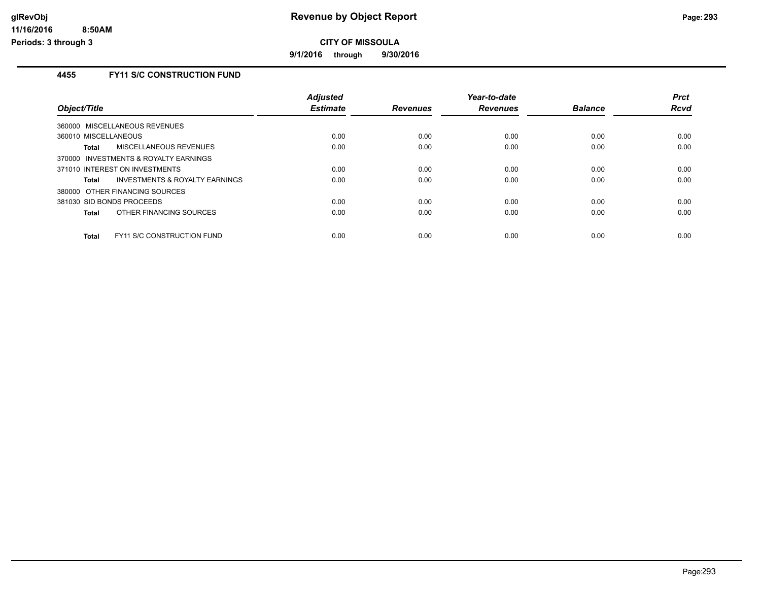# Revenue by Object Report

**CITY OF MISSOULA**

**9/1/2016 through 9/30/2016**

glRevObj
11/16/2016 8:50AM
Periods: 3 through 3

## 4455 FY11 S/C CONSTRUCTION FUND

| Object/Title | Adjusted Estimate | Revenues | Year-to-date Revenues | Balance | Prct Rcvd |
|---|---|---|---|---|---|
| 360000 MISCELLANEOUS REVENUES | | | | | |
| 360010 MISCELLANEOUS | 0.00 | 0.00 | 0.00 | 0.00 | 0.00 |
| **Total** MISCELLANEOUS REVENUES | 0.00 | 0.00 | 0.00 | 0.00 | 0.00 |
| 370000 INVESTMENTS & ROYALTY EARNINGS | | | | | |
| 371010 INTEREST ON INVESTMENTS | 0.00 | 0.00 | 0.00 | 0.00 | 0.00 |
| **Total** INVESTMENTS & ROYALTY EARNINGS | 0.00 | 0.00 | 0.00 | 0.00 | 0.00 |
| 380000 OTHER FINANCING SOURCES | | | | | |
| 381030 SID BONDS PROCEEDS | 0.00 | 0.00 | 0.00 | 0.00 | 0.00 |
| **Total** OTHER FINANCING SOURCES | 0.00 | 0.00 | 0.00 | 0.00 | 0.00 |
| **Total** FY11 S/C CONSTRUCTION FUND | 0.00 | 0.00 | 0.00 | 0.00 | 0.00 |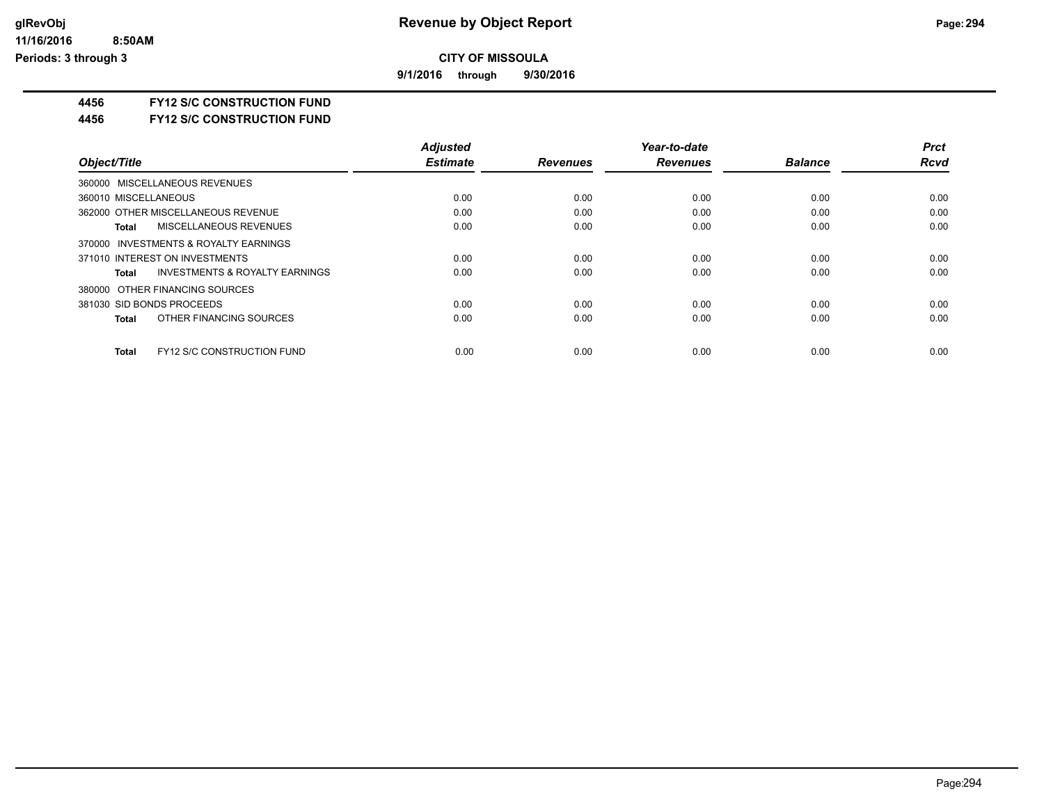# CITY OF MISSOULA

**9/1/2016 through 9/30/2016**

**4456 FY12 S/C CONSTRUCTION FUND**

**4456 FY12 S/C CONSTRUCTION FUND**

| Object/Title | Adjusted Estimate | Revenues | Year-to-date Revenues | Balance | Prct Rcvd |
|---|---|---|---|---|---|
| 360000 MISCELLANEOUS REVENUES | | | | | |
| 360010 MISCELLANEOUS | 0.00 | 0.00 | 0.00 | 0.00 | 0.00 |
| 362000 OTHER MISCELLANEOUS REVENUE | 0.00 | 0.00 | 0.00 | 0.00 | 0.00 |
| **Total** MISCELLANEOUS REVENUES | 0.00 | 0.00 | 0.00 | 0.00 | 0.00 |
| 370000 INVESTMENTS & ROYALTY EARNINGS | | | | | |
| 371010 INTEREST ON INVESTMENTS | 0.00 | 0.00 | 0.00 | 0.00 | 0.00 |
| **Total** INVESTMENTS & ROYALTY EARNINGS | 0.00 | 0.00 | 0.00 | 0.00 | 0.00 |
| 380000 OTHER FINANCING SOURCES | | | | | |
| 381030 SID BONDS PROCEEDS | 0.00 | 0.00 | 0.00 | 0.00 | 0.00 |
| **Total** OTHER FINANCING SOURCES | 0.00 | 0.00 | 0.00 | 0.00 | 0.00 |
| **Total** FY12 S/C CONSTRUCTION FUND | 0.00 | 0.00 | 0.00 | 0.00 | 0.00 |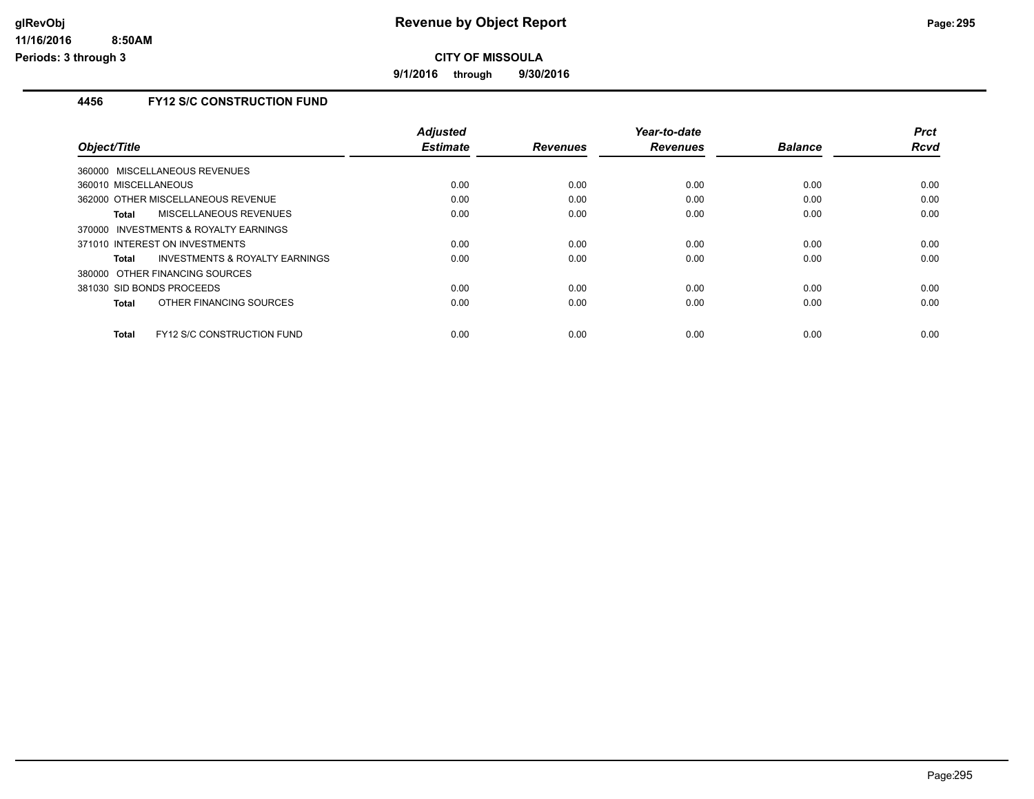# Revenue by Object Report

**CITY OF MISSOULA**

**9/1/2016 through 9/30/2016**

glRevObj
11/16/2016 8:50AM
Periods: 3 through 3

## 4456 FY12 S/C CONSTRUCTION FUND

| Object/Title | Adjusted Estimate | Revenues | Year-to-date Revenues | Balance | Prct Rcvd |
|---|---|---|---|---|---|
| 360000 MISCELLANEOUS REVENUES | | | | | |
| 360010 MISCELLANEOUS | 0.00 | 0.00 | 0.00 | 0.00 | 0.00 |
| 362000 OTHER MISCELLANEOUS REVENUE | 0.00 | 0.00 | 0.00 | 0.00 | 0.00 |
| **Total** MISCELLANEOUS REVENUES | 0.00 | 0.00 | 0.00 | 0.00 | 0.00 |
| 370000 INVESTMENTS & ROYALTY EARNINGS | | | | | |
| 371010 INTEREST ON INVESTMENTS | 0.00 | 0.00 | 0.00 | 0.00 | 0.00 |
| **Total** INVESTMENTS & ROYALTY EARNINGS | 0.00 | 0.00 | 0.00 | 0.00 | 0.00 |
| 380000 OTHER FINANCING SOURCES | | | | | |
| 381030 SID BONDS PROCEEDS | 0.00 | 0.00 | 0.00 | 0.00 | 0.00 |
| **Total** OTHER FINANCING SOURCES | 0.00 | 0.00 | 0.00 | 0.00 | 0.00 |
| **Total** FY12 S/C CONSTRUCTION FUND | 0.00 | 0.00 | 0.00 | 0.00 | 0.00 |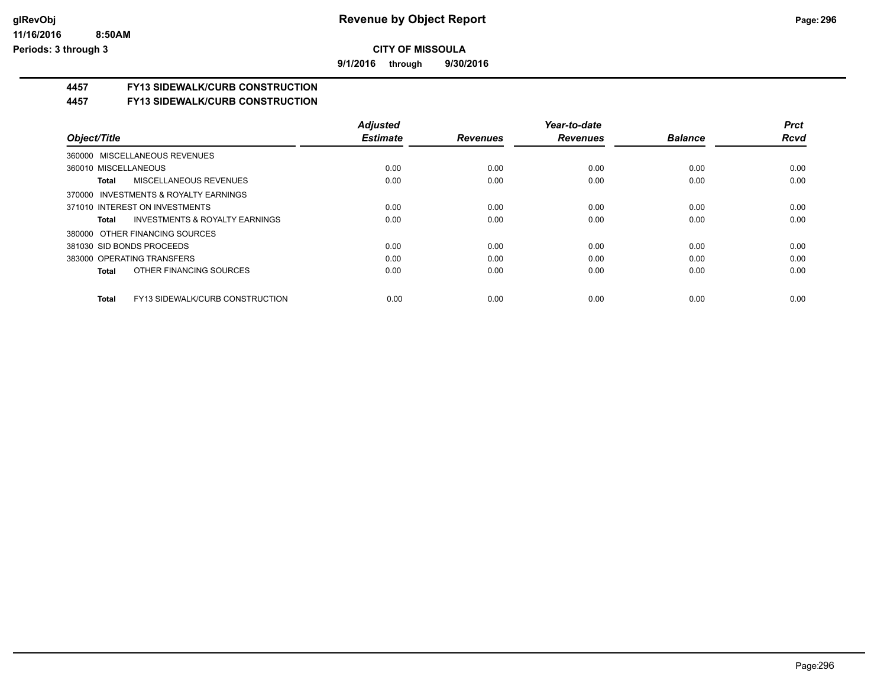glRevObj
11/16/2016 8:50AM
Periods: 3 through 3

# Revenue by Object Report

**CITY OF MISSOULA**

**9/1/2016 through 9/30/2016**

## 4457 FY13 SIDEWALK/CURB CONSTRUCTION

## 4457 FY13 SIDEWALK/CURB CONSTRUCTION

| Object/Title | Adjusted Estimate | Revenues | Year-to-date Revenues | Balance | Prct Rcvd |
|---|---|---|---|---|---|
| 360000 MISCELLANEOUS REVENUES | | | | | |
| 360010 MISCELLANEOUS | 0.00 | 0.00 | 0.00 | 0.00 | 0.00 |
| **Total** MISCELLANEOUS REVENUES | 0.00 | 0.00 | 0.00 | 0.00 | 0.00 |
| 370000 INVESTMENTS & ROYALTY EARNINGS | | | | | |
| 371010 INTEREST ON INVESTMENTS | 0.00 | 0.00 | 0.00 | 0.00 | 0.00 |
| **Total** INVESTMENTS & ROYALTY EARNINGS | 0.00 | 0.00 | 0.00 | 0.00 | 0.00 |
| 380000 OTHER FINANCING SOURCES | | | | | |
| 381030 SID BONDS PROCEEDS | 0.00 | 0.00 | 0.00 | 0.00 | 0.00 |
| 383000 OPERATING TRANSFERS | 0.00 | 0.00 | 0.00 | 0.00 | 0.00 |
| **Total** OTHER FINANCING SOURCES | 0.00 | 0.00 | 0.00 | 0.00 | 0.00 |
| **Total** FY13 SIDEWALK/CURB CONSTRUCTION | 0.00 | 0.00 | 0.00 | 0.00 | 0.00 |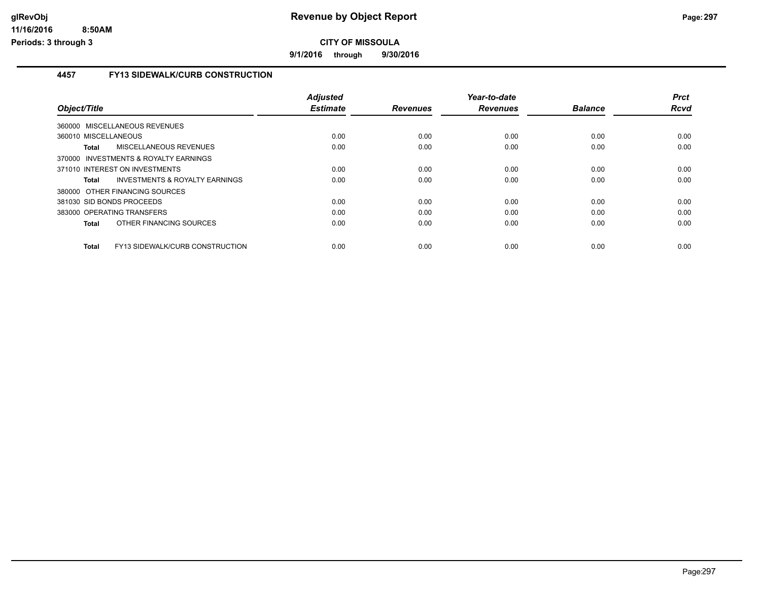# Revenue by Object Report

**CITY OF MISSOULA**

**9/1/2016 through 9/30/2016**

glRevObj
11/16/2016 8:50AM
Periods: 3 through 3

## 4457 FY13 SIDEWALK/CURB CONSTRUCTION

| Object/Title | Adjusted Estimate | Revenues | Year-to-date Revenues | Balance | Prct Rcvd |
|---|---|---|---|---|---|
| 360000 MISCELLANEOUS REVENUES | | | | | |
| 360010 MISCELLANEOUS | 0.00 | 0.00 | 0.00 | 0.00 | 0.00 |
| **Total** MISCELLANEOUS REVENUES | 0.00 | 0.00 | 0.00 | 0.00 | 0.00 |
| 370000 INVESTMENTS & ROYALTY EARNINGS | | | | | |
| 371010 INTEREST ON INVESTMENTS | 0.00 | 0.00 | 0.00 | 0.00 | 0.00 |
| **Total** INVESTMENTS & ROYALTY EARNINGS | 0.00 | 0.00 | 0.00 | 0.00 | 0.00 |
| 380000 OTHER FINANCING SOURCES | | | | | |
| 381030 SID BONDS PROCEEDS | 0.00 | 0.00 | 0.00 | 0.00 | 0.00 |
| 383000 OPERATING TRANSFERS | 0.00 | 0.00 | 0.00 | 0.00 | 0.00 |
| **Total** OTHER FINANCING SOURCES | 0.00 | 0.00 | 0.00 | 0.00 | 0.00 |
| **Total** FY13 SIDEWALK/CURB CONSTRUCTION | 0.00 | 0.00 | 0.00 | 0.00 | 0.00 |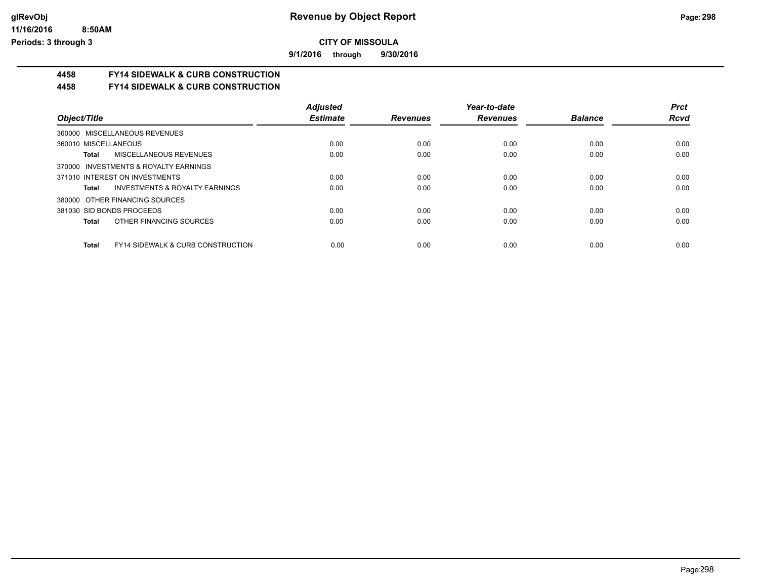# CITY OF MISSOULA

**9/1/2016 through 9/30/2016**

## 4458 FY14 SIDEWALK & CURB CONSTRUCTION

## 4458 FY14 SIDEWALK & CURB CONSTRUCTION

| Object/Title | Adjusted Estimate | Revenues | Year-to-date Revenues | Balance | Prct Rcvd |
|---|---|---|---|---|---|
| 360000 MISCELLANEOUS REVENUES | | | | | |
| 360010 MISCELLANEOUS | 0.00 | 0.00 | 0.00 | 0.00 | 0.00 |
| **Total** MISCELLANEOUS REVENUES | 0.00 | 0.00 | 0.00 | 0.00 | 0.00 |
| 370000 INVESTMENTS & ROYALTY EARNINGS | | | | | |
| 371010 INTEREST ON INVESTMENTS | 0.00 | 0.00 | 0.00 | 0.00 | 0.00 |
| **Total** INVESTMENTS & ROYALTY EARNINGS | 0.00 | 0.00 | 0.00 | 0.00 | 0.00 |
| 380000 OTHER FINANCING SOURCES | | | | | |
| 381030 SID BONDS PROCEEDS | 0.00 | 0.00 | 0.00 | 0.00 | 0.00 |
| **Total** OTHER FINANCING SOURCES | 0.00 | 0.00 | 0.00 | 0.00 | 0.00 |
| **Total** FY14 SIDEWALK & CURB CONSTRUCTION | 0.00 | 0.00 | 0.00 | 0.00 | 0.00 |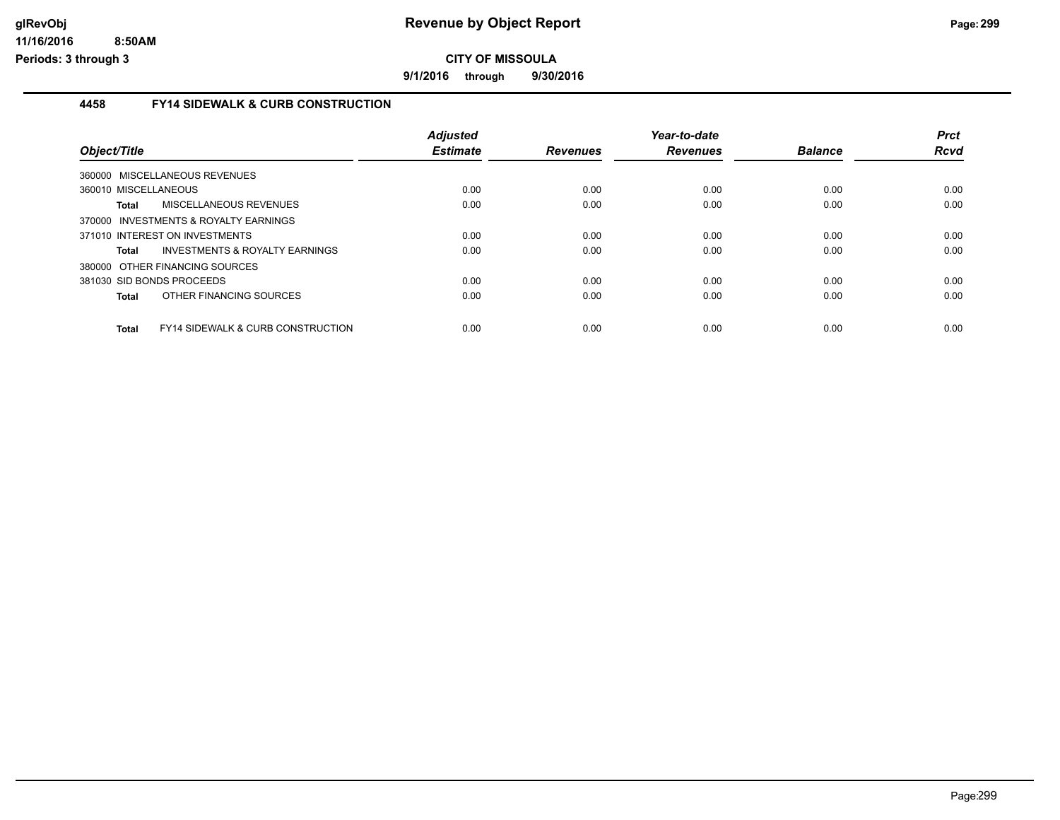**CITY OF MISSOULA**

**9/1/2016 through 9/30/2016**

## 4458 FY14 SIDEWALK & CURB CONSTRUCTION

| Object/Title | Adjusted Estimate | Revenues | Year-to-date Revenues | Balance | Prct Rcvd |
|---|---|---|---|---|---|
| 360000 MISCELLANEOUS REVENUES | | | | | |
| 360010 MISCELLANEOUS | 0.00 | 0.00 | 0.00 | 0.00 | 0.00 |
| **Total** MISCELLANEOUS REVENUES | 0.00 | 0.00 | 0.00 | 0.00 | 0.00 |
| 370000 INVESTMENTS & ROYALTY EARNINGS | | | | | |
| 371010 INTEREST ON INVESTMENTS | 0.00 | 0.00 | 0.00 | 0.00 | 0.00 |
| **Total** INVESTMENTS & ROYALTY EARNINGS | 0.00 | 0.00 | 0.00 | 0.00 | 0.00 |
| 380000 OTHER FINANCING SOURCES | | | | | |
| 381030 SID BONDS PROCEEDS | 0.00 | 0.00 | 0.00 | 0.00 | 0.00 |
| **Total** OTHER FINANCING SOURCES | 0.00 | 0.00 | 0.00 | 0.00 | 0.00 |
| **Total** FY14 SIDEWALK & CURB CONSTRUCTION | 0.00 | 0.00 | 0.00 | 0.00 | 0.00 |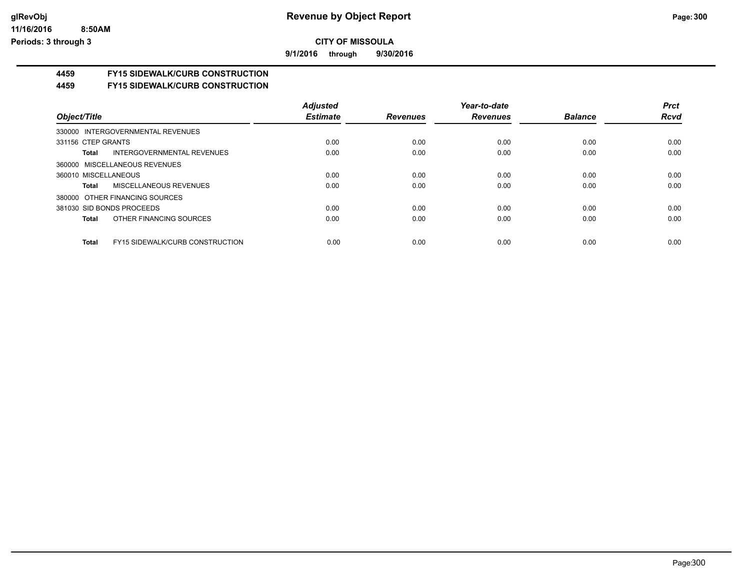# Revenue by Object Report

**CITY OF MISSOULA**

**9/1/2016 through 9/30/2016**

glRevObj
11/16/2016 8:50AM
Periods: 3 through 3

## 4459 FY15 SIDEWALK/CURB CONSTRUCTION

### 4459 FY15 SIDEWALK/CURB CONSTRUCTION

| Object/Title | Adjusted Estimate | Revenues | Year-to-date Revenues | Balance | Prct Rcvd |
|---|---|---|---|---|---|
| 330000 INTERGOVERNMENTAL REVENUES | | | | | |
| 331156 CTEP GRANTS | 0.00 | 0.00 | 0.00 | 0.00 | 0.00 |
| **Total** INTERGOVERNMENTAL REVENUES | 0.00 | 0.00 | 0.00 | 0.00 | 0.00 |
| 360000 MISCELLANEOUS REVENUES | | | | | |
| 360010 MISCELLANEOUS | 0.00 | 0.00 | 0.00 | 0.00 | 0.00 |
| **Total** MISCELLANEOUS REVENUES | 0.00 | 0.00 | 0.00 | 0.00 | 0.00 |
| 380000 OTHER FINANCING SOURCES | | | | | |
| 381030 SID BONDS PROCEEDS | 0.00 | 0.00 | 0.00 | 0.00 | 0.00 |
| **Total** OTHER FINANCING SOURCES | 0.00 | 0.00 | 0.00 | 0.00 | 0.00 |
| **Total** FY15 SIDEWALK/CURB CONSTRUCTION | 0.00 | 0.00 | 0.00 | 0.00 | 0.00 |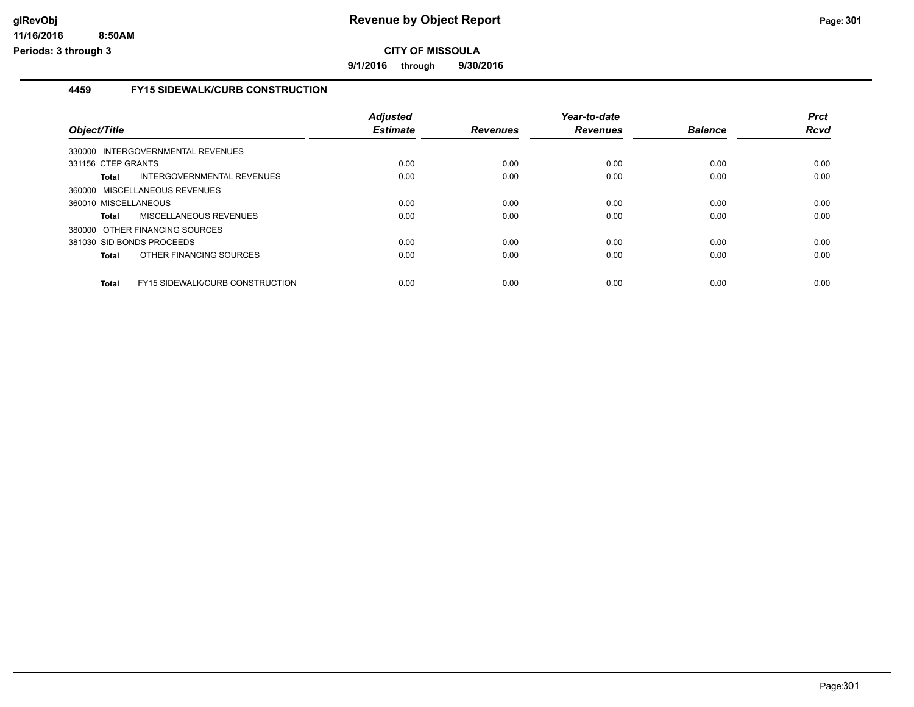# CITY OF MISSOULA

**9/1/2016 through 9/30/2016**

## 4459 FY15 SIDEWALK/CURB CONSTRUCTION

| Object/Title | Adjusted Estimate | Revenues | Year-to-date Revenues | Balance | Prct Rcvd |
|---|---|---|---|---|---|
| 330000 INTERGOVERNMENTAL REVENUES | | | | | |
| 331156 CTEP GRANTS | 0.00 | 0.00 | 0.00 | 0.00 | 0.00 |
| **Total** INTERGOVERNMENTAL REVENUES | 0.00 | 0.00 | 0.00 | 0.00 | 0.00 |
| 360000 MISCELLANEOUS REVENUES | | | | | |
| 360010 MISCELLANEOUS | 0.00 | 0.00 | 0.00 | 0.00 | 0.00 |
| **Total** MISCELLANEOUS REVENUES | 0.00 | 0.00 | 0.00 | 0.00 | 0.00 |
| 380000 OTHER FINANCING SOURCES | | | | | |
| 381030 SID BONDS PROCEEDS | 0.00 | 0.00 | 0.00 | 0.00 | 0.00 |
| **Total** OTHER FINANCING SOURCES | 0.00 | 0.00 | 0.00 | 0.00 | 0.00 |
| **Total** FY15 SIDEWALK/CURB CONSTRUCTION | 0.00 | 0.00 | 0.00 | 0.00 | 0.00 |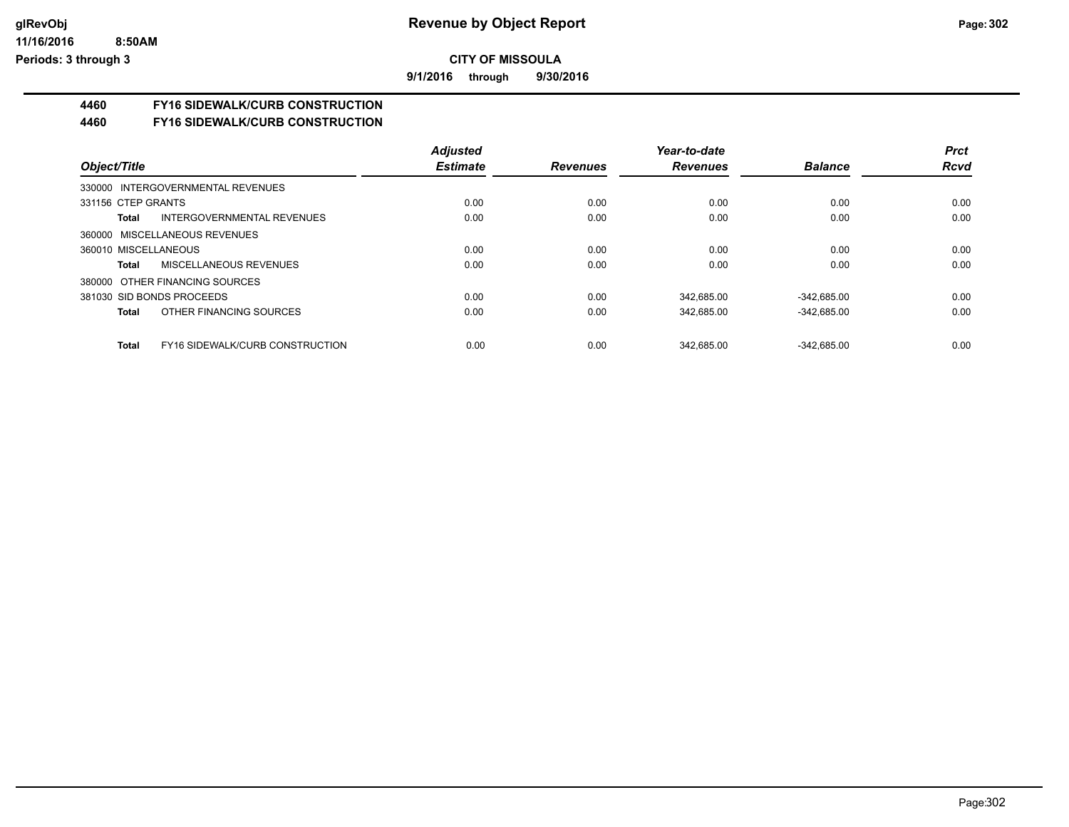**Revenue by Object Report**

**CITY OF MISSOULA**

**9/1/2016 through 9/30/2016**

glRevObj
11/16/2016 8:50AM
Periods: 3 through 3

## 4460 FY16 SIDEWALK/CURB CONSTRUCTION

## 4460 FY16 SIDEWALK/CURB CONSTRUCTION

| Object/Title | Adjusted Estimate | Revenues | Year-to-date Revenues | Balance | Prct Rcvd |
|---|---|---|---|---|---|
| 330000 INTERGOVERNMENTAL REVENUES | | | | | |
| 331156 CTEP GRANTS | 0.00 | 0.00 | 0.00 | 0.00 | 0.00 |
| **Total** INTERGOVERNMENTAL REVENUES | 0.00 | 0.00 | 0.00 | 0.00 | 0.00 |
| 360000 MISCELLANEOUS REVENUES | | | | | |
| 360010 MISCELLANEOUS | 0.00 | 0.00 | 0.00 | 0.00 | 0.00 |
| **Total** MISCELLANEOUS REVENUES | 0.00 | 0.00 | 0.00 | 0.00 | 0.00 |
| 380000 OTHER FINANCING SOURCES | | | | | |
| 381030 SID BONDS PROCEEDS | 0.00 | 0.00 | 342,685.00 | -342,685.00 | 0.00 |
| **Total** OTHER FINANCING SOURCES | 0.00 | 0.00 | 342,685.00 | -342,685.00 | 0.00 |
| **Total** FY16 SIDEWALK/CURB CONSTRUCTION | 0.00 | 0.00 | 342,685.00 | -342,685.00 | 0.00 |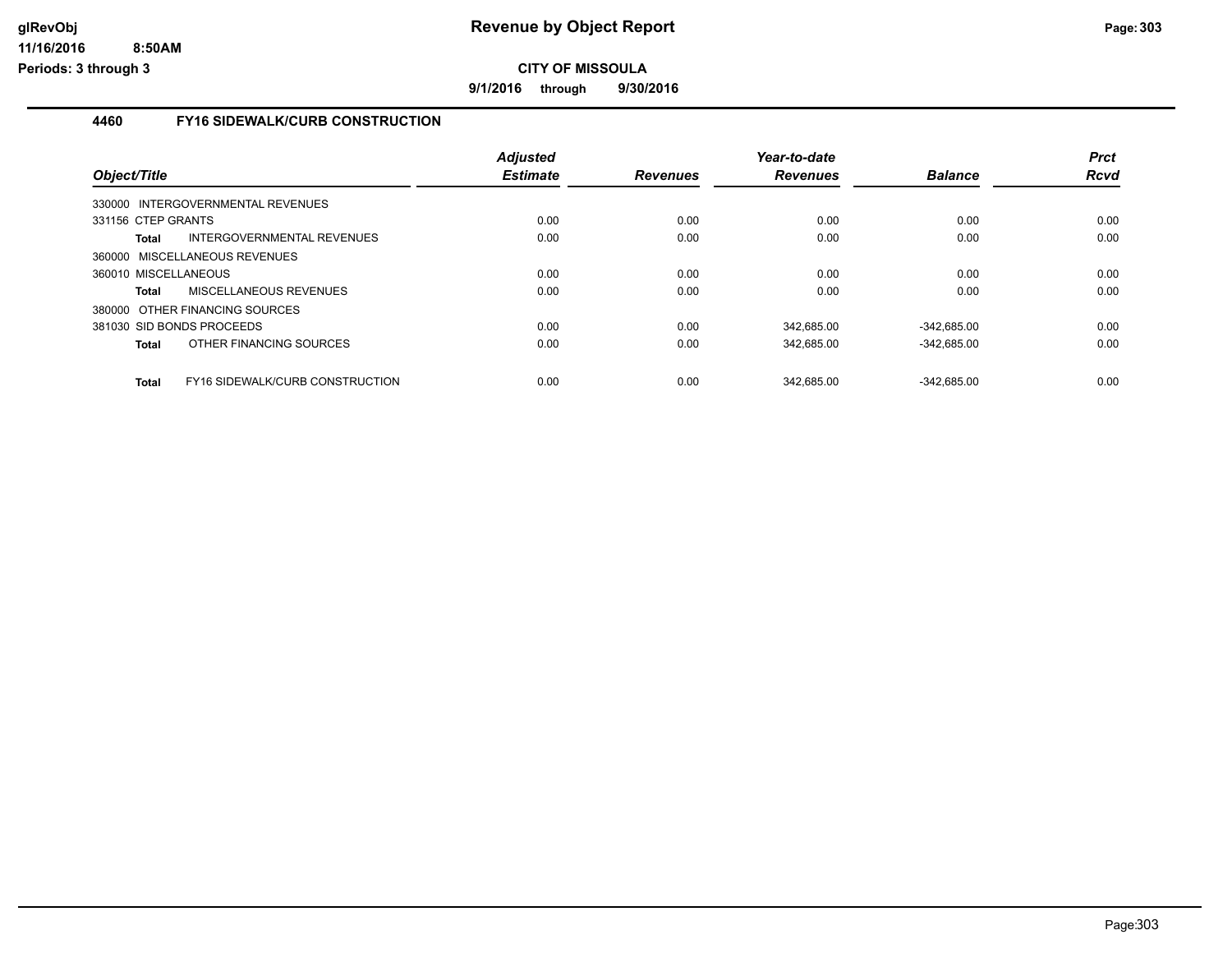**Revenue by Object Report**

**CITY OF MISSOULA**

**9/1/2016 through 9/30/2016**

glRevObj
11/16/2016 8:50AM
Periods: 3 through 3

## 4460 FY16 SIDEWALK/CURB CONSTRUCTION

| Object/Title | Adjusted Estimate | Revenues | Year-to-date Revenues | Balance | Prct Rcvd |
|---|---|---|---|---|---|
| 330000 INTERGOVERNMENTAL REVENUES | | | | | |
| 331156 CTEP GRANTS | 0.00 | 0.00 | 0.00 | 0.00 | 0.00 |
| **Total** INTERGOVERNMENTAL REVENUES | 0.00 | 0.00 | 0.00 | 0.00 | 0.00 |
| 360000 MISCELLANEOUS REVENUES | | | | | |
| 360010 MISCELLANEOUS | 0.00 | 0.00 | 0.00 | 0.00 | 0.00 |
| **Total** MISCELLANEOUS REVENUES | 0.00 | 0.00 | 0.00 | 0.00 | 0.00 |
| 380000 OTHER FINANCING SOURCES | | | | | |
| 381030 SID BONDS PROCEEDS | 0.00 | 0.00 | 342,685.00 | -342,685.00 | 0.00 |
| **Total** OTHER FINANCING SOURCES | 0.00 | 0.00 | 342,685.00 | -342,685.00 | 0.00 |
| **Total** FY16 SIDEWALK/CURB CONSTRUCTION | 0.00 | 0.00 | 342,685.00 | -342,685.00 | 0.00 |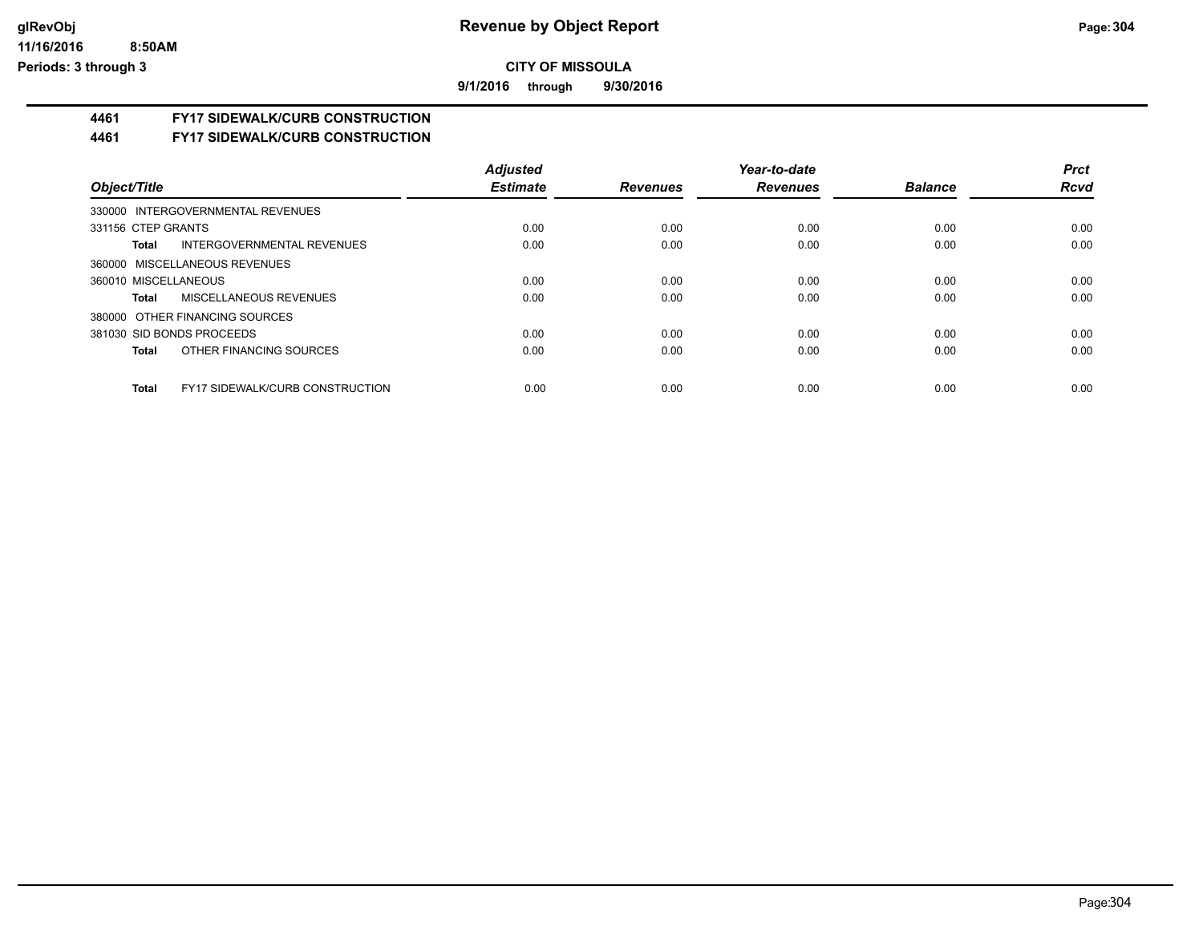**Revenue by Object Report**

**CITY OF MISSOULA**

**9/1/2016 through 9/30/2016**

glRevObj
11/16/2016 8:50AM
Periods: 3 through 3

## 4461 FY17 SIDEWALK/CURB CONSTRUCTION

## 4461 FY17 SIDEWALK/CURB CONSTRUCTION

| Object/Title | Adjusted Estimate | Revenues | Year-to-date Revenues | Balance | Prct Rcvd |
|---|---|---|---|---|---|
| 330000 INTERGOVERNMENTAL REVENUES | | | | | |
| 331156 CTEP GRANTS | 0.00 | 0.00 | 0.00 | 0.00 | 0.00 |
| **Total** INTERGOVERNMENTAL REVENUES | 0.00 | 0.00 | 0.00 | 0.00 | 0.00 |
| 360000 MISCELLANEOUS REVENUES | | | | | |
| 360010 MISCELLANEOUS | 0.00 | 0.00 | 0.00 | 0.00 | 0.00 |
| **Total** MISCELLANEOUS REVENUES | 0.00 | 0.00 | 0.00 | 0.00 | 0.00 |
| 380000 OTHER FINANCING SOURCES | | | | | |
| 381030 SID BONDS PROCEEDS | 0.00 | 0.00 | 0.00 | 0.00 | 0.00 |
| **Total** OTHER FINANCING SOURCES | 0.00 | 0.00 | 0.00 | 0.00 | 0.00 |
| **Total** FY17 SIDEWALK/CURB CONSTRUCTION | 0.00 | 0.00 | 0.00 | 0.00 | 0.00 |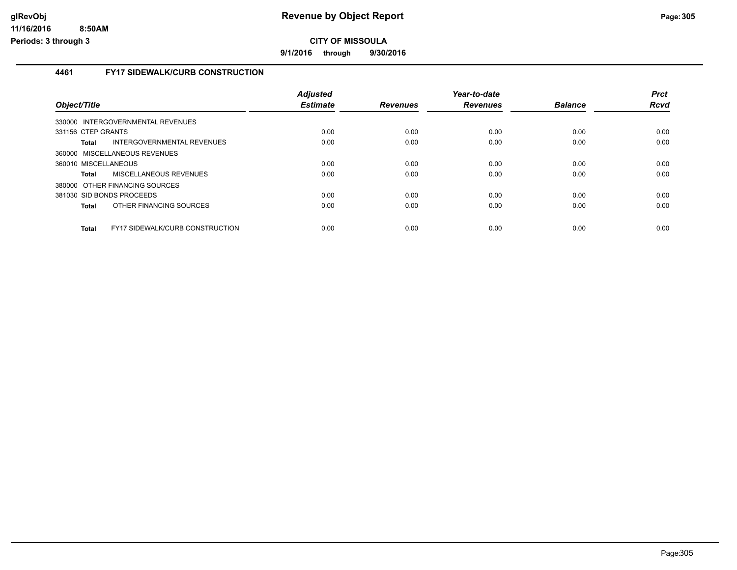# Revenue by Object Report

**CITY OF MISSOULA**

**9/1/2016 through 9/30/2016**

glRevObj
11/16/2016 8:50AM
Periods: 3 through 3

## 4461 FY17 SIDEWALK/CURB CONSTRUCTION

| Object/Title | Adjusted Estimate | Revenues | Year-to-date Revenues | Balance | Prct Rcvd |
|---|---|---|---|---|---|
| 330000 INTERGOVERNMENTAL REVENUES | | | | | |
| 331156 CTEP GRANTS | 0.00 | 0.00 | 0.00 | 0.00 | 0.00 |
| **Total** INTERGOVERNMENTAL REVENUES | 0.00 | 0.00 | 0.00 | 0.00 | 0.00 |
| 360000 MISCELLANEOUS REVENUES | | | | | |
| 360010 MISCELLANEOUS | 0.00 | 0.00 | 0.00 | 0.00 | 0.00 |
| **Total** MISCELLANEOUS REVENUES | 0.00 | 0.00 | 0.00 | 0.00 | 0.00 |
| 380000 OTHER FINANCING SOURCES | | | | | |
| 381030 SID BONDS PROCEEDS | 0.00 | 0.00 | 0.00 | 0.00 | 0.00 |
| **Total** OTHER FINANCING SOURCES | 0.00 | 0.00 | 0.00 | 0.00 | 0.00 |
| **Total** FY17 SIDEWALK/CURB CONSTRUCTION | 0.00 | 0.00 | 0.00 | 0.00 | 0.00 |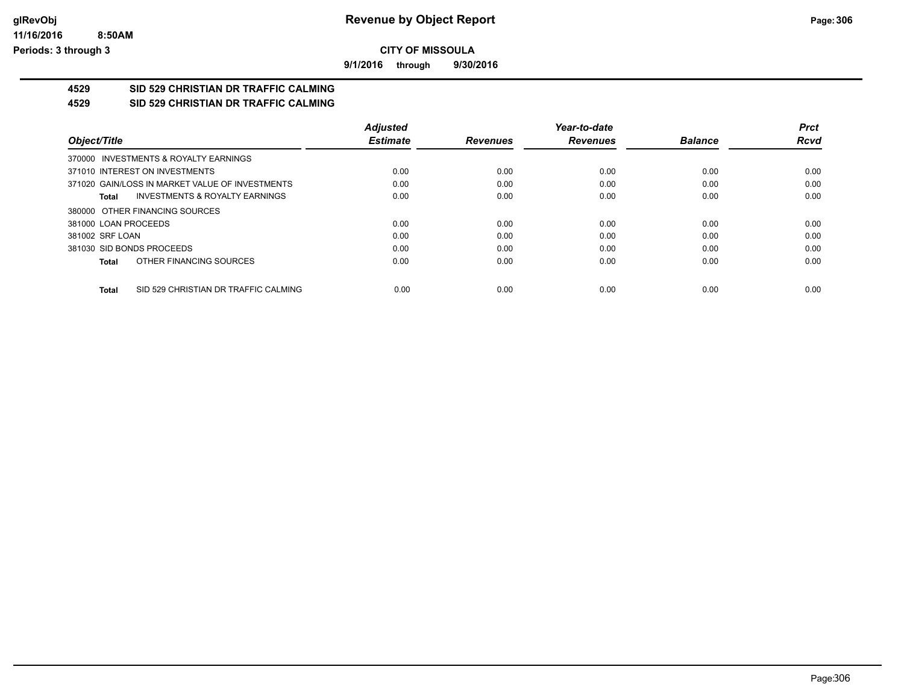**glRevObj**
**11/16/2016 8:50AM**
**Periods: 3 through 3**

# Revenue by Object Report

**CITY OF MISSOULA**

**9/1/2016 through 9/30/2016**

**4529 SID 529 CHRISTIAN DR TRAFFIC CALMING**

**4529 SID 529 CHRISTIAN DR TRAFFIC CALMING**

| Object/Title | Adjusted Estimate | Revenues | Year-to-date Revenues | Balance | Prct Rcvd |
|---|---|---|---|---|---|
| 370000 INVESTMENTS & ROYALTY EARNINGS | | | | | |
| 371010 INTEREST ON INVESTMENTS | 0.00 | 0.00 | 0.00 | 0.00 | 0.00 |
| 371020 GAIN/LOSS IN MARKET VALUE OF INVESTMENTS | 0.00 | 0.00 | 0.00 | 0.00 | 0.00 |
| **Total** INVESTMENTS & ROYALTY EARNINGS | 0.00 | 0.00 | 0.00 | 0.00 | 0.00 |
| 380000 OTHER FINANCING SOURCES | | | | | |
| 381000 LOAN PROCEEDS | 0.00 | 0.00 | 0.00 | 0.00 | 0.00 |
| 381002 SRF LOAN | 0.00 | 0.00 | 0.00 | 0.00 | 0.00 |
| 381030 SID BONDS PROCEEDS | 0.00 | 0.00 | 0.00 | 0.00 | 0.00 |
| **Total** OTHER FINANCING SOURCES | 0.00 | 0.00 | 0.00 | 0.00 | 0.00 |
| **Total** SID 529 CHRISTIAN DR TRAFFIC CALMING | 0.00 | 0.00 | 0.00 | 0.00 | 0.00 |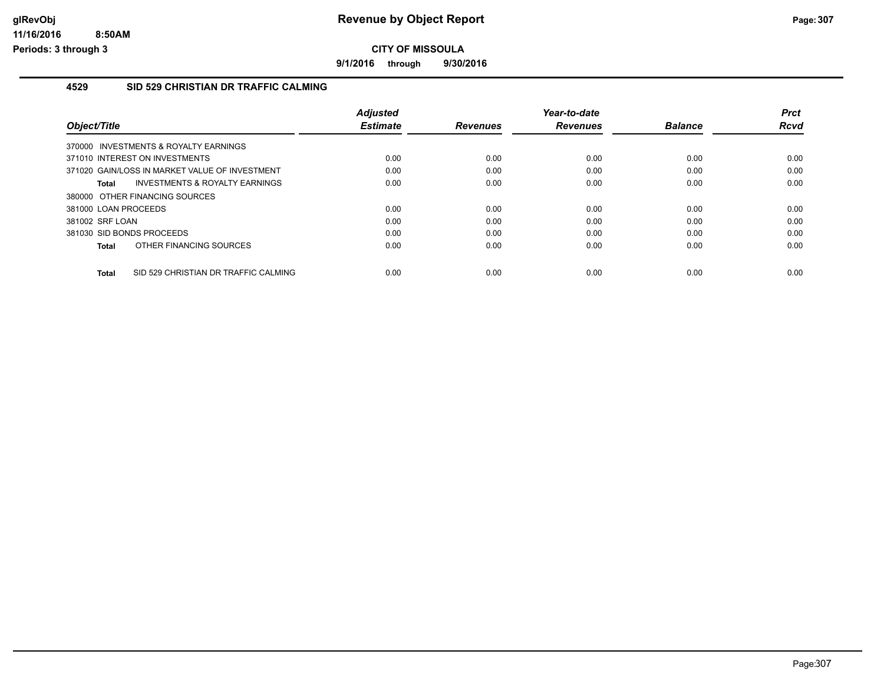**CITY OF MISSOULA**

**9/1/2016 through 9/30/2016**

## 4529 SID 529 CHRISTIAN DR TRAFFIC CALMING

| Object/Title | Adjusted Estimate | Revenues | Year-to-date Revenues | Balance | Prct Rcvd |
|---|---|---|---|---|---|
| 370000 INVESTMENTS & ROYALTY EARNINGS | | | | | |
| 371010 INTEREST ON INVESTMENTS | 0.00 | 0.00 | 0.00 | 0.00 | 0.00 |
| 371020 GAIN/LOSS IN MARKET VALUE OF INVESTMENT | 0.00 | 0.00 | 0.00 | 0.00 | 0.00 |
| **Total** INVESTMENTS & ROYALTY EARNINGS | 0.00 | 0.00 | 0.00 | 0.00 | 0.00 |
| 380000 OTHER FINANCING SOURCES | | | | | |
| 381000 LOAN PROCEEDS | 0.00 | 0.00 | 0.00 | 0.00 | 0.00 |
| 381002 SRF LOAN | 0.00 | 0.00 | 0.00 | 0.00 | 0.00 |
| 381030 SID BONDS PROCEEDS | 0.00 | 0.00 | 0.00 | 0.00 | 0.00 |
| **Total** OTHER FINANCING SOURCES | 0.00 | 0.00 | 0.00 | 0.00 | 0.00 |
| **Total** SID 529 CHRISTIAN DR TRAFFIC CALMING | 0.00 | 0.00 | 0.00 | 0.00 | 0.00 |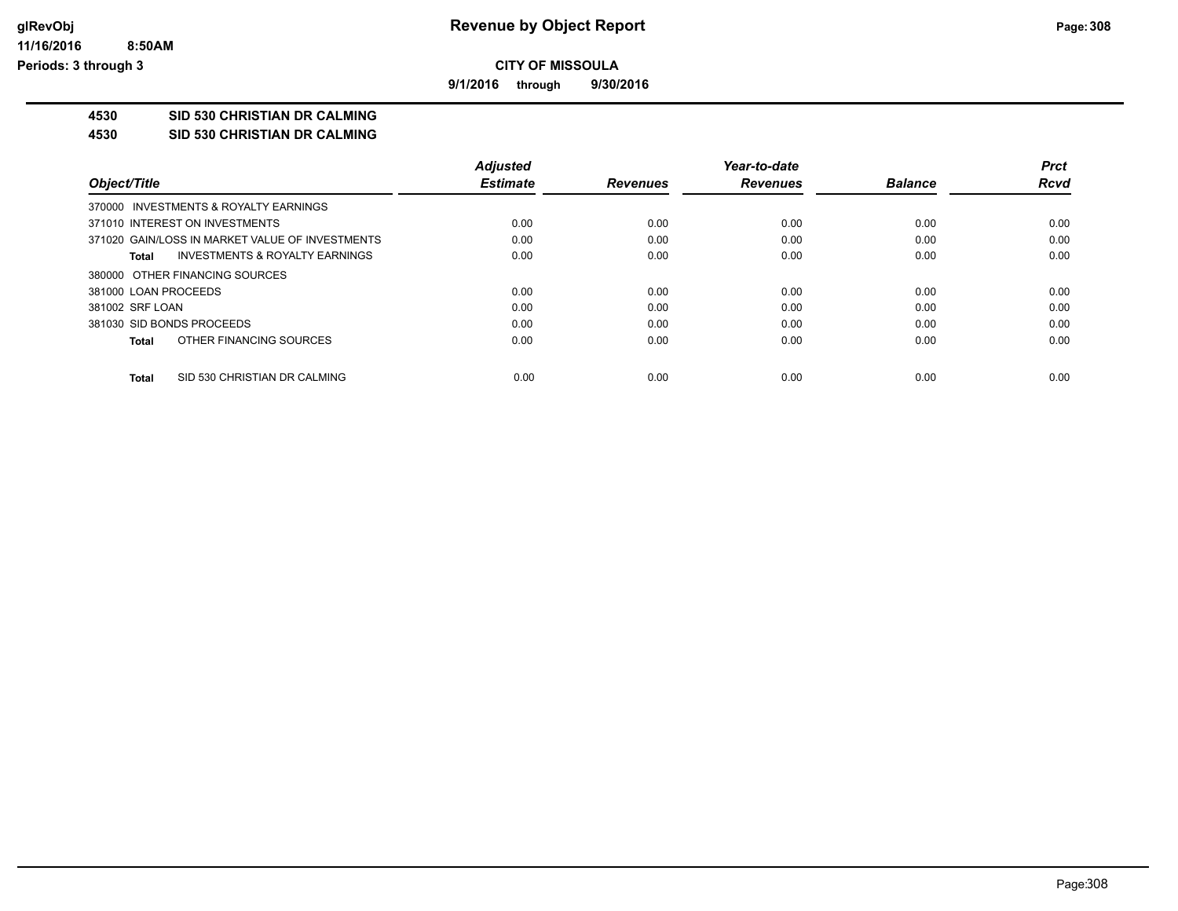# Revenue by Object Report

**CITY OF MISSOULA**

**9/1/2016 through 9/30/2016**

glRevObj
11/16/2016 8:50AM
Periods: 3 through 3

**4530 SID 530 CHRISTIAN DR CALMING**

**4530 SID 530 CHRISTIAN DR CALMING**

| Object/Title | Adjusted Estimate | Revenues | Year-to-date Revenues | Balance | Prct Rcvd |
|---|---|---|---|---|---|
| 370000 INVESTMENTS & ROYALTY EARNINGS | | | | | |
| 371010 INTEREST ON INVESTMENTS | 0.00 | 0.00 | 0.00 | 0.00 | 0.00 |
| 371020 GAIN/LOSS IN MARKET VALUE OF INVESTMENTS | 0.00 | 0.00 | 0.00 | 0.00 | 0.00 |
| **Total** INVESTMENTS & ROYALTY EARNINGS | 0.00 | 0.00 | 0.00 | 0.00 | 0.00 |
| 380000 OTHER FINANCING SOURCES | | | | | |
| 381000 LOAN PROCEEDS | 0.00 | 0.00 | 0.00 | 0.00 | 0.00 |
| 381002 SRF LOAN | 0.00 | 0.00 | 0.00 | 0.00 | 0.00 |
| 381030 SID BONDS PROCEEDS | 0.00 | 0.00 | 0.00 | 0.00 | 0.00 |
| **Total** OTHER FINANCING SOURCES | 0.00 | 0.00 | 0.00 | 0.00 | 0.00 |
| **Total** SID 530 CHRISTIAN DR CALMING | 0.00 | 0.00 | 0.00 | 0.00 | 0.00 |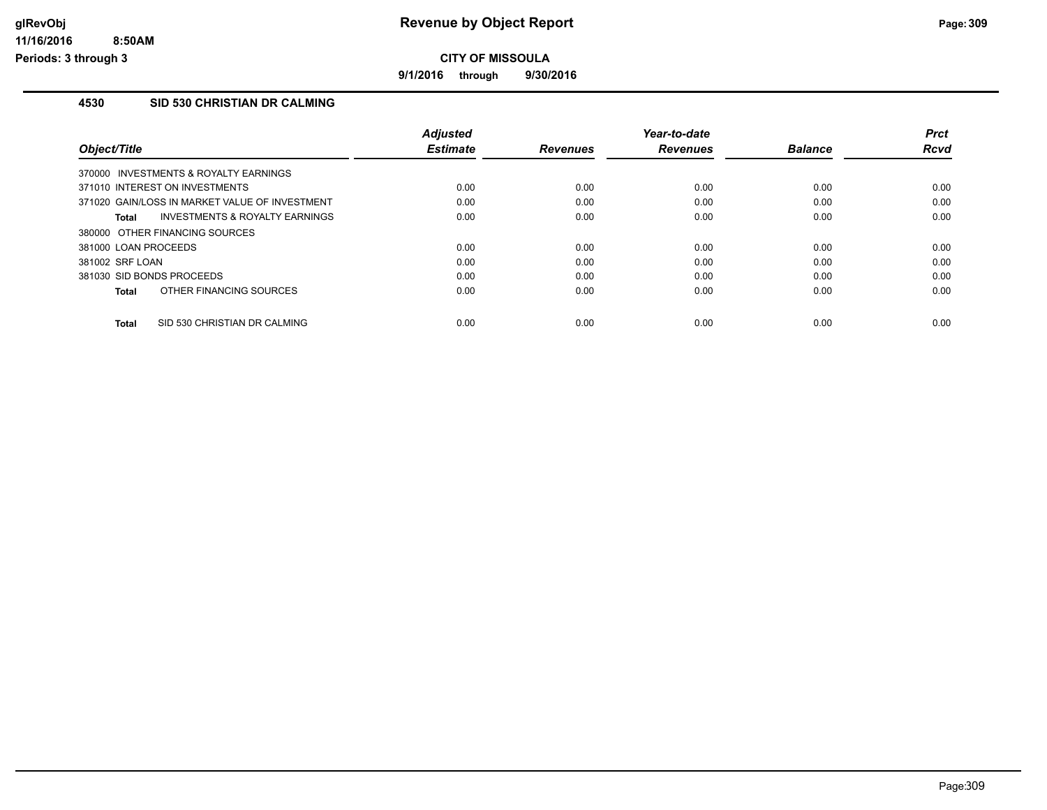# Revenue by Object Report

**CITY OF MISSOULA**

**9/1/2016 through 9/30/2016**

glRevObj
11/16/2016 8:50AM
Periods: 3 through 3

## 4530 SID 530 CHRISTIAN DR CALMING

| Object/Title | Adjusted Estimate | Revenues | Year-to-date Revenues | Balance | Prct Rcvd |
|---|---|---|---|---|---|
| 370000 INVESTMENTS & ROYALTY EARNINGS | | | | | |
| 371010 INTEREST ON INVESTMENTS | 0.00 | 0.00 | 0.00 | 0.00 | 0.00 |
| 371020 GAIN/LOSS IN MARKET VALUE OF INVESTMENT | 0.00 | 0.00 | 0.00 | 0.00 | 0.00 |
| **Total** INVESTMENTS & ROYALTY EARNINGS | 0.00 | 0.00 | 0.00 | 0.00 | 0.00 |
| 380000 OTHER FINANCING SOURCES | | | | | |
| 381000 LOAN PROCEEDS | 0.00 | 0.00 | 0.00 | 0.00 | 0.00 |
| 381002 SRF LOAN | 0.00 | 0.00 | 0.00 | 0.00 | 0.00 |
| 381030 SID BONDS PROCEEDS | 0.00 | 0.00 | 0.00 | 0.00 | 0.00 |
| **Total** OTHER FINANCING SOURCES | 0.00 | 0.00 | 0.00 | 0.00 | 0.00 |
| **Total** SID 530 CHRISTIAN DR CALMING | 0.00 | 0.00 | 0.00 | 0.00 | 0.00 |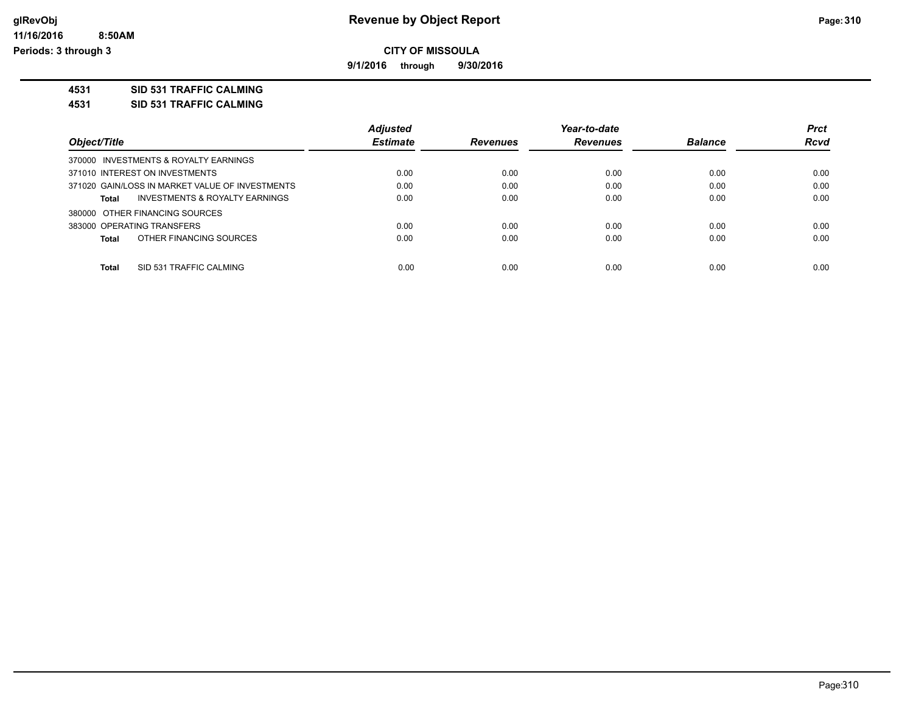**Revenue by Object Report**

**CITY OF MISSOULA**

**9/1/2016 through 9/30/2016**

glRevObj
11/16/2016 8:50AM
Periods: 3 through 3

## 4531 SID 531 TRAFFIC CALMING

## 4531 SID 531 TRAFFIC CALMING

| Object/Title | Adjusted Estimate | Revenues | Year-to-date Revenues | Balance | Prct Rcvd |
|---|---|---|---|---|---|
| 370000 INVESTMENTS & ROYALTY EARNINGS | | | | | |
| 371010 INTEREST ON INVESTMENTS | 0.00 | 0.00 | 0.00 | 0.00 | 0.00 |
| 371020 GAIN/LOSS IN MARKET VALUE OF INVESTMENTS | 0.00 | 0.00 | 0.00 | 0.00 | 0.00 |
| **Total** INVESTMENTS & ROYALTY EARNINGS | 0.00 | 0.00 | 0.00 | 0.00 | 0.00 |
| 380000 OTHER FINANCING SOURCES | | | | | |
| 383000 OPERATING TRANSFERS | 0.00 | 0.00 | 0.00 | 0.00 | 0.00 |
| **Total** OTHER FINANCING SOURCES | 0.00 | 0.00 | 0.00 | 0.00 | 0.00 |
| **Total** SID 531 TRAFFIC CALMING | 0.00 | 0.00 | 0.00 | 0.00 | 0.00 |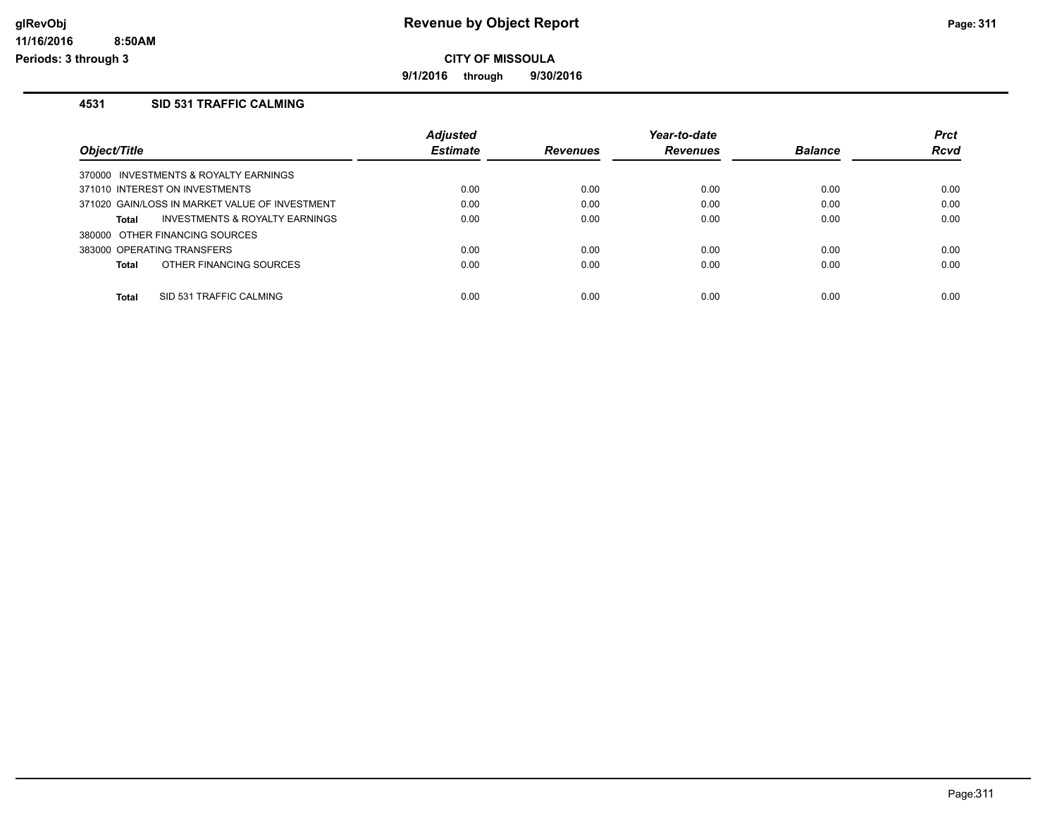# Revenue by Object Report

**CITY OF MISSOULA**

**9/1/2016 through 9/30/2016**

glRevObj
11/16/2016 8:50AM
Periods: 3 through 3

## 4531 SID 531 TRAFFIC CALMING

| Object/Title | Adjusted Estimate | Revenues | Year-to-date Revenues | Balance | Prct Rcvd |
|---|---|---|---|---|---|
| 370000 INVESTMENTS & ROYALTY EARNINGS | | | | | |
| 371010 INTEREST ON INVESTMENTS | 0.00 | 0.00 | 0.00 | 0.00 | 0.00 |
| 371020 GAIN/LOSS IN MARKET VALUE OF INVESTMENT | 0.00 | 0.00 | 0.00 | 0.00 | 0.00 |
| **Total** INVESTMENTS & ROYALTY EARNINGS | 0.00 | 0.00 | 0.00 | 0.00 | 0.00 |
| 380000 OTHER FINANCING SOURCES | | | | | |
| 383000 OPERATING TRANSFERS | 0.00 | 0.00 | 0.00 | 0.00 | 0.00 |
| **Total** OTHER FINANCING SOURCES | 0.00 | 0.00 | 0.00 | 0.00 | 0.00 |
| **Total** SID 531 TRAFFIC CALMING | 0.00 | 0.00 | 0.00 | 0.00 | 0.00 |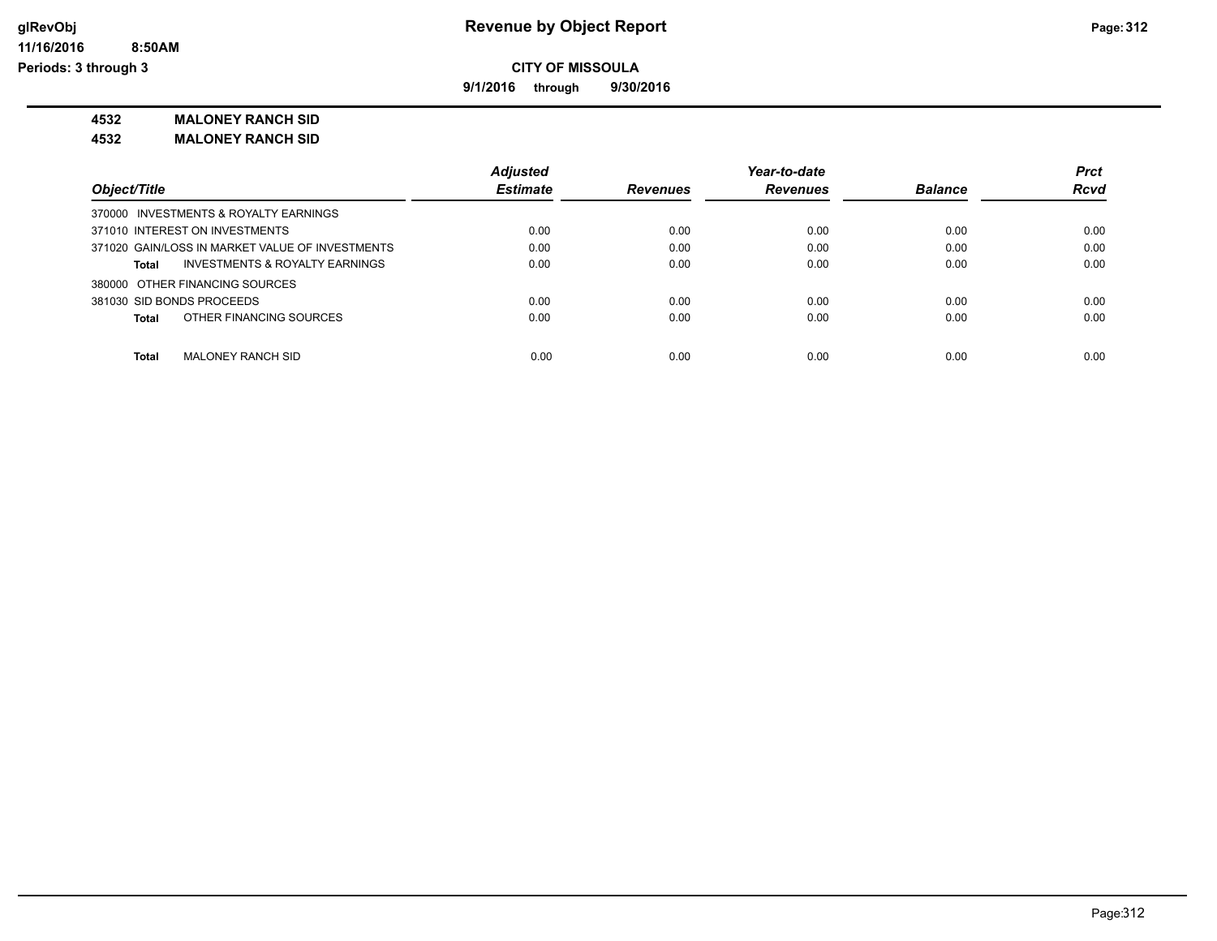# Revenue by Object Report

**CITY OF MISSOULA**

**9/1/2016 through 9/30/2016**

**4532 MALONEY RANCH SID**

**4532 MALONEY RANCH SID**

| Object/Title | Adjusted Estimate | Revenues | Year-to-date Revenues | Balance | Prct Rcvd |
|---|---|---|---|---|---|
| 370000 INVESTMENTS & ROYALTY EARNINGS | | | | | |
| 371010 INTEREST ON INVESTMENTS | 0.00 | 0.00 | 0.00 | 0.00 | 0.00 |
| 371020 GAIN/LOSS IN MARKET VALUE OF INVESTMENTS | 0.00 | 0.00 | 0.00 | 0.00 | 0.00 |
| **Total** INVESTMENTS & ROYALTY EARNINGS | 0.00 | 0.00 | 0.00 | 0.00 | 0.00 |
| 380000 OTHER FINANCING SOURCES | | | | | |
| 381030 SID BONDS PROCEEDS | 0.00 | 0.00 | 0.00 | 0.00 | 0.00 |
| **Total** OTHER FINANCING SOURCES | 0.00 | 0.00 | 0.00 | 0.00 | 0.00 |
| **Total** MALONEY RANCH SID | 0.00 | 0.00 | 0.00 | 0.00 | 0.00 |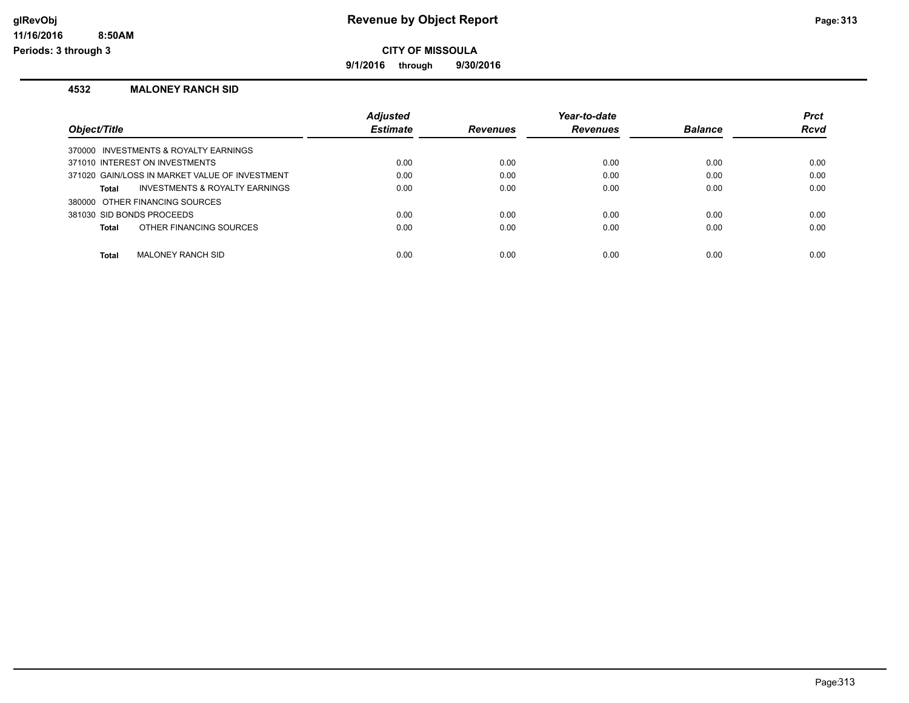# Revenue by Object Report

**CITY OF MISSOULA**

**9/1/2016 through 9/30/2016**

glRevObj
11/16/2016 8:50AM
Periods: 3 through 3

## 4532 MALONEY RANCH SID

| Object/Title | Adjusted Estimate | Revenues | Year-to-date Revenues | Balance | Prct Rcvd |
|---|---|---|---|---|---|
| 370000 INVESTMENTS & ROYALTY EARNINGS | | | | | |
| 371010 INTEREST ON INVESTMENTS | 0.00 | 0.00 | 0.00 | 0.00 | 0.00 |
| 371020 GAIN/LOSS IN MARKET VALUE OF INVESTMENT | 0.00 | 0.00 | 0.00 | 0.00 | 0.00 |
| **Total** INVESTMENTS & ROYALTY EARNINGS | 0.00 | 0.00 | 0.00 | 0.00 | 0.00 |
| 380000 OTHER FINANCING SOURCES | | | | | |
| 381030 SID BONDS PROCEEDS | 0.00 | 0.00 | 0.00 | 0.00 | 0.00 |
| **Total** OTHER FINANCING SOURCES | 0.00 | 0.00 | 0.00 | 0.00 | 0.00 |
| **Total** MALONEY RANCH SID | 0.00 | 0.00 | 0.00 | 0.00 | 0.00 |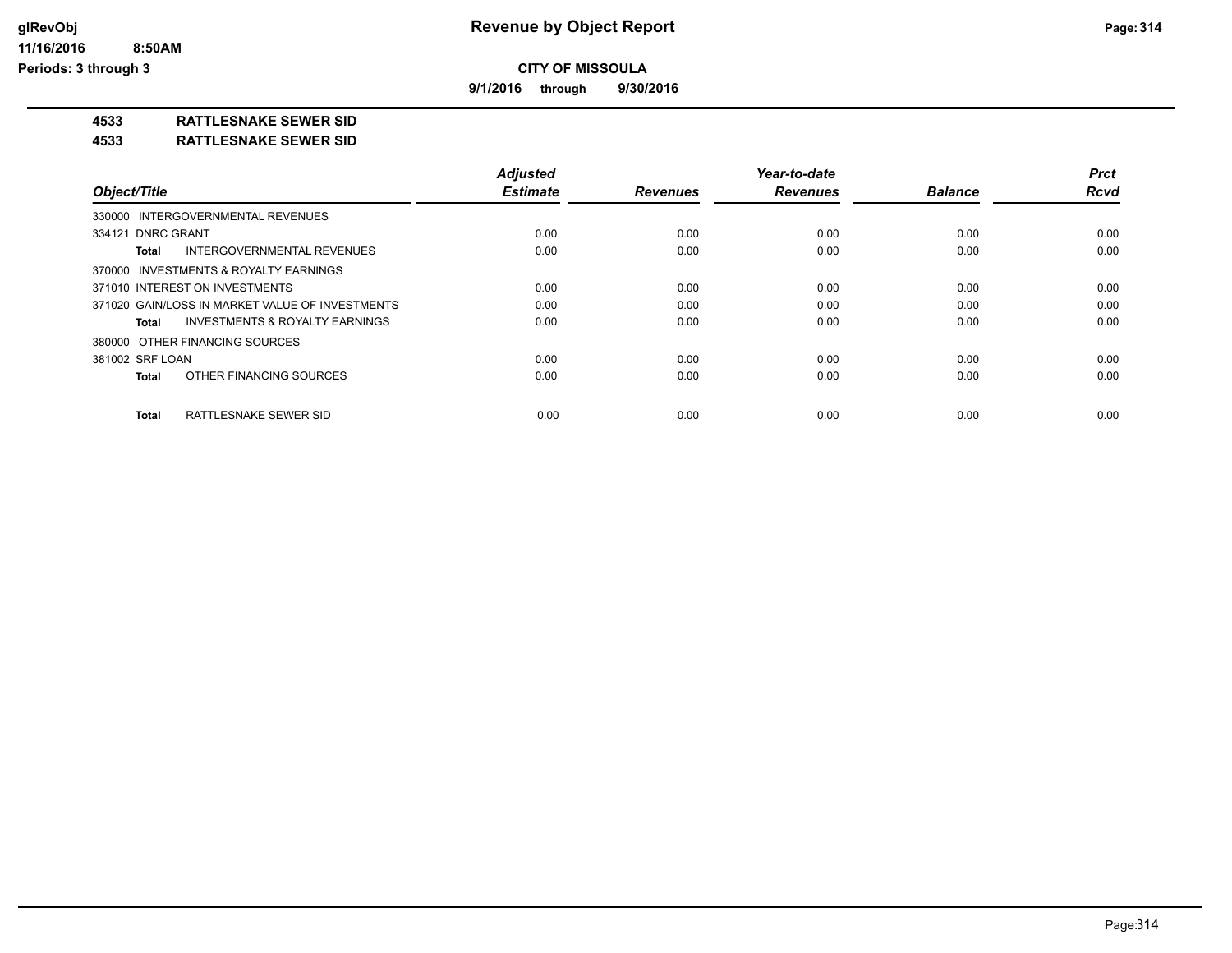# Revenue by Object Report

## CITY OF MISSOULA

**9/1/2016 through 9/30/2016**

glRevObj
11/16/2016 8:50AM
Periods: 3 through 3

**4533 RATTLESNAKE SEWER SID**

**4533 RATTLESNAKE SEWER SID**

| Object/Title | Adjusted Estimate | Revenues | Year-to-date Revenues | Balance | Prct Rcvd |
|---|---|---|---|---|---|
| 330000 INTERGOVERNMENTAL REVENUES | | | | | |
| 334121 DNRC GRANT | 0.00 | 0.00 | 0.00 | 0.00 | 0.00 |
| **Total** INTERGOVERNMENTAL REVENUES | 0.00 | 0.00 | 0.00 | 0.00 | 0.00 |
| 370000 INVESTMENTS & ROYALTY EARNINGS | | | | | |
| 371010 INTEREST ON INVESTMENTS | 0.00 | 0.00 | 0.00 | 0.00 | 0.00 |
| 371020 GAIN/LOSS IN MARKET VALUE OF INVESTMENTS | 0.00 | 0.00 | 0.00 | 0.00 | 0.00 |
| **Total** INVESTMENTS & ROYALTY EARNINGS | 0.00 | 0.00 | 0.00 | 0.00 | 0.00 |
| 380000 OTHER FINANCING SOURCES | | | | | |
| 381002 SRF LOAN | 0.00 | 0.00 | 0.00 | 0.00 | 0.00 |
| **Total** OTHER FINANCING SOURCES | 0.00 | 0.00 | 0.00 | 0.00 | 0.00 |
| **Total** RATTLESNAKE SEWER SID | 0.00 | 0.00 | 0.00 | 0.00 | 0.00 |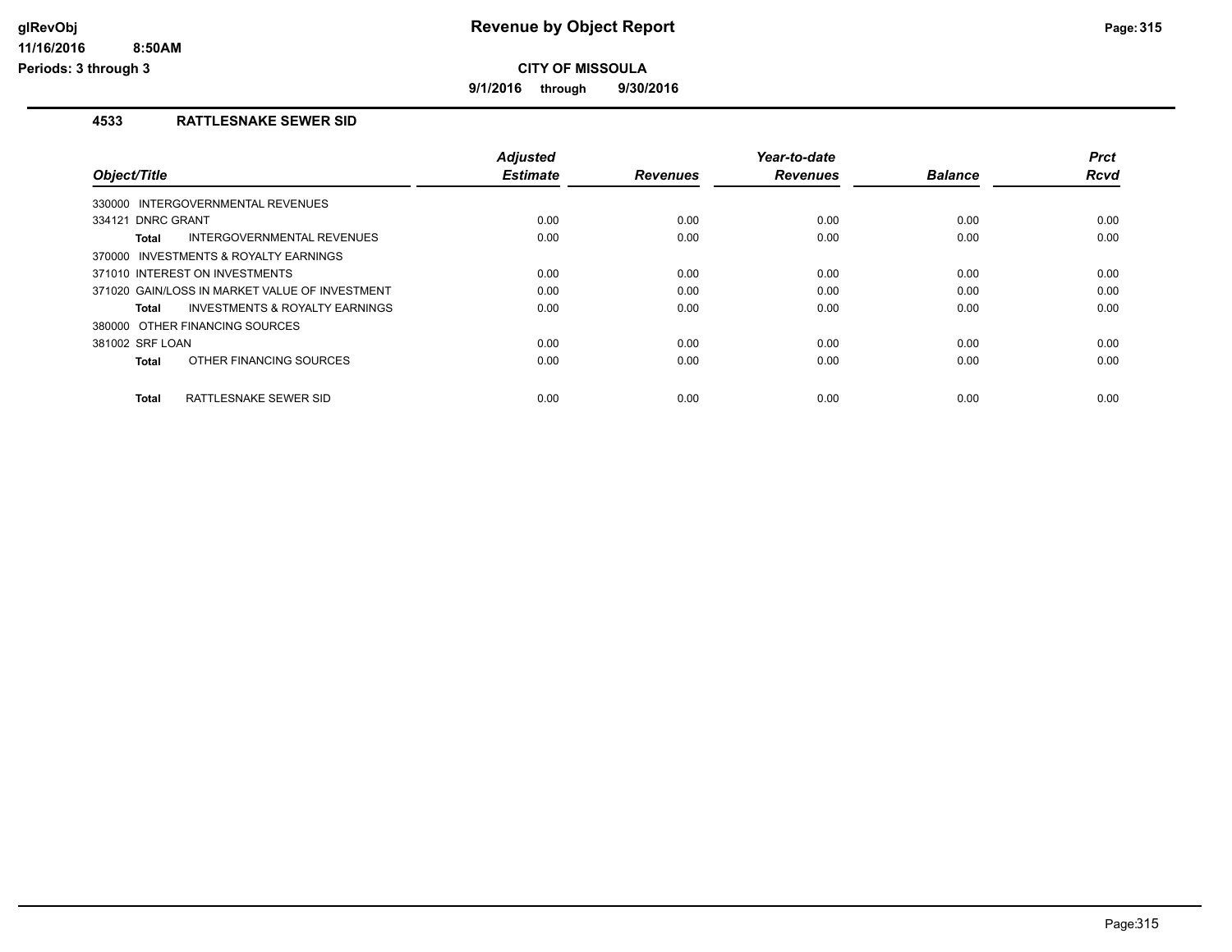# Revenue by Object Report

**CITY OF MISSOULA**

**9/1/2016 through 9/30/2016**

glRevObj
11/16/2016 8:50AM
Periods: 3 through 3

## 4533 RATTLESNAKE SEWER SID

| Object/Title | Adjusted Estimate | Revenues | Year-to-date Revenues | Balance | Prct Rcvd |
|---|---|---|---|---|---|
| 330000 INTERGOVERNMENTAL REVENUES | | | | | |
| 334121 DNRC GRANT | 0.00 | 0.00 | 0.00 | 0.00 | 0.00 |
| **Total** INTERGOVERNMENTAL REVENUES | 0.00 | 0.00 | 0.00 | 0.00 | 0.00 |
| 370000 INVESTMENTS & ROYALTY EARNINGS | | | | | |
| 371010 INTEREST ON INVESTMENTS | 0.00 | 0.00 | 0.00 | 0.00 | 0.00 |
| 371020 GAIN/LOSS IN MARKET VALUE OF INVESTMENT | 0.00 | 0.00 | 0.00 | 0.00 | 0.00 |
| **Total** INVESTMENTS & ROYALTY EARNINGS | 0.00 | 0.00 | 0.00 | 0.00 | 0.00 |
| 380000 OTHER FINANCING SOURCES | | | | | |
| 381002 SRF LOAN | 0.00 | 0.00 | 0.00 | 0.00 | 0.00 |
| **Total** OTHER FINANCING SOURCES | 0.00 | 0.00 | 0.00 | 0.00 | 0.00 |
| **Total** RATTLESNAKE SEWER SID | 0.00 | 0.00 | 0.00 | 0.00 | 0.00 |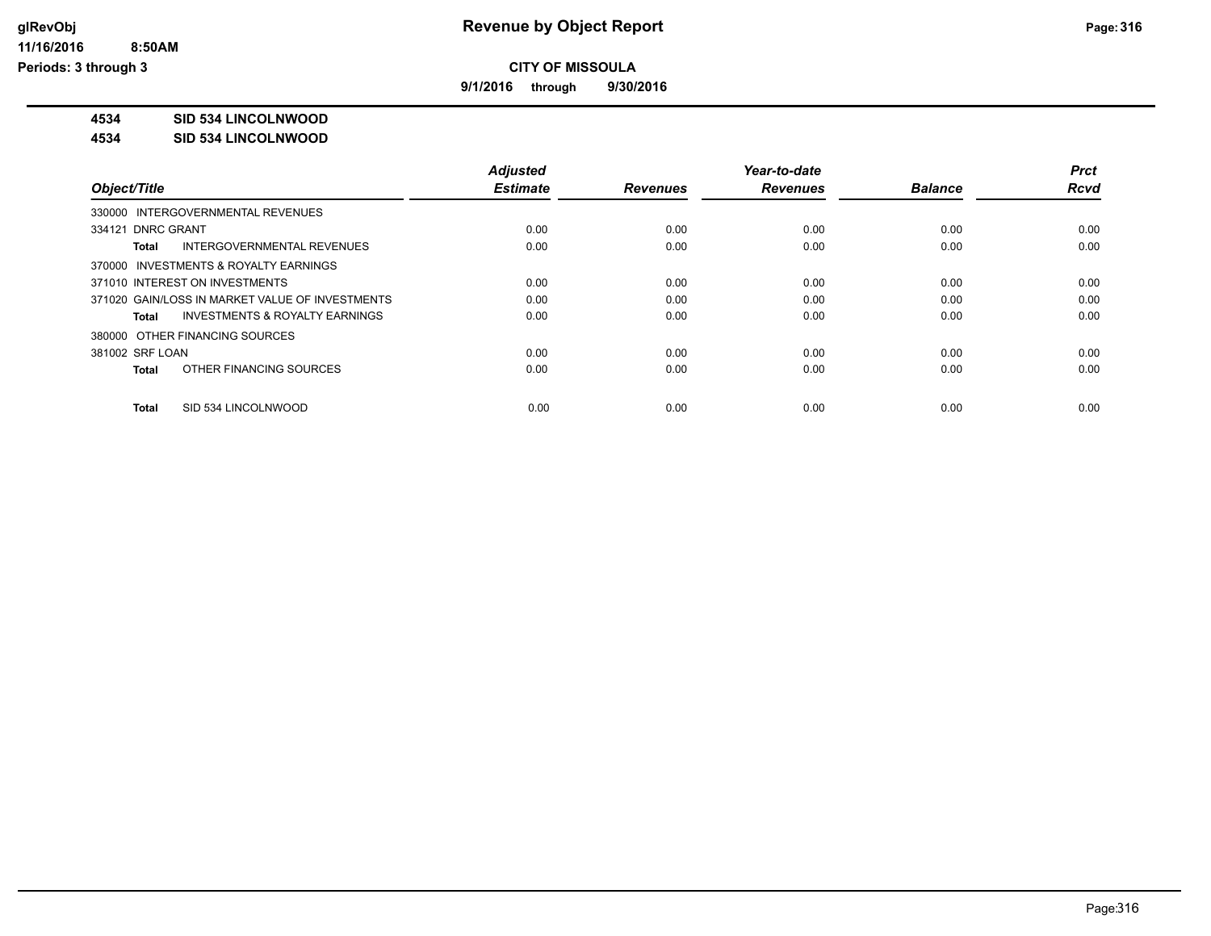**CITY OF MISSOULA**

**9/1/2016 through 9/30/2016**

**4534 SID 534 LINCOLNWOOD**

**4534 SID 534 LINCOLNWOOD**

| Object/Title | Adjusted Estimate | Revenues | Year-to-date Revenues | Balance | Prct Rcvd |
|---|---|---|---|---|---|
| 330000 INTERGOVERNMENTAL REVENUES | | | | | |
| 334121 DNRC GRANT | 0.00 | 0.00 | 0.00 | 0.00 | 0.00 |
| **Total** INTERGOVERNMENTAL REVENUES | 0.00 | 0.00 | 0.00 | 0.00 | 0.00 |
| 370000 INVESTMENTS & ROYALTY EARNINGS | | | | | |
| 371010 INTEREST ON INVESTMENTS | 0.00 | 0.00 | 0.00 | 0.00 | 0.00 |
| 371020 GAIN/LOSS IN MARKET VALUE OF INVESTMENTS | 0.00 | 0.00 | 0.00 | 0.00 | 0.00 |
| **Total** INVESTMENTS & ROYALTY EARNINGS | 0.00 | 0.00 | 0.00 | 0.00 | 0.00 |
| 380000 OTHER FINANCING SOURCES | | | | | |
| 381002 SRF LOAN | 0.00 | 0.00 | 0.00 | 0.00 | 0.00 |
| **Total** OTHER FINANCING SOURCES | 0.00 | 0.00 | 0.00 | 0.00 | 0.00 |
| **Total** SID 534 LINCOLNWOOD | 0.00 | 0.00 | 0.00 | 0.00 | 0.00 |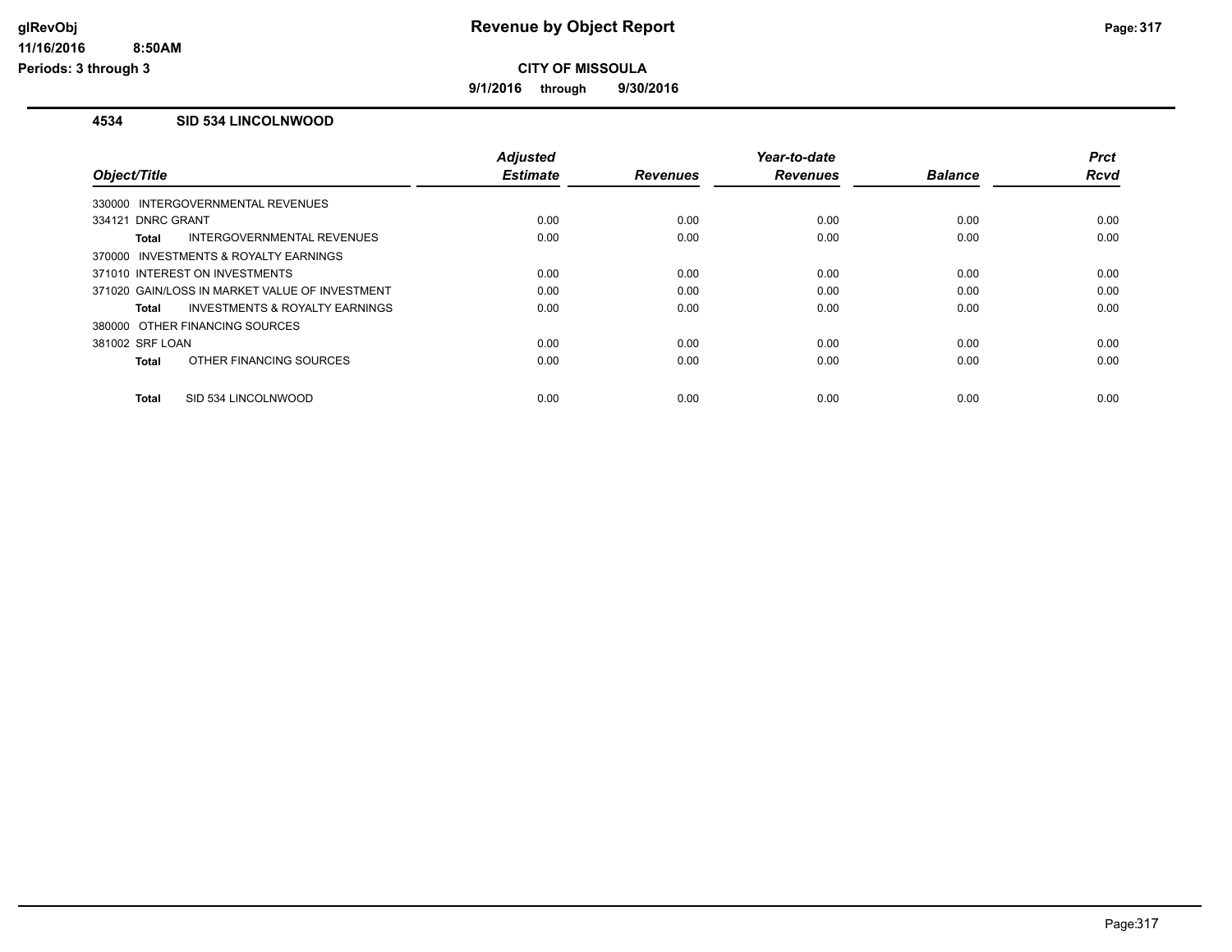# Revenue by Object Report

## CITY OF MISSOULA

**9/1/2016 through 9/30/2016**

glRevObj
11/16/2016 8:50AM
Periods: 3 through 3

### 4534 SID 534 LINCOLNWOOD

| Object/Title | Adjusted Estimate | Revenues | Year-to-date Revenues | Balance | Prct Rcvd |
|---|---|---|---|---|---|
| 330000 INTERGOVERNMENTAL REVENUES | | | | | |
| 334121 DNRC GRANT | 0.00 | 0.00 | 0.00 | 0.00 | 0.00 |
| **Total** INTERGOVERNMENTAL REVENUES | 0.00 | 0.00 | 0.00 | 0.00 | 0.00 |
| 370000 INVESTMENTS & ROYALTY EARNINGS | | | | | |
| 371010 INTEREST ON INVESTMENTS | 0.00 | 0.00 | 0.00 | 0.00 | 0.00 |
| 371020 GAIN/LOSS IN MARKET VALUE OF INVESTMENT | 0.00 | 0.00 | 0.00 | 0.00 | 0.00 |
| **Total** INVESTMENTS & ROYALTY EARNINGS | 0.00 | 0.00 | 0.00 | 0.00 | 0.00 |
| 380000 OTHER FINANCING SOURCES | | | | | |
| 381002 SRF LOAN | 0.00 | 0.00 | 0.00 | 0.00 | 0.00 |
| **Total** OTHER FINANCING SOURCES | 0.00 | 0.00 | 0.00 | 0.00 | 0.00 |
| **Total** SID 534 LINCOLNWOOD | 0.00 | 0.00 | 0.00 | 0.00 | 0.00 |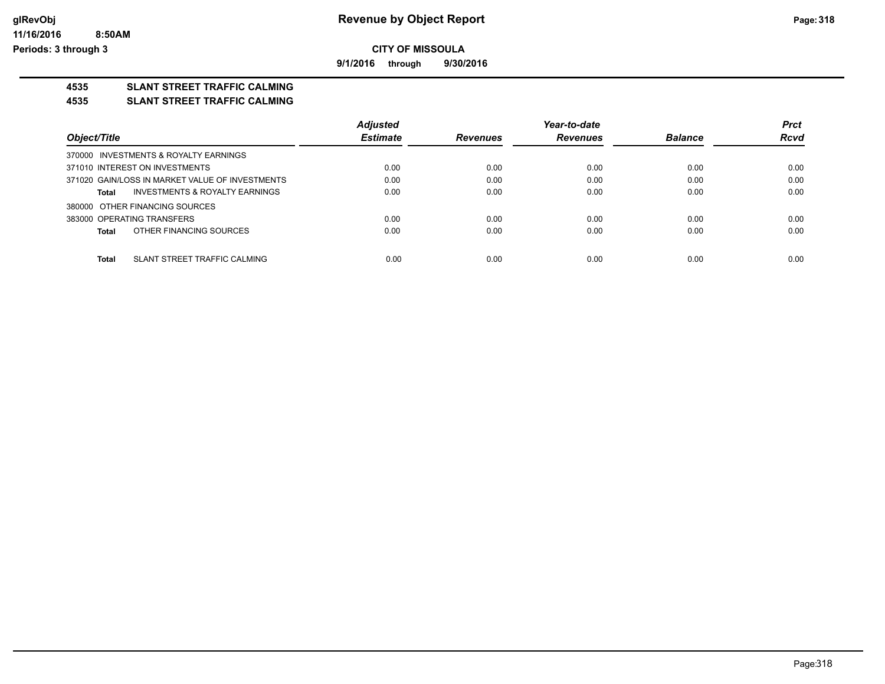## Revenue by Object Report

**CITY OF MISSOULA**

**9/1/2016 through 9/30/2016**

glRevObj
11/16/2016 8:50AM
Periods: 3 through 3

### 4535 SLANT STREET TRAFFIC CALMING
### 4535 SLANT STREET TRAFFIC CALMING

| Object/Title | Adjusted Estimate | Revenues | Year-to-date Revenues | Balance | Prct Rcvd |
|---|---|---|---|---|---|
| 370000 INVESTMENTS & ROYALTY EARNINGS | | | | | |
| 371010 INTEREST ON INVESTMENTS | 0.00 | 0.00 | 0.00 | 0.00 | 0.00 |
| 371020 GAIN/LOSS IN MARKET VALUE OF INVESTMENTS | 0.00 | 0.00 | 0.00 | 0.00 | 0.00 |
| **Total** INVESTMENTS & ROYALTY EARNINGS | 0.00 | 0.00 | 0.00 | 0.00 | 0.00 |
| 380000 OTHER FINANCING SOURCES | | | | | |
| 383000 OPERATING TRANSFERS | 0.00 | 0.00 | 0.00 | 0.00 | 0.00 |
| **Total** OTHER FINANCING SOURCES | 0.00 | 0.00 | 0.00 | 0.00 | 0.00 |
| **Total** SLANT STREET TRAFFIC CALMING | 0.00 | 0.00 | 0.00 | 0.00 | 0.00 |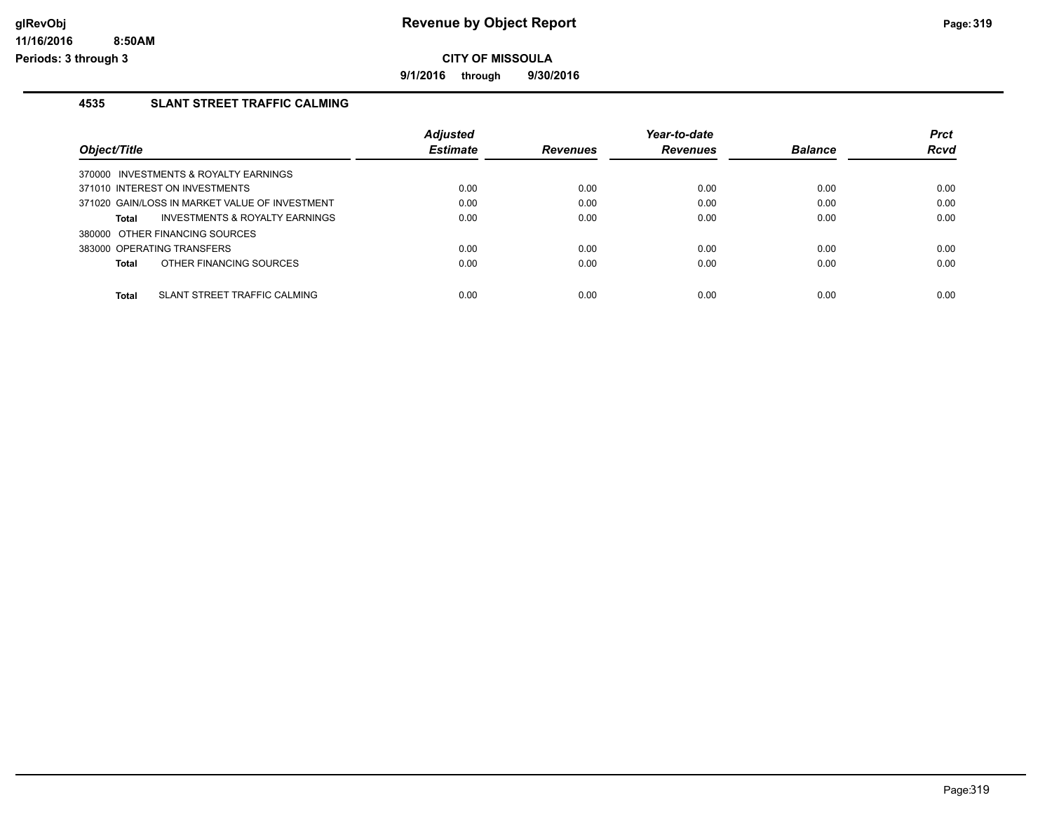**CITY OF MISSOULA**

**9/1/2016 through 9/30/2016**

## 4535 SLANT STREET TRAFFIC CALMING

| Object/Title | Adjusted Estimate | Revenues | Year-to-date Revenues | Balance | Prct Rcvd |
|---|---|---|---|---|---|
| 370000 INVESTMENTS & ROYALTY EARNINGS | | | | | |
| 371010 INTEREST ON INVESTMENTS | 0.00 | 0.00 | 0.00 | 0.00 | 0.00 |
| 371020 GAIN/LOSS IN MARKET VALUE OF INVESTMENT | 0.00 | 0.00 | 0.00 | 0.00 | 0.00 |
| **Total** INVESTMENTS & ROYALTY EARNINGS | 0.00 | 0.00 | 0.00 | 0.00 | 0.00 |
| 380000 OTHER FINANCING SOURCES | | | | | |
| 383000 OPERATING TRANSFERS | 0.00 | 0.00 | 0.00 | 0.00 | 0.00 |
| **Total** OTHER FINANCING SOURCES | 0.00 | 0.00 | 0.00 | 0.00 | 0.00 |
| **Total** SLANT STREET TRAFFIC CALMING | 0.00 | 0.00 | 0.00 | 0.00 | 0.00 |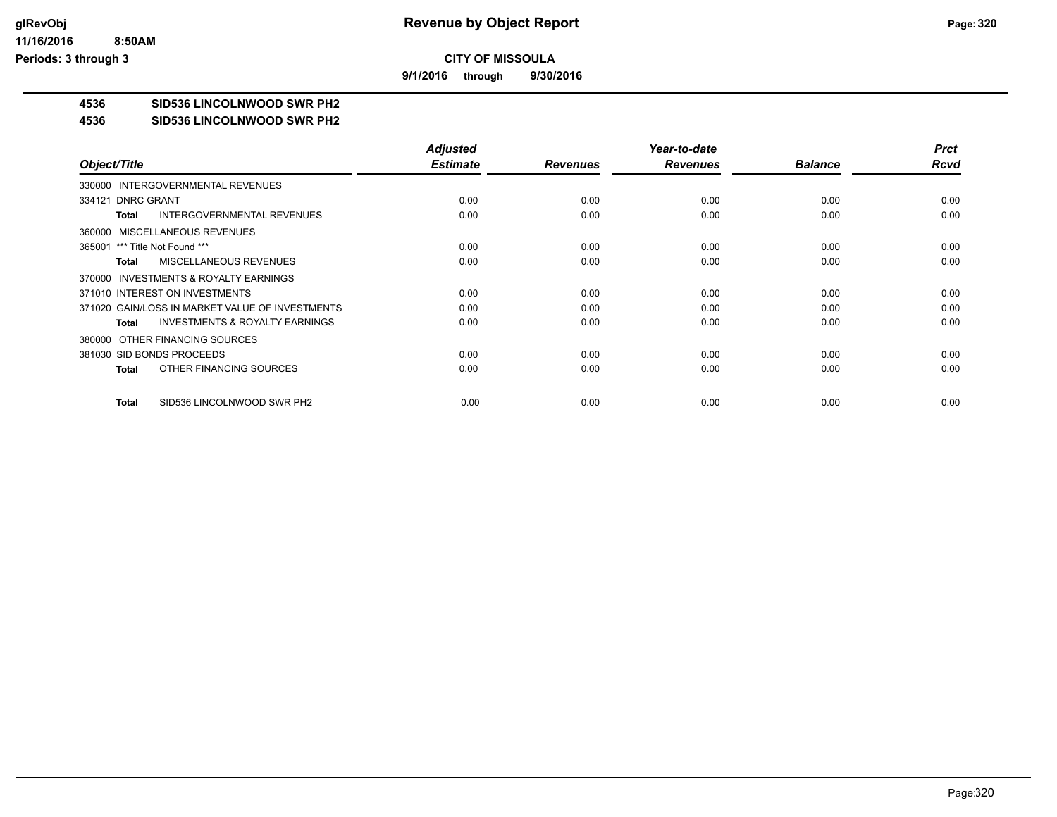**Revenue by Object Report**

**CITY OF MISSOULA**

**9/1/2016 through 9/30/2016**

**4536 SID536 LINCOLNWOOD SWR PH2**

**4536 SID536 LINCOLNWOOD SWR PH2**

| Object/Title | Adjusted Estimate | Revenues | Year-to-date Revenues | Balance | Prct Rcvd |
|---|---|---|---|---|---|
| 330000 INTERGOVERNMENTAL REVENUES | | | | | |
| 334121 DNRC GRANT | 0.00 | 0.00 | 0.00 | 0.00 | 0.00 |
| **Total** INTERGOVERNMENTAL REVENUES | 0.00 | 0.00 | 0.00 | 0.00 | 0.00 |
| 360000 MISCELLANEOUS REVENUES | | | | | |
| 365001 *** Title Not Found *** | 0.00 | 0.00 | 0.00 | 0.00 | 0.00 |
| **Total** MISCELLANEOUS REVENUES | 0.00 | 0.00 | 0.00 | 0.00 | 0.00 |
| 370000 INVESTMENTS & ROYALTY EARNINGS | | | | | |
| 371010 INTEREST ON INVESTMENTS | 0.00 | 0.00 | 0.00 | 0.00 | 0.00 |
| 371020 GAIN/LOSS IN MARKET VALUE OF INVESTMENTS | 0.00 | 0.00 | 0.00 | 0.00 | 0.00 |
| **Total** INVESTMENTS & ROYALTY EARNINGS | 0.00 | 0.00 | 0.00 | 0.00 | 0.00 |
| 380000 OTHER FINANCING SOURCES | | | | | |
| 381030 SID BONDS PROCEEDS | 0.00 | 0.00 | 0.00 | 0.00 | 0.00 |
| **Total** OTHER FINANCING SOURCES | 0.00 | 0.00 | 0.00 | 0.00 | 0.00 |
| **Total** SID536 LINCOLNWOOD SWR PH2 | 0.00 | 0.00 | 0.00 | 0.00 | 0.00 |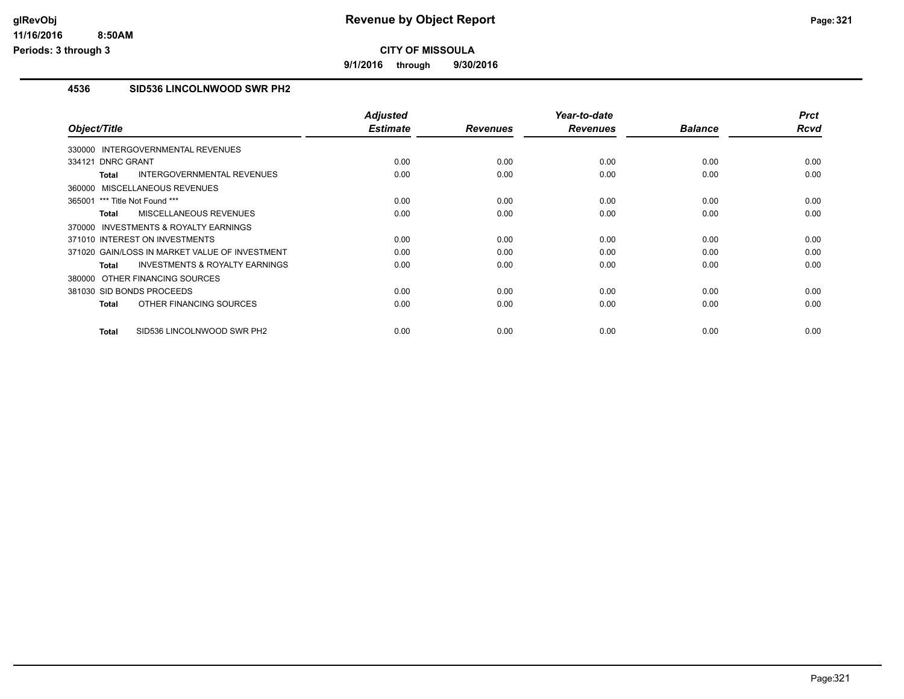# Revenue by Object Report

**CITY OF MISSOULA**

**9/1/2016 through 9/30/2016**

glRevObj
11/16/2016 8:50AM
Periods: 3 through 3

## 4536 SID536 LINCOLNWOOD SWR PH2

| Object/Title | Adjusted Estimate | Revenues | Year-to-date Revenues | Balance | Prct Rcvd |
|---|---|---|---|---|---|
| 330000 INTERGOVERNMENTAL REVENUES | | | | | |
| 334121 DNRC GRANT | 0.00 | 0.00 | 0.00 | 0.00 | 0.00 |
| **Total** INTERGOVERNMENTAL REVENUES | 0.00 | 0.00 | 0.00 | 0.00 | 0.00 |
| 360000 MISCELLANEOUS REVENUES | | | | | |
| 365001 *** Title Not Found *** | 0.00 | 0.00 | 0.00 | 0.00 | 0.00 |
| **Total** MISCELLANEOUS REVENUES | 0.00 | 0.00 | 0.00 | 0.00 | 0.00 |
| 370000 INVESTMENTS & ROYALTY EARNINGS | | | | | |
| 371010 INTEREST ON INVESTMENTS | 0.00 | 0.00 | 0.00 | 0.00 | 0.00 |
| 371020 GAIN/LOSS IN MARKET VALUE OF INVESTMENT | 0.00 | 0.00 | 0.00 | 0.00 | 0.00 |
| **Total** INVESTMENTS & ROYALTY EARNINGS | 0.00 | 0.00 | 0.00 | 0.00 | 0.00 |
| 380000 OTHER FINANCING SOURCES | | | | | |
| 381030 SID BONDS PROCEEDS | 0.00 | 0.00 | 0.00 | 0.00 | 0.00 |
| **Total** OTHER FINANCING SOURCES | 0.00 | 0.00 | 0.00 | 0.00 | 0.00 |
| **Total** SID536 LINCOLNWOOD SWR PH2 | 0.00 | 0.00 | 0.00 | 0.00 | 0.00 |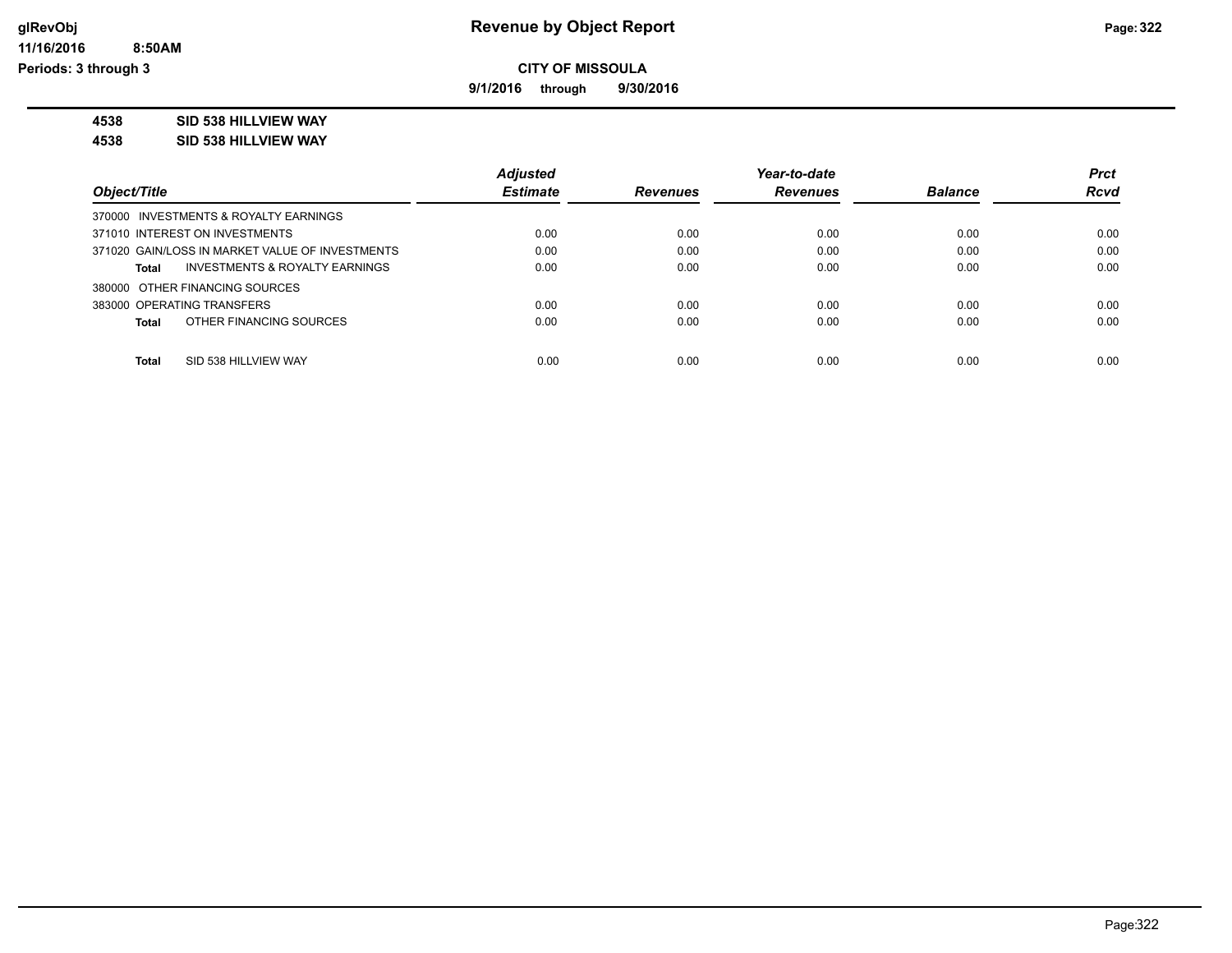# Revenue by Object Report

**CITY OF MISSOULA**

**9/1/2016 through 9/30/2016**

glRevObj
11/16/2016 8:50AM
Periods: 3 through 3

**4538 SID 538 HILLVIEW WAY**

**4538 SID 538 HILLVIEW WAY**

| Object/Title | Adjusted Estimate | Revenues | Year-to-date Revenues | Balance | Prct Rcvd |
|---|---|---|---|---|---|
| 370000 INVESTMENTS & ROYALTY EARNINGS | | | | | |
| 371010 INTEREST ON INVESTMENTS | 0.00 | 0.00 | 0.00 | 0.00 | 0.00 |
| 371020 GAIN/LOSS IN MARKET VALUE OF INVESTMENTS | 0.00 | 0.00 | 0.00 | 0.00 | 0.00 |
| **Total** INVESTMENTS & ROYALTY EARNINGS | 0.00 | 0.00 | 0.00 | 0.00 | 0.00 |
| 380000 OTHER FINANCING SOURCES | | | | | |
| 383000 OPERATING TRANSFERS | 0.00 | 0.00 | 0.00 | 0.00 | 0.00 |
| **Total** OTHER FINANCING SOURCES | 0.00 | 0.00 | 0.00 | 0.00 | 0.00 |
| **Total** SID 538 HILLVIEW WAY | 0.00 | 0.00 | 0.00 | 0.00 | 0.00 |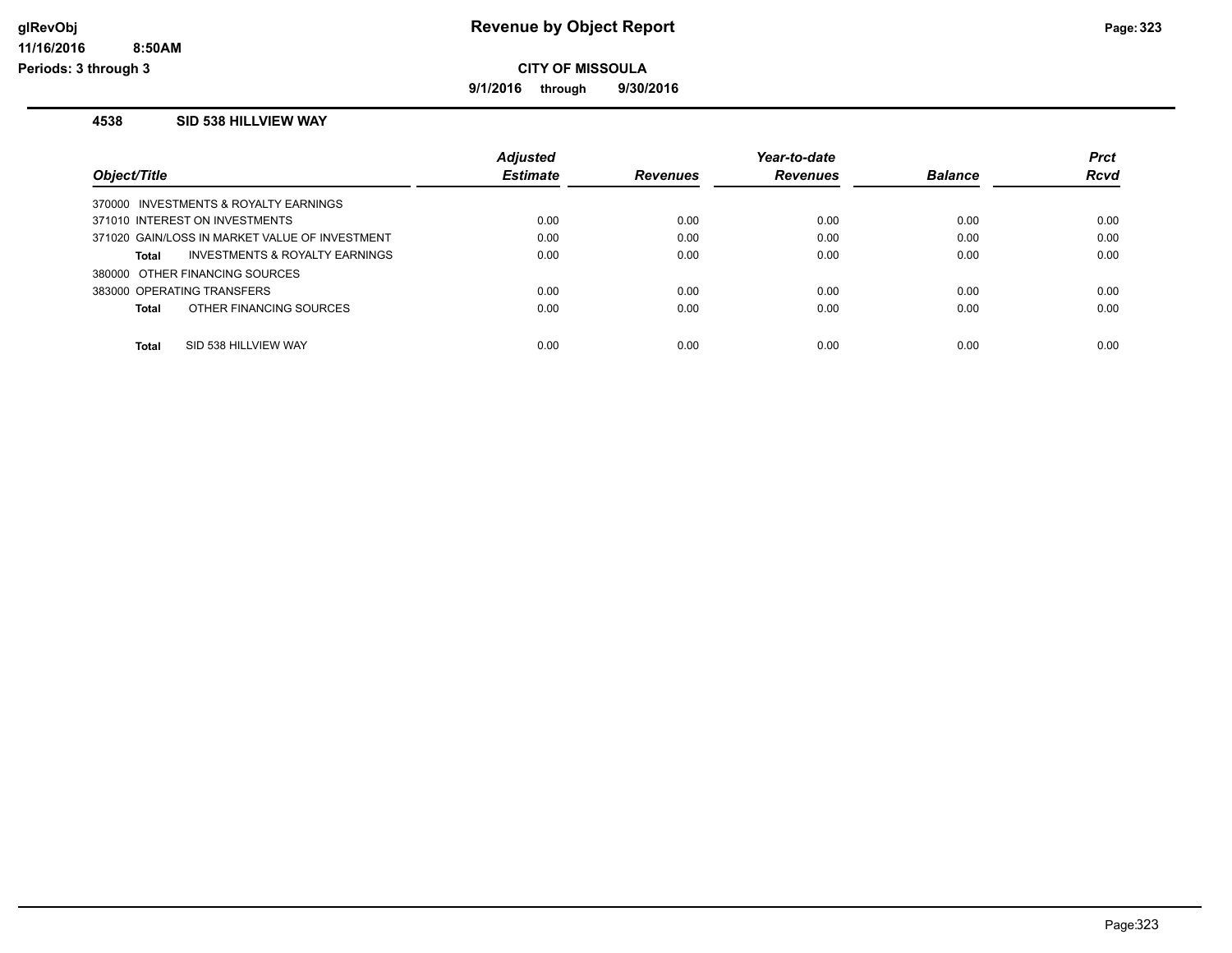# Revenue by Object Report

glRevObj
11/16/2016 8:50AM
Periods: 3 through 3

**CITY OF MISSOULA**

**9/1/2016 through 9/30/2016**

### 4538 SID 538 HILLVIEW WAY

| Object/Title | Adjusted Estimate | Revenues | Year-to-date Revenues | Balance | Prct Rcvd |
|---|---|---|---|---|---|
| 370000 INVESTMENTS & ROYALTY EARNINGS | | | | | |
| 371010 INTEREST ON INVESTMENTS | 0.00 | 0.00 | 0.00 | 0.00 | 0.00 |
| 371020 GAIN/LOSS IN MARKET VALUE OF INVESTMENT | 0.00 | 0.00 | 0.00 | 0.00 | 0.00 |
| **Total** INVESTMENTS & ROYALTY EARNINGS | 0.00 | 0.00 | 0.00 | 0.00 | 0.00 |
| 380000 OTHER FINANCING SOURCES | | | | | |
| 383000 OPERATING TRANSFERS | 0.00 | 0.00 | 0.00 | 0.00 | 0.00 |
| **Total** OTHER FINANCING SOURCES | 0.00 | 0.00 | 0.00 | 0.00 | 0.00 |
| **Total** SID 538 HILLVIEW WAY | 0.00 | 0.00 | 0.00 | 0.00 | 0.00 |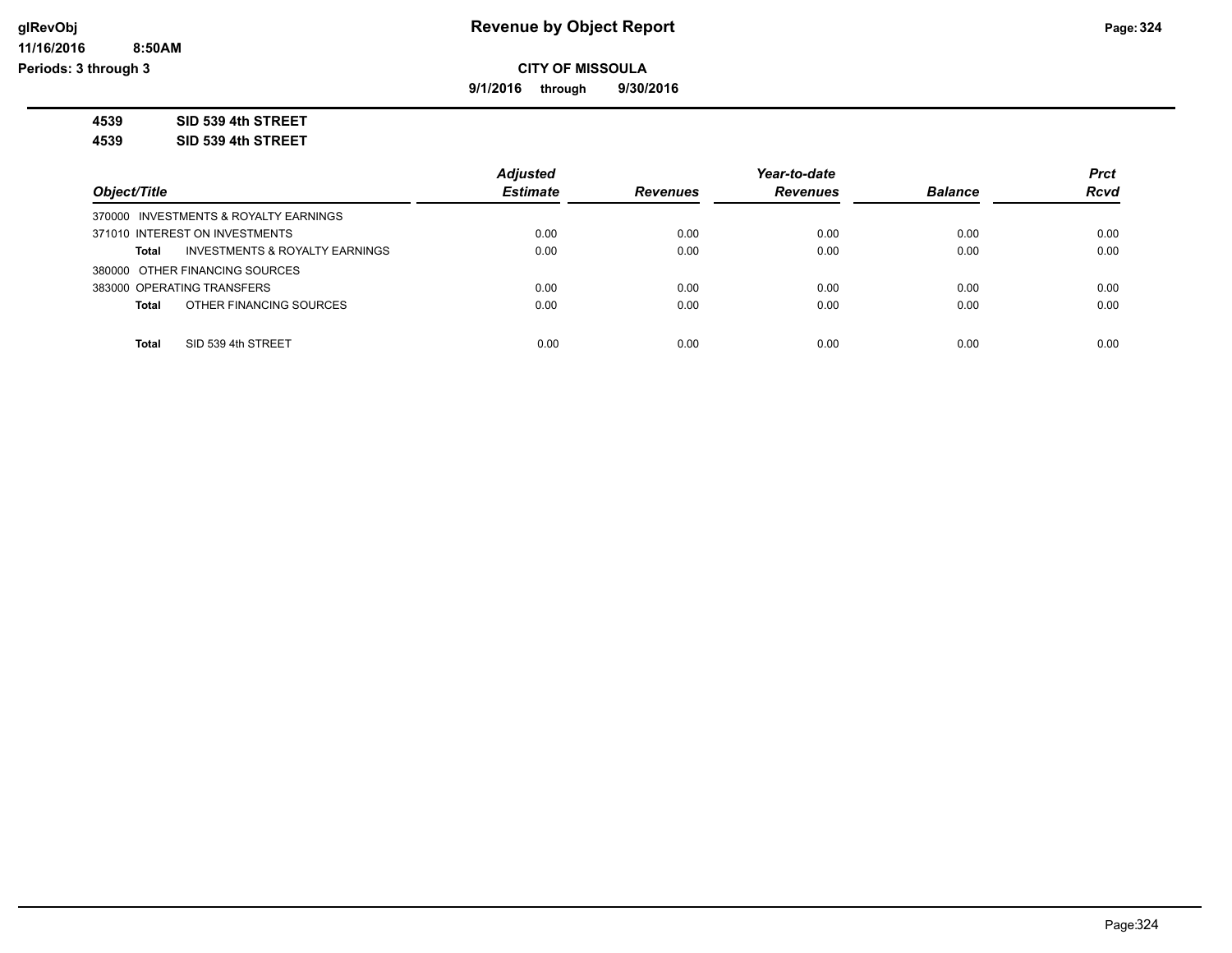**Revenue by Object Report**

**CITY OF MISSOULA**

**9/1/2016 through 9/30/2016**

glRevObj
11/16/2016 8:50AM
Periods: 3 through 3

**4539 SID 539 4th STREET**

**4539 SID 539 4th STREET**

| Object/Title | Adjusted Estimate | Revenues | Year-to-date Revenues | Balance | Prct Rcvd |
|---|---|---|---|---|---|
| 370000 INVESTMENTS & ROYALTY EARNINGS | | | | | |
| 371010 INTEREST ON INVESTMENTS | 0.00 | 0.00 | 0.00 | 0.00 | 0.00 |
| **Total** INVESTMENTS & ROYALTY EARNINGS | 0.00 | 0.00 | 0.00 | 0.00 | 0.00 |
| 380000 OTHER FINANCING SOURCES | | | | | |
| 383000 OPERATING TRANSFERS | 0.00 | 0.00 | 0.00 | 0.00 | 0.00 |
| **Total** OTHER FINANCING SOURCES | 0.00 | 0.00 | 0.00 | 0.00 | 0.00 |
| **Total** SID 539 4th STREET | 0.00 | 0.00 | 0.00 | 0.00 | 0.00 |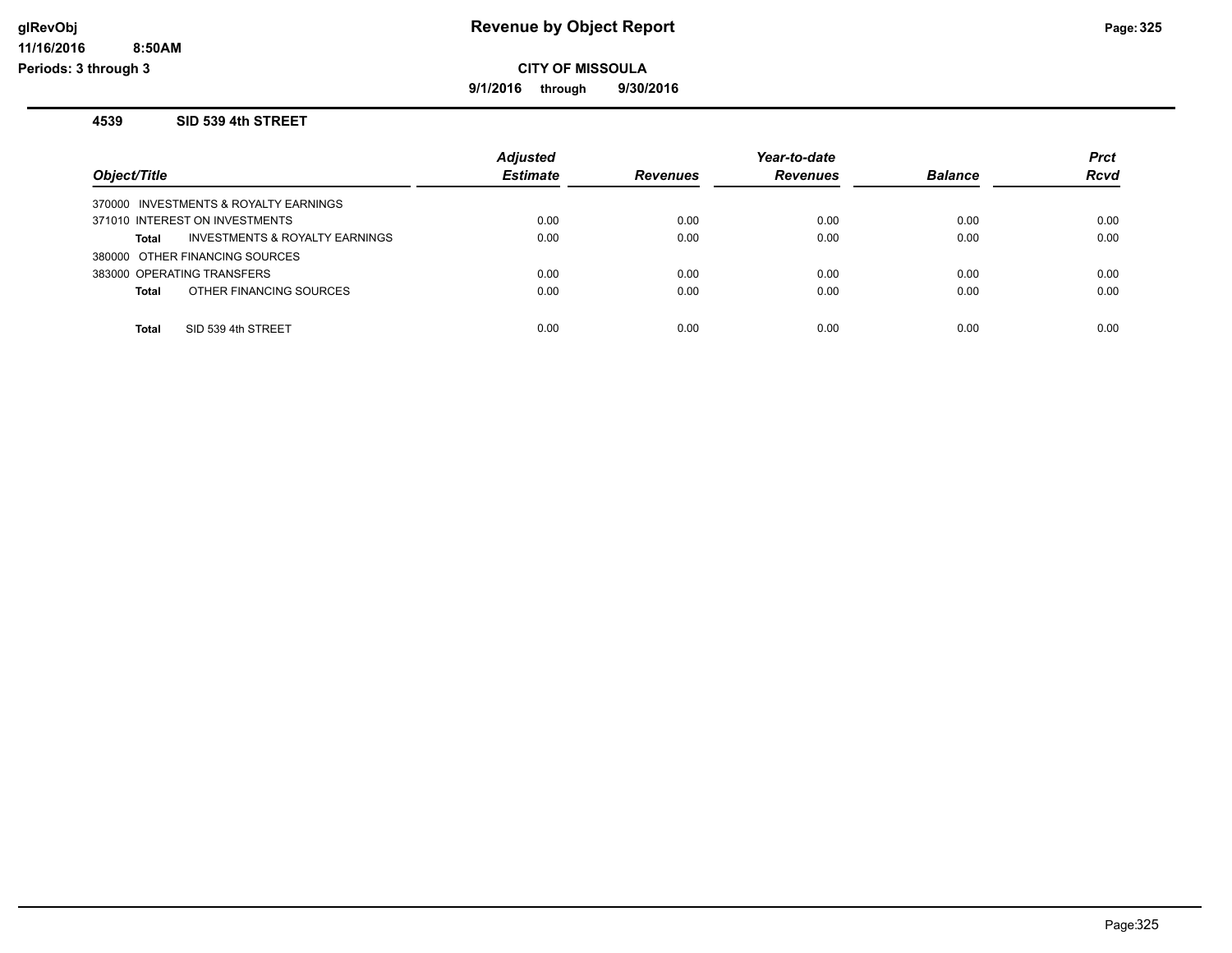# Revenue by Object Report

**CITY OF MISSOULA**

**9/1/2016 through 9/30/2016**

glRevObj
11/16/2016 8:50AM
Periods: 3 through 3

## 4539 SID 539 4th STREET

| Object/Title | Adjusted Estimate | Revenues | Year-to-date Revenues | Balance | Prct Rcvd |
|---|---|---|---|---|---|
| 370000 INVESTMENTS & ROYALTY EARNINGS | | | | | |
| 371010 INTEREST ON INVESTMENTS | 0.00 | 0.00 | 0.00 | 0.00 | 0.00 |
| **Total** INVESTMENTS & ROYALTY EARNINGS | 0.00 | 0.00 | 0.00 | 0.00 | 0.00 |
| 380000 OTHER FINANCING SOURCES | | | | | |
| 383000 OPERATING TRANSFERS | 0.00 | 0.00 | 0.00 | 0.00 | 0.00 |
| **Total** OTHER FINANCING SOURCES | 0.00 | 0.00 | 0.00 | 0.00 | 0.00 |
| **Total** SID 539 4th STREET | 0.00 | 0.00 | 0.00 | 0.00 | 0.00 |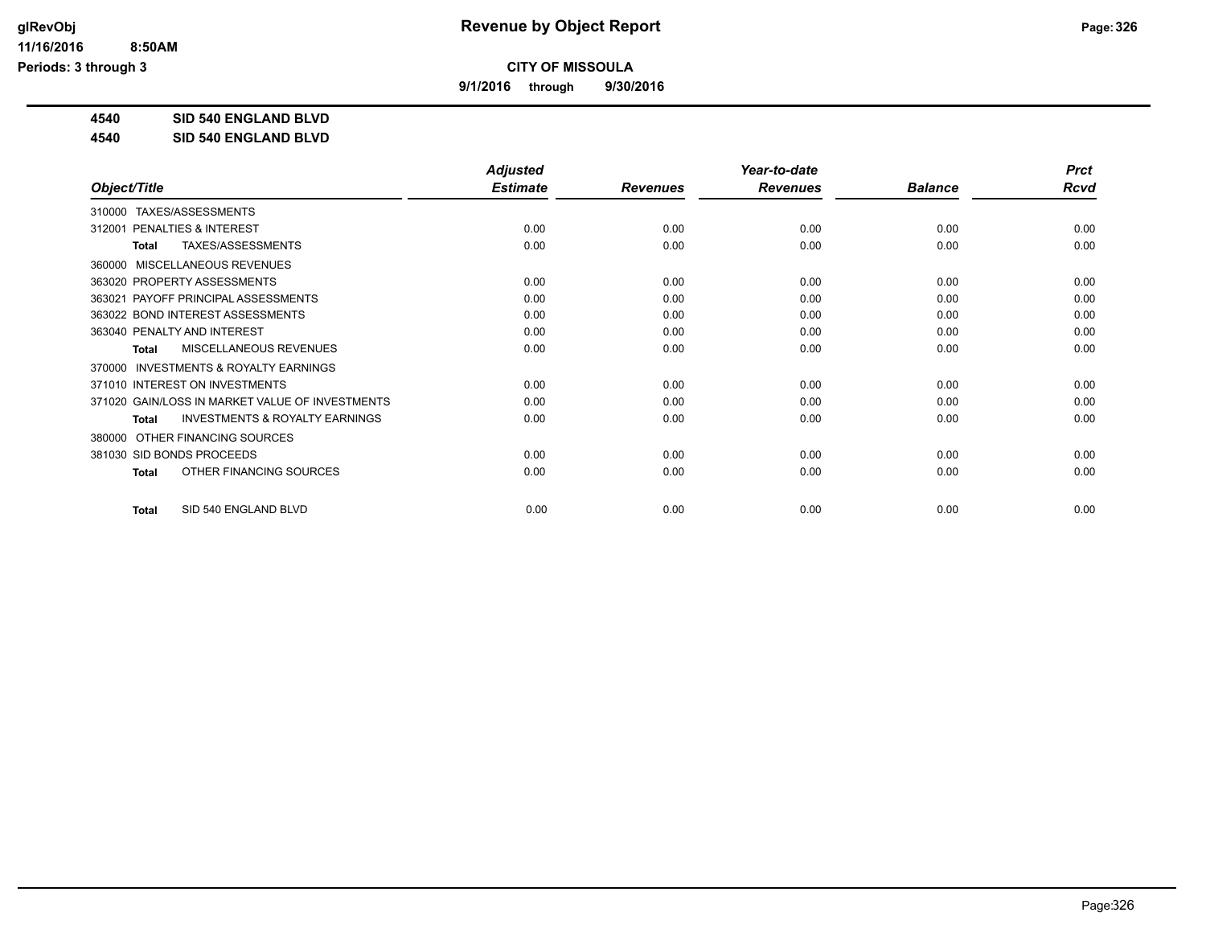**Revenue by Object Report**

**CITY OF MISSOULA**

**9/1/2016 through 9/30/2016**

glRevObj
11/16/2016 8:50AM
Periods: 3 through 3

**4540 SID 540 ENGLAND BLVD**

**4540 SID 540 ENGLAND BLVD**

| Object/Title | Adjusted Estimate | Revenues | Year-to-date Revenues | Balance | Prct Rcvd |
|---|---|---|---|---|---|
| 310000 TAXES/ASSESSMENTS | | | | | |
| 312001 PENALTIES & INTEREST | 0.00 | 0.00 | 0.00 | 0.00 | 0.00 |
| **Total** TAXES/ASSESSMENTS | 0.00 | 0.00 | 0.00 | 0.00 | 0.00 |
| 360000 MISCELLANEOUS REVENUES | | | | | |
| 363020 PROPERTY ASSESSMENTS | 0.00 | 0.00 | 0.00 | 0.00 | 0.00 |
| 363021 PAYOFF PRINCIPAL ASSESSMENTS | 0.00 | 0.00 | 0.00 | 0.00 | 0.00 |
| 363022 BOND INTEREST ASSESSMENTS | 0.00 | 0.00 | 0.00 | 0.00 | 0.00 |
| 363040 PENALTY AND INTEREST | 0.00 | 0.00 | 0.00 | 0.00 | 0.00 |
| **Total** MISCELLANEOUS REVENUES | 0.00 | 0.00 | 0.00 | 0.00 | 0.00 |
| 370000 INVESTMENTS & ROYALTY EARNINGS | | | | | |
| 371010 INTEREST ON INVESTMENTS | 0.00 | 0.00 | 0.00 | 0.00 | 0.00 |
| 371020 GAIN/LOSS IN MARKET VALUE OF INVESTMENTS | 0.00 | 0.00 | 0.00 | 0.00 | 0.00 |
| **Total** INVESTMENTS & ROYALTY EARNINGS | 0.00 | 0.00 | 0.00 | 0.00 | 0.00 |
| 380000 OTHER FINANCING SOURCES | | | | | |
| 381030 SID BONDS PROCEEDS | 0.00 | 0.00 | 0.00 | 0.00 | 0.00 |
| **Total** OTHER FINANCING SOURCES | 0.00 | 0.00 | 0.00 | 0.00 | 0.00 |
| **Total** SID 540 ENGLAND BLVD | 0.00 | 0.00 | 0.00 | 0.00 | 0.00 |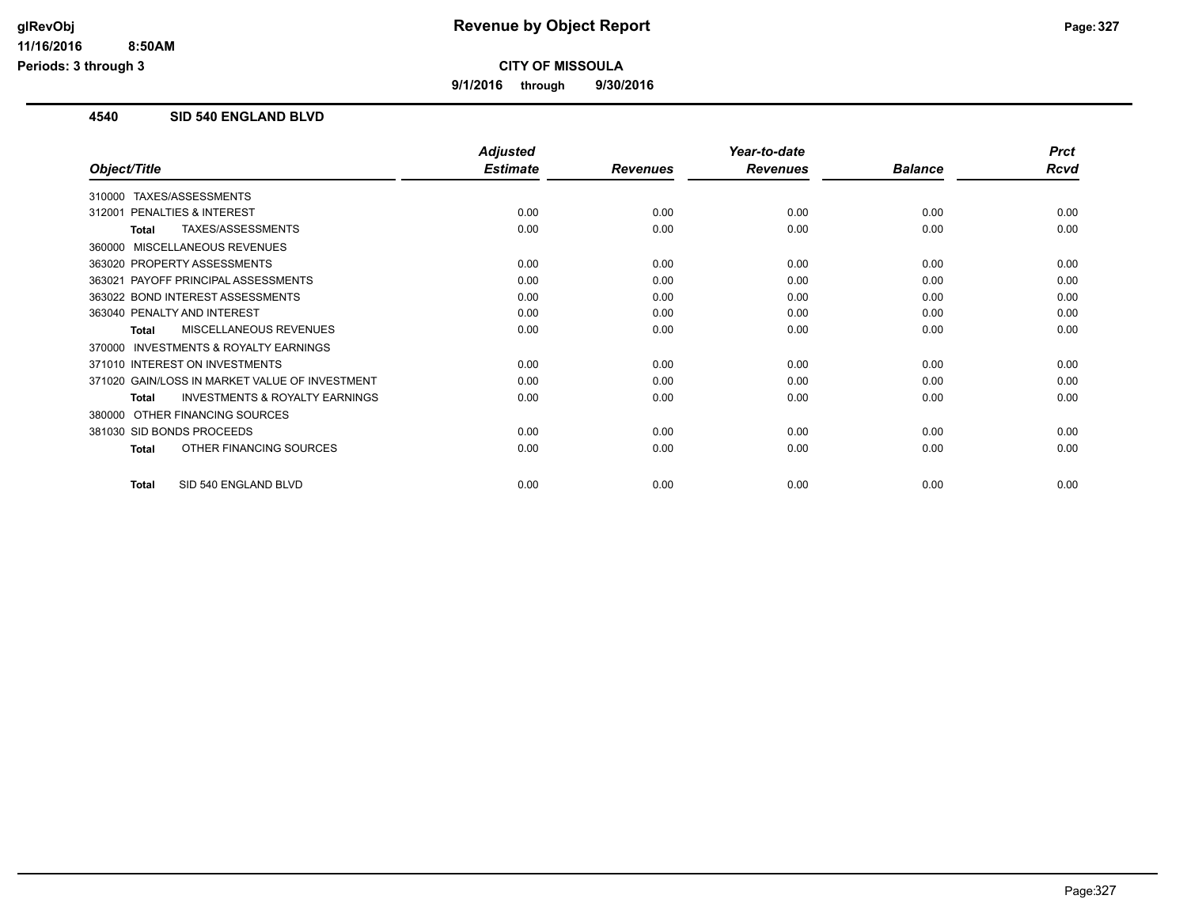# Revenue by Object Report

glRevObj
11/16/2016 8:50AM
Periods: 3 through 3

**CITY OF MISSOULA**

**9/1/2016 through 9/30/2016**

## 4540 SID 540 ENGLAND BLVD

| Object/Title | Adjusted Estimate | Revenues | Year-to-date Revenues | Balance | Prct Rcvd |
|---|---|---|---|---|---|
| 310000 TAXES/ASSESSMENTS | | | | | |
| 312001 PENALTIES & INTEREST | 0.00 | 0.00 | 0.00 | 0.00 | 0.00 |
| **Total** TAXES/ASSESSMENTS | 0.00 | 0.00 | 0.00 | 0.00 | 0.00 |
| 360000 MISCELLANEOUS REVENUES | | | | | |
| 363020 PROPERTY ASSESSMENTS | 0.00 | 0.00 | 0.00 | 0.00 | 0.00 |
| 363021 PAYOFF PRINCIPAL ASSESSMENTS | 0.00 | 0.00 | 0.00 | 0.00 | 0.00 |
| 363022 BOND INTEREST ASSESSMENTS | 0.00 | 0.00 | 0.00 | 0.00 | 0.00 |
| 363040 PENALTY AND INTEREST | 0.00 | 0.00 | 0.00 | 0.00 | 0.00 |
| **Total** MISCELLANEOUS REVENUES | 0.00 | 0.00 | 0.00 | 0.00 | 0.00 |
| 370000 INVESTMENTS & ROYALTY EARNINGS | | | | | |
| 371010 INTEREST ON INVESTMENTS | 0.00 | 0.00 | 0.00 | 0.00 | 0.00 |
| 371020 GAIN/LOSS IN MARKET VALUE OF INVESTMENT | 0.00 | 0.00 | 0.00 | 0.00 | 0.00 |
| **Total** INVESTMENTS & ROYALTY EARNINGS | 0.00 | 0.00 | 0.00 | 0.00 | 0.00 |
| 380000 OTHER FINANCING SOURCES | | | | | |
| 381030 SID BONDS PROCEEDS | 0.00 | 0.00 | 0.00 | 0.00 | 0.00 |
| **Total** OTHER FINANCING SOURCES | 0.00 | 0.00 | 0.00 | 0.00 | 0.00 |
| **Total** SID 540 ENGLAND BLVD | 0.00 | 0.00 | 0.00 | 0.00 | 0.00 |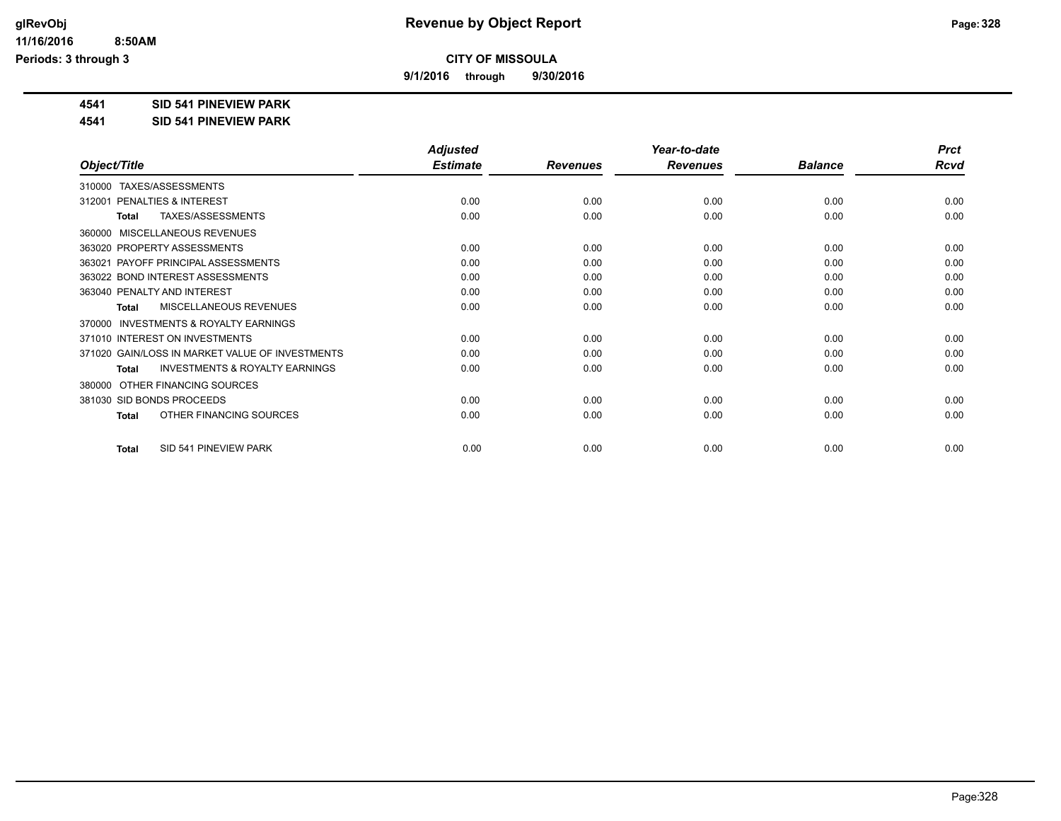**CITY OF MISSOULA**

**9/1/2016 through 9/30/2016**

**4541 SID 541 PINEVIEW PARK**

**4541 SID 541 PINEVIEW PARK**

| Object/Title | Adjusted Estimate | Revenues | Year-to-date Revenues | Balance | Prct Rcvd |
|---|---|---|---|---|---|
| 310000 TAXES/ASSESSMENTS | | | | | |
| 312001 PENALTIES & INTEREST | 0.00 | 0.00 | 0.00 | 0.00 | 0.00 |
| **Total** TAXES/ASSESSMENTS | 0.00 | 0.00 | 0.00 | 0.00 | 0.00 |
| 360000 MISCELLANEOUS REVENUES | | | | | |
| 363020 PROPERTY ASSESSMENTS | 0.00 | 0.00 | 0.00 | 0.00 | 0.00 |
| 363021 PAYOFF PRINCIPAL ASSESSMENTS | 0.00 | 0.00 | 0.00 | 0.00 | 0.00 |
| 363022 BOND INTEREST ASSESSMENTS | 0.00 | 0.00 | 0.00 | 0.00 | 0.00 |
| 363040 PENALTY AND INTEREST | 0.00 | 0.00 | 0.00 | 0.00 | 0.00 |
| **Total** MISCELLANEOUS REVENUES | 0.00 | 0.00 | 0.00 | 0.00 | 0.00 |
| 370000 INVESTMENTS & ROYALTY EARNINGS | | | | | |
| 371010 INTEREST ON INVESTMENTS | 0.00 | 0.00 | 0.00 | 0.00 | 0.00 |
| 371020 GAIN/LOSS IN MARKET VALUE OF INVESTMENTS | 0.00 | 0.00 | 0.00 | 0.00 | 0.00 |
| **Total** INVESTMENTS & ROYALTY EARNINGS | 0.00 | 0.00 | 0.00 | 0.00 | 0.00 |
| 380000 OTHER FINANCING SOURCES | | | | | |
| 381030 SID BONDS PROCEEDS | 0.00 | 0.00 | 0.00 | 0.00 | 0.00 |
| **Total** OTHER FINANCING SOURCES | 0.00 | 0.00 | 0.00 | 0.00 | 0.00 |
| **Total** SID 541 PINEVIEW PARK | 0.00 | 0.00 | 0.00 | 0.00 | 0.00 |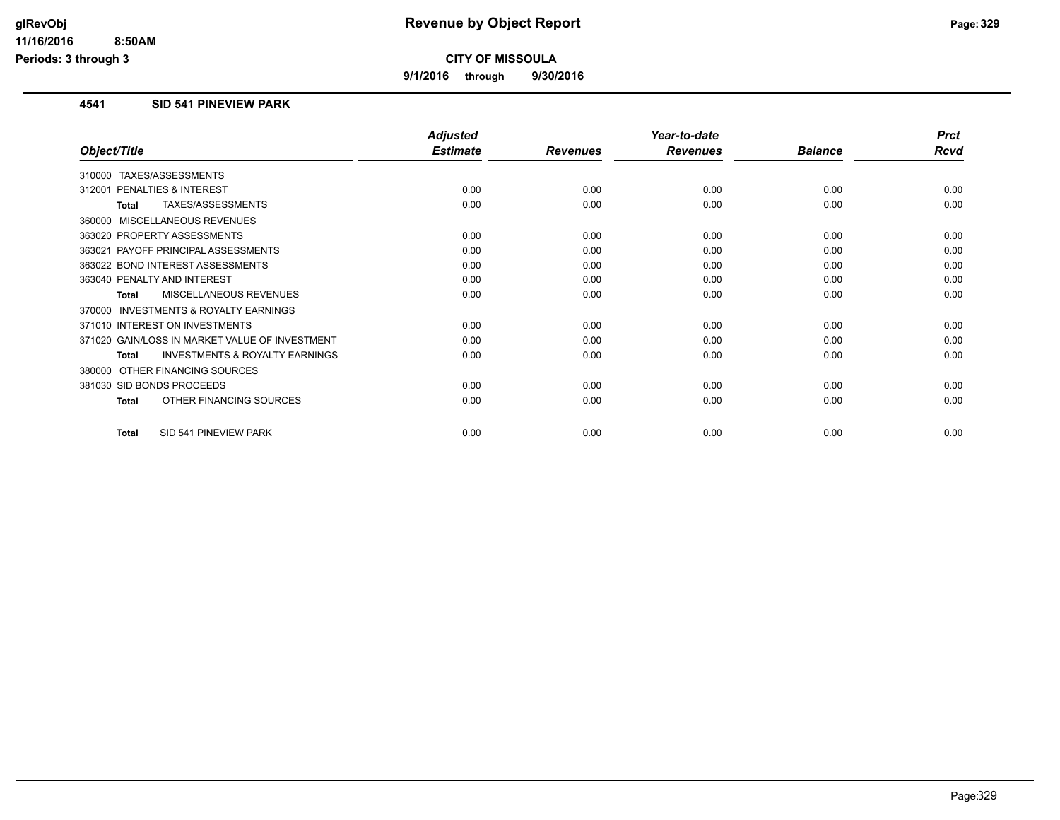# Revenue by Object Report

glRevObj
11/16/2016 8:50AM
Periods: 3 through 3

**CITY OF MISSOULA**

**9/1/2016 through 9/30/2016**

## 4541 SID 541 PINEVIEW PARK

| Object/Title | Adjusted Estimate | Revenues | Year-to-date Revenues | Balance | Prct Rcvd |
|---|---|---|---|---|---|
| 310000 TAXES/ASSESSMENTS | | | | | |
| 312001 PENALTIES & INTEREST | 0.00 | 0.00 | 0.00 | 0.00 | 0.00 |
| **Total** TAXES/ASSESSMENTS | 0.00 | 0.00 | 0.00 | 0.00 | 0.00 |
| 360000 MISCELLANEOUS REVENUES | | | | | |
| 363020 PROPERTY ASSESSMENTS | 0.00 | 0.00 | 0.00 | 0.00 | 0.00 |
| 363021 PAYOFF PRINCIPAL ASSESSMENTS | 0.00 | 0.00 | 0.00 | 0.00 | 0.00 |
| 363022 BOND INTEREST ASSESSMENTS | 0.00 | 0.00 | 0.00 | 0.00 | 0.00 |
| 363040 PENALTY AND INTEREST | 0.00 | 0.00 | 0.00 | 0.00 | 0.00 |
| **Total** MISCELLANEOUS REVENUES | 0.00 | 0.00 | 0.00 | 0.00 | 0.00 |
| 370000 INVESTMENTS & ROYALTY EARNINGS | | | | | |
| 371010 INTEREST ON INVESTMENTS | 0.00 | 0.00 | 0.00 | 0.00 | 0.00 |
| 371020 GAIN/LOSS IN MARKET VALUE OF INVESTMENT | 0.00 | 0.00 | 0.00 | 0.00 | 0.00 |
| **Total** INVESTMENTS & ROYALTY EARNINGS | 0.00 | 0.00 | 0.00 | 0.00 | 0.00 |
| 380000 OTHER FINANCING SOURCES | | | | | |
| 381030 SID BONDS PROCEEDS | 0.00 | 0.00 | 0.00 | 0.00 | 0.00 |
| **Total** OTHER FINANCING SOURCES | 0.00 | 0.00 | 0.00 | 0.00 | 0.00 |
| **Total** SID 541 PINEVIEW PARK | 0.00 | 0.00 | 0.00 | 0.00 | 0.00 |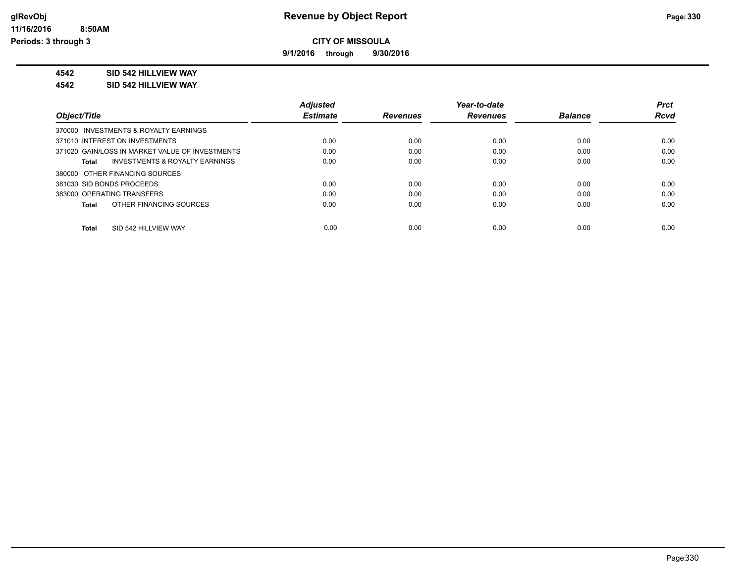# Revenue by Object Report

glRevObj
11/16/2016 8:50AM
Periods: 3 through 3

**CITY OF MISSOULA**

**9/1/2016 through 9/30/2016**

**4542 SID 542 HILLVIEW WAY**

**4542 SID 542 HILLVIEW WAY**

| Object/Title | Adjusted Estimate | Revenues | Year-to-date Revenues | Balance | Prct Rcvd |
|---|---|---|---|---|---|
| 370000 INVESTMENTS & ROYALTY EARNINGS | | | | | |
| 371010 INTEREST ON INVESTMENTS | 0.00 | 0.00 | 0.00 | 0.00 | 0.00 |
| 371020 GAIN/LOSS IN MARKET VALUE OF INVESTMENTS | 0.00 | 0.00 | 0.00 | 0.00 | 0.00 |
| **Total** INVESTMENTS & ROYALTY EARNINGS | 0.00 | 0.00 | 0.00 | 0.00 | 0.00 |
| 380000 OTHER FINANCING SOURCES | | | | | |
| 381030 SID BONDS PROCEEDS | 0.00 | 0.00 | 0.00 | 0.00 | 0.00 |
| 383000 OPERATING TRANSFERS | 0.00 | 0.00 | 0.00 | 0.00 | 0.00 |
| **Total** OTHER FINANCING SOURCES | 0.00 | 0.00 | 0.00 | 0.00 | 0.00 |
| **Total** SID 542 HILLVIEW WAY | 0.00 | 0.00 | 0.00 | 0.00 | 0.00 |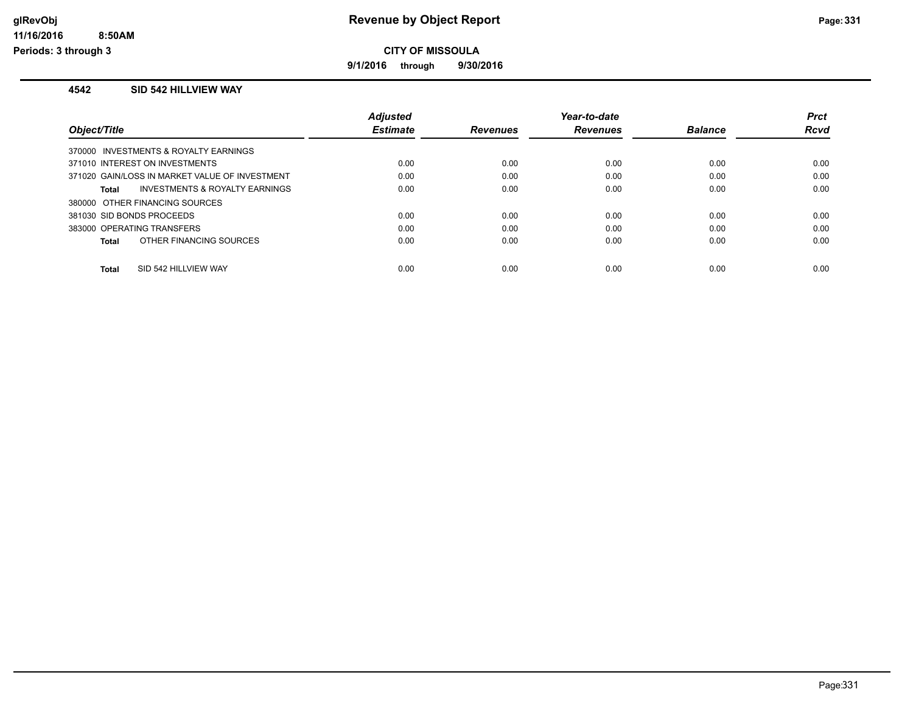# Revenue by Object Report

## CITY OF MISSOULA

**9/1/2016 through 9/30/2016**

glRevObj
11/16/2016 8:50AM
Periods: 3 through 3

### 4542 SID 542 HILLVIEW WAY

| Object/Title | Adjusted Estimate | Revenues | Year-to-date Revenues | Balance | Prct Rcvd |
|---|---|---|---|---|---|
| 370000 INVESTMENTS & ROYALTY EARNINGS | | | | | |
| 371010 INTEREST ON INVESTMENTS | 0.00 | 0.00 | 0.00 | 0.00 | 0.00 |
| 371020 GAIN/LOSS IN MARKET VALUE OF INVESTMENT | 0.00 | 0.00 | 0.00 | 0.00 | 0.00 |
| **Total** INVESTMENTS & ROYALTY EARNINGS | 0.00 | 0.00 | 0.00 | 0.00 | 0.00 |
| 380000 OTHER FINANCING SOURCES | | | | | |
| 381030 SID BONDS PROCEEDS | 0.00 | 0.00 | 0.00 | 0.00 | 0.00 |
| 383000 OPERATING TRANSFERS | 0.00 | 0.00 | 0.00 | 0.00 | 0.00 |
| **Total** OTHER FINANCING SOURCES | 0.00 | 0.00 | 0.00 | 0.00 | 0.00 |
| **Total** SID 542 HILLVIEW WAY | 0.00 | 0.00 | 0.00 | 0.00 | 0.00 |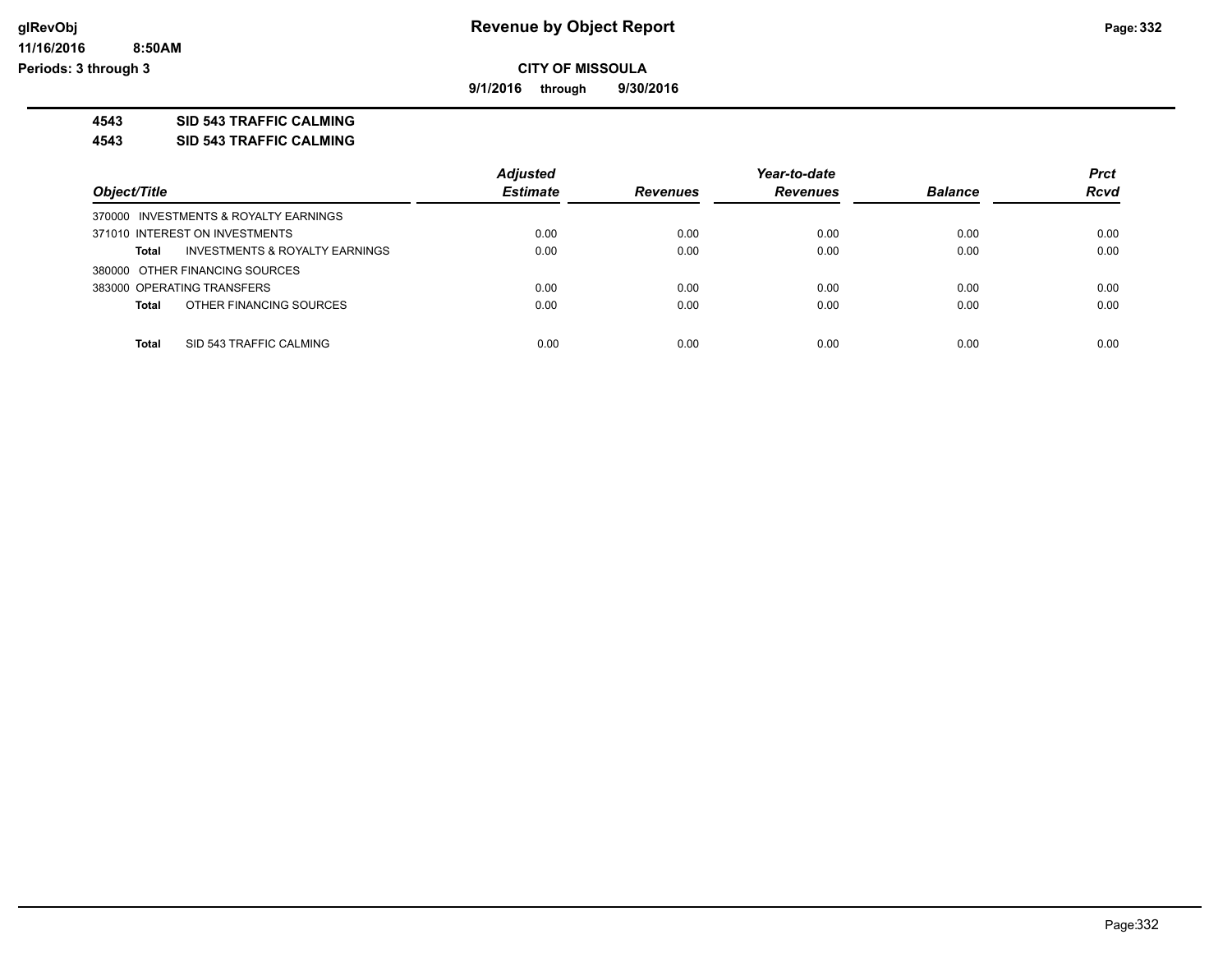**glRevObj**
**11/16/2016 8:50AM**
**Periods: 3 through 3**

# Revenue by Object Report

**CITY OF MISSOULA**

**9/1/2016 through 9/30/2016**

**4543 SID 543 TRAFFIC CALMING**

**4543 SID 543 TRAFFIC CALMING**

| Object/Title | | Adjusted Estimate | Revenues | Year-to-date Revenues | Balance | Prct Rcvd |
|---|---|---|---|---|---|---|
| 370000 INVESTMENTS & ROYALTY EARNINGS | | | | | | |
| 371010 INTEREST ON INVESTMENTS | | 0.00 | 0.00 | 0.00 | 0.00 | 0.00 |
| **Total** | INVESTMENTS & ROYALTY EARNINGS | 0.00 | 0.00 | 0.00 | 0.00 | 0.00 |
| 380000 OTHER FINANCING SOURCES | | | | | | |
| 383000 OPERATING TRANSFERS | | 0.00 | 0.00 | 0.00 | 0.00 | 0.00 |
| **Total** | OTHER FINANCING SOURCES | 0.00 | 0.00 | 0.00 | 0.00 | 0.00 |
| **Total** | SID 543 TRAFFIC CALMING | 0.00 | 0.00 | 0.00 | 0.00 | 0.00 |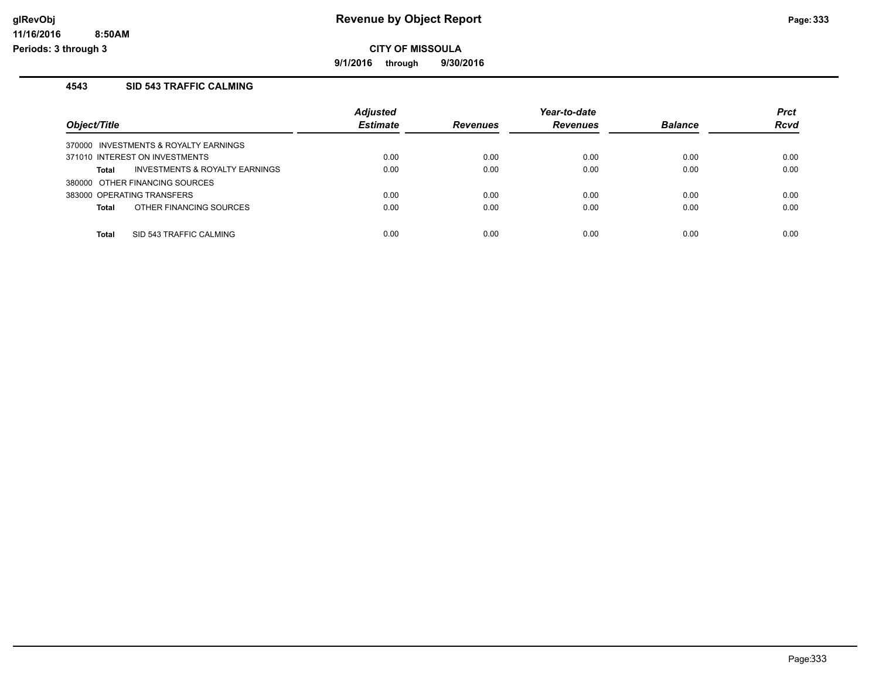# Revenue by Object Report

**CITY OF MISSOULA**

**9/1/2016 through 9/30/2016**

glRevObj
11/16/2016 8:50AM
Periods: 3 through 3

### 4543 SID 543 TRAFFIC CALMING

| Object/Title | Adjusted Estimate | Revenues | Year-to-date Revenues | Balance | Prct Rcvd |
|---|---|---|---|---|---|
| 370000 INVESTMENTS & ROYALTY EARNINGS | | | | | |
| 371010 INTEREST ON INVESTMENTS | 0.00 | 0.00 | 0.00 | 0.00 | 0.00 |
| **Total** INVESTMENTS & ROYALTY EARNINGS | 0.00 | 0.00 | 0.00 | 0.00 | 0.00 |
| 380000 OTHER FINANCING SOURCES | | | | | |
| 383000 OPERATING TRANSFERS | 0.00 | 0.00 | 0.00 | 0.00 | 0.00 |
| **Total** OTHER FINANCING SOURCES | 0.00 | 0.00 | 0.00 | 0.00 | 0.00 |
| **Total** SID 543 TRAFFIC CALMING | 0.00 | 0.00 | 0.00 | 0.00 | 0.00 |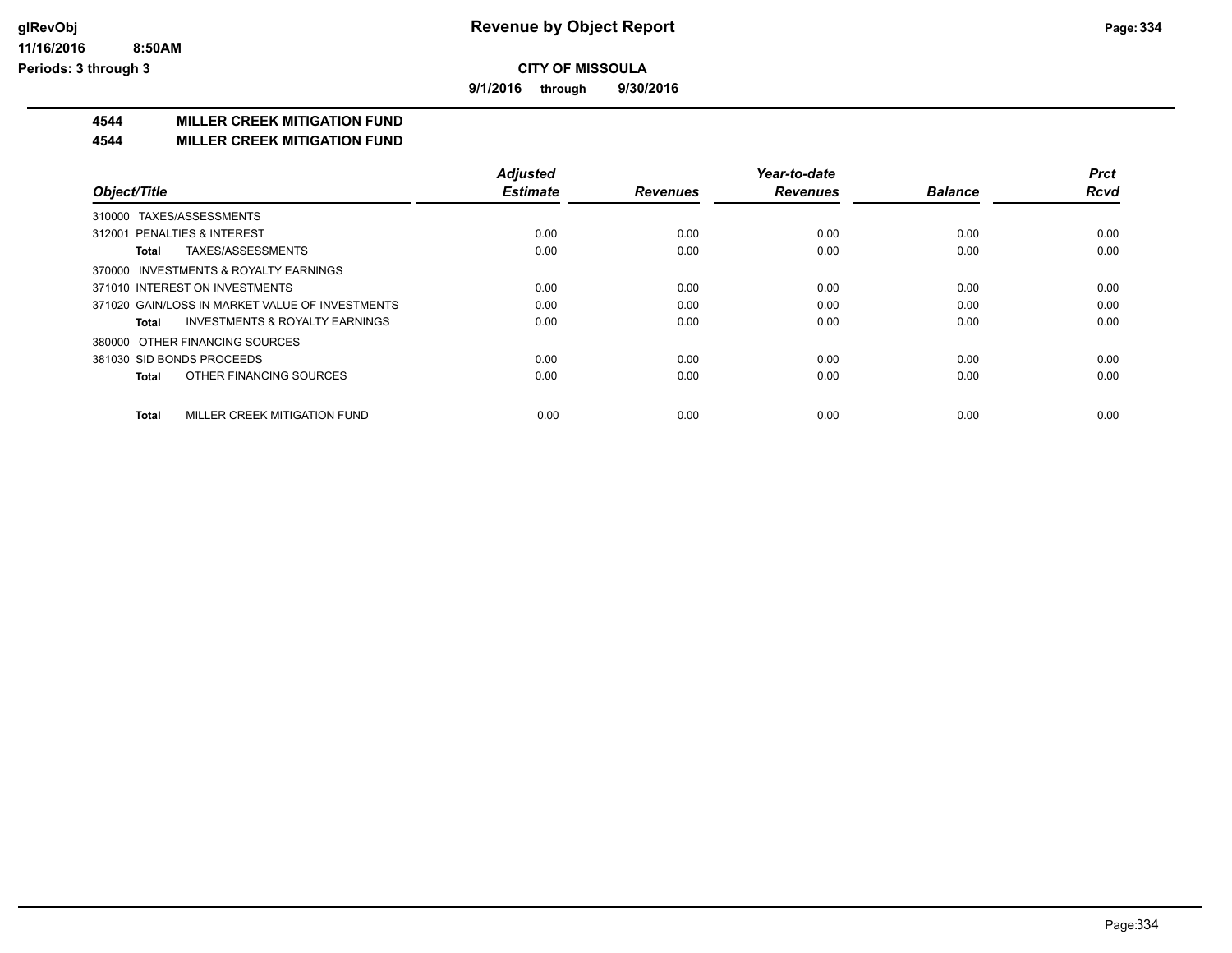**CITY OF MISSOULA**

**9/1/2016 through 9/30/2016**

## 4544 MILLER CREEK MITIGATION FUND

## 4544 MILLER CREEK MITIGATION FUND

| Object/Title | Adjusted Estimate | Revenues | Year-to-date Revenues | Balance | Prct Rcvd |
|---|---|---|---|---|---|
| 310000 TAXES/ASSESSMENTS | | | | | |
| 312001 PENALTIES & INTEREST | 0.00 | 0.00 | 0.00 | 0.00 | 0.00 |
| **Total** TAXES/ASSESSMENTS | 0.00 | 0.00 | 0.00 | 0.00 | 0.00 |
| 370000 INVESTMENTS & ROYALTY EARNINGS | | | | | |
| 371010 INTEREST ON INVESTMENTS | 0.00 | 0.00 | 0.00 | 0.00 | 0.00 |
| 371020 GAIN/LOSS IN MARKET VALUE OF INVESTMENTS | 0.00 | 0.00 | 0.00 | 0.00 | 0.00 |
| **Total** INVESTMENTS & ROYALTY EARNINGS | 0.00 | 0.00 | 0.00 | 0.00 | 0.00 |
| 380000 OTHER FINANCING SOURCES | | | | | |
| 381030 SID BONDS PROCEEDS | 0.00 | 0.00 | 0.00 | 0.00 | 0.00 |
| **Total** OTHER FINANCING SOURCES | 0.00 | 0.00 | 0.00 | 0.00 | 0.00 |
| **Total** MILLER CREEK MITIGATION FUND | 0.00 | 0.00 | 0.00 | 0.00 | 0.00 |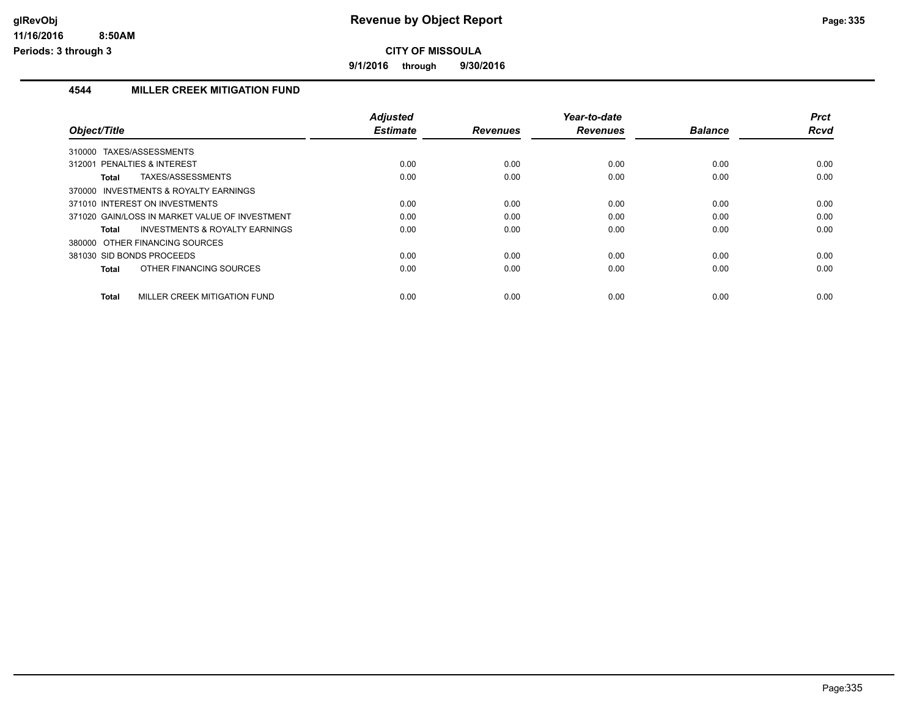# Revenue by Object Report

glRevObj
11/16/2016 8:50AM
Periods: 3 through 3

**CITY OF MISSOULA**

**9/1/2016 through 9/30/2016**

## 4544 MILLER CREEK MITIGATION FUND

| Object/Title | Adjusted Estimate | Revenues | Year-to-date Revenues | Balance | Prct Rcvd |
|---|---|---|---|---|---|
| 310000 TAXES/ASSESSMENTS | | | | | |
| 312001 PENALTIES & INTEREST | 0.00 | 0.00 | 0.00 | 0.00 | 0.00 |
| **Total** TAXES/ASSESSMENTS | 0.00 | 0.00 | 0.00 | 0.00 | 0.00 |
| 370000 INVESTMENTS & ROYALTY EARNINGS | | | | | |
| 371010 INTEREST ON INVESTMENTS | 0.00 | 0.00 | 0.00 | 0.00 | 0.00 |
| 371020 GAIN/LOSS IN MARKET VALUE OF INVESTMENT | 0.00 | 0.00 | 0.00 | 0.00 | 0.00 |
| **Total** INVESTMENTS & ROYALTY EARNINGS | 0.00 | 0.00 | 0.00 | 0.00 | 0.00 |
| 380000 OTHER FINANCING SOURCES | | | | | |
| 381030 SID BONDS PROCEEDS | 0.00 | 0.00 | 0.00 | 0.00 | 0.00 |
| **Total** OTHER FINANCING SOURCES | 0.00 | 0.00 | 0.00 | 0.00 | 0.00 |
| **Total** MILLER CREEK MITIGATION FUND | 0.00 | 0.00 | 0.00 | 0.00 | 0.00 |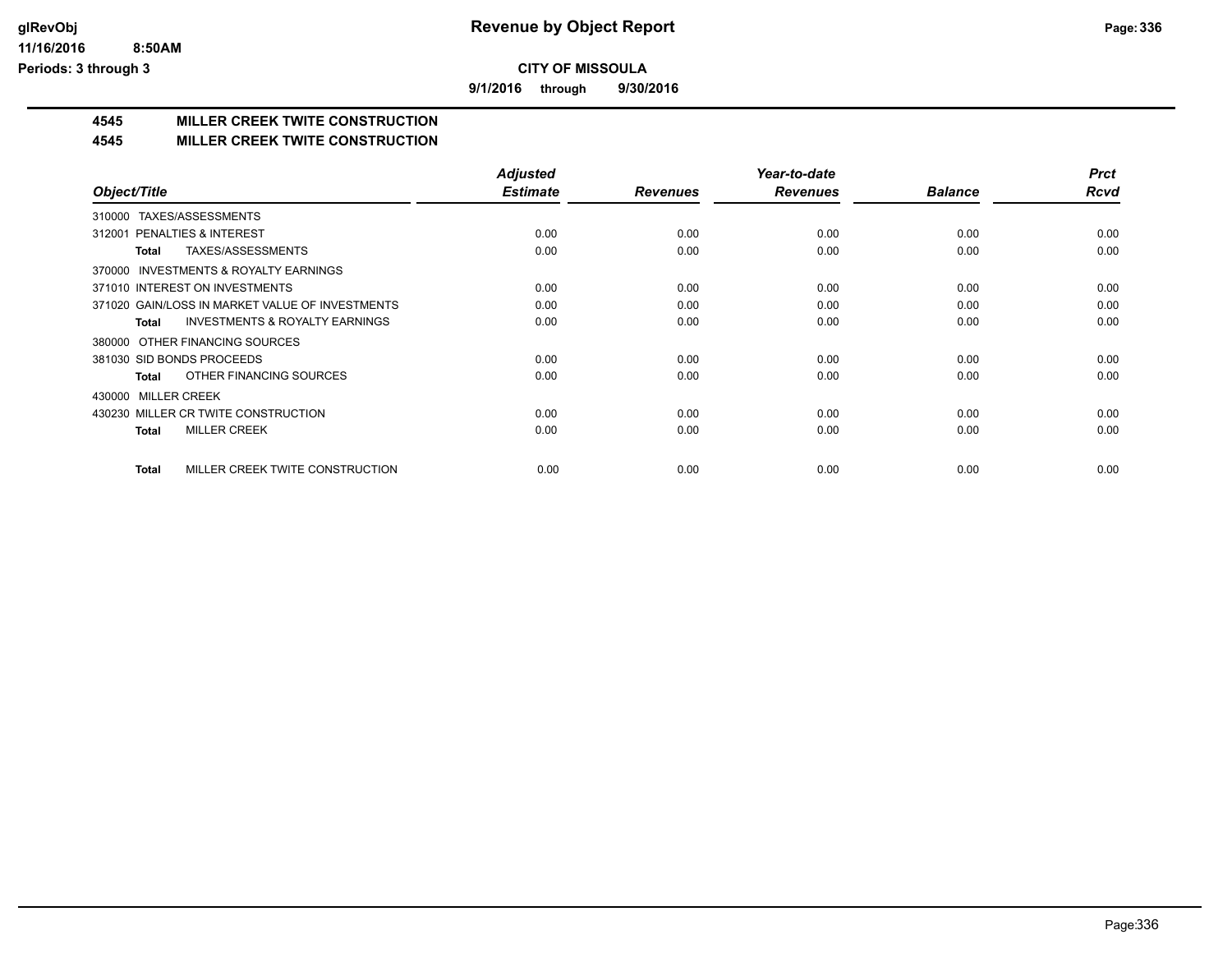**CITY OF MISSOULA**

**9/1/2016 through 9/30/2016**

## 4545 MILLER CREEK TWITE CONSTRUCTION

### 4545 MILLER CREEK TWITE CONSTRUCTION

| Object/Title | Adjusted Estimate | Revenues | Year-to-date Revenues | Balance | Prct Rcvd |
|---|---|---|---|---|---|
| 310000 TAXES/ASSESSMENTS | | | | | |
| 312001 PENALTIES & INTEREST | 0.00 | 0.00 | 0.00 | 0.00 | 0.00 |
| **Total** TAXES/ASSESSMENTS | 0.00 | 0.00 | 0.00 | 0.00 | 0.00 |
| 370000 INVESTMENTS & ROYALTY EARNINGS | | | | | |
| 371010 INTEREST ON INVESTMENTS | 0.00 | 0.00 | 0.00 | 0.00 | 0.00 |
| 371020 GAIN/LOSS IN MARKET VALUE OF INVESTMENTS | 0.00 | 0.00 | 0.00 | 0.00 | 0.00 |
| **Total** INVESTMENTS & ROYALTY EARNINGS | 0.00 | 0.00 | 0.00 | 0.00 | 0.00 |
| 380000 OTHER FINANCING SOURCES | | | | | |
| 381030 SID BONDS PROCEEDS | 0.00 | 0.00 | 0.00 | 0.00 | 0.00 |
| **Total** OTHER FINANCING SOURCES | 0.00 | 0.00 | 0.00 | 0.00 | 0.00 |
| 430000 MILLER CREEK | | | | | |
| 430230 MILLER CR TWITE CONSTRUCTION | 0.00 | 0.00 | 0.00 | 0.00 | 0.00 |
| **Total** MILLER CREEK | 0.00 | 0.00 | 0.00 | 0.00 | 0.00 |
| **Total** MILLER CREEK TWITE CONSTRUCTION | 0.00 | 0.00 | 0.00 | 0.00 | 0.00 |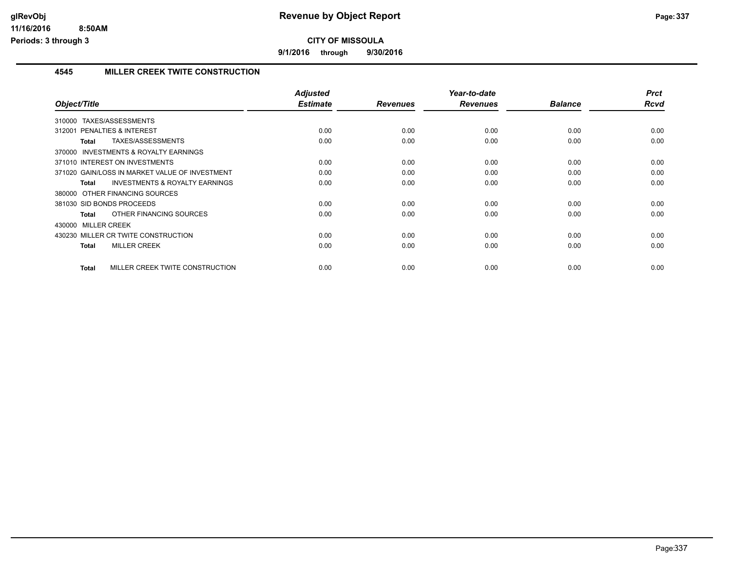# Revenue by Object Report

**CITY OF MISSOULA**

**9/1/2016 through 9/30/2016**

glRevObj
11/16/2016 8:50AM
Periods: 3 through 3

## 4545 MILLER CREEK TWITE CONSTRUCTION

| Object/Title | Adjusted Estimate | Revenues | Year-to-date Revenues | Balance | Prct Rcvd |
|---|---|---|---|---|---|
| 310000 TAXES/ASSESSMENTS | | | | | |
| 312001 PENALTIES & INTEREST | 0.00 | 0.00 | 0.00 | 0.00 | 0.00 |
| **Total** TAXES/ASSESSMENTS | 0.00 | 0.00 | 0.00 | 0.00 | 0.00 |
| 370000 INVESTMENTS & ROYALTY EARNINGS | | | | | |
| 371010 INTEREST ON INVESTMENTS | 0.00 | 0.00 | 0.00 | 0.00 | 0.00 |
| 371020 GAIN/LOSS IN MARKET VALUE OF INVESTMENT | 0.00 | 0.00 | 0.00 | 0.00 | 0.00 |
| **Total** INVESTMENTS & ROYALTY EARNINGS | 0.00 | 0.00 | 0.00 | 0.00 | 0.00 |
| 380000 OTHER FINANCING SOURCES | | | | | |
| 381030 SID BONDS PROCEEDS | 0.00 | 0.00 | 0.00 | 0.00 | 0.00 |
| **Total** OTHER FINANCING SOURCES | 0.00 | 0.00 | 0.00 | 0.00 | 0.00 |
| 430000 MILLER CREEK | | | | | |
| 430230 MILLER CR TWITE CONSTRUCTION | 0.00 | 0.00 | 0.00 | 0.00 | 0.00 |
| **Total** MILLER CREEK | 0.00 | 0.00 | 0.00 | 0.00 | 0.00 |
| **Total** MILLER CREEK TWITE CONSTRUCTION | 0.00 | 0.00 | 0.00 | 0.00 | 0.00 |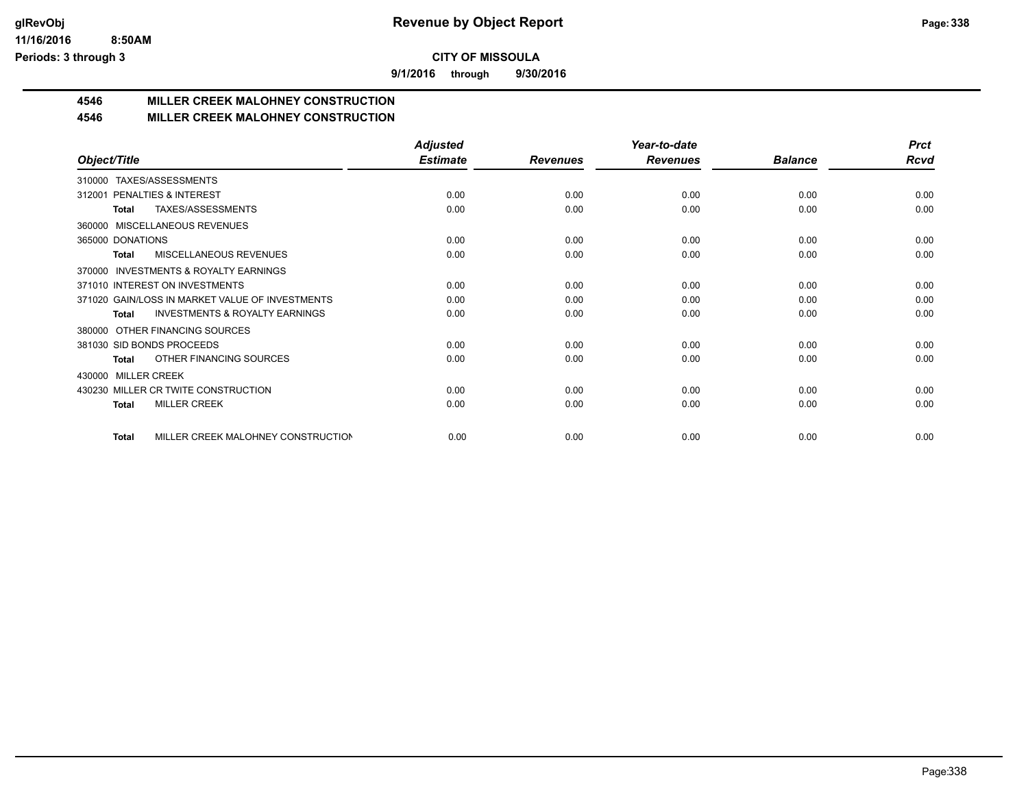**CITY OF MISSOULA**

**9/1/2016 through 9/30/2016**

## 4546 MILLER CREEK MALOHNEY CONSTRUCTION

## 4546 MILLER CREEK MALOHNEY CONSTRUCTION

| Object/Title | Adjusted Estimate | Revenues | Year-to-date Revenues | Balance | Prct Rcvd |
|---|---|---|---|---|---|
| 310000 TAXES/ASSESSMENTS | | | | | |
| 312001 PENALTIES & INTEREST | 0.00 | 0.00 | 0.00 | 0.00 | 0.00 |
| **Total** TAXES/ASSESSMENTS | 0.00 | 0.00 | 0.00 | 0.00 | 0.00 |
| 360000 MISCELLANEOUS REVENUES | | | | | |
| 365000 DONATIONS | 0.00 | 0.00 | 0.00 | 0.00 | 0.00 |
| **Total** MISCELLANEOUS REVENUES | 0.00 | 0.00 | 0.00 | 0.00 | 0.00 |
| 370000 INVESTMENTS & ROYALTY EARNINGS | | | | | |
| 371010 INTEREST ON INVESTMENTS | 0.00 | 0.00 | 0.00 | 0.00 | 0.00 |
| 371020 GAIN/LOSS IN MARKET VALUE OF INVESTMENTS | 0.00 | 0.00 | 0.00 | 0.00 | 0.00 |
| **Total** INVESTMENTS & ROYALTY EARNINGS | 0.00 | 0.00 | 0.00 | 0.00 | 0.00 |
| 380000 OTHER FINANCING SOURCES | | | | | |
| 381030 SID BONDS PROCEEDS | 0.00 | 0.00 | 0.00 | 0.00 | 0.00 |
| **Total** OTHER FINANCING SOURCES | 0.00 | 0.00 | 0.00 | 0.00 | 0.00 |
| 430000 MILLER CREEK | | | | | |
| 430230 MILLER CR TWITE CONSTRUCTION | 0.00 | 0.00 | 0.00 | 0.00 | 0.00 |
| **Total** MILLER CREEK | 0.00 | 0.00 | 0.00 | 0.00 | 0.00 |
| **Total** MILLER CREEK MALOHNEY CONSTRUCTION | 0.00 | 0.00 | 0.00 | 0.00 | 0.00 |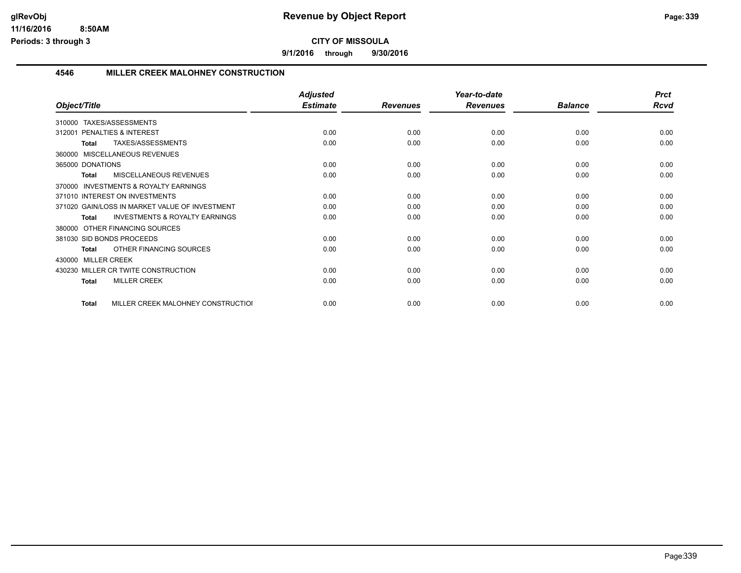# Revenue by Object Report

## CITY OF MISSOULA

**9/1/2016 through 9/30/2016**

glRevObj
11/16/2016 8:50AM
Periods: 3 through 3

### 4546 MILLER CREEK MALOHNEY CONSTRUCTION

| Object/Title | Adjusted Estimate | Revenues | Year-to-date Revenues | Balance | Prct Rcvd |
|---|---|---|---|---|---|
| 310000 TAXES/ASSESSMENTS | | | | | |
| 312001 PENALTIES & INTEREST | 0.00 | 0.00 | 0.00 | 0.00 | 0.00 |
| **Total** TAXES/ASSESSMENTS | 0.00 | 0.00 | 0.00 | 0.00 | 0.00 |
| 360000 MISCELLANEOUS REVENUES | | | | | |
| 365000 DONATIONS | 0.00 | 0.00 | 0.00 | 0.00 | 0.00 |
| **Total** MISCELLANEOUS REVENUES | 0.00 | 0.00 | 0.00 | 0.00 | 0.00 |
| 370000 INVESTMENTS & ROYALTY EARNINGS | | | | | |
| 371010 INTEREST ON INVESTMENTS | 0.00 | 0.00 | 0.00 | 0.00 | 0.00 |
| 371020 GAIN/LOSS IN MARKET VALUE OF INVESTMENT | 0.00 | 0.00 | 0.00 | 0.00 | 0.00 |
| **Total** INVESTMENTS & ROYALTY EARNINGS | 0.00 | 0.00 | 0.00 | 0.00 | 0.00 |
| 380000 OTHER FINANCING SOURCES | | | | | |
| 381030 SID BONDS PROCEEDS | 0.00 | 0.00 | 0.00 | 0.00 | 0.00 |
| **Total** OTHER FINANCING SOURCES | 0.00 | 0.00 | 0.00 | 0.00 | 0.00 |
| 430000 MILLER CREEK | | | | | |
| 430230 MILLER CR TWITE CONSTRUCTION | 0.00 | 0.00 | 0.00 | 0.00 | 0.00 |
| **Total** MILLER CREEK | 0.00 | 0.00 | 0.00 | 0.00 | 0.00 |
| **Total** MILLER CREEK MALOHNEY CONSTRUCTIOI | 0.00 | 0.00 | 0.00 | 0.00 | 0.00 |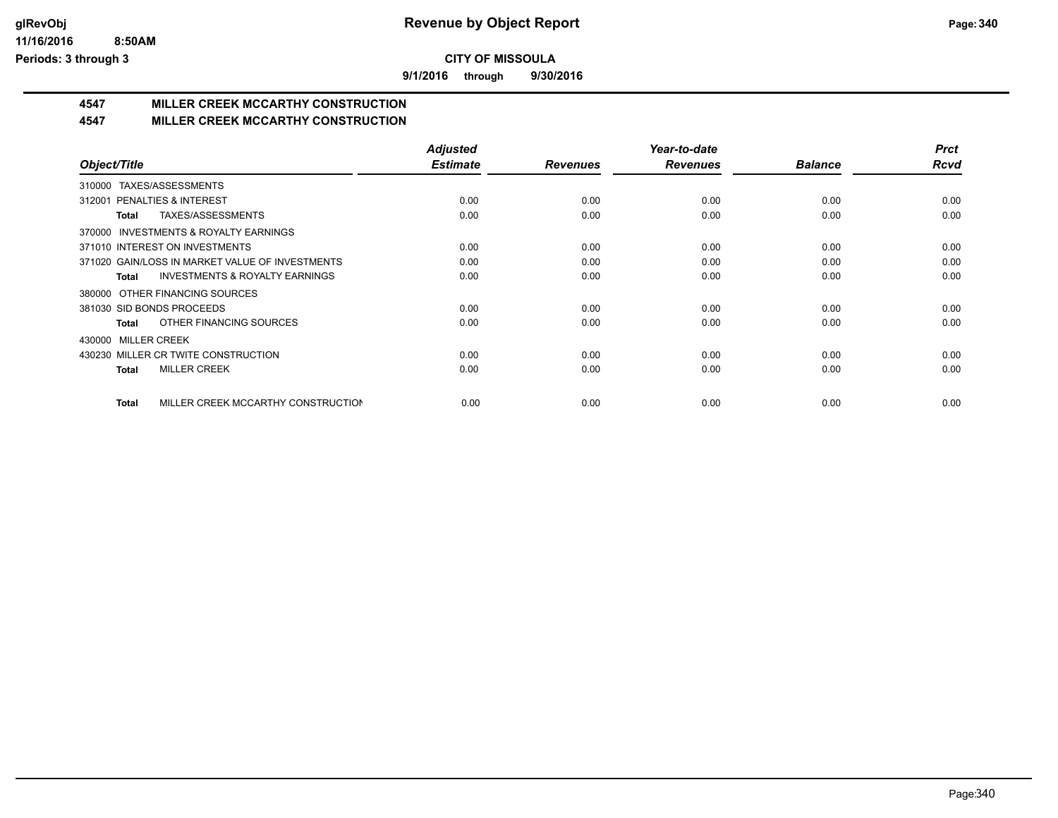**glRevObj**
**11/16/2016 8:50AM**
**Periods: 3 through 3**

# Revenue by Object Report

**CITY OF MISSOULA**

**9/1/2016 through 9/30/2016**

## 4547 MILLER CREEK MCCARTHY CONSTRUCTION

## 4547 MILLER CREEK MCCARTHY CONSTRUCTION

| Object/Title | Adjusted Estimate | Revenues | Year-to-date Revenues | Balance | Prct Rcvd |
|---|---|---|---|---|---|
| 310000 TAXES/ASSESSMENTS | | | | | |
| 312001 PENALTIES & INTEREST | 0.00 | 0.00 | 0.00 | 0.00 | 0.00 |
| **Total** TAXES/ASSESSMENTS | 0.00 | 0.00 | 0.00 | 0.00 | 0.00 |
| 370000 INVESTMENTS & ROYALTY EARNINGS | | | | | |
| 371010 INTEREST ON INVESTMENTS | 0.00 | 0.00 | 0.00 | 0.00 | 0.00 |
| 371020 GAIN/LOSS IN MARKET VALUE OF INVESTMENTS | 0.00 | 0.00 | 0.00 | 0.00 | 0.00 |
| **Total** INVESTMENTS & ROYALTY EARNINGS | 0.00 | 0.00 | 0.00 | 0.00 | 0.00 |
| 380000 OTHER FINANCING SOURCES | | | | | |
| 381030 SID BONDS PROCEEDS | 0.00 | 0.00 | 0.00 | 0.00 | 0.00 |
| **Total** OTHER FINANCING SOURCES | 0.00 | 0.00 | 0.00 | 0.00 | 0.00 |
| 430000 MILLER CREEK | | | | | |
| 430230 MILLER CR TWITE CONSTRUCTION | 0.00 | 0.00 | 0.00 | 0.00 | 0.00 |
| **Total** MILLER CREEK | 0.00 | 0.00 | 0.00 | 0.00 | 0.00 |
| **Total** MILLER CREEK MCCARTHY CONSTRUCTION | 0.00 | 0.00 | 0.00 | 0.00 | 0.00 |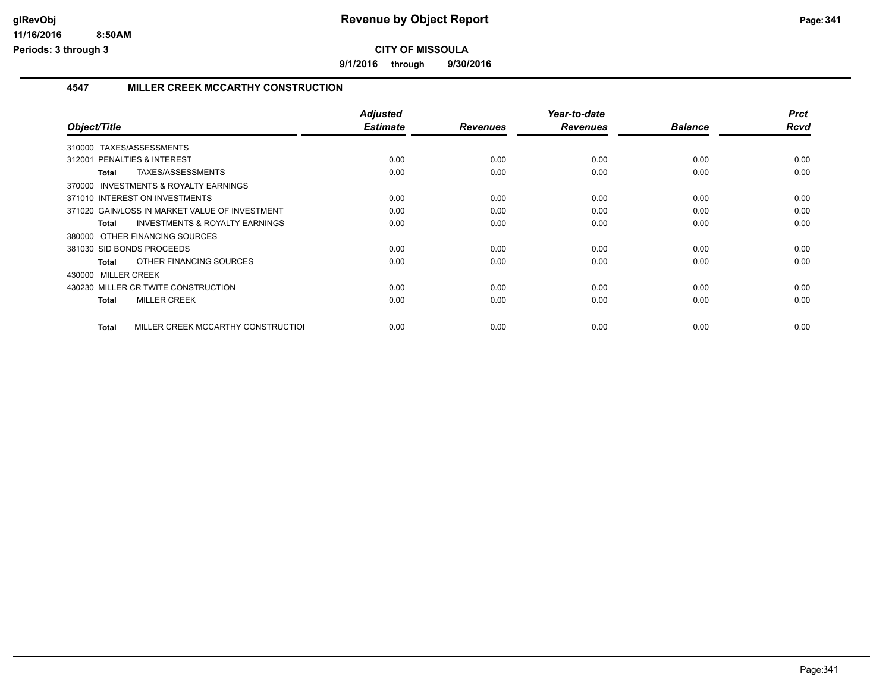# Revenue by Object Report

glRevObj
11/16/2016 8:50AM
Periods: 3 through 3

**CITY OF MISSOULA**

9/1/2016 through 9/30/2016

## 4547 MILLER CREEK MCCARTHY CONSTRUCTION

| Object/Title | Adjusted Estimate | Revenues | Year-to-date Revenues | Balance | Prct Rcvd |
|---|---|---|---|---|---|
| 310000 TAXES/ASSESSMENTS | | | | | |
| 312001 PENALTIES & INTEREST | 0.00 | 0.00 | 0.00 | 0.00 | 0.00 |
| **Total** TAXES/ASSESSMENTS | 0.00 | 0.00 | 0.00 | 0.00 | 0.00 |
| 370000 INVESTMENTS & ROYALTY EARNINGS | | | | | |
| 371010 INTEREST ON INVESTMENTS | 0.00 | 0.00 | 0.00 | 0.00 | 0.00 |
| 371020 GAIN/LOSS IN MARKET VALUE OF INVESTMENT | 0.00 | 0.00 | 0.00 | 0.00 | 0.00 |
| **Total** INVESTMENTS & ROYALTY EARNINGS | 0.00 | 0.00 | 0.00 | 0.00 | 0.00 |
| 380000 OTHER FINANCING SOURCES | | | | | |
| 381030 SID BONDS PROCEEDS | 0.00 | 0.00 | 0.00 | 0.00 | 0.00 |
| **Total** OTHER FINANCING SOURCES | 0.00 | 0.00 | 0.00 | 0.00 | 0.00 |
| 430000 MILLER CREEK | | | | | |
| 430230 MILLER CR TWITE CONSTRUCTION | 0.00 | 0.00 | 0.00 | 0.00 | 0.00 |
| **Total** MILLER CREEK | 0.00 | 0.00 | 0.00 | 0.00 | 0.00 |
| **Total** MILLER CREEK MCCARTHY CONSTRUCTIOI | 0.00 | 0.00 | 0.00 | 0.00 | 0.00 |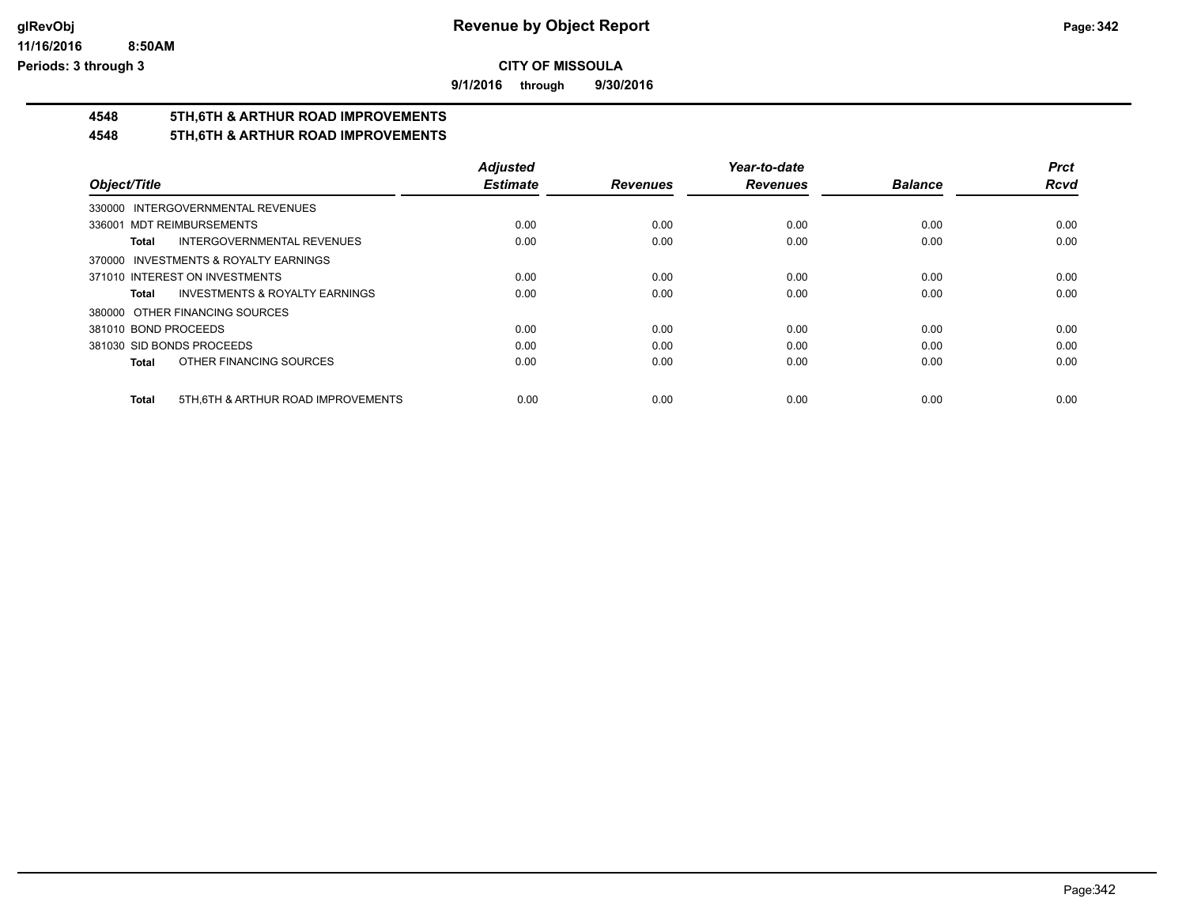# Revenue by Object Report

**CITY OF MISSOULA**

**9/1/2016 through 9/30/2016**

glRevObj
11/16/2016 8:50AM
Periods: 3 through 3

## 4548 5TH,6TH & ARTHUR ROAD IMPROVEMENTS
## 4548 5TH,6TH & ARTHUR ROAD IMPROVEMENTS

| Object/Title | Adjusted Estimate | Revenues | Year-to-date Revenues | Balance | Prct Rcvd |
|---|---|---|---|---|---|
| 330000 INTERGOVERNMENTAL REVENUES | | | | | |
| 336001 MDT REIMBURSEMENTS | 0.00 | 0.00 | 0.00 | 0.00 | 0.00 |
| **Total** INTERGOVERNMENTAL REVENUES | 0.00 | 0.00 | 0.00 | 0.00 | 0.00 |
| 370000 INVESTMENTS & ROYALTY EARNINGS | | | | | |
| 371010 INTEREST ON INVESTMENTS | 0.00 | 0.00 | 0.00 | 0.00 | 0.00 |
| **Total** INVESTMENTS & ROYALTY EARNINGS | 0.00 | 0.00 | 0.00 | 0.00 | 0.00 |
| 380000 OTHER FINANCING SOURCES | | | | | |
| 381010 BOND PROCEEDS | 0.00 | 0.00 | 0.00 | 0.00 | 0.00 |
| 381030 SID BONDS PROCEEDS | 0.00 | 0.00 | 0.00 | 0.00 | 0.00 |
| **Total** OTHER FINANCING SOURCES | 0.00 | 0.00 | 0.00 | 0.00 | 0.00 |
| **Total** 5TH,6TH & ARTHUR ROAD IMPROVEMENTS | 0.00 | 0.00 | 0.00 | 0.00 | 0.00 |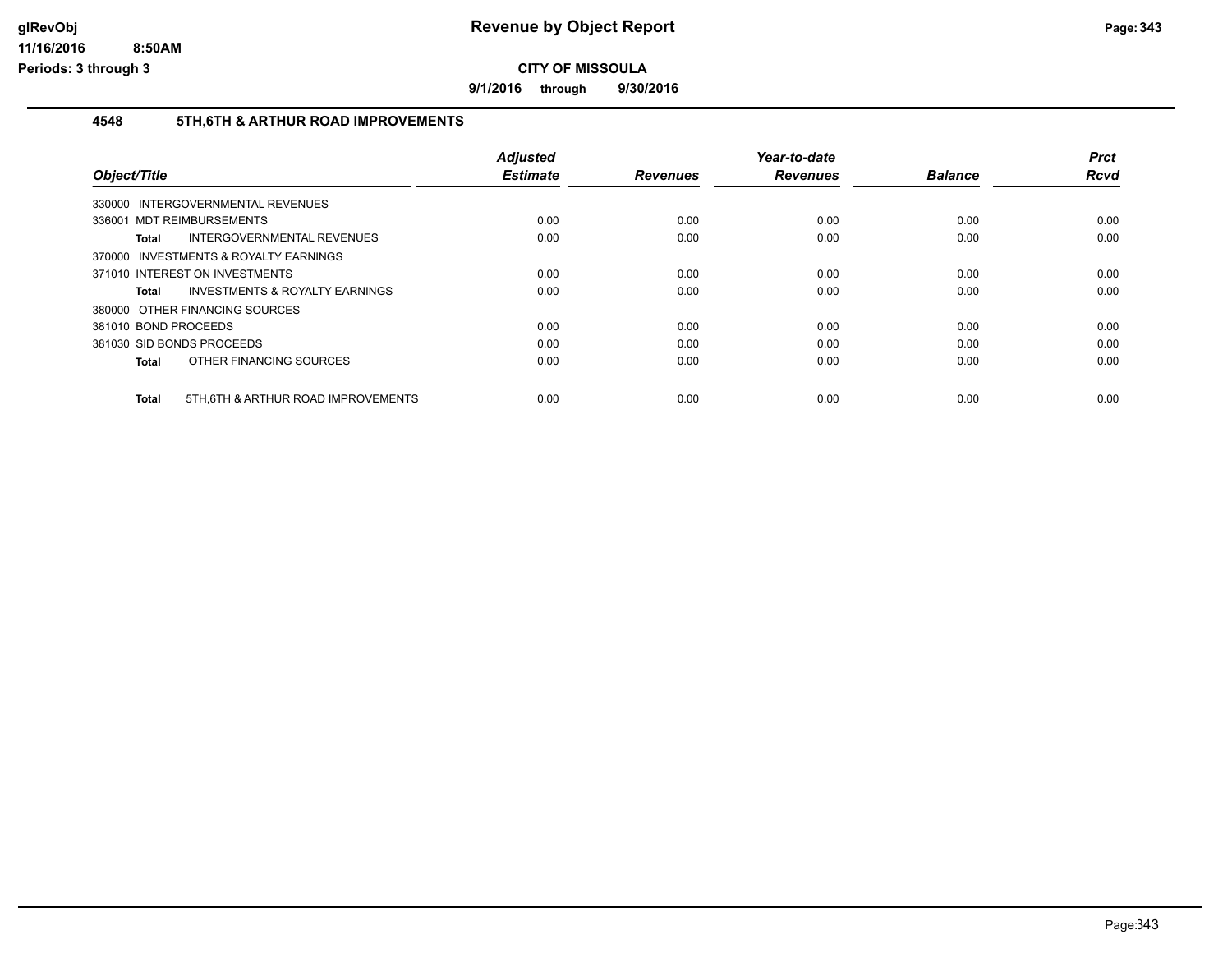# Revenue by Object Report

**CITY OF MISSOULA**

**9/1/2016 through 9/30/2016**

glRevObj
11/16/2016 8:50AM
Periods: 3 through 3

## 4548 5TH,6TH & ARTHUR ROAD IMPROVEMENTS

| Object/Title | Adjusted Estimate | Revenues | Year-to-date Revenues | Balance | Prct Rcvd |
|---|---|---|---|---|---|
| 330000 INTERGOVERNMENTAL REVENUES | | | | | |
| 336001 MDT REIMBURSEMENTS | 0.00 | 0.00 | 0.00 | 0.00 | 0.00 |
| **Total** INTERGOVERNMENTAL REVENUES | 0.00 | 0.00 | 0.00 | 0.00 | 0.00 |
| 370000 INVESTMENTS & ROYALTY EARNINGS | | | | | |
| 371010 INTEREST ON INVESTMENTS | 0.00 | 0.00 | 0.00 | 0.00 | 0.00 |
| **Total** INVESTMENTS & ROYALTY EARNINGS | 0.00 | 0.00 | 0.00 | 0.00 | 0.00 |
| 380000 OTHER FINANCING SOURCES | | | | | |
| 381010 BOND PROCEEDS | 0.00 | 0.00 | 0.00 | 0.00 | 0.00 |
| 381030 SID BONDS PROCEEDS | 0.00 | 0.00 | 0.00 | 0.00 | 0.00 |
| **Total** OTHER FINANCING SOURCES | 0.00 | 0.00 | 0.00 | 0.00 | 0.00 |
| **Total** 5TH,6TH & ARTHUR ROAD IMPROVEMENTS | 0.00 | 0.00 | 0.00 | 0.00 | 0.00 |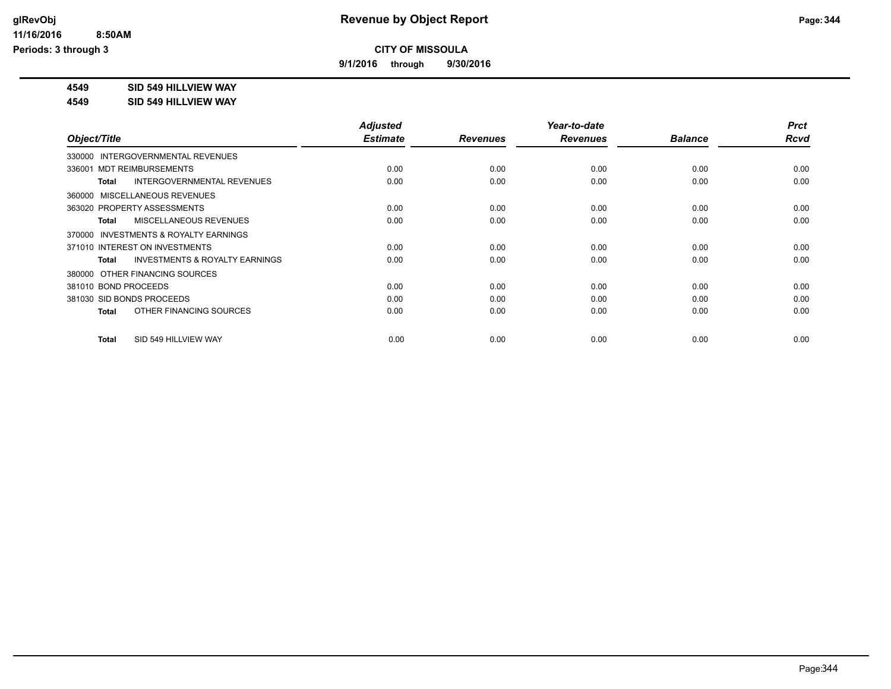glRevObj
11/16/2016 8:50AM
Periods: 3 through 3

# Revenue by Object Report

**CITY OF MISSOULA**

**9/1/2016 through 9/30/2016**

**4549 SID 549 HILLVIEW WAY**
**4549 SID 549 HILLVIEW WAY**

| Object/Title | Adjusted Estimate | Revenues | Year-to-date Revenues | Balance | Prct Rcvd |
|---|---|---|---|---|---|
| 330000 INTERGOVERNMENTAL REVENUES | | | | | |
| 336001 MDT REIMBURSEMENTS | 0.00 | 0.00 | 0.00 | 0.00 | 0.00 |
| **Total** INTERGOVERNMENTAL REVENUES | 0.00 | 0.00 | 0.00 | 0.00 | 0.00 |
| 360000 MISCELLANEOUS REVENUES | | | | | |
| 363020 PROPERTY ASSESSMENTS | 0.00 | 0.00 | 0.00 | 0.00 | 0.00 |
| **Total** MISCELLANEOUS REVENUES | 0.00 | 0.00 | 0.00 | 0.00 | 0.00 |
| 370000 INVESTMENTS & ROYALTY EARNINGS | | | | | |
| 371010 INTEREST ON INVESTMENTS | 0.00 | 0.00 | 0.00 | 0.00 | 0.00 |
| **Total** INVESTMENTS & ROYALTY EARNINGS | 0.00 | 0.00 | 0.00 | 0.00 | 0.00 |
| 380000 OTHER FINANCING SOURCES | | | | | |
| 381010 BOND PROCEEDS | 0.00 | 0.00 | 0.00 | 0.00 | 0.00 |
| 381030 SID BONDS PROCEEDS | 0.00 | 0.00 | 0.00 | 0.00 | 0.00 |
| **Total** OTHER FINANCING SOURCES | 0.00 | 0.00 | 0.00 | 0.00 | 0.00 |
| **Total** SID 549 HILLVIEW WAY | 0.00 | 0.00 | 0.00 | 0.00 | 0.00 |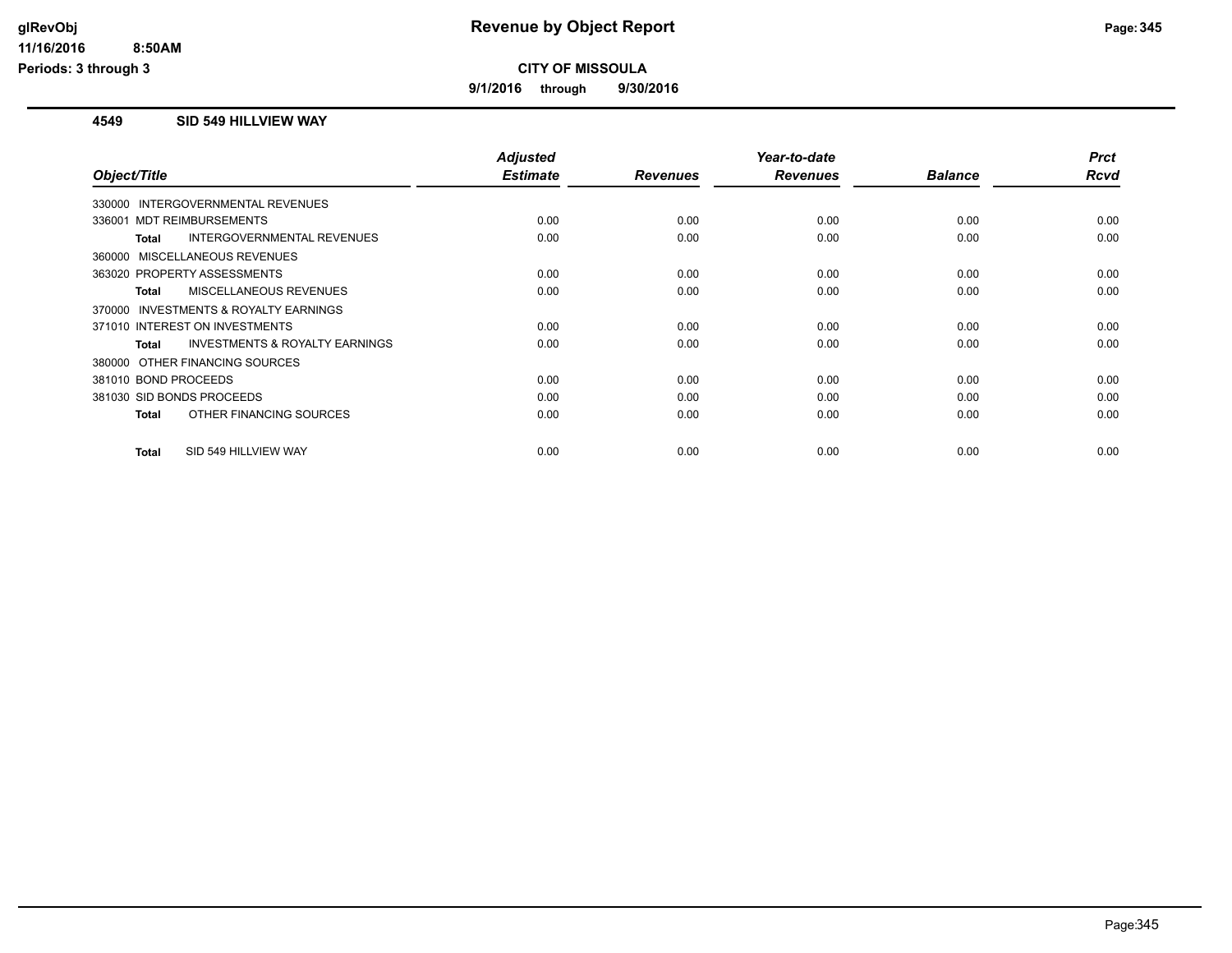# Revenue by Object Report

**CITY OF MISSOULA**

**9/1/2016 through 9/30/2016**

glRevObj
11/16/2016 8:50AM
Periods: 3 through 3

## 4549 SID 549 HILLVIEW WAY

| Object/Title | Adjusted Estimate | Revenues | Year-to-date Revenues | Balance | Prct Rcvd |
|---|---|---|---|---|---|
| 330000 INTERGOVERNMENTAL REVENUES | | | | | |
| 336001 MDT REIMBURSEMENTS | 0.00 | 0.00 | 0.00 | 0.00 | 0.00 |
| **Total** INTERGOVERNMENTAL REVENUES | 0.00 | 0.00 | 0.00 | 0.00 | 0.00 |
| 360000 MISCELLANEOUS REVENUES | | | | | |
| 363020 PROPERTY ASSESSMENTS | 0.00 | 0.00 | 0.00 | 0.00 | 0.00 |
| **Total** MISCELLANEOUS REVENUES | 0.00 | 0.00 | 0.00 | 0.00 | 0.00 |
| 370000 INVESTMENTS & ROYALTY EARNINGS | | | | | |
| 371010 INTEREST ON INVESTMENTS | 0.00 | 0.00 | 0.00 | 0.00 | 0.00 |
| **Total** INVESTMENTS & ROYALTY EARNINGS | 0.00 | 0.00 | 0.00 | 0.00 | 0.00 |
| 380000 OTHER FINANCING SOURCES | | | | | |
| 381010 BOND PROCEEDS | 0.00 | 0.00 | 0.00 | 0.00 | 0.00 |
| 381030 SID BONDS PROCEEDS | 0.00 | 0.00 | 0.00 | 0.00 | 0.00 |
| **Total** OTHER FINANCING SOURCES | 0.00 | 0.00 | 0.00 | 0.00 | 0.00 |
| **Total** SID 549 HILLVIEW WAY | 0.00 | 0.00 | 0.00 | 0.00 | 0.00 |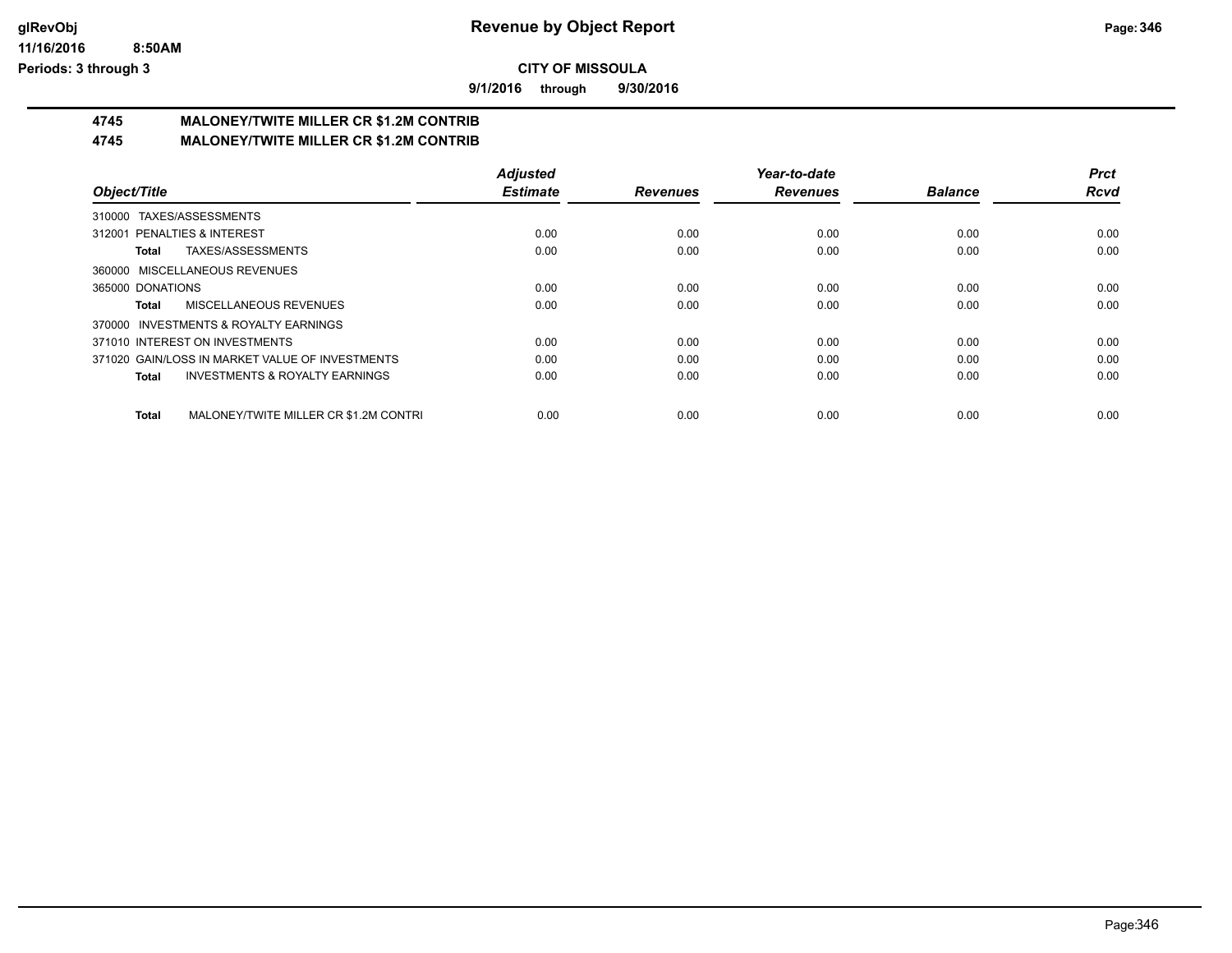**CITY OF MISSOULA**

**9/1/2016 through 9/30/2016**

## 4745 MALONEY/TWITE MILLER CR $1.2M CONTRIB

## 4745 MALONEY/TWITE MILLER CR $1.2M CONTRIB

| Object/Title | Adjusted Estimate | Revenues | Year-to-date Revenues | Balance | Prct Rcvd |
|---|---|---|---|---|---|
| 310000 TAXES/ASSESSMENTS | | | | | |
| 312001 PENALTIES & INTEREST | 0.00 | 0.00 | 0.00 | 0.00 | 0.00 |
| **Total** TAXES/ASSESSMENTS | 0.00 | 0.00 | 0.00 | 0.00 | 0.00 |
| 360000 MISCELLANEOUS REVENUES | | | | | |
| 365000 DONATIONS | 0.00 | 0.00 | 0.00 | 0.00 | 0.00 |
| **Total** MISCELLANEOUS REVENUES | 0.00 | 0.00 | 0.00 | 0.00 | 0.00 |
| 370000 INVESTMENTS & ROYALTY EARNINGS | | | | | |
| 371010 INTEREST ON INVESTMENTS | 0.00 | 0.00 | 0.00 | 0.00 | 0.00 |
| 371020 GAIN/LOSS IN MARKET VALUE OF INVESTMENTS | 0.00 | 0.00 | 0.00 | 0.00 | 0.00 |
| **Total** INVESTMENTS & ROYALTY EARNINGS | 0.00 | 0.00 | 0.00 | 0.00 | 0.00 |
| **Total** MALONEY/TWITE MILLER CR $1.2M CONTRI | 0.00 | 0.00 | 0.00 | 0.00 | 0.00 |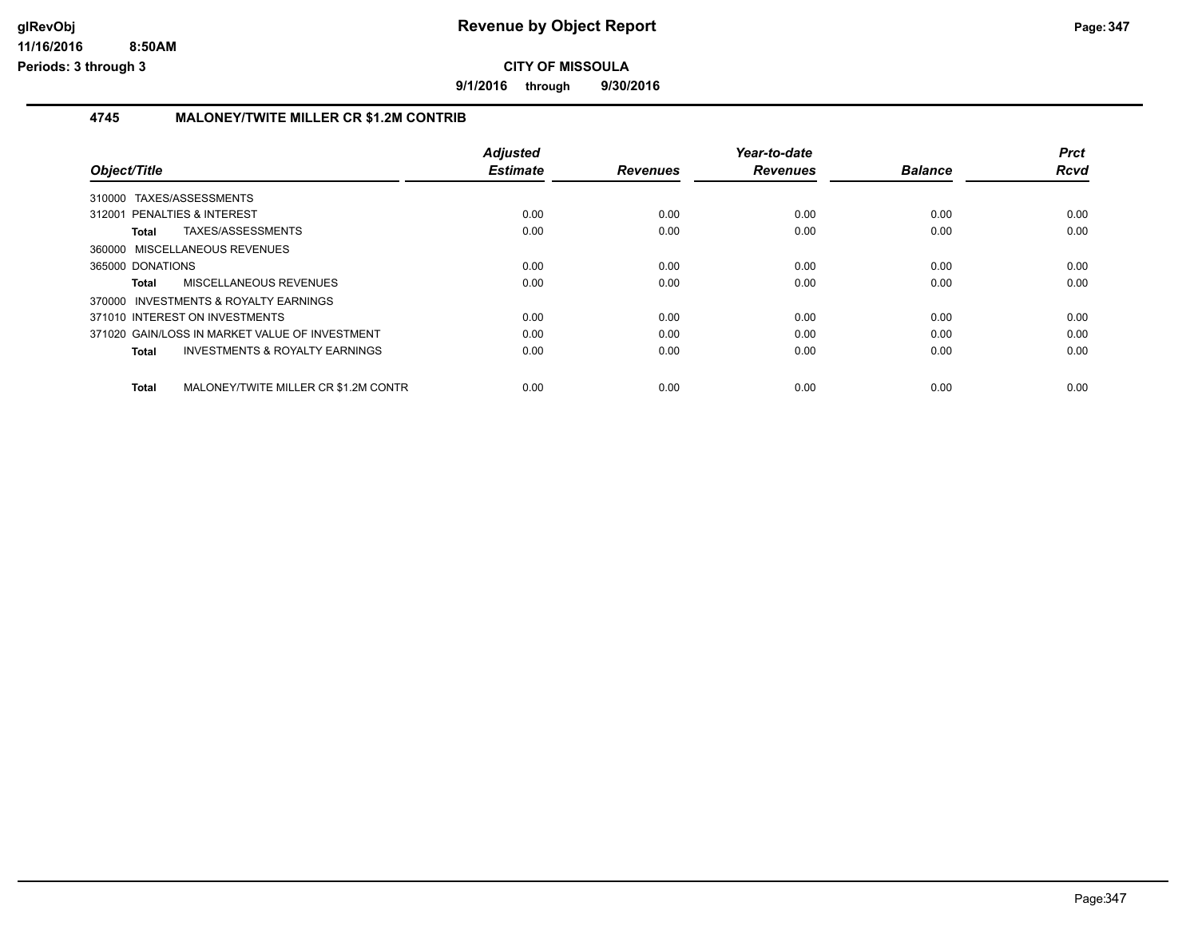# CITY OF MISSOULA

**9/1/2016 through 9/30/2016**

## 4745 MALONEY/TWITE MILLER CR $1.2M CONTRIB

| Object/Title | Adjusted Estimate | Revenues | Year-to-date Revenues | Balance | Prct Rcvd |
|---|---|---|---|---|---|
| 310000 TAXES/ASSESSMENTS | | | | | |
| 312001 PENALTIES & INTEREST | 0.00 | 0.00 | 0.00 | 0.00 | 0.00 |
| **Total** TAXES/ASSESSMENTS | 0.00 | 0.00 | 0.00 | 0.00 | 0.00 |
| 360000 MISCELLANEOUS REVENUES | | | | | |
| 365000 DONATIONS | 0.00 | 0.00 | 0.00 | 0.00 | 0.00 |
| **Total** MISCELLANEOUS REVENUES | 0.00 | 0.00 | 0.00 | 0.00 | 0.00 |
| 370000 INVESTMENTS & ROYALTY EARNINGS | | | | | |
| 371010 INTEREST ON INVESTMENTS | 0.00 | 0.00 | 0.00 | 0.00 | 0.00 |
| 371020 GAIN/LOSS IN MARKET VALUE OF INVESTMENT | 0.00 | 0.00 | 0.00 | 0.00 | 0.00 |
| **Total** INVESTMENTS & ROYALTY EARNINGS | 0.00 | 0.00 | 0.00 | 0.00 | 0.00 |
| **Total** MALONEY/TWITE MILLER CR $1.2M CONTR | 0.00 | 0.00 | 0.00 | 0.00 | 0.00 |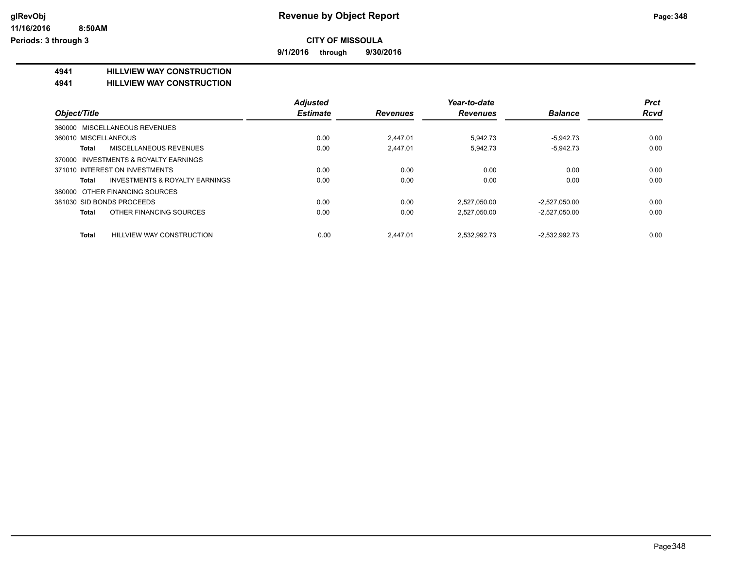# Revenue by Object Report

**CITY OF MISSOULA**

**9/1/2016 through 9/30/2016**

glRevObj
11/16/2016 8:50AM
Periods: 3 through 3

**4941 HILLVIEW WAY CONSTRUCTION**

**4941 HILLVIEW WAY CONSTRUCTION**

| Object/Title | Adjusted Estimate | Revenues | Year-to-date Revenues | Balance | Prct Rcvd |
|---|---|---|---|---|---|
| 360000 MISCELLANEOUS REVENUES | | | | | |
| 360010 MISCELLANEOUS | 0.00 | 2,447.01 | 5,942.73 | -5,942.73 | 0.00 |
| **Total** MISCELLANEOUS REVENUES | 0.00 | 2,447.01 | 5,942.73 | -5,942.73 | 0.00 |
| 370000 INVESTMENTS & ROYALTY EARNINGS | | | | | |
| 371010 INTEREST ON INVESTMENTS | 0.00 | 0.00 | 0.00 | 0.00 | 0.00 |
| **Total** INVESTMENTS & ROYALTY EARNINGS | 0.00 | 0.00 | 0.00 | 0.00 | 0.00 |
| 380000 OTHER FINANCING SOURCES | | | | | |
| 381030 SID BONDS PROCEEDS | 0.00 | 0.00 | 2,527,050.00 | -2,527,050.00 | 0.00 |
| **Total** OTHER FINANCING SOURCES | 0.00 | 0.00 | 2,527,050.00 | -2,527,050.00 | 0.00 |
| **Total** HILLVIEW WAY CONSTRUCTION | 0.00 | 2,447.01 | 2,532,992.73 | -2,532,992.73 | 0.00 |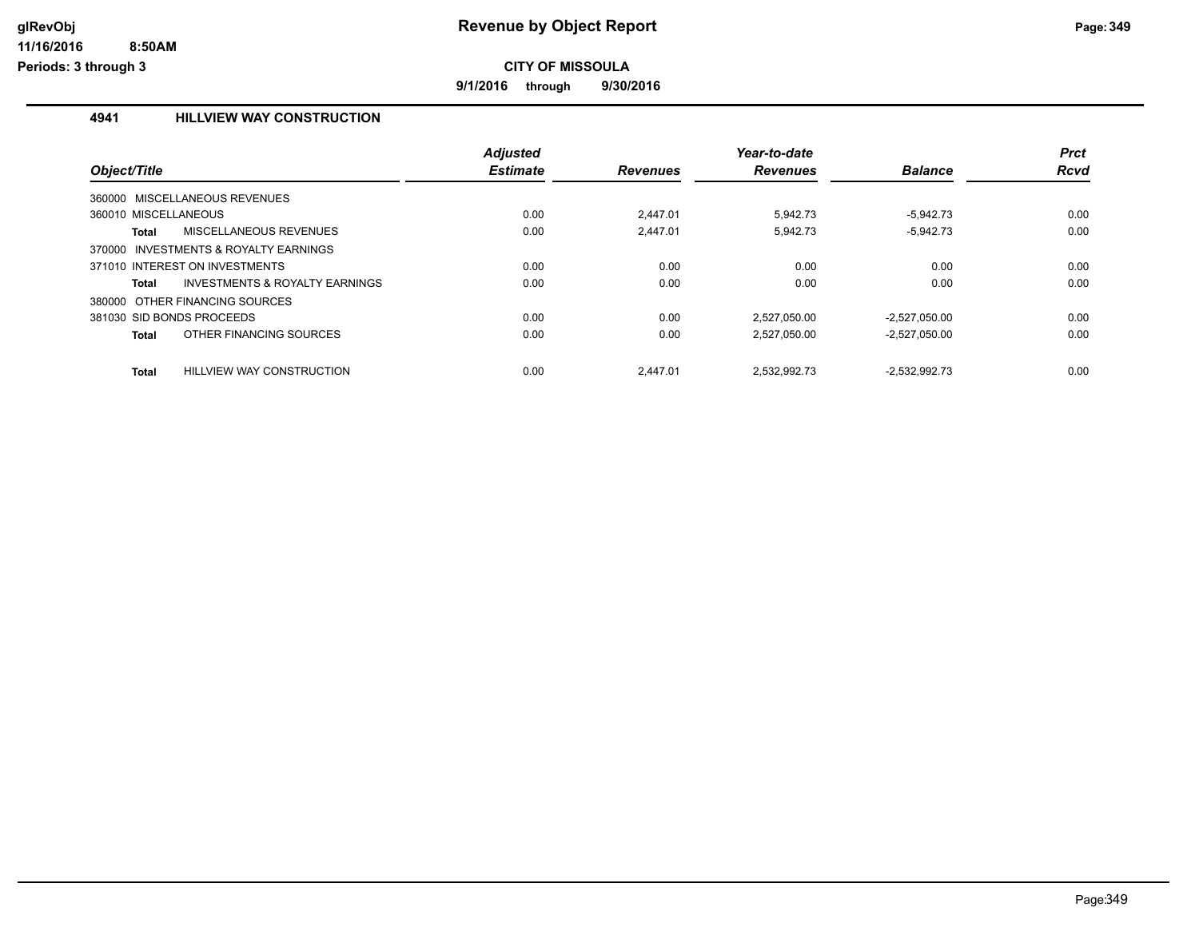# Revenue by Object Report

**CITY OF MISSOULA**

**9/1/2016 through 9/30/2016**

glRevObj
11/16/2016 8:50AM
Periods: 3 through 3

## 4941 HILLVIEW WAY CONSTRUCTION

| Object/Title | | Adjusted Estimate | Revenues | Year-to-date Revenues | Balance | Prct Rcvd |
|---|---|---|---|---|---|---|
| 360000 MISCELLANEOUS REVENUES | | | | | | |
| 360010 MISCELLANEOUS | | 0.00 | 2,447.01 | 5,942.73 | -5,942.73 | 0.00 |
| **Total** | MISCELLANEOUS REVENUES | 0.00 | 2,447.01 | 5,942.73 | -5,942.73 | 0.00 |
| 370000 INVESTMENTS & ROYALTY EARNINGS | | | | | | |
| 371010 INTEREST ON INVESTMENTS | | 0.00 | 0.00 | 0.00 | 0.00 | 0.00 |
| **Total** | INVESTMENTS & ROYALTY EARNINGS | 0.00 | 0.00 | 0.00 | 0.00 | 0.00 |
| 380000 OTHER FINANCING SOURCES | | | | | | |
| 381030 SID BONDS PROCEEDS | | 0.00 | 0.00 | 2,527,050.00 | -2,527,050.00 | 0.00 |
| **Total** | OTHER FINANCING SOURCES | 0.00 | 0.00 | 2,527,050.00 | -2,527,050.00 | 0.00 |
| **Total** | HILLVIEW WAY CONSTRUCTION | 0.00 | 2,447.01 | 2,532,992.73 | -2,532,992.73 | 0.00 |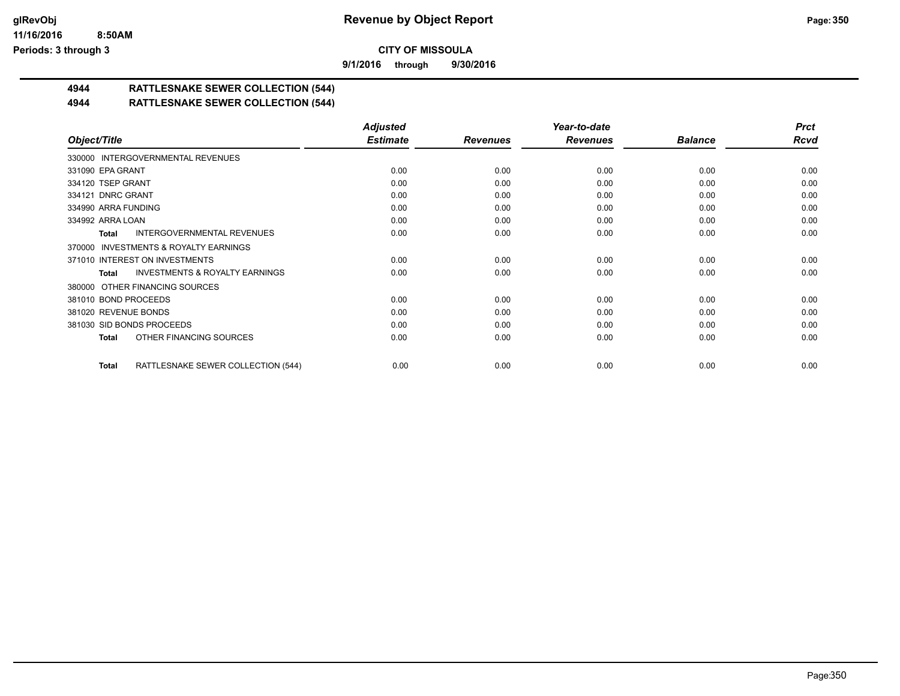# Revenue by Object Report

**CITY OF MISSOULA**

**9/1/2016 through 9/30/2016**

glRevObj
11/16/2016 8:50AM
Periods: 3 through 3

## 4944 RATTLESNAKE SEWER COLLECTION (544)
## 4944 RATTLESNAKE SEWER COLLECTION (544)

| Object/Title | Adjusted Estimate | Revenues | Year-to-date Revenues | Balance | Prct Rcvd |
|---|---|---|---|---|---|
| 330000 INTERGOVERNMENTAL REVENUES | | | | | |
| 331090 EPA GRANT | 0.00 | 0.00 | 0.00 | 0.00 | 0.00 |
| 334120 TSEP GRANT | 0.00 | 0.00 | 0.00 | 0.00 | 0.00 |
| 334121 DNRC GRANT | 0.00 | 0.00 | 0.00 | 0.00 | 0.00 |
| 334990 ARRA FUNDING | 0.00 | 0.00 | 0.00 | 0.00 | 0.00 |
| 334992 ARRA LOAN | 0.00 | 0.00 | 0.00 | 0.00 | 0.00 |
| **Total** INTERGOVERNMENTAL REVENUES | 0.00 | 0.00 | 0.00 | 0.00 | 0.00 |
| 370000 INVESTMENTS & ROYALTY EARNINGS | | | | | |
| 371010 INTEREST ON INVESTMENTS | 0.00 | 0.00 | 0.00 | 0.00 | 0.00 |
| **Total** INVESTMENTS & ROYALTY EARNINGS | 0.00 | 0.00 | 0.00 | 0.00 | 0.00 |
| 380000 OTHER FINANCING SOURCES | | | | | |
| 381010 BOND PROCEEDS | 0.00 | 0.00 | 0.00 | 0.00 | 0.00 |
| 381020 REVENUE BONDS | 0.00 | 0.00 | 0.00 | 0.00 | 0.00 |
| 381030 SID BONDS PROCEEDS | 0.00 | 0.00 | 0.00 | 0.00 | 0.00 |
| **Total** OTHER FINANCING SOURCES | 0.00 | 0.00 | 0.00 | 0.00 | 0.00 |
| **Total** RATTLESNAKE SEWER COLLECTION (544) | 0.00 | 0.00 | 0.00 | 0.00 | 0.00 |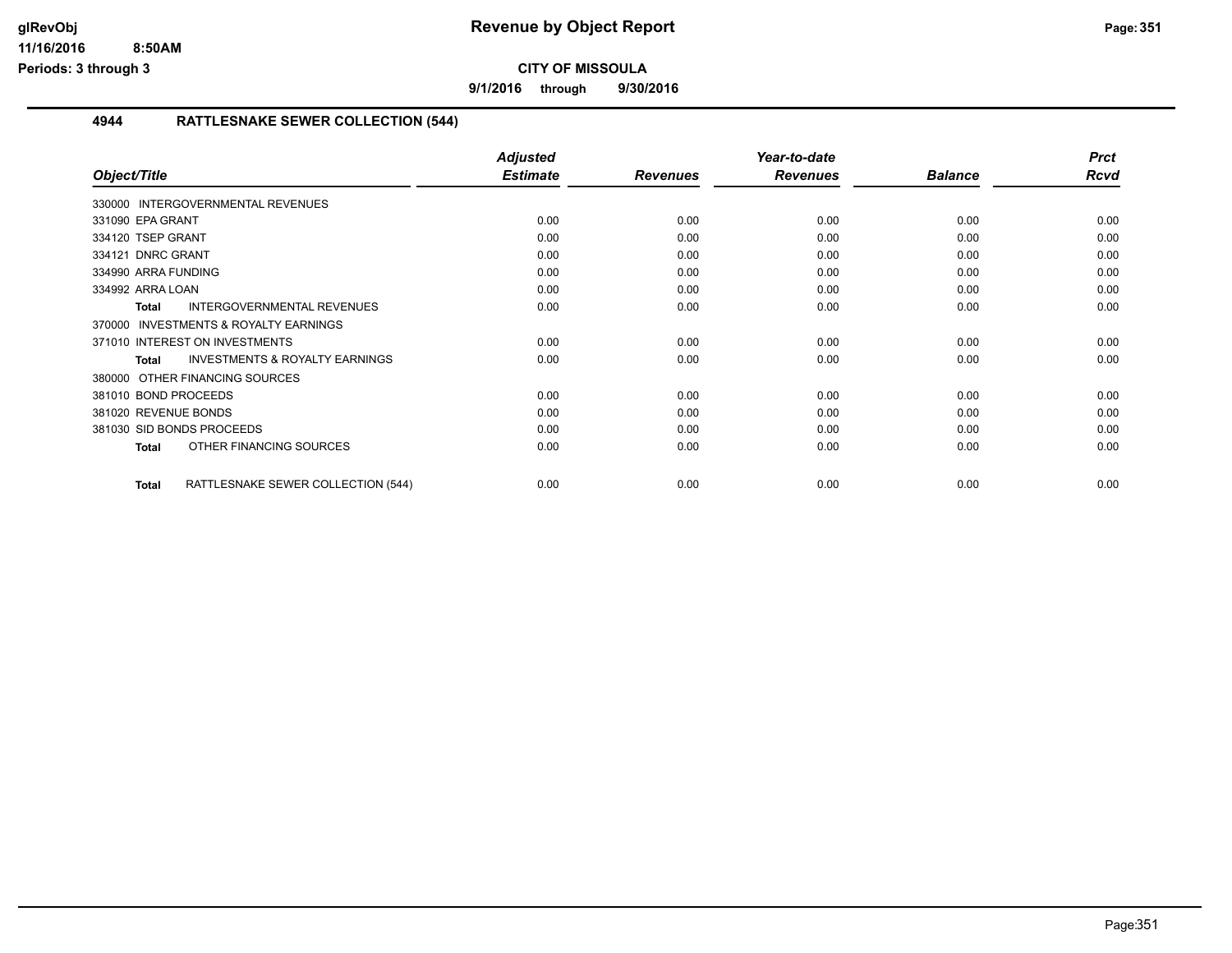# Revenue by Object Report

**CITY OF MISSOULA**

**9/1/2016 through 9/30/2016**

glRevObj
11/16/2016 8:50AM
Periods: 3 through 3

## 4944 RATTLESNAKE SEWER COLLECTION (544)

| Object/Title | Adjusted Estimate | Revenues | Year-to-date Revenues | Balance | Prct Rcvd |
|---|---|---|---|---|---|
| 330000 INTERGOVERNMENTAL REVENUES | | | | | |
| 331090 EPA GRANT | 0.00 | 0.00 | 0.00 | 0.00 | 0.00 |
| 334120 TSEP GRANT | 0.00 | 0.00 | 0.00 | 0.00 | 0.00 |
| 334121 DNRC GRANT | 0.00 | 0.00 | 0.00 | 0.00 | 0.00 |
| 334990 ARRA FUNDING | 0.00 | 0.00 | 0.00 | 0.00 | 0.00 |
| 334992 ARRA LOAN | 0.00 | 0.00 | 0.00 | 0.00 | 0.00 |
| **Total** INTERGOVERNMENTAL REVENUES | 0.00 | 0.00 | 0.00 | 0.00 | 0.00 |
| 370000 INVESTMENTS & ROYALTY EARNINGS | | | | | |
| 371010 INTEREST ON INVESTMENTS | 0.00 | 0.00 | 0.00 | 0.00 | 0.00 |
| **Total** INVESTMENTS & ROYALTY EARNINGS | 0.00 | 0.00 | 0.00 | 0.00 | 0.00 |
| 380000 OTHER FINANCING SOURCES | | | | | |
| 381010 BOND PROCEEDS | 0.00 | 0.00 | 0.00 | 0.00 | 0.00 |
| 381020 REVENUE BONDS | 0.00 | 0.00 | 0.00 | 0.00 | 0.00 |
| 381030 SID BONDS PROCEEDS | 0.00 | 0.00 | 0.00 | 0.00 | 0.00 |
| **Total** OTHER FINANCING SOURCES | 0.00 | 0.00 | 0.00 | 0.00 | 0.00 |
| **Total** RATTLESNAKE SEWER COLLECTION (544) | 0.00 | 0.00 | 0.00 | 0.00 | 0.00 |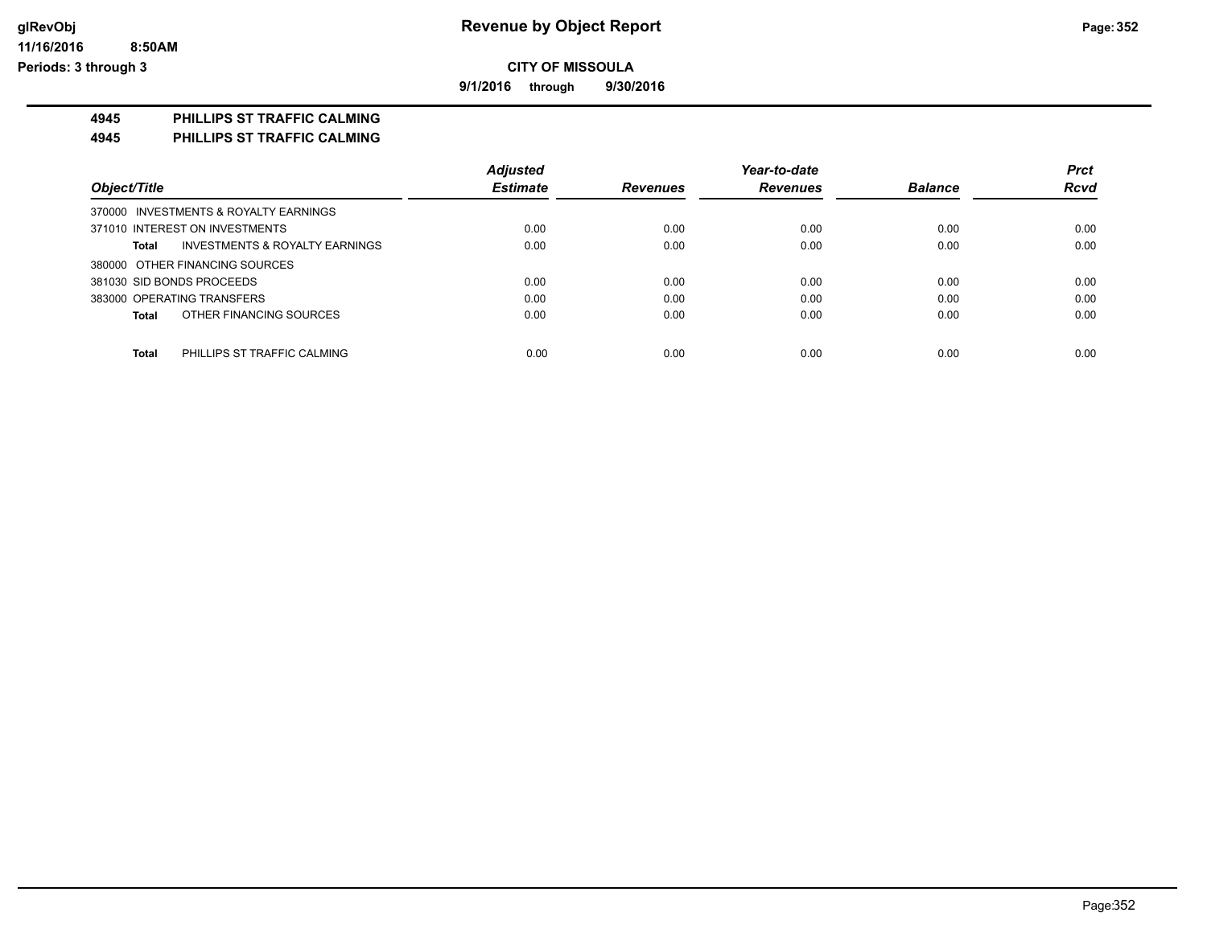**Revenue by Object Report**

**CITY OF MISSOULA**

**9/1/2016 through 9/30/2016**

glRevObj
11/16/2016 8:50AM
Periods: 3 through 3

**4945 PHILLIPS ST TRAFFIC CALMING**

**4945 PHILLIPS ST TRAFFIC CALMING**

| Object/Title | Adjusted Estimate | Revenues | Year-to-date Revenues | Balance | Prct Rcvd |
|---|---|---|---|---|---|
| 370000 INVESTMENTS & ROYALTY EARNINGS | | | | | |
| 371010 INTEREST ON INVESTMENTS | 0.00 | 0.00 | 0.00 | 0.00 | 0.00 |
| **Total** INVESTMENTS & ROYALTY EARNINGS | 0.00 | 0.00 | 0.00 | 0.00 | 0.00 |
| 380000 OTHER FINANCING SOURCES | | | | | |
| 381030 SID BONDS PROCEEDS | 0.00 | 0.00 | 0.00 | 0.00 | 0.00 |
| 383000 OPERATING TRANSFERS | 0.00 | 0.00 | 0.00 | 0.00 | 0.00 |
| **Total** OTHER FINANCING SOURCES | 0.00 | 0.00 | 0.00 | 0.00 | 0.00 |
| **Total** PHILLIPS ST TRAFFIC CALMING | 0.00 | 0.00 | 0.00 | 0.00 | 0.00 |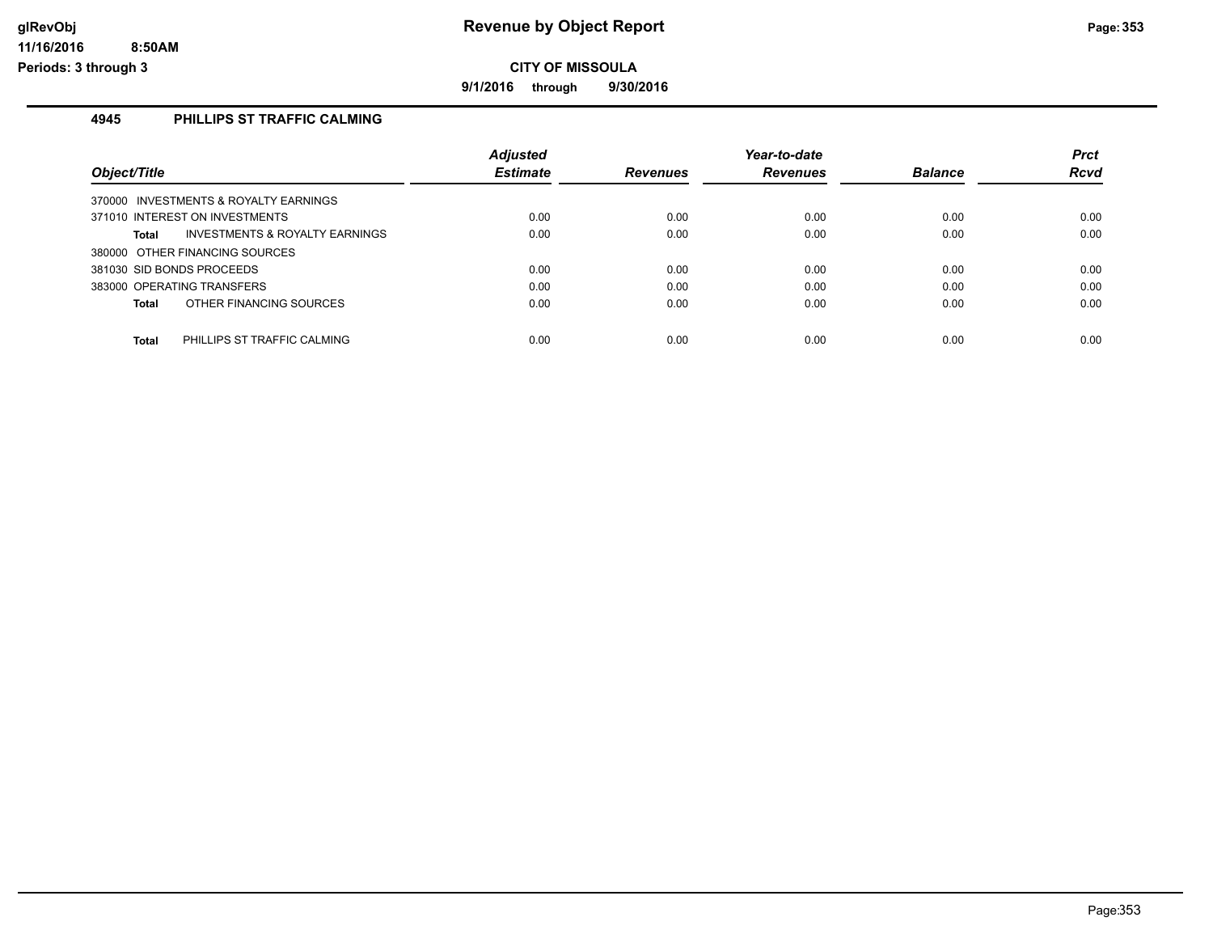# Revenue by Object Report

**CITY OF MISSOULA**

**9/1/2016 through 9/30/2016**

glRevObj
11/16/2016 8:50AM
Periods: 3 through 3

## 4945 PHILLIPS ST TRAFFIC CALMING

| Object/Title | Adjusted Estimate | Revenues | Year-to-date Revenues | Balance | Prct Rcvd |
|---|---|---|---|---|---|
| 370000 INVESTMENTS & ROYALTY EARNINGS | | | | | |
| 371010 INTEREST ON INVESTMENTS | 0.00 | 0.00 | 0.00 | 0.00 | 0.00 |
| **Total** INVESTMENTS & ROYALTY EARNINGS | 0.00 | 0.00 | 0.00 | 0.00 | 0.00 |
| 380000 OTHER FINANCING SOURCES | | | | | |
| 381030 SID BONDS PROCEEDS | 0.00 | 0.00 | 0.00 | 0.00 | 0.00 |
| 383000 OPERATING TRANSFERS | 0.00 | 0.00 | 0.00 | 0.00 | 0.00 |
| **Total** OTHER FINANCING SOURCES | 0.00 | 0.00 | 0.00 | 0.00 | 0.00 |
| **Total** PHILLIPS ST TRAFFIC CALMING | 0.00 | 0.00 | 0.00 | 0.00 | 0.00 |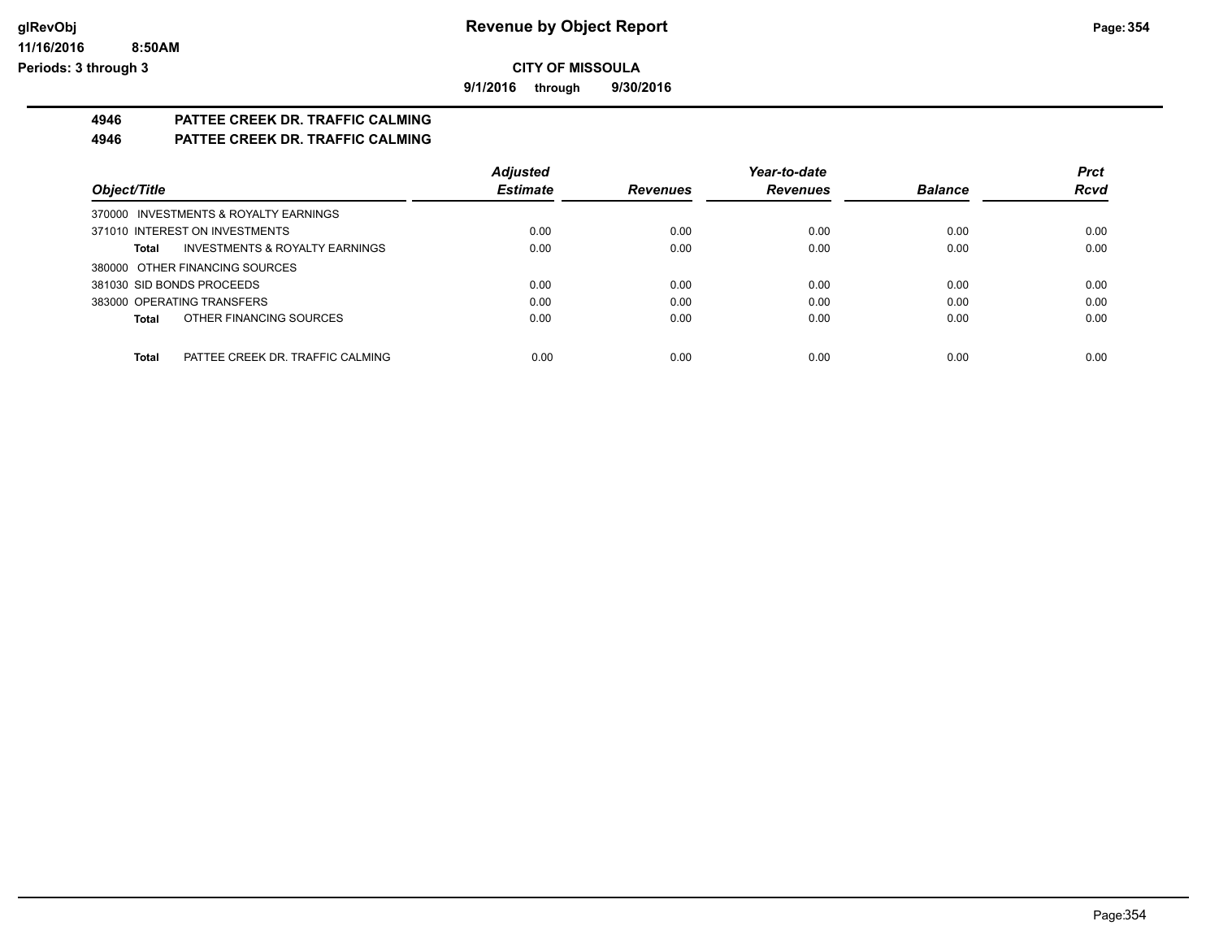# Revenue by Object Report

**CITY OF MISSOULA**

**9/1/2016 through 9/30/2016**

glRevObj
11/16/2016 8:50AM
Periods: 3 through 3

## 4946 PATTEE CREEK DR. TRAFFIC CALMING

## 4946 PATTEE CREEK DR. TRAFFIC CALMING

| Object/Title | | Adjusted Estimate | Revenues | Year-to-date Revenues | Balance | Prct Rcvd |
|---|---|---|---|---|---|---|
| 370000 INVESTMENTS & ROYALTY EARNINGS | | | | | | |
| 371010 INTEREST ON INVESTMENTS | | 0.00 | 0.00 | 0.00 | 0.00 | 0.00 |
| **Total** | INVESTMENTS & ROYALTY EARNINGS | 0.00 | 0.00 | 0.00 | 0.00 | 0.00 |
| 380000 OTHER FINANCING SOURCES | | | | | | |
| 381030 SID BONDS PROCEEDS | | 0.00 | 0.00 | 0.00 | 0.00 | 0.00 |
| 383000 OPERATING TRANSFERS | | 0.00 | 0.00 | 0.00 | 0.00 | 0.00 |
| **Total** | OTHER FINANCING SOURCES | 0.00 | 0.00 | 0.00 | 0.00 | 0.00 |
| **Total** | PATTEE CREEK DR. TRAFFIC CALMING | 0.00 | 0.00 | 0.00 | 0.00 | 0.00 |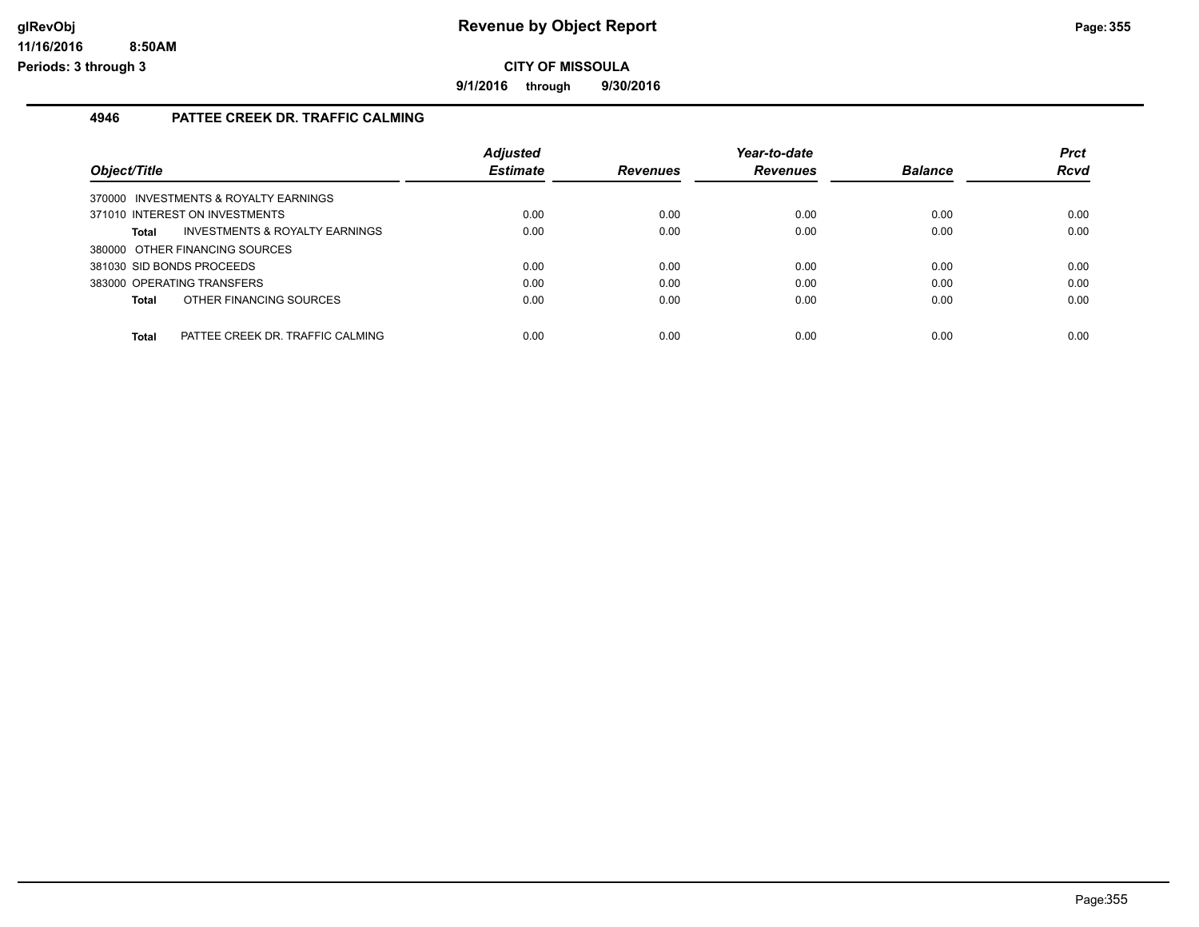# Revenue by Object Report

**CITY OF MISSOULA**

**9/1/2016 through 9/30/2016**

glRevObj
11/16/2016 8:50AM
Periods: 3 through 3

## 4946 PATTEE CREEK DR. TRAFFIC CALMING

| Object/Title | Adjusted Estimate | Revenues | Year-to-date Revenues | Balance | Prct Rcvd |
|---|---|---|---|---|---|
| 370000 INVESTMENTS & ROYALTY EARNINGS | | | | | |
| 371010 INTEREST ON INVESTMENTS | 0.00 | 0.00 | 0.00 | 0.00 | 0.00 |
| **Total** INVESTMENTS & ROYALTY EARNINGS | 0.00 | 0.00 | 0.00 | 0.00 | 0.00 |
| 380000 OTHER FINANCING SOURCES | | | | | |
| 381030 SID BONDS PROCEEDS | 0.00 | 0.00 | 0.00 | 0.00 | 0.00 |
| 383000 OPERATING TRANSFERS | 0.00 | 0.00 | 0.00 | 0.00 | 0.00 |
| **Total** OTHER FINANCING SOURCES | 0.00 | 0.00 | 0.00 | 0.00 | 0.00 |
| **Total** PATTEE CREEK DR. TRAFFIC CALMING | 0.00 | 0.00 | 0.00 | 0.00 | 0.00 |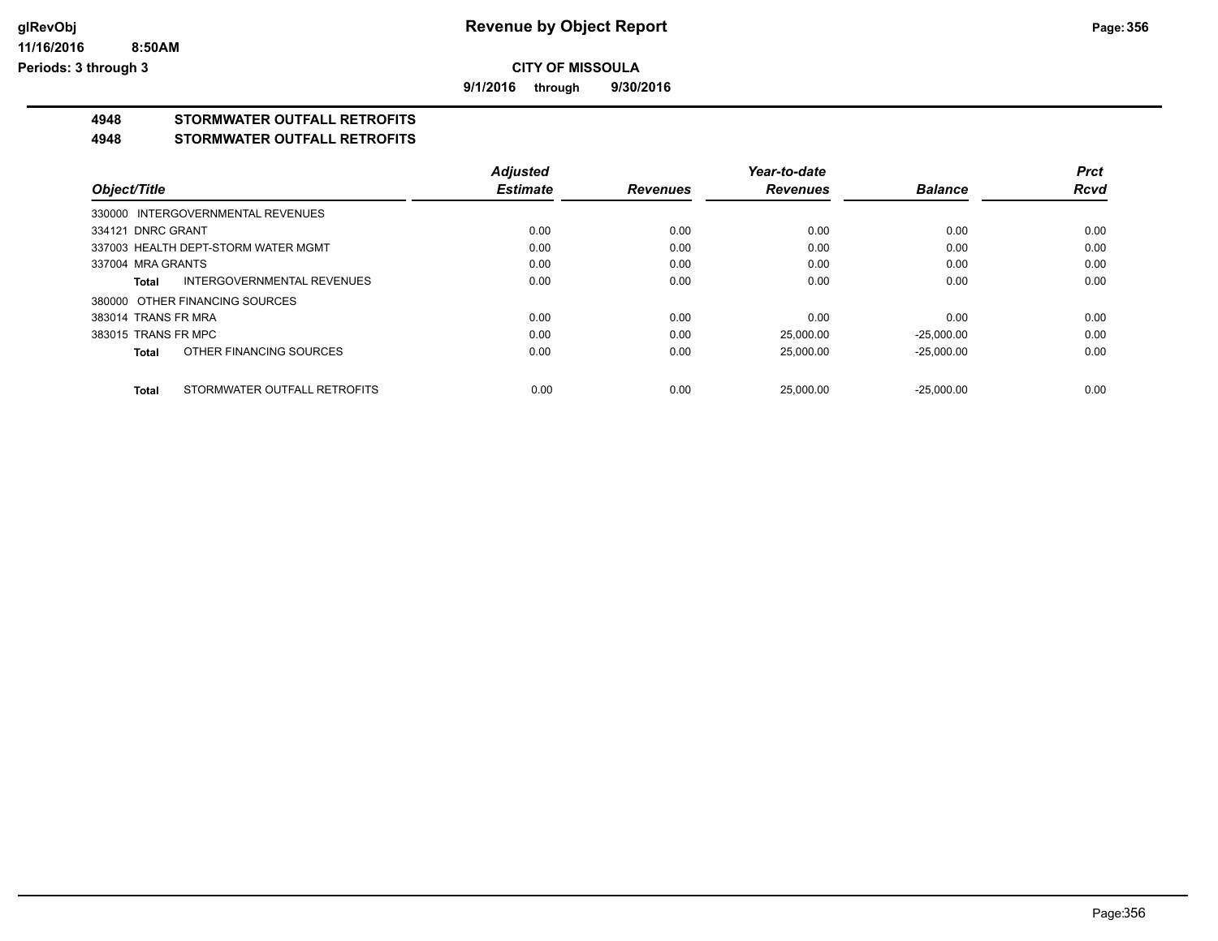# Revenue by Object Report

**CITY OF MISSOULA**

**9/1/2016 through 9/30/2016**

glRevObj
11/16/2016 8:50AM
Periods: 3 through 3

## 4948 STORMWATER OUTFALL RETROFITS

## 4948 STORMWATER OUTFALL RETROFITS

| Object/Title | Adjusted Estimate | Revenues | Year-to-date Revenues | Balance | Prct Rcvd |
|---|---|---|---|---|---|
| 330000 INTERGOVERNMENTAL REVENUES | | | | | |
| 334121 DNRC GRANT | 0.00 | 0.00 | 0.00 | 0.00 | 0.00 |
| 337003 HEALTH DEPT-STORM WATER MGMT | 0.00 | 0.00 | 0.00 | 0.00 | 0.00 |
| 337004 MRA GRANTS | 0.00 | 0.00 | 0.00 | 0.00 | 0.00 |
| **Total** INTERGOVERNMENTAL REVENUES | 0.00 | 0.00 | 0.00 | 0.00 | 0.00 |
| 380000 OTHER FINANCING SOURCES | | | | | |
| 383014 TRANS FR MRA | 0.00 | 0.00 | 0.00 | 0.00 | 0.00 |
| 383015 TRANS FR MPC | 0.00 | 0.00 | 25,000.00 | -25,000.00 | 0.00 |
| **Total** OTHER FINANCING SOURCES | 0.00 | 0.00 | 25,000.00 | -25,000.00 | 0.00 |
| **Total** STORMWATER OUTFALL RETROFITS | 0.00 | 0.00 | 25,000.00 | -25,000.00 | 0.00 |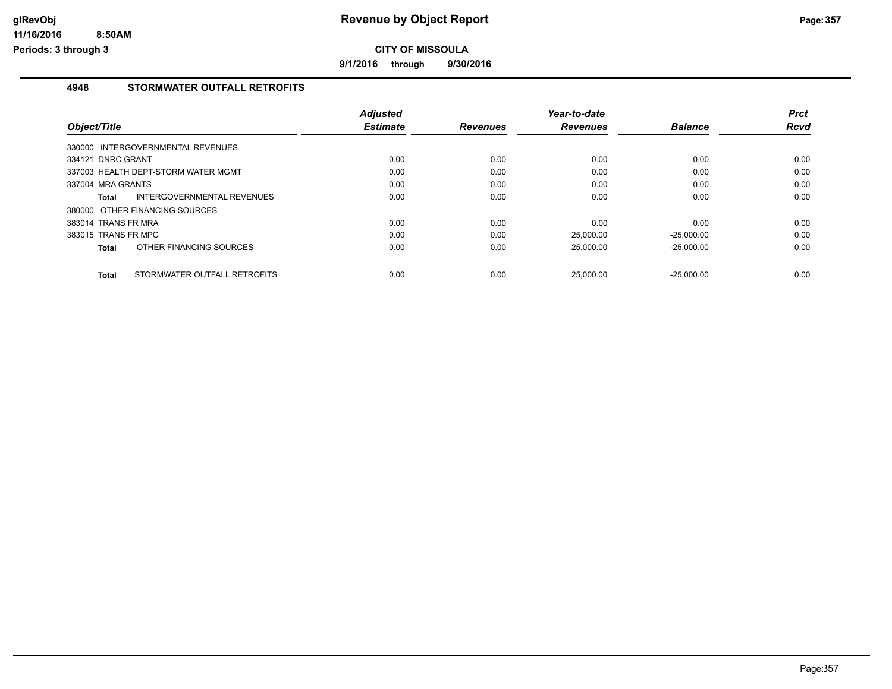# Revenue by Object Report

glRevObj
11/16/2016 8:50AM
Periods: 3 through 3

**CITY OF MISSOULA**

**9/1/2016 through 9/30/2016**

## 4948 STORMWATER OUTFALL RETROFITS

| Object/Title | Adjusted Estimate | Revenues | Year-to-date Revenues | Balance | Prct Rcvd |
|---|---|---|---|---|---|
| 330000 INTERGOVERNMENTAL REVENUES | | | | | |
| 334121 DNRC GRANT | 0.00 | 0.00 | 0.00 | 0.00 | 0.00 |
| 337003 HEALTH DEPT-STORM WATER MGMT | 0.00 | 0.00 | 0.00 | 0.00 | 0.00 |
| 337004 MRA GRANTS | 0.00 | 0.00 | 0.00 | 0.00 | 0.00 |
| **Total** INTERGOVERNMENTAL REVENUES | 0.00 | 0.00 | 0.00 | 0.00 | 0.00 |
| 380000 OTHER FINANCING SOURCES | | | | | |
| 383014 TRANS FR MRA | 0.00 | 0.00 | 0.00 | 0.00 | 0.00 |
| 383015 TRANS FR MPC | 0.00 | 0.00 | 25,000.00 | -25,000.00 | 0.00 |
| **Total** OTHER FINANCING SOURCES | 0.00 | 0.00 | 25,000.00 | -25,000.00 | 0.00 |
| **Total** STORMWATER OUTFALL RETROFITS | 0.00 | 0.00 | 25,000.00 | -25,000.00 | 0.00 |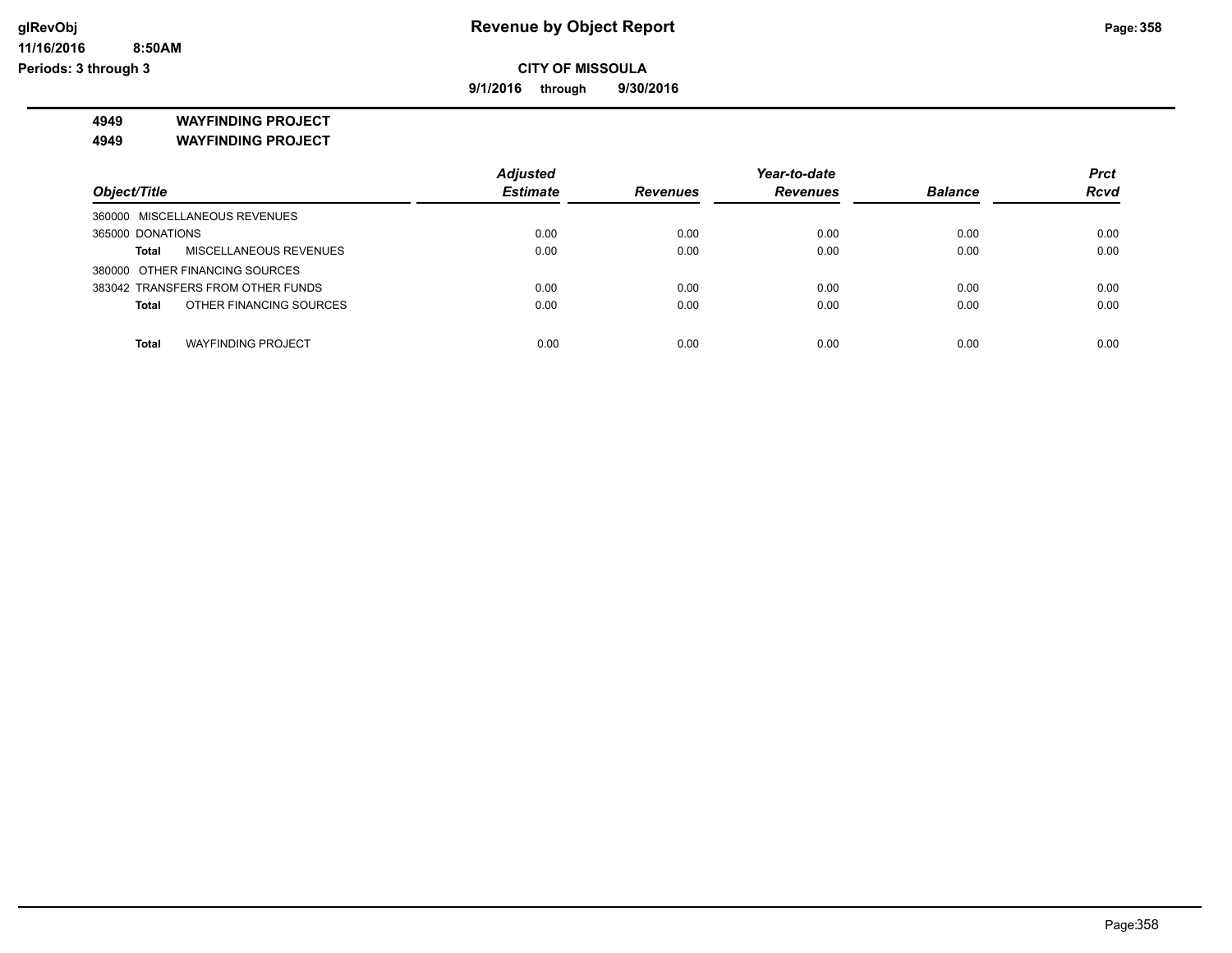# Revenue by Object Report

**CITY OF MISSOULA**

**9/1/2016 through 9/30/2016**

glRevObj
11/16/2016 8:50AM
Periods: 3 through 3

**4949 WAYFINDING PROJECT**

**4949 WAYFINDING PROJECT**

| Object/Title | Adjusted Estimate | Revenues | Year-to-date Revenues | Balance | Prct Rcvd |
|---|---|---|---|---|---|
| 360000 MISCELLANEOUS REVENUES | | | | | |
| 365000 DONATIONS | 0.00 | 0.00 | 0.00 | 0.00 | 0.00 |
| **Total** MISCELLANEOUS REVENUES | 0.00 | 0.00 | 0.00 | 0.00 | 0.00 |
| 380000 OTHER FINANCING SOURCES | | | | | |
| 383042 TRANSFERS FROM OTHER FUNDS | 0.00 | 0.00 | 0.00 | 0.00 | 0.00 |
| **Total** OTHER FINANCING SOURCES | 0.00 | 0.00 | 0.00 | 0.00 | 0.00 |
| **Total** WAYFINDING PROJECT | 0.00 | 0.00 | 0.00 | 0.00 | 0.00 |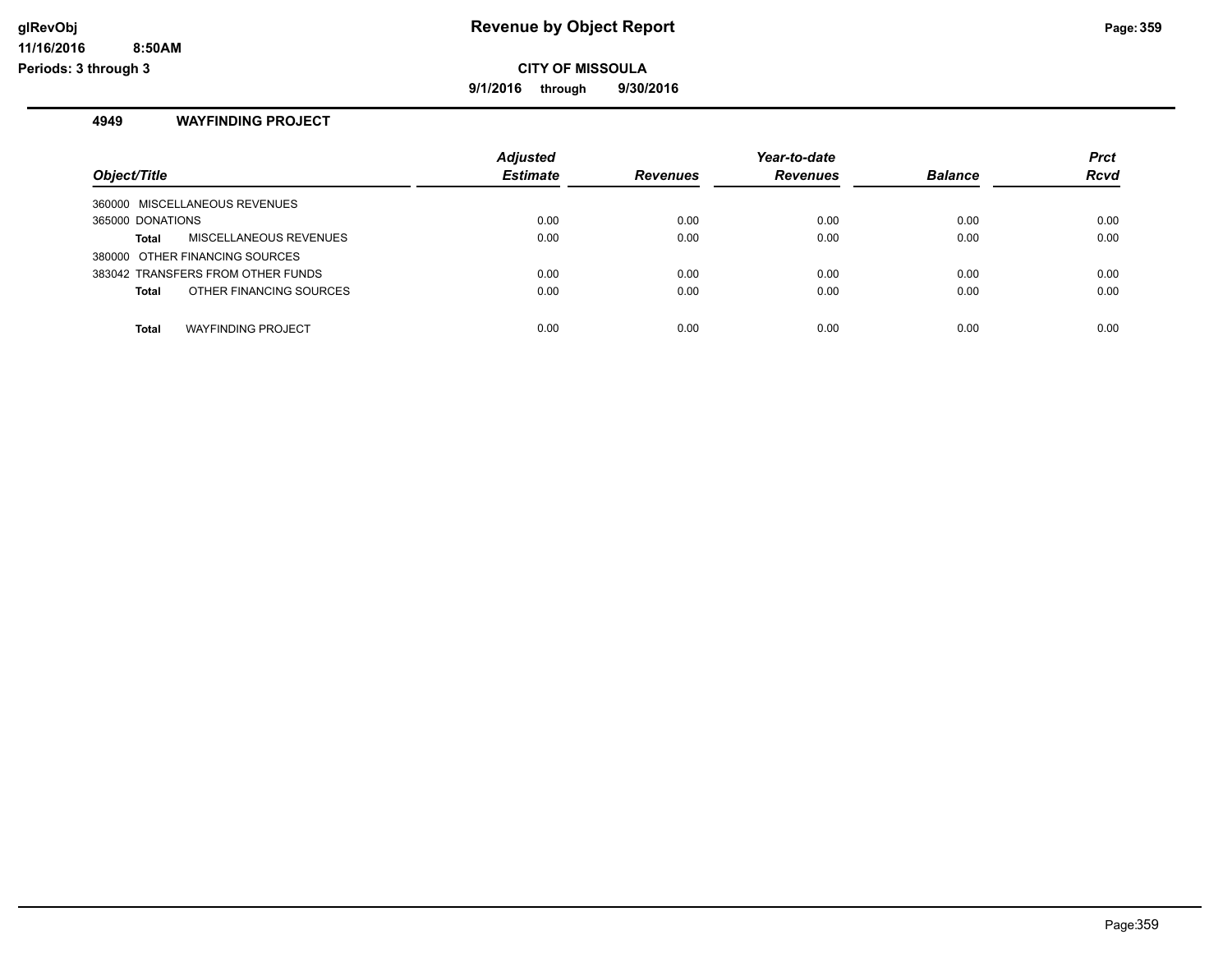# Revenue by Object Report

**CITY OF MISSOULA**

**9/1/2016 through 9/30/2016**

glRevObj
11/16/2016 8:50AM
Periods: 3 through 3

## 4949 WAYFINDING PROJECT

| Object/Title | Adjusted Estimate | Revenues | Year-to-date Revenues | Balance | Prct Rcvd |
|---|---|---|---|---|---|
| 360000 MISCELLANEOUS REVENUES | | | | | |
| 365000 DONATIONS | 0.00 | 0.00 | 0.00 | 0.00 | 0.00 |
| **Total** MISCELLANEOUS REVENUES | 0.00 | 0.00 | 0.00 | 0.00 | 0.00 |
| 380000 OTHER FINANCING SOURCES | | | | | |
| 383042 TRANSFERS FROM OTHER FUNDS | 0.00 | 0.00 | 0.00 | 0.00 | 0.00 |
| **Total** OTHER FINANCING SOURCES | 0.00 | 0.00 | 0.00 | 0.00 | 0.00 |
| **Total** WAYFINDING PROJECT | 0.00 | 0.00 | 0.00 | 0.00 | 0.00 |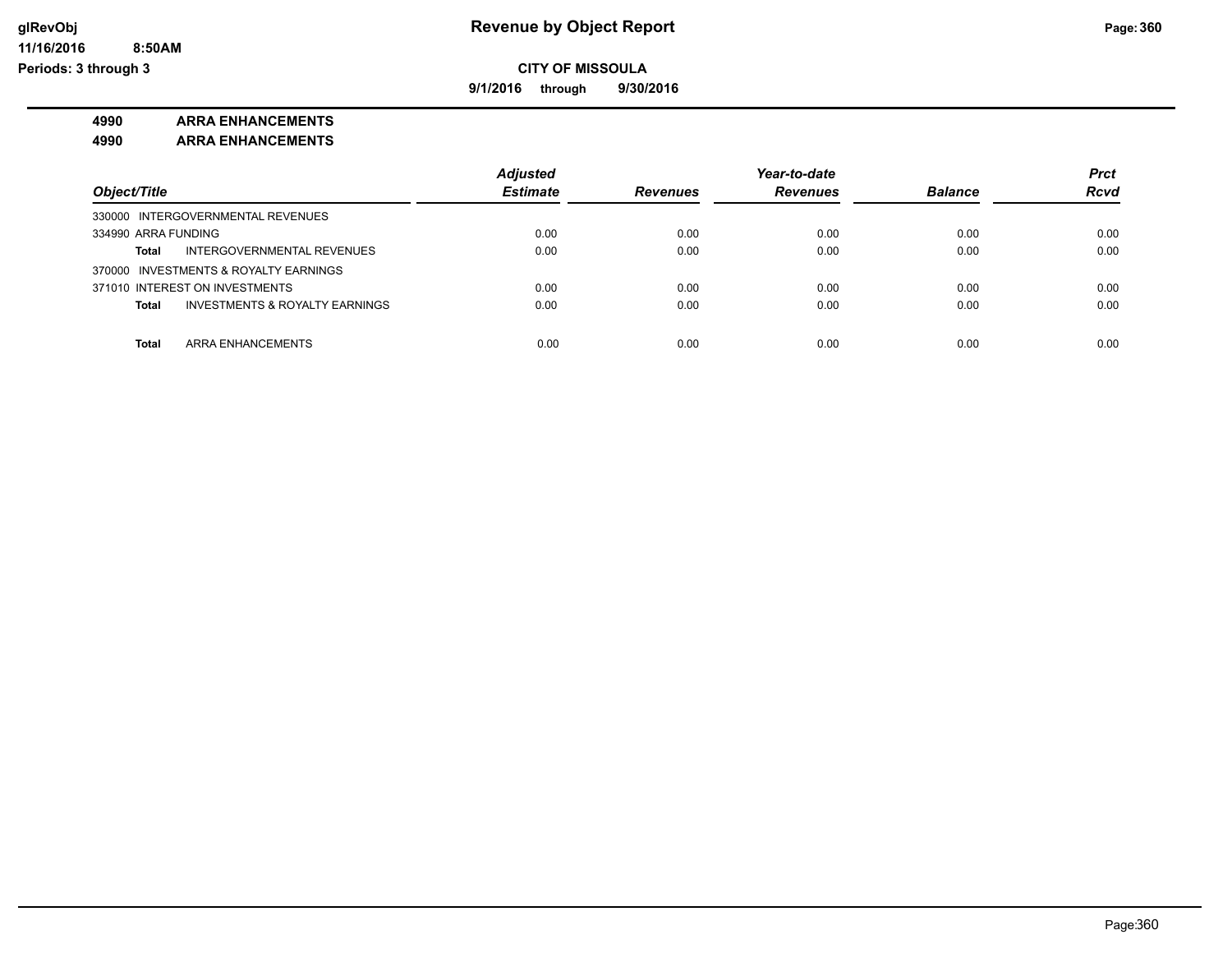# Revenue by Object Report

## CITY OF MISSOULA

**9/1/2016 through 9/30/2016**

glRevObj
11/16/2016 8:50AM
Periods: 3 through 3

**4990 ARRA ENHANCEMENTS**

**4990 ARRA ENHANCEMENTS**

| Object/Title | Adjusted Estimate | Revenues | Year-to-date Revenues | Balance | Prct Rcvd |
|---|---|---|---|---|---|
| 330000 INTERGOVERNMENTAL REVENUES | | | | | |
| 334990 ARRA FUNDING | 0.00 | 0.00 | 0.00 | 0.00 | 0.00 |
| **Total** INTERGOVERNMENTAL REVENUES | 0.00 | 0.00 | 0.00 | 0.00 | 0.00 |
| 370000 INVESTMENTS & ROYALTY EARNINGS | | | | | |
| 371010 INTEREST ON INVESTMENTS | 0.00 | 0.00 | 0.00 | 0.00 | 0.00 |
| **Total** INVESTMENTS & ROYALTY EARNINGS | 0.00 | 0.00 | 0.00 | 0.00 | 0.00 |
| **Total** ARRA ENHANCEMENTS | 0.00 | 0.00 | 0.00 | 0.00 | 0.00 |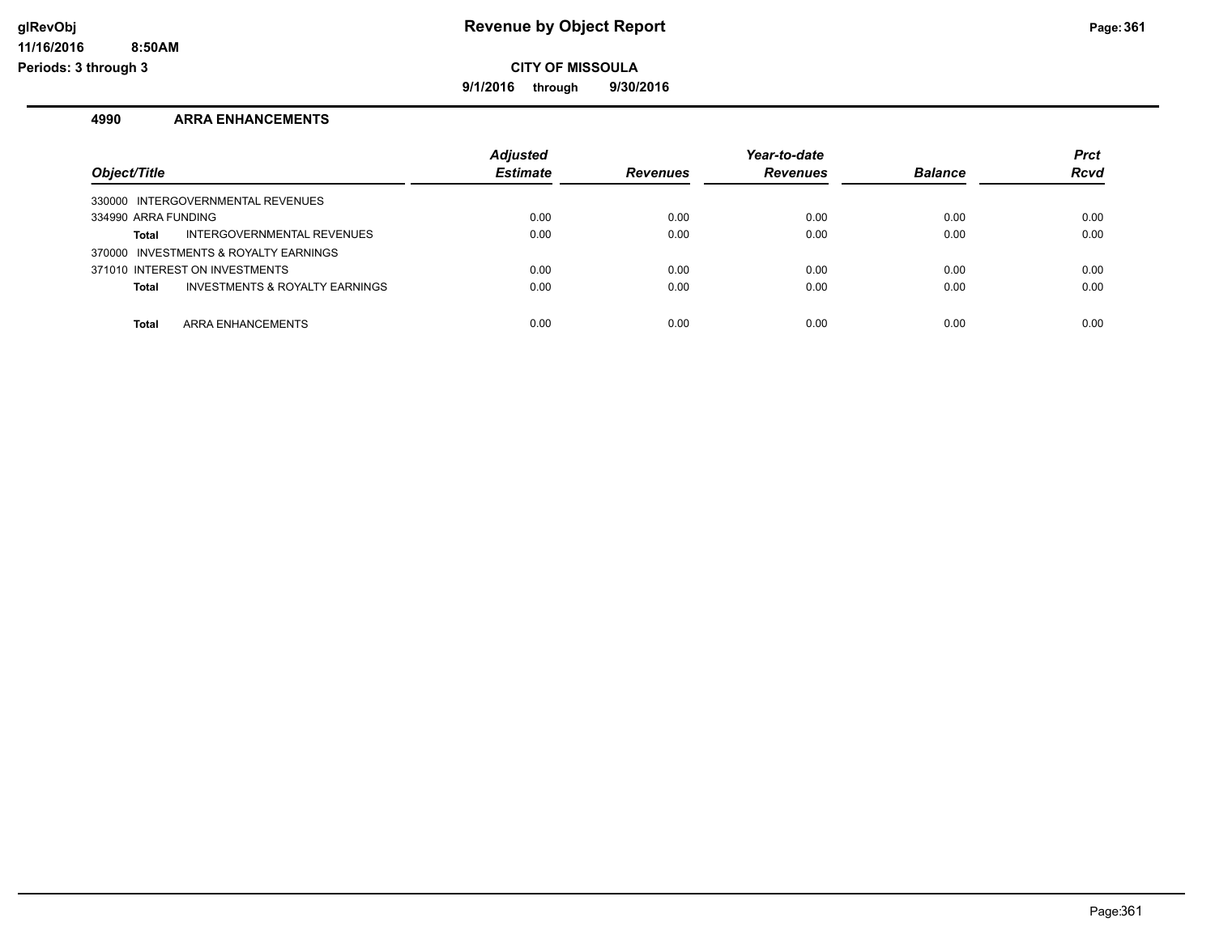**glRevObj** &nbsp;&nbsp; **Revenue by Object Report**

**11/16/2016 8:50AM**

**Periods: 3 through 3**

**CITY OF MISSOULA**

**9/1/2016 through 9/30/2016**

#### 4990 ARRA ENHANCEMENTS

| Object/Title | Adjusted Estimate | Revenues | Year-to-date Revenues | Balance | Prct Rcvd |
|---|---|---|---|---|---|
| 330000 INTERGOVERNMENTAL REVENUES | | | | | |
| 334990 ARRA FUNDING | 0.00 | 0.00 | 0.00 | 0.00 | 0.00 |
| **Total** INTERGOVERNMENTAL REVENUES | 0.00 | 0.00 | 0.00 | 0.00 | 0.00 |
| 370000 INVESTMENTS & ROYALTY EARNINGS | | | | | |
| 371010 INTEREST ON INVESTMENTS | 0.00 | 0.00 | 0.00 | 0.00 | 0.00 |
| **Total** INVESTMENTS & ROYALTY EARNINGS | 0.00 | 0.00 | 0.00 | 0.00 | 0.00 |
| **Total** ARRA ENHANCEMENTS | 0.00 | 0.00 | 0.00 | 0.00 | 0.00 |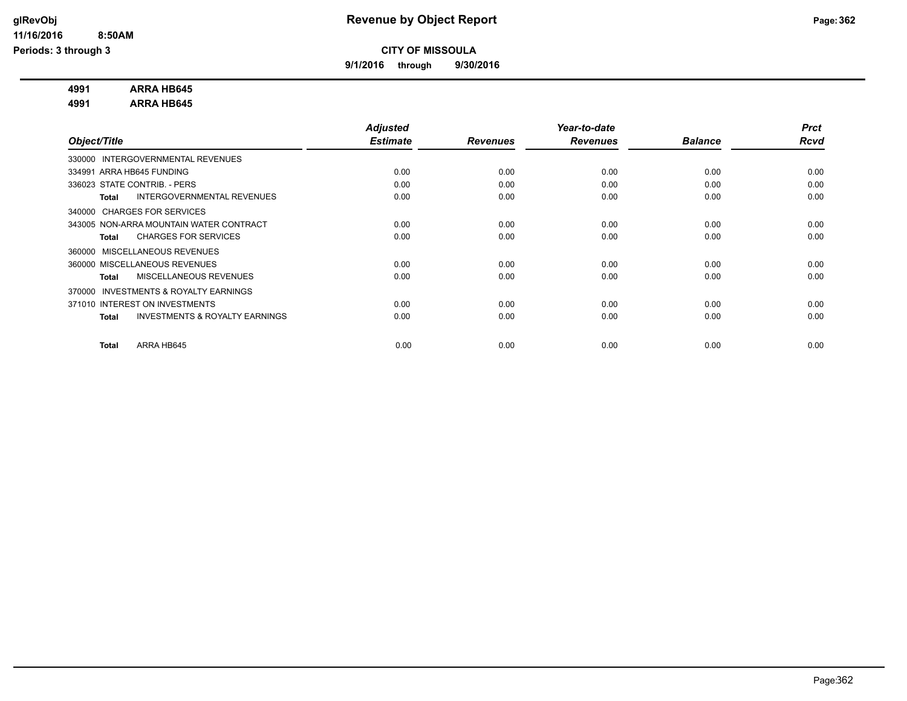# Revenue by Object Report

**CITY OF MISSOULA**

**9/1/2016 through 9/30/2016**

glRevObj
11/16/2016 8:50AM
Periods: 3 through 3

**4991 ARRA HB645**

**4991 ARRA HB645**

| Object/Title | Adjusted Estimate | Revenues | Year-to-date Revenues | Balance | Prct Rcvd |
|---|---|---|---|---|---|
| 330000 INTERGOVERNMENTAL REVENUES | | | | | |
| 334991 ARRA HB645 FUNDING | 0.00 | 0.00 | 0.00 | 0.00 | 0.00 |
| 336023 STATE CONTRIB. - PERS | 0.00 | 0.00 | 0.00 | 0.00 | 0.00 |
| **Total** INTERGOVERNMENTAL REVENUES | 0.00 | 0.00 | 0.00 | 0.00 | 0.00 |
| 340000 CHARGES FOR SERVICES | | | | | |
| 343005 NON-ARRA MOUNTAIN WATER CONTRACT | 0.00 | 0.00 | 0.00 | 0.00 | 0.00 |
| **Total** CHARGES FOR SERVICES | 0.00 | 0.00 | 0.00 | 0.00 | 0.00 |
| 360000 MISCELLANEOUS REVENUES | | | | | |
| 360000 MISCELLANEOUS REVENUES | 0.00 | 0.00 | 0.00 | 0.00 | 0.00 |
| **Total** MISCELLANEOUS REVENUES | 0.00 | 0.00 | 0.00 | 0.00 | 0.00 |
| 370000 INVESTMENTS & ROYALTY EARNINGS | | | | | |
| 371010 INTEREST ON INVESTMENTS | 0.00 | 0.00 | 0.00 | 0.00 | 0.00 |
| **Total** INVESTMENTS & ROYALTY EARNINGS | 0.00 | 0.00 | 0.00 | 0.00 | 0.00 |
| **Total** ARRA HB645 | 0.00 | 0.00 | 0.00 | 0.00 | 0.00 |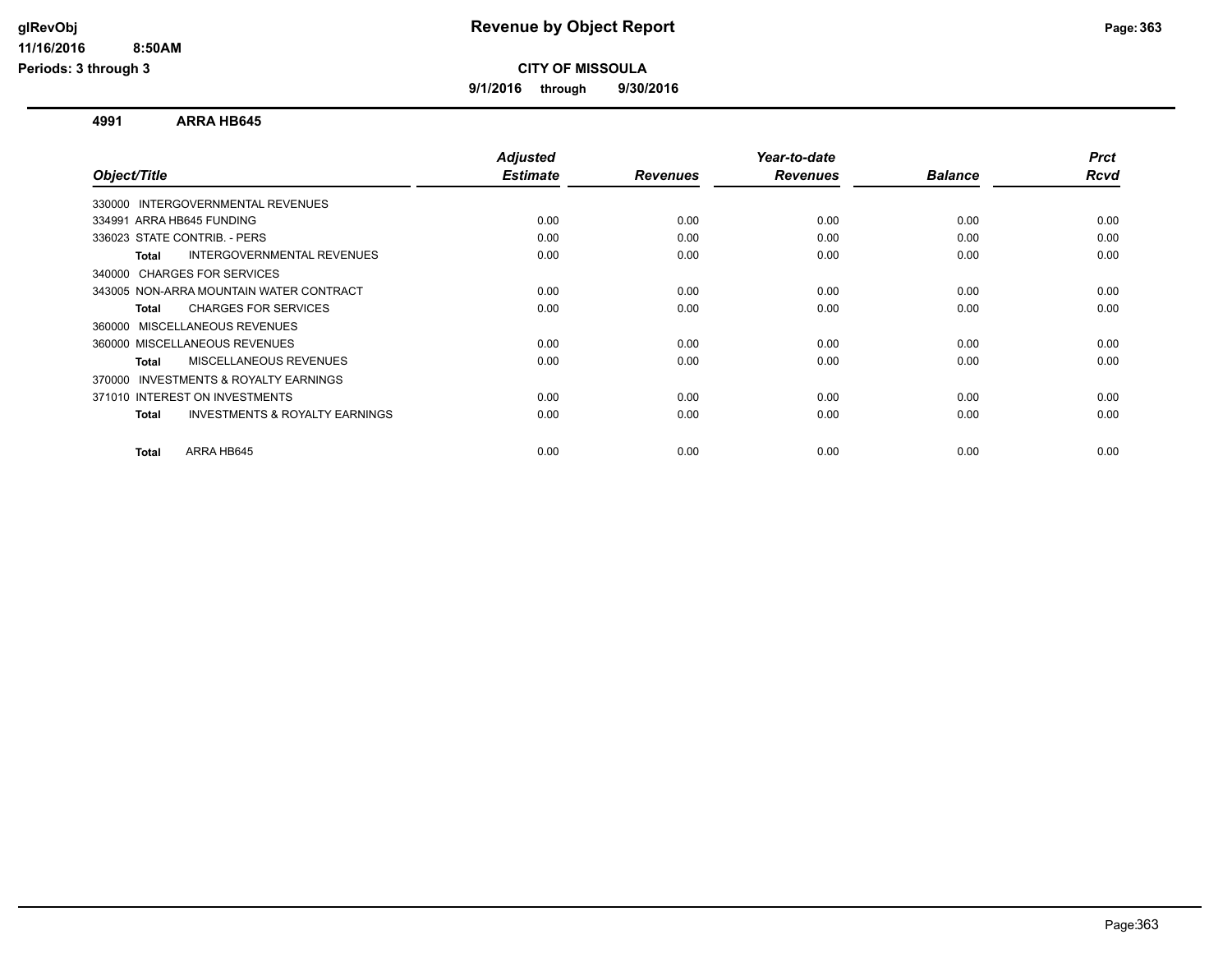**CITY OF MISSOULA**

**9/1/2016 through 9/30/2016**

## 4991 ARRA HB645

| Object/Title | Adjusted Estimate | Revenues | Year-to-date Revenues | Balance | Prct Rcvd |
|---|---|---|---|---|---|
| 330000 INTERGOVERNMENTAL REVENUES | | | | | |
| 334991 ARRA HB645 FUNDING | 0.00 | 0.00 | 0.00 | 0.00 | 0.00 |
| 336023 STATE CONTRIB. - PERS | 0.00 | 0.00 | 0.00 | 0.00 | 0.00 |
| **Total** INTERGOVERNMENTAL REVENUES | 0.00 | 0.00 | 0.00 | 0.00 | 0.00 |
| 340000 CHARGES FOR SERVICES | | | | | |
| 343005 NON-ARRA MOUNTAIN WATER CONTRACT | 0.00 | 0.00 | 0.00 | 0.00 | 0.00 |
| **Total** CHARGES FOR SERVICES | 0.00 | 0.00 | 0.00 | 0.00 | 0.00 |
| 360000 MISCELLANEOUS REVENUES | | | | | |
| 360000 MISCELLANEOUS REVENUES | 0.00 | 0.00 | 0.00 | 0.00 | 0.00 |
| **Total** MISCELLANEOUS REVENUES | 0.00 | 0.00 | 0.00 | 0.00 | 0.00 |
| 370000 INVESTMENTS & ROYALTY EARNINGS | | | | | |
| 371010 INTEREST ON INVESTMENTS | 0.00 | 0.00 | 0.00 | 0.00 | 0.00 |
| **Total** INVESTMENTS & ROYALTY EARNINGS | 0.00 | 0.00 | 0.00 | 0.00 | 0.00 |
| **Total** ARRA HB645 | 0.00 | 0.00 | 0.00 | 0.00 | 0.00 |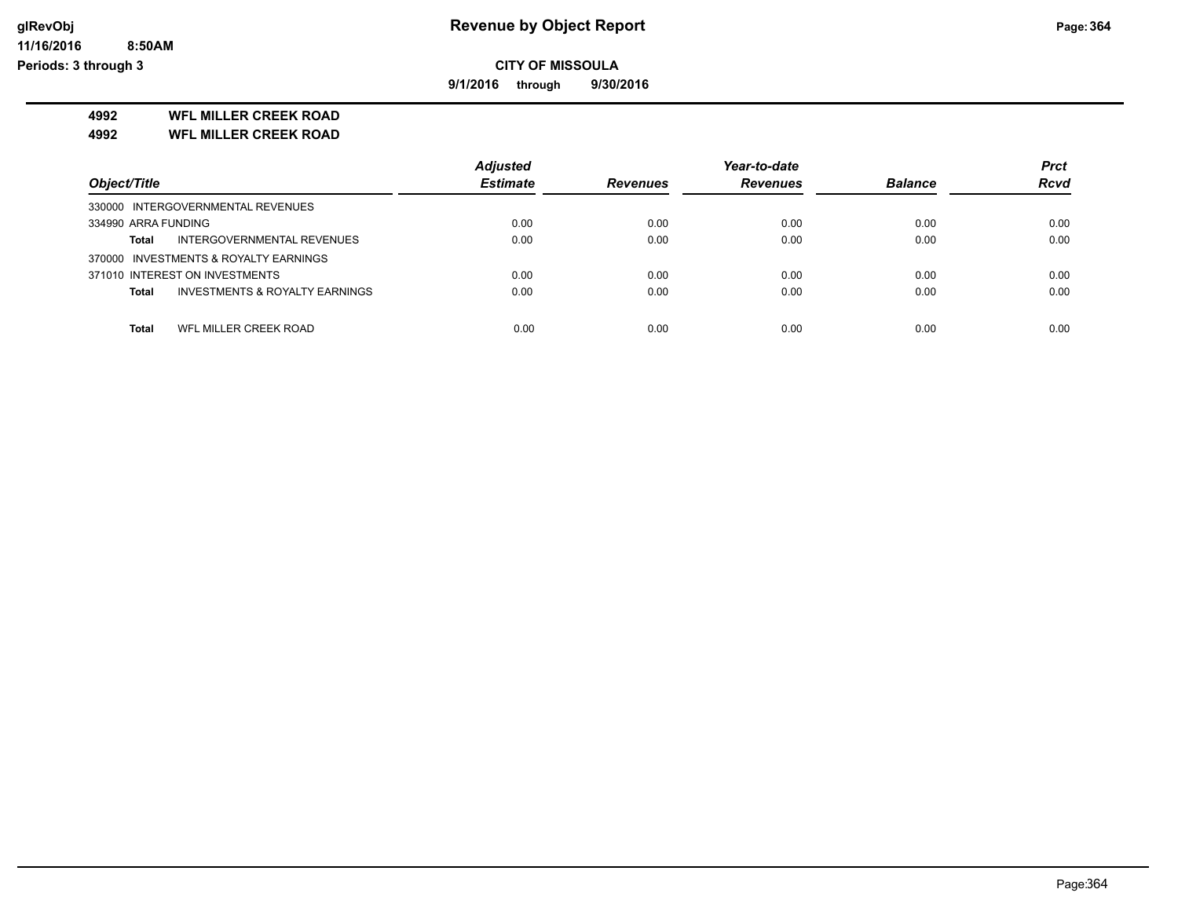**CITY OF MISSOULA**

**9/1/2016 through 9/30/2016**

**4992 WFL MILLER CREEK ROAD**

**4992 WFL MILLER CREEK ROAD**

| Object/Title | Adjusted Estimate | Revenues | Year-to-date Revenues | Balance | Prct Rcvd |
|---|---|---|---|---|---|
| 330000 INTERGOVERNMENTAL REVENUES | | | | | |
| 334990 ARRA FUNDING | 0.00 | 0.00 | 0.00 | 0.00 | 0.00 |
| **Total** INTERGOVERNMENTAL REVENUES | 0.00 | 0.00 | 0.00 | 0.00 | 0.00 |
| 370000 INVESTMENTS & ROYALTY EARNINGS | | | | | |
| 371010 INTEREST ON INVESTMENTS | 0.00 | 0.00 | 0.00 | 0.00 | 0.00 |
| **Total** INVESTMENTS & ROYALTY EARNINGS | 0.00 | 0.00 | 0.00 | 0.00 | 0.00 |
| **Total** WFL MILLER CREEK ROAD | 0.00 | 0.00 | 0.00 | 0.00 | 0.00 |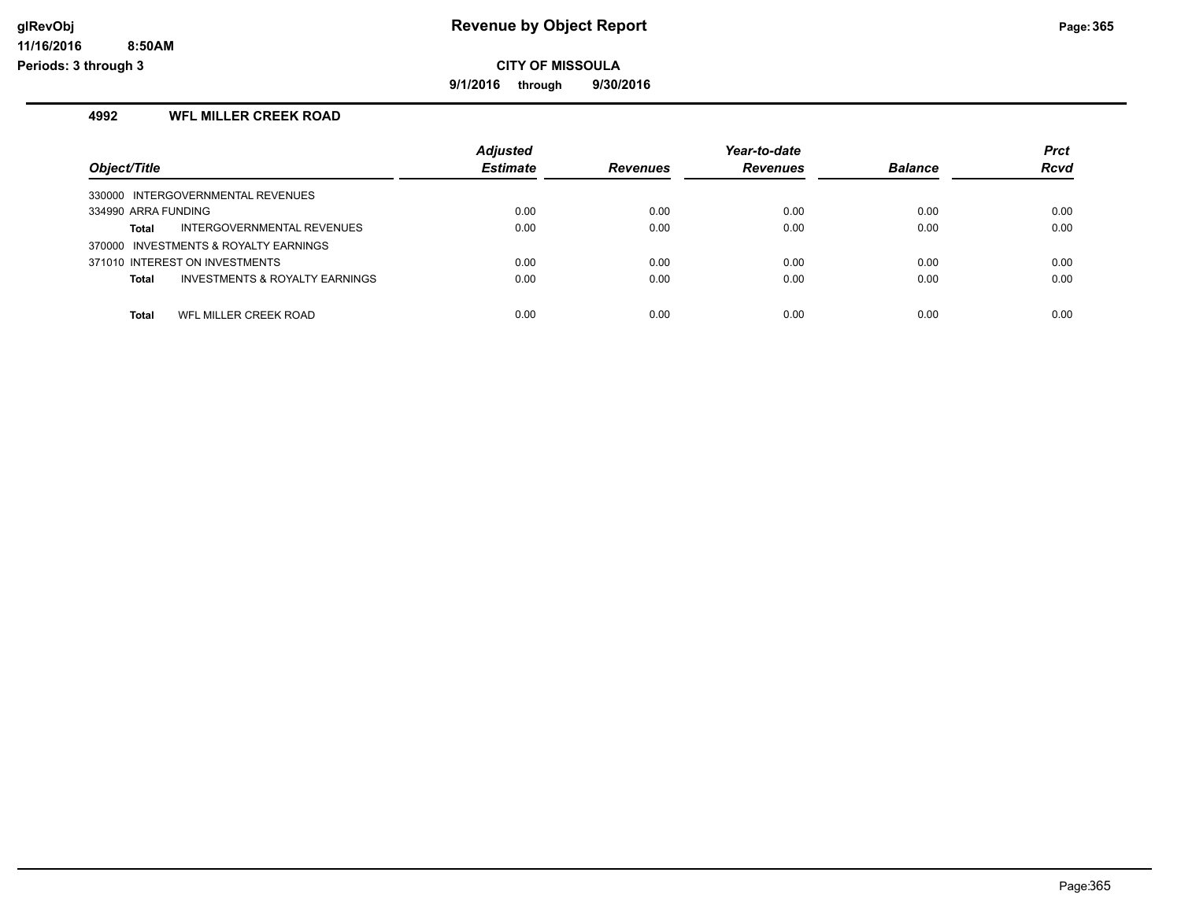# Revenue by Object Report

**CITY OF MISSOULA**

**9/1/2016 through 9/30/2016**

glRevObj
11/16/2016 8:50AM
Periods: 3 through 3

## 4992 WFL MILLER CREEK ROAD

| Object/Title | Adjusted Estimate | Revenues | Year-to-date Revenues | Balance | Prct Rcvd |
|---|---|---|---|---|---|
| 330000 INTERGOVERNMENTAL REVENUES | | | | | |
| 334990 ARRA FUNDING | 0.00 | 0.00 | 0.00 | 0.00 | 0.00 |
| **Total** INTERGOVERNMENTAL REVENUES | 0.00 | 0.00 | 0.00 | 0.00 | 0.00 |
| 370000 INVESTMENTS & ROYALTY EARNINGS | | | | | |
| 371010 INTEREST ON INVESTMENTS | 0.00 | 0.00 | 0.00 | 0.00 | 0.00 |
| **Total** INVESTMENTS & ROYALTY EARNINGS | 0.00 | 0.00 | 0.00 | 0.00 | 0.00 |
| **Total** WFL MILLER CREEK ROAD | 0.00 | 0.00 | 0.00 | 0.00 | 0.00 |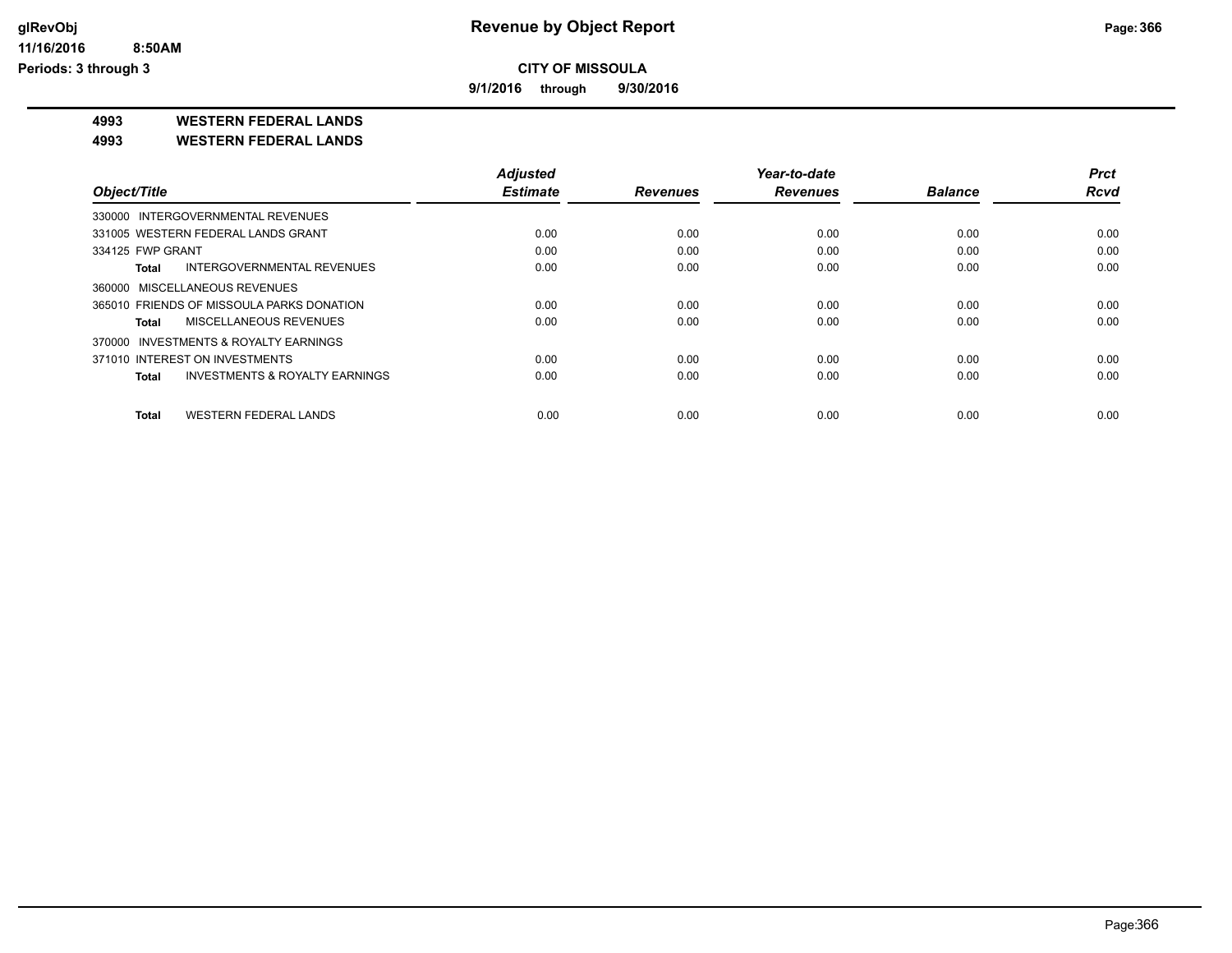**CITY OF MISSOULA**

**9/1/2016 through 9/30/2016**

**4993 WESTERN FEDERAL LANDS**

**4993 WESTERN FEDERAL LANDS**

| Object/Title | Adjusted Estimate | Revenues | Year-to-date Revenues | Balance | Prct Rcvd |
|---|---|---|---|---|---|
| 330000 INTERGOVERNMENTAL REVENUES | | | | | |
| 331005 WESTERN FEDERAL LANDS GRANT | 0.00 | 0.00 | 0.00 | 0.00 | 0.00 |
| 334125 FWP GRANT | 0.00 | 0.00 | 0.00 | 0.00 | 0.00 |
| **Total** INTERGOVERNMENTAL REVENUES | 0.00 | 0.00 | 0.00 | 0.00 | 0.00 |
| 360000 MISCELLANEOUS REVENUES | | | | | |
| 365010 FRIENDS OF MISSOULA PARKS DONATION | 0.00 | 0.00 | 0.00 | 0.00 | 0.00 |
| **Total** MISCELLANEOUS REVENUES | 0.00 | 0.00 | 0.00 | 0.00 | 0.00 |
| 370000 INVESTMENTS & ROYALTY EARNINGS | | | | | |
| 371010 INTEREST ON INVESTMENTS | 0.00 | 0.00 | 0.00 | 0.00 | 0.00 |
| **Total** INVESTMENTS & ROYALTY EARNINGS | 0.00 | 0.00 | 0.00 | 0.00 | 0.00 |
| **Total** WESTERN FEDERAL LANDS | 0.00 | 0.00 | 0.00 | 0.00 | 0.00 |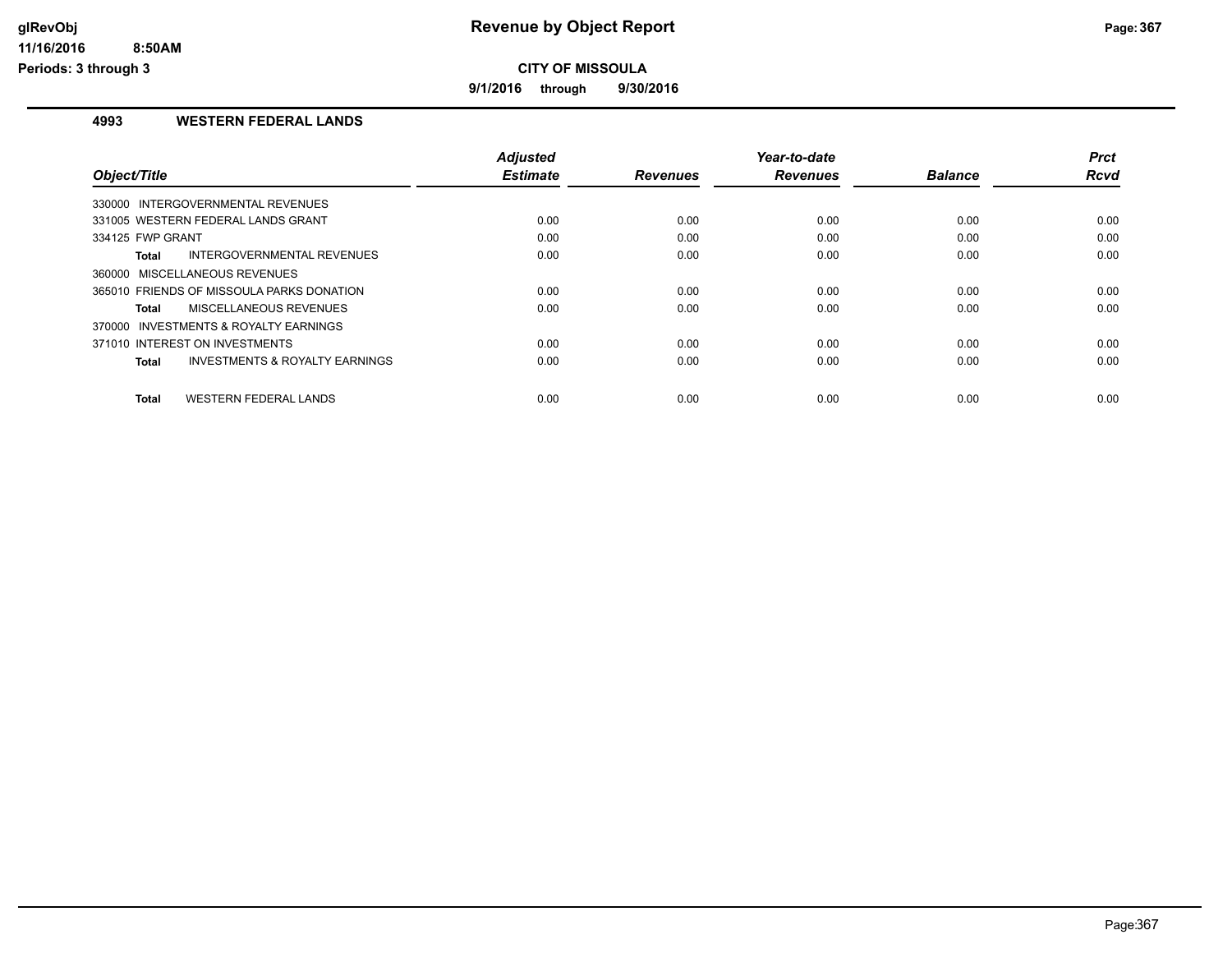# Revenue by Object Report

**CITY OF MISSOULA**

**9/1/2016 through 9/30/2016**

glRevObj
11/16/2016 8:50AM
Periods: 3 through 3

## 4993 WESTERN FEDERAL LANDS

| Object/Title | Adjusted Estimate | Revenues | Year-to-date Revenues | Balance | Prct Rcvd |
|---|---|---|---|---|---|
| 330000 INTERGOVERNMENTAL REVENUES | | | | | |
| 331005 WESTERN FEDERAL LANDS GRANT | 0.00 | 0.00 | 0.00 | 0.00 | 0.00 |
| 334125 FWP GRANT | 0.00 | 0.00 | 0.00 | 0.00 | 0.00 |
| **Total** INTERGOVERNMENTAL REVENUES | 0.00 | 0.00 | 0.00 | 0.00 | 0.00 |
| 360000 MISCELLANEOUS REVENUES | | | | | |
| 365010 FRIENDS OF MISSOULA PARKS DONATION | 0.00 | 0.00 | 0.00 | 0.00 | 0.00 |
| **Total** MISCELLANEOUS REVENUES | 0.00 | 0.00 | 0.00 | 0.00 | 0.00 |
| 370000 INVESTMENTS & ROYALTY EARNINGS | | | | | |
| 371010 INTEREST ON INVESTMENTS | 0.00 | 0.00 | 0.00 | 0.00 | 0.00 |
| **Total** INVESTMENTS & ROYALTY EARNINGS | 0.00 | 0.00 | 0.00 | 0.00 | 0.00 |
| **Total** WESTERN FEDERAL LANDS | 0.00 | 0.00 | 0.00 | 0.00 | 0.00 |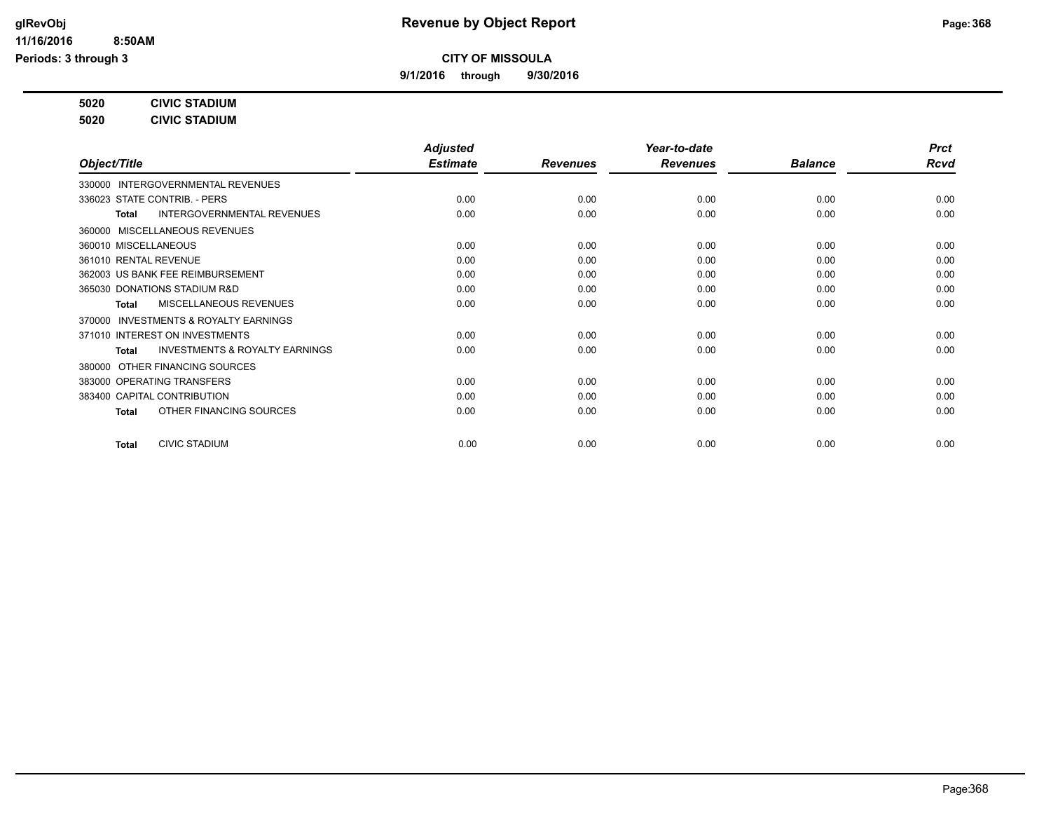# Revenue by Object Report

**CITY OF MISSOULA**

**9/1/2016 through 9/30/2016**

glRevObj
11/16/2016 8:50AM
Periods: 3 through 3

**5020 CIVIC STADIUM**
**5020 CIVIC STADIUM**

| Object/Title | Adjusted Estimate | Revenues | Year-to-date Revenues | Balance | Prct Rcvd |
|---|---|---|---|---|---|
| 330000 INTERGOVERNMENTAL REVENUES | | | | | |
| 336023 STATE CONTRIB. - PERS | 0.00 | 0.00 | 0.00 | 0.00 | 0.00 |
| **Total** INTERGOVERNMENTAL REVENUES | 0.00 | 0.00 | 0.00 | 0.00 | 0.00 |
| 360000 MISCELLANEOUS REVENUES | | | | | |
| 360010 MISCELLANEOUS | 0.00 | 0.00 | 0.00 | 0.00 | 0.00 |
| 361010 RENTAL REVENUE | 0.00 | 0.00 | 0.00 | 0.00 | 0.00 |
| 362003 US BANK FEE REIMBURSEMENT | 0.00 | 0.00 | 0.00 | 0.00 | 0.00 |
| 365030 DONATIONS STADIUM R&D | 0.00 | 0.00 | 0.00 | 0.00 | 0.00 |
| **Total** MISCELLANEOUS REVENUES | 0.00 | 0.00 | 0.00 | 0.00 | 0.00 |
| 370000 INVESTMENTS & ROYALTY EARNINGS | | | | | |
| 371010 INTEREST ON INVESTMENTS | 0.00 | 0.00 | 0.00 | 0.00 | 0.00 |
| **Total** INVESTMENTS & ROYALTY EARNINGS | 0.00 | 0.00 | 0.00 | 0.00 | 0.00 |
| 380000 OTHER FINANCING SOURCES | | | | | |
| 383000 OPERATING TRANSFERS | 0.00 | 0.00 | 0.00 | 0.00 | 0.00 |
| 383400 CAPITAL CONTRIBUTION | 0.00 | 0.00 | 0.00 | 0.00 | 0.00 |
| **Total** OTHER FINANCING SOURCES | 0.00 | 0.00 | 0.00 | 0.00 | 0.00 |
| **Total** CIVIC STADIUM | 0.00 | 0.00 | 0.00 | 0.00 | 0.00 |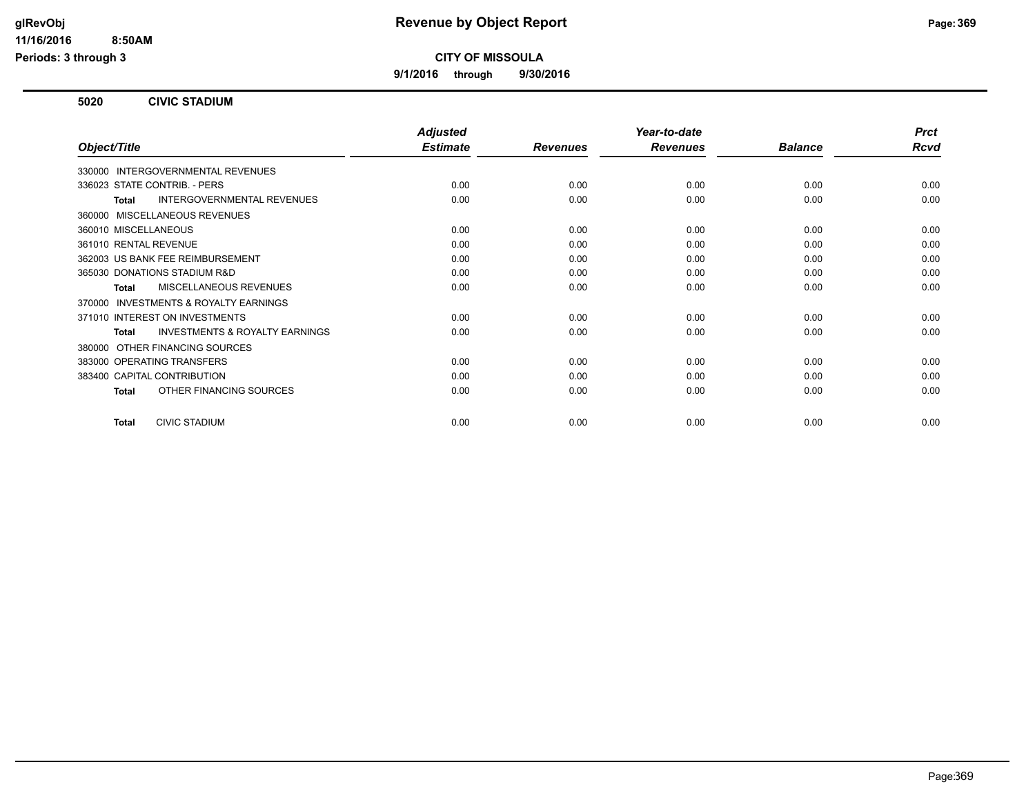# Revenue by Object Report

**CITY OF MISSOULA**

**9/1/2016 through 9/30/2016**

glRevObj
11/16/2016 8:50AM
Periods: 3 through 3

## 5020 CIVIC STADIUM

| Object/Title | Adjusted Estimate | Revenues | Year-to-date Revenues | Balance | Prct Rcvd |
|---|---|---|---|---|---|
| 330000 INTERGOVERNMENTAL REVENUES | | | | | |
| 336023 STATE CONTRIB. - PERS | 0.00 | 0.00 | 0.00 | 0.00 | 0.00 |
| **Total** INTERGOVERNMENTAL REVENUES | 0.00 | 0.00 | 0.00 | 0.00 | 0.00 |
| 360000 MISCELLANEOUS REVENUES | | | | | |
| 360010 MISCELLANEOUS | 0.00 | 0.00 | 0.00 | 0.00 | 0.00 |
| 361010 RENTAL REVENUE | 0.00 | 0.00 | 0.00 | 0.00 | 0.00 |
| 362003 US BANK FEE REIMBURSEMENT | 0.00 | 0.00 | 0.00 | 0.00 | 0.00 |
| 365030 DONATIONS STADIUM R&D | 0.00 | 0.00 | 0.00 | 0.00 | 0.00 |
| **Total** MISCELLANEOUS REVENUES | 0.00 | 0.00 | 0.00 | 0.00 | 0.00 |
| 370000 INVESTMENTS & ROYALTY EARNINGS | | | | | |
| 371010 INTEREST ON INVESTMENTS | 0.00 | 0.00 | 0.00 | 0.00 | 0.00 |
| **Total** INVESTMENTS & ROYALTY EARNINGS | 0.00 | 0.00 | 0.00 | 0.00 | 0.00 |
| 380000 OTHER FINANCING SOURCES | | | | | |
| 383000 OPERATING TRANSFERS | 0.00 | 0.00 | 0.00 | 0.00 | 0.00 |
| 383400 CAPITAL CONTRIBUTION | 0.00 | 0.00 | 0.00 | 0.00 | 0.00 |
| **Total** OTHER FINANCING SOURCES | 0.00 | 0.00 | 0.00 | 0.00 | 0.00 |
| **Total** CIVIC STADIUM | 0.00 | 0.00 | 0.00 | 0.00 | 0.00 |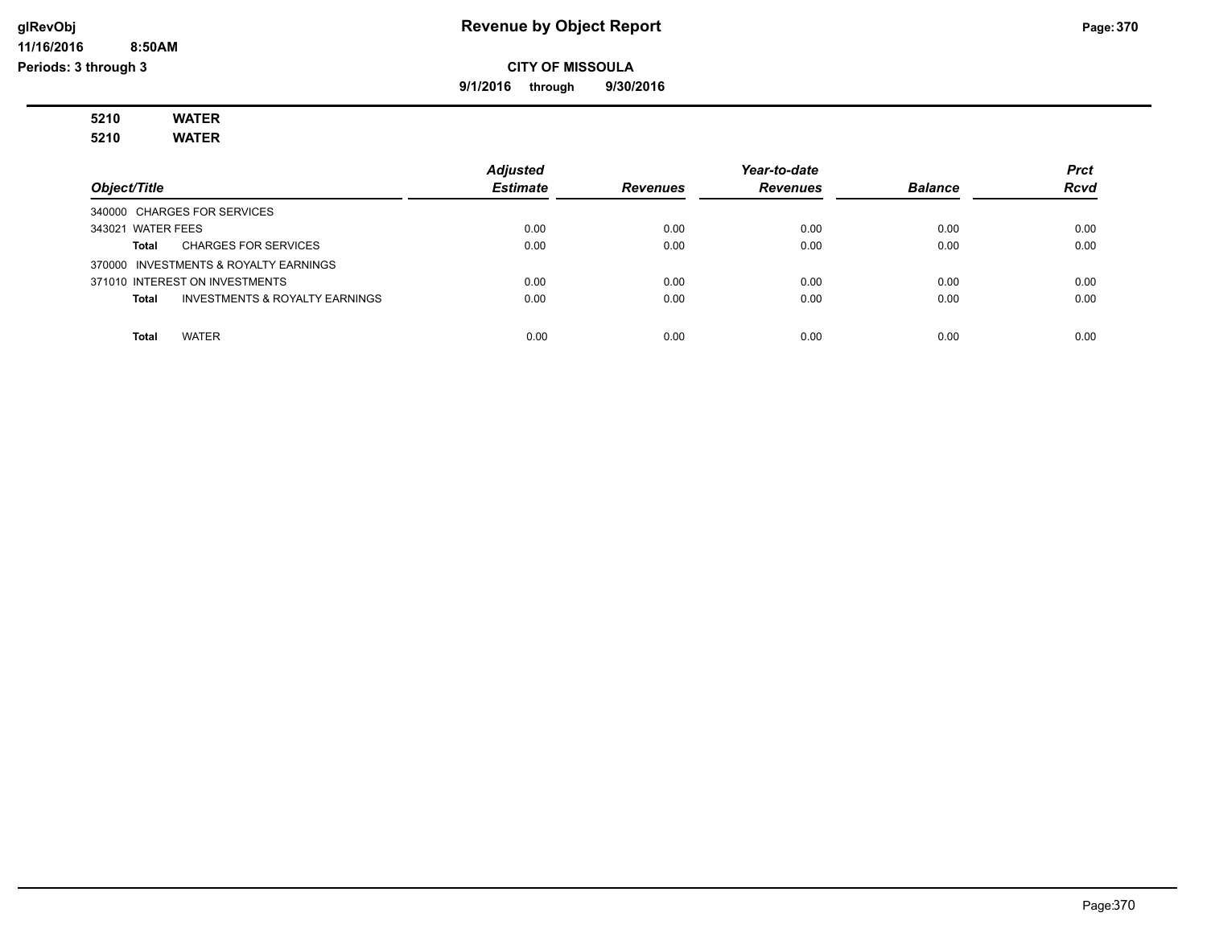**Revenue by Object Report**

glRevObj
11/16/2016 8:50AM
Periods: 3 through 3

**CITY OF MISSOULA**

**9/1/2016 through 9/30/2016**

**5210 WATER**
**5210 WATER**

| Object/Title | | Adjusted Estimate | Revenues | Year-to-date Revenues | Balance | Prct Rcvd |
|---|---|---|---|---|---|---|
| 340000 CHARGES FOR SERVICES | | | | | | |
| 343021 WATER FEES | | 0.00 | 0.00 | 0.00 | 0.00 | 0.00 |
| **Total** | CHARGES FOR SERVICES | 0.00 | 0.00 | 0.00 | 0.00 | 0.00 |
| 370000 INVESTMENTS & ROYALTY EARNINGS | | | | | | |
| 371010 INTEREST ON INVESTMENTS | | 0.00 | 0.00 | 0.00 | 0.00 | 0.00 |
| **Total** | INVESTMENTS & ROYALTY EARNINGS | 0.00 | 0.00 | 0.00 | 0.00 | 0.00 |
| **Total** | WATER | 0.00 | 0.00 | 0.00 | 0.00 | 0.00 |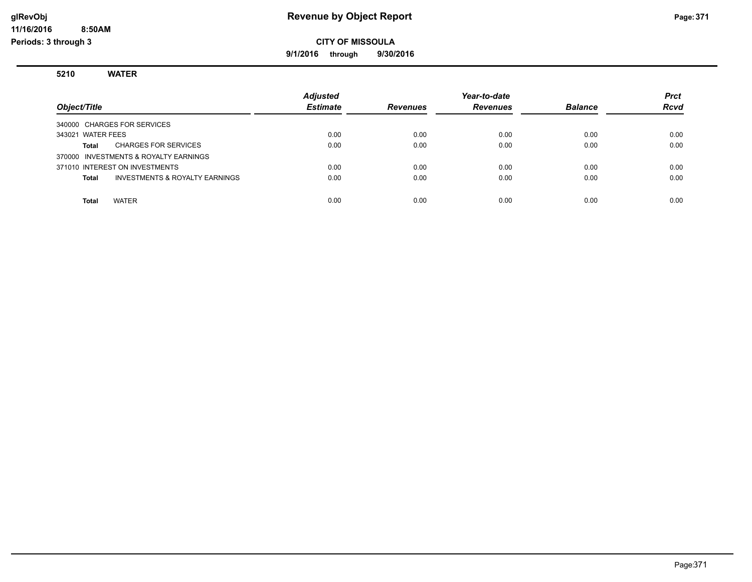# Revenue by Object Report

glRevObj
11/16/2016 8:50AM
Periods: 3 through 3

**CITY OF MISSOULA**

**9/1/2016 through 9/30/2016**

## 5210 WATER

| Object/Title | Adjusted Estimate | Revenues | Year-to-date Revenues | Balance | Prct Rcvd |
|---|---|---|---|---|---|
| 340000 CHARGES FOR SERVICES | | | | | |
| 343021 WATER FEES | 0.00 | 0.00 | 0.00 | 0.00 | 0.00 |
| **Total** CHARGES FOR SERVICES | 0.00 | 0.00 | 0.00 | 0.00 | 0.00 |
| 370000 INVESTMENTS & ROYALTY EARNINGS | | | | | |
| 371010 INTEREST ON INVESTMENTS | 0.00 | 0.00 | 0.00 | 0.00 | 0.00 |
| **Total** INVESTMENTS & ROYALTY EARNINGS | 0.00 | 0.00 | 0.00 | 0.00 | 0.00 |
| **Total** WATER | 0.00 | 0.00 | 0.00 | 0.00 | 0.00 |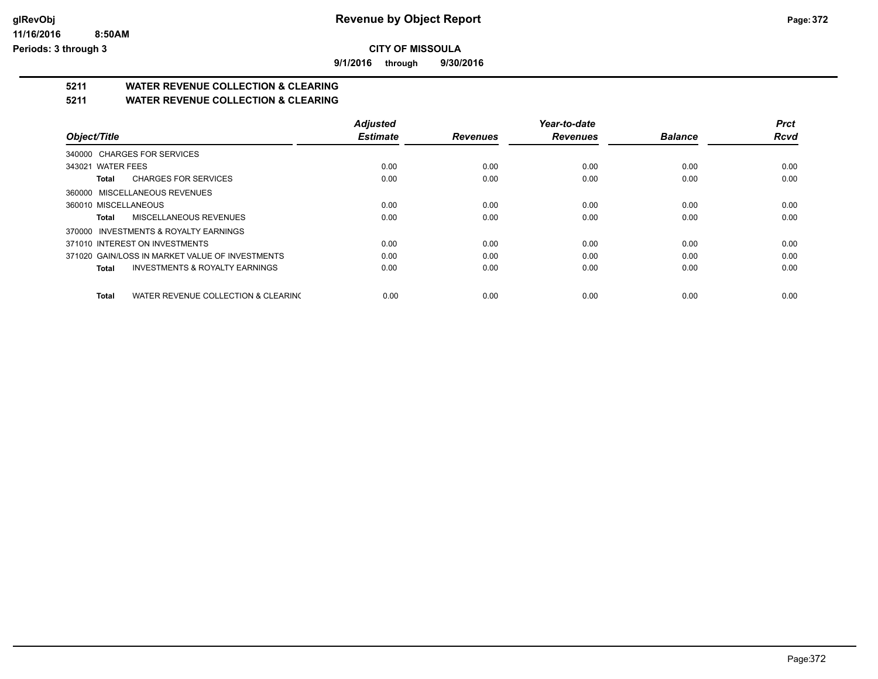**CITY OF MISSOULA**

**9/1/2016 through 9/30/2016**

## 5211 WATER REVENUE COLLECTION & CLEARING

## 5211 WATER REVENUE COLLECTION & CLEARING

| Object/Title | Adjusted Estimate | Revenues | Year-to-date Revenues | Balance | Prct Rcvd |
|---|---|---|---|---|---|
| 340000 CHARGES FOR SERVICES | | | | | |
| 343021 WATER FEES | 0.00 | 0.00 | 0.00 | 0.00 | 0.00 |
| **Total** CHARGES FOR SERVICES | 0.00 | 0.00 | 0.00 | 0.00 | 0.00 |
| 360000 MISCELLANEOUS REVENUES | | | | | |
| 360010 MISCELLANEOUS | 0.00 | 0.00 | 0.00 | 0.00 | 0.00 |
| **Total** MISCELLANEOUS REVENUES | 0.00 | 0.00 | 0.00 | 0.00 | 0.00 |
| 370000 INVESTMENTS & ROYALTY EARNINGS | | | | | |
| 371010 INTEREST ON INVESTMENTS | 0.00 | 0.00 | 0.00 | 0.00 | 0.00 |
| 371020 GAIN/LOSS IN MARKET VALUE OF INVESTMENTS | 0.00 | 0.00 | 0.00 | 0.00 | 0.00 |
| **Total** INVESTMENTS & ROYALTY EARNINGS | 0.00 | 0.00 | 0.00 | 0.00 | 0.00 |
| **Total** WATER REVENUE COLLECTION & CLEARING | 0.00 | 0.00 | 0.00 | 0.00 | 0.00 |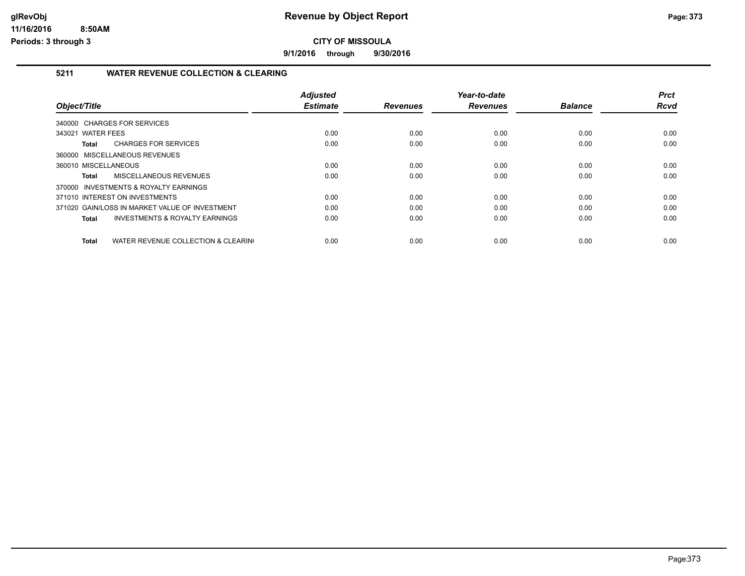# Revenue by Object Report

## CITY OF MISSOULA

**9/1/2016 through 9/30/2016**

### 5211 WATER REVENUE COLLECTION & CLEARING

| Object/Title | Adjusted Estimate | Revenues | Year-to-date Revenues | Balance | Prct Rcvd |
|---|---|---|---|---|---|
| 340000 CHARGES FOR SERVICES | | | | | |
| 343021 WATER FEES | 0.00 | 0.00 | 0.00 | 0.00 | 0.00 |
| **Total** CHARGES FOR SERVICES | 0.00 | 0.00 | 0.00 | 0.00 | 0.00 |
| 360000 MISCELLANEOUS REVENUES | | | | | |
| 360010 MISCELLANEOUS | 0.00 | 0.00 | 0.00 | 0.00 | 0.00 |
| **Total** MISCELLANEOUS REVENUES | 0.00 | 0.00 | 0.00 | 0.00 | 0.00 |
| 370000 INVESTMENTS & ROYALTY EARNINGS | | | | | |
| 371010 INTEREST ON INVESTMENTS | 0.00 | 0.00 | 0.00 | 0.00 | 0.00 |
| 371020 GAIN/LOSS IN MARKET VALUE OF INVESTMENT | 0.00 | 0.00 | 0.00 | 0.00 | 0.00 |
| **Total** INVESTMENTS & ROYALTY EARNINGS | 0.00 | 0.00 | 0.00 | 0.00 | 0.00 |
| **Total** WATER REVENUE COLLECTION & CLEARIN( | 0.00 | 0.00 | 0.00 | 0.00 | 0.00 |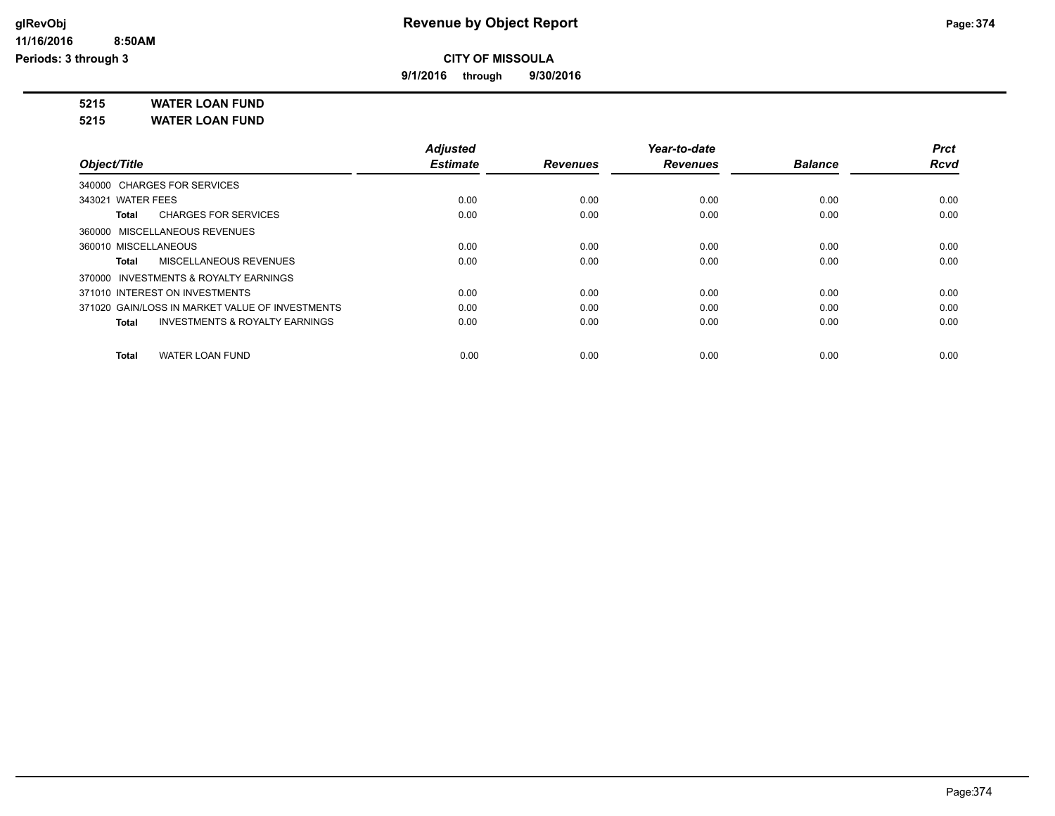# Revenue by Object Report

glRevObj
11/16/2016 8:50AM
Periods: 3 through 3

**CITY OF MISSOULA**

**9/1/2016 through 9/30/2016**

**5215 WATER LOAN FUND**
**5215 WATER LOAN FUND**

| Object/Title | Adjusted Estimate | Revenues | Year-to-date Revenues | Balance | Prct Rcvd |
|---|---|---|---|---|---|
| 340000 CHARGES FOR SERVICES | | | | | |
| 343021 WATER FEES | 0.00 | 0.00 | 0.00 | 0.00 | 0.00 |
| **Total** CHARGES FOR SERVICES | 0.00 | 0.00 | 0.00 | 0.00 | 0.00 |
| 360000 MISCELLANEOUS REVENUES | | | | | |
| 360010 MISCELLANEOUS | 0.00 | 0.00 | 0.00 | 0.00 | 0.00 |
| **Total** MISCELLANEOUS REVENUES | 0.00 | 0.00 | 0.00 | 0.00 | 0.00 |
| 370000 INVESTMENTS & ROYALTY EARNINGS | | | | | |
| 371010 INTEREST ON INVESTMENTS | 0.00 | 0.00 | 0.00 | 0.00 | 0.00 |
| 371020 GAIN/LOSS IN MARKET VALUE OF INVESTMENTS | 0.00 | 0.00 | 0.00 | 0.00 | 0.00 |
| **Total** INVESTMENTS & ROYALTY EARNINGS | 0.00 | 0.00 | 0.00 | 0.00 | 0.00 |
| **Total** WATER LOAN FUND | 0.00 | 0.00 | 0.00 | 0.00 | 0.00 |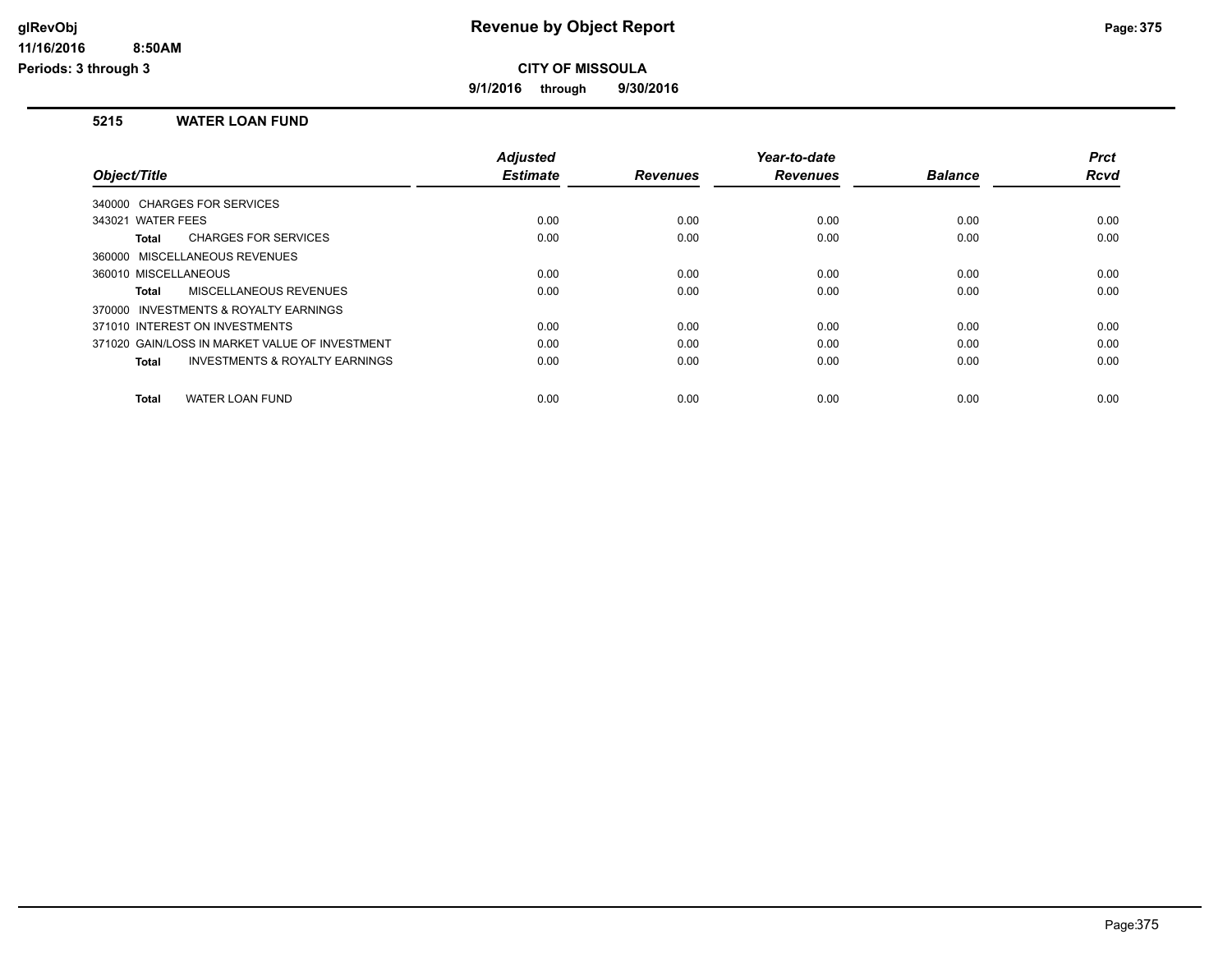# Revenue by Object Report

**CITY OF MISSOULA**

**9/1/2016 through 9/30/2016**

glRevObj
11/16/2016 8:50AM
Periods: 3 through 3

### 5215 WATER LOAN FUND

| Object/Title | Adjusted Estimate | Revenues | Year-to-date Revenues | Balance | Prct Rcvd |
|---|---|---|---|---|---|
| 340000 CHARGES FOR SERVICES | | | | | |
| 343021 WATER FEES | 0.00 | 0.00 | 0.00 | 0.00 | 0.00 |
| **Total** CHARGES FOR SERVICES | 0.00 | 0.00 | 0.00 | 0.00 | 0.00 |
| 360000 MISCELLANEOUS REVENUES | | | | | |
| 360010 MISCELLANEOUS | 0.00 | 0.00 | 0.00 | 0.00 | 0.00 |
| **Total** MISCELLANEOUS REVENUES | 0.00 | 0.00 | 0.00 | 0.00 | 0.00 |
| 370000 INVESTMENTS & ROYALTY EARNINGS | | | | | |
| 371010 INTEREST ON INVESTMENTS | 0.00 | 0.00 | 0.00 | 0.00 | 0.00 |
| 371020 GAIN/LOSS IN MARKET VALUE OF INVESTMENT | 0.00 | 0.00 | 0.00 | 0.00 | 0.00 |
| **Total** INVESTMENTS & ROYALTY EARNINGS | 0.00 | 0.00 | 0.00 | 0.00 | 0.00 |
| **Total** WATER LOAN FUND | 0.00 | 0.00 | 0.00 | 0.00 | 0.00 |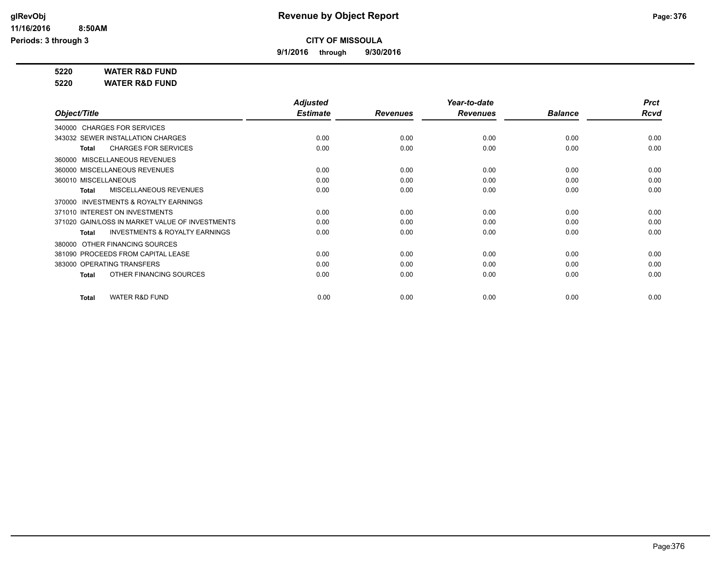# Revenue by Object Report

**CITY OF MISSOULA**

**9/1/2016 through 9/30/2016**

glRevObj
11/16/2016 8:50AM
Periods: 3 through 3

**5220 WATER R&D FUND**
**5220 WATER R&D FUND**

| Object/Title | Adjusted Estimate | Revenues | Year-to-date Revenues | Balance | Prct Rcvd |
|---|---|---|---|---|---|
| 340000 CHARGES FOR SERVICES | | | | | |
| 343032 SEWER INSTALLATION CHARGES | 0.00 | 0.00 | 0.00 | 0.00 | 0.00 |
| **Total** CHARGES FOR SERVICES | 0.00 | 0.00 | 0.00 | 0.00 | 0.00 |
| 360000 MISCELLANEOUS REVENUES | | | | | |
| 360000 MISCELLANEOUS REVENUES | 0.00 | 0.00 | 0.00 | 0.00 | 0.00 |
| 360010 MISCELLANEOUS | 0.00 | 0.00 | 0.00 | 0.00 | 0.00 |
| **Total** MISCELLANEOUS REVENUES | 0.00 | 0.00 | 0.00 | 0.00 | 0.00 |
| 370000 INVESTMENTS & ROYALTY EARNINGS | | | | | |
| 371010 INTEREST ON INVESTMENTS | 0.00 | 0.00 | 0.00 | 0.00 | 0.00 |
| 371020 GAIN/LOSS IN MARKET VALUE OF INVESTMENTS | 0.00 | 0.00 | 0.00 | 0.00 | 0.00 |
| **Total** INVESTMENTS & ROYALTY EARNINGS | 0.00 | 0.00 | 0.00 | 0.00 | 0.00 |
| 380000 OTHER FINANCING SOURCES | | | | | |
| 381090 PROCEEDS FROM CAPITAL LEASE | 0.00 | 0.00 | 0.00 | 0.00 | 0.00 |
| 383000 OPERATING TRANSFERS | 0.00 | 0.00 | 0.00 | 0.00 | 0.00 |
| **Total** OTHER FINANCING SOURCES | 0.00 | 0.00 | 0.00 | 0.00 | 0.00 |
| **Total** WATER R&D FUND | 0.00 | 0.00 | 0.00 | 0.00 | 0.00 |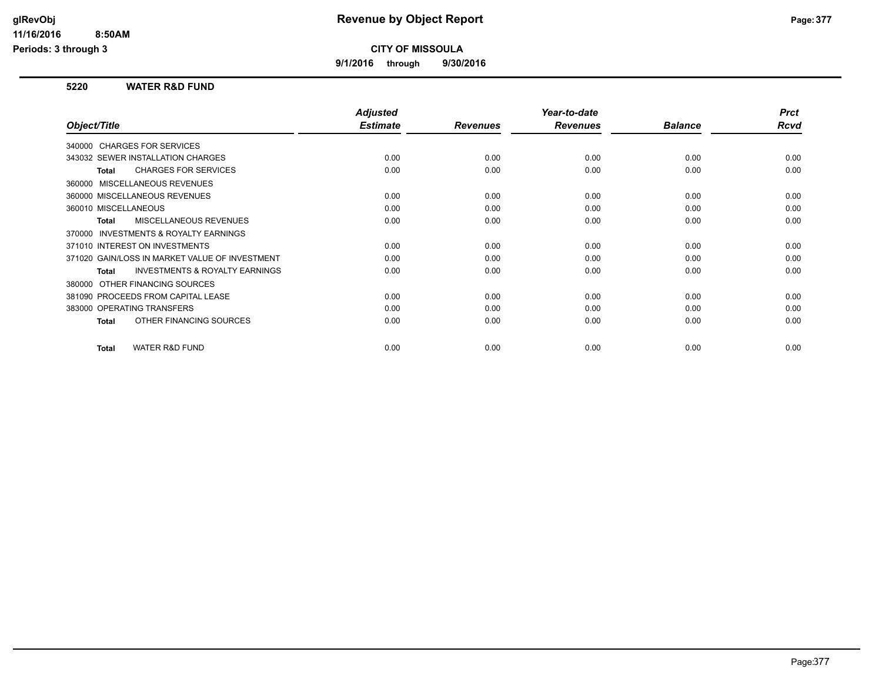# Revenue by Object Report

glRevObj
11/16/2016 8:50AM
Periods: 3 through 3

**CITY OF MISSOULA**

**9/1/2016 through 9/30/2016**

## 5220 WATER R&D FUND

| Object/Title | Adjusted Estimate | Revenues | Year-to-date Revenues | Balance | Prct Rcvd |
|---|---|---|---|---|---|
| 340000 CHARGES FOR SERVICES | | | | | |
| 343032 SEWER INSTALLATION CHARGES | 0.00 | 0.00 | 0.00 | 0.00 | 0.00 |
| **Total** CHARGES FOR SERVICES | 0.00 | 0.00 | 0.00 | 0.00 | 0.00 |
| 360000 MISCELLANEOUS REVENUES | | | | | |
| 360000 MISCELLANEOUS REVENUES | 0.00 | 0.00 | 0.00 | 0.00 | 0.00 |
| 360010 MISCELLANEOUS | 0.00 | 0.00 | 0.00 | 0.00 | 0.00 |
| **Total** MISCELLANEOUS REVENUES | 0.00 | 0.00 | 0.00 | 0.00 | 0.00 |
| 370000 INVESTMENTS & ROYALTY EARNINGS | | | | | |
| 371010 INTEREST ON INVESTMENTS | 0.00 | 0.00 | 0.00 | 0.00 | 0.00 |
| 371020 GAIN/LOSS IN MARKET VALUE OF INVESTMENT | 0.00 | 0.00 | 0.00 | 0.00 | 0.00 |
| **Total** INVESTMENTS & ROYALTY EARNINGS | 0.00 | 0.00 | 0.00 | 0.00 | 0.00 |
| 380000 OTHER FINANCING SOURCES | | | | | |
| 381090 PROCEEDS FROM CAPITAL LEASE | 0.00 | 0.00 | 0.00 | 0.00 | 0.00 |
| 383000 OPERATING TRANSFERS | 0.00 | 0.00 | 0.00 | 0.00 | 0.00 |
| **Total** OTHER FINANCING SOURCES | 0.00 | 0.00 | 0.00 | 0.00 | 0.00 |
| **Total** WATER R&D FUND | 0.00 | 0.00 | 0.00 | 0.00 | 0.00 |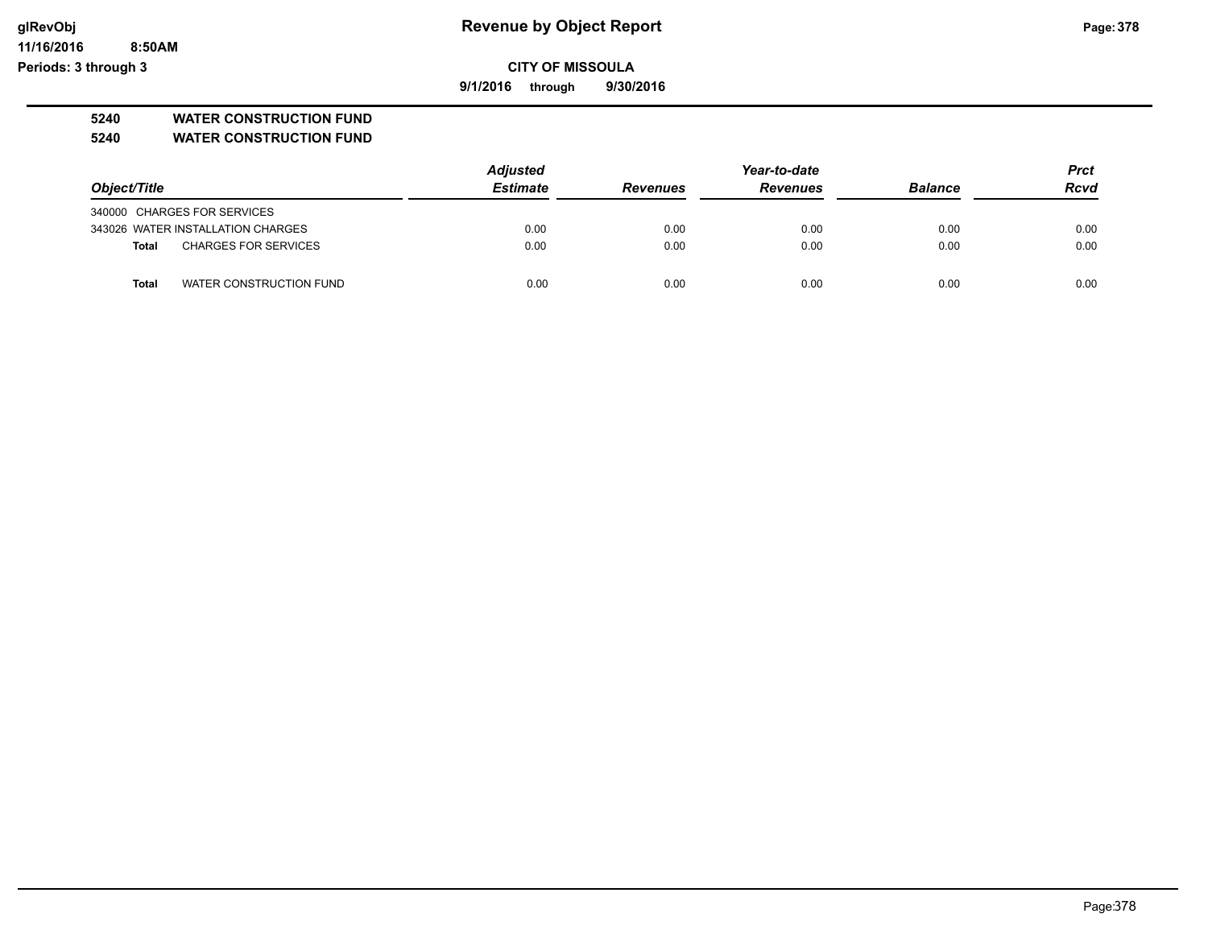**glRevObj**
**11/16/2016 8:50AM**
**Periods: 3 through 3**

# Revenue by Object Report

**CITY OF MISSOULA**

**9/1/2016 through 9/30/2016**

**5240 WATER CONSTRUCTION FUND**
**5240 WATER CONSTRUCTION FUND**

| *Object/Title* | *Adjusted Estimate* | *Revenues* | *Year-to-date Revenues* | *Balance* | *Prct Rcvd* |
|---|---|---|---|---|---|
| 340000 CHARGES FOR SERVICES | | | | | |
| 343026 WATER INSTALLATION CHARGES | 0.00 | 0.00 | 0.00 | 0.00 | 0.00 |
| **Total** CHARGES FOR SERVICES | 0.00 | 0.00 | 0.00 | 0.00 | 0.00 |
| **Total** WATER CONSTRUCTION FUND | 0.00 | 0.00 | 0.00 | 0.00 | 0.00 |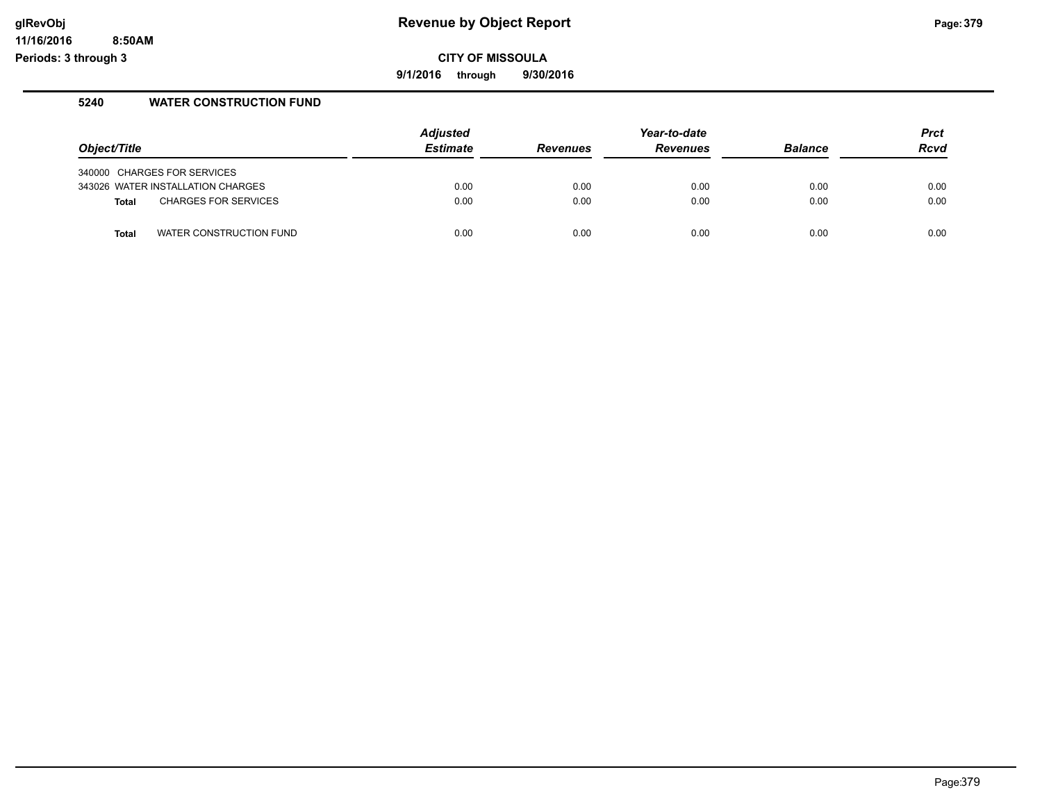# Revenue by Object Report

glRevObj
11/16/2016 8:50AM
Periods: 3 through 3

**CITY OF MISSOULA**

**9/1/2016 through 9/30/2016**

## 5240 WATER CONSTRUCTION FUND

| Object/Title | Adjusted Estimate | Revenues | Year-to-date Revenues | Balance | Prct Rcvd |
|---|---|---|---|---|---|
| 340000 CHARGES FOR SERVICES | | | | | |
| 343026 WATER INSTALLATION CHARGES | 0.00 | 0.00 | 0.00 | 0.00 | 0.00 |
| **Total** CHARGES FOR SERVICES | 0.00 | 0.00 | 0.00 | 0.00 | 0.00 |
| **Total** WATER CONSTRUCTION FUND | 0.00 | 0.00 | 0.00 | 0.00 | 0.00 |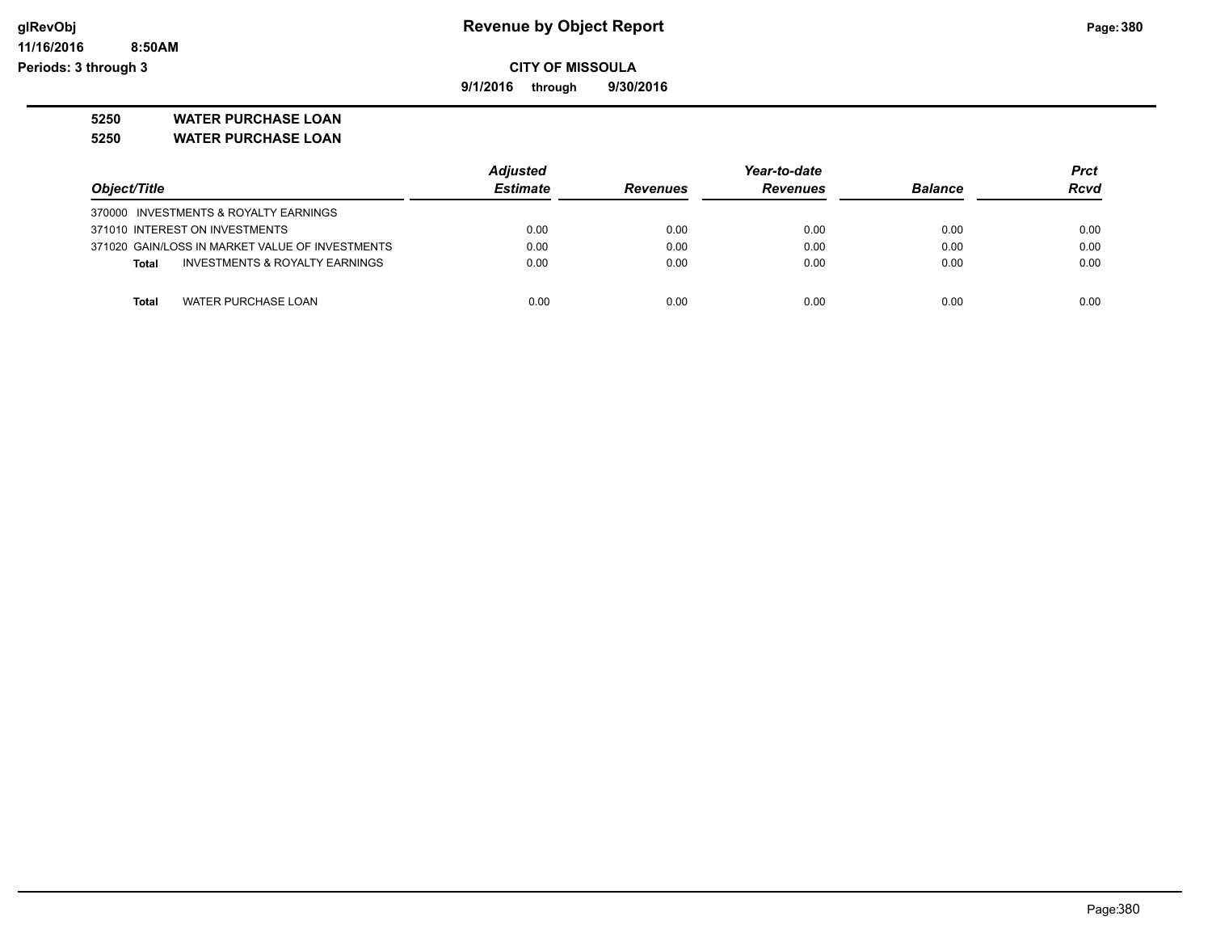# Revenue by Object Report

glRevObj
11/16/2016 8:50AM
Periods: 3 through 3

**CITY OF MISSOULA**

**9/1/2016 through 9/30/2016**

**5250 WATER PURCHASE LOAN**

**5250 WATER PURCHASE LOAN**

| Object/Title | Adjusted Estimate | Revenues | Year-to-date Revenues | Balance | Prct Rcvd |
|---|---|---|---|---|---|
| 370000 INVESTMENTS & ROYALTY EARNINGS | | | | | |
| 371010 INTEREST ON INVESTMENTS | 0.00 | 0.00 | 0.00 | 0.00 | 0.00 |
| 371020 GAIN/LOSS IN MARKET VALUE OF INVESTMENTS | 0.00 | 0.00 | 0.00 | 0.00 | 0.00 |
| **Total** INVESTMENTS & ROYALTY EARNINGS | 0.00 | 0.00 | 0.00 | 0.00 | 0.00 |
| **Total** WATER PURCHASE LOAN | 0.00 | 0.00 | 0.00 | 0.00 | 0.00 |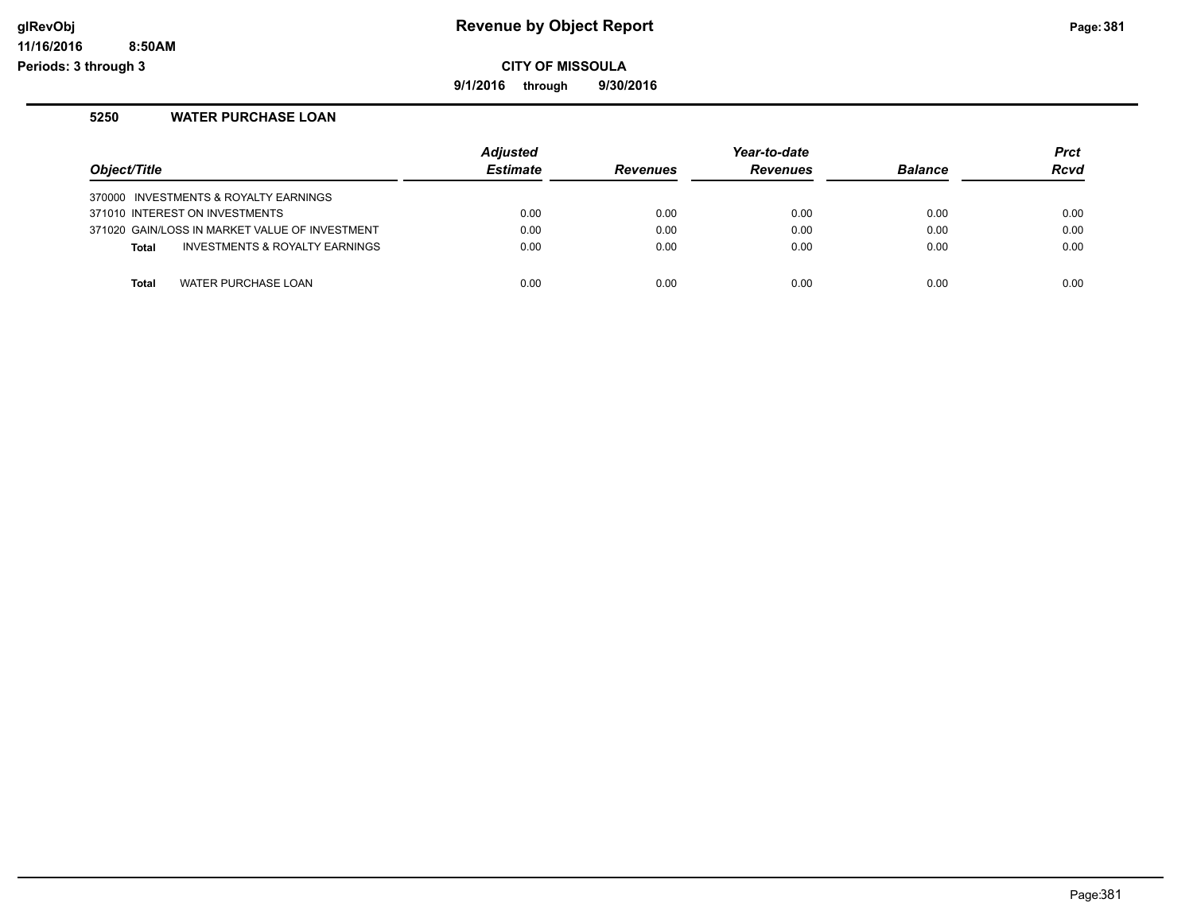# Revenue by Object Report

**CITY OF MISSOULA**

**9/1/2016 through 9/30/2016**

glRevObj
11/16/2016 8:50AM
Periods: 3 through 3

### 5250 WATER PURCHASE LOAN

| Object/Title | Adjusted Estimate | Revenues | Year-to-date Revenues | Balance | Prct Rcvd |
|---|---|---|---|---|---|
| 370000 INVESTMENTS & ROYALTY EARNINGS | | | | | |
| 371010 INTEREST ON INVESTMENTS | 0.00 | 0.00 | 0.00 | 0.00 | 0.00 |
| 371020 GAIN/LOSS IN MARKET VALUE OF INVESTMENT | 0.00 | 0.00 | 0.00 | 0.00 | 0.00 |
| **Total** INVESTMENTS & ROYALTY EARNINGS | 0.00 | 0.00 | 0.00 | 0.00 | 0.00 |
| **Total** WATER PURCHASE LOAN | 0.00 | 0.00 | 0.00 | 0.00 | 0.00 |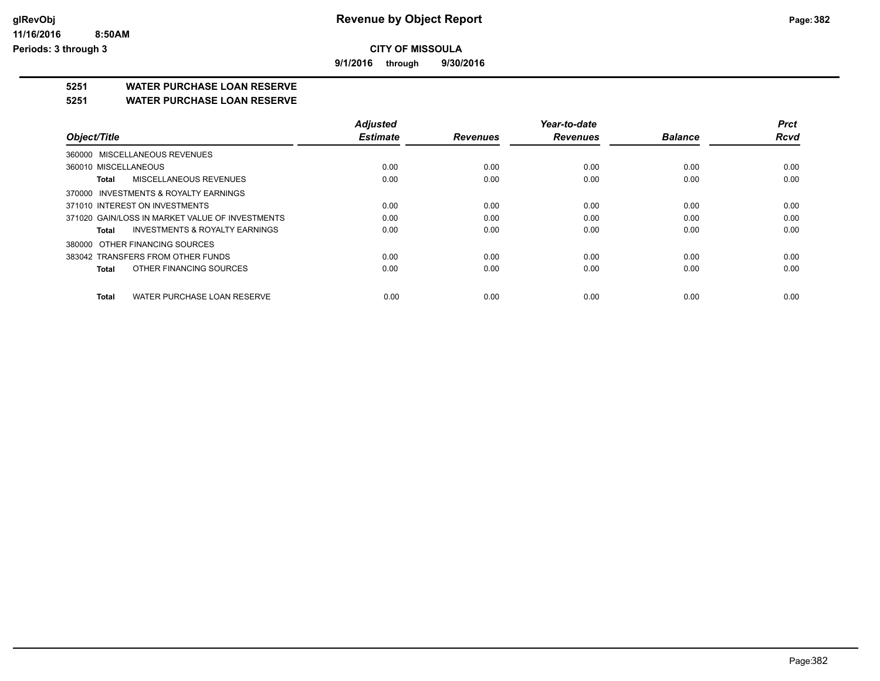# Revenue by Object Report

## CITY OF MISSOULA

**9/1/2016 through 9/30/2016**

glRevObj
11/16/2016 8:50AM
Periods: 3 through 3

### 5251 WATER PURCHASE LOAN RESERVE
### 5251 WATER PURCHASE LOAN RESERVE

| Object/Title | Adjusted Estimate | Revenues | Year-to-date Revenues | Balance | Prct Rcvd |
|---|---|---|---|---|---|
| 360000 MISCELLANEOUS REVENUES | | | | | |
| 360010 MISCELLANEOUS | 0.00 | 0.00 | 0.00 | 0.00 | 0.00 |
| **Total** MISCELLANEOUS REVENUES | 0.00 | 0.00 | 0.00 | 0.00 | 0.00 |
| 370000 INVESTMENTS & ROYALTY EARNINGS | | | | | |
| 371010 INTEREST ON INVESTMENTS | 0.00 | 0.00 | 0.00 | 0.00 | 0.00 |
| 371020 GAIN/LOSS IN MARKET VALUE OF INVESTMENTS | 0.00 | 0.00 | 0.00 | 0.00 | 0.00 |
| **Total** INVESTMENTS & ROYALTY EARNINGS | 0.00 | 0.00 | 0.00 | 0.00 | 0.00 |
| 380000 OTHER FINANCING SOURCES | | | | | |
| 383042 TRANSFERS FROM OTHER FUNDS | 0.00 | 0.00 | 0.00 | 0.00 | 0.00 |
| **Total** OTHER FINANCING SOURCES | 0.00 | 0.00 | 0.00 | 0.00 | 0.00 |
| **Total** WATER PURCHASE LOAN RESERVE | 0.00 | 0.00 | 0.00 | 0.00 | 0.00 |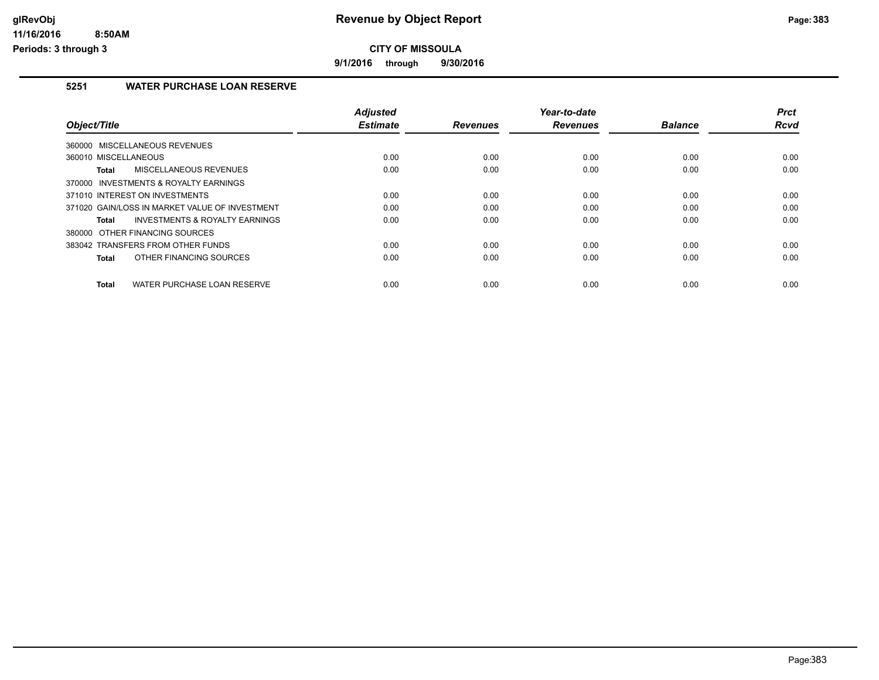# Revenue by Object Report

**CITY OF MISSOULA**

**9/1/2016 through 9/30/2016**

glRevObj
11/16/2016 8:50AM
Periods: 3 through 3

## 5251 WATER PURCHASE LOAN RESERVE

| Object/Title | Adjusted Estimate | Revenues | Year-to-date Revenues | Balance | Prct Rcvd |
|---|---|---|---|---|---|
| 360000 MISCELLANEOUS REVENUES | | | | | |
| 360010 MISCELLANEOUS | 0.00 | 0.00 | 0.00 | 0.00 | 0.00 |
| **Total** MISCELLANEOUS REVENUES | 0.00 | 0.00 | 0.00 | 0.00 | 0.00 |
| 370000 INVESTMENTS & ROYALTY EARNINGS | | | | | |
| 371010 INTEREST ON INVESTMENTS | 0.00 | 0.00 | 0.00 | 0.00 | 0.00 |
| 371020 GAIN/LOSS IN MARKET VALUE OF INVESTMENT | 0.00 | 0.00 | 0.00 | 0.00 | 0.00 |
| **Total** INVESTMENTS & ROYALTY EARNINGS | 0.00 | 0.00 | 0.00 | 0.00 | 0.00 |
| 380000 OTHER FINANCING SOURCES | | | | | |
| 383042 TRANSFERS FROM OTHER FUNDS | 0.00 | 0.00 | 0.00 | 0.00 | 0.00 |
| **Total** OTHER FINANCING SOURCES | 0.00 | 0.00 | 0.00 | 0.00 | 0.00 |
| **Total** WATER PURCHASE LOAN RESERVE | 0.00 | 0.00 | 0.00 | 0.00 | 0.00 |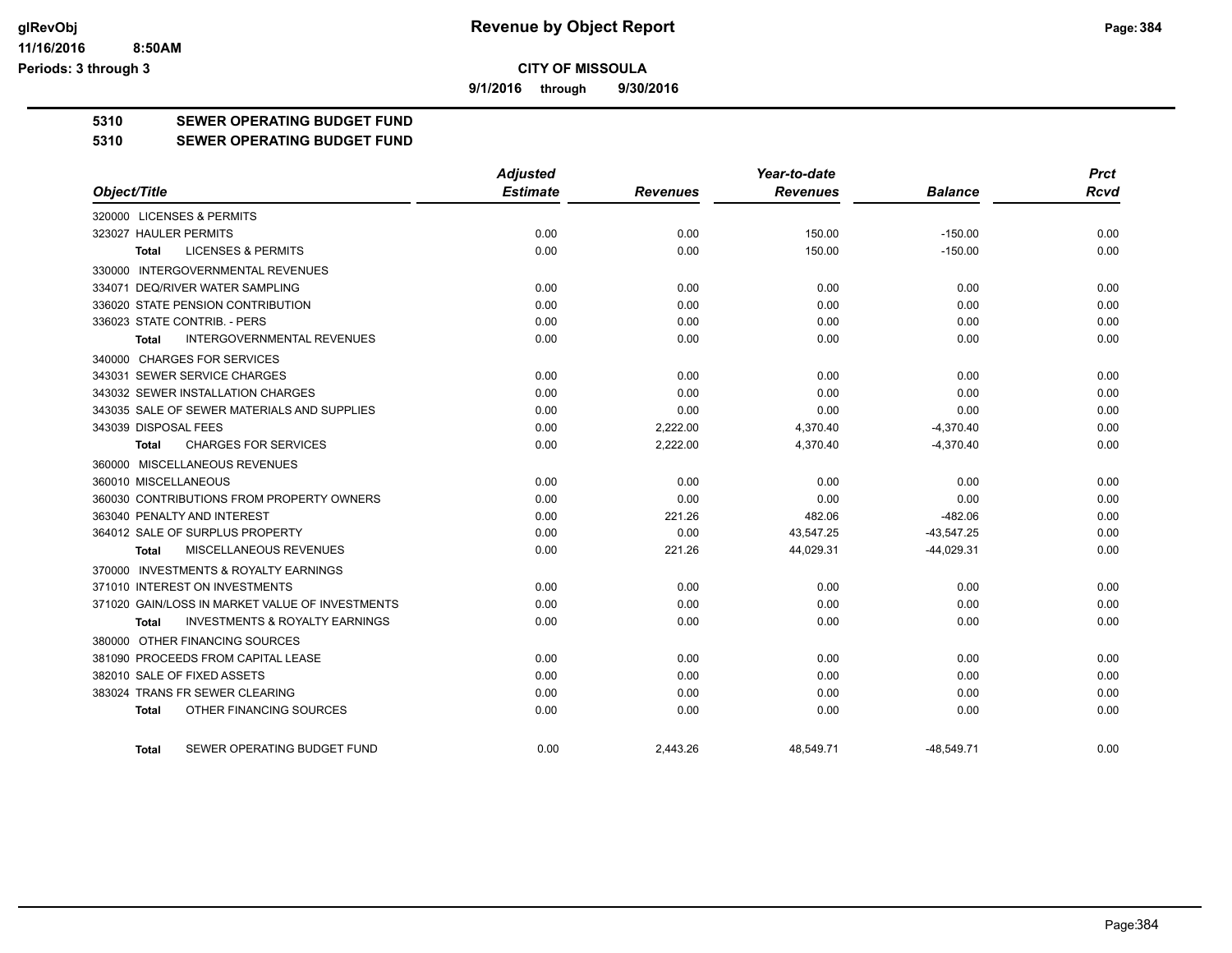**Revenue by Object Report**

**CITY OF MISSOULA**

**9/1/2016 through 9/30/2016**

glRevObj
11/16/2016 8:50AM
Periods: 3 through 3

**5310 SEWER OPERATING BUDGET FUND**

**5310 SEWER OPERATING BUDGET FUND**

| Object/Title | Adjusted Estimate | Revenues | Year-to-date Revenues | Balance | Prct Rcvd |
|---|---|---|---|---|---|
| 320000 LICENSES & PERMITS | | | | | |
| 323027 HAULER PERMITS | 0.00 | 0.00 | 150.00 | -150.00 | 0.00 |
| **Total** LICENSES & PERMITS | 0.00 | 0.00 | 150.00 | -150.00 | 0.00 |
| 330000 INTERGOVERNMENTAL REVENUES | | | | | |
| 334071 DEQ/RIVER WATER SAMPLING | 0.00 | 0.00 | 0.00 | 0.00 | 0.00 |
| 336020 STATE PENSION CONTRIBUTION | 0.00 | 0.00 | 0.00 | 0.00 | 0.00 |
| 336023 STATE CONTRIB. - PERS | 0.00 | 0.00 | 0.00 | 0.00 | 0.00 |
| **Total** INTERGOVERNMENTAL REVENUES | 0.00 | 0.00 | 0.00 | 0.00 | 0.00 |
| 340000 CHARGES FOR SERVICES | | | | | |
| 343031 SEWER SERVICE CHARGES | 0.00 | 0.00 | 0.00 | 0.00 | 0.00 |
| 343032 SEWER INSTALLATION CHARGES | 0.00 | 0.00 | 0.00 | 0.00 | 0.00 |
| 343035 SALE OF SEWER MATERIALS AND SUPPLIES | 0.00 | 0.00 | 0.00 | 0.00 | 0.00 |
| 343039 DISPOSAL FEES | 0.00 | 2,222.00 | 4,370.40 | -4,370.40 | 0.00 |
| **Total** CHARGES FOR SERVICES | 0.00 | 2,222.00 | 4,370.40 | -4,370.40 | 0.00 |
| 360000 MISCELLANEOUS REVENUES | | | | | |
| 360010 MISCELLANEOUS | 0.00 | 0.00 | 0.00 | 0.00 | 0.00 |
| 360030 CONTRIBUTIONS FROM PROPERTY OWNERS | 0.00 | 0.00 | 0.00 | 0.00 | 0.00 |
| 363040 PENALTY AND INTEREST | 0.00 | 221.26 | 482.06 | -482.06 | 0.00 |
| 364012 SALE OF SURPLUS PROPERTY | 0.00 | 0.00 | 43,547.25 | -43,547.25 | 0.00 |
| **Total** MISCELLANEOUS REVENUES | 0.00 | 221.26 | 44,029.31 | -44,029.31 | 0.00 |
| 370000 INVESTMENTS & ROYALTY EARNINGS | | | | | |
| 371010 INTEREST ON INVESTMENTS | 0.00 | 0.00 | 0.00 | 0.00 | 0.00 |
| 371020 GAIN/LOSS IN MARKET VALUE OF INVESTMENTS | 0.00 | 0.00 | 0.00 | 0.00 | 0.00 |
| **Total** INVESTMENTS & ROYALTY EARNINGS | 0.00 | 0.00 | 0.00 | 0.00 | 0.00 |
| 380000 OTHER FINANCING SOURCES | | | | | |
| 381090 PROCEEDS FROM CAPITAL LEASE | 0.00 | 0.00 | 0.00 | 0.00 | 0.00 |
| 382010 SALE OF FIXED ASSETS | 0.00 | 0.00 | 0.00 | 0.00 | 0.00 |
| 383024 TRANS FR SEWER CLEARING | 0.00 | 0.00 | 0.00 | 0.00 | 0.00 |
| **Total** OTHER FINANCING SOURCES | 0.00 | 0.00 | 0.00 | 0.00 | 0.00 |
| **Total** SEWER OPERATING BUDGET FUND | 0.00 | 2,443.26 | 48,549.71 | -48,549.71 | 0.00 |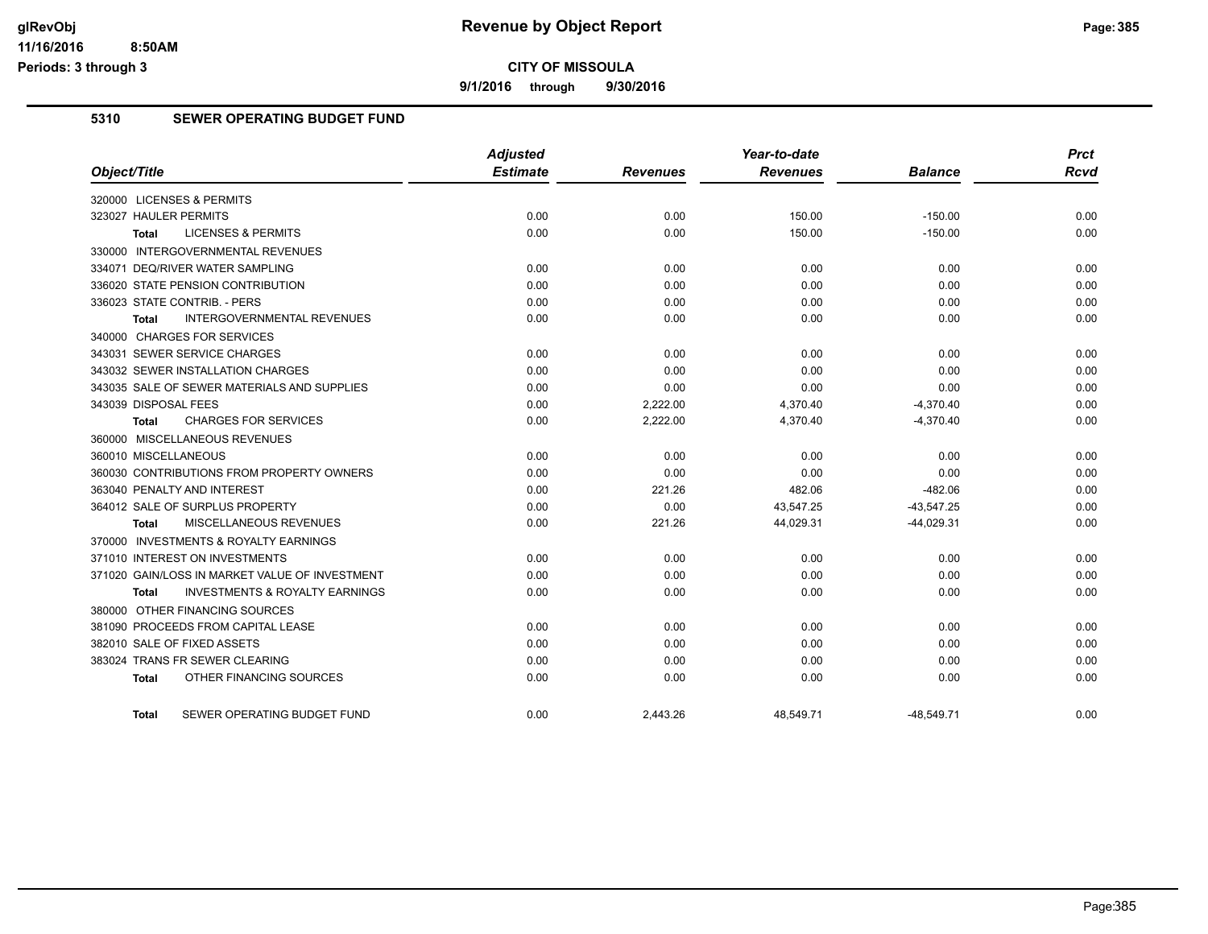# CITY OF MISSOULA

**9/1/2016 through 9/30/2016**

## 5310 SEWER OPERATING BUDGET FUND

| Object/Title | Adjusted Estimate | Revenues | Year-to-date Revenues | Balance | Prct Rcvd |
|---|---|---|---|---|---|
| 320000 LICENSES & PERMITS | | | | | |
| 323027 HAULER PERMITS | 0.00 | 0.00 | 150.00 | -150.00 | 0.00 |
| **Total** LICENSES & PERMITS | 0.00 | 0.00 | 150.00 | -150.00 | 0.00 |
| 330000 INTERGOVERNMENTAL REVENUES | | | | | |
| 334071 DEQ/RIVER WATER SAMPLING | 0.00 | 0.00 | 0.00 | 0.00 | 0.00 |
| 336020 STATE PENSION CONTRIBUTION | 0.00 | 0.00 | 0.00 | 0.00 | 0.00 |
| 336023 STATE CONTRIB. - PERS | 0.00 | 0.00 | 0.00 | 0.00 | 0.00 |
| **Total** INTERGOVERNMENTAL REVENUES | 0.00 | 0.00 | 0.00 | 0.00 | 0.00 |
| 340000 CHARGES FOR SERVICES | | | | | |
| 343031 SEWER SERVICE CHARGES | 0.00 | 0.00 | 0.00 | 0.00 | 0.00 |
| 343032 SEWER INSTALLATION CHARGES | 0.00 | 0.00 | 0.00 | 0.00 | 0.00 |
| 343035 SALE OF SEWER MATERIALS AND SUPPLIES | 0.00 | 0.00 | 0.00 | 0.00 | 0.00 |
| 343039 DISPOSAL FEES | 0.00 | 2,222.00 | 4,370.40 | -4,370.40 | 0.00 |
| **Total** CHARGES FOR SERVICES | 0.00 | 2,222.00 | 4,370.40 | -4,370.40 | 0.00 |
| 360000 MISCELLANEOUS REVENUES | | | | | |
| 360010 MISCELLANEOUS | 0.00 | 0.00 | 0.00 | 0.00 | 0.00 |
| 360030 CONTRIBUTIONS FROM PROPERTY OWNERS | 0.00 | 0.00 | 0.00 | 0.00 | 0.00 |
| 363040 PENALTY AND INTEREST | 0.00 | 221.26 | 482.06 | -482.06 | 0.00 |
| 364012 SALE OF SURPLUS PROPERTY | 0.00 | 0.00 | 43,547.25 | -43,547.25 | 0.00 |
| **Total** MISCELLANEOUS REVENUES | 0.00 | 221.26 | 44,029.31 | -44,029.31 | 0.00 |
| 370000 INVESTMENTS & ROYALTY EARNINGS | | | | | |
| 371010 INTEREST ON INVESTMENTS | 0.00 | 0.00 | 0.00 | 0.00 | 0.00 |
| 371020 GAIN/LOSS IN MARKET VALUE OF INVESTMENT | 0.00 | 0.00 | 0.00 | 0.00 | 0.00 |
| **Total** INVESTMENTS & ROYALTY EARNINGS | 0.00 | 0.00 | 0.00 | 0.00 | 0.00 |
| 380000 OTHER FINANCING SOURCES | | | | | |
| 381090 PROCEEDS FROM CAPITAL LEASE | 0.00 | 0.00 | 0.00 | 0.00 | 0.00 |
| 382010 SALE OF FIXED ASSETS | 0.00 | 0.00 | 0.00 | 0.00 | 0.00 |
| 383024 TRANS FR SEWER CLEARING | 0.00 | 0.00 | 0.00 | 0.00 | 0.00 |
| **Total** OTHER FINANCING SOURCES | 0.00 | 0.00 | 0.00 | 0.00 | 0.00 |
| **Total** SEWER OPERATING BUDGET FUND | 0.00 | 2,443.26 | 48,549.71 | -48,549.71 | 0.00 |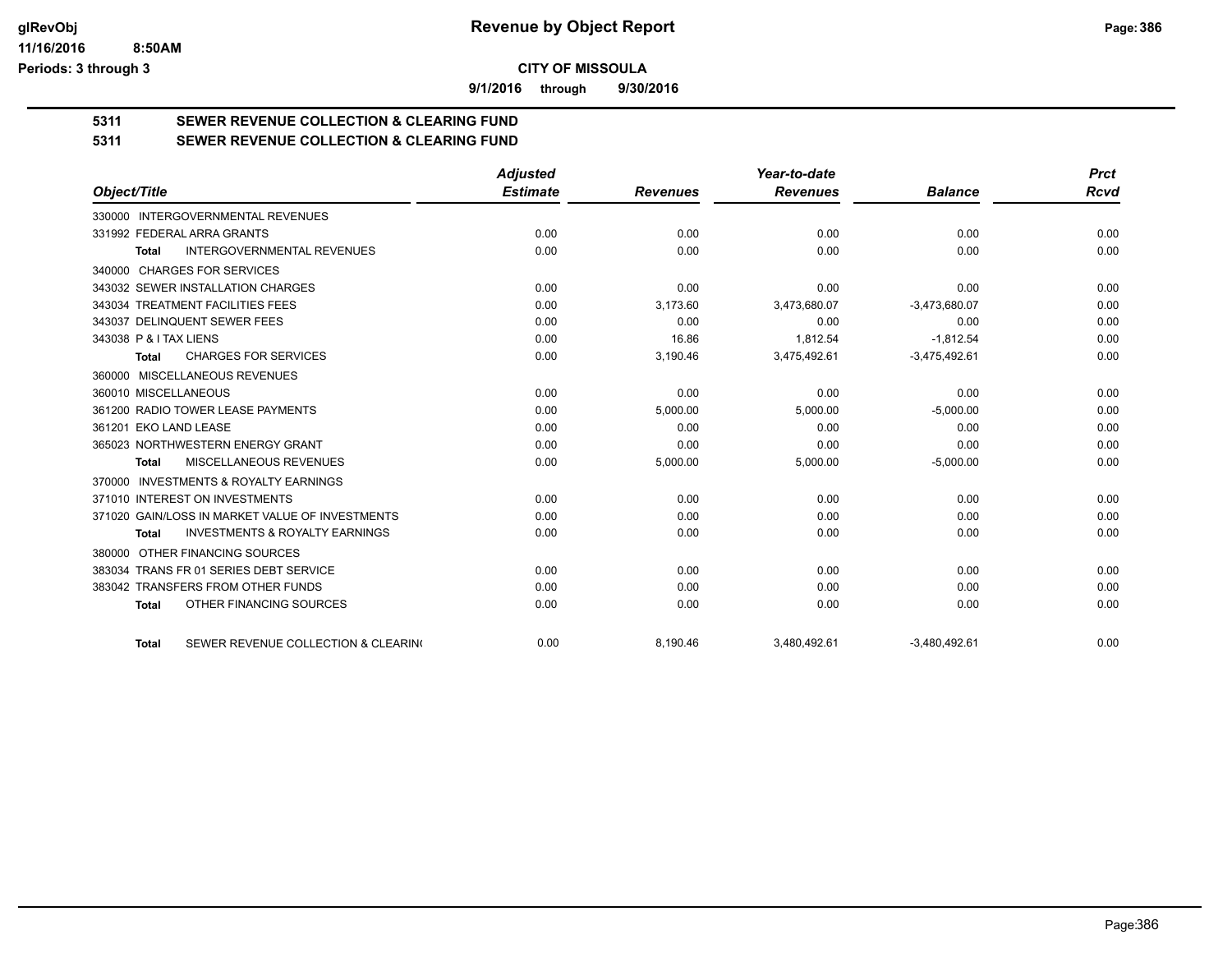# Revenue by Object Report

**CITY OF MISSOULA**

**9/1/2016 through 9/30/2016**

glRevObj
11/16/2016 8:50AM
Periods: 3 through 3

## 5311 SEWER REVENUE COLLECTION & CLEARING FUND
## 5311 SEWER REVENUE COLLECTION & CLEARING FUND

| Object/Title | Adjusted Estimate | Revenues | Year-to-date Revenues | Balance | Prct Rcvd |
|---|---|---|---|---|---|
| 330000 INTERGOVERNMENTAL REVENUES | | | | | |
| 331992 FEDERAL ARRA GRANTS | 0.00 | 0.00 | 0.00 | 0.00 | 0.00 |
| **Total** INTERGOVERNMENTAL REVENUES | 0.00 | 0.00 | 0.00 | 0.00 | 0.00 |
| 340000 CHARGES FOR SERVICES | | | | | |
| 343032 SEWER INSTALLATION CHARGES | 0.00 | 0.00 | 0.00 | 0.00 | 0.00 |
| 343034 TREATMENT FACILITIES FEES | 0.00 | 3,173.60 | 3,473,680.07 | -3,473,680.07 | 0.00 |
| 343037 DELINQUENT SEWER FEES | 0.00 | 0.00 | 0.00 | 0.00 | 0.00 |
| 343038 P & I TAX LIENS | 0.00 | 16.86 | 1,812.54 | -1,812.54 | 0.00 |
| **Total** CHARGES FOR SERVICES | 0.00 | 3,190.46 | 3,475,492.61 | -3,475,492.61 | 0.00 |
| 360000 MISCELLANEOUS REVENUES | | | | | |
| 360010 MISCELLANEOUS | 0.00 | 0.00 | 0.00 | 0.00 | 0.00 |
| 361200 RADIO TOWER LEASE PAYMENTS | 0.00 | 5,000.00 | 5,000.00 | -5,000.00 | 0.00 |
| 361201 EKO LAND LEASE | 0.00 | 0.00 | 0.00 | 0.00 | 0.00 |
| 365023 NORTHWESTERN ENERGY GRANT | 0.00 | 0.00 | 0.00 | 0.00 | 0.00 |
| **Total** MISCELLANEOUS REVENUES | 0.00 | 5,000.00 | 5,000.00 | -5,000.00 | 0.00 |
| 370000 INVESTMENTS & ROYALTY EARNINGS | | | | | |
| 371010 INTEREST ON INVESTMENTS | 0.00 | 0.00 | 0.00 | 0.00 | 0.00 |
| 371020 GAIN/LOSS IN MARKET VALUE OF INVESTMENTS | 0.00 | 0.00 | 0.00 | 0.00 | 0.00 |
| **Total** INVESTMENTS & ROYALTY EARNINGS | 0.00 | 0.00 | 0.00 | 0.00 | 0.00 |
| 380000 OTHER FINANCING SOURCES | | | | | |
| 383034 TRANS FR 01 SERIES DEBT SERVICE | 0.00 | 0.00 | 0.00 | 0.00 | 0.00 |
| 383042 TRANSFERS FROM OTHER FUNDS | 0.00 | 0.00 | 0.00 | 0.00 | 0.00 |
| **Total** OTHER FINANCING SOURCES | 0.00 | 0.00 | 0.00 | 0.00 | 0.00 |
| **Total** SEWER REVENUE COLLECTION & CLEARIN( | 0.00 | 8,190.46 | 3,480,492.61 | -3,480,492.61 | 0.00 |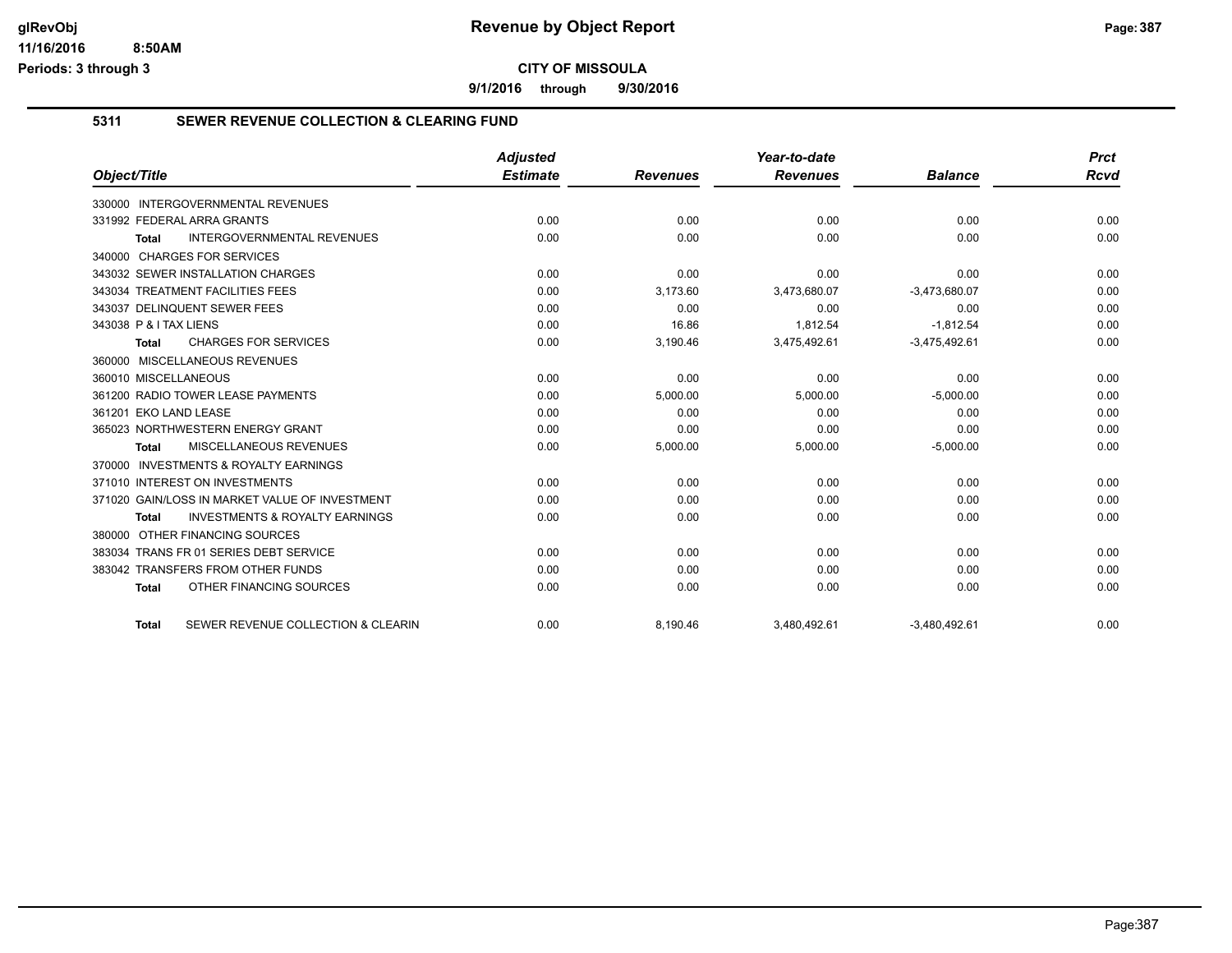**CITY OF MISSOULA**

**9/1/2016 through 9/30/2016**

**Revenue by Object Report**

glRevObj
11/16/2016 8:50AM
Periods: 3 through 3

## 5311 SEWER REVENUE COLLECTION & CLEARING FUND

| Object/Title | Adjusted Estimate | Revenues | Year-to-date Revenues | Balance | Prct Rcvd |
|---|---|---|---|---|---|
| 330000 INTERGOVERNMENTAL REVENUES | | | | | |
| 331992 FEDERAL ARRA GRANTS | 0.00 | 0.00 | 0.00 | 0.00 | 0.00 |
| **Total** INTERGOVERNMENTAL REVENUES | 0.00 | 0.00 | 0.00 | 0.00 | 0.00 |
| 340000 CHARGES FOR SERVICES | | | | | |
| 343032 SEWER INSTALLATION CHARGES | 0.00 | 0.00 | 0.00 | 0.00 | 0.00 |
| 343034 TREATMENT FACILITIES FEES | 0.00 | 3,173.60 | 3,473,680.07 | -3,473,680.07 | 0.00 |
| 343037 DELINQUENT SEWER FEES | 0.00 | 0.00 | 0.00 | 0.00 | 0.00 |
| 343038 P & I TAX LIENS | 0.00 | 16.86 | 1,812.54 | -1,812.54 | 0.00 |
| **Total** CHARGES FOR SERVICES | 0.00 | 3,190.46 | 3,475,492.61 | -3,475,492.61 | 0.00 |
| 360000 MISCELLANEOUS REVENUES | | | | | |
| 360010 MISCELLANEOUS | 0.00 | 0.00 | 0.00 | 0.00 | 0.00 |
| 361200 RADIO TOWER LEASE PAYMENTS | 0.00 | 5,000.00 | 5,000.00 | -5,000.00 | 0.00 |
| 361201 EKO LAND LEASE | 0.00 | 0.00 | 0.00 | 0.00 | 0.00 |
| 365023 NORTHWESTERN ENERGY GRANT | 0.00 | 0.00 | 0.00 | 0.00 | 0.00 |
| **Total** MISCELLANEOUS REVENUES | 0.00 | 5,000.00 | 5,000.00 | -5,000.00 | 0.00 |
| 370000 INVESTMENTS & ROYALTY EARNINGS | | | | | |
| 371010 INTEREST ON INVESTMENTS | 0.00 | 0.00 | 0.00 | 0.00 | 0.00 |
| 371020 GAIN/LOSS IN MARKET VALUE OF INVESTMENT | 0.00 | 0.00 | 0.00 | 0.00 | 0.00 |
| **Total** INVESTMENTS & ROYALTY EARNINGS | 0.00 | 0.00 | 0.00 | 0.00 | 0.00 |
| 380000 OTHER FINANCING SOURCES | | | | | |
| 383034 TRANS FR 01 SERIES DEBT SERVICE | 0.00 | 0.00 | 0.00 | 0.00 | 0.00 |
| 383042 TRANSFERS FROM OTHER FUNDS | 0.00 | 0.00 | 0.00 | 0.00 | 0.00 |
| **Total** OTHER FINANCING SOURCES | 0.00 | 0.00 | 0.00 | 0.00 | 0.00 |
| **Total** SEWER REVENUE COLLECTION & CLEARIN | 0.00 | 8,190.46 | 3,480,492.61 | -3,480,492.61 | 0.00 |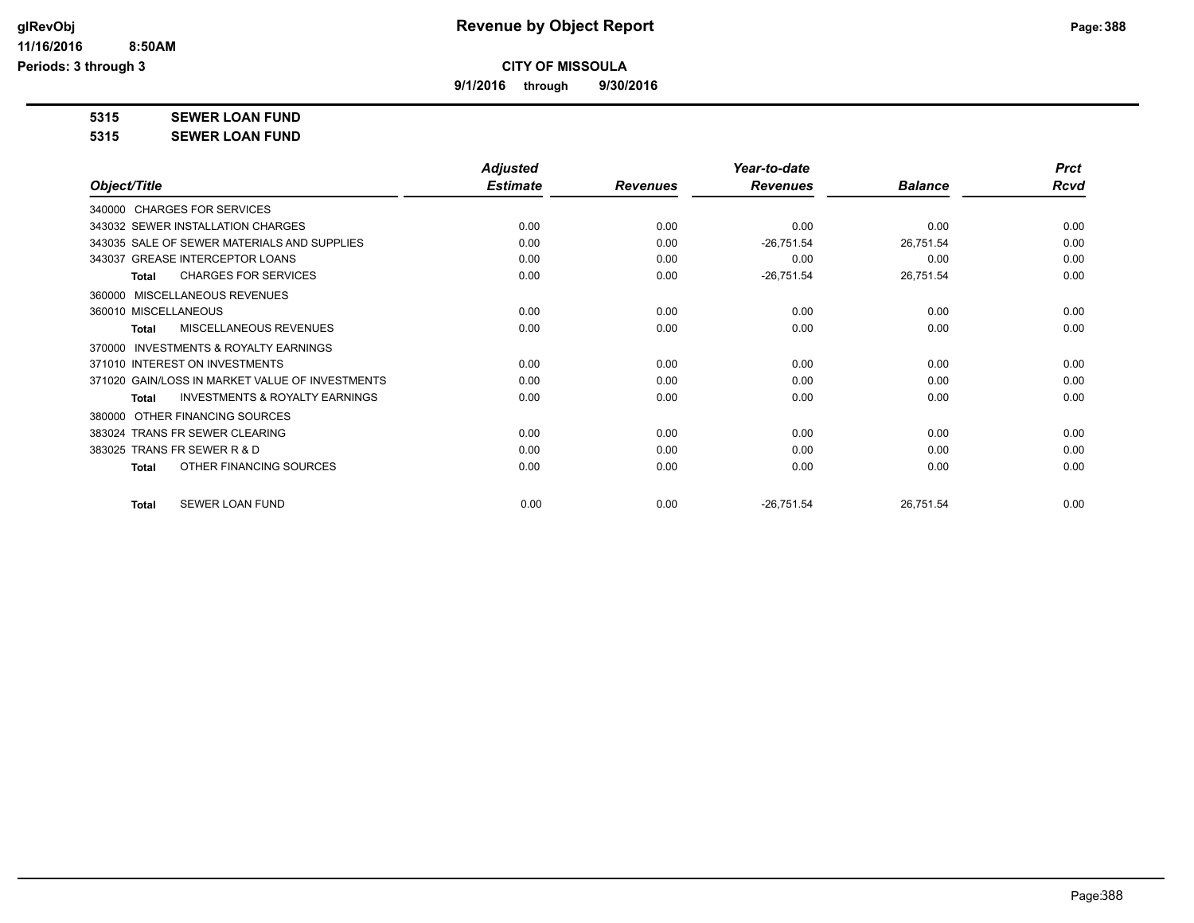# Revenue by Object Report

**CITY OF MISSOULA**

**9/1/2016 through 9/30/2016**

glRevObj
11/16/2016 8:50AM
Periods: 3 through 3

**5315 SEWER LOAN FUND**

**5315 SEWER LOAN FUND**

| Object/Title | Adjusted Estimate | Revenues | Year-to-date Revenues | Balance | Prct Rcvd |
|---|---|---|---|---|---|
| 340000 CHARGES FOR SERVICES | | | | | |
| 343032 SEWER INSTALLATION CHARGES | 0.00 | 0.00 | 0.00 | 0.00 | 0.00 |
| 343035 SALE OF SEWER MATERIALS AND SUPPLIES | 0.00 | 0.00 | -26,751.54 | 26,751.54 | 0.00 |
| 343037 GREASE INTERCEPTOR LOANS | 0.00 | 0.00 | 0.00 | 0.00 | 0.00 |
| **Total** CHARGES FOR SERVICES | 0.00 | 0.00 | -26,751.54 | 26,751.54 | 0.00 |
| 360000 MISCELLANEOUS REVENUES | | | | | |
| 360010 MISCELLANEOUS | 0.00 | 0.00 | 0.00 | 0.00 | 0.00 |
| **Total** MISCELLANEOUS REVENUES | 0.00 | 0.00 | 0.00 | 0.00 | 0.00 |
| 370000 INVESTMENTS & ROYALTY EARNINGS | | | | | |
| 371010 INTEREST ON INVESTMENTS | 0.00 | 0.00 | 0.00 | 0.00 | 0.00 |
| 371020 GAIN/LOSS IN MARKET VALUE OF INVESTMENTS | 0.00 | 0.00 | 0.00 | 0.00 | 0.00 |
| **Total** INVESTMENTS & ROYALTY EARNINGS | 0.00 | 0.00 | 0.00 | 0.00 | 0.00 |
| 380000 OTHER FINANCING SOURCES | | | | | |
| 383024 TRANS FR SEWER CLEARING | 0.00 | 0.00 | 0.00 | 0.00 | 0.00 |
| 383025 TRANS FR SEWER R & D | 0.00 | 0.00 | 0.00 | 0.00 | 0.00 |
| **Total** OTHER FINANCING SOURCES | 0.00 | 0.00 | 0.00 | 0.00 | 0.00 |
| **Total** SEWER LOAN FUND | 0.00 | 0.00 | -26,751.54 | 26,751.54 | 0.00 |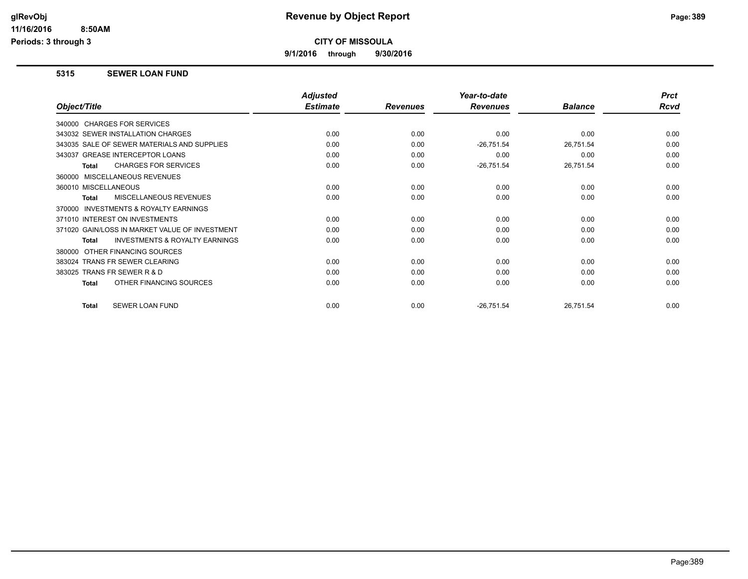# Revenue by Object Report

**CITY OF MISSOULA**

**9/1/2016 through 9/30/2016**

glRevObj
11/16/2016 8:50AM
Periods: 3 through 3

## 5315 SEWER LOAN FUND

| Object/Title | Adjusted Estimate | Revenues | Year-to-date Revenues | Balance | Prct Rcvd |
|---|---|---|---|---|---|
| 340000 CHARGES FOR SERVICES | | | | | |
| 343032 SEWER INSTALLATION CHARGES | 0.00 | 0.00 | 0.00 | 0.00 | 0.00 |
| 343035 SALE OF SEWER MATERIALS AND SUPPLIES | 0.00 | 0.00 | -26,751.54 | 26,751.54 | 0.00 |
| 343037 GREASE INTERCEPTOR LOANS | 0.00 | 0.00 | 0.00 | 0.00 | 0.00 |
| **Total** CHARGES FOR SERVICES | 0.00 | 0.00 | -26,751.54 | 26,751.54 | 0.00 |
| 360000 MISCELLANEOUS REVENUES | | | | | |
| 360010 MISCELLANEOUS | 0.00 | 0.00 | 0.00 | 0.00 | 0.00 |
| **Total** MISCELLANEOUS REVENUES | 0.00 | 0.00 | 0.00 | 0.00 | 0.00 |
| 370000 INVESTMENTS & ROYALTY EARNINGS | | | | | |
| 371010 INTEREST ON INVESTMENTS | 0.00 | 0.00 | 0.00 | 0.00 | 0.00 |
| 371020 GAIN/LOSS IN MARKET VALUE OF INVESTMENT | 0.00 | 0.00 | 0.00 | 0.00 | 0.00 |
| **Total** INVESTMENTS & ROYALTY EARNINGS | 0.00 | 0.00 | 0.00 | 0.00 | 0.00 |
| 380000 OTHER FINANCING SOURCES | | | | | |
| 383024 TRANS FR SEWER CLEARING | 0.00 | 0.00 | 0.00 | 0.00 | 0.00 |
| 383025 TRANS FR SEWER R & D | 0.00 | 0.00 | 0.00 | 0.00 | 0.00 |
| **Total** OTHER FINANCING SOURCES | 0.00 | 0.00 | 0.00 | 0.00 | 0.00 |
| **Total** SEWER LOAN FUND | 0.00 | 0.00 | -26,751.54 | 26,751.54 | 0.00 |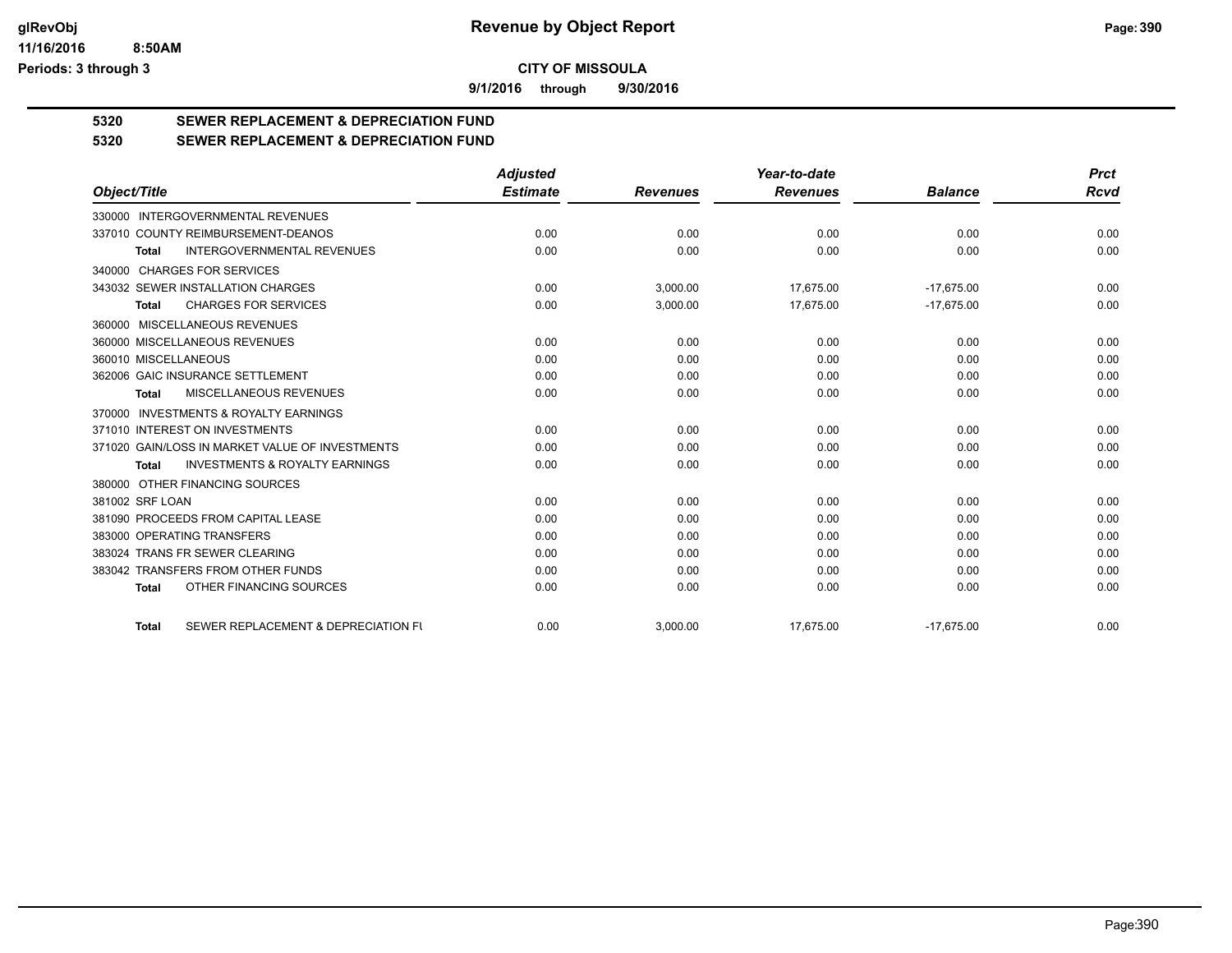**CITY OF MISSOULA**

**9/1/2016 through 9/30/2016**

## 5320 SEWER REPLACEMENT & DEPRECIATION FUND

## 5320 SEWER REPLACEMENT & DEPRECIATION FUND

| Object/Title | Adjusted Estimate | Revenues | Year-to-date Revenues | Balance | Prct Rcvd |
|---|---|---|---|---|---|
| 330000 INTERGOVERNMENTAL REVENUES | | | | | |
| 337010 COUNTY REIMBURSEMENT-DEANOS | 0.00 | 0.00 | 0.00 | 0.00 | 0.00 |
| **Total** INTERGOVERNMENTAL REVENUES | 0.00 | 0.00 | 0.00 | 0.00 | 0.00 |
| 340000 CHARGES FOR SERVICES | | | | | |
| 343032 SEWER INSTALLATION CHARGES | 0.00 | 3,000.00 | 17,675.00 | -17,675.00 | 0.00 |
| **Total** CHARGES FOR SERVICES | 0.00 | 3,000.00 | 17,675.00 | -17,675.00 | 0.00 |
| 360000 MISCELLANEOUS REVENUES | | | | | |
| 360000 MISCELLANEOUS REVENUES | 0.00 | 0.00 | 0.00 | 0.00 | 0.00 |
| 360010 MISCELLANEOUS | 0.00 | 0.00 | 0.00 | 0.00 | 0.00 |
| 362006 GAIC INSURANCE SETTLEMENT | 0.00 | 0.00 | 0.00 | 0.00 | 0.00 |
| **Total** MISCELLANEOUS REVENUES | 0.00 | 0.00 | 0.00 | 0.00 | 0.00 |
| 370000 INVESTMENTS & ROYALTY EARNINGS | | | | | |
| 371010 INTEREST ON INVESTMENTS | 0.00 | 0.00 | 0.00 | 0.00 | 0.00 |
| 371020 GAIN/LOSS IN MARKET VALUE OF INVESTMENTS | 0.00 | 0.00 | 0.00 | 0.00 | 0.00 |
| **Total** INVESTMENTS & ROYALTY EARNINGS | 0.00 | 0.00 | 0.00 | 0.00 | 0.00 |
| 380000 OTHER FINANCING SOURCES | | | | | |
| 381002 SRF LOAN | 0.00 | 0.00 | 0.00 | 0.00 | 0.00 |
| 381090 PROCEEDS FROM CAPITAL LEASE | 0.00 | 0.00 | 0.00 | 0.00 | 0.00 |
| 383000 OPERATING TRANSFERS | 0.00 | 0.00 | 0.00 | 0.00 | 0.00 |
| 383024 TRANS FR SEWER CLEARING | 0.00 | 0.00 | 0.00 | 0.00 | 0.00 |
| 383042 TRANSFERS FROM OTHER FUNDS | 0.00 | 0.00 | 0.00 | 0.00 | 0.00 |
| **Total** OTHER FINANCING SOURCES | 0.00 | 0.00 | 0.00 | 0.00 | 0.00 |
| **Total** SEWER REPLACEMENT & DEPRECIATION FU | 0.00 | 3,000.00 | 17,675.00 | -17,675.00 | 0.00 |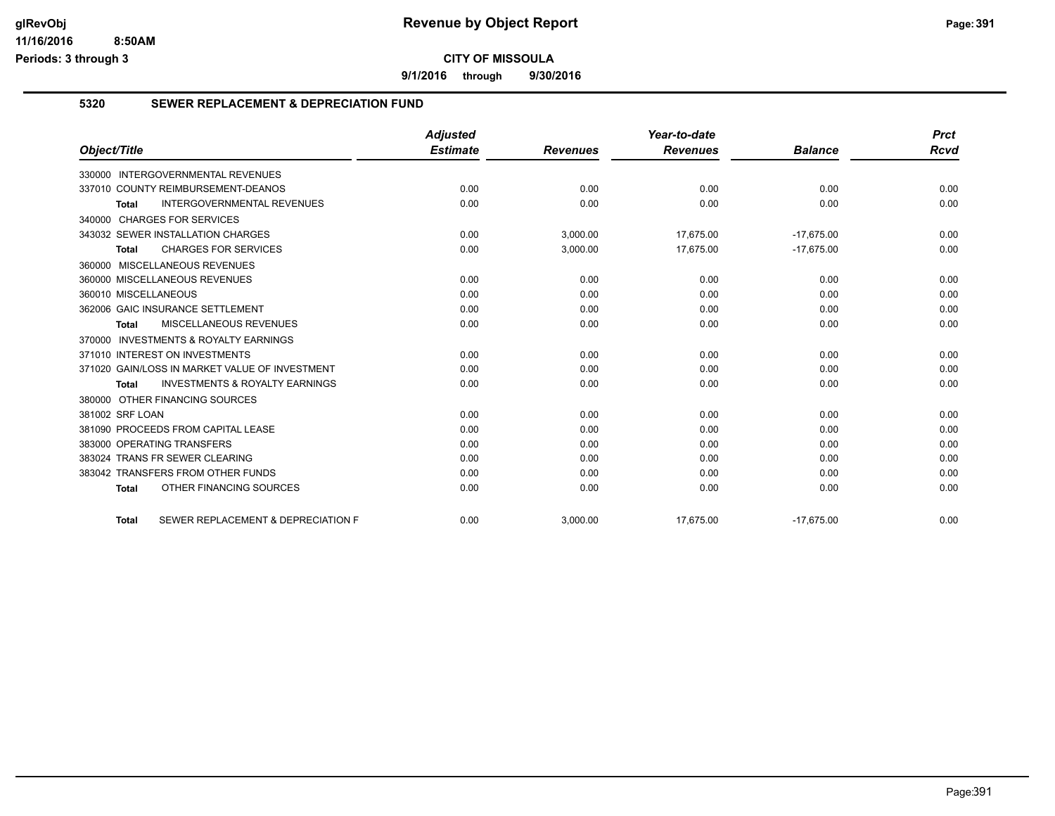# Revenue by Object Report

**CITY OF MISSOULA**

**9/1/2016 through 9/30/2016**

glRevObj
11/16/2016 8:50AM
Periods: 3 through 3

## 5320 SEWER REPLACEMENT & DEPRECIATION FUND

| Object/Title | Adjusted Estimate | Revenues | Year-to-date Revenues | Balance | Prct Rcvd |
|---|---|---|---|---|---|
| 330000 INTERGOVERNMENTAL REVENUES | | | | | |
| 337010 COUNTY REIMBURSEMENT-DEANOS | 0.00 | 0.00 | 0.00 | 0.00 | 0.00 |
| **Total** INTERGOVERNMENTAL REVENUES | 0.00 | 0.00 | 0.00 | 0.00 | 0.00 |
| 340000 CHARGES FOR SERVICES | | | | | |
| 343032 SEWER INSTALLATION CHARGES | 0.00 | 3,000.00 | 17,675.00 | -17,675.00 | 0.00 |
| **Total** CHARGES FOR SERVICES | 0.00 | 3,000.00 | 17,675.00 | -17,675.00 | 0.00 |
| 360000 MISCELLANEOUS REVENUES | | | | | |
| 360000 MISCELLANEOUS REVENUES | 0.00 | 0.00 | 0.00 | 0.00 | 0.00 |
| 360010 MISCELLANEOUS | 0.00 | 0.00 | 0.00 | 0.00 | 0.00 |
| 362006 GAIC INSURANCE SETTLEMENT | 0.00 | 0.00 | 0.00 | 0.00 | 0.00 |
| **Total** MISCELLANEOUS REVENUES | 0.00 | 0.00 | 0.00 | 0.00 | 0.00 |
| 370000 INVESTMENTS & ROYALTY EARNINGS | | | | | |
| 371010 INTEREST ON INVESTMENTS | 0.00 | 0.00 | 0.00 | 0.00 | 0.00 |
| 371020 GAIN/LOSS IN MARKET VALUE OF INVESTMENT | 0.00 | 0.00 | 0.00 | 0.00 | 0.00 |
| **Total** INVESTMENTS & ROYALTY EARNINGS | 0.00 | 0.00 | 0.00 | 0.00 | 0.00 |
| 380000 OTHER FINANCING SOURCES | | | | | |
| 381002 SRF LOAN | 0.00 | 0.00 | 0.00 | 0.00 | 0.00 |
| 381090 PROCEEDS FROM CAPITAL LEASE | 0.00 | 0.00 | 0.00 | 0.00 | 0.00 |
| 383000 OPERATING TRANSFERS | 0.00 | 0.00 | 0.00 | 0.00 | 0.00 |
| 383024 TRANS FR SEWER CLEARING | 0.00 | 0.00 | 0.00 | 0.00 | 0.00 |
| 383042 TRANSFERS FROM OTHER FUNDS | 0.00 | 0.00 | 0.00 | 0.00 | 0.00 |
| **Total** OTHER FINANCING SOURCES | 0.00 | 0.00 | 0.00 | 0.00 | 0.00 |
| **Total** SEWER REPLACEMENT & DEPRECIATION F | 0.00 | 3,000.00 | 17,675.00 | -17,675.00 | 0.00 |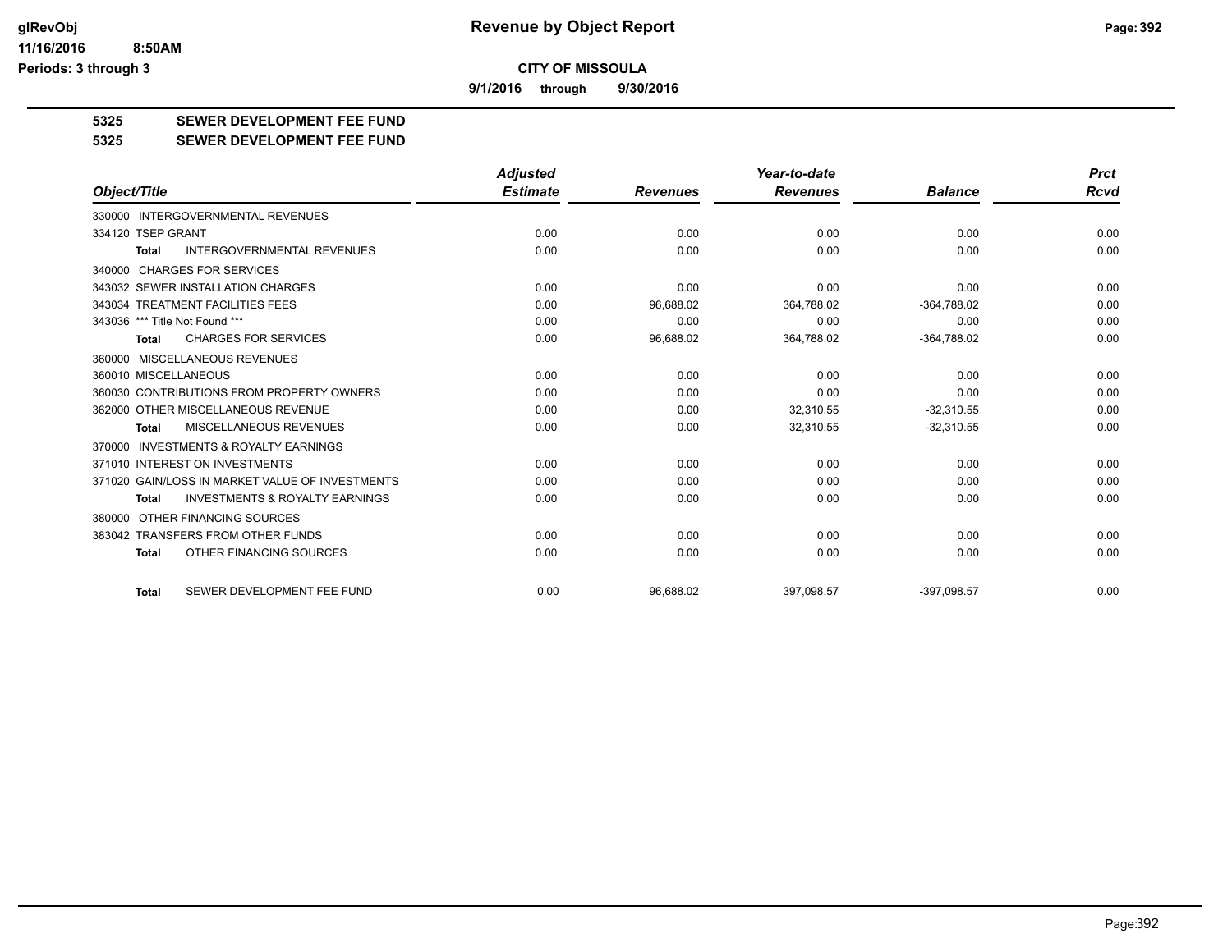**CITY OF MISSOULA**

**9/1/2016 through 9/30/2016**

## 5325 SEWER DEVELOPMENT FEE FUND

## 5325 SEWER DEVELOPMENT FEE FUND

| Object/Title | Adjusted Estimate | Revenues | Year-to-date Revenues | Balance | Prct Rcvd |
|---|---|---|---|---|---|
| 330000 INTERGOVERNMENTAL REVENUES | | | | | |
| 334120 TSEP GRANT | 0.00 | 0.00 | 0.00 | 0.00 | 0.00 |
| **Total** INTERGOVERNMENTAL REVENUES | 0.00 | 0.00 | 0.00 | 0.00 | 0.00 |
| 340000 CHARGES FOR SERVICES | | | | | |
| 343032 SEWER INSTALLATION CHARGES | 0.00 | 0.00 | 0.00 | 0.00 | 0.00 |
| 343034 TREATMENT FACILITIES FEES | 0.00 | 96,688.02 | 364,788.02 | -364,788.02 | 0.00 |
| 343036 *** Title Not Found *** | 0.00 | 0.00 | 0.00 | 0.00 | 0.00 |
| **Total** CHARGES FOR SERVICES | 0.00 | 96,688.02 | 364,788.02 | -364,788.02 | 0.00 |
| 360000 MISCELLANEOUS REVENUES | | | | | |
| 360010 MISCELLANEOUS | 0.00 | 0.00 | 0.00 | 0.00 | 0.00 |
| 360030 CONTRIBUTIONS FROM PROPERTY OWNERS | 0.00 | 0.00 | 0.00 | 0.00 | 0.00 |
| 362000 OTHER MISCELLANEOUS REVENUE | 0.00 | 0.00 | 32,310.55 | -32,310.55 | 0.00 |
| **Total** MISCELLANEOUS REVENUES | 0.00 | 0.00 | 32,310.55 | -32,310.55 | 0.00 |
| 370000 INVESTMENTS & ROYALTY EARNINGS | | | | | |
| 371010 INTEREST ON INVESTMENTS | 0.00 | 0.00 | 0.00 | 0.00 | 0.00 |
| 371020 GAIN/LOSS IN MARKET VALUE OF INVESTMENTS | 0.00 | 0.00 | 0.00 | 0.00 | 0.00 |
| **Total** INVESTMENTS & ROYALTY EARNINGS | 0.00 | 0.00 | 0.00 | 0.00 | 0.00 |
| 380000 OTHER FINANCING SOURCES | | | | | |
| 383042 TRANSFERS FROM OTHER FUNDS | 0.00 | 0.00 | 0.00 | 0.00 | 0.00 |
| **Total** OTHER FINANCING SOURCES | 0.00 | 0.00 | 0.00 | 0.00 | 0.00 |
| **Total** SEWER DEVELOPMENT FEE FUND | 0.00 | 96,688.02 | 397,098.57 | -397,098.57 | 0.00 |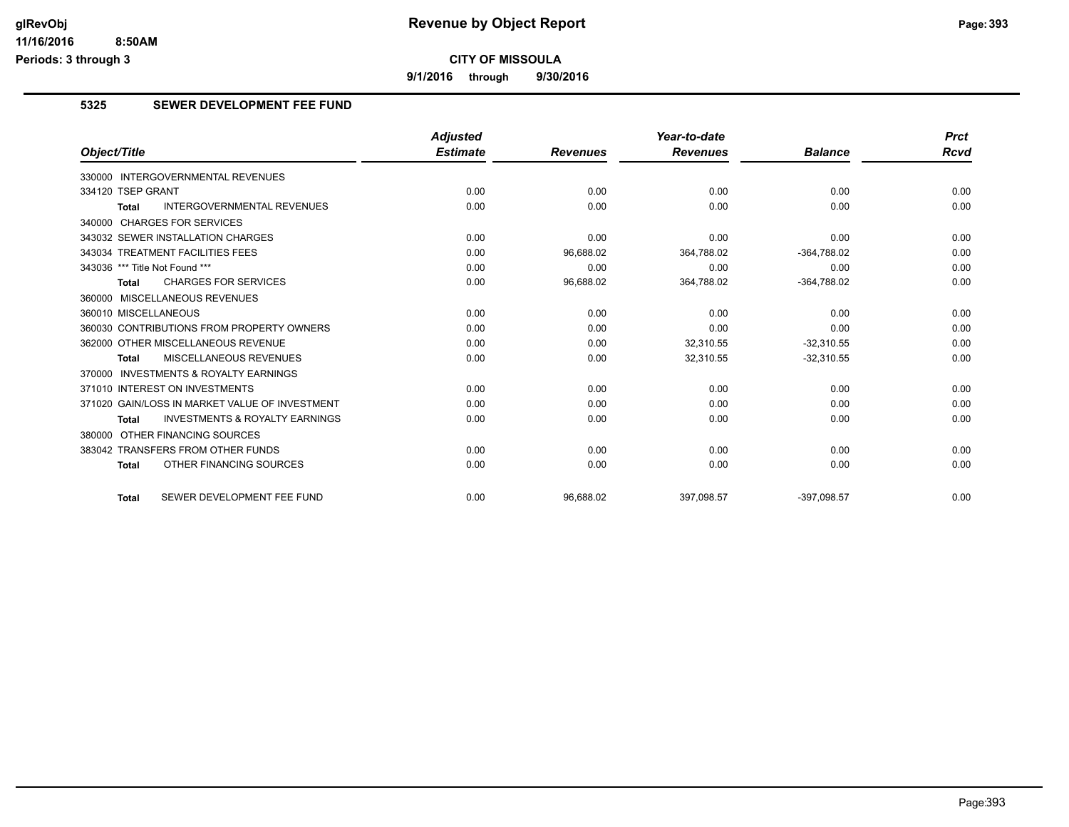**CITY OF MISSOULA**

**9/1/2016 through 9/30/2016**

## 5325 SEWER DEVELOPMENT FEE FUND

| Object/Title | Adjusted Estimate | Revenues | Year-to-date Revenues | Balance | Prct Rcvd |
|---|---|---|---|---|---|
| 330000 INTERGOVERNMENTAL REVENUES | | | | | |
| 334120 TSEP GRANT | 0.00 | 0.00 | 0.00 | 0.00 | 0.00 |
| **Total** INTERGOVERNMENTAL REVENUES | 0.00 | 0.00 | 0.00 | 0.00 | 0.00 |
| 340000 CHARGES FOR SERVICES | | | | | |
| 343032 SEWER INSTALLATION CHARGES | 0.00 | 0.00 | 0.00 | 0.00 | 0.00 |
| 343034 TREATMENT FACILITIES FEES | 0.00 | 96,688.02 | 364,788.02 | -364,788.02 | 0.00 |
| 343036 *** Title Not Found *** | 0.00 | 0.00 | 0.00 | 0.00 | 0.00 |
| **Total** CHARGES FOR SERVICES | 0.00 | 96,688.02 | 364,788.02 | -364,788.02 | 0.00 |
| 360000 MISCELLANEOUS REVENUES | | | | | |
| 360010 MISCELLANEOUS | 0.00 | 0.00 | 0.00 | 0.00 | 0.00 |
| 360030 CONTRIBUTIONS FROM PROPERTY OWNERS | 0.00 | 0.00 | 0.00 | 0.00 | 0.00 |
| 362000 OTHER MISCELLANEOUS REVENUE | 0.00 | 0.00 | 32,310.55 | -32,310.55 | 0.00 |
| **Total** MISCELLANEOUS REVENUES | 0.00 | 0.00 | 32,310.55 | -32,310.55 | 0.00 |
| 370000 INVESTMENTS & ROYALTY EARNINGS | | | | | |
| 371010 INTEREST ON INVESTMENTS | 0.00 | 0.00 | 0.00 | 0.00 | 0.00 |
| 371020 GAIN/LOSS IN MARKET VALUE OF INVESTMENT | 0.00 | 0.00 | 0.00 | 0.00 | 0.00 |
| **Total** INVESTMENTS & ROYALTY EARNINGS | 0.00 | 0.00 | 0.00 | 0.00 | 0.00 |
| 380000 OTHER FINANCING SOURCES | | | | | |
| 383042 TRANSFERS FROM OTHER FUNDS | 0.00 | 0.00 | 0.00 | 0.00 | 0.00 |
| **Total** OTHER FINANCING SOURCES | 0.00 | 0.00 | 0.00 | 0.00 | 0.00 |
| **Total** SEWER DEVELOPMENT FEE FUND | 0.00 | 96,688.02 | 397,098.57 | -397,098.57 | 0.00 |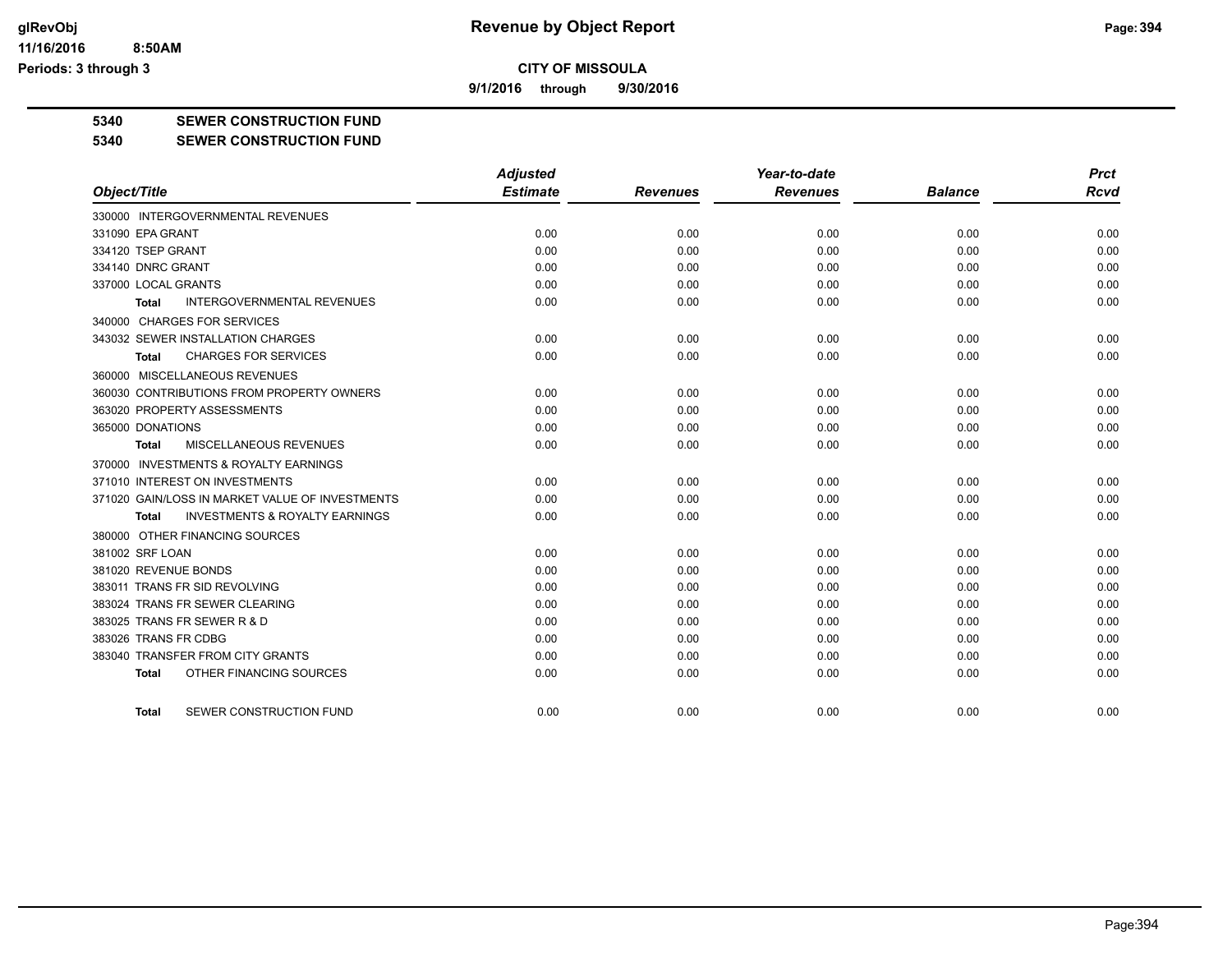# Revenue by Object Report

## CITY OF MISSOULA

**9/1/2016 through 9/30/2016**

**5340 SEWER CONSTRUCTION FUND**

**5340 SEWER CONSTRUCTION FUND**

| Object/Title | Adjusted Estimate | Revenues | Year-to-date Revenues | Balance | Prct Rcvd |
|---|---|---|---|---|---|
| 330000 INTERGOVERNMENTAL REVENUES | | | | | |
| 331090 EPA GRANT | 0.00 | 0.00 | 0.00 | 0.00 | 0.00 |
| 334120 TSEP GRANT | 0.00 | 0.00 | 0.00 | 0.00 | 0.00 |
| 334140 DNRC GRANT | 0.00 | 0.00 | 0.00 | 0.00 | 0.00 |
| 337000 LOCAL GRANTS | 0.00 | 0.00 | 0.00 | 0.00 | 0.00 |
| **Total** INTERGOVERNMENTAL REVENUES | 0.00 | 0.00 | 0.00 | 0.00 | 0.00 |
| 340000 CHARGES FOR SERVICES | | | | | |
| 343032 SEWER INSTALLATION CHARGES | 0.00 | 0.00 | 0.00 | 0.00 | 0.00 |
| **Total** CHARGES FOR SERVICES | 0.00 | 0.00 | 0.00 | 0.00 | 0.00 |
| 360000 MISCELLANEOUS REVENUES | | | | | |
| 360030 CONTRIBUTIONS FROM PROPERTY OWNERS | 0.00 | 0.00 | 0.00 | 0.00 | 0.00 |
| 363020 PROPERTY ASSESSMENTS | 0.00 | 0.00 | 0.00 | 0.00 | 0.00 |
| 365000 DONATIONS | 0.00 | 0.00 | 0.00 | 0.00 | 0.00 |
| **Total** MISCELLANEOUS REVENUES | 0.00 | 0.00 | 0.00 | 0.00 | 0.00 |
| 370000 INVESTMENTS & ROYALTY EARNINGS | | | | | |
| 371010 INTEREST ON INVESTMENTS | 0.00 | 0.00 | 0.00 | 0.00 | 0.00 |
| 371020 GAIN/LOSS IN MARKET VALUE OF INVESTMENTS | 0.00 | 0.00 | 0.00 | 0.00 | 0.00 |
| **Total** INVESTMENTS & ROYALTY EARNINGS | 0.00 | 0.00 | 0.00 | 0.00 | 0.00 |
| 380000 OTHER FINANCING SOURCES | | | | | |
| 381002 SRF LOAN | 0.00 | 0.00 | 0.00 | 0.00 | 0.00 |
| 381020 REVENUE BONDS | 0.00 | 0.00 | 0.00 | 0.00 | 0.00 |
| 383011 TRANS FR SID REVOLVING | 0.00 | 0.00 | 0.00 | 0.00 | 0.00 |
| 383024 TRANS FR SEWER CLEARING | 0.00 | 0.00 | 0.00 | 0.00 | 0.00 |
| 383025 TRANS FR SEWER R & D | 0.00 | 0.00 | 0.00 | 0.00 | 0.00 |
| 383026 TRANS FR CDBG | 0.00 | 0.00 | 0.00 | 0.00 | 0.00 |
| 383040 TRANSFER FROM CITY GRANTS | 0.00 | 0.00 | 0.00 | 0.00 | 0.00 |
| **Total** OTHER FINANCING SOURCES | 0.00 | 0.00 | 0.00 | 0.00 | 0.00 |
| **Total** SEWER CONSTRUCTION FUND | 0.00 | 0.00 | 0.00 | 0.00 | 0.00 |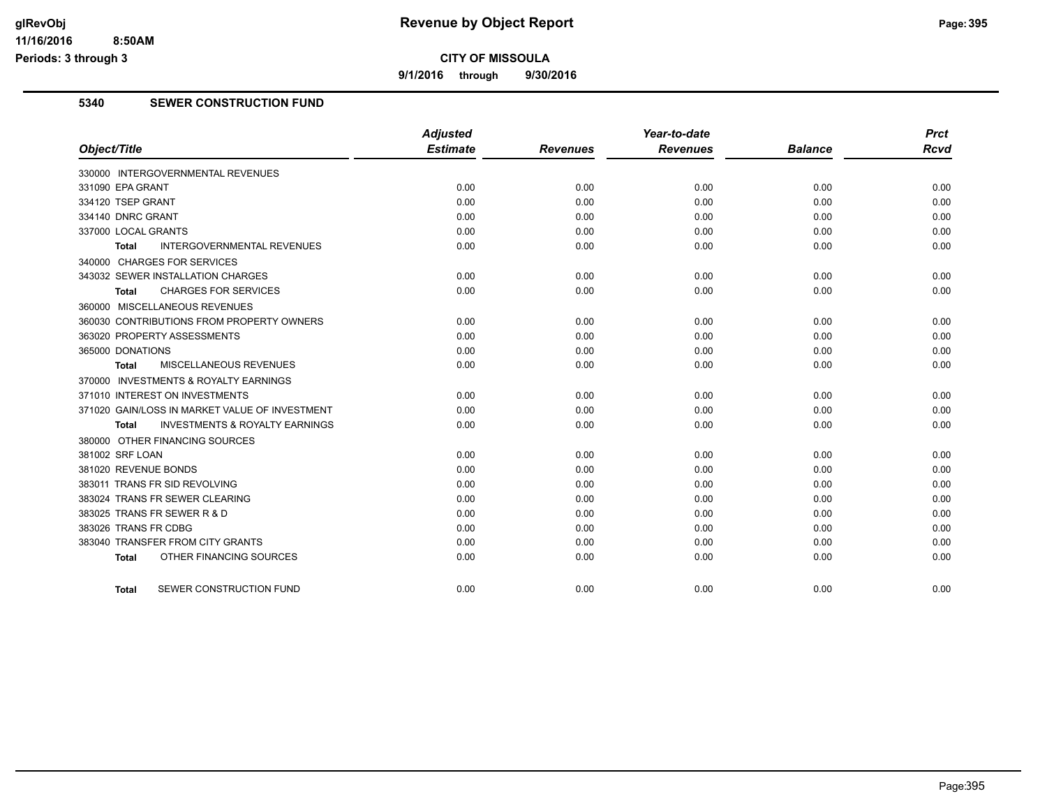# Revenue by Object Report

**CITY OF MISSOULA**

**9/1/2016 through 9/30/2016**

glRevObj
11/16/2016 8:50AM
Periods: 3 through 3

## 5340 SEWER CONSTRUCTION FUND

| Object/Title | Adjusted Estimate | Revenues | Year-to-date Revenues | Balance | Prct Rcvd |
|---|---|---|---|---|---|
| 330000 INTERGOVERNMENTAL REVENUES | | | | | |
| 331090 EPA GRANT | 0.00 | 0.00 | 0.00 | 0.00 | 0.00 |
| 334120 TSEP GRANT | 0.00 | 0.00 | 0.00 | 0.00 | 0.00 |
| 334140 DNRC GRANT | 0.00 | 0.00 | 0.00 | 0.00 | 0.00 |
| 337000 LOCAL GRANTS | 0.00 | 0.00 | 0.00 | 0.00 | 0.00 |
| **Total** INTERGOVERNMENTAL REVENUES | 0.00 | 0.00 | 0.00 | 0.00 | 0.00 |
| 340000 CHARGES FOR SERVICES | | | | | |
| 343032 SEWER INSTALLATION CHARGES | 0.00 | 0.00 | 0.00 | 0.00 | 0.00 |
| **Total** CHARGES FOR SERVICES | 0.00 | 0.00 | 0.00 | 0.00 | 0.00 |
| 360000 MISCELLANEOUS REVENUES | | | | | |
| 360030 CONTRIBUTIONS FROM PROPERTY OWNERS | 0.00 | 0.00 | 0.00 | 0.00 | 0.00 |
| 363020 PROPERTY ASSESSMENTS | 0.00 | 0.00 | 0.00 | 0.00 | 0.00 |
| 365000 DONATIONS | 0.00 | 0.00 | 0.00 | 0.00 | 0.00 |
| **Total** MISCELLANEOUS REVENUES | 0.00 | 0.00 | 0.00 | 0.00 | 0.00 |
| 370000 INVESTMENTS & ROYALTY EARNINGS | | | | | |
| 371010 INTEREST ON INVESTMENTS | 0.00 | 0.00 | 0.00 | 0.00 | 0.00 |
| 371020 GAIN/LOSS IN MARKET VALUE OF INVESTMENT | 0.00 | 0.00 | 0.00 | 0.00 | 0.00 |
| **Total** INVESTMENTS & ROYALTY EARNINGS | 0.00 | 0.00 | 0.00 | 0.00 | 0.00 |
| 380000 OTHER FINANCING SOURCES | | | | | |
| 381002 SRF LOAN | 0.00 | 0.00 | 0.00 | 0.00 | 0.00 |
| 381020 REVENUE BONDS | 0.00 | 0.00 | 0.00 | 0.00 | 0.00 |
| 383011 TRANS FR SID REVOLVING | 0.00 | 0.00 | 0.00 | 0.00 | 0.00 |
| 383024 TRANS FR SEWER CLEARING | 0.00 | 0.00 | 0.00 | 0.00 | 0.00 |
| 383025 TRANS FR SEWER R & D | 0.00 | 0.00 | 0.00 | 0.00 | 0.00 |
| 383026 TRANS FR CDBG | 0.00 | 0.00 | 0.00 | 0.00 | 0.00 |
| 383040 TRANSFER FROM CITY GRANTS | 0.00 | 0.00 | 0.00 | 0.00 | 0.00 |
| **Total** OTHER FINANCING SOURCES | 0.00 | 0.00 | 0.00 | 0.00 | 0.00 |
| **Total** SEWER CONSTRUCTION FUND | 0.00 | 0.00 | 0.00 | 0.00 | 0.00 |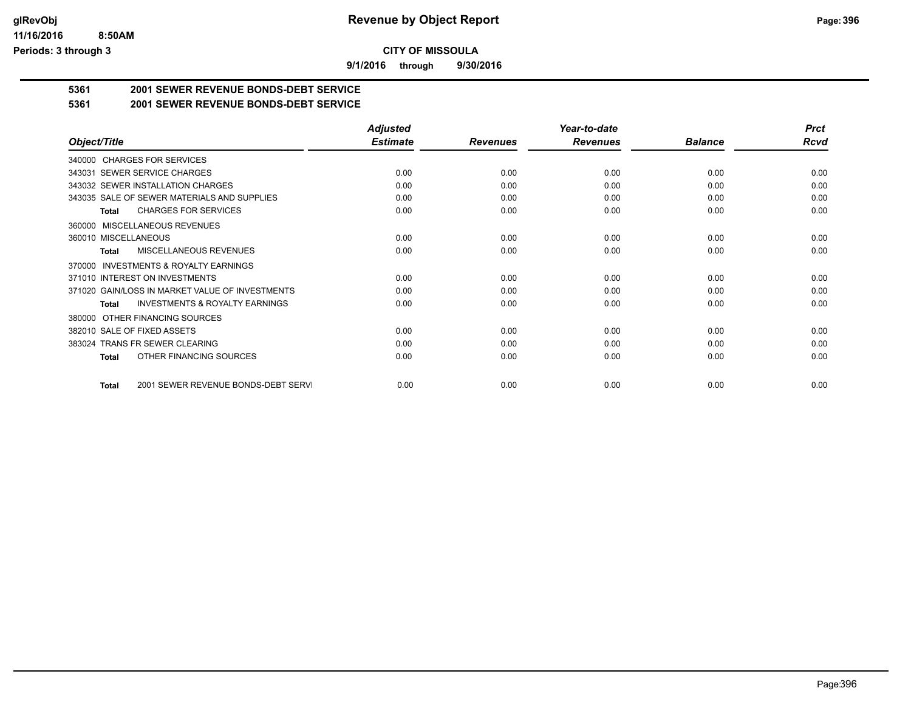**CITY OF MISSOULA**

**9/1/2016 through 9/30/2016**

**5361 2001 SEWER REVENUE BONDS-DEBT SERVICE**

**5361 2001 SEWER REVENUE BONDS-DEBT SERVICE**

| Object/Title | Adjusted Estimate | Revenues | Year-to-date Revenues | Balance | Prct Rcvd |
|---|---|---|---|---|---|
| 340000 CHARGES FOR SERVICES | | | | | |
| 343031 SEWER SERVICE CHARGES | 0.00 | 0.00 | 0.00 | 0.00 | 0.00 |
| 343032 SEWER INSTALLATION CHARGES | 0.00 | 0.00 | 0.00 | 0.00 | 0.00 |
| 343035 SALE OF SEWER MATERIALS AND SUPPLIES | 0.00 | 0.00 | 0.00 | 0.00 | 0.00 |
| **Total** CHARGES FOR SERVICES | 0.00 | 0.00 | 0.00 | 0.00 | 0.00 |
| 360000 MISCELLANEOUS REVENUES | | | | | |
| 360010 MISCELLANEOUS | 0.00 | 0.00 | 0.00 | 0.00 | 0.00 |
| **Total** MISCELLANEOUS REVENUES | 0.00 | 0.00 | 0.00 | 0.00 | 0.00 |
| 370000 INVESTMENTS & ROYALTY EARNINGS | | | | | |
| 371010 INTEREST ON INVESTMENTS | 0.00 | 0.00 | 0.00 | 0.00 | 0.00 |
| 371020 GAIN/LOSS IN MARKET VALUE OF INVESTMENTS | 0.00 | 0.00 | 0.00 | 0.00 | 0.00 |
| **Total** INVESTMENTS & ROYALTY EARNINGS | 0.00 | 0.00 | 0.00 | 0.00 | 0.00 |
| 380000 OTHER FINANCING SOURCES | | | | | |
| 382010 SALE OF FIXED ASSETS | 0.00 | 0.00 | 0.00 | 0.00 | 0.00 |
| 383024 TRANS FR SEWER CLEARING | 0.00 | 0.00 | 0.00 | 0.00 | 0.00 |
| **Total** OTHER FINANCING SOURCES | 0.00 | 0.00 | 0.00 | 0.00 | 0.00 |
| **Total** 2001 SEWER REVENUE BONDS-DEBT SERVI | 0.00 | 0.00 | 0.00 | 0.00 | 0.00 |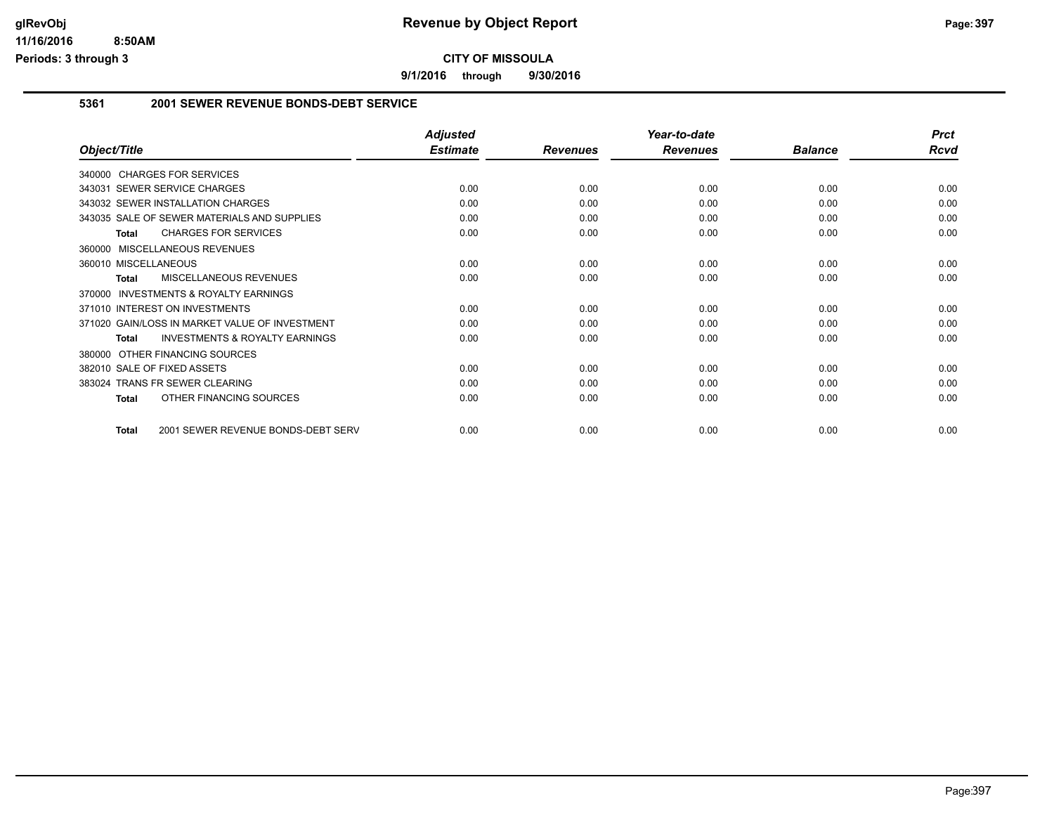# Revenue by Object Report

**CITY OF MISSOULA**

**9/1/2016 through 9/30/2016**

glRevObj
11/16/2016 8:50AM
Periods: 3 through 3

## 5361 2001 SEWER REVENUE BONDS-DEBT SERVICE

| Object/Title | Adjusted Estimate | Revenues | Year-to-date Revenues | Balance | Prct Rcvd |
|---|---|---|---|---|---|
| 340000 CHARGES FOR SERVICES | | | | | |
| 343031 SEWER SERVICE CHARGES | 0.00 | 0.00 | 0.00 | 0.00 | 0.00 |
| 343032 SEWER INSTALLATION CHARGES | 0.00 | 0.00 | 0.00 | 0.00 | 0.00 |
| 343035 SALE OF SEWER MATERIALS AND SUPPLIES | 0.00 | 0.00 | 0.00 | 0.00 | 0.00 |
| **Total** CHARGES FOR SERVICES | 0.00 | 0.00 | 0.00 | 0.00 | 0.00 |
| 360000 MISCELLANEOUS REVENUES | | | | | |
| 360010 MISCELLANEOUS | 0.00 | 0.00 | 0.00 | 0.00 | 0.00 |
| **Total** MISCELLANEOUS REVENUES | 0.00 | 0.00 | 0.00 | 0.00 | 0.00 |
| 370000 INVESTMENTS & ROYALTY EARNINGS | | | | | |
| 371010 INTEREST ON INVESTMENTS | 0.00 | 0.00 | 0.00 | 0.00 | 0.00 |
| 371020 GAIN/LOSS IN MARKET VALUE OF INVESTMENT | 0.00 | 0.00 | 0.00 | 0.00 | 0.00 |
| **Total** INVESTMENTS & ROYALTY EARNINGS | 0.00 | 0.00 | 0.00 | 0.00 | 0.00 |
| 380000 OTHER FINANCING SOURCES | | | | | |
| 382010 SALE OF FIXED ASSETS | 0.00 | 0.00 | 0.00 | 0.00 | 0.00 |
| 383024 TRANS FR SEWER CLEARING | 0.00 | 0.00 | 0.00 | 0.00 | 0.00 |
| **Total** OTHER FINANCING SOURCES | 0.00 | 0.00 | 0.00 | 0.00 | 0.00 |
| **Total** 2001 SEWER REVENUE BONDS-DEBT SERV | 0.00 | 0.00 | 0.00 | 0.00 | 0.00 |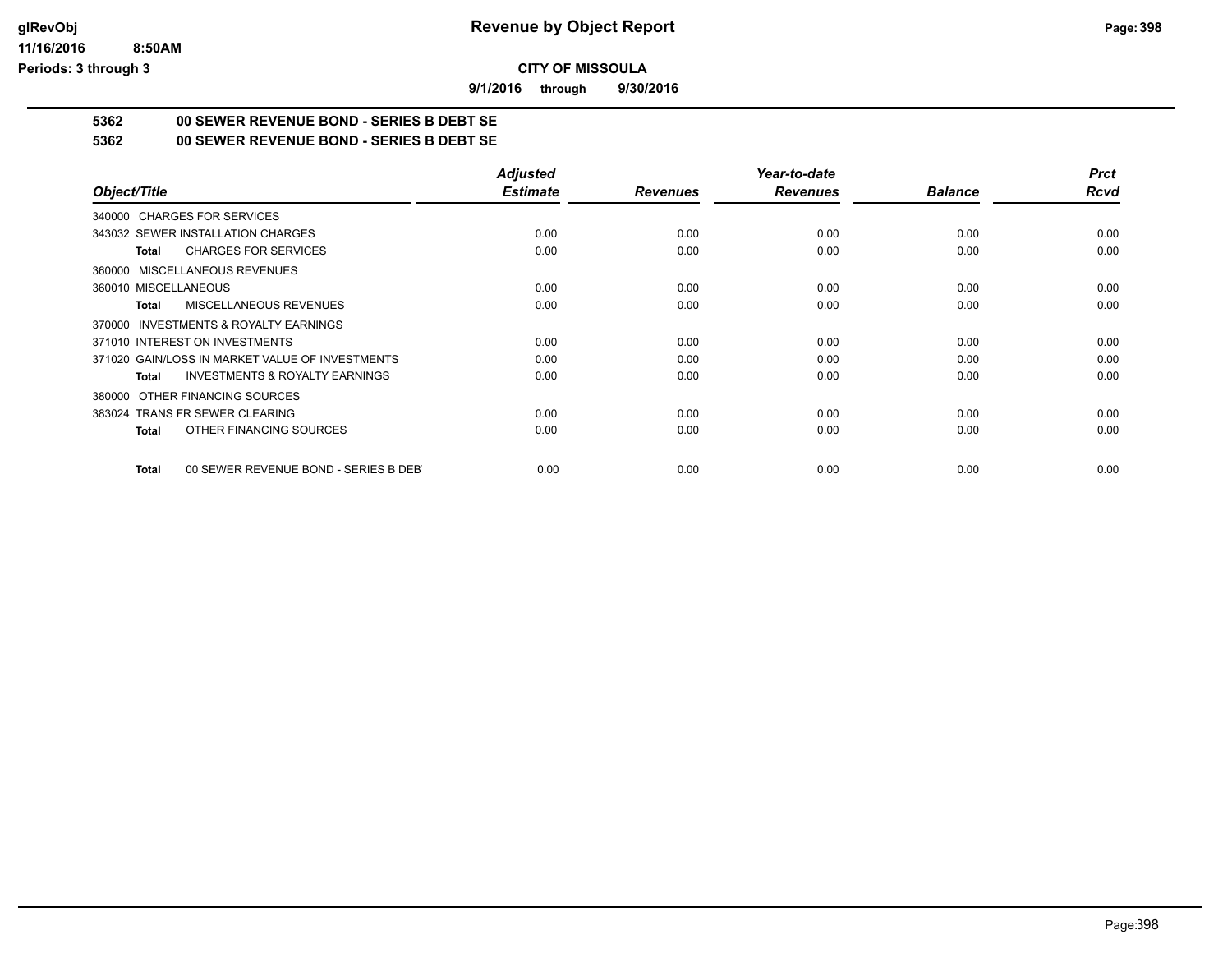# CITY OF MISSOULA

**9/1/2016 through 9/30/2016**

## 5362 00 SEWER REVENUE BOND - SERIES B DEBT SE

## 5362 00 SEWER REVENUE BOND - SERIES B DEBT SE

| Object/Title | Adjusted Estimate | Revenues | Year-to-date Revenues | Balance | Prct Rcvd |
|---|---|---|---|---|---|
| 340000 CHARGES FOR SERVICES | | | | | |
| 343032 SEWER INSTALLATION CHARGES | 0.00 | 0.00 | 0.00 | 0.00 | 0.00 |
| **Total** CHARGES FOR SERVICES | 0.00 | 0.00 | 0.00 | 0.00 | 0.00 |
| 360000 MISCELLANEOUS REVENUES | | | | | |
| 360010 MISCELLANEOUS | 0.00 | 0.00 | 0.00 | 0.00 | 0.00 |
| **Total** MISCELLANEOUS REVENUES | 0.00 | 0.00 | 0.00 | 0.00 | 0.00 |
| 370000 INVESTMENTS & ROYALTY EARNINGS | | | | | |
| 371010 INTEREST ON INVESTMENTS | 0.00 | 0.00 | 0.00 | 0.00 | 0.00 |
| 371020 GAIN/LOSS IN MARKET VALUE OF INVESTMENTS | 0.00 | 0.00 | 0.00 | 0.00 | 0.00 |
| **Total** INVESTMENTS & ROYALTY EARNINGS | 0.00 | 0.00 | 0.00 | 0.00 | 0.00 |
| 380000 OTHER FINANCING SOURCES | | | | | |
| 383024 TRANS FR SEWER CLEARING | 0.00 | 0.00 | 0.00 | 0.00 | 0.00 |
| **Total** OTHER FINANCING SOURCES | 0.00 | 0.00 | 0.00 | 0.00 | 0.00 |
| **Total** 00 SEWER REVENUE BOND - SERIES B DEBT | 0.00 | 0.00 | 0.00 | 0.00 | 0.00 |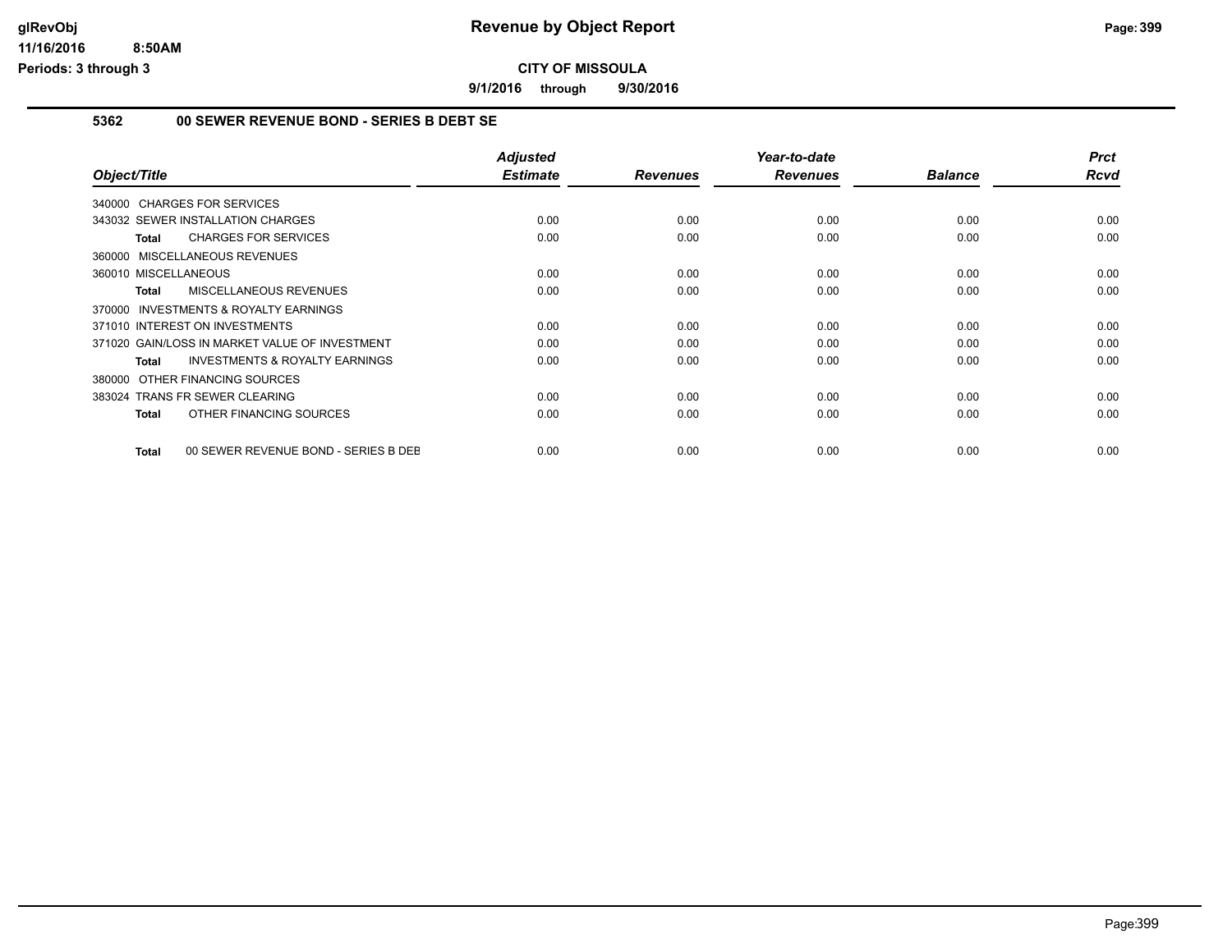# Revenue by Object Report

**CITY OF MISSOULA**

**9/1/2016 through 9/30/2016**

glRevObj
11/16/2016 8:50AM
Periods: 3 through 3

## 5362 00 SEWER REVENUE BOND - SERIES B DEBT SE

| Object/Title | Adjusted Estimate | Revenues | Year-to-date Revenues | Balance | Prct Rcvd |
|---|---|---|---|---|---|
| 340000 CHARGES FOR SERVICES | | | | | |
| 343032 SEWER INSTALLATION CHARGES | 0.00 | 0.00 | 0.00 | 0.00 | 0.00 |
| **Total** CHARGES FOR SERVICES | 0.00 | 0.00 | 0.00 | 0.00 | 0.00 |
| 360000 MISCELLANEOUS REVENUES | | | | | |
| 360010 MISCELLANEOUS | 0.00 | 0.00 | 0.00 | 0.00 | 0.00 |
| **Total** MISCELLANEOUS REVENUES | 0.00 | 0.00 | 0.00 | 0.00 | 0.00 |
| 370000 INVESTMENTS & ROYALTY EARNINGS | | | | | |
| 371010 INTEREST ON INVESTMENTS | 0.00 | 0.00 | 0.00 | 0.00 | 0.00 |
| 371020 GAIN/LOSS IN MARKET VALUE OF INVESTMENT | 0.00 | 0.00 | 0.00 | 0.00 | 0.00 |
| **Total** INVESTMENTS & ROYALTY EARNINGS | 0.00 | 0.00 | 0.00 | 0.00 | 0.00 |
| 380000 OTHER FINANCING SOURCES | | | | | |
| 383024 TRANS FR SEWER CLEARING | 0.00 | 0.00 | 0.00 | 0.00 | 0.00 |
| **Total** OTHER FINANCING SOURCES | 0.00 | 0.00 | 0.00 | 0.00 | 0.00 |
| **Total** 00 SEWER REVENUE BOND - SERIES B DEB | 0.00 | 0.00 | 0.00 | 0.00 | 0.00 |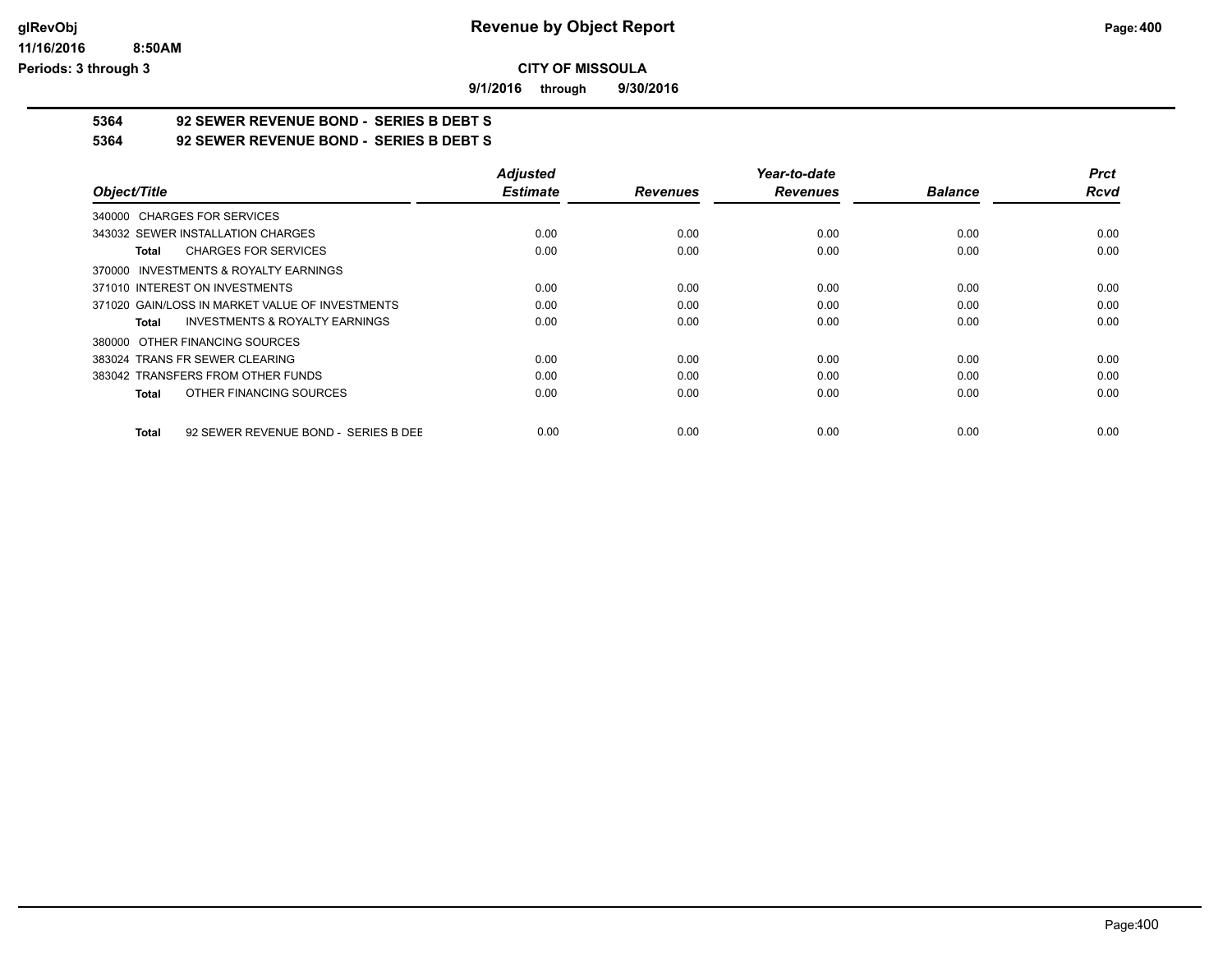glRevObj
11/16/2016 8:50AM
Periods: 3 through 3

# Revenue by Object Report

**CITY OF MISSOULA**

**9/1/2016 through 9/30/2016**

**5364 92 SEWER REVENUE BOND - SERIES B DEBT S**

**5364 92 SEWER REVENUE BOND - SERIES B DEBT S**

| Object/Title | Adjusted Estimate | Revenues | Year-to-date Revenues | Balance | Prct Rcvd |
|---|---|---|---|---|---|
| 340000 CHARGES FOR SERVICES | | | | | |
| 343032 SEWER INSTALLATION CHARGES | 0.00 | 0.00 | 0.00 | 0.00 | 0.00 |
| **Total** CHARGES FOR SERVICES | 0.00 | 0.00 | 0.00 | 0.00 | 0.00 |
| 370000 INVESTMENTS & ROYALTY EARNINGS | | | | | |
| 371010 INTEREST ON INVESTMENTS | 0.00 | 0.00 | 0.00 | 0.00 | 0.00 |
| 371020 GAIN/LOSS IN MARKET VALUE OF INVESTMENTS | 0.00 | 0.00 | 0.00 | 0.00 | 0.00 |
| **Total** INVESTMENTS & ROYALTY EARNINGS | 0.00 | 0.00 | 0.00 | 0.00 | 0.00 |
| 380000 OTHER FINANCING SOURCES | | | | | |
| 383024 TRANS FR SEWER CLEARING | 0.00 | 0.00 | 0.00 | 0.00 | 0.00 |
| 383042 TRANSFERS FROM OTHER FUNDS | 0.00 | 0.00 | 0.00 | 0.00 | 0.00 |
| **Total** OTHER FINANCING SOURCES | 0.00 | 0.00 | 0.00 | 0.00 | 0.00 |
| **Total** 92 SEWER REVENUE BOND - SERIES B DEE | 0.00 | 0.00 | 0.00 | 0.00 | 0.00 |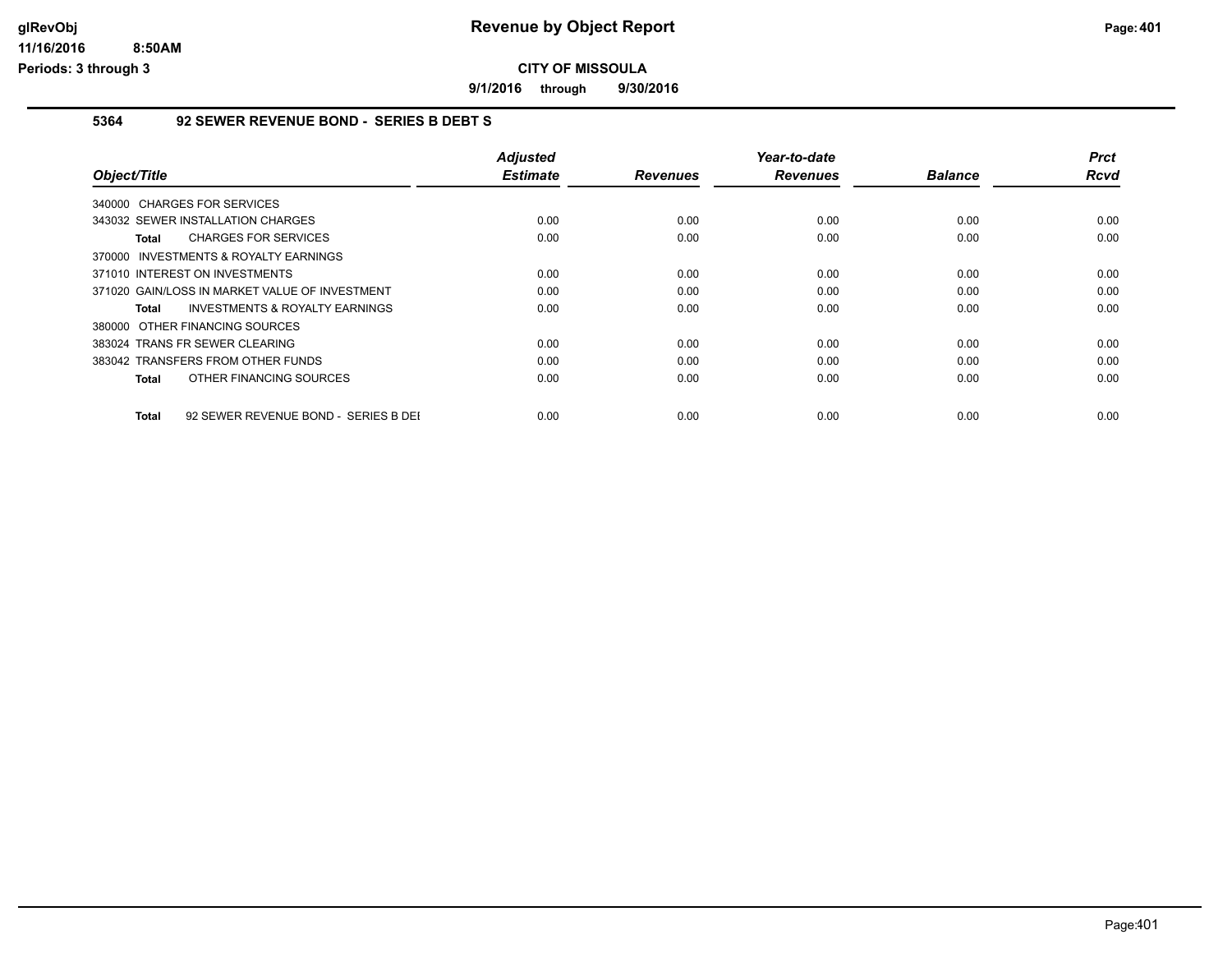# Revenue by Object Report

**CITY OF MISSOULA**

**9/1/2016 through 9/30/2016**

glRevObj
11/16/2016 8:50AM
Periods: 3 through 3

### 5364 92 SEWER REVENUE BOND - SERIES B DEBT S

| Object/Title | Adjusted Estimate | Revenues | Year-to-date Revenues | Balance | Prct Rcvd |
|---|---|---|---|---|---|
| 340000 CHARGES FOR SERVICES | | | | | |
| 343032 SEWER INSTALLATION CHARGES | 0.00 | 0.00 | 0.00 | 0.00 | 0.00 |
| **Total** CHARGES FOR SERVICES | 0.00 | 0.00 | 0.00 | 0.00 | 0.00 |
| 370000 INVESTMENTS & ROYALTY EARNINGS | | | | | |
| 371010 INTEREST ON INVESTMENTS | 0.00 | 0.00 | 0.00 | 0.00 | 0.00 |
| 371020 GAIN/LOSS IN MARKET VALUE OF INVESTMENT | 0.00 | 0.00 | 0.00 | 0.00 | 0.00 |
| **Total** INVESTMENTS & ROYALTY EARNINGS | 0.00 | 0.00 | 0.00 | 0.00 | 0.00 |
| 380000 OTHER FINANCING SOURCES | | | | | |
| 383024 TRANS FR SEWER CLEARING | 0.00 | 0.00 | 0.00 | 0.00 | 0.00 |
| 383042 TRANSFERS FROM OTHER FUNDS | 0.00 | 0.00 | 0.00 | 0.00 | 0.00 |
| **Total** OTHER FINANCING SOURCES | 0.00 | 0.00 | 0.00 | 0.00 | 0.00 |
| **Total** 92 SEWER REVENUE BOND - SERIES B DEI | 0.00 | 0.00 | 0.00 | 0.00 | 0.00 |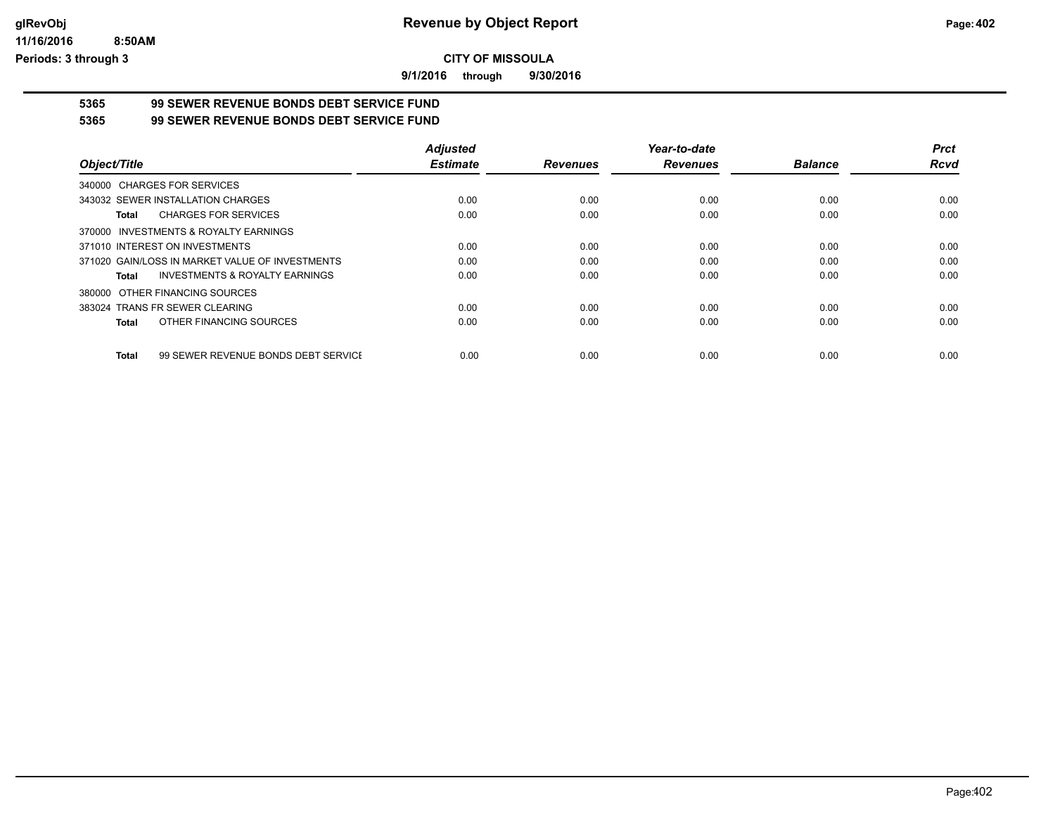**CITY OF MISSOULA**

**9/1/2016 through 9/30/2016**

## 5365 99 SEWER REVENUE BONDS DEBT SERVICE FUND

## 5365 99 SEWER REVENUE BONDS DEBT SERVICE FUND

| Object/Title | Adjusted Estimate | Revenues | Year-to-date Revenues | Balance | Prct Rcvd |
|---|---|---|---|---|---|
| 340000 CHARGES FOR SERVICES | | | | | |
| 343032 SEWER INSTALLATION CHARGES | 0.00 | 0.00 | 0.00 | 0.00 | 0.00 |
| **Total** CHARGES FOR SERVICES | 0.00 | 0.00 | 0.00 | 0.00 | 0.00 |
| 370000 INVESTMENTS & ROYALTY EARNINGS | | | | | |
| 371010 INTEREST ON INVESTMENTS | 0.00 | 0.00 | 0.00 | 0.00 | 0.00 |
| 371020 GAIN/LOSS IN MARKET VALUE OF INVESTMENTS | 0.00 | 0.00 | 0.00 | 0.00 | 0.00 |
| **Total** INVESTMENTS & ROYALTY EARNINGS | 0.00 | 0.00 | 0.00 | 0.00 | 0.00 |
| 380000 OTHER FINANCING SOURCES | | | | | |
| 383024 TRANS FR SEWER CLEARING | 0.00 | 0.00 | 0.00 | 0.00 | 0.00 |
| **Total** OTHER FINANCING SOURCES | 0.00 | 0.00 | 0.00 | 0.00 | 0.00 |
| **Total** 99 SEWER REVENUE BONDS DEBT SERVICE | 0.00 | 0.00 | 0.00 | 0.00 | 0.00 |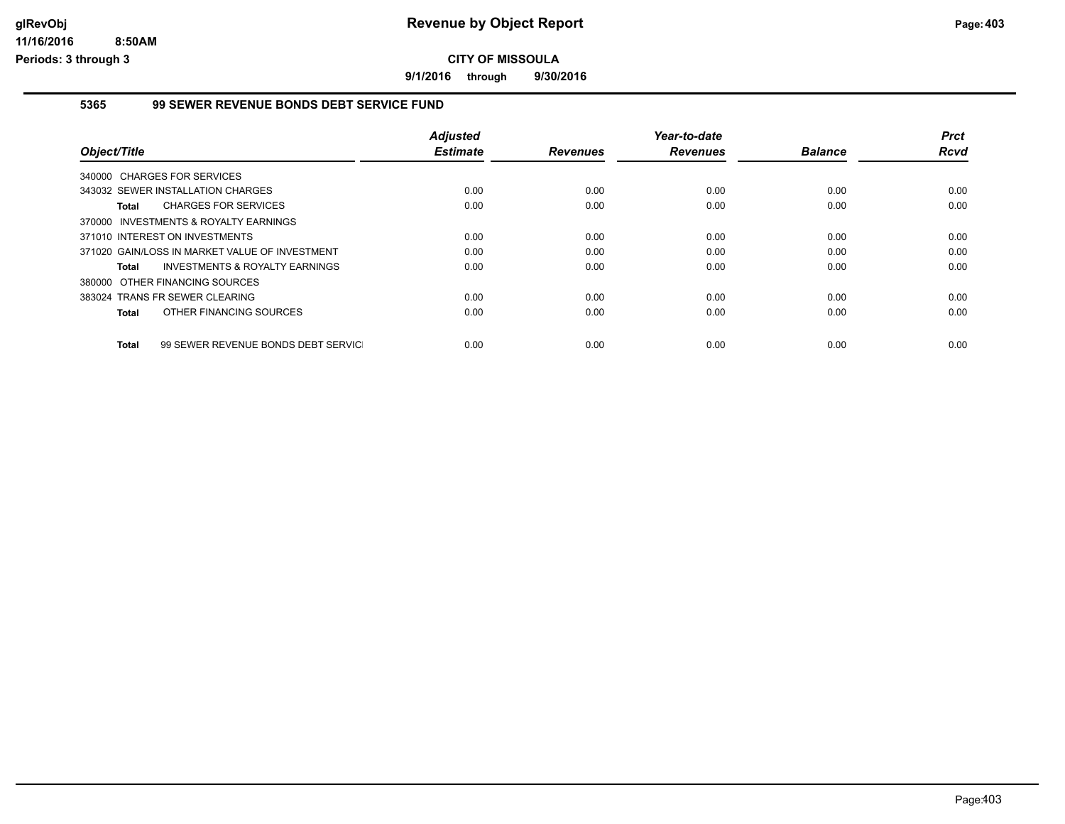# Revenue by Object Report

**CITY OF MISSOULA**

**9/1/2016 through 9/30/2016**

glRevObj
11/16/2016 8:50AM
Periods: 3 through 3

## 5365 99 SEWER REVENUE BONDS DEBT SERVICE FUND

| Object/Title | Adjusted Estimate | Revenues | Year-to-date Revenues | Balance | Prct Rcvd |
|---|---|---|---|---|---|
| 340000 CHARGES FOR SERVICES | | | | | |
| 343032 SEWER INSTALLATION CHARGES | 0.00 | 0.00 | 0.00 | 0.00 | 0.00 |
| **Total** CHARGES FOR SERVICES | 0.00 | 0.00 | 0.00 | 0.00 | 0.00 |
| 370000 INVESTMENTS & ROYALTY EARNINGS | | | | | |
| 371010 INTEREST ON INVESTMENTS | 0.00 | 0.00 | 0.00 | 0.00 | 0.00 |
| 371020 GAIN/LOSS IN MARKET VALUE OF INVESTMENT | 0.00 | 0.00 | 0.00 | 0.00 | 0.00 |
| **Total** INVESTMENTS & ROYALTY EARNINGS | 0.00 | 0.00 | 0.00 | 0.00 | 0.00 |
| 380000 OTHER FINANCING SOURCES | | | | | |
| 383024 TRANS FR SEWER CLEARING | 0.00 | 0.00 | 0.00 | 0.00 | 0.00 |
| **Total** OTHER FINANCING SOURCES | 0.00 | 0.00 | 0.00 | 0.00 | 0.00 |
| **Total** 99 SEWER REVENUE BONDS DEBT SERVICI | 0.00 | 0.00 | 0.00 | 0.00 | 0.00 |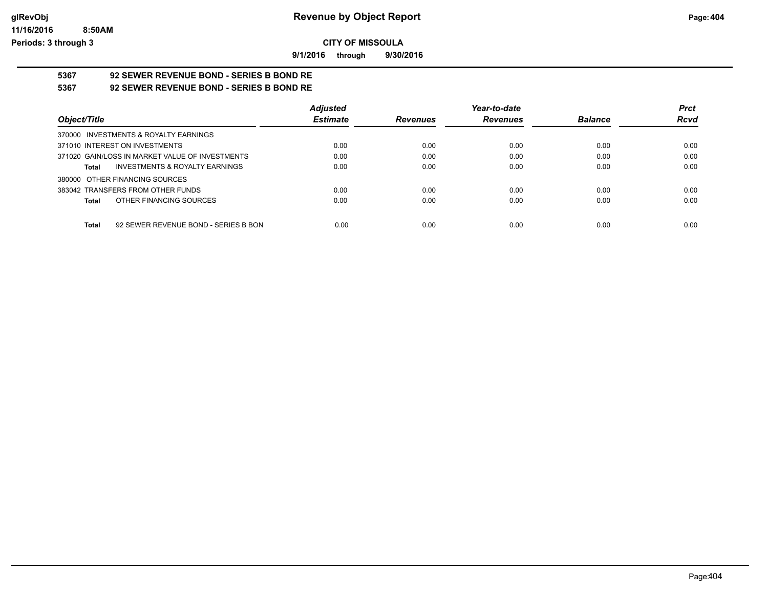**glRevObj**
**11/16/2016 8:50AM**
**Periods: 3 through 3**

# Revenue by Object Report

**CITY OF MISSOULA**

**9/1/2016 through 9/30/2016**

## 5367 92 SEWER REVENUE BOND - SERIES B BOND RE

## 5367 92 SEWER REVENUE BOND - SERIES B BOND RE

| Object/Title | Adjusted Estimate | Revenues | Year-to-date Revenues | Balance | Prct Rcvd |
|---|---|---|---|---|---|
| 370000 INVESTMENTS & ROYALTY EARNINGS | | | | | |
| 371010 INTEREST ON INVESTMENTS | 0.00 | 0.00 | 0.00 | 0.00 | 0.00 |
| 371020 GAIN/LOSS IN MARKET VALUE OF INVESTMENTS | 0.00 | 0.00 | 0.00 | 0.00 | 0.00 |
| **Total** INVESTMENTS & ROYALTY EARNINGS | 0.00 | 0.00 | 0.00 | 0.00 | 0.00 |
| 380000 OTHER FINANCING SOURCES | | | | | |
| 383042 TRANSFERS FROM OTHER FUNDS | 0.00 | 0.00 | 0.00 | 0.00 | 0.00 |
| **Total** OTHER FINANCING SOURCES | 0.00 | 0.00 | 0.00 | 0.00 | 0.00 |
| **Total** 92 SEWER REVENUE BOND - SERIES B BON | 0.00 | 0.00 | 0.00 | 0.00 | 0.00 |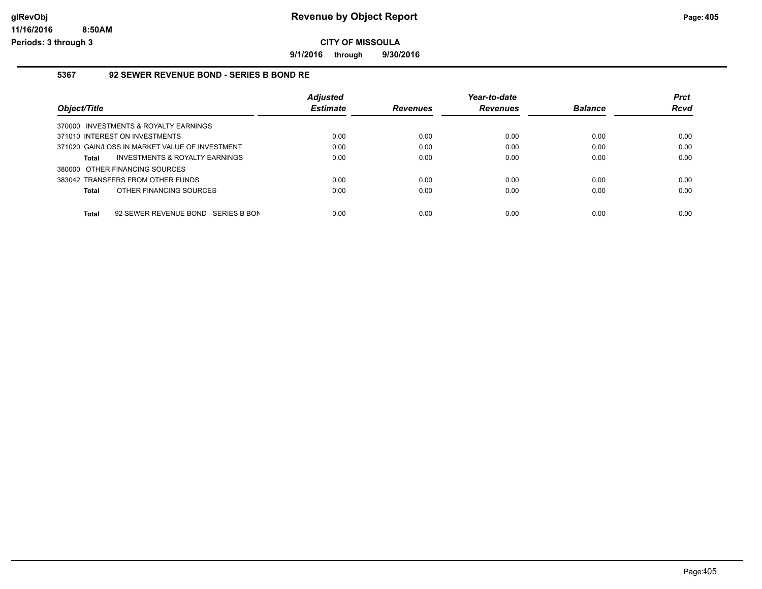# Revenue by Object Report

glRevObj
11/16/2016 8:50AM
Periods: 3 through 3

**CITY OF MISSOULA**

**9/1/2016 through 9/30/2016**

## 5367 92 SEWER REVENUE BOND - SERIES B BOND RE

| Object/Title | Adjusted Estimate | Revenues | Year-to-date Revenues | Balance | Prct Rcvd |
|---|---|---|---|---|---|
| 370000 INVESTMENTS & ROYALTY EARNINGS | | | | | |
| 371010 INTEREST ON INVESTMENTS | 0.00 | 0.00 | 0.00 | 0.00 | 0.00 |
| 371020 GAIN/LOSS IN MARKET VALUE OF INVESTMENT | 0.00 | 0.00 | 0.00 | 0.00 | 0.00 |
| **Total** INVESTMENTS & ROYALTY EARNINGS | 0.00 | 0.00 | 0.00 | 0.00 | 0.00 |
| 380000 OTHER FINANCING SOURCES | | | | | |
| 383042 TRANSFERS FROM OTHER FUNDS | 0.00 | 0.00 | 0.00 | 0.00 | 0.00 |
| **Total** OTHER FINANCING SOURCES | 0.00 | 0.00 | 0.00 | 0.00 | 0.00 |
| **Total** 92 SEWER REVENUE BOND - SERIES B BON | 0.00 | 0.00 | 0.00 | 0.00 | 0.00 |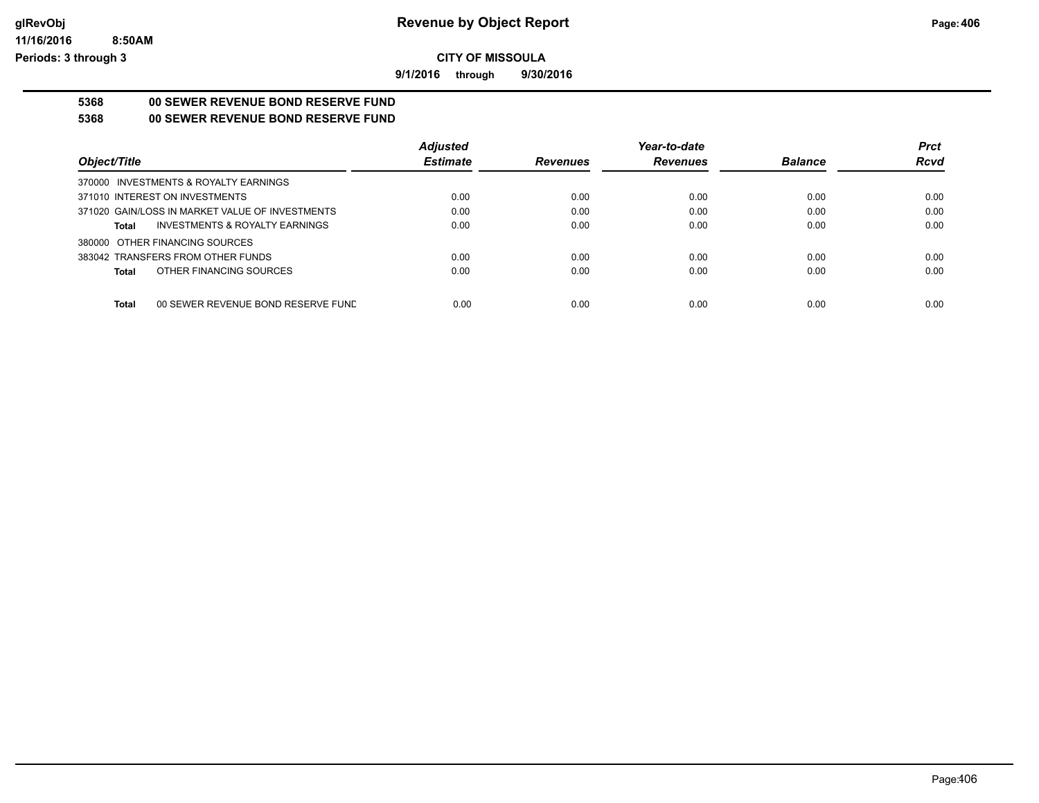# Revenue by Object Report

**CITY OF MISSOULA**

**9/1/2016 through 9/30/2016**

glRevObj
11/16/2016 8:50AM
Periods: 3 through 3

## 5368 00 SEWER REVENUE BOND RESERVE FUND

## 5368 00 SEWER REVENUE BOND RESERVE FUND

| Object/Title | Adjusted Estimate | Revenues | Year-to-date Revenues | Balance | Prct Rcvd |
|---|---|---|---|---|---|
| 370000 INVESTMENTS & ROYALTY EARNINGS | | | | | |
| 371010 INTEREST ON INVESTMENTS | 0.00 | 0.00 | 0.00 | 0.00 | 0.00 |
| 371020 GAIN/LOSS IN MARKET VALUE OF INVESTMENTS | 0.00 | 0.00 | 0.00 | 0.00 | 0.00 |
| **Total** INVESTMENTS & ROYALTY EARNINGS | 0.00 | 0.00 | 0.00 | 0.00 | 0.00 |
| 380000 OTHER FINANCING SOURCES | | | | | |
| 383042 TRANSFERS FROM OTHER FUNDS | 0.00 | 0.00 | 0.00 | 0.00 | 0.00 |
| **Total** OTHER FINANCING SOURCES | 0.00 | 0.00 | 0.00 | 0.00 | 0.00 |
| **Total** 00 SEWER REVENUE BOND RESERVE FUND | 0.00 | 0.00 | 0.00 | 0.00 | 0.00 |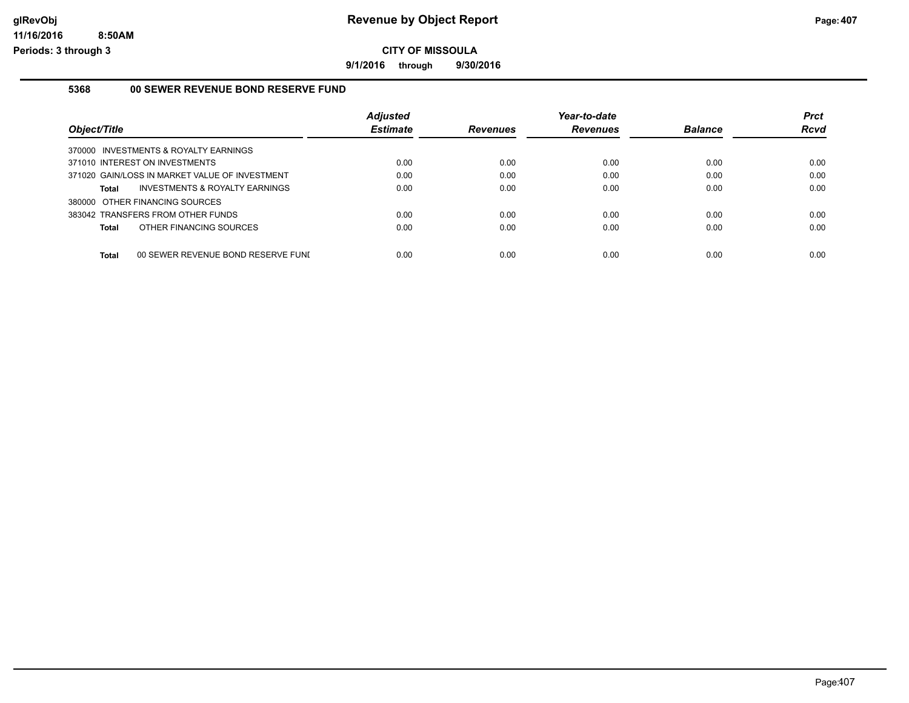# Revenue by Object Report

## CITY OF MISSOULA

**9/1/2016 through 9/30/2016**

### 5368 00 SEWER REVENUE BOND RESERVE FUND

| Object/Title | Adjusted Estimate | Revenues | Year-to-date Revenues | Balance | Prct Rcvd |
|---|---|---|---|---|---|
| 370000 INVESTMENTS & ROYALTY EARNINGS | | | | | |
| 371010 INTEREST ON INVESTMENTS | 0.00 | 0.00 | 0.00 | 0.00 | 0.00 |
| 371020 GAIN/LOSS IN MARKET VALUE OF INVESTMENT | 0.00 | 0.00 | 0.00 | 0.00 | 0.00 |
| **Total** INVESTMENTS & ROYALTY EARNINGS | 0.00 | 0.00 | 0.00 | 0.00 | 0.00 |
| 380000 OTHER FINANCING SOURCES | | | | | |
| 383042 TRANSFERS FROM OTHER FUNDS | 0.00 | 0.00 | 0.00 | 0.00 | 0.00 |
| **Total** OTHER FINANCING SOURCES | 0.00 | 0.00 | 0.00 | 0.00 | 0.00 |
| **Total** 00 SEWER REVENUE BOND RESERVE FUNI | 0.00 | 0.00 | 0.00 | 0.00 | 0.00 |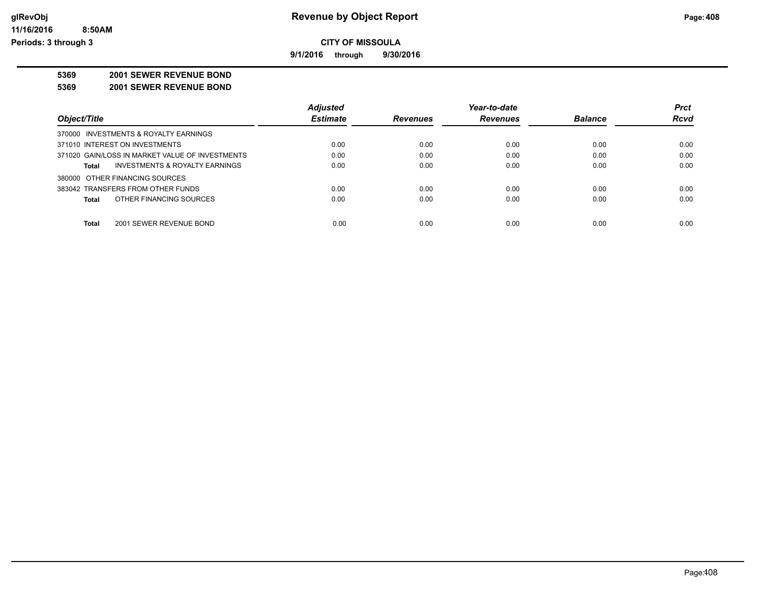# Revenue by Object Report

glRevObj
11/16/2016 8:50AM
Periods: 3 through 3

**CITY OF MISSOULA**

**9/1/2016 through 9/30/2016**

**5369 2001 SEWER REVENUE BOND**

**5369 2001 SEWER REVENUE BOND**

| Object/Title | Adjusted Estimate | Revenues | Year-to-date Revenues | Balance | Prct Rcvd |
|---|---|---|---|---|---|
| 370000 INVESTMENTS & ROYALTY EARNINGS | | | | | |
| 371010 INTEREST ON INVESTMENTS | 0.00 | 0.00 | 0.00 | 0.00 | 0.00 |
| 371020 GAIN/LOSS IN MARKET VALUE OF INVESTMENTS | 0.00 | 0.00 | 0.00 | 0.00 | 0.00 |
| **Total** INVESTMENTS & ROYALTY EARNINGS | 0.00 | 0.00 | 0.00 | 0.00 | 0.00 |
| 380000 OTHER FINANCING SOURCES | | | | | |
| 383042 TRANSFERS FROM OTHER FUNDS | 0.00 | 0.00 | 0.00 | 0.00 | 0.00 |
| **Total** OTHER FINANCING SOURCES | 0.00 | 0.00 | 0.00 | 0.00 | 0.00 |
| **Total** 2001 SEWER REVENUE BOND | 0.00 | 0.00 | 0.00 | 0.00 | 0.00 |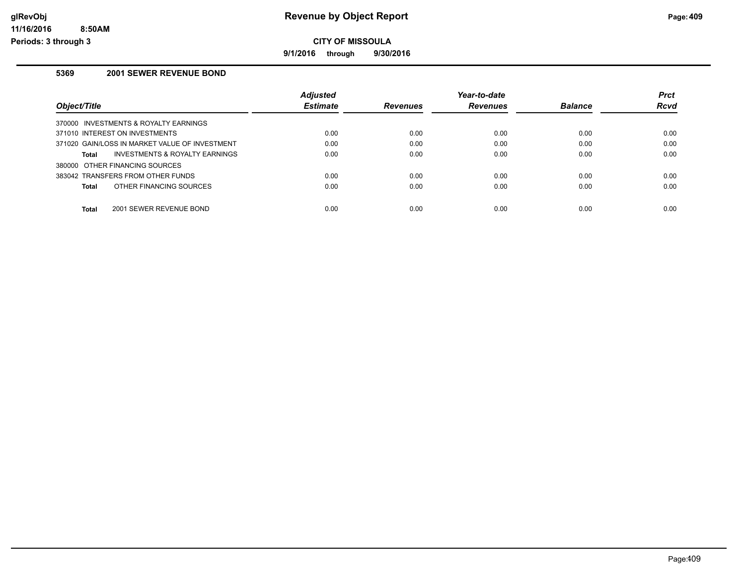# Revenue by Object Report

**CITY OF MISSOULA**

**9/1/2016 through 9/30/2016**

glRevObj
11/16/2016 8:50AM
Periods: 3 through 3

## 5369 2001 SEWER REVENUE BOND

| Object/Title | Adjusted Estimate | Revenues | Year-to-date Revenues | Balance | Prct Rcvd |
|---|---|---|---|---|---|
| 370000 INVESTMENTS & ROYALTY EARNINGS | | | | | |
| 371010 INTEREST ON INVESTMENTS | 0.00 | 0.00 | 0.00 | 0.00 | 0.00 |
| 371020 GAIN/LOSS IN MARKET VALUE OF INVESTMENT | 0.00 | 0.00 | 0.00 | 0.00 | 0.00 |
| **Total** INVESTMENTS & ROYALTY EARNINGS | 0.00 | 0.00 | 0.00 | 0.00 | 0.00 |
| 380000 OTHER FINANCING SOURCES | | | | | |
| 383042 TRANSFERS FROM OTHER FUNDS | 0.00 | 0.00 | 0.00 | 0.00 | 0.00 |
| **Total** OTHER FINANCING SOURCES | 0.00 | 0.00 | 0.00 | 0.00 | 0.00 |
| **Total** 2001 SEWER REVENUE BOND | 0.00 | 0.00 | 0.00 | 0.00 | 0.00 |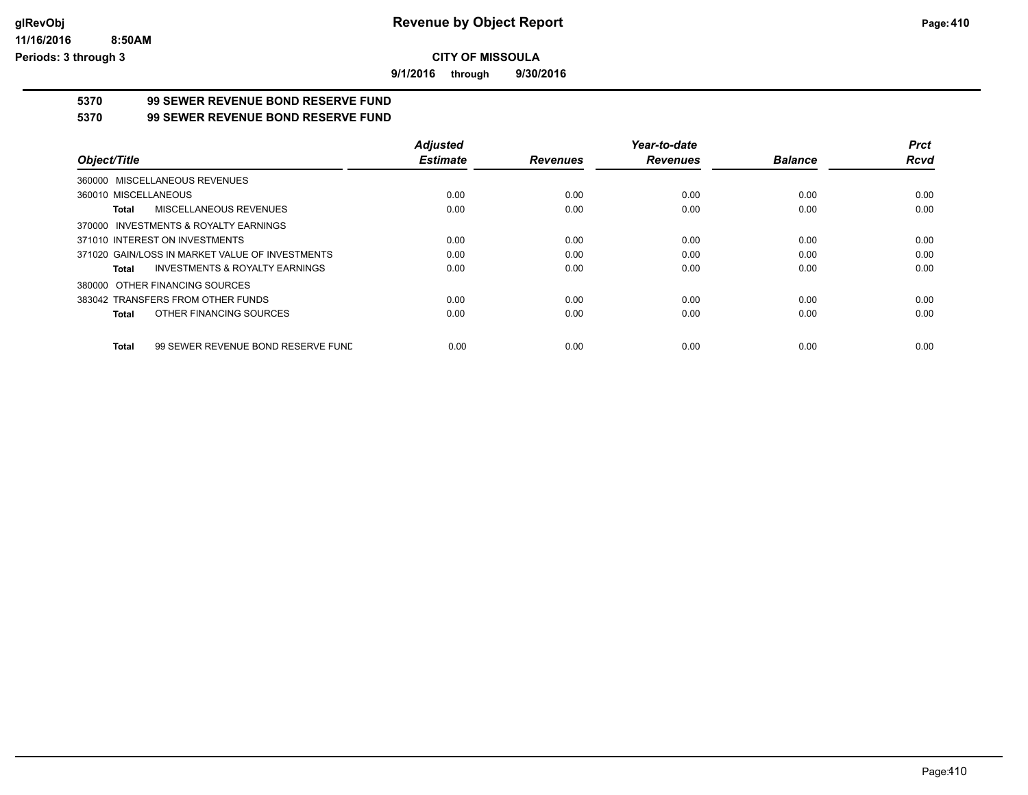# Revenue by Object Report

**CITY OF MISSOULA**

**9/1/2016 through 9/30/2016**

glRevObj
11/16/2016 8:50AM
Periods: 3 through 3

## 5370 99 SEWER REVENUE BOND RESERVE FUND

## 5370 99 SEWER REVENUE BOND RESERVE FUND

| Object/Title | Adjusted Estimate | Revenues | Year-to-date Revenues | Balance | Prct Rcvd |
|---|---|---|---|---|---|
| 360000 MISCELLANEOUS REVENUES | | | | | |
| 360010 MISCELLANEOUS | 0.00 | 0.00 | 0.00 | 0.00 | 0.00 |
| **Total** MISCELLANEOUS REVENUES | 0.00 | 0.00 | 0.00 | 0.00 | 0.00 |
| 370000 INVESTMENTS & ROYALTY EARNINGS | | | | | |
| 371010 INTEREST ON INVESTMENTS | 0.00 | 0.00 | 0.00 | 0.00 | 0.00 |
| 371020 GAIN/LOSS IN MARKET VALUE OF INVESTMENTS | 0.00 | 0.00 | 0.00 | 0.00 | 0.00 |
| **Total** INVESTMENTS & ROYALTY EARNINGS | 0.00 | 0.00 | 0.00 | 0.00 | 0.00 |
| 380000 OTHER FINANCING SOURCES | | | | | |
| 383042 TRANSFERS FROM OTHER FUNDS | 0.00 | 0.00 | 0.00 | 0.00 | 0.00 |
| **Total** OTHER FINANCING SOURCES | 0.00 | 0.00 | 0.00 | 0.00 | 0.00 |
| **Total** 99 SEWER REVENUE BOND RESERVE FUND | 0.00 | 0.00 | 0.00 | 0.00 | 0.00 |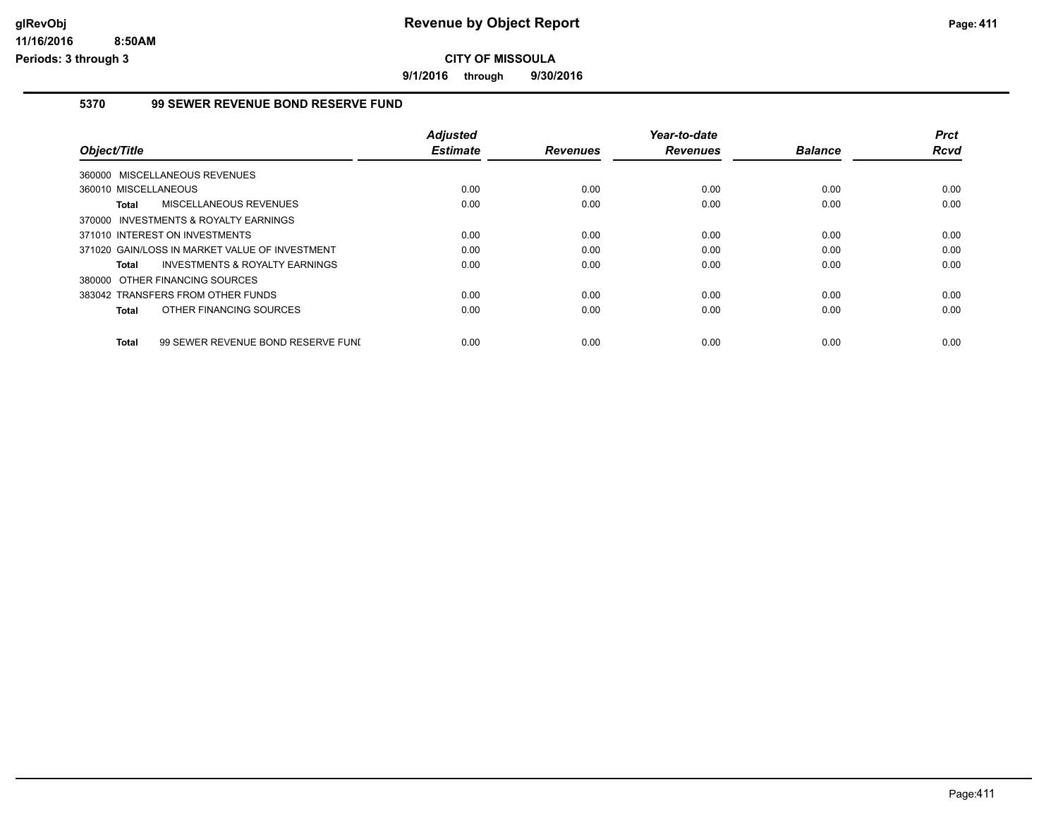# Revenue by Object Report

## CITY OF MISSOULA

**9/1/2016 through 9/30/2016**

### 5370 99 SEWER REVENUE BOND RESERVE FUND

| Object/Title | Adjusted Estimate | Revenues | Year-to-date Revenues | Balance | Prct Rcvd |
|---|---|---|---|---|---|
| 360000 MISCELLANEOUS REVENUES | | | | | |
| 360010 MISCELLANEOUS | 0.00 | 0.00 | 0.00 | 0.00 | 0.00 |
| **Total** MISCELLANEOUS REVENUES | 0.00 | 0.00 | 0.00 | 0.00 | 0.00 |
| 370000 INVESTMENTS & ROYALTY EARNINGS | | | | | |
| 371010 INTEREST ON INVESTMENTS | 0.00 | 0.00 | 0.00 | 0.00 | 0.00 |
| 371020 GAIN/LOSS IN MARKET VALUE OF INVESTMENT | 0.00 | 0.00 | 0.00 | 0.00 | 0.00 |
| **Total** INVESTMENTS & ROYALTY EARNINGS | 0.00 | 0.00 | 0.00 | 0.00 | 0.00 |
| 380000 OTHER FINANCING SOURCES | | | | | |
| 383042 TRANSFERS FROM OTHER FUNDS | 0.00 | 0.00 | 0.00 | 0.00 | 0.00 |
| **Total** OTHER FINANCING SOURCES | 0.00 | 0.00 | 0.00 | 0.00 | 0.00 |
| **Total** 99 SEWER REVENUE BOND RESERVE FUNI | 0.00 | 0.00 | 0.00 | 0.00 | 0.00 |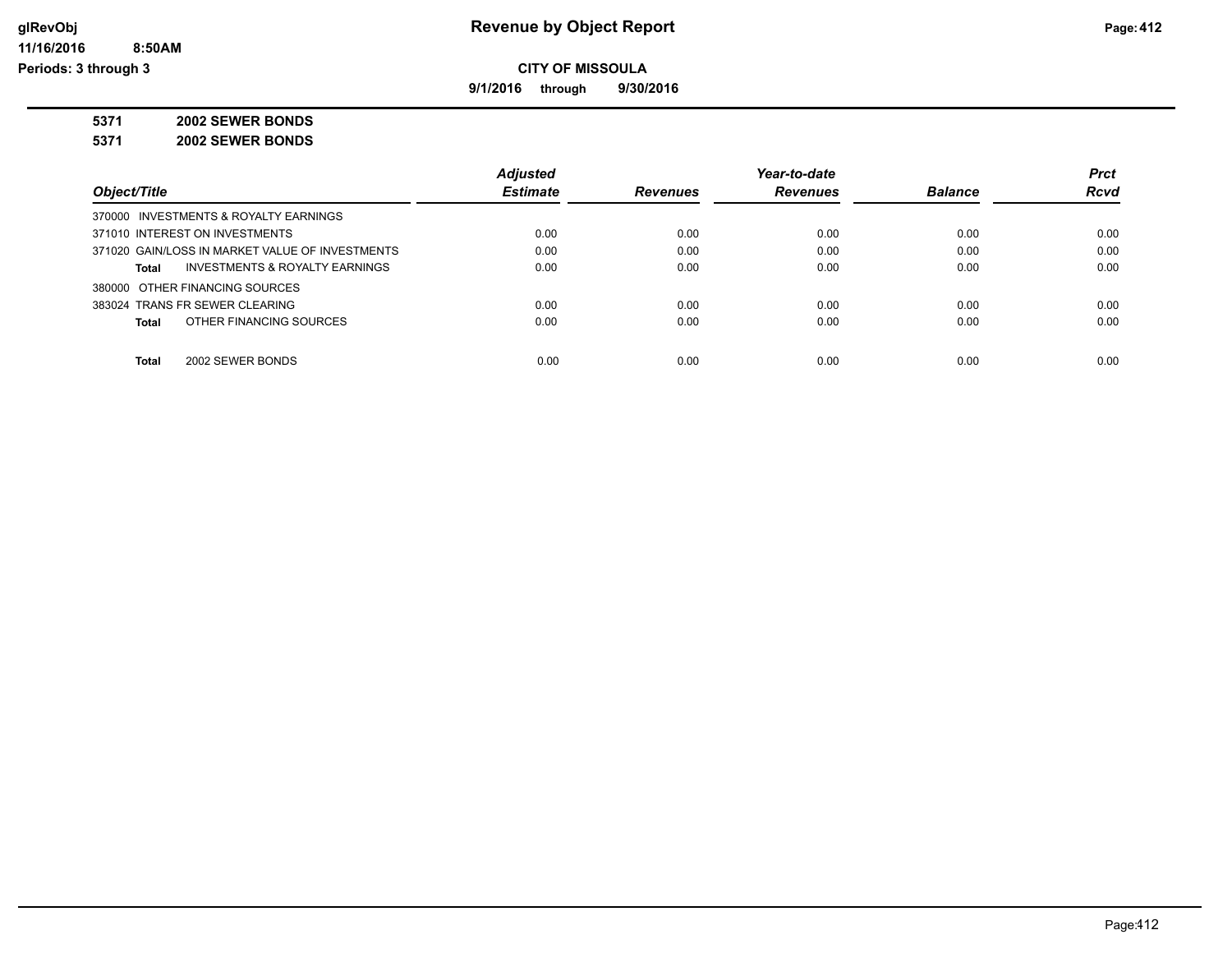# Revenue by Object Report

**CITY OF MISSOULA**

**9/1/2016 through 9/30/2016**

glRevObj
11/16/2016 8:50AM
Periods: 3 through 3

**5371 2002 SEWER BONDS**

**5371 2002 SEWER BONDS**

| Object/Title | Adjusted Estimate | Revenues | Year-to-date Revenues | Balance | Prct Rcvd |
|---|---|---|---|---|---|
| 370000 INVESTMENTS & ROYALTY EARNINGS | | | | | |
| 371010 INTEREST ON INVESTMENTS | 0.00 | 0.00 | 0.00 | 0.00 | 0.00 |
| 371020 GAIN/LOSS IN MARKET VALUE OF INVESTMENTS | 0.00 | 0.00 | 0.00 | 0.00 | 0.00 |
| **Total** INVESTMENTS & ROYALTY EARNINGS | 0.00 | 0.00 | 0.00 | 0.00 | 0.00 |
| 380000 OTHER FINANCING SOURCES | | | | | |
| 383024 TRANS FR SEWER CLEARING | 0.00 | 0.00 | 0.00 | 0.00 | 0.00 |
| **Total** OTHER FINANCING SOURCES | 0.00 | 0.00 | 0.00 | 0.00 | 0.00 |
| **Total** 2002 SEWER BONDS | 0.00 | 0.00 | 0.00 | 0.00 | 0.00 |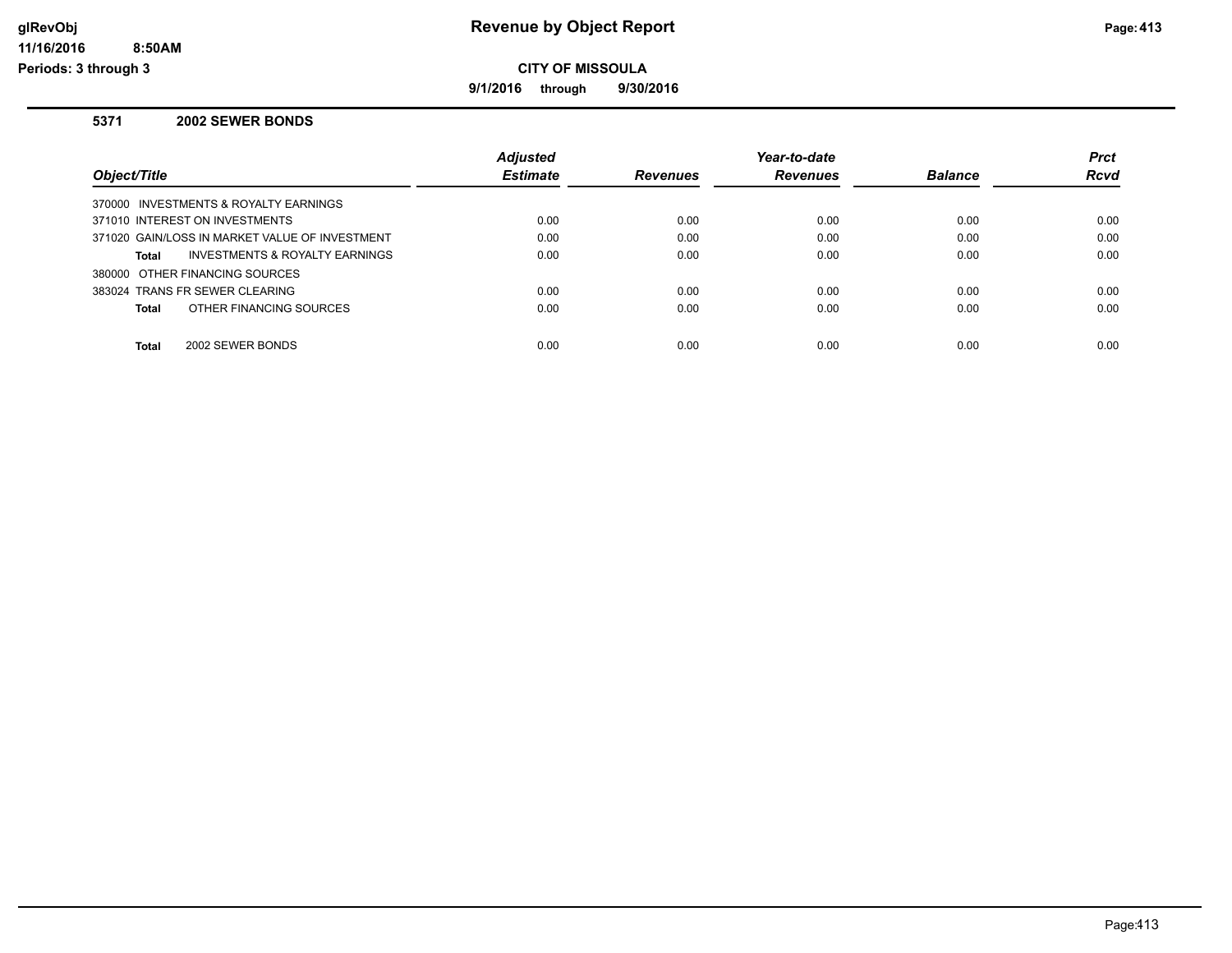# Revenue by Object Report

**CITY OF MISSOULA**

**9/1/2016 through 9/30/2016**

glRevObj
11/16/2016 8:50AM
Periods: 3 through 3

## 5371 2002 SEWER BONDS

| Object/Title | Adjusted Estimate | Revenues | Year-to-date Revenues | Balance | Prct Rcvd |
|---|---|---|---|---|---|
| 370000 INVESTMENTS & ROYALTY EARNINGS | | | | | |
| 371010 INTEREST ON INVESTMENTS | 0.00 | 0.00 | 0.00 | 0.00 | 0.00 |
| 371020 GAIN/LOSS IN MARKET VALUE OF INVESTMENT | 0.00 | 0.00 | 0.00 | 0.00 | 0.00 |
| **Total** INVESTMENTS & ROYALTY EARNINGS | 0.00 | 0.00 | 0.00 | 0.00 | 0.00 |
| 380000 OTHER FINANCING SOURCES | | | | | |
| 383024 TRANS FR SEWER CLEARING | 0.00 | 0.00 | 0.00 | 0.00 | 0.00 |
| **Total** OTHER FINANCING SOURCES | 0.00 | 0.00 | 0.00 | 0.00 | 0.00 |
| **Total** 2002 SEWER BONDS | 0.00 | 0.00 | 0.00 | 0.00 | 0.00 |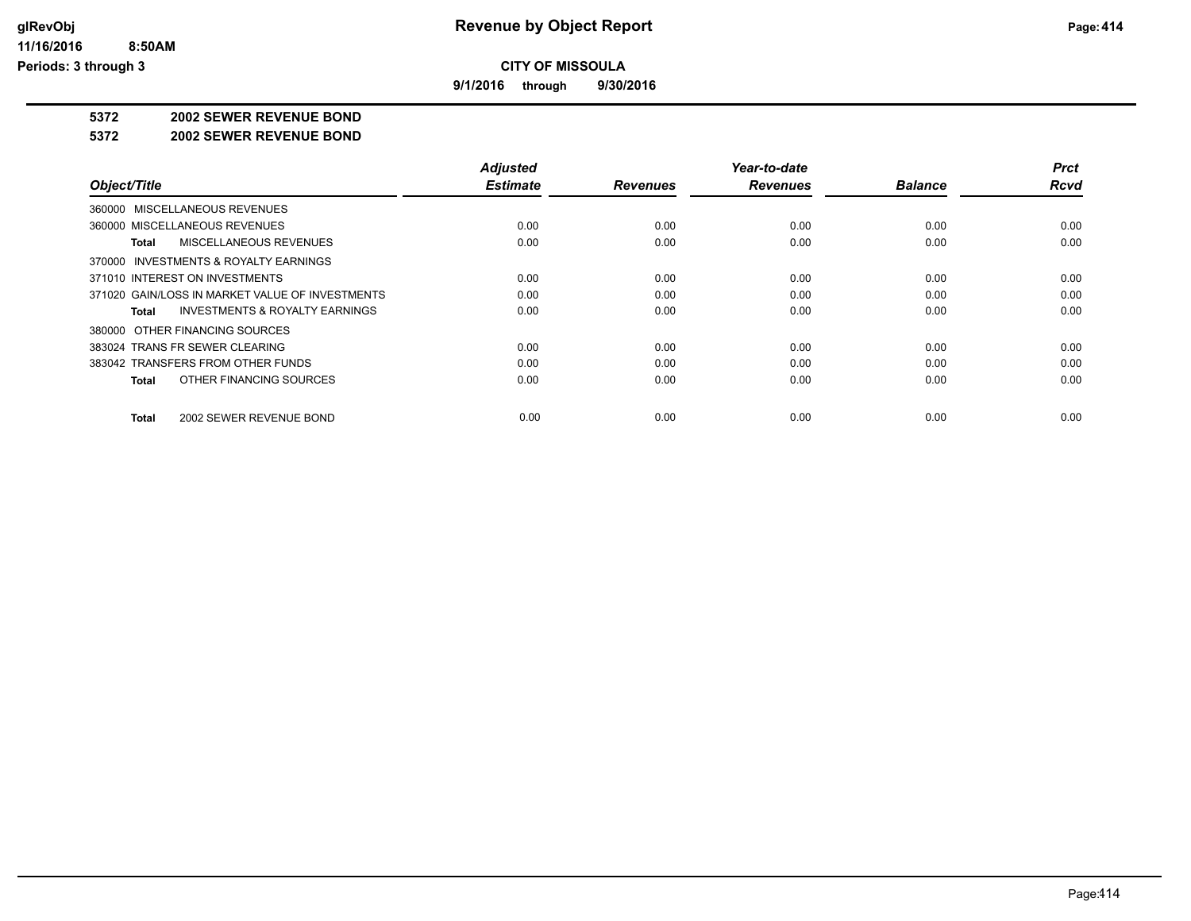# Revenue by Object Report

**CITY OF MISSOULA**

**9/1/2016 through 9/30/2016**

glRevObj
11/16/2016 8:50AM
Periods: 3 through 3

**5372 2002 SEWER REVENUE BOND**

**5372 2002 SEWER REVENUE BOND**

| Object/Title | Adjusted Estimate | Revenues | Year-to-date Revenues | Balance | Prct Rcvd |
|---|---|---|---|---|---|
| 360000 MISCELLANEOUS REVENUES | | | | | |
| 360000 MISCELLANEOUS REVENUES | 0.00 | 0.00 | 0.00 | 0.00 | 0.00 |
| **Total** MISCELLANEOUS REVENUES | 0.00 | 0.00 | 0.00 | 0.00 | 0.00 |
| 370000 INVESTMENTS & ROYALTY EARNINGS | | | | | |
| 371010 INTEREST ON INVESTMENTS | 0.00 | 0.00 | 0.00 | 0.00 | 0.00 |
| 371020 GAIN/LOSS IN MARKET VALUE OF INVESTMENTS | 0.00 | 0.00 | 0.00 | 0.00 | 0.00 |
| **Total** INVESTMENTS & ROYALTY EARNINGS | 0.00 | 0.00 | 0.00 | 0.00 | 0.00 |
| 380000 OTHER FINANCING SOURCES | | | | | |
| 383024 TRANS FR SEWER CLEARING | 0.00 | 0.00 | 0.00 | 0.00 | 0.00 |
| 383042 TRANSFERS FROM OTHER FUNDS | 0.00 | 0.00 | 0.00 | 0.00 | 0.00 |
| **Total** OTHER FINANCING SOURCES | 0.00 | 0.00 | 0.00 | 0.00 | 0.00 |
| **Total** 2002 SEWER REVENUE BOND | 0.00 | 0.00 | 0.00 | 0.00 | 0.00 |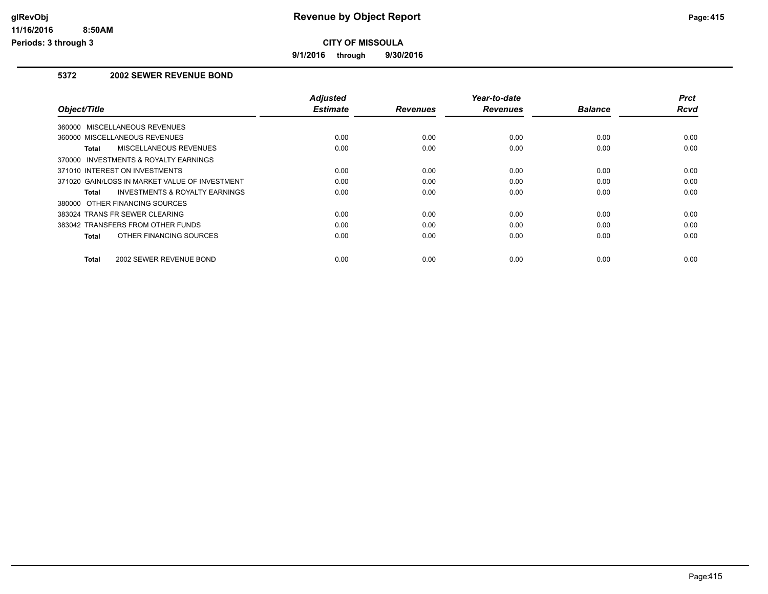# Revenue by Object Report

## CITY OF MISSOULA

9/1/2016 through 9/30/2016

### 5372 2002 SEWER REVENUE BOND

| Object/Title | Adjusted Estimate | Revenues | Year-to-date Revenues | Balance | Prct Rcvd |
|---|---|---|---|---|---|
| 360000 MISCELLANEOUS REVENUES | | | | | |
| 360000 MISCELLANEOUS REVENUES | 0.00 | 0.00 | 0.00 | 0.00 | 0.00 |
| **Total** MISCELLANEOUS REVENUES | 0.00 | 0.00 | 0.00 | 0.00 | 0.00 |
| 370000 INVESTMENTS & ROYALTY EARNINGS | | | | | |
| 371010 INTEREST ON INVESTMENTS | 0.00 | 0.00 | 0.00 | 0.00 | 0.00 |
| 371020 GAIN/LOSS IN MARKET VALUE OF INVESTMENT | 0.00 | 0.00 | 0.00 | 0.00 | 0.00 |
| **Total** INVESTMENTS & ROYALTY EARNINGS | 0.00 | 0.00 | 0.00 | 0.00 | 0.00 |
| 380000 OTHER FINANCING SOURCES | | | | | |
| 383024 TRANS FR SEWER CLEARING | 0.00 | 0.00 | 0.00 | 0.00 | 0.00 |
| 383042 TRANSFERS FROM OTHER FUNDS | 0.00 | 0.00 | 0.00 | 0.00 | 0.00 |
| **Total** OTHER FINANCING SOURCES | 0.00 | 0.00 | 0.00 | 0.00 | 0.00 |
| **Total** 2002 SEWER REVENUE BOND | 0.00 | 0.00 | 0.00 | 0.00 | 0.00 |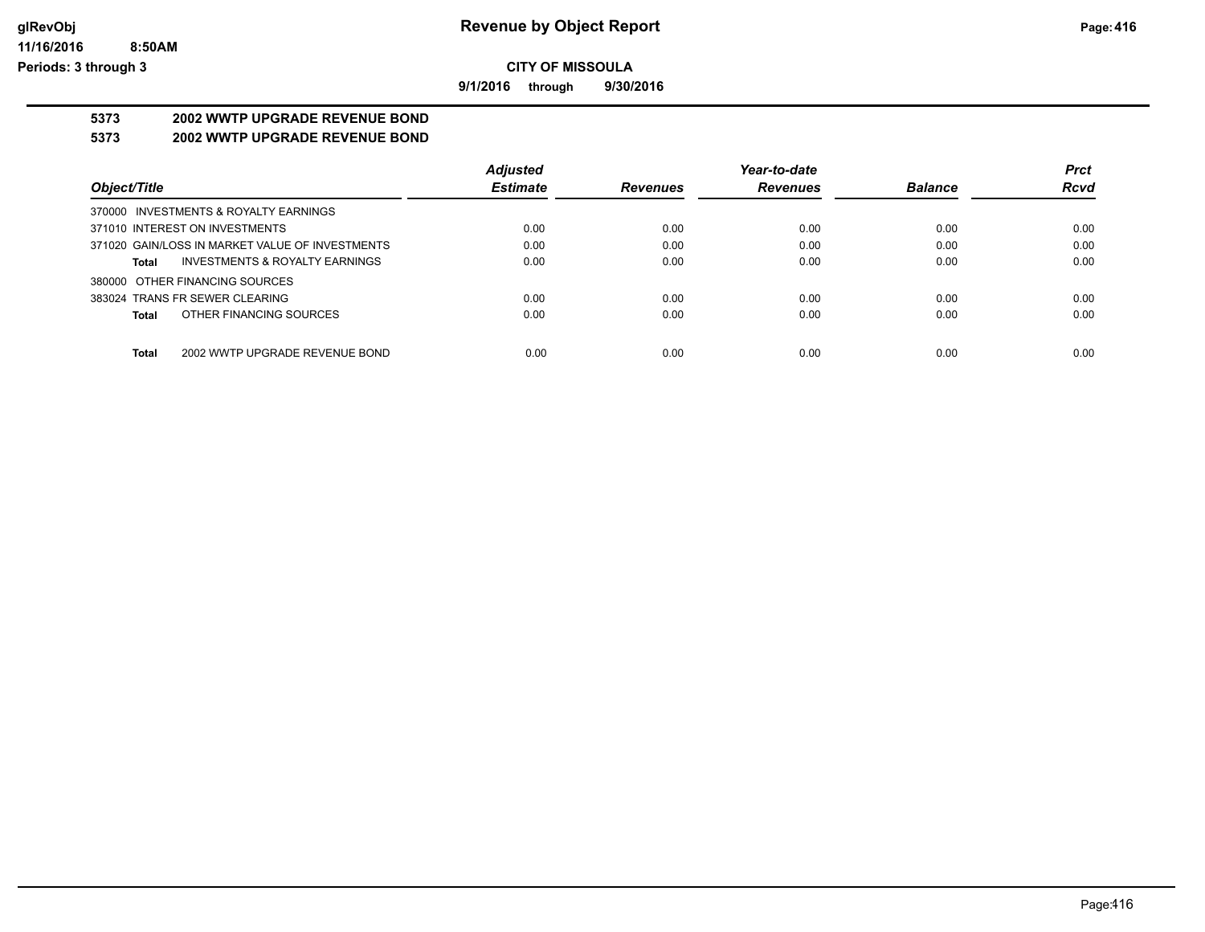# Revenue by Object Report

**CITY OF MISSOULA**

**9/1/2016 through 9/30/2016**

glRevObj
11/16/2016 8:50AM
Periods: 3 through 3

## 5373 2002 WWTP UPGRADE REVENUE BOND

## 5373 2002 WWTP UPGRADE REVENUE BOND

| Object/Title | Adjusted Estimate | Revenues | Year-to-date Revenues | Balance | Prct Rcvd |
|---|---|---|---|---|---|
| 370000 INVESTMENTS & ROYALTY EARNINGS | | | | | |
| 371010 INTEREST ON INVESTMENTS | 0.00 | 0.00 | 0.00 | 0.00 | 0.00 |
| 371020 GAIN/LOSS IN MARKET VALUE OF INVESTMENTS | 0.00 | 0.00 | 0.00 | 0.00 | 0.00 |
| **Total** INVESTMENTS & ROYALTY EARNINGS | 0.00 | 0.00 | 0.00 | 0.00 | 0.00 |
| 380000 OTHER FINANCING SOURCES | | | | | |
| 383024 TRANS FR SEWER CLEARING | 0.00 | 0.00 | 0.00 | 0.00 | 0.00 |
| **Total** OTHER FINANCING SOURCES | 0.00 | 0.00 | 0.00 | 0.00 | 0.00 |
| **Total** 2002 WWTP UPGRADE REVENUE BOND | 0.00 | 0.00 | 0.00 | 0.00 | 0.00 |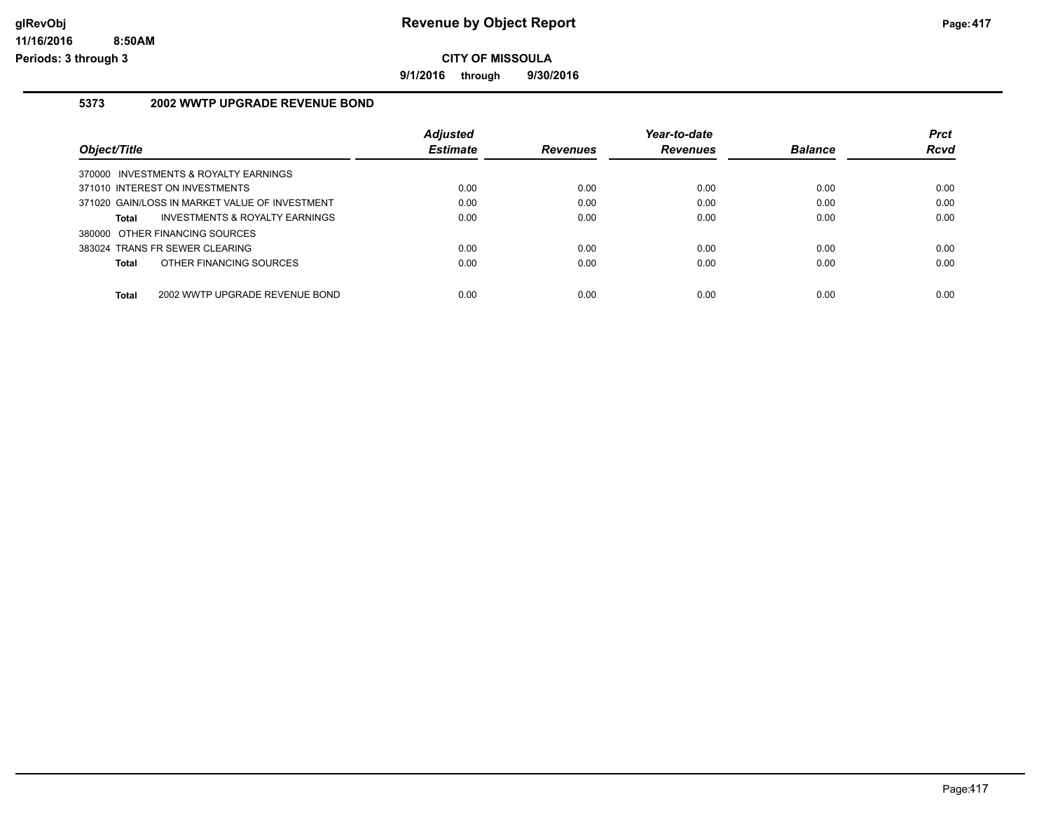# Revenue by Object Report

**CITY OF MISSOULA**

**9/1/2016 through 9/30/2016**

## 5373 2002 WWTP UPGRADE REVENUE BOND

| Object/Title | Adjusted Estimate | Revenues | Year-to-date Revenues | Balance | Prct Rcvd |
|---|---|---|---|---|---|
| 370000 INVESTMENTS & ROYALTY EARNINGS | | | | | |
| 371010 INTEREST ON INVESTMENTS | 0.00 | 0.00 | 0.00 | 0.00 | 0.00 |
| 371020 GAIN/LOSS IN MARKET VALUE OF INVESTMENT | 0.00 | 0.00 | 0.00 | 0.00 | 0.00 |
| **Total** INVESTMENTS & ROYALTY EARNINGS | 0.00 | 0.00 | 0.00 | 0.00 | 0.00 |
| 380000 OTHER FINANCING SOURCES | | | | | |
| 383024 TRANS FR SEWER CLEARING | 0.00 | 0.00 | 0.00 | 0.00 | 0.00 |
| **Total** OTHER FINANCING SOURCES | 0.00 | 0.00 | 0.00 | 0.00 | 0.00 |
| **Total** 2002 WWTP UPGRADE REVENUE BOND | 0.00 | 0.00 | 0.00 | 0.00 | 0.00 |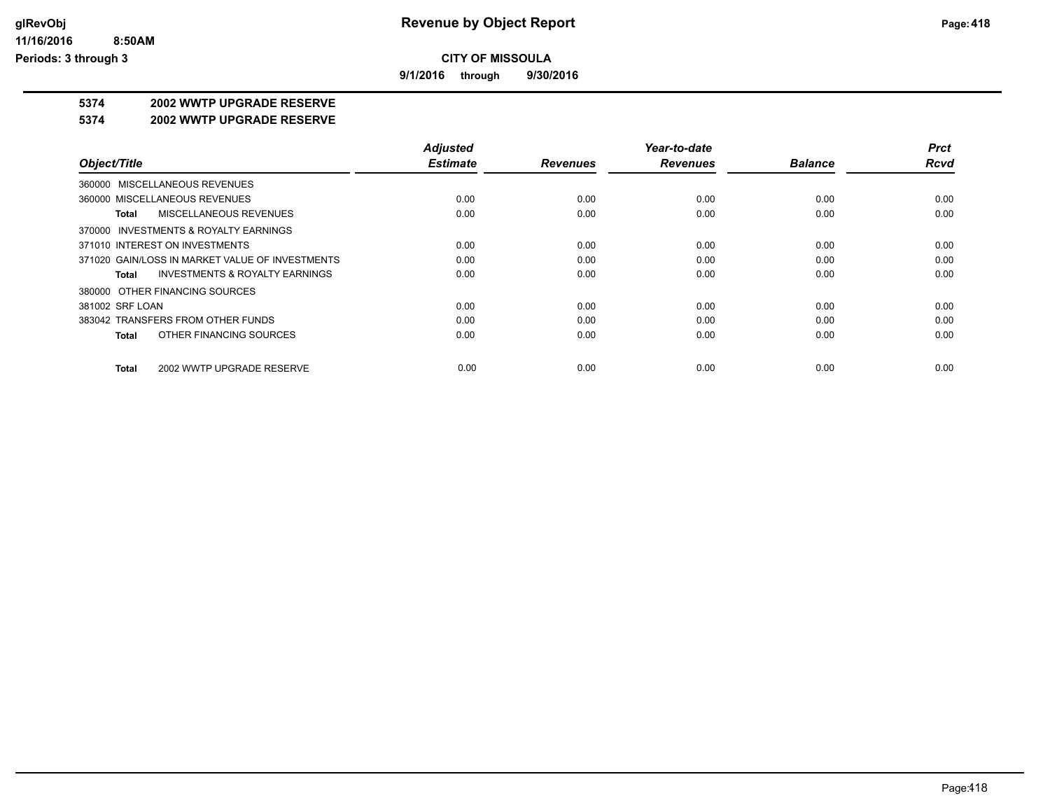# Revenue by Object Report

## CITY OF MISSOULA

**9/1/2016 through 9/30/2016**

glRevObj
11/16/2016 8:50AM
Periods: 3 through 3

### 5374 2002 WWTP UPGRADE RESERVE

### 5374 2002 WWTP UPGRADE RESERVE

| Object/Title | Adjusted Estimate | Revenues | Year-to-date Revenues | Balance | Prct Rcvd |
|---|---|---|---|---|---|
| 360000 MISCELLANEOUS REVENUES | | | | | |
| 360000 MISCELLANEOUS REVENUES | 0.00 | 0.00 | 0.00 | 0.00 | 0.00 |
| **Total** MISCELLANEOUS REVENUES | 0.00 | 0.00 | 0.00 | 0.00 | 0.00 |
| 370000 INVESTMENTS & ROYALTY EARNINGS | | | | | |
| 371010 INTEREST ON INVESTMENTS | 0.00 | 0.00 | 0.00 | 0.00 | 0.00 |
| 371020 GAIN/LOSS IN MARKET VALUE OF INVESTMENTS | 0.00 | 0.00 | 0.00 | 0.00 | 0.00 |
| **Total** INVESTMENTS & ROYALTY EARNINGS | 0.00 | 0.00 | 0.00 | 0.00 | 0.00 |
| 380000 OTHER FINANCING SOURCES | | | | | |
| 381002 SRF LOAN | 0.00 | 0.00 | 0.00 | 0.00 | 0.00 |
| 383042 TRANSFERS FROM OTHER FUNDS | 0.00 | 0.00 | 0.00 | 0.00 | 0.00 |
| **Total** OTHER FINANCING SOURCES | 0.00 | 0.00 | 0.00 | 0.00 | 0.00 |
| **Total** 2002 WWTP UPGRADE RESERVE | 0.00 | 0.00 | 0.00 | 0.00 | 0.00 |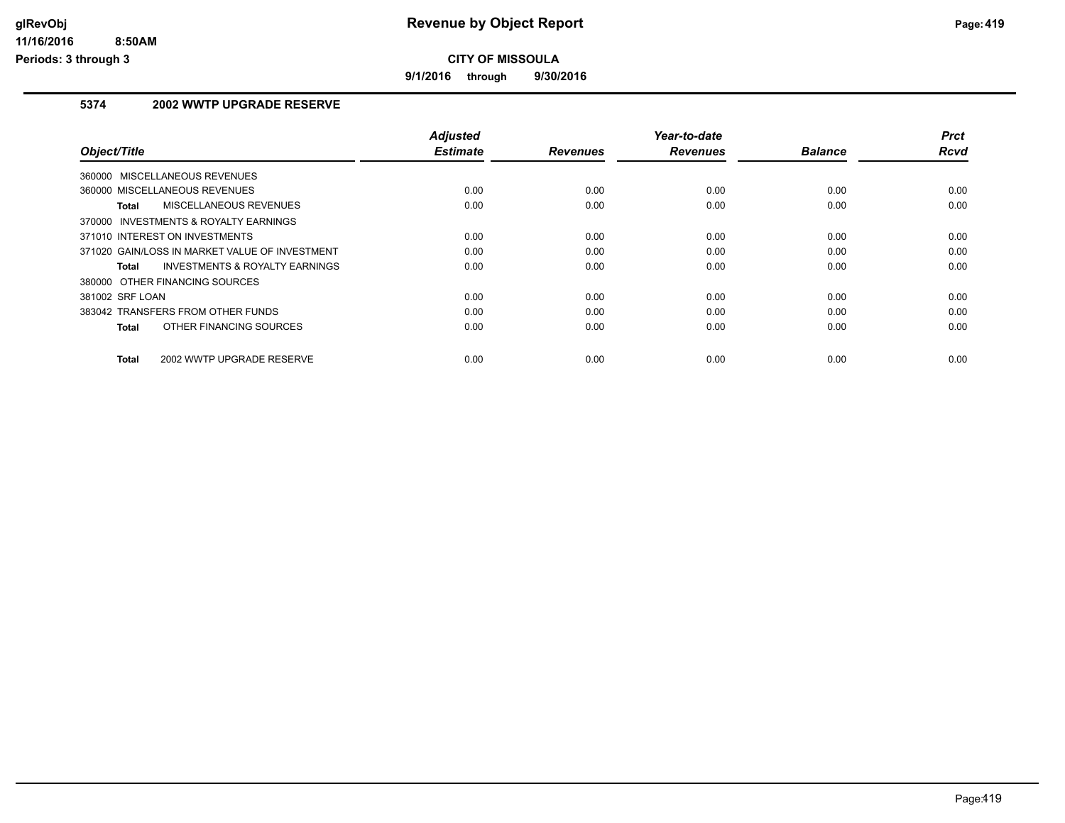# Revenue by Object Report

**CITY OF MISSOULA**

**9/1/2016 through 9/30/2016**

glRevObj
11/16/2016 8:50AM
Periods: 3 through 3

## 5374 2002 WWTP UPGRADE RESERVE

| Object/Title | Adjusted Estimate | Revenues | Year-to-date Revenues | Balance | Prct Rcvd |
|---|---|---|---|---|---|
| 360000 MISCELLANEOUS REVENUES | | | | | |
| 360000 MISCELLANEOUS REVENUES | 0.00 | 0.00 | 0.00 | 0.00 | 0.00 |
| **Total** MISCELLANEOUS REVENUES | 0.00 | 0.00 | 0.00 | 0.00 | 0.00 |
| 370000 INVESTMENTS & ROYALTY EARNINGS | | | | | |
| 371010 INTEREST ON INVESTMENTS | 0.00 | 0.00 | 0.00 | 0.00 | 0.00 |
| 371020 GAIN/LOSS IN MARKET VALUE OF INVESTMENT | 0.00 | 0.00 | 0.00 | 0.00 | 0.00 |
| **Total** INVESTMENTS & ROYALTY EARNINGS | 0.00 | 0.00 | 0.00 | 0.00 | 0.00 |
| 380000 OTHER FINANCING SOURCES | | | | | |
| 381002 SRF LOAN | 0.00 | 0.00 | 0.00 | 0.00 | 0.00 |
| 383042 TRANSFERS FROM OTHER FUNDS | 0.00 | 0.00 | 0.00 | 0.00 | 0.00 |
| **Total** OTHER FINANCING SOURCES | 0.00 | 0.00 | 0.00 | 0.00 | 0.00 |
| **Total** 2002 WWTP UPGRADE RESERVE | 0.00 | 0.00 | 0.00 | 0.00 | 0.00 |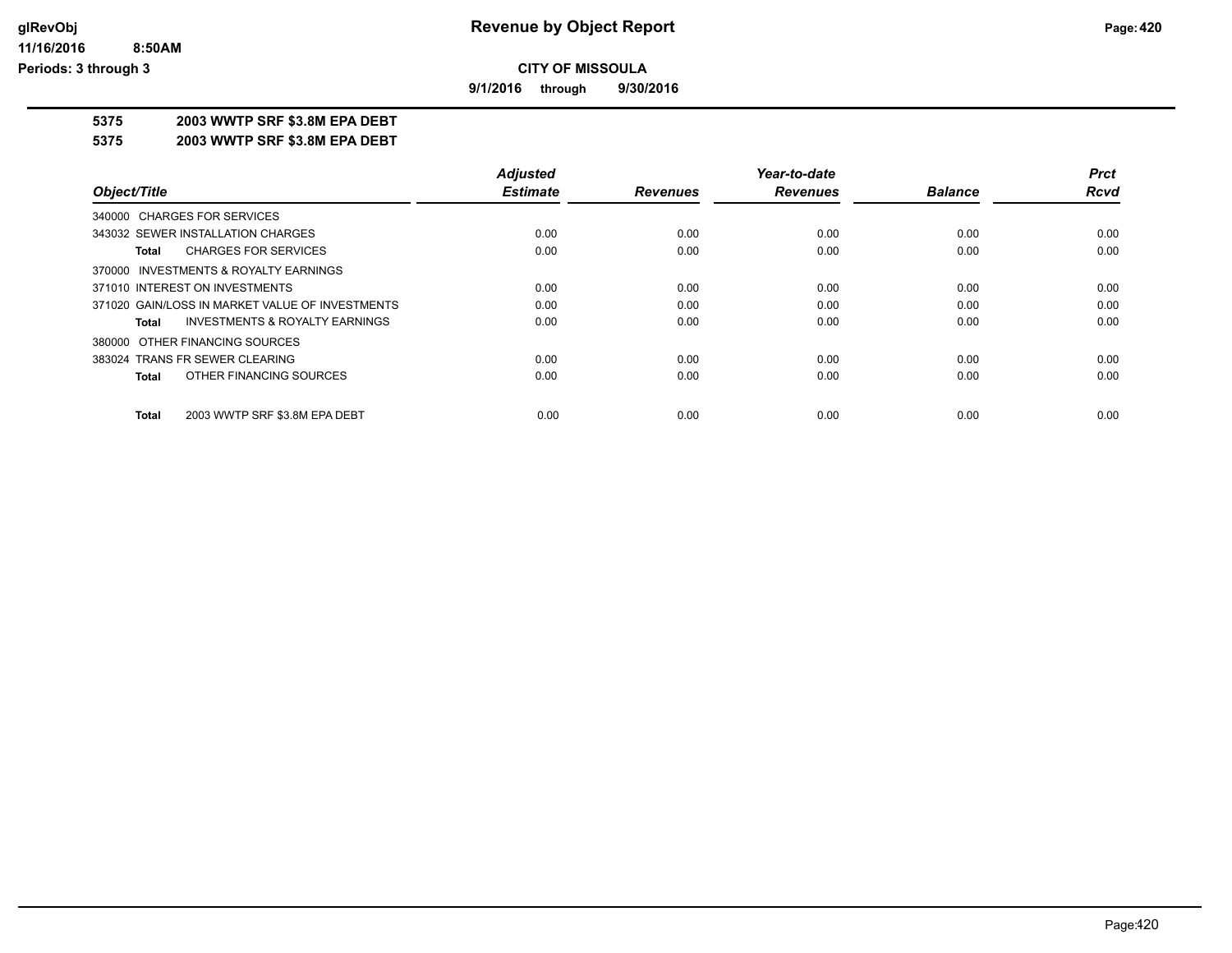**Revenue by Object Report**

**CITY OF MISSOULA**

**9/1/2016 through 9/30/2016**

glRevObj
11/16/2016 8:50AM
Periods: 3 through 3

**5375 2003 WWTP SRF $3.8M EPA DEBT**

**5375 2003 WWTP SRF $3.8M EPA DEBT**

| Object/Title | Adjusted Estimate | Revenues | Year-to-date Revenues | Balance | Prct Rcvd |
|---|---|---|---|---|---|
| 340000 CHARGES FOR SERVICES | | | | | |
| 343032 SEWER INSTALLATION CHARGES | 0.00 | 0.00 | 0.00 | 0.00 | 0.00 |
| **Total** CHARGES FOR SERVICES | 0.00 | 0.00 | 0.00 | 0.00 | 0.00 |
| 370000 INVESTMENTS & ROYALTY EARNINGS | | | | | |
| 371010 INTEREST ON INVESTMENTS | 0.00 | 0.00 | 0.00 | 0.00 | 0.00 |
| 371020 GAIN/LOSS IN MARKET VALUE OF INVESTMENTS | 0.00 | 0.00 | 0.00 | 0.00 | 0.00 |
| **Total** INVESTMENTS & ROYALTY EARNINGS | 0.00 | 0.00 | 0.00 | 0.00 | 0.00 |
| 380000 OTHER FINANCING SOURCES | | | | | |
| 383024 TRANS FR SEWER CLEARING | 0.00 | 0.00 | 0.00 | 0.00 | 0.00 |
| **Total** OTHER FINANCING SOURCES | 0.00 | 0.00 | 0.00 | 0.00 | 0.00 |
| **Total** 2003 WWTP SRF $3.8M EPA DEBT | 0.00 | 0.00 | 0.00 | 0.00 | 0.00 |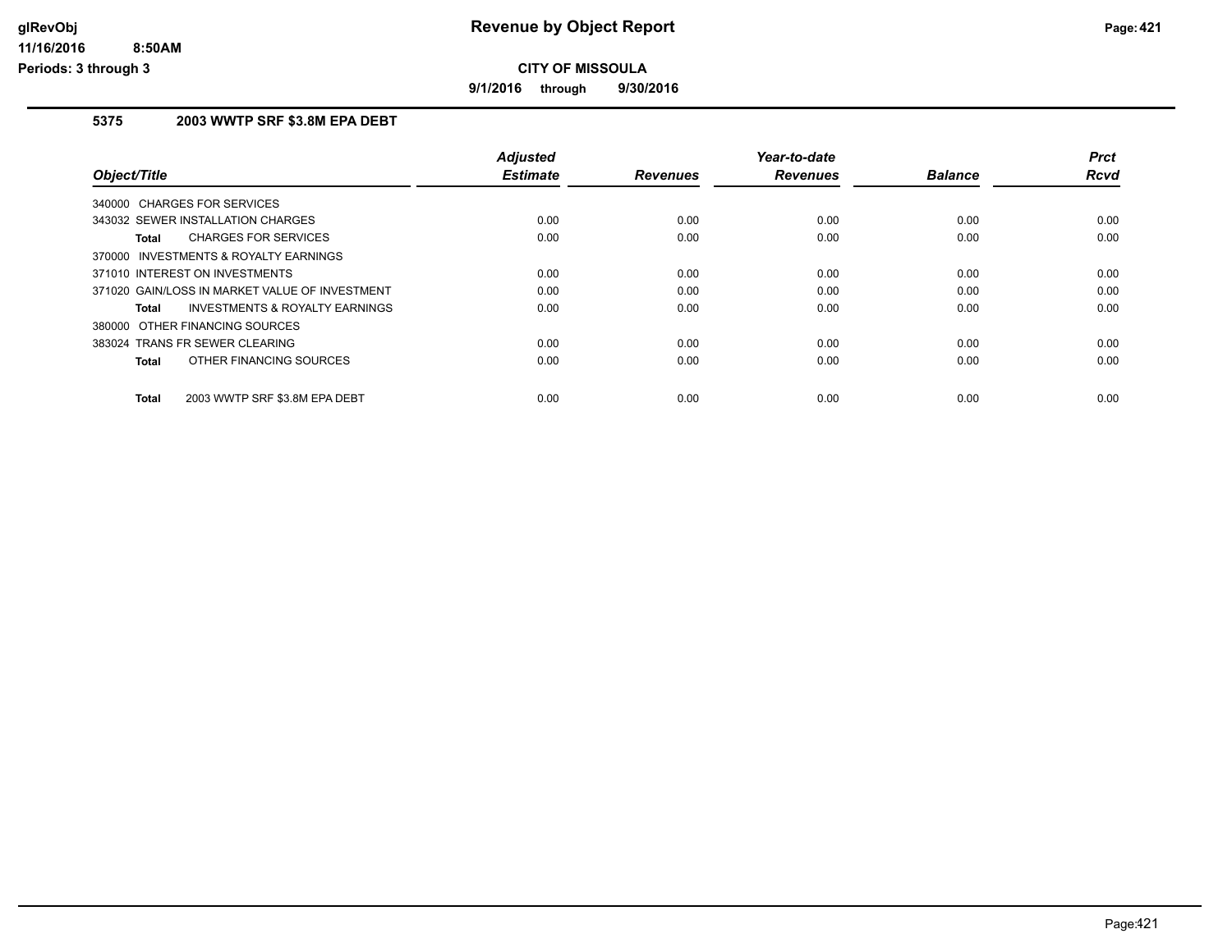# Revenue by Object Report

**CITY OF MISSOULA**

**9/1/2016 through 9/30/2016**

glRevObj
11/16/2016 8:50AM
Periods: 3 through 3

## 5375 2003 WWTP SRF $3.8M EPA DEBT

| Object/Title | Adjusted Estimate | Revenues | Year-to-date Revenues | Balance | Prct Rcvd |
|---|---|---|---|---|---|
| 340000 CHARGES FOR SERVICES | | | | | |
| 343032 SEWER INSTALLATION CHARGES | 0.00 | 0.00 | 0.00 | 0.00 | 0.00 |
| **Total** CHARGES FOR SERVICES | 0.00 | 0.00 | 0.00 | 0.00 | 0.00 |
| 370000 INVESTMENTS & ROYALTY EARNINGS | | | | | |
| 371010 INTEREST ON INVESTMENTS | 0.00 | 0.00 | 0.00 | 0.00 | 0.00 |
| 371020 GAIN/LOSS IN MARKET VALUE OF INVESTMENT | 0.00 | 0.00 | 0.00 | 0.00 | 0.00 |
| **Total** INVESTMENTS & ROYALTY EARNINGS | 0.00 | 0.00 | 0.00 | 0.00 | 0.00 |
| 380000 OTHER FINANCING SOURCES | | | | | |
| 383024 TRANS FR SEWER CLEARING | 0.00 | 0.00 | 0.00 | 0.00 | 0.00 |
| **Total** OTHER FINANCING SOURCES | 0.00 | 0.00 | 0.00 | 0.00 | 0.00 |
| **Total** 2003 WWTP SRF $3.8M EPA DEBT | 0.00 | 0.00 | 0.00 | 0.00 | 0.00 |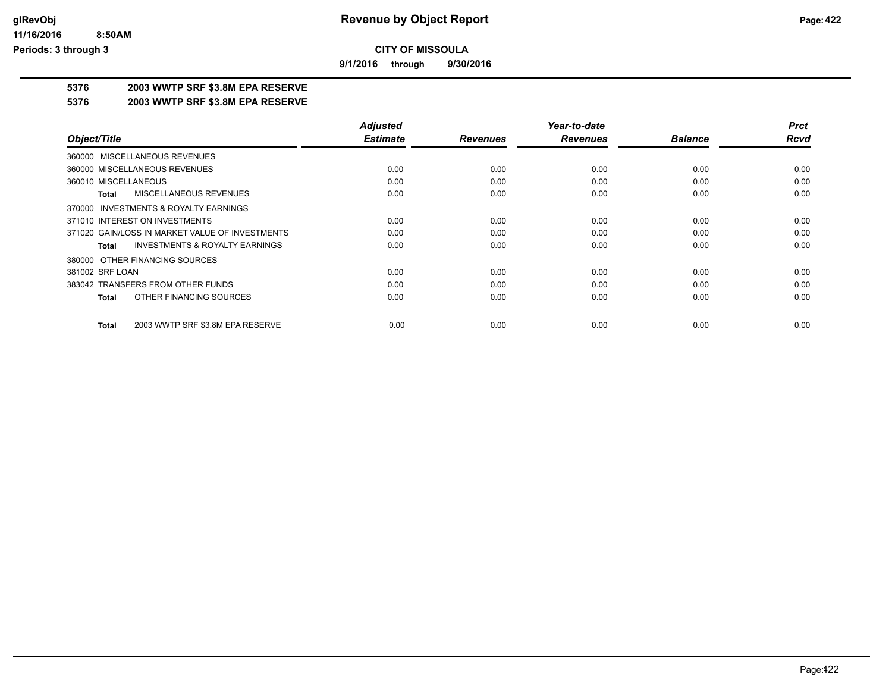**CITY OF MISSOULA**

**9/1/2016 through 9/30/2016**

# Revenue by Object Report

**5376 2003 WWTP SRF $3.8M EPA RESERVE**

**5376 2003 WWTP SRF $3.8M EPA RESERVE**

| Object/Title | Adjusted Estimate | Revenues | Year-to-date Revenues | Balance | Prct Rcvd |
|---|---|---|---|---|---|
| 360000 MISCELLANEOUS REVENUES | | | | | |
| 360000 MISCELLANEOUS REVENUES | 0.00 | 0.00 | 0.00 | 0.00 | 0.00 |
| 360010 MISCELLANEOUS | 0.00 | 0.00 | 0.00 | 0.00 | 0.00 |
| **Total** MISCELLANEOUS REVENUES | 0.00 | 0.00 | 0.00 | 0.00 | 0.00 |
| 370000 INVESTMENTS & ROYALTY EARNINGS | | | | | |
| 371010 INTEREST ON INVESTMENTS | 0.00 | 0.00 | 0.00 | 0.00 | 0.00 |
| 371020 GAIN/LOSS IN MARKET VALUE OF INVESTMENTS | 0.00 | 0.00 | 0.00 | 0.00 | 0.00 |
| **Total** INVESTMENTS & ROYALTY EARNINGS | 0.00 | 0.00 | 0.00 | 0.00 | 0.00 |
| 380000 OTHER FINANCING SOURCES | | | | | |
| 381002 SRF LOAN | 0.00 | 0.00 | 0.00 | 0.00 | 0.00 |
| 383042 TRANSFERS FROM OTHER FUNDS | 0.00 | 0.00 | 0.00 | 0.00 | 0.00 |
| **Total** OTHER FINANCING SOURCES | 0.00 | 0.00 | 0.00 | 0.00 | 0.00 |
| **Total** 2003 WWTP SRF $3.8M EPA RESERVE | 0.00 | 0.00 | 0.00 | 0.00 | 0.00 |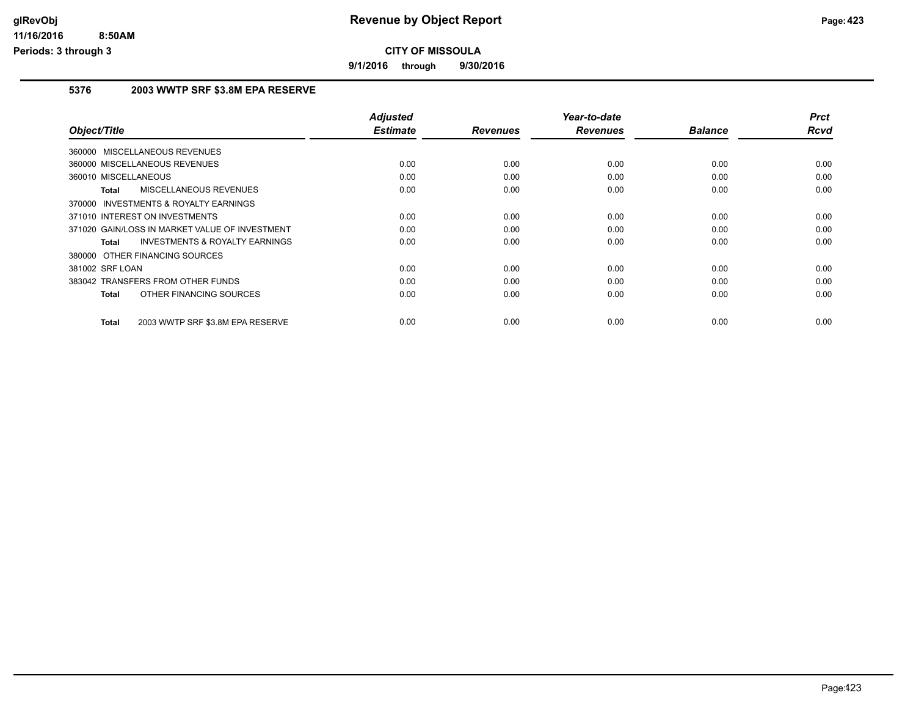# CITY OF MISSOULA

**9/1/2016 through 9/30/2016**

## 5376 2003 WWTP SRF $3.8M EPA RESERVE

| Object/Title | Adjusted Estimate | Revenues | Year-to-date Revenues | Balance | Prct Rcvd |
|---|---|---|---|---|---|
| 360000 MISCELLANEOUS REVENUES | | | | | |
| 360000 MISCELLANEOUS REVENUES | 0.00 | 0.00 | 0.00 | 0.00 | 0.00 |
| 360010 MISCELLANEOUS | 0.00 | 0.00 | 0.00 | 0.00 | 0.00 |
| **Total** MISCELLANEOUS REVENUES | 0.00 | 0.00 | 0.00 | 0.00 | 0.00 |
| 370000 INVESTMENTS & ROYALTY EARNINGS | | | | | |
| 371010 INTEREST ON INVESTMENTS | 0.00 | 0.00 | 0.00 | 0.00 | 0.00 |
| 371020 GAIN/LOSS IN MARKET VALUE OF INVESTMENT | 0.00 | 0.00 | 0.00 | 0.00 | 0.00 |
| **Total** INVESTMENTS & ROYALTY EARNINGS | 0.00 | 0.00 | 0.00 | 0.00 | 0.00 |
| 380000 OTHER FINANCING SOURCES | | | | | |
| 381002 SRF LOAN | 0.00 | 0.00 | 0.00 | 0.00 | 0.00 |
| 383042 TRANSFERS FROM OTHER FUNDS | 0.00 | 0.00 | 0.00 | 0.00 | 0.00 |
| **Total** OTHER FINANCING SOURCES | 0.00 | 0.00 | 0.00 | 0.00 | 0.00 |
| **Total** 2003 WWTP SRF $3.8M EPA RESERVE | 0.00 | 0.00 | 0.00 | 0.00 | 0.00 |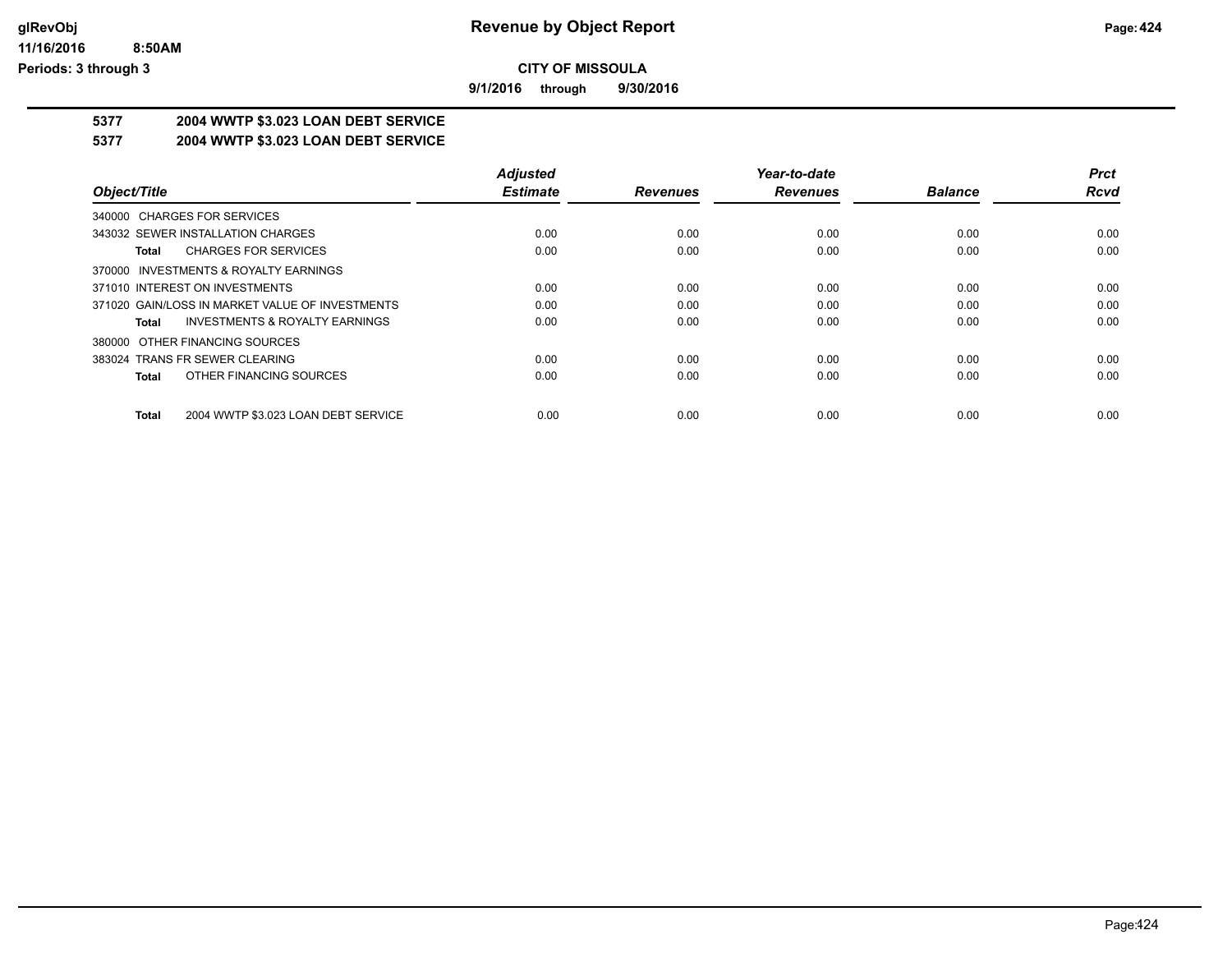**CITY OF MISSOULA**

**9/1/2016 through 9/30/2016**

## 5377 2004 WWTP $3.023 LOAN DEBT SERVICE

## 5377 2004 WWTP $3.023 LOAN DEBT SERVICE

| Object/Title | Adjusted Estimate | Revenues | Year-to-date Revenues | Balance | Prct Rcvd |
|---|---|---|---|---|---|
| 340000 CHARGES FOR SERVICES | | | | | |
| 343032 SEWER INSTALLATION CHARGES | 0.00 | 0.00 | 0.00 | 0.00 | 0.00 |
| **Total** CHARGES FOR SERVICES | 0.00 | 0.00 | 0.00 | 0.00 | 0.00 |
| 370000 INVESTMENTS & ROYALTY EARNINGS | | | | | |
| 371010 INTEREST ON INVESTMENTS | 0.00 | 0.00 | 0.00 | 0.00 | 0.00 |
| 371020 GAIN/LOSS IN MARKET VALUE OF INVESTMENTS | 0.00 | 0.00 | 0.00 | 0.00 | 0.00 |
| **Total** INVESTMENTS & ROYALTY EARNINGS | 0.00 | 0.00 | 0.00 | 0.00 | 0.00 |
| 380000 OTHER FINANCING SOURCES | | | | | |
| 383024 TRANS FR SEWER CLEARING | 0.00 | 0.00 | 0.00 | 0.00 | 0.00 |
| **Total** OTHER FINANCING SOURCES | 0.00 | 0.00 | 0.00 | 0.00 | 0.00 |
| **Total** 2004 WWTP $3.023 LOAN DEBT SERVICE | 0.00 | 0.00 | 0.00 | 0.00 | 0.00 |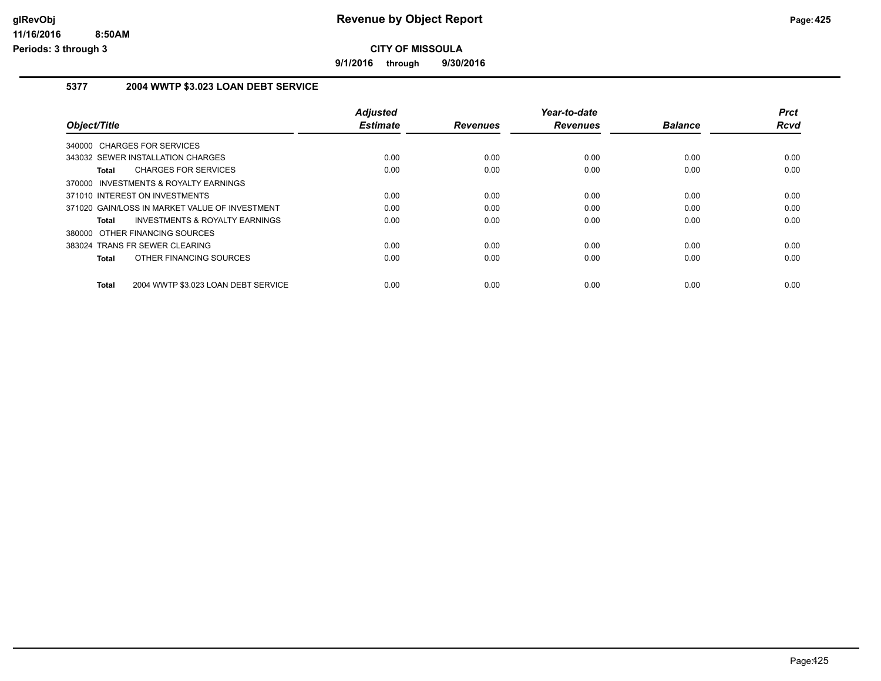# Revenue by Object Report

**CITY OF MISSOULA**

**9/1/2016 through 9/30/2016**

### 5377 2004 WWTP $3.023 LOAN DEBT SERVICE

| Object/Title | Adjusted Estimate | Revenues | Year-to-date Revenues | Balance | Prct Rcvd |
|---|---|---|---|---|---|
| 340000 CHARGES FOR SERVICES | | | | | |
| 343032 SEWER INSTALLATION CHARGES | 0.00 | 0.00 | 0.00 | 0.00 | 0.00 |
| **Total** CHARGES FOR SERVICES | 0.00 | 0.00 | 0.00 | 0.00 | 0.00 |
| 370000 INVESTMENTS & ROYALTY EARNINGS | | | | | |
| 371010 INTEREST ON INVESTMENTS | 0.00 | 0.00 | 0.00 | 0.00 | 0.00 |
| 371020 GAIN/LOSS IN MARKET VALUE OF INVESTMENT | 0.00 | 0.00 | 0.00 | 0.00 | 0.00 |
| **Total** INVESTMENTS & ROYALTY EARNINGS | 0.00 | 0.00 | 0.00 | 0.00 | 0.00 |
| 380000 OTHER FINANCING SOURCES | | | | | |
| 383024 TRANS FR SEWER CLEARING | 0.00 | 0.00 | 0.00 | 0.00 | 0.00 |
| **Total** OTHER FINANCING SOURCES | 0.00 | 0.00 | 0.00 | 0.00 | 0.00 |
| **Total** 2004 WWTP $3.023 LOAN DEBT SERVICE | 0.00 | 0.00 | 0.00 | 0.00 | 0.00 |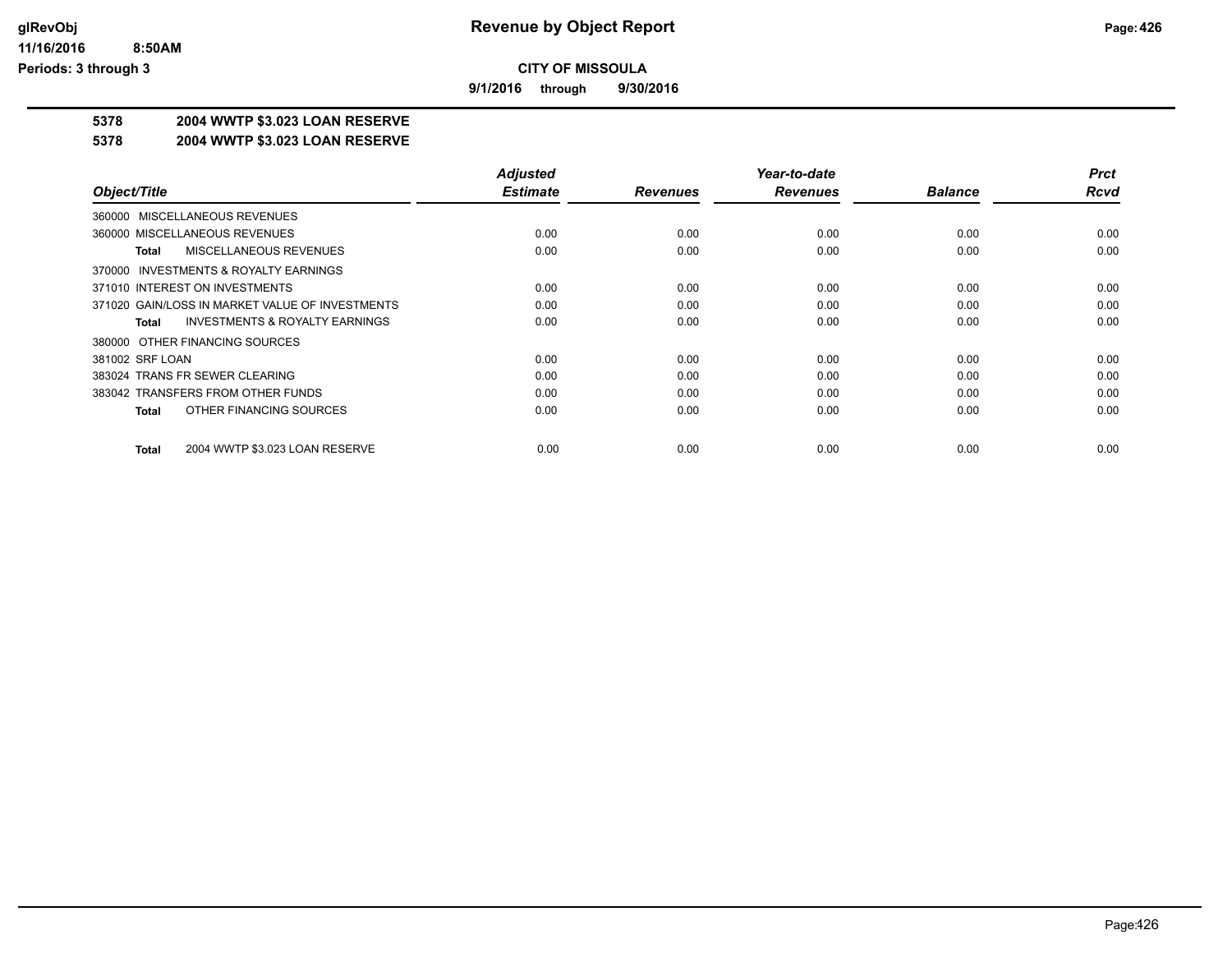**CITY OF MISSOULA**

**9/1/2016 through 9/30/2016**

## 5378 2004 WWTP $3.023 LOAN RESERVE

## 5378 2004 WWTP $3.023 LOAN RESERVE

| Object/Title | Adjusted Estimate | Revenues | Year-to-date Revenues | Balance | Prct Rcvd |
|---|---|---|---|---|---|
| 360000 MISCELLANEOUS REVENUES | | | | | |
| 360000 MISCELLANEOUS REVENUES | 0.00 | 0.00 | 0.00 | 0.00 | 0.00 |
| **Total** MISCELLANEOUS REVENUES | 0.00 | 0.00 | 0.00 | 0.00 | 0.00 |
| 370000 INVESTMENTS & ROYALTY EARNINGS | | | | | |
| 371010 INTEREST ON INVESTMENTS | 0.00 | 0.00 | 0.00 | 0.00 | 0.00 |
| 371020 GAIN/LOSS IN MARKET VALUE OF INVESTMENTS | 0.00 | 0.00 | 0.00 | 0.00 | 0.00 |
| **Total** INVESTMENTS & ROYALTY EARNINGS | 0.00 | 0.00 | 0.00 | 0.00 | 0.00 |
| 380000 OTHER FINANCING SOURCES | | | | | |
| 381002 SRF LOAN | 0.00 | 0.00 | 0.00 | 0.00 | 0.00 |
| 383024 TRANS FR SEWER CLEARING | 0.00 | 0.00 | 0.00 | 0.00 | 0.00 |
| 383042 TRANSFERS FROM OTHER FUNDS | 0.00 | 0.00 | 0.00 | 0.00 | 0.00 |
| **Total** OTHER FINANCING SOURCES | 0.00 | 0.00 | 0.00 | 0.00 | 0.00 |
| **Total** 2004 WWTP $3.023 LOAN RESERVE | 0.00 | 0.00 | 0.00 | 0.00 | 0.00 |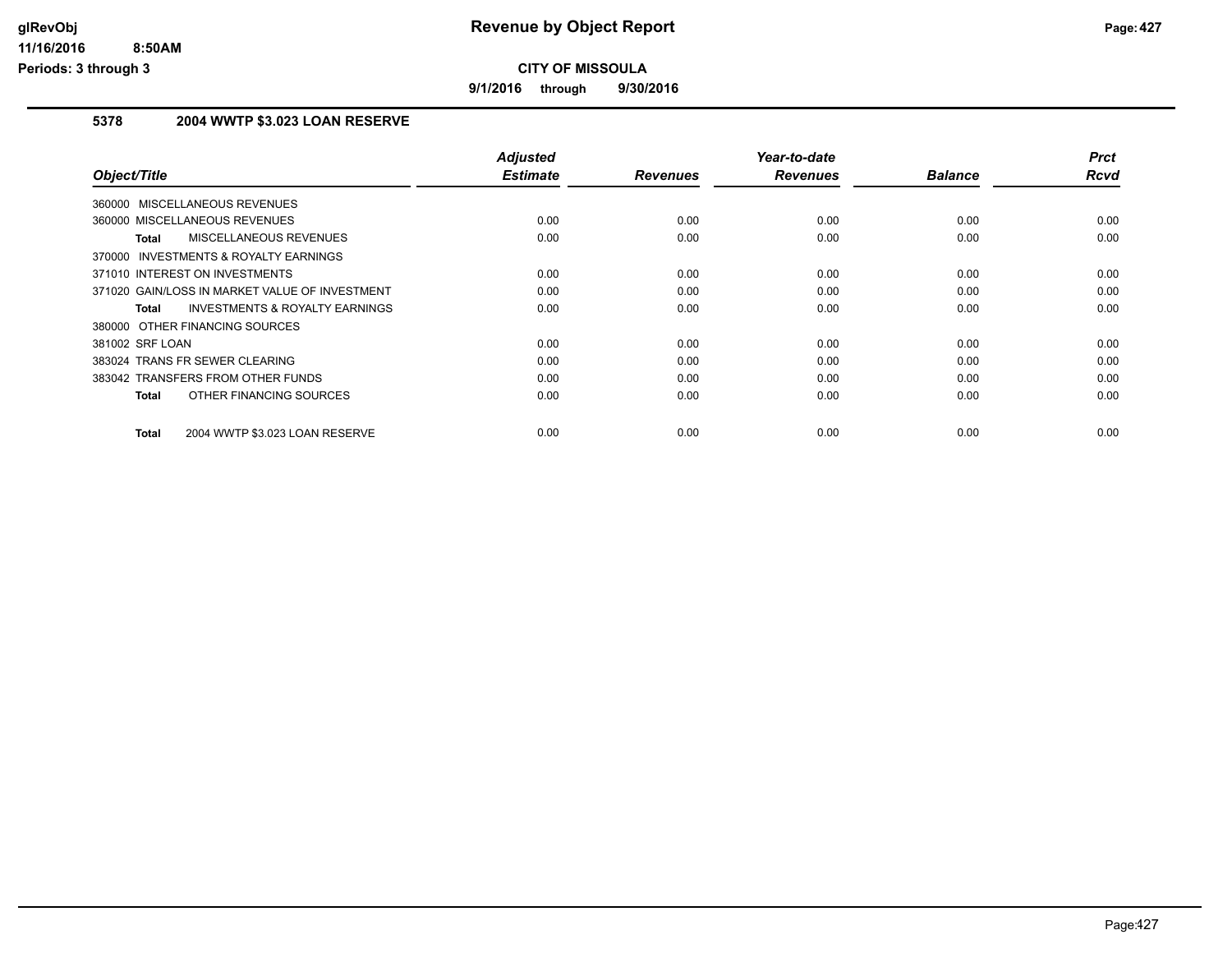# Revenue by Object Report

## CITY OF MISSOULA

**9/1/2016 through 9/30/2016**

### 5378 2004 WWTP $3.023 LOAN RESERVE

| Object/Title | Adjusted Estimate | Revenues | Year-to-date Revenues | Balance | Prct Rcvd |
|---|---|---|---|---|---|
| 360000 MISCELLANEOUS REVENUES | | | | | |
| 360000 MISCELLANEOUS REVENUES | 0.00 | 0.00 | 0.00 | 0.00 | 0.00 |
| **Total** MISCELLANEOUS REVENUES | 0.00 | 0.00 | 0.00 | 0.00 | 0.00 |
| 370000 INVESTMENTS & ROYALTY EARNINGS | | | | | |
| 371010 INTEREST ON INVESTMENTS | 0.00 | 0.00 | 0.00 | 0.00 | 0.00 |
| 371020 GAIN/LOSS IN MARKET VALUE OF INVESTMENT | 0.00 | 0.00 | 0.00 | 0.00 | 0.00 |
| **Total** INVESTMENTS & ROYALTY EARNINGS | 0.00 | 0.00 | 0.00 | 0.00 | 0.00 |
| 380000 OTHER FINANCING SOURCES | | | | | |
| 381002 SRF LOAN | 0.00 | 0.00 | 0.00 | 0.00 | 0.00 |
| 383024 TRANS FR SEWER CLEARING | 0.00 | 0.00 | 0.00 | 0.00 | 0.00 |
| 383042 TRANSFERS FROM OTHER FUNDS | 0.00 | 0.00 | 0.00 | 0.00 | 0.00 |
| **Total** OTHER FINANCING SOURCES | 0.00 | 0.00 | 0.00 | 0.00 | 0.00 |
| **Total** 2004 WWTP $3.023 LOAN RESERVE | 0.00 | 0.00 | 0.00 | 0.00 | 0.00 |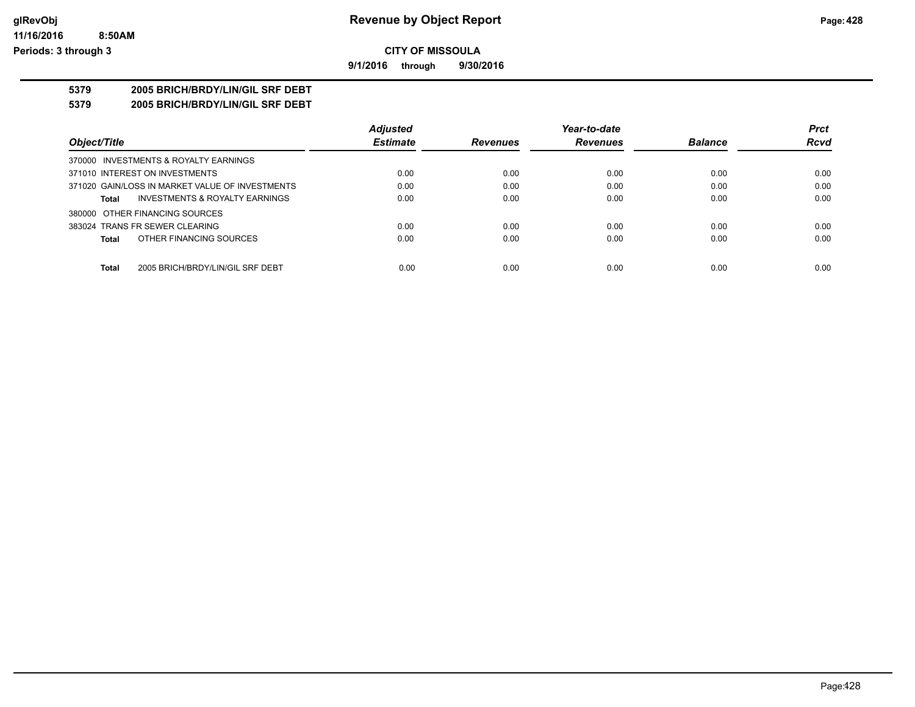**glRevObj**
**11/16/2016 8:50AM**
**Periods: 3 through 3**

# Revenue by Object Report

**CITY OF MISSOULA**

**9/1/2016 through 9/30/2016**

**5379 2005 BRICH/BRDY/LIN/GIL SRF DEBT**

**5379 2005 BRICH/BRDY/LIN/GIL SRF DEBT**

| Object/Title | Adjusted Estimate | Revenues | Year-to-date Revenues | Balance | Prct Rcvd |
|---|---|---|---|---|---|
| 370000 INVESTMENTS & ROYALTY EARNINGS | | | | | |
| 371010 INTEREST ON INVESTMENTS | 0.00 | 0.00 | 0.00 | 0.00 | 0.00 |
| 371020 GAIN/LOSS IN MARKET VALUE OF INVESTMENTS | 0.00 | 0.00 | 0.00 | 0.00 | 0.00 |
| **Total** INVESTMENTS & ROYALTY EARNINGS | 0.00 | 0.00 | 0.00 | 0.00 | 0.00 |
| 380000 OTHER FINANCING SOURCES | | | | | |
| 383024 TRANS FR SEWER CLEARING | 0.00 | 0.00 | 0.00 | 0.00 | 0.00 |
| **Total** OTHER FINANCING SOURCES | 0.00 | 0.00 | 0.00 | 0.00 | 0.00 |
| **Total** 2005 BRICH/BRDY/LIN/GIL SRF DEBT | 0.00 | 0.00 | 0.00 | 0.00 | 0.00 |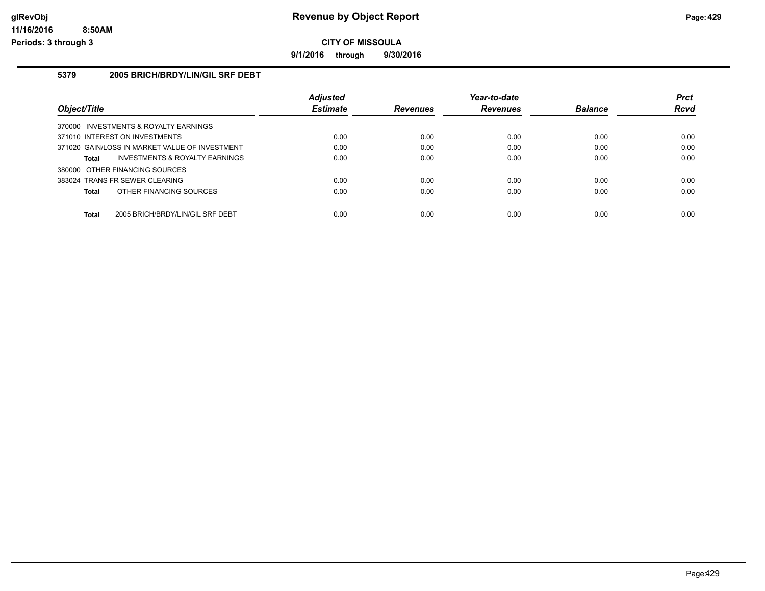# Revenue by Object Report

**CITY OF MISSOULA**

**9/1/2016 through 9/30/2016**

glRevObj
11/16/2016 8:50AM
Periods: 3 through 3

## 5379 2005 BRICH/BRDY/LIN/GIL SRF DEBT

| Object/Title | Adjusted Estimate | Revenues | Year-to-date Revenues | Balance | Prct Rcvd |
|---|---|---|---|---|---|
| 370000 INVESTMENTS & ROYALTY EARNINGS | | | | | |
| 371010 INTEREST ON INVESTMENTS | 0.00 | 0.00 | 0.00 | 0.00 | 0.00 |
| 371020 GAIN/LOSS IN MARKET VALUE OF INVESTMENT | 0.00 | 0.00 | 0.00 | 0.00 | 0.00 |
| **Total** INVESTMENTS & ROYALTY EARNINGS | 0.00 | 0.00 | 0.00 | 0.00 | 0.00 |
| 380000 OTHER FINANCING SOURCES | | | | | |
| 383024 TRANS FR SEWER CLEARING | 0.00 | 0.00 | 0.00 | 0.00 | 0.00 |
| **Total** OTHER FINANCING SOURCES | 0.00 | 0.00 | 0.00 | 0.00 | 0.00 |
| **Total** 2005 BRICH/BRDY/LIN/GIL SRF DEBT | 0.00 | 0.00 | 0.00 | 0.00 | 0.00 |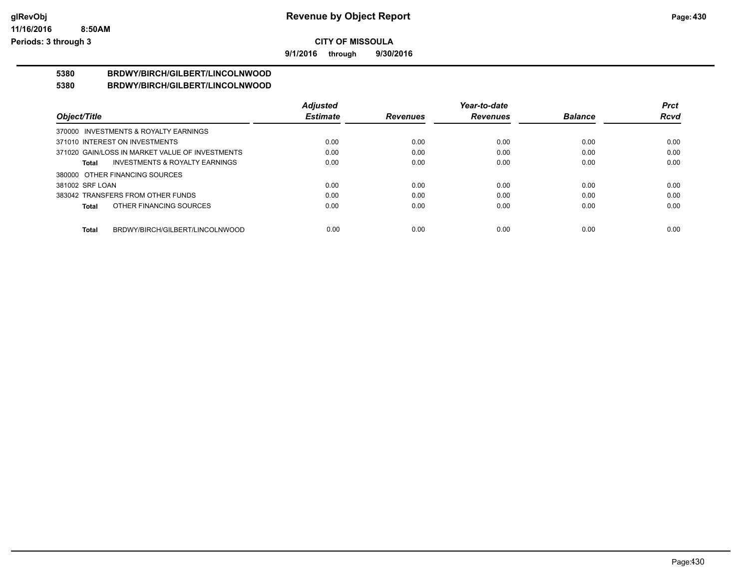# Revenue by Object Report

**CITY OF MISSOULA**

**9/1/2016 through 9/30/2016**

glRevObj
11/16/2016 8:50AM
Periods: 3 through 3

## 5380 BRDWY/BIRCH/GILBERT/LINCOLNWOOD
## 5380 BRDWY/BIRCH/GILBERT/LINCOLNWOOD

| Object/Title | Adjusted Estimate | Revenues | Year-to-date Revenues | Balance | Prct Rcvd |
|---|---|---|---|---|---|
| 370000 INVESTMENTS & ROYALTY EARNINGS | | | | | |
| 371010 INTEREST ON INVESTMENTS | 0.00 | 0.00 | 0.00 | 0.00 | 0.00 |
| 371020 GAIN/LOSS IN MARKET VALUE OF INVESTMENTS | 0.00 | 0.00 | 0.00 | 0.00 | 0.00 |
| **Total** INVESTMENTS & ROYALTY EARNINGS | 0.00 | 0.00 | 0.00 | 0.00 | 0.00 |
| 380000 OTHER FINANCING SOURCES | | | | | |
| 381002 SRF LOAN | 0.00 | 0.00 | 0.00 | 0.00 | 0.00 |
| 383042 TRANSFERS FROM OTHER FUNDS | 0.00 | 0.00 | 0.00 | 0.00 | 0.00 |
| **Total** OTHER FINANCING SOURCES | 0.00 | 0.00 | 0.00 | 0.00 | 0.00 |
| **Total** BRDWY/BIRCH/GILBERT/LINCOLNWOOD | 0.00 | 0.00 | 0.00 | 0.00 | 0.00 |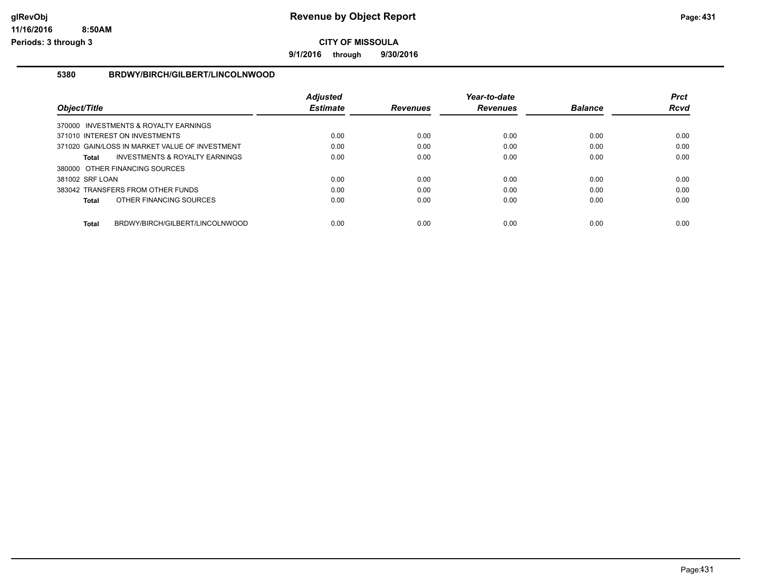# Revenue by Object Report

**CITY OF MISSOULA**

**9/1/2016 through 9/30/2016**

glRevObj
11/16/2016 8:50AM
Periods: 3 through 3

## 5380 BRDWY/BIRCH/GILBERT/LINCOLNWOOD

| Object/Title | Adjusted Estimate | Revenues | Year-to-date Revenues | Balance | Prct Rcvd |
|---|---|---|---|---|---|
| 370000 INVESTMENTS & ROYALTY EARNINGS | | | | | |
| 371010 INTEREST ON INVESTMENTS | 0.00 | 0.00 | 0.00 | 0.00 | 0.00 |
| 371020 GAIN/LOSS IN MARKET VALUE OF INVESTMENT | 0.00 | 0.00 | 0.00 | 0.00 | 0.00 |
| **Total** INVESTMENTS & ROYALTY EARNINGS | 0.00 | 0.00 | 0.00 | 0.00 | 0.00 |
| 380000 OTHER FINANCING SOURCES | | | | | |
| 381002 SRF LOAN | 0.00 | 0.00 | 0.00 | 0.00 | 0.00 |
| 383042 TRANSFERS FROM OTHER FUNDS | 0.00 | 0.00 | 0.00 | 0.00 | 0.00 |
| **Total** OTHER FINANCING SOURCES | 0.00 | 0.00 | 0.00 | 0.00 | 0.00 |
| **Total** BRDWY/BIRCH/GILBERT/LINCOLNWOOD | 0.00 | 0.00 | 0.00 | 0.00 | 0.00 |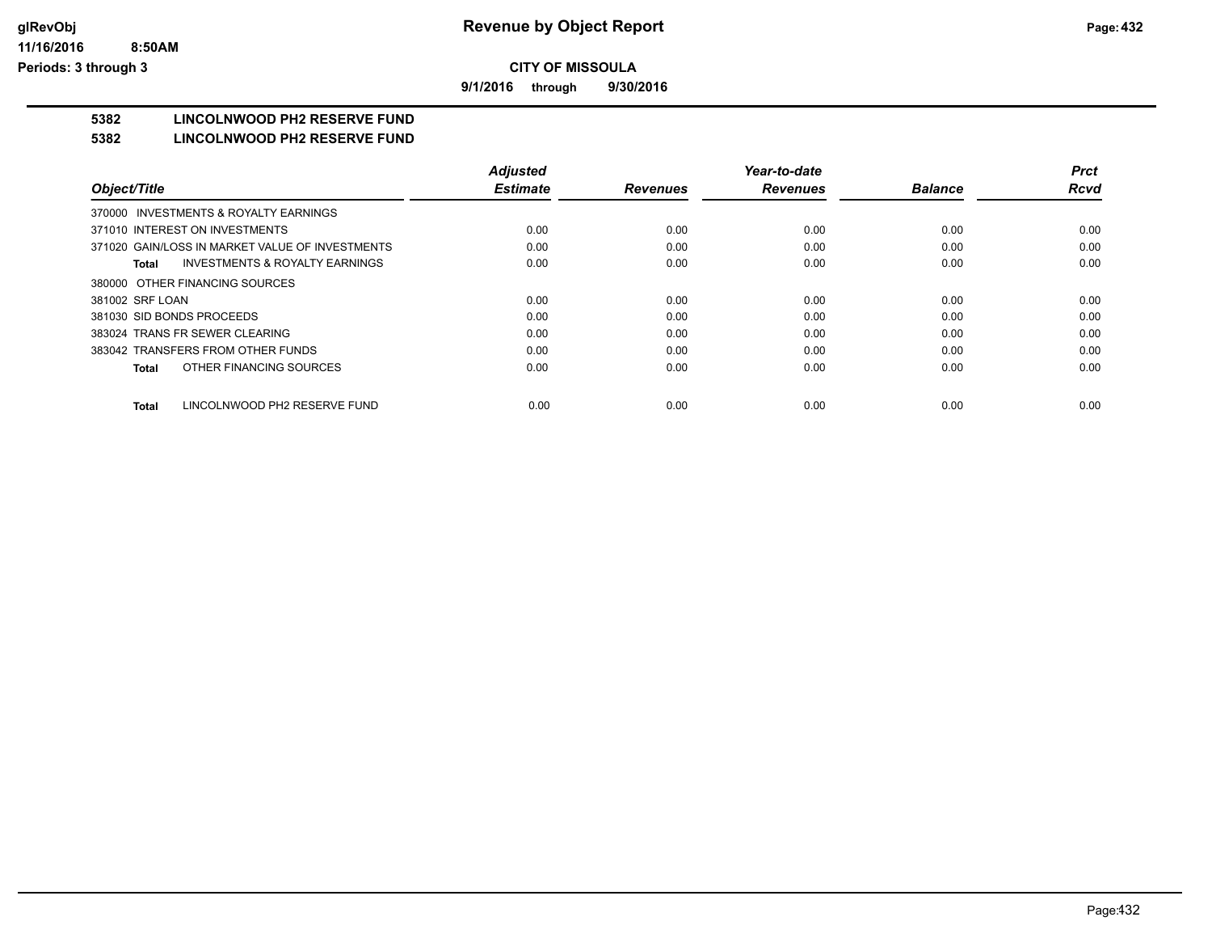**CITY OF MISSOULA**

**9/1/2016 through 9/30/2016**

**5382 LINCOLNWOOD PH2 RESERVE FUND**

**5382 LINCOLNWOOD PH2 RESERVE FUND**

| Object/Title | Adjusted Estimate | Revenues | Year-to-date Revenues | Balance | Prct Rcvd |
|---|---|---|---|---|---|
| 370000 INVESTMENTS & ROYALTY EARNINGS | | | | | |
| 371010 INTEREST ON INVESTMENTS | 0.00 | 0.00 | 0.00 | 0.00 | 0.00 |
| 371020 GAIN/LOSS IN MARKET VALUE OF INVESTMENTS | 0.00 | 0.00 | 0.00 | 0.00 | 0.00 |
| **Total** INVESTMENTS & ROYALTY EARNINGS | 0.00 | 0.00 | 0.00 | 0.00 | 0.00 |
| 380000 OTHER FINANCING SOURCES | | | | | |
| 381002 SRF LOAN | 0.00 | 0.00 | 0.00 | 0.00 | 0.00 |
| 381030 SID BONDS PROCEEDS | 0.00 | 0.00 | 0.00 | 0.00 | 0.00 |
| 383024 TRANS FR SEWER CLEARING | 0.00 | 0.00 | 0.00 | 0.00 | 0.00 |
| 383042 TRANSFERS FROM OTHER FUNDS | 0.00 | 0.00 | 0.00 | 0.00 | 0.00 |
| **Total** OTHER FINANCING SOURCES | 0.00 | 0.00 | 0.00 | 0.00 | 0.00 |
| **Total** LINCOLNWOOD PH2 RESERVE FUND | 0.00 | 0.00 | 0.00 | 0.00 | 0.00 |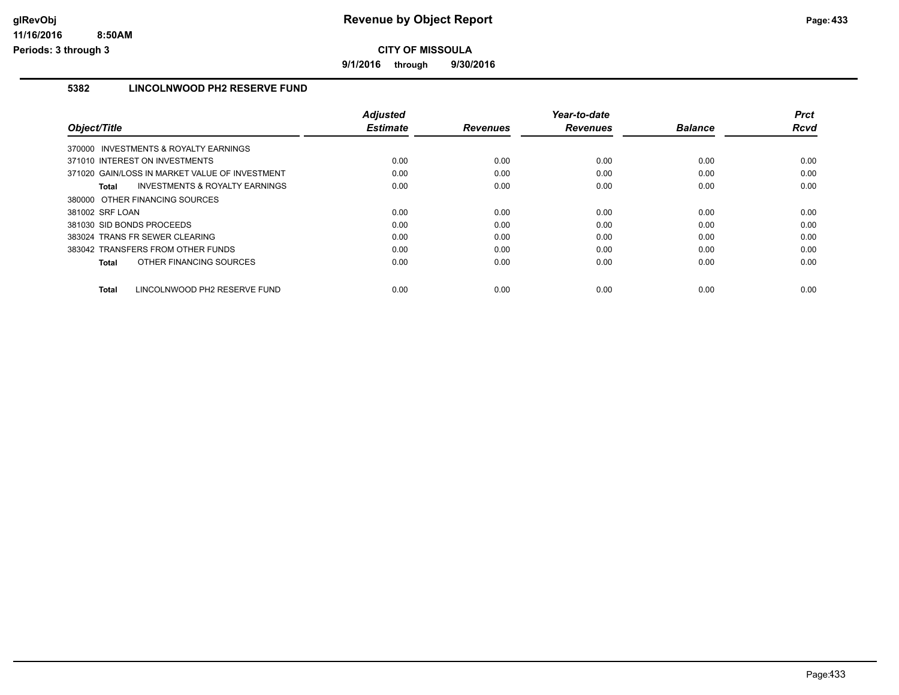# Revenue by Object Report

**CITY OF MISSOULA**

**9/1/2016 through 9/30/2016**

glRevObj
11/16/2016 8:50AM
Periods: 3 through 3

## 5382 LINCOLNWOOD PH2 RESERVE FUND

| Object/Title | Adjusted Estimate | Revenues | Year-to-date Revenues | Balance | Prct Rcvd |
|---|---|---|---|---|---|
| 370000 INVESTMENTS & ROYALTY EARNINGS | | | | | |
| 371010 INTEREST ON INVESTMENTS | 0.00 | 0.00 | 0.00 | 0.00 | 0.00 |
| 371020 GAIN/LOSS IN MARKET VALUE OF INVESTMENT | 0.00 | 0.00 | 0.00 | 0.00 | 0.00 |
| **Total** INVESTMENTS & ROYALTY EARNINGS | 0.00 | 0.00 | 0.00 | 0.00 | 0.00 |
| 380000 OTHER FINANCING SOURCES | | | | | |
| 381002 SRF LOAN | 0.00 | 0.00 | 0.00 | 0.00 | 0.00 |
| 381030 SID BONDS PROCEEDS | 0.00 | 0.00 | 0.00 | 0.00 | 0.00 |
| 383024 TRANS FR SEWER CLEARING | 0.00 | 0.00 | 0.00 | 0.00 | 0.00 |
| 383042 TRANSFERS FROM OTHER FUNDS | 0.00 | 0.00 | 0.00 | 0.00 | 0.00 |
| **Total** OTHER FINANCING SOURCES | 0.00 | 0.00 | 0.00 | 0.00 | 0.00 |
| **Total** LINCOLNWOOD PH2 RESERVE FUND | 0.00 | 0.00 | 0.00 | 0.00 | 0.00 |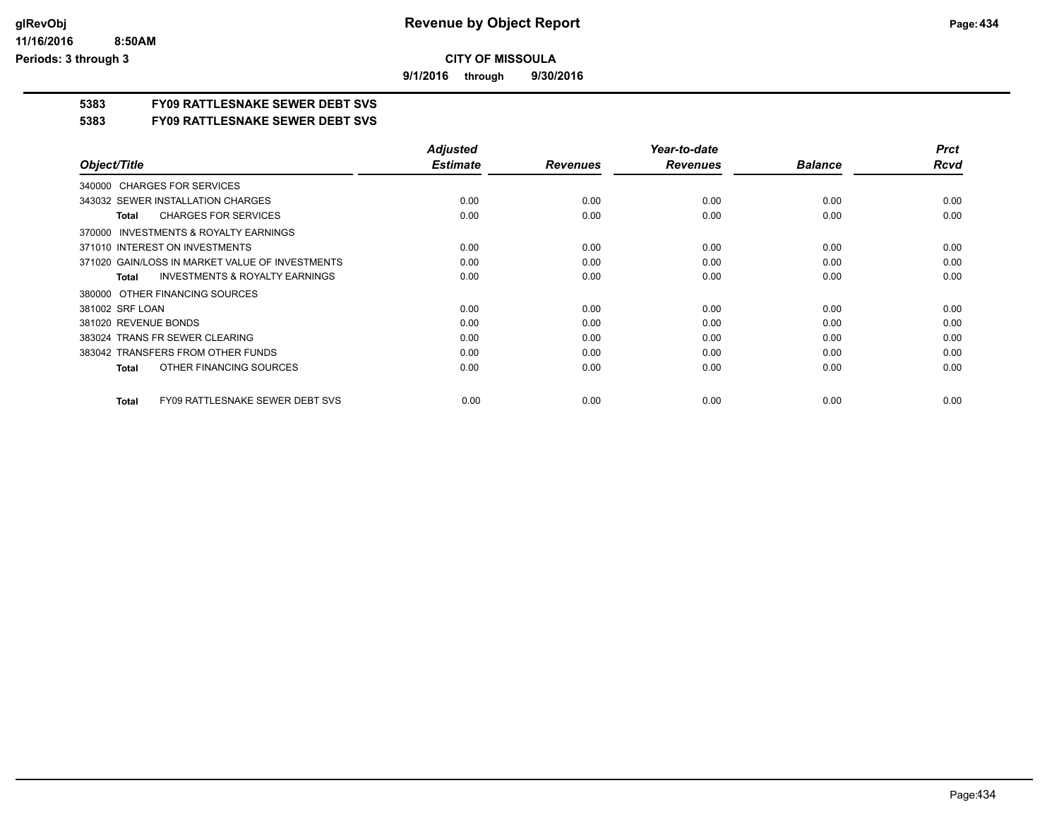**Revenue by Object Report**

**CITY OF MISSOULA**

**9/1/2016 through 9/30/2016**

glRevObj
11/16/2016 8:50AM
Periods: 3 through 3

**5383 FY09 RATTLESNAKE SEWER DEBT SVS**

**5383 FY09 RATTLESNAKE SEWER DEBT SVS**

| Object/Title | Adjusted Estimate | Revenues | Year-to-date Revenues | Balance | Prct Rcvd |
|---|---|---|---|---|---|
| 340000 CHARGES FOR SERVICES | | | | | |
| 343032 SEWER INSTALLATION CHARGES | 0.00 | 0.00 | 0.00 | 0.00 | 0.00 |
| **Total** CHARGES FOR SERVICES | 0.00 | 0.00 | 0.00 | 0.00 | 0.00 |
| 370000 INVESTMENTS & ROYALTY EARNINGS | | | | | |
| 371010 INTEREST ON INVESTMENTS | 0.00 | 0.00 | 0.00 | 0.00 | 0.00 |
| 371020 GAIN/LOSS IN MARKET VALUE OF INVESTMENTS | 0.00 | 0.00 | 0.00 | 0.00 | 0.00 |
| **Total** INVESTMENTS & ROYALTY EARNINGS | 0.00 | 0.00 | 0.00 | 0.00 | 0.00 |
| 380000 OTHER FINANCING SOURCES | | | | | |
| 381002 SRF LOAN | 0.00 | 0.00 | 0.00 | 0.00 | 0.00 |
| 381020 REVENUE BONDS | 0.00 | 0.00 | 0.00 | 0.00 | 0.00 |
| 383024 TRANS FR SEWER CLEARING | 0.00 | 0.00 | 0.00 | 0.00 | 0.00 |
| 383042 TRANSFERS FROM OTHER FUNDS | 0.00 | 0.00 | 0.00 | 0.00 | 0.00 |
| **Total** OTHER FINANCING SOURCES | 0.00 | 0.00 | 0.00 | 0.00 | 0.00 |
| **Total** FY09 RATTLESNAKE SEWER DEBT SVS | 0.00 | 0.00 | 0.00 | 0.00 | 0.00 |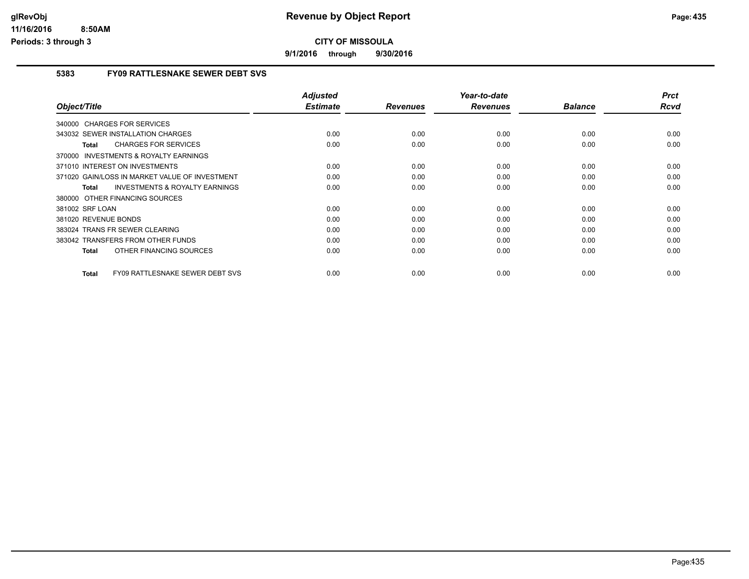# Revenue by Object Report

## CITY OF MISSOULA

**9/1/2016 through 9/30/2016**

### 5383 FY09 RATTLESNAKE SEWER DEBT SVS

| Object/Title | Adjusted Estimate | Revenues | Year-to-date Revenues | Balance | Prct Rcvd |
|---|---|---|---|---|---|
| 340000 CHARGES FOR SERVICES | | | | | |
| 343032 SEWER INSTALLATION CHARGES | 0.00 | 0.00 | 0.00 | 0.00 | 0.00 |
| **Total** CHARGES FOR SERVICES | 0.00 | 0.00 | 0.00 | 0.00 | 0.00 |
| 370000 INVESTMENTS & ROYALTY EARNINGS | | | | | |
| 371010 INTEREST ON INVESTMENTS | 0.00 | 0.00 | 0.00 | 0.00 | 0.00 |
| 371020 GAIN/LOSS IN MARKET VALUE OF INVESTMENT | 0.00 | 0.00 | 0.00 | 0.00 | 0.00 |
| **Total** INVESTMENTS & ROYALTY EARNINGS | 0.00 | 0.00 | 0.00 | 0.00 | 0.00 |
| 380000 OTHER FINANCING SOURCES | | | | | |
| 381002 SRF LOAN | 0.00 | 0.00 | 0.00 | 0.00 | 0.00 |
| 381020 REVENUE BONDS | 0.00 | 0.00 | 0.00 | 0.00 | 0.00 |
| 383024 TRANS FR SEWER CLEARING | 0.00 | 0.00 | 0.00 | 0.00 | 0.00 |
| 383042 TRANSFERS FROM OTHER FUNDS | 0.00 | 0.00 | 0.00 | 0.00 | 0.00 |
| **Total** OTHER FINANCING SOURCES | 0.00 | 0.00 | 0.00 | 0.00 | 0.00 |
| **Total** FY09 RATTLESNAKE SEWER DEBT SVS | 0.00 | 0.00 | 0.00 | 0.00 | 0.00 |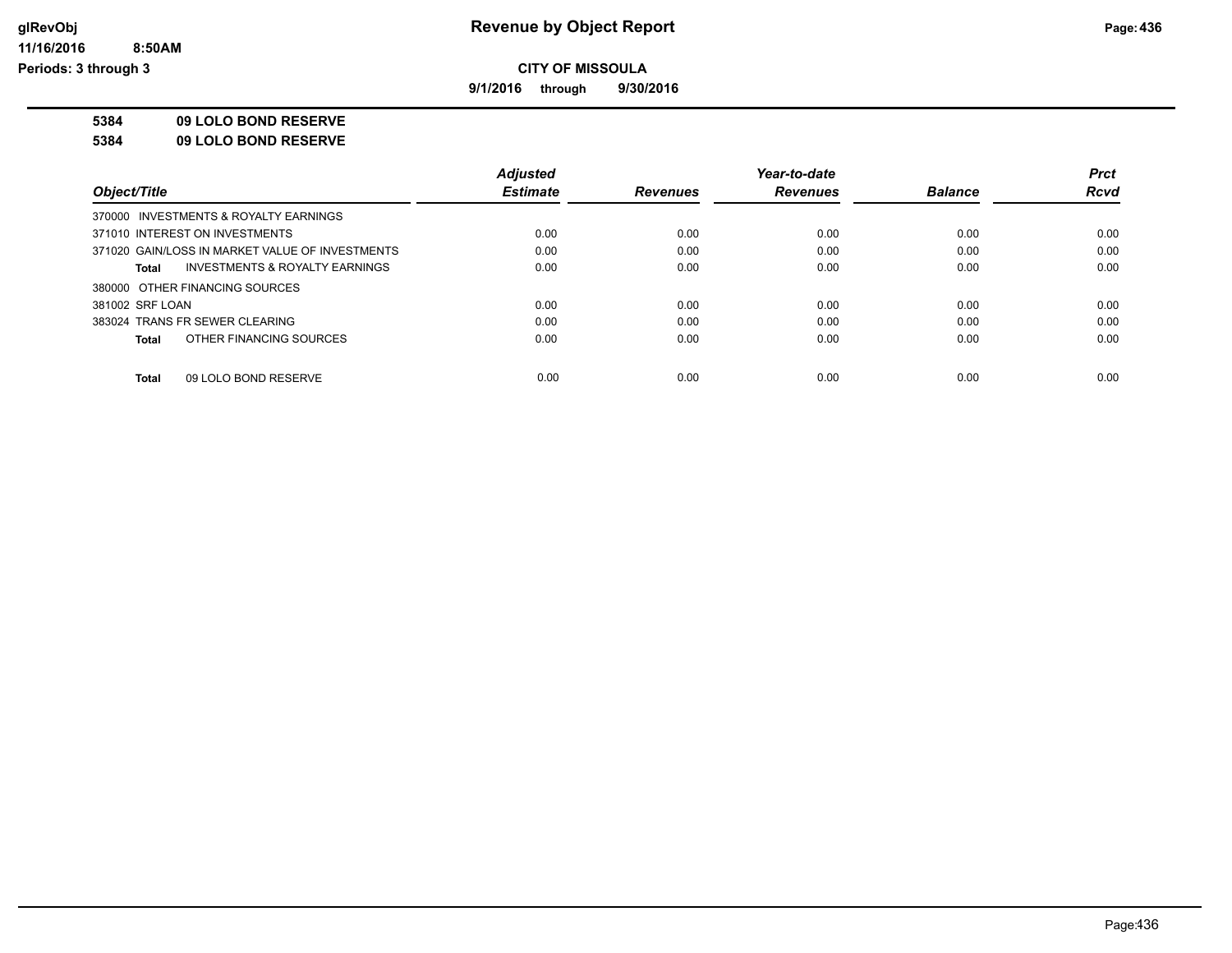# Revenue by Object Report

**CITY OF MISSOULA**

**9/1/2016 through 9/30/2016**

glRevObj
11/16/2016 8:50AM
Periods: 3 through 3

**5384 09 LOLO BOND RESERVE**

**5384 09 LOLO BOND RESERVE**

| Object/Title | Adjusted Estimate | Revenues | Year-to-date Revenues | Balance | Prct Rcvd |
|---|---|---|---|---|---|
| 370000 INVESTMENTS & ROYALTY EARNINGS | | | | | |
| 371010 INTEREST ON INVESTMENTS | 0.00 | 0.00 | 0.00 | 0.00 | 0.00 |
| 371020 GAIN/LOSS IN MARKET VALUE OF INVESTMENTS | 0.00 | 0.00 | 0.00 | 0.00 | 0.00 |
| **Total** INVESTMENTS & ROYALTY EARNINGS | 0.00 | 0.00 | 0.00 | 0.00 | 0.00 |
| 380000 OTHER FINANCING SOURCES | | | | | |
| 381002 SRF LOAN | 0.00 | 0.00 | 0.00 | 0.00 | 0.00 |
| 383024 TRANS FR SEWER CLEARING | 0.00 | 0.00 | 0.00 | 0.00 | 0.00 |
| **Total** OTHER FINANCING SOURCES | 0.00 | 0.00 | 0.00 | 0.00 | 0.00 |
| **Total** 09 LOLO BOND RESERVE | 0.00 | 0.00 | 0.00 | 0.00 | 0.00 |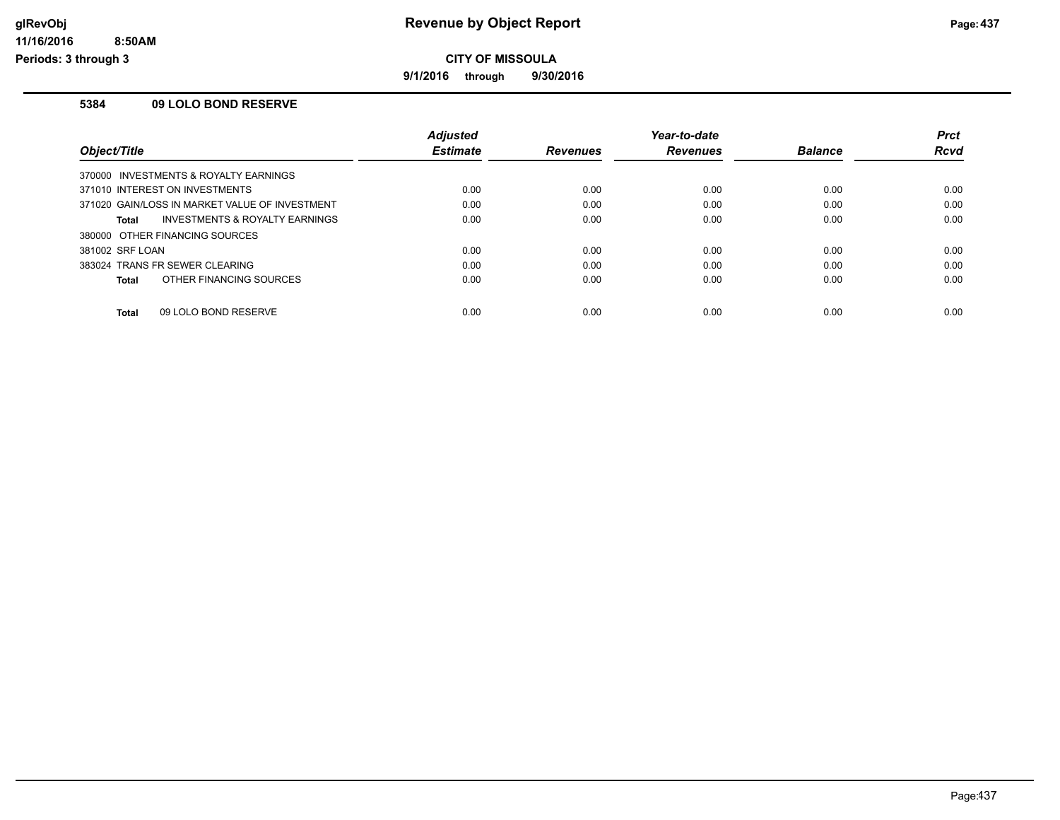# Revenue by Object Report

## CITY OF MISSOULA

9/1/2016 through 9/30/2016

glRevObj
11/16/2016 8:50AM
Periods: 3 through 3

### 5384 09 LOLO BOND RESERVE

| Object/Title | Adjusted Estimate | Revenues | Year-to-date Revenues | Balance | Prct Rcvd |
|---|---|---|---|---|---|
| 370000 INVESTMENTS & ROYALTY EARNINGS | | | | | |
| 371010 INTEREST ON INVESTMENTS | 0.00 | 0.00 | 0.00 | 0.00 | 0.00 |
| 371020 GAIN/LOSS IN MARKET VALUE OF INVESTMENT | 0.00 | 0.00 | 0.00 | 0.00 | 0.00 |
| **Total** INVESTMENTS & ROYALTY EARNINGS | 0.00 | 0.00 | 0.00 | 0.00 | 0.00 |
| 380000 OTHER FINANCING SOURCES | | | | | |
| 381002 SRF LOAN | 0.00 | 0.00 | 0.00 | 0.00 | 0.00 |
| 383024 TRANS FR SEWER CLEARING | 0.00 | 0.00 | 0.00 | 0.00 | 0.00 |
| **Total** OTHER FINANCING SOURCES | 0.00 | 0.00 | 0.00 | 0.00 | 0.00 |
| **Total** 09 LOLO BOND RESERVE | 0.00 | 0.00 | 0.00 | 0.00 | 0.00 |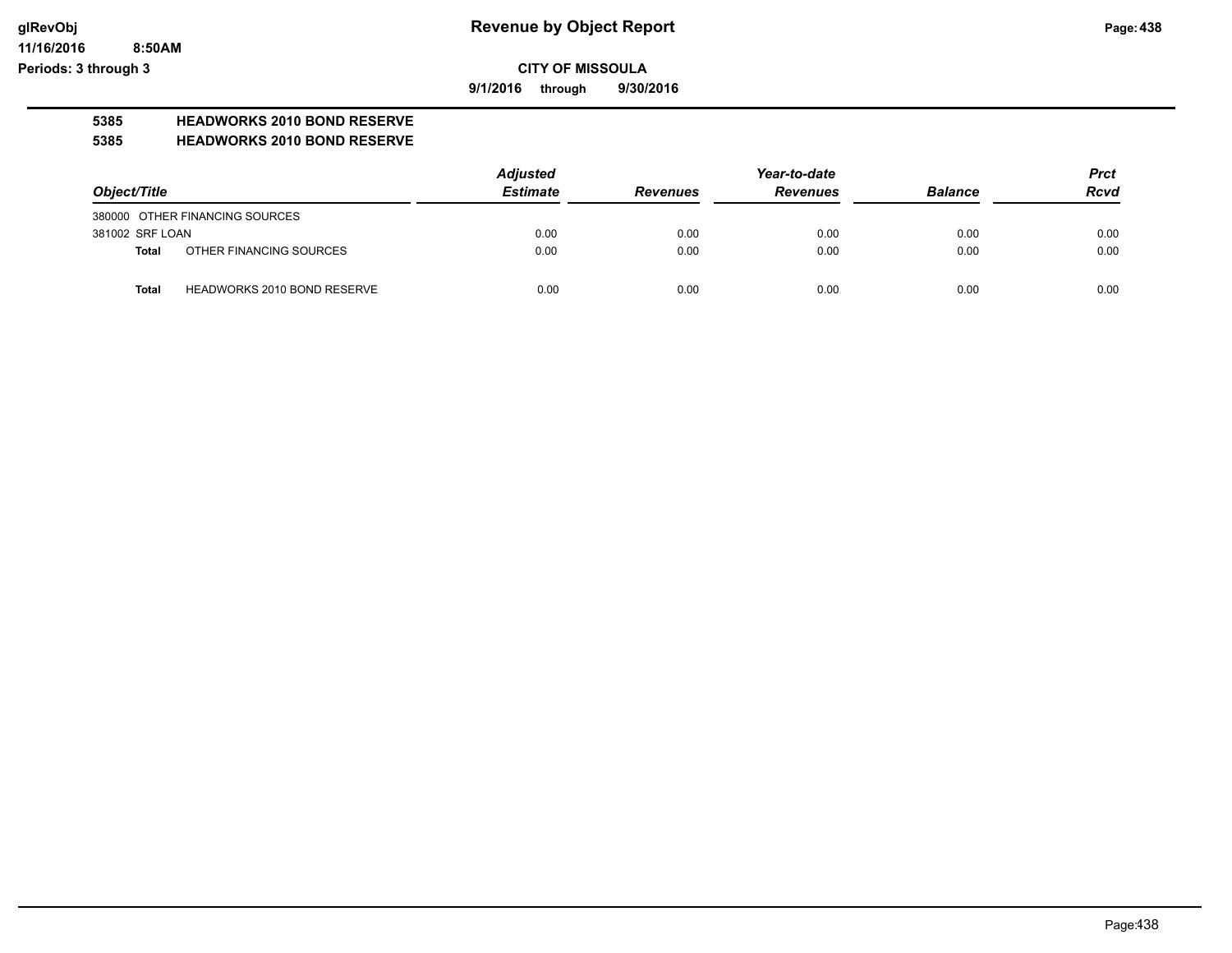# Revenue by Object Report

**CITY OF MISSOULA**

**9/1/2016 through 9/30/2016**

glRevObj
11/16/2016 8:50AM
Periods: 3 through 3

**5385 HEADWORKS 2010 BOND RESERVE**

**5385 HEADWORKS 2010 BOND RESERVE**

| Object/Title | Adjusted Estimate | Revenues | Year-to-date Revenues | Balance | Prct Rcvd |
|---|---|---|---|---|---|
| 380000 OTHER FINANCING SOURCES | | | | | |
| 381002 SRF LOAN | 0.00 | 0.00 | 0.00 | 0.00 | 0.00 |
| **Total** OTHER FINANCING SOURCES | 0.00 | 0.00 | 0.00 | 0.00 | 0.00 |
| **Total** HEADWORKS 2010 BOND RESERVE | 0.00 | 0.00 | 0.00 | 0.00 | 0.00 |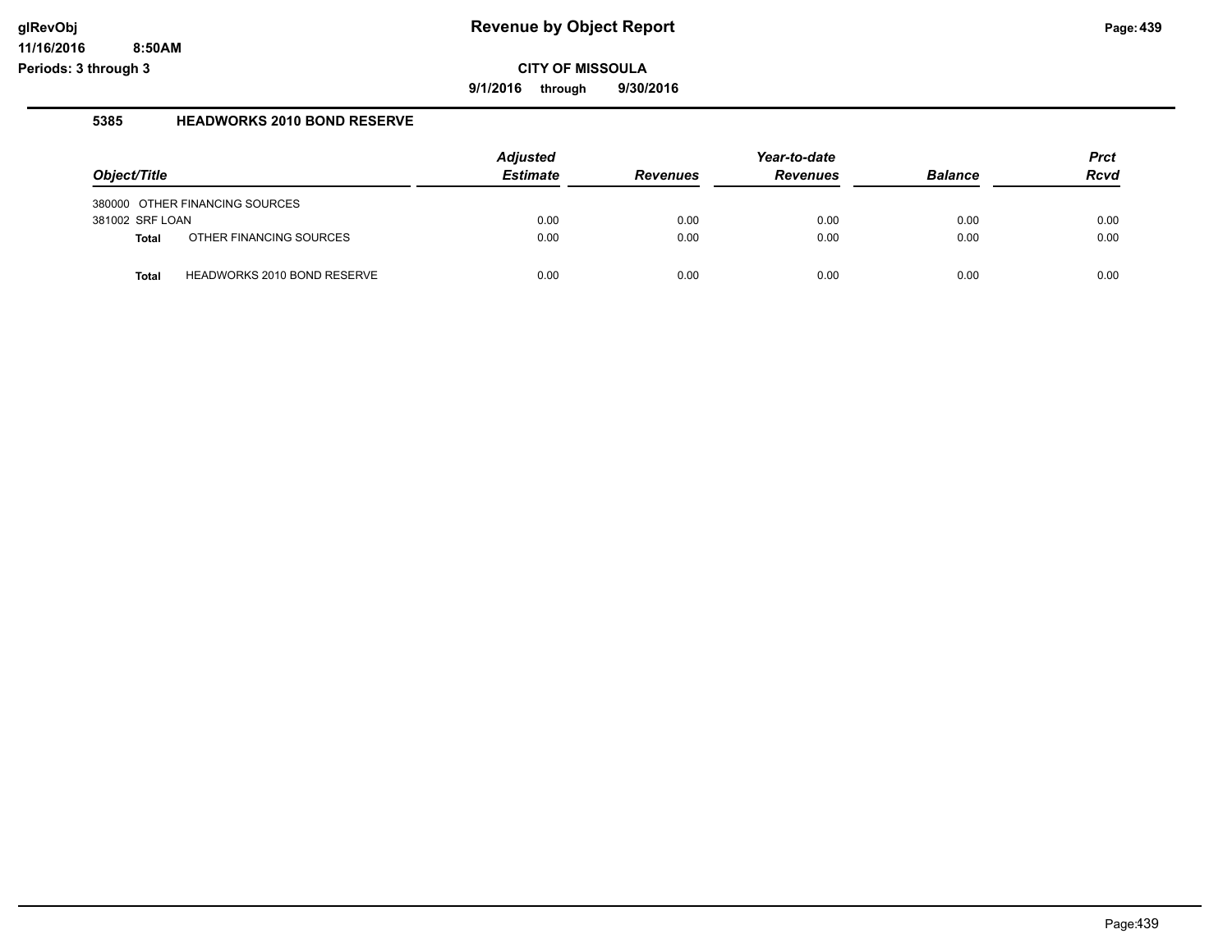# Revenue by Object Report

**CITY OF MISSOULA**

**9/1/2016 through 9/30/2016**

glRevObj
11/16/2016 8:50AM
Periods: 3 through 3

## 5385 HEADWORKS 2010 BOND RESERVE

| Object/Title | Adjusted Estimate | Revenues | Year-to-date Revenues | Balance | Prct Rcvd |
|---|---|---|---|---|---|
| 380000 OTHER FINANCING SOURCES | | | | | |
| 381002 SRF LOAN | 0.00 | 0.00 | 0.00 | 0.00 | 0.00 |
| **Total** OTHER FINANCING SOURCES | 0.00 | 0.00 | 0.00 | 0.00 | 0.00 |
| **Total** HEADWORKS 2010 BOND RESERVE | 0.00 | 0.00 | 0.00 | 0.00 | 0.00 |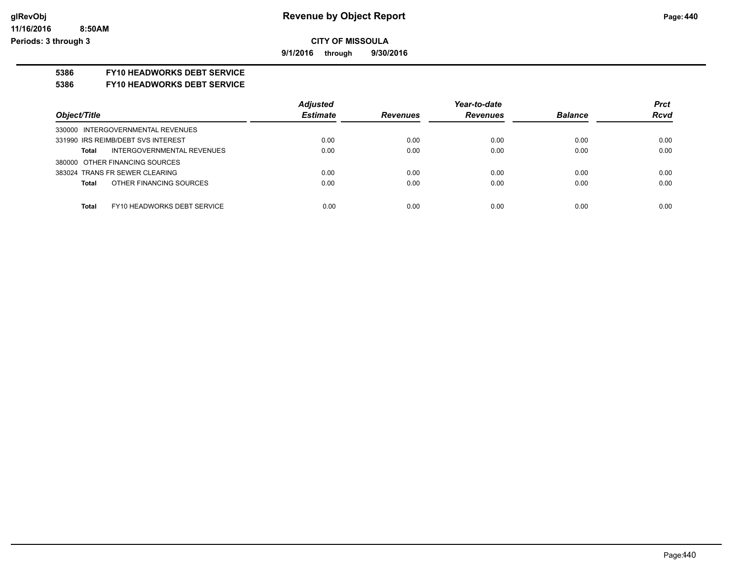**glRevObj** | **Revenue by Object Report**
**11/16/2016 8:50AM**
**Periods: 3 through 3**

**CITY OF MISSOULA**

**9/1/2016 through 9/30/2016**

**5386 FY10 HEADWORKS DEBT SERVICE**

**5386 FY10 HEADWORKS DEBT SERVICE**

| *Object/Title* | *Adjusted Estimate* | *Revenues* | *Year-to-date Revenues* | *Balance* | *Prct Rcvd* |
|---|---|---|---|---|---|
| 330000 INTERGOVERNMENTAL REVENUES | | | | | |
| 331990 IRS REIMB/DEBT SVS INTEREST | 0.00 | 0.00 | 0.00 | 0.00 | 0.00 |
| **Total** INTERGOVERNMENTAL REVENUES | 0.00 | 0.00 | 0.00 | 0.00 | 0.00 |
| 380000 OTHER FINANCING SOURCES | | | | | |
| 383024 TRANS FR SEWER CLEARING | 0.00 | 0.00 | 0.00 | 0.00 | 0.00 |
| **Total** OTHER FINANCING SOURCES | 0.00 | 0.00 | 0.00 | 0.00 | 0.00 |
| **Total** FY10 HEADWORKS DEBT SERVICE | 0.00 | 0.00 | 0.00 | 0.00 | 0.00 |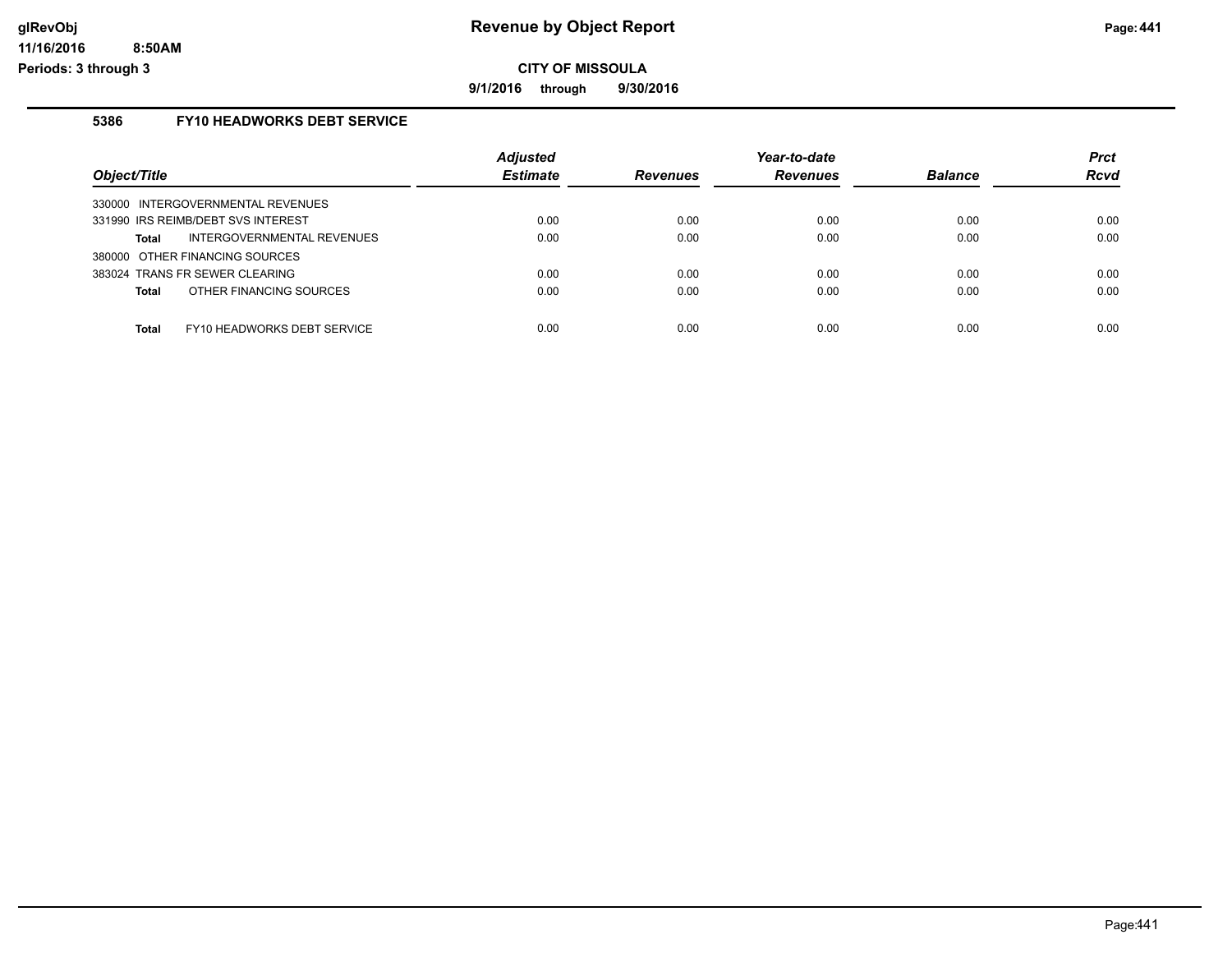# Revenue by Object Report

**CITY OF MISSOULA**

**9/1/2016 through 9/30/2016**

glRevObj
11/16/2016 8:50AM
Periods: 3 through 3

### 5386 FY10 HEADWORKS DEBT SERVICE

| Object/Title | Adjusted Estimate | Revenues | Year-to-date Revenues | Balance | Prct Rcvd |
|---|---|---|---|---|---|
| 330000 INTERGOVERNMENTAL REVENUES | | | | | |
| 331990 IRS REIMB/DEBT SVS INTEREST | 0.00 | 0.00 | 0.00 | 0.00 | 0.00 |
| **Total** INTERGOVERNMENTAL REVENUES | 0.00 | 0.00 | 0.00 | 0.00 | 0.00 |
| 380000 OTHER FINANCING SOURCES | | | | | |
| 383024 TRANS FR SEWER CLEARING | 0.00 | 0.00 | 0.00 | 0.00 | 0.00 |
| **Total** OTHER FINANCING SOURCES | 0.00 | 0.00 | 0.00 | 0.00 | 0.00 |
| **Total** FY10 HEADWORKS DEBT SERVICE | 0.00 | 0.00 | 0.00 | 0.00 | 0.00 |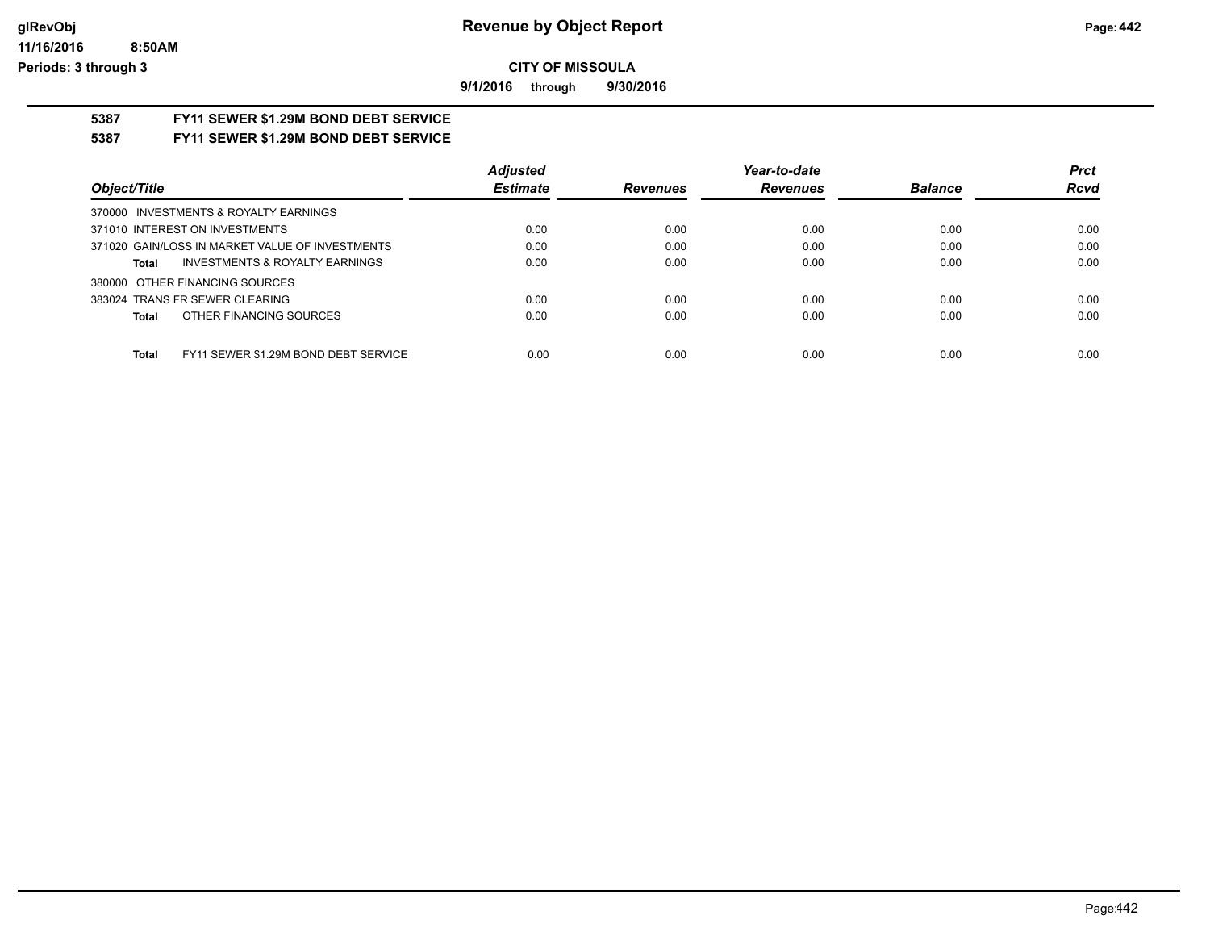**CITY OF MISSOULA**

**9/1/2016 through 9/30/2016**

## 5387 FY11 SEWER $1.29M BOND DEBT SERVICE

## 5387 FY11 SEWER $1.29M BOND DEBT SERVICE

| Object/Title | Adjusted Estimate | Revenues | Year-to-date Revenues | Balance | Prct Rcvd |
|---|---|---|---|---|---|
| 370000 INVESTMENTS & ROYALTY EARNINGS | | | | | |
| 371010 INTEREST ON INVESTMENTS | 0.00 | 0.00 | 0.00 | 0.00 | 0.00 |
| 371020 GAIN/LOSS IN MARKET VALUE OF INVESTMENTS | 0.00 | 0.00 | 0.00 | 0.00 | 0.00 |
| **Total** INVESTMENTS & ROYALTY EARNINGS | 0.00 | 0.00 | 0.00 | 0.00 | 0.00 |
| 380000 OTHER FINANCING SOURCES | | | | | |
| 383024 TRANS FR SEWER CLEARING | 0.00 | 0.00 | 0.00 | 0.00 | 0.00 |
| **Total** OTHER FINANCING SOURCES | 0.00 | 0.00 | 0.00 | 0.00 | 0.00 |
| **Total** FY11 SEWER $1.29M BOND DEBT SERVICE | 0.00 | 0.00 | 0.00 | 0.00 | 0.00 |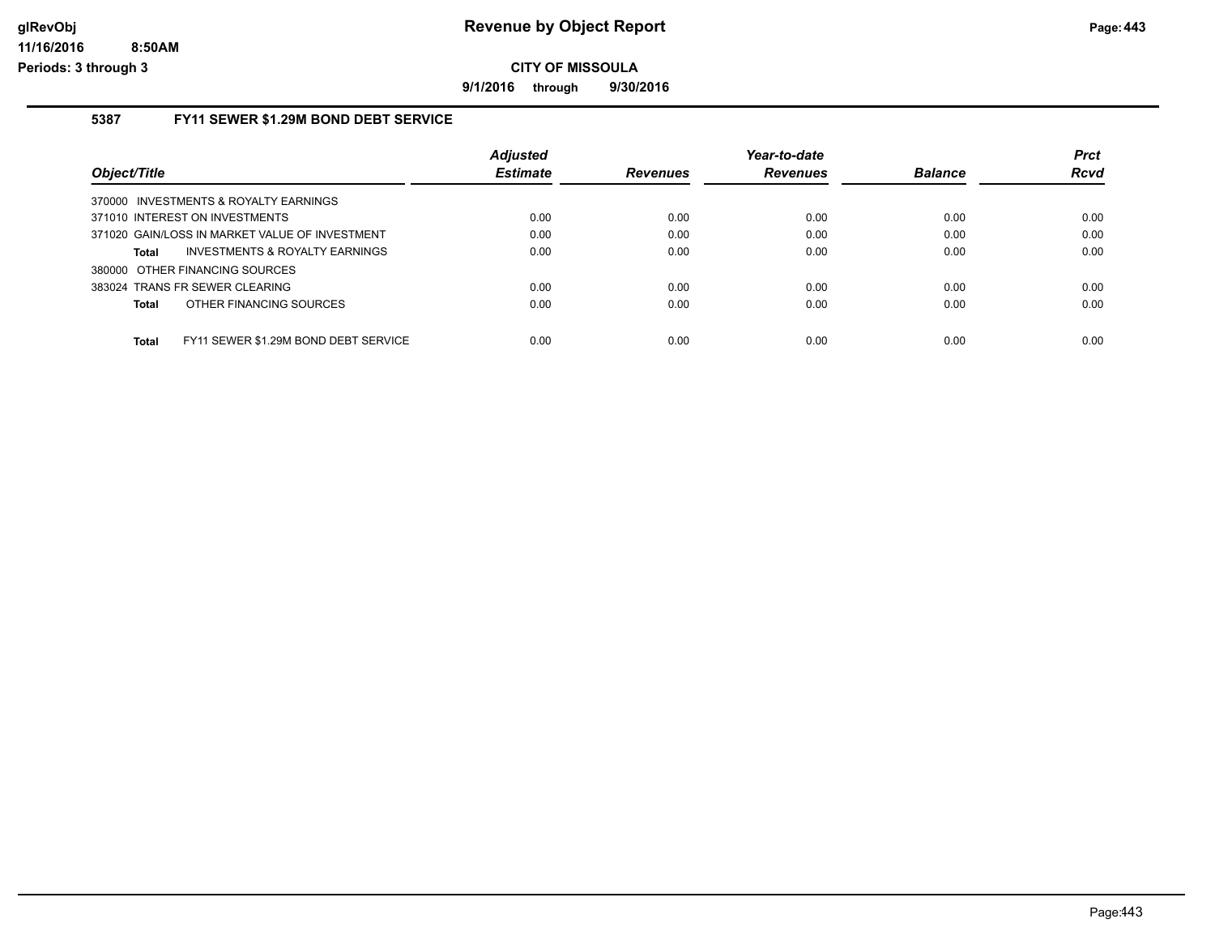# Revenue by Object Report

## CITY OF MISSOULA

**9/1/2016 through 9/30/2016**

### 5387 FY11 SEWER $1.29M BOND DEBT SERVICE

| Object/Title | Adjusted Estimate | Revenues | Year-to-date Revenues | Balance | Prct Rcvd |
|---|---|---|---|---|---|
| 370000 INVESTMENTS & ROYALTY EARNINGS | | | | | |
| 371010 INTEREST ON INVESTMENTS | 0.00 | 0.00 | 0.00 | 0.00 | 0.00 |
| 371020 GAIN/LOSS IN MARKET VALUE OF INVESTMENT | 0.00 | 0.00 | 0.00 | 0.00 | 0.00 |
| **Total** INVESTMENTS & ROYALTY EARNINGS | 0.00 | 0.00 | 0.00 | 0.00 | 0.00 |
| 380000 OTHER FINANCING SOURCES | | | | | |
| 383024 TRANS FR SEWER CLEARING | 0.00 | 0.00 | 0.00 | 0.00 | 0.00 |
| **Total** OTHER FINANCING SOURCES | 0.00 | 0.00 | 0.00 | 0.00 | 0.00 |
| **Total** FY11 SEWER $1.29M BOND DEBT SERVICE | 0.00 | 0.00 | 0.00 | 0.00 | 0.00 |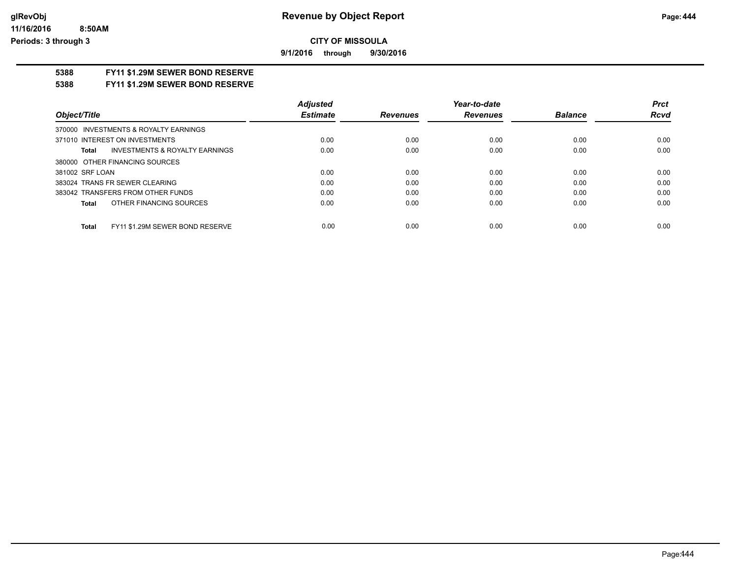**Revenue by Object Report**

**CITY OF MISSOULA**

**9/1/2016 through 9/30/2016**

glRevObj
11/16/2016 8:50AM
Periods: 3 through 3

## 5388 FY11 $1.29M SEWER BOND RESERVE
## 5388 FY11 $1.29M SEWER BOND RESERVE

| Object/Title | Adjusted Estimate | Revenues | Year-to-date Revenues | Balance | Prct Rcvd |
|---|---|---|---|---|---|
| 370000 INVESTMENTS & ROYALTY EARNINGS | | | | | |
| 371010 INTEREST ON INVESTMENTS | 0.00 | 0.00 | 0.00 | 0.00 | 0.00 |
| **Total** INVESTMENTS & ROYALTY EARNINGS | 0.00 | 0.00 | 0.00 | 0.00 | 0.00 |
| 380000 OTHER FINANCING SOURCES | | | | | |
| 381002 SRF LOAN | 0.00 | 0.00 | 0.00 | 0.00 | 0.00 |
| 383024 TRANS FR SEWER CLEARING | 0.00 | 0.00 | 0.00 | 0.00 | 0.00 |
| 383042 TRANSFERS FROM OTHER FUNDS | 0.00 | 0.00 | 0.00 | 0.00 | 0.00 |
| **Total** OTHER FINANCING SOURCES | 0.00 | 0.00 | 0.00 | 0.00 | 0.00 |
| **Total** FY11 $1.29M SEWER BOND RESERVE | 0.00 | 0.00 | 0.00 | 0.00 | 0.00 |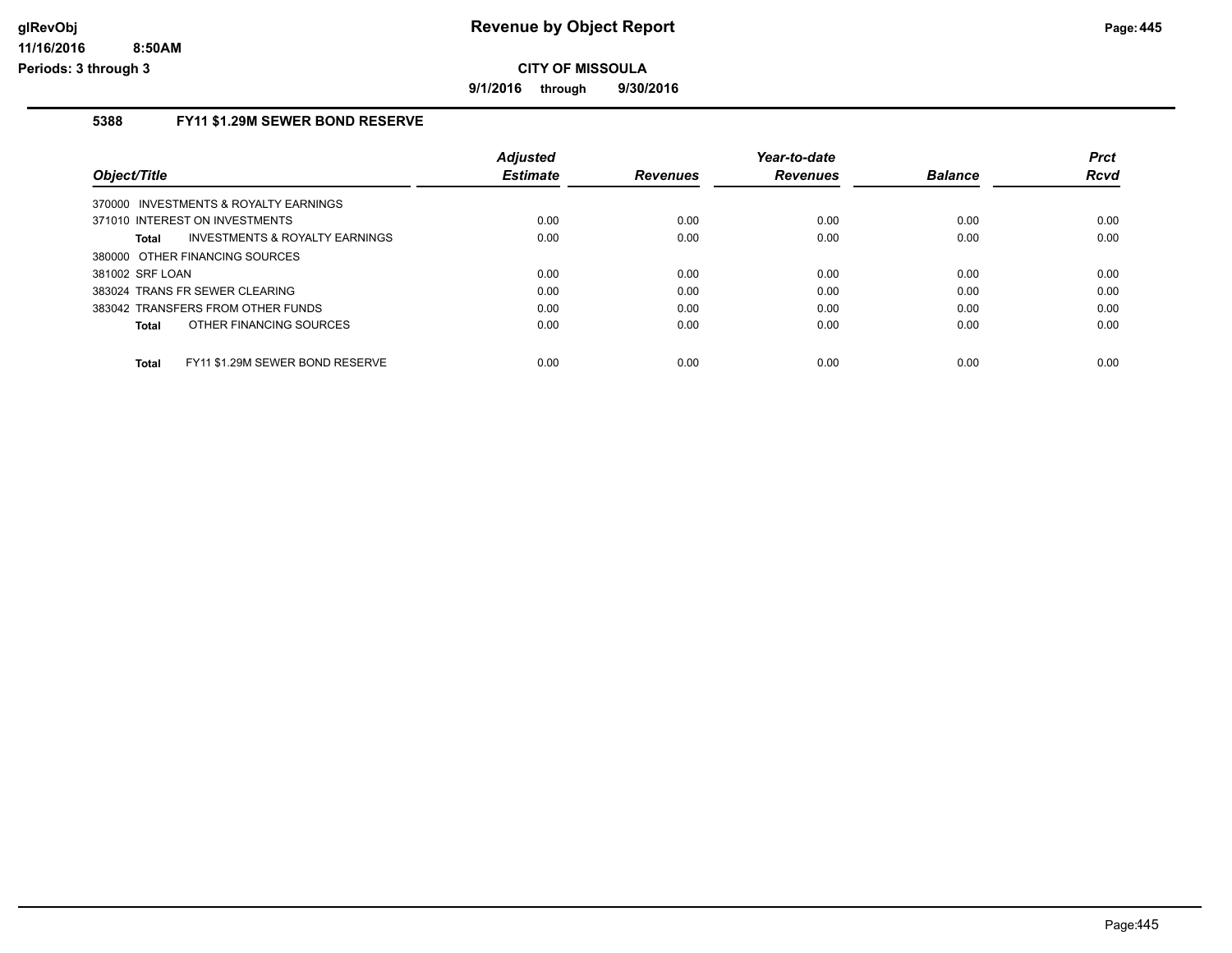# Revenue by Object Report

**CITY OF MISSOULA**

**9/1/2016 through 9/30/2016**

glRevObj
11/16/2016 8:50AM
Periods: 3 through 3

## 5388 FY11 $1.29M SEWER BOND RESERVE

| Object/Title | Adjusted Estimate | Revenues | Year-to-date Revenues | Balance | Prct Rcvd |
|---|---|---|---|---|---|
| 370000 INVESTMENTS & ROYALTY EARNINGS | | | | | |
| 371010 INTEREST ON INVESTMENTS | 0.00 | 0.00 | 0.00 | 0.00 | 0.00 |
| **Total** INVESTMENTS & ROYALTY EARNINGS | 0.00 | 0.00 | 0.00 | 0.00 | 0.00 |
| 380000 OTHER FINANCING SOURCES | | | | | |
| 381002 SRF LOAN | 0.00 | 0.00 | 0.00 | 0.00 | 0.00 |
| 383024 TRANS FR SEWER CLEARING | 0.00 | 0.00 | 0.00 | 0.00 | 0.00 |
| 383042 TRANSFERS FROM OTHER FUNDS | 0.00 | 0.00 | 0.00 | 0.00 | 0.00 |
| **Total** OTHER FINANCING SOURCES | 0.00 | 0.00 | 0.00 | 0.00 | 0.00 |
| **Total** FY11 $1.29M SEWER BOND RESERVE | 0.00 | 0.00 | 0.00 | 0.00 | 0.00 |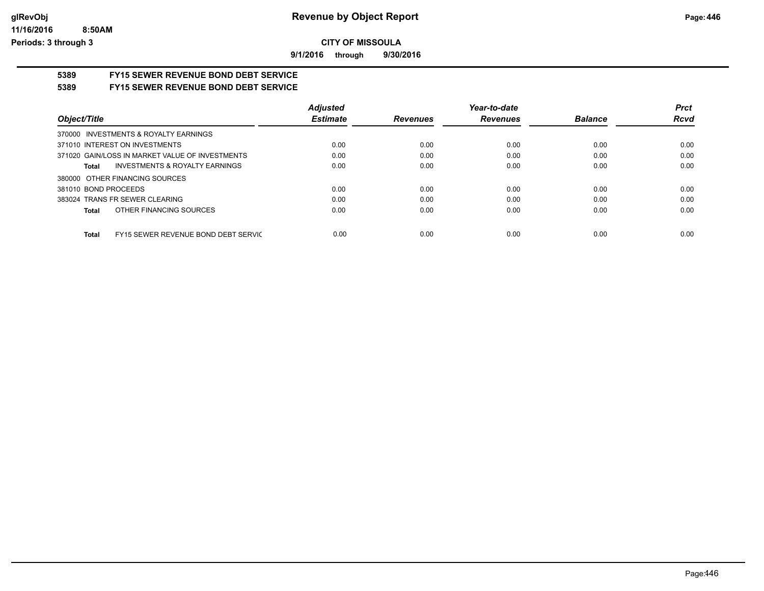## Revenue by Object Report

**CITY OF MISSOULA**

**9/1/2016 through 9/30/2016**

glRevObj
11/16/2016 8:50AM
Periods: 3 through 3

**5389 FY15 SEWER REVENUE BOND DEBT SERVICE**

**5389 FY15 SEWER REVENUE BOND DEBT SERVICE**

| Object/Title | Adjusted Estimate | Revenues | Year-to-date Revenues | Balance | Prct Rcvd |
|---|---|---|---|---|---|
| 370000 INVESTMENTS & ROYALTY EARNINGS | | | | | |
| 371010 INTEREST ON INVESTMENTS | 0.00 | 0.00 | 0.00 | 0.00 | 0.00 |
| 371020 GAIN/LOSS IN MARKET VALUE OF INVESTMENTS | 0.00 | 0.00 | 0.00 | 0.00 | 0.00 |
| **Total** INVESTMENTS & ROYALTY EARNINGS | 0.00 | 0.00 | 0.00 | 0.00 | 0.00 |
| 380000 OTHER FINANCING SOURCES | | | | | |
| 381010 BOND PROCEEDS | 0.00 | 0.00 | 0.00 | 0.00 | 0.00 |
| 383024 TRANS FR SEWER CLEARING | 0.00 | 0.00 | 0.00 | 0.00 | 0.00 |
| **Total** OTHER FINANCING SOURCES | 0.00 | 0.00 | 0.00 | 0.00 | 0.00 |
| **Total** FY15 SEWER REVENUE BOND DEBT SERVIC | 0.00 | 0.00 | 0.00 | 0.00 | 0.00 |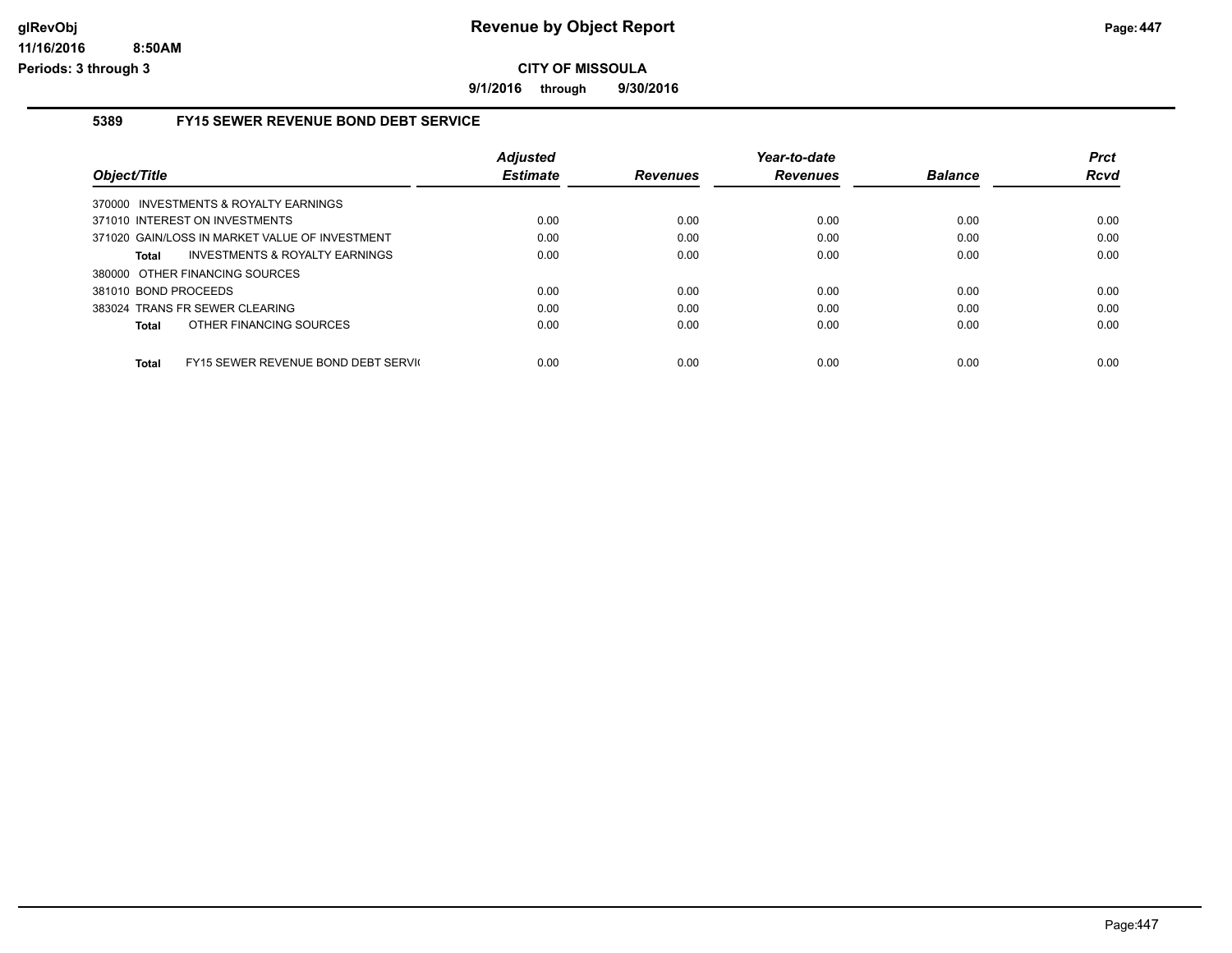# Revenue by Object Report

**CITY OF MISSOULA**

**9/1/2016 through 9/30/2016**

glRevObj
11/16/2016 8:50AM
Periods: 3 through 3

### 5389 FY15 SEWER REVENUE BOND DEBT SERVICE

| Object/Title | Adjusted Estimate | Revenues | Year-to-date Revenues | Balance | Prct Rcvd |
|---|---|---|---|---|---|
| 370000 INVESTMENTS & ROYALTY EARNINGS | | | | | |
| 371010 INTEREST ON INVESTMENTS | 0.00 | 0.00 | 0.00 | 0.00 | 0.00 |
| 371020 GAIN/LOSS IN MARKET VALUE OF INVESTMENT | 0.00 | 0.00 | 0.00 | 0.00 | 0.00 |
| **Total** INVESTMENTS & ROYALTY EARNINGS | 0.00 | 0.00 | 0.00 | 0.00 | 0.00 |
| 380000 OTHER FINANCING SOURCES | | | | | |
| 381010 BOND PROCEEDS | 0.00 | 0.00 | 0.00 | 0.00 | 0.00 |
| 383024 TRANS FR SEWER CLEARING | 0.00 | 0.00 | 0.00 | 0.00 | 0.00 |
| **Total** OTHER FINANCING SOURCES | 0.00 | 0.00 | 0.00 | 0.00 | 0.00 |
| **Total** FY15 SEWER REVENUE BOND DEBT SERVI( | 0.00 | 0.00 | 0.00 | 0.00 | 0.00 |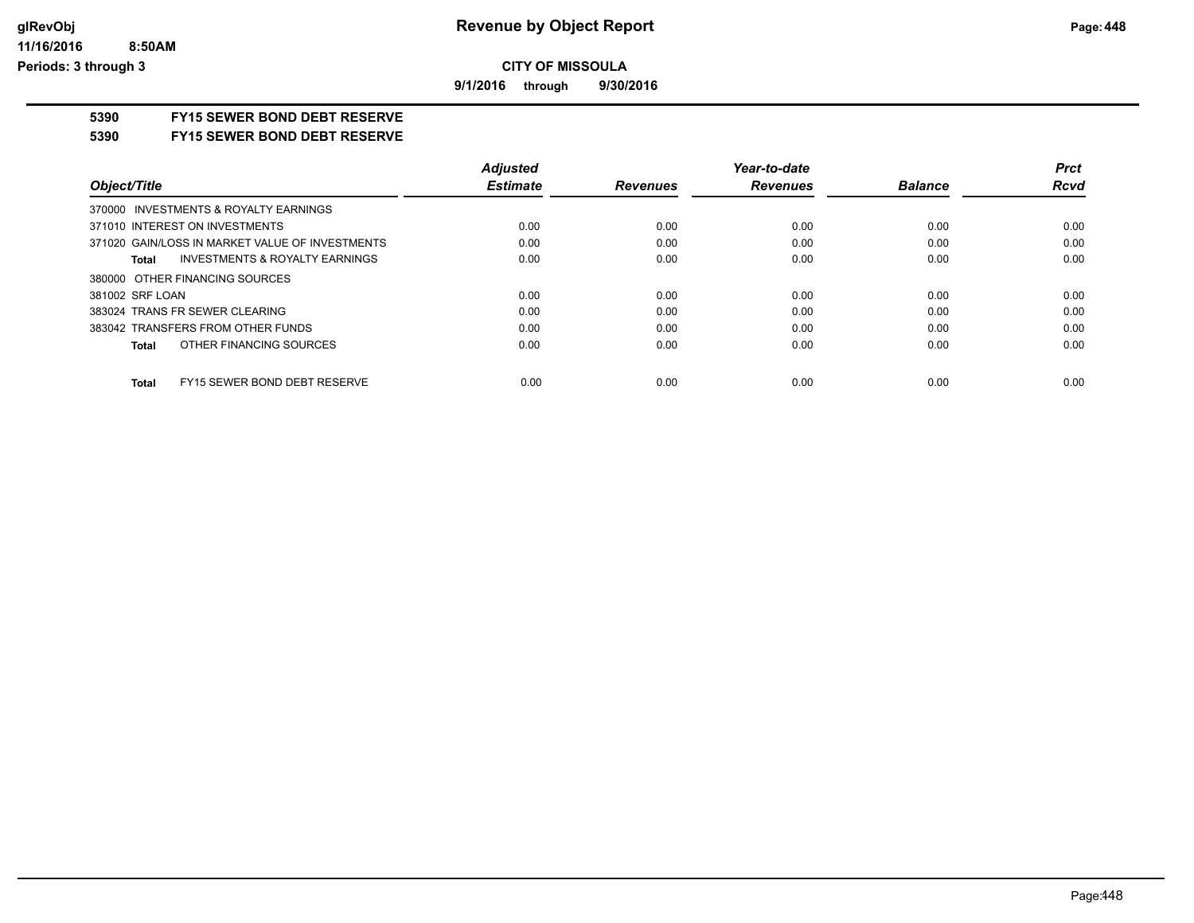# Revenue by Object Report

## CITY OF MISSOULA

**9/1/2016 through 9/30/2016**

glRevObj
11/16/2016 8:50AM
Periods: 3 through 3

### 5390 FY15 SEWER BOND DEBT RESERVE

### 5390 FY15 SEWER BOND DEBT RESERVE

| Object/Title | Adjusted Estimate | Revenues | Year-to-date Revenues | Balance | Prct Rcvd |
|---|---|---|---|---|---|
| 370000 INVESTMENTS & ROYALTY EARNINGS | | | | | |
| 371010 INTEREST ON INVESTMENTS | 0.00 | 0.00 | 0.00 | 0.00 | 0.00 |
| 371020 GAIN/LOSS IN MARKET VALUE OF INVESTMENTS | 0.00 | 0.00 | 0.00 | 0.00 | 0.00 |
| **Total** INVESTMENTS & ROYALTY EARNINGS | 0.00 | 0.00 | 0.00 | 0.00 | 0.00 |
| 380000 OTHER FINANCING SOURCES | | | | | |
| 381002 SRF LOAN | 0.00 | 0.00 | 0.00 | 0.00 | 0.00 |
| 383024 TRANS FR SEWER CLEARING | 0.00 | 0.00 | 0.00 | 0.00 | 0.00 |
| 383042 TRANSFERS FROM OTHER FUNDS | 0.00 | 0.00 | 0.00 | 0.00 | 0.00 |
| **Total** OTHER FINANCING SOURCES | 0.00 | 0.00 | 0.00 | 0.00 | 0.00 |
| **Total** FY15 SEWER BOND DEBT RESERVE | 0.00 | 0.00 | 0.00 | 0.00 | 0.00 |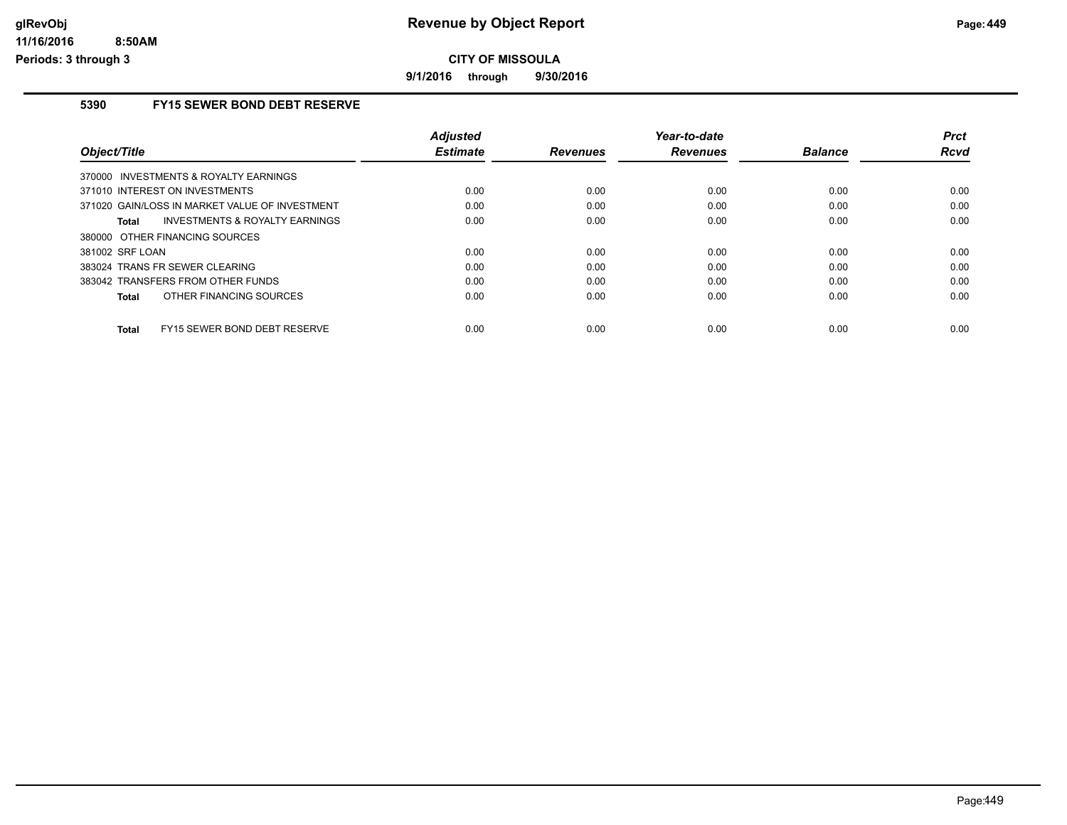# Revenue by Object Report

## CITY OF MISSOULA

**9/1/2016 through 9/30/2016**

glRevObj
11/16/2016 8:50AM
Periods: 3 through 3

### 5390 FY15 SEWER BOND DEBT RESERVE

| Object/Title | Adjusted Estimate | Revenues | Year-to-date Revenues | Balance | Prct Rcvd |
|---|---|---|---|---|---|
| 370000 INVESTMENTS & ROYALTY EARNINGS | | | | | |
| 371010 INTEREST ON INVESTMENTS | 0.00 | 0.00 | 0.00 | 0.00 | 0.00 |
| 371020 GAIN/LOSS IN MARKET VALUE OF INVESTMENT | 0.00 | 0.00 | 0.00 | 0.00 | 0.00 |
| **Total** INVESTMENTS & ROYALTY EARNINGS | 0.00 | 0.00 | 0.00 | 0.00 | 0.00 |
| 380000 OTHER FINANCING SOURCES | | | | | |
| 381002 SRF LOAN | 0.00 | 0.00 | 0.00 | 0.00 | 0.00 |
| 383024 TRANS FR SEWER CLEARING | 0.00 | 0.00 | 0.00 | 0.00 | 0.00 |
| 383042 TRANSFERS FROM OTHER FUNDS | 0.00 | 0.00 | 0.00 | 0.00 | 0.00 |
| **Total** OTHER FINANCING SOURCES | 0.00 | 0.00 | 0.00 | 0.00 | 0.00 |
| **Total** FY15 SEWER BOND DEBT RESERVE | 0.00 | 0.00 | 0.00 | 0.00 | 0.00 |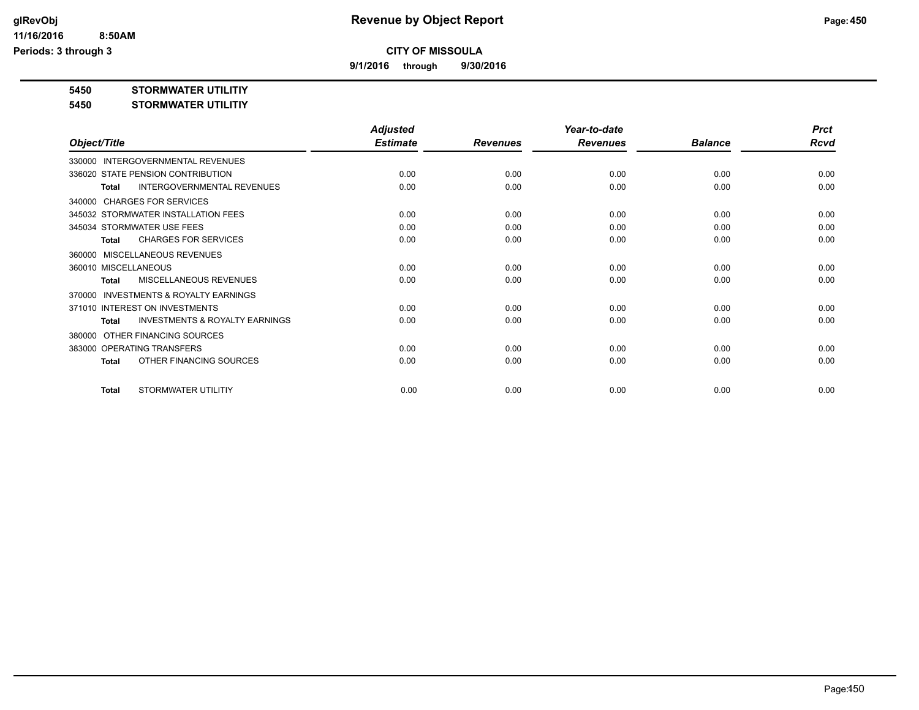# Revenue by Object Report

**CITY OF MISSOULA**

**9/1/2016 through 9/30/2016**

glRevObj
11/16/2016 8:50AM
Periods: 3 through 3

**5450 STORMWATER UTILITIY**

**5450 STORMWATER UTILITIY**

| Object/Title | Adjusted Estimate | Revenues | Year-to-date Revenues | Balance | Prct Rcvd |
|---|---|---|---|---|---|
| 330000 INTERGOVERNMENTAL REVENUES | | | | | |
| 336020 STATE PENSION CONTRIBUTION | 0.00 | 0.00 | 0.00 | 0.00 | 0.00 |
| **Total** INTERGOVERNMENTAL REVENUES | 0.00 | 0.00 | 0.00 | 0.00 | 0.00 |
| 340000 CHARGES FOR SERVICES | | | | | |
| 345032 STORMWATER INSTALLATION FEES | 0.00 | 0.00 | 0.00 | 0.00 | 0.00 |
| 345034 STORMWATER USE FEES | 0.00 | 0.00 | 0.00 | 0.00 | 0.00 |
| **Total** CHARGES FOR SERVICES | 0.00 | 0.00 | 0.00 | 0.00 | 0.00 |
| 360000 MISCELLANEOUS REVENUES | | | | | |
| 360010 MISCELLANEOUS | 0.00 | 0.00 | 0.00 | 0.00 | 0.00 |
| **Total** MISCELLANEOUS REVENUES | 0.00 | 0.00 | 0.00 | 0.00 | 0.00 |
| 370000 INVESTMENTS & ROYALTY EARNINGS | | | | | |
| 371010 INTEREST ON INVESTMENTS | 0.00 | 0.00 | 0.00 | 0.00 | 0.00 |
| **Total** INVESTMENTS & ROYALTY EARNINGS | 0.00 | 0.00 | 0.00 | 0.00 | 0.00 |
| 380000 OTHER FINANCING SOURCES | | | | | |
| 383000 OPERATING TRANSFERS | 0.00 | 0.00 | 0.00 | 0.00 | 0.00 |
| **Total** OTHER FINANCING SOURCES | 0.00 | 0.00 | 0.00 | 0.00 | 0.00 |
| **Total** STORMWATER UTILITIY | 0.00 | 0.00 | 0.00 | 0.00 | 0.00 |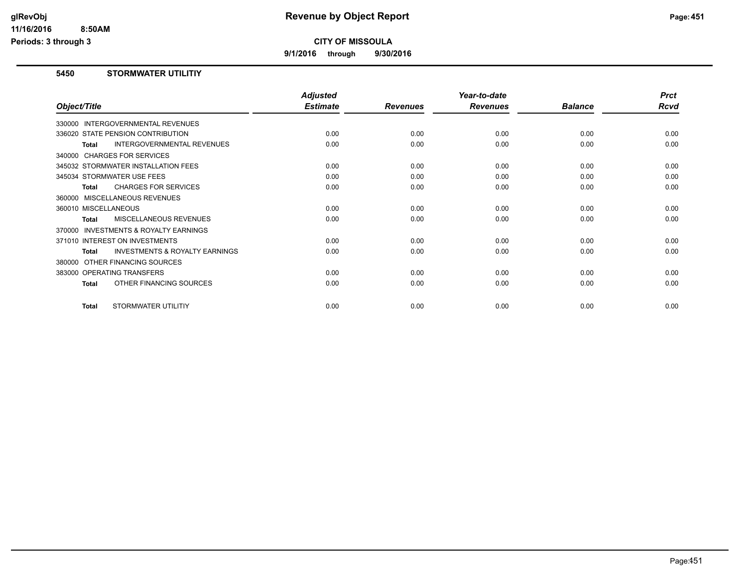# Revenue by Object Report

**CITY OF MISSOULA**

**9/1/2016 through 9/30/2016**

glRevObj
11/16/2016 8:50AM
Periods: 3 through 3

## 5450 STORMWATER UTILITIY

| Object/Title | Adjusted Estimate | Revenues | Year-to-date Revenues | Balance | Prct Rcvd |
|---|---|---|---|---|---|
| 330000 INTERGOVERNMENTAL REVENUES | | | | | |
| 336020 STATE PENSION CONTRIBUTION | 0.00 | 0.00 | 0.00 | 0.00 | 0.00 |
| **Total** INTERGOVERNMENTAL REVENUES | 0.00 | 0.00 | 0.00 | 0.00 | 0.00 |
| 340000 CHARGES FOR SERVICES | | | | | |
| 345032 STORMWATER INSTALLATION FEES | 0.00 | 0.00 | 0.00 | 0.00 | 0.00 |
| 345034 STORMWATER USE FEES | 0.00 | 0.00 | 0.00 | 0.00 | 0.00 |
| **Total** CHARGES FOR SERVICES | 0.00 | 0.00 | 0.00 | 0.00 | 0.00 |
| 360000 MISCELLANEOUS REVENUES | | | | | |
| 360010 MISCELLANEOUS | 0.00 | 0.00 | 0.00 | 0.00 | 0.00 |
| **Total** MISCELLANEOUS REVENUES | 0.00 | 0.00 | 0.00 | 0.00 | 0.00 |
| 370000 INVESTMENTS & ROYALTY EARNINGS | | | | | |
| 371010 INTEREST ON INVESTMENTS | 0.00 | 0.00 | 0.00 | 0.00 | 0.00 |
| **Total** INVESTMENTS & ROYALTY EARNINGS | 0.00 | 0.00 | 0.00 | 0.00 | 0.00 |
| 380000 OTHER FINANCING SOURCES | | | | | |
| 383000 OPERATING TRANSFERS | 0.00 | 0.00 | 0.00 | 0.00 | 0.00 |
| **Total** OTHER FINANCING SOURCES | 0.00 | 0.00 | 0.00 | 0.00 | 0.00 |
| **Total** STORMWATER UTILITIY | 0.00 | 0.00 | 0.00 | 0.00 | 0.00 |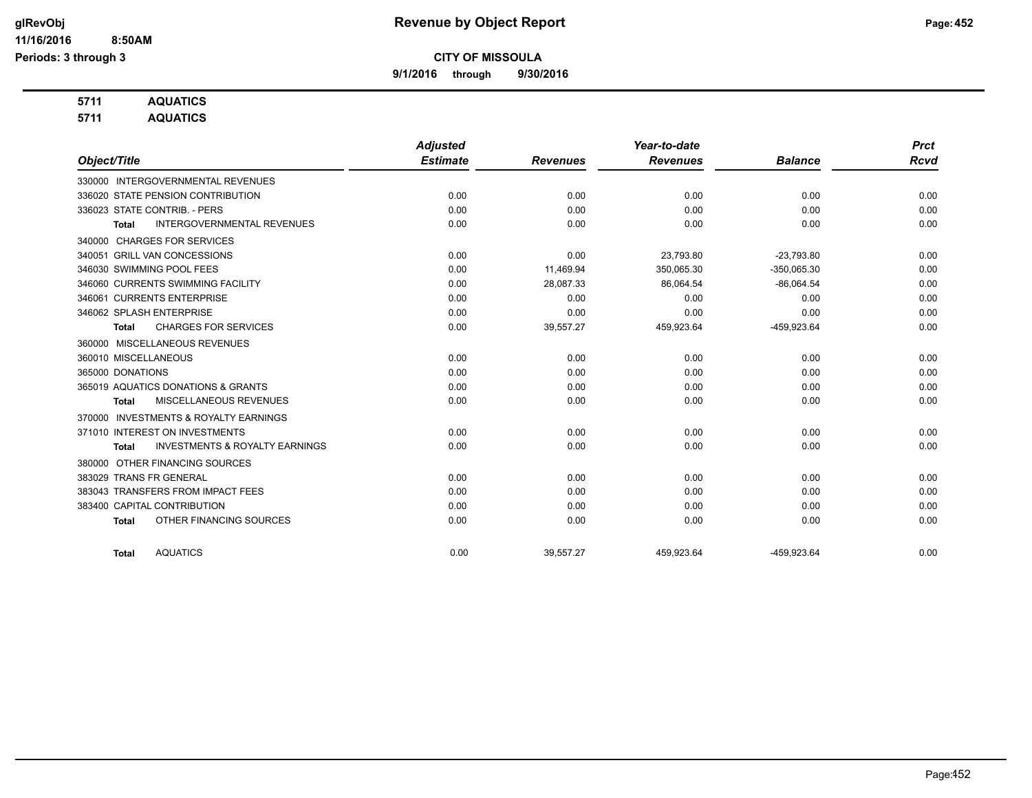# Revenue by Object Report

**CITY OF MISSOULA**

**9/1/2016 through 9/30/2016**

glRevObj
11/16/2016 8:50AM
Periods: 3 through 3

**5711 AQUATICS**
**5711 AQUATICS**

| Object/Title | Adjusted Estimate | Revenues | Year-to-date Revenues | Balance | Prct Rcvd |
|---|---|---|---|---|---|
| 330000 INTERGOVERNMENTAL REVENUES | | | | | |
| 336020 STATE PENSION CONTRIBUTION | 0.00 | 0.00 | 0.00 | 0.00 | 0.00 |
| 336023 STATE CONTRIB. - PERS | 0.00 | 0.00 | 0.00 | 0.00 | 0.00 |
| **Total** INTERGOVERNMENTAL REVENUES | 0.00 | 0.00 | 0.00 | 0.00 | 0.00 |
| 340000 CHARGES FOR SERVICES | | | | | |
| 340051 GRILL VAN CONCESSIONS | 0.00 | 0.00 | 23,793.80 | -23,793.80 | 0.00 |
| 346030 SWIMMING POOL FEES | 0.00 | 11,469.94 | 350,065.30 | -350,065.30 | 0.00 |
| 346060 CURRENTS SWIMMING FACILITY | 0.00 | 28,087.33 | 86,064.54 | -86,064.54 | 0.00 |
| 346061 CURRENTS ENTERPRISE | 0.00 | 0.00 | 0.00 | 0.00 | 0.00 |
| 346062 SPLASH ENTERPRISE | 0.00 | 0.00 | 0.00 | 0.00 | 0.00 |
| **Total** CHARGES FOR SERVICES | 0.00 | 39,557.27 | 459,923.64 | -459,923.64 | 0.00 |
| 360000 MISCELLANEOUS REVENUES | | | | | |
| 360010 MISCELLANEOUS | 0.00 | 0.00 | 0.00 | 0.00 | 0.00 |
| 365000 DONATIONS | 0.00 | 0.00 | 0.00 | 0.00 | 0.00 |
| 365019 AQUATICS DONATIONS & GRANTS | 0.00 | 0.00 | 0.00 | 0.00 | 0.00 |
| **Total** MISCELLANEOUS REVENUES | 0.00 | 0.00 | 0.00 | 0.00 | 0.00 |
| 370000 INVESTMENTS & ROYALTY EARNINGS | | | | | |
| 371010 INTEREST ON INVESTMENTS | 0.00 | 0.00 | 0.00 | 0.00 | 0.00 |
| **Total** INVESTMENTS & ROYALTY EARNINGS | 0.00 | 0.00 | 0.00 | 0.00 | 0.00 |
| 380000 OTHER FINANCING SOURCES | | | | | |
| 383029 TRANS FR GENERAL | 0.00 | 0.00 | 0.00 | 0.00 | 0.00 |
| 383043 TRANSFERS FROM IMPACT FEES | 0.00 | 0.00 | 0.00 | 0.00 | 0.00 |
| 383400 CAPITAL CONTRIBUTION | 0.00 | 0.00 | 0.00 | 0.00 | 0.00 |
| **Total** OTHER FINANCING SOURCES | 0.00 | 0.00 | 0.00 | 0.00 | 0.00 |
| **Total** AQUATICS | 0.00 | 39,557.27 | 459,923.64 | -459,923.64 | 0.00 |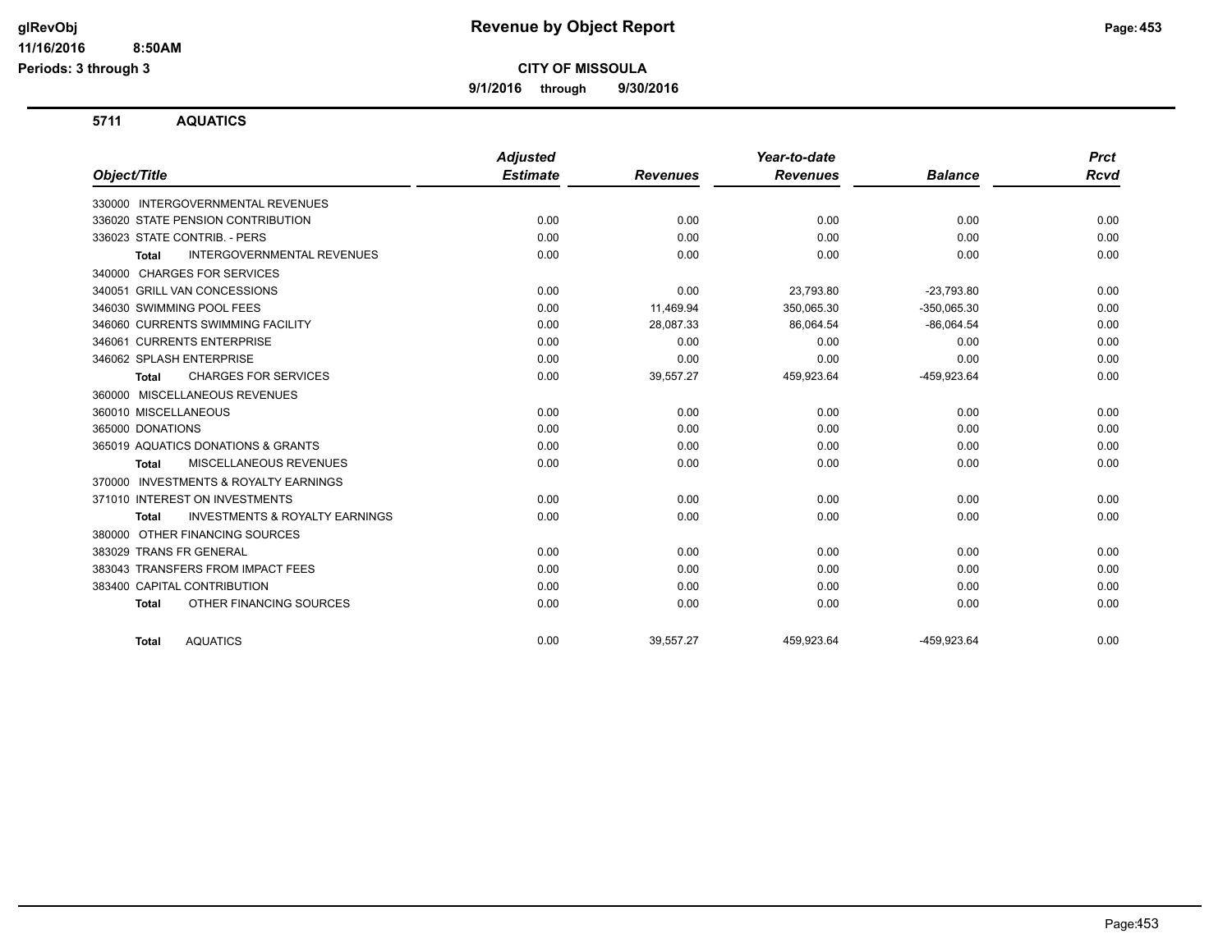# Revenue by Object Report

**CITY OF MISSOULA**

**9/1/2016 through 9/30/2016**

glRevObj
11/16/2016 8:50AM
Periods: 3 through 3

## 5711 AQUATICS

| Object/Title | Adjusted Estimate | Revenues | Year-to-date Revenues | Balance | Prct Rcvd |
|---|---|---|---|---|---|
| 330000 INTERGOVERNMENTAL REVENUES | | | | | |
| 336020 STATE PENSION CONTRIBUTION | 0.00 | 0.00 | 0.00 | 0.00 | 0.00 |
| 336023 STATE CONTRIB. - PERS | 0.00 | 0.00 | 0.00 | 0.00 | 0.00 |
| **Total** INTERGOVERNMENTAL REVENUES | 0.00 | 0.00 | 0.00 | 0.00 | 0.00 |
| 340000 CHARGES FOR SERVICES | | | | | |
| 340051 GRILL VAN CONCESSIONS | 0.00 | 0.00 | 23,793.80 | -23,793.80 | 0.00 |
| 346030 SWIMMING POOL FEES | 0.00 | 11,469.94 | 350,065.30 | -350,065.30 | 0.00 |
| 346060 CURRENTS SWIMMING FACILITY | 0.00 | 28,087.33 | 86,064.54 | -86,064.54 | 0.00 |
| 346061 CURRENTS ENTERPRISE | 0.00 | 0.00 | 0.00 | 0.00 | 0.00 |
| 346062 SPLASH ENTERPRISE | 0.00 | 0.00 | 0.00 | 0.00 | 0.00 |
| **Total** CHARGES FOR SERVICES | 0.00 | 39,557.27 | 459,923.64 | -459,923.64 | 0.00 |
| 360000 MISCELLANEOUS REVENUES | | | | | |
| 360010 MISCELLANEOUS | 0.00 | 0.00 | 0.00 | 0.00 | 0.00 |
| 365000 DONATIONS | 0.00 | 0.00 | 0.00 | 0.00 | 0.00 |
| 365019 AQUATICS DONATIONS & GRANTS | 0.00 | 0.00 | 0.00 | 0.00 | 0.00 |
| **Total** MISCELLANEOUS REVENUES | 0.00 | 0.00 | 0.00 | 0.00 | 0.00 |
| 370000 INVESTMENTS & ROYALTY EARNINGS | | | | | |
| 371010 INTEREST ON INVESTMENTS | 0.00 | 0.00 | 0.00 | 0.00 | 0.00 |
| **Total** INVESTMENTS & ROYALTY EARNINGS | 0.00 | 0.00 | 0.00 | 0.00 | 0.00 |
| 380000 OTHER FINANCING SOURCES | | | | | |
| 383029 TRANS FR GENERAL | 0.00 | 0.00 | 0.00 | 0.00 | 0.00 |
| 383043 TRANSFERS FROM IMPACT FEES | 0.00 | 0.00 | 0.00 | 0.00 | 0.00 |
| 383400 CAPITAL CONTRIBUTION | 0.00 | 0.00 | 0.00 | 0.00 | 0.00 |
| **Total** OTHER FINANCING SOURCES | 0.00 | 0.00 | 0.00 | 0.00 | 0.00 |
| **Total** AQUATICS | 0.00 | 39,557.27 | 459,923.64 | -459,923.64 | 0.00 |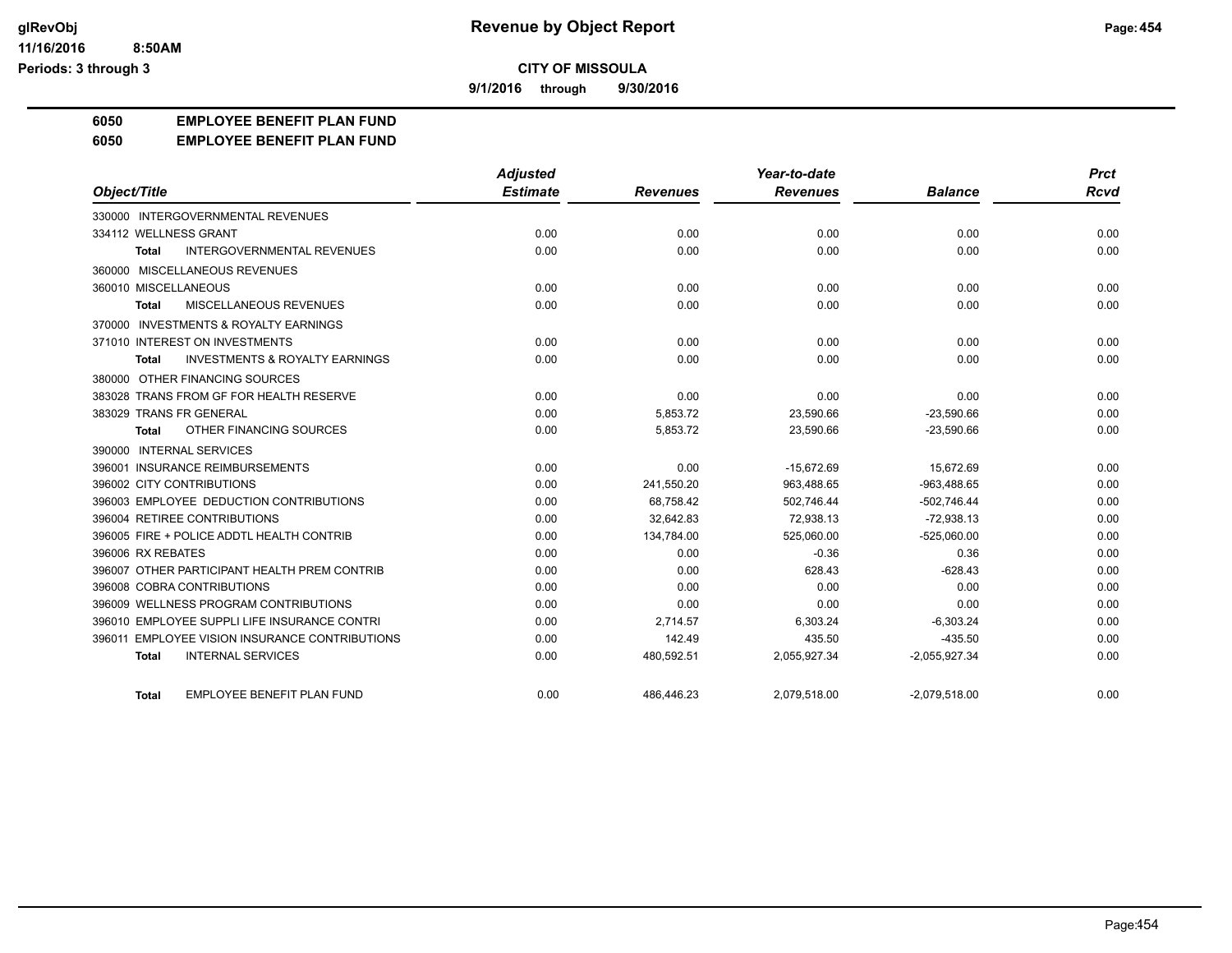**Revenue by Object Report**

**CITY OF MISSOULA**

**9/1/2016 through 9/30/2016**

glRevObj
11/16/2016 8:50AM
Periods: 3 through 3

## 6050 EMPLOYEE BENEFIT PLAN FUND
## 6050 EMPLOYEE BENEFIT PLAN FUND

| Object/Title | Adjusted Estimate | Revenues | Year-to-date Revenues | Balance | Prct Rcvd |
|---|---|---|---|---|---|
| 330000 INTERGOVERNMENTAL REVENUES | | | | | |
| 334112 WELLNESS GRANT | 0.00 | 0.00 | 0.00 | 0.00 | 0.00 |
| **Total** INTERGOVERNMENTAL REVENUES | 0.00 | 0.00 | 0.00 | 0.00 | 0.00 |
| 360000 MISCELLANEOUS REVENUES | | | | | |
| 360010 MISCELLANEOUS | 0.00 | 0.00 | 0.00 | 0.00 | 0.00 |
| **Total** MISCELLANEOUS REVENUES | 0.00 | 0.00 | 0.00 | 0.00 | 0.00 |
| 370000 INVESTMENTS & ROYALTY EARNINGS | | | | | |
| 371010 INTEREST ON INVESTMENTS | 0.00 | 0.00 | 0.00 | 0.00 | 0.00 |
| **Total** INVESTMENTS & ROYALTY EARNINGS | 0.00 | 0.00 | 0.00 | 0.00 | 0.00 |
| 380000 OTHER FINANCING SOURCES | | | | | |
| 383028 TRANS FROM GF FOR HEALTH RESERVE | 0.00 | 0.00 | 0.00 | 0.00 | 0.00 |
| 383029 TRANS FR GENERAL | 0.00 | 5,853.72 | 23,590.66 | -23,590.66 | 0.00 |
| **Total** OTHER FINANCING SOURCES | 0.00 | 5,853.72 | 23,590.66 | -23,590.66 | 0.00 |
| 390000 INTERNAL SERVICES | | | | | |
| 396001 INSURANCE REIMBURSEMENTS | 0.00 | 0.00 | -15,672.69 | 15,672.69 | 0.00 |
| 396002 CITY CONTRIBUTIONS | 0.00 | 241,550.20 | 963,488.65 | -963,488.65 | 0.00 |
| 396003 EMPLOYEE DEDUCTION CONTRIBUTIONS | 0.00 | 68,758.42 | 502,746.44 | -502,746.44 | 0.00 |
| 396004 RETIREE CONTRIBUTIONS | 0.00 | 32,642.83 | 72,938.13 | -72,938.13 | 0.00 |
| 396005 FIRE + POLICE ADDTL HEALTH CONTRIB | 0.00 | 134,784.00 | 525,060.00 | -525,060.00 | 0.00 |
| 396006 RX REBATES | 0.00 | 0.00 | -0.36 | 0.36 | 0.00 |
| 396007 OTHER PARTICIPANT HEALTH PREM CONTRIB | 0.00 | 0.00 | 628.43 | -628.43 | 0.00 |
| 396008 COBRA CONTRIBUTIONS | 0.00 | 0.00 | 0.00 | 0.00 | 0.00 |
| 396009 WELLNESS PROGRAM CONTRIBUTIONS | 0.00 | 0.00 | 0.00 | 0.00 | 0.00 |
| 396010 EMPLOYEE SUPPLI LIFE INSURANCE CONTRI | 0.00 | 2,714.57 | 6,303.24 | -6,303.24 | 0.00 |
| 396011 EMPLOYEE VISION INSURANCE CONTRIBUTIONS | 0.00 | 142.49 | 435.50 | -435.50 | 0.00 |
| **Total** INTERNAL SERVICES | 0.00 | 480,592.51 | 2,055,927.34 | -2,055,927.34 | 0.00 |
| **Total** EMPLOYEE BENEFIT PLAN FUND | 0.00 | 486,446.23 | 2,079,518.00 | -2,079,518.00 | 0.00 |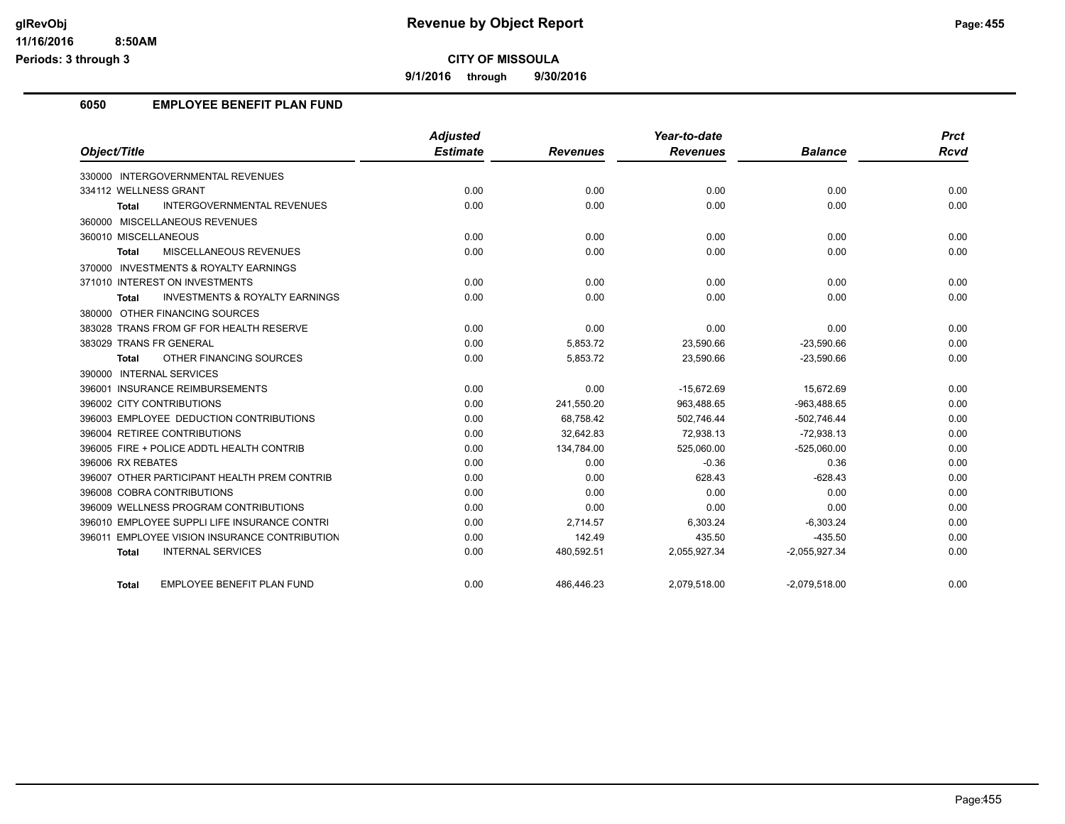# Revenue by Object Report

**CITY OF MISSOULA**

**9/1/2016 through 9/30/2016**

glRevObj
11/16/2016 8:50AM
Periods: 3 through 3

## 6050 EMPLOYEE BENEFIT PLAN FUND

| Object/Title | Adjusted Estimate | Revenues | Year-to-date Revenues | Balance | Prct Rcvd |
|---|---|---|---|---|---|
| 330000 INTERGOVERNMENTAL REVENUES | | | | | |
| 334112 WELLNESS GRANT | 0.00 | 0.00 | 0.00 | 0.00 | 0.00 |
| Total INTERGOVERNMENTAL REVENUES | 0.00 | 0.00 | 0.00 | 0.00 | 0.00 |
| 360000 MISCELLANEOUS REVENUES | | | | | |
| 360010 MISCELLANEOUS | 0.00 | 0.00 | 0.00 | 0.00 | 0.00 |
| Total MISCELLANEOUS REVENUES | 0.00 | 0.00 | 0.00 | 0.00 | 0.00 |
| 370000 INVESTMENTS & ROYALTY EARNINGS | | | | | |
| 371010 INTEREST ON INVESTMENTS | 0.00 | 0.00 | 0.00 | 0.00 | 0.00 |
| Total INVESTMENTS & ROYALTY EARNINGS | 0.00 | 0.00 | 0.00 | 0.00 | 0.00 |
| 380000 OTHER FINANCING SOURCES | | | | | |
| 383028 TRANS FROM GF FOR HEALTH RESERVE | 0.00 | 0.00 | 0.00 | 0.00 | 0.00 |
| 383029 TRANS FR GENERAL | 0.00 | 5,853.72 | 23,590.66 | -23,590.66 | 0.00 |
| Total OTHER FINANCING SOURCES | 0.00 | 5,853.72 | 23,590.66 | -23,590.66 | 0.00 |
| 390000 INTERNAL SERVICES | | | | | |
| 396001 INSURANCE REIMBURSEMENTS | 0.00 | 0.00 | -15,672.69 | 15,672.69 | 0.00 |
| 396002 CITY CONTRIBUTIONS | 0.00 | 241,550.20 | 963,488.65 | -963,488.65 | 0.00 |
| 396003 EMPLOYEE DEDUCTION CONTRIBUTIONS | 0.00 | 68,758.42 | 502,746.44 | -502,746.44 | 0.00 |
| 396004 RETIREE CONTRIBUTIONS | 0.00 | 32,642.83 | 72,938.13 | -72,938.13 | 0.00 |
| 396005 FIRE + POLICE ADDTL HEALTH CONTRIB | 0.00 | 134,784.00 | 525,060.00 | -525,060.00 | 0.00 |
| 396006 RX REBATES | 0.00 | 0.00 | -0.36 | 0.36 | 0.00 |
| 396007 OTHER PARTICIPANT HEALTH PREM CONTRIB | 0.00 | 0.00 | 628.43 | -628.43 | 0.00 |
| 396008 COBRA CONTRIBUTIONS | 0.00 | 0.00 | 0.00 | 0.00 | 0.00 |
| 396009 WELLNESS PROGRAM CONTRIBUTIONS | 0.00 | 0.00 | 0.00 | 0.00 | 0.00 |
| 396010 EMPLOYEE SUPPLI LIFE INSURANCE CONTRI | 0.00 | 2,714.57 | 6,303.24 | -6,303.24 | 0.00 |
| 396011 EMPLOYEE VISION INSURANCE CONTRIBUTION | 0.00 | 142.49 | 435.50 | -435.50 | 0.00 |
| Total INTERNAL SERVICES | 0.00 | 480,592.51 | 2,055,927.34 | -2,055,927.34 | 0.00 |
| Total EMPLOYEE BENEFIT PLAN FUND | 0.00 | 486,446.23 | 2,079,518.00 | -2,079,518.00 | 0.00 |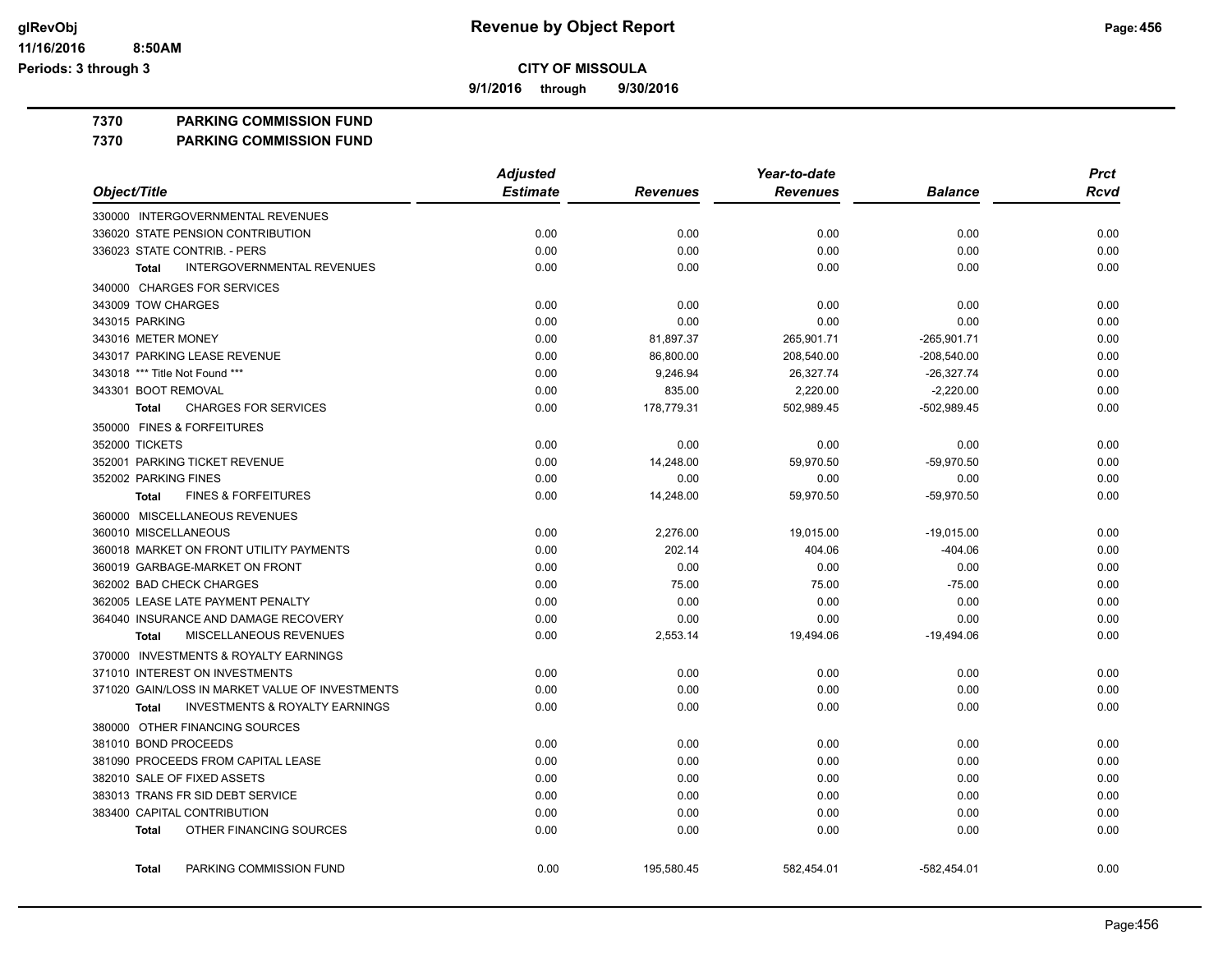# CITY OF MISSOULA

**9/1/2016 through 9/30/2016**

**7370 PARKING COMMISSION FUND**

**7370 PARKING COMMISSION FUND**

| Object/Title | Adjusted Estimate | Revenues | Year-to-date Revenues | Balance | Prct Rcvd |
|---|---|---|---|---|---|
| 330000 INTERGOVERNMENTAL REVENUES | | | | | |
| 336020 STATE PENSION CONTRIBUTION | 0.00 | 0.00 | 0.00 | 0.00 | 0.00 |
| 336023 STATE CONTRIB. - PERS | 0.00 | 0.00 | 0.00 | 0.00 | 0.00 |
| **Total** INTERGOVERNMENTAL REVENUES | 0.00 | 0.00 | 0.00 | 0.00 | 0.00 |
| 340000 CHARGES FOR SERVICES | | | | | |
| 343009 TOW CHARGES | 0.00 | 0.00 | 0.00 | 0.00 | 0.00 |
| 343015 PARKING | 0.00 | 0.00 | 0.00 | 0.00 | 0.00 |
| 343016 METER MONEY | 0.00 | 81,897.37 | 265,901.71 | -265,901.71 | 0.00 |
| 343017 PARKING LEASE REVENUE | 0.00 | 86,800.00 | 208,540.00 | -208,540.00 | 0.00 |
| 343018 *** Title Not Found *** | 0.00 | 9,246.94 | 26,327.74 | -26,327.74 | 0.00 |
| 343301 BOOT REMOVAL | 0.00 | 835.00 | 2,220.00 | -2,220.00 | 0.00 |
| **Total** CHARGES FOR SERVICES | 0.00 | 178,779.31 | 502,989.45 | -502,989.45 | 0.00 |
| 350000 FINES & FORFEITURES | | | | | |
| 352000 TICKETS | 0.00 | 0.00 | 0.00 | 0.00 | 0.00 |
| 352001 PARKING TICKET REVENUE | 0.00 | 14,248.00 | 59,970.50 | -59,970.50 | 0.00 |
| 352002 PARKING FINES | 0.00 | 0.00 | 0.00 | 0.00 | 0.00 |
| **Total** FINES & FORFEITURES | 0.00 | 14,248.00 | 59,970.50 | -59,970.50 | 0.00 |
| 360000 MISCELLANEOUS REVENUES | | | | | |
| 360010 MISCELLANEOUS | 0.00 | 2,276.00 | 19,015.00 | -19,015.00 | 0.00 |
| 360018 MARKET ON FRONT UTILITY PAYMENTS | 0.00 | 202.14 | 404.06 | -404.06 | 0.00 |
| 360019 GARBAGE-MARKET ON FRONT | 0.00 | 0.00 | 0.00 | 0.00 | 0.00 |
| 362002 BAD CHECK CHARGES | 0.00 | 75.00 | 75.00 | -75.00 | 0.00 |
| 362005 LEASE LATE PAYMENT PENALTY | 0.00 | 0.00 | 0.00 | 0.00 | 0.00 |
| 364040 INSURANCE AND DAMAGE RECOVERY | 0.00 | 0.00 | 0.00 | 0.00 | 0.00 |
| **Total** MISCELLANEOUS REVENUES | 0.00 | 2,553.14 | 19,494.06 | -19,494.06 | 0.00 |
| 370000 INVESTMENTS & ROYALTY EARNINGS | | | | | |
| 371010 INTEREST ON INVESTMENTS | 0.00 | 0.00 | 0.00 | 0.00 | 0.00 |
| 371020 GAIN/LOSS IN MARKET VALUE OF INVESTMENTS | 0.00 | 0.00 | 0.00 | 0.00 | 0.00 |
| **Total** INVESTMENTS & ROYALTY EARNINGS | 0.00 | 0.00 | 0.00 | 0.00 | 0.00 |
| 380000 OTHER FINANCING SOURCES | | | | | |
| 381010 BOND PROCEEDS | 0.00 | 0.00 | 0.00 | 0.00 | 0.00 |
| 381090 PROCEEDS FROM CAPITAL LEASE | 0.00 | 0.00 | 0.00 | 0.00 | 0.00 |
| 382010 SALE OF FIXED ASSETS | 0.00 | 0.00 | 0.00 | 0.00 | 0.00 |
| 383013 TRANS FR SID DEBT SERVICE | 0.00 | 0.00 | 0.00 | 0.00 | 0.00 |
| 383400 CAPITAL CONTRIBUTION | 0.00 | 0.00 | 0.00 | 0.00 | 0.00 |
| **Total** OTHER FINANCING SOURCES | 0.00 | 0.00 | 0.00 | 0.00 | 0.00 |
| **Total** PARKING COMMISSION FUND | 0.00 | 195,580.45 | 582,454.01 | -582,454.01 | 0.00 |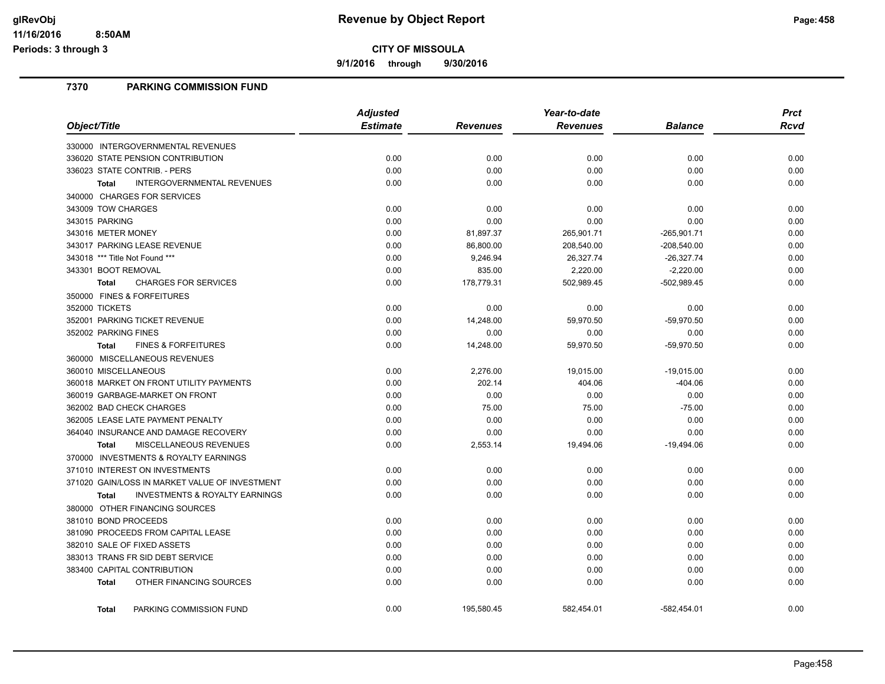**glRevObj** **Revenue by Object Report**

**11/16/2016 8:50AM**

**Periods: 3 through 3**

**CITY OF MISSOULA**

**9/1/2016 through 9/30/2016**

## 7370 PARKING COMMISSION FUND

| Object/Title | Adjusted Estimate | Revenues | Year-to-date Revenues | Balance | Prct Rcvd |
|---|---|---|---|---|---|
| 330000 INTERGOVERNMENTAL REVENUES | | | | | |
| 336020 STATE PENSION CONTRIBUTION | 0.00 | 0.00 | 0.00 | 0.00 | 0.00 |
| 336023 STATE CONTRIB. - PERS | 0.00 | 0.00 | 0.00 | 0.00 | 0.00 |
| **Total** INTERGOVERNMENTAL REVENUES | 0.00 | 0.00 | 0.00 | 0.00 | 0.00 |
| 340000 CHARGES FOR SERVICES | | | | | |
| 343009 TOW CHARGES | 0.00 | 0.00 | 0.00 | 0.00 | 0.00 |
| 343015 PARKING | 0.00 | 0.00 | 0.00 | 0.00 | 0.00 |
| 343016 METER MONEY | 0.00 | 81,897.37 | 265,901.71 | -265,901.71 | 0.00 |
| 343017 PARKING LEASE REVENUE | 0.00 | 86,800.00 | 208,540.00 | -208,540.00 | 0.00 |
| 343018 *** Title Not Found *** | 0.00 | 9,246.94 | 26,327.74 | -26,327.74 | 0.00 |
| 343301 BOOT REMOVAL | 0.00 | 835.00 | 2,220.00 | -2,220.00 | 0.00 |
| **Total** CHARGES FOR SERVICES | 0.00 | 178,779.31 | 502,989.45 | -502,989.45 | 0.00 |
| 350000 FINES & FORFEITURES | | | | | |
| 352000 TICKETS | 0.00 | 0.00 | 0.00 | 0.00 | 0.00 |
| 352001 PARKING TICKET REVENUE | 0.00 | 14,248.00 | 59,970.50 | -59,970.50 | 0.00 |
| 352002 PARKING FINES | 0.00 | 0.00 | 0.00 | 0.00 | 0.00 |
| **Total** FINES & FORFEITURES | 0.00 | 14,248.00 | 59,970.50 | -59,970.50 | 0.00 |
| 360000 MISCELLANEOUS REVENUES | | | | | |
| 360010 MISCELLANEOUS | 0.00 | 2,276.00 | 19,015.00 | -19,015.00 | 0.00 |
| 360018 MARKET ON FRONT UTILITY PAYMENTS | 0.00 | 202.14 | 404.06 | -404.06 | 0.00 |
| 360019 GARBAGE-MARKET ON FRONT | 0.00 | 0.00 | 0.00 | 0.00 | 0.00 |
| 362002 BAD CHECK CHARGES | 0.00 | 75.00 | 75.00 | -75.00 | 0.00 |
| 362005 LEASE LATE PAYMENT PENALTY | 0.00 | 0.00 | 0.00 | 0.00 | 0.00 |
| 364040 INSURANCE AND DAMAGE RECOVERY | 0.00 | 0.00 | 0.00 | 0.00 | 0.00 |
| **Total** MISCELLANEOUS REVENUES | 0.00 | 2,553.14 | 19,494.06 | -19,494.06 | 0.00 |
| 370000 INVESTMENTS & ROYALTY EARNINGS | | | | | |
| 371010 INTEREST ON INVESTMENTS | 0.00 | 0.00 | 0.00 | 0.00 | 0.00 |
| 371020 GAIN/LOSS IN MARKET VALUE OF INVESTMENT | 0.00 | 0.00 | 0.00 | 0.00 | 0.00 |
| **Total** INVESTMENTS & ROYALTY EARNINGS | 0.00 | 0.00 | 0.00 | 0.00 | 0.00 |
| 380000 OTHER FINANCING SOURCES | | | | | |
| 381010 BOND PROCEEDS | 0.00 | 0.00 | 0.00 | 0.00 | 0.00 |
| 381090 PROCEEDS FROM CAPITAL LEASE | 0.00 | 0.00 | 0.00 | 0.00 | 0.00 |
| 382010 SALE OF FIXED ASSETS | 0.00 | 0.00 | 0.00 | 0.00 | 0.00 |
| 383013 TRANS FR SID DEBT SERVICE | 0.00 | 0.00 | 0.00 | 0.00 | 0.00 |
| 383400 CAPITAL CONTRIBUTION | 0.00 | 0.00 | 0.00 | 0.00 | 0.00 |
| **Total** OTHER FINANCING SOURCES | 0.00 | 0.00 | 0.00 | 0.00 | 0.00 |
| **Total** PARKING COMMISSION FUND | 0.00 | 195,580.45 | 582,454.01 | -582,454.01 | 0.00 |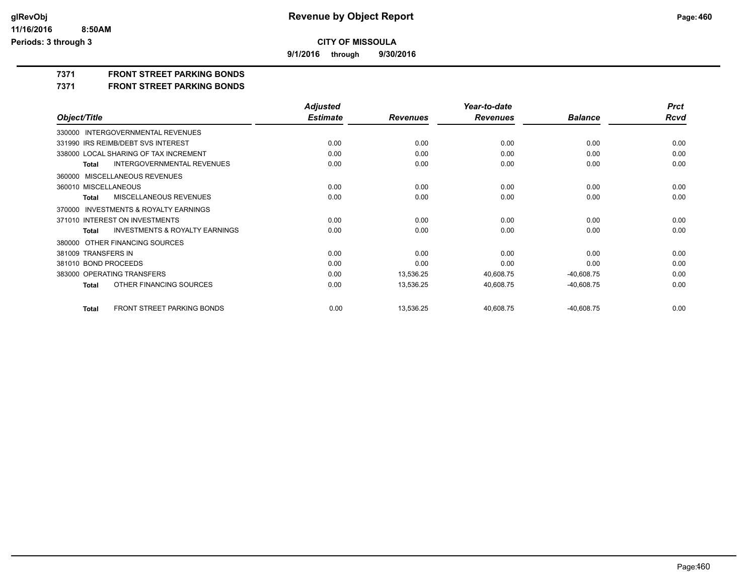# Revenue by Object Report

**CITY OF MISSOULA**

**9/1/2016 through 9/30/2016**

glRevObj
11/16/2016 8:50AM
Periods: 3 through 3

## 7371 FRONT STREET PARKING BONDS
## 7371 FRONT STREET PARKING BONDS

| Object/Title | Adjusted Estimate | Revenues | Year-to-date Revenues | Balance | Prct Rcvd |
|---|---|---|---|---|---|
| 330000 INTERGOVERNMENTAL REVENUES | | | | | |
| 331990 IRS REIMB/DEBT SVS INTEREST | 0.00 | 0.00 | 0.00 | 0.00 | 0.00 |
| 338000 LOCAL SHARING OF TAX INCREMENT | 0.00 | 0.00 | 0.00 | 0.00 | 0.00 |
| **Total** INTERGOVERNMENTAL REVENUES | 0.00 | 0.00 | 0.00 | 0.00 | 0.00 |
| 360000 MISCELLANEOUS REVENUES | | | | | |
| 360010 MISCELLANEOUS | 0.00 | 0.00 | 0.00 | 0.00 | 0.00 |
| **Total** MISCELLANEOUS REVENUES | 0.00 | 0.00 | 0.00 | 0.00 | 0.00 |
| 370000 INVESTMENTS & ROYALTY EARNINGS | | | | | |
| 371010 INTEREST ON INVESTMENTS | 0.00 | 0.00 | 0.00 | 0.00 | 0.00 |
| **Total** INVESTMENTS & ROYALTY EARNINGS | 0.00 | 0.00 | 0.00 | 0.00 | 0.00 |
| 380000 OTHER FINANCING SOURCES | | | | | |
| 381009 TRANSFERS IN | 0.00 | 0.00 | 0.00 | 0.00 | 0.00 |
| 381010 BOND PROCEEDS | 0.00 | 0.00 | 0.00 | 0.00 | 0.00 |
| 383000 OPERATING TRANSFERS | 0.00 | 13,536.25 | 40,608.75 | -40,608.75 | 0.00 |
| **Total** OTHER FINANCING SOURCES | 0.00 | 13,536.25 | 40,608.75 | -40,608.75 | 0.00 |
| **Total** FRONT STREET PARKING BONDS | 0.00 | 13,536.25 | 40,608.75 | -40,608.75 | 0.00 |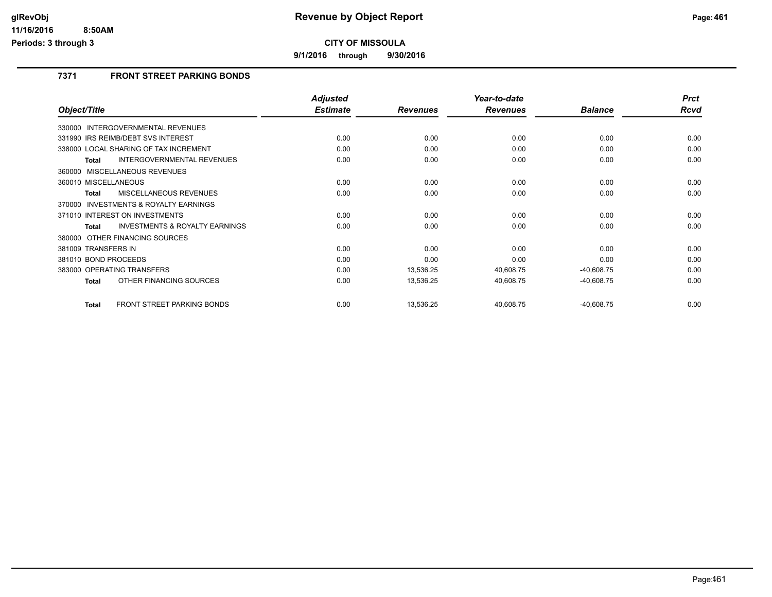# Revenue by Object Report

**CITY OF MISSOULA**

**9/1/2016 through 9/30/2016**

glRevObj
11/16/2016 8:50AM
Periods: 3 through 3

## 7371 FRONT STREET PARKING BONDS

| Object/Title | Adjusted Estimate | Revenues | Year-to-date Revenues | Balance | Prct Rcvd |
|---|---|---|---|---|---|
| 330000 INTERGOVERNMENTAL REVENUES | | | | | |
| 331990 IRS REIMB/DEBT SVS INTEREST | 0.00 | 0.00 | 0.00 | 0.00 | 0.00 |
| 338000 LOCAL SHARING OF TAX INCREMENT | 0.00 | 0.00 | 0.00 | 0.00 | 0.00 |
| **Total** INTERGOVERNMENTAL REVENUES | 0.00 | 0.00 | 0.00 | 0.00 | 0.00 |
| 360000 MISCELLANEOUS REVENUES | | | | | |
| 360010 MISCELLANEOUS | 0.00 | 0.00 | 0.00 | 0.00 | 0.00 |
| **Total** MISCELLANEOUS REVENUES | 0.00 | 0.00 | 0.00 | 0.00 | 0.00 |
| 370000 INVESTMENTS & ROYALTY EARNINGS | | | | | |
| 371010 INTEREST ON INVESTMENTS | 0.00 | 0.00 | 0.00 | 0.00 | 0.00 |
| **Total** INVESTMENTS & ROYALTY EARNINGS | 0.00 | 0.00 | 0.00 | 0.00 | 0.00 |
| 380000 OTHER FINANCING SOURCES | | | | | |
| 381009 TRANSFERS IN | 0.00 | 0.00 | 0.00 | 0.00 | 0.00 |
| 381010 BOND PROCEEDS | 0.00 | 0.00 | 0.00 | 0.00 | 0.00 |
| 383000 OPERATING TRANSFERS | 0.00 | 13,536.25 | 40,608.75 | -40,608.75 | 0.00 |
| **Total** OTHER FINANCING SOURCES | 0.00 | 13,536.25 | 40,608.75 | -40,608.75 | 0.00 |
| **Total** FRONT STREET PARKING BONDS | 0.00 | 13,536.25 | 40,608.75 | -40,608.75 | 0.00 |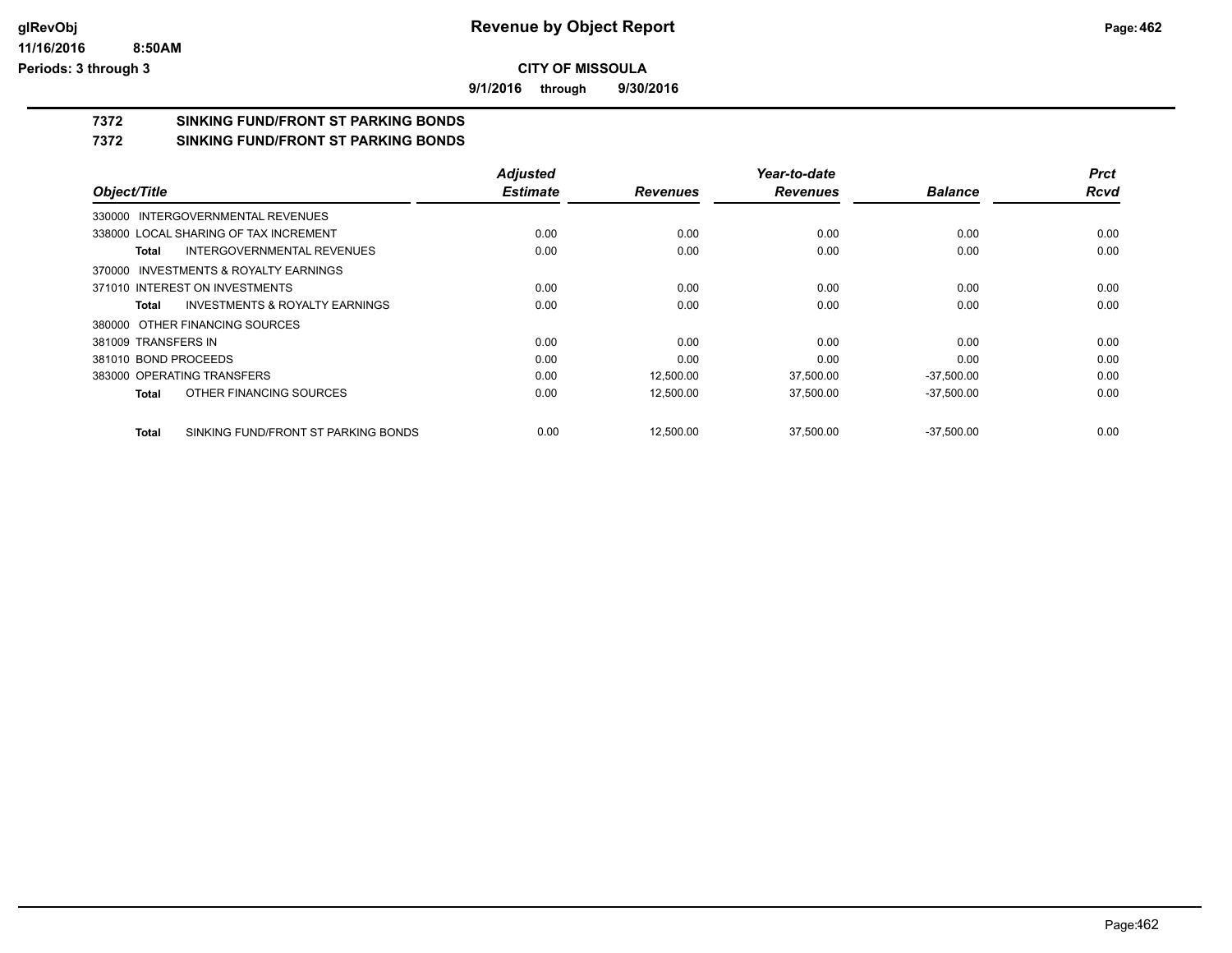**CITY OF MISSOULA**

**9/1/2016 through 9/30/2016**

# Revenue by Object Report

**Periods: 3 through 3**

## 7372 SINKING FUND/FRONT ST PARKING BONDS

### 7372 SINKING FUND/FRONT ST PARKING BONDS

| Object/Title | Adjusted Estimate | Revenues | Year-to-date Revenues | Balance | Prct Rcvd |
|---|---|---|---|---|---|
| 330000 INTERGOVERNMENTAL REVENUES | | | | | |
| 338000 LOCAL SHARING OF TAX INCREMENT | 0.00 | 0.00 | 0.00 | 0.00 | 0.00 |
| **Total** INTERGOVERNMENTAL REVENUES | 0.00 | 0.00 | 0.00 | 0.00 | 0.00 |
| 370000 INVESTMENTS & ROYALTY EARNINGS | | | | | |
| 371010 INTEREST ON INVESTMENTS | 0.00 | 0.00 | 0.00 | 0.00 | 0.00 |
| **Total** INVESTMENTS & ROYALTY EARNINGS | 0.00 | 0.00 | 0.00 | 0.00 | 0.00 |
| 380000 OTHER FINANCING SOURCES | | | | | |
| 381009 TRANSFERS IN | 0.00 | 0.00 | 0.00 | 0.00 | 0.00 |
| 381010 BOND PROCEEDS | 0.00 | 0.00 | 0.00 | 0.00 | 0.00 |
| 383000 OPERATING TRANSFERS | 0.00 | 12,500.00 | 37,500.00 | -37,500.00 | 0.00 |
| **Total** OTHER FINANCING SOURCES | 0.00 | 12,500.00 | 37,500.00 | -37,500.00 | 0.00 |
| **Total** SINKING FUND/FRONT ST PARKING BONDS | 0.00 | 12,500.00 | 37,500.00 | -37,500.00 | 0.00 |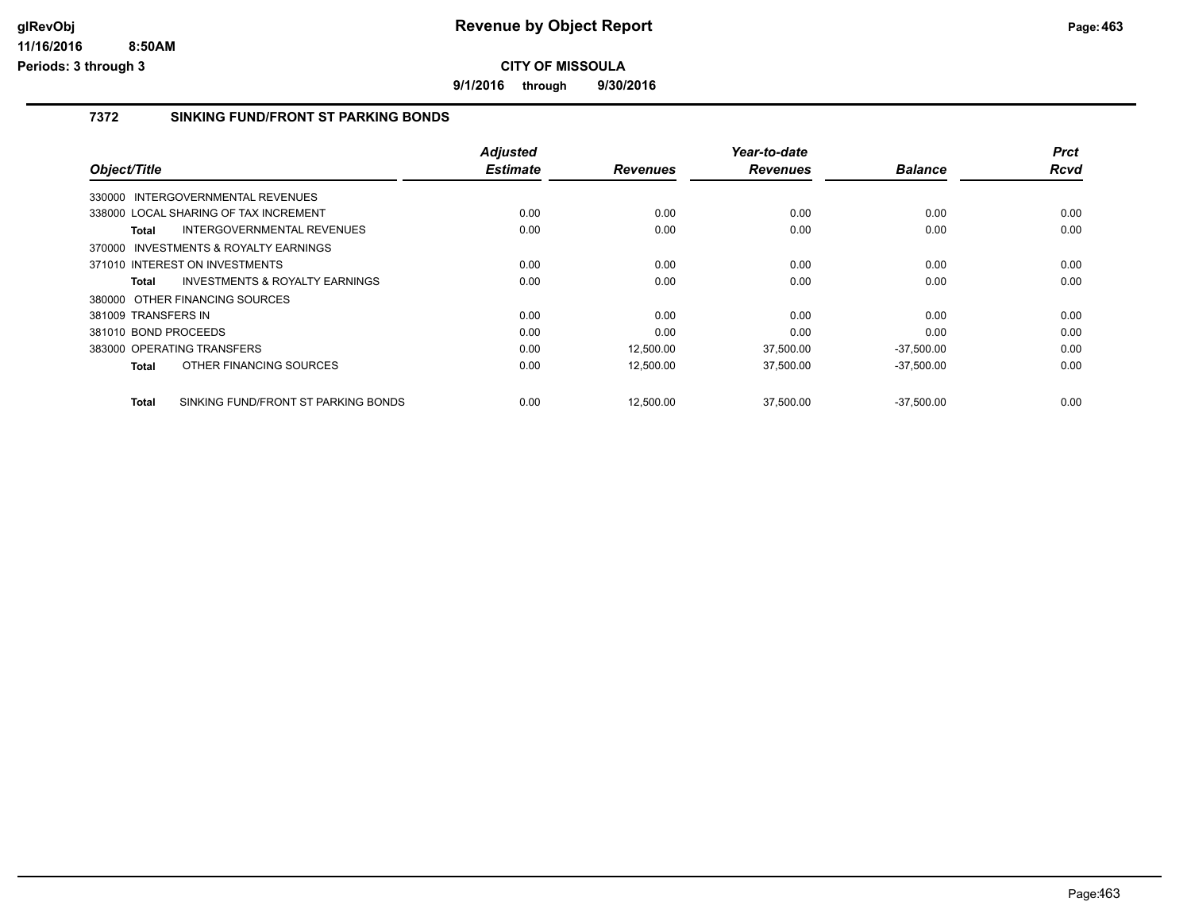# Revenue by Object Report

**CITY OF MISSOULA**

**9/1/2016 through 9/30/2016**

glRevObj
11/16/2016 8:50AM
Periods: 3 through 3

## 7372 SINKING FUND/FRONT ST PARKING BONDS

| Object/Title | Adjusted Estimate | Revenues | Year-to-date Revenues | Balance | Prct Rcvd |
|---|---|---|---|---|---|
| 330000 INTERGOVERNMENTAL REVENUES | | | | | |
| 338000 LOCAL SHARING OF TAX INCREMENT | 0.00 | 0.00 | 0.00 | 0.00 | 0.00 |
| **Total** INTERGOVERNMENTAL REVENUES | 0.00 | 0.00 | 0.00 | 0.00 | 0.00 |
| 370000 INVESTMENTS & ROYALTY EARNINGS | | | | | |
| 371010 INTEREST ON INVESTMENTS | 0.00 | 0.00 | 0.00 | 0.00 | 0.00 |
| **Total** INVESTMENTS & ROYALTY EARNINGS | 0.00 | 0.00 | 0.00 | 0.00 | 0.00 |
| 380000 OTHER FINANCING SOURCES | | | | | |
| 381009 TRANSFERS IN | 0.00 | 0.00 | 0.00 | 0.00 | 0.00 |
| 381010 BOND PROCEEDS | 0.00 | 0.00 | 0.00 | 0.00 | 0.00 |
| 383000 OPERATING TRANSFERS | 0.00 | 12,500.00 | 37,500.00 | -37,500.00 | 0.00 |
| **Total** OTHER FINANCING SOURCES | 0.00 | 12,500.00 | 37,500.00 | -37,500.00 | 0.00 |
| **Total** SINKING FUND/FRONT ST PARKING BONDS | 0.00 | 12,500.00 | 37,500.00 | -37,500.00 | 0.00 |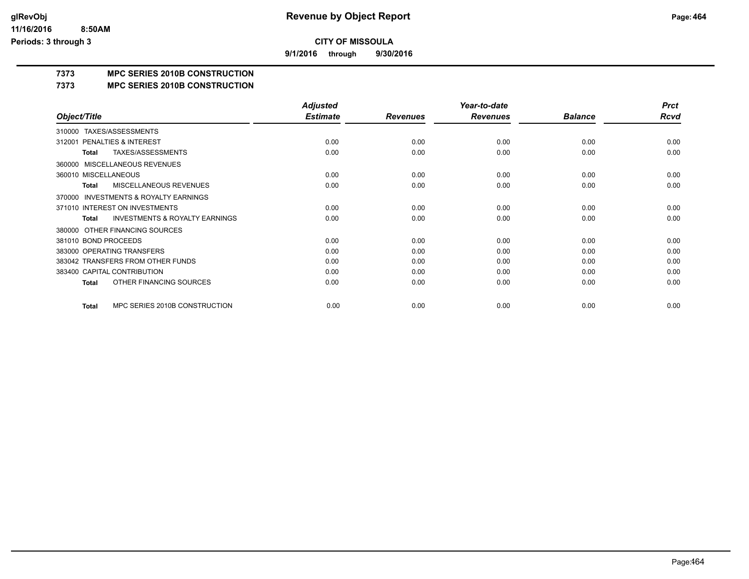**CITY OF MISSOULA**

**9/1/2016 through 9/30/2016**

**7373 MPC SERIES 2010B CONSTRUCTION**

**7373 MPC SERIES 2010B CONSTRUCTION**

| Object/Title | Adjusted Estimate | Revenues | Year-to-date Revenues | Balance | Prct Rcvd |
|---|---|---|---|---|---|
| 310000 TAXES/ASSESSMENTS | | | | | |
| 312001 PENALTIES & INTEREST | 0.00 | 0.00 | 0.00 | 0.00 | 0.00 |
| **Total** TAXES/ASSESSMENTS | 0.00 | 0.00 | 0.00 | 0.00 | 0.00 |
| 360000 MISCELLANEOUS REVENUES | | | | | |
| 360010 MISCELLANEOUS | 0.00 | 0.00 | 0.00 | 0.00 | 0.00 |
| **Total** MISCELLANEOUS REVENUES | 0.00 | 0.00 | 0.00 | 0.00 | 0.00 |
| 370000 INVESTMENTS & ROYALTY EARNINGS | | | | | |
| 371010 INTEREST ON INVESTMENTS | 0.00 | 0.00 | 0.00 | 0.00 | 0.00 |
| **Total** INVESTMENTS & ROYALTY EARNINGS | 0.00 | 0.00 | 0.00 | 0.00 | 0.00 |
| 380000 OTHER FINANCING SOURCES | | | | | |
| 381010 BOND PROCEEDS | 0.00 | 0.00 | 0.00 | 0.00 | 0.00 |
| 383000 OPERATING TRANSFERS | 0.00 | 0.00 | 0.00 | 0.00 | 0.00 |
| 383042 TRANSFERS FROM OTHER FUNDS | 0.00 | 0.00 | 0.00 | 0.00 | 0.00 |
| 383400 CAPITAL CONTRIBUTION | 0.00 | 0.00 | 0.00 | 0.00 | 0.00 |
| **Total** OTHER FINANCING SOURCES | 0.00 | 0.00 | 0.00 | 0.00 | 0.00 |
| **Total** MPC SERIES 2010B CONSTRUCTION | 0.00 | 0.00 | 0.00 | 0.00 | 0.00 |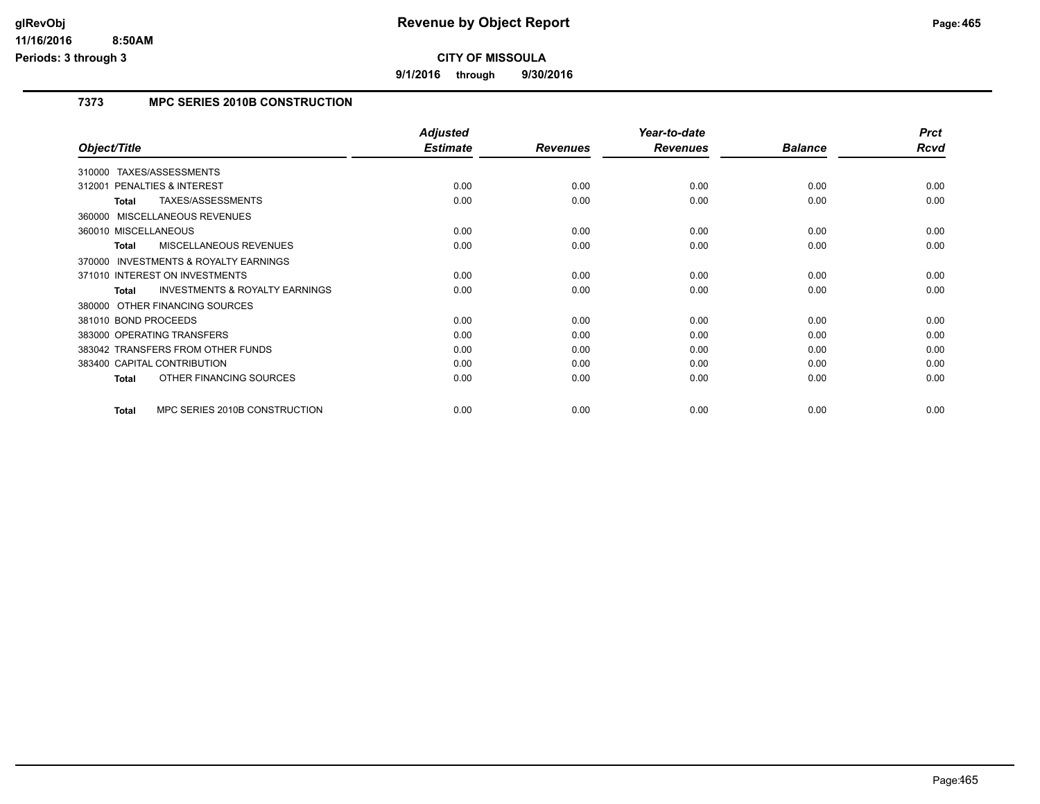**glRevObj**
**11/16/2016 8:50AM**
**Periods: 3 through 3**

# Revenue by Object Report

**CITY OF MISSOULA**

**9/1/2016 through 9/30/2016**

## 7373 MPC SERIES 2010B CONSTRUCTION

| Object/Title | Adjusted Estimate | Revenues | Year-to-date Revenues | Balance | Prct Rcvd |
|---|---|---|---|---|---|
| 310000 TAXES/ASSESSMENTS | | | | | |
| 312001 PENALTIES & INTEREST | 0.00 | 0.00 | 0.00 | 0.00 | 0.00 |
| **Total** TAXES/ASSESSMENTS | 0.00 | 0.00 | 0.00 | 0.00 | 0.00 |
| 360000 MISCELLANEOUS REVENUES | | | | | |
| 360010 MISCELLANEOUS | 0.00 | 0.00 | 0.00 | 0.00 | 0.00 |
| **Total** MISCELLANEOUS REVENUES | 0.00 | 0.00 | 0.00 | 0.00 | 0.00 |
| 370000 INVESTMENTS & ROYALTY EARNINGS | | | | | |
| 371010 INTEREST ON INVESTMENTS | 0.00 | 0.00 | 0.00 | 0.00 | 0.00 |
| **Total** INVESTMENTS & ROYALTY EARNINGS | 0.00 | 0.00 | 0.00 | 0.00 | 0.00 |
| 380000 OTHER FINANCING SOURCES | | | | | |
| 381010 BOND PROCEEDS | 0.00 | 0.00 | 0.00 | 0.00 | 0.00 |
| 383000 OPERATING TRANSFERS | 0.00 | 0.00 | 0.00 | 0.00 | 0.00 |
| 383042 TRANSFERS FROM OTHER FUNDS | 0.00 | 0.00 | 0.00 | 0.00 | 0.00 |
| 383400 CAPITAL CONTRIBUTION | 0.00 | 0.00 | 0.00 | 0.00 | 0.00 |
| **Total** OTHER FINANCING SOURCES | 0.00 | 0.00 | 0.00 | 0.00 | 0.00 |
| **Total** MPC SERIES 2010B CONSTRUCTION | 0.00 | 0.00 | 0.00 | 0.00 | 0.00 |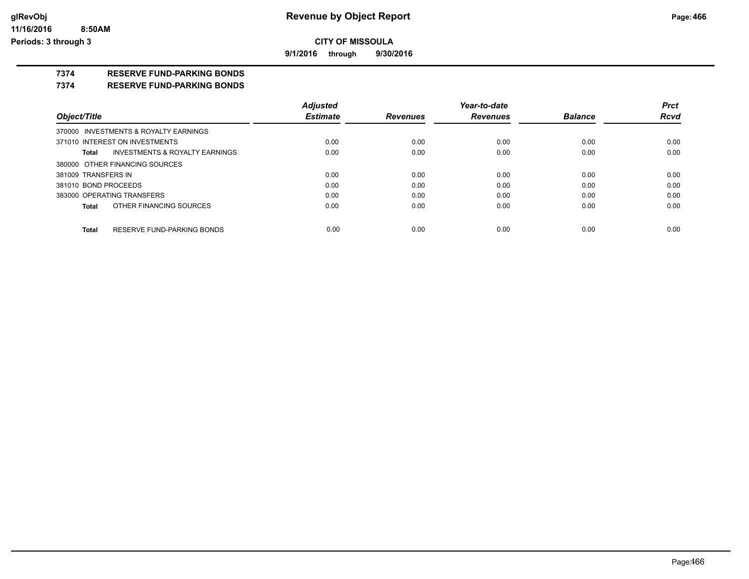# Revenue by Object Report

**CITY OF MISSOULA**

**9/1/2016 through 9/30/2016**

glRevObj
11/16/2016 8:50AM
Periods: 3 through 3

## 7374 RESERVE FUND-PARKING BONDS
## 7374 RESERVE FUND-PARKING BONDS

| Object/Title | Adjusted Estimate | Revenues | Year-to-date Revenues | Balance | Prct Rcvd |
|---|---|---|---|---|---|
| 370000 INVESTMENTS & ROYALTY EARNINGS | | | | | |
| 371010 INTEREST ON INVESTMENTS | 0.00 | 0.00 | 0.00 | 0.00 | 0.00 |
| **Total** INVESTMENTS & ROYALTY EARNINGS | 0.00 | 0.00 | 0.00 | 0.00 | 0.00 |
| 380000 OTHER FINANCING SOURCES | | | | | |
| 381009 TRANSFERS IN | 0.00 | 0.00 | 0.00 | 0.00 | 0.00 |
| 381010 BOND PROCEEDS | 0.00 | 0.00 | 0.00 | 0.00 | 0.00 |
| 383000 OPERATING TRANSFERS | 0.00 | 0.00 | 0.00 | 0.00 | 0.00 |
| **Total** OTHER FINANCING SOURCES | 0.00 | 0.00 | 0.00 | 0.00 | 0.00 |
| **Total** RESERVE FUND-PARKING BONDS | 0.00 | 0.00 | 0.00 | 0.00 | 0.00 |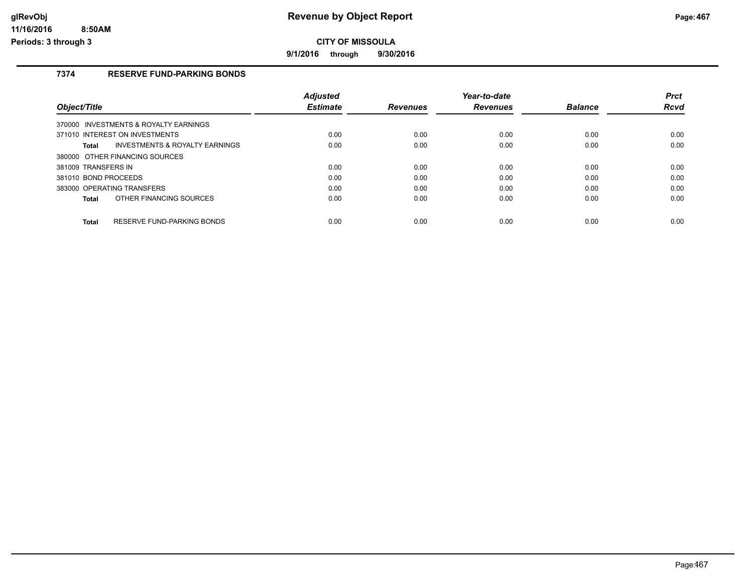# Revenue by Object Report

glRevObj
11/16/2016 8:50AM
Periods: 3 through 3

**CITY OF MISSOULA**

**9/1/2016 through 9/30/2016**

### 7374 RESERVE FUND-PARKING BONDS

| Object/Title | Adjusted Estimate | Revenues | Year-to-date Revenues | Balance | Prct Rcvd |
|---|---|---|---|---|---|
| 370000 INVESTMENTS & ROYALTY EARNINGS | | | | | |
| 371010 INTEREST ON INVESTMENTS | 0.00 | 0.00 | 0.00 | 0.00 | 0.00 |
| **Total** INVESTMENTS & ROYALTY EARNINGS | 0.00 | 0.00 | 0.00 | 0.00 | 0.00 |
| 380000 OTHER FINANCING SOURCES | | | | | |
| 381009 TRANSFERS IN | 0.00 | 0.00 | 0.00 | 0.00 | 0.00 |
| 381010 BOND PROCEEDS | 0.00 | 0.00 | 0.00 | 0.00 | 0.00 |
| 383000 OPERATING TRANSFERS | 0.00 | 0.00 | 0.00 | 0.00 | 0.00 |
| **Total** OTHER FINANCING SOURCES | 0.00 | 0.00 | 0.00 | 0.00 | 0.00 |
| **Total** RESERVE FUND-PARKING BONDS | 0.00 | 0.00 | 0.00 | 0.00 | 0.00 |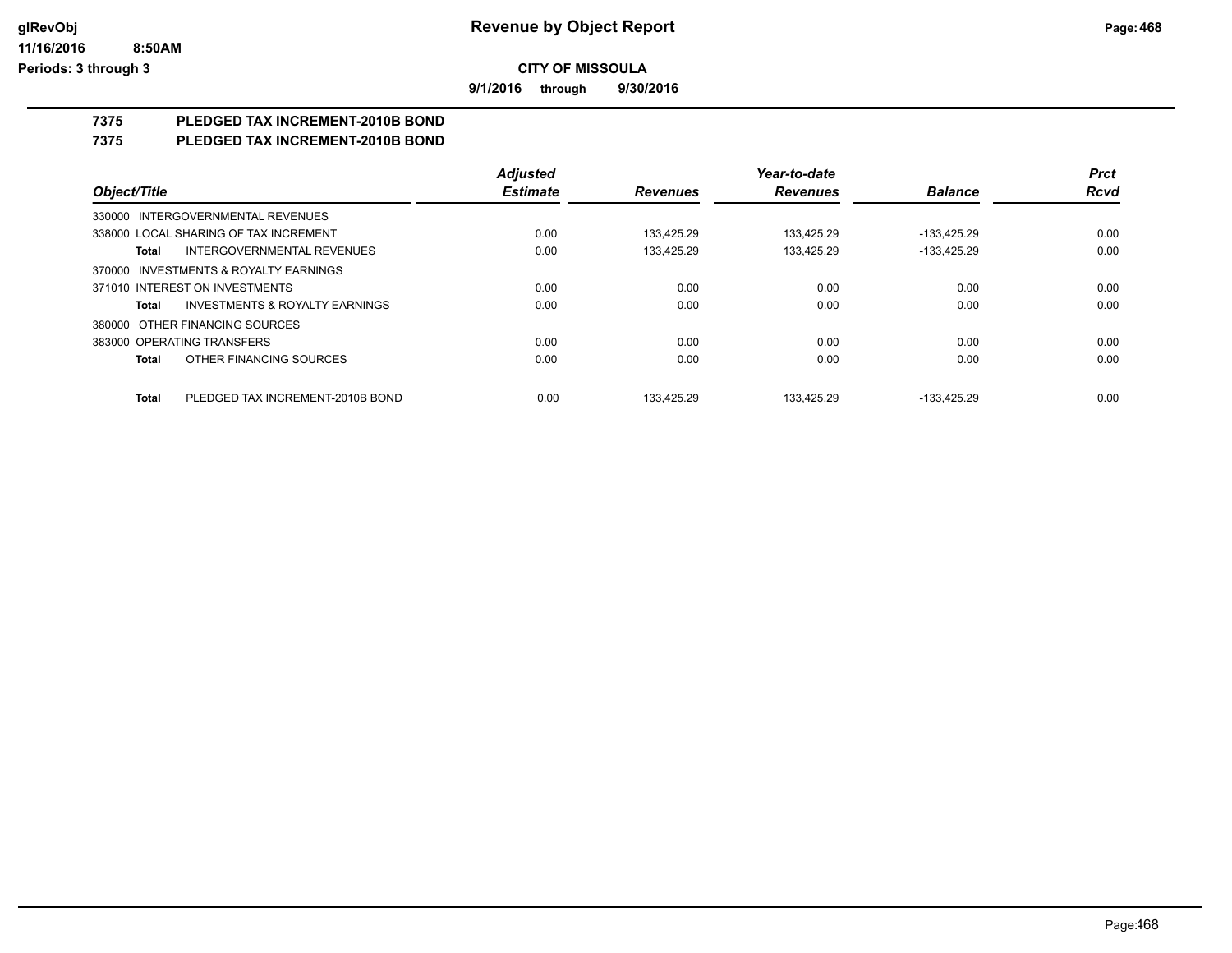**glRevObj**
**11/16/2016 8:50AM**
**Periods: 3 through 3**

# Revenue by Object Report

**CITY OF MISSOULA**

**9/1/2016 through 9/30/2016**

## 7375 PLEDGED TAX INCREMENT-2010B BOND
## 7375 PLEDGED TAX INCREMENT-2010B BOND

| Object/Title | Adjusted Estimate | Revenues | Year-to-date Revenues | Balance | Prct Rcvd |
|---|---|---|---|---|---|
| 330000 INTERGOVERNMENTAL REVENUES | | | | | |
| 338000 LOCAL SHARING OF TAX INCREMENT | 0.00 | 133,425.29 | 133,425.29 | -133,425.29 | 0.00 |
| **Total** INTERGOVERNMENTAL REVENUES | 0.00 | 133,425.29 | 133,425.29 | -133,425.29 | 0.00 |
| 370000 INVESTMENTS & ROYALTY EARNINGS | | | | | |
| 371010 INTEREST ON INVESTMENTS | 0.00 | 0.00 | 0.00 | 0.00 | 0.00 |
| **Total** INVESTMENTS & ROYALTY EARNINGS | 0.00 | 0.00 | 0.00 | 0.00 | 0.00 |
| 380000 OTHER FINANCING SOURCES | | | | | |
| 383000 OPERATING TRANSFERS | 0.00 | 0.00 | 0.00 | 0.00 | 0.00 |
| **Total** OTHER FINANCING SOURCES | 0.00 | 0.00 | 0.00 | 0.00 | 0.00 |
| **Total** PLEDGED TAX INCREMENT-2010B BOND | 0.00 | 133,425.29 | 133,425.29 | -133,425.29 | 0.00 |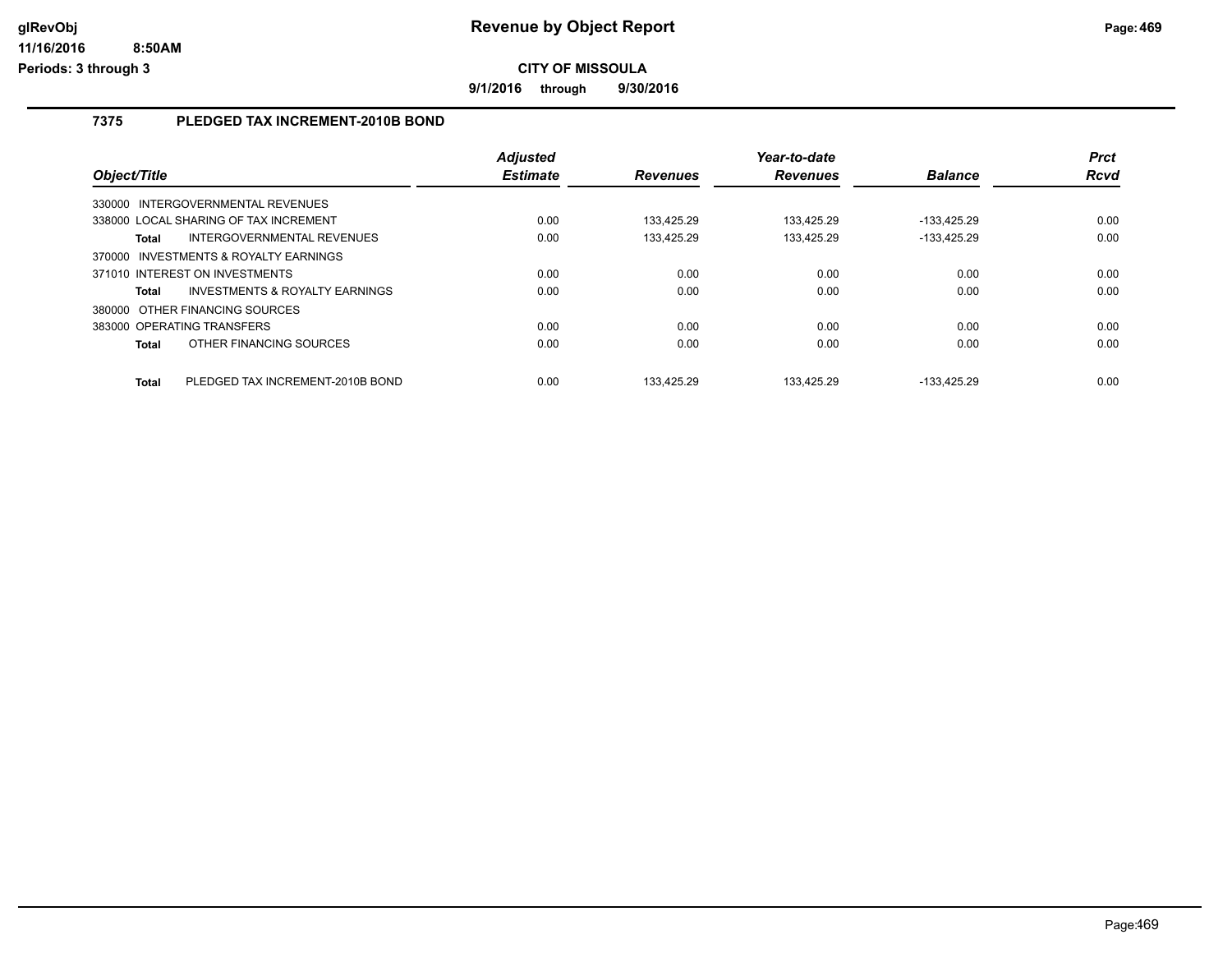# Revenue by Object Report

**CITY OF MISSOULA**

**9/1/2016 through 9/30/2016**

glRevObj
11/16/2016 8:50AM
Periods: 3 through 3

## 7375 PLEDGED TAX INCREMENT-2010B BOND

| Object/Title | | Adjusted Estimate | Revenues | Year-to-date Revenues | Balance | Prct Rcvd |
|---|---|---|---|---|---|---|
| 330000 INTERGOVERNMENTAL REVENUES | | | | | | |
| 338000 LOCAL SHARING OF TAX INCREMENT | | 0.00 | 133,425.29 | 133,425.29 | -133,425.29 | 0.00 |
| **Total** | INTERGOVERNMENTAL REVENUES | 0.00 | 133,425.29 | 133,425.29 | -133,425.29 | 0.00 |
| 370000 INVESTMENTS & ROYALTY EARNINGS | | | | | | |
| 371010 INTEREST ON INVESTMENTS | | 0.00 | 0.00 | 0.00 | 0.00 | 0.00 |
| **Total** | INVESTMENTS & ROYALTY EARNINGS | 0.00 | 0.00 | 0.00 | 0.00 | 0.00 |
| 380000 OTHER FINANCING SOURCES | | | | | | |
| 383000 OPERATING TRANSFERS | | 0.00 | 0.00 | 0.00 | 0.00 | 0.00 |
| **Total** | OTHER FINANCING SOURCES | 0.00 | 0.00 | 0.00 | 0.00 | 0.00 |
| **Total** | PLEDGED TAX INCREMENT-2010B BOND | 0.00 | 133,425.29 | 133,425.29 | -133,425.29 | 0.00 |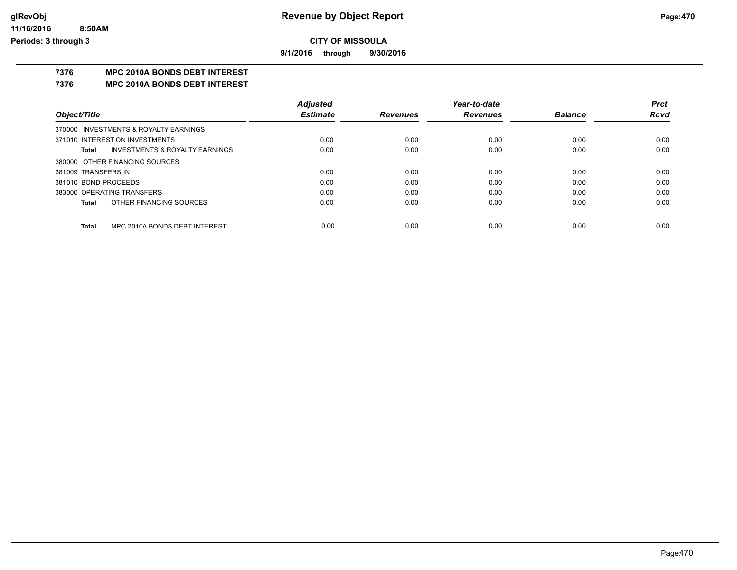# Revenue by Object Report

**CITY OF MISSOULA**

**9/1/2016 through 9/30/2016**

glRevObj
11/16/2016 8:50AM
Periods: 3 through 3

## 7376 MPC 2010A BONDS DEBT INTEREST

### 7376 MPC 2010A BONDS DEBT INTEREST

| Object/Title | Adjusted Estimate | Revenues | Year-to-date Revenues | Balance | Prct Rcvd |
|---|---|---|---|---|---|
| 370000 INVESTMENTS & ROYALTY EARNINGS | | | | | |
| 371010 INTEREST ON INVESTMENTS | 0.00 | 0.00 | 0.00 | 0.00 | 0.00 |
| **Total** INVESTMENTS & ROYALTY EARNINGS | 0.00 | 0.00 | 0.00 | 0.00 | 0.00 |
| 380000 OTHER FINANCING SOURCES | | | | | |
| 381009 TRANSFERS IN | 0.00 | 0.00 | 0.00 | 0.00 | 0.00 |
| 381010 BOND PROCEEDS | 0.00 | 0.00 | 0.00 | 0.00 | 0.00 |
| 383000 OPERATING TRANSFERS | 0.00 | 0.00 | 0.00 | 0.00 | 0.00 |
| **Total** OTHER FINANCING SOURCES | 0.00 | 0.00 | 0.00 | 0.00 | 0.00 |
| **Total** MPC 2010A BONDS DEBT INTEREST | 0.00 | 0.00 | 0.00 | 0.00 | 0.00 |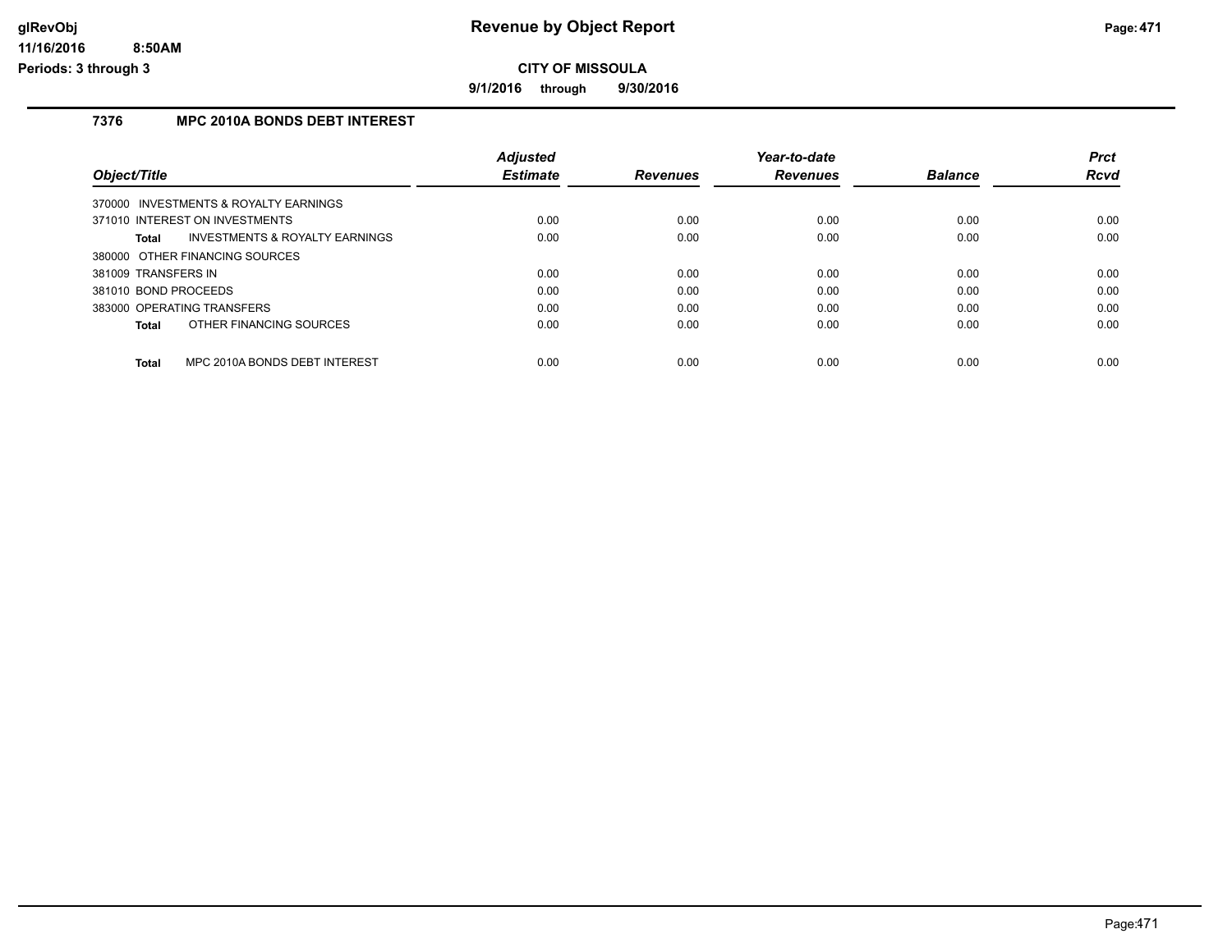# Revenue by Object Report

## CITY OF MISSOULA

**9/1/2016 through 9/30/2016**

glRevObj
11/16/2016 8:50AM
Periods: 3 through 3

### 7376 MPC 2010A BONDS DEBT INTEREST

| Object/Title | Adjusted Estimate | Revenues | Year-to-date Revenues | Balance | Prct Rcvd |
|---|---|---|---|---|---|
| 370000 INVESTMENTS & ROYALTY EARNINGS | | | | | |
| 371010 INTEREST ON INVESTMENTS | 0.00 | 0.00 | 0.00 | 0.00 | 0.00 |
| **Total** INVESTMENTS & ROYALTY EARNINGS | 0.00 | 0.00 | 0.00 | 0.00 | 0.00 |
| 380000 OTHER FINANCING SOURCES | | | | | |
| 381009 TRANSFERS IN | 0.00 | 0.00 | 0.00 | 0.00 | 0.00 |
| 381010 BOND PROCEEDS | 0.00 | 0.00 | 0.00 | 0.00 | 0.00 |
| 383000 OPERATING TRANSFERS | 0.00 | 0.00 | 0.00 | 0.00 | 0.00 |
| **Total** OTHER FINANCING SOURCES | 0.00 | 0.00 | 0.00 | 0.00 | 0.00 |
| **Total** MPC 2010A BONDS DEBT INTEREST | 0.00 | 0.00 | 0.00 | 0.00 | 0.00 |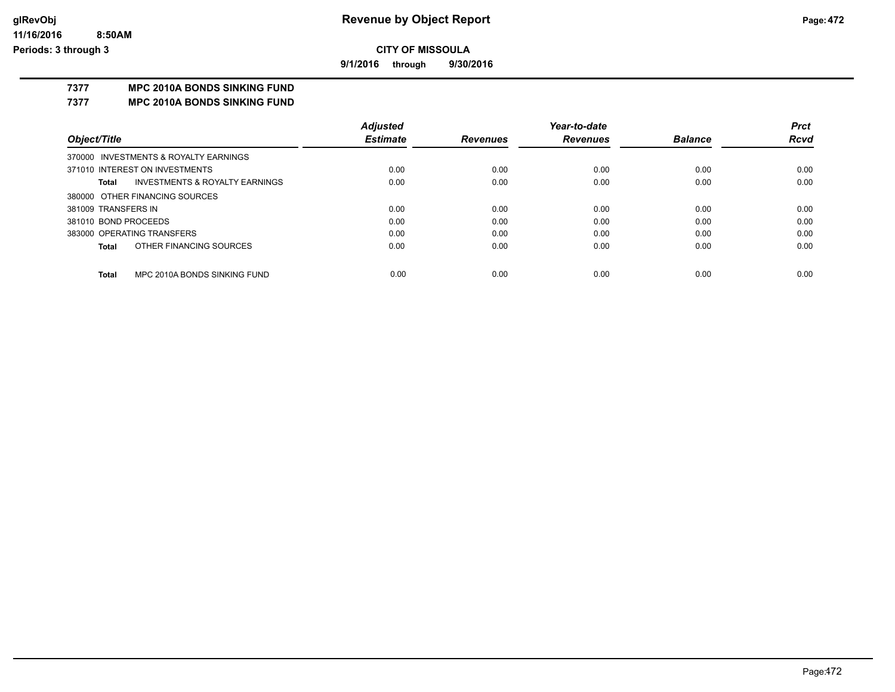# Revenue by Object Report

**CITY OF MISSOULA**

**9/1/2016 through 9/30/2016**

glRevObj
11/16/2016 8:50AM
Periods: 3 through 3

**7377 MPC 2010A BONDS SINKING FUND**

**7377 MPC 2010A BONDS SINKING FUND**

| Object/Title | Adjusted Estimate | Revenues | Year-to-date Revenues | Balance | Prct Rcvd |
|---|---|---|---|---|---|
| 370000 INVESTMENTS & ROYALTY EARNINGS | | | | | |
| 371010 INTEREST ON INVESTMENTS | 0.00 | 0.00 | 0.00 | 0.00 | 0.00 |
| **Total** INVESTMENTS & ROYALTY EARNINGS | 0.00 | 0.00 | 0.00 | 0.00 | 0.00 |
| 380000 OTHER FINANCING SOURCES | | | | | |
| 381009 TRANSFERS IN | 0.00 | 0.00 | 0.00 | 0.00 | 0.00 |
| 381010 BOND PROCEEDS | 0.00 | 0.00 | 0.00 | 0.00 | 0.00 |
| 383000 OPERATING TRANSFERS | 0.00 | 0.00 | 0.00 | 0.00 | 0.00 |
| **Total** OTHER FINANCING SOURCES | 0.00 | 0.00 | 0.00 | 0.00 | 0.00 |
| **Total** MPC 2010A BONDS SINKING FUND | 0.00 | 0.00 | 0.00 | 0.00 | 0.00 |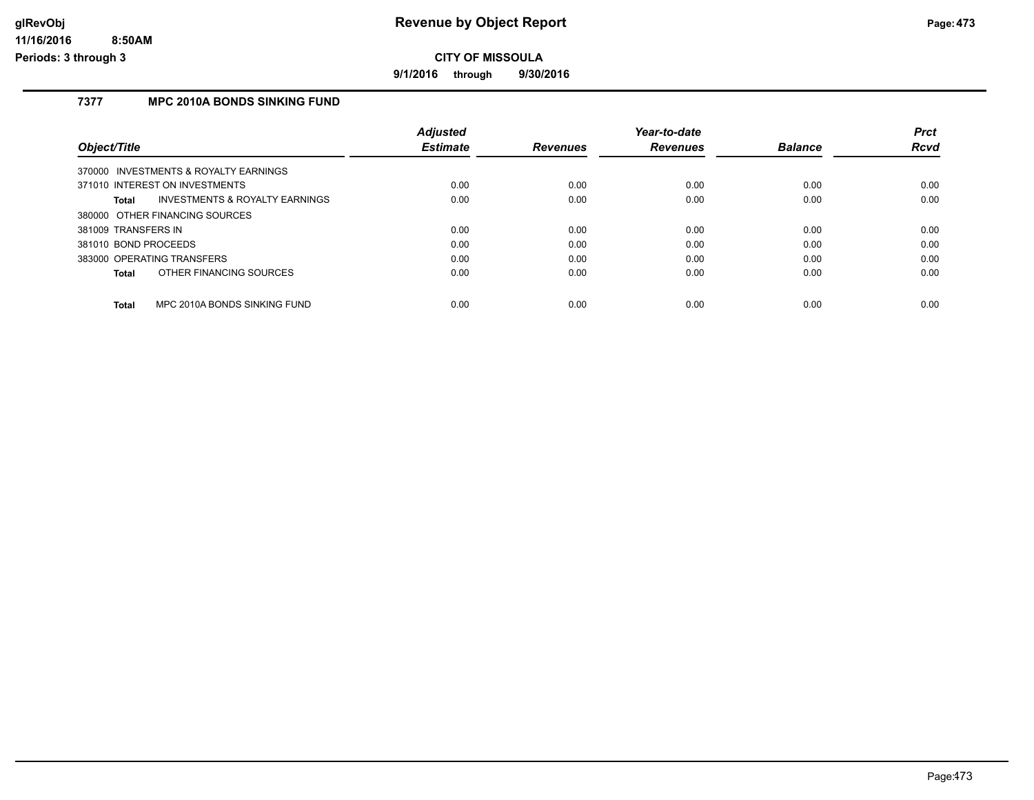# Revenue by Object Report

**CITY OF MISSOULA**

**9/1/2016 through 9/30/2016**

glRevObj
11/16/2016 8:50AM
Periods: 3 through 3

## 7377 MPC 2010A BONDS SINKING FUND

| Object/Title | Adjusted Estimate | Revenues | Year-to-date Revenues | Balance | Prct Rcvd |
|---|---|---|---|---|---|
| 370000 INVESTMENTS & ROYALTY EARNINGS | | | | | |
| 371010 INTEREST ON INVESTMENTS | 0.00 | 0.00 | 0.00 | 0.00 | 0.00 |
| **Total** INVESTMENTS & ROYALTY EARNINGS | 0.00 | 0.00 | 0.00 | 0.00 | 0.00 |
| 380000 OTHER FINANCING SOURCES | | | | | |
| 381009 TRANSFERS IN | 0.00 | 0.00 | 0.00 | 0.00 | 0.00 |
| 381010 BOND PROCEEDS | 0.00 | 0.00 | 0.00 | 0.00 | 0.00 |
| 383000 OPERATING TRANSFERS | 0.00 | 0.00 | 0.00 | 0.00 | 0.00 |
| **Total** OTHER FINANCING SOURCES | 0.00 | 0.00 | 0.00 | 0.00 | 0.00 |
| **Total** MPC 2010A BONDS SINKING FUND | 0.00 | 0.00 | 0.00 | 0.00 | 0.00 |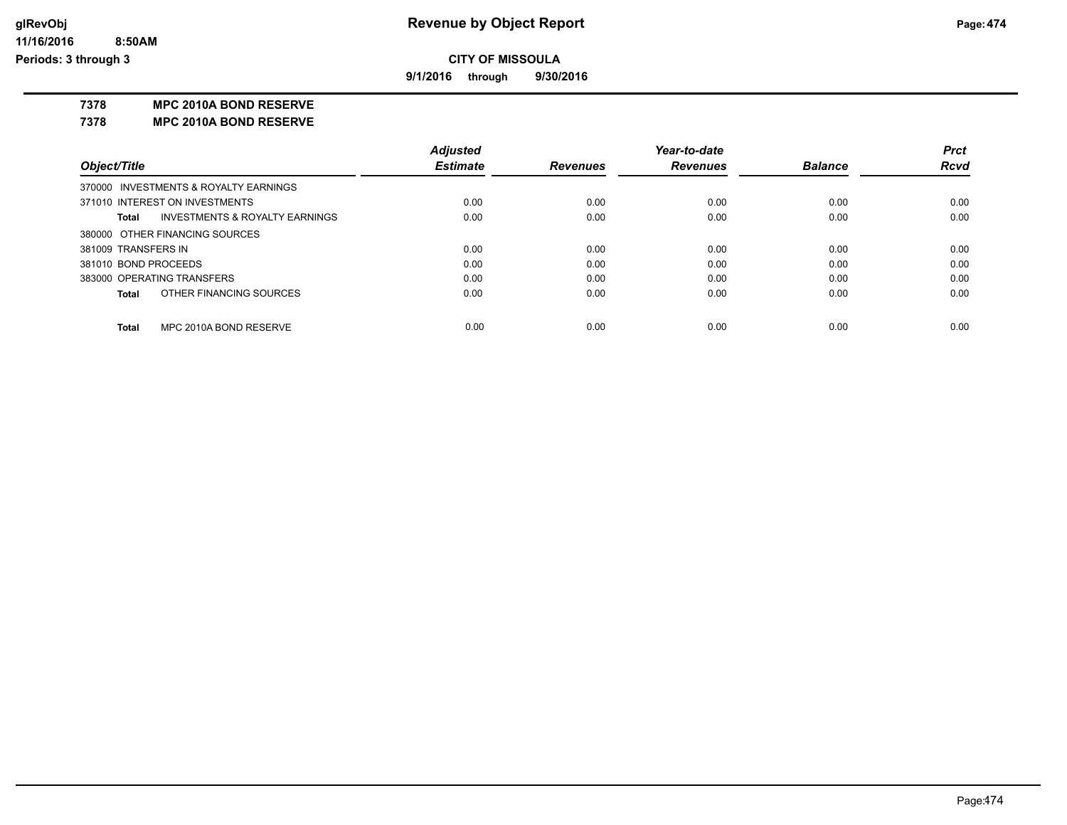**Revenue by Object Report**

**CITY OF MISSOULA**

**9/1/2016 through 9/30/2016**

glRevObj
11/16/2016 8:50AM
Periods: 3 through 3

**7378 MPC 2010A BOND RESERVE**

**7378 MPC 2010A BOND RESERVE**

| Object/Title | Adjusted Estimate | Revenues | Year-to-date Revenues | Balance | Prct Rcvd |
|---|---|---|---|---|---|
| 370000 INVESTMENTS & ROYALTY EARNINGS | | | | | |
| 371010 INTEREST ON INVESTMENTS | 0.00 | 0.00 | 0.00 | 0.00 | 0.00 |
| **Total** INVESTMENTS & ROYALTY EARNINGS | 0.00 | 0.00 | 0.00 | 0.00 | 0.00 |
| 380000 OTHER FINANCING SOURCES | | | | | |
| 381009 TRANSFERS IN | 0.00 | 0.00 | 0.00 | 0.00 | 0.00 |
| 381010 BOND PROCEEDS | 0.00 | 0.00 | 0.00 | 0.00 | 0.00 |
| 383000 OPERATING TRANSFERS | 0.00 | 0.00 | 0.00 | 0.00 | 0.00 |
| **Total** OTHER FINANCING SOURCES | 0.00 | 0.00 | 0.00 | 0.00 | 0.00 |
| **Total** MPC 2010A BOND RESERVE | 0.00 | 0.00 | 0.00 | 0.00 | 0.00 |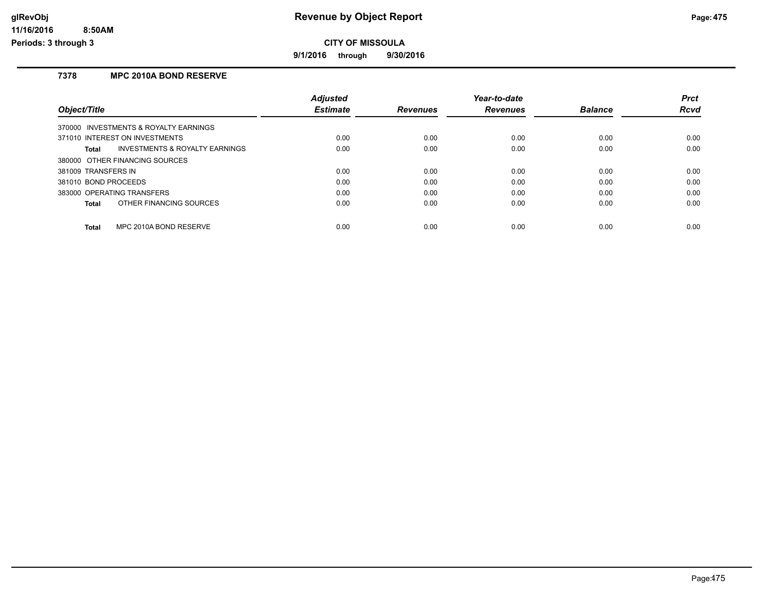# Revenue by Object Report

**CITY OF MISSOULA**

**9/1/2016 through 9/30/2016**

glRevObj
11/16/2016 8:50AM
Periods: 3 through 3

## 7378 MPC 2010A BOND RESERVE

| Object/Title | Adjusted Estimate | Revenues | Year-to-date Revenues | Balance | Prct Rcvd |
|---|---|---|---|---|---|
| 370000 INVESTMENTS & ROYALTY EARNINGS | | | | | |
| 371010 INTEREST ON INVESTMENTS | 0.00 | 0.00 | 0.00 | 0.00 | 0.00 |
| **Total** INVESTMENTS & ROYALTY EARNINGS | 0.00 | 0.00 | 0.00 | 0.00 | 0.00 |
| 380000 OTHER FINANCING SOURCES | | | | | |
| 381009 TRANSFERS IN | 0.00 | 0.00 | 0.00 | 0.00 | 0.00 |
| 381010 BOND PROCEEDS | 0.00 | 0.00 | 0.00 | 0.00 | 0.00 |
| 383000 OPERATING TRANSFERS | 0.00 | 0.00 | 0.00 | 0.00 | 0.00 |
| **Total** OTHER FINANCING SOURCES | 0.00 | 0.00 | 0.00 | 0.00 | 0.00 |
| **Total** MPC 2010A BOND RESERVE | 0.00 | 0.00 | 0.00 | 0.00 | 0.00 |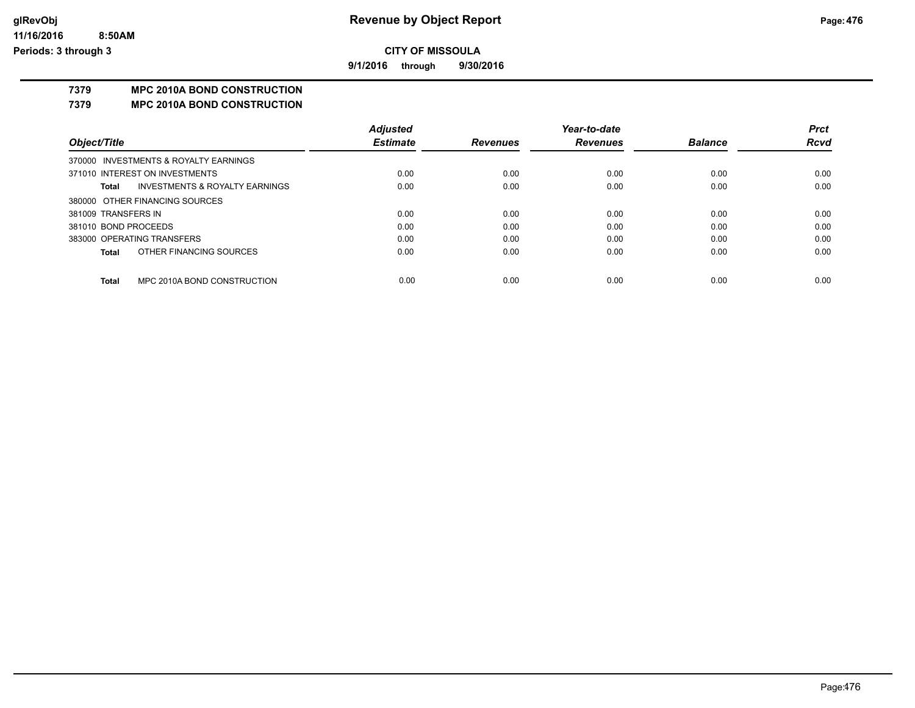# Revenue by Object Report

## CITY OF MISSOULA

**9/1/2016 through 9/30/2016**

glRevObj
11/16/2016 8:50AM
Periods: 3 through 3

### 7379 MPC 2010A BOND CONSTRUCTION
### 7379 MPC 2010A BOND CONSTRUCTION

| Object/Title | Adjusted Estimate | Revenues | Year-to-date Revenues | Balance | Prct Rcvd |
|---|---|---|---|---|---|
| 370000 INVESTMENTS & ROYALTY EARNINGS | | | | | |
| 371010 INTEREST ON INVESTMENTS | 0.00 | 0.00 | 0.00 | 0.00 | 0.00 |
| **Total** INVESTMENTS & ROYALTY EARNINGS | 0.00 | 0.00 | 0.00 | 0.00 | 0.00 |
| 380000 OTHER FINANCING SOURCES | | | | | |
| 381009 TRANSFERS IN | 0.00 | 0.00 | 0.00 | 0.00 | 0.00 |
| 381010 BOND PROCEEDS | 0.00 | 0.00 | 0.00 | 0.00 | 0.00 |
| 383000 OPERATING TRANSFERS | 0.00 | 0.00 | 0.00 | 0.00 | 0.00 |
| **Total** OTHER FINANCING SOURCES | 0.00 | 0.00 | 0.00 | 0.00 | 0.00 |
| **Total** MPC 2010A BOND CONSTRUCTION | 0.00 | 0.00 | 0.00 | 0.00 | 0.00 |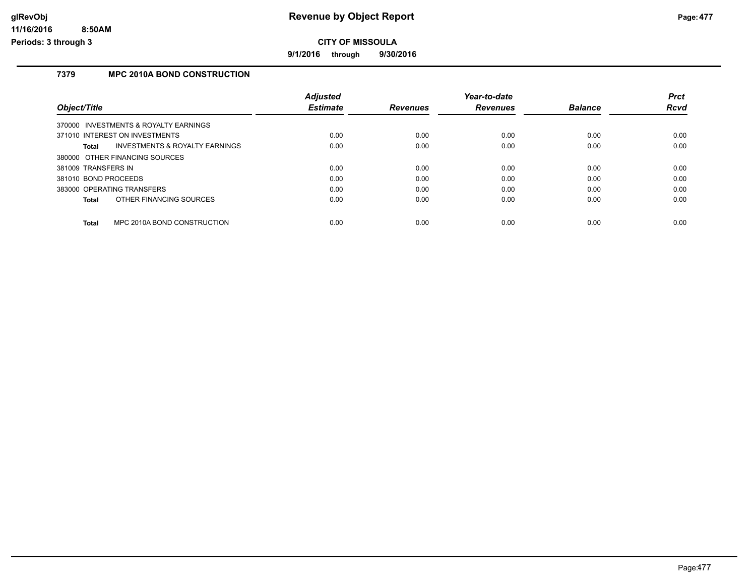# Revenue by Object Report

**CITY OF MISSOULA**

**9/1/2016 through 9/30/2016**

glRevObj
11/16/2016 8:50AM
Periods: 3 through 3

### 7379 MPC 2010A BOND CONSTRUCTION

| Object/Title | Adjusted Estimate | Revenues | Year-to-date Revenues | Balance | Prct Rcvd |
|---|---|---|---|---|---|
| 370000 INVESTMENTS & ROYALTY EARNINGS | | | | | |
| 371010 INTEREST ON INVESTMENTS | 0.00 | 0.00 | 0.00 | 0.00 | 0.00 |
| **Total** INVESTMENTS & ROYALTY EARNINGS | 0.00 | 0.00 | 0.00 | 0.00 | 0.00 |
| 380000 OTHER FINANCING SOURCES | | | | | |
| 381009 TRANSFERS IN | 0.00 | 0.00 | 0.00 | 0.00 | 0.00 |
| 381010 BOND PROCEEDS | 0.00 | 0.00 | 0.00 | 0.00 | 0.00 |
| 383000 OPERATING TRANSFERS | 0.00 | 0.00 | 0.00 | 0.00 | 0.00 |
| **Total** OTHER FINANCING SOURCES | 0.00 | 0.00 | 0.00 | 0.00 | 0.00 |
| **Total** MPC 2010A BOND CONSTRUCTION | 0.00 | 0.00 | 0.00 | 0.00 | 0.00 |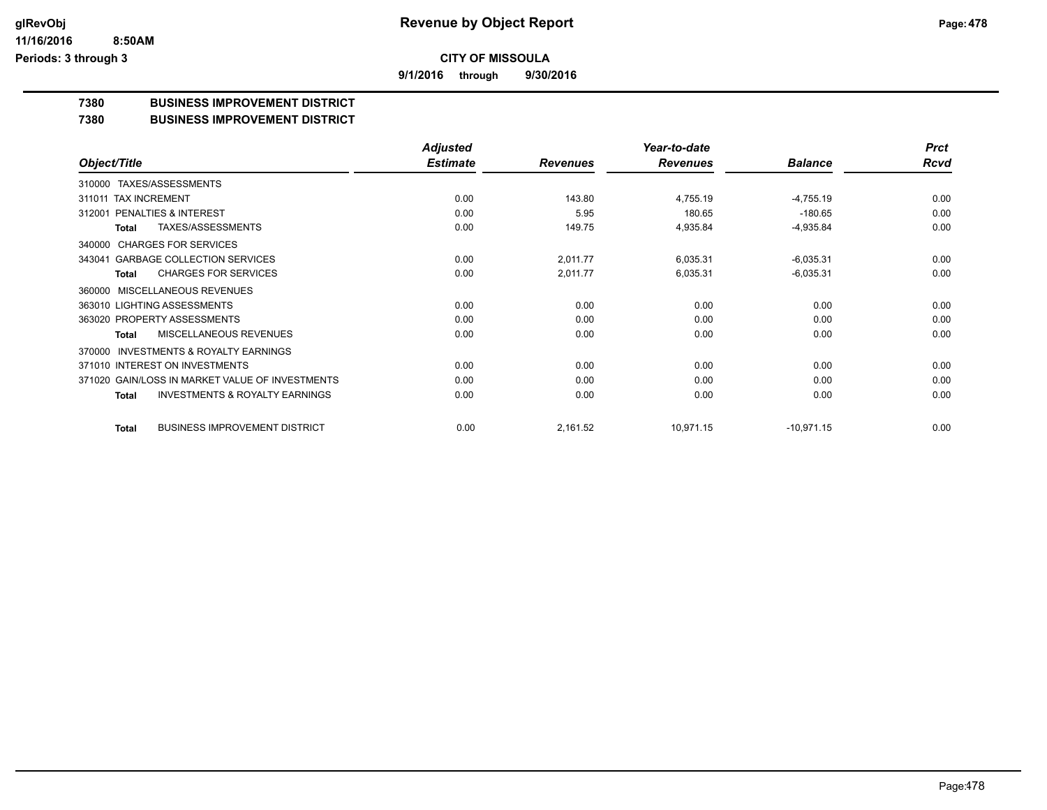**glRevObj**
**11/16/2016 8:50AM**
**Periods: 3 through 3**

# Revenue by Object Report

**CITY OF MISSOULA**

**9/1/2016 through 9/30/2016**

## 7380 BUSINESS IMPROVEMENT DISTRICT
## 7380 BUSINESS IMPROVEMENT DISTRICT

| Object/Title | Adjusted Estimate | Revenues | Year-to-date Revenues | Balance | Prct Rcvd |
|---|---|---|---|---|---|
| 310000 TAXES/ASSESSMENTS | | | | | |
| 311011 TAX INCREMENT | 0.00 | 143.80 | 4,755.19 | -4,755.19 | 0.00 |
| 312001 PENALTIES & INTEREST | 0.00 | 5.95 | 180.65 | -180.65 | 0.00 |
| Total TAXES/ASSESSMENTS | 0.00 | 149.75 | 4,935.84 | -4,935.84 | 0.00 |
| 340000 CHARGES FOR SERVICES | | | | | |
| 343041 GARBAGE COLLECTION SERVICES | 0.00 | 2,011.77 | 6,035.31 | -6,035.31 | 0.00 |
| Total CHARGES FOR SERVICES | 0.00 | 2,011.77 | 6,035.31 | -6,035.31 | 0.00 |
| 360000 MISCELLANEOUS REVENUES | | | | | |
| 363010 LIGHTING ASSESSMENTS | 0.00 | 0.00 | 0.00 | 0.00 | 0.00 |
| 363020 PROPERTY ASSESSMENTS | 0.00 | 0.00 | 0.00 | 0.00 | 0.00 |
| Total MISCELLANEOUS REVENUES | 0.00 | 0.00 | 0.00 | 0.00 | 0.00 |
| 370000 INVESTMENTS & ROYALTY EARNINGS | | | | | |
| 371010 INTEREST ON INVESTMENTS | 0.00 | 0.00 | 0.00 | 0.00 | 0.00 |
| 371020 GAIN/LOSS IN MARKET VALUE OF INVESTMENTS | 0.00 | 0.00 | 0.00 | 0.00 | 0.00 |
| Total INVESTMENTS & ROYALTY EARNINGS | 0.00 | 0.00 | 0.00 | 0.00 | 0.00 |
| Total BUSINESS IMPROVEMENT DISTRICT | 0.00 | 2,161.52 | 10,971.15 | -10,971.15 | 0.00 |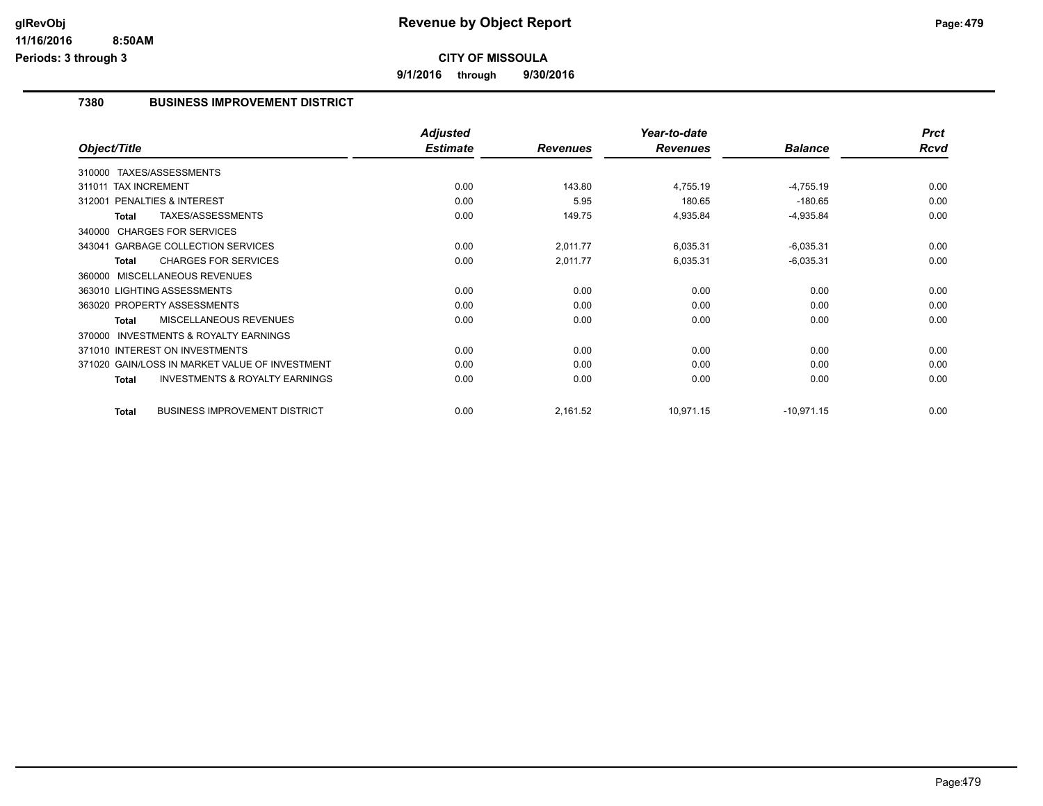**CITY OF MISSOULA**

**9/1/2016 through 9/30/2016**

## 7380 BUSINESS IMPROVEMENT DISTRICT

| Object/Title | Adjusted Estimate | Revenues | Year-to-date Revenues | Balance | Prct Rcvd |
|---|---|---|---|---|---|
| 310000 TAXES/ASSESSMENTS | | | | | |
| 311011 TAX INCREMENT | 0.00 | 143.80 | 4,755.19 | -4,755.19 | 0.00 |
| 312001 PENALTIES & INTEREST | 0.00 | 5.95 | 180.65 | -180.65 | 0.00 |
| **Total** TAXES/ASSESSMENTS | 0.00 | 149.75 | 4,935.84 | -4,935.84 | 0.00 |
| 340000 CHARGES FOR SERVICES | | | | | |
| 343041 GARBAGE COLLECTION SERVICES | 0.00 | 2,011.77 | 6,035.31 | -6,035.31 | 0.00 |
| **Total** CHARGES FOR SERVICES | 0.00 | 2,011.77 | 6,035.31 | -6,035.31 | 0.00 |
| 360000 MISCELLANEOUS REVENUES | | | | | |
| 363010 LIGHTING ASSESSMENTS | 0.00 | 0.00 | 0.00 | 0.00 | 0.00 |
| 363020 PROPERTY ASSESSMENTS | 0.00 | 0.00 | 0.00 | 0.00 | 0.00 |
| **Total** MISCELLANEOUS REVENUES | 0.00 | 0.00 | 0.00 | 0.00 | 0.00 |
| 370000 INVESTMENTS & ROYALTY EARNINGS | | | | | |
| 371010 INTEREST ON INVESTMENTS | 0.00 | 0.00 | 0.00 | 0.00 | 0.00 |
| 371020 GAIN/LOSS IN MARKET VALUE OF INVESTMENT | 0.00 | 0.00 | 0.00 | 0.00 | 0.00 |
| **Total** INVESTMENTS & ROYALTY EARNINGS | 0.00 | 0.00 | 0.00 | 0.00 | 0.00 |
| **Total** BUSINESS IMPROVEMENT DISTRICT | 0.00 | 2,161.52 | 10,971.15 | -10,971.15 | 0.00 |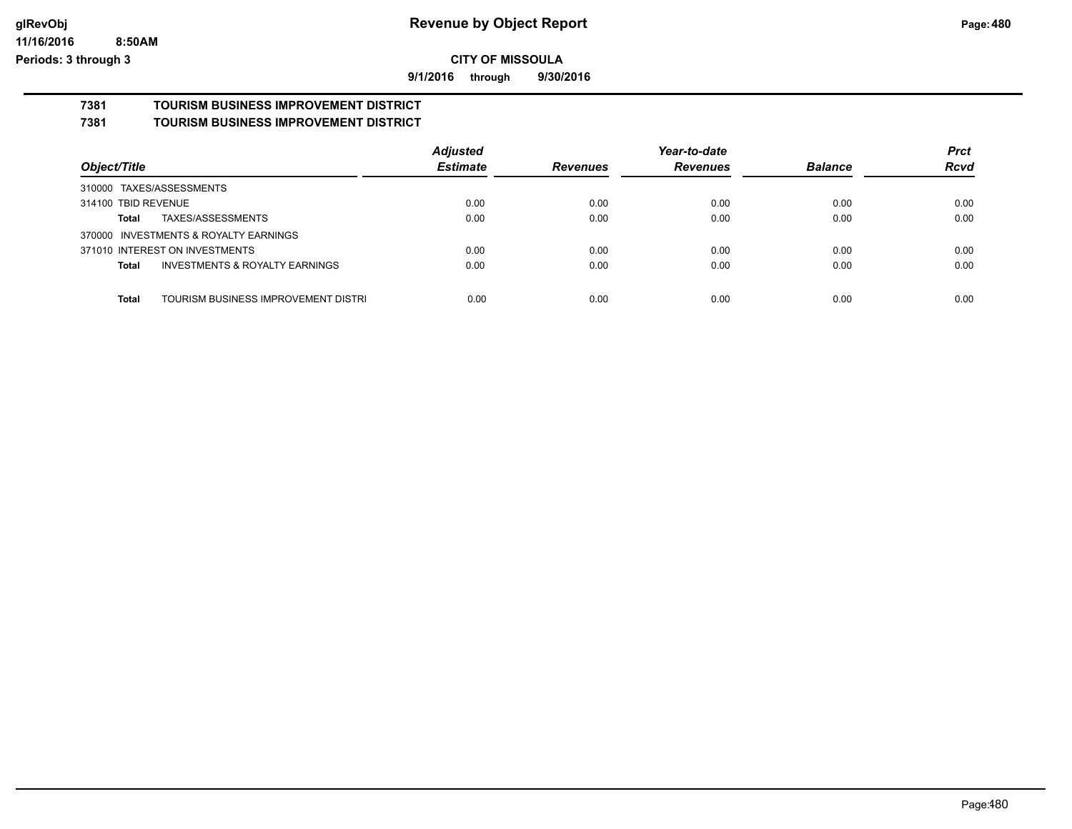# Revenue by Object Report

**CITY OF MISSOULA**

**9/1/2016 through 9/30/2016**

glRevObj
11/16/2016 8:50AM
Periods: 3 through 3

## 7381 TOURISM BUSINESS IMPROVEMENT DISTRICT
## 7381 TOURISM BUSINESS IMPROVEMENT DISTRICT

| Object/Title | Adjusted Estimate | Revenues | Year-to-date Revenues | Balance | Prct Rcvd |
|---|---|---|---|---|---|
| 310000 TAXES/ASSESSMENTS | | | | | |
| 314100 TBID REVENUE | 0.00 | 0.00 | 0.00 | 0.00 | 0.00 |
| **Total** TAXES/ASSESSMENTS | 0.00 | 0.00 | 0.00 | 0.00 | 0.00 |
| 370000 INVESTMENTS & ROYALTY EARNINGS | | | | | |
| 371010 INTEREST ON INVESTMENTS | 0.00 | 0.00 | 0.00 | 0.00 | 0.00 |
| **Total** INVESTMENTS & ROYALTY EARNINGS | 0.00 | 0.00 | 0.00 | 0.00 | 0.00 |
| **Total** TOURISM BUSINESS IMPROVEMENT DISTRI | 0.00 | 0.00 | 0.00 | 0.00 | 0.00 |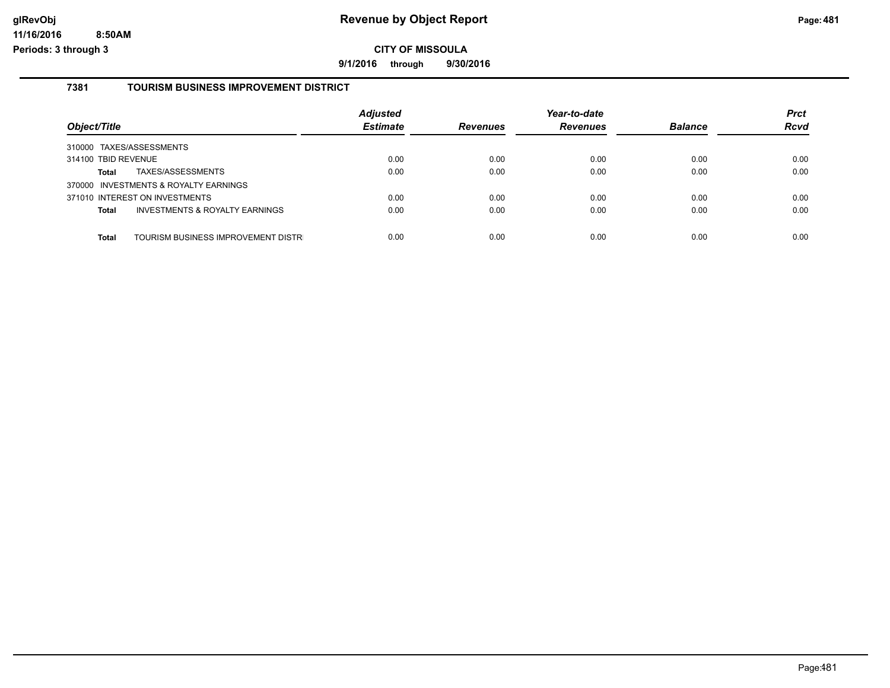# Revenue by Object Report

**CITY OF MISSOULA**

**9/1/2016 through 9/30/2016**

glRevObj
11/16/2016 8:50AM
Periods: 3 through 3

## 7381 TOURISM BUSINESS IMPROVEMENT DISTRICT

| Object/Title | Adjusted Estimate | Revenues | Year-to-date Revenues | Balance | Prct Rcvd |
|---|---|---|---|---|---|
| 310000 TAXES/ASSESSMENTS | | | | | |
| 314100 TBID REVENUE | 0.00 | 0.00 | 0.00 | 0.00 | 0.00 |
| **Total** TAXES/ASSESSMENTS | 0.00 | 0.00 | 0.00 | 0.00 | 0.00 |
| 370000 INVESTMENTS & ROYALTY EARNINGS | | | | | |
| 371010 INTEREST ON INVESTMENTS | 0.00 | 0.00 | 0.00 | 0.00 | 0.00 |
| **Total** INVESTMENTS & ROYALTY EARNINGS | 0.00 | 0.00 | 0.00 | 0.00 | 0.00 |
| **Total** TOURISM BUSINESS IMPROVEMENT DISTR | 0.00 | 0.00 | 0.00 | 0.00 | 0.00 |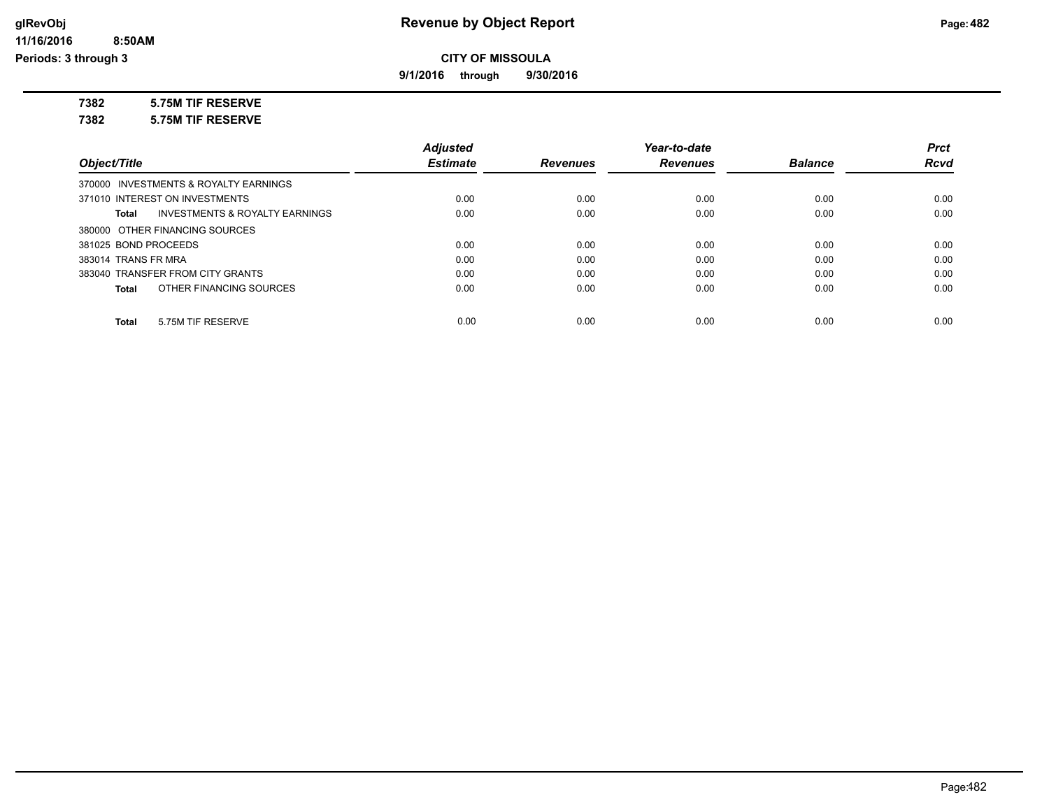**glRevObj**
**11/16/2016 8:50AM**
**Periods: 3 through 3**

# Revenue by Object Report

## CITY OF MISSOULA

**9/1/2016 through 9/30/2016**

**7382 5.75M TIF RESERVE**
**7382 5.75M TIF RESERVE**

| *Object/Title* | *Adjusted Estimate* | *Revenues* | *Year-to-date Revenues* | *Balance* | *Prct Rcvd* |
|---|---|---|---|---|---|
| 370000 INVESTMENTS & ROYALTY EARNINGS | | | | | |
| 371010 INTEREST ON INVESTMENTS | 0.00 | 0.00 | 0.00 | 0.00 | 0.00 |
| **Total** INVESTMENTS & ROYALTY EARNINGS | 0.00 | 0.00 | 0.00 | 0.00 | 0.00 |
| 380000 OTHER FINANCING SOURCES | | | | | |
| 381025 BOND PROCEEDS | 0.00 | 0.00 | 0.00 | 0.00 | 0.00 |
| 383014 TRANS FR MRA | 0.00 | 0.00 | 0.00 | 0.00 | 0.00 |
| 383040 TRANSFER FROM CITY GRANTS | 0.00 | 0.00 | 0.00 | 0.00 | 0.00 |
| **Total** OTHER FINANCING SOURCES | 0.00 | 0.00 | 0.00 | 0.00 | 0.00 |
| **Total** 5.75M TIF RESERVE | 0.00 | 0.00 | 0.00 | 0.00 | 0.00 |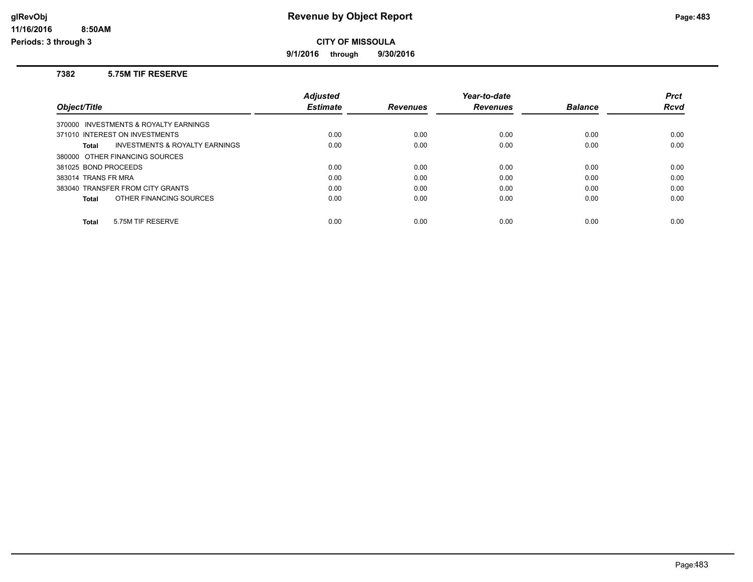# Revenue by Object Report

**CITY OF MISSOULA**

**9/1/2016 through 9/30/2016**

glRevObj
11/16/2016 8:50AM
Periods: 3 through 3

### 7382 5.75M TIF RESERVE

| Object/Title | Adjusted Estimate | Revenues | Year-to-date Revenues | Balance | Prct Rcvd |
|---|---|---|---|---|---|
| 370000 INVESTMENTS & ROYALTY EARNINGS | | | | | |
| 371010 INTEREST ON INVESTMENTS | 0.00 | 0.00 | 0.00 | 0.00 | 0.00 |
| **Total** INVESTMENTS & ROYALTY EARNINGS | 0.00 | 0.00 | 0.00 | 0.00 | 0.00 |
| 380000 OTHER FINANCING SOURCES | | | | | |
| 381025 BOND PROCEEDS | 0.00 | 0.00 | 0.00 | 0.00 | 0.00 |
| 383014 TRANS FR MRA | 0.00 | 0.00 | 0.00 | 0.00 | 0.00 |
| 383040 TRANSFER FROM CITY GRANTS | 0.00 | 0.00 | 0.00 | 0.00 | 0.00 |
| **Total** OTHER FINANCING SOURCES | 0.00 | 0.00 | 0.00 | 0.00 | 0.00 |
| **Total** 5.75M TIF RESERVE | 0.00 | 0.00 | 0.00 | 0.00 | 0.00 |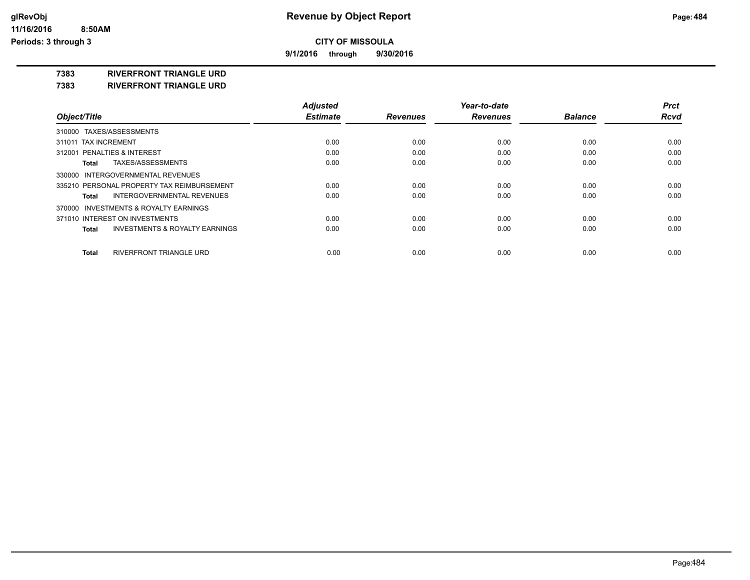# Revenue by Object Report

**CITY OF MISSOULA**

**9/1/2016 through 9/30/2016**

glRevObj
11/16/2016 8:50AM
Periods: 3 through 3

**7383 RIVERFRONT TRIANGLE URD**

**7383 RIVERFRONT TRIANGLE URD**

| Object/Title | Adjusted Estimate | Revenues | Year-to-date Revenues | Balance | Prct Rcvd |
|---|---|---|---|---|---|
| 310000 TAXES/ASSESSMENTS | | | | | |
| 311011 TAX INCREMENT | 0.00 | 0.00 | 0.00 | 0.00 | 0.00 |
| 312001 PENALTIES & INTEREST | 0.00 | 0.00 | 0.00 | 0.00 | 0.00 |
| **Total** TAXES/ASSESSMENTS | 0.00 | 0.00 | 0.00 | 0.00 | 0.00 |
| 330000 INTERGOVERNMENTAL REVENUES | | | | | |
| 335210 PERSONAL PROPERTY TAX REIMBURSEMENT | 0.00 | 0.00 | 0.00 | 0.00 | 0.00 |
| **Total** INTERGOVERNMENTAL REVENUES | 0.00 | 0.00 | 0.00 | 0.00 | 0.00 |
| 370000 INVESTMENTS & ROYALTY EARNINGS | | | | | |
| 371010 INTEREST ON INVESTMENTS | 0.00 | 0.00 | 0.00 | 0.00 | 0.00 |
| **Total** INVESTMENTS & ROYALTY EARNINGS | 0.00 | 0.00 | 0.00 | 0.00 | 0.00 |
| **Total** RIVERFRONT TRIANGLE URD | 0.00 | 0.00 | 0.00 | 0.00 | 0.00 |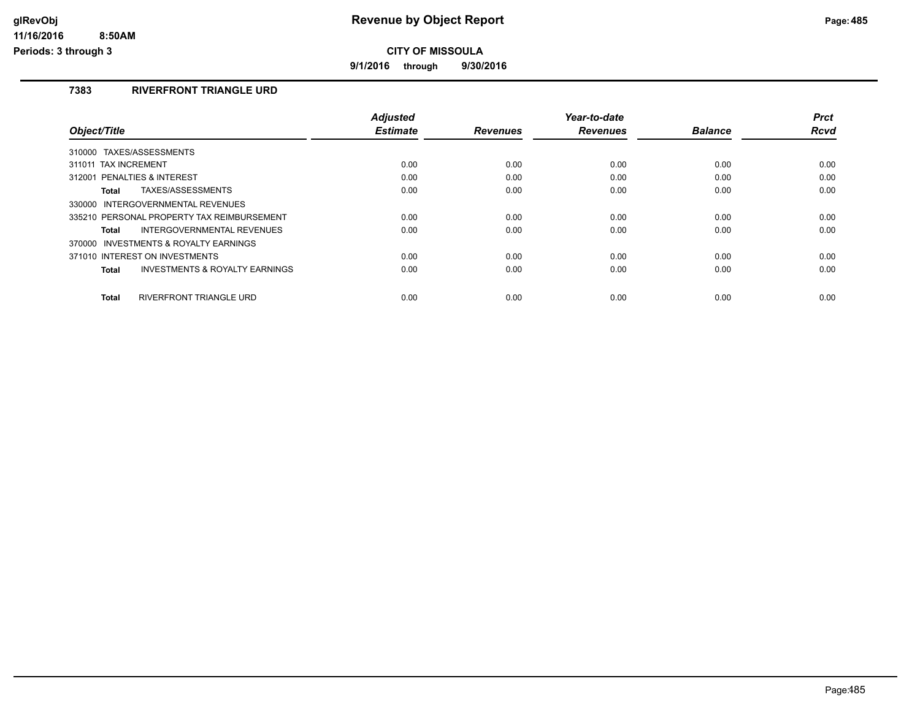# Revenue by Object Report

## CITY OF MISSOULA

**9/1/2016 through 9/30/2016**

### 7383 RIVERFRONT TRIANGLE URD

| Object/Title | Adjusted Estimate | Revenues | Year-to-date Revenues | Balance | Prct Rcvd |
|---|---|---|---|---|---|
| 310000 TAXES/ASSESSMENTS | | | | | |
| 311011 TAX INCREMENT | 0.00 | 0.00 | 0.00 | 0.00 | 0.00 |
| 312001 PENALTIES & INTEREST | 0.00 | 0.00 | 0.00 | 0.00 | 0.00 |
| **Total** TAXES/ASSESSMENTS | 0.00 | 0.00 | 0.00 | 0.00 | 0.00 |
| 330000 INTERGOVERNMENTAL REVENUES | | | | | |
| 335210 PERSONAL PROPERTY TAX REIMBURSEMENT | 0.00 | 0.00 | 0.00 | 0.00 | 0.00 |
| **Total** INTERGOVERNMENTAL REVENUES | 0.00 | 0.00 | 0.00 | 0.00 | 0.00 |
| 370000 INVESTMENTS & ROYALTY EARNINGS | | | | | |
| 371010 INTEREST ON INVESTMENTS | 0.00 | 0.00 | 0.00 | 0.00 | 0.00 |
| **Total** INVESTMENTS & ROYALTY EARNINGS | 0.00 | 0.00 | 0.00 | 0.00 | 0.00 |
| **Total** RIVERFRONT TRIANGLE URD | 0.00 | 0.00 | 0.00 | 0.00 | 0.00 |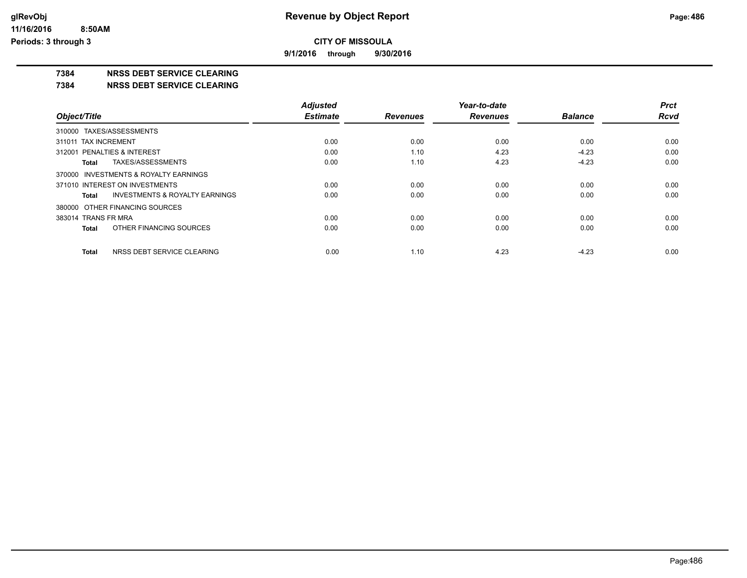# CITY OF MISSOULA

**9/1/2016 through 9/30/2016**

## 7384 NRSS DEBT SERVICE CLEARING

### 7384 NRSS DEBT SERVICE CLEARING

| Object/Title | | Adjusted Estimate | Revenues | Year-to-date Revenues | Balance | Prct Rcvd |
|---|---|---|---|---|---|---|
| 310000 TAXES/ASSESSMENTS | | | | | | |
| 311011 TAX INCREMENT | | 0.00 | 0.00 | 0.00 | 0.00 | 0.00 |
| 312001 PENALTIES & INTEREST | | 0.00 | 1.10 | 4.23 | -4.23 | 0.00 |
| Total | TAXES/ASSESSMENTS | 0.00 | 1.10 | 4.23 | -4.23 | 0.00 |
| 370000 INVESTMENTS & ROYALTY EARNINGS | | | | | | |
| 371010 INTEREST ON INVESTMENTS | | 0.00 | 0.00 | 0.00 | 0.00 | 0.00 |
| Total | INVESTMENTS & ROYALTY EARNINGS | 0.00 | 0.00 | 0.00 | 0.00 | 0.00 |
| 380000 OTHER FINANCING SOURCES | | | | | | |
| 383014 TRANS FR MRA | | 0.00 | 0.00 | 0.00 | 0.00 | 0.00 |
| Total | OTHER FINANCING SOURCES | 0.00 | 0.00 | 0.00 | 0.00 | 0.00 |
| Total | NRSS DEBT SERVICE CLEARING | 0.00 | 1.10 | 4.23 | -4.23 | 0.00 |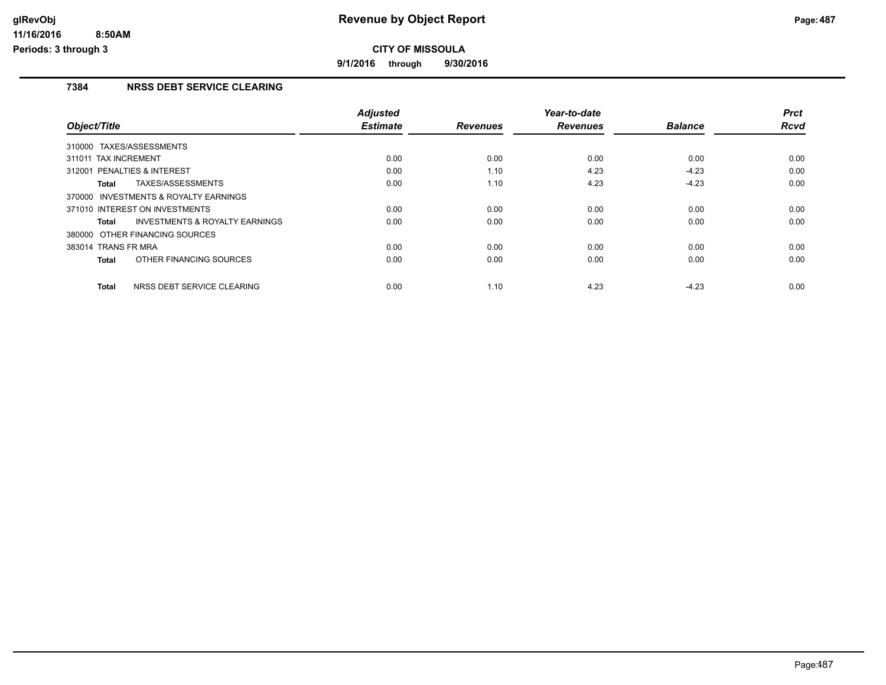# Revenue by Object Report

**CITY OF MISSOULA**

**9/1/2016 through 9/30/2016**

glRevObj
11/16/2016 8:50AM
Periods: 3 through 3

## 7384 NRSS DEBT SERVICE CLEARING

| Object/Title | Adjusted Estimate | Revenues | Year-to-date Revenues | Balance | Prct Rcvd |
|---|---|---|---|---|---|
| 310000 TAXES/ASSESSMENTS | | | | | |
| 311011 TAX INCREMENT | 0.00 | 0.00 | 0.00 | 0.00 | 0.00 |
| 312001 PENALTIES & INTEREST | 0.00 | 1.10 | 4.23 | -4.23 | 0.00 |
| **Total** TAXES/ASSESSMENTS | 0.00 | 1.10 | 4.23 | -4.23 | 0.00 |
| 370000 INVESTMENTS & ROYALTY EARNINGS | | | | | |
| 371010 INTEREST ON INVESTMENTS | 0.00 | 0.00 | 0.00 | 0.00 | 0.00 |
| **Total** INVESTMENTS & ROYALTY EARNINGS | 0.00 | 0.00 | 0.00 | 0.00 | 0.00 |
| 380000 OTHER FINANCING SOURCES | | | | | |
| 383014 TRANS FR MRA | 0.00 | 0.00 | 0.00 | 0.00 | 0.00 |
| **Total** OTHER FINANCING SOURCES | 0.00 | 0.00 | 0.00 | 0.00 | 0.00 |
| **Total** NRSS DEBT SERVICE CLEARING | 0.00 | 1.10 | 4.23 | -4.23 | 0.00 |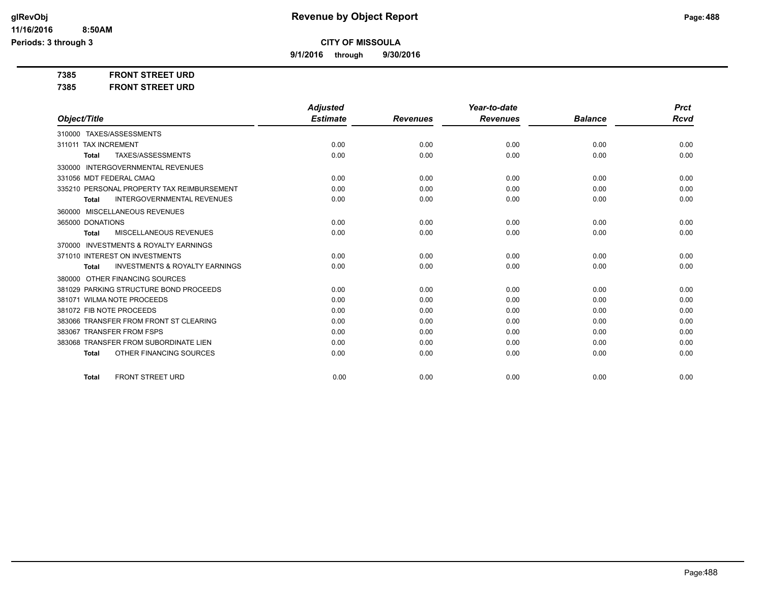# Revenue by Object Report

**CITY OF MISSOULA**

**9/1/2016 through 9/30/2016**

glRevObj
11/16/2016 8:50AM
Periods: 3 through 3

**7385 FRONT STREET URD**

**7385 FRONT STREET URD**

| Object/Title | Adjusted Estimate | Revenues | Year-to-date Revenues | Balance | Prct Rcvd |
|---|---|---|---|---|---|
| 310000 TAXES/ASSESSMENTS | | | | | |
| 311011 TAX INCREMENT | 0.00 | 0.00 | 0.00 | 0.00 | 0.00 |
| **Total** TAXES/ASSESSMENTS | 0.00 | 0.00 | 0.00 | 0.00 | 0.00 |
| 330000 INTERGOVERNMENTAL REVENUES | | | | | |
| 331056 MDT FEDERAL CMAQ | 0.00 | 0.00 | 0.00 | 0.00 | 0.00 |
| 335210 PERSONAL PROPERTY TAX REIMBURSEMENT | 0.00 | 0.00 | 0.00 | 0.00 | 0.00 |
| **Total** INTERGOVERNMENTAL REVENUES | 0.00 | 0.00 | 0.00 | 0.00 | 0.00 |
| 360000 MISCELLANEOUS REVENUES | | | | | |
| 365000 DONATIONS | 0.00 | 0.00 | 0.00 | 0.00 | 0.00 |
| **Total** MISCELLANEOUS REVENUES | 0.00 | 0.00 | 0.00 | 0.00 | 0.00 |
| 370000 INVESTMENTS & ROYALTY EARNINGS | | | | | |
| 371010 INTEREST ON INVESTMENTS | 0.00 | 0.00 | 0.00 | 0.00 | 0.00 |
| **Total** INVESTMENTS & ROYALTY EARNINGS | 0.00 | 0.00 | 0.00 | 0.00 | 0.00 |
| 380000 OTHER FINANCING SOURCES | | | | | |
| 381029 PARKING STRUCTURE BOND PROCEEDS | 0.00 | 0.00 | 0.00 | 0.00 | 0.00 |
| 381071 WILMA NOTE PROCEEDS | 0.00 | 0.00 | 0.00 | 0.00 | 0.00 |
| 381072 FIB NOTE PROCEEDS | 0.00 | 0.00 | 0.00 | 0.00 | 0.00 |
| 383066 TRANSFER FROM FRONT ST CLEARING | 0.00 | 0.00 | 0.00 | 0.00 | 0.00 |
| 383067 TRANSFER FROM FSPS | 0.00 | 0.00 | 0.00 | 0.00 | 0.00 |
| 383068 TRANSFER FROM SUBORDINATE LIEN | 0.00 | 0.00 | 0.00 | 0.00 | 0.00 |
| **Total** OTHER FINANCING SOURCES | 0.00 | 0.00 | 0.00 | 0.00 | 0.00 |
| **Total** FRONT STREET URD | 0.00 | 0.00 | 0.00 | 0.00 | 0.00 |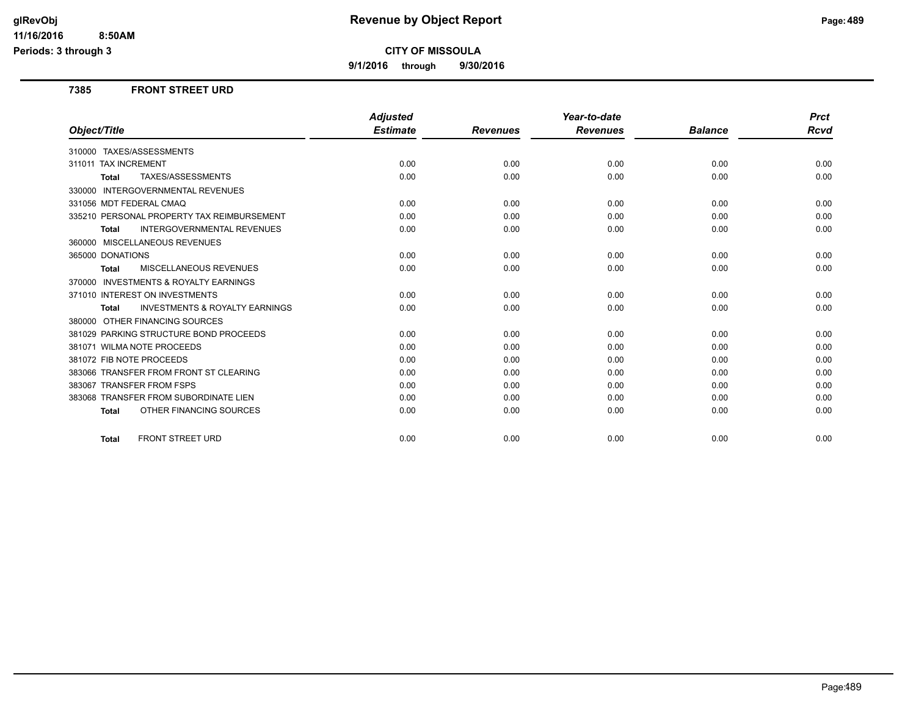# Revenue by Object Report

**CITY OF MISSOULA**

**9/1/2016 through 9/30/2016**

glRevObj
11/16/2016 8:50AM
Periods: 3 through 3

## 7385 FRONT STREET URD

| Object/Title | Adjusted Estimate | Revenues | Year-to-date Revenues | Balance | Prct Rcvd |
|---|---|---|---|---|---|
| 310000 TAXES/ASSESSMENTS | | | | | |
| 311011 TAX INCREMENT | 0.00 | 0.00 | 0.00 | 0.00 | 0.00 |
| **Total** TAXES/ASSESSMENTS | 0.00 | 0.00 | 0.00 | 0.00 | 0.00 |
| 330000 INTERGOVERNMENTAL REVENUES | | | | | |
| 331056 MDT FEDERAL CMAQ | 0.00 | 0.00 | 0.00 | 0.00 | 0.00 |
| 335210 PERSONAL PROPERTY TAX REIMBURSEMENT | 0.00 | 0.00 | 0.00 | 0.00 | 0.00 |
| **Total** INTERGOVERNMENTAL REVENUES | 0.00 | 0.00 | 0.00 | 0.00 | 0.00 |
| 360000 MISCELLANEOUS REVENUES | | | | | |
| 365000 DONATIONS | 0.00 | 0.00 | 0.00 | 0.00 | 0.00 |
| **Total** MISCELLANEOUS REVENUES | 0.00 | 0.00 | 0.00 | 0.00 | 0.00 |
| 370000 INVESTMENTS & ROYALTY EARNINGS | | | | | |
| 371010 INTEREST ON INVESTMENTS | 0.00 | 0.00 | 0.00 | 0.00 | 0.00 |
| **Total** INVESTMENTS & ROYALTY EARNINGS | 0.00 | 0.00 | 0.00 | 0.00 | 0.00 |
| 380000 OTHER FINANCING SOURCES | | | | | |
| 381029 PARKING STRUCTURE BOND PROCEEDS | 0.00 | 0.00 | 0.00 | 0.00 | 0.00 |
| 381071 WILMA NOTE PROCEEDS | 0.00 | 0.00 | 0.00 | 0.00 | 0.00 |
| 381072 FIB NOTE PROCEEDS | 0.00 | 0.00 | 0.00 | 0.00 | 0.00 |
| 383066 TRANSFER FROM FRONT ST CLEARING | 0.00 | 0.00 | 0.00 | 0.00 | 0.00 |
| 383067 TRANSFER FROM FSPS | 0.00 | 0.00 | 0.00 | 0.00 | 0.00 |
| 383068 TRANSFER FROM SUBORDINATE LIEN | 0.00 | 0.00 | 0.00 | 0.00 | 0.00 |
| **Total** OTHER FINANCING SOURCES | 0.00 | 0.00 | 0.00 | 0.00 | 0.00 |
| **Total** FRONT STREET URD | 0.00 | 0.00 | 0.00 | 0.00 | 0.00 |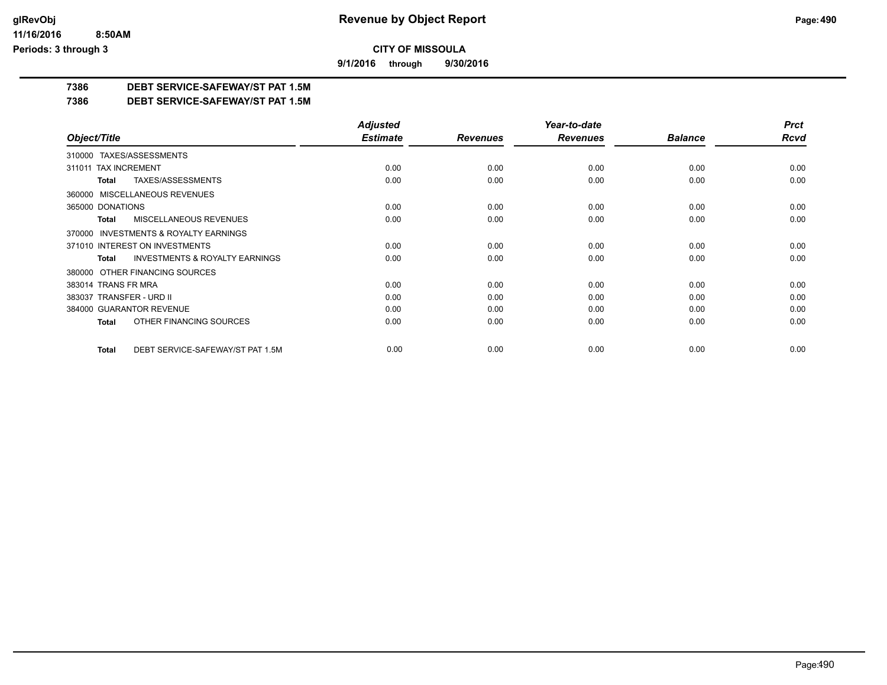**glRevObj** 11/16/2016 8:50AM Periods: 3 through 3

# Revenue by Object Report

**CITY OF MISSOULA**

**9/1/2016 through 9/30/2016**

## 7386 DEBT SERVICE-SAFEWAY/ST PAT 1.5M

## 7386 DEBT SERVICE-SAFEWAY/ST PAT 1.5M

| Object/Title | Adjusted Estimate | Revenues | Year-to-date Revenues | Balance | Prct Rcvd |
|---|---|---|---|---|---|
| 310000 TAXES/ASSESSMENTS | | | | | |
| 311011 TAX INCREMENT | 0.00 | 0.00 | 0.00 | 0.00 | 0.00 |
| **Total** TAXES/ASSESSMENTS | 0.00 | 0.00 | 0.00 | 0.00 | 0.00 |
| 360000 MISCELLANEOUS REVENUES | | | | | |
| 365000 DONATIONS | 0.00 | 0.00 | 0.00 | 0.00 | 0.00 |
| **Total** MISCELLANEOUS REVENUES | 0.00 | 0.00 | 0.00 | 0.00 | 0.00 |
| 370000 INVESTMENTS & ROYALTY EARNINGS | | | | | |
| 371010 INTEREST ON INVESTMENTS | 0.00 | 0.00 | 0.00 | 0.00 | 0.00 |
| **Total** INVESTMENTS & ROYALTY EARNINGS | 0.00 | 0.00 | 0.00 | 0.00 | 0.00 |
| 380000 OTHER FINANCING SOURCES | | | | | |
| 383014 TRANS FR MRA | 0.00 | 0.00 | 0.00 | 0.00 | 0.00 |
| 383037 TRANSFER - URD II | 0.00 | 0.00 | 0.00 | 0.00 | 0.00 |
| 384000 GUARANTOR REVENUE | 0.00 | 0.00 | 0.00 | 0.00 | 0.00 |
| **Total** OTHER FINANCING SOURCES | 0.00 | 0.00 | 0.00 | 0.00 | 0.00 |
| **Total** DEBT SERVICE-SAFEWAY/ST PAT 1.5M | 0.00 | 0.00 | 0.00 | 0.00 | 0.00 |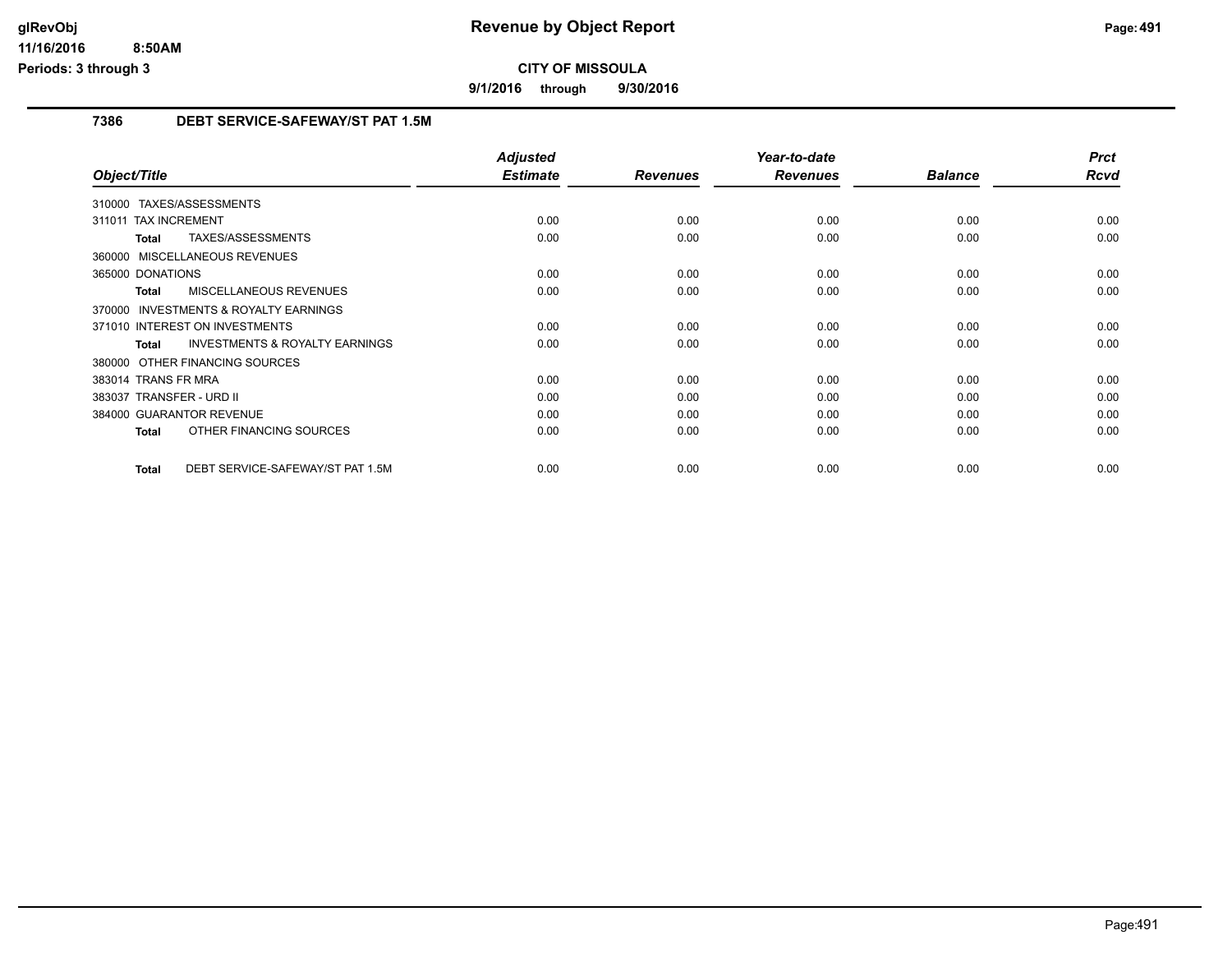# Revenue by Object Report

**CITY OF MISSOULA**

**9/1/2016 through 9/30/2016**

glRevObj
11/16/2016 8:50AM
Periods: 3 through 3

## 7386 DEBT SERVICE-SAFEWAY/ST PAT 1.5M

| Object/Title | Adjusted Estimate | Revenues | Year-to-date Revenues | Balance | Prct Rcvd |
|---|---|---|---|---|---|
| 310000 TAXES/ASSESSMENTS | | | | | |
| 311011 TAX INCREMENT | 0.00 | 0.00 | 0.00 | 0.00 | 0.00 |
| **Total** TAXES/ASSESSMENTS | 0.00 | 0.00 | 0.00 | 0.00 | 0.00 |
| 360000 MISCELLANEOUS REVENUES | | | | | |
| 365000 DONATIONS | 0.00 | 0.00 | 0.00 | 0.00 | 0.00 |
| **Total** MISCELLANEOUS REVENUES | 0.00 | 0.00 | 0.00 | 0.00 | 0.00 |
| 370000 INVESTMENTS & ROYALTY EARNINGS | | | | | |
| 371010 INTEREST ON INVESTMENTS | 0.00 | 0.00 | 0.00 | 0.00 | 0.00 |
| **Total** INVESTMENTS & ROYALTY EARNINGS | 0.00 | 0.00 | 0.00 | 0.00 | 0.00 |
| 380000 OTHER FINANCING SOURCES | | | | | |
| 383014 TRANS FR MRA | 0.00 | 0.00 | 0.00 | 0.00 | 0.00 |
| 383037 TRANSFER - URD II | 0.00 | 0.00 | 0.00 | 0.00 | 0.00 |
| 384000 GUARANTOR REVENUE | 0.00 | 0.00 | 0.00 | 0.00 | 0.00 |
| **Total** OTHER FINANCING SOURCES | 0.00 | 0.00 | 0.00 | 0.00 | 0.00 |
| **Total** DEBT SERVICE-SAFEWAY/ST PAT 1.5M | 0.00 | 0.00 | 0.00 | 0.00 | 0.00 |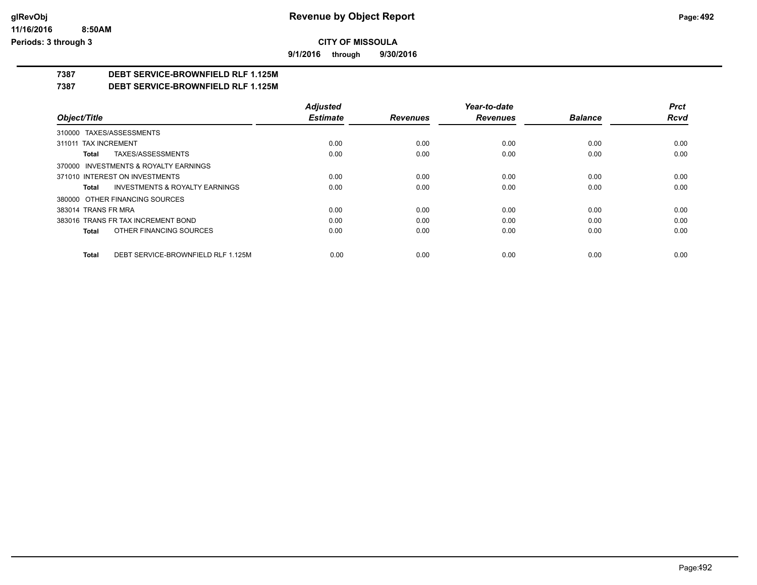**Revenue by Object Report**

**CITY OF MISSOULA**

**9/1/2016 through 9/30/2016**

**7387 DEBT SERVICE-BROWNFIELD RLF 1.125M**

**7387 DEBT SERVICE-BROWNFIELD RLF 1.125M**

| Object/Title | Adjusted Estimate | Revenues | Year-to-date Revenues | Balance | Prct Rcvd |
|---|---|---|---|---|---|
| 310000 TAXES/ASSESSMENTS | | | | | |
| 311011 TAX INCREMENT | 0.00 | 0.00 | 0.00 | 0.00 | 0.00 |
| **Total** TAXES/ASSESSMENTS | 0.00 | 0.00 | 0.00 | 0.00 | 0.00 |
| 370000 INVESTMENTS & ROYALTY EARNINGS | | | | | |
| 371010 INTEREST ON INVESTMENTS | 0.00 | 0.00 | 0.00 | 0.00 | 0.00 |
| **Total** INVESTMENTS & ROYALTY EARNINGS | 0.00 | 0.00 | 0.00 | 0.00 | 0.00 |
| 380000 OTHER FINANCING SOURCES | | | | | |
| 383014 TRANS FR MRA | 0.00 | 0.00 | 0.00 | 0.00 | 0.00 |
| 383016 TRANS FR TAX INCREMENT BOND | 0.00 | 0.00 | 0.00 | 0.00 | 0.00 |
| **Total** OTHER FINANCING SOURCES | 0.00 | 0.00 | 0.00 | 0.00 | 0.00 |
| **Total** DEBT SERVICE-BROWNFIELD RLF 1.125M | 0.00 | 0.00 | 0.00 | 0.00 | 0.00 |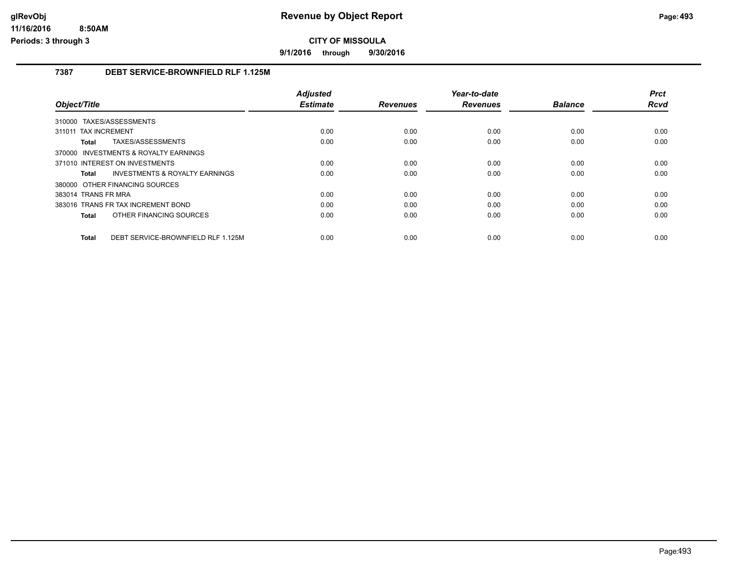# Revenue by Object Report

**CITY OF MISSOULA**

**9/1/2016 through 9/30/2016**

glRevObj
11/16/2016 8:50AM
Periods: 3 through 3

## 7387 DEBT SERVICE-BROWNFIELD RLF 1.125M

| Object/Title | Adjusted Estimate | Revenues | Year-to-date Revenues | Balance | Prct Rcvd |
|---|---|---|---|---|---|
| 310000 TAXES/ASSESSMENTS | | | | | |
| 311011 TAX INCREMENT | 0.00 | 0.00 | 0.00 | 0.00 | 0.00 |
| **Total** TAXES/ASSESSMENTS | 0.00 | 0.00 | 0.00 | 0.00 | 0.00 |
| 370000 INVESTMENTS & ROYALTY EARNINGS | | | | | |
| 371010 INTEREST ON INVESTMENTS | 0.00 | 0.00 | 0.00 | 0.00 | 0.00 |
| **Total** INVESTMENTS & ROYALTY EARNINGS | 0.00 | 0.00 | 0.00 | 0.00 | 0.00 |
| 380000 OTHER FINANCING SOURCES | | | | | |
| 383014 TRANS FR MRA | 0.00 | 0.00 | 0.00 | 0.00 | 0.00 |
| 383016 TRANS FR TAX INCREMENT BOND | 0.00 | 0.00 | 0.00 | 0.00 | 0.00 |
| **Total** OTHER FINANCING SOURCES | 0.00 | 0.00 | 0.00 | 0.00 | 0.00 |
| **Total** DEBT SERVICE-BROWNFIELD RLF 1.125M | 0.00 | 0.00 | 0.00 | 0.00 | 0.00 |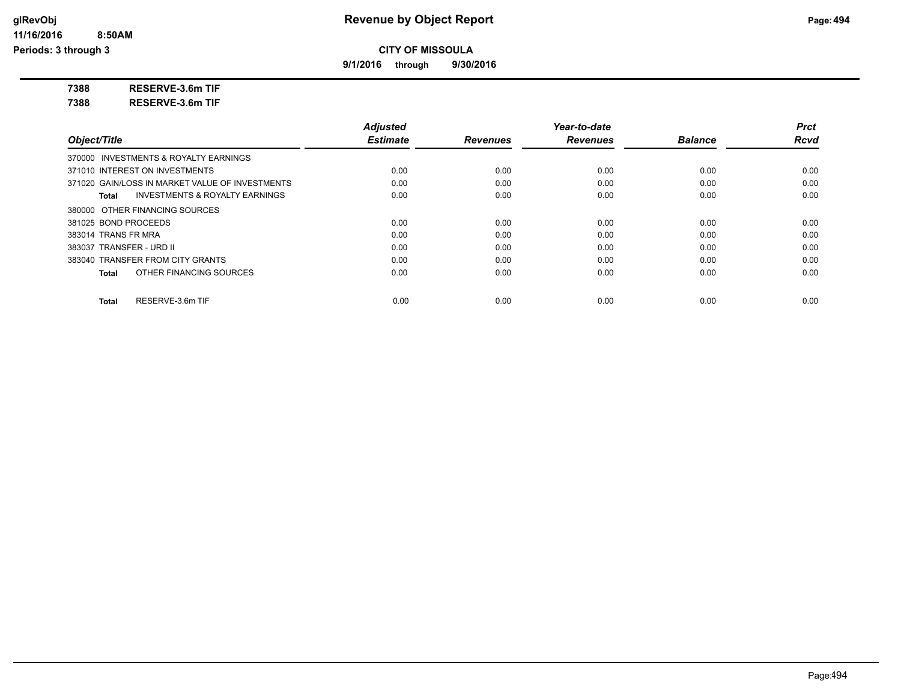# Revenue by Object Report

**CITY OF MISSOULA**

**9/1/2016 through 9/30/2016**

**7388 RESERVE-3.6m TIF**

**7388 RESERVE-3.6m TIF**

| Object/Title | Adjusted Estimate | Revenues | Year-to-date Revenues | Balance | Prct Rcvd |
|---|---|---|---|---|---|
| 370000 INVESTMENTS & ROYALTY EARNINGS | | | | | |
| 371010 INTEREST ON INVESTMENTS | 0.00 | 0.00 | 0.00 | 0.00 | 0.00 |
| 371020 GAIN/LOSS IN MARKET VALUE OF INVESTMENTS | 0.00 | 0.00 | 0.00 | 0.00 | 0.00 |
| **Total** INVESTMENTS & ROYALTY EARNINGS | 0.00 | 0.00 | 0.00 | 0.00 | 0.00 |
| 380000 OTHER FINANCING SOURCES | | | | | |
| 381025 BOND PROCEEDS | 0.00 | 0.00 | 0.00 | 0.00 | 0.00 |
| 383014 TRANS FR MRA | 0.00 | 0.00 | 0.00 | 0.00 | 0.00 |
| 383037 TRANSFER - URD II | 0.00 | 0.00 | 0.00 | 0.00 | 0.00 |
| 383040 TRANSFER FROM CITY GRANTS | 0.00 | 0.00 | 0.00 | 0.00 | 0.00 |
| **Total** OTHER FINANCING SOURCES | 0.00 | 0.00 | 0.00 | 0.00 | 0.00 |
| **Total** RESERVE-3.6m TIF | 0.00 | 0.00 | 0.00 | 0.00 | 0.00 |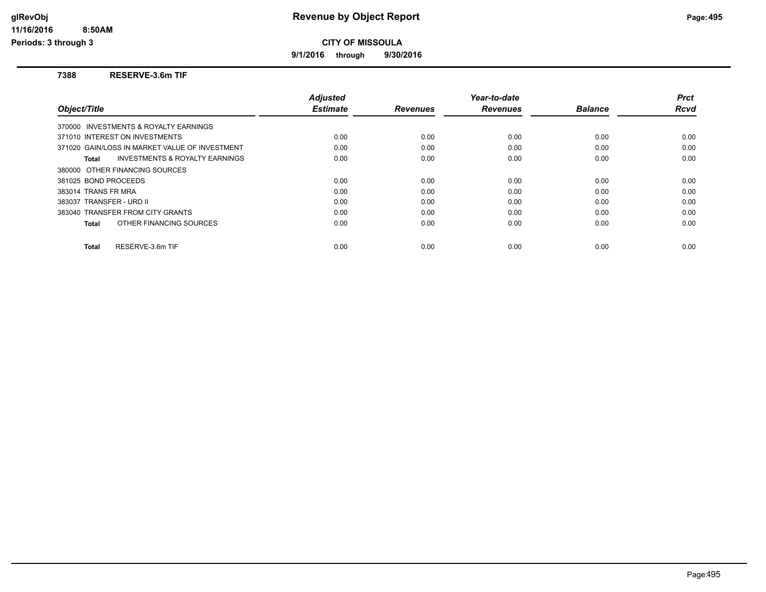# Revenue by Object Report

**CITY OF MISSOULA**

**9/1/2016 through 9/30/2016**

glRevObj
11/16/2016 8:50AM
Periods: 3 through 3

### 7388 RESERVE-3.6m TIF

| Object/Title | Adjusted Estimate | Revenues | Year-to-date Revenues | Balance | Prct Rcvd |
|---|---|---|---|---|---|
| 370000 INVESTMENTS & ROYALTY EARNINGS | | | | | |
| 371010 INTEREST ON INVESTMENTS | 0.00 | 0.00 | 0.00 | 0.00 | 0.00 |
| 371020 GAIN/LOSS IN MARKET VALUE OF INVESTMENT | 0.00 | 0.00 | 0.00 | 0.00 | 0.00 |
| **Total** INVESTMENTS & ROYALTY EARNINGS | 0.00 | 0.00 | 0.00 | 0.00 | 0.00 |
| 380000 OTHER FINANCING SOURCES | | | | | |
| 381025 BOND PROCEEDS | 0.00 | 0.00 | 0.00 | 0.00 | 0.00 |
| 383014 TRANS FR MRA | 0.00 | 0.00 | 0.00 | 0.00 | 0.00 |
| 383037 TRANSFER - URD II | 0.00 | 0.00 | 0.00 | 0.00 | 0.00 |
| 383040 TRANSFER FROM CITY GRANTS | 0.00 | 0.00 | 0.00 | 0.00 | 0.00 |
| **Total** OTHER FINANCING SOURCES | 0.00 | 0.00 | 0.00 | 0.00 | 0.00 |
| **Total** RESERVE-3.6m TIF | 0.00 | 0.00 | 0.00 | 0.00 | 0.00 |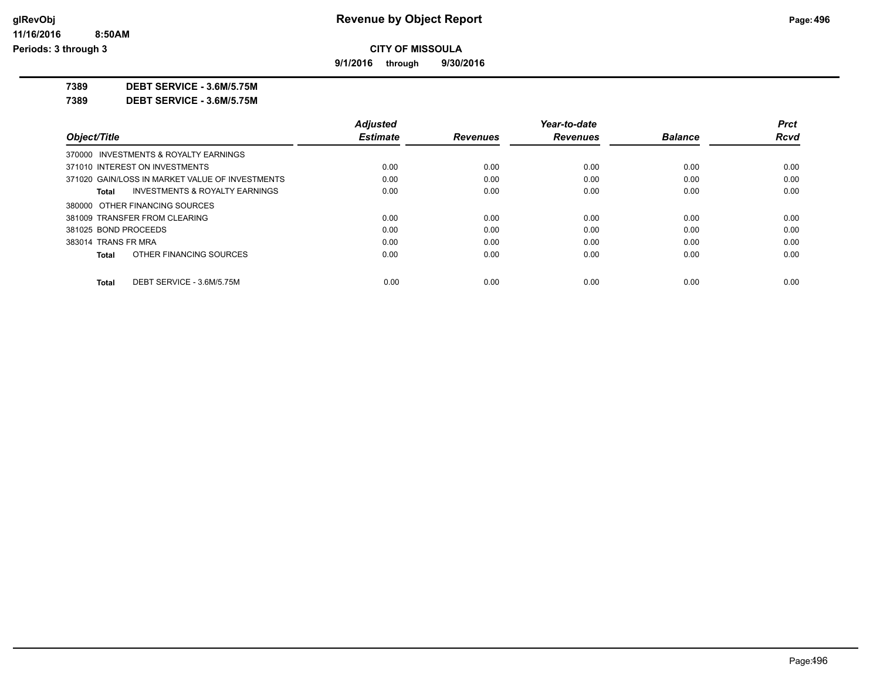# Revenue by Object Report

## CITY OF MISSOULA

**9/1/2016 through 9/30/2016**

**7389 DEBT SERVICE - 3.6M/5.75M**

**7389 DEBT SERVICE - 3.6M/5.75M**

| Object/Title | Adjusted Estimate | Revenues | Year-to-date Revenues | Balance | Prct Rcvd |
|---|---|---|---|---|---|
| 370000 INVESTMENTS & ROYALTY EARNINGS | | | | | |
| 371010 INTEREST ON INVESTMENTS | 0.00 | 0.00 | 0.00 | 0.00 | 0.00 |
| 371020 GAIN/LOSS IN MARKET VALUE OF INVESTMENTS | 0.00 | 0.00 | 0.00 | 0.00 | 0.00 |
| **Total** INVESTMENTS & ROYALTY EARNINGS | 0.00 | 0.00 | 0.00 | 0.00 | 0.00 |
| 380000 OTHER FINANCING SOURCES | | | | | |
| 381009 TRANSFER FROM CLEARING | 0.00 | 0.00 | 0.00 | 0.00 | 0.00 |
| 381025 BOND PROCEEDS | 0.00 | 0.00 | 0.00 | 0.00 | 0.00 |
| 383014 TRANS FR MRA | 0.00 | 0.00 | 0.00 | 0.00 | 0.00 |
| **Total** OTHER FINANCING SOURCES | 0.00 | 0.00 | 0.00 | 0.00 | 0.00 |
| **Total** DEBT SERVICE - 3.6M/5.75M | 0.00 | 0.00 | 0.00 | 0.00 | 0.00 |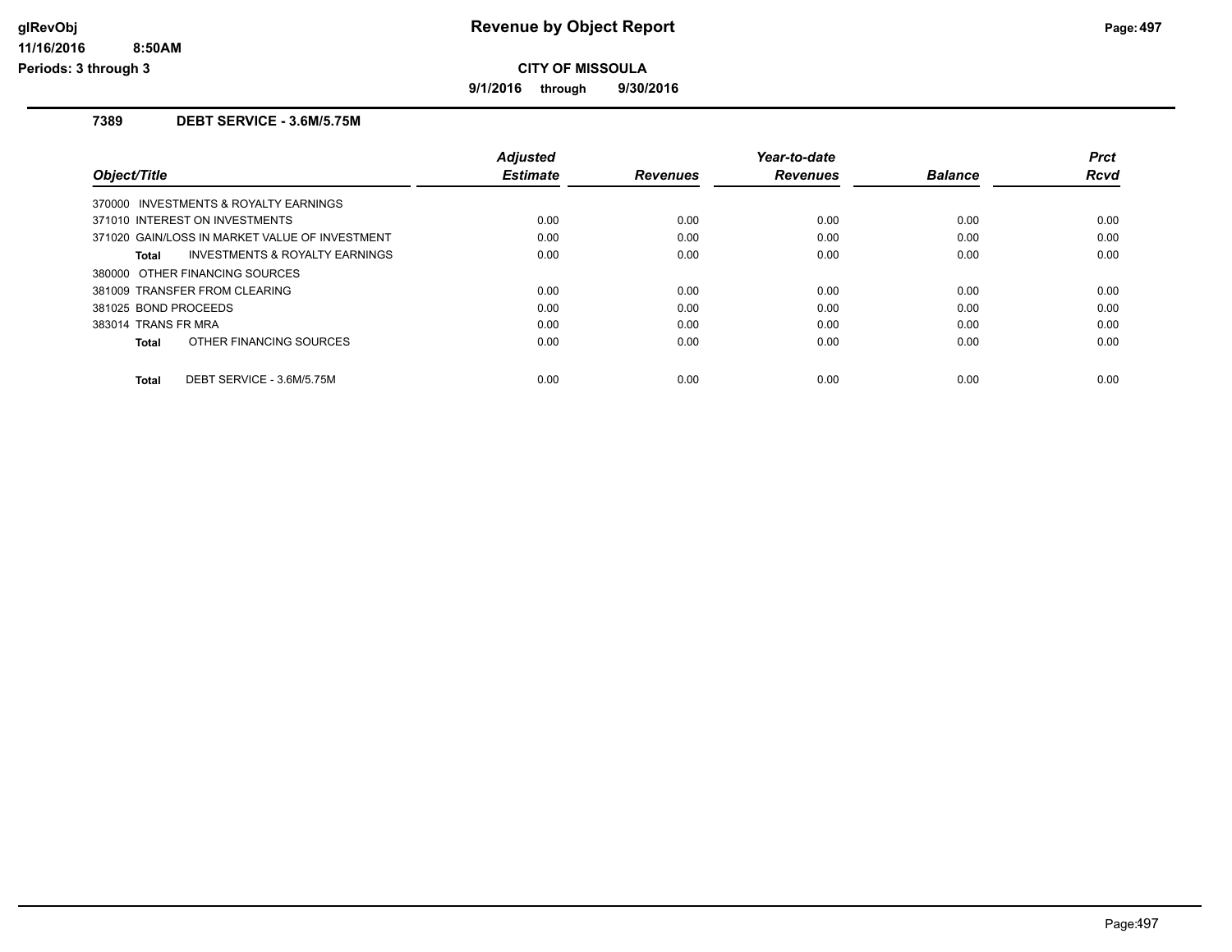# Revenue by Object Report

**CITY OF MISSOULA**

**9/1/2016 through 9/30/2016**

glRevObj
11/16/2016 8:50AM
Periods: 3 through 3

## 7389 DEBT SERVICE - 3.6M/5.75M

| Object/Title | Adjusted Estimate | Revenues | Year-to-date Revenues | Balance | Prct Rcvd |
|---|---|---|---|---|---|
| 370000 INVESTMENTS & ROYALTY EARNINGS | | | | | |
| 371010 INTEREST ON INVESTMENTS | 0.00 | 0.00 | 0.00 | 0.00 | 0.00 |
| 371020 GAIN/LOSS IN MARKET VALUE OF INVESTMENT | 0.00 | 0.00 | 0.00 | 0.00 | 0.00 |
| **Total** INVESTMENTS & ROYALTY EARNINGS | 0.00 | 0.00 | 0.00 | 0.00 | 0.00 |
| 380000 OTHER FINANCING SOURCES | | | | | |
| 381009 TRANSFER FROM CLEARING | 0.00 | 0.00 | 0.00 | 0.00 | 0.00 |
| 381025 BOND PROCEEDS | 0.00 | 0.00 | 0.00 | 0.00 | 0.00 |
| 383014 TRANS FR MRA | 0.00 | 0.00 | 0.00 | 0.00 | 0.00 |
| **Total** OTHER FINANCING SOURCES | 0.00 | 0.00 | 0.00 | 0.00 | 0.00 |
| **Total** DEBT SERVICE - 3.6M/5.75M | 0.00 | 0.00 | 0.00 | 0.00 | 0.00 |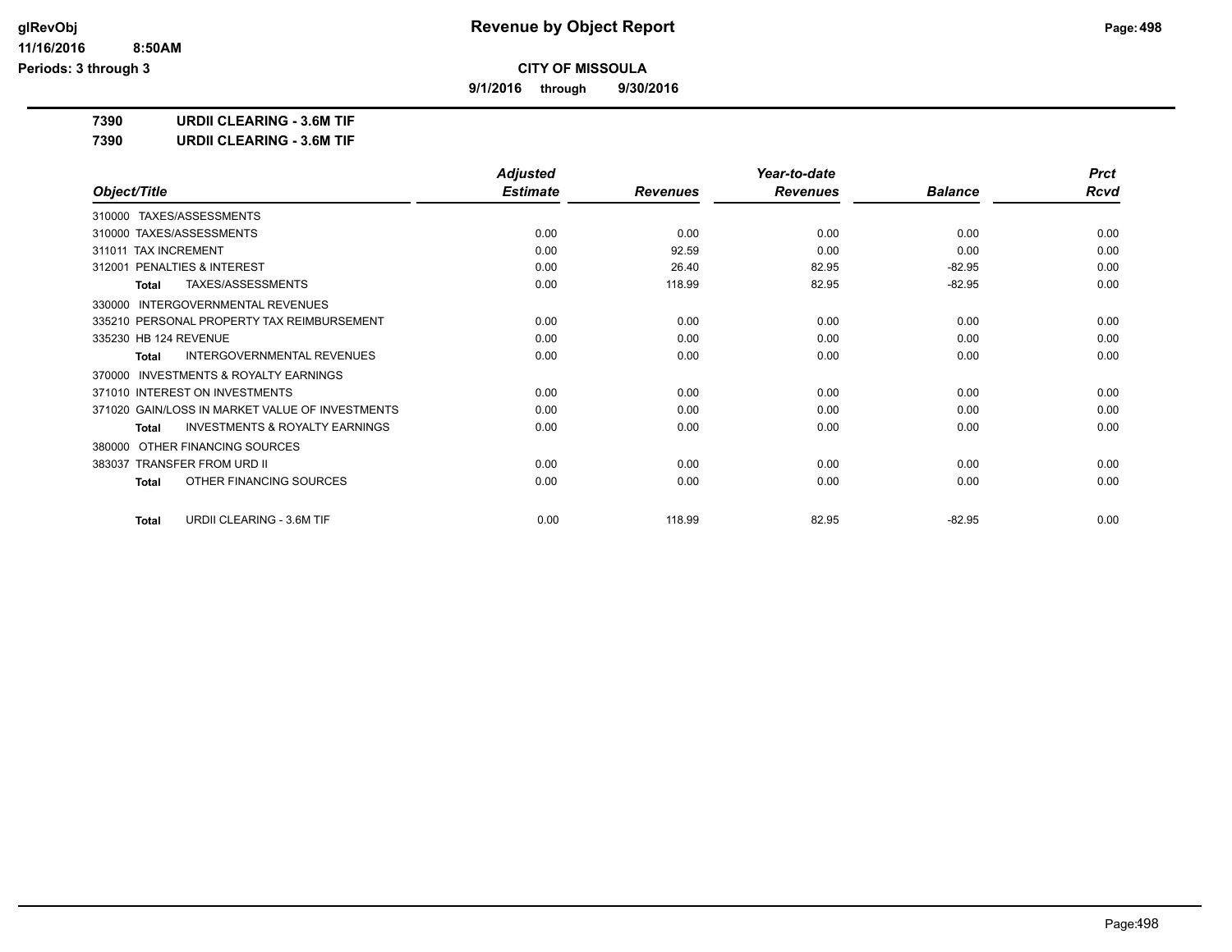# Revenue by Object Report

**CITY OF MISSOULA**

**9/1/2016 through 9/30/2016**

glRevObj
11/16/2016 8:50AM
Periods: 3 through 3

**7390 URDII CLEARING - 3.6M TIF**

**7390 URDII CLEARING - 3.6M TIF**

| Object/Title | Adjusted Estimate | Revenues | Year-to-date Revenues | Balance | Prct Rcvd |
|---|---|---|---|---|---|
| 310000 TAXES/ASSESSMENTS | | | | | |
| 310000 TAXES/ASSESSMENTS | 0.00 | 0.00 | 0.00 | 0.00 | 0.00 |
| 311011 TAX INCREMENT | 0.00 | 92.59 | 0.00 | 0.00 | 0.00 |
| 312001 PENALTIES & INTEREST | 0.00 | 26.40 | 82.95 | -82.95 | 0.00 |
| **Total** TAXES/ASSESSMENTS | 0.00 | 118.99 | 82.95 | -82.95 | 0.00 |
| 330000 INTERGOVERNMENTAL REVENUES | | | | | |
| 335210 PERSONAL PROPERTY TAX REIMBURSEMENT | 0.00 | 0.00 | 0.00 | 0.00 | 0.00 |
| 335230 HB 124 REVENUE | 0.00 | 0.00 | 0.00 | 0.00 | 0.00 |
| **Total** INTERGOVERNMENTAL REVENUES | 0.00 | 0.00 | 0.00 | 0.00 | 0.00 |
| 370000 INVESTMENTS & ROYALTY EARNINGS | | | | | |
| 371010 INTEREST ON INVESTMENTS | 0.00 | 0.00 | 0.00 | 0.00 | 0.00 |
| 371020 GAIN/LOSS IN MARKET VALUE OF INVESTMENTS | 0.00 | 0.00 | 0.00 | 0.00 | 0.00 |
| **Total** INVESTMENTS & ROYALTY EARNINGS | 0.00 | 0.00 | 0.00 | 0.00 | 0.00 |
| 380000 OTHER FINANCING SOURCES | | | | | |
| 383037 TRANSFER FROM URD II | 0.00 | 0.00 | 0.00 | 0.00 | 0.00 |
| **Total** OTHER FINANCING SOURCES | 0.00 | 0.00 | 0.00 | 0.00 | 0.00 |
| **Total** URDII CLEARING - 3.6M TIF | 0.00 | 118.99 | 82.95 | -82.95 | 0.00 |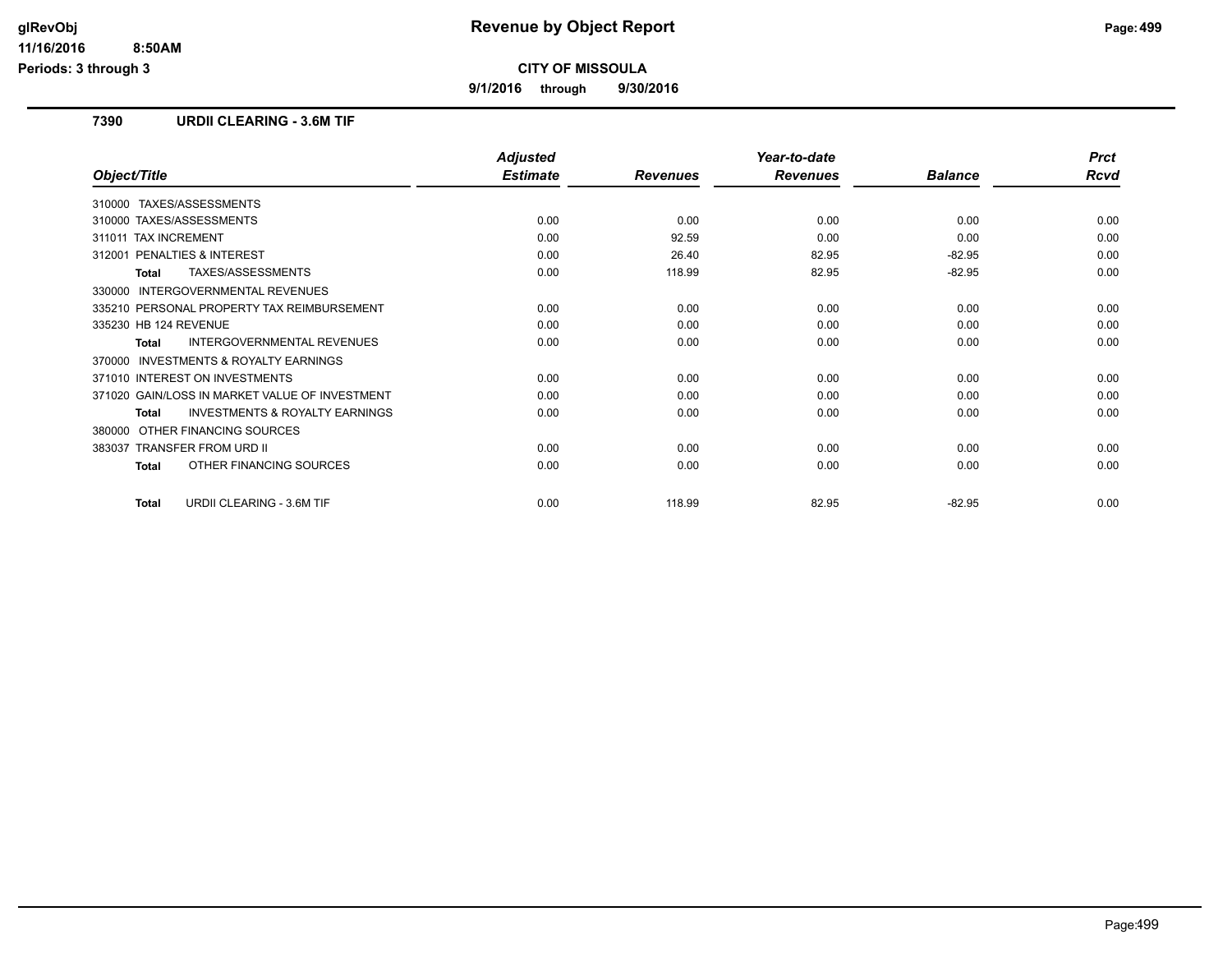# Revenue by Object Report

glRevObj
11/16/2016 8:50AM
Periods: 3 through 3

**CITY OF MISSOULA**

**9/1/2016 through 9/30/2016**

## 7390 URDII CLEARING - 3.6M TIF

| Object/Title | Adjusted Estimate | Revenues | Year-to-date Revenues | Balance | Prct Rcvd |
|---|---|---|---|---|---|
| 310000 TAXES/ASSESSMENTS | | | | | |
| 310000 TAXES/ASSESSMENTS | 0.00 | 0.00 | 0.00 | 0.00 | 0.00 |
| 311011 TAX INCREMENT | 0.00 | 92.59 | 0.00 | 0.00 | 0.00 |
| 312001 PENALTIES & INTEREST | 0.00 | 26.40 | 82.95 | -82.95 | 0.00 |
| **Total** TAXES/ASSESSMENTS | 0.00 | 118.99 | 82.95 | -82.95 | 0.00 |
| 330000 INTERGOVERNMENTAL REVENUES | | | | | |
| 335210 PERSONAL PROPERTY TAX REIMBURSEMENT | 0.00 | 0.00 | 0.00 | 0.00 | 0.00 |
| 335230 HB 124 REVENUE | 0.00 | 0.00 | 0.00 | 0.00 | 0.00 |
| **Total** INTERGOVERNMENTAL REVENUES | 0.00 | 0.00 | 0.00 | 0.00 | 0.00 |
| 370000 INVESTMENTS & ROYALTY EARNINGS | | | | | |
| 371010 INTEREST ON INVESTMENTS | 0.00 | 0.00 | 0.00 | 0.00 | 0.00 |
| 371020 GAIN/LOSS IN MARKET VALUE OF INVESTMENT | 0.00 | 0.00 | 0.00 | 0.00 | 0.00 |
| **Total** INVESTMENTS & ROYALTY EARNINGS | 0.00 | 0.00 | 0.00 | 0.00 | 0.00 |
| 380000 OTHER FINANCING SOURCES | | | | | |
| 383037 TRANSFER FROM URD II | 0.00 | 0.00 | 0.00 | 0.00 | 0.00 |
| **Total** OTHER FINANCING SOURCES | 0.00 | 0.00 | 0.00 | 0.00 | 0.00 |
| **Total** URDII CLEARING - 3.6M TIF | 0.00 | 118.99 | 82.95 | -82.95 | 0.00 |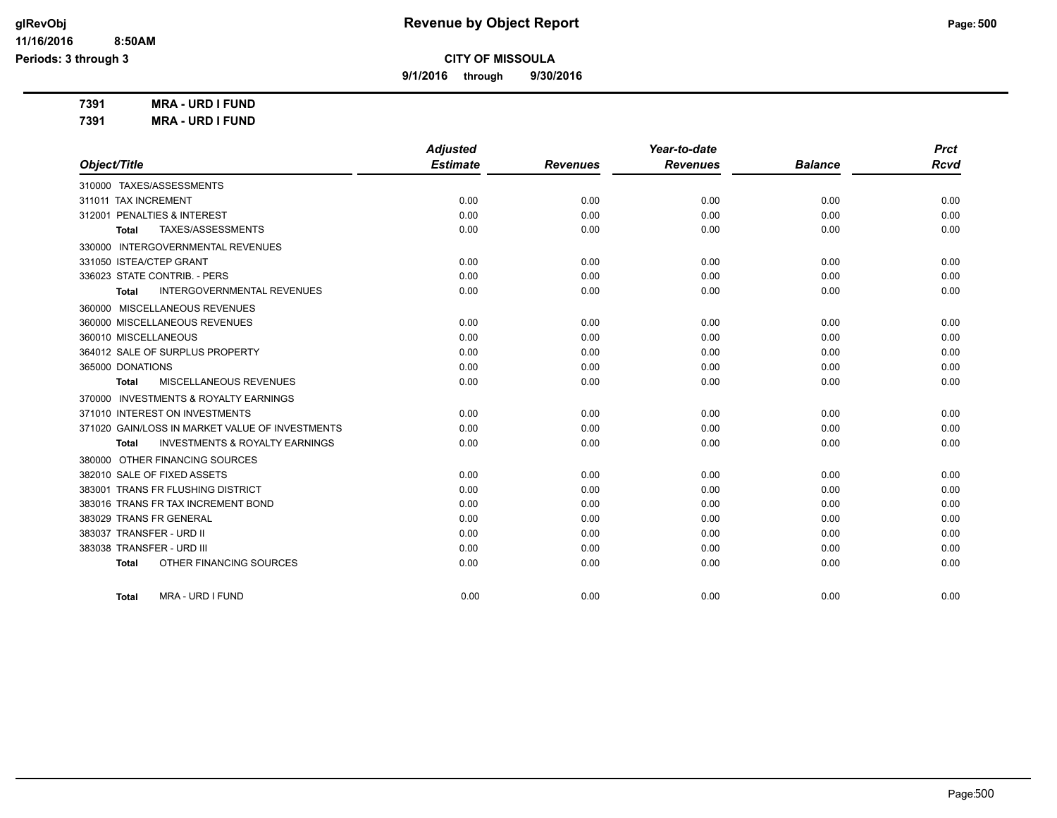# Revenue by Object Report

**CITY OF MISSOULA**

**9/1/2016 through 9/30/2016**

glRevObj
11/16/2016 8:50AM
Periods: 3 through 3

**7391 MRA - URD I FUND**
**7391 MRA - URD I FUND**

| Object/Title | Adjusted Estimate | Revenues | Year-to-date Revenues | Balance | Prct Rcvd |
|---|---|---|---|---|---|
| 310000 TAXES/ASSESSMENTS | | | | | |
| 311011 TAX INCREMENT | 0.00 | 0.00 | 0.00 | 0.00 | 0.00 |
| 312001 PENALTIES & INTEREST | 0.00 | 0.00 | 0.00 | 0.00 | 0.00 |
| **Total** TAXES/ASSESSMENTS | 0.00 | 0.00 | 0.00 | 0.00 | 0.00 |
| 330000 INTERGOVERNMENTAL REVENUES | | | | | |
| 331050 ISTEA/CTEP GRANT | 0.00 | 0.00 | 0.00 | 0.00 | 0.00 |
| 336023 STATE CONTRIB. - PERS | 0.00 | 0.00 | 0.00 | 0.00 | 0.00 |
| **Total** INTERGOVERNMENTAL REVENUES | 0.00 | 0.00 | 0.00 | 0.00 | 0.00 |
| 360000 MISCELLANEOUS REVENUES | | | | | |
| 360000 MISCELLANEOUS REVENUES | 0.00 | 0.00 | 0.00 | 0.00 | 0.00 |
| 360010 MISCELLANEOUS | 0.00 | 0.00 | 0.00 | 0.00 | 0.00 |
| 364012 SALE OF SURPLUS PROPERTY | 0.00 | 0.00 | 0.00 | 0.00 | 0.00 |
| 365000 DONATIONS | 0.00 | 0.00 | 0.00 | 0.00 | 0.00 |
| **Total** MISCELLANEOUS REVENUES | 0.00 | 0.00 | 0.00 | 0.00 | 0.00 |
| 370000 INVESTMENTS & ROYALTY EARNINGS | | | | | |
| 371010 INTEREST ON INVESTMENTS | 0.00 | 0.00 | 0.00 | 0.00 | 0.00 |
| 371020 GAIN/LOSS IN MARKET VALUE OF INVESTMENTS | 0.00 | 0.00 | 0.00 | 0.00 | 0.00 |
| **Total** INVESTMENTS & ROYALTY EARNINGS | 0.00 | 0.00 | 0.00 | 0.00 | 0.00 |
| 380000 OTHER FINANCING SOURCES | | | | | |
| 382010 SALE OF FIXED ASSETS | 0.00 | 0.00 | 0.00 | 0.00 | 0.00 |
| 383001 TRANS FR FLUSHING DISTRICT | 0.00 | 0.00 | 0.00 | 0.00 | 0.00 |
| 383016 TRANS FR TAX INCREMENT BOND | 0.00 | 0.00 | 0.00 | 0.00 | 0.00 |
| 383029 TRANS FR GENERAL | 0.00 | 0.00 | 0.00 | 0.00 | 0.00 |
| 383037 TRANSFER - URD II | 0.00 | 0.00 | 0.00 | 0.00 | 0.00 |
| 383038 TRANSFER - URD III | 0.00 | 0.00 | 0.00 | 0.00 | 0.00 |
| **Total** OTHER FINANCING SOURCES | 0.00 | 0.00 | 0.00 | 0.00 | 0.00 |
| **Total** MRA - URD I FUND | 0.00 | 0.00 | 0.00 | 0.00 | 0.00 |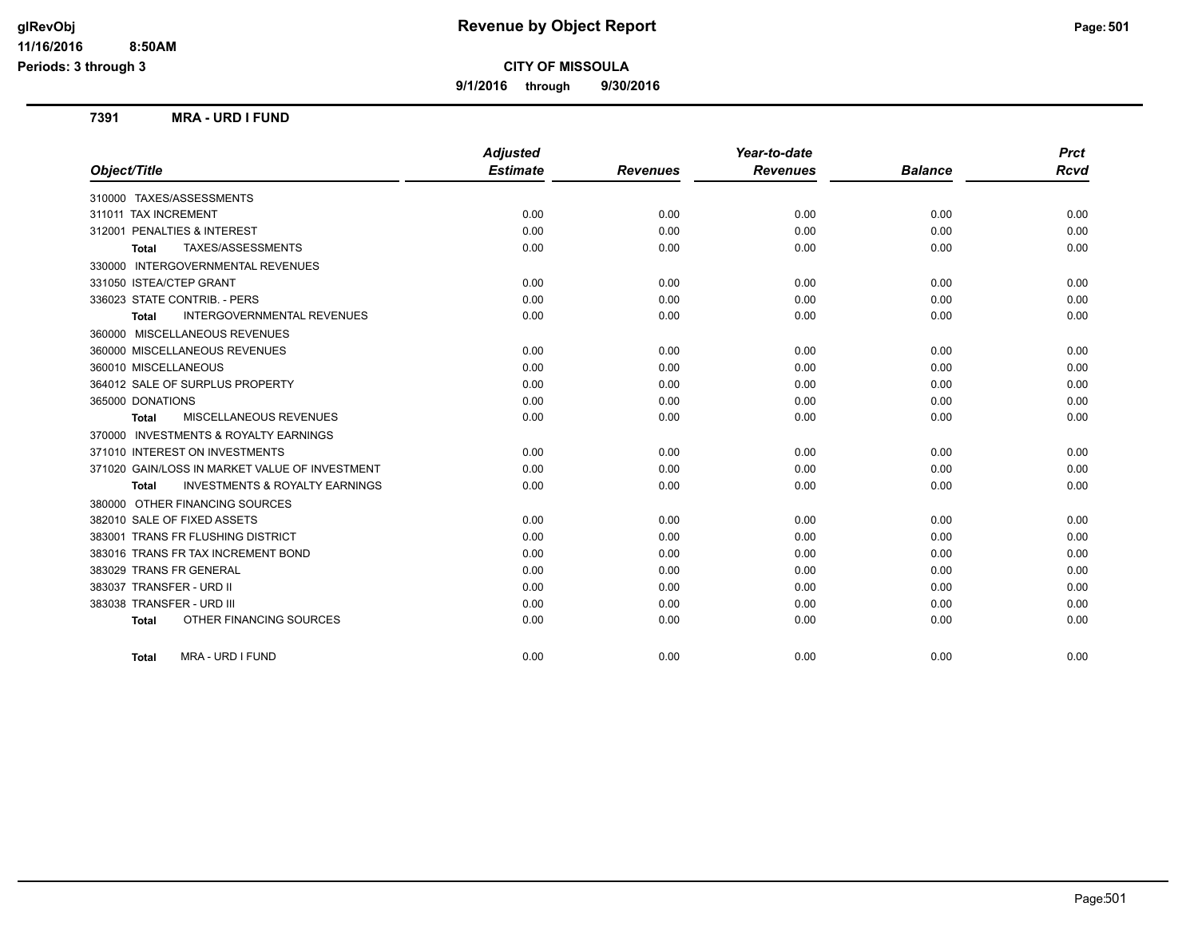# Revenue by Object Report

**CITY OF MISSOULA**

**9/1/2016 through 9/30/2016**

glRevObj
11/16/2016 8:50AM
Periods: 3 through 3

**7391 MRA - URD I FUND**

| Object/Title | Adjusted Estimate | Revenues | Year-to-date Revenues | Balance | Prct Rcvd |
|---|---|---|---|---|---|
| 310000 TAXES/ASSESSMENTS | | | | | |
| 311011 TAX INCREMENT | 0.00 | 0.00 | 0.00 | 0.00 | 0.00 |
| 312001 PENALTIES & INTEREST | 0.00 | 0.00 | 0.00 | 0.00 | 0.00 |
| **Total** TAXES/ASSESSMENTS | 0.00 | 0.00 | 0.00 | 0.00 | 0.00 |
| 330000 INTERGOVERNMENTAL REVENUES | | | | | |
| 331050 ISTEA/CTEP GRANT | 0.00 | 0.00 | 0.00 | 0.00 | 0.00 |
| 336023 STATE CONTRIB. - PERS | 0.00 | 0.00 | 0.00 | 0.00 | 0.00 |
| **Total** INTERGOVERNMENTAL REVENUES | 0.00 | 0.00 | 0.00 | 0.00 | 0.00 |
| 360000 MISCELLANEOUS REVENUES | | | | | |
| 360000 MISCELLANEOUS REVENUES | 0.00 | 0.00 | 0.00 | 0.00 | 0.00 |
| 360010 MISCELLANEOUS | 0.00 | 0.00 | 0.00 | 0.00 | 0.00 |
| 364012 SALE OF SURPLUS PROPERTY | 0.00 | 0.00 | 0.00 | 0.00 | 0.00 |
| 365000 DONATIONS | 0.00 | 0.00 | 0.00 | 0.00 | 0.00 |
| **Total** MISCELLANEOUS REVENUES | 0.00 | 0.00 | 0.00 | 0.00 | 0.00 |
| 370000 INVESTMENTS & ROYALTY EARNINGS | | | | | |
| 371010 INTEREST ON INVESTMENTS | 0.00 | 0.00 | 0.00 | 0.00 | 0.00 |
| 371020 GAIN/LOSS IN MARKET VALUE OF INVESTMENT | 0.00 | 0.00 | 0.00 | 0.00 | 0.00 |
| **Total** INVESTMENTS & ROYALTY EARNINGS | 0.00 | 0.00 | 0.00 | 0.00 | 0.00 |
| 380000 OTHER FINANCING SOURCES | | | | | |
| 382010 SALE OF FIXED ASSETS | 0.00 | 0.00 | 0.00 | 0.00 | 0.00 |
| 383001 TRANS FR FLUSHING DISTRICT | 0.00 | 0.00 | 0.00 | 0.00 | 0.00 |
| 383016 TRANS FR TAX INCREMENT BOND | 0.00 | 0.00 | 0.00 | 0.00 | 0.00 |
| 383029 TRANS FR GENERAL | 0.00 | 0.00 | 0.00 | 0.00 | 0.00 |
| 383037 TRANSFER - URD II | 0.00 | 0.00 | 0.00 | 0.00 | 0.00 |
| 383038 TRANSFER - URD III | 0.00 | 0.00 | 0.00 | 0.00 | 0.00 |
| **Total** OTHER FINANCING SOURCES | 0.00 | 0.00 | 0.00 | 0.00 | 0.00 |
| **Total** MRA - URD I FUND | 0.00 | 0.00 | 0.00 | 0.00 | 0.00 |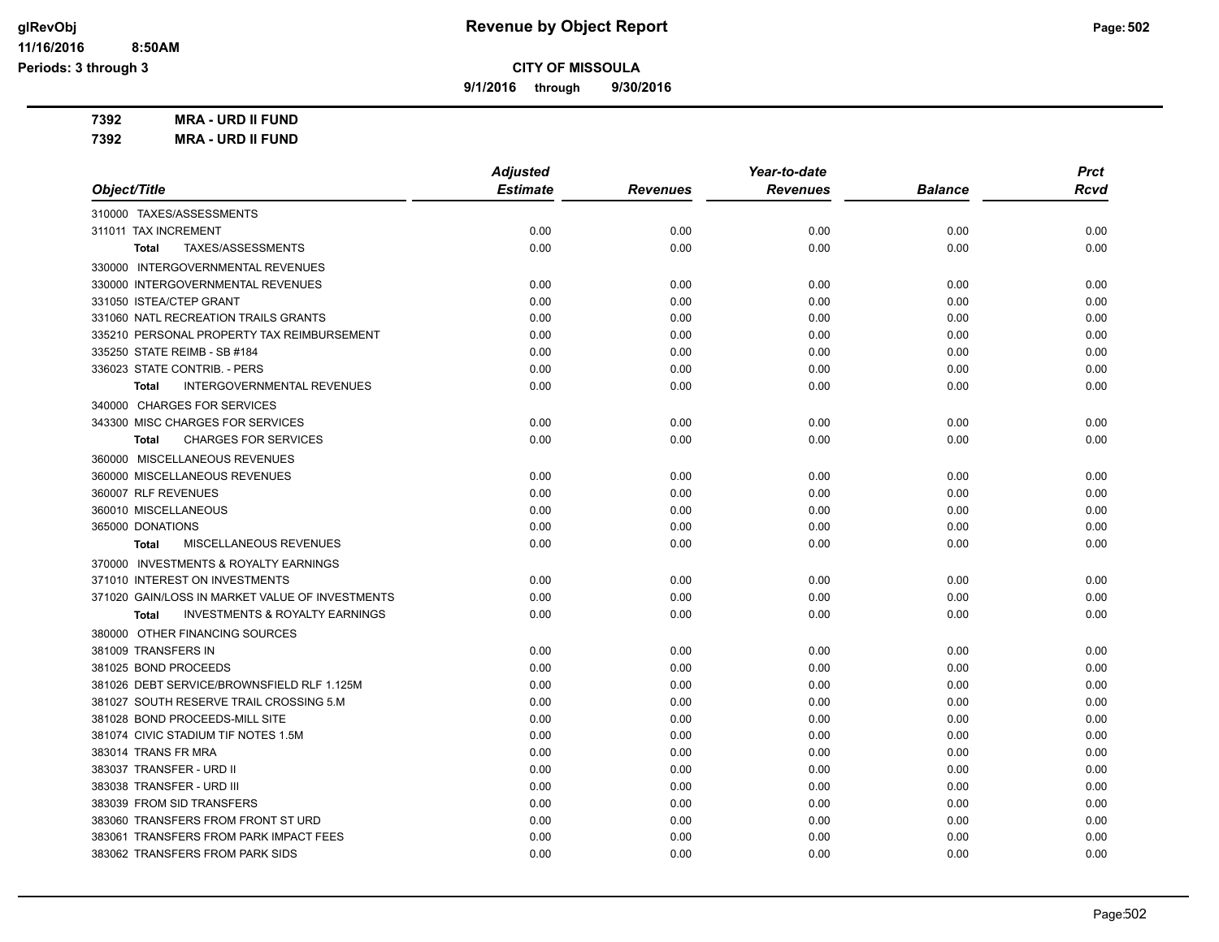# Revenue by Object Report

**CITY OF MISSOULA**

**9/1/2016 through 9/30/2016**

glRevObj
11/16/2016 8:50AM
Periods: 3 through 3

**7392 MRA - URD II FUND**

**7392 MRA - URD II FUND**

| Object/Title | Adjusted Estimate | Revenues | Year-to-date Revenues | Balance | Prct Rcvd |
|---|---|---|---|---|---|
| 310000 TAXES/ASSESSMENTS | | | | | |
| 311011 TAX INCREMENT | 0.00 | 0.00 | 0.00 | 0.00 | 0.00 |
| **Total** TAXES/ASSESSMENTS | 0.00 | 0.00 | 0.00 | 0.00 | 0.00 |
| 330000 INTERGOVERNMENTAL REVENUES | | | | | |
| 330000 INTERGOVERNMENTAL REVENUES | 0.00 | 0.00 | 0.00 | 0.00 | 0.00 |
| 331050 ISTEA/CTEP GRANT | 0.00 | 0.00 | 0.00 | 0.00 | 0.00 |
| 331060 NATL RECREATION TRAILS GRANTS | 0.00 | 0.00 | 0.00 | 0.00 | 0.00 |
| 335210 PERSONAL PROPERTY TAX REIMBURSEMENT | 0.00 | 0.00 | 0.00 | 0.00 | 0.00 |
| 335250 STATE REIMB - SB #184 | 0.00 | 0.00 | 0.00 | 0.00 | 0.00 |
| 336023 STATE CONTRIB. - PERS | 0.00 | 0.00 | 0.00 | 0.00 | 0.00 |
| **Total** INTERGOVERNMENTAL REVENUES | 0.00 | 0.00 | 0.00 | 0.00 | 0.00 |
| 340000 CHARGES FOR SERVICES | | | | | |
| 343300 MISC CHARGES FOR SERVICES | 0.00 | 0.00 | 0.00 | 0.00 | 0.00 |
| **Total** CHARGES FOR SERVICES | 0.00 | 0.00 | 0.00 | 0.00 | 0.00 |
| 360000 MISCELLANEOUS REVENUES | | | | | |
| 360000 MISCELLANEOUS REVENUES | 0.00 | 0.00 | 0.00 | 0.00 | 0.00 |
| 360007 RLF REVENUES | 0.00 | 0.00 | 0.00 | 0.00 | 0.00 |
| 360010 MISCELLANEOUS | 0.00 | 0.00 | 0.00 | 0.00 | 0.00 |
| 365000 DONATIONS | 0.00 | 0.00 | 0.00 | 0.00 | 0.00 |
| **Total** MISCELLANEOUS REVENUES | 0.00 | 0.00 | 0.00 | 0.00 | 0.00 |
| 370000 INVESTMENTS & ROYALTY EARNINGS | | | | | |
| 371010 INTEREST ON INVESTMENTS | 0.00 | 0.00 | 0.00 | 0.00 | 0.00 |
| 371020 GAIN/LOSS IN MARKET VALUE OF INVESTMENTS | 0.00 | 0.00 | 0.00 | 0.00 | 0.00 |
| **Total** INVESTMENTS & ROYALTY EARNINGS | 0.00 | 0.00 | 0.00 | 0.00 | 0.00 |
| 380000 OTHER FINANCING SOURCES | | | | | |
| 381009 TRANSFERS IN | 0.00 | 0.00 | 0.00 | 0.00 | 0.00 |
| 381025 BOND PROCEEDS | 0.00 | 0.00 | 0.00 | 0.00 | 0.00 |
| 381026 DEBT SERVICE/BROWNSFIELD RLF 1.125M | 0.00 | 0.00 | 0.00 | 0.00 | 0.00 |
| 381027 SOUTH RESERVE TRAIL CROSSING 5.M | 0.00 | 0.00 | 0.00 | 0.00 | 0.00 |
| 381028 BOND PROCEEDS-MILL SITE | 0.00 | 0.00 | 0.00 | 0.00 | 0.00 |
| 381074 CIVIC STADIUM TIF NOTES 1.5M | 0.00 | 0.00 | 0.00 | 0.00 | 0.00 |
| 383014 TRANS FR MRA | 0.00 | 0.00 | 0.00 | 0.00 | 0.00 |
| 383037 TRANSFER - URD II | 0.00 | 0.00 | 0.00 | 0.00 | 0.00 |
| 383038 TRANSFER - URD III | 0.00 | 0.00 | 0.00 | 0.00 | 0.00 |
| 383039 FROM SID TRANSFERS | 0.00 | 0.00 | 0.00 | 0.00 | 0.00 |
| 383060 TRANSFERS FROM FRONT ST URD | 0.00 | 0.00 | 0.00 | 0.00 | 0.00 |
| 383061 TRANSFERS FROM PARK IMPACT FEES | 0.00 | 0.00 | 0.00 | 0.00 | 0.00 |
| 383062 TRANSFERS FROM PARK SIDS | 0.00 | 0.00 | 0.00 | 0.00 | 0.00 |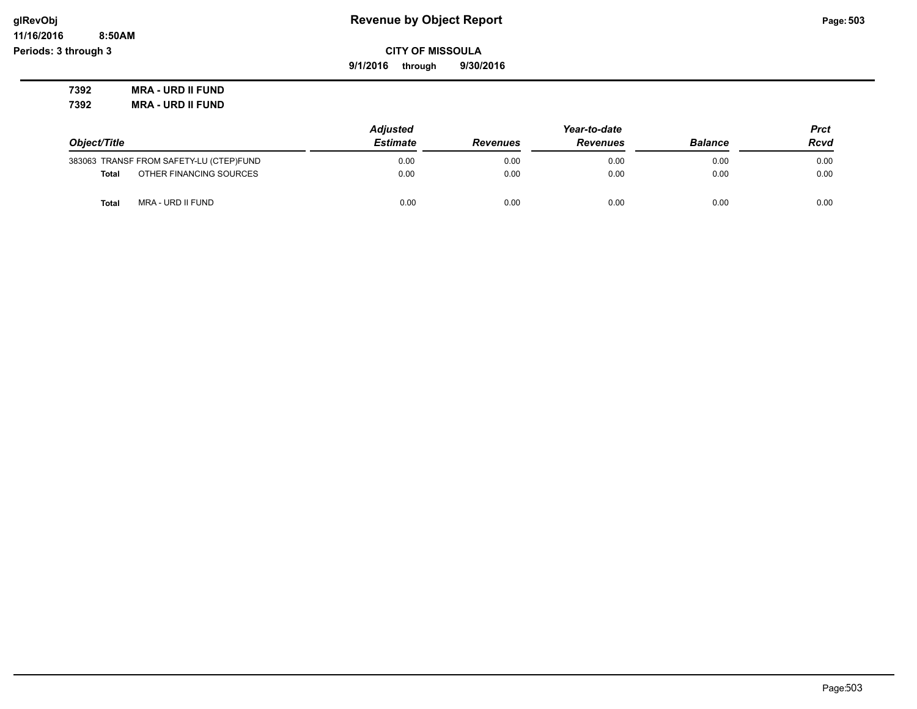**glRevObj** **Revenue by Object Report**

**11/16/2016 8:50AM**

**Periods: 3 through 3**

**CITY OF MISSOULA**

**9/1/2016 through 9/30/2016**

**7392 MRA - URD II FUND**

**7392 MRA - URD II FUND**

| Object/Title | | Adjusted Estimate | Revenues | Year-to-date Revenues | Balance | Prct Rcvd |
|---|---|---|---|---|---|---|
| 383063 | TRANSF FROM SAFETY-LU (CTEP)FUND | 0.00 | 0.00 | 0.00 | 0.00 | 0.00 |
| **Total** | OTHER FINANCING SOURCES | 0.00 | 0.00 | 0.00 | 0.00 | 0.00 |
| **Total** | MRA - URD II FUND | 0.00 | 0.00 | 0.00 | 0.00 | 0.00 |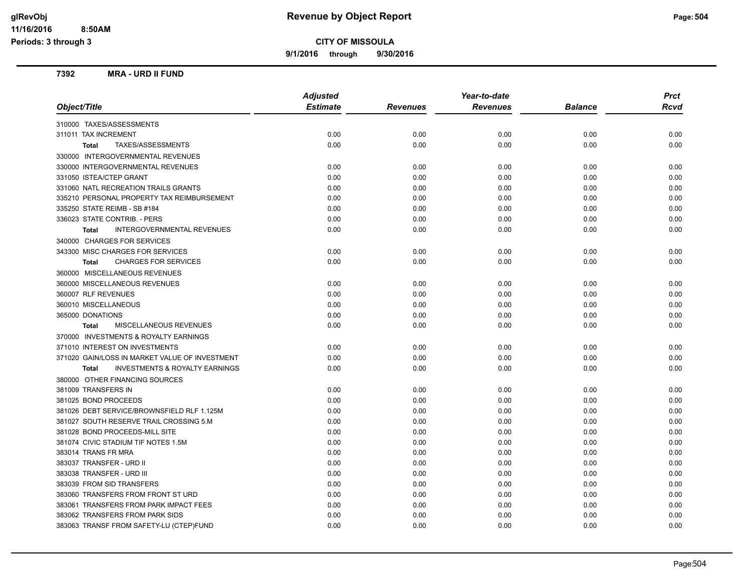# Revenue by Object Report

## CITY OF MISSOULA

**9/1/2016 through 9/30/2016**

### 7392 MRA - URD II FUND

| Object/Title | Adjusted Estimate | Revenues | Year-to-date Revenues | Balance | Prct Rcvd |
|---|---|---|---|---|---|
| 310000 TAXES/ASSESSMENTS | | | | | |
| 311011 TAX INCREMENT | 0.00 | 0.00 | 0.00 | 0.00 | 0.00 |
| **Total** TAXES/ASSESSMENTS | 0.00 | 0.00 | 0.00 | 0.00 | 0.00 |
| 330000 INTERGOVERNMENTAL REVENUES | | | | | |
| 330000 INTERGOVERNMENTAL REVENUES | 0.00 | 0.00 | 0.00 | 0.00 | 0.00 |
| 331050 ISTEA/CTEP GRANT | 0.00 | 0.00 | 0.00 | 0.00 | 0.00 |
| 331060 NATL RECREATION TRAILS GRANTS | 0.00 | 0.00 | 0.00 | 0.00 | 0.00 |
| 335210 PERSONAL PROPERTY TAX REIMBURSEMENT | 0.00 | 0.00 | 0.00 | 0.00 | 0.00 |
| 335250 STATE REIMB - SB #184 | 0.00 | 0.00 | 0.00 | 0.00 | 0.00 |
| 336023 STATE CONTRIB. - PERS | 0.00 | 0.00 | 0.00 | 0.00 | 0.00 |
| **Total** INTERGOVERNMENTAL REVENUES | 0.00 | 0.00 | 0.00 | 0.00 | 0.00 |
| 340000 CHARGES FOR SERVICES | | | | | |
| 343300 MISC CHARGES FOR SERVICES | 0.00 | 0.00 | 0.00 | 0.00 | 0.00 |
| **Total** CHARGES FOR SERVICES | 0.00 | 0.00 | 0.00 | 0.00 | 0.00 |
| 360000 MISCELLANEOUS REVENUES | | | | | |
| 360000 MISCELLANEOUS REVENUES | 0.00 | 0.00 | 0.00 | 0.00 | 0.00 |
| 360007 RLF REVENUES | 0.00 | 0.00 | 0.00 | 0.00 | 0.00 |
| 360010 MISCELLANEOUS | 0.00 | 0.00 | 0.00 | 0.00 | 0.00 |
| 365000 DONATIONS | 0.00 | 0.00 | 0.00 | 0.00 | 0.00 |
| **Total** MISCELLANEOUS REVENUES | 0.00 | 0.00 | 0.00 | 0.00 | 0.00 |
| 370000 INVESTMENTS & ROYALTY EARNINGS | | | | | |
| 371010 INTEREST ON INVESTMENTS | 0.00 | 0.00 | 0.00 | 0.00 | 0.00 |
| 371020 GAIN/LOSS IN MARKET VALUE OF INVESTMENT | 0.00 | 0.00 | 0.00 | 0.00 | 0.00 |
| **Total** INVESTMENTS & ROYALTY EARNINGS | 0.00 | 0.00 | 0.00 | 0.00 | 0.00 |
| 380000 OTHER FINANCING SOURCES | | | | | |
| 381009 TRANSFERS IN | 0.00 | 0.00 | 0.00 | 0.00 | 0.00 |
| 381025 BOND PROCEEDS | 0.00 | 0.00 | 0.00 | 0.00 | 0.00 |
| 381026 DEBT SERVICE/BROWNSFIELD RLF 1.125M | 0.00 | 0.00 | 0.00 | 0.00 | 0.00 |
| 381027 SOUTH RESERVE TRAIL CROSSING 5.M | 0.00 | 0.00 | 0.00 | 0.00 | 0.00 |
| 381028 BOND PROCEEDS-MILL SITE | 0.00 | 0.00 | 0.00 | 0.00 | 0.00 |
| 381074 CIVIC STADIUM TIF NOTES 1.5M | 0.00 | 0.00 | 0.00 | 0.00 | 0.00 |
| 383014 TRANS FR MRA | 0.00 | 0.00 | 0.00 | 0.00 | 0.00 |
| 383037 TRANSFER - URD II | 0.00 | 0.00 | 0.00 | 0.00 | 0.00 |
| 383038 TRANSFER - URD III | 0.00 | 0.00 | 0.00 | 0.00 | 0.00 |
| 383039 FROM SID TRANSFERS | 0.00 | 0.00 | 0.00 | 0.00 | 0.00 |
| 383060 TRANSFERS FROM FRONT ST URD | 0.00 | 0.00 | 0.00 | 0.00 | 0.00 |
| 383061 TRANSFERS FROM PARK IMPACT FEES | 0.00 | 0.00 | 0.00 | 0.00 | 0.00 |
| 383062 TRANSFERS FROM PARK SIDS | 0.00 | 0.00 | 0.00 | 0.00 | 0.00 |
| 383063 TRANSF FROM SAFETY-LU (CTEP)FUND | 0.00 | 0.00 | 0.00 | 0.00 | 0.00 |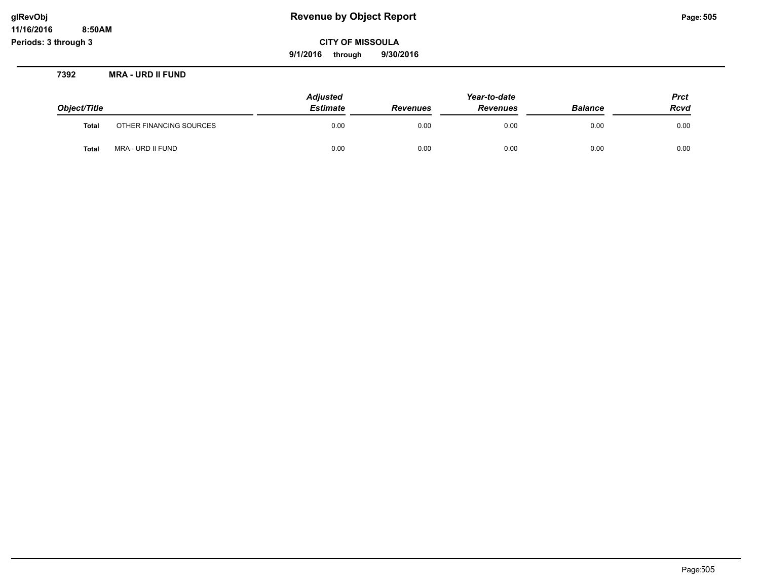**Revenue by Object Report**

**CITY OF MISSOULA**

**9/1/2016 through 9/30/2016**

glRevObj
11/16/2016 8:50AM
Periods: 3 through 3

## 7392 MRA - URD II FUND

| Object/Title | | Adjusted Estimate | Revenues | Year-to-date Revenues | Balance | Prct Rcvd |
|---|---|---|---|---|---|---|
| **Total** | OTHER FINANCING SOURCES | 0.00 | 0.00 | 0.00 | 0.00 | 0.00 |
| **Total** | MRA - URD II FUND | 0.00 | 0.00 | 0.00 | 0.00 | 0.00 |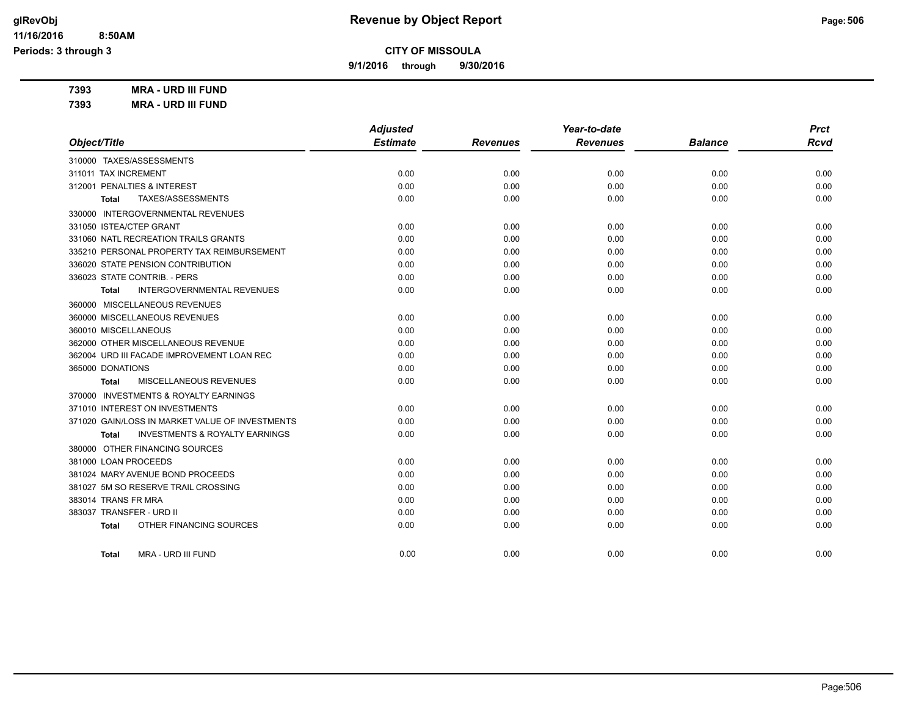# Revenue by Object Report

## CITY OF MISSOULA

**9/1/2016 through 9/30/2016**

Periods: 3 through 3

**7393 MRA - URD III FUND**

**7393 MRA - URD III FUND**

| Object/Title | Adjusted Estimate | Revenues | Year-to-date Revenues | Balance | Prct Rcvd |
|---|---|---|---|---|---|
| 310000 TAXES/ASSESSMENTS | | | | | |
| 311011 TAX INCREMENT | 0.00 | 0.00 | 0.00 | 0.00 | 0.00 |
| 312001 PENALTIES & INTEREST | 0.00 | 0.00 | 0.00 | 0.00 | 0.00 |
| **Total** TAXES/ASSESSMENTS | 0.00 | 0.00 | 0.00 | 0.00 | 0.00 |
| 330000 INTERGOVERNMENTAL REVENUES | | | | | |
| 331050 ISTEA/CTEP GRANT | 0.00 | 0.00 | 0.00 | 0.00 | 0.00 |
| 331060 NATL RECREATION TRAILS GRANTS | 0.00 | 0.00 | 0.00 | 0.00 | 0.00 |
| 335210 PERSONAL PROPERTY TAX REIMBURSEMENT | 0.00 | 0.00 | 0.00 | 0.00 | 0.00 |
| 336020 STATE PENSION CONTRIBUTION | 0.00 | 0.00 | 0.00 | 0.00 | 0.00 |
| 336023 STATE CONTRIB. - PERS | 0.00 | 0.00 | 0.00 | 0.00 | 0.00 |
| **Total** INTERGOVERNMENTAL REVENUES | 0.00 | 0.00 | 0.00 | 0.00 | 0.00 |
| 360000 MISCELLANEOUS REVENUES | | | | | |
| 360000 MISCELLANEOUS REVENUES | 0.00 | 0.00 | 0.00 | 0.00 | 0.00 |
| 360010 MISCELLANEOUS | 0.00 | 0.00 | 0.00 | 0.00 | 0.00 |
| 362000 OTHER MISCELLANEOUS REVENUE | 0.00 | 0.00 | 0.00 | 0.00 | 0.00 |
| 362004 URD III FACADE IMPROVEMENT LOAN REC | 0.00 | 0.00 | 0.00 | 0.00 | 0.00 |
| 365000 DONATIONS | 0.00 | 0.00 | 0.00 | 0.00 | 0.00 |
| **Total** MISCELLANEOUS REVENUES | 0.00 | 0.00 | 0.00 | 0.00 | 0.00 |
| 370000 INVESTMENTS & ROYALTY EARNINGS | | | | | |
| 371010 INTEREST ON INVESTMENTS | 0.00 | 0.00 | 0.00 | 0.00 | 0.00 |
| 371020 GAIN/LOSS IN MARKET VALUE OF INVESTMENTS | 0.00 | 0.00 | 0.00 | 0.00 | 0.00 |
| **Total** INVESTMENTS & ROYALTY EARNINGS | 0.00 | 0.00 | 0.00 | 0.00 | 0.00 |
| 380000 OTHER FINANCING SOURCES | | | | | |
| 381000 LOAN PROCEEDS | 0.00 | 0.00 | 0.00 | 0.00 | 0.00 |
| 381024 MARY AVENUE BOND PROCEEDS | 0.00 | 0.00 | 0.00 | 0.00 | 0.00 |
| 381027 5M SO RESERVE TRAIL CROSSING | 0.00 | 0.00 | 0.00 | 0.00 | 0.00 |
| 383014 TRANS FR MRA | 0.00 | 0.00 | 0.00 | 0.00 | 0.00 |
| 383037 TRANSFER - URD II | 0.00 | 0.00 | 0.00 | 0.00 | 0.00 |
| **Total** OTHER FINANCING SOURCES | 0.00 | 0.00 | 0.00 | 0.00 | 0.00 |
| **Total** MRA - URD III FUND | 0.00 | 0.00 | 0.00 | 0.00 | 0.00 |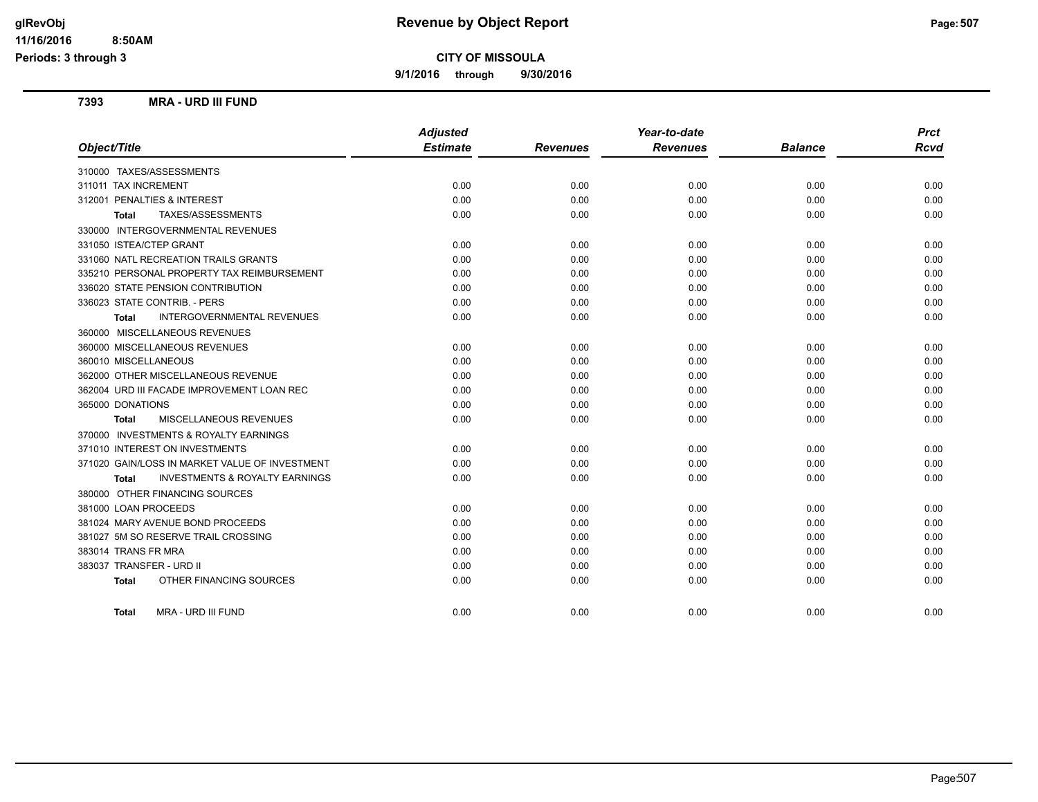# Revenue by Object Report

**CITY OF MISSOULA**

**9/1/2016 through 9/30/2016**

glRevObj
11/16/2016 8:50AM
Periods: 3 through 3

## 7393 MRA - URD III FUND

| Object/Title | Adjusted Estimate | Revenues | Year-to-date Revenues | Balance | Prct Rcvd |
|---|---|---|---|---|---|
| 310000 TAXES/ASSESSMENTS | | | | | |
| 311011 TAX INCREMENT | 0.00 | 0.00 | 0.00 | 0.00 | 0.00 |
| 312001 PENALTIES & INTEREST | 0.00 | 0.00 | 0.00 | 0.00 | 0.00 |
| **Total** TAXES/ASSESSMENTS | 0.00 | 0.00 | 0.00 | 0.00 | 0.00 |
| 330000 INTERGOVERNMENTAL REVENUES | | | | | |
| 331050 ISTEA/CTEP GRANT | 0.00 | 0.00 | 0.00 | 0.00 | 0.00 |
| 331060 NATL RECREATION TRAILS GRANTS | 0.00 | 0.00 | 0.00 | 0.00 | 0.00 |
| 335210 PERSONAL PROPERTY TAX REIMBURSEMENT | 0.00 | 0.00 | 0.00 | 0.00 | 0.00 |
| 336020 STATE PENSION CONTRIBUTION | 0.00 | 0.00 | 0.00 | 0.00 | 0.00 |
| 336023 STATE CONTRIB. - PERS | 0.00 | 0.00 | 0.00 | 0.00 | 0.00 |
| **Total** INTERGOVERNMENTAL REVENUES | 0.00 | 0.00 | 0.00 | 0.00 | 0.00 |
| 360000 MISCELLANEOUS REVENUES | | | | | |
| 360000 MISCELLANEOUS REVENUES | 0.00 | 0.00 | 0.00 | 0.00 | 0.00 |
| 360010 MISCELLANEOUS | 0.00 | 0.00 | 0.00 | 0.00 | 0.00 |
| 362000 OTHER MISCELLANEOUS REVENUE | 0.00 | 0.00 | 0.00 | 0.00 | 0.00 |
| 362004 URD III FACADE IMPROVEMENT LOAN REC | 0.00 | 0.00 | 0.00 | 0.00 | 0.00 |
| 365000 DONATIONS | 0.00 | 0.00 | 0.00 | 0.00 | 0.00 |
| **Total** MISCELLANEOUS REVENUES | 0.00 | 0.00 | 0.00 | 0.00 | 0.00 |
| 370000 INVESTMENTS & ROYALTY EARNINGS | | | | | |
| 371010 INTEREST ON INVESTMENTS | 0.00 | 0.00 | 0.00 | 0.00 | 0.00 |
| 371020 GAIN/LOSS IN MARKET VALUE OF INVESTMENT | 0.00 | 0.00 | 0.00 | 0.00 | 0.00 |
| **Total** INVESTMENTS & ROYALTY EARNINGS | 0.00 | 0.00 | 0.00 | 0.00 | 0.00 |
| 380000 OTHER FINANCING SOURCES | | | | | |
| 381000 LOAN PROCEEDS | 0.00 | 0.00 | 0.00 | 0.00 | 0.00 |
| 381024 MARY AVENUE BOND PROCEEDS | 0.00 | 0.00 | 0.00 | 0.00 | 0.00 |
| 381027 5M SO RESERVE TRAIL CROSSING | 0.00 | 0.00 | 0.00 | 0.00 | 0.00 |
| 383014 TRANS FR MRA | 0.00 | 0.00 | 0.00 | 0.00 | 0.00 |
| 383037 TRANSFER - URD II | 0.00 | 0.00 | 0.00 | 0.00 | 0.00 |
| **Total** OTHER FINANCING SOURCES | 0.00 | 0.00 | 0.00 | 0.00 | 0.00 |
| **Total** MRA - URD III FUND | 0.00 | 0.00 | 0.00 | 0.00 | 0.00 |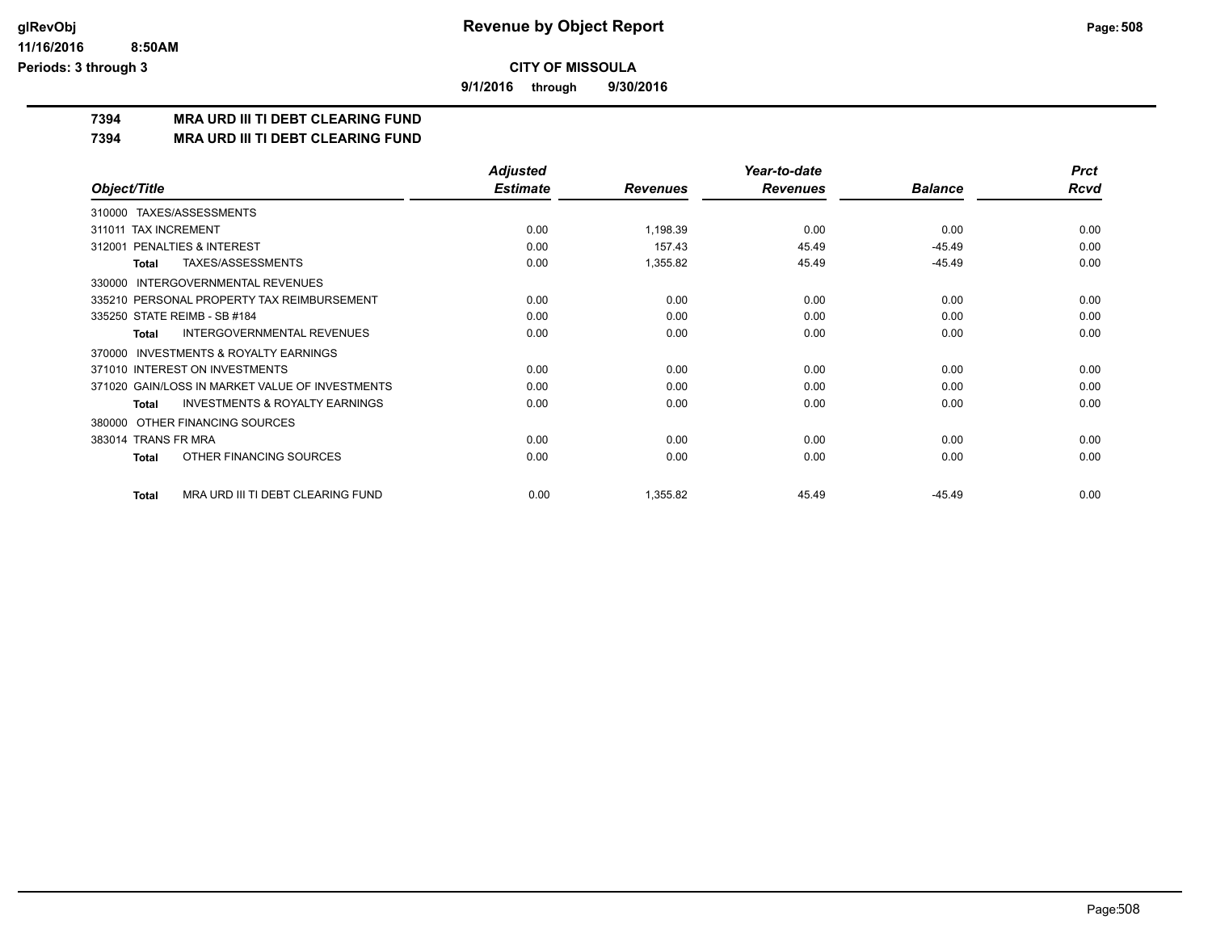**CITY OF MISSOULA**

**9/1/2016 through 9/30/2016**

## 7394 MRA URD III TI DEBT CLEARING FUND

## 7394 MRA URD III TI DEBT CLEARING FUND

| Object/Title | Adjusted Estimate | Revenues | Year-to-date Revenues | Balance | Prct Rcvd |
|---|---|---|---|---|---|
| 310000 TAXES/ASSESSMENTS | | | | | |
| 311011 TAX INCREMENT | 0.00 | 1,198.39 | 0.00 | 0.00 | 0.00 |
| 312001 PENALTIES & INTEREST | 0.00 | 157.43 | 45.49 | -45.49 | 0.00 |
| Total TAXES/ASSESSMENTS | 0.00 | 1,355.82 | 45.49 | -45.49 | 0.00 |
| 330000 INTERGOVERNMENTAL REVENUES | | | | | |
| 335210 PERSONAL PROPERTY TAX REIMBURSEMENT | 0.00 | 0.00 | 0.00 | 0.00 | 0.00 |
| 335250 STATE REIMB - SB #184 | 0.00 | 0.00 | 0.00 | 0.00 | 0.00 |
| Total INTERGOVERNMENTAL REVENUES | 0.00 | 0.00 | 0.00 | 0.00 | 0.00 |
| 370000 INVESTMENTS & ROYALTY EARNINGS | | | | | |
| 371010 INTEREST ON INVESTMENTS | 0.00 | 0.00 | 0.00 | 0.00 | 0.00 |
| 371020 GAIN/LOSS IN MARKET VALUE OF INVESTMENTS | 0.00 | 0.00 | 0.00 | 0.00 | 0.00 |
| Total INVESTMENTS & ROYALTY EARNINGS | 0.00 | 0.00 | 0.00 | 0.00 | 0.00 |
| 380000 OTHER FINANCING SOURCES | | | | | |
| 383014 TRANS FR MRA | 0.00 | 0.00 | 0.00 | 0.00 | 0.00 |
| Total OTHER FINANCING SOURCES | 0.00 | 0.00 | 0.00 | 0.00 | 0.00 |
| Total MRA URD III TI DEBT CLEARING FUND | 0.00 | 1,355.82 | 45.49 | -45.49 | 0.00 |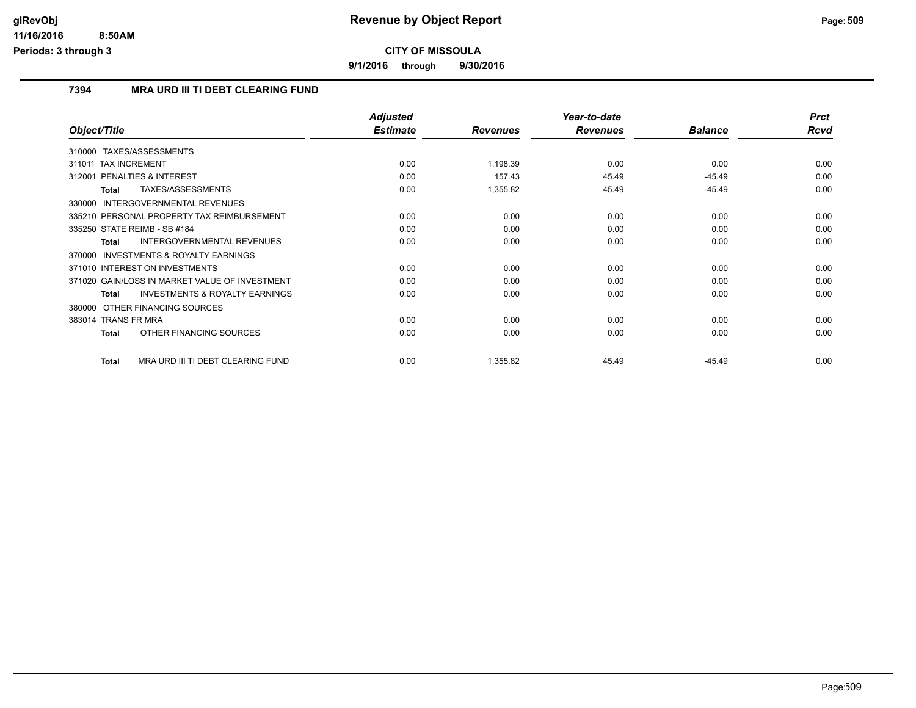# Revenue by Object Report

**CITY OF MISSOULA**

**9/1/2016 through 9/30/2016**

glRevObj
11/16/2016 8:50AM
Periods: 3 through 3

## 7394 MRA URD III TI DEBT CLEARING FUND

| Object/Title | Adjusted Estimate | Revenues | Year-to-date Revenues | Balance | Prct Rcvd |
|---|---|---|---|---|---|
| 310000 TAXES/ASSESSMENTS | | | | | |
| 311011 TAX INCREMENT | 0.00 | 1,198.39 | 0.00 | 0.00 | 0.00 |
| 312001 PENALTIES & INTEREST | 0.00 | 157.43 | 45.49 | -45.49 | 0.00 |
| **Total** TAXES/ASSESSMENTS | 0.00 | 1,355.82 | 45.49 | -45.49 | 0.00 |
| 330000 INTERGOVERNMENTAL REVENUES | | | | | |
| 335210 PERSONAL PROPERTY TAX REIMBURSEMENT | 0.00 | 0.00 | 0.00 | 0.00 | 0.00 |
| 335250 STATE REIMB - SB #184 | 0.00 | 0.00 | 0.00 | 0.00 | 0.00 |
| **Total** INTERGOVERNMENTAL REVENUES | 0.00 | 0.00 | 0.00 | 0.00 | 0.00 |
| 370000 INVESTMENTS & ROYALTY EARNINGS | | | | | |
| 371010 INTEREST ON INVESTMENTS | 0.00 | 0.00 | 0.00 | 0.00 | 0.00 |
| 371020 GAIN/LOSS IN MARKET VALUE OF INVESTMENT | 0.00 | 0.00 | 0.00 | 0.00 | 0.00 |
| **Total** INVESTMENTS & ROYALTY EARNINGS | 0.00 | 0.00 | 0.00 | 0.00 | 0.00 |
| 380000 OTHER FINANCING SOURCES | | | | | |
| 383014 TRANS FR MRA | 0.00 | 0.00 | 0.00 | 0.00 | 0.00 |
| **Total** OTHER FINANCING SOURCES | 0.00 | 0.00 | 0.00 | 0.00 | 0.00 |
| **Total** MRA URD III TI DEBT CLEARING FUND | 0.00 | 1,355.82 | 45.49 | -45.49 | 0.00 |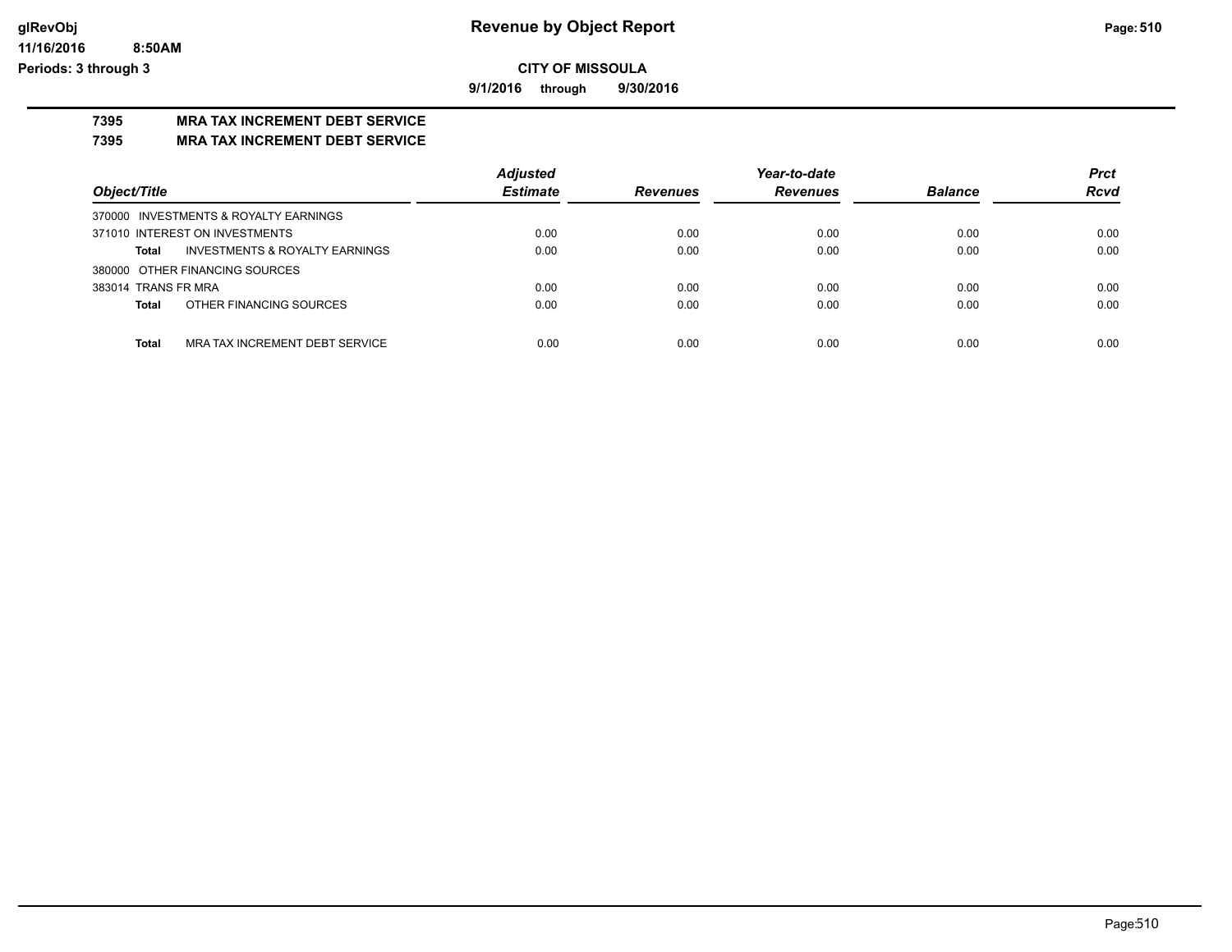**CITY OF MISSOULA**

**9/1/2016 through 9/30/2016**

**7395 MRA TAX INCREMENT DEBT SERVICE**

**7395 MRA TAX INCREMENT DEBT SERVICE**

| Object/Title | Adjusted Estimate | Revenues | Year-to-date Revenues | Balance | Prct Rcvd |
|---|---|---|---|---|---|
| 370000 INVESTMENTS & ROYALTY EARNINGS | | | | | |
| 371010 INTEREST ON INVESTMENTS | 0.00 | 0.00 | 0.00 | 0.00 | 0.00 |
| **Total** INVESTMENTS & ROYALTY EARNINGS | 0.00 | 0.00 | 0.00 | 0.00 | 0.00 |
| 380000 OTHER FINANCING SOURCES | | | | | |
| 383014 TRANS FR MRA | 0.00 | 0.00 | 0.00 | 0.00 | 0.00 |
| **Total** OTHER FINANCING SOURCES | 0.00 | 0.00 | 0.00 | 0.00 | 0.00 |
| **Total** MRA TAX INCREMENT DEBT SERVICE | 0.00 | 0.00 | 0.00 | 0.00 | 0.00 |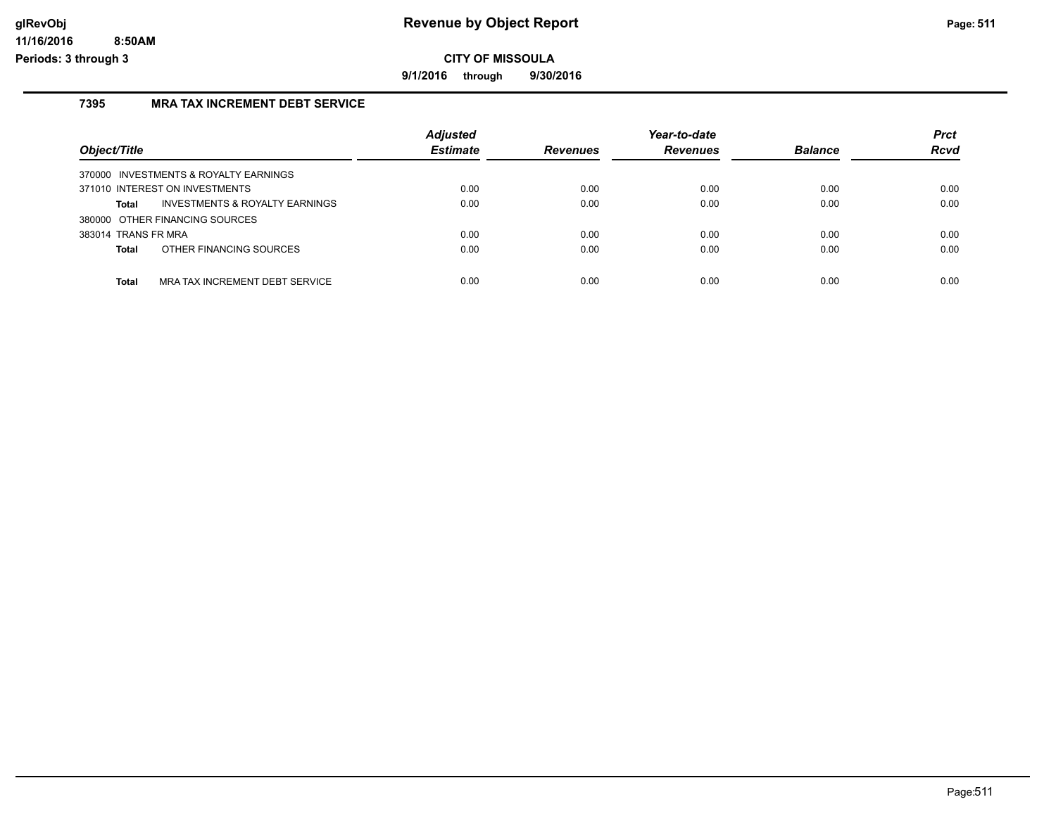# Revenue by Object Report

**CITY OF MISSOULA**

**9/1/2016 through 9/30/2016**

glRevObj
11/16/2016 8:50AM
Periods: 3 through 3

## 7395 MRA TAX INCREMENT DEBT SERVICE

| Object/Title | Adjusted Estimate | Revenues | Year-to-date Revenues | Balance | Prct Rcvd |
|---|---|---|---|---|---|
| 370000 INVESTMENTS & ROYALTY EARNINGS | | | | | |
| 371010 INTEREST ON INVESTMENTS | 0.00 | 0.00 | 0.00 | 0.00 | 0.00 |
| **Total** INVESTMENTS & ROYALTY EARNINGS | 0.00 | 0.00 | 0.00 | 0.00 | 0.00 |
| 380000 OTHER FINANCING SOURCES | | | | | |
| 383014 TRANS FR MRA | 0.00 | 0.00 | 0.00 | 0.00 | 0.00 |
| **Total** OTHER FINANCING SOURCES | 0.00 | 0.00 | 0.00 | 0.00 | 0.00 |
| **Total** MRA TAX INCREMENT DEBT SERVICE | 0.00 | 0.00 | 0.00 | 0.00 | 0.00 |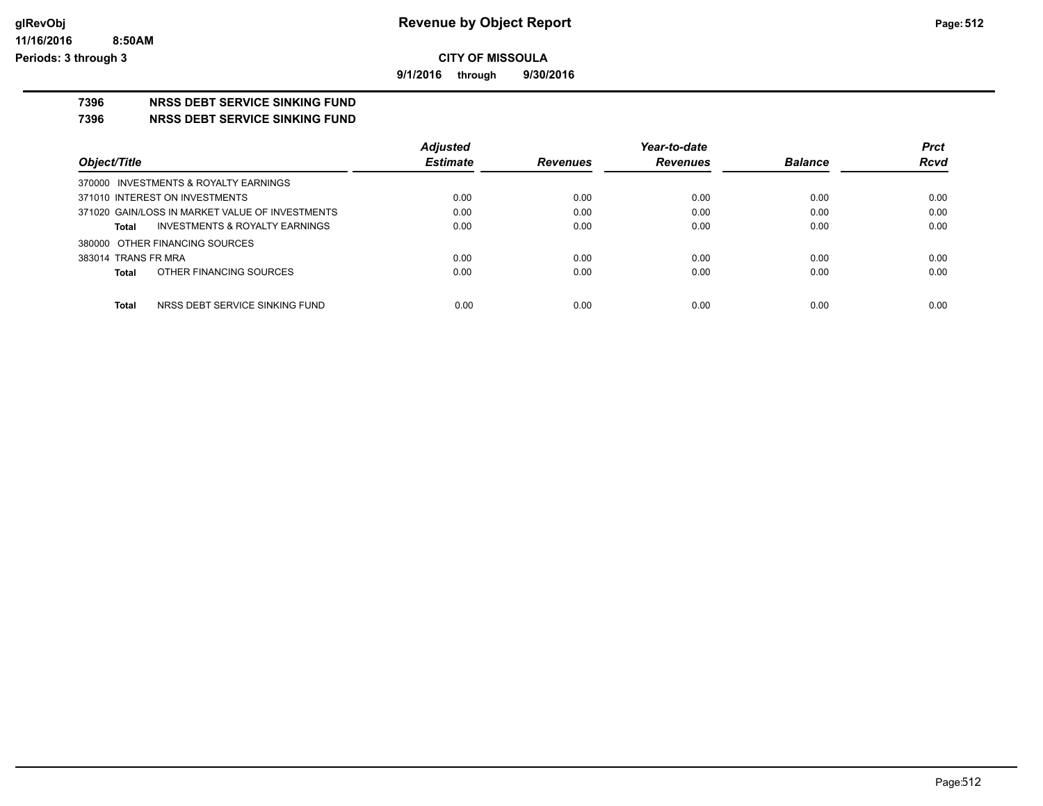# Revenue by Object Report

glRevObj
11/16/2016 8:50AM
Periods: 3 through 3

**CITY OF MISSOULA**

**9/1/2016 through 9/30/2016**

## 7396 NRSS DEBT SERVICE SINKING FUND

## 7396 NRSS DEBT SERVICE SINKING FUND

| Object/Title | Adjusted Estimate | Revenues | Year-to-date Revenues | Balance | Prct Rcvd |
|---|---|---|---|---|---|
| 370000 INVESTMENTS & ROYALTY EARNINGS | | | | | |
| 371010 INTEREST ON INVESTMENTS | 0.00 | 0.00 | 0.00 | 0.00 | 0.00 |
| 371020 GAIN/LOSS IN MARKET VALUE OF INVESTMENTS | 0.00 | 0.00 | 0.00 | 0.00 | 0.00 |
| **Total** INVESTMENTS & ROYALTY EARNINGS | 0.00 | 0.00 | 0.00 | 0.00 | 0.00 |
| 380000 OTHER FINANCING SOURCES | | | | | |
| 383014 TRANS FR MRA | 0.00 | 0.00 | 0.00 | 0.00 | 0.00 |
| **Total** OTHER FINANCING SOURCES | 0.00 | 0.00 | 0.00 | 0.00 | 0.00 |
| **Total** NRSS DEBT SERVICE SINKING FUND | 0.00 | 0.00 | 0.00 | 0.00 | 0.00 |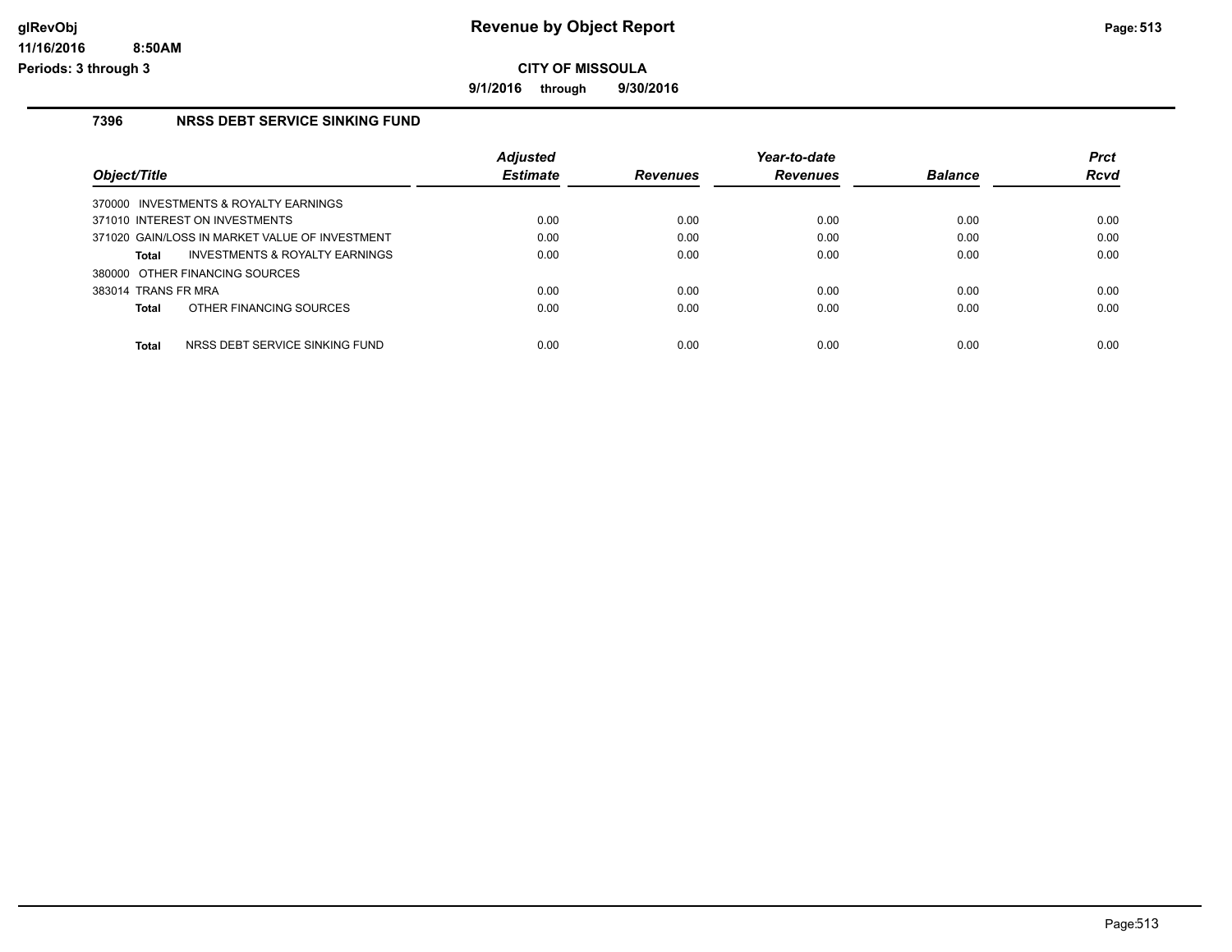# Revenue by Object Report

**CITY OF MISSOULA**

**9/1/2016 through 9/30/2016**

glRevObj
11/16/2016 8:50AM
Periods: 3 through 3

## 7396 NRSS DEBT SERVICE SINKING FUND

| Object/Title | Adjusted Estimate | Revenues | Year-to-date Revenues | Balance | Prct Rcvd |
|---|---|---|---|---|---|
| 370000 INVESTMENTS & ROYALTY EARNINGS | | | | | |
| 371010 INTEREST ON INVESTMENTS | 0.00 | 0.00 | 0.00 | 0.00 | 0.00 |
| 371020 GAIN/LOSS IN MARKET VALUE OF INVESTMENT | 0.00 | 0.00 | 0.00 | 0.00 | 0.00 |
| **Total** INVESTMENTS & ROYALTY EARNINGS | 0.00 | 0.00 | 0.00 | 0.00 | 0.00 |
| 380000 OTHER FINANCING SOURCES | | | | | |
| 383014 TRANS FR MRA | 0.00 | 0.00 | 0.00 | 0.00 | 0.00 |
| **Total** OTHER FINANCING SOURCES | 0.00 | 0.00 | 0.00 | 0.00 | 0.00 |
| **Total** NRSS DEBT SERVICE SINKING FUND | 0.00 | 0.00 | 0.00 | 0.00 | 0.00 |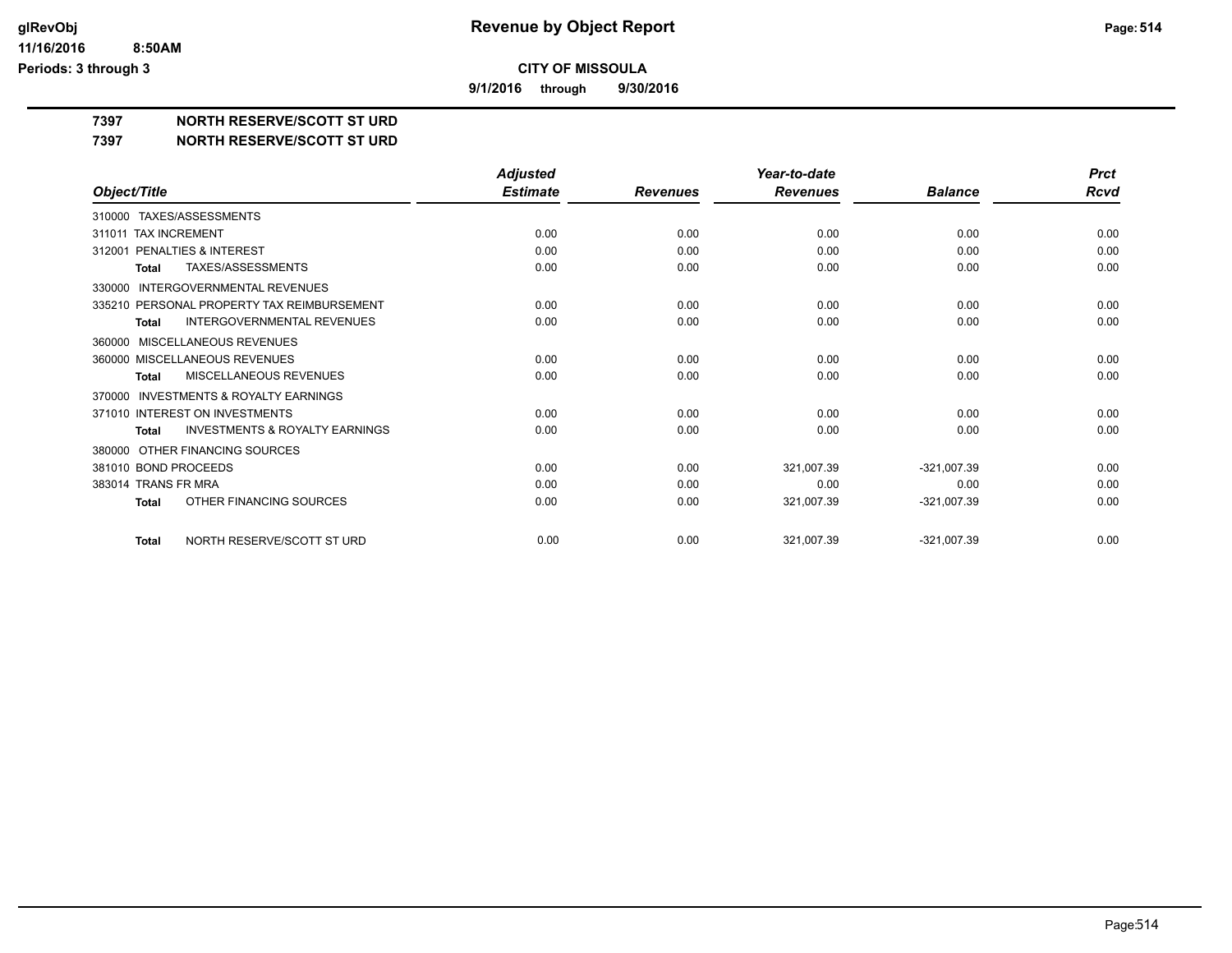**CITY OF MISSOULA**

**9/1/2016 through 9/30/2016**

## 7397 NORTH RESERVE/SCOTT ST URD

## 7397 NORTH RESERVE/SCOTT ST URD

| Object/Title | Adjusted Estimate | Revenues | Year-to-date Revenues | Balance | Prct Rcvd |
|---|---|---|---|---|---|
| 310000 TAXES/ASSESSMENTS | | | | | |
| 311011 TAX INCREMENT | 0.00 | 0.00 | 0.00 | 0.00 | 0.00 |
| 312001 PENALTIES & INTEREST | 0.00 | 0.00 | 0.00 | 0.00 | 0.00 |
| **Total** TAXES/ASSESSMENTS | 0.00 | 0.00 | 0.00 | 0.00 | 0.00 |
| 330000 INTERGOVERNMENTAL REVENUES | | | | | |
| 335210 PERSONAL PROPERTY TAX REIMBURSEMENT | 0.00 | 0.00 | 0.00 | 0.00 | 0.00 |
| **Total** INTERGOVERNMENTAL REVENUES | 0.00 | 0.00 | 0.00 | 0.00 | 0.00 |
| 360000 MISCELLANEOUS REVENUES | | | | | |
| 360000 MISCELLANEOUS REVENUES | 0.00 | 0.00 | 0.00 | 0.00 | 0.00 |
| **Total** MISCELLANEOUS REVENUES | 0.00 | 0.00 | 0.00 | 0.00 | 0.00 |
| 370000 INVESTMENTS & ROYALTY EARNINGS | | | | | |
| 371010 INTEREST ON INVESTMENTS | 0.00 | 0.00 | 0.00 | 0.00 | 0.00 |
| **Total** INVESTMENTS & ROYALTY EARNINGS | 0.00 | 0.00 | 0.00 | 0.00 | 0.00 |
| 380000 OTHER FINANCING SOURCES | | | | | |
| 381010 BOND PROCEEDS | 0.00 | 0.00 | 321,007.39 | -321,007.39 | 0.00 |
| 383014 TRANS FR MRA | 0.00 | 0.00 | 0.00 | 0.00 | 0.00 |
| **Total** OTHER FINANCING SOURCES | 0.00 | 0.00 | 321,007.39 | -321,007.39 | 0.00 |
| **Total** NORTH RESERVE/SCOTT ST URD | 0.00 | 0.00 | 321,007.39 | -321,007.39 | 0.00 |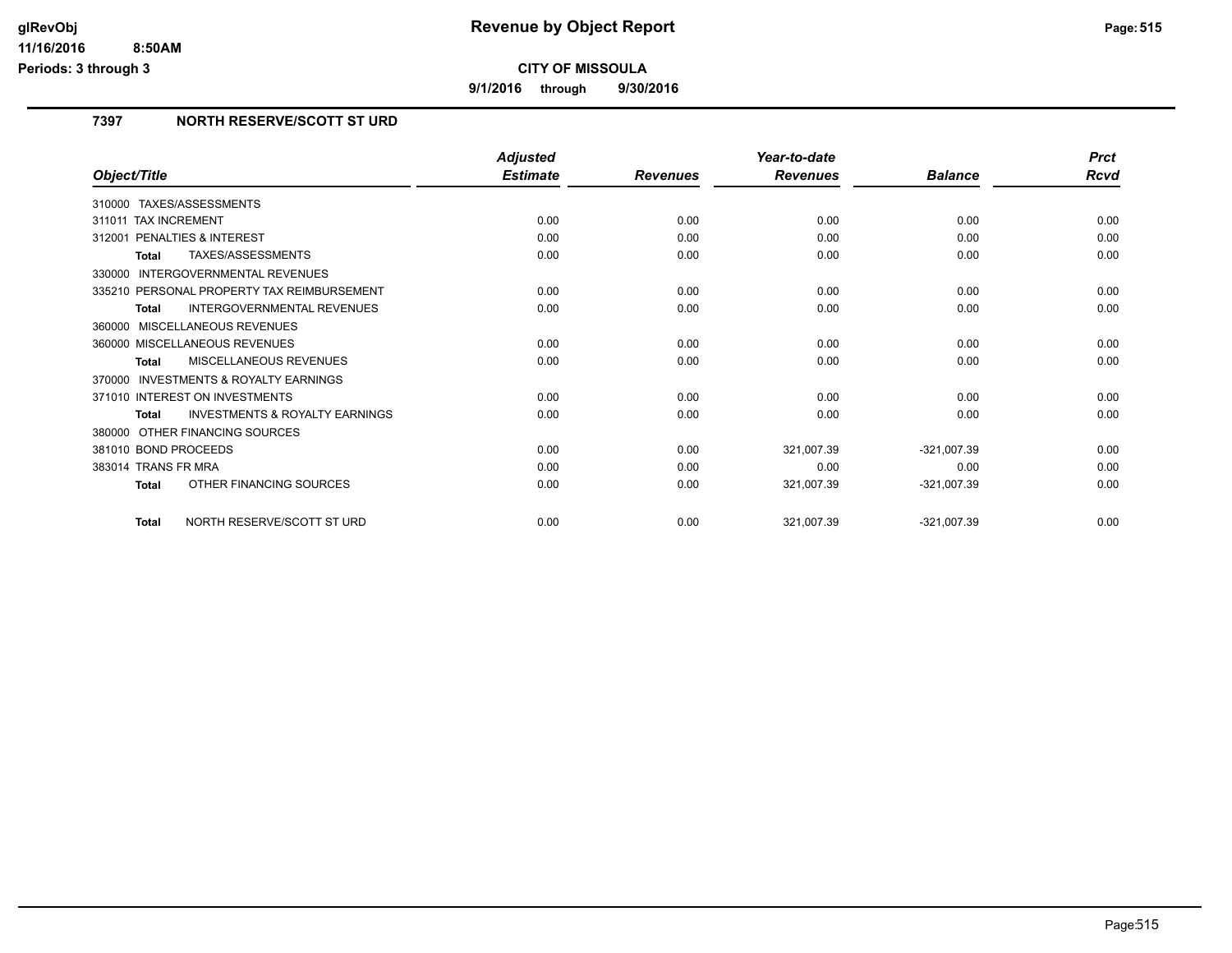# Revenue by Object Report

**CITY OF MISSOULA**

**9/1/2016 through 9/30/2016**

glRevObj
11/16/2016 8:50AM
Periods: 3 through 3

## 7397 NORTH RESERVE/SCOTT ST URD

| Object/Title | Adjusted Estimate | Revenues | Year-to-date Revenues | Balance | Prct Rcvd |
|---|---|---|---|---|---|
| 310000 TAXES/ASSESSMENTS | | | | | |
| 311011 TAX INCREMENT | 0.00 | 0.00 | 0.00 | 0.00 | 0.00 |
| 312001 PENALTIES & INTEREST | 0.00 | 0.00 | 0.00 | 0.00 | 0.00 |
| **Total** TAXES/ASSESSMENTS | 0.00 | 0.00 | 0.00 | 0.00 | 0.00 |
| 330000 INTERGOVERNMENTAL REVENUES | | | | | |
| 335210 PERSONAL PROPERTY TAX REIMBURSEMENT | 0.00 | 0.00 | 0.00 | 0.00 | 0.00 |
| **Total** INTERGOVERNMENTAL REVENUES | 0.00 | 0.00 | 0.00 | 0.00 | 0.00 |
| 360000 MISCELLANEOUS REVENUES | | | | | |
| 360000 MISCELLANEOUS REVENUES | 0.00 | 0.00 | 0.00 | 0.00 | 0.00 |
| **Total** MISCELLANEOUS REVENUES | 0.00 | 0.00 | 0.00 | 0.00 | 0.00 |
| 370000 INVESTMENTS & ROYALTY EARNINGS | | | | | |
| 371010 INTEREST ON INVESTMENTS | 0.00 | 0.00 | 0.00 | 0.00 | 0.00 |
| **Total** INVESTMENTS & ROYALTY EARNINGS | 0.00 | 0.00 | 0.00 | 0.00 | 0.00 |
| 380000 OTHER FINANCING SOURCES | | | | | |
| 381010 BOND PROCEEDS | 0.00 | 0.00 | 321,007.39 | -321,007.39 | 0.00 |
| 383014 TRANS FR MRA | 0.00 | 0.00 | 0.00 | 0.00 | 0.00 |
| **Total** OTHER FINANCING SOURCES | 0.00 | 0.00 | 321,007.39 | -321,007.39 | 0.00 |
| **Total** NORTH RESERVE/SCOTT ST URD | 0.00 | 0.00 | 321,007.39 | -321,007.39 | 0.00 |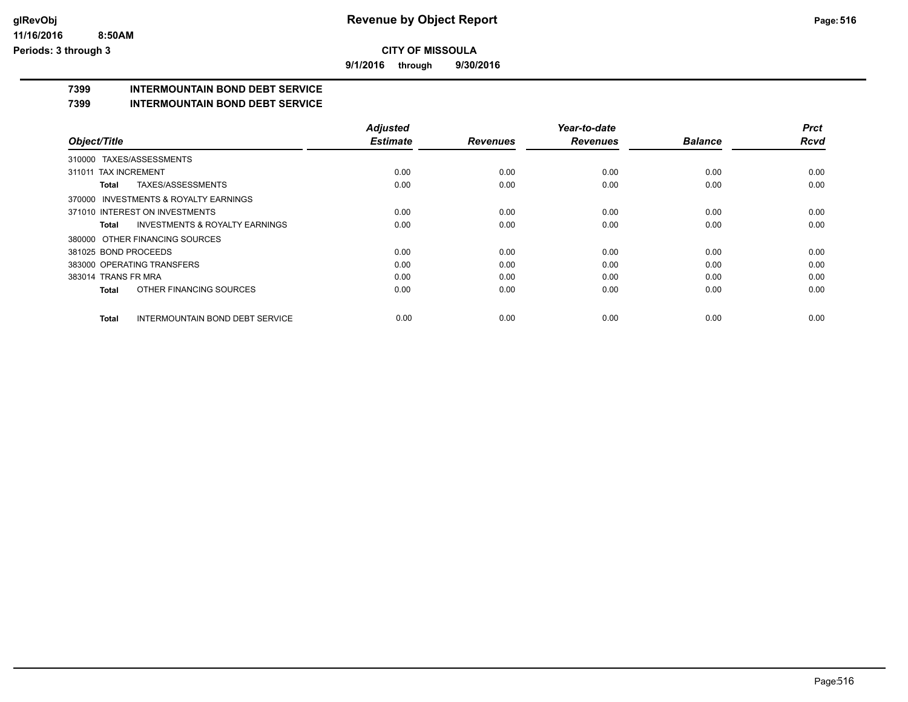**CITY OF MISSOULA**

**9/1/2016 through 9/30/2016**

**Revenue by Object Report**

glRevObj
11/16/2016 8:50AM
Periods: 3 through 3

## 7399 INTERMOUNTAIN BOND DEBT SERVICE

## 7399 INTERMOUNTAIN BOND DEBT SERVICE

| Object/Title | Adjusted Estimate | Revenues | Year-to-date Revenues | Balance | Prct Rcvd |
|---|---|---|---|---|---|
| 310000 TAXES/ASSESSMENTS | | | | | |
| 311011 TAX INCREMENT | 0.00 | 0.00 | 0.00 | 0.00 | 0.00 |
| **Total** TAXES/ASSESSMENTS | 0.00 | 0.00 | 0.00 | 0.00 | 0.00 |
| 370000 INVESTMENTS & ROYALTY EARNINGS | | | | | |
| 371010 INTEREST ON INVESTMENTS | 0.00 | 0.00 | 0.00 | 0.00 | 0.00 |
| **Total** INVESTMENTS & ROYALTY EARNINGS | 0.00 | 0.00 | 0.00 | 0.00 | 0.00 |
| 380000 OTHER FINANCING SOURCES | | | | | |
| 381025 BOND PROCEEDS | 0.00 | 0.00 | 0.00 | 0.00 | 0.00 |
| 383000 OPERATING TRANSFERS | 0.00 | 0.00 | 0.00 | 0.00 | 0.00 |
| 383014 TRANS FR MRA | 0.00 | 0.00 | 0.00 | 0.00 | 0.00 |
| **Total** OTHER FINANCING SOURCES | 0.00 | 0.00 | 0.00 | 0.00 | 0.00 |
| **Total** INTERMOUNTAIN BOND DEBT SERVICE | 0.00 | 0.00 | 0.00 | 0.00 | 0.00 |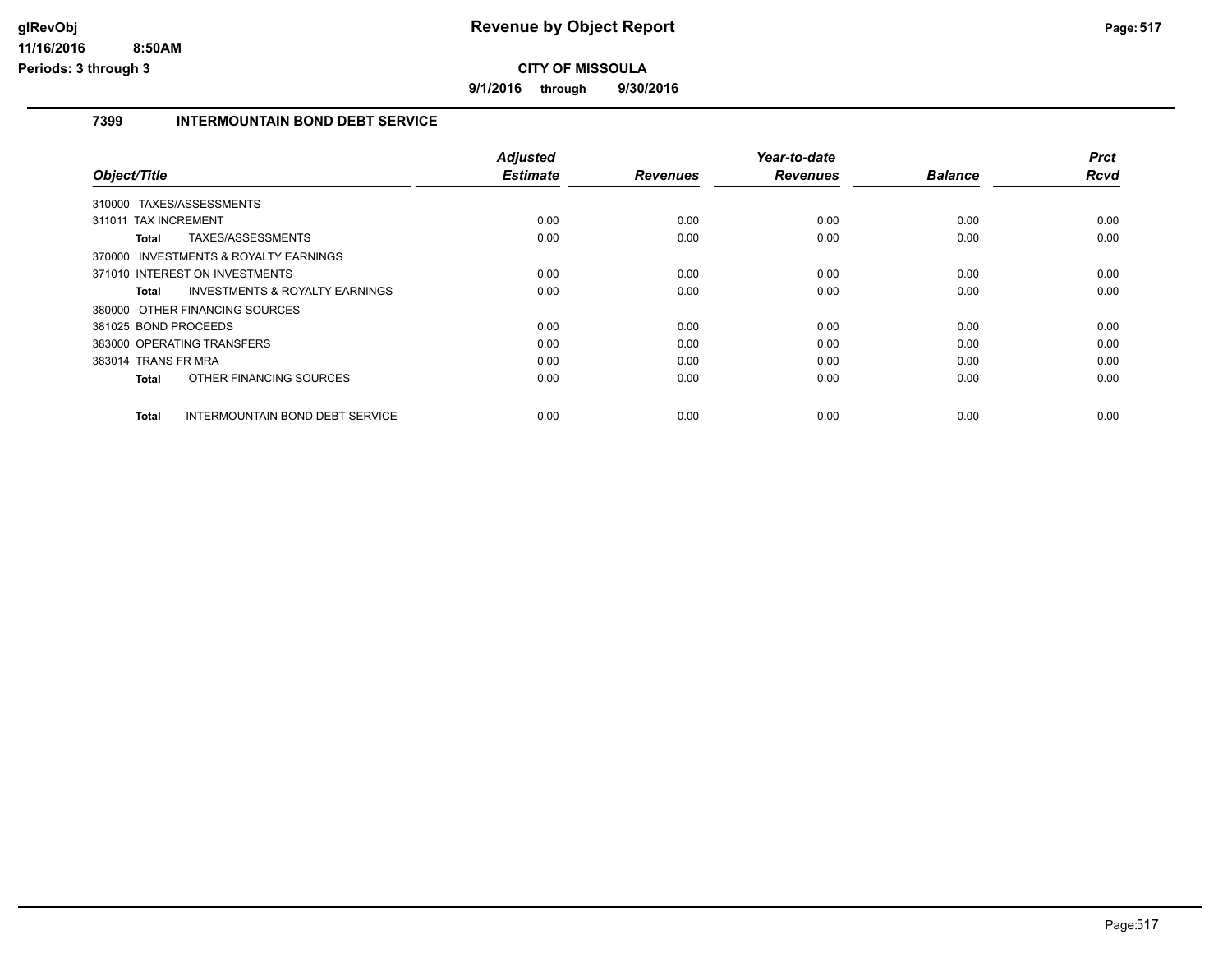**Revenue by Object Report**

**CITY OF MISSOULA**

**9/1/2016 through 9/30/2016**

glRevObj
11/16/2016 8:50AM
Periods: 3 through 3

## 7399 INTERMOUNTAIN BOND DEBT SERVICE

| Object/Title | Adjusted Estimate | Revenues | Year-to-date Revenues | Balance | Prct Rcvd |
|---|---|---|---|---|---|
| 310000 TAXES/ASSESSMENTS | | | | | |
| 311011 TAX INCREMENT | 0.00 | 0.00 | 0.00 | 0.00 | 0.00 |
| **Total** TAXES/ASSESSMENTS | 0.00 | 0.00 | 0.00 | 0.00 | 0.00 |
| 370000 INVESTMENTS & ROYALTY EARNINGS | | | | | |
| 371010 INTEREST ON INVESTMENTS | 0.00 | 0.00 | 0.00 | 0.00 | 0.00 |
| **Total** INVESTMENTS & ROYALTY EARNINGS | 0.00 | 0.00 | 0.00 | 0.00 | 0.00 |
| 380000 OTHER FINANCING SOURCES | | | | | |
| 381025 BOND PROCEEDS | 0.00 | 0.00 | 0.00 | 0.00 | 0.00 |
| 383000 OPERATING TRANSFERS | 0.00 | 0.00 | 0.00 | 0.00 | 0.00 |
| 383014 TRANS FR MRA | 0.00 | 0.00 | 0.00 | 0.00 | 0.00 |
| **Total** OTHER FINANCING SOURCES | 0.00 | 0.00 | 0.00 | 0.00 | 0.00 |
| **Total** INTERMOUNTAIN BOND DEBT SERVICE | 0.00 | 0.00 | 0.00 | 0.00 | 0.00 |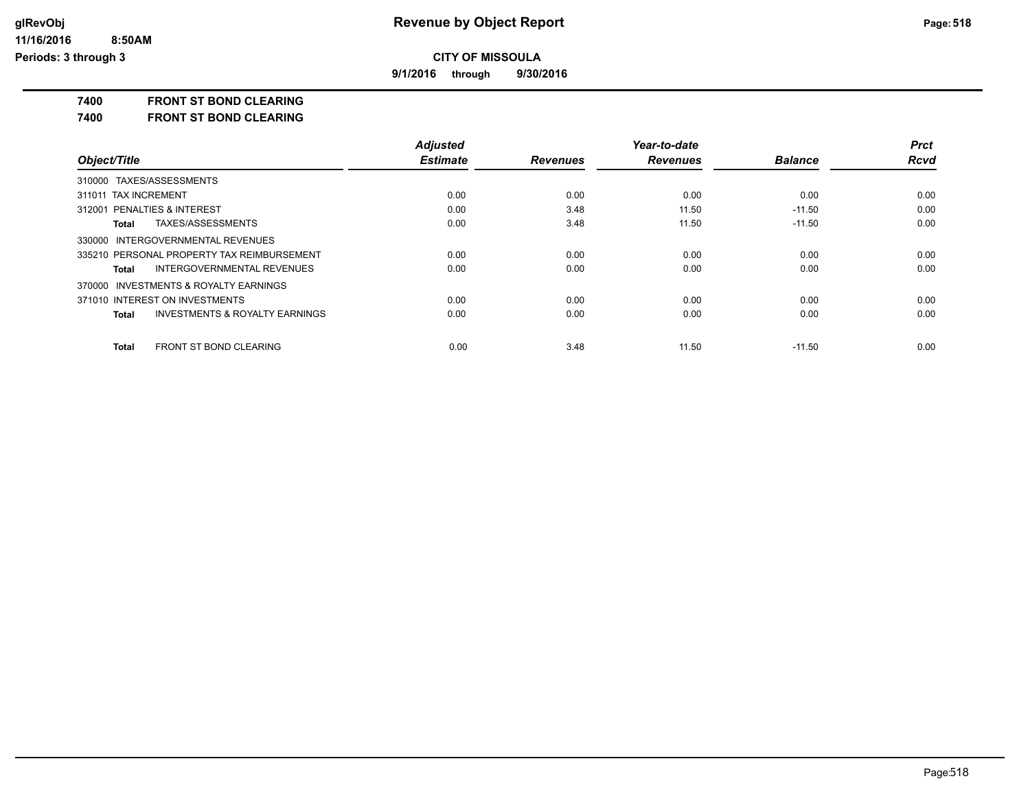**CITY OF MISSOULA**

**9/1/2016 through 9/30/2016**

**7400 FRONT ST BOND CLEARING**

**7400 FRONT ST BOND CLEARING**

| Object/Title | Adjusted Estimate | Revenues | Year-to-date Revenues | Balance | Prct Rcvd |
|---|---|---|---|---|---|
| 310000 TAXES/ASSESSMENTS | | | | | |
| 311011 TAX INCREMENT | 0.00 | 0.00 | 0.00 | 0.00 | 0.00 |
| 312001 PENALTIES & INTEREST | 0.00 | 3.48 | 11.50 | -11.50 | 0.00 |
| **Total** TAXES/ASSESSMENTS | 0.00 | 3.48 | 11.50 | -11.50 | 0.00 |
| 330000 INTERGOVERNMENTAL REVENUES | | | | | |
| 335210 PERSONAL PROPERTY TAX REIMBURSEMENT | 0.00 | 0.00 | 0.00 | 0.00 | 0.00 |
| **Total** INTERGOVERNMENTAL REVENUES | 0.00 | 0.00 | 0.00 | 0.00 | 0.00 |
| 370000 INVESTMENTS & ROYALTY EARNINGS | | | | | |
| 371010 INTEREST ON INVESTMENTS | 0.00 | 0.00 | 0.00 | 0.00 | 0.00 |
| **Total** INVESTMENTS & ROYALTY EARNINGS | 0.00 | 0.00 | 0.00 | 0.00 | 0.00 |
| **Total** FRONT ST BOND CLEARING | 0.00 | 3.48 | 11.50 | -11.50 | 0.00 |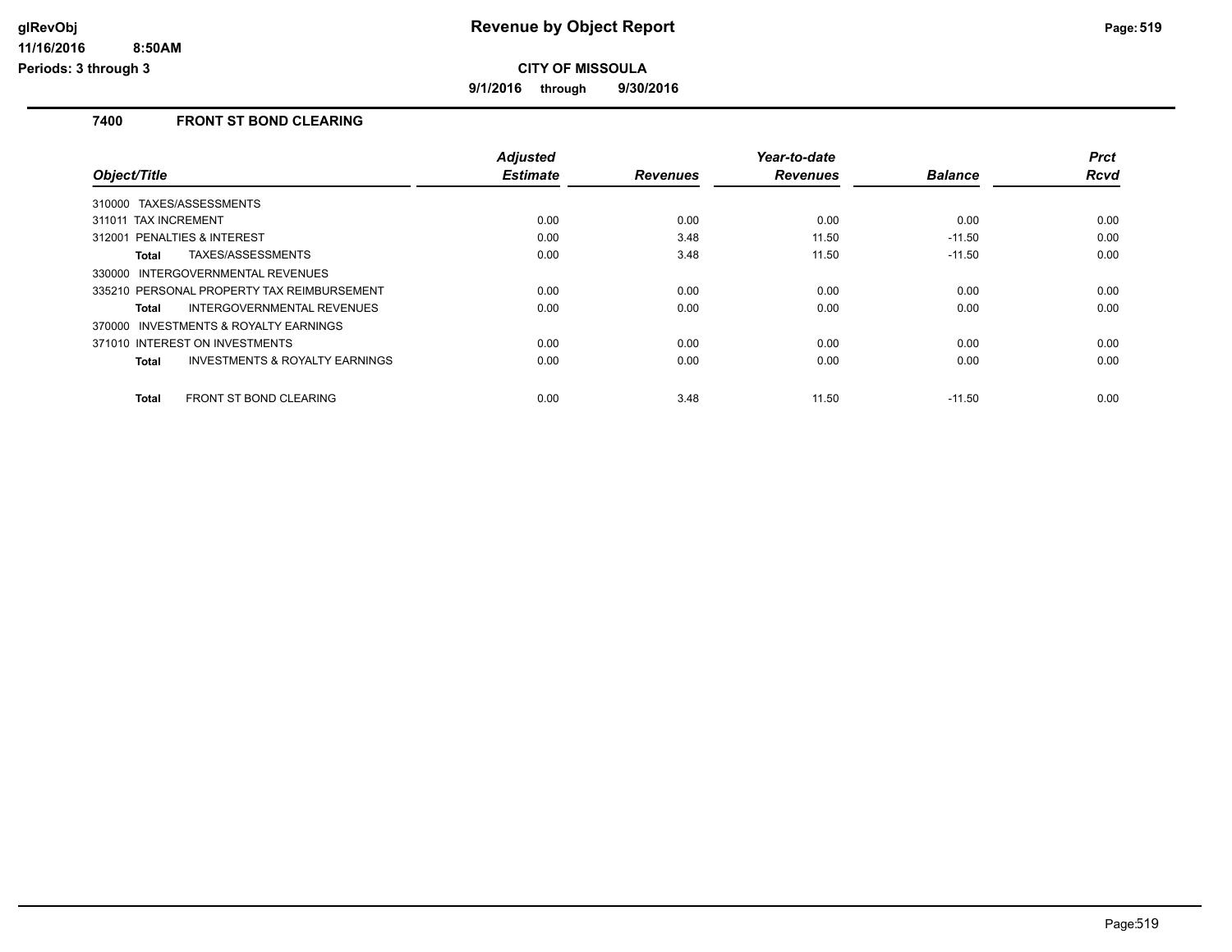**Revenue by Object Report**

**CITY OF MISSOULA**

**9/1/2016 through 9/30/2016**

## 7400 FRONT ST BOND CLEARING

| Object/Title | Adjusted Estimate | Revenues | Year-to-date Revenues | Balance | Prct Rcvd |
|---|---|---|---|---|---|
| 310000 TAXES/ASSESSMENTS | | | | | |
| 311011 TAX INCREMENT | 0.00 | 0.00 | 0.00 | 0.00 | 0.00 |
| 312001 PENALTIES & INTEREST | 0.00 | 3.48 | 11.50 | -11.50 | 0.00 |
| **Total** TAXES/ASSESSMENTS | 0.00 | 3.48 | 11.50 | -11.50 | 0.00 |
| 330000 INTERGOVERNMENTAL REVENUES | | | | | |
| 335210 PERSONAL PROPERTY TAX REIMBURSEMENT | 0.00 | 0.00 | 0.00 | 0.00 | 0.00 |
| **Total** INTERGOVERNMENTAL REVENUES | 0.00 | 0.00 | 0.00 | 0.00 | 0.00 |
| 370000 INVESTMENTS & ROYALTY EARNINGS | | | | | |
| 371010 INTEREST ON INVESTMENTS | 0.00 | 0.00 | 0.00 | 0.00 | 0.00 |
| **Total** INVESTMENTS & ROYALTY EARNINGS | 0.00 | 0.00 | 0.00 | 0.00 | 0.00 |
| **Total** FRONT ST BOND CLEARING | 0.00 | 3.48 | 11.50 | -11.50 | 0.00 |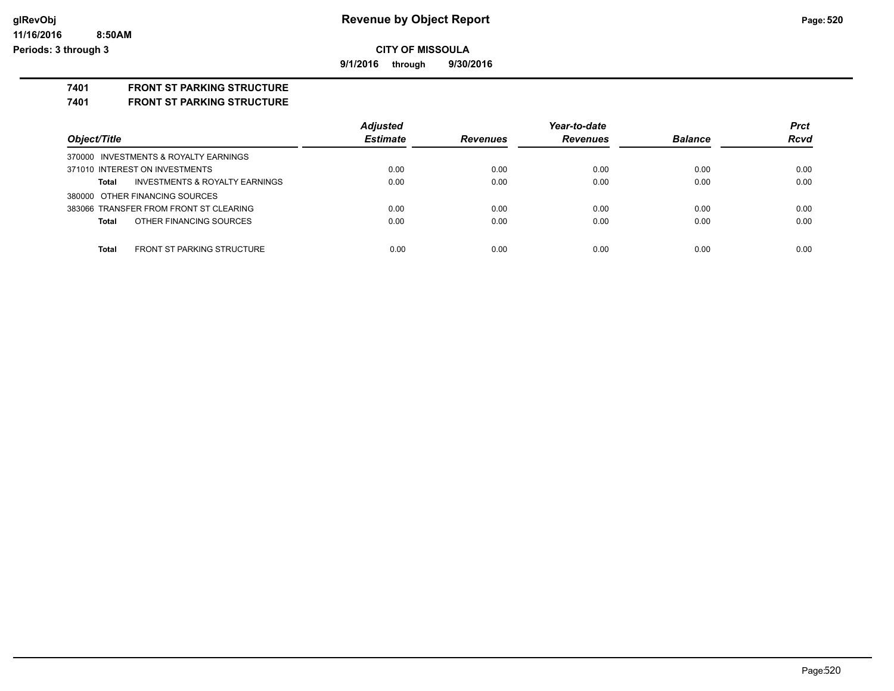# Revenue by Object Report

glRevObj
11/16/2016 8:50AM
Periods: 3 through 3

**CITY OF MISSOULA**

**9/1/2016 through 9/30/2016**

**7401 FRONT ST PARKING STRUCTURE**

**7401 FRONT ST PARKING STRUCTURE**

| Object/Title | Adjusted Estimate | Revenues | Year-to-date Revenues | Balance | Prct Rcvd |
|---|---|---|---|---|---|
| 370000 INVESTMENTS & ROYALTY EARNINGS | | | | | |
| 371010 INTEREST ON INVESTMENTS | 0.00 | 0.00 | 0.00 | 0.00 | 0.00 |
| **Total** INVESTMENTS & ROYALTY EARNINGS | 0.00 | 0.00 | 0.00 | 0.00 | 0.00 |
| 380000 OTHER FINANCING SOURCES | | | | | |
| 383066 TRANSFER FROM FRONT ST CLEARING | 0.00 | 0.00 | 0.00 | 0.00 | 0.00 |
| **Total** OTHER FINANCING SOURCES | 0.00 | 0.00 | 0.00 | 0.00 | 0.00 |
| **Total** FRONT ST PARKING STRUCTURE | 0.00 | 0.00 | 0.00 | 0.00 | 0.00 |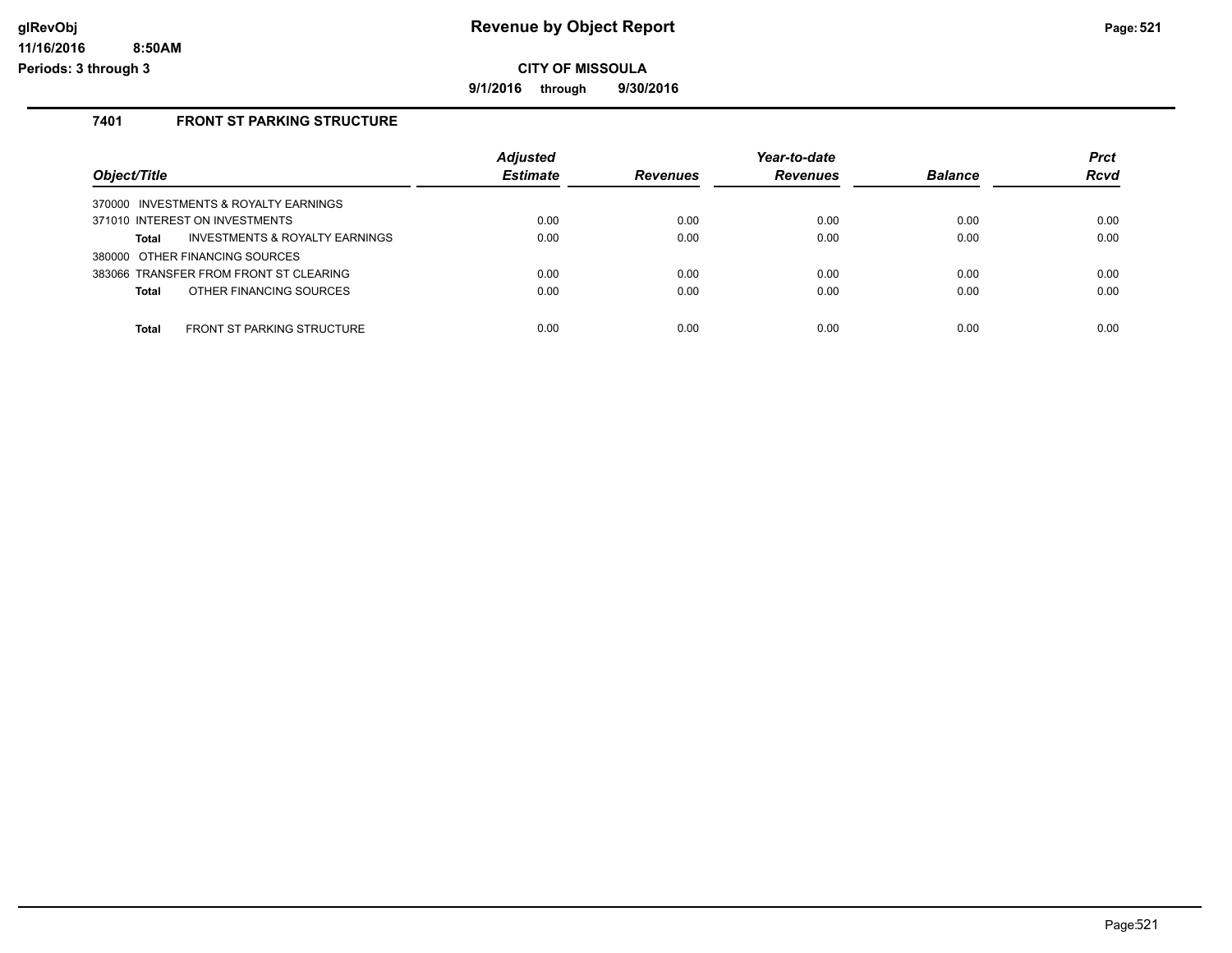# Revenue by Object Report

**CITY OF MISSOULA**

**9/1/2016 through 9/30/2016**

glRevObj
11/16/2016 8:50AM
Periods: 3 through 3

## 7401 FRONT ST PARKING STRUCTURE

| Object/Title | Adjusted Estimate | Revenues | Year-to-date Revenues | Balance | Prct Rcvd |
|---|---|---|---|---|---|
| 370000 INVESTMENTS & ROYALTY EARNINGS | | | | | |
| 371010 INTEREST ON INVESTMENTS | 0.00 | 0.00 | 0.00 | 0.00 | 0.00 |
| **Total** INVESTMENTS & ROYALTY EARNINGS | 0.00 | 0.00 | 0.00 | 0.00 | 0.00 |
| 380000 OTHER FINANCING SOURCES | | | | | |
| 383066 TRANSFER FROM FRONT ST CLEARING | 0.00 | 0.00 | 0.00 | 0.00 | 0.00 |
| **Total** OTHER FINANCING SOURCES | 0.00 | 0.00 | 0.00 | 0.00 | 0.00 |
| **Total** FRONT ST PARKING STRUCTURE | 0.00 | 0.00 | 0.00 | 0.00 | 0.00 |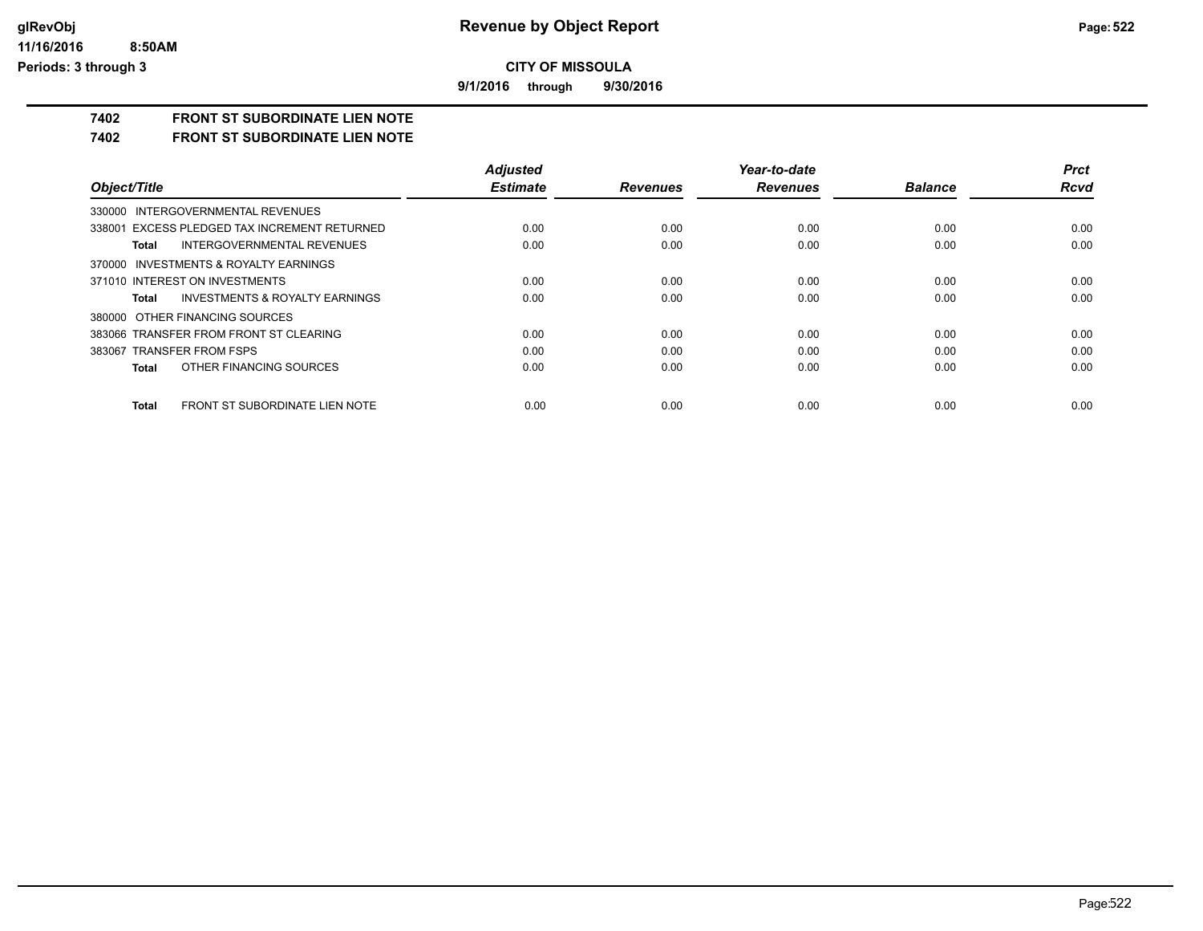**CITY OF MISSOULA**

**9/1/2016 through 9/30/2016**

## 7402 FRONT ST SUBORDINATE LIEN NOTE

### 7402 FRONT ST SUBORDINATE LIEN NOTE

| Object/Title | Adjusted Estimate | Revenues | Year-to-date Revenues | Balance | Prct Rcvd |
|---|---|---|---|---|---|
| 330000 INTERGOVERNMENTAL REVENUES | | | | | |
| 338001 EXCESS PLEDGED TAX INCREMENT RETURNED | 0.00 | 0.00 | 0.00 | 0.00 | 0.00 |
| **Total** INTERGOVERNMENTAL REVENUES | 0.00 | 0.00 | 0.00 | 0.00 | 0.00 |
| 370000 INVESTMENTS & ROYALTY EARNINGS | | | | | |
| 371010 INTEREST ON INVESTMENTS | 0.00 | 0.00 | 0.00 | 0.00 | 0.00 |
| **Total** INVESTMENTS & ROYALTY EARNINGS | 0.00 | 0.00 | 0.00 | 0.00 | 0.00 |
| 380000 OTHER FINANCING SOURCES | | | | | |
| 383066 TRANSFER FROM FRONT ST CLEARING | 0.00 | 0.00 | 0.00 | 0.00 | 0.00 |
| 383067 TRANSFER FROM FSPS | 0.00 | 0.00 | 0.00 | 0.00 | 0.00 |
| **Total** OTHER FINANCING SOURCES | 0.00 | 0.00 | 0.00 | 0.00 | 0.00 |
| **Total** FRONT ST SUBORDINATE LIEN NOTE | 0.00 | 0.00 | 0.00 | 0.00 | 0.00 |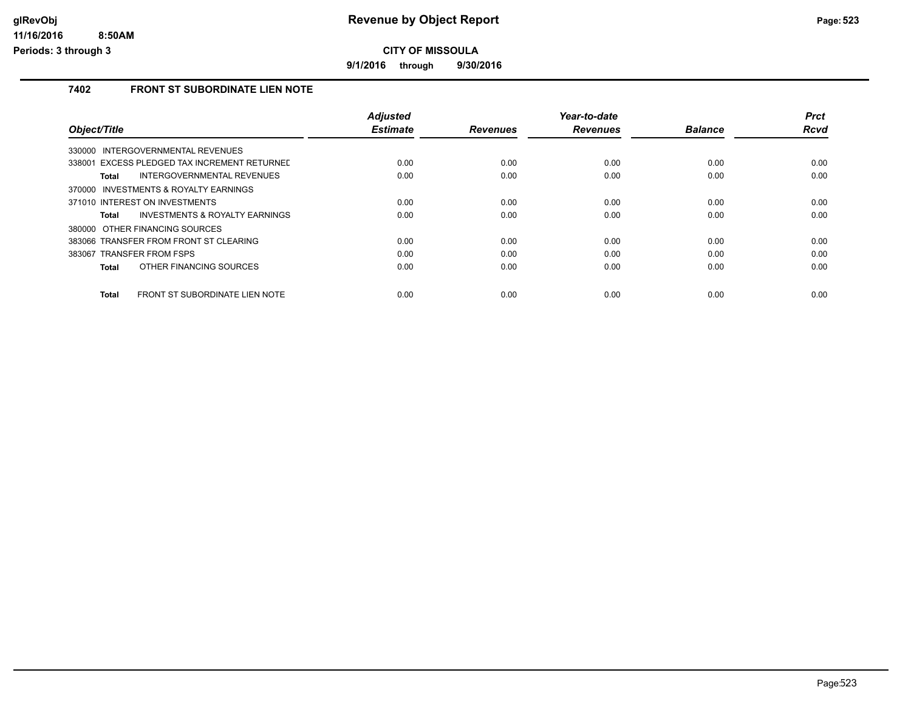# Revenue by Object Report

glRevObj
11/16/2016 8:50AM
Periods: 3 through 3

**CITY OF MISSOULA**

**9/1/2016 through 9/30/2016**

## 7402 FRONT ST SUBORDINATE LIEN NOTE

| Object/Title | Adjusted Estimate | Revenues | Year-to-date Revenues | Balance | Prct Rcvd |
|---|---|---|---|---|---|
| 330000 INTERGOVERNMENTAL REVENUES | | | | | |
| 338001 EXCESS PLEDGED TAX INCREMENT RETURNED | 0.00 | 0.00 | 0.00 | 0.00 | 0.00 |
| **Total** INTERGOVERNMENTAL REVENUES | 0.00 | 0.00 | 0.00 | 0.00 | 0.00 |
| 370000 INVESTMENTS & ROYALTY EARNINGS | | | | | |
| 371010 INTEREST ON INVESTMENTS | 0.00 | 0.00 | 0.00 | 0.00 | 0.00 |
| **Total** INVESTMENTS & ROYALTY EARNINGS | 0.00 | 0.00 | 0.00 | 0.00 | 0.00 |
| 380000 OTHER FINANCING SOURCES | | | | | |
| 383066 TRANSFER FROM FRONT ST CLEARING | 0.00 | 0.00 | 0.00 | 0.00 | 0.00 |
| 383067 TRANSFER FROM FSPS | 0.00 | 0.00 | 0.00 | 0.00 | 0.00 |
| **Total** OTHER FINANCING SOURCES | 0.00 | 0.00 | 0.00 | 0.00 | 0.00 |
| **Total** FRONT ST SUBORDINATE LIEN NOTE | 0.00 | 0.00 | 0.00 | 0.00 | 0.00 |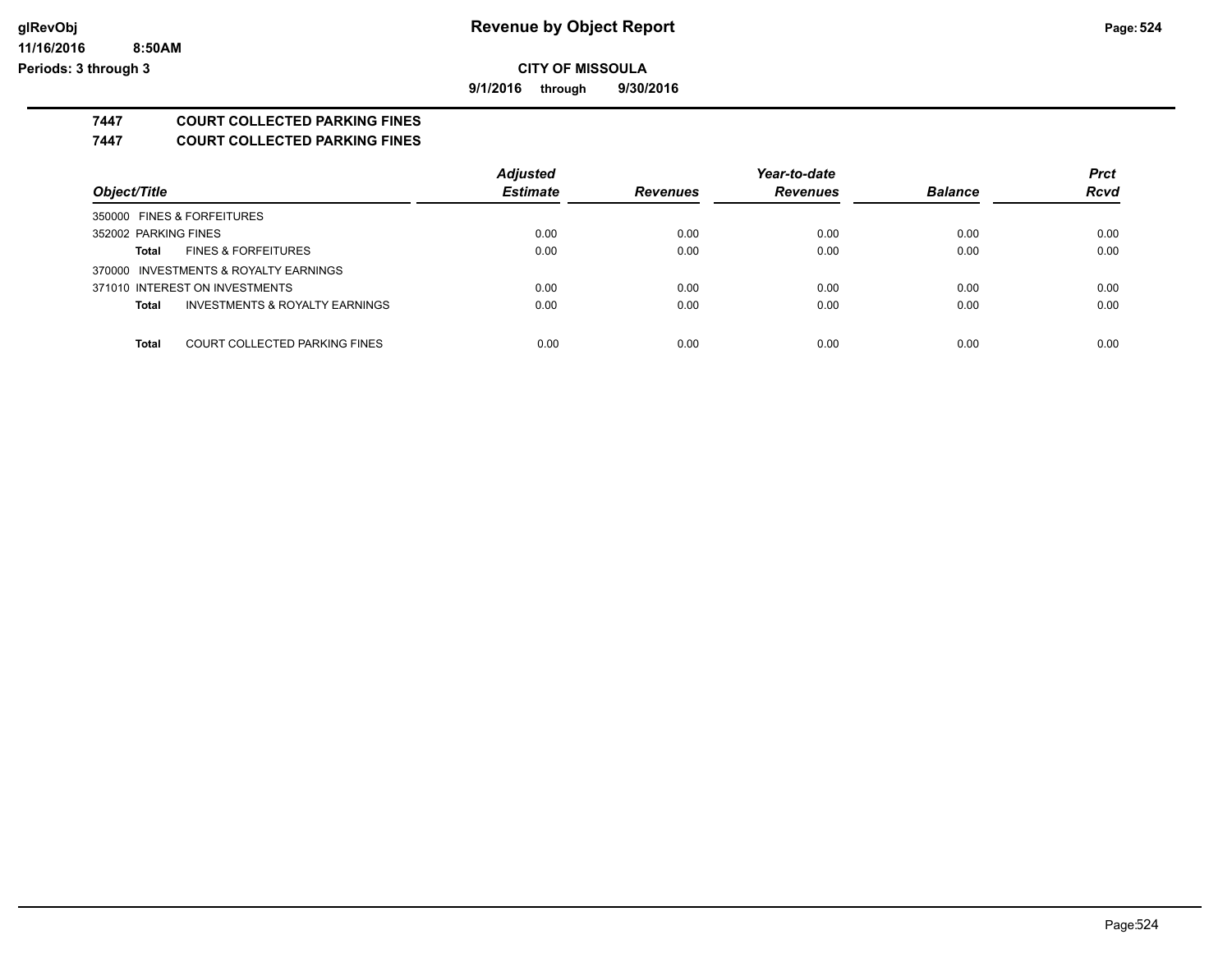# Revenue by Object Report

**CITY OF MISSOULA**

**9/1/2016 through 9/30/2016**

glRevObj
11/16/2016 8:50AM
Periods: 3 through 3

## 7447 COURT COLLECTED PARKING FINES
## 7447 COURT COLLECTED PARKING FINES

| Object/Title | | Adjusted Estimate | Revenues | Year-to-date Revenues | Balance | Prct Rcvd |
|---|---|---|---|---|---|---|
| 350000 FINES & FORFEITURES | | | | | | |
| 352002 PARKING FINES | | 0.00 | 0.00 | 0.00 | 0.00 | 0.00 |
| **Total** | FINES & FORFEITURES | 0.00 | 0.00 | 0.00 | 0.00 | 0.00 |
| 370000 INVESTMENTS & ROYALTY EARNINGS | | | | | | |
| 371010 INTEREST ON INVESTMENTS | | 0.00 | 0.00 | 0.00 | 0.00 | 0.00 |
| **Total** | INVESTMENTS & ROYALTY EARNINGS | 0.00 | 0.00 | 0.00 | 0.00 | 0.00 |
| **Total** | COURT COLLECTED PARKING FINES | 0.00 | 0.00 | 0.00 | 0.00 | 0.00 |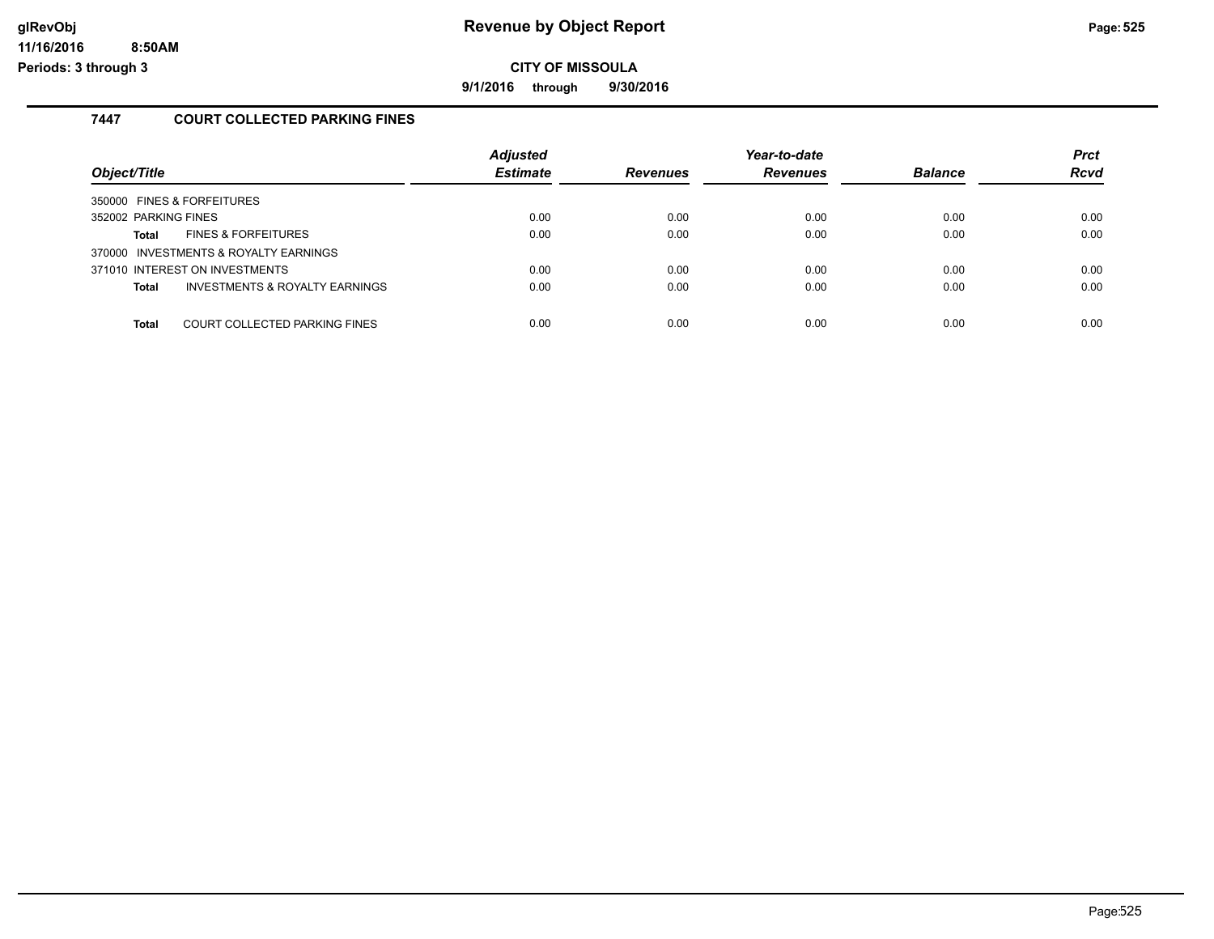# Revenue by Object Report

**CITY OF MISSOULA**

**9/1/2016 through 9/30/2016**

glRevObj
11/16/2016 8:50AM
Periods: 3 through 3

### 7447 COURT COLLECTED PARKING FINES

| Object/Title | Adjusted Estimate | Revenues | Year-to-date Revenues | Balance | Prct Rcvd |
|---|---|---|---|---|---|
| 350000 FINES & FORFEITURES | | | | | |
| 352002 PARKING FINES | 0.00 | 0.00 | 0.00 | 0.00 | 0.00 |
| **Total** FINES & FORFEITURES | 0.00 | 0.00 | 0.00 | 0.00 | 0.00 |
| 370000 INVESTMENTS & ROYALTY EARNINGS | | | | | |
| 371010 INTEREST ON INVESTMENTS | 0.00 | 0.00 | 0.00 | 0.00 | 0.00 |
| **Total** INVESTMENTS & ROYALTY EARNINGS | 0.00 | 0.00 | 0.00 | 0.00 | 0.00 |
| **Total** COURT COLLECTED PARKING FINES | 0.00 | 0.00 | 0.00 | 0.00 | 0.00 |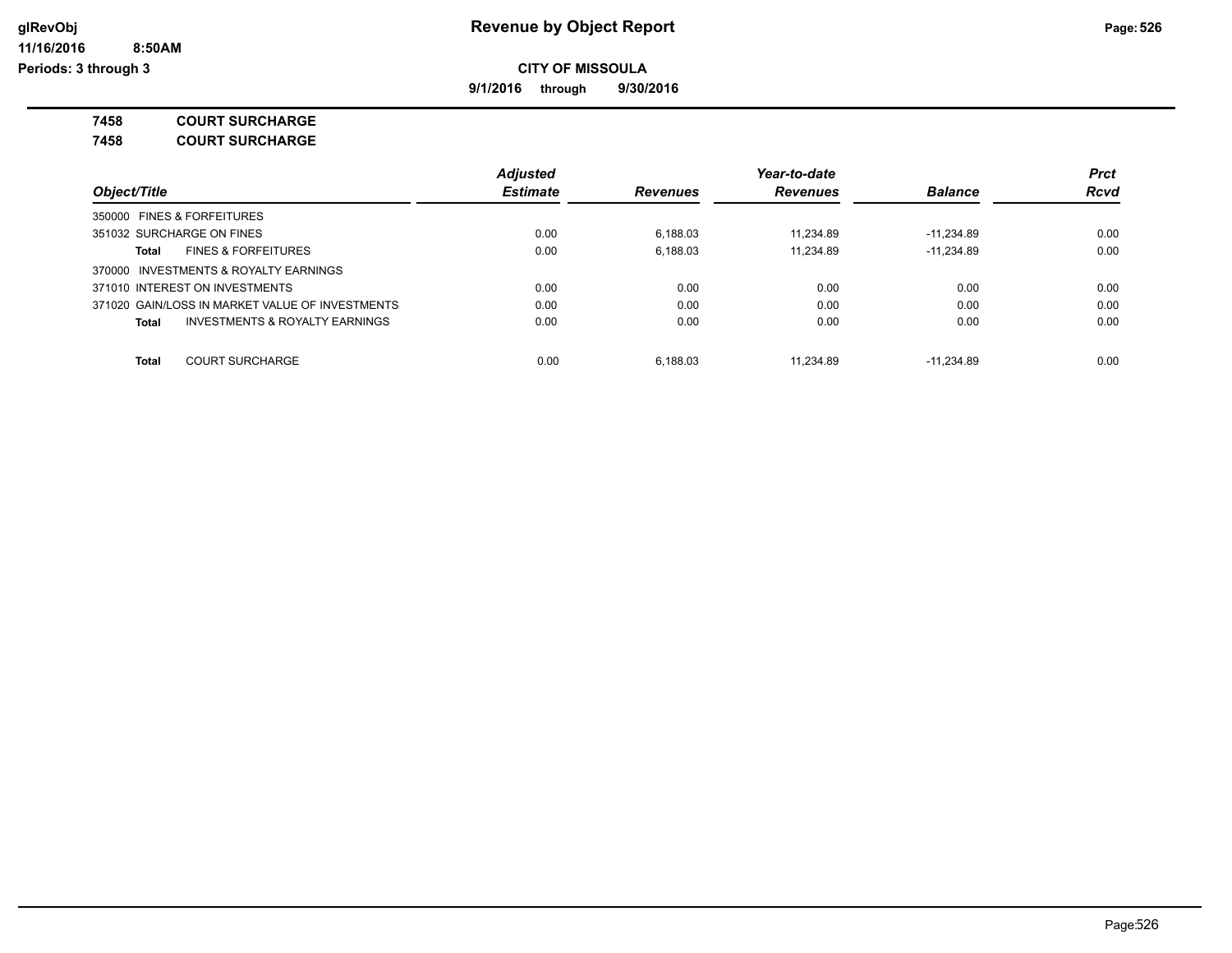# Revenue by Object Report

**CITY OF MISSOULA**

**9/1/2016 through 9/30/2016**

glRevObj
11/16/2016 8:50AM
Periods: 3 through 3

**7458 COURT SURCHARGE**

**7458 COURT SURCHARGE**

| Object/Title | Adjusted Estimate | Revenues | Year-to-date Revenues | Balance | Prct Rcvd |
|---|---|---|---|---|---|
| 350000 FINES & FORFEITURES | | | | | |
| 351032 SURCHARGE ON FINES | 0.00 | 6,188.03 | 11,234.89 | -11,234.89 | 0.00 |
| **Total** FINES & FORFEITURES | 0.00 | 6,188.03 | 11,234.89 | -11,234.89 | 0.00 |
| 370000 INVESTMENTS & ROYALTY EARNINGS | | | | | |
| 371010 INTEREST ON INVESTMENTS | 0.00 | 0.00 | 0.00 | 0.00 | 0.00 |
| 371020 GAIN/LOSS IN MARKET VALUE OF INVESTMENTS | 0.00 | 0.00 | 0.00 | 0.00 | 0.00 |
| **Total** INVESTMENTS & ROYALTY EARNINGS | 0.00 | 0.00 | 0.00 | 0.00 | 0.00 |
| **Total** COURT SURCHARGE | 0.00 | 6,188.03 | 11,234.89 | -11,234.89 | 0.00 |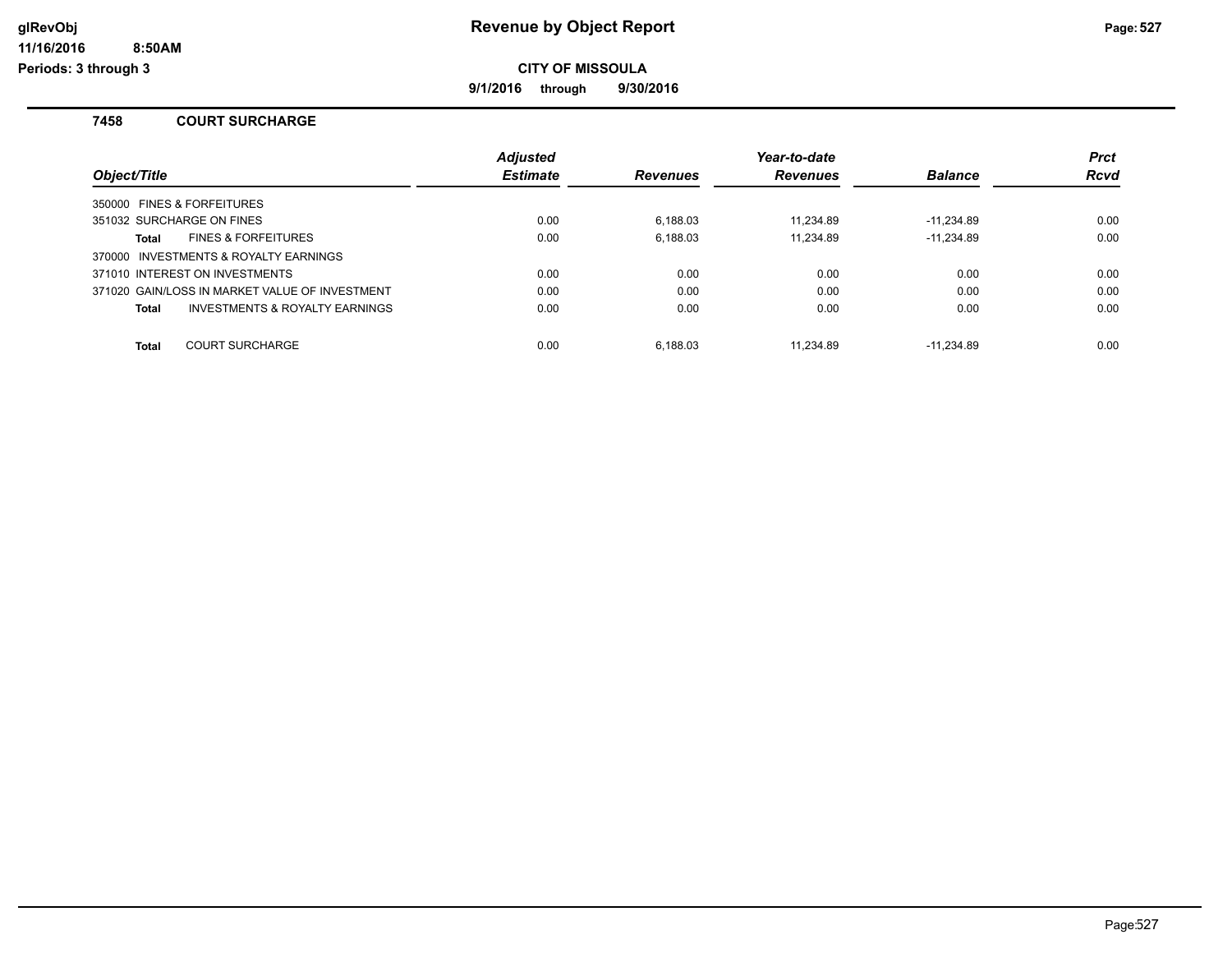# Revenue by Object Report

**CITY OF MISSOULA**

**9/1/2016 through 9/30/2016**

glRevObj
11/16/2016 8:50AM
Periods: 3 through 3

### 7458 COURT SURCHARGE

| Object/Title | Adjusted Estimate | Revenues | Year-to-date Revenues | Balance | Prct Rcvd |
|---|---|---|---|---|---|
| 350000 FINES & FORFEITURES | | | | | |
| 351032 SURCHARGE ON FINES | 0.00 | 6,188.03 | 11,234.89 | -11,234.89 | 0.00 |
| **Total** FINES & FORFEITURES | 0.00 | 6,188.03 | 11,234.89 | -11,234.89 | 0.00 |
| 370000 INVESTMENTS & ROYALTY EARNINGS | | | | | |
| 371010 INTEREST ON INVESTMENTS | 0.00 | 0.00 | 0.00 | 0.00 | 0.00 |
| 371020 GAIN/LOSS IN MARKET VALUE OF INVESTMENT | 0.00 | 0.00 | 0.00 | 0.00 | 0.00 |
| **Total** INVESTMENTS & ROYALTY EARNINGS | 0.00 | 0.00 | 0.00 | 0.00 | 0.00 |
| **Total** COURT SURCHARGE | 0.00 | 6,188.03 | 11,234.89 | -11,234.89 | 0.00 |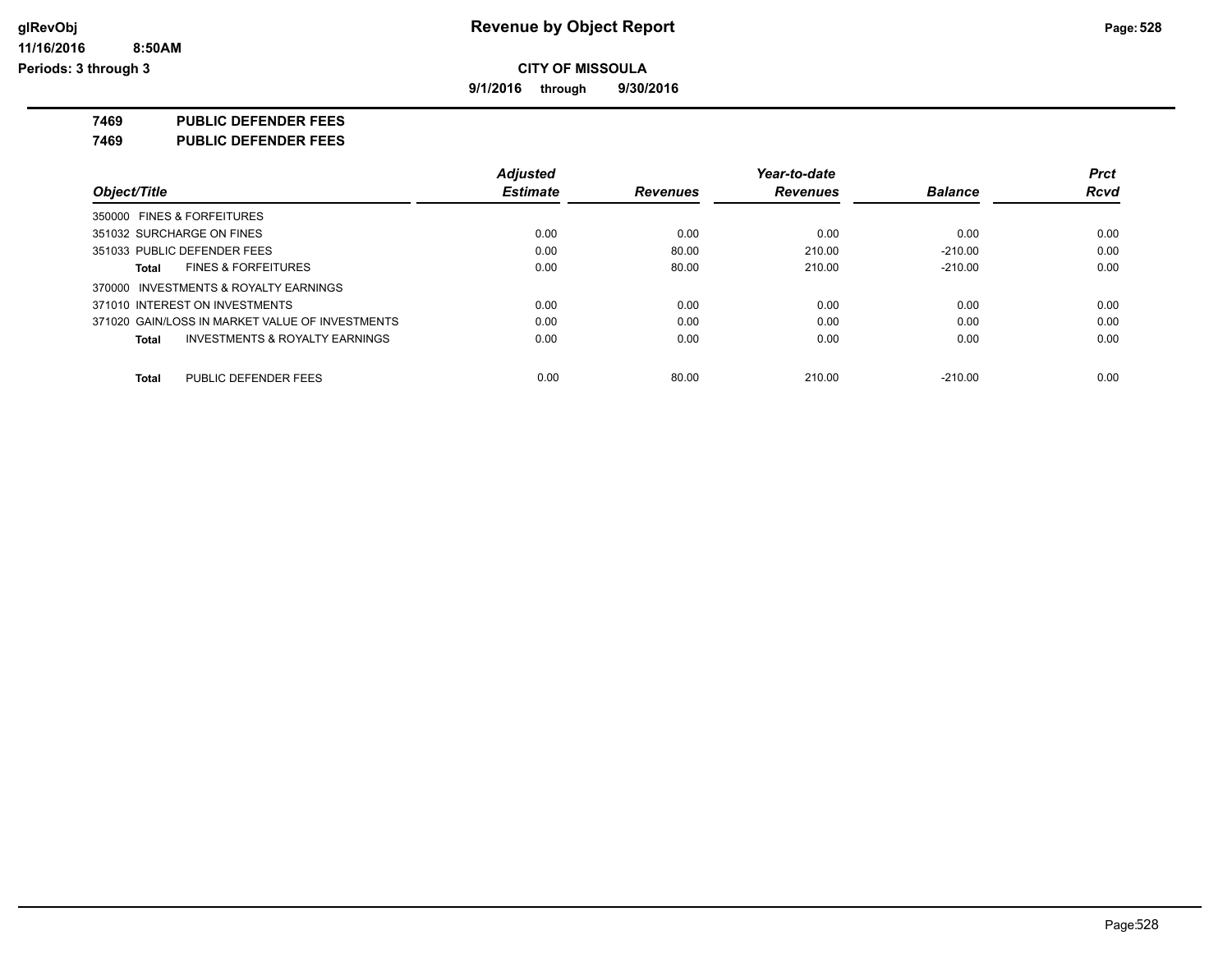**CITY OF MISSOULA**

**9/1/2016 through 9/30/2016**

## 7469 PUBLIC DEFENDER FEES

## 7469 PUBLIC DEFENDER FEES

| Object/Title | Adjusted Estimate | Revenues | Year-to-date Revenues | Balance | Prct Rcvd |
|---|---|---|---|---|---|
| 350000 FINES & FORFEITURES | | | | | |
| 351032 SURCHARGE ON FINES | 0.00 | 0.00 | 0.00 | 0.00 | 0.00 |
| 351033 PUBLIC DEFENDER FEES | 0.00 | 80.00 | 210.00 | -210.00 | 0.00 |
| **Total** FINES & FORFEITURES | 0.00 | 80.00 | 210.00 | -210.00 | 0.00 |
| 370000 INVESTMENTS & ROYALTY EARNINGS | | | | | |
| 371010 INTEREST ON INVESTMENTS | 0.00 | 0.00 | 0.00 | 0.00 | 0.00 |
| 371020 GAIN/LOSS IN MARKET VALUE OF INVESTMENTS | 0.00 | 0.00 | 0.00 | 0.00 | 0.00 |
| **Total** INVESTMENTS & ROYALTY EARNINGS | 0.00 | 0.00 | 0.00 | 0.00 | 0.00 |
| **Total** PUBLIC DEFENDER FEES | 0.00 | 80.00 | 210.00 | -210.00 | 0.00 |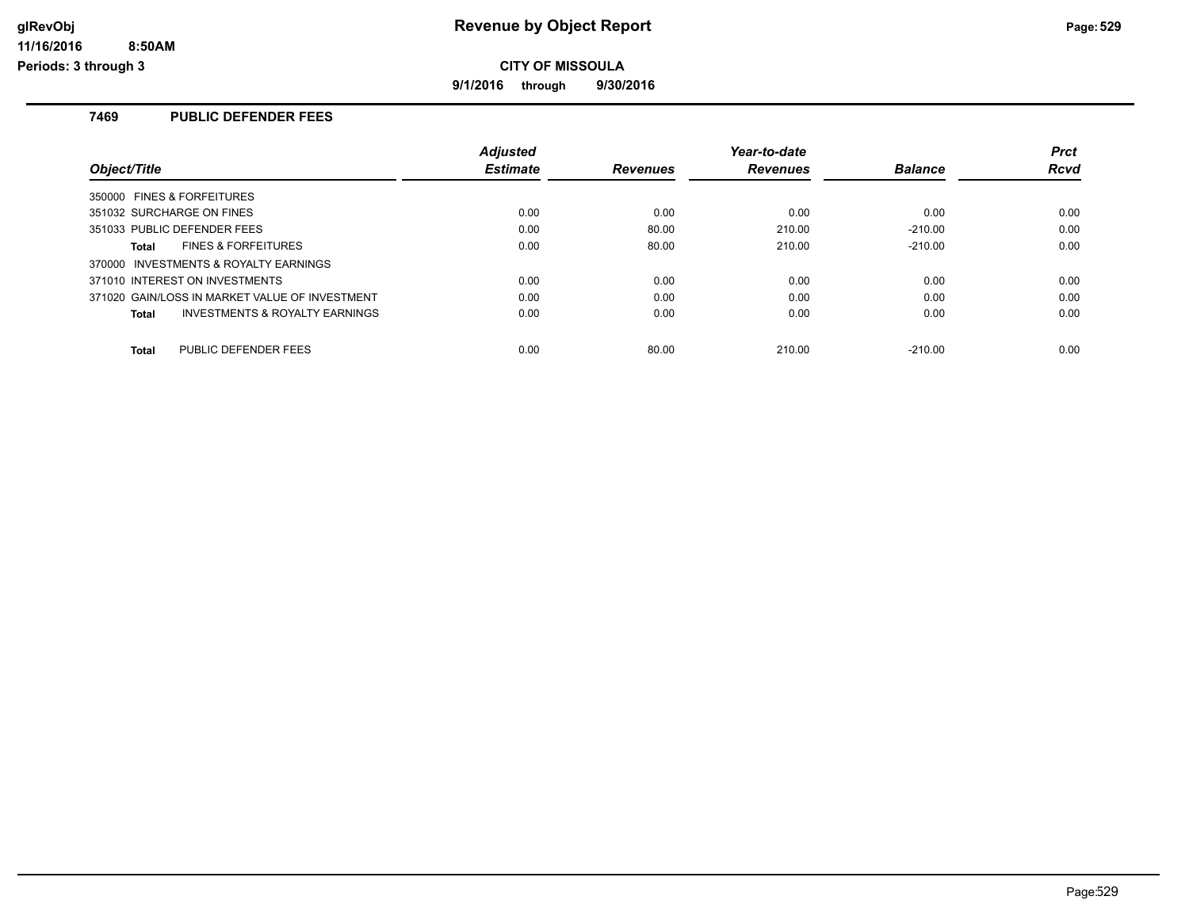**Revenue by Object Report**

**CITY OF MISSOULA**

**9/1/2016 through 9/30/2016**

glRevObj
11/16/2016 8:50AM
Periods: 3 through 3

## 7469 PUBLIC DEFENDER FEES

| Object/Title | Adjusted Estimate | Revenues | Year-to-date Revenues | Balance | Prct Rcvd |
|---|---|---|---|---|---|
| 350000 FINES & FORFEITURES | | | | | |
| 351032 SURCHARGE ON FINES | 0.00 | 0.00 | 0.00 | 0.00 | 0.00 |
| 351033 PUBLIC DEFENDER FEES | 0.00 | 80.00 | 210.00 | -210.00 | 0.00 |
| **Total** FINES & FORFEITURES | 0.00 | 80.00 | 210.00 | -210.00 | 0.00 |
| 370000 INVESTMENTS & ROYALTY EARNINGS | | | | | |
| 371010 INTEREST ON INVESTMENTS | 0.00 | 0.00 | 0.00 | 0.00 | 0.00 |
| 371020 GAIN/LOSS IN MARKET VALUE OF INVESTMENT | 0.00 | 0.00 | 0.00 | 0.00 | 0.00 |
| **Total** INVESTMENTS & ROYALTY EARNINGS | 0.00 | 0.00 | 0.00 | 0.00 | 0.00 |
| **Total** PUBLIC DEFENDER FEES | 0.00 | 80.00 | 210.00 | -210.00 | 0.00 |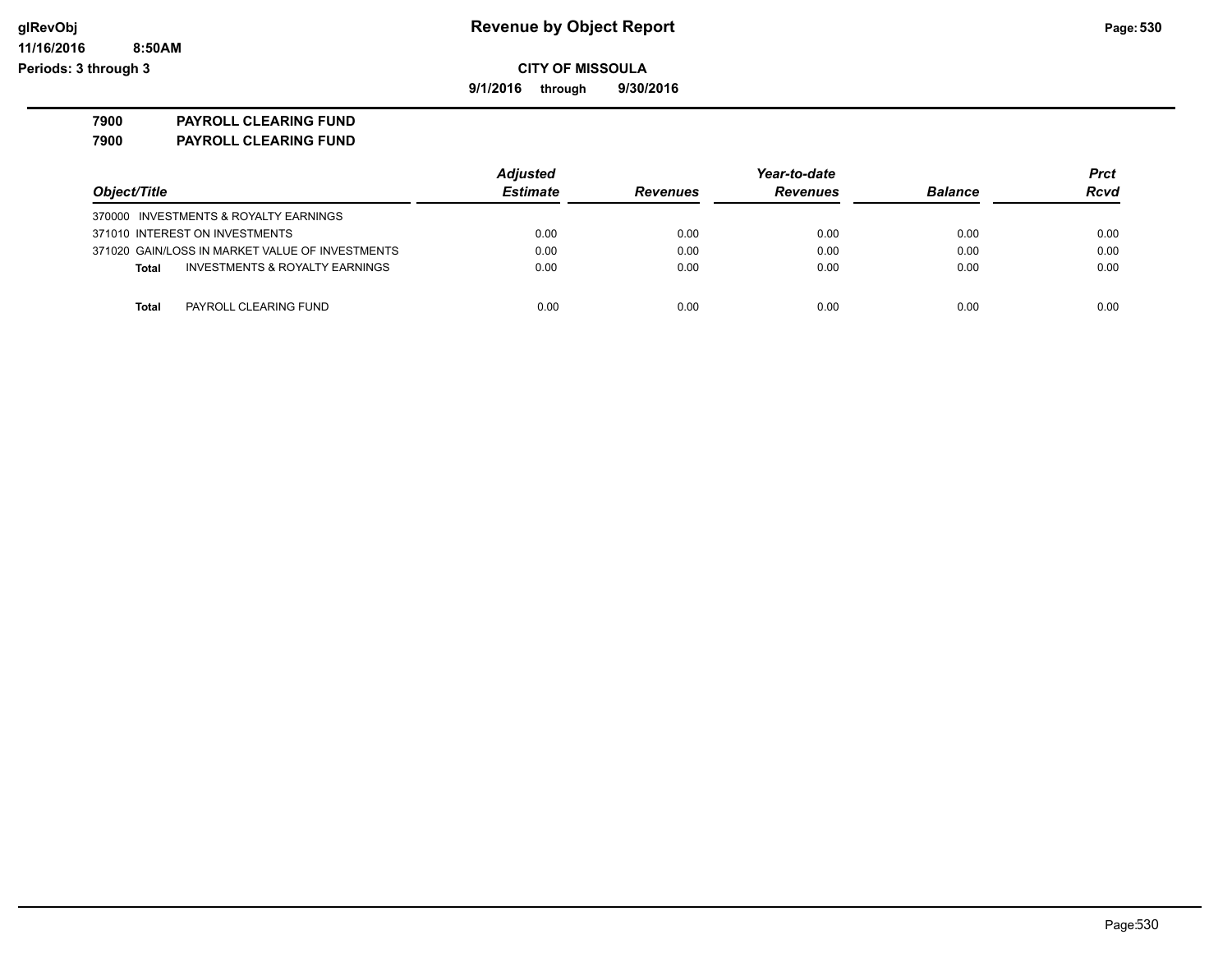**Revenue by Object Report**

**CITY OF MISSOULA**

**9/1/2016 through 9/30/2016**

glRevObj
11/16/2016 8:50AM
Periods: 3 through 3

**7900 PAYROLL CLEARING FUND**

**7900 PAYROLL CLEARING FUND**

| Object/Title | Adjusted Estimate | Revenues | Year-to-date Revenues | Balance | Prct Rcvd |
|---|---|---|---|---|---|
| 370000 INVESTMENTS & ROYALTY EARNINGS | | | | | |
| 371010 INTEREST ON INVESTMENTS | 0.00 | 0.00 | 0.00 | 0.00 | 0.00 |
| 371020 GAIN/LOSS IN MARKET VALUE OF INVESTMENTS | 0.00 | 0.00 | 0.00 | 0.00 | 0.00 |
| **Total** INVESTMENTS & ROYALTY EARNINGS | 0.00 | 0.00 | 0.00 | 0.00 | 0.00 |
| **Total** PAYROLL CLEARING FUND | 0.00 | 0.00 | 0.00 | 0.00 | 0.00 |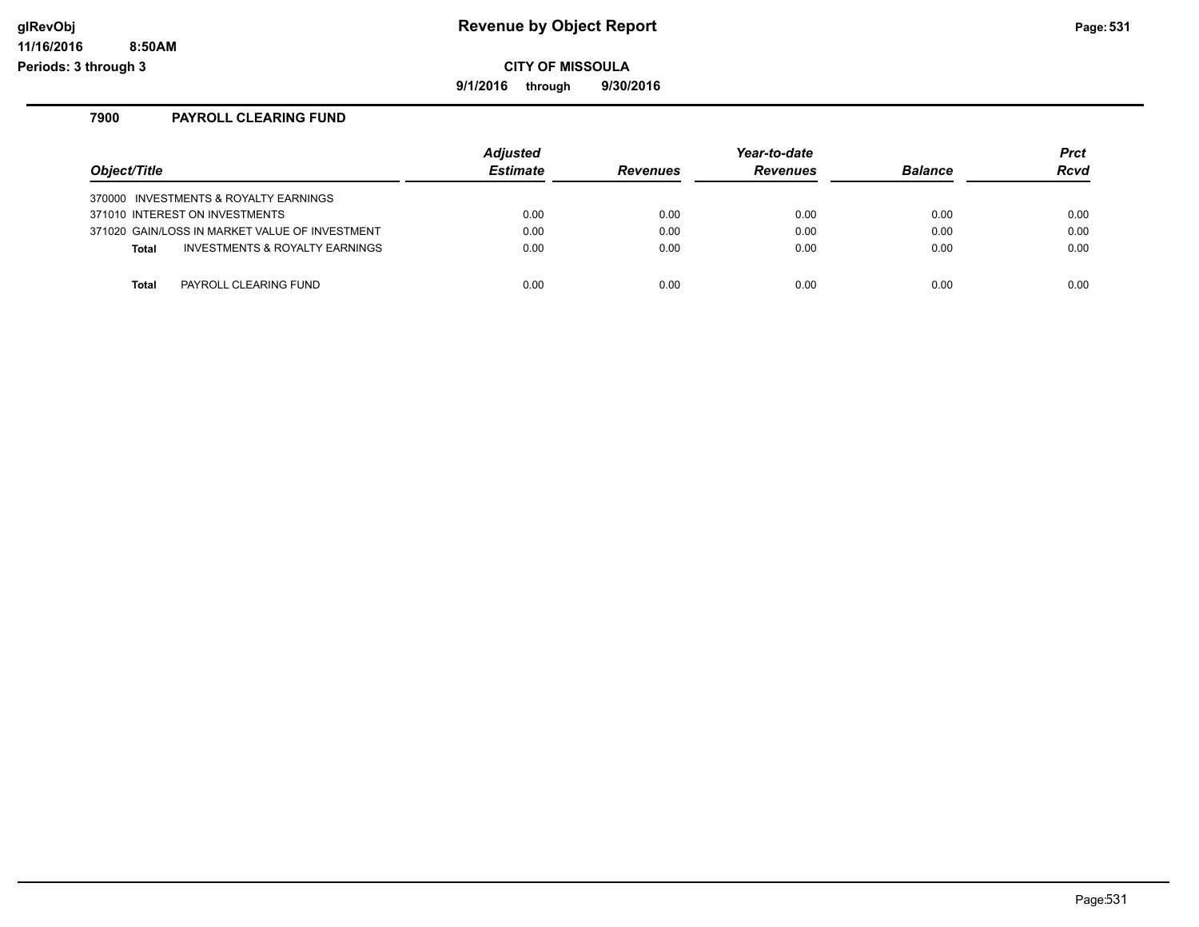# Revenue by Object Report

**CITY OF MISSOULA**

**9/1/2016 through 9/30/2016**

glRevObj
11/16/2016 8:50AM
Periods: 3 through 3

## 7900 PAYROLL CLEARING FUND

| Object/Title | Adjusted Estimate | Revenues | Year-to-date Revenues | Balance | Prct Rcvd |
|---|---|---|---|---|---|
| 370000 INVESTMENTS & ROYALTY EARNINGS | | | | | |
| 371010 INTEREST ON INVESTMENTS | 0.00 | 0.00 | 0.00 | 0.00 | 0.00 |
| 371020 GAIN/LOSS IN MARKET VALUE OF INVESTMENT | 0.00 | 0.00 | 0.00 | 0.00 | 0.00 |
| **Total** INVESTMENTS & ROYALTY EARNINGS | 0.00 | 0.00 | 0.00 | 0.00 | 0.00 |
| **Total** PAYROLL CLEARING FUND | 0.00 | 0.00 | 0.00 | 0.00 | 0.00 |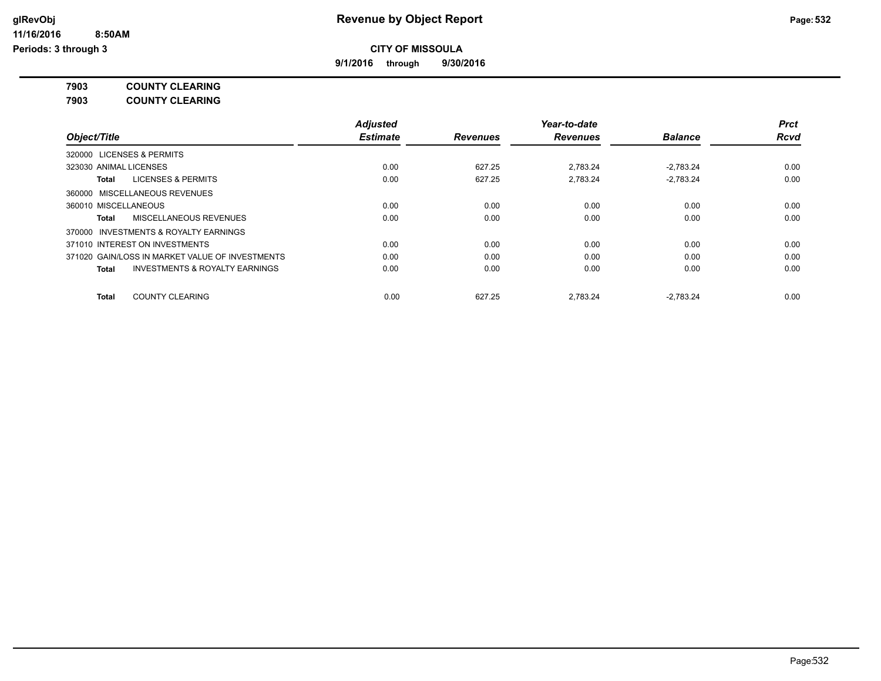# Revenue by Object Report

**CITY OF MISSOULA**

**9/1/2016 through 9/30/2016**

**7903 COUNTY CLEARING**

**7903 COUNTY CLEARING**

| Object/Title | Adjusted Estimate | Revenues | Year-to-date Revenues | Balance | Prct Rcvd |
|---|---|---|---|---|---|
| 320000 LICENSES & PERMITS | | | | | |
| 323030 ANIMAL LICENSES | 0.00 | 627.25 | 2,783.24 | -2,783.24 | 0.00 |
| **Total** LICENSES & PERMITS | 0.00 | 627.25 | 2,783.24 | -2,783.24 | 0.00 |
| 360000 MISCELLANEOUS REVENUES | | | | | |
| 360010 MISCELLANEOUS | 0.00 | 0.00 | 0.00 | 0.00 | 0.00 |
| **Total** MISCELLANEOUS REVENUES | 0.00 | 0.00 | 0.00 | 0.00 | 0.00 |
| 370000 INVESTMENTS & ROYALTY EARNINGS | | | | | |
| 371010 INTEREST ON INVESTMENTS | 0.00 | 0.00 | 0.00 | 0.00 | 0.00 |
| 371020 GAIN/LOSS IN MARKET VALUE OF INVESTMENTS | 0.00 | 0.00 | 0.00 | 0.00 | 0.00 |
| **Total** INVESTMENTS & ROYALTY EARNINGS | 0.00 | 0.00 | 0.00 | 0.00 | 0.00 |
| **Total** COUNTY CLEARING | 0.00 | 627.25 | 2,783.24 | -2,783.24 | 0.00 |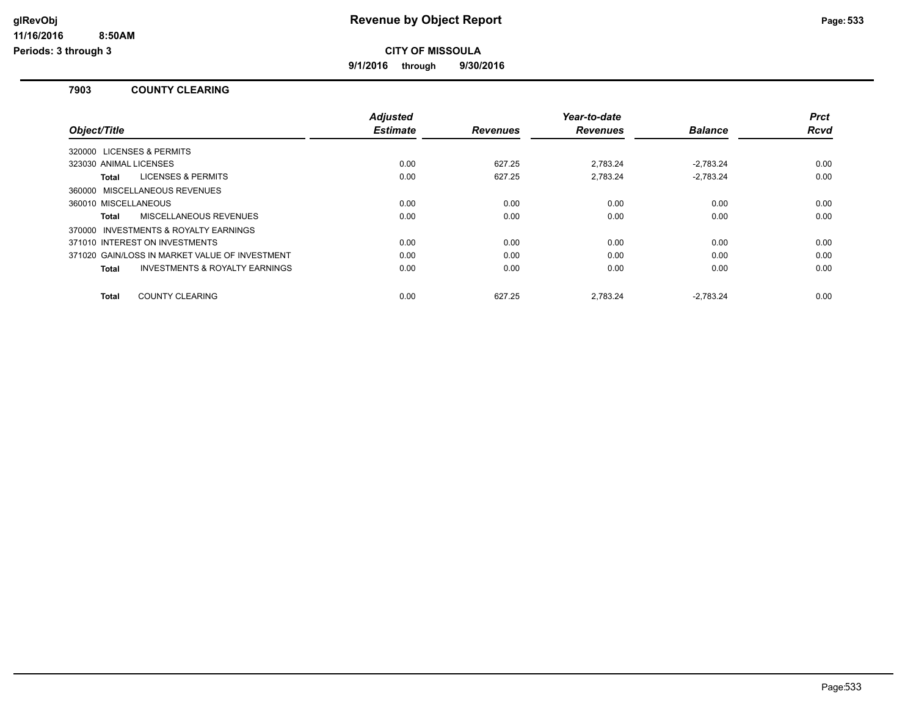**Revenue by Object Report**

**CITY OF MISSOULA**

**9/1/2016 through 9/30/2016**

glRevObj
11/16/2016 8:50AM
Periods: 3 through 3

## 7903 COUNTY CLEARING

| Object/Title | Adjusted Estimate | Revenues | Year-to-date Revenues | Balance | Prct Rcvd |
|---|---|---|---|---|---|
| 320000 LICENSES & PERMITS | | | | | |
| 323030 ANIMAL LICENSES | 0.00 | 627.25 | 2,783.24 | -2,783.24 | 0.00 |
| **Total** LICENSES & PERMITS | 0.00 | 627.25 | 2,783.24 | -2,783.24 | 0.00 |
| 360000 MISCELLANEOUS REVENUES | | | | | |
| 360010 MISCELLANEOUS | 0.00 | 0.00 | 0.00 | 0.00 | 0.00 |
| **Total** MISCELLANEOUS REVENUES | 0.00 | 0.00 | 0.00 | 0.00 | 0.00 |
| 370000 INVESTMENTS & ROYALTY EARNINGS | | | | | |
| 371010 INTEREST ON INVESTMENTS | 0.00 | 0.00 | 0.00 | 0.00 | 0.00 |
| 371020 GAIN/LOSS IN MARKET VALUE OF INVESTMENT | 0.00 | 0.00 | 0.00 | 0.00 | 0.00 |
| **Total** INVESTMENTS & ROYALTY EARNINGS | 0.00 | 0.00 | 0.00 | 0.00 | 0.00 |
| **Total** COUNTY CLEARING | 0.00 | 627.25 | 2,783.24 | -2,783.24 | 0.00 |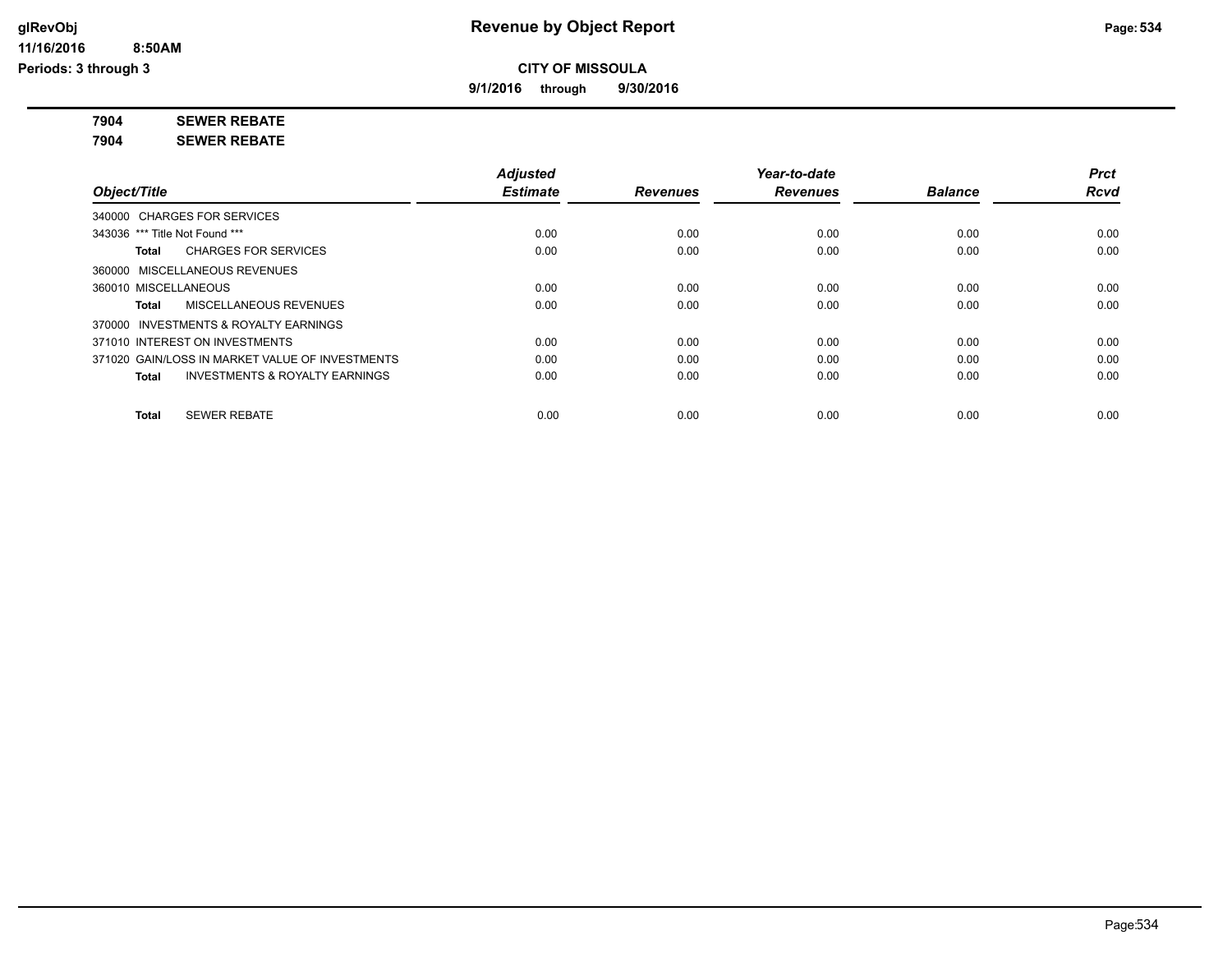**CITY OF MISSOULA**

**9/1/2016 through 9/30/2016**

**7904 SEWER REBATE**

**7904 SEWER REBATE**

| Object/Title | Adjusted Estimate | Revenues | Year-to-date Revenues | Balance | Prct Rcvd |
|---|---|---|---|---|---|
| 340000 CHARGES FOR SERVICES | | | | | |
| 343036 *** Title Not Found *** | 0.00 | 0.00 | 0.00 | 0.00 | 0.00 |
| **Total** CHARGES FOR SERVICES | 0.00 | 0.00 | 0.00 | 0.00 | 0.00 |
| 360000 MISCELLANEOUS REVENUES | | | | | |
| 360010 MISCELLANEOUS | 0.00 | 0.00 | 0.00 | 0.00 | 0.00 |
| **Total** MISCELLANEOUS REVENUES | 0.00 | 0.00 | 0.00 | 0.00 | 0.00 |
| 370000 INVESTMENTS & ROYALTY EARNINGS | | | | | |
| 371010 INTEREST ON INVESTMENTS | 0.00 | 0.00 | 0.00 | 0.00 | 0.00 |
| 371020 GAIN/LOSS IN MARKET VALUE OF INVESTMENTS | 0.00 | 0.00 | 0.00 | 0.00 | 0.00 |
| **Total** INVESTMENTS & ROYALTY EARNINGS | 0.00 | 0.00 | 0.00 | 0.00 | 0.00 |
| **Total** SEWER REBATE | 0.00 | 0.00 | 0.00 | 0.00 | 0.00 |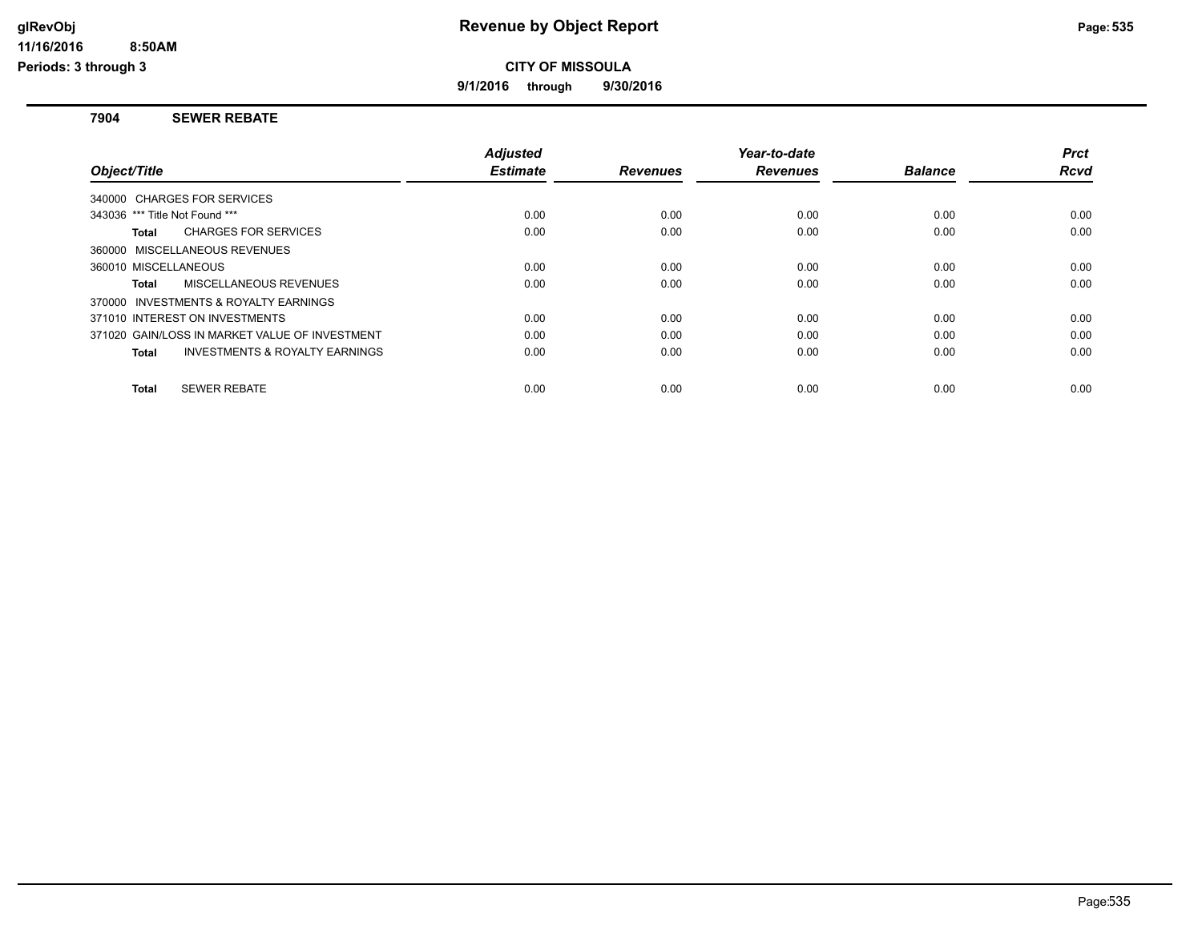# Revenue by Object Report

glRevObj
11/16/2016 8:50AM
Periods: 3 through 3

**CITY OF MISSOULA**

**9/1/2016 through 9/30/2016**

## 7904 SEWER REBATE

| Object/Title | Adjusted Estimate | Revenues | Year-to-date Revenues | Balance | Prct Rcvd |
|---|---|---|---|---|---|
| 340000 CHARGES FOR SERVICES | | | | | |
| 343036 *** Title Not Found *** | 0.00 | 0.00 | 0.00 | 0.00 | 0.00 |
| **Total** CHARGES FOR SERVICES | 0.00 | 0.00 | 0.00 | 0.00 | 0.00 |
| 360000 MISCELLANEOUS REVENUES | | | | | |
| 360010 MISCELLANEOUS | 0.00 | 0.00 | 0.00 | 0.00 | 0.00 |
| **Total** MISCELLANEOUS REVENUES | 0.00 | 0.00 | 0.00 | 0.00 | 0.00 |
| 370000 INVESTMENTS & ROYALTY EARNINGS | | | | | |
| 371010 INTEREST ON INVESTMENTS | 0.00 | 0.00 | 0.00 | 0.00 | 0.00 |
| 371020 GAIN/LOSS IN MARKET VALUE OF INVESTMENT | 0.00 | 0.00 | 0.00 | 0.00 | 0.00 |
| **Total** INVESTMENTS & ROYALTY EARNINGS | 0.00 | 0.00 | 0.00 | 0.00 | 0.00 |
| **Total** SEWER REBATE | 0.00 | 0.00 | 0.00 | 0.00 | 0.00 |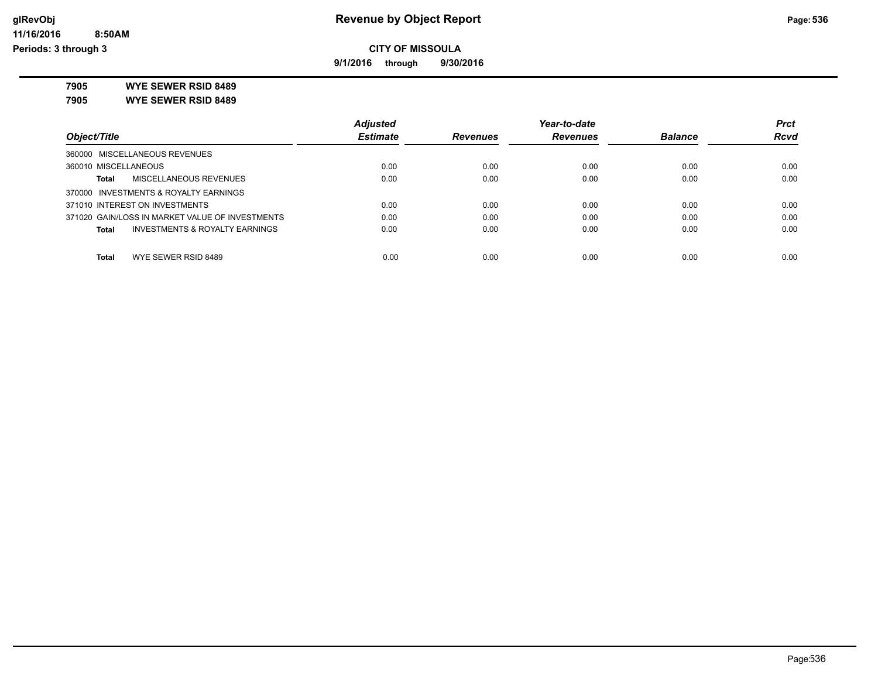# Revenue by Object Report

**CITY OF MISSOULA**

**9/1/2016 through 9/30/2016**

**7905 WYE SEWER RSID 8489**

**7905 WYE SEWER RSID 8489**

| Object/Title | Adjusted Estimate | Revenues | Year-to-date Revenues | Balance | Prct Rcvd |
|---|---|---|---|---|---|
| 360000 MISCELLANEOUS REVENUES | | | | | |
| 360010 MISCELLANEOUS | 0.00 | 0.00 | 0.00 | 0.00 | 0.00 |
| **Total** MISCELLANEOUS REVENUES | 0.00 | 0.00 | 0.00 | 0.00 | 0.00 |
| 370000 INVESTMENTS & ROYALTY EARNINGS | | | | | |
| 371010 INTEREST ON INVESTMENTS | 0.00 | 0.00 | 0.00 | 0.00 | 0.00 |
| 371020 GAIN/LOSS IN MARKET VALUE OF INVESTMENTS | 0.00 | 0.00 | 0.00 | 0.00 | 0.00 |
| **Total** INVESTMENTS & ROYALTY EARNINGS | 0.00 | 0.00 | 0.00 | 0.00 | 0.00 |
| **Total** WYE SEWER RSID 8489 | 0.00 | 0.00 | 0.00 | 0.00 | 0.00 |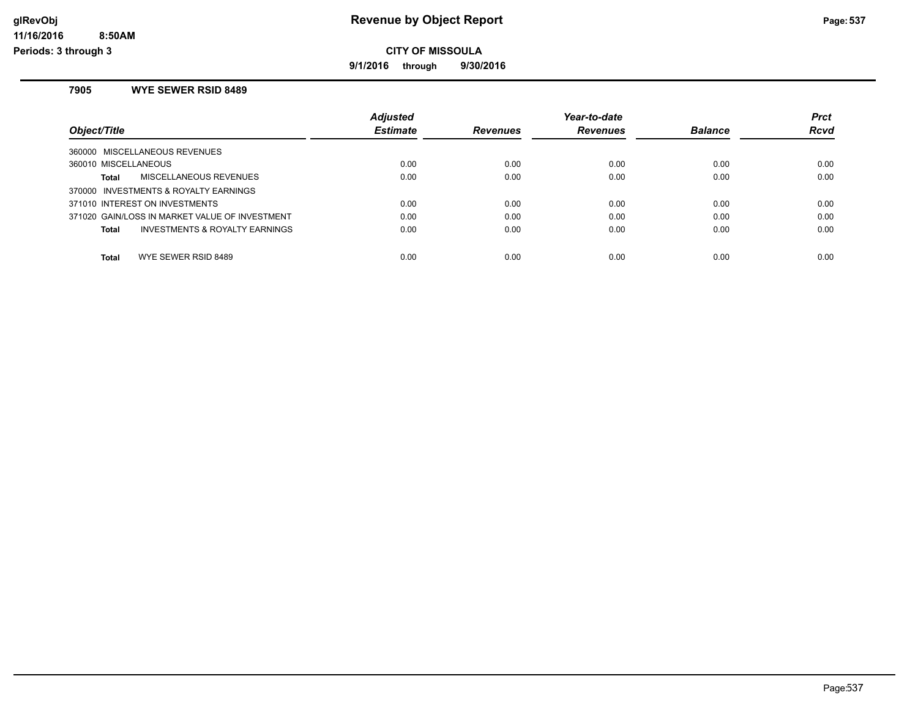# Revenue by Object Report

**CITY OF MISSOULA**

**9/1/2016 through 9/30/2016**

glRevObj
11/16/2016 8:50AM
Periods: 3 through 3

## 7905 WYE SEWER RSID 8489

| Object/Title | Adjusted Estimate | Revenues | Year-to-date Revenues | Balance | Prct Rcvd |
|---|---|---|---|---|---|
| 360000 MISCELLANEOUS REVENUES | | | | | |
| 360010 MISCELLANEOUS | 0.00 | 0.00 | 0.00 | 0.00 | 0.00 |
| **Total** MISCELLANEOUS REVENUES | 0.00 | 0.00 | 0.00 | 0.00 | 0.00 |
| 370000 INVESTMENTS & ROYALTY EARNINGS | | | | | |
| 371010 INTEREST ON INVESTMENTS | 0.00 | 0.00 | 0.00 | 0.00 | 0.00 |
| 371020 GAIN/LOSS IN MARKET VALUE OF INVESTMENT | 0.00 | 0.00 | 0.00 | 0.00 | 0.00 |
| **Total** INVESTMENTS & ROYALTY EARNINGS | 0.00 | 0.00 | 0.00 | 0.00 | 0.00 |
| **Total** WYE SEWER RSID 8489 | 0.00 | 0.00 | 0.00 | 0.00 | 0.00 |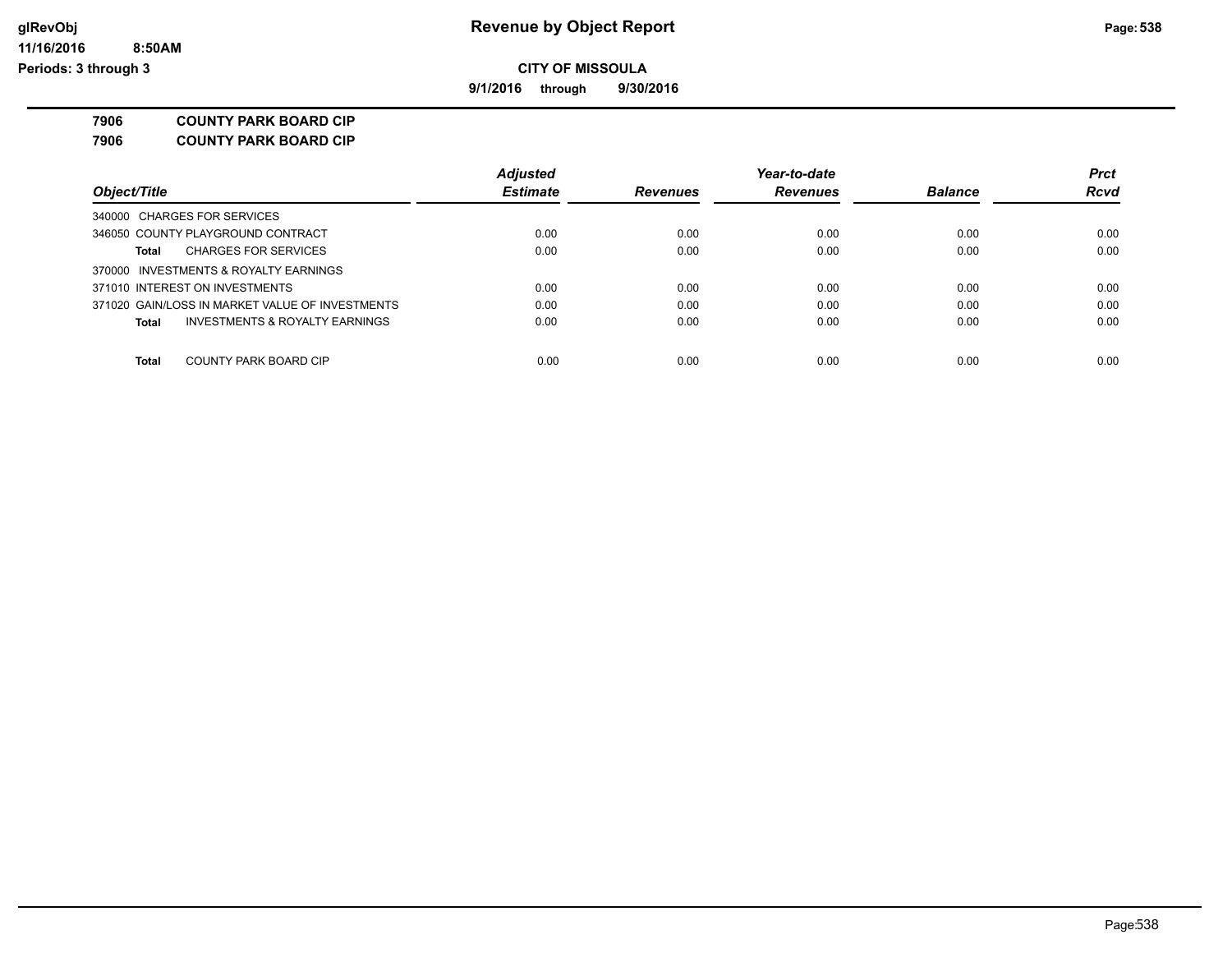**Revenue by Object Report**

**CITY OF MISSOULA**

**9/1/2016 through 9/30/2016**

glRevObj
11/16/2016 8:50AM
Periods: 3 through 3

**7906 COUNTY PARK BOARD CIP**
**7906 COUNTY PARK BOARD CIP**

| Object/Title | Adjusted Estimate | Revenues | Year-to-date Revenues | Balance | Prct Rcvd |
|---|---|---|---|---|---|
| 340000 CHARGES FOR SERVICES | | | | | |
| 346050 COUNTY PLAYGROUND CONTRACT | 0.00 | 0.00 | 0.00 | 0.00 | 0.00 |
| **Total** CHARGES FOR SERVICES | 0.00 | 0.00 | 0.00 | 0.00 | 0.00 |
| 370000 INVESTMENTS & ROYALTY EARNINGS | | | | | |
| 371010 INTEREST ON INVESTMENTS | 0.00 | 0.00 | 0.00 | 0.00 | 0.00 |
| 371020 GAIN/LOSS IN MARKET VALUE OF INVESTMENTS | 0.00 | 0.00 | 0.00 | 0.00 | 0.00 |
| **Total** INVESTMENTS & ROYALTY EARNINGS | 0.00 | 0.00 | 0.00 | 0.00 | 0.00 |
| **Total** COUNTY PARK BOARD CIP | 0.00 | 0.00 | 0.00 | 0.00 | 0.00 |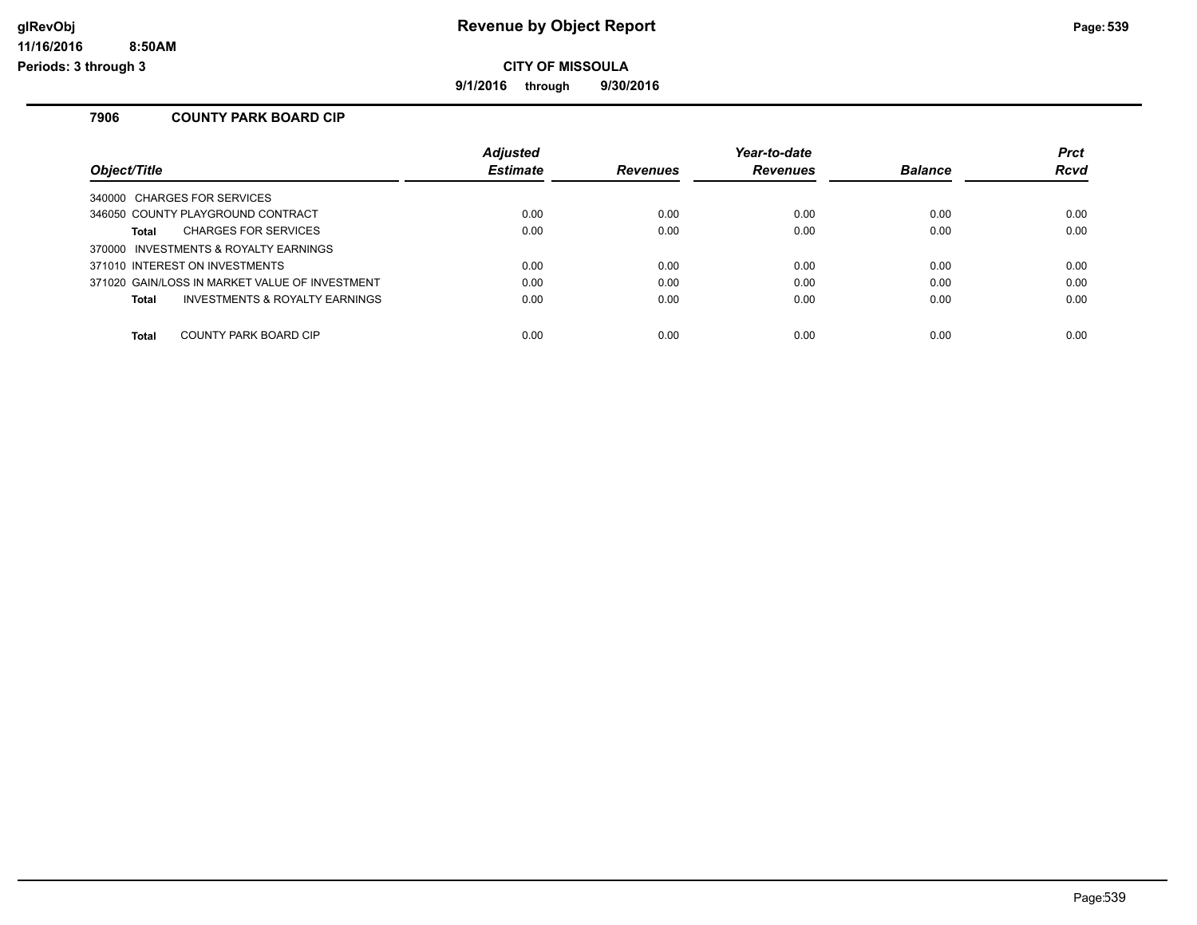# Revenue by Object Report

**CITY OF MISSOULA**

**9/1/2016 through 9/30/2016**

glRevObj
11/16/2016 8:50AM
Periods: 3 through 3

## 7906 COUNTY PARK BOARD CIP

| Object/Title | Adjusted Estimate | Revenues | Year-to-date Revenues | Balance | Prct Rcvd |
|---|---|---|---|---|---|
| 340000 CHARGES FOR SERVICES | | | | | |
| 346050 COUNTY PLAYGROUND CONTRACT | 0.00 | 0.00 | 0.00 | 0.00 | 0.00 |
| **Total** CHARGES FOR SERVICES | 0.00 | 0.00 | 0.00 | 0.00 | 0.00 |
| 370000 INVESTMENTS & ROYALTY EARNINGS | | | | | |
| 371010 INTEREST ON INVESTMENTS | 0.00 | 0.00 | 0.00 | 0.00 | 0.00 |
| 371020 GAIN/LOSS IN MARKET VALUE OF INVESTMENT | 0.00 | 0.00 | 0.00 | 0.00 | 0.00 |
| **Total** INVESTMENTS & ROYALTY EARNINGS | 0.00 | 0.00 | 0.00 | 0.00 | 0.00 |
| **Total** COUNTY PARK BOARD CIP | 0.00 | 0.00 | 0.00 | 0.00 | 0.00 |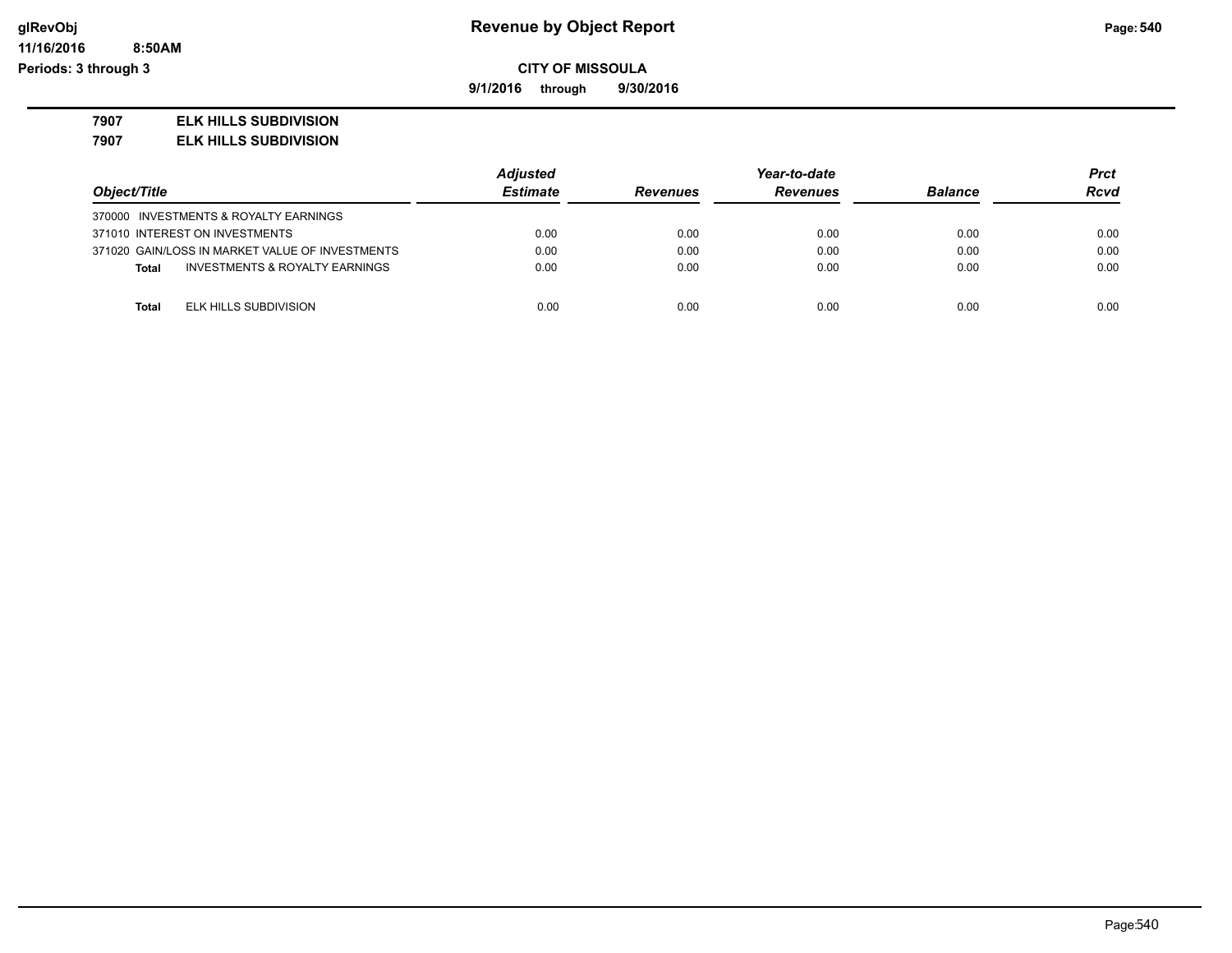# Revenue by Object Report

glRevObj
11/16/2016 8:50AM
Periods: 3 through 3

**CITY OF MISSOULA**

**9/1/2016 through 9/30/2016**

**7907 ELK HILLS SUBDIVISION**

**7907 ELK HILLS SUBDIVISION**

| Object/Title | Adjusted Estimate | Revenues | Year-to-date Revenues | Balance | Prct Rcvd |
|---|---|---|---|---|---|
| 370000 INVESTMENTS & ROYALTY EARNINGS | | | | | |
| 371010 INTEREST ON INVESTMENTS | 0.00 | 0.00 | 0.00 | 0.00 | 0.00 |
| 371020 GAIN/LOSS IN MARKET VALUE OF INVESTMENTS | 0.00 | 0.00 | 0.00 | 0.00 | 0.00 |
| **Total** INVESTMENTS & ROYALTY EARNINGS | 0.00 | 0.00 | 0.00 | 0.00 | 0.00 |
| **Total** ELK HILLS SUBDIVISION | 0.00 | 0.00 | 0.00 | 0.00 | 0.00 |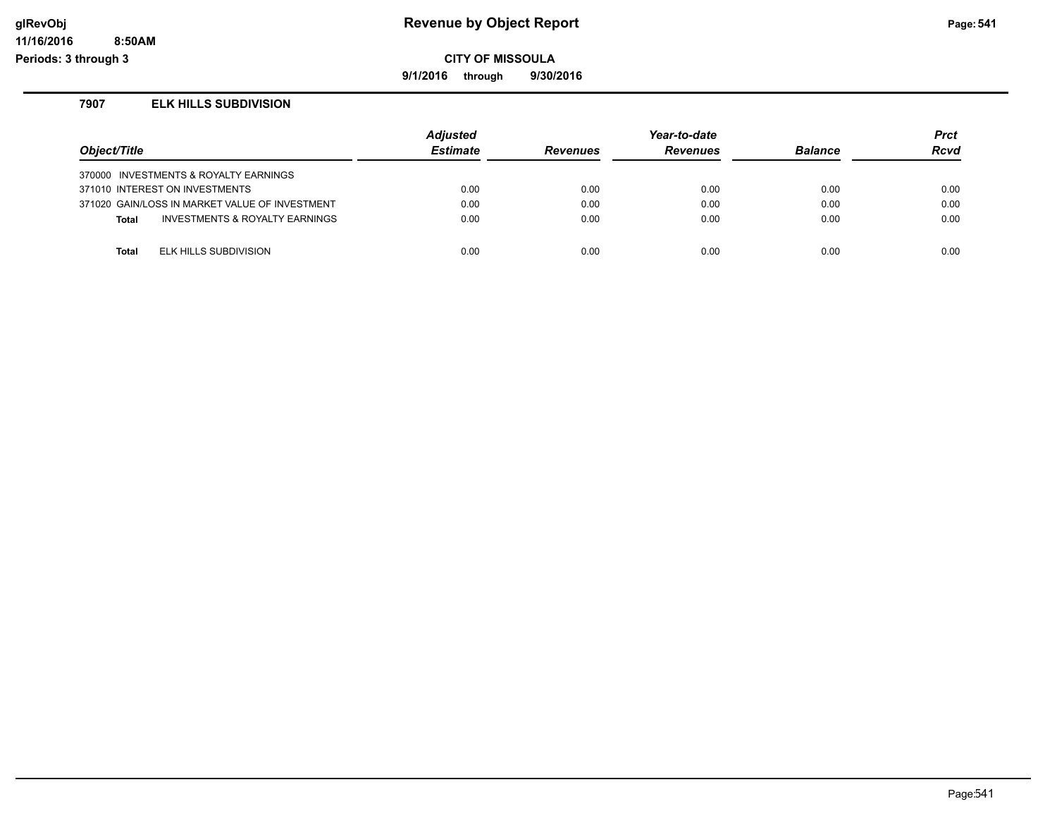# Revenue by Object Report

glRevObj
11/16/2016 8:50AM
Periods: 3 through 3

**CITY OF MISSOULA**

**9/1/2016 through 9/30/2016**

## 7907 ELK HILLS SUBDIVISION

| Object/Title | | Adjusted Estimate | Revenues | Year-to-date Revenues | Balance | Prct Rcvd |
|---|---|---|---|---|---|---|
| 370000 INVESTMENTS & ROYALTY EARNINGS | | | | | | |
| 371010 INTEREST ON INVESTMENTS | | 0.00 | 0.00 | 0.00 | 0.00 | 0.00 |
| 371020 GAIN/LOSS IN MARKET VALUE OF INVESTMENT | | 0.00 | 0.00 | 0.00 | 0.00 | 0.00 |
| **Total** | INVESTMENTS & ROYALTY EARNINGS | 0.00 | 0.00 | 0.00 | 0.00 | 0.00 |
| **Total** | ELK HILLS SUBDIVISION | 0.00 | 0.00 | 0.00 | 0.00 | 0.00 |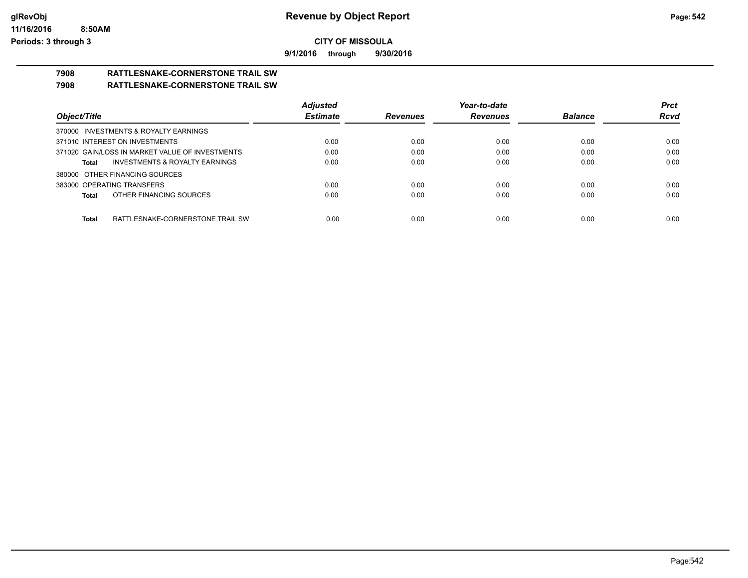# Revenue by Object Report

**CITY OF MISSOULA**

**9/1/2016 through 9/30/2016**

glRevObj
11/16/2016 8:50AM
Periods: 3 through 3

## 7908 RATTLESNAKE-CORNERSTONE TRAIL SW
## 7908 RATTLESNAKE-CORNERSTONE TRAIL SW

| Object/Title | Adjusted Estimate | Revenues | Year-to-date Revenues | Balance | Prct Rcvd |
|---|---|---|---|---|---|
| 370000 INVESTMENTS & ROYALTY EARNINGS | | | | | |
| 371010 INTEREST ON INVESTMENTS | 0.00 | 0.00 | 0.00 | 0.00 | 0.00 |
| 371020 GAIN/LOSS IN MARKET VALUE OF INVESTMENTS | 0.00 | 0.00 | 0.00 | 0.00 | 0.00 |
| **Total** INVESTMENTS & ROYALTY EARNINGS | 0.00 | 0.00 | 0.00 | 0.00 | 0.00 |
| 380000 OTHER FINANCING SOURCES | | | | | |
| 383000 OPERATING TRANSFERS | 0.00 | 0.00 | 0.00 | 0.00 | 0.00 |
| **Total** OTHER FINANCING SOURCES | 0.00 | 0.00 | 0.00 | 0.00 | 0.00 |
| **Total** RATTLESNAKE-CORNERSTONE TRAIL SW | 0.00 | 0.00 | 0.00 | 0.00 | 0.00 |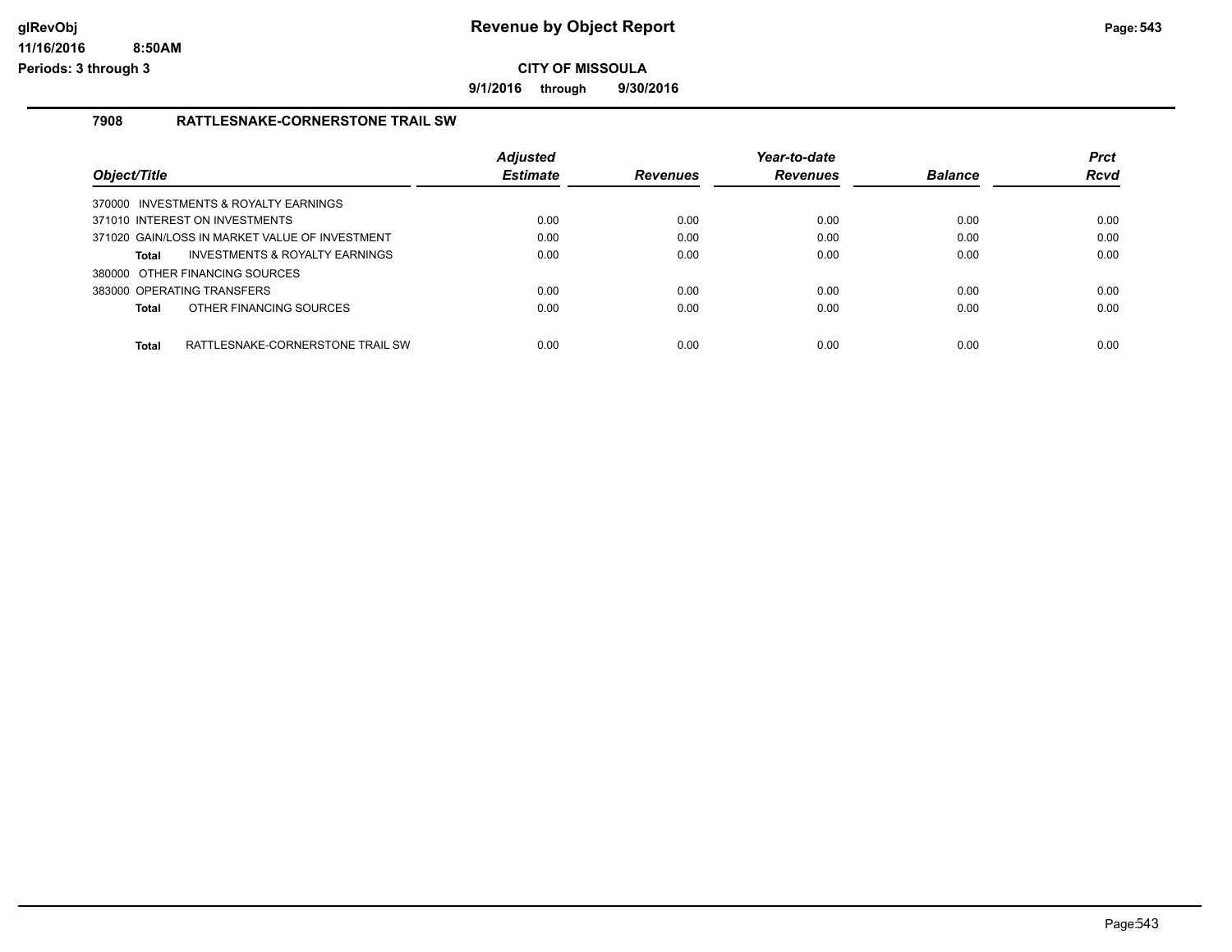**CITY OF MISSOULA**

**9/1/2016 through 9/30/2016**

## 7908 RATTLESNAKE-CORNERSTONE TRAIL SW

| Object/Title | Adjusted Estimate | Revenues | Year-to-date Revenues | Balance | Prct Rcvd |
|---|---|---|---|---|---|
| 370000 INVESTMENTS & ROYALTY EARNINGS | | | | | |
| 371010 INTEREST ON INVESTMENTS | 0.00 | 0.00 | 0.00 | 0.00 | 0.00 |
| 371020 GAIN/LOSS IN MARKET VALUE OF INVESTMENT | 0.00 | 0.00 | 0.00 | 0.00 | 0.00 |
| **Total** INVESTMENTS & ROYALTY EARNINGS | 0.00 | 0.00 | 0.00 | 0.00 | 0.00 |
| 380000 OTHER FINANCING SOURCES | | | | | |
| 383000 OPERATING TRANSFERS | 0.00 | 0.00 | 0.00 | 0.00 | 0.00 |
| **Total** OTHER FINANCING SOURCES | 0.00 | 0.00 | 0.00 | 0.00 | 0.00 |
| **Total** RATTLESNAKE-CORNERSTONE TRAIL SW | 0.00 | 0.00 | 0.00 | 0.00 | 0.00 |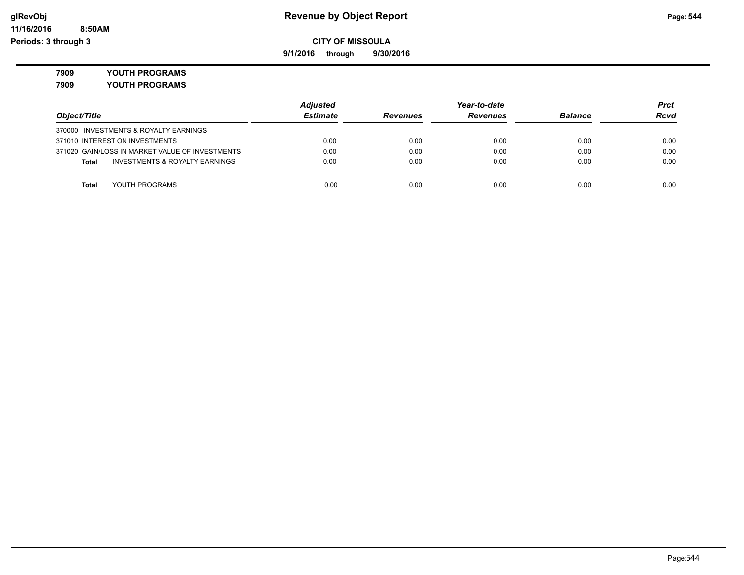glRevObj
11/16/2016 8:50AM
Periods: 3 through 3

# Revenue by Object Report

**CITY OF MISSOULA**

**9/1/2016 through 9/30/2016**

**7909 YOUTH PROGRAMS**

**7909 YOUTH PROGRAMS**

| Object/Title | Adjusted Estimate | Revenues | Year-to-date Revenues | Balance | Prct Rcvd |
|---|---|---|---|---|---|
| 370000 INVESTMENTS & ROYALTY EARNINGS | | | | | |
| 371010 INTEREST ON INVESTMENTS | 0.00 | 0.00 | 0.00 | 0.00 | 0.00 |
| 371020 GAIN/LOSS IN MARKET VALUE OF INVESTMENTS | 0.00 | 0.00 | 0.00 | 0.00 | 0.00 |
| **Total** INVESTMENTS & ROYALTY EARNINGS | 0.00 | 0.00 | 0.00 | 0.00 | 0.00 |
| **Total** YOUTH PROGRAMS | 0.00 | 0.00 | 0.00 | 0.00 | 0.00 |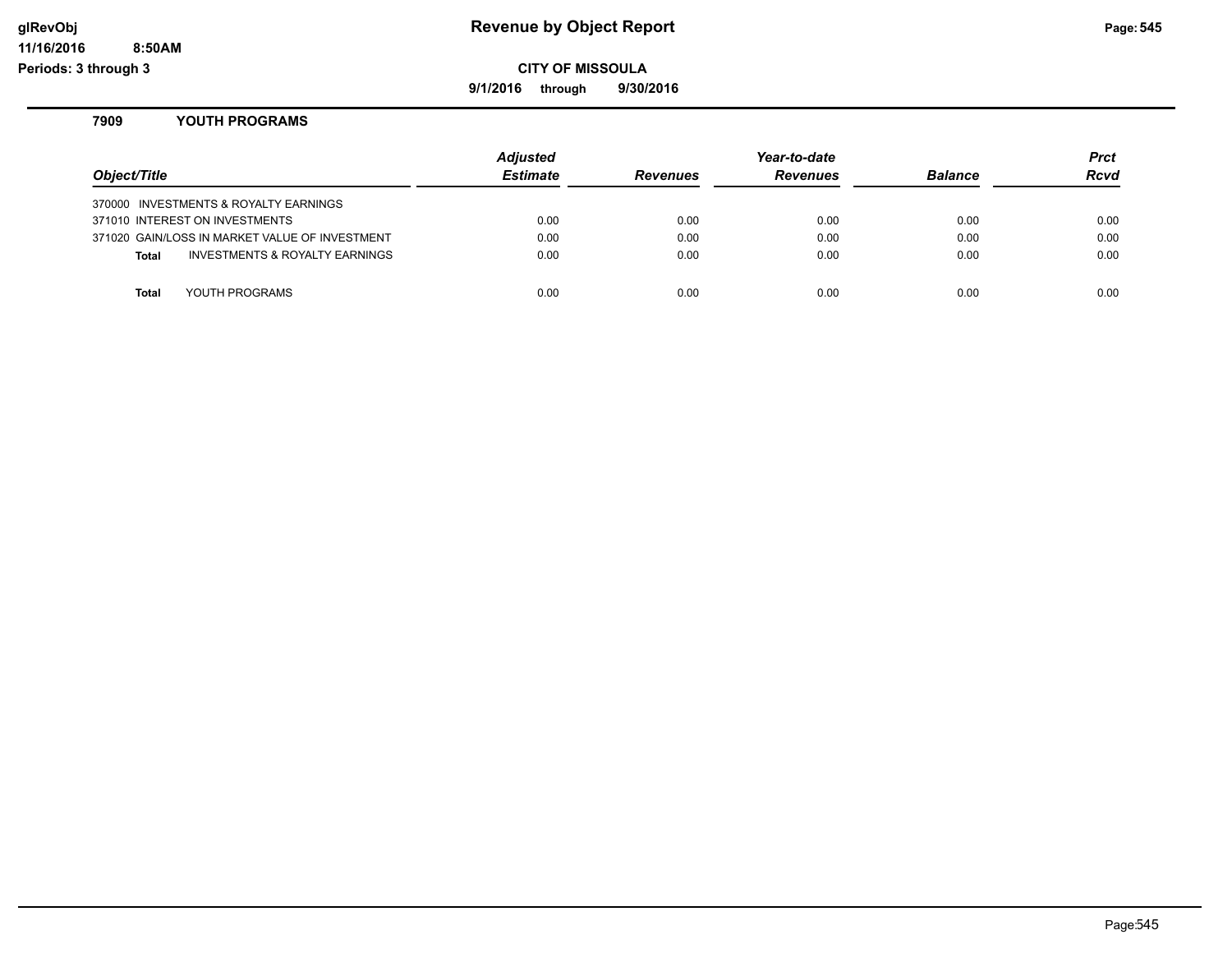# Revenue by Object Report

glRevObj
11/16/2016 8:50AM
Periods: 3 through 3

**CITY OF MISSOULA**

**9/1/2016 through 9/30/2016**

## 7909 YOUTH PROGRAMS

| Object/Title | Adjusted Estimate | Revenues | Year-to-date Revenues | Balance | Prct Rcvd |
|---|---|---|---|---|---|
| 370000 INVESTMENTS & ROYALTY EARNINGS | | | | | |
| 371010 INTEREST ON INVESTMENTS | 0.00 | 0.00 | 0.00 | 0.00 | 0.00 |
| 371020 GAIN/LOSS IN MARKET VALUE OF INVESTMENT | 0.00 | 0.00 | 0.00 | 0.00 | 0.00 |
| **Total** INVESTMENTS & ROYALTY EARNINGS | 0.00 | 0.00 | 0.00 | 0.00 | 0.00 |
| **Total** YOUTH PROGRAMS | 0.00 | 0.00 | 0.00 | 0.00 | 0.00 |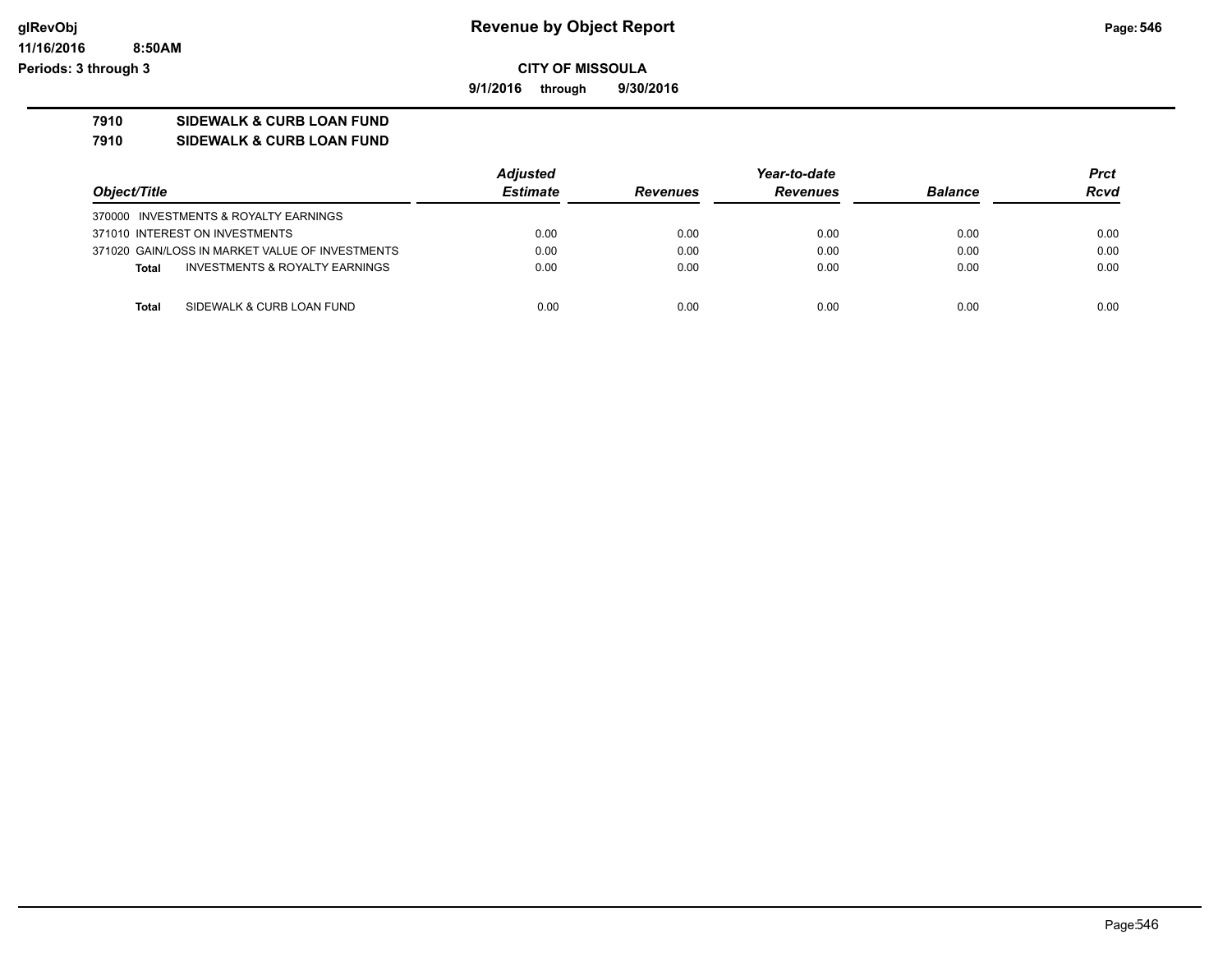# Revenue by Object Report

**CITY OF MISSOULA**

**9/1/2016 through 9/30/2016**

glRevObj
11/16/2016 8:50AM
Periods: 3 through 3

**7910 SIDEWALK & CURB LOAN FUND**

**7910 SIDEWALK & CURB LOAN FUND**

| Object/Title | Adjusted Estimate | Revenues | Year-to-date Revenues | Balance | Prct Rcvd |
|---|---|---|---|---|---|
| 370000 INVESTMENTS & ROYALTY EARNINGS | | | | | |
| 371010 INTEREST ON INVESTMENTS | 0.00 | 0.00 | 0.00 | 0.00 | 0.00 |
| 371020 GAIN/LOSS IN MARKET VALUE OF INVESTMENTS | 0.00 | 0.00 | 0.00 | 0.00 | 0.00 |
| **Total** INVESTMENTS & ROYALTY EARNINGS | 0.00 | 0.00 | 0.00 | 0.00 | 0.00 |
| | | | | | |
| **Total** SIDEWALK & CURB LOAN FUND | 0.00 | 0.00 | 0.00 | 0.00 | 0.00 |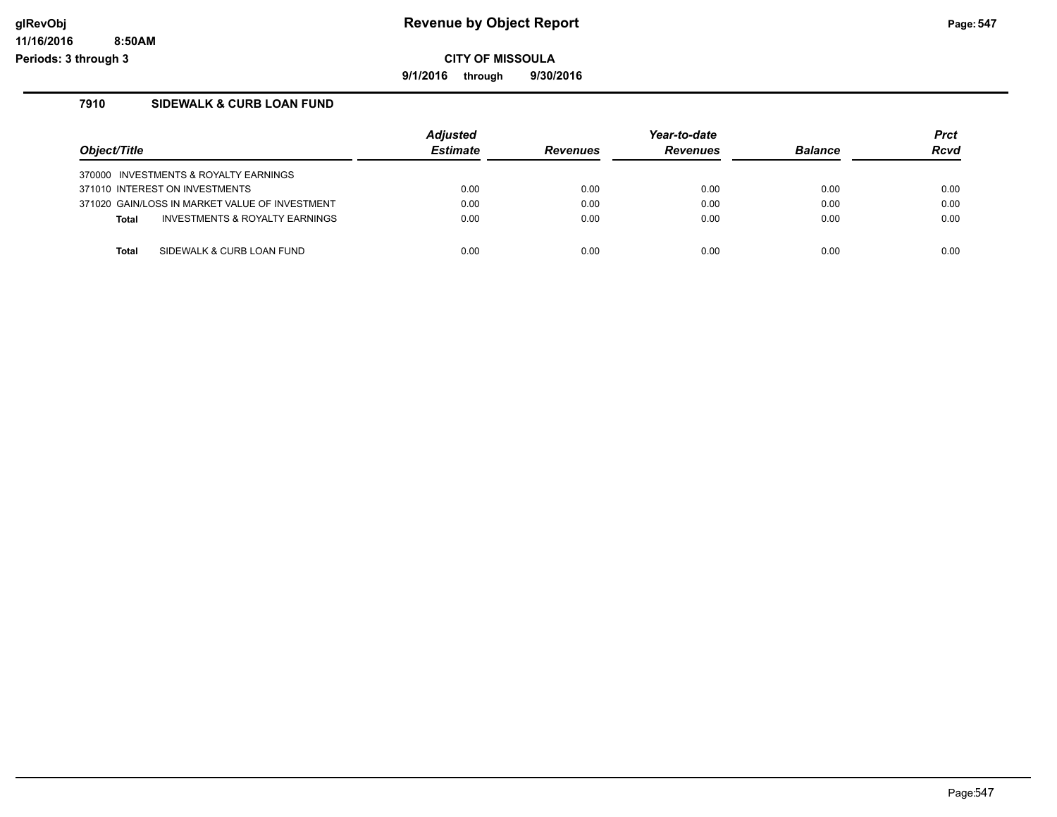# Revenue by Object Report

glRevObj
11/16/2016 8:50AM
Periods: 3 through 3

**CITY OF MISSOULA**

**9/1/2016 through 9/30/2016**

## 7910 SIDEWALK & CURB LOAN FUND

| Object/Title | Adjusted Estimate | Revenues | Year-to-date Revenues | Balance | Prct Rcvd |
|---|---|---|---|---|---|
| 370000 INVESTMENTS & ROYALTY EARNINGS | | | | | |
| 371010 INTEREST ON INVESTMENTS | 0.00 | 0.00 | 0.00 | 0.00 | 0.00 |
| 371020 GAIN/LOSS IN MARKET VALUE OF INVESTMENT | 0.00 | 0.00 | 0.00 | 0.00 | 0.00 |
| **Total** INVESTMENTS & ROYALTY EARNINGS | 0.00 | 0.00 | 0.00 | 0.00 | 0.00 |
| **Total** SIDEWALK & CURB LOAN FUND | 0.00 | 0.00 | 0.00 | 0.00 | 0.00 |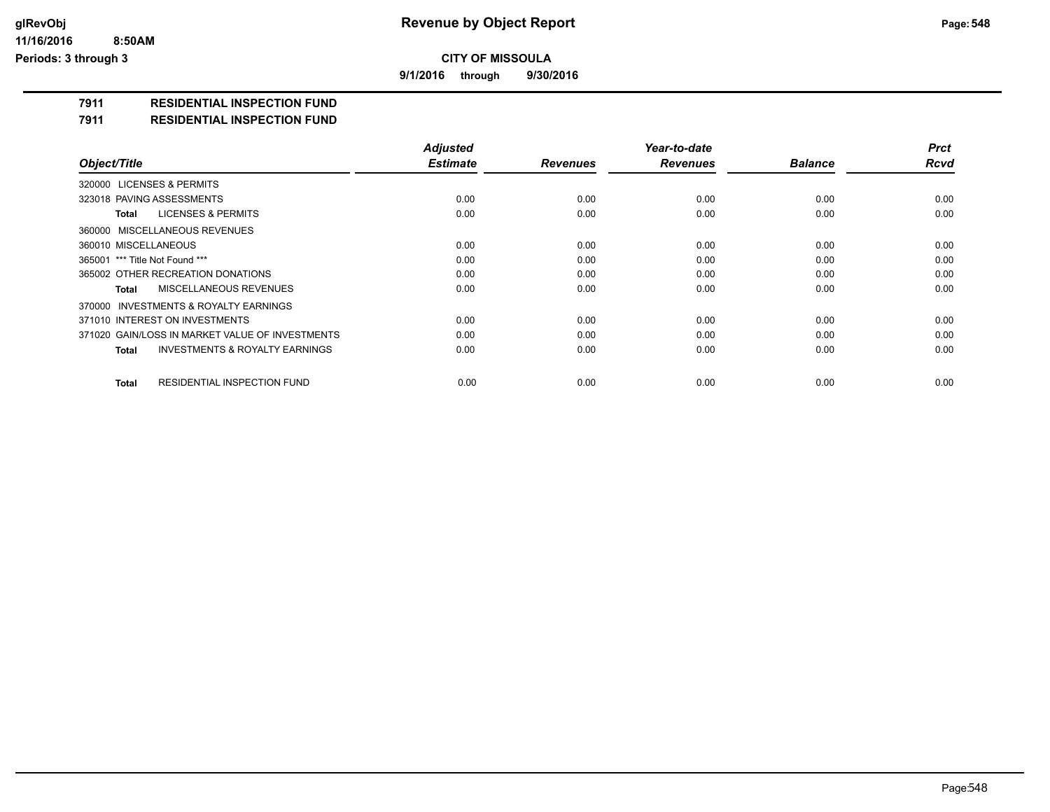**glRevObj** — **Revenue by Object Report**

**11/16/2016 8:50AM**

**Periods: 3 through 3**

**CITY OF MISSOULA**

**9/1/2016 through 9/30/2016**

**7911 RESIDENTIAL INSPECTION FUND**

**7911 RESIDENTIAL INSPECTION FUND**

| Object/Title | Adjusted Estimate | Revenues | Year-to-date Revenues | Balance | Prct Rcvd |
|---|---|---|---|---|---|
| 320000 LICENSES & PERMITS | | | | | |
| 323018 PAVING ASSESSMENTS | 0.00 | 0.00 | 0.00 | 0.00 | 0.00 |
| **Total** LICENSES & PERMITS | 0.00 | 0.00 | 0.00 | 0.00 | 0.00 |
| 360000 MISCELLANEOUS REVENUES | | | | | |
| 360010 MISCELLANEOUS | 0.00 | 0.00 | 0.00 | 0.00 | 0.00 |
| 365001 *** Title Not Found *** | 0.00 | 0.00 | 0.00 | 0.00 | 0.00 |
| 365002 OTHER RECREATION DONATIONS | 0.00 | 0.00 | 0.00 | 0.00 | 0.00 |
| **Total** MISCELLANEOUS REVENUES | 0.00 | 0.00 | 0.00 | 0.00 | 0.00 |
| 370000 INVESTMENTS & ROYALTY EARNINGS | | | | | |
| 371010 INTEREST ON INVESTMENTS | 0.00 | 0.00 | 0.00 | 0.00 | 0.00 |
| 371020 GAIN/LOSS IN MARKET VALUE OF INVESTMENTS | 0.00 | 0.00 | 0.00 | 0.00 | 0.00 |
| **Total** INVESTMENTS & ROYALTY EARNINGS | 0.00 | 0.00 | 0.00 | 0.00 | 0.00 |
| **Total** RESIDENTIAL INSPECTION FUND | 0.00 | 0.00 | 0.00 | 0.00 | 0.00 |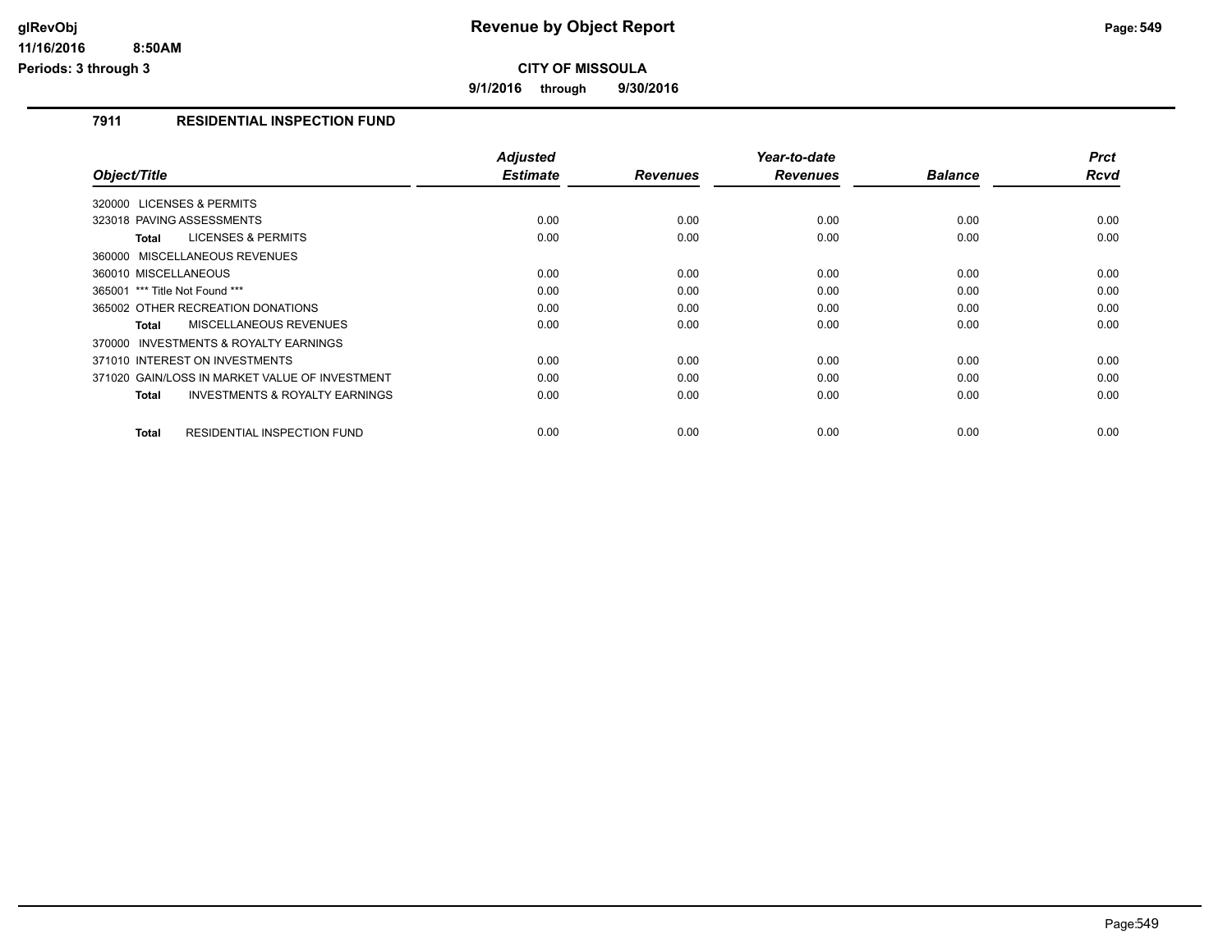# Revenue by Object Report

glRevObj
11/16/2016 8:50AM
Periods: 3 through 3

**CITY OF MISSOULA**

**9/1/2016 through 9/30/2016**

## 7911 RESIDENTIAL INSPECTION FUND

| Object/Title | Adjusted Estimate | Revenues | Year-to-date Revenues | Balance | Prct Rcvd |
|---|---|---|---|---|---|
| 320000 LICENSES & PERMITS | | | | | |
| 323018 PAVING ASSESSMENTS | 0.00 | 0.00 | 0.00 | 0.00 | 0.00 |
| **Total** LICENSES & PERMITS | 0.00 | 0.00 | 0.00 | 0.00 | 0.00 |
| 360000 MISCELLANEOUS REVENUES | | | | | |
| 360010 MISCELLANEOUS | 0.00 | 0.00 | 0.00 | 0.00 | 0.00 |
| 365001 *** Title Not Found *** | 0.00 | 0.00 | 0.00 | 0.00 | 0.00 |
| 365002 OTHER RECREATION DONATIONS | 0.00 | 0.00 | 0.00 | 0.00 | 0.00 |
| **Total** MISCELLANEOUS REVENUES | 0.00 | 0.00 | 0.00 | 0.00 | 0.00 |
| 370000 INVESTMENTS & ROYALTY EARNINGS | | | | | |
| 371010 INTEREST ON INVESTMENTS | 0.00 | 0.00 | 0.00 | 0.00 | 0.00 |
| 371020 GAIN/LOSS IN MARKET VALUE OF INVESTMENT | 0.00 | 0.00 | 0.00 | 0.00 | 0.00 |
| **Total** INVESTMENTS & ROYALTY EARNINGS | 0.00 | 0.00 | 0.00 | 0.00 | 0.00 |
| **Total** RESIDENTIAL INSPECTION FUND | 0.00 | 0.00 | 0.00 | 0.00 | 0.00 |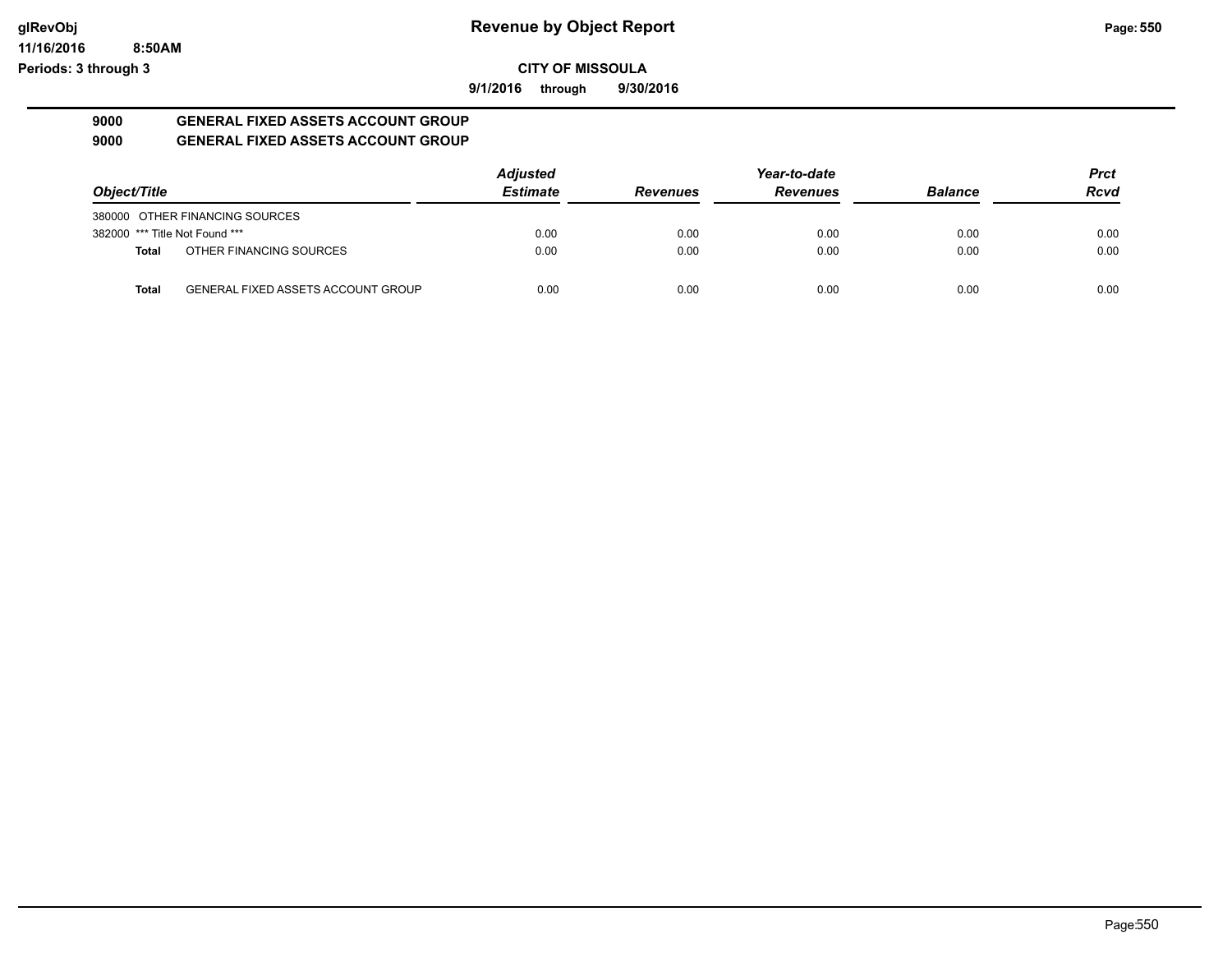# Revenue by Object Report

glRevObj
11/16/2016 8:50AM
Periods: 3 through 3

**CITY OF MISSOULA**

**9/1/2016 through 9/30/2016**

## 9000 GENERAL FIXED ASSETS ACCOUNT GROUP
## 9000 GENERAL FIXED ASSETS ACCOUNT GROUP

| Object/Title | Adjusted Estimate | Revenues | Year-to-date Revenues | Balance | Prct Rcvd |
|---|---|---|---|---|---|
| 380000 OTHER FINANCING SOURCES | | | | | |
| 382000 *** Title Not Found *** | 0.00 | 0.00 | 0.00 | 0.00 | 0.00 |
| **Total** OTHER FINANCING SOURCES | 0.00 | 0.00 | 0.00 | 0.00 | 0.00 |
| **Total** GENERAL FIXED ASSETS ACCOUNT GROUP | 0.00 | 0.00 | 0.00 | 0.00 | 0.00 |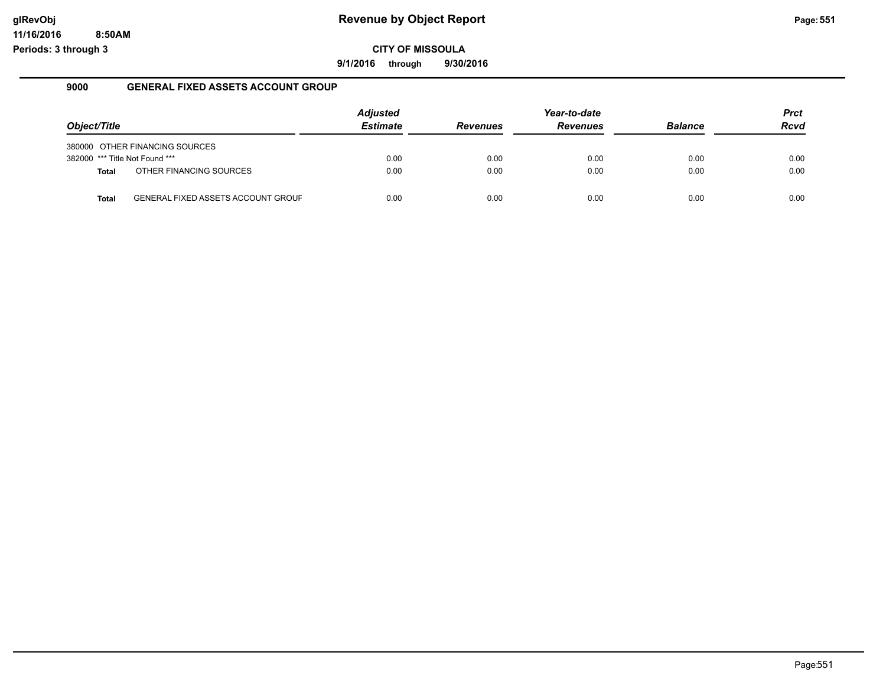# Revenue by Object Report

**CITY OF MISSOULA**

**9/1/2016 through 9/30/2016**

glRevObj
11/16/2016 8:50AM
Periods: 3 through 3

## 9000 GENERAL FIXED ASSETS ACCOUNT GROUP

| Object/Title | Adjusted Estimate | Revenues | Year-to-date Revenues | Balance | Prct Rcvd |
|---|---|---|---|---|---|
| 380000 OTHER FINANCING SOURCES | | | | | |
| 382000 *** Title Not Found *** | 0.00 | 0.00 | 0.00 | 0.00 | 0.00 |
| **Total** OTHER FINANCING SOURCES | 0.00 | 0.00 | 0.00 | 0.00 | 0.00 |
| **Total** GENERAL FIXED ASSETS ACCOUNT GROUP | 0.00 | 0.00 | 0.00 | 0.00 | 0.00 |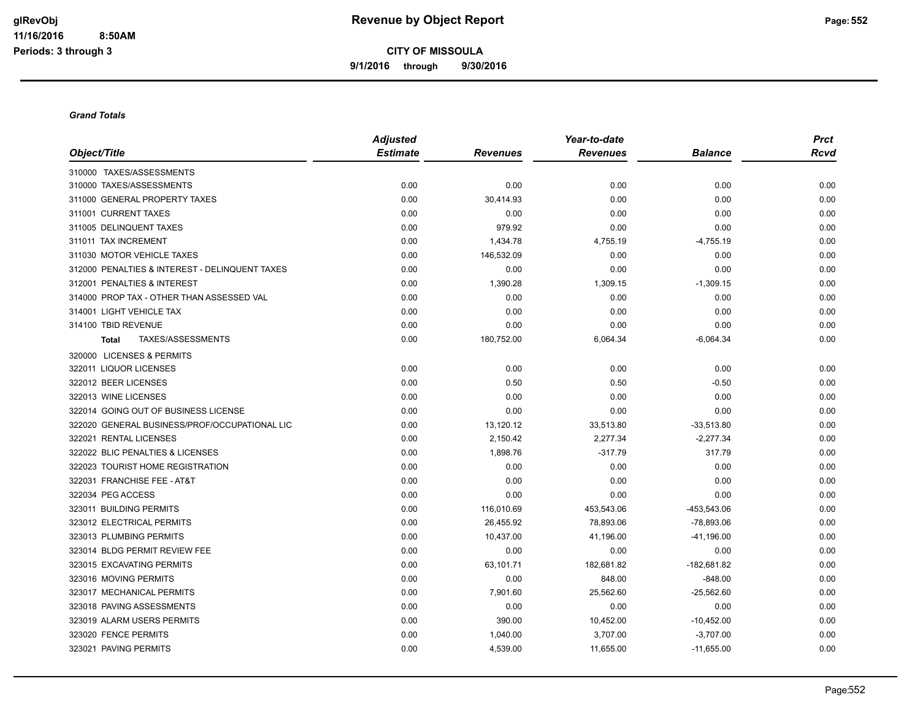# Revenue by Object Report

**CITY OF MISSOULA**

**9/1/2016 through 9/30/2016**

glRevObj
11/16/2016 8:50AM
Periods: 3 through 3

### *Grand Totals*

| Object/Title | Adjusted Estimate | Revenues | Year-to-date Revenues | Balance | Prct Rcvd |
|---|---|---|---|---|---|
| 310000 TAXES/ASSESSMENTS | | | | | |
| 310000 TAXES/ASSESSMENTS | 0.00 | 0.00 | 0.00 | 0.00 | 0.00 |
| 311000 GENERAL PROPERTY TAXES | 0.00 | 30,414.93 | 0.00 | 0.00 | 0.00 |
| 311001 CURRENT TAXES | 0.00 | 0.00 | 0.00 | 0.00 | 0.00 |
| 311005 DELINQUENT TAXES | 0.00 | 979.92 | 0.00 | 0.00 | 0.00 |
| 311011 TAX INCREMENT | 0.00 | 1,434.78 | 4,755.19 | -4,755.19 | 0.00 |
| 311030 MOTOR VEHICLE TAXES | 0.00 | 146,532.09 | 0.00 | 0.00 | 0.00 |
| 312000 PENALTIES & INTEREST - DELINQUENT TAXES | 0.00 | 0.00 | 0.00 | 0.00 | 0.00 |
| 312001 PENALTIES & INTEREST | 0.00 | 1,390.28 | 1,309.15 | -1,309.15 | 0.00 |
| 314000 PROP TAX - OTHER THAN ASSESSED VAL | 0.00 | 0.00 | 0.00 | 0.00 | 0.00 |
| 314001 LIGHT VEHICLE TAX | 0.00 | 0.00 | 0.00 | 0.00 | 0.00 |
| 314100 TBID REVENUE | 0.00 | 0.00 | 0.00 | 0.00 | 0.00 |
| **Total** TAXES/ASSESSMENTS | 0.00 | 180,752.00 | 6,064.34 | -6,064.34 | 0.00 |
| 320000 LICENSES & PERMITS | | | | | |
| 322011 LIQUOR LICENSES | 0.00 | 0.00 | 0.00 | 0.00 | 0.00 |
| 322012 BEER LICENSES | 0.00 | 0.50 | 0.50 | -0.50 | 0.00 |
| 322013 WINE LICENSES | 0.00 | 0.00 | 0.00 | 0.00 | 0.00 |
| 322014 GOING OUT OF BUSINESS LICENSE | 0.00 | 0.00 | 0.00 | 0.00 | 0.00 |
| 322020 GENERAL BUSINESS/PROF/OCCUPATIONAL LIC | 0.00 | 13,120.12 | 33,513.80 | -33,513.80 | 0.00 |
| 322021 RENTAL LICENSES | 0.00 | 2,150.42 | 2,277.34 | -2,277.34 | 0.00 |
| 322022 BLIC PENALTIES & LICENSES | 0.00 | 1,898.76 | -317.79 | 317.79 | 0.00 |
| 322023 TOURIST HOME REGISTRATION | 0.00 | 0.00 | 0.00 | 0.00 | 0.00 |
| 322031 FRANCHISE FEE - AT&T | 0.00 | 0.00 | 0.00 | 0.00 | 0.00 |
| 322034 PEG ACCESS | 0.00 | 0.00 | 0.00 | 0.00 | 0.00 |
| 323011 BUILDING PERMITS | 0.00 | 116,010.69 | 453,543.06 | -453,543.06 | 0.00 |
| 323012 ELECTRICAL PERMITS | 0.00 | 26,455.92 | 78,893.06 | -78,893.06 | 0.00 |
| 323013 PLUMBING PERMITS | 0.00 | 10,437.00 | 41,196.00 | -41,196.00 | 0.00 |
| 323014 BLDG PERMIT REVIEW FEE | 0.00 | 0.00 | 0.00 | 0.00 | 0.00 |
| 323015 EXCAVATING PERMITS | 0.00 | 63,101.71 | 182,681.82 | -182,681.82 | 0.00 |
| 323016 MOVING PERMITS | 0.00 | 0.00 | 848.00 | -848.00 | 0.00 |
| 323017 MECHANICAL PERMITS | 0.00 | 7,901.60 | 25,562.60 | -25,562.60 | 0.00 |
| 323018 PAVING ASSESSMENTS | 0.00 | 0.00 | 0.00 | 0.00 | 0.00 |
| 323019 ALARM USERS PERMITS | 0.00 | 390.00 | 10,452.00 | -10,452.00 | 0.00 |
| 323020 FENCE PERMITS | 0.00 | 1,040.00 | 3,707.00 | -3,707.00 | 0.00 |
| 323021 PAVING PERMITS | 0.00 | 4,539.00 | 11,655.00 | -11,655.00 | 0.00 |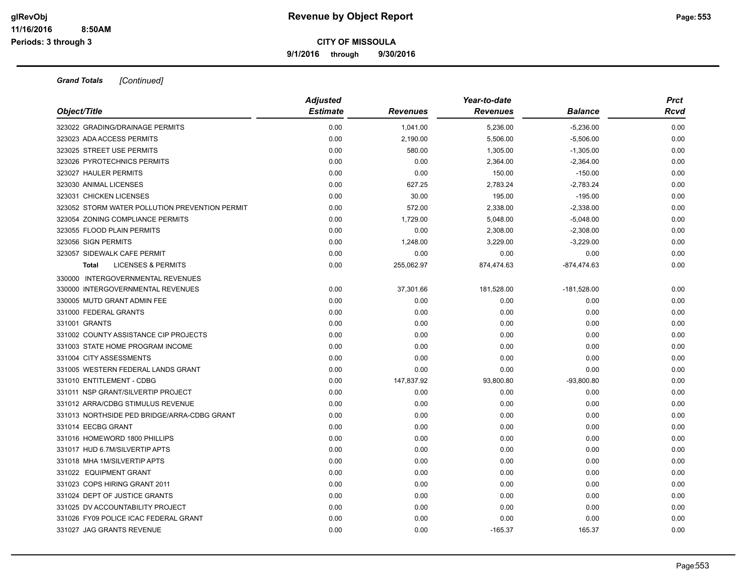**Grand Totals** *[Continued]*

| Object/Title | Adjusted Estimate | Revenues | Year-to-date Revenues | Balance | Prct Rcvd |
|---|---|---|---|---|---|
| 323022 GRADING/DRAINAGE PERMITS | 0.00 | 1,041.00 | 5,236.00 | -5,236.00 | 0.00 |
| 323023 ADA ACCESS PERMITS | 0.00 | 2,190.00 | 5,506.00 | -5,506.00 | 0.00 |
| 323025 STREET USE PERMITS | 0.00 | 580.00 | 1,305.00 | -1,305.00 | 0.00 |
| 323026 PYROTECHNICS PERMITS | 0.00 | 0.00 | 2,364.00 | -2,364.00 | 0.00 |
| 323027 HAULER PERMITS | 0.00 | 0.00 | 150.00 | -150.00 | 0.00 |
| 323030 ANIMAL LICENSES | 0.00 | 627.25 | 2,783.24 | -2,783.24 | 0.00 |
| 323031 CHICKEN LICENSES | 0.00 | 30.00 | 195.00 | -195.00 | 0.00 |
| 323052 STORM WATER POLLUTION PREVENTION PERMIT | 0.00 | 572.00 | 2,338.00 | -2,338.00 | 0.00 |
| 323054 ZONING COMPLIANCE PERMITS | 0.00 | 1,729.00 | 5,048.00 | -5,048.00 | 0.00 |
| 323055 FLOOD PLAIN PERMITS | 0.00 | 0.00 | 2,308.00 | -2,308.00 | 0.00 |
| 323056 SIGN PERMITS | 0.00 | 1,248.00 | 3,229.00 | -3,229.00 | 0.00 |
| 323057 SIDEWALK CAFE PERMIT | 0.00 | 0.00 | 0.00 | 0.00 | 0.00 |
| **Total** LICENSES & PERMITS | 0.00 | 255,062.97 | 874,474.63 | -874,474.63 | 0.00 |
| 330000 INTERGOVERNMENTAL REVENUES | | | | | |
| 330000 INTERGOVERNMENTAL REVENUES | 0.00 | 37,301.66 | 181,528.00 | -181,528.00 | 0.00 |
| 330005 MUTD GRANT ADMIN FEE | 0.00 | 0.00 | 0.00 | 0.00 | 0.00 |
| 331000 FEDERAL GRANTS | 0.00 | 0.00 | 0.00 | 0.00 | 0.00 |
| 331001 GRANTS | 0.00 | 0.00 | 0.00 | 0.00 | 0.00 |
| 331002 COUNTY ASSISTANCE CIP PROJECTS | 0.00 | 0.00 | 0.00 | 0.00 | 0.00 |
| 331003 STATE HOME PROGRAM INCOME | 0.00 | 0.00 | 0.00 | 0.00 | 0.00 |
| 331004 CITY ASSESSMENTS | 0.00 | 0.00 | 0.00 | 0.00 | 0.00 |
| 331005 WESTERN FEDERAL LANDS GRANT | 0.00 | 0.00 | 0.00 | 0.00 | 0.00 |
| 331010 ENTITLEMENT - CDBG | 0.00 | 147,837.92 | 93,800.80 | -93,800.80 | 0.00 |
| 331011 NSP GRANT/SILVERTIP PROJECT | 0.00 | 0.00 | 0.00 | 0.00 | 0.00 |
| 331012 ARRA/CDBG STIMULUS REVENUE | 0.00 | 0.00 | 0.00 | 0.00 | 0.00 |
| 331013 NORTHSIDE PED BRIDGE/ARRA-CDBG GRANT | 0.00 | 0.00 | 0.00 | 0.00 | 0.00 |
| 331014 EECBG GRANT | 0.00 | 0.00 | 0.00 | 0.00 | 0.00 |
| 331016 HOMEWORD 1800 PHILLIPS | 0.00 | 0.00 | 0.00 | 0.00 | 0.00 |
| 331017 HUD 6.7M/SILVERTIP APTS | 0.00 | 0.00 | 0.00 | 0.00 | 0.00 |
| 331018 MHA 1M/SILVERTIP APTS | 0.00 | 0.00 | 0.00 | 0.00 | 0.00 |
| 331022 EQUIPMENT GRANT | 0.00 | 0.00 | 0.00 | 0.00 | 0.00 |
| 331023 COPS HIRING GRANT 2011 | 0.00 | 0.00 | 0.00 | 0.00 | 0.00 |
| 331024 DEPT OF JUSTICE GRANTS | 0.00 | 0.00 | 0.00 | 0.00 | 0.00 |
| 331025 DV ACCOUNTABILITY PROJECT | 0.00 | 0.00 | 0.00 | 0.00 | 0.00 |
| 331026 FY09 POLICE ICAC FEDERAL GRANT | 0.00 | 0.00 | 0.00 | 0.00 | 0.00 |
| 331027 JAG GRANTS REVENUE | 0.00 | 0.00 | -165.37 | 165.37 | 0.00 |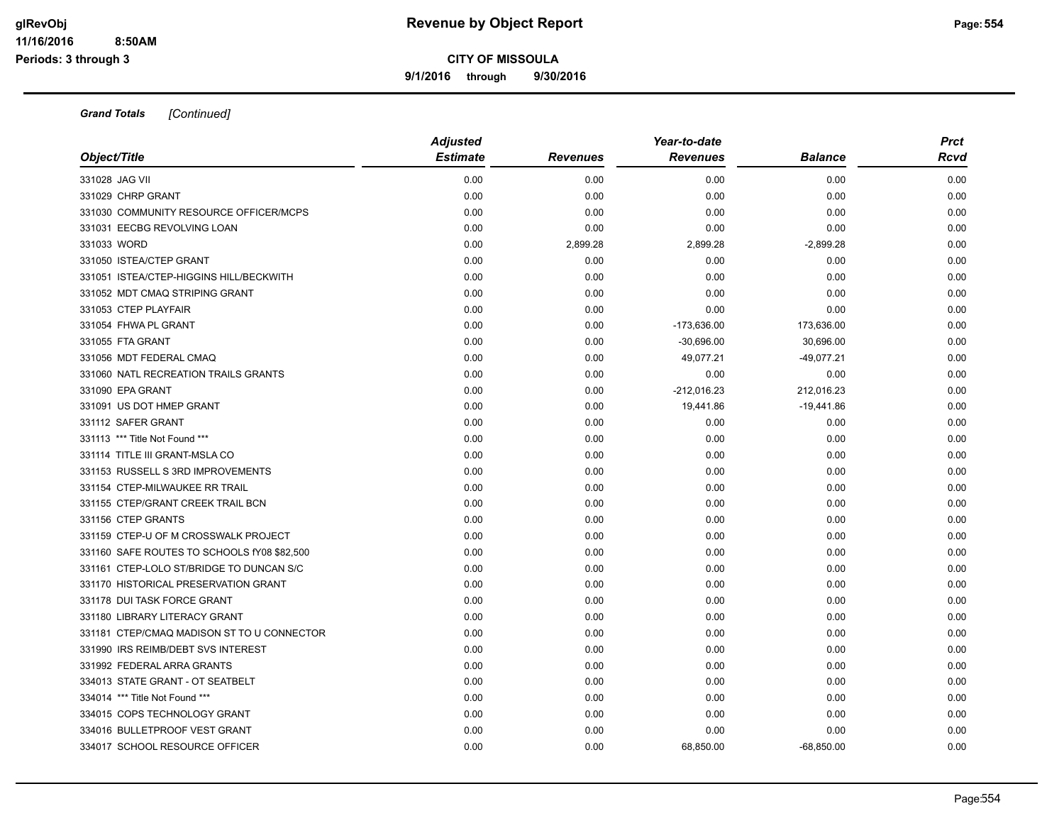# Revenue by Object Report

glRevObj
11/16/2016 8:50AM
Periods: 3 through 3

**CITY OF MISSOULA**

**9/1/2016 through 9/30/2016**

***Grand Totals*** *[Continued]*

| Object/Title | Adjusted Estimate | Revenues | Year-to-date Revenues | Balance | Prct Rcvd |
|---|---|---|---|---|---|
| 331028 JAG VII | 0.00 | 0.00 | 0.00 | 0.00 | 0.00 |
| 331029 CHRP GRANT | 0.00 | 0.00 | 0.00 | 0.00 | 0.00 |
| 331030 COMMUNITY RESOURCE OFFICER/MCPS | 0.00 | 0.00 | 0.00 | 0.00 | 0.00 |
| 331031 EECBG REVOLVING LOAN | 0.00 | 0.00 | 0.00 | 0.00 | 0.00 |
| 331033 WORD | 0.00 | 2,899.28 | 2,899.28 | -2,899.28 | 0.00 |
| 331050 ISTEA/CTEP GRANT | 0.00 | 0.00 | 0.00 | 0.00 | 0.00 |
| 331051 ISTEA/CTEP-HIGGINS HILL/BECKWITH | 0.00 | 0.00 | 0.00 | 0.00 | 0.00 |
| 331052 MDT CMAQ STRIPING GRANT | 0.00 | 0.00 | 0.00 | 0.00 | 0.00 |
| 331053 CTEP PLAYFAIR | 0.00 | 0.00 | 0.00 | 0.00 | 0.00 |
| 331054 FHWA PL GRANT | 0.00 | 0.00 | -173,636.00 | 173,636.00 | 0.00 |
| 331055 FTA GRANT | 0.00 | 0.00 | -30,696.00 | 30,696.00 | 0.00 |
| 331056 MDT FEDERAL CMAQ | 0.00 | 0.00 | 49,077.21 | -49,077.21 | 0.00 |
| 331060 NATL RECREATION TRAILS GRANTS | 0.00 | 0.00 | 0.00 | 0.00 | 0.00 |
| 331090 EPA GRANT | 0.00 | 0.00 | -212,016.23 | 212,016.23 | 0.00 |
| 331091 US DOT HMEP GRANT | 0.00 | 0.00 | 19,441.86 | -19,441.86 | 0.00 |
| 331112 SAFER GRANT | 0.00 | 0.00 | 0.00 | 0.00 | 0.00 |
| 331113 *** Title Not Found *** | 0.00 | 0.00 | 0.00 | 0.00 | 0.00 |
| 331114 TITLE III GRANT-MSLA CO | 0.00 | 0.00 | 0.00 | 0.00 | 0.00 |
| 331153 RUSSELL S 3RD IMPROVEMENTS | 0.00 | 0.00 | 0.00 | 0.00 | 0.00 |
| 331154 CTEP-MILWAUKEE RR TRAIL | 0.00 | 0.00 | 0.00 | 0.00 | 0.00 |
| 331155 CTEP/GRANT CREEK TRAIL BCN | 0.00 | 0.00 | 0.00 | 0.00 | 0.00 |
| 331156 CTEP GRANTS | 0.00 | 0.00 | 0.00 | 0.00 | 0.00 |
| 331159 CTEP-U OF M CROSSWALK PROJECT | 0.00 | 0.00 | 0.00 | 0.00 | 0.00 |
| 331160 SAFE ROUTES TO SCHOOLS fY08 $82,500 | 0.00 | 0.00 | 0.00 | 0.00 | 0.00 |
| 331161 CTEP-LOLO ST/BRIDGE TO DUNCAN S/C | 0.00 | 0.00 | 0.00 | 0.00 | 0.00 |
| 331170 HISTORICAL PRESERVATION GRANT | 0.00 | 0.00 | 0.00 | 0.00 | 0.00 |
| 331178 DUI TASK FORCE GRANT | 0.00 | 0.00 | 0.00 | 0.00 | 0.00 |
| 331180 LIBRARY LITERACY GRANT | 0.00 | 0.00 | 0.00 | 0.00 | 0.00 |
| 331181 CTEP/CMAQ MADISON ST TO U CONNECTOR | 0.00 | 0.00 | 0.00 | 0.00 | 0.00 |
| 331990 IRS REIMB/DEBT SVS INTEREST | 0.00 | 0.00 | 0.00 | 0.00 | 0.00 |
| 331992 FEDERAL ARRA GRANTS | 0.00 | 0.00 | 0.00 | 0.00 | 0.00 |
| 334013 STATE GRANT - OT SEATBELT | 0.00 | 0.00 | 0.00 | 0.00 | 0.00 |
| 334014 *** Title Not Found *** | 0.00 | 0.00 | 0.00 | 0.00 | 0.00 |
| 334015 COPS TECHNOLOGY GRANT | 0.00 | 0.00 | 0.00 | 0.00 | 0.00 |
| 334016 BULLETPROOF VEST GRANT | 0.00 | 0.00 | 0.00 | 0.00 | 0.00 |
| 334017 SCHOOL RESOURCE OFFICER | 0.00 | 0.00 | 68,850.00 | -68,850.00 | 0.00 |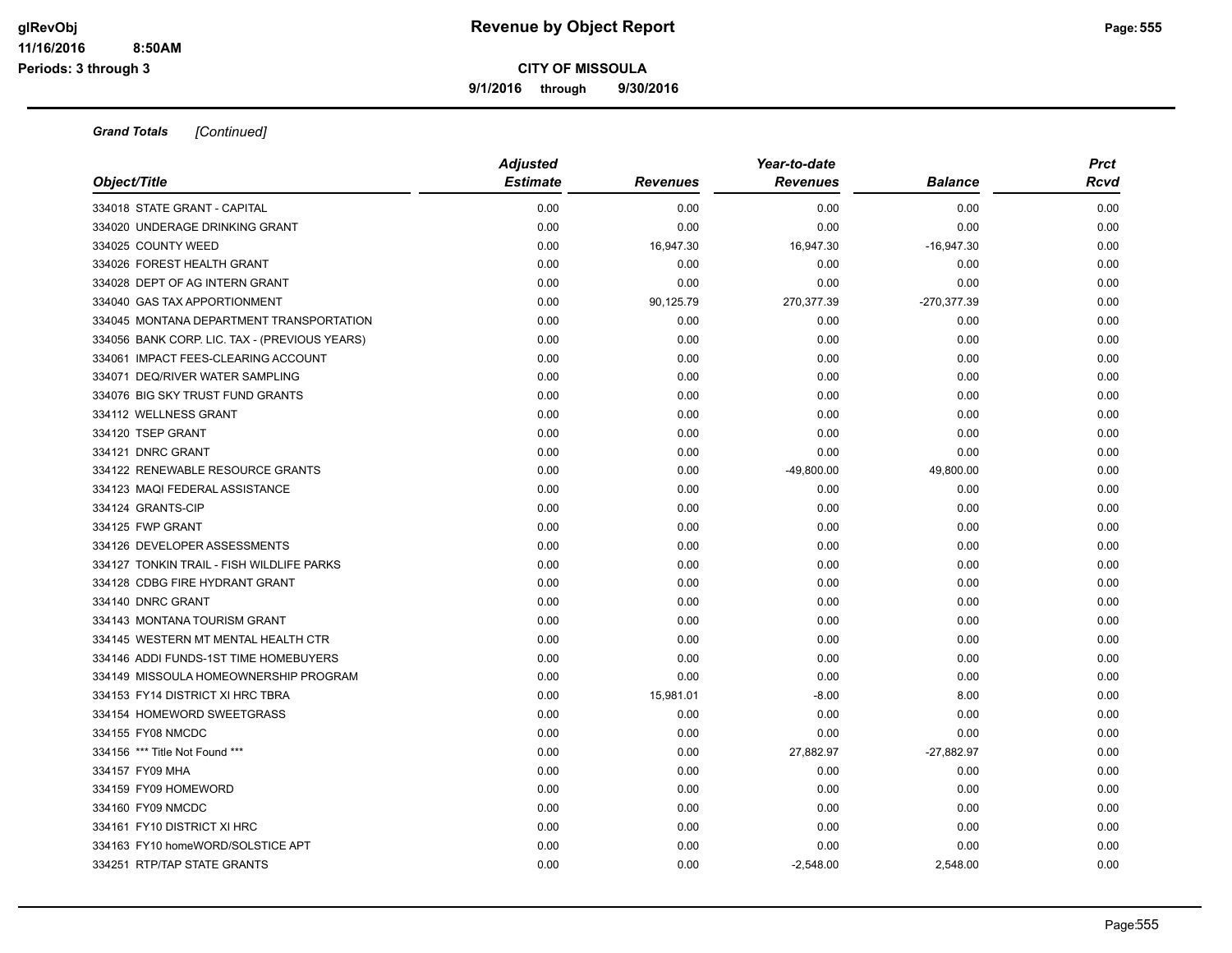**Revenue by Object Report**

**CITY OF MISSOULA**

**9/1/2016 through 9/30/2016**

glRevObj
11/16/2016 8:50AM
Periods: 3 through 3

***Grand Totals*** *[Continued]*

| Object/Title | Adjusted Estimate | Revenues | Year-to-date Revenues | Balance | Prct Rcvd |
|---|---|---|---|---|---|
| 334018 STATE GRANT - CAPITAL | 0.00 | 0.00 | 0.00 | 0.00 | 0.00 |
| 334020 UNDERAGE DRINKING GRANT | 0.00 | 0.00 | 0.00 | 0.00 | 0.00 |
| 334025 COUNTY WEED | 0.00 | 16,947.30 | 16,947.30 | -16,947.30 | 0.00 |
| 334026 FOREST HEALTH GRANT | 0.00 | 0.00 | 0.00 | 0.00 | 0.00 |
| 334028 DEPT OF AG INTERN GRANT | 0.00 | 0.00 | 0.00 | 0.00 | 0.00 |
| 334040 GAS TAX APPORTIONMENT | 0.00 | 90,125.79 | 270,377.39 | -270,377.39 | 0.00 |
| 334045 MONTANA DEPARTMENT TRANSPORTATION | 0.00 | 0.00 | 0.00 | 0.00 | 0.00 |
| 334056 BANK CORP. LIC. TAX - (PREVIOUS YEARS) | 0.00 | 0.00 | 0.00 | 0.00 | 0.00 |
| 334061 IMPACT FEES-CLEARING ACCOUNT | 0.00 | 0.00 | 0.00 | 0.00 | 0.00 |
| 334071 DEQ/RIVER WATER SAMPLING | 0.00 | 0.00 | 0.00 | 0.00 | 0.00 |
| 334076 BIG SKY TRUST FUND GRANTS | 0.00 | 0.00 | 0.00 | 0.00 | 0.00 |
| 334112 WELLNESS GRANT | 0.00 | 0.00 | 0.00 | 0.00 | 0.00 |
| 334120 TSEP GRANT | 0.00 | 0.00 | 0.00 | 0.00 | 0.00 |
| 334121 DNRC GRANT | 0.00 | 0.00 | 0.00 | 0.00 | 0.00 |
| 334122 RENEWABLE RESOURCE GRANTS | 0.00 | 0.00 | -49,800.00 | 49,800.00 | 0.00 |
| 334123 MAQI FEDERAL ASSISTANCE | 0.00 | 0.00 | 0.00 | 0.00 | 0.00 |
| 334124 GRANTS-CIP | 0.00 | 0.00 | 0.00 | 0.00 | 0.00 |
| 334125 FWP GRANT | 0.00 | 0.00 | 0.00 | 0.00 | 0.00 |
| 334126 DEVELOPER ASSESSMENTS | 0.00 | 0.00 | 0.00 | 0.00 | 0.00 |
| 334127 TONKIN TRAIL - FISH WILDLIFE PARKS | 0.00 | 0.00 | 0.00 | 0.00 | 0.00 |
| 334128 CDBG FIRE HYDRANT GRANT | 0.00 | 0.00 | 0.00 | 0.00 | 0.00 |
| 334140 DNRC GRANT | 0.00 | 0.00 | 0.00 | 0.00 | 0.00 |
| 334143 MONTANA TOURISM GRANT | 0.00 | 0.00 | 0.00 | 0.00 | 0.00 |
| 334145 WESTERN MT MENTAL HEALTH CTR | 0.00 | 0.00 | 0.00 | 0.00 | 0.00 |
| 334146 ADDI FUNDS-1ST TIME HOMEBUYERS | 0.00 | 0.00 | 0.00 | 0.00 | 0.00 |
| 334149 MISSOULA HOMEOWNERSHIP PROGRAM | 0.00 | 0.00 | 0.00 | 0.00 | 0.00 |
| 334153 FY14 DISTRICT XI HRC TBRA | 0.00 | 15,981.01 | -8.00 | 8.00 | 0.00 |
| 334154 HOMEWORD SWEETGRASS | 0.00 | 0.00 | 0.00 | 0.00 | 0.00 |
| 334155 FY08 NMCDC | 0.00 | 0.00 | 0.00 | 0.00 | 0.00 |
| 334156 *** Title Not Found *** | 0.00 | 0.00 | 27,882.97 | -27,882.97 | 0.00 |
| 334157 FY09 MHA | 0.00 | 0.00 | 0.00 | 0.00 | 0.00 |
| 334159 FY09 HOMEWORD | 0.00 | 0.00 | 0.00 | 0.00 | 0.00 |
| 334160 FY09 NMCDC | 0.00 | 0.00 | 0.00 | 0.00 | 0.00 |
| 334161 FY10 DISTRICT XI HRC | 0.00 | 0.00 | 0.00 | 0.00 | 0.00 |
| 334163 FY10 homeWORD/SOLSTICE APT | 0.00 | 0.00 | 0.00 | 0.00 | 0.00 |
| 334251 RTP/TAP STATE GRANTS | 0.00 | 0.00 | -2,548.00 | 2,548.00 | 0.00 |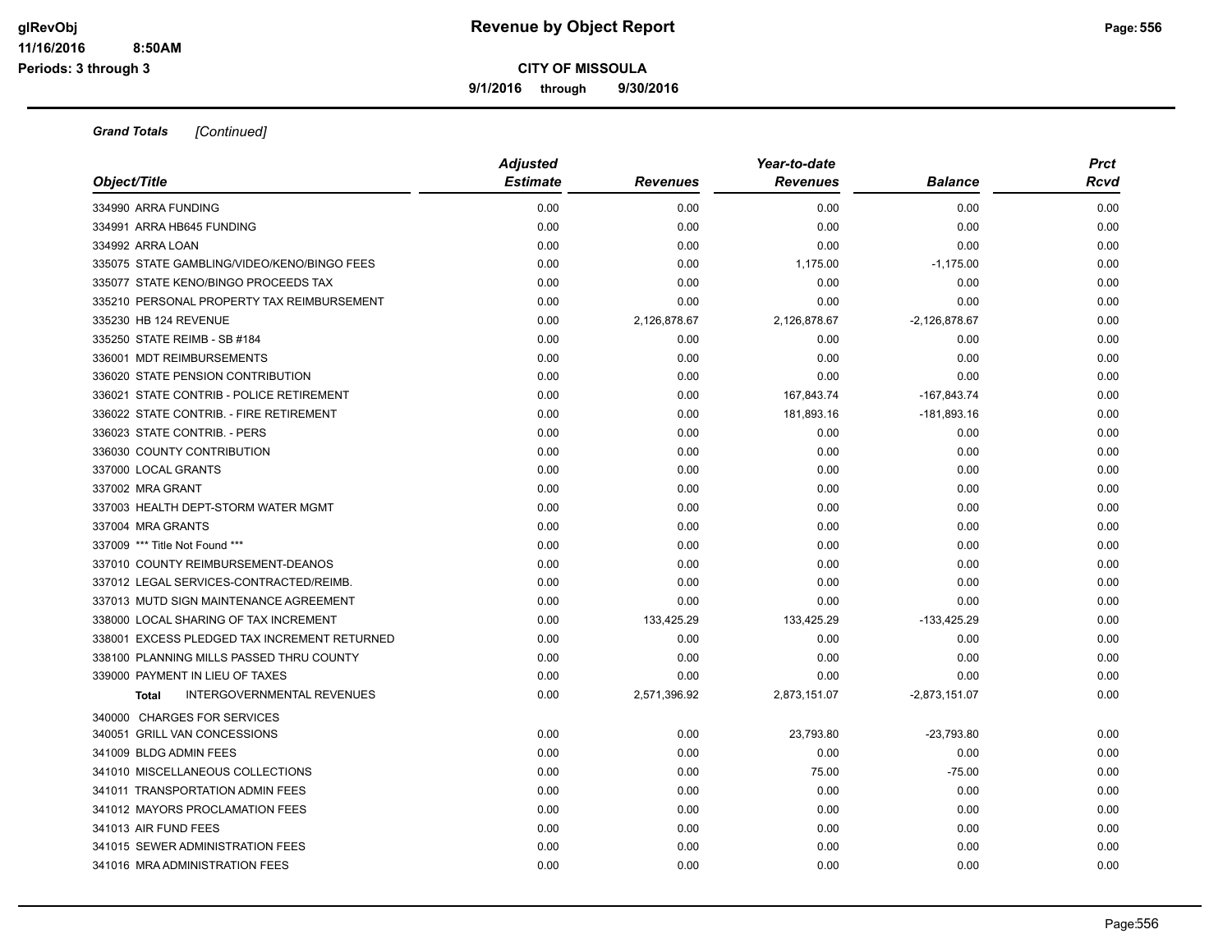# Revenue by Object Report

**CITY OF MISSOULA**

**9/1/2016 through 9/30/2016**

glRevObj
11/16/2016 8:50AM
Periods: 3 through 3

***Grand Totals*** *[Continued]*

| Object/Title | Adjusted Estimate | Revenues | Year-to-date Revenues | Balance | Prct Rcvd |
|---|---|---|---|---|---|
| 334990 ARRA FUNDING | 0.00 | 0.00 | 0.00 | 0.00 | 0.00 |
| 334991 ARRA HB645 FUNDING | 0.00 | 0.00 | 0.00 | 0.00 | 0.00 |
| 334992 ARRA LOAN | 0.00 | 0.00 | 0.00 | 0.00 | 0.00 |
| 335075 STATE GAMBLING/VIDEO/KENO/BINGO FEES | 0.00 | 0.00 | 1,175.00 | -1,175.00 | 0.00 |
| 335077 STATE KENO/BINGO PROCEEDS TAX | 0.00 | 0.00 | 0.00 | 0.00 | 0.00 |
| 335210 PERSONAL PROPERTY TAX REIMBURSEMENT | 0.00 | 0.00 | 0.00 | 0.00 | 0.00 |
| 335230 HB 124 REVENUE | 0.00 | 2,126,878.67 | 2,126,878.67 | -2,126,878.67 | 0.00 |
| 335250 STATE REIMB - SB #184 | 0.00 | 0.00 | 0.00 | 0.00 | 0.00 |
| 336001 MDT REIMBURSEMENTS | 0.00 | 0.00 | 0.00 | 0.00 | 0.00 |
| 336020 STATE PENSION CONTRIBUTION | 0.00 | 0.00 | 0.00 | 0.00 | 0.00 |
| 336021 STATE CONTRIB - POLICE RETIREMENT | 0.00 | 0.00 | 167,843.74 | -167,843.74 | 0.00 |
| 336022 STATE CONTRIB. - FIRE RETIREMENT | 0.00 | 0.00 | 181,893.16 | -181,893.16 | 0.00 |
| 336023 STATE CONTRIB. - PERS | 0.00 | 0.00 | 0.00 | 0.00 | 0.00 |
| 336030 COUNTY CONTRIBUTION | 0.00 | 0.00 | 0.00 | 0.00 | 0.00 |
| 337000 LOCAL GRANTS | 0.00 | 0.00 | 0.00 | 0.00 | 0.00 |
| 337002 MRA GRANT | 0.00 | 0.00 | 0.00 | 0.00 | 0.00 |
| 337003 HEALTH DEPT-STORM WATER MGMT | 0.00 | 0.00 | 0.00 | 0.00 | 0.00 |
| 337004 MRA GRANTS | 0.00 | 0.00 | 0.00 | 0.00 | 0.00 |
| 337009 *** Title Not Found *** | 0.00 | 0.00 | 0.00 | 0.00 | 0.00 |
| 337010 COUNTY REIMBURSEMENT-DEANOS | 0.00 | 0.00 | 0.00 | 0.00 | 0.00 |
| 337012 LEGAL SERVICES-CONTRACTED/REIMB. | 0.00 | 0.00 | 0.00 | 0.00 | 0.00 |
| 337013 MUTD SIGN MAINTENANCE AGREEMENT | 0.00 | 0.00 | 0.00 | 0.00 | 0.00 |
| 338000 LOCAL SHARING OF TAX INCREMENT | 0.00 | 133,425.29 | 133,425.29 | -133,425.29 | 0.00 |
| 338001 EXCESS PLEDGED TAX INCREMENT RETURNED | 0.00 | 0.00 | 0.00 | 0.00 | 0.00 |
| 338100 PLANNING MILLS PASSED THRU COUNTY | 0.00 | 0.00 | 0.00 | 0.00 | 0.00 |
| 339000 PAYMENT IN LIEU OF TAXES | 0.00 | 0.00 | 0.00 | 0.00 | 0.00 |
| **Total** INTERGOVERNMENTAL REVENUES | 0.00 | 2,571,396.92 | 2,873,151.07 | -2,873,151.07 | 0.00 |
| 340000 CHARGES FOR SERVICES | | | | | |
| 340051 GRILL VAN CONCESSIONS | 0.00 | 0.00 | 23,793.80 | -23,793.80 | 0.00 |
| 341009 BLDG ADMIN FEES | 0.00 | 0.00 | 0.00 | 0.00 | 0.00 |
| 341010 MISCELLANEOUS COLLECTIONS | 0.00 | 0.00 | 75.00 | -75.00 | 0.00 |
| 341011 TRANSPORTATION ADMIN FEES | 0.00 | 0.00 | 0.00 | 0.00 | 0.00 |
| 341012 MAYORS PROCLAMATION FEES | 0.00 | 0.00 | 0.00 | 0.00 | 0.00 |
| 341013 AIR FUND FEES | 0.00 | 0.00 | 0.00 | 0.00 | 0.00 |
| 341015 SEWER ADMINISTRATION FEES | 0.00 | 0.00 | 0.00 | 0.00 | 0.00 |
| 341016 MRA ADMINISTRATION FEES | 0.00 | 0.00 | 0.00 | 0.00 | 0.00 |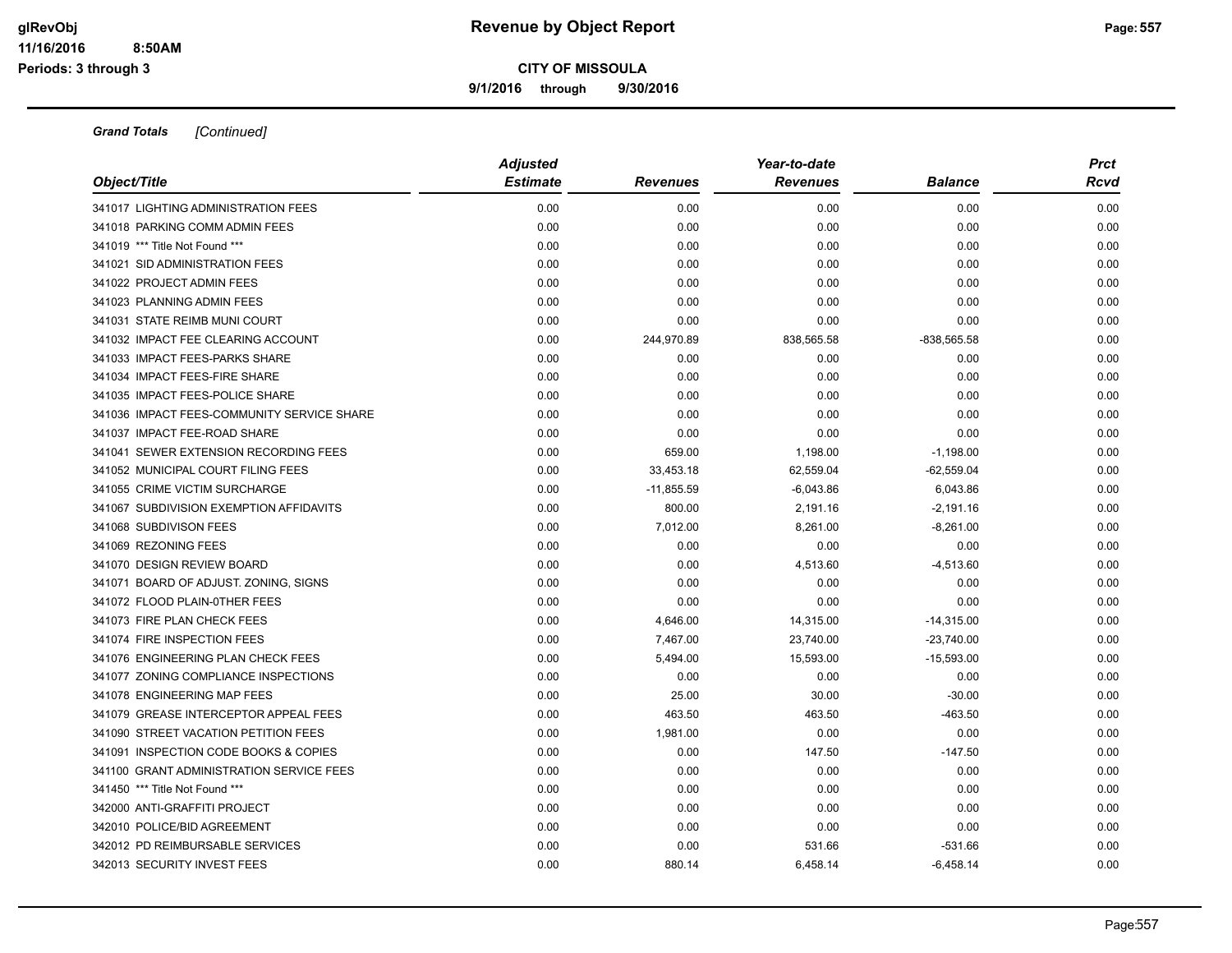**CITY OF MISSOULA**

**9/1/2016 through 9/30/2016**

***Grand Totals*** *[Continued]*

| Object/Title | Adjusted Estimate | Revenues | Year-to-date Revenues | Balance | Prct Rcvd |
|---|---|---|---|---|---|
| 341017 LIGHTING ADMINISTRATION FEES | 0.00 | 0.00 | 0.00 | 0.00 | 0.00 |
| 341018 PARKING COMM ADMIN FEES | 0.00 | 0.00 | 0.00 | 0.00 | 0.00 |
| 341019 *** Title Not Found *** | 0.00 | 0.00 | 0.00 | 0.00 | 0.00 |
| 341021 SID ADMINISTRATION FEES | 0.00 | 0.00 | 0.00 | 0.00 | 0.00 |
| 341022 PROJECT ADMIN FEES | 0.00 | 0.00 | 0.00 | 0.00 | 0.00 |
| 341023 PLANNING ADMIN FEES | 0.00 | 0.00 | 0.00 | 0.00 | 0.00 |
| 341031 STATE REIMB MUNI COURT | 0.00 | 0.00 | 0.00 | 0.00 | 0.00 |
| 341032 IMPACT FEE CLEARING ACCOUNT | 0.00 | 244,970.89 | 838,565.58 | -838,565.58 | 0.00 |
| 341033 IMPACT FEES-PARKS SHARE | 0.00 | 0.00 | 0.00 | 0.00 | 0.00 |
| 341034 IMPACT FEES-FIRE SHARE | 0.00 | 0.00 | 0.00 | 0.00 | 0.00 |
| 341035 IMPACT FEES-POLICE SHARE | 0.00 | 0.00 | 0.00 | 0.00 | 0.00 |
| 341036 IMPACT FEES-COMMUNITY SERVICE SHARE | 0.00 | 0.00 | 0.00 | 0.00 | 0.00 |
| 341037 IMPACT FEE-ROAD SHARE | 0.00 | 0.00 | 0.00 | 0.00 | 0.00 |
| 341041 SEWER EXTENSION RECORDING FEES | 0.00 | 659.00 | 1,198.00 | -1,198.00 | 0.00 |
| 341052 MUNICIPAL COURT FILING FEES | 0.00 | 33,453.18 | 62,559.04 | -62,559.04 | 0.00 |
| 341055 CRIME VICTIM SURCHARGE | 0.00 | -11,855.59 | -6,043.86 | 6,043.86 | 0.00 |
| 341067 SUBDIVISION EXEMPTION AFFIDAVITS | 0.00 | 800.00 | 2,191.16 | -2,191.16 | 0.00 |
| 341068 SUBDIVISON FEES | 0.00 | 7,012.00 | 8,261.00 | -8,261.00 | 0.00 |
| 341069 REZONING FEES | 0.00 | 0.00 | 0.00 | 0.00 | 0.00 |
| 341070 DESIGN REVIEW BOARD | 0.00 | 0.00 | 4,513.60 | -4,513.60 | 0.00 |
| 341071 BOARD OF ADJUST. ZONING, SIGNS | 0.00 | 0.00 | 0.00 | 0.00 | 0.00 |
| 341072 FLOOD PLAIN-0THER FEES | 0.00 | 0.00 | 0.00 | 0.00 | 0.00 |
| 341073 FIRE PLAN CHECK FEES | 0.00 | 4,646.00 | 14,315.00 | -14,315.00 | 0.00 |
| 341074 FIRE INSPECTION FEES | 0.00 | 7,467.00 | 23,740.00 | -23,740.00 | 0.00 |
| 341076 ENGINEERING PLAN CHECK FEES | 0.00 | 5,494.00 | 15,593.00 | -15,593.00 | 0.00 |
| 341077 ZONING COMPLIANCE INSPECTIONS | 0.00 | 0.00 | 0.00 | 0.00 | 0.00 |
| 341078 ENGINEERING MAP FEES | 0.00 | 25.00 | 30.00 | -30.00 | 0.00 |
| 341079 GREASE INTERCEPTOR APPEAL FEES | 0.00 | 463.50 | 463.50 | -463.50 | 0.00 |
| 341090 STREET VACATION PETITION FEES | 0.00 | 1,981.00 | 0.00 | 0.00 | 0.00 |
| 341091 INSPECTION CODE BOOKS & COPIES | 0.00 | 0.00 | 147.50 | -147.50 | 0.00 |
| 341100 GRANT ADMINISTRATION SERVICE FEES | 0.00 | 0.00 | 0.00 | 0.00 | 0.00 |
| 341450 *** Title Not Found *** | 0.00 | 0.00 | 0.00 | 0.00 | 0.00 |
| 342000 ANTI-GRAFFITI PROJECT | 0.00 | 0.00 | 0.00 | 0.00 | 0.00 |
| 342010 POLICE/BID AGREEMENT | 0.00 | 0.00 | 0.00 | 0.00 | 0.00 |
| 342012 PD REIMBURSABLE SERVICES | 0.00 | 0.00 | 531.66 | -531.66 | 0.00 |
| 342013 SECURITY INVEST FEES | 0.00 | 880.14 | 6,458.14 | -6,458.14 | 0.00 |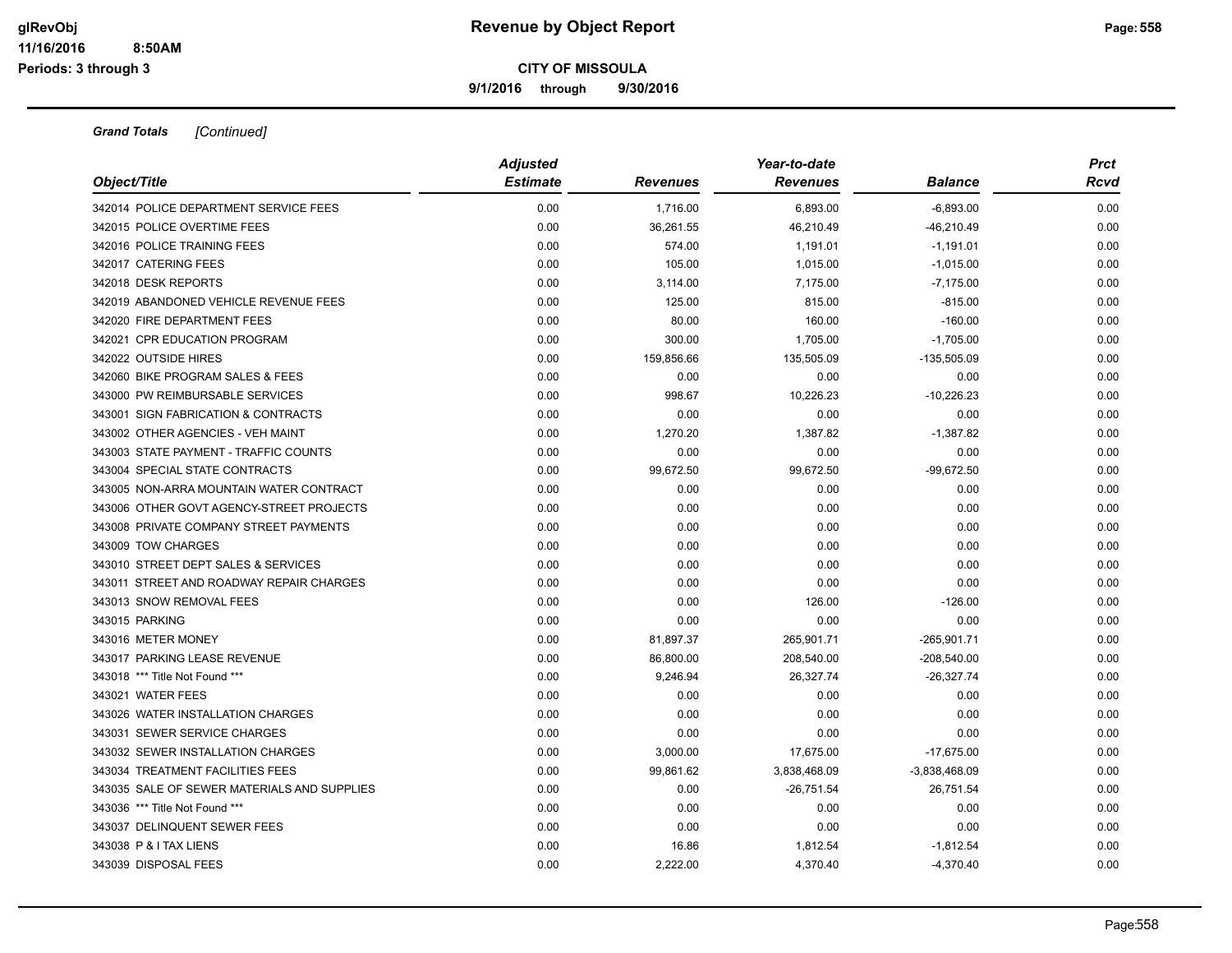# Revenue by Object Report

**CITY OF MISSOULA**

**9/1/2016 through 9/30/2016**

glRevObj
11/16/2016 8:50AM
Periods: 3 through 3

***Grand Totals*** *[Continued]*

| Object/Title | Adjusted Estimate | Revenues | Year-to-date Revenues | Balance | Prct Rcvd |
|---|---|---|---|---|---|
| 342014 POLICE DEPARTMENT SERVICE FEES | 0.00 | 1,716.00 | 6,893.00 | -6,893.00 | 0.00 |
| 342015 POLICE OVERTIME FEES | 0.00 | 36,261.55 | 46,210.49 | -46,210.49 | 0.00 |
| 342016 POLICE TRAINING FEES | 0.00 | 574.00 | 1,191.01 | -1,191.01 | 0.00 |
| 342017 CATERING FEES | 0.00 | 105.00 | 1,015.00 | -1,015.00 | 0.00 |
| 342018 DESK REPORTS | 0.00 | 3,114.00 | 7,175.00 | -7,175.00 | 0.00 |
| 342019 ABANDONED VEHICLE REVENUE FEES | 0.00 | 125.00 | 815.00 | -815.00 | 0.00 |
| 342020 FIRE DEPARTMENT FEES | 0.00 | 80.00 | 160.00 | -160.00 | 0.00 |
| 342021 CPR EDUCATION PROGRAM | 0.00 | 300.00 | 1,705.00 | -1,705.00 | 0.00 |
| 342022 OUTSIDE HIRES | 0.00 | 159,856.66 | 135,505.09 | -135,505.09 | 0.00 |
| 342060 BIKE PROGRAM SALES & FEES | 0.00 | 0.00 | 0.00 | 0.00 | 0.00 |
| 343000 PW REIMBURSABLE SERVICES | 0.00 | 998.67 | 10,226.23 | -10,226.23 | 0.00 |
| 343001 SIGN FABRICATION & CONTRACTS | 0.00 | 0.00 | 0.00 | 0.00 | 0.00 |
| 343002 OTHER AGENCIES - VEH MAINT | 0.00 | 1,270.20 | 1,387.82 | -1,387.82 | 0.00 |
| 343003 STATE PAYMENT - TRAFFIC COUNTS | 0.00 | 0.00 | 0.00 | 0.00 | 0.00 |
| 343004 SPECIAL STATE CONTRACTS | 0.00 | 99,672.50 | 99,672.50 | -99,672.50 | 0.00 |
| 343005 NON-ARRA MOUNTAIN WATER CONTRACT | 0.00 | 0.00 | 0.00 | 0.00 | 0.00 |
| 343006 OTHER GOVT AGENCY-STREET PROJECTS | 0.00 | 0.00 | 0.00 | 0.00 | 0.00 |
| 343008 PRIVATE COMPANY STREET PAYMENTS | 0.00 | 0.00 | 0.00 | 0.00 | 0.00 |
| 343009 TOW CHARGES | 0.00 | 0.00 | 0.00 | 0.00 | 0.00 |
| 343010 STREET DEPT SALES & SERVICES | 0.00 | 0.00 | 0.00 | 0.00 | 0.00 |
| 343011 STREET AND ROADWAY REPAIR CHARGES | 0.00 | 0.00 | 0.00 | 0.00 | 0.00 |
| 343013 SNOW REMOVAL FEES | 0.00 | 0.00 | 126.00 | -126.00 | 0.00 |
| 343015 PARKING | 0.00 | 0.00 | 0.00 | 0.00 | 0.00 |
| 343016 METER MONEY | 0.00 | 81,897.37 | 265,901.71 | -265,901.71 | 0.00 |
| 343017 PARKING LEASE REVENUE | 0.00 | 86,800.00 | 208,540.00 | -208,540.00 | 0.00 |
| 343018 *** Title Not Found *** | 0.00 | 9,246.94 | 26,327.74 | -26,327.74 | 0.00 |
| 343021 WATER FEES | 0.00 | 0.00 | 0.00 | 0.00 | 0.00 |
| 343026 WATER INSTALLATION CHARGES | 0.00 | 0.00 | 0.00 | 0.00 | 0.00 |
| 343031 SEWER SERVICE CHARGES | 0.00 | 0.00 | 0.00 | 0.00 | 0.00 |
| 343032 SEWER INSTALLATION CHARGES | 0.00 | 3,000.00 | 17,675.00 | -17,675.00 | 0.00 |
| 343034 TREATMENT FACILITIES FEES | 0.00 | 99,861.62 | 3,838,468.09 | -3,838,468.09 | 0.00 |
| 343035 SALE OF SEWER MATERIALS AND SUPPLIES | 0.00 | 0.00 | -26,751.54 | 26,751.54 | 0.00 |
| 343036 *** Title Not Found *** | 0.00 | 0.00 | 0.00 | 0.00 | 0.00 |
| 343037 DELINQUENT SEWER FEES | 0.00 | 0.00 | 0.00 | 0.00 | 0.00 |
| 343038 P & I TAX LIENS | 0.00 | 16.86 | 1,812.54 | -1,812.54 | 0.00 |
| 343039 DISPOSAL FEES | 0.00 | 2,222.00 | 4,370.40 | -4,370.40 | 0.00 |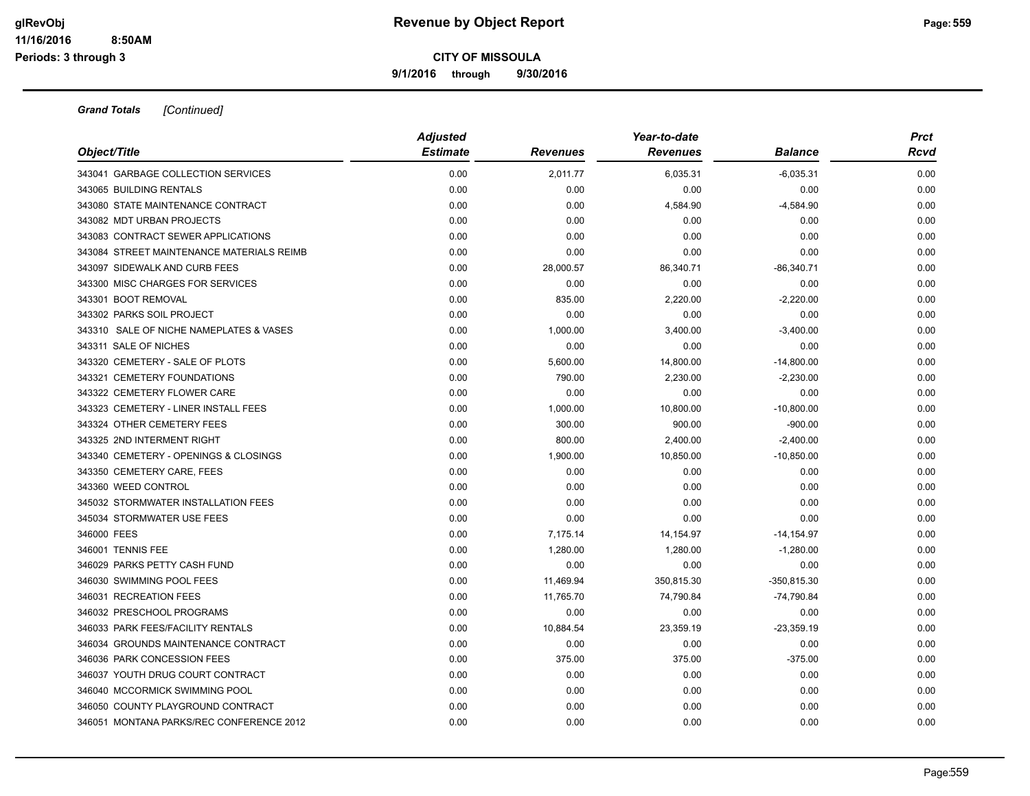# Revenue by Object Report

**CITY OF MISSOULA**

**9/1/2016 through 9/30/2016**

glRevObj
11/16/2016 8:50AM
Periods: 3 through 3

***Grand Totals*** *[Continued]*

| Object/Title | Adjusted Estimate | Revenues | Year-to-date Revenues | Balance | Prct Rcvd |
|---|---|---|---|---|---|
| 343041 GARBAGE COLLECTION SERVICES | 0.00 | 2,011.77 | 6,035.31 | -6,035.31 | 0.00 |
| 343065 BUILDING RENTALS | 0.00 | 0.00 | 0.00 | 0.00 | 0.00 |
| 343080 STATE MAINTENANCE CONTRACT | 0.00 | 0.00 | 4,584.90 | -4,584.90 | 0.00 |
| 343082 MDT URBAN PROJECTS | 0.00 | 0.00 | 0.00 | 0.00 | 0.00 |
| 343083 CONTRACT SEWER APPLICATIONS | 0.00 | 0.00 | 0.00 | 0.00 | 0.00 |
| 343084 STREET MAINTENANCE MATERIALS REIMB | 0.00 | 0.00 | 0.00 | 0.00 | 0.00 |
| 343097 SIDEWALK AND CURB FEES | 0.00 | 28,000.57 | 86,340.71 | -86,340.71 | 0.00 |
| 343300 MISC CHARGES FOR SERVICES | 0.00 | 0.00 | 0.00 | 0.00 | 0.00 |
| 343301 BOOT REMOVAL | 0.00 | 835.00 | 2,220.00 | -2,220.00 | 0.00 |
| 343302 PARKS SOIL PROJECT | 0.00 | 0.00 | 0.00 | 0.00 | 0.00 |
| 343310 SALE OF NICHE NAMEPLATES & VASES | 0.00 | 1,000.00 | 3,400.00 | -3,400.00 | 0.00 |
| 343311 SALE OF NICHES | 0.00 | 0.00 | 0.00 | 0.00 | 0.00 |
| 343320 CEMETERY - SALE OF PLOTS | 0.00 | 5,600.00 | 14,800.00 | -14,800.00 | 0.00 |
| 343321 CEMETERY FOUNDATIONS | 0.00 | 790.00 | 2,230.00 | -2,230.00 | 0.00 |
| 343322 CEMETERY FLOWER CARE | 0.00 | 0.00 | 0.00 | 0.00 | 0.00 |
| 343323 CEMETERY - LINER INSTALL FEES | 0.00 | 1,000.00 | 10,800.00 | -10,800.00 | 0.00 |
| 343324 OTHER CEMETERY FEES | 0.00 | 300.00 | 900.00 | -900.00 | 0.00 |
| 343325 2ND INTERMENT RIGHT | 0.00 | 800.00 | 2,400.00 | -2,400.00 | 0.00 |
| 343340 CEMETERY - OPENINGS & CLOSINGS | 0.00 | 1,900.00 | 10,850.00 | -10,850.00 | 0.00 |
| 343350 CEMETERY CARE, FEES | 0.00 | 0.00 | 0.00 | 0.00 | 0.00 |
| 343360 WEED CONTROL | 0.00 | 0.00 | 0.00 | 0.00 | 0.00 |
| 345032 STORMWATER INSTALLATION FEES | 0.00 | 0.00 | 0.00 | 0.00 | 0.00 |
| 345034 STORMWATER USE FEES | 0.00 | 0.00 | 0.00 | 0.00 | 0.00 |
| 346000 FEES | 0.00 | 7,175.14 | 14,154.97 | -14,154.97 | 0.00 |
| 346001 TENNIS FEE | 0.00 | 1,280.00 | 1,280.00 | -1,280.00 | 0.00 |
| 346029 PARKS PETTY CASH FUND | 0.00 | 0.00 | 0.00 | 0.00 | 0.00 |
| 346030 SWIMMING POOL FEES | 0.00 | 11,469.94 | 350,815.30 | -350,815.30 | 0.00 |
| 346031 RECREATION FEES | 0.00 | 11,765.70 | 74,790.84 | -74,790.84 | 0.00 |
| 346032 PRESCHOOL PROGRAMS | 0.00 | 0.00 | 0.00 | 0.00 | 0.00 |
| 346033 PARK FEES/FACILITY RENTALS | 0.00 | 10,884.54 | 23,359.19 | -23,359.19 | 0.00 |
| 346034 GROUNDS MAINTENANCE CONTRACT | 0.00 | 0.00 | 0.00 | 0.00 | 0.00 |
| 346036 PARK CONCESSION FEES | 0.00 | 375.00 | 375.00 | -375.00 | 0.00 |
| 346037 YOUTH DRUG COURT CONTRACT | 0.00 | 0.00 | 0.00 | 0.00 | 0.00 |
| 346040 MCCORMICK SWIMMING POOL | 0.00 | 0.00 | 0.00 | 0.00 | 0.00 |
| 346050 COUNTY PLAYGROUND CONTRACT | 0.00 | 0.00 | 0.00 | 0.00 | 0.00 |
| 346051 MONTANA PARKS/REC CONFERENCE 2012 | 0.00 | 0.00 | 0.00 | 0.00 | 0.00 |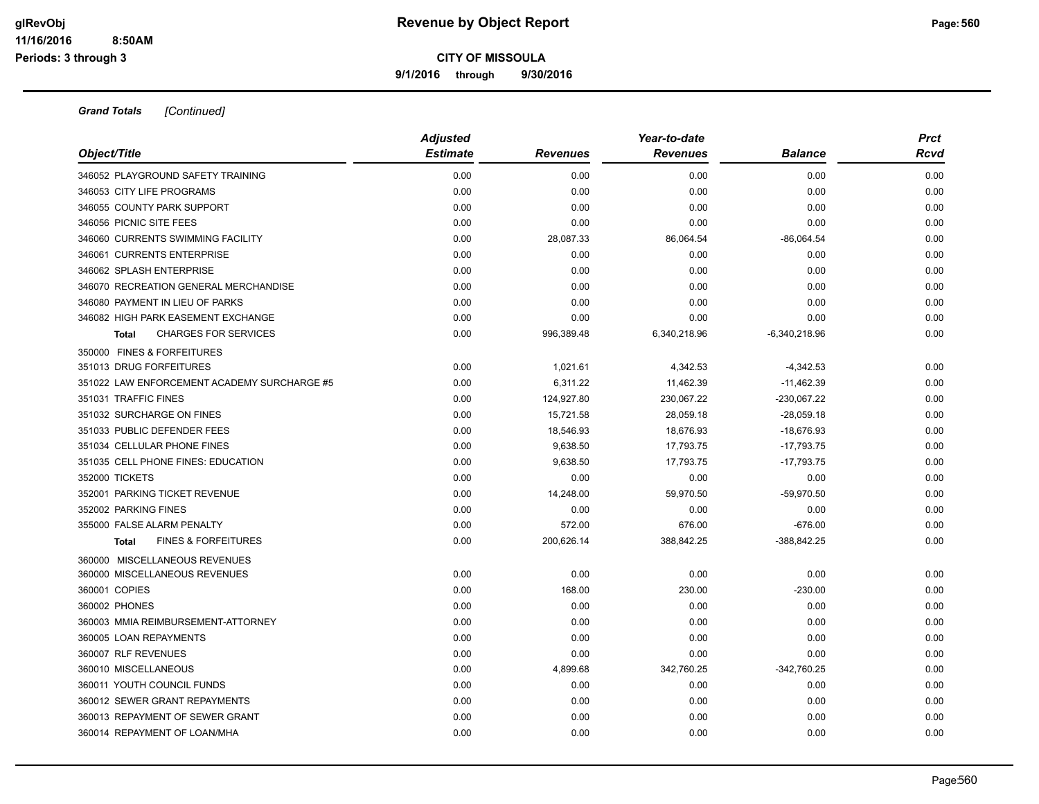# Revenue by Object Report

**CITY OF MISSOULA**

**9/1/2016 through 9/30/2016**

glRevObj
11/16/2016 8:50AM
Periods: 3 through 3

***Grand Totals*** *[Continued]*

| Object/Title | Adjusted Estimate | Revenues | Year-to-date Revenues | Balance | Prct Rcvd |
|---|---|---|---|---|---|
| 346052 PLAYGROUND SAFETY TRAINING | 0.00 | 0.00 | 0.00 | 0.00 | 0.00 |
| 346053 CITY LIFE PROGRAMS | 0.00 | 0.00 | 0.00 | 0.00 | 0.00 |
| 346055 COUNTY PARK SUPPORT | 0.00 | 0.00 | 0.00 | 0.00 | 0.00 |
| 346056 PICNIC SITE FEES | 0.00 | 0.00 | 0.00 | 0.00 | 0.00 |
| 346060 CURRENTS SWIMMING FACILITY | 0.00 | 28,087.33 | 86,064.54 | -86,064.54 | 0.00 |
| 346061 CURRENTS ENTERPRISE | 0.00 | 0.00 | 0.00 | 0.00 | 0.00 |
| 346062 SPLASH ENTERPRISE | 0.00 | 0.00 | 0.00 | 0.00 | 0.00 |
| 346070 RECREATION GENERAL MERCHANDISE | 0.00 | 0.00 | 0.00 | 0.00 | 0.00 |
| 346080 PAYMENT IN LIEU OF PARKS | 0.00 | 0.00 | 0.00 | 0.00 | 0.00 |
| 346082 HIGH PARK EASEMENT EXCHANGE | 0.00 | 0.00 | 0.00 | 0.00 | 0.00 |
| **Total** CHARGES FOR SERVICES | 0.00 | 996,389.48 | 6,340,218.96 | -6,340,218.96 | 0.00 |
| 350000 FINES & FORFEITURES | | | | | |
| 351013 DRUG FORFEITURES | 0.00 | 1,021.61 | 4,342.53 | -4,342.53 | 0.00 |
| 351022 LAW ENFORCEMENT ACADEMY SURCHARGE #5 | 0.00 | 6,311.22 | 11,462.39 | -11,462.39 | 0.00 |
| 351031 TRAFFIC FINES | 0.00 | 124,927.80 | 230,067.22 | -230,067.22 | 0.00 |
| 351032 SURCHARGE ON FINES | 0.00 | 15,721.58 | 28,059.18 | -28,059.18 | 0.00 |
| 351033 PUBLIC DEFENDER FEES | 0.00 | 18,546.93 | 18,676.93 | -18,676.93 | 0.00 |
| 351034 CELLULAR PHONE FINES | 0.00 | 9,638.50 | 17,793.75 | -17,793.75 | 0.00 |
| 351035 CELL PHONE FINES: EDUCATION | 0.00 | 9,638.50 | 17,793.75 | -17,793.75 | 0.00 |
| 352000 TICKETS | 0.00 | 0.00 | 0.00 | 0.00 | 0.00 |
| 352001 PARKING TICKET REVENUE | 0.00 | 14,248.00 | 59,970.50 | -59,970.50 | 0.00 |
| 352002 PARKING FINES | 0.00 | 0.00 | 0.00 | 0.00 | 0.00 |
| 355000 FALSE ALARM PENALTY | 0.00 | 572.00 | 676.00 | -676.00 | 0.00 |
| **Total** FINES & FORFEITURES | 0.00 | 200,626.14 | 388,842.25 | -388,842.25 | 0.00 |
| 360000 MISCELLANEOUS REVENUES | | | | | |
| 360000 MISCELLANEOUS REVENUES | 0.00 | 0.00 | 0.00 | 0.00 | 0.00 |
| 360001 COPIES | 0.00 | 168.00 | 230.00 | -230.00 | 0.00 |
| 360002 PHONES | 0.00 | 0.00 | 0.00 | 0.00 | 0.00 |
| 360003 MMIA REIMBURSEMENT-ATTORNEY | 0.00 | 0.00 | 0.00 | 0.00 | 0.00 |
| 360005 LOAN REPAYMENTS | 0.00 | 0.00 | 0.00 | 0.00 | 0.00 |
| 360007 RLF REVENUES | 0.00 | 0.00 | 0.00 | 0.00 | 0.00 |
| 360010 MISCELLANEOUS | 0.00 | 4,899.68 | 342,760.25 | -342,760.25 | 0.00 |
| 360011 YOUTH COUNCIL FUNDS | 0.00 | 0.00 | 0.00 | 0.00 | 0.00 |
| 360012 SEWER GRANT REPAYMENTS | 0.00 | 0.00 | 0.00 | 0.00 | 0.00 |
| 360013 REPAYMENT OF SEWER GRANT | 0.00 | 0.00 | 0.00 | 0.00 | 0.00 |
| 360014 REPAYMENT OF LOAN/MHA | 0.00 | 0.00 | 0.00 | 0.00 | 0.00 |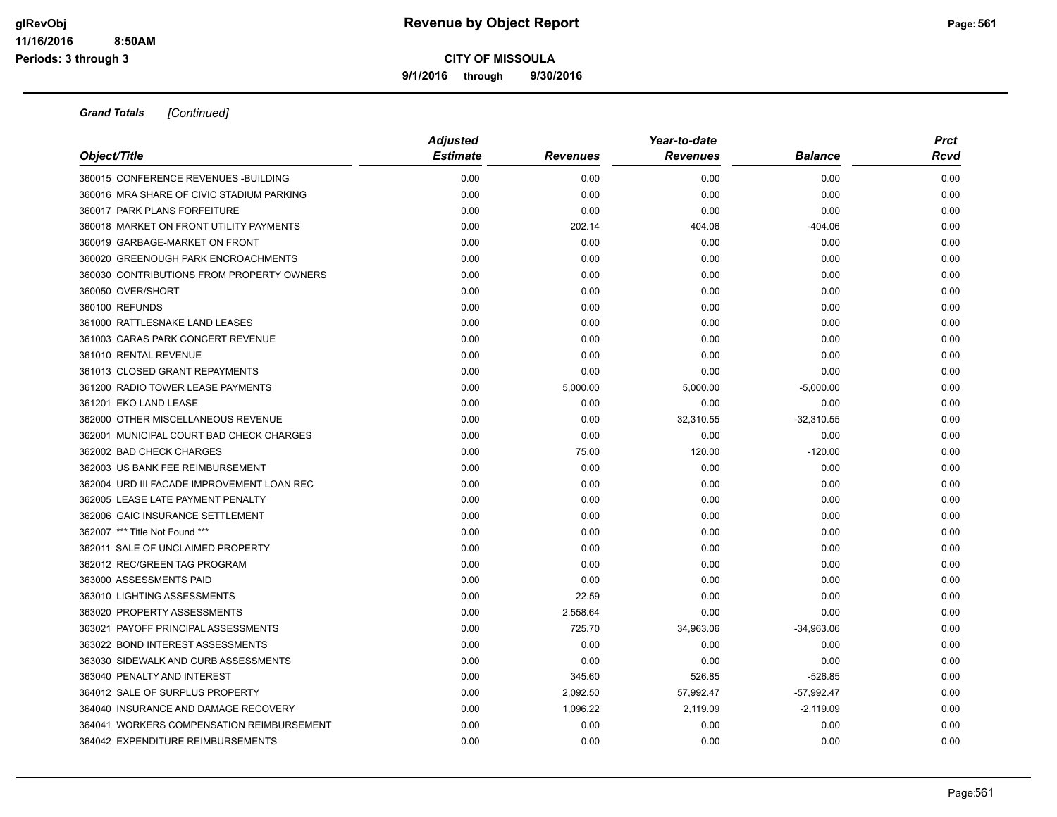# Revenue by Object Report

## CITY OF MISSOULA

9/1/2016 through 9/30/2016

glRevObj
11/16/2016 8:50AM
Periods: 3 through 3

*Grand Totals* *[Continued]*

| Object/Title | Adjusted Estimate | Revenues | Year-to-date Revenues | Balance | Prct Rcvd |
|---|---|---|---|---|---|
| 360015 CONFERENCE REVENUES -BUILDING | 0.00 | 0.00 | 0.00 | 0.00 | 0.00 |
| 360016 MRA SHARE OF CIVIC STADIUM PARKING | 0.00 | 0.00 | 0.00 | 0.00 | 0.00 |
| 360017 PARK PLANS FORFEITURE | 0.00 | 0.00 | 0.00 | 0.00 | 0.00 |
| 360018 MARKET ON FRONT UTILITY PAYMENTS | 0.00 | 202.14 | 404.06 | -404.06 | 0.00 |
| 360019 GARBAGE-MARKET ON FRONT | 0.00 | 0.00 | 0.00 | 0.00 | 0.00 |
| 360020 GREENOUGH PARK ENCROACHMENTS | 0.00 | 0.00 | 0.00 | 0.00 | 0.00 |
| 360030 CONTRIBUTIONS FROM PROPERTY OWNERS | 0.00 | 0.00 | 0.00 | 0.00 | 0.00 |
| 360050 OVER/SHORT | 0.00 | 0.00 | 0.00 | 0.00 | 0.00 |
| 360100 REFUNDS | 0.00 | 0.00 | 0.00 | 0.00 | 0.00 |
| 361000 RATTLESNAKE LAND LEASES | 0.00 | 0.00 | 0.00 | 0.00 | 0.00 |
| 361003 CARAS PARK CONCERT REVENUE | 0.00 | 0.00 | 0.00 | 0.00 | 0.00 |
| 361010 RENTAL REVENUE | 0.00 | 0.00 | 0.00 | 0.00 | 0.00 |
| 361013 CLOSED GRANT REPAYMENTS | 0.00 | 0.00 | 0.00 | 0.00 | 0.00 |
| 361200 RADIO TOWER LEASE PAYMENTS | 0.00 | 5,000.00 | 5,000.00 | -5,000.00 | 0.00 |
| 361201 EKO LAND LEASE | 0.00 | 0.00 | 0.00 | 0.00 | 0.00 |
| 362000 OTHER MISCELLANEOUS REVENUE | 0.00 | 0.00 | 32,310.55 | -32,310.55 | 0.00 |
| 362001 MUNICIPAL COURT BAD CHECK CHARGES | 0.00 | 0.00 | 0.00 | 0.00 | 0.00 |
| 362002 BAD CHECK CHARGES | 0.00 | 75.00 | 120.00 | -120.00 | 0.00 |
| 362003 US BANK FEE REIMBURSEMENT | 0.00 | 0.00 | 0.00 | 0.00 | 0.00 |
| 362004 URD III FACADE IMPROVEMENT LOAN REC | 0.00 | 0.00 | 0.00 | 0.00 | 0.00 |
| 362005 LEASE LATE PAYMENT PENALTY | 0.00 | 0.00 | 0.00 | 0.00 | 0.00 |
| 362006 GAIC INSURANCE SETTLEMENT | 0.00 | 0.00 | 0.00 | 0.00 | 0.00 |
| 362007 *** Title Not Found *** | 0.00 | 0.00 | 0.00 | 0.00 | 0.00 |
| 362011 SALE OF UNCLAIMED PROPERTY | 0.00 | 0.00 | 0.00 | 0.00 | 0.00 |
| 362012 REC/GREEN TAG PROGRAM | 0.00 | 0.00 | 0.00 | 0.00 | 0.00 |
| 363000 ASSESSMENTS PAID | 0.00 | 0.00 | 0.00 | 0.00 | 0.00 |
| 363010 LIGHTING ASSESSMENTS | 0.00 | 22.59 | 0.00 | 0.00 | 0.00 |
| 363020 PROPERTY ASSESSMENTS | 0.00 | 2,558.64 | 0.00 | 0.00 | 0.00 |
| 363021 PAYOFF PRINCIPAL ASSESSMENTS | 0.00 | 725.70 | 34,963.06 | -34,963.06 | 0.00 |
| 363022 BOND INTEREST ASSESSMENTS | 0.00 | 0.00 | 0.00 | 0.00 | 0.00 |
| 363030 SIDEWALK AND CURB ASSESSMENTS | 0.00 | 0.00 | 0.00 | 0.00 | 0.00 |
| 363040 PENALTY AND INTEREST | 0.00 | 345.60 | 526.85 | -526.85 | 0.00 |
| 364012 SALE OF SURPLUS PROPERTY | 0.00 | 2,092.50 | 57,992.47 | -57,992.47 | 0.00 |
| 364040 INSURANCE AND DAMAGE RECOVERY | 0.00 | 1,096.22 | 2,119.09 | -2,119.09 | 0.00 |
| 364041 WORKERS COMPENSATION REIMBURSEMENT | 0.00 | 0.00 | 0.00 | 0.00 | 0.00 |
| 364042 EXPENDITURE REIMBURSEMENTS | 0.00 | 0.00 | 0.00 | 0.00 | 0.00 |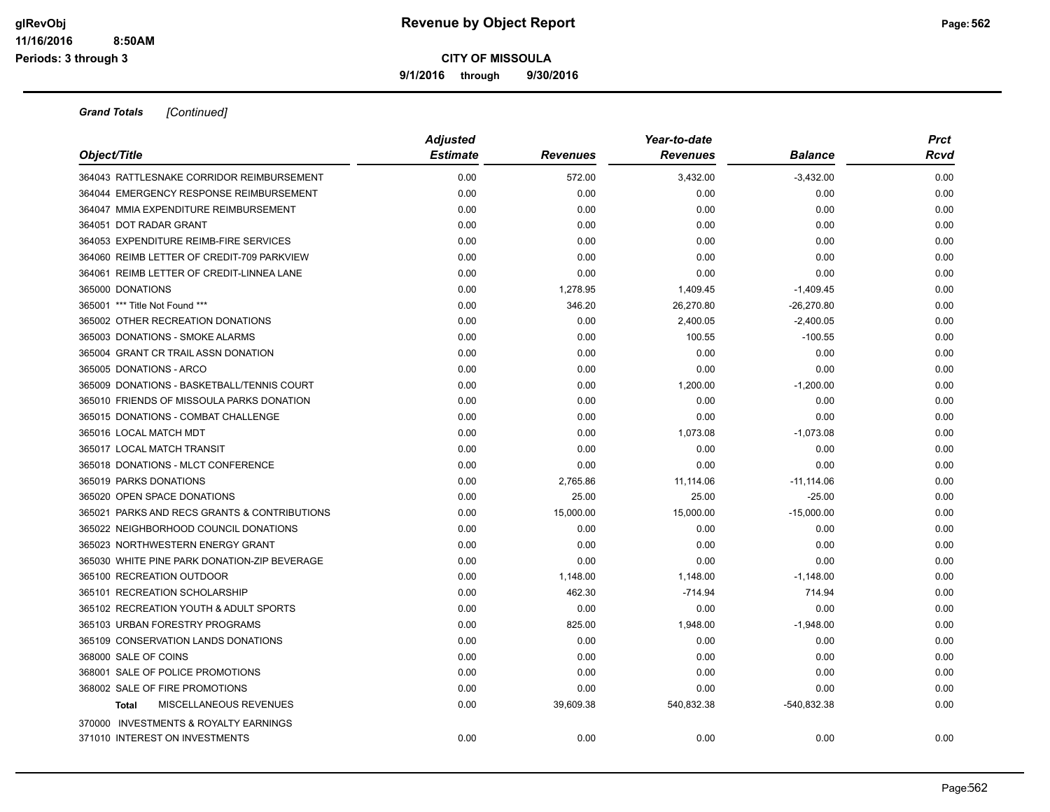# Revenue by Object Report

glRevObj
11/16/2016 8:50AM
Periods: 3 through 3

**CITY OF MISSOULA**

**9/1/2016 through 9/30/2016**

***Grand Totals*** *[Continued]*

| Object/Title | Adjusted Estimate | Revenues | Year-to-date Revenues | Balance | Prct Rcvd |
|---|---|---|---|---|---|
| 364043 RATTLESNAKE CORRIDOR REIMBURSEMENT | 0.00 | 572.00 | 3,432.00 | -3,432.00 | 0.00 |
| 364044 EMERGENCY RESPONSE REIMBURSEMENT | 0.00 | 0.00 | 0.00 | 0.00 | 0.00 |
| 364047 MMIA EXPENDITURE REIMBURSEMENT | 0.00 | 0.00 | 0.00 | 0.00 | 0.00 |
| 364051 DOT RADAR GRANT | 0.00 | 0.00 | 0.00 | 0.00 | 0.00 |
| 364053 EXPENDITURE REIMB-FIRE SERVICES | 0.00 | 0.00 | 0.00 | 0.00 | 0.00 |
| 364060 REIMB LETTER OF CREDIT-709 PARKVIEW | 0.00 | 0.00 | 0.00 | 0.00 | 0.00 |
| 364061 REIMB LETTER OF CREDIT-LINNEA LANE | 0.00 | 0.00 | 0.00 | 0.00 | 0.00 |
| 365000 DONATIONS | 0.00 | 1,278.95 | 1,409.45 | -1,409.45 | 0.00 |
| 365001 *** Title Not Found *** | 0.00 | 346.20 | 26,270.80 | -26,270.80 | 0.00 |
| 365002 OTHER RECREATION DONATIONS | 0.00 | 0.00 | 2,400.05 | -2,400.05 | 0.00 |
| 365003 DONATIONS - SMOKE ALARMS | 0.00 | 0.00 | 100.55 | -100.55 | 0.00 |
| 365004 GRANT CR TRAIL ASSN DONATION | 0.00 | 0.00 | 0.00 | 0.00 | 0.00 |
| 365005 DONATIONS - ARCO | 0.00 | 0.00 | 0.00 | 0.00 | 0.00 |
| 365009 DONATIONS - BASKETBALL/TENNIS COURT | 0.00 | 0.00 | 1,200.00 | -1,200.00 | 0.00 |
| 365010 FRIENDS OF MISSOULA PARKS DONATION | 0.00 | 0.00 | 0.00 | 0.00 | 0.00 |
| 365015 DONATIONS - COMBAT CHALLENGE | 0.00 | 0.00 | 0.00 | 0.00 | 0.00 |
| 365016 LOCAL MATCH MDT | 0.00 | 0.00 | 1,073.08 | -1,073.08 | 0.00 |
| 365017 LOCAL MATCH TRANSIT | 0.00 | 0.00 | 0.00 | 0.00 | 0.00 |
| 365018 DONATIONS - MLCT CONFERENCE | 0.00 | 0.00 | 0.00 | 0.00 | 0.00 |
| 365019 PARKS DONATIONS | 0.00 | 2,765.86 | 11,114.06 | -11,114.06 | 0.00 |
| 365020 OPEN SPACE DONATIONS | 0.00 | 25.00 | 25.00 | -25.00 | 0.00 |
| 365021 PARKS AND RECS GRANTS & CONTRIBUTIONS | 0.00 | 15,000.00 | 15,000.00 | -15,000.00 | 0.00 |
| 365022 NEIGHBORHOOD COUNCIL DONATIONS | 0.00 | 0.00 | 0.00 | 0.00 | 0.00 |
| 365023 NORTHWESTERN ENERGY GRANT | 0.00 | 0.00 | 0.00 | 0.00 | 0.00 |
| 365030 WHITE PINE PARK DONATION-ZIP BEVERAGE | 0.00 | 0.00 | 0.00 | 0.00 | 0.00 |
| 365100 RECREATION OUTDOOR | 0.00 | 1,148.00 | 1,148.00 | -1,148.00 | 0.00 |
| 365101 RECREATION SCHOLARSHIP | 0.00 | 462.30 | -714.94 | 714.94 | 0.00 |
| 365102 RECREATION YOUTH & ADULT SPORTS | 0.00 | 0.00 | 0.00 | 0.00 | 0.00 |
| 365103 URBAN FORESTRY PROGRAMS | 0.00 | 825.00 | 1,948.00 | -1,948.00 | 0.00 |
| 365109 CONSERVATION LANDS DONATIONS | 0.00 | 0.00 | 0.00 | 0.00 | 0.00 |
| 368000 SALE OF COINS | 0.00 | 0.00 | 0.00 | 0.00 | 0.00 |
| 368001 SALE OF POLICE PROMOTIONS | 0.00 | 0.00 | 0.00 | 0.00 | 0.00 |
| 368002 SALE OF FIRE PROMOTIONS | 0.00 | 0.00 | 0.00 | 0.00 | 0.00 |
| **Total** MISCELLANEOUS REVENUES | 0.00 | 39,609.38 | 540,832.38 | -540,832.38 | 0.00 |
| 370000 INVESTMENTS & ROYALTY EARNINGS | | | | | |
| 371010 INTEREST ON INVESTMENTS | 0.00 | 0.00 | 0.00 | 0.00 | 0.00 |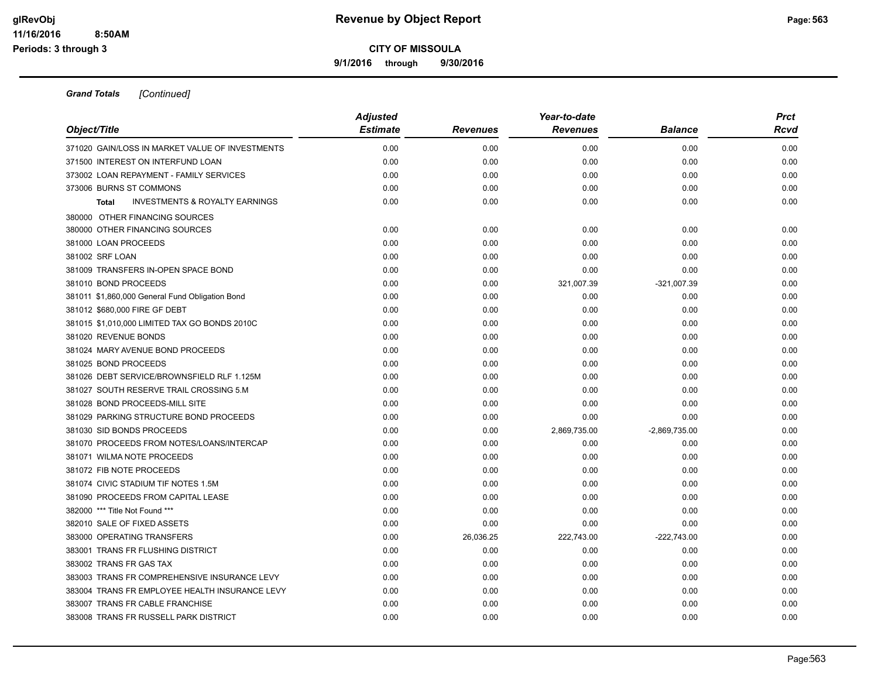**Grand Totals** *[Continued]*

| Object/Title | Adjusted Estimate | Revenues | Year-to-date Revenues | Balance | Prct Rcvd |
|---|---|---|---|---|---|
| 371020 GAIN/LOSS IN MARKET VALUE OF INVESTMENTS | 0.00 | 0.00 | 0.00 | 0.00 | 0.00 |
| 371500 INTEREST ON INTERFUND LOAN | 0.00 | 0.00 | 0.00 | 0.00 | 0.00 |
| 373002 LOAN REPAYMENT - FAMILY SERVICES | 0.00 | 0.00 | 0.00 | 0.00 | 0.00 |
| 373006 BURNS ST COMMONS | 0.00 | 0.00 | 0.00 | 0.00 | 0.00 |
| **Total** INVESTMENTS & ROYALTY EARNINGS | 0.00 | 0.00 | 0.00 | 0.00 | 0.00 |
| 380000 OTHER FINANCING SOURCES | | | | | |
| 380000 OTHER FINANCING SOURCES | 0.00 | 0.00 | 0.00 | 0.00 | 0.00 |
| 381000 LOAN PROCEEDS | 0.00 | 0.00 | 0.00 | 0.00 | 0.00 |
| 381002 SRF LOAN | 0.00 | 0.00 | 0.00 | 0.00 | 0.00 |
| 381009 TRANSFERS IN-OPEN SPACE BOND | 0.00 | 0.00 | 0.00 | 0.00 | 0.00 |
| 381010 BOND PROCEEDS | 0.00 | 0.00 | 321,007.39 | -321,007.39 | 0.00 |
| 381011 $1,860,000 General Fund Obligation Bond | 0.00 | 0.00 | 0.00 | 0.00 | 0.00 |
| 381012 $680,000 FIRE GF DEBT | 0.00 | 0.00 | 0.00 | 0.00 | 0.00 |
| 381015 $1,010,000 LIMITED TAX GO BONDS 2010C | 0.00 | 0.00 | 0.00 | 0.00 | 0.00 |
| 381020 REVENUE BONDS | 0.00 | 0.00 | 0.00 | 0.00 | 0.00 |
| 381024 MARY AVENUE BOND PROCEEDS | 0.00 | 0.00 | 0.00 | 0.00 | 0.00 |
| 381025 BOND PROCEEDS | 0.00 | 0.00 | 0.00 | 0.00 | 0.00 |
| 381026 DEBT SERVICE/BROWNSFIELD RLF 1.125M | 0.00 | 0.00 | 0.00 | 0.00 | 0.00 |
| 381027 SOUTH RESERVE TRAIL CROSSING 5.M | 0.00 | 0.00 | 0.00 | 0.00 | 0.00 |
| 381028 BOND PROCEEDS-MILL SITE | 0.00 | 0.00 | 0.00 | 0.00 | 0.00 |
| 381029 PARKING STRUCTURE BOND PROCEEDS | 0.00 | 0.00 | 0.00 | 0.00 | 0.00 |
| 381030 SID BONDS PROCEEDS | 0.00 | 0.00 | 2,869,735.00 | -2,869,735.00 | 0.00 |
| 381070 PROCEEDS FROM NOTES/LOANS/INTERCAP | 0.00 | 0.00 | 0.00 | 0.00 | 0.00 |
| 381071 WILMA NOTE PROCEEDS | 0.00 | 0.00 | 0.00 | 0.00 | 0.00 |
| 381072 FIB NOTE PROCEEDS | 0.00 | 0.00 | 0.00 | 0.00 | 0.00 |
| 381074 CIVIC STADIUM TIF NOTES 1.5M | 0.00 | 0.00 | 0.00 | 0.00 | 0.00 |
| 381090 PROCEEDS FROM CAPITAL LEASE | 0.00 | 0.00 | 0.00 | 0.00 | 0.00 |
| 382000 *** Title Not Found *** | 0.00 | 0.00 | 0.00 | 0.00 | 0.00 |
| 382010 SALE OF FIXED ASSETS | 0.00 | 0.00 | 0.00 | 0.00 | 0.00 |
| 383000 OPERATING TRANSFERS | 0.00 | 26,036.25 | 222,743.00 | -222,743.00 | 0.00 |
| 383001 TRANS FR FLUSHING DISTRICT | 0.00 | 0.00 | 0.00 | 0.00 | 0.00 |
| 383002 TRANS FR GAS TAX | 0.00 | 0.00 | 0.00 | 0.00 | 0.00 |
| 383003 TRANS FR COMPREHENSIVE INSURANCE LEVY | 0.00 | 0.00 | 0.00 | 0.00 | 0.00 |
| 383004 TRANS FR EMPLOYEE HEALTH INSURANCE LEVY | 0.00 | 0.00 | 0.00 | 0.00 | 0.00 |
| 383007 TRANS FR CABLE FRANCHISE | 0.00 | 0.00 | 0.00 | 0.00 | 0.00 |
| 383008 TRANS FR RUSSELL PARK DISTRICT | 0.00 | 0.00 | 0.00 | 0.00 | 0.00 |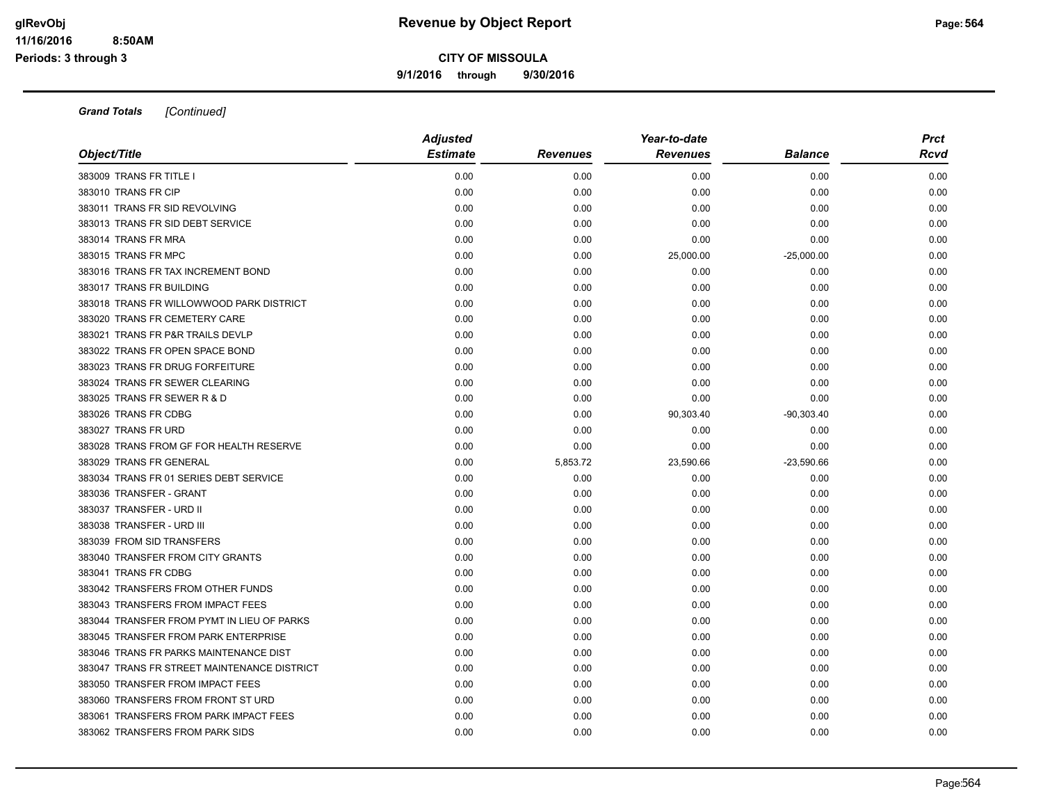**Revenue by Object Report**

**CITY OF MISSOULA**

**9/1/2016 through 9/30/2016**

***Grand Totals*** *[Continued]*

| Object/Title | Adjusted Estimate | Revenues | Year-to-date Revenues | Balance | Prct Rcvd |
|---|---|---|---|---|---|
| 383009 TRANS FR TITLE I | 0.00 | 0.00 | 0.00 | 0.00 | 0.00 |
| 383010 TRANS FR CIP | 0.00 | 0.00 | 0.00 | 0.00 | 0.00 |
| 383011 TRANS FR SID REVOLVING | 0.00 | 0.00 | 0.00 | 0.00 | 0.00 |
| 383013 TRANS FR SID DEBT SERVICE | 0.00 | 0.00 | 0.00 | 0.00 | 0.00 |
| 383014 TRANS FR MRA | 0.00 | 0.00 | 0.00 | 0.00 | 0.00 |
| 383015 TRANS FR MPC | 0.00 | 0.00 | 25,000.00 | -25,000.00 | 0.00 |
| 383016 TRANS FR TAX INCREMENT BOND | 0.00 | 0.00 | 0.00 | 0.00 | 0.00 |
| 383017 TRANS FR BUILDING | 0.00 | 0.00 | 0.00 | 0.00 | 0.00 |
| 383018 TRANS FR WILLOWWOOD PARK DISTRICT | 0.00 | 0.00 | 0.00 | 0.00 | 0.00 |
| 383020 TRANS FR CEMETERY CARE | 0.00 | 0.00 | 0.00 | 0.00 | 0.00 |
| 383021 TRANS FR P&R TRAILS DEVLP | 0.00 | 0.00 | 0.00 | 0.00 | 0.00 |
| 383022 TRANS FR OPEN SPACE BOND | 0.00 | 0.00 | 0.00 | 0.00 | 0.00 |
| 383023 TRANS FR DRUG FORFEITURE | 0.00 | 0.00 | 0.00 | 0.00 | 0.00 |
| 383024 TRANS FR SEWER CLEARING | 0.00 | 0.00 | 0.00 | 0.00 | 0.00 |
| 383025 TRANS FR SEWER R & D | 0.00 | 0.00 | 0.00 | 0.00 | 0.00 |
| 383026 TRANS FR CDBG | 0.00 | 0.00 | 90,303.40 | -90,303.40 | 0.00 |
| 383027 TRANS FR URD | 0.00 | 0.00 | 0.00 | 0.00 | 0.00 |
| 383028 TRANS FROM GF FOR HEALTH RESERVE | 0.00 | 0.00 | 0.00 | 0.00 | 0.00 |
| 383029 TRANS FR GENERAL | 0.00 | 5,853.72 | 23,590.66 | -23,590.66 | 0.00 |
| 383034 TRANS FR 01 SERIES DEBT SERVICE | 0.00 | 0.00 | 0.00 | 0.00 | 0.00 |
| 383036 TRANSFER - GRANT | 0.00 | 0.00 | 0.00 | 0.00 | 0.00 |
| 383037 TRANSFER - URD II | 0.00 | 0.00 | 0.00 | 0.00 | 0.00 |
| 383038 TRANSFER - URD III | 0.00 | 0.00 | 0.00 | 0.00 | 0.00 |
| 383039 FROM SID TRANSFERS | 0.00 | 0.00 | 0.00 | 0.00 | 0.00 |
| 383040 TRANSFER FROM CITY GRANTS | 0.00 | 0.00 | 0.00 | 0.00 | 0.00 |
| 383041 TRANS FR CDBG | 0.00 | 0.00 | 0.00 | 0.00 | 0.00 |
| 383042 TRANSFERS FROM OTHER FUNDS | 0.00 | 0.00 | 0.00 | 0.00 | 0.00 |
| 383043 TRANSFERS FROM IMPACT FEES | 0.00 | 0.00 | 0.00 | 0.00 | 0.00 |
| 383044 TRANSFER FROM PYMT IN LIEU OF PARKS | 0.00 | 0.00 | 0.00 | 0.00 | 0.00 |
| 383045 TRANSFER FROM PARK ENTERPRISE | 0.00 | 0.00 | 0.00 | 0.00 | 0.00 |
| 383046 TRANS FR PARKS MAINTENANCE DIST | 0.00 | 0.00 | 0.00 | 0.00 | 0.00 |
| 383047 TRANS FR STREET MAINTENANCE DISTRICT | 0.00 | 0.00 | 0.00 | 0.00 | 0.00 |
| 383050 TRANSFER FROM IMPACT FEES | 0.00 | 0.00 | 0.00 | 0.00 | 0.00 |
| 383060 TRANSFERS FROM FRONT ST URD | 0.00 | 0.00 | 0.00 | 0.00 | 0.00 |
| 383061 TRANSFERS FROM PARK IMPACT FEES | 0.00 | 0.00 | 0.00 | 0.00 | 0.00 |
| 383062 TRANSFERS FROM PARK SIDS | 0.00 | 0.00 | 0.00 | 0.00 | 0.00 |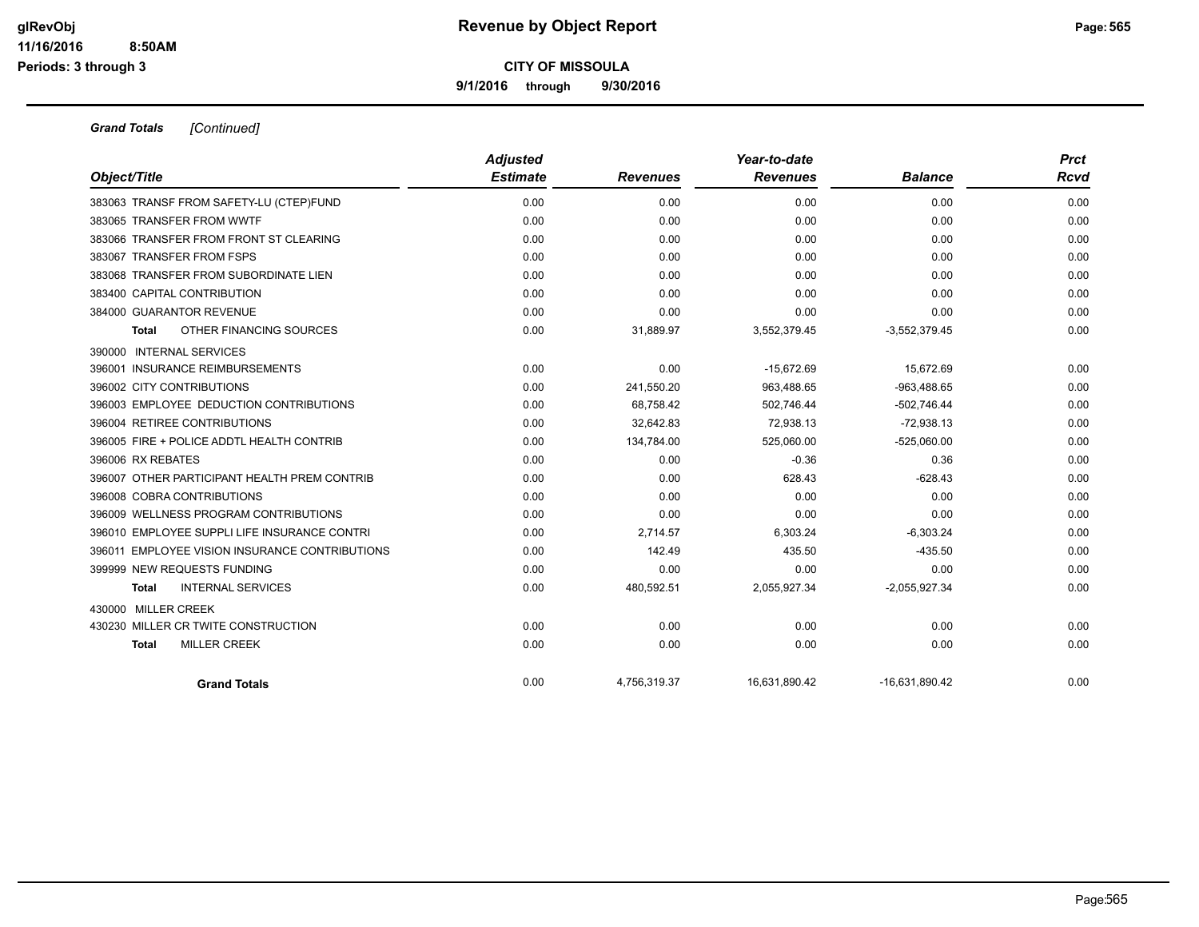**CITY OF MISSOULA**

**9/1/2016 through 9/30/2016**

***Grand Totals*** *[Continued]*

| *Object/Title* | *Adjusted Estimate* | *Revenues* | *Year-to-date Revenues* | *Balance* | *Prct Rcvd* |
|---|---|---|---|---|---|
| 383063 TRANSF FROM SAFETY-LU (CTEP)FUND | 0.00 | 0.00 | 0.00 | 0.00 | 0.00 |
| 383065 TRANSFER FROM WWTF | 0.00 | 0.00 | 0.00 | 0.00 | 0.00 |
| 383066 TRANSFER FROM FRONT ST CLEARING | 0.00 | 0.00 | 0.00 | 0.00 | 0.00 |
| 383067 TRANSFER FROM FSPS | 0.00 | 0.00 | 0.00 | 0.00 | 0.00 |
| 383068 TRANSFER FROM SUBORDINATE LIEN | 0.00 | 0.00 | 0.00 | 0.00 | 0.00 |
| 383400 CAPITAL CONTRIBUTION | 0.00 | 0.00 | 0.00 | 0.00 | 0.00 |
| 384000 GUARANTOR REVENUE | 0.00 | 0.00 | 0.00 | 0.00 | 0.00 |
| **Total** OTHER FINANCING SOURCES | 0.00 | 31,889.97 | 3,552,379.45 | -3,552,379.45 | 0.00 |
| 390000 INTERNAL SERVICES | | | | | |
| 396001 INSURANCE REIMBURSEMENTS | 0.00 | 0.00 | -15,672.69 | 15,672.69 | 0.00 |
| 396002 CITY CONTRIBUTIONS | 0.00 | 241,550.20 | 963,488.65 | -963,488.65 | 0.00 |
| 396003 EMPLOYEE DEDUCTION CONTRIBUTIONS | 0.00 | 68,758.42 | 502,746.44 | -502,746.44 | 0.00 |
| 396004 RETIREE CONTRIBUTIONS | 0.00 | 32,642.83 | 72,938.13 | -72,938.13 | 0.00 |
| 396005 FIRE + POLICE ADDTL HEALTH CONTRIB | 0.00 | 134,784.00 | 525,060.00 | -525,060.00 | 0.00 |
| 396006 RX REBATES | 0.00 | 0.00 | -0.36 | 0.36 | 0.00 |
| 396007 OTHER PARTICIPANT HEALTH PREM CONTRIB | 0.00 | 0.00 | 628.43 | -628.43 | 0.00 |
| 396008 COBRA CONTRIBUTIONS | 0.00 | 0.00 | 0.00 | 0.00 | 0.00 |
| 396009 WELLNESS PROGRAM CONTRIBUTIONS | 0.00 | 0.00 | 0.00 | 0.00 | 0.00 |
| 396010 EMPLOYEE SUPPLI LIFE INSURANCE CONTRI | 0.00 | 2,714.57 | 6,303.24 | -6,303.24 | 0.00 |
| 396011 EMPLOYEE VISION INSURANCE CONTRIBUTIONS | 0.00 | 142.49 | 435.50 | -435.50 | 0.00 |
| 399999 NEW REQUESTS FUNDING | 0.00 | 0.00 | 0.00 | 0.00 | 0.00 |
| **Total** INTERNAL SERVICES | 0.00 | 480,592.51 | 2,055,927.34 | -2,055,927.34 | 0.00 |
| 430000 MILLER CREEK | | | | | |
| 430230 MILLER CR TWITE CONSTRUCTION | 0.00 | 0.00 | 0.00 | 0.00 | 0.00 |
| **Total** MILLER CREEK | 0.00 | 0.00 | 0.00 | 0.00 | 0.00 |
| **Grand Totals** | 0.00 | 4,756,319.37 | 16,631,890.42 | -16,631,890.42 | 0.00 |